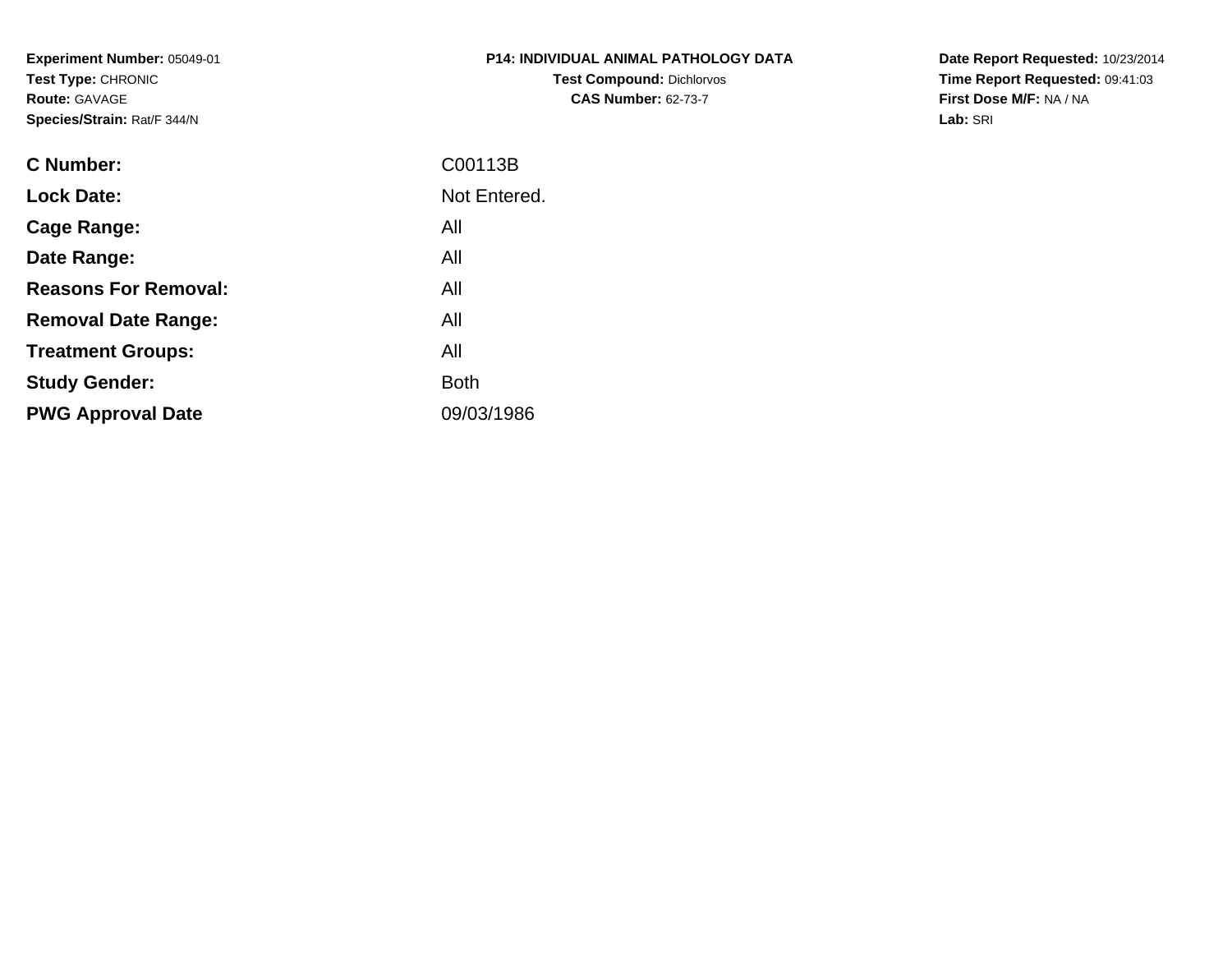**Experiment Number:** 05049-01
**Test Type:** CHRONIC
**Route:** GAVAGE
**Species/Strain:** Rat/F 344/N

**P14: INDIVIDUAL ANIMAL PATHOLOGY DATA**
**Test Compound:** Dichlorvos
**CAS Number:** 62-73-7

**Date Report Requested:** 10/23/2014
**Time Report Requested:** 09:41:03
**First Dose M/F:** NA / NA
**Lab:** SRI

| | |
|---|---|
| **C Number:** | C00113B |
| **Lock Date:** | Not Entered. |
| **Cage Range:** | All |
| **Date Range:** | All |
| **Reasons For Removal:** | All |
| **Removal Date Range:** | All |
| **Treatment Groups:** | All |
| **Study Gender:** | Both |
| **PWG Approval Date** | 09/03/1986 |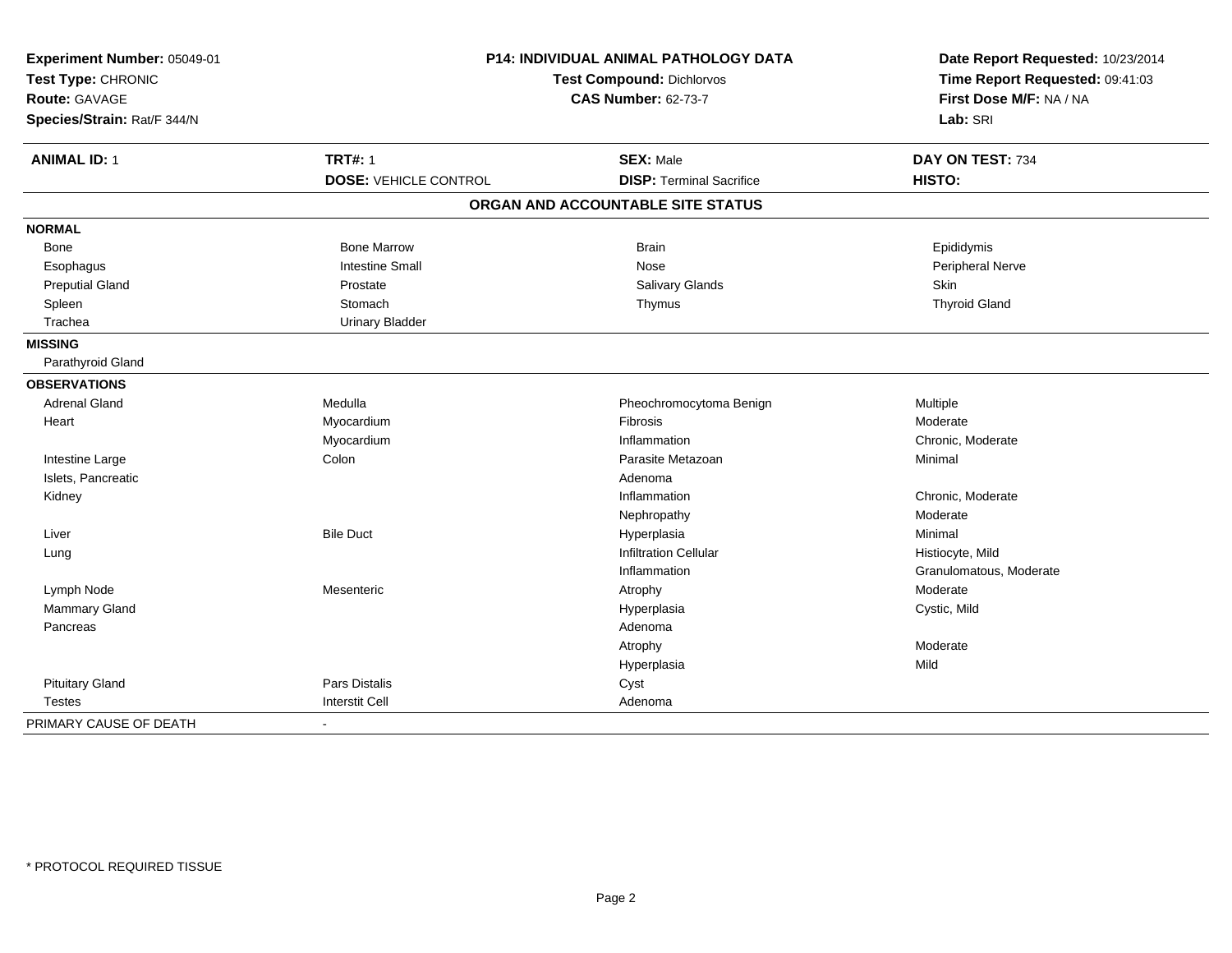**Experiment Number:** 05049-01
**Test Type:** CHRONIC
**Route:** GAVAGE
**Species/Strain:** Rat/F 344/N

**P14: INDIVIDUAL ANIMAL PATHOLOGY DATA**
**Test Compound:** Dichlorvos
**CAS Number:** 62-73-7

**Date Report Requested:** 10/23/2014
**Time Report Requested:** 09:41:03
**First Dose M/F:** NA / NA
**Lab:** SRI

| **ANIMAL ID:** 1 | **TRT#:** 1 | **SEX:** Male | **DAY ON TEST:** 734 |
|---|---|---|---|
| | **DOSE:** VEHICLE CONTROL | **DISP:** Terminal Sacrifice | **HISTO:** |

## ORGAN AND ACCOUNTABLE SITE STATUS

**NORMAL**

| | | | |
|---|---|---|---|
| Bone | Bone Marrow | Brain | Epididymis |
| Esophagus | Intestine Small | Nose | Peripheral Nerve |
| Preputial Gland | Prostate | Salivary Glands | Skin |
| Spleen | Stomach | Thymus | Thyroid Gland |
| Trachea | Urinary Bladder | | |

**MISSING**

Parathyroid Gland

**OBSERVATIONS**

| | | | |
|---|---|---|---|
| Adrenal Gland | Medulla | Pheochromocytoma Benign | Multiple |
| Heart | Myocardium | Fibrosis | Moderate |
| | Myocardium | Inflammation | Chronic, Moderate |
| Intestine Large | Colon | Parasite Metazoan | Minimal |
| Islets, Pancreatic | | Adenoma | |
| Kidney | | Inflammation | Chronic, Moderate |
| | | Nephropathy | Moderate |
| Liver | Bile Duct | Hyperplasia | Minimal |
| Lung | | Infiltration Cellular | Histiocyte, Mild |
| | | Inflammation | Granulomatous, Moderate |
| Lymph Node | Mesenteric | Atrophy | Moderate |
| Mammary Gland | | Hyperplasia | Cystic, Mild |
| Pancreas | | Adenoma | |
| | | Atrophy | Moderate |
| | | Hyperplasia | Mild |
| Pituitary Gland | Pars Distalis | Cyst | |
| Testes | Interstit Cell | Adenoma | |

PRIMARY CAUSE OF DEATH -

* PROTOCOL REQUIRED TISSUE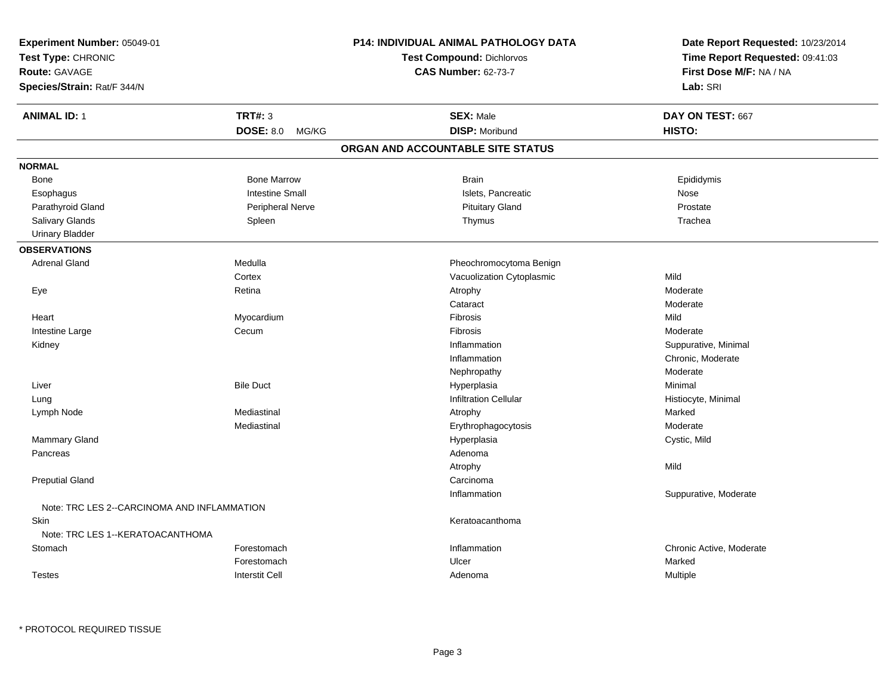**Experiment Number:** 05049-01
**Test Type:** CHRONIC
**Route:** GAVAGE
**Species/Strain:** Rat/F 344/N

**P14: INDIVIDUAL ANIMAL PATHOLOGY DATA**
**Test Compound:** Dichlorvos
**CAS Number:** 62-73-7

**Date Report Requested:** 10/23/2014
**Time Report Requested:** 09:41:03
**First Dose M/F:** NA / NA
**Lab:** SRI

| **ANIMAL ID:** 1 | **TRT#:** 3 | **SEX:** Male | **DAY ON TEST:** 667 |
|---|---|---|---|
| | **DOSE:** 8.0 MG/KG | **DISP:** Moribund | **HISTO:** |

## ORGAN AND ACCOUNTABLE SITE STATUS

### NORMAL

| | | | |
|---|---|---|---|
| Bone | Bone Marrow | Brain | Epididymis |
| Esophagus | Intestine Small | Islets, Pancreatic | Nose |
| Parathyroid Gland | Peripheral Nerve | Pituitary Gland | Prostate |
| Salivary Glands | Spleen | Thymus | Trachea |
| Urinary Bladder | | | |

### OBSERVATIONS

| | | | |
|---|---|---|---|
| Adrenal Gland | Medulla | Pheochromocytoma Benign | |
| | Cortex | Vacuolization Cytoplasmic | Mild |
| Eye | Retina | Atrophy | Moderate |
| | | Cataract | Moderate |
| Heart | Myocardium | Fibrosis | Mild |
| Intestine Large | Cecum | Fibrosis | Moderate |
| Kidney | | Inflammation | Suppurative, Minimal |
| | | Inflammation | Chronic, Moderate |
| | | Nephropathy | Moderate |
| Liver | Bile Duct | Hyperplasia | Minimal |
| Lung | | Infiltration Cellular | Histiocyte, Minimal |
| Lymph Node | Mediastinal | Atrophy | Marked |
| | Mediastinal | Erythrophagocytosis | Moderate |
| Mammary Gland | | Hyperplasia | Cystic, Mild |
| Pancreas | | Adenoma | |
| | | Atrophy | Mild |
| Preputial Gland | | Carcinoma | |
| | | Inflammation | Suppurative, Moderate |
| Note: TRC LES 2--CARCINOMA AND INFLAMMATION | | | |
| Skin | | Keratoacanthoma | |
| Note: TRC LES 1--KERATOACANTHOMA | | | |
| Stomach | Forestomach | Inflammation | Chronic Active, Moderate |
| | Forestomach | Ulcer | Marked |
| Testes | Interstit Cell | Adenoma | Multiple |

* PROTOCOL REQUIRED TISSUE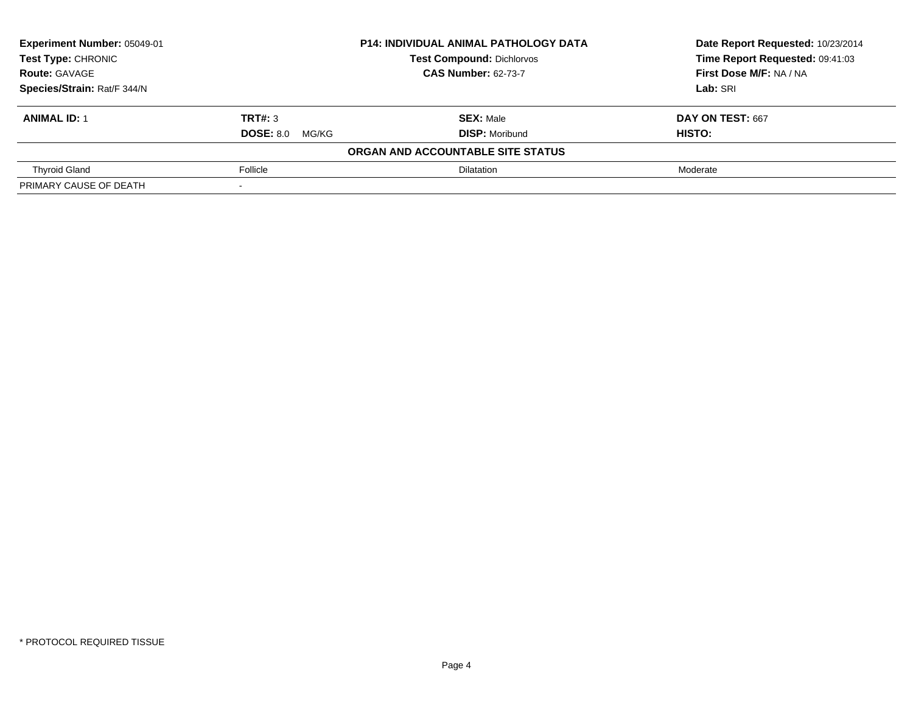**Experiment Number:** 05049-01
**Test Type:** CHRONIC
**Route:** GAVAGE
**Species/Strain:** Rat/F 344/N

**P14: INDIVIDUAL ANIMAL PATHOLOGY DATA**
**Test Compound:** Dichlorvos
**CAS Number:** 62-73-7

**Date Report Requested:** 10/23/2014
**Time Report Requested:** 09:41:03
**First Dose M/F:** NA / NA
**Lab:** SRI

| **ANIMAL ID:** 1 | **TRT#:** 3 | **SEX:** Male | **DAY ON TEST:** 667 |
|---|---|---|---|
| | **DOSE:** 8.0 MG/KG | **DISP:** Moribund | **HISTO:** |

**ORGAN AND ACCOUNTABLE SITE STATUS**

| | | | |
|---|---|---|---|
| Thyroid Gland | Follicle | Dilatation | Moderate |
| PRIMARY CAUSE OF DEATH | - | | |

* PROTOCOL REQUIRED TISSUE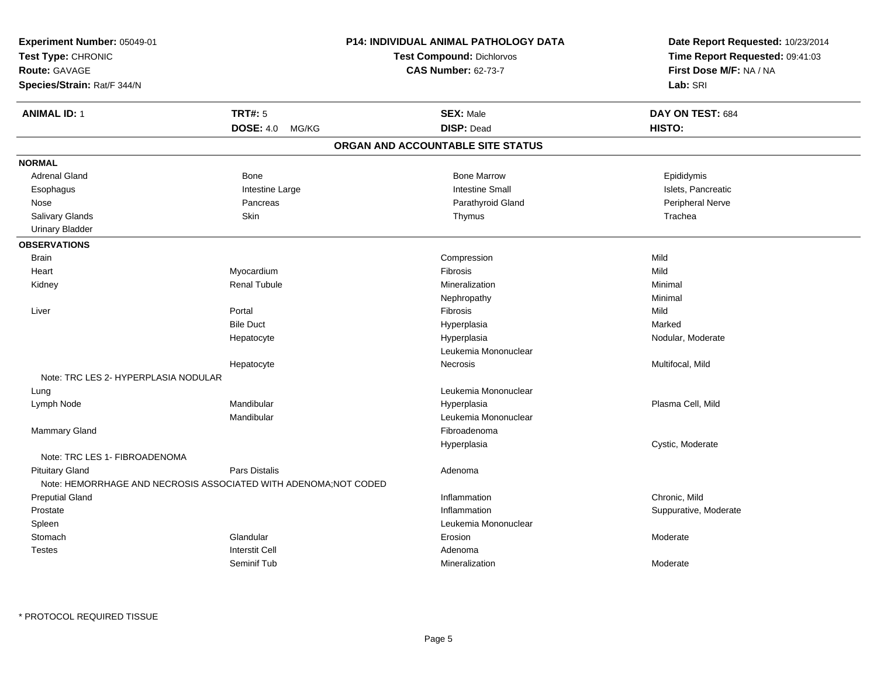**Experiment Number:** 05049-01
**Test Type:** CHRONIC
**Route:** GAVAGE
**Species/Strain:** Rat/F 344/N

**P14: INDIVIDUAL ANIMAL PATHOLOGY DATA**
**Test Compound:** Dichlorvos
**CAS Number:** 62-73-7

**Date Report Requested:** 10/23/2014
**Time Report Requested:** 09:41:03
**First Dose M/F:** NA / NA
**Lab:** SRI

| **ANIMAL ID:** 1 | **TRT#:** 5 | **SEX:** Male | **DAY ON TEST:** 684 |
|---|---|---|---|
| | **DOSE:** 4.0 MG/KG | **DISP:** Dead | **HISTO:** |

## ORGAN AND ACCOUNTABLE SITE STATUS

**NORMAL**

| | | | |
|---|---|---|---|
| Adrenal Gland | Bone | Bone Marrow | Epididymis |
| Esophagus | Intestine Large | Intestine Small | Islets, Pancreatic |
| Nose | Pancreas | Parathyroid Gland | Peripheral Nerve |
| Salivary Glands | Skin | Thymus | Trachea |
| Urinary Bladder | | | |

**OBSERVATIONS**

| | | | |
|---|---|---|---|
| Brain | | Compression | Mild |
| Heart | Myocardium | Fibrosis | Mild |
| Kidney | Renal Tubule | Mineralization | Minimal |
| | | Nephropathy | Minimal |
| Liver | Portal | Fibrosis | Mild |
| | Bile Duct | Hyperplasia | Marked |
| | Hepatocyte | Hyperplasia | Nodular, Moderate |
| | | Leukemia Mononuclear | |
| | Hepatocyte | Necrosis | Multifocal, Mild |
| Note: TRC LES 2- HYPERPLASIA NODULAR | | | |
| Lung | | Leukemia Mononuclear | |
| Lymph Node | Mandibular | Hyperplasia | Plasma Cell, Mild |
| | Mandibular | Leukemia Mononuclear | |
| Mammary Gland | | Fibroadenoma | |
| | | Hyperplasia | Cystic, Moderate |
| Note: TRC LES 1- FIBROADENOMA | | | |
| Pituitary Gland | Pars Distalis | Adenoma | |
| Note: HEMORRHAGE AND NECROSIS ASSOCIATED WITH ADENOMA;NOT CODED | | | |
| Preputial Gland | | Inflammation | Chronic, Mild |
| Prostate | | Inflammation | Suppurative, Moderate |
| Spleen | | Leukemia Mononuclear | |
| Stomach | Glandular | Erosion | Moderate |
| Testes | Interstit Cell | Adenoma | |
| | Seminif Tub | Mineralization | Moderate |

* PROTOCOL REQUIRED TISSUE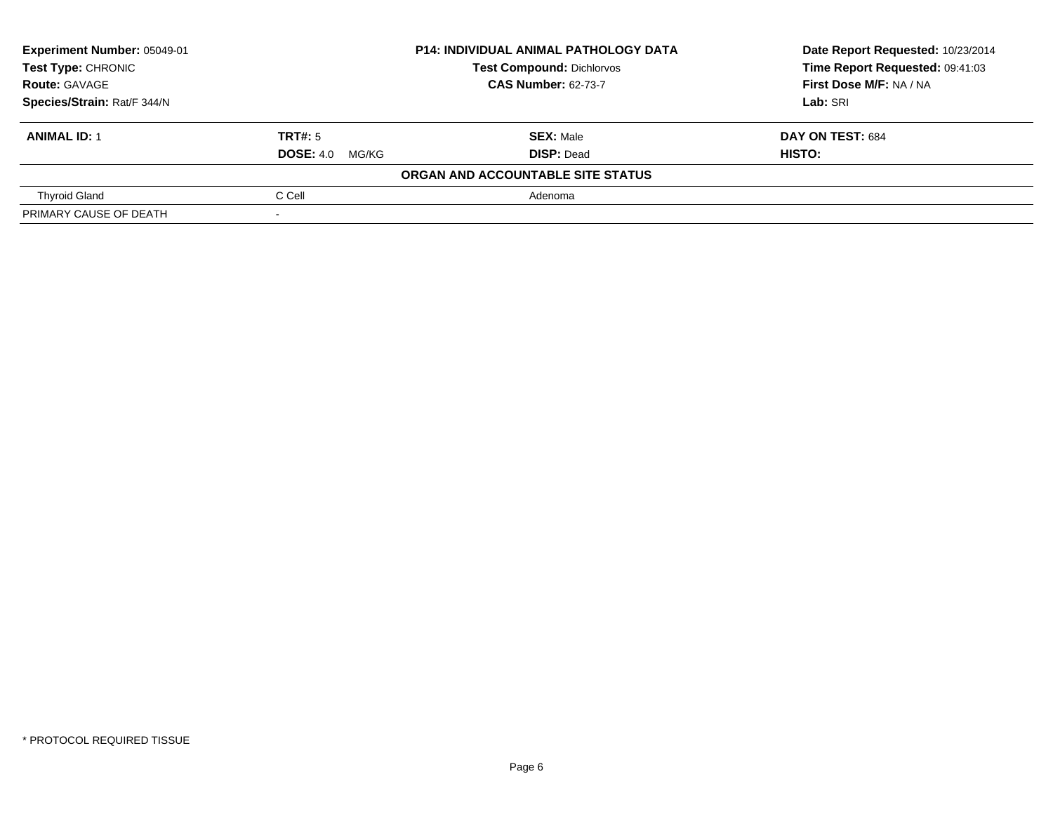**Experiment Number:** 05049-01
**Test Type:** CHRONIC
**Route:** GAVAGE
**Species/Strain:** Rat/F 344/N

**P14: INDIVIDUAL ANIMAL PATHOLOGY DATA**
**Test Compound:** Dichlorvos
**CAS Number:** 62-73-7

**Date Report Requested:** 10/23/2014
**Time Report Requested:** 09:41:03
**First Dose M/F:** NA / NA
**Lab:** SRI

| **ANIMAL ID:** 1 | **TRT#:** 5 | **SEX:** Male | **DAY ON TEST:** 684 |
|---|---|---|---|
| | **DOSE:** 4.0 MG/KG | **DISP:** Dead | **HISTO:** |

**ORGAN AND ACCOUNTABLE SITE STATUS**

| | | |
|---|---|---|
| Thyroid Gland | C Cell | Adenoma |
| PRIMARY CAUSE OF DEATH | - | |

* PROTOCOL REQUIRED TISSUE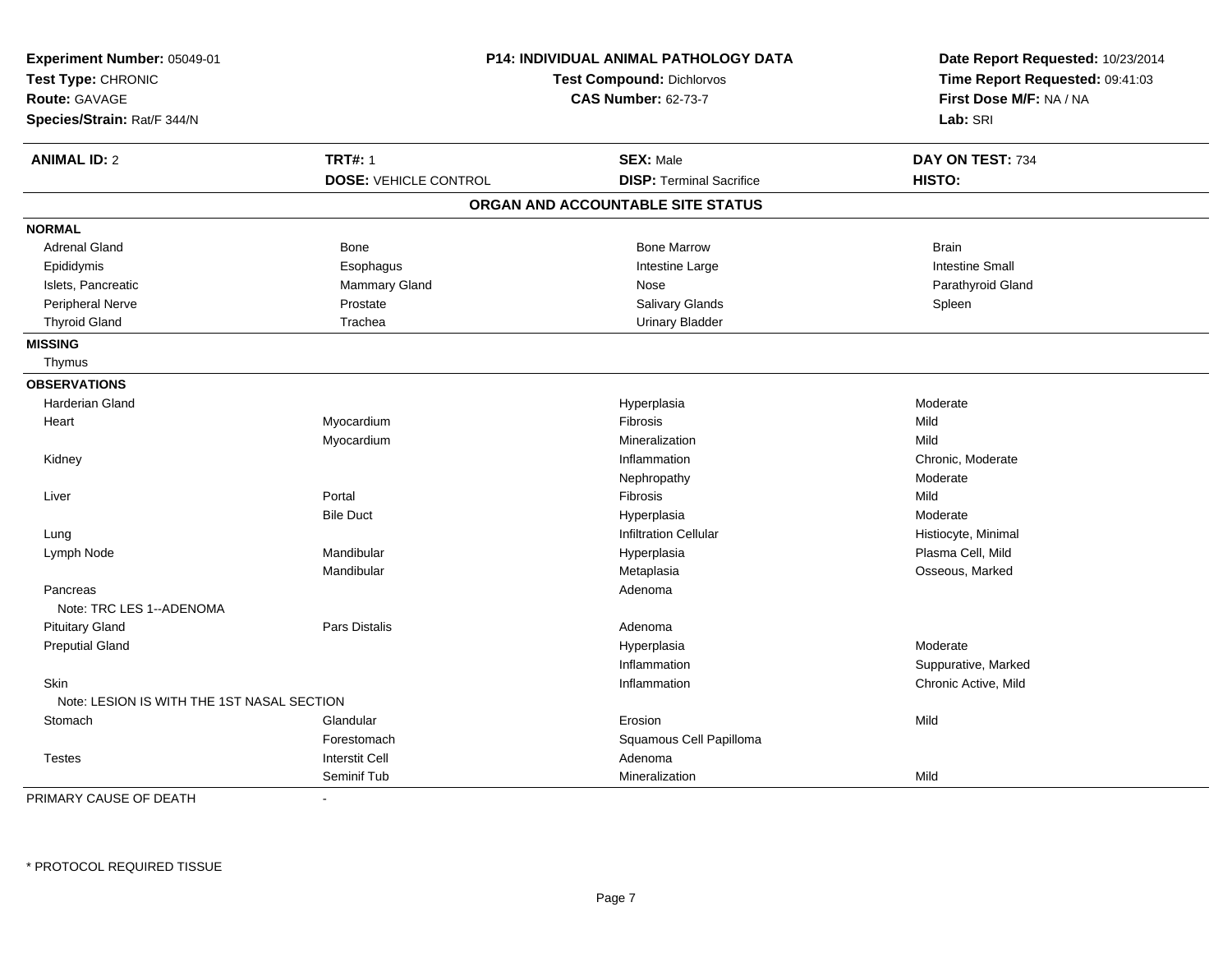**Experiment Number:** 05049-01
**Test Type:** CHRONIC
**Route:** GAVAGE
**Species/Strain:** Rat/F 344/N

**P14: INDIVIDUAL ANIMAL PATHOLOGY DATA**
**Test Compound:** Dichlorvos
**CAS Number:** 62-73-7

**Date Report Requested:** 10/23/2014
**Time Report Requested:** 09:41:03
**First Dose M/F:** NA / NA
**Lab:** SRI

| **ANIMAL ID:** 2 | **TRT#:** 1 | **SEX:** Male | **DAY ON TEST:** 734 |
|---|---|---|---|
| | **DOSE:** VEHICLE CONTROL | **DISP:** Terminal Sacrifice | **HISTO:** |

## ORGAN AND ACCOUNTABLE SITE STATUS

**NORMAL**

| | | | |
|---|---|---|---|
| Adrenal Gland | Bone | Bone Marrow | Brain |
| Epididymis | Esophagus | Intestine Large | Intestine Small |
| Islets, Pancreatic | Mammary Gland | Nose | Parathyroid Gland |
| Peripheral Nerve | Prostate | Salivary Glands | Spleen |
| Thyroid Gland | Trachea | Urinary Bladder | |

**MISSING**

Thymus

**OBSERVATIONS**

| Organ | Site | Observation | Severity |
|---|---|---|---|
| Harderian Gland | | Hyperplasia | Moderate |
| Heart | Myocardium | Fibrosis | Mild |
| | Myocardium | Mineralization | Mild |
| Kidney | | Inflammation | Chronic, Moderate |
| | | Nephropathy | Moderate |
| Liver | Portal | Fibrosis | Mild |
| | Bile Duct | Hyperplasia | Moderate |
| Lung | | Infiltration Cellular | Histiocyte, Minimal |
| Lymph Node | Mandibular | Hyperplasia | Plasma Cell, Mild |
| | Mandibular | Metaplasia | Osseous, Marked |
| Pancreas | | Adenoma | |
| Note: TRC LES 1--ADENOMA | | | |
| Pituitary Gland | Pars Distalis | Adenoma | |
| Preputial Gland | | Hyperplasia | Moderate |
| | | Inflammation | Suppurative, Marked |
| Skin | | Inflammation | Chronic Active, Mild |
| Note: LESION IS WITH THE 1ST NASAL SECTION | | | |
| Stomach | Glandular | Erosion | Mild |
| | Forestomach | Squamous Cell Papilloma | |
| Testes | Interstit Cell | Adenoma | |
| | Seminif Tub | Mineralization | Mild |

PRIMARY CAUSE OF DEATH -

* PROTOCOL REQUIRED TISSUE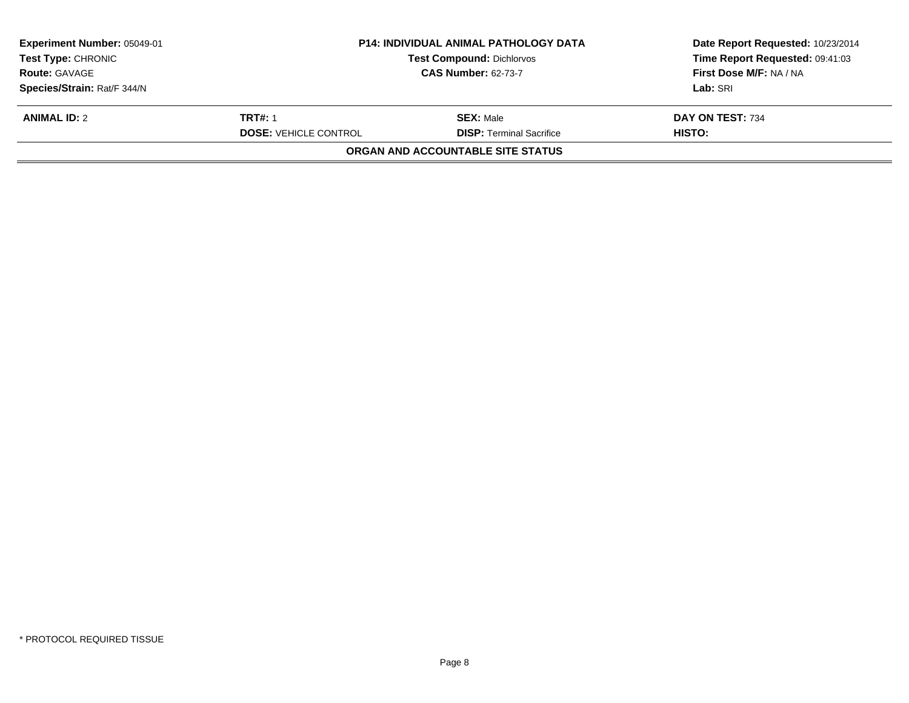**Experiment Number:** 05049-01
**Test Type:** CHRONIC
**Route:** GAVAGE
**Species/Strain:** Rat/F 344/N

**P14: INDIVIDUAL ANIMAL PATHOLOGY DATA**
**Test Compound:** Dichlorvos
**CAS Number:** 62-73-7

**Date Report Requested:** 10/23/2014
**Time Report Requested:** 09:41:03
**First Dose M/F:** NA / NA
**Lab:** SRI

| **ANIMAL ID:** 2 | **TRT#:** 1 | **SEX:** Male | **DAY ON TEST:** 734 |
|---|---|---|---|
| | **DOSE:** VEHICLE CONTROL | **DISP:** Terminal Sacrifice | **HISTO:** |

**ORGAN AND ACCOUNTABLE SITE STATUS**

* PROTOCOL REQUIRED TISSUE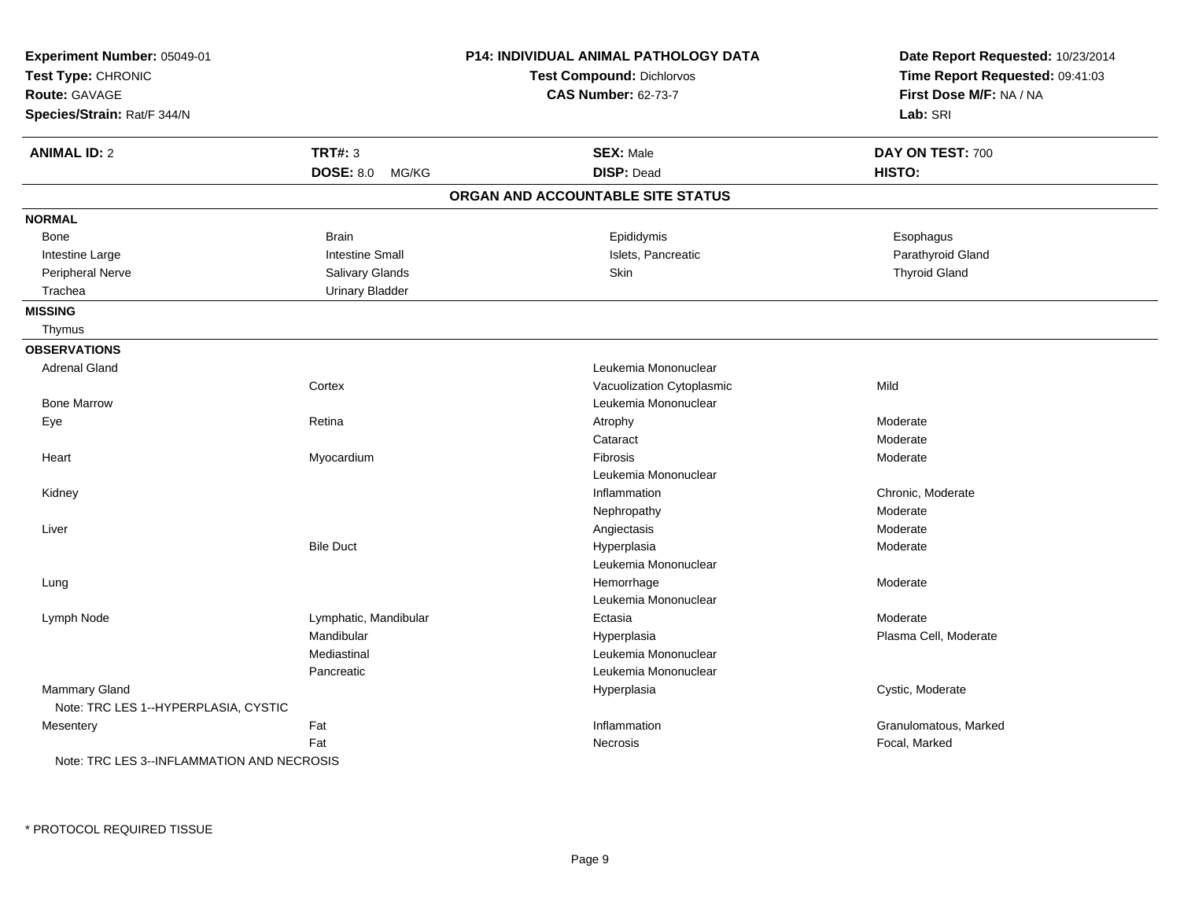**Experiment Number:** 05049-01
**Test Type:** CHRONIC
**Route:** GAVAGE
**Species/Strain:** Rat/F 344/N

**P14: INDIVIDUAL ANIMAL PATHOLOGY DATA**
**Test Compound:** Dichlorvos
**CAS Number:** 62-73-7

**Date Report Requested:** 10/23/2014
**Time Report Requested:** 09:41:03
**First Dose M/F:** NA / NA
**Lab:** SRI

| **ANIMAL ID:** 2 | **TRT#:** 3 | **SEX:** Male | **DAY ON TEST:** 700 |
|---|---|---|---|
| | **DOSE:** 8.0 MG/KG | **DISP:** Dead | **HISTO:** |

## ORGAN AND ACCOUNTABLE SITE STATUS

**NORMAL**

| | | | |
|---|---|---|---|
| Bone | Brain | Epididymis | Esophagus |
| Intestine Large | Intestine Small | Islets, Pancreatic | Parathyroid Gland |
| Peripheral Nerve | Salivary Glands | Skin | Thyroid Gland |
| Trachea | Urinary Bladder | | |

**MISSING**

Thymus

**OBSERVATIONS**

| Organ | Site | Observation | Qualifier |
|---|---|---|---|
| Adrenal Gland | | Leukemia Mononuclear | |
| | Cortex | Vacuolization Cytoplasmic | Mild |
| Bone Marrow | | Leukemia Mononuclear | |
| Eye | Retina | Atrophy | Moderate |
| | | Cataract | Moderate |
| Heart | Myocardium | Fibrosis | Moderate |
| | | Leukemia Mononuclear | |
| Kidney | | Inflammation | Chronic, Moderate |
| | | Nephropathy | Moderate |
| Liver | | Angiectasis | Moderate |
| | Bile Duct | Hyperplasia | Moderate |
| | | Leukemia Mononuclear | |
| Lung | | Hemorrhage | Moderate |
| | | Leukemia Mononuclear | |
| Lymph Node | Lymphatic, Mandibular | Ectasia | Moderate |
| | Mandibular | Hyperplasia | Plasma Cell, Moderate |
| | Mediastinal | Leukemia Mononuclear | |
| | Pancreatic | Leukemia Mononuclear | |
| Mammary Gland | | Hyperplasia | Cystic, Moderate |
| Note: TRC LES 1--HYPERPLASIA, CYSTIC | | | |
| Mesentery | Fat | Inflammation | Granulomatous, Marked |
| | Fat | Necrosis | Focal, Marked |
| Note: TRC LES 3--INFLAMMATION AND NECROSIS | | | |

\* PROTOCOL REQUIRED TISSUE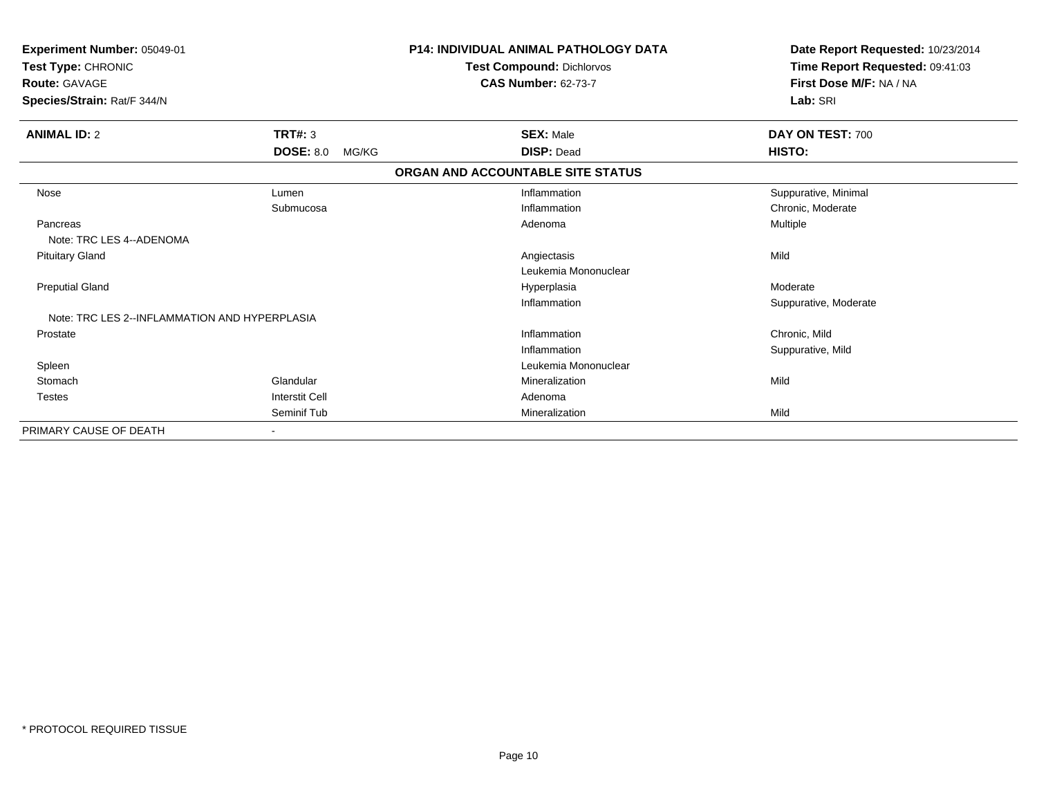**Experiment Number:** 05049-01
**Test Type:** CHRONIC
**Route:** GAVAGE
**Species/Strain:** Rat/F 344/N

**P14: INDIVIDUAL ANIMAL PATHOLOGY DATA**
**Test Compound:** Dichlorvos
**CAS Number:** 62-73-7

**Date Report Requested:** 10/23/2014
**Time Report Requested:** 09:41:03
**First Dose M/F:** NA / NA
**Lab:** SRI

| **ANIMAL ID:** 2 | **TRT#:** 3 | **SEX:** Male | **DAY ON TEST:** 700 |
|---|---|---|---|
| | **DOSE:** 8.0 MG/KG | **DISP:** Dead | **HISTO:** |

**ORGAN AND ACCOUNTABLE SITE STATUS**

| | | | |
|---|---|---|---|
| Nose | Lumen | Inflammation | Suppurative, Minimal |
| | Submucosa | Inflammation | Chronic, Moderate |
| Pancreas | | Adenoma | Multiple |
| Note: TRC LES 4--ADENOMA | | | |
| Pituitary Gland | | Angiectasis | Mild |
| | | Leukemia Mononuclear | |
| Preputial Gland | | Hyperplasia | Moderate |
| | | Inflammation | Suppurative, Moderate |
| Note: TRC LES 2--INFLAMMATION AND HYPERPLASIA | | | |
| Prostate | | Inflammation | Chronic, Mild |
| | | Inflammation | Suppurative, Mild |
| Spleen | | Leukemia Mononuclear | |
| Stomach | Glandular | Mineralization | Mild |
| Testes | Interstit Cell | Adenoma | |
| | Seminif Tub | Mineralization | Mild |
| PRIMARY CAUSE OF DEATH | - | | |

* PROTOCOL REQUIRED TISSUE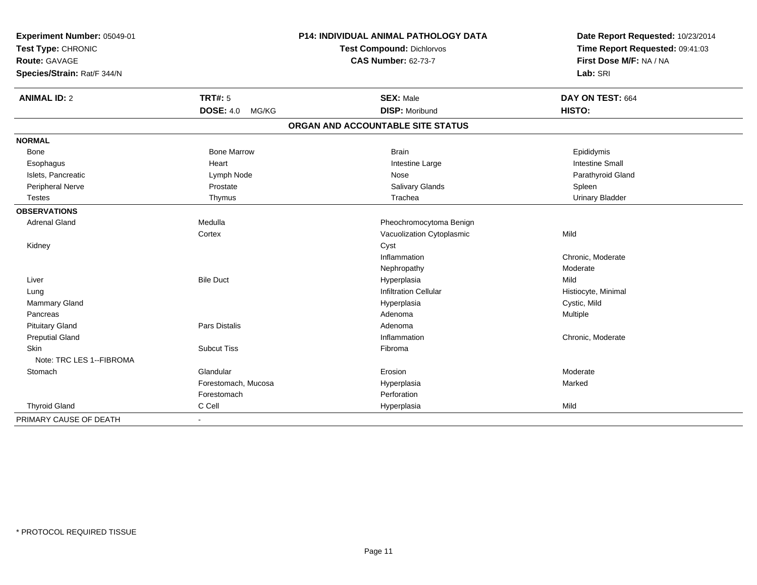**Experiment Number:** 05049-01
**Test Type:** CHRONIC
**Route:** GAVAGE
**Species/Strain:** Rat/F 344/N

**P14: INDIVIDUAL ANIMAL PATHOLOGY DATA**
**Test Compound:** Dichlorvos
**CAS Number:** 62-73-7

**Date Report Requested:** 10/23/2014
**Time Report Requested:** 09:41:03
**First Dose M/F:** NA / NA
**Lab:** SRI

| **ANIMAL ID:** 2 | **TRT#:** 5 | **SEX:** Male | **DAY ON TEST:** 664 |
|---|---|---|---|
| | **DOSE:** 4.0 MG/KG | **DISP:** Moribund | **HISTO:** |

## ORGAN AND ACCOUNTABLE SITE STATUS

| | | | |
|---|---|---|---|
| **NORMAL** | | | |
| Bone | Bone Marrow | Brain | Epididymis |
| Esophagus | Heart | Intestine Large | Intestine Small |
| Islets, Pancreatic | Lymph Node | Nose | Parathyroid Gland |
| Peripheral Nerve | Prostate | Salivary Glands | Spleen |
| Testes | Thymus | Trachea | Urinary Bladder |
| **OBSERVATIONS** | | | |
| Adrenal Gland | Medulla | Pheochromocytoma Benign | |
| | Cortex | Vacuolization Cytoplasmic | Mild |
| Kidney | | Cyst | |
| | | Inflammation | Chronic, Moderate |
| | | Nephropathy | Moderate |
| Liver | Bile Duct | Hyperplasia | Mild |
| Lung | | Infiltration Cellular | Histiocyte, Minimal |
| Mammary Gland | | Hyperplasia | Cystic, Mild |
| Pancreas | | Adenoma | Multiple |
| Pituitary Gland | Pars Distalis | Adenoma | |
| Preputial Gland | | Inflammation | Chronic, Moderate |
| Skin | Subcut Tiss | Fibroma | |
| Note: TRC LES 1--FIBROMA | | | |
| Stomach | Glandular | Erosion | Moderate |
| | Forestomach, Mucosa | Hyperplasia | Marked |
| | Forestomach | Perforation | |
| Thyroid Gland | C Cell | Hyperplasia | Mild |
| PRIMARY CAUSE OF DEATH | - | | |

* PROTOCOL REQUIRED TISSUE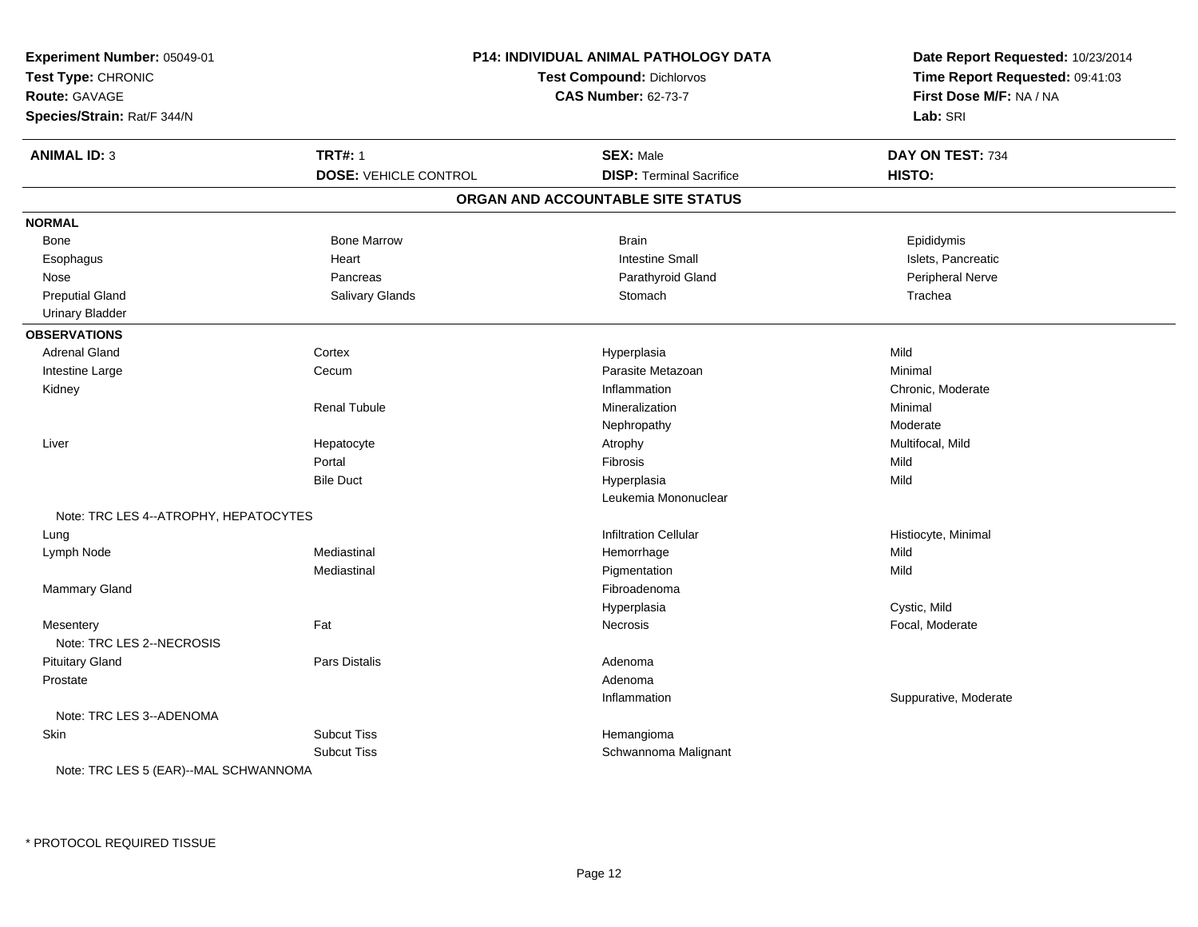**Experiment Number:** 05049-01
**Test Type:** CHRONIC
**Route:** GAVAGE
**Species/Strain:** Rat/F 344/N

**P14: INDIVIDUAL ANIMAL PATHOLOGY DATA**
**Test Compound:** Dichlorvos
**CAS Number:** 62-73-7

**Date Report Requested:** 10/23/2014
**Time Report Requested:** 09:41:03
**First Dose M/F:** NA / NA
**Lab:** SRI

| **ANIMAL ID:** 3 | **TRT#:** 1 | **SEX:** Male | **DAY ON TEST:** 734 |
|---|---|---|---|
| | **DOSE:** VEHICLE CONTROL | **DISP:** Terminal Sacrifice | **HISTO:** |

## ORGAN AND ACCOUNTABLE SITE STATUS

**NORMAL**

| | | | |
|---|---|---|---|
| Bone | Bone Marrow | Brain | Epididymis |
| Esophagus | Heart | Intestine Small | Islets, Pancreatic |
| Nose | Pancreas | Parathyroid Gland | Peripheral Nerve |
| Preputial Gland | Salivary Glands | Stomach | Trachea |
| Urinary Bladder | | | |

**OBSERVATIONS**

| | | | |
|---|---|---|---|
| Adrenal Gland | Cortex | Hyperplasia | Mild |
| Intestine Large | Cecum | Parasite Metazoan | Minimal |
| Kidney | | Inflammation | Chronic, Moderate |
| | Renal Tubule | Mineralization | Minimal |
| | | Nephropathy | Moderate |
| Liver | Hepatocyte | Atrophy | Multifocal, Mild |
| | Portal | Fibrosis | Mild |
| | Bile Duct | Hyperplasia | Mild |
| | | Leukemia Mononuclear | |
| Note: TRC LES 4--ATROPHY, HEPATOCYTES | | | |
| Lung | | Infiltration Cellular | Histiocyte, Minimal |
| Lymph Node | Mediastinal | Hemorrhage | Mild |
| | Mediastinal | Pigmentation | Mild |
| Mammary Gland | | Fibroadenoma | |
| | | Hyperplasia | Cystic, Mild |
| Mesentery | Fat | Necrosis | Focal, Moderate |
| Note: TRC LES 2--NECROSIS | | | |
| Pituitary Gland | Pars Distalis | Adenoma | |
| Prostate | | Adenoma | |
| | | Inflammation | Suppurative, Moderate |
| Note: TRC LES 3--ADENOMA | | | |
| Skin | Subcut Tiss | Hemangioma | |
| | Subcut Tiss | Schwannoma Malignant | |
| Note: TRC LES 5 (EAR)--MAL SCHWANNOMA | | | |

* PROTOCOL REQUIRED TISSUE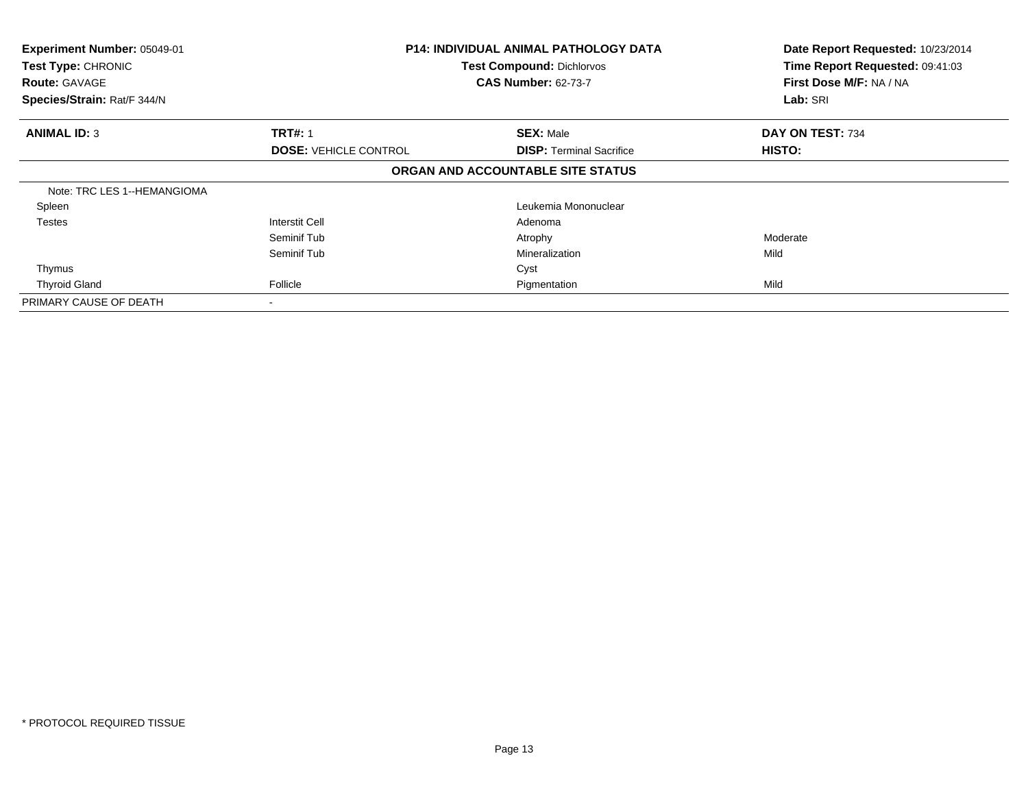**Experiment Number:** 05049-01
**Test Type:** CHRONIC
**Route:** GAVAGE
**Species/Strain:** Rat/F 344/N

**P14: INDIVIDUAL ANIMAL PATHOLOGY DATA**
**Test Compound:** Dichlorvos
**CAS Number:** 62-73-7

**Date Report Requested:** 10/23/2014
**Time Report Requested:** 09:41:03
**First Dose M/F:** NA / NA
**Lab:** SRI

| **ANIMAL ID:** 3 | **TRT#:** 1 | **SEX:** Male | **DAY ON TEST:** 734 |
|---|---|---|---|
| | **DOSE:** VEHICLE CONTROL | **DISP:** Terminal Sacrifice | **HISTO:** |

**ORGAN AND ACCOUNTABLE SITE STATUS**

| | | | |
|---|---|---|---|
| Note: TRC LES 1--HEMANGIOMA | | | |
| Spleen | | Leukemia Mononuclear | |
| Testes | Interstit Cell | Adenoma | |
| | Seminif Tub | Atrophy | Moderate |
| | Seminif Tub | Mineralization | Mild |
| Thymus | | Cyst | |
| Thyroid Gland | Follicle | Pigmentation | Mild |
| PRIMARY CAUSE OF DEATH | - | | |

* PROTOCOL REQUIRED TISSUE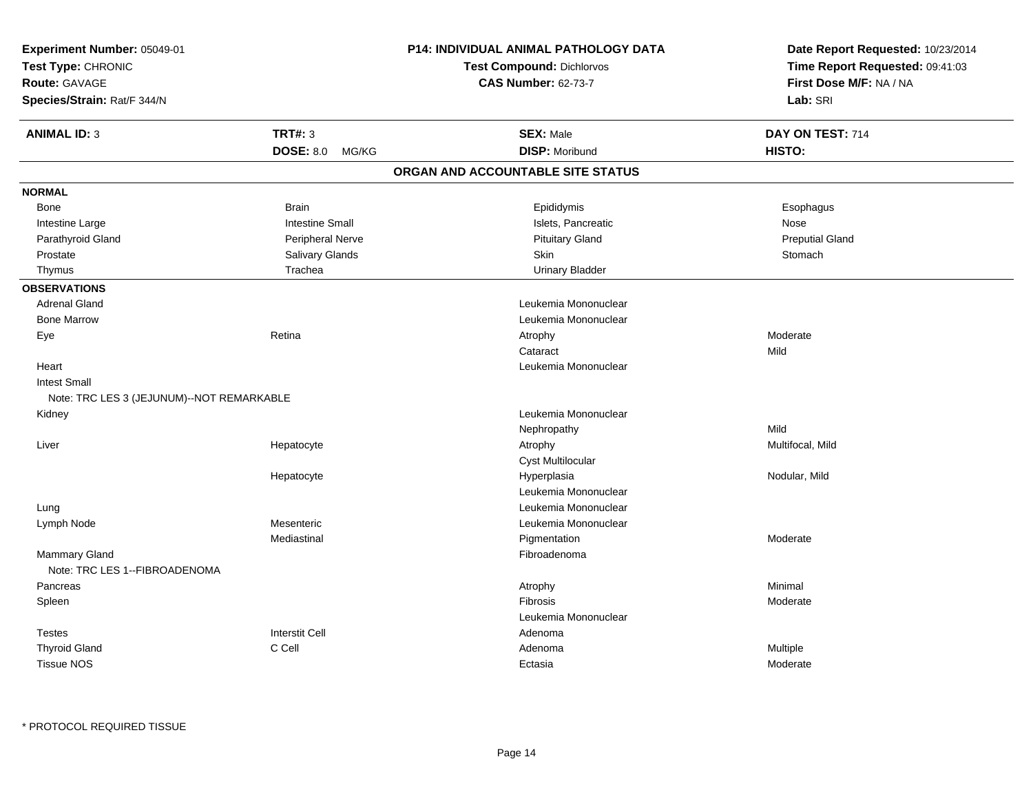**Experiment Number:** 05049-01
**Test Type:** CHRONIC
**Route:** GAVAGE
**Species/Strain:** Rat/F 344/N

**P14: INDIVIDUAL ANIMAL PATHOLOGY DATA**
**Test Compound:** Dichlorvos
**CAS Number:** 62-73-7

**Date Report Requested:** 10/23/2014
**Time Report Requested:** 09:41:03
**First Dose M/F:** NA / NA
**Lab:** SRI

| **ANIMAL ID:** 3 | **TRT#:** 3 | **SEX:** Male | **DAY ON TEST:** 714 |
|---|---|---|---|
| | **DOSE:** 8.0 MG/KG | **DISP:** Moribund | **HISTO:** |

## ORGAN AND ACCOUNTABLE SITE STATUS

**NORMAL**

| | | | |
|---|---|---|---|
| Bone | Brain | Epididymis | Esophagus |
| Intestine Large | Intestine Small | Islets, Pancreatic | Nose |
| Parathyroid Gland | Peripheral Nerve | Pituitary Gland | Preputial Gland |
| Prostate | Salivary Glands | Skin | Stomach |
| Thymus | Trachea | Urinary Bladder | |

**OBSERVATIONS**

| | | | |
|---|---|---|---|
| Adrenal Gland | | Leukemia Mononuclear | |
| Bone Marrow | | Leukemia Mononuclear | |
| Eye | Retina | Atrophy | Moderate |
| | | Cataract | Mild |
| Heart | | Leukemia Mononuclear | |
| Intest Small | | | |
| Note: TRC LES 3 (JEJUNUM)--NOT REMARKABLE | | | |
| Kidney | | Leukemia Mononuclear | |
| | | Nephropathy | Mild |
| Liver | Hepatocyte | Atrophy | Multifocal, Mild |
| | | Cyst Multilocular | |
| | Hepatocyte | Hyperplasia | Nodular, Mild |
| | | Leukemia Mononuclear | |
| Lung | | Leukemia Mononuclear | |
| Lymph Node | Mesenteric | Leukemia Mononuclear | |
| | Mediastinal | Pigmentation | Moderate |
| Mammary Gland | | Fibroadenoma | |
| Note: TRC LES 1--FIBROADENOMA | | | |
| Pancreas | | Atrophy | Minimal |
| Spleen | | Fibrosis | Moderate |
| | | Leukemia Mononuclear | |
| Testes | Interstit Cell | Adenoma | |
| Thyroid Gland | C Cell | Adenoma | Multiple |
| Tissue NOS | | Ectasia | Moderate |

* PROTOCOL REQUIRED TISSUE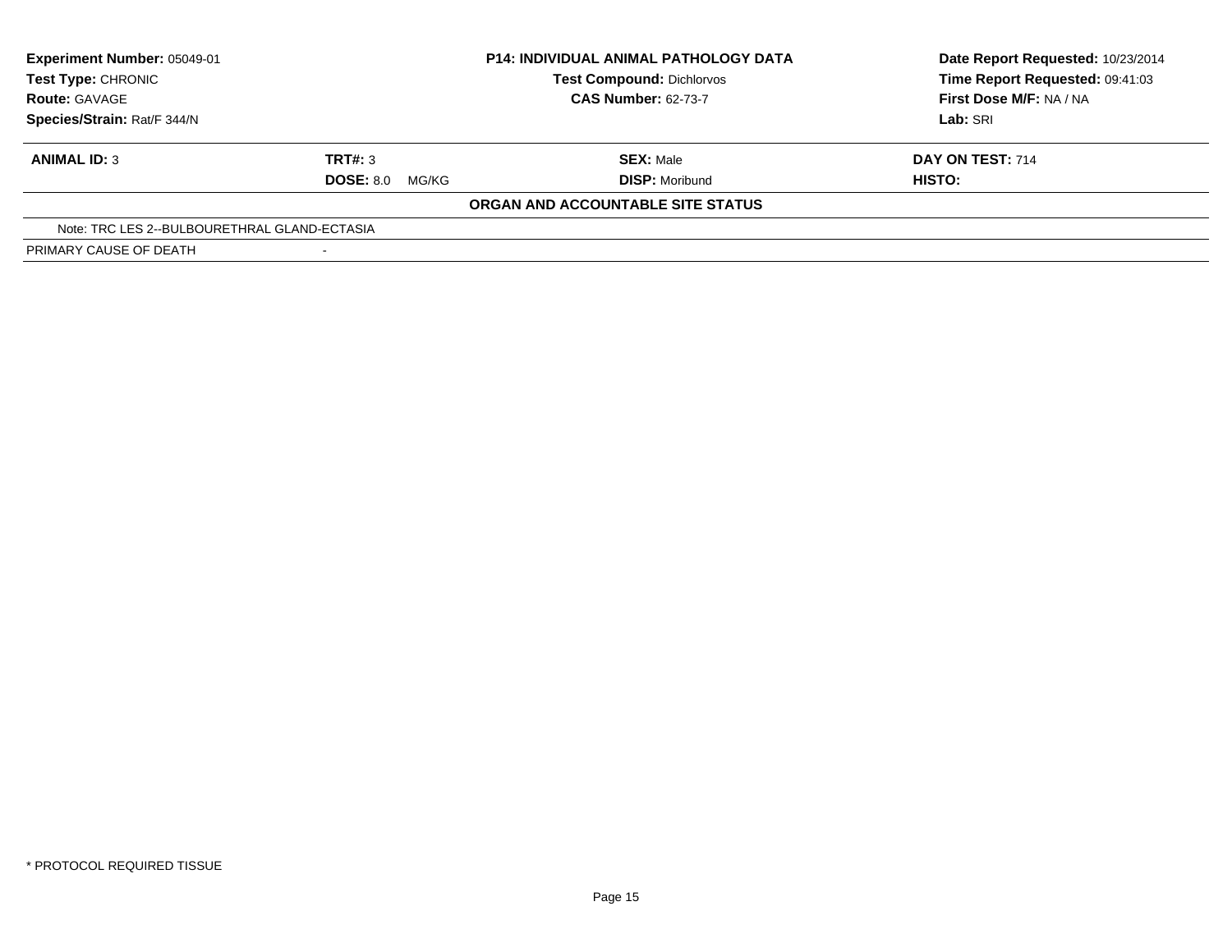**Experiment Number:** 05049-01
**Test Type:** CHRONIC
**Route:** GAVAGE
**Species/Strain:** Rat/F 344/N

**P14: INDIVIDUAL ANIMAL PATHOLOGY DATA**
**Test Compound:** Dichlorvos
**CAS Number:** 62-73-7

**Date Report Requested:** 10/23/2014
**Time Report Requested:** 09:41:03
**First Dose M/F:** NA / NA
**Lab:** SRI

| **ANIMAL ID:** 3 | **TRT#:** 3 | **SEX:** Male | **DAY ON TEST:** 714 |
|---|---|---|---|
| | **DOSE:** 8.0 MG/KG | **DISP:** Moribund | **HISTO:** |

**ORGAN AND ACCOUNTABLE SITE STATUS**

Note: TRC LES 2--BULBOURETHRAL GLAND-ECTASIA

| PRIMARY CAUSE OF DEATH | - |
|---|---|

* PROTOCOL REQUIRED TISSUE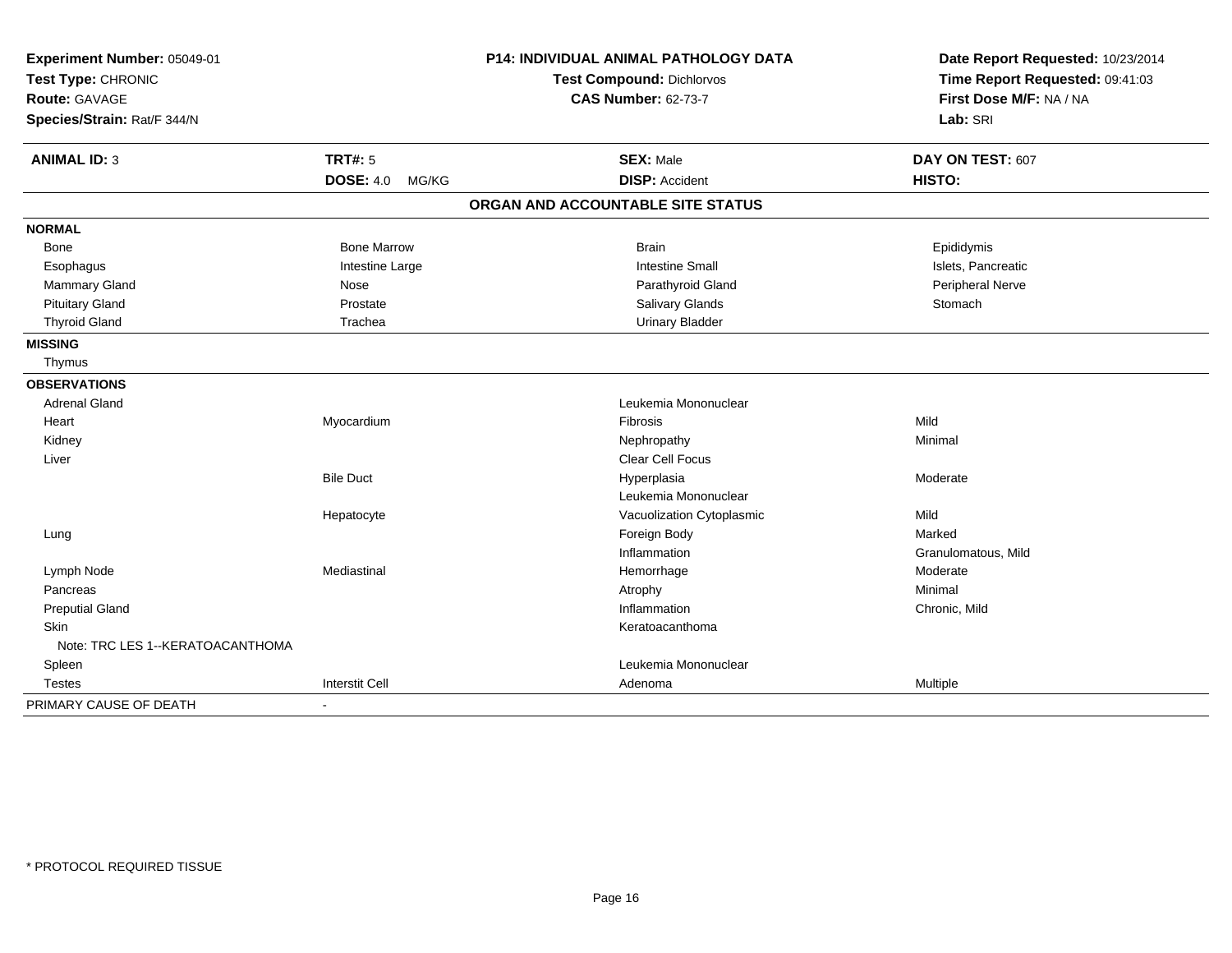**Experiment Number:** 05049-01
**Test Type:** CHRONIC
**Route:** GAVAGE
**Species/Strain:** Rat/F 344/N

**P14: INDIVIDUAL ANIMAL PATHOLOGY DATA**
**Test Compound:** Dichlorvos
**CAS Number:** 62-73-7

**Date Report Requested:** 10/23/2014
**Time Report Requested:** 09:41:03
**First Dose M/F:** NA / NA
**Lab:** SRI

| **ANIMAL ID:** 3 | **TRT#:** 5 | **SEX:** Male | **DAY ON TEST:** 607 |
|---|---|---|---|
| | **DOSE:** 4.0 MG/KG | **DISP:** Accident | **HISTO:** |

## ORGAN AND ACCOUNTABLE SITE STATUS

| | | | |
|---|---|---|---|
| **NORMAL** | | | |
| Bone | Bone Marrow | Brain | Epididymis |
| Esophagus | Intestine Large | Intestine Small | Islets, Pancreatic |
| Mammary Gland | Nose | Parathyroid Gland | Peripheral Nerve |
| Pituitary Gland | Prostate | Salivary Glands | Stomach |
| Thyroid Gland | Trachea | Urinary Bladder | |
| **MISSING** | | | |
| Thymus | | | |
| **OBSERVATIONS** | | | |
| Adrenal Gland | | Leukemia Mononuclear | |
| Heart | Myocardium | Fibrosis | Mild |
| Kidney | | Nephropathy | Minimal |
| Liver | | Clear Cell Focus | |
| | Bile Duct | Hyperplasia | Moderate |
| | | Leukemia Mononuclear | |
| | Hepatocyte | Vacuolization Cytoplasmic | Mild |
| Lung | | Foreign Body | Marked |
| | | Inflammation | Granulomatous, Mild |
| Lymph Node | Mediastinal | Hemorrhage | Moderate |
| Pancreas | | Atrophy | Minimal |
| Preputial Gland | | Inflammation | Chronic, Mild |
| Skin | | Keratoacanthoma | |
| Note: TRC LES 1--KERATOACANTHOMA | | | |
| Spleen | | Leukemia Mononuclear | |
| Testes | Interstit Cell | Adenoma | Multiple |
| PRIMARY CAUSE OF DEATH | - | | |

\* PROTOCOL REQUIRED TISSUE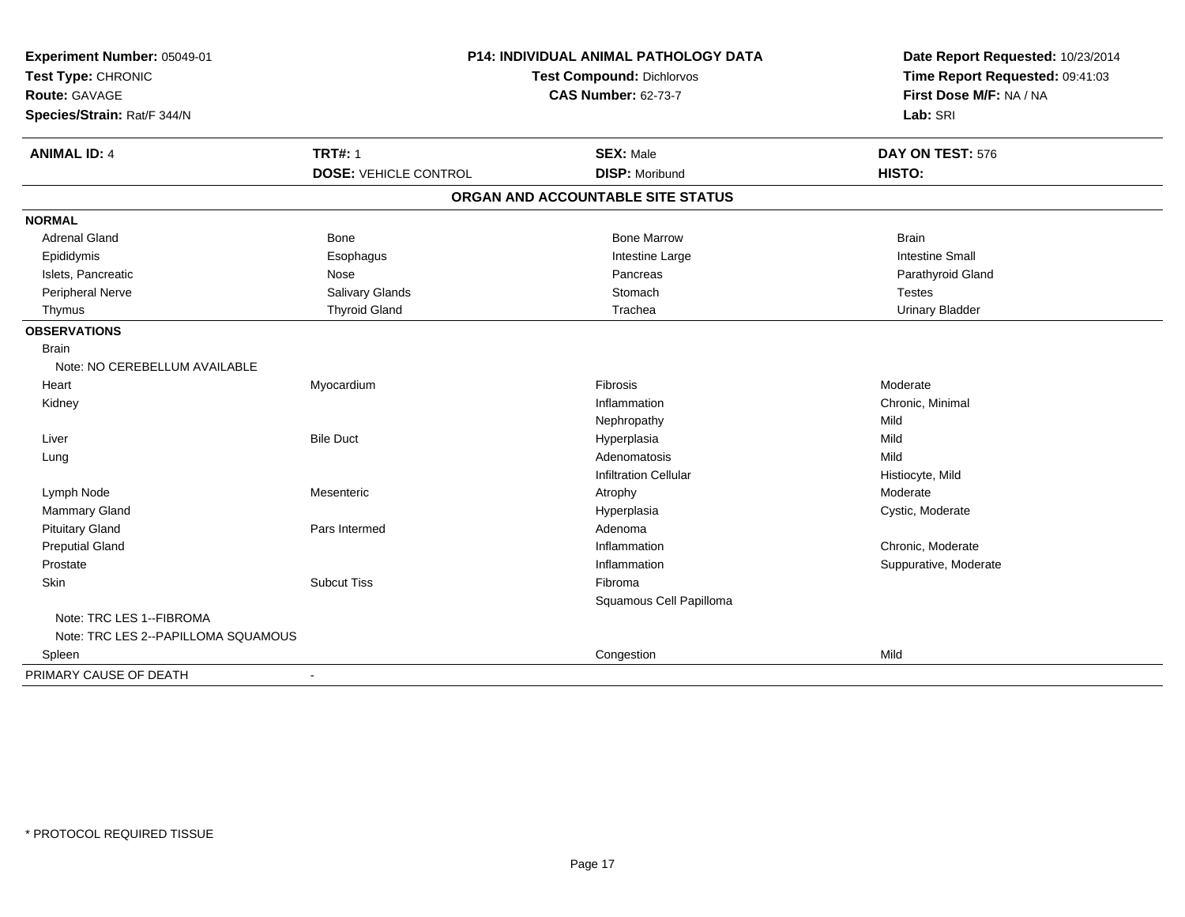**Experiment Number:** 05049-01
**Test Type:** CHRONIC
**Route:** GAVAGE
**Species/Strain:** Rat/F 344/N

**P14: INDIVIDUAL ANIMAL PATHOLOGY DATA**
**Test Compound:** Dichlorvos
**CAS Number:** 62-73-7

**Date Report Requested:** 10/23/2014
**Time Report Requested:** 09:41:03
**First Dose M/F:** NA / NA
**Lab:** SRI

| **ANIMAL ID:** 4 | **TRT#:** 1 | **SEX:** Male | **DAY ON TEST:** 576 |
|---|---|---|---|
| | **DOSE:** VEHICLE CONTROL | **DISP:** Moribund | **HISTO:** |

## ORGAN AND ACCOUNTABLE SITE STATUS

| | | | |
|---|---|---|---|
| **NORMAL** | | | |
| Adrenal Gland | Bone | Bone Marrow | Brain |
| Epididymis | Esophagus | Intestine Large | Intestine Small |
| Islets, Pancreatic | Nose | Pancreas | Parathyroid Gland |
| Peripheral Nerve | Salivary Glands | Stomach | Testes |
| Thymus | Thyroid Gland | Trachea | Urinary Bladder |
| **OBSERVATIONS** | | | |
| Brain | | | |
| Note: NO CEREBELLUM AVAILABLE | | | |
| Heart | Myocardium | Fibrosis | Moderate |
| Kidney | | Inflammation | Chronic, Minimal |
| | | Nephropathy | Mild |
| Liver | Bile Duct | Hyperplasia | Mild |
| Lung | | Adenomatosis | Mild |
| | | Infiltration Cellular | Histiocyte, Mild |
| Lymph Node | Mesenteric | Atrophy | Moderate |
| Mammary Gland | | Hyperplasia | Cystic, Moderate |
| Pituitary Gland | Pars Intermed | Adenoma | |
| Preputial Gland | | Inflammation | Chronic, Moderate |
| Prostate | | Inflammation | Suppurative, Moderate |
| Skin | Subcut Tiss | Fibroma | |
| | | Squamous Cell Papilloma | |
| Note: TRC LES 1--FIBROMA | | | |
| Note: TRC LES 2--PAPILLOMA SQUAMOUS | | | |
| Spleen | | Congestion | Mild |
| PRIMARY CAUSE OF DEATH | - | | |

* PROTOCOL REQUIRED TISSUE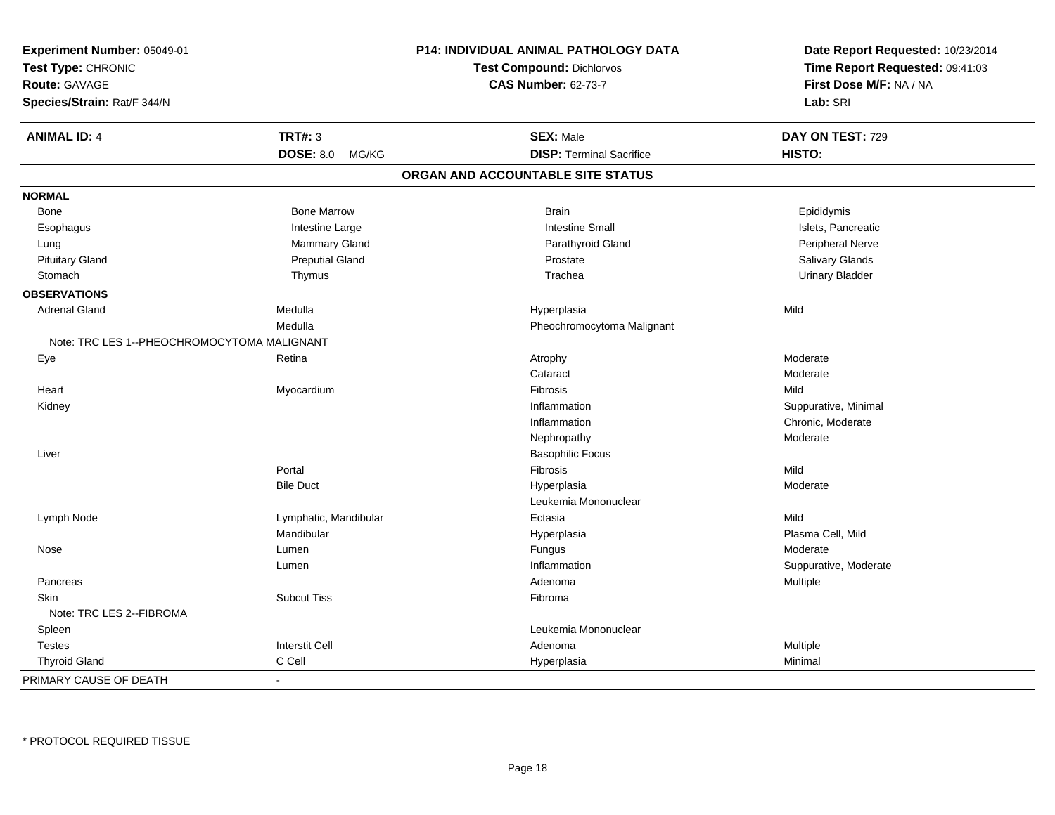**Experiment Number:** 05049-01
**Test Type:** CHRONIC
**Route:** GAVAGE
**Species/Strain:** Rat/F 344/N

**P14: INDIVIDUAL ANIMAL PATHOLOGY DATA**
**Test Compound:** Dichlorvos
**CAS Number:** 62-73-7

**Date Report Requested:** 10/23/2014
**Time Report Requested:** 09:41:03
**First Dose M/F:** NA / NA
**Lab:** SRI

| **ANIMAL ID:** 4 | **TRT#:** 3 | **SEX:** Male | **DAY ON TEST:** 729 |
|---|---|---|---|
| | **DOSE:** 8.0 MG/KG | **DISP:** Terminal Sacrifice | **HISTO:** |

## ORGAN AND ACCOUNTABLE SITE STATUS

| | | | |
|---|---|---|---|
| **NORMAL** | | | |
| Bone | Bone Marrow | Brain | Epididymis |
| Esophagus | Intestine Large | Intestine Small | Islets, Pancreatic |
| Lung | Mammary Gland | Parathyroid Gland | Peripheral Nerve |
| Pituitary Gland | Preputial Gland | Prostate | Salivary Glands |
| Stomach | Thymus | Trachea | Urinary Bladder |
| **OBSERVATIONS** | | | |
| Adrenal Gland | Medulla | Hyperplasia | Mild |
| | Medulla | Pheochromocytoma Malignant | |
| Note: TRC LES 1--PHEOCHROMOCYTOMA MALIGNANT | | | |
| Eye | Retina | Atrophy | Moderate |
| | | Cataract | Moderate |
| Heart | Myocardium | Fibrosis | Mild |
| Kidney | | Inflammation | Suppurative, Minimal |
| | | Inflammation | Chronic, Moderate |
| | | Nephropathy | Moderate |
| Liver | | Basophilic Focus | |
| | Portal | Fibrosis | Mild |
| | Bile Duct | Hyperplasia | Moderate |
| | | Leukemia Mononuclear | |
| Lymph Node | Lymphatic, Mandibular | Ectasia | Mild |
| | Mandibular | Hyperplasia | Plasma Cell, Mild |
| Nose | Lumen | Fungus | Moderate |
| | Lumen | Inflammation | Suppurative, Moderate |
| Pancreas | | Adenoma | Multiple |
| Skin | Subcut Tiss | Fibroma | |
| Note: TRC LES 2--FIBROMA | | | |
| Spleen | | Leukemia Mononuclear | |
| Testes | Interstit Cell | Adenoma | Multiple |
| Thyroid Gland | C Cell | Hyperplasia | Minimal |
| PRIMARY CAUSE OF DEATH | - | | |

* PROTOCOL REQUIRED TISSUE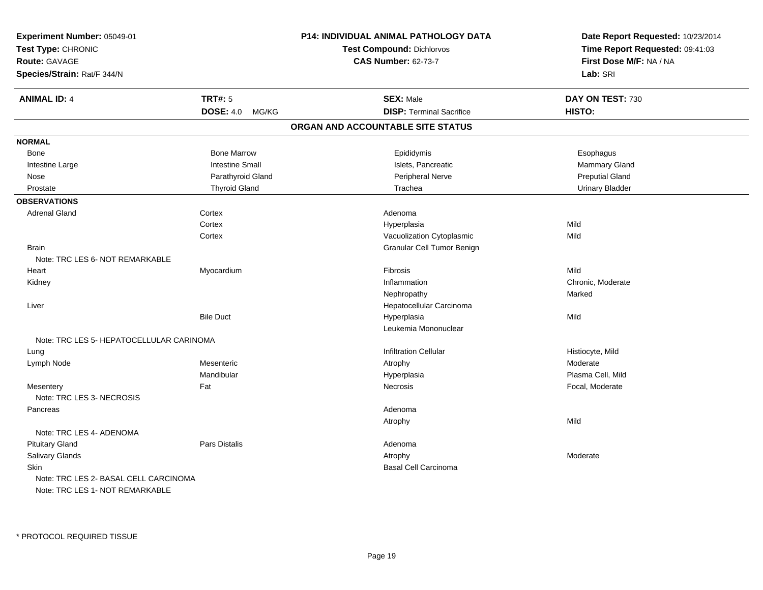**Experiment Number:** 05049-01
**Test Type:** CHRONIC
**Route:** GAVAGE
**Species/Strain:** Rat/F 344/N

**P14: INDIVIDUAL ANIMAL PATHOLOGY DATA**
**Test Compound:** Dichlorvos
**CAS Number:** 62-73-7

**Date Report Requested:** 10/23/2014
**Time Report Requested:** 09:41:03
**First Dose M/F:** NA / NA
**Lab:** SRI

| **ANIMAL ID:** 4 | **TRT#:** 5 | **SEX:** Male | **DAY ON TEST:** 730 |
|---|---|---|---|
| | **DOSE:** 4.0 MG/KG | **DISP:** Terminal Sacrifice | **HISTO:** |

## ORGAN AND ACCOUNTABLE SITE STATUS

**NORMAL**

| | | | |
|---|---|---|---|
| Bone | Bone Marrow | Epididymis | Esophagus |
| Intestine Large | Intestine Small | Islets, Pancreatic | Mammary Gland |
| Nose | Parathyroid Gland | Peripheral Nerve | Preputial Gland |
| Prostate | Thyroid Gland | Trachea | Urinary Bladder |

**OBSERVATIONS**

| | | | |
|---|---|---|---|
| Adrenal Gland | Cortex | Adenoma | |
| | Cortex | Hyperplasia | Mild |
| | Cortex | Vacuolization Cytoplasmic | Mild |
| Brain | | Granular Cell Tumor Benign | |
| Note: TRC LES 6- NOT REMARKABLE | | | |
| Heart | Myocardium | Fibrosis | Mild |
| Kidney | | Inflammation | Chronic, Moderate |
| | | Nephropathy | Marked |
| Liver | | Hepatocellular Carcinoma | |
| | Bile Duct | Hyperplasia | Mild |
| | | Leukemia Mononuclear | |
| Note: TRC LES 5- HEPATOCELLULAR CARINOMA | | | |
| Lung | | Infiltration Cellular | Histiocyte, Mild |
| Lymph Node | Mesenteric | Atrophy | Moderate |
| | Mandibular | Hyperplasia | Plasma Cell, Mild |
| Mesentery | Fat | Necrosis | Focal, Moderate |
| Note: TRC LES 3- NECROSIS | | | |
| Pancreas | | Adenoma | |
| | | Atrophy | Mild |
| Note: TRC LES 4- ADENOMA | | | |
| Pituitary Gland | Pars Distalis | Adenoma | |
| Salivary Glands | | Atrophy | Moderate |
| Skin | | Basal Cell Carcinoma | |
| Note: TRC LES 2- BASAL CELL CARCINOMA | | | |
| Note: TRC LES 1- NOT REMARKABLE | | | |

* PROTOCOL REQUIRED TISSUE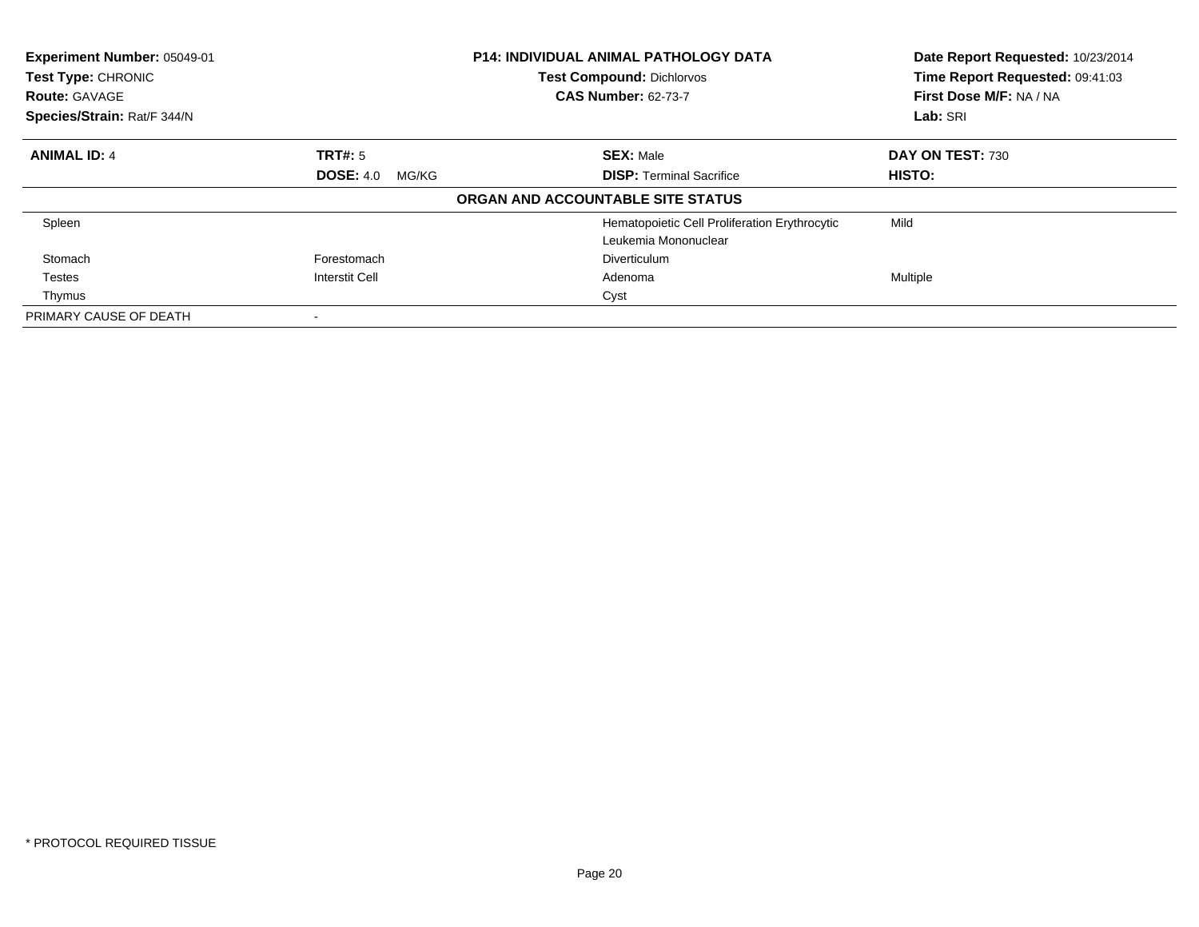**Experiment Number:** 05049-01
**Test Type:** CHRONIC
**Route:** GAVAGE
**Species/Strain:** Rat/F 344/N

**P14: INDIVIDUAL ANIMAL PATHOLOGY DATA**
**Test Compound:** Dichlorvos
**CAS Number:** 62-73-7

**Date Report Requested:** 10/23/2014
**Time Report Requested:** 09:41:03
**First Dose M/F:** NA / NA
**Lab:** SRI

| **ANIMAL ID:** 4 | **TRT#:** 5 | **SEX:** Male | **DAY ON TEST:** 730 |
|---|---|---|---|
| | **DOSE:** 4.0 MG/KG | **DISP:** Terminal Sacrifice | **HISTO:** |

**ORGAN AND ACCOUNTABLE SITE STATUS**

| | | | |
|---|---|---|---|
| Spleen | | Hematopoietic Cell Proliferation Erythrocytic | Mild |
| | | Leukemia Mononuclear | |
| Stomach | Forestomach | Diverticulum | |
| Testes | Interstit Cell | Adenoma | Multiple |
| Thymus | | Cyst | |
| PRIMARY CAUSE OF DEATH | - | | |

\* PROTOCOL REQUIRED TISSUE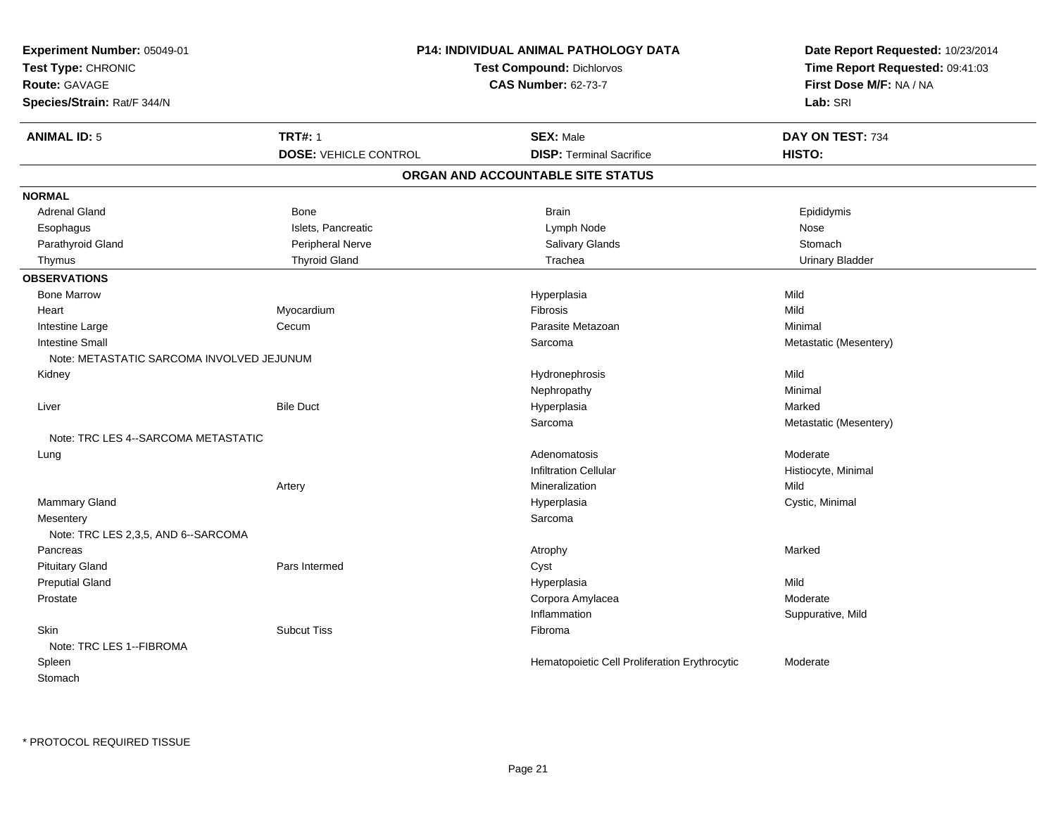**Experiment Number:** 05049-01
**Test Type:** CHRONIC
**Route:** GAVAGE
**Species/Strain:** Rat/F 344/N

**P14: INDIVIDUAL ANIMAL PATHOLOGY DATA**
**Test Compound:** Dichlorvos
**CAS Number:** 62-73-7

**Date Report Requested:** 10/23/2014
**Time Report Requested:** 09:41:03
**First Dose M/F:** NA / NA
**Lab:** SRI

| **ANIMAL ID:** 5 | **TRT#:** 1 | **SEX:** Male | **DAY ON TEST:** 734 |
|---|---|---|---|
| | **DOSE:** VEHICLE CONTROL | **DISP:** Terminal Sacrifice | **HISTO:** |

## ORGAN AND ACCOUNTABLE SITE STATUS

**NORMAL**

| | | | |
|---|---|---|---|
| Adrenal Gland | Bone | Brain | Epididymis |
| Esophagus | Islets, Pancreatic | Lymph Node | Nose |
| Parathyroid Gland | Peripheral Nerve | Salivary Glands | Stomach |
| Thymus | Thyroid Gland | Trachea | Urinary Bladder |

**OBSERVATIONS**

| | | | |
|---|---|---|---|
| Bone Marrow | | Hyperplasia | Mild |
| Heart | Myocardium | Fibrosis | Mild |
| Intestine Large | Cecum | Parasite Metazoan | Minimal |
| Intestine Small | | Sarcoma | Metastatic (Mesentery) |
| Note: METASTATIC SARCOMA INVOLVED JEJUNUM | | | |
| Kidney | | Hydronephrosis | Mild |
| | | Nephropathy | Minimal |
| Liver | Bile Duct | Hyperplasia | Marked |
| | | Sarcoma | Metastatic (Mesentery) |
| Note: TRC LES 4--SARCOMA METASTATIC | | | |
| Lung | | Adenomatosis | Moderate |
| | | Infiltration Cellular | Histiocyte, Minimal |
| | Artery | Mineralization | Mild |
| Mammary Gland | | Hyperplasia | Cystic, Minimal |
| Mesentery | | Sarcoma | |
| Note: TRC LES 2,3,5, AND 6--SARCOMA | | | |
| Pancreas | | Atrophy | Marked |
| Pituitary Gland | Pars Intermed | Cyst | |
| Preputial Gland | | Hyperplasia | Mild |
| Prostate | | Corpora Amylacea | Moderate |
| | | Inflammation | Suppurative, Mild |
| Skin | Subcut Tiss | Fibroma | |
| Note: TRC LES 1--FIBROMA | | | |
| Spleen | | Hematopoietic Cell Proliferation Erythrocytic | Moderate |
| Stomach | | | |

* PROTOCOL REQUIRED TISSUE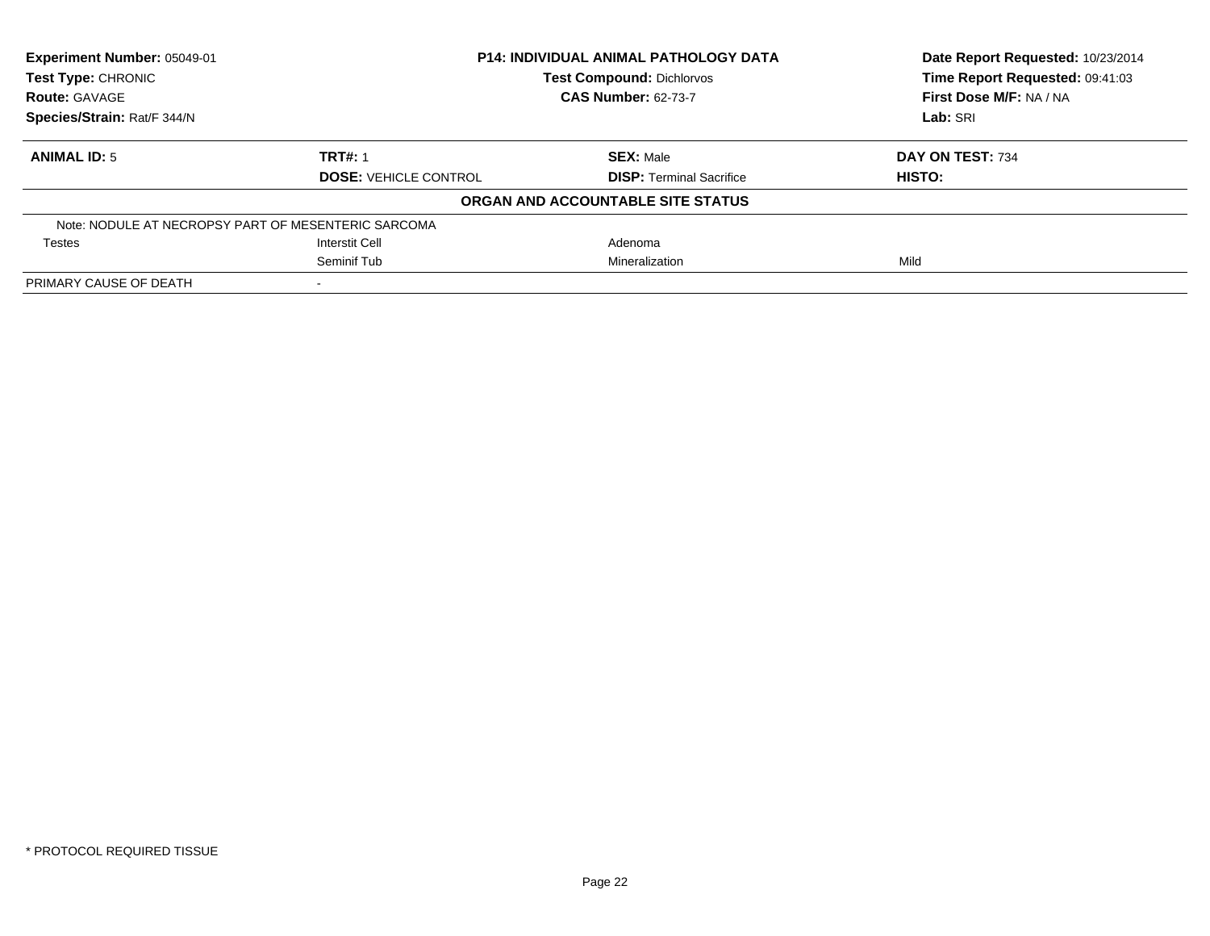**Experiment Number:** 05049-01
**Test Type:** CHRONIC
**Route:** GAVAGE
**Species/Strain:** Rat/F 344/N

**P14: INDIVIDUAL ANIMAL PATHOLOGY DATA**
**Test Compound:** Dichlorvos
**CAS Number:** 62-73-7

**Date Report Requested:** 10/23/2014
**Time Report Requested:** 09:41:03
**First Dose M/F:** NA / NA
**Lab:** SRI

| **ANIMAL ID:** 5 | **TRT#:** 1 | **SEX:** Male | **DAY ON TEST:** 734 |
|---|---|---|---|
| | **DOSE:** VEHICLE CONTROL | **DISP:** Terminal Sacrifice | **HISTO:** |

**ORGAN AND ACCOUNTABLE SITE STATUS**

| | | | |
|---|---|---|---|
| Note: NODULE AT NECROPSY PART OF MESENTERIC SARCOMA | | | |
| Testes | Interstit Cell | Adenoma | |
| | Seminif Tub | Mineralization | Mild |
| PRIMARY CAUSE OF DEATH | - | | |

\* PROTOCOL REQUIRED TISSUE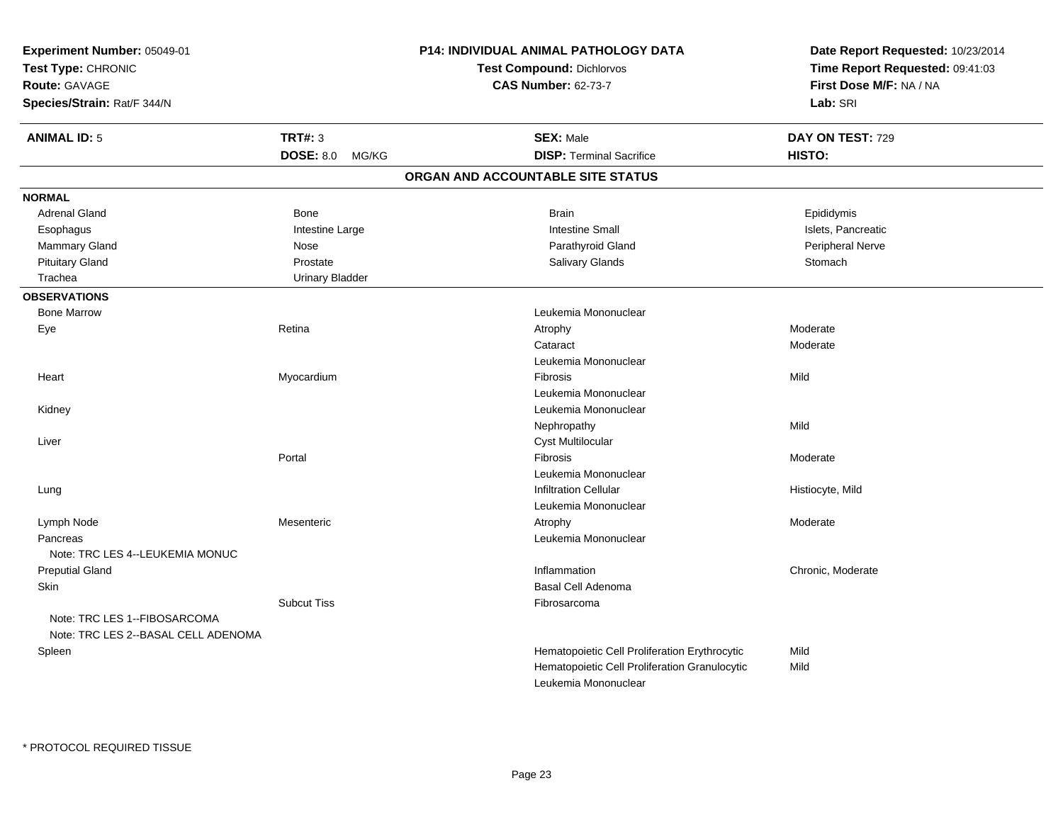**Experiment Number:** 05049-01
**Test Type:** CHRONIC
**Route:** GAVAGE
**Species/Strain:** Rat/F 344/N

**P14: INDIVIDUAL ANIMAL PATHOLOGY DATA**
**Test Compound:** Dichlorvos
**CAS Number:** 62-73-7

**Date Report Requested:** 10/23/2014
**Time Report Requested:** 09:41:03
**First Dose M/F:** NA / NA
**Lab:** SRI

| **ANIMAL ID:** 5 | **TRT#:** 3 | **SEX:** Male | **DAY ON TEST:** 729 |
|---|---|---|---|
| | **DOSE:** 8.0 MG/KG | **DISP:** Terminal Sacrifice | **HISTO:** |

## ORGAN AND ACCOUNTABLE SITE STATUS

**NORMAL**

| | | | |
|---|---|---|---|
| Adrenal Gland | Bone | Brain | Epididymis |
| Esophagus | Intestine Large | Intestine Small | Islets, Pancreatic |
| Mammary Gland | Nose | Parathyroid Gland | Peripheral Nerve |
| Pituitary Gland | Prostate | Salivary Glands | Stomach |
| Trachea | Urinary Bladder | | |

**OBSERVATIONS**

| | | | |
|---|---|---|---|
| Bone Marrow | | Leukemia Mononuclear | |
| Eye | Retina | Atrophy | Moderate |
| | | Cataract | Moderate |
| | | Leukemia Mononuclear | |
| Heart | Myocardium | Fibrosis | Mild |
| | | Leukemia Mononuclear | |
| Kidney | | Leukemia Mononuclear | |
| | | Nephropathy | Mild |
| Liver | | Cyst Multilocular | |
| | Portal | Fibrosis | Moderate |
| | | Leukemia Mononuclear | |
| Lung | | Infiltration Cellular | Histiocyte, Mild |
| | | Leukemia Mononuclear | |
| Lymph Node | Mesenteric | Atrophy | Moderate |
| Pancreas | | Leukemia Mononuclear | |
| Note: TRC LES 4--LEUKEMIA MONUC | | | |
| Preputial Gland | | Inflammation | Chronic, Moderate |
| Skin | | Basal Cell Adenoma | |
| | Subcut Tiss | Fibrosarcoma | |
| Note: TRC LES 1--FIBOSARCOMA | | | |
| Note: TRC LES 2--BASAL CELL ADENOMA | | | |
| Spleen | | Hematopoietic Cell Proliferation Erythrocytic | Mild |
| | | Hematopoietic Cell Proliferation Granulocytic | Mild |
| | | Leukemia Mononuclear | |

* PROTOCOL REQUIRED TISSUE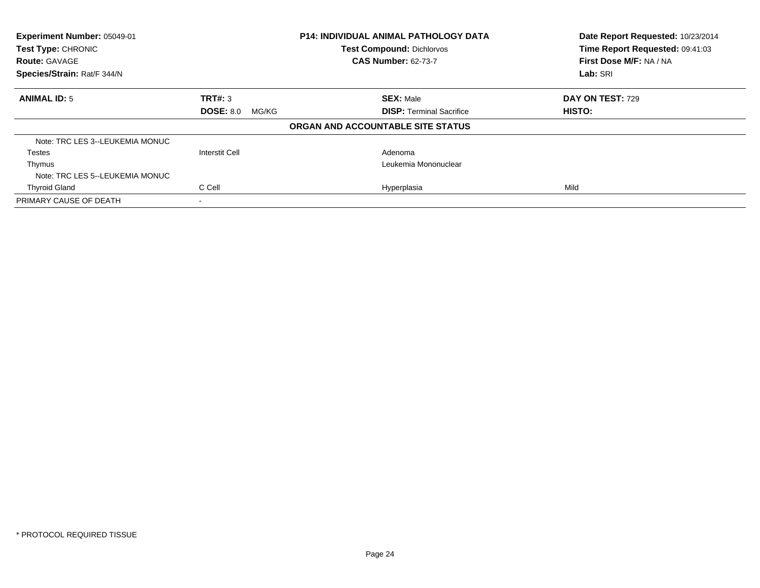| Experiment Number: 05049-01 | P14: INDIVIDUAL ANIMAL PATHOLOGY DATA | Date Report Requested: 10/23/2014 |
|---|---|---|
| Test Type: CHRONIC | Test Compound: Dichlorvos | Time Report Requested: 09:41:03 |
| Route: GAVAGE | CAS Number: 62-73-7 | First Dose M/F: NA / NA |
| Species/Strain: Rat/F 344/N | | Lab: SRI |

| ANIMAL ID: 5 | TRT#: 3 | SEX: Male | DAY ON TEST: 729 |
|---|---|---|---|
| | DOSE: 8.0 MG/KG | DISP: Terminal Sacrifice | HISTO: |

**ORGAN AND ACCOUNTABLE SITE STATUS**

| | | | |
|---|---|---|---|
| Note: TRC LES 3--LEUKEMIA MONUC | | | |
| Testes | Interstit Cell | Adenoma | |
| Thymus | | Leukemia Mononuclear | |
| Note: TRC LES 5--LEUKEMIA MONUC | | | |
| Thyroid Gland | C Cell | Hyperplasia | Mild |
| PRIMARY CAUSE OF DEATH | - | | |

* PROTOCOL REQUIRED TISSUE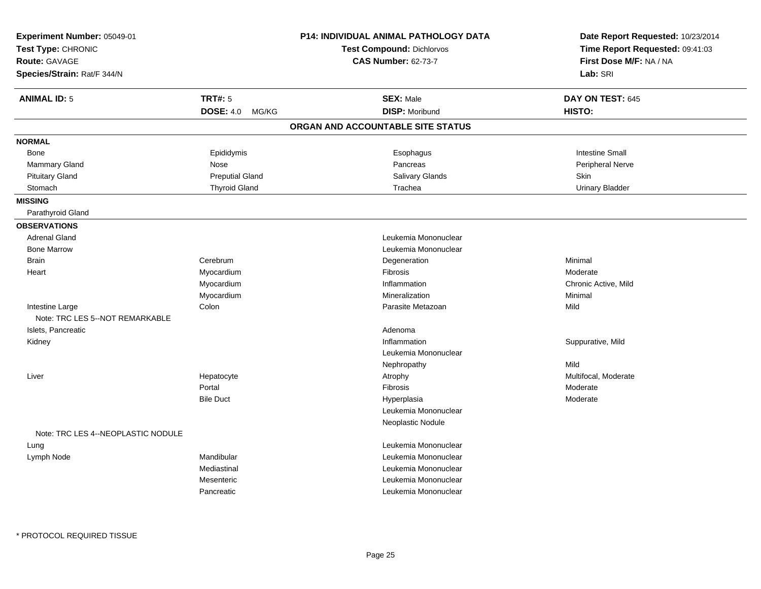**Experiment Number:** 05049-01
**Test Type:** CHRONIC
**Route:** GAVAGE
**Species/Strain:** Rat/F 344/N

**P14: INDIVIDUAL ANIMAL PATHOLOGY DATA**
**Test Compound:** Dichlorvos
**CAS Number:** 62-73-7

**Date Report Requested:** 10/23/2014
**Time Report Requested:** 09:41:03
**First Dose M/F:** NA / NA
**Lab:** SRI

| **ANIMAL ID:** 5 | **TRT#:** 5 | **SEX:** Male | **DAY ON TEST:** 645 |
|---|---|---|---|
| | **DOSE:** 4.0 MG/KG | **DISP:** Moribund | **HISTO:** |

## ORGAN AND ACCOUNTABLE SITE STATUS

| | | | |
|---|---|---|---|
| **NORMAL** | | | |
| Bone | Epididymis | Esophagus | Intestine Small |
| Mammary Gland | Nose | Pancreas | Peripheral Nerve |
| Pituitary Gland | Preputial Gland | Salivary Glands | Skin |
| Stomach | Thyroid Gland | Trachea | Urinary Bladder |
| **MISSING** | | | |
| Parathyroid Gland | | | |
| **OBSERVATIONS** | | | |
| Adrenal Gland | | Leukemia Mononuclear | |
| Bone Marrow | | Leukemia Mononuclear | |
| Brain | Cerebrum | Degeneration | Minimal |
| Heart | Myocardium | Fibrosis | Moderate |
| | Myocardium | Inflammation | Chronic Active, Mild |
| | Myocardium | Mineralization | Minimal |
| Intestine Large | Colon | Parasite Metazoan | Mild |
| Note: TRC LES 5--NOT REMARKABLE | | | |
| Islets, Pancreatic | | Adenoma | |
| Kidney | | Inflammation | Suppurative, Mild |
| | | Leukemia Mononuclear | |
| | | Nephropathy | Mild |
| Liver | Hepatocyte | Atrophy | Multifocal, Moderate |
| | Portal | Fibrosis | Moderate |
| | Bile Duct | Hyperplasia | Moderate |
| | | Leukemia Mononuclear | |
| | | Neoplastic Nodule | |
| Note: TRC LES 4--NEOPLASTIC NODULE | | | |
| Lung | | Leukemia Mononuclear | |
| Lymph Node | Mandibular | Leukemia Mononuclear | |
| | Mediastinal | Leukemia Mononuclear | |
| | Mesenteric | Leukemia Mononuclear | |
| | Pancreatic | Leukemia Mononuclear | |

* PROTOCOL REQUIRED TISSUE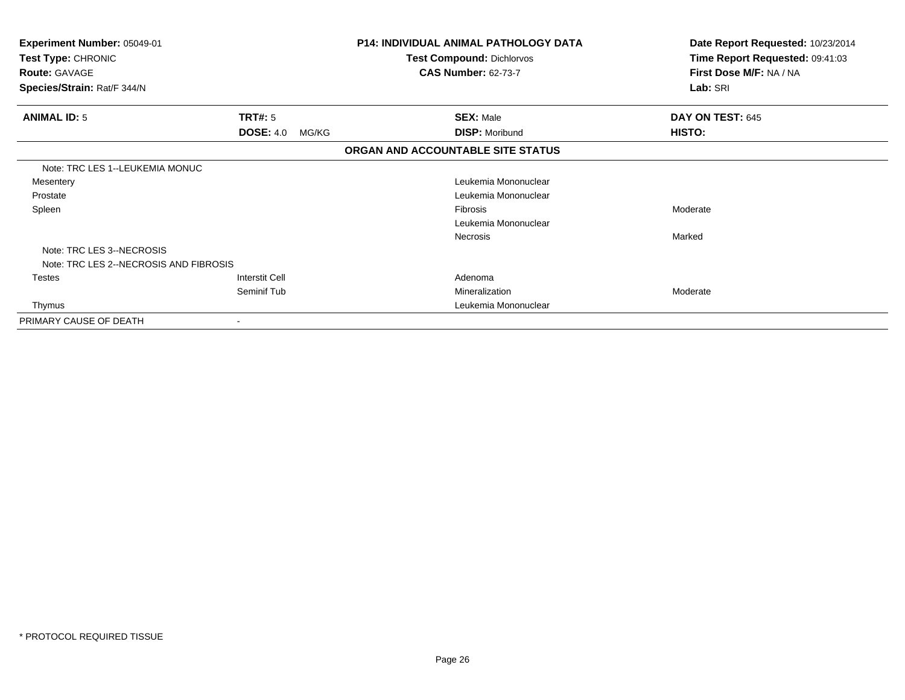**Experiment Number:** 05049-01
**Test Type:** CHRONIC
**Route:** GAVAGE
**Species/Strain:** Rat/F 344/N

**P14: INDIVIDUAL ANIMAL PATHOLOGY DATA**
**Test Compound:** Dichlorvos
**CAS Number:** 62-73-7

**Date Report Requested:** 10/23/2014
**Time Report Requested:** 09:41:03
**First Dose M/F:** NA / NA
**Lab:** SRI

| **ANIMAL ID:** 5 | **TRT#:** 5 | **SEX:** Male | **DAY ON TEST:** 645 |
|---|---|---|---|
| | **DOSE:** 4.0 MG/KG | **DISP:** Moribund | **HISTO:** |

**ORGAN AND ACCOUNTABLE SITE STATUS**

| | | | |
|---|---|---|---|
| Note: TRC LES 1--LEUKEMIA MONUC | | | |
| Mesentery | | Leukemia Mononuclear | |
| Prostate | | Leukemia Mononuclear | |
| Spleen | | Fibrosis | Moderate |
| | | Leukemia Mononuclear | |
| | | Necrosis | Marked |
| Note: TRC LES 3--NECROSIS | | | |
| Note: TRC LES 2--NECROSIS AND FIBROSIS | | | |
| Testes | Interstit Cell | Adenoma | |
| | Seminif Tub | Mineralization | Moderate |
| Thymus | | Leukemia Mononuclear | |
| PRIMARY CAUSE OF DEATH | - | | |

* PROTOCOL REQUIRED TISSUE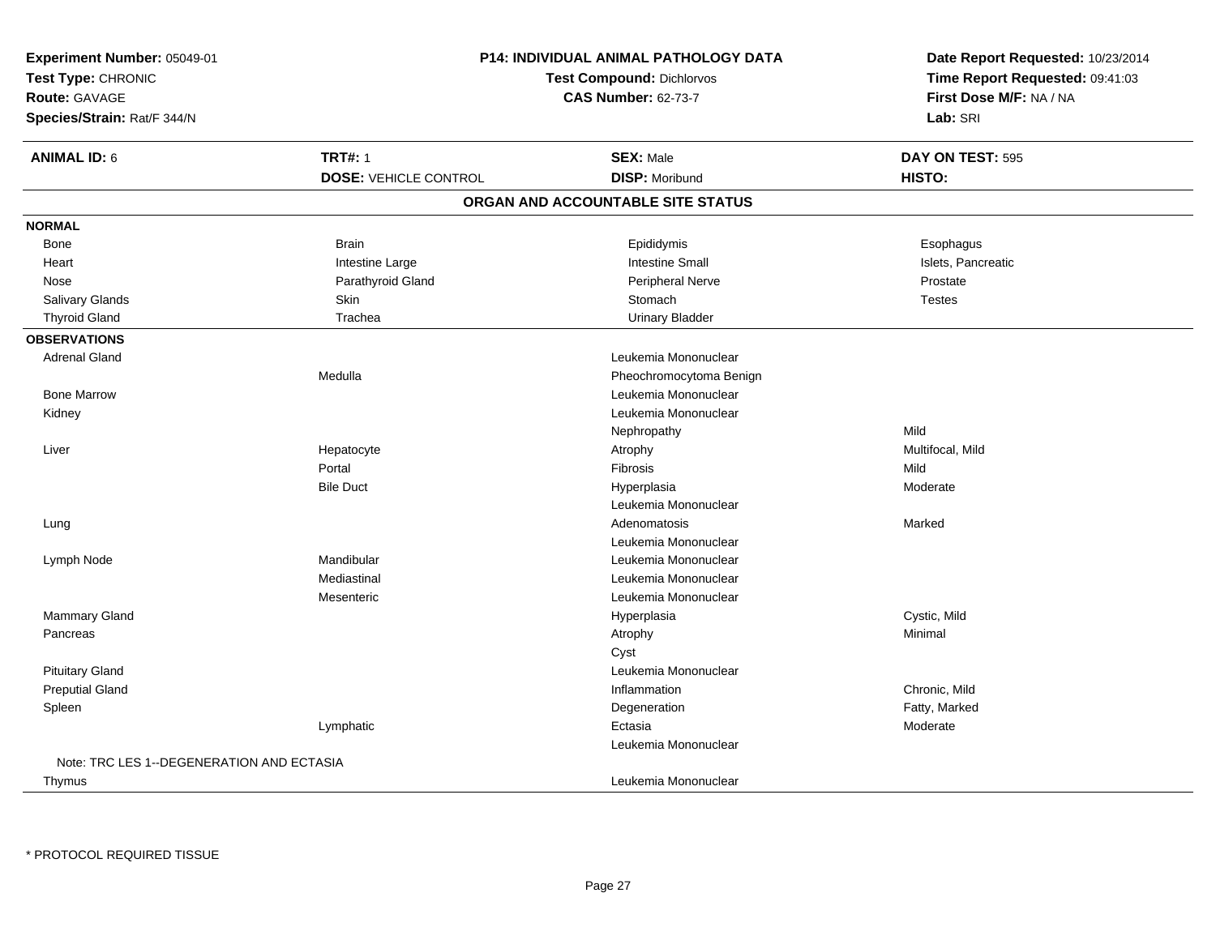**Experiment Number:** 05049-01
**Test Type:** CHRONIC
**Route:** GAVAGE
**Species/Strain:** Rat/F 344/N

**P14: INDIVIDUAL ANIMAL PATHOLOGY DATA**
**Test Compound:** Dichlorvos
**CAS Number:** 62-73-7

**Date Report Requested:** 10/23/2014
**Time Report Requested:** 09:41:03
**First Dose M/F:** NA / NA
**Lab:** SRI

| **ANIMAL ID:** 6 | **TRT#:** 1 | **SEX:** Male | **DAY ON TEST:** 595 |
|---|---|---|---|
| | **DOSE:** VEHICLE CONTROL | **DISP:** Moribund | **HISTO:** |

## ORGAN AND ACCOUNTABLE SITE STATUS

**NORMAL**

| | | | |
|---|---|---|---|
| Bone | Brain | Epididymis | Esophagus |
| Heart | Intestine Large | Intestine Small | Islets, Pancreatic |
| Nose | Parathyroid Gland | Peripheral Nerve | Prostate |
| Salivary Glands | Skin | Stomach | Testes |
| Thyroid Gland | Trachea | Urinary Bladder | |

**OBSERVATIONS**

| | | | |
|---|---|---|---|
| Adrenal Gland | | Leukemia Mononuclear | |
| | Medulla | Pheochromocytoma Benign | |
| Bone Marrow | | Leukemia Mononuclear | |
| Kidney | | Leukemia Mononuclear | |
| | | Nephropathy | Mild |
| Liver | Hepatocyte | Atrophy | Multifocal, Mild |
| | Portal | Fibrosis | Mild |
| | Bile Duct | Hyperplasia | Moderate |
| | | Leukemia Mononuclear | |
| Lung | | Adenomatosis | Marked |
| | | Leukemia Mononuclear | |
| Lymph Node | Mandibular | Leukemia Mononuclear | |
| | Mediastinal | Leukemia Mononuclear | |
| | Mesenteric | Leukemia Mononuclear | |
| Mammary Gland | | Hyperplasia | Cystic, Mild |
| Pancreas | | Atrophy | Minimal |
| | | Cyst | |
| Pituitary Gland | | Leukemia Mononuclear | |
| Preputial Gland | | Inflammation | Chronic, Mild |
| Spleen | | Degeneration | Fatty, Marked |
| | Lymphatic | Ectasia | Moderate |
| | | Leukemia Mononuclear | |
| Note: TRC LES 1--DEGENERATION AND ECTASIA | | | |
| Thymus | | Leukemia Mononuclear | |

\* PROTOCOL REQUIRED TISSUE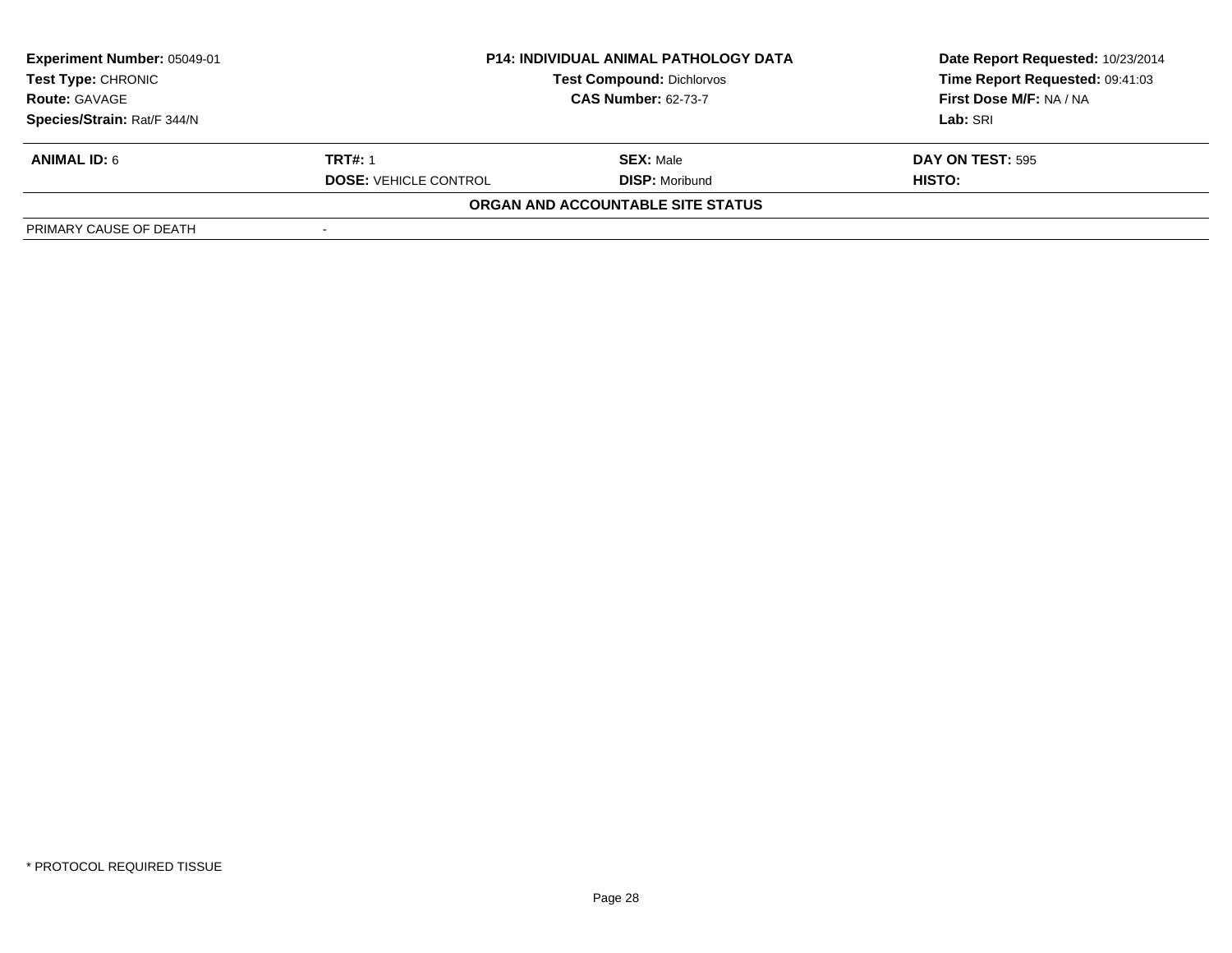| Experiment Number: 05049-01 | P14: INDIVIDUAL ANIMAL PATHOLOGY DATA | Date Report Requested: 10/23/2014 |
|---|---|---|
| Test Type: CHRONIC | Test Compound: Dichlorvos | Time Report Requested: 09:41:03 |
| Route: GAVAGE | CAS Number: 62-73-7 | First Dose M/F: NA / NA |
| Species/Strain: Rat/F 344/N | | Lab: SRI |

| ANIMAL ID: 6 | TRT#: 1 | SEX: Male | DAY ON TEST: 595 |
|---|---|---|---|
| | DOSE: VEHICLE CONTROL | DISP: Moribund | HISTO: |

**ORGAN AND ACCOUNTABLE SITE STATUS**

| PRIMARY CAUSE OF DEATH | - |
|---|---|

* PROTOCOL REQUIRED TISSUE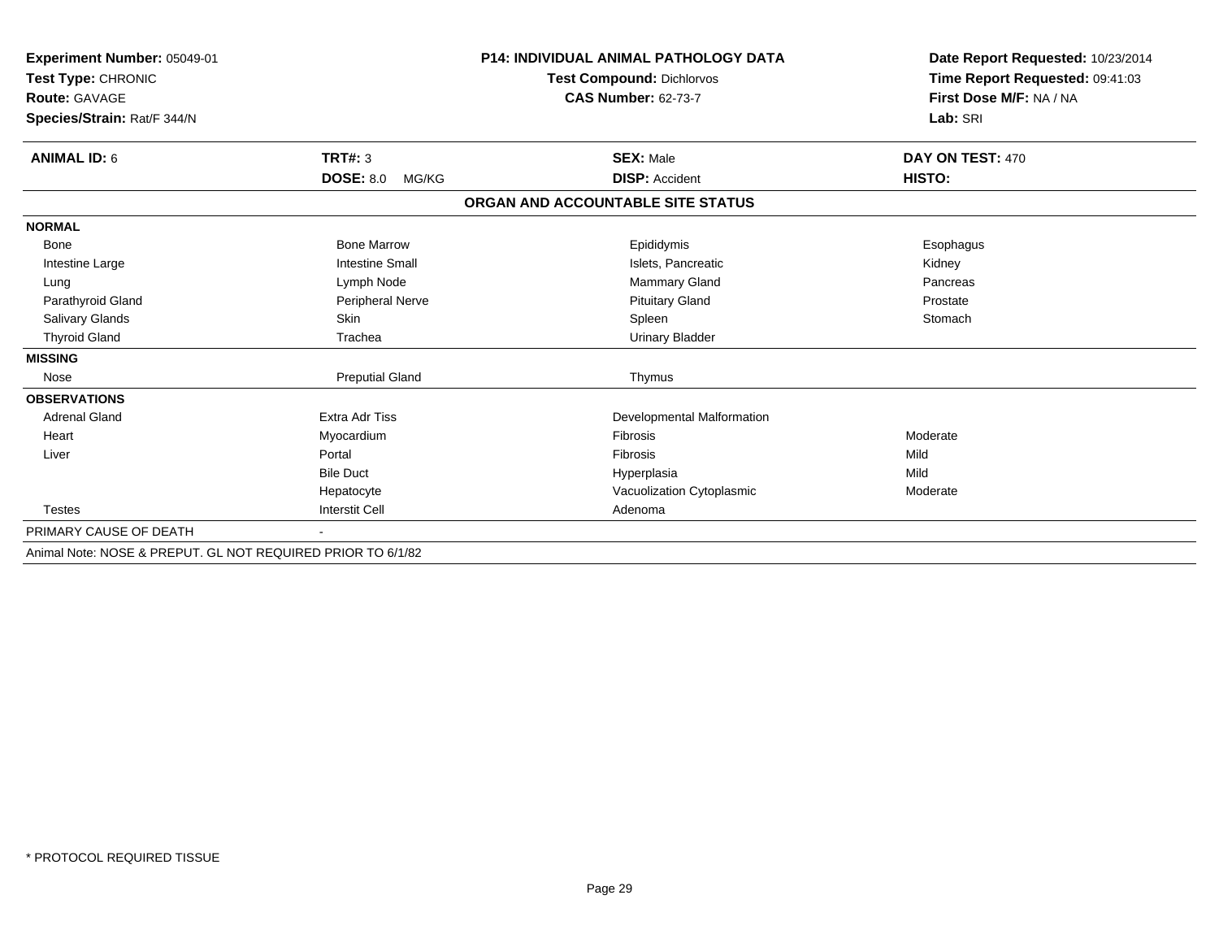**Experiment Number:** 05049-01
**Test Type:** CHRONIC
**Route:** GAVAGE
**Species/Strain:** Rat/F 344/N

**P14: INDIVIDUAL ANIMAL PATHOLOGY DATA**
**Test Compound:** Dichlorvos
**CAS Number:** 62-73-7

**Date Report Requested:** 10/23/2014
**Time Report Requested:** 09:41:03
**First Dose M/F:** NA / NA
**Lab:** SRI

| **ANIMAL ID:** 6 | **TRT#:** 3 | **SEX:** Male | **DAY ON TEST:** 470 |
|---|---|---|---|
| | **DOSE:** 8.0 MG/KG | **DISP:** Accident | **HISTO:** |

**ORGAN AND ACCOUNTABLE SITE STATUS**

| | | | |
|---|---|---|---|
| **NORMAL** | | | |
| Bone | Bone Marrow | Epididymis | Esophagus |
| Intestine Large | Intestine Small | Islets, Pancreatic | Kidney |
| Lung | Lymph Node | Mammary Gland | Pancreas |
| Parathyroid Gland | Peripheral Nerve | Pituitary Gland | Prostate |
| Salivary Glands | Skin | Spleen | Stomach |
| Thyroid Gland | Trachea | Urinary Bladder | |
| **MISSING** | | | |
| Nose | Preputial Gland | Thymus | |
| **OBSERVATIONS** | | | |
| Adrenal Gland | Extra Adr Tiss | Developmental Malformation | |
| Heart | Myocardium | Fibrosis | Moderate |
| Liver | Portal | Fibrosis | Mild |
| | Bile Duct | Hyperplasia | Mild |
| | Hepatocyte | Vacuolization Cytoplasmic | Moderate |
| Testes | Interstit Cell | Adenoma | |
| PRIMARY CAUSE OF DEATH | - | | |

Animal Note: NOSE & PREPUT. GL NOT REQUIRED PRIOR TO 6/1/82

* PROTOCOL REQUIRED TISSUE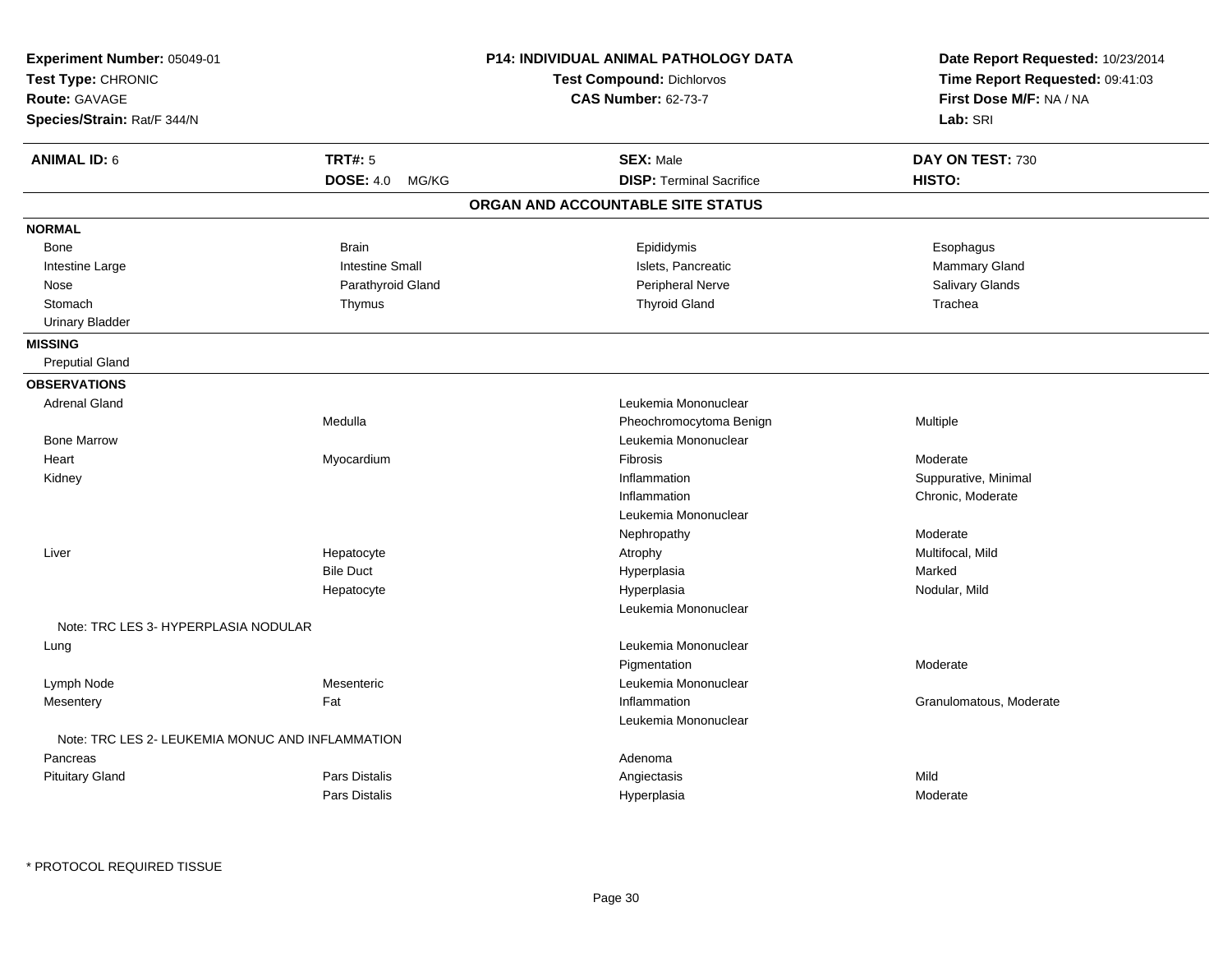**Experiment Number:** 05049-01
**Test Type:** CHRONIC
**Route:** GAVAGE
**Species/Strain:** Rat/F 344/N

**P14: INDIVIDUAL ANIMAL PATHOLOGY DATA**
**Test Compound:** Dichlorvos
**CAS Number:** 62-73-7

**Date Report Requested:** 10/23/2014
**Time Report Requested:** 09:41:03
**First Dose M/F:** NA / NA
**Lab:** SRI

| **ANIMAL ID:** 6 | **TRT#:** 5 | **SEX:** Male | **DAY ON TEST:** 730 |
|---|---|---|---|
| | **DOSE:** 4.0 MG/KG | **DISP:** Terminal Sacrifice | **HISTO:** |

## ORGAN AND ACCOUNTABLE SITE STATUS

**NORMAL**

| | | | |
|---|---|---|---|
| Bone | Brain | Epididymis | Esophagus |
| Intestine Large | Intestine Small | Islets, Pancreatic | Mammary Gland |
| Nose | Parathyroid Gland | Peripheral Nerve | Salivary Glands |
| Stomach | Thymus | Thyroid Gland | Trachea |
| Urinary Bladder | | | |

**MISSING**

Preputial Gland

**OBSERVATIONS**

| Organ | Site | Observation | Qualifier |
|---|---|---|---|
| Adrenal Gland | | Leukemia Mononuclear | |
| | Medulla | Pheochromocytoma Benign | Multiple |
| Bone Marrow | | Leukemia Mononuclear | |
| Heart | Myocardium | Fibrosis | Moderate |
| Kidney | | Inflammation | Suppurative, Minimal |
| | | Inflammation | Chronic, Moderate |
| | | Leukemia Mononuclear | |
| | | Nephropathy | Moderate |
| Liver | Hepatocyte | Atrophy | Multifocal, Mild |
| | Bile Duct | Hyperplasia | Marked |
| | Hepatocyte | Hyperplasia | Nodular, Mild |
| | | Leukemia Mononuclear | |
| Note: TRC LES 3- HYPERPLASIA NODULAR | | | |
| Lung | | Leukemia Mononuclear | |
| | | Pigmentation | Moderate |
| Lymph Node | Mesenteric | Leukemia Mononuclear | |
| Mesentery | Fat | Inflammation | Granulomatous, Moderate |
| | | Leukemia Mononuclear | |
| Note: TRC LES 2- LEUKEMIA MONUC AND INFLAMMATION | | | |
| Pancreas | | Adenoma | |
| Pituitary Gland | Pars Distalis | Angiectasis | Mild |
| | Pars Distalis | Hyperplasia | Moderate |

* PROTOCOL REQUIRED TISSUE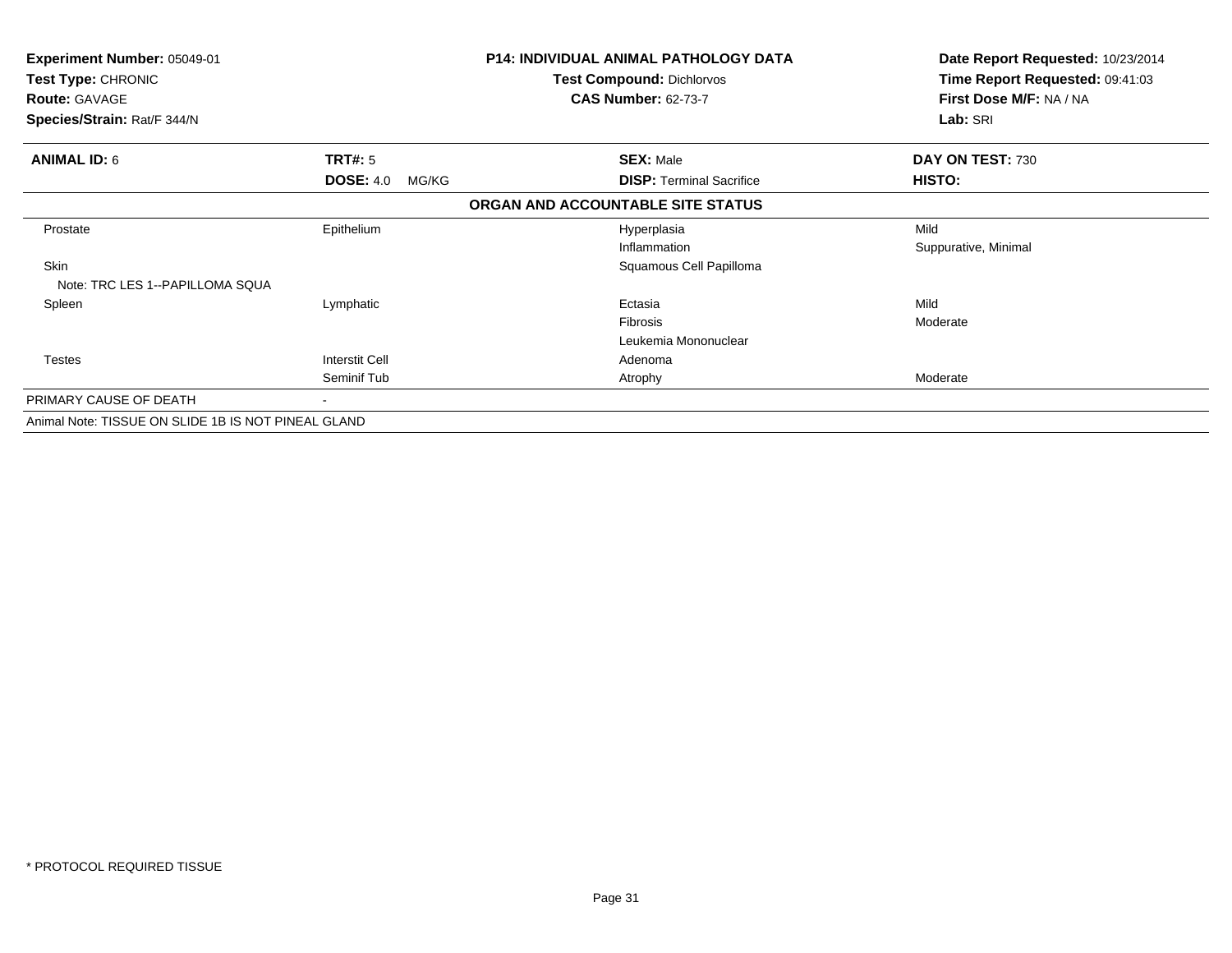**Experiment Number:** 05049-01
**Test Type:** CHRONIC
**Route:** GAVAGE
**Species/Strain:** Rat/F 344/N

**P14: INDIVIDUAL ANIMAL PATHOLOGY DATA**
**Test Compound:** Dichlorvos
**CAS Number:** 62-73-7

**Date Report Requested:** 10/23/2014
**Time Report Requested:** 09:41:03
**First Dose M/F:** NA / NA
**Lab:** SRI

| **ANIMAL ID:** 6 | **TRT#:** 5 | **SEX:** Male | **DAY ON TEST:** 730 |
|---|---|---|---|
| | **DOSE:** 4.0 MG/KG | **DISP:** Terminal Sacrifice | **HISTO:** |

**ORGAN AND ACCOUNTABLE SITE STATUS**

| | | | |
|---|---|---|---|
| Prostate | Epithelium | Hyperplasia | Mild |
| | | Inflammation | Suppurative, Minimal |
| Skin | | Squamous Cell Papilloma | |
| Note: TRC LES 1--PAPILLOMA SQUA | | | |
| Spleen | Lymphatic | Ectasia | Mild |
| | | Fibrosis | Moderate |
| | | Leukemia Mononuclear | |
| Testes | Interstit Cell | Adenoma | |
| | Seminif Tub | Atrophy | Moderate |
| PRIMARY CAUSE OF DEATH | - | | |

Animal Note: TISSUE ON SLIDE 1B IS NOT PINEAL GLAND

* PROTOCOL REQUIRED TISSUE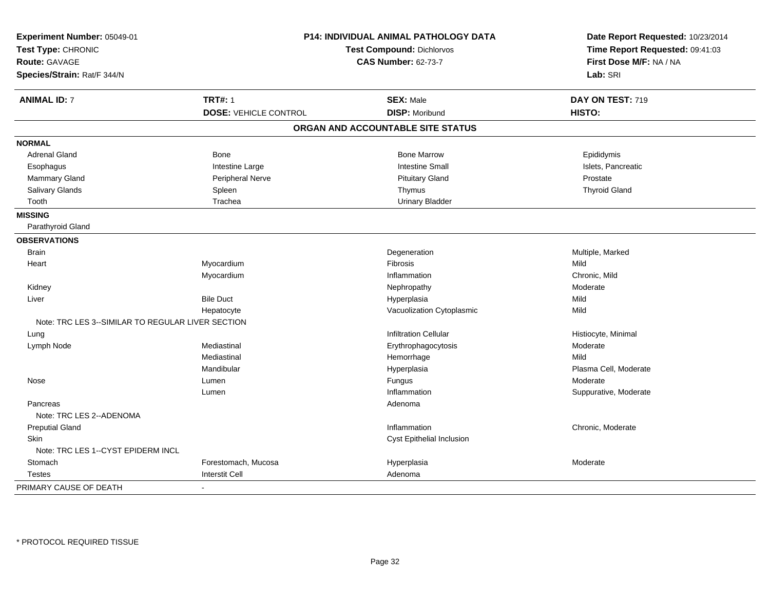**Experiment Number:** 05049-01
**Test Type:** CHRONIC
**Route:** GAVAGE
**Species/Strain:** Rat/F 344/N

**P14: INDIVIDUAL ANIMAL PATHOLOGY DATA**
**Test Compound:** Dichlorvos
**CAS Number:** 62-73-7

**Date Report Requested:** 10/23/2014
**Time Report Requested:** 09:41:03
**First Dose M/F:** NA / NA
**Lab:** SRI

| **ANIMAL ID:** 7 | **TRT#:** 1 | **SEX:** Male | **DAY ON TEST:** 719 |
|---|---|---|---|
| | **DOSE:** VEHICLE CONTROL | **DISP:** Moribund | **HISTO:** |

## ORGAN AND ACCOUNTABLE SITE STATUS

| | | | |
|---|---|---|---|
| **NORMAL** | | | |
| Adrenal Gland | Bone | Bone Marrow | Epididymis |
| Esophagus | Intestine Large | Intestine Small | Islets, Pancreatic |
| Mammary Gland | Peripheral Nerve | Pituitary Gland | Prostate |
| Salivary Glands | Spleen | Thymus | Thyroid Gland |
| Tooth | Trachea | Urinary Bladder | |
| **MISSING** | | | |
| Parathyroid Gland | | | |
| **OBSERVATIONS** | | | |
| Brain | | Degeneration | Multiple, Marked |
| Heart | Myocardium | Fibrosis | Mild |
| | Myocardium | Inflammation | Chronic, Mild |
| Kidney | | Nephropathy | Moderate |
| Liver | Bile Duct | Hyperplasia | Mild |
| | Hepatocyte | Vacuolization Cytoplasmic | Mild |
| Note: TRC LES 3--SIMILAR TO REGULAR LIVER SECTION | | | |
| Lung | | Infiltration Cellular | Histiocyte, Minimal |
| Lymph Node | Mediastinal | Erythrophagocytosis | Moderate |
| | Mediastinal | Hemorrhage | Mild |
| | Mandibular | Hyperplasia | Plasma Cell, Moderate |
| Nose | Lumen | Fungus | Moderate |
| | Lumen | Inflammation | Suppurative, Moderate |
| Pancreas | | Adenoma | |
| Note: TRC LES 2--ADENOMA | | | |
| Preputial Gland | | Inflammation | Chronic, Moderate |
| Skin | | Cyst Epithelial Inclusion | |
| Note: TRC LES 1--CYST EPIDERM INCL | | | |
| Stomach | Forestomach, Mucosa | Hyperplasia | Moderate |
| Testes | Interstit Cell | Adenoma | |
| PRIMARY CAUSE OF DEATH | - | | |

\* PROTOCOL REQUIRED TISSUE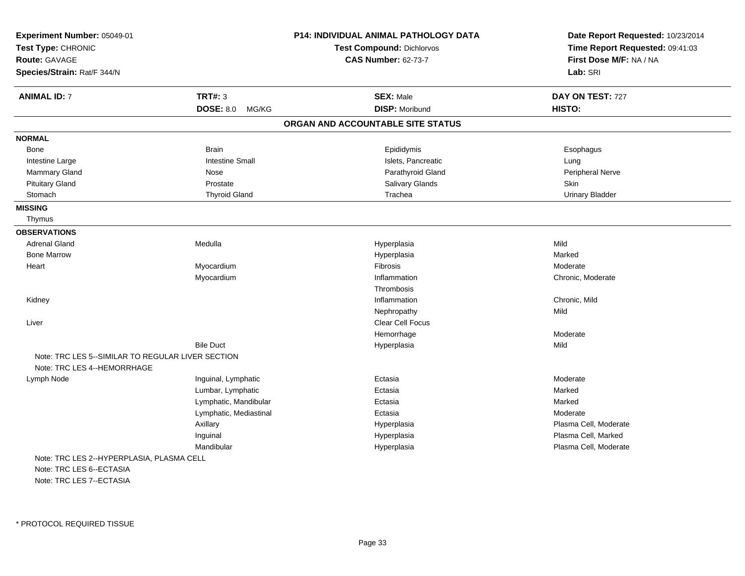**Experiment Number:** 05049-01
**Test Type:** CHRONIC
**Route:** GAVAGE
**Species/Strain:** Rat/F 344/N

**P14: INDIVIDUAL ANIMAL PATHOLOGY DATA**
**Test Compound:** Dichlorvos
**CAS Number:** 62-73-7

**Date Report Requested:** 10/23/2014
**Time Report Requested:** 09:41:03
**First Dose M/F:** NA / NA
**Lab:** SRI

| **ANIMAL ID:** 7 | **TRT#:** 3 | **SEX:** Male | **DAY ON TEST:** 727 |
|---|---|---|---|
| | **DOSE:** 8.0 MG/KG | **DISP:** Moribund | **HISTO:** |

## ORGAN AND ACCOUNTABLE SITE STATUS

**NORMAL**

| | | | |
|---|---|---|---|
| Bone | Brain | Epididymis | Esophagus |
| Intestine Large | Intestine Small | Islets, Pancreatic | Lung |
| Mammary Gland | Nose | Parathyroid Gland | Peripheral Nerve |
| Pituitary Gland | Prostate | Salivary Glands | Skin |
| Stomach | Thyroid Gland | Trachea | Urinary Bladder |

**MISSING**

Thymus

**OBSERVATIONS**

| | | | |
|---|---|---|---|
| Adrenal Gland | Medulla | Hyperplasia | Mild |
| Bone Marrow | | Hyperplasia | Marked |
| Heart | Myocardium | Fibrosis | Moderate |
| | Myocardium | Inflammation | Chronic, Moderate |
| | | Thrombosis | |
| Kidney | | Inflammation | Chronic, Mild |
| | | Nephropathy | Mild |
| Liver | | Clear Cell Focus | |
| | | Hemorrhage | Moderate |
| | Bile Duct | Hyperplasia | Mild |

Note: TRC LES 5--SIMILAR TO REGULAR LIVER SECTION
Note: TRC LES 4--HEMORRHAGE

| | | | |
|---|---|---|---|
| Lymph Node | Inguinal, Lymphatic | Ectasia | Moderate |
| | Lumbar, Lymphatic | Ectasia | Marked |
| | Lymphatic, Mandibular | Ectasia | Marked |
| | Lymphatic, Mediastinal | Ectasia | Moderate |
| | Axillary | Hyperplasia | Plasma Cell, Moderate |
| | Inguinal | Hyperplasia | Plasma Cell, Marked |
| | Mandibular | Hyperplasia | Plasma Cell, Moderate |

Note: TRC LES 2--HYPERPLASIA, PLASMA CELL
Note: TRC LES 6--ECTASIA
Note: TRC LES 7--ECTASIA

* PROTOCOL REQUIRED TISSUE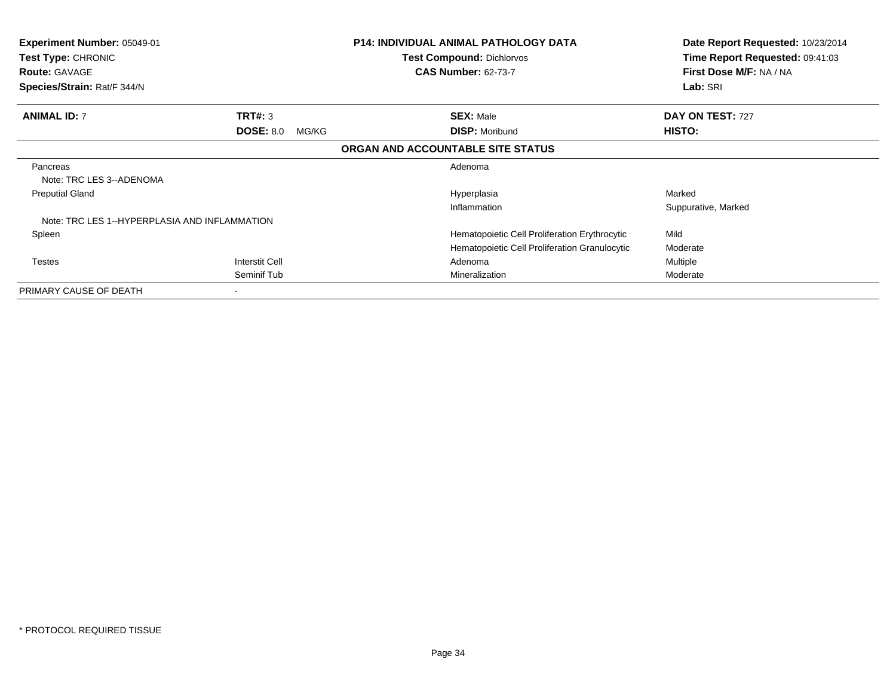**Experiment Number:** 05049-01
**Test Type:** CHRONIC
**Route:** GAVAGE
**Species/Strain:** Rat/F 344/N

**P14: INDIVIDUAL ANIMAL PATHOLOGY DATA**
**Test Compound:** Dichlorvos
**CAS Number:** 62-73-7

**Date Report Requested:** 10/23/2014
**Time Report Requested:** 09:41:03
**First Dose M/F:** NA / NA
**Lab:** SRI

| **ANIMAL ID:** 7 | **TRT#:** 3 | **SEX:** Male | **DAY ON TEST:** 727 |
|---|---|---|---|
| | **DOSE:** 8.0 MG/KG | **DISP:** Moribund | **HISTO:** |

**ORGAN AND ACCOUNTABLE SITE STATUS**

| Organ | Site | Finding | Severity |
|---|---|---|---|
| Pancreas | | Adenoma | |
| Note: TRC LES 3--ADENOMA | | | |
| Preputial Gland | | Hyperplasia | Marked |
| | | Inflammation | Suppurative, Marked |
| Note: TRC LES 1--HYPERPLASIA AND INFLAMMATION | | | |
| Spleen | | Hematopoietic Cell Proliferation Erythrocytic | Mild |
| | | Hematopoietic Cell Proliferation Granulocytic | Moderate |
| Testes | Interstit Cell | Adenoma | Multiple |
| | Seminif Tub | Mineralization | Moderate |
| PRIMARY CAUSE OF DEATH | - | | |

* PROTOCOL REQUIRED TISSUE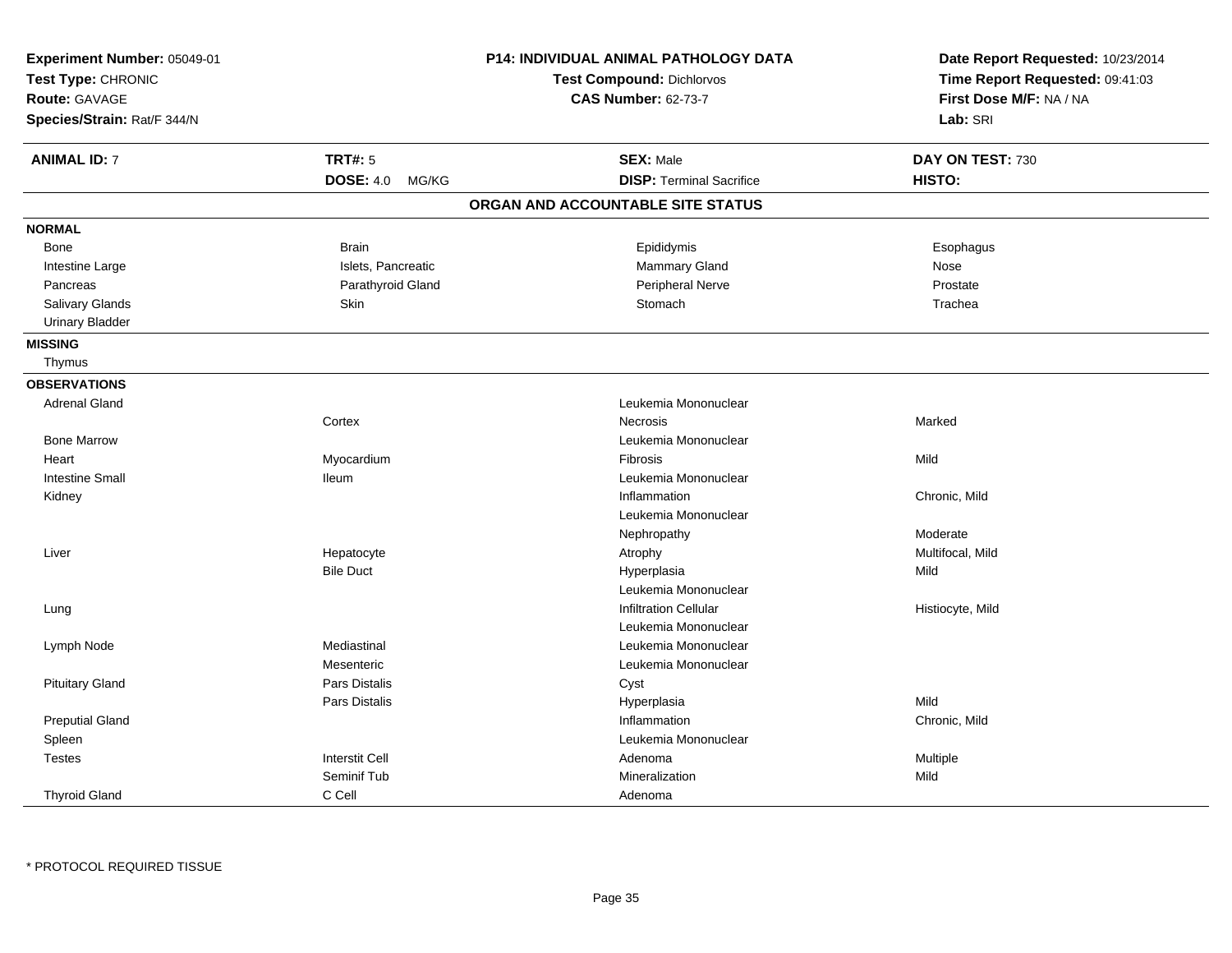**Experiment Number:** 05049-01
**Test Type:** CHRONIC
**Route:** GAVAGE
**Species/Strain:** Rat/F 344/N

**P14: INDIVIDUAL ANIMAL PATHOLOGY DATA**
**Test Compound:** Dichlorvos
**CAS Number:** 62-73-7

**Date Report Requested:** 10/23/2014
**Time Report Requested:** 09:41:03
**First Dose M/F:** NA / NA
**Lab:** SRI

| **ANIMAL ID:** 7 | **TRT#:** 5 | **SEX:** Male | **DAY ON TEST:** 730 |
|---|---|---|---|
| | **DOSE:** 4.0 MG/KG | **DISP:** Terminal Sacrifice | **HISTO:** |

## ORGAN AND ACCOUNTABLE SITE STATUS

**NORMAL**

| | | | |
|---|---|---|---|
| Bone | Brain | Epididymis | Esophagus |
| Intestine Large | Islets, Pancreatic | Mammary Gland | Nose |
| Pancreas | Parathyroid Gland | Peripheral Nerve | Prostate |
| Salivary Glands | Skin | Stomach | Trachea |
| Urinary Bladder | | | |

**MISSING**

Thymus

**OBSERVATIONS**

| Organ | Site | Observation | Qualifier |
|---|---|---|---|
| Adrenal Gland | | Leukemia Mononuclear | |
| | Cortex | Necrosis | Marked |
| Bone Marrow | | Leukemia Mononuclear | |
| Heart | Myocardium | Fibrosis | Mild |
| Intestine Small | Ileum | Leukemia Mononuclear | |
| Kidney | | Inflammation | Chronic, Mild |
| | | Leukemia Mononuclear | |
| | | Nephropathy | Moderate |
| Liver | Hepatocyte | Atrophy | Multifocal, Mild |
| | Bile Duct | Hyperplasia | Mild |
| | | Leukemia Mononuclear | |
| Lung | | Infiltration Cellular | Histiocyte, Mild |
| | | Leukemia Mononuclear | |
| Lymph Node | Mediastinal | Leukemia Mononuclear | |
| | Mesenteric | Leukemia Mononuclear | |
| Pituitary Gland | Pars Distalis | Cyst | |
| | Pars Distalis | Hyperplasia | Mild |
| Preputial Gland | | Inflammation | Chronic, Mild |
| Spleen | | Leukemia Mononuclear | |
| Testes | Interstit Cell | Adenoma | Multiple |
| | Seminif Tub | Mineralization | Mild |
| Thyroid Gland | C Cell | Adenoma | |

* PROTOCOL REQUIRED TISSUE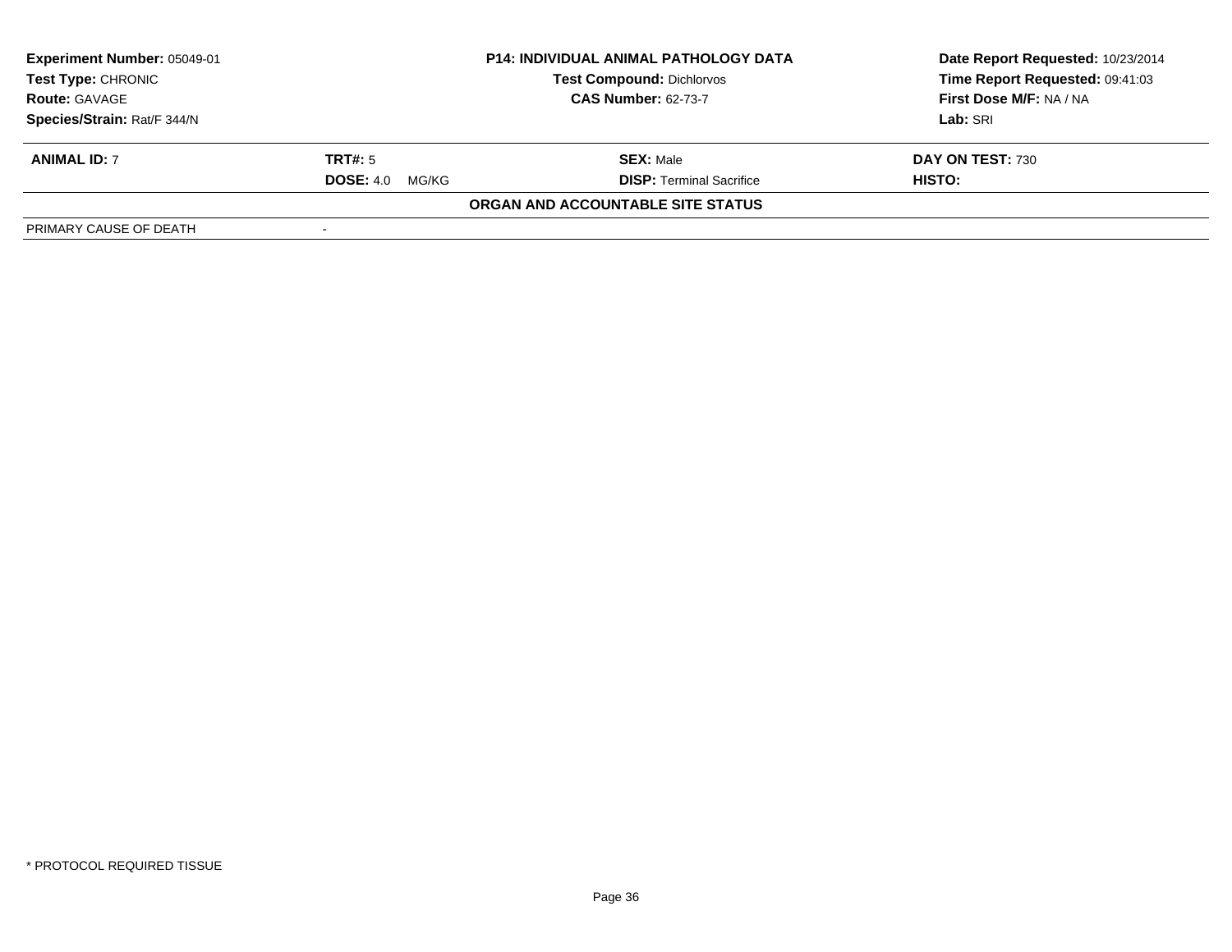**Experiment Number:** 05049-01
**Test Type:** CHRONIC
**Route:** GAVAGE
**Species/Strain:** Rat/F 344/N

**P14: INDIVIDUAL ANIMAL PATHOLOGY DATA**
**Test Compound:** Dichlorvos
**CAS Number:** 62-73-7

**Date Report Requested:** 10/23/2014
**Time Report Requested:** 09:41:03
**First Dose M/F:** NA / NA
**Lab:** SRI

| **ANIMAL ID:** 7 | **TRT#:** 5 | **SEX:** Male | **DAY ON TEST:** 730 |
|---|---|---|---|
| | **DOSE:** 4.0 MG/KG | **DISP:** Terminal Sacrifice | **HISTO:** |

**ORGAN AND ACCOUNTABLE SITE STATUS**

| | |
|---|---|
| PRIMARY CAUSE OF DEATH | - |

\* PROTOCOL REQUIRED TISSUE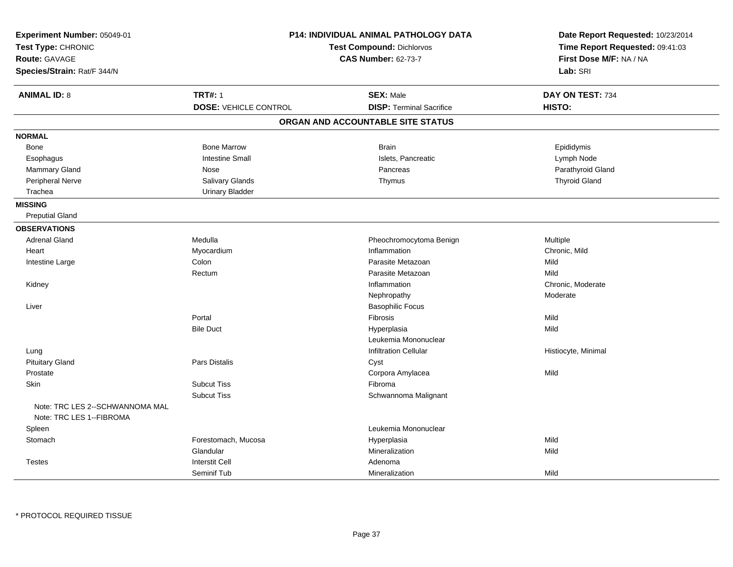**Experiment Number:** 05049-01
**Test Type:** CHRONIC
**Route:** GAVAGE
**Species/Strain:** Rat/F 344/N

**P14: INDIVIDUAL ANIMAL PATHOLOGY DATA**
**Test Compound:** Dichlorvos
**CAS Number:** 62-73-7

**Date Report Requested:** 10/23/2014
**Time Report Requested:** 09:41:03
**First Dose M/F:** NA / NA
**Lab:** SRI

| **ANIMAL ID:** 8 | **TRT#:** 1 | **SEX:** Male | **DAY ON TEST:** 734 |
|---|---|---|---|
| | **DOSE:** VEHICLE CONTROL | **DISP:** Terminal Sacrifice | **HISTO:** |

## ORGAN AND ACCOUNTABLE SITE STATUS

**NORMAL**

| | | | |
|---|---|---|---|
| Bone | Bone Marrow | Brain | Epididymis |
| Esophagus | Intestine Small | Islets, Pancreatic | Lymph Node |
| Mammary Gland | Nose | Pancreas | Parathyroid Gland |
| Peripheral Nerve | Salivary Glands | Thymus | Thyroid Gland |
| Trachea | Urinary Bladder | | |

**MISSING**

Preputial Gland

**OBSERVATIONS**

| | | | |
|---|---|---|---|
| Adrenal Gland | Medulla | Pheochromocytoma Benign | Multiple |
| Heart | Myocardium | Inflammation | Chronic, Mild |
| Intestine Large | Colon | Parasite Metazoan | Mild |
| | Rectum | Parasite Metazoan | Mild |
| Kidney | | Inflammation | Chronic, Moderate |
| | | Nephropathy | Moderate |
| Liver | | Basophilic Focus | |
| | Portal | Fibrosis | Mild |
| | Bile Duct | Hyperplasia | Mild |
| | | Leukemia Mononuclear | |
| Lung | | Infiltration Cellular | Histiocyte, Minimal |
| Pituitary Gland | Pars Distalis | Cyst | |
| Prostate | | Corpora Amylacea | Mild |
| Skin | Subcut Tiss | Fibroma | |
| | Subcut Tiss | Schwannoma Malignant | |
| Note: TRC LES 2--SCHWANNOMA MAL | | | |
| Note: TRC LES 1--FIBROMA | | | |
| Spleen | | Leukemia Mononuclear | |
| Stomach | Forestomach, Mucosa | Hyperplasia | Mild |
| | Glandular | Mineralization | Mild |
| Testes | Interstit Cell | Adenoma | |
| | Seminif Tub | Mineralization | Mild |

* PROTOCOL REQUIRED TISSUE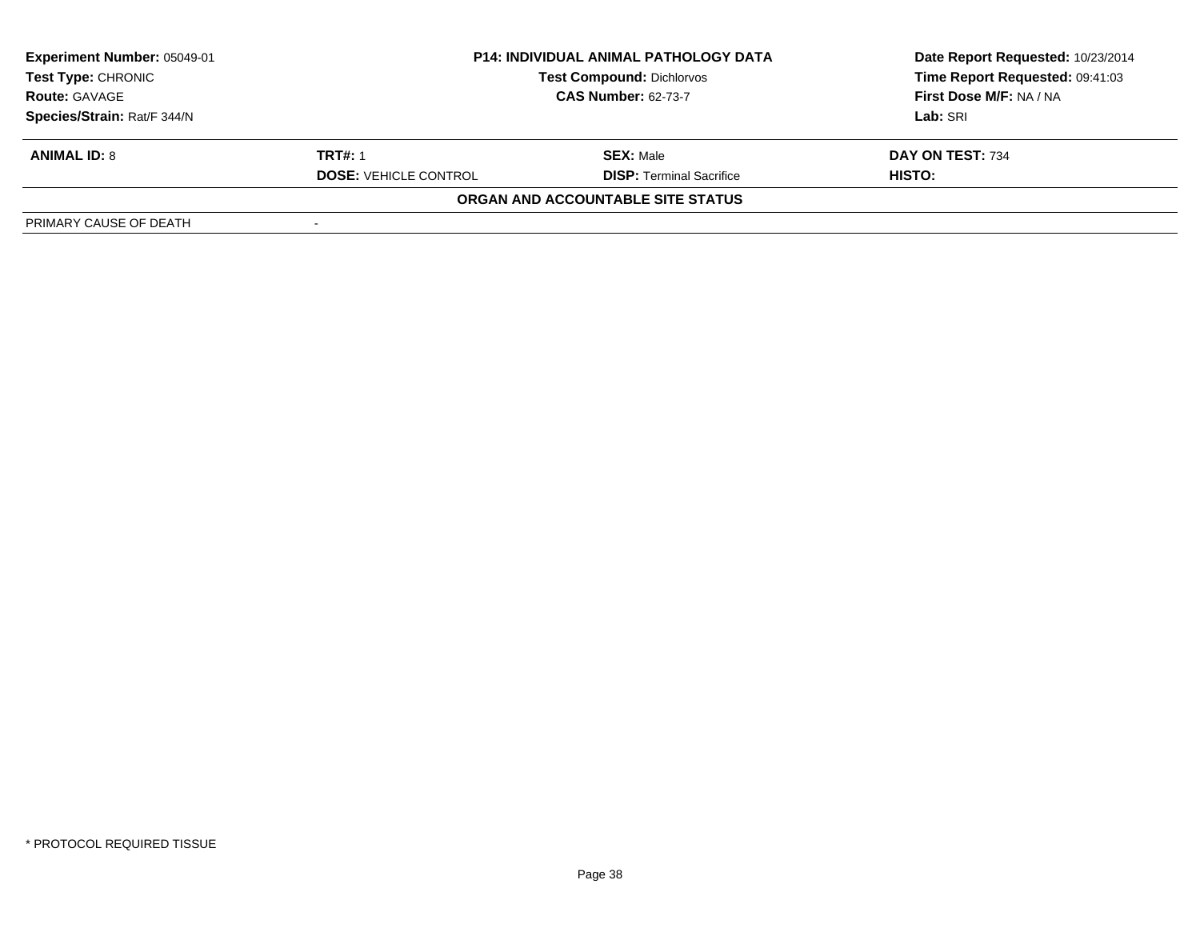| Experiment Number: 05049-01 | P14: INDIVIDUAL ANIMAL PATHOLOGY DATA | Date Report Requested: 10/23/2014 |
|---|---|---|
| Test Type: CHRONIC | Test Compound: Dichlorvos | Time Report Requested: 09:41:03 |
| Route: GAVAGE | CAS Number: 62-73-7 | First Dose M/F: NA / NA |
| Species/Strain: Rat/F 344/N | | Lab: SRI |

| ANIMAL ID: 8 | TRT#: 1 | SEX: Male | DAY ON TEST: 734 |
|---|---|---|---|
| | DOSE: VEHICLE CONTROL | DISP: Terminal Sacrifice | HISTO: |

**ORGAN AND ACCOUNTABLE SITE STATUS**

| PRIMARY CAUSE OF DEATH | - |
|---|---|

\* PROTOCOL REQUIRED TISSUE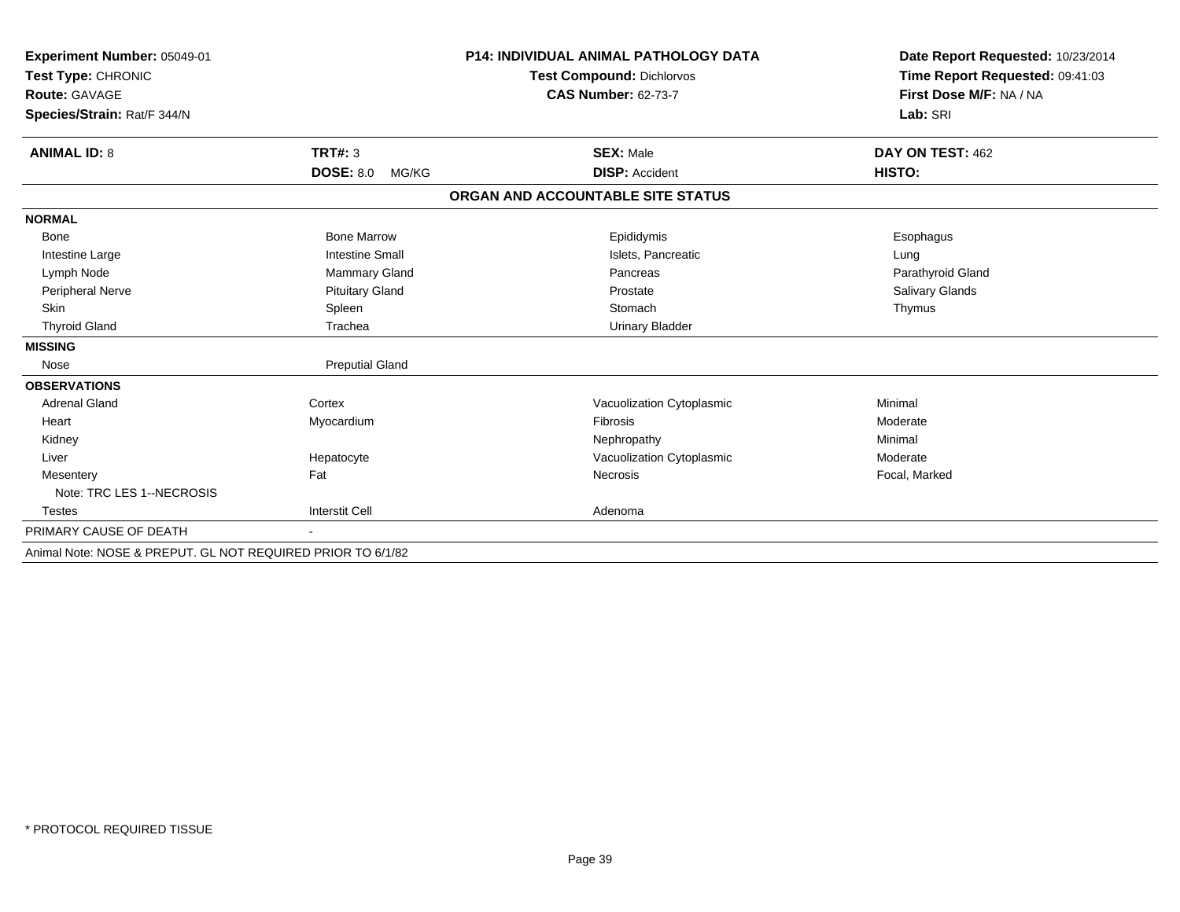**Experiment Number:** 05049-01
**Test Type:** CHRONIC
**Route:** GAVAGE
**Species/Strain:** Rat/F 344/N

**P14: INDIVIDUAL ANIMAL PATHOLOGY DATA**
**Test Compound:** Dichlorvos
**CAS Number:** 62-73-7

**Date Report Requested:** 10/23/2014
**Time Report Requested:** 09:41:03
**First Dose M/F:** NA / NA
**Lab:** SRI

| **ANIMAL ID:** 8 | **TRT#:** 3 | **SEX:** Male | **DAY ON TEST:** 462 |
|---|---|---|---|
| | **DOSE:** 8.0 MG/KG | **DISP:** Accident | **HISTO:** |

## ORGAN AND ACCOUNTABLE SITE STATUS

| | | | |
|---|---|---|---|
| **NORMAL** | | | |
| Bone | Bone Marrow | Epididymis | Esophagus |
| Intestine Large | Intestine Small | Islets, Pancreatic | Lung |
| Lymph Node | Mammary Gland | Pancreas | Parathyroid Gland |
| Peripheral Nerve | Pituitary Gland | Prostate | Salivary Glands |
| Skin | Spleen | Stomach | Thymus |
| Thyroid Gland | Trachea | Urinary Bladder | |
| **MISSING** | | | |
| Nose | Preputial Gland | | |
| **OBSERVATIONS** | | | |
| Adrenal Gland | Cortex | Vacuolization Cytoplasmic | Minimal |
| Heart | Myocardium | Fibrosis | Moderate |
| Kidney | | Nephropathy | Minimal |
| Liver | Hepatocyte | Vacuolization Cytoplasmic | Moderate |
| Mesentery | Fat | Necrosis | Focal, Marked |
| Note: TRC LES 1--NECROSIS | | | |
| Testes | Interstit Cell | Adenoma | |
| PRIMARY CAUSE OF DEATH | - | | |

Animal Note: NOSE & PREPUT. GL NOT REQUIRED PRIOR TO 6/1/82

* PROTOCOL REQUIRED TISSUE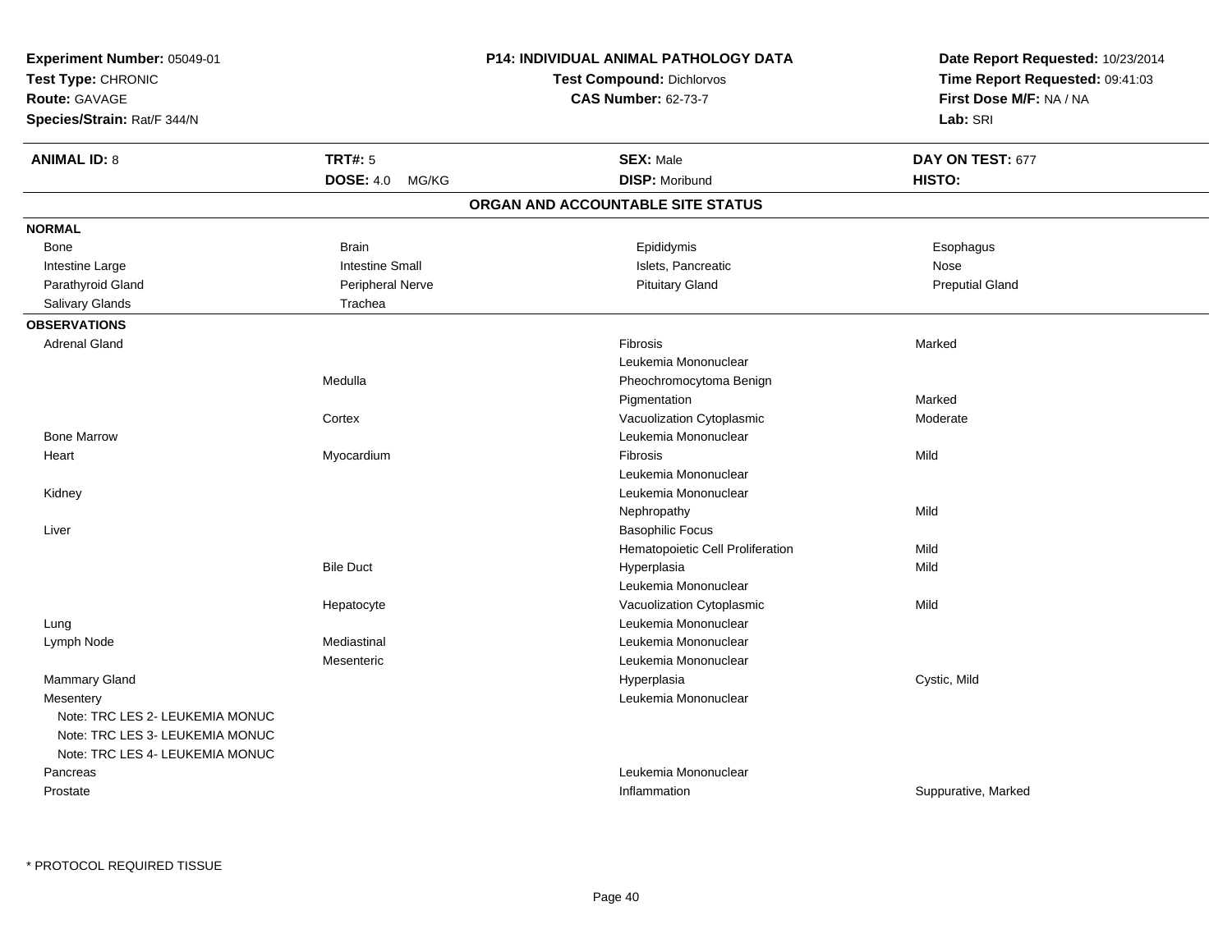**Experiment Number:** 05049-01
**Test Type:** CHRONIC
**Route:** GAVAGE
**Species/Strain:** Rat/F 344/N

**P14: INDIVIDUAL ANIMAL PATHOLOGY DATA**
**Test Compound:** Dichlorvos
**CAS Number:** 62-73-7

**Date Report Requested:** 10/23/2014
**Time Report Requested:** 09:41:03
**First Dose M/F:** NA / NA
**Lab:** SRI

| **ANIMAL ID:** 8 | **TRT#:** 5 | **SEX:** Male | **DAY ON TEST:** 677 |
|---|---|---|---|
| | **DOSE:** 4.0 MG/KG | **DISP:** Moribund | **HISTO:** |

## ORGAN AND ACCOUNTABLE SITE STATUS

**NORMAL**

| | | | |
|---|---|---|---|
| Bone | Brain | Epididymis | Esophagus |
| Intestine Large | Intestine Small | Islets, Pancreatic | Nose |
| Parathyroid Gland | Peripheral Nerve | Pituitary Gland | Preputial Gland |
| Salivary Glands | Trachea | | |

**OBSERVATIONS**

| Organ | Site | Observation | Severity |
|---|---|---|---|
| Adrenal Gland | | Fibrosis | Marked |
| | | Leukemia Mononuclear | |
| | Medulla | Pheochromocytoma Benign | |
| | | Pigmentation | Marked |
| | Cortex | Vacuolization Cytoplasmic | Moderate |
| Bone Marrow | | Leukemia Mononuclear | |
| Heart | Myocardium | Fibrosis | Mild |
| | | Leukemia Mononuclear | |
| Kidney | | Leukemia Mononuclear | |
| | | Nephropathy | Mild |
| Liver | | Basophilic Focus | |
| | | Hematopoietic Cell Proliferation | Mild |
| | Bile Duct | Hyperplasia | Mild |
| | | Leukemia Mononuclear | |
| | Hepatocyte | Vacuolization Cytoplasmic | Mild |
| Lung | | Leukemia Mononuclear | |
| Lymph Node | Mediastinal | Leukemia Mononuclear | |
| | Mesenteric | Leukemia Mononuclear | |
| Mammary Gland | | Hyperplasia | Cystic, Mild |
| Mesentery | | Leukemia Mononuclear | |
| Note: TRC LES 2- LEUKEMIA MONUC | | | |
| Note: TRC LES 3- LEUKEMIA MONUC | | | |
| Note: TRC LES 4- LEUKEMIA MONUC | | | |
| Pancreas | | Leukemia Mononuclear | |
| Prostate | | Inflammation | Suppurative, Marked |

\* PROTOCOL REQUIRED TISSUE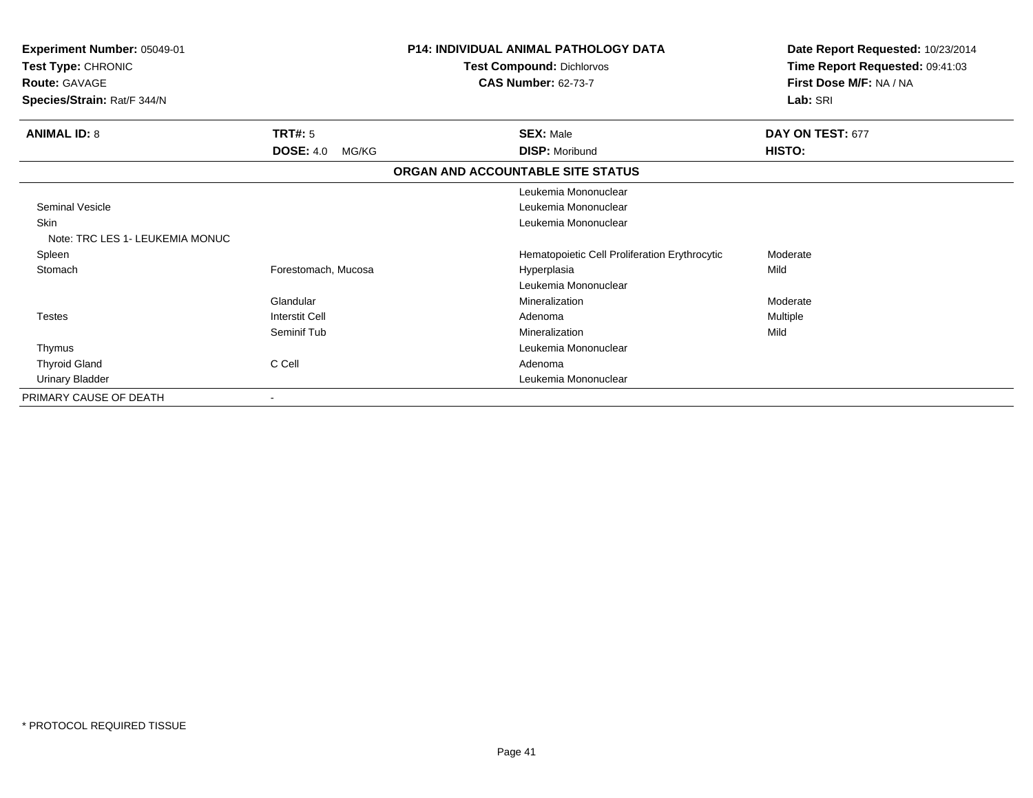**Experiment Number:** 05049-01
**Test Type:** CHRONIC
**Route:** GAVAGE
**Species/Strain:** Rat/F 344/N

**P14: INDIVIDUAL ANIMAL PATHOLOGY DATA**
**Test Compound:** Dichlorvos
**CAS Number:** 62-73-7

**Date Report Requested:** 10/23/2014
**Time Report Requested:** 09:41:03
**First Dose M/F:** NA / NA
**Lab:** SRI

| **ANIMAL ID:** 8 | **TRT#:** 5 | **SEX:** Male | **DAY ON TEST:** 677 |
|---|---|---|---|
| | **DOSE:** 4.0 MG/KG | **DISP:** Moribund | **HISTO:** |

**ORGAN AND ACCOUNTABLE SITE STATUS**

| | | | |
|---|---|---|---|
| | | Leukemia Mononuclear | |
| Seminal Vesicle | | Leukemia Mononuclear | |
| Skin | | Leukemia Mononuclear | |
| Note: TRC LES 1- LEUKEMIA MONUC | | | |
| Spleen | | Hematopoietic Cell Proliferation Erythrocytic | Moderate |
| Stomach | Forestomach, Mucosa | Hyperplasia | Mild |
| | | Leukemia Mononuclear | |
| | Glandular | Mineralization | Moderate |
| Testes | Interstit Cell | Adenoma | Multiple |
| | Seminif Tub | Mineralization | Mild |
| Thymus | | Leukemia Mononuclear | |
| Thyroid Gland | C Cell | Adenoma | |
| Urinary Bladder | | Leukemia Mononuclear | |
| PRIMARY CAUSE OF DEATH | - | | |

* PROTOCOL REQUIRED TISSUE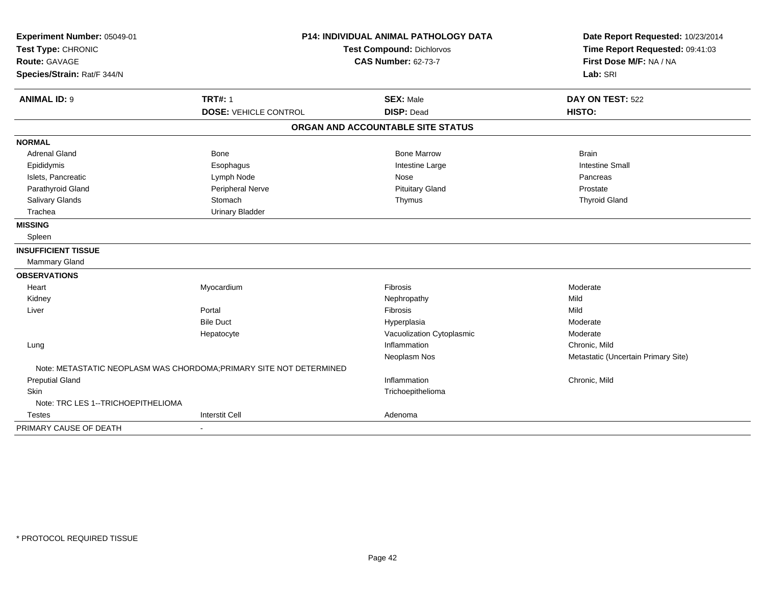**Experiment Number:** 05049-01
**Test Type:** CHRONIC
**Route:** GAVAGE
**Species/Strain:** Rat/F 344/N

**P14: INDIVIDUAL ANIMAL PATHOLOGY DATA**
**Test Compound:** Dichlorvos
**CAS Number:** 62-73-7

**Date Report Requested:** 10/23/2014
**Time Report Requested:** 09:41:03
**First Dose M/F:** NA / NA
**Lab:** SRI

| **ANIMAL ID:** 9 | **TRT#:** 1 | **SEX:** Male | **DAY ON TEST:** 522 |
|---|---|---|---|
| | **DOSE:** VEHICLE CONTROL | **DISP:** Dead | **HISTO:** |

## ORGAN AND ACCOUNTABLE SITE STATUS

| | | | |
|---|---|---|---|
| **NORMAL** | | | |
| Adrenal Gland | Bone | Bone Marrow | Brain |
| Epididymis | Esophagus | Intestine Large | Intestine Small |
| Islets, Pancreatic | Lymph Node | Nose | Pancreas |
| Parathyroid Gland | Peripheral Nerve | Pituitary Gland | Prostate |
| Salivary Glands | Stomach | Thymus | Thyroid Gland |
| Trachea | Urinary Bladder | | |
| **MISSING** | | | |
| Spleen | | | |
| **INSUFFICIENT TISSUE** | | | |
| Mammary Gland | | | |
| **OBSERVATIONS** | | | |
| Heart | Myocardium | Fibrosis | Moderate |
| Kidney | | Nephropathy | Mild |
| Liver | Portal | Fibrosis | Mild |
| | Bile Duct | Hyperplasia | Moderate |
| | Hepatocyte | Vacuolization Cytoplasmic | Moderate |
| Lung | | Inflammation | Chronic, Mild |
| | | Neoplasm Nos | Metastatic (Uncertain Primary Site) |
| Note: METASTATIC NEOPLASM WAS CHORDOMA;PRIMARY SITE NOT DETERMINED | | | |
| Preputial Gland | | Inflammation | Chronic, Mild |
| Skin | | Trichoepithelioma | |
| Note: TRC LES 1--TRICHOEPITHELIOMA | | | |
| Testes | Interstit Cell | Adenoma | |
| PRIMARY CAUSE OF DEATH | - | | |

\* PROTOCOL REQUIRED TISSUE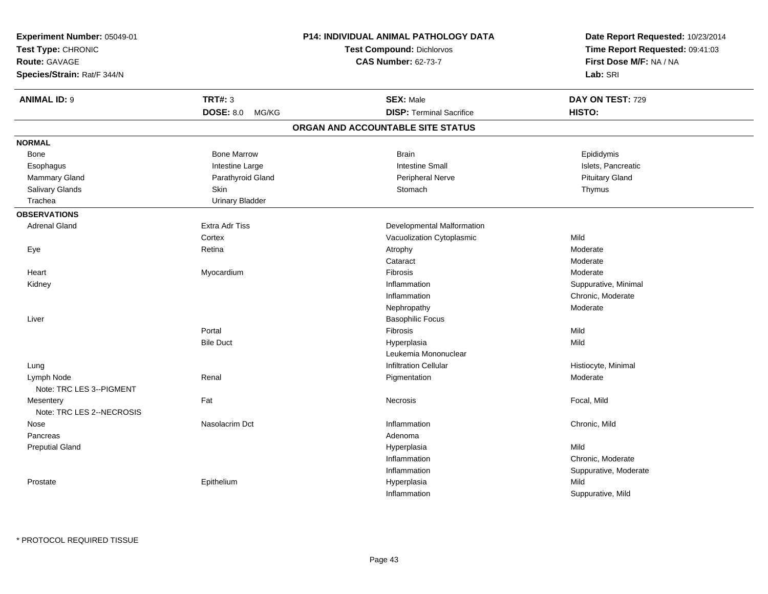**Experiment Number:** 05049-01
**Test Type:** CHRONIC
**Route:** GAVAGE
**Species/Strain:** Rat/F 344/N

**P14: INDIVIDUAL ANIMAL PATHOLOGY DATA**
**Test Compound:** Dichlorvos
**CAS Number:** 62-73-7

**Date Report Requested:** 10/23/2014
**Time Report Requested:** 09:41:03
**First Dose M/F:** NA / NA
**Lab:** SRI

| **ANIMAL ID:** 9 | **TRT#:** 3 | **SEX:** Male | **DAY ON TEST:** 729 |
|---|---|---|---|
| | **DOSE:** 8.0 MG/KG | **DISP:** Terminal Sacrifice | **HISTO:** |

## ORGAN AND ACCOUNTABLE SITE STATUS

**NORMAL**

| | | | |
|---|---|---|---|
| Bone | Bone Marrow | Brain | Epididymis |
| Esophagus | Intestine Large | Intestine Small | Islets, Pancreatic |
| Mammary Gland | Parathyroid Gland | Peripheral Nerve | Pituitary Gland |
| Salivary Glands | Skin | Stomach | Thymus |
| Trachea | Urinary Bladder | | |

**OBSERVATIONS**

| | | | |
|---|---|---|---|
| Adrenal Gland | Extra Adr Tiss | Developmental Malformation | |
| | Cortex | Vacuolization Cytoplasmic | Mild |
| Eye | Retina | Atrophy | Moderate |
| | | Cataract | Moderate |
| Heart | Myocardium | Fibrosis | Moderate |
| Kidney | | Inflammation | Suppurative, Minimal |
| | | Inflammation | Chronic, Moderate |
| | | Nephropathy | Moderate |
| Liver | | Basophilic Focus | |
| | Portal | Fibrosis | Mild |
| | Bile Duct | Hyperplasia | Mild |
| | | Leukemia Mononuclear | |
| Lung | | Infiltration Cellular | Histiocyte, Minimal |
| Lymph Node | Renal | Pigmentation | Moderate |
| Note: TRC LES 3--PIGMENT | | | |
| Mesentery | Fat | Necrosis | Focal, Mild |
| Note: TRC LES 2--NECROSIS | | | |
| Nose | Nasolacrim Dct | Inflammation | Chronic, Mild |
| Pancreas | | Adenoma | |
| Preputial Gland | | Hyperplasia | Mild |
| | | Inflammation | Chronic, Moderate |
| | | Inflammation | Suppurative, Moderate |
| Prostate | Epithelium | Hyperplasia | Mild |
| | | Inflammation | Suppurative, Mild |

* PROTOCOL REQUIRED TISSUE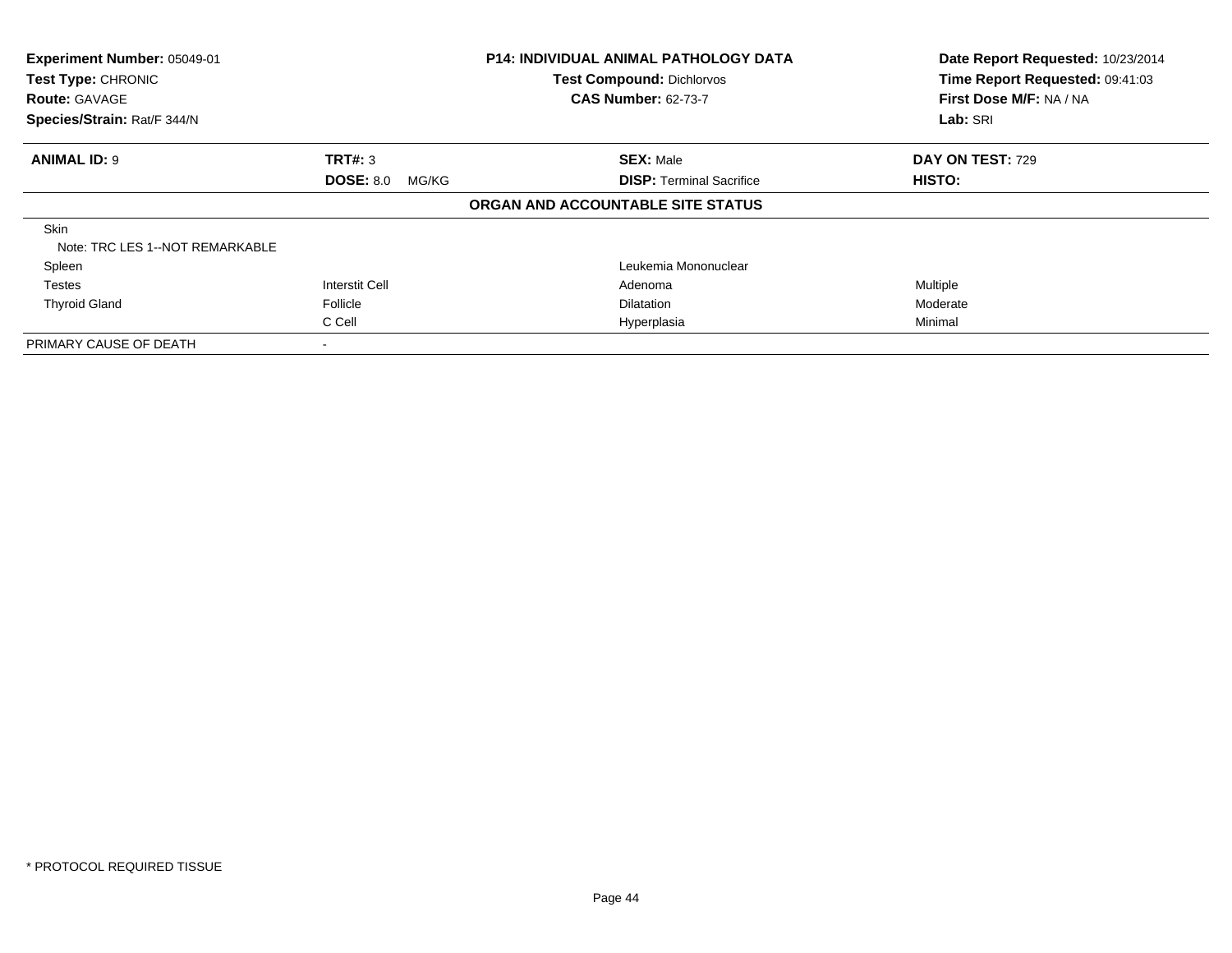**Experiment Number:** 05049-01
**Test Type:** CHRONIC
**Route:** GAVAGE
**Species/Strain:** Rat/F 344/N

**P14: INDIVIDUAL ANIMAL PATHOLOGY DATA**
**Test Compound:** Dichlorvos
**CAS Number:** 62-73-7

**Date Report Requested:** 10/23/2014
**Time Report Requested:** 09:41:03
**First Dose M/F:** NA / NA
**Lab:** SRI

| **ANIMAL ID:** 9 | **TRT#:** 3 | **SEX:** Male | **DAY ON TEST:** 729 |
|---|---|---|---|
| | **DOSE:** 8.0 MG/KG | **DISP:** Terminal Sacrifice | **HISTO:** |

**ORGAN AND ACCOUNTABLE SITE STATUS**

| | | | |
|---|---|---|---|
| Skin | | | |
| Note: TRC LES 1--NOT REMARKABLE | | | |
| Spleen | | Leukemia Mononuclear | |
| Testes | Interstit Cell | Adenoma | Multiple |
| Thyroid Gland | Follicle | Dilatation | Moderate |
| | C Cell | Hyperplasia | Minimal |
| PRIMARY CAUSE OF DEATH | - | | |

\* PROTOCOL REQUIRED TISSUE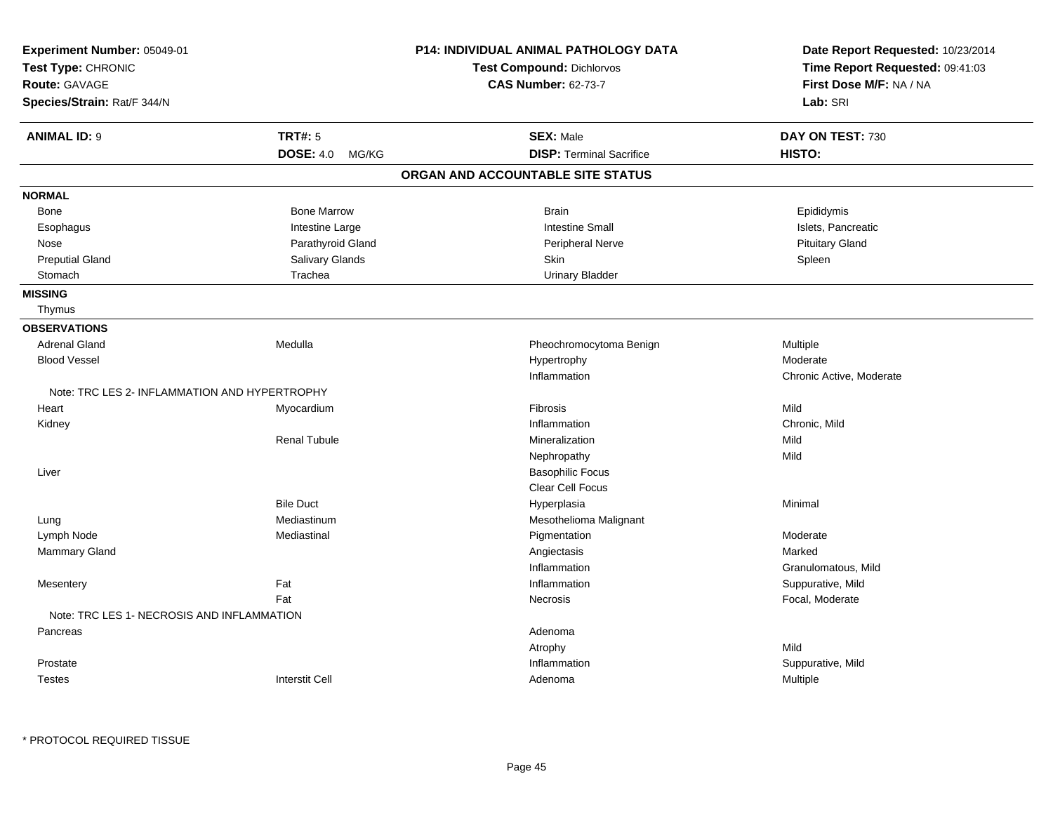**Experiment Number:** 05049-01
**Test Type:** CHRONIC
**Route:** GAVAGE
**Species/Strain:** Rat/F 344/N

**P14: INDIVIDUAL ANIMAL PATHOLOGY DATA**
**Test Compound:** Dichlorvos
**CAS Number:** 62-73-7

**Date Report Requested:** 10/23/2014
**Time Report Requested:** 09:41:03
**First Dose M/F:** NA / NA
**Lab:** SRI

| **ANIMAL ID:** 9 | **TRT#:** 5 | **SEX:** Male | **DAY ON TEST:** 730 |
|---|---|---|---|
| | **DOSE:** 4.0 MG/KG | **DISP:** Terminal Sacrifice | **HISTO:** |

## ORGAN AND ACCOUNTABLE SITE STATUS

**NORMAL**

| | | | |
|---|---|---|---|
| Bone | Bone Marrow | Brain | Epididymis |
| Esophagus | Intestine Large | Intestine Small | Islets, Pancreatic |
| Nose | Parathyroid Gland | Peripheral Nerve | Pituitary Gland |
| Preputial Gland | Salivary Glands | Skin | Spleen |
| Stomach | Trachea | Urinary Bladder | |

**MISSING**

Thymus

**OBSERVATIONS**

| | | | |
|---|---|---|---|
| Adrenal Gland | Medulla | Pheochromocytoma Benign | Multiple |
| Blood Vessel | | Hypertrophy | Moderate |
| | | Inflammation | Chronic Active, Moderate |
| Note: TRC LES 2- INFLAMMATION AND HYPERTROPHY | | | |
| Heart | Myocardium | Fibrosis | Mild |
| Kidney | | Inflammation | Chronic, Mild |
| | Renal Tubule | Mineralization | Mild |
| | | Nephropathy | Mild |
| Liver | | Basophilic Focus | |
| | | Clear Cell Focus | |
| | Bile Duct | Hyperplasia | Minimal |
| Lung | Mediastinum | Mesothelioma Malignant | |
| Lymph Node | Mediastinal | Pigmentation | Moderate |
| Mammary Gland | | Angiectasis | Marked |
| | | Inflammation | Granulomatous, Mild |
| Mesentery | Fat | Inflammation | Suppurative, Mild |
| | Fat | Necrosis | Focal, Moderate |
| Note: TRC LES 1- NECROSIS AND INFLAMMATION | | | |
| Pancreas | | Adenoma | |
| | | Atrophy | Mild |
| Prostate | | Inflammation | Suppurative, Mild |
| Testes | Interstit Cell | Adenoma | Multiple |

* PROTOCOL REQUIRED TISSUE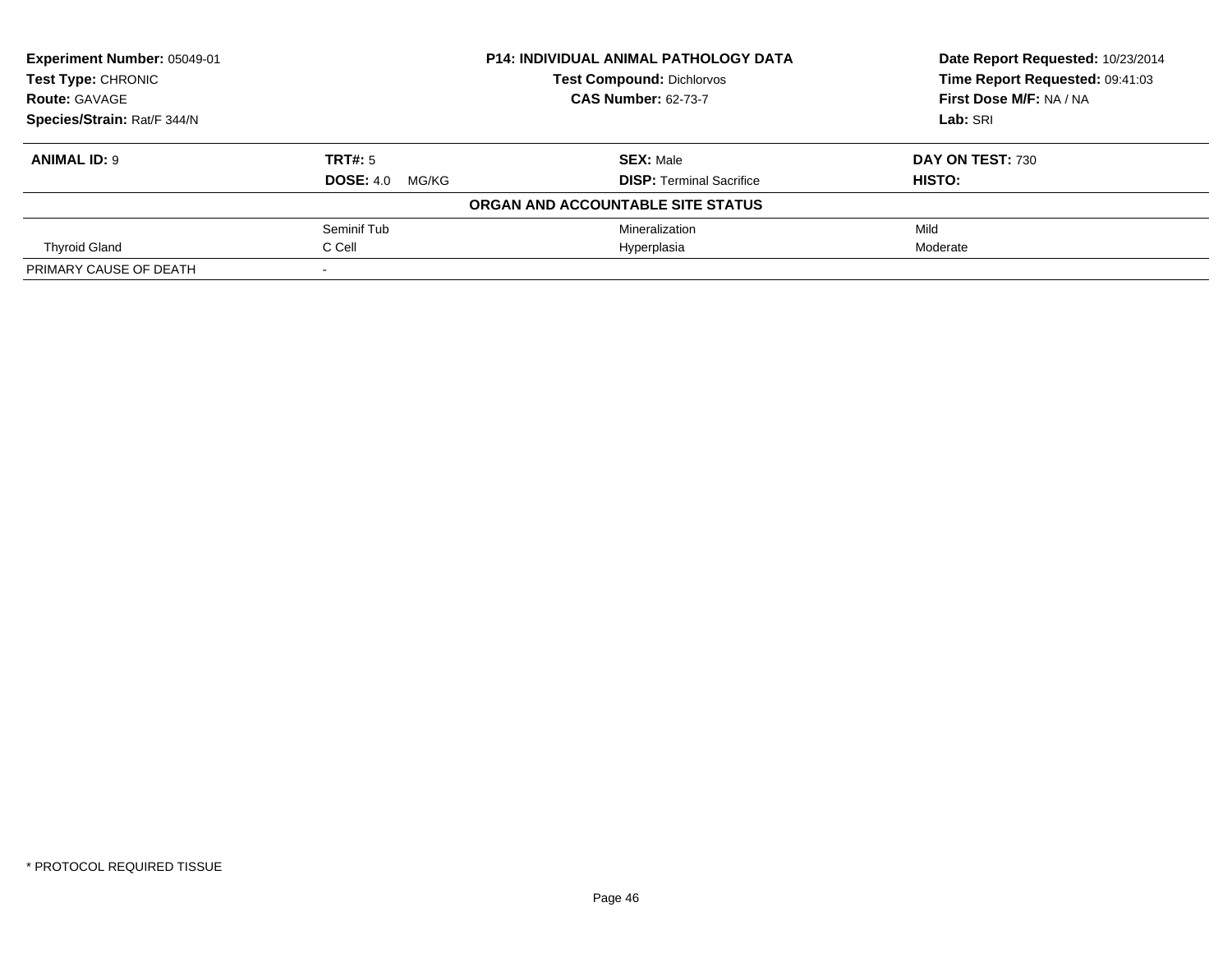**Experiment Number:** 05049-01
**Test Type:** CHRONIC
**Route:** GAVAGE
**Species/Strain:** Rat/F 344/N

**P14: INDIVIDUAL ANIMAL PATHOLOGY DATA**
**Test Compound:** Dichlorvos
**CAS Number:** 62-73-7

**Date Report Requested:** 10/23/2014
**Time Report Requested:** 09:41:03
**First Dose M/F:** NA / NA
**Lab:** SRI

| **ANIMAL ID:** 9 | **TRT#:** 5 | **SEX:** Male | **DAY ON TEST:** 730 |
|---|---|---|---|
| | **DOSE:** 4.0 MG/KG | **DISP:** Terminal Sacrifice | **HISTO:** |

**ORGAN AND ACCOUNTABLE SITE STATUS**

| | | | |
|---|---|---|---|
| | Seminif Tub | Mineralization | Mild |
| Thyroid Gland | C Cell | Hyperplasia | Moderate |
| PRIMARY CAUSE OF DEATH | - | | |

* PROTOCOL REQUIRED TISSUE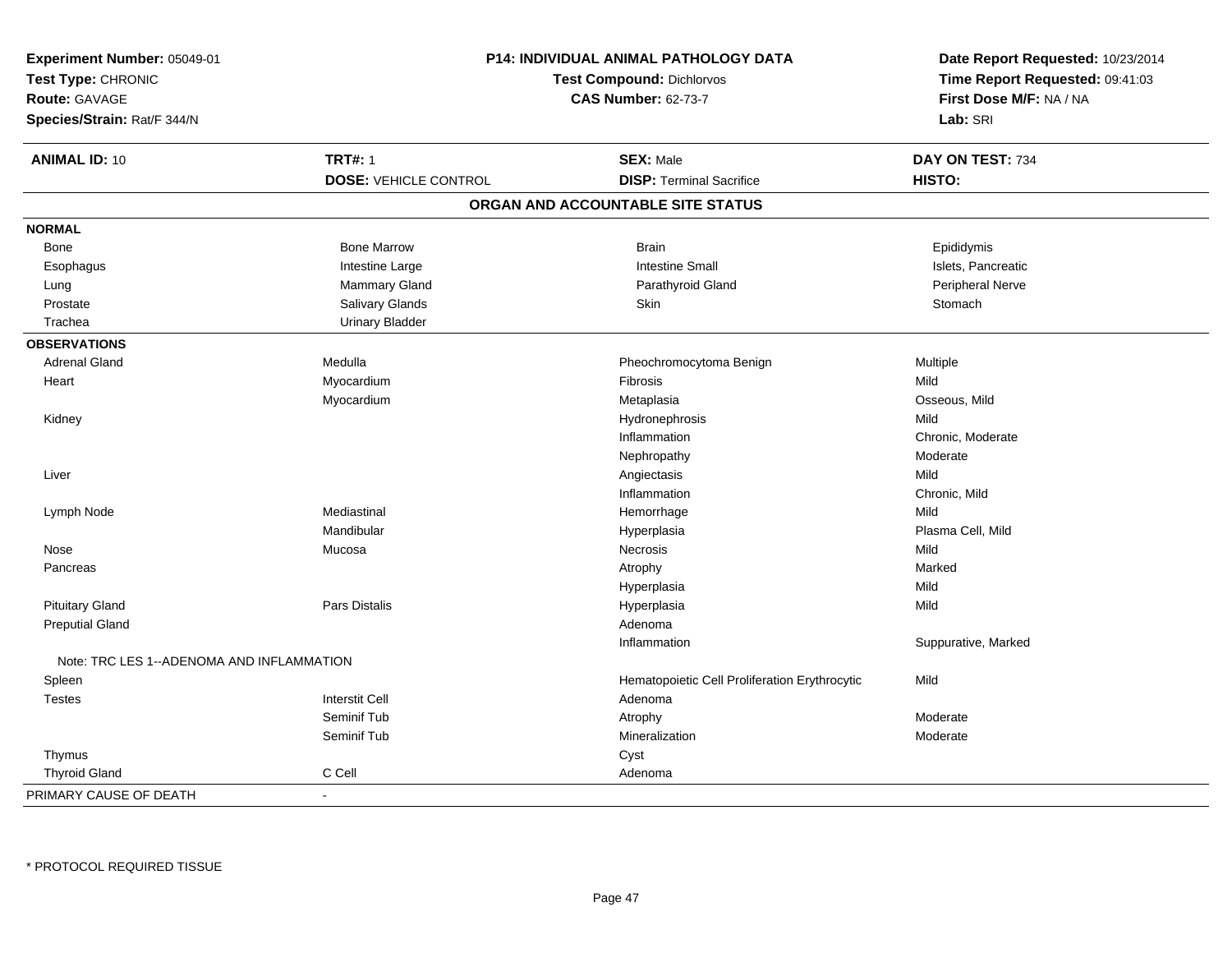**Experiment Number:** 05049-01
**Test Type:** CHRONIC
**Route:** GAVAGE
**Species/Strain:** Rat/F 344/N

**P14: INDIVIDUAL ANIMAL PATHOLOGY DATA**
**Test Compound:** Dichlorvos
**CAS Number:** 62-73-7

**Date Report Requested:** 10/23/2014
**Time Report Requested:** 09:41:03
**First Dose M/F:** NA / NA
**Lab:** SRI

| **ANIMAL ID:** 10 | **TRT#:** 1 | **SEX:** Male | **DAY ON TEST:** 734 |
|---|---|---|---|
| | **DOSE:** VEHICLE CONTROL | **DISP:** Terminal Sacrifice | **HISTO:** |

## ORGAN AND ACCOUNTABLE SITE STATUS

| | | | |
|---|---|---|---|
| **NORMAL** | | | |
| Bone | Bone Marrow | Brain | Epididymis |
| Esophagus | Intestine Large | Intestine Small | Islets, Pancreatic |
| Lung | Mammary Gland | Parathyroid Gland | Peripheral Nerve |
| Prostate | Salivary Glands | Skin | Stomach |
| Trachea | Urinary Bladder | | |
| **OBSERVATIONS** | | | |
| Adrenal Gland | Medulla | Pheochromocytoma Benign | Multiple |
| Heart | Myocardium | Fibrosis | Mild |
| | Myocardium | Metaplasia | Osseous, Mild |
| Kidney | | Hydronephrosis | Mild |
| | | Inflammation | Chronic, Moderate |
| | | Nephropathy | Moderate |
| Liver | | Angiectasis | Mild |
| | | Inflammation | Chronic, Mild |
| Lymph Node | Mediastinal | Hemorrhage | Mild |
| | Mandibular | Hyperplasia | Plasma Cell, Mild |
| Nose | Mucosa | Necrosis | Mild |
| Pancreas | | Atrophy | Marked |
| | | Hyperplasia | Mild |
| Pituitary Gland | Pars Distalis | Hyperplasia | Mild |
| Preputial Gland | | Adenoma | |
| | | Inflammation | Suppurative, Marked |
| Note: TRC LES 1--ADENOMA AND INFLAMMATION | | | |
| Spleen | | Hematopoietic Cell Proliferation Erythrocytic | Mild |
| Testes | Interstit Cell | Adenoma | |
| | Seminif Tub | Atrophy | Moderate |
| | Seminif Tub | Mineralization | Moderate |
| Thymus | | Cyst | |
| Thyroid Gland | C Cell | Adenoma | |
| PRIMARY CAUSE OF DEATH | - | | |

\* PROTOCOL REQUIRED TISSUE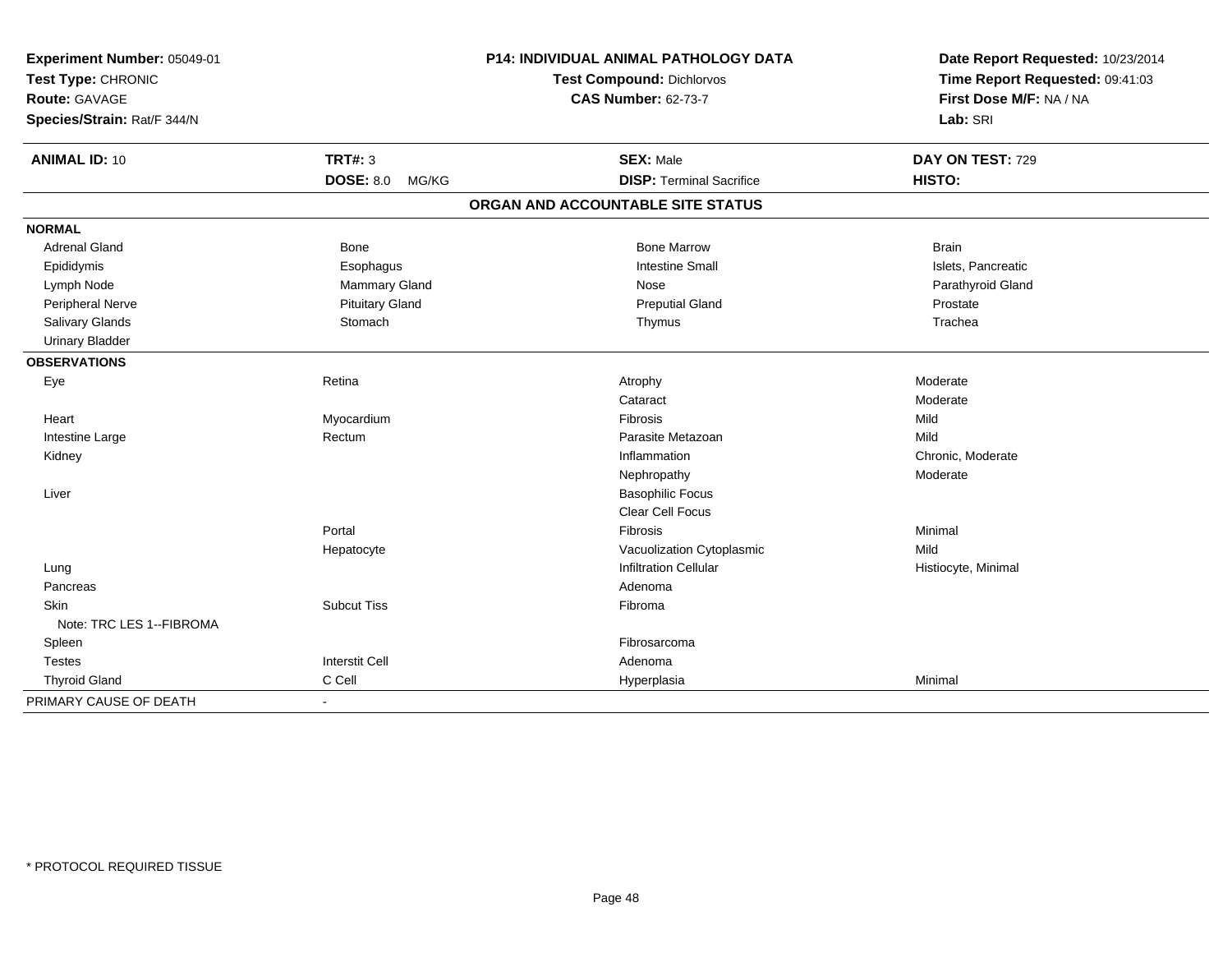**Experiment Number:** 05049-01
**Test Type:** CHRONIC
**Route:** GAVAGE
**Species/Strain:** Rat/F 344/N

**P14: INDIVIDUAL ANIMAL PATHOLOGY DATA**
**Test Compound:** Dichlorvos
**CAS Number:** 62-73-7

**Date Report Requested:** 10/23/2014
**Time Report Requested:** 09:41:03
**First Dose M/F:** NA / NA
**Lab:** SRI

| **ANIMAL ID:** 10 | **TRT#:** 3 | **SEX:** Male | **DAY ON TEST:** 729 |
|---|---|---|---|
| | **DOSE:** 8.0 MG/KG | **DISP:** Terminal Sacrifice | **HISTO:** |

## ORGAN AND ACCOUNTABLE SITE STATUS

**NORMAL**

| | | | |
|---|---|---|---|
| Adrenal Gland | Bone | Bone Marrow | Brain |
| Epididymis | Esophagus | Intestine Small | Islets, Pancreatic |
| Lymph Node | Mammary Gland | Nose | Parathyroid Gland |
| Peripheral Nerve | Pituitary Gland | Preputial Gland | Prostate |
| Salivary Glands | Stomach | Thymus | Trachea |
| Urinary Bladder | | | |

**OBSERVATIONS**

| | | | |
|---|---|---|---|
| Eye | Retina | Atrophy | Moderate |
| | | Cataract | Moderate |
| Heart | Myocardium | Fibrosis | Mild |
| Intestine Large | Rectum | Parasite Metazoan | Mild |
| Kidney | | Inflammation | Chronic, Moderate |
| | | Nephropathy | Moderate |
| Liver | | Basophilic Focus | |
| | | Clear Cell Focus | |
| | Portal | Fibrosis | Minimal |
| | Hepatocyte | Vacuolization Cytoplasmic | Mild |
| Lung | | Infiltration Cellular | Histiocyte, Minimal |
| Pancreas | | Adenoma | |
| Skin | Subcut Tiss | Fibroma | |
| Note: TRC LES 1--FIBROMA | | | |
| Spleen | | Fibrosarcoma | |
| Testes | Interstit Cell | Adenoma | |
| Thyroid Gland | C Cell | Hyperplasia | Minimal |

| PRIMARY CAUSE OF DEATH | - |
|---|---|

* PROTOCOL REQUIRED TISSUE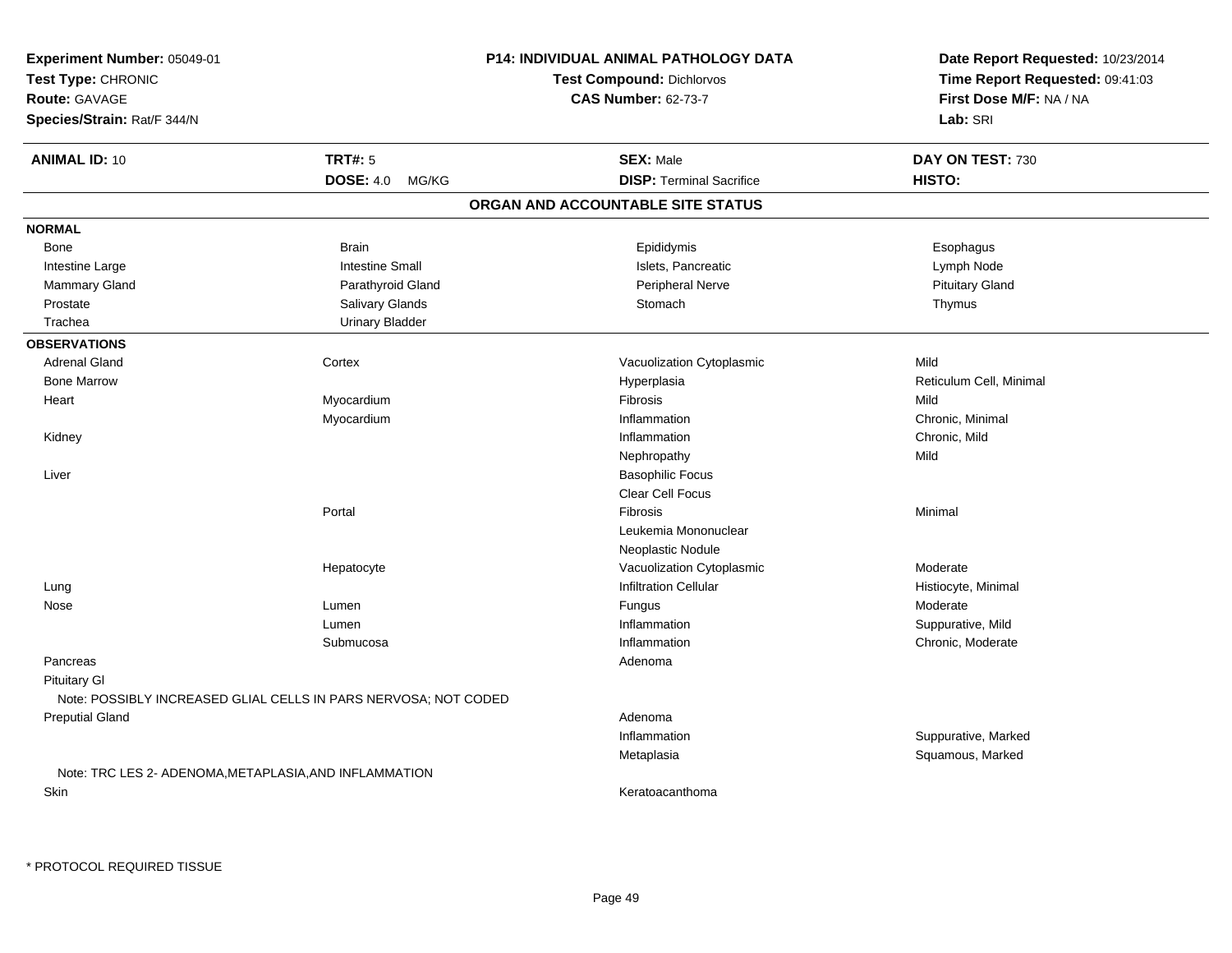**Experiment Number:** 05049-01
**Test Type:** CHRONIC
**Route:** GAVAGE
**Species/Strain:** Rat/F 344/N

**P14: INDIVIDUAL ANIMAL PATHOLOGY DATA**
**Test Compound:** Dichlorvos
**CAS Number:** 62-73-7

**Date Report Requested:** 10/23/2014
**Time Report Requested:** 09:41:03
**First Dose M/F:** NA / NA
**Lab:** SRI

| **ANIMAL ID:** 10 | **TRT#:** 5 | **SEX:** Male | **DAY ON TEST:** 730 |
|---|---|---|---|
| | **DOSE:** 4.0 MG/KG | **DISP:** Terminal Sacrifice | **HISTO:** |

## ORGAN AND ACCOUNTABLE SITE STATUS

**NORMAL**

| | | | |
|---|---|---|---|
| Bone | Brain | Epididymis | Esophagus |
| Intestine Large | Intestine Small | Islets, Pancreatic | Lymph Node |
| Mammary Gland | Parathyroid Gland | Peripheral Nerve | Pituitary Gland |
| Prostate | Salivary Glands | Stomach | Thymus |
| Trachea | Urinary Bladder | | |

**OBSERVATIONS**

| Organ | Site | Observation | Severity |
|---|---|---|---|
| Adrenal Gland | Cortex | Vacuolization Cytoplasmic | Mild |
| Bone Marrow | | Hyperplasia | Reticulum Cell, Minimal |
| Heart | Myocardium | Fibrosis | Mild |
| | Myocardium | Inflammation | Chronic, Minimal |
| Kidney | | Inflammation | Chronic, Mild |
| | | Nephropathy | Mild |
| Liver | | Basophilic Focus | |
| | | Clear Cell Focus | |
| | Portal | Fibrosis | Minimal |
| | | Leukemia Mononuclear | |
| | | Neoplastic Nodule | |
| | Hepatocyte | Vacuolization Cytoplasmic | Moderate |
| Lung | | Infiltration Cellular | Histiocyte, Minimal |
| Nose | Lumen | Fungus | Moderate |
| | Lumen | Inflammation | Suppurative, Mild |
| | Submucosa | Inflammation | Chronic, Moderate |
| Pancreas | | Adenoma | |
| Pituitary Gl | | | |
| Note: POSSIBLY INCREASED GLIAL CELLS IN PARS NERVOSA; NOT CODED | | | |
| Preputial Gland | | Adenoma | |
| | | Inflammation | Suppurative, Marked |
| | | Metaplasia | Squamous, Marked |
| Note: TRC LES 2- ADENOMA,METAPLASIA,AND INFLAMMATION | | | |
| Skin | | Keratoacanthoma | |

* PROTOCOL REQUIRED TISSUE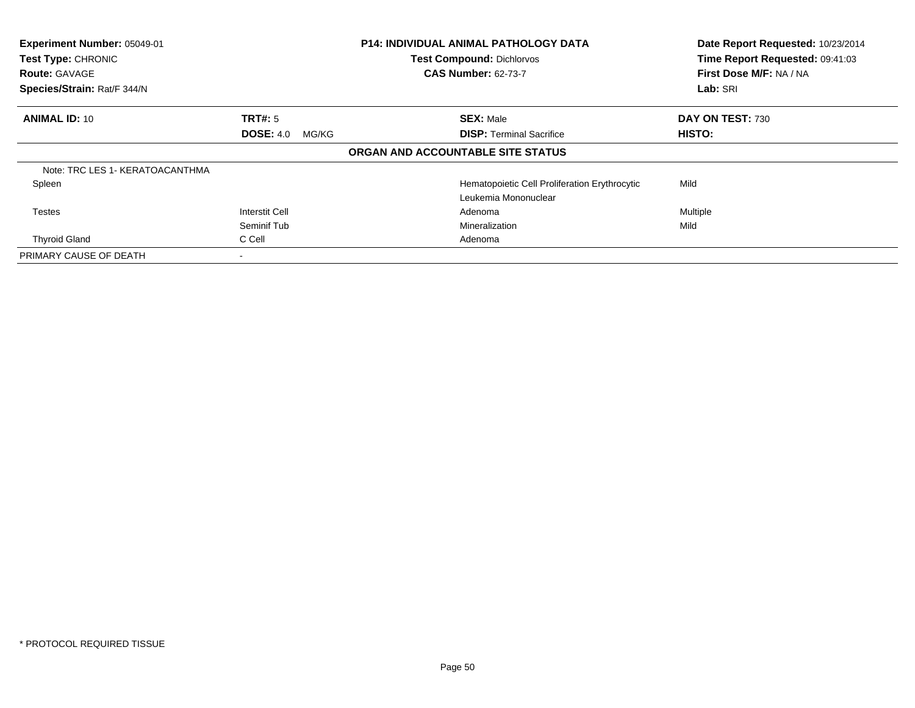**Experiment Number:** 05049-01
**Test Type:** CHRONIC
**Route:** GAVAGE
**Species/Strain:** Rat/F 344/N

**P14: INDIVIDUAL ANIMAL PATHOLOGY DATA**
**Test Compound:** Dichlorvos
**CAS Number:** 62-73-7

**Date Report Requested:** 10/23/2014
**Time Report Requested:** 09:41:03
**First Dose M/F:** NA / NA
**Lab:** SRI

| **ANIMAL ID:** 10 | **TRT#:** 5 | **SEX:** Male | **DAY ON TEST:** 730 |
|---|---|---|---|
| | **DOSE:** 4.0 MG/KG | **DISP:** Terminal Sacrifice | **HISTO:** |

**ORGAN AND ACCOUNTABLE SITE STATUS**

| | | | |
|---|---|---|---|
| Note: TRC LES 1- KERATOACANTHMA | | | |
| Spleen | | Hematopoietic Cell Proliferation Erythrocytic | Mild |
| | | Leukemia Mononuclear | |
| Testes | Interstit Cell | Adenoma | Multiple |
| | Seminif Tub | Mineralization | Mild |
| Thyroid Gland | C Cell | Adenoma | |
| PRIMARY CAUSE OF DEATH | - | | |

\* PROTOCOL REQUIRED TISSUE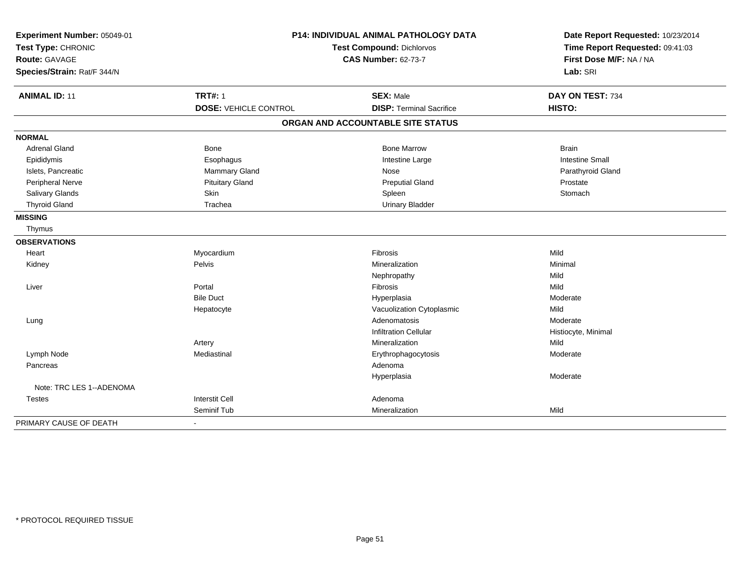**Experiment Number:** 05049-01
**Test Type:** CHRONIC
**Route:** GAVAGE
**Species/Strain:** Rat/F 344/N

**P14: INDIVIDUAL ANIMAL PATHOLOGY DATA**
**Test Compound:** Dichlorvos
**CAS Number:** 62-73-7

**Date Report Requested:** 10/23/2014
**Time Report Requested:** 09:41:03
**First Dose M/F:** NA / NA
**Lab:** SRI

| **ANIMAL ID:** 11 | **TRT#:** 1 | **SEX:** Male | **DAY ON TEST:** 734 |
|---|---|---|---|
| | **DOSE:** VEHICLE CONTROL | **DISP:** Terminal Sacrifice | **HISTO:** |

## ORGAN AND ACCOUNTABLE SITE STATUS

**NORMAL**

| | | | |
|---|---|---|---|
| Adrenal Gland | Bone | Bone Marrow | Brain |
| Epididymis | Esophagus | Intestine Large | Intestine Small |
| Islets, Pancreatic | Mammary Gland | Nose | Parathyroid Gland |
| Peripheral Nerve | Pituitary Gland | Preputial Gland | Prostate |
| Salivary Glands | Skin | Spleen | Stomach |
| Thyroid Gland | Trachea | Urinary Bladder | |

**MISSING**

Thymus

**OBSERVATIONS**

| Organ | Site | Observation | Severity |
|---|---|---|---|
| Heart | Myocardium | Fibrosis | Mild |
| Kidney | Pelvis | Mineralization | Minimal |
| | | Nephropathy | Mild |
| Liver | Portal | Fibrosis | Mild |
| | Bile Duct | Hyperplasia | Moderate |
| | Hepatocyte | Vacuolization Cytoplasmic | Mild |
| Lung | | Adenomatosis | Moderate |
| | | Infiltration Cellular | Histiocyte, Minimal |
| | Artery | Mineralization | Mild |
| Lymph Node | Mediastinal | Erythrophagocytosis | Moderate |
| Pancreas | | Adenoma | |
| | | Hyperplasia | Moderate |
| Note: TRC LES 1--ADENOMA | | | |
| Testes | Interstit Cell | Adenoma | |
| | Seminif Tub | Mineralization | Mild |

PRIMARY CAUSE OF DEATH -

* PROTOCOL REQUIRED TISSUE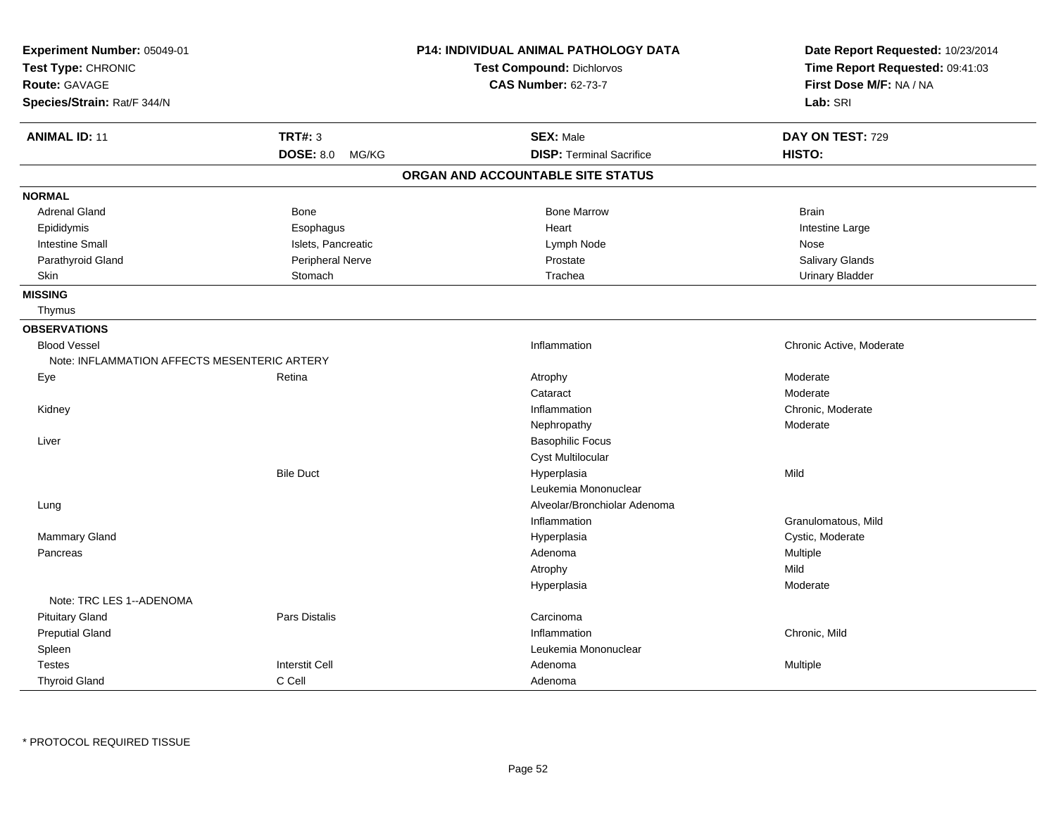**Experiment Number:** 05049-01
**Test Type:** CHRONIC
**Route:** GAVAGE
**Species/Strain:** Rat/F 344/N

**P14: INDIVIDUAL ANIMAL PATHOLOGY DATA**
**Test Compound:** Dichlorvos
**CAS Number:** 62-73-7

**Date Report Requested:** 10/23/2014
**Time Report Requested:** 09:41:03
**First Dose M/F:** NA / NA
**Lab:** SRI

| **ANIMAL ID:** 11 | **TRT#:** 3 | **SEX:** Male | **DAY ON TEST:** 729 |
|---|---|---|---|
| | **DOSE:** 8.0 MG/KG | **DISP:** Terminal Sacrifice | **HISTO:** |

## ORGAN AND ACCOUNTABLE SITE STATUS

**NORMAL**

| | | | |
|---|---|---|---|
| Adrenal Gland | Bone | Bone Marrow | Brain |
| Epididymis | Esophagus | Heart | Intestine Large |
| Intestine Small | Islets, Pancreatic | Lymph Node | Nose |
| Parathyroid Gland | Peripheral Nerve | Prostate | Salivary Glands |
| Skin | Stomach | Trachea | Urinary Bladder |

**MISSING**

Thymus

**OBSERVATIONS**

| | | | |
|---|---|---|---|
| Blood Vessel | | Inflammation | Chronic Active, Moderate |
| Note: INFLAMMATION AFFECTS MESENTERIC ARTERY | | | |
| Eye | Retina | Atrophy | Moderate |
| | | Cataract | Moderate |
| Kidney | | Inflammation | Chronic, Moderate |
| | | Nephropathy | Moderate |
| Liver | | Basophilic Focus | |
| | | Cyst Multilocular | |
| | Bile Duct | Hyperplasia | Mild |
| | | Leukemia Mononuclear | |
| Lung | | Alveolar/Bronchiolar Adenoma | |
| | | Inflammation | Granulomatous, Mild |
| Mammary Gland | | Hyperplasia | Cystic, Moderate |
| Pancreas | | Adenoma | Multiple |
| | | Atrophy | Mild |
| | | Hyperplasia | Moderate |
| Note: TRC LES 1--ADENOMA | | | |
| Pituitary Gland | Pars Distalis | Carcinoma | |
| Preputial Gland | | Inflammation | Chronic, Mild |
| Spleen | | Leukemia Mononuclear | |
| Testes | Interstit Cell | Adenoma | Multiple |
| Thyroid Gland | C Cell | Adenoma | |

* PROTOCOL REQUIRED TISSUE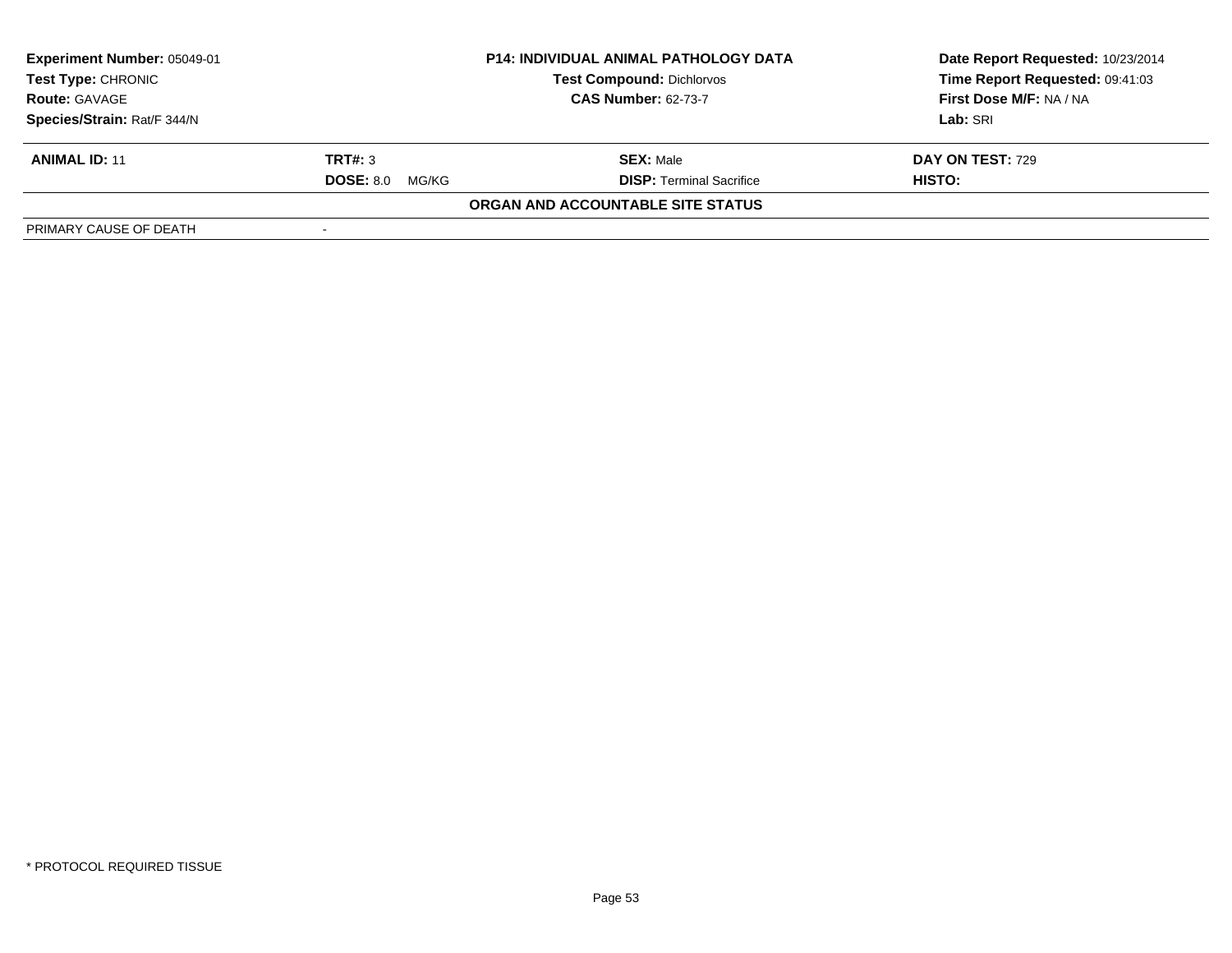| **Experiment Number:** 05049-01 | **P14: INDIVIDUAL ANIMAL PATHOLOGY DATA** | **Date Report Requested:** 10/23/2014 |
|---|---|---|
| **Test Type:** CHRONIC | **Test Compound:** Dichlorvos | **Time Report Requested:** 09:41:03 |
| **Route:** GAVAGE | **CAS Number:** 62-73-7 | **First Dose M/F:** NA / NA |
| **Species/Strain:** Rat/F 344/N | | **Lab:** SRI |

| **ANIMAL ID:** 11 | **TRT#:** 3 | **SEX:** Male | **DAY ON TEST:** 729 |
|---|---|---|---|
| | **DOSE:** 8.0 MG/KG | **DISP:** Terminal Sacrifice | **HISTO:** |

**ORGAN AND ACCOUNTABLE SITE STATUS**

| PRIMARY CAUSE OF DEATH | - |
|---|---|

\* PROTOCOL REQUIRED TISSUE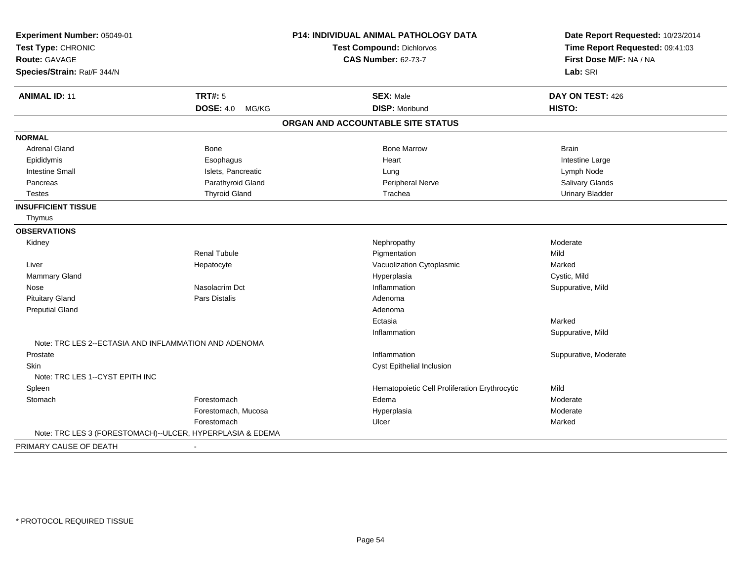**Experiment Number:** 05049-01
**Test Type:** CHRONIC
**Route:** GAVAGE
**Species/Strain:** Rat/F 344/N

**P14: INDIVIDUAL ANIMAL PATHOLOGY DATA**
**Test Compound:** Dichlorvos
**CAS Number:** 62-73-7

**Date Report Requested:** 10/23/2014
**Time Report Requested:** 09:41:03
**First Dose M/F:** NA / NA
**Lab:** SRI

| **ANIMAL ID:** 11 | **TRT#:** 5 | **SEX:** Male | **DAY ON TEST:** 426 |
|---|---|---|---|
| | **DOSE:** 4.0 MG/KG | **DISP:** Moribund | **HISTO:** |

## ORGAN AND ACCOUNTABLE SITE STATUS

| | | | |
|---|---|---|---|
| **NORMAL** | | | |
| Adrenal Gland | Bone | Bone Marrow | Brain |
| Epididymis | Esophagus | Heart | Intestine Large |
| Intestine Small | Islets, Pancreatic | Lung | Lymph Node |
| Pancreas | Parathyroid Gland | Peripheral Nerve | Salivary Glands |
| Testes | Thyroid Gland | Trachea | Urinary Bladder |
| **INSUFFICIENT TISSUE** | | | |
| Thymus | | | |
| **OBSERVATIONS** | | | |
| Kidney | | Nephropathy | Moderate |
| | Renal Tubule | Pigmentation | Mild |
| Liver | Hepatocyte | Vacuolization Cytoplasmic | Marked |
| Mammary Gland | | Hyperplasia | Cystic, Mild |
| Nose | Nasolacrim Dct | Inflammation | Suppurative, Mild |
| Pituitary Gland | Pars Distalis | Adenoma | |
| Preputial Gland | | Adenoma | |
| | | Ectasia | Marked |
| | | Inflammation | Suppurative, Mild |
| Note: TRC LES 2--ECTASIA AND INFLAMMATION AND ADENOMA | | | |
| Prostate | | Inflammation | Suppurative, Moderate |
| Skin | | Cyst Epithelial Inclusion | |
| Note: TRC LES 1--CYST EPITH INC | | | |
| Spleen | | Hematopoietic Cell Proliferation Erythrocytic | Mild |
| Stomach | Forestomach | Edema | Moderate |
| | Forestomach, Mucosa | Hyperplasia | Moderate |
| | Forestomach | Ulcer | Marked |
| Note: TRC LES 3 (FORESTOMACH)--ULCER, HYPERPLASIA & EDEMA | | | |
| PRIMARY CAUSE OF DEATH | - | | |

* PROTOCOL REQUIRED TISSUE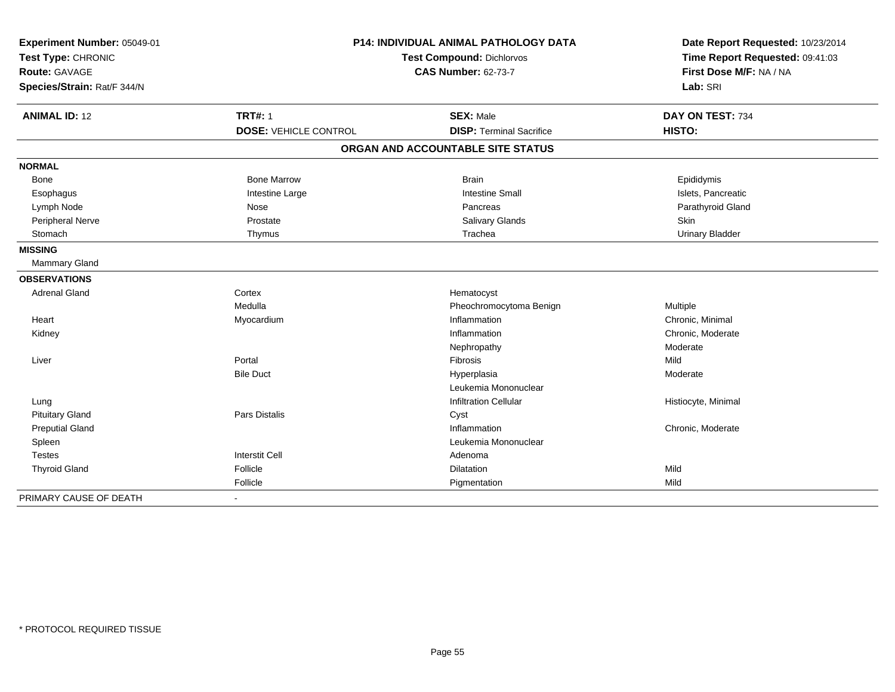**Experiment Number:** 05049-01
**Test Type:** CHRONIC
**Route:** GAVAGE
**Species/Strain:** Rat/F 344/N

**P14: INDIVIDUAL ANIMAL PATHOLOGY DATA**
**Test Compound:** Dichlorvos
**CAS Number:** 62-73-7

**Date Report Requested:** 10/23/2014
**Time Report Requested:** 09:41:03
**First Dose M/F:** NA / NA
**Lab:** SRI

| **ANIMAL ID:** 12 | **TRT#:** 1 | **SEX:** Male | **DAY ON TEST:** 734 |
|---|---|---|---|
| | **DOSE:** VEHICLE CONTROL | **DISP:** Terminal Sacrifice | **HISTO:** |

## ORGAN AND ACCOUNTABLE SITE STATUS

| | | | |
|---|---|---|---|
| **NORMAL** | | | |
| Bone | Bone Marrow | Brain | Epididymis |
| Esophagus | Intestine Large | Intestine Small | Islets, Pancreatic |
| Lymph Node | Nose | Pancreas | Parathyroid Gland |
| Peripheral Nerve | Prostate | Salivary Glands | Skin |
| Stomach | Thymus | Trachea | Urinary Bladder |
| **MISSING** | | | |
| Mammary Gland | | | |
| **OBSERVATIONS** | | | |
| Adrenal Gland | Cortex | Hematocyst | |
| | Medulla | Pheochromocytoma Benign | Multiple |
| Heart | Myocardium | Inflammation | Chronic, Minimal |
| Kidney | | Inflammation | Chronic, Moderate |
| | | Nephropathy | Moderate |
| Liver | Portal | Fibrosis | Mild |
| | Bile Duct | Hyperplasia | Moderate |
| | | Leukemia Mononuclear | |
| Lung | | Infiltration Cellular | Histiocyte, Minimal |
| Pituitary Gland | Pars Distalis | Cyst | |
| Preputial Gland | | Inflammation | Chronic, Moderate |
| Spleen | | Leukemia Mononuclear | |
| Testes | Interstit Cell | Adenoma | |
| Thyroid Gland | Follicle | Dilatation | Mild |
| | Follicle | Pigmentation | Mild |
| PRIMARY CAUSE OF DEATH | - | | |

\* PROTOCOL REQUIRED TISSUE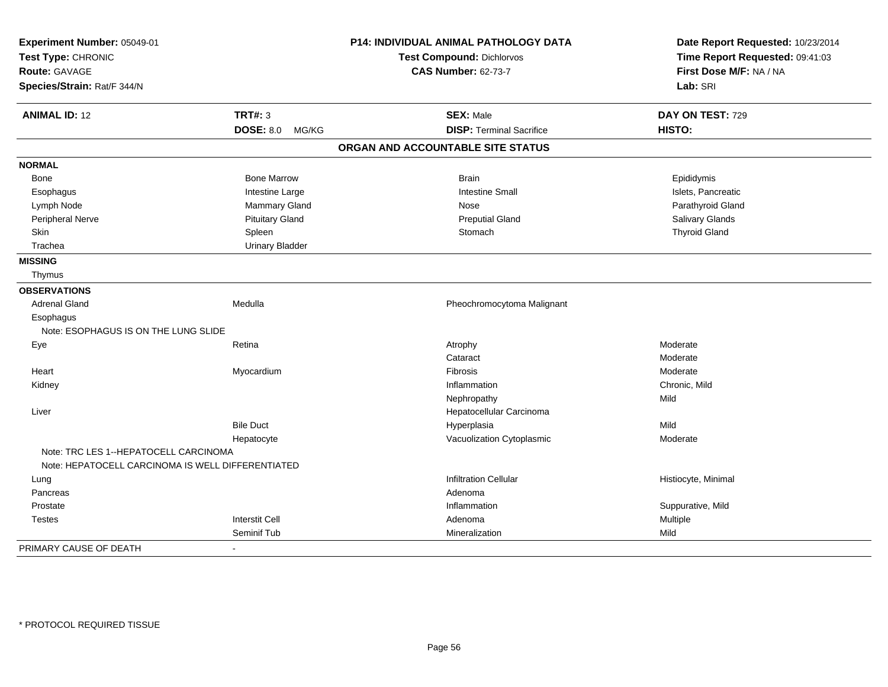**Experiment Number:** 05049-01
**Test Type:** CHRONIC
**Route:** GAVAGE
**Species/Strain:** Rat/F 344/N

**P14: INDIVIDUAL ANIMAL PATHOLOGY DATA**
**Test Compound:** Dichlorvos
**CAS Number:** 62-73-7

**Date Report Requested:** 10/23/2014
**Time Report Requested:** 09:41:03
**First Dose M/F:** NA / NA
**Lab:** SRI

| **ANIMAL ID:** 12 | **TRT#:** 3 | **SEX:** Male | **DAY ON TEST:** 729 |
|---|---|---|---|
| | **DOSE:** 8.0 MG/KG | **DISP:** Terminal Sacrifice | **HISTO:** |

## ORGAN AND ACCOUNTABLE SITE STATUS

| | | | |
|---|---|---|---|
| **NORMAL** | | | |
| Bone | Bone Marrow | Brain | Epididymis |
| Esophagus | Intestine Large | Intestine Small | Islets, Pancreatic |
| Lymph Node | Mammary Gland | Nose | Parathyroid Gland |
| Peripheral Nerve | Pituitary Gland | Preputial Gland | Salivary Glands |
| Skin | Spleen | Stomach | Thyroid Gland |
| Trachea | Urinary Bladder | | |
| **MISSING** | | | |
| Thymus | | | |
| **OBSERVATIONS** | | | |
| Adrenal Gland | Medulla | Pheochromocytoma Malignant | |
| Esophagus | | | |
| Note: ESOPHAGUS IS ON THE LUNG SLIDE | | | |
| Eye | Retina | Atrophy | Moderate |
| | | Cataract | Moderate |
| Heart | Myocardium | Fibrosis | Moderate |
| Kidney | | Inflammation | Chronic, Mild |
| | | Nephropathy | Mild |
| Liver | | Hepatocellular Carcinoma | |
| | Bile Duct | Hyperplasia | Mild |
| | Hepatocyte | Vacuolization Cytoplasmic | Moderate |
| Note: TRC LES 1--HEPATOCELL CARCINOMA | | | |
| Note: HEPATOCELL CARCINOMA IS WELL DIFFERENTIATED | | | |
| Lung | | Infiltration Cellular | Histiocyte, Minimal |
| Pancreas | | Adenoma | |
| Prostate | | Inflammation | Suppurative, Mild |
| Testes | Interstit Cell | Adenoma | Multiple |
| | Seminif Tub | Mineralization | Mild |
| PRIMARY CAUSE OF DEATH | - | | |

* PROTOCOL REQUIRED TISSUE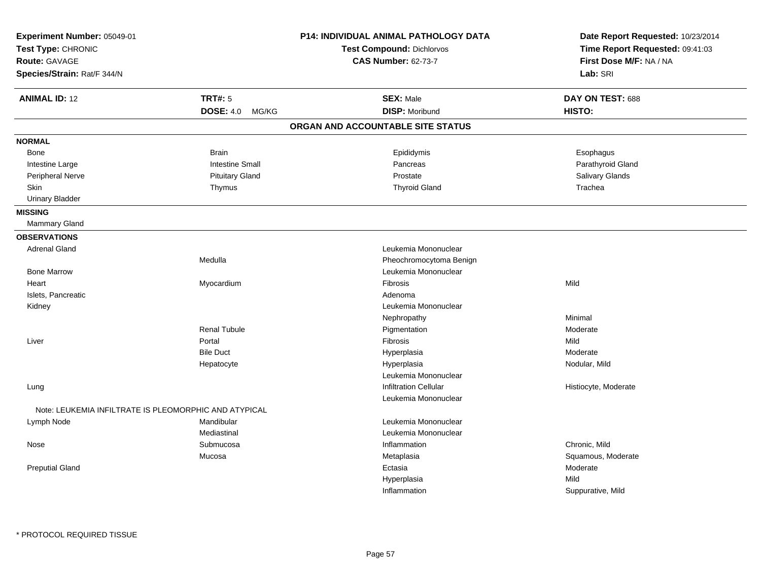**Experiment Number:** 05049-01
**Test Type:** CHRONIC
**Route:** GAVAGE
**Species/Strain:** Rat/F 344/N

**P14: INDIVIDUAL ANIMAL PATHOLOGY DATA**
**Test Compound:** Dichlorvos
**CAS Number:** 62-73-7

**Date Report Requested:** 10/23/2014
**Time Report Requested:** 09:41:03
**First Dose M/F:** NA / NA
**Lab:** SRI

| **ANIMAL ID:** 12 | **TRT#:** 5 | **SEX:** Male | **DAY ON TEST:** 688 |
|---|---|---|---|
| | **DOSE:** 4.0 MG/KG | **DISP:** Moribund | **HISTO:** |

## ORGAN AND ACCOUNTABLE SITE STATUS

**NORMAL**

| | | | |
|---|---|---|---|
| Bone | Brain | Epididymis | Esophagus |
| Intestine Large | Intestine Small | Pancreas | Parathyroid Gland |
| Peripheral Nerve | Pituitary Gland | Prostate | Salivary Glands |
| Skin | Thymus | Thyroid Gland | Trachea |
| Urinary Bladder | | | |

**MISSING**

Mammary Gland

**OBSERVATIONS**

| Organ | Site | Observation | Severity |
|---|---|---|---|
| Adrenal Gland | | Leukemia Mononuclear | |
| | Medulla | Pheochromocytoma Benign | |
| Bone Marrow | | Leukemia Mononuclear | |
| Heart | Myocardium | Fibrosis | Mild |
| Islets, Pancreatic | | Adenoma | |
| Kidney | | Leukemia Mononuclear | |
| | | Nephropathy | Minimal |
| | Renal Tubule | Pigmentation | Moderate |
| Liver | Portal | Fibrosis | Mild |
| | Bile Duct | Hyperplasia | Moderate |
| | Hepatocyte | Hyperplasia | Nodular, Mild |
| | | Leukemia Mononuclear | |
| Lung | | Infiltration Cellular | Histiocyte, Moderate |
| | | Leukemia Mononuclear | |
| Note: LEUKEMIA INFILTRATE IS PLEOMORPHIC AND ATYPICAL | | | |
| Lymph Node | Mandibular | Leukemia Mononuclear | |
| | Mediastinal | Leukemia Mononuclear | |
| Nose | Submucosa | Inflammation | Chronic, Mild |
| | Mucosa | Metaplasia | Squamous, Moderate |
| Preputial Gland | | Ectasia | Moderate |
| | | Hyperplasia | Mild |
| | | Inflammation | Suppurative, Mild |

* PROTOCOL REQUIRED TISSUE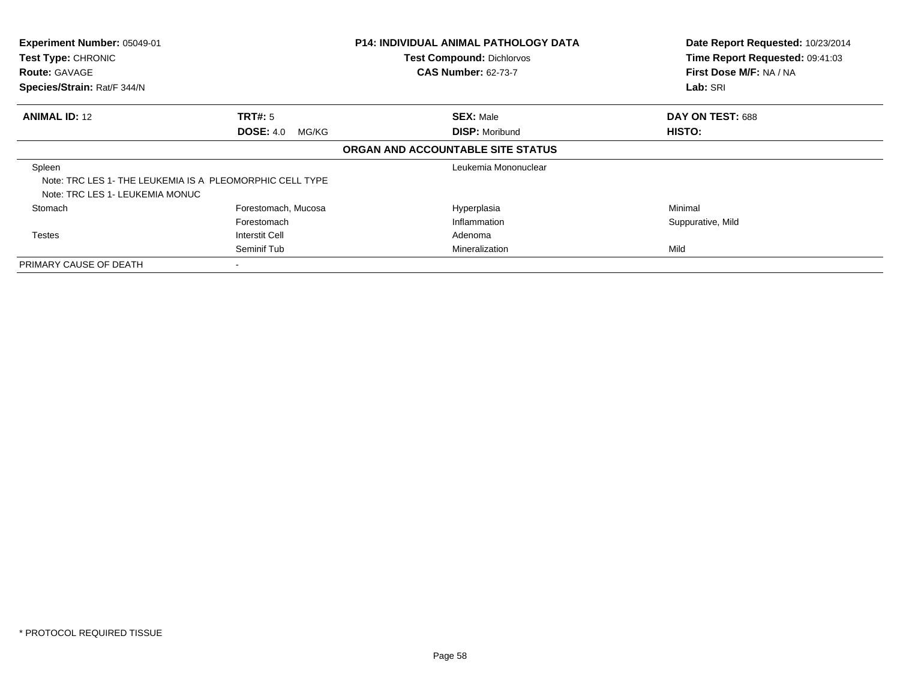**Experiment Number:** 05049-01
**Test Type:** CHRONIC
**Route:** GAVAGE
**Species/Strain:** Rat/F 344/N

**P14: INDIVIDUAL ANIMAL PATHOLOGY DATA**
**Test Compound:** Dichlorvos
**CAS Number:** 62-73-7

**Date Report Requested:** 10/23/2014
**Time Report Requested:** 09:41:03
**First Dose M/F:** NA / NA
**Lab:** SRI

| **ANIMAL ID:** 12 | **TRT#:** 5 | **SEX:** Male | **DAY ON TEST:** 688 |
|---|---|---|---|
| | **DOSE:** 4.0 MG/KG | **DISP:** Moribund | **HISTO:** |

**ORGAN AND ACCOUNTABLE SITE STATUS**

| | | | |
|---|---|---|---|
| Spleen | | Leukemia Mononuclear | |
| Note: TRC LES 1- THE LEUKEMIA IS A PLEOMORPHIC CELL TYPE | | | |
| Note: TRC LES 1- LEUKEMIA MONUC | | | |
| Stomach | Forestomach, Mucosa | Hyperplasia | Minimal |
| | Forestomach | Inflammation | Suppurative, Mild |
| Testes | Interstit Cell | Adenoma | |
| | Seminif Tub | Mineralization | Mild |
| PRIMARY CAUSE OF DEATH | - | | |

* PROTOCOL REQUIRED TISSUE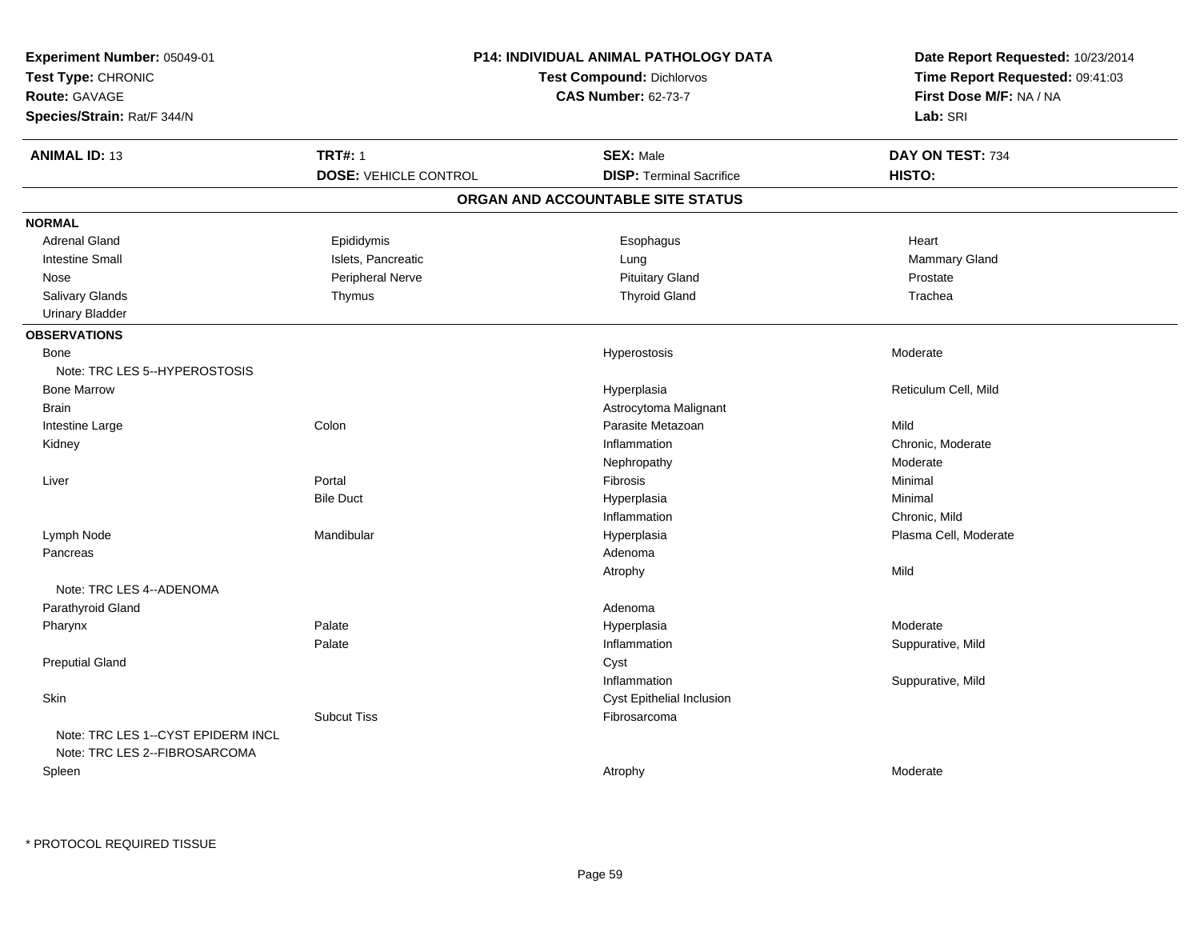**Experiment Number:** 05049-01
**Test Type:** CHRONIC
**Route:** GAVAGE
**Species/Strain:** Rat/F 344/N

**P14: INDIVIDUAL ANIMAL PATHOLOGY DATA**
**Test Compound:** Dichlorvos
**CAS Number:** 62-73-7

**Date Report Requested:** 10/23/2014
**Time Report Requested:** 09:41:03
**First Dose M/F:** NA / NA
**Lab:** SRI

| **ANIMAL ID:** 13 | **TRT#:** 1 | **SEX:** Male | **DAY ON TEST:** 734 |
|---|---|---|---|
| | **DOSE:** VEHICLE CONTROL | **DISP:** Terminal Sacrifice | **HISTO:** |

## ORGAN AND ACCOUNTABLE SITE STATUS

**NORMAL**

| | | | |
|---|---|---|---|
| Adrenal Gland | Epididymis | Esophagus | Heart |
| Intestine Small | Islets, Pancreatic | Lung | Mammary Gland |
| Nose | Peripheral Nerve | Pituitary Gland | Prostate |
| Salivary Glands | Thymus | Thyroid Gland | Trachea |
| Urinary Bladder | | | |

**OBSERVATIONS**

| Organ | Site | Observation | Severity |
|---|---|---|---|
| Bone | | Hyperostosis | Moderate |
| Note: TRC LES 5--HYPEROSTOSIS | | | |
| Bone Marrow | | Hyperplasia | Reticulum Cell, Mild |
| Brain | | Astrocytoma Malignant | |
| Intestine Large | Colon | Parasite Metazoan | Mild |
| Kidney | | Inflammation | Chronic, Moderate |
| | | Nephropathy | Moderate |
| Liver | Portal | Fibrosis | Minimal |
| | Bile Duct | Hyperplasia | Minimal |
| | | Inflammation | Chronic, Mild |
| Lymph Node | Mandibular | Hyperplasia | Plasma Cell, Moderate |
| Pancreas | | Adenoma | |
| | | Atrophy | Mild |
| Note: TRC LES 4--ADENOMA | | | |
| Parathyroid Gland | | Adenoma | |
| Pharynx | Palate | Hyperplasia | Moderate |
| | Palate | Inflammation | Suppurative, Mild |
| Preputial Gland | | Cyst | |
| | | Inflammation | Suppurative, Mild |
| Skin | | Cyst Epithelial Inclusion | |
| | Subcut Tiss | Fibrosarcoma | |
| Note: TRC LES 1--CYST EPIDERM INCL | | | |
| Note: TRC LES 2--FIBROSARCOMA | | | |
| Spleen | | Atrophy | Moderate |

* PROTOCOL REQUIRED TISSUE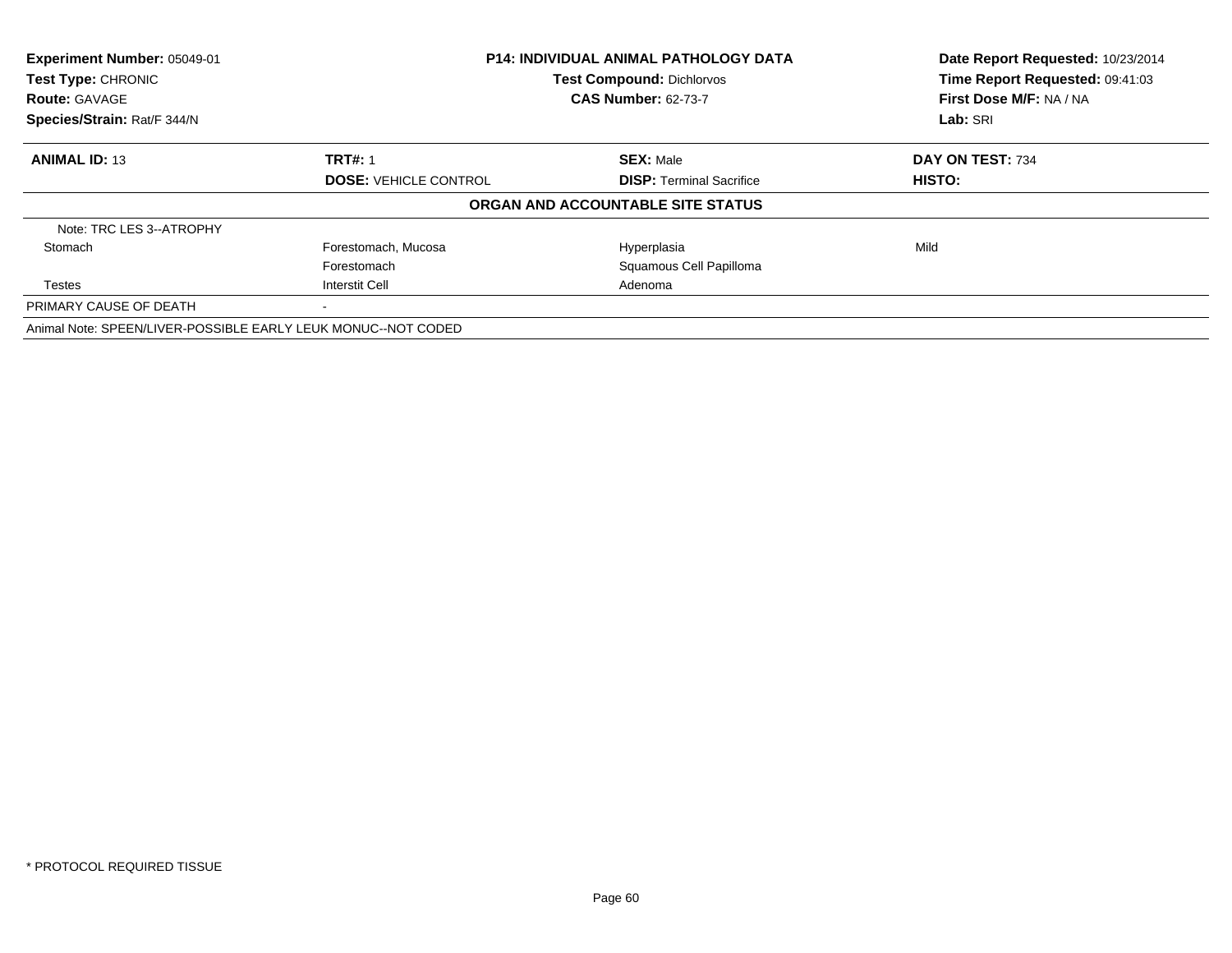**Experiment Number:** 05049-01
**Test Type:** CHRONIC
**Route:** GAVAGE
**Species/Strain:** Rat/F 344/N

**P14: INDIVIDUAL ANIMAL PATHOLOGY DATA**
**Test Compound:** Dichlorvos
**CAS Number:** 62-73-7

**Date Report Requested:** 10/23/2014
**Time Report Requested:** 09:41:03
**First Dose M/F:** NA / NA
**Lab:** SRI

| **ANIMAL ID:** 13 | **TRT#:** 1 | **SEX:** Male | **DAY ON TEST:** 734 |
|---|---|---|---|
| | **DOSE:** VEHICLE CONTROL | **DISP:** Terminal Sacrifice | **HISTO:** |

**ORGAN AND ACCOUNTABLE SITE STATUS**

| | | | |
|---|---|---|---|
| Note: TRC LES 3--ATROPHY | | | |
| Stomach | Forestomach, Mucosa | Hyperplasia | Mild |
| | Forestomach | Squamous Cell Papilloma | |
| Testes | Interstit Cell | Adenoma | |
| PRIMARY CAUSE OF DEATH | - | | |
| Animal Note: SPEEN/LIVER-POSSIBLE EARLY LEUK MONUC--NOT CODED | | | |

* PROTOCOL REQUIRED TISSUE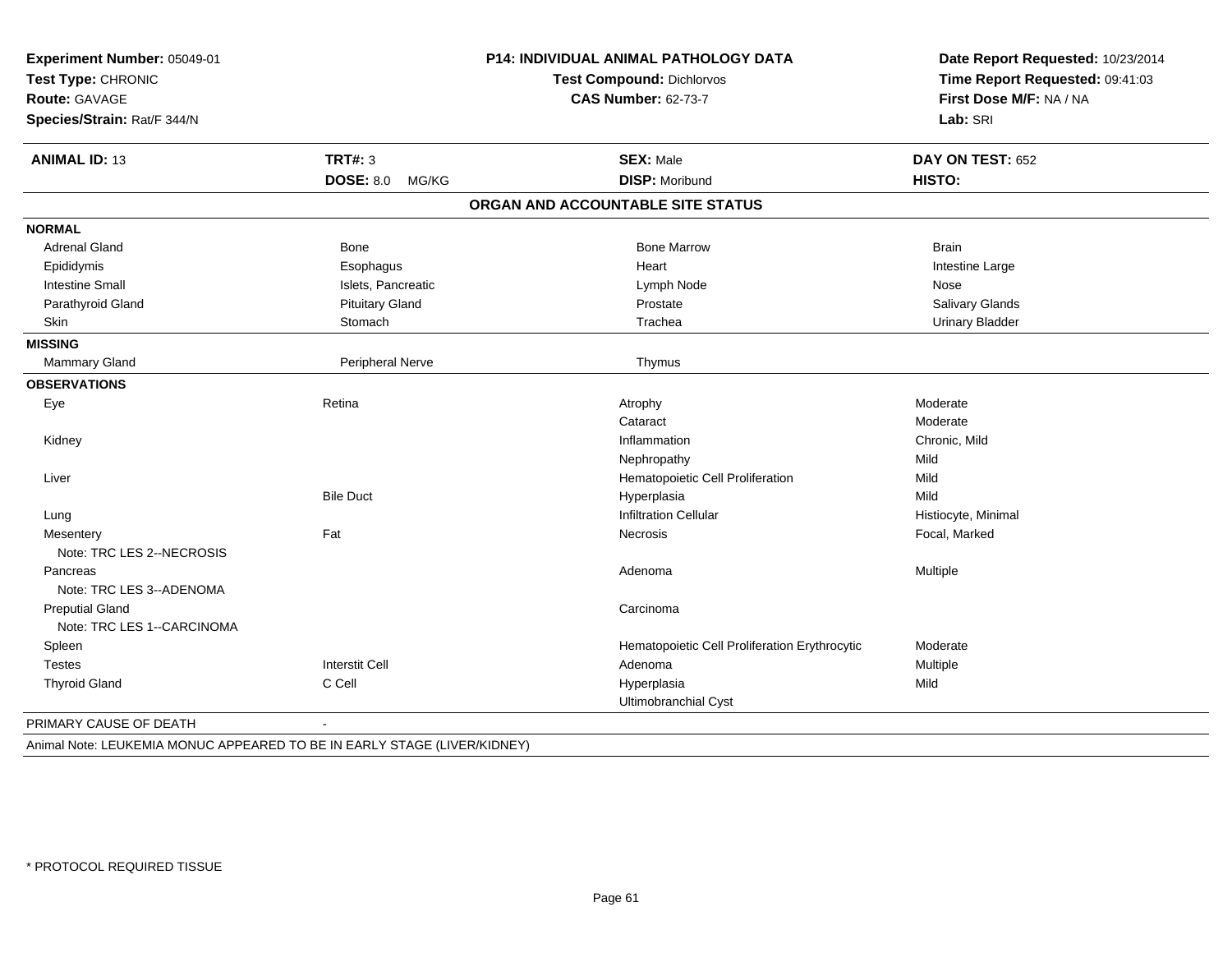**Experiment Number:** 05049-01
**Test Type:** CHRONIC
**Route:** GAVAGE
**Species/Strain:** Rat/F 344/N

**P14: INDIVIDUAL ANIMAL PATHOLOGY DATA**
**Test Compound:** Dichlorvos
**CAS Number:** 62-73-7

**Date Report Requested:** 10/23/2014
**Time Report Requested:** 09:41:03
**First Dose M/F:** NA / NA
**Lab:** SRI

| **ANIMAL ID:** 13 | **TRT#:** 3 | **SEX:** Male | **DAY ON TEST:** 652 |
|---|---|---|---|
| | **DOSE:** 8.0 MG/KG | **DISP:** Moribund | **HISTO:** |

## ORGAN AND ACCOUNTABLE SITE STATUS

| | | | |
|---|---|---|---|
| **NORMAL** | | | |
| Adrenal Gland | Bone | Bone Marrow | Brain |
| Epididymis | Esophagus | Heart | Intestine Large |
| Intestine Small | Islets, Pancreatic | Lymph Node | Nose |
| Parathyroid Gland | Pituitary Gland | Prostate | Salivary Glands |
| Skin | Stomach | Trachea | Urinary Bladder |
| **MISSING** | | | |
| Mammary Gland | Peripheral Nerve | Thymus | |
| **OBSERVATIONS** | | | |
| Eye | Retina | Atrophy | Moderate |
| | | Cataract | Moderate |
| Kidney | | Inflammation | Chronic, Mild |
| | | Nephropathy | Mild |
| Liver | | Hematopoietic Cell Proliferation | Mild |
| | Bile Duct | Hyperplasia | Mild |
| Lung | | Infiltration Cellular | Histiocyte, Minimal |
| Mesentery | Fat | Necrosis | Focal, Marked |
| Note: TRC LES 2--NECROSIS | | | |
| Pancreas | | Adenoma | Multiple |
| Note: TRC LES 3--ADENOMA | | | |
| Preputial Gland | | Carcinoma | |
| Note: TRC LES 1--CARCINOMA | | | |
| Spleen | | Hematopoietic Cell Proliferation Erythrocytic | Moderate |
| Testes | Interstit Cell | Adenoma | Multiple |
| Thyroid Gland | C Cell | Hyperplasia | Mild |
| | | Ultimobranchial Cyst | |
| PRIMARY CAUSE OF DEATH | - | | |

Animal Note: LEUKEMIA MONUC APPEARED TO BE IN EARLY STAGE (LIVER/KIDNEY)

* PROTOCOL REQUIRED TISSUE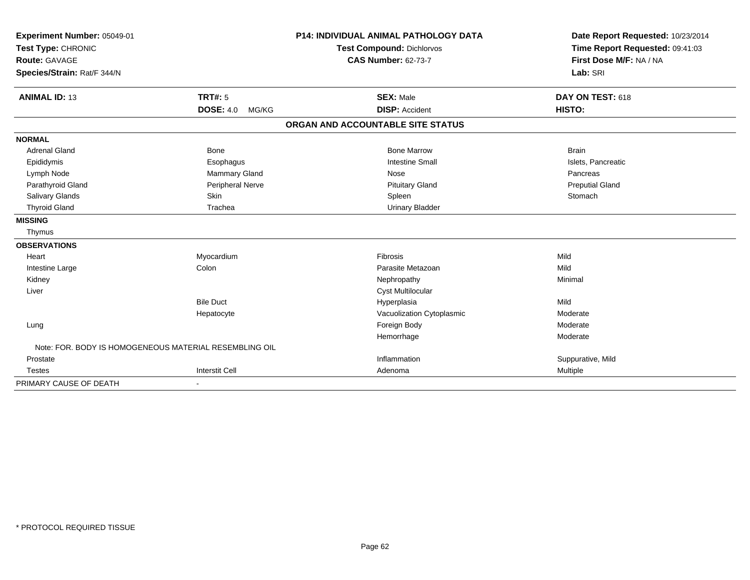**Experiment Number:** 05049-01
**Test Type:** CHRONIC
**Route:** GAVAGE
**Species/Strain:** Rat/F 344/N

**P14: INDIVIDUAL ANIMAL PATHOLOGY DATA**
**Test Compound:** Dichlorvos
**CAS Number:** 62-73-7

**Date Report Requested:** 10/23/2014
**Time Report Requested:** 09:41:03
**First Dose M/F:** NA / NA
**Lab:** SRI

| **ANIMAL ID:** 13 | **TRT#:** 5 | **SEX:** Male | **DAY ON TEST:** 618 |
|---|---|---|---|
| | **DOSE:** 4.0 MG/KG | **DISP:** Accident | **HISTO:** |

## ORGAN AND ACCOUNTABLE SITE STATUS

| | | | |
|---|---|---|---|
| **NORMAL** | | | |
| Adrenal Gland | Bone | Bone Marrow | Brain |
| Epididymis | Esophagus | Intestine Small | Islets, Pancreatic |
| Lymph Node | Mammary Gland | Nose | Pancreas |
| Parathyroid Gland | Peripheral Nerve | Pituitary Gland | Preputial Gland |
| Salivary Glands | Skin | Spleen | Stomach |
| Thyroid Gland | Trachea | Urinary Bladder | |
| **MISSING** | | | |
| Thymus | | | |
| **OBSERVATIONS** | | | |
| Heart | Myocardium | Fibrosis | Mild |
| Intestine Large | Colon | Parasite Metazoan | Mild |
| Kidney | | Nephropathy | Minimal |
| Liver | | Cyst Multilocular | |
| | Bile Duct | Hyperplasia | Mild |
| | Hepatocyte | Vacuolization Cytoplasmic | Moderate |
| Lung | | Foreign Body | Moderate |
| | | Hemorrhage | Moderate |
| Note: FOR. BODY IS HOMOGENEOUS MATERIAL RESEMBLING OIL | | | |
| Prostate | | Inflammation | Suppurative, Mild |
| Testes | Interstit Cell | Adenoma | Multiple |
| PRIMARY CAUSE OF DEATH | - | | |

* PROTOCOL REQUIRED TISSUE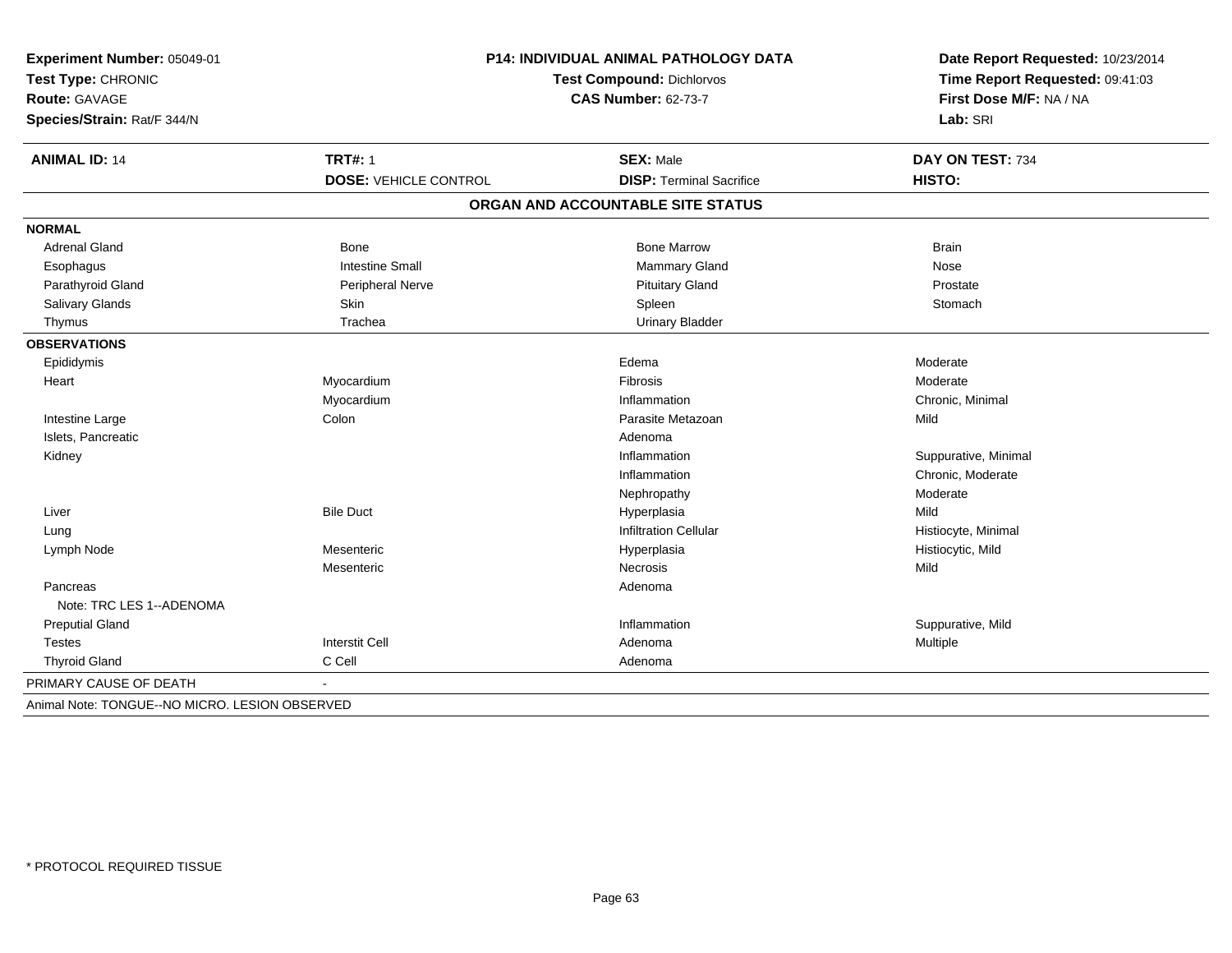**Experiment Number:** 05049-01
**Test Type:** CHRONIC
**Route:** GAVAGE
**Species/Strain:** Rat/F 344/N

**P14: INDIVIDUAL ANIMAL PATHOLOGY DATA**
**Test Compound:** Dichlorvos
**CAS Number:** 62-73-7

**Date Report Requested:** 10/23/2014
**Time Report Requested:** 09:41:03
**First Dose M/F:** NA / NA
**Lab:** SRI

| **ANIMAL ID:** 14 | **TRT#:** 1 | **SEX:** Male | **DAY ON TEST:** 734 |
|---|---|---|---|
| | **DOSE:** VEHICLE CONTROL | **DISP:** Terminal Sacrifice | **HISTO:** |

## ORGAN AND ACCOUNTABLE SITE STATUS

| | | | |
|---|---|---|---|
| **NORMAL** | | | |
| Adrenal Gland | Bone | Bone Marrow | Brain |
| Esophagus | Intestine Small | Mammary Gland | Nose |
| Parathyroid Gland | Peripheral Nerve | Pituitary Gland | Prostate |
| Salivary Glands | Skin | Spleen | Stomach |
| Thymus | Trachea | Urinary Bladder | |
| **OBSERVATIONS** | | | |
| Epididymis | | Edema | Moderate |
| Heart | Myocardium | Fibrosis | Moderate |
| | Myocardium | Inflammation | Chronic, Minimal |
| Intestine Large | Colon | Parasite Metazoan | Mild |
| Islets, Pancreatic | | Adenoma | |
| Kidney | | Inflammation | Suppurative, Minimal |
| | | Inflammation | Chronic, Moderate |
| | | Nephropathy | Moderate |
| Liver | Bile Duct | Hyperplasia | Mild |
| Lung | | Infiltration Cellular | Histiocyte, Minimal |
| Lymph Node | Mesenteric | Hyperplasia | Histiocytic, Mild |
| | Mesenteric | Necrosis | Mild |
| Pancreas | | Adenoma | |
| Note: TRC LES 1--ADENOMA | | | |
| Preputial Gland | | Inflammation | Suppurative, Mild |
| Testes | Interstit Cell | Adenoma | Multiple |
| Thyroid Gland | C Cell | Adenoma | |
| PRIMARY CAUSE OF DEATH | - | | |

Animal Note: TONGUE--NO MICRO. LESION OBSERVED

* PROTOCOL REQUIRED TISSUE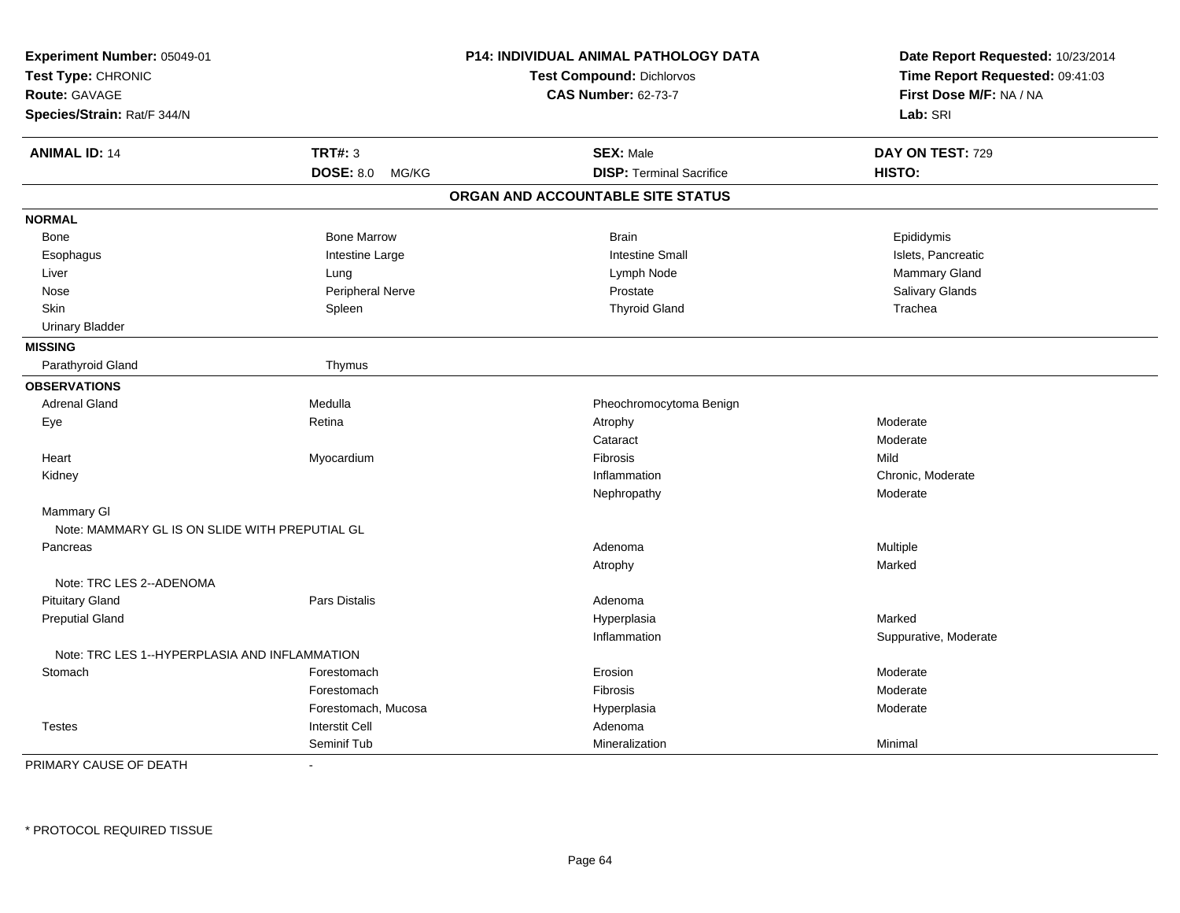**Experiment Number:** 05049-01
**Test Type:** CHRONIC
**Route:** GAVAGE
**Species/Strain:** Rat/F 344/N

**P14: INDIVIDUAL ANIMAL PATHOLOGY DATA**
**Test Compound:** Dichlorvos
**CAS Number:** 62-73-7

**Date Report Requested:** 10/23/2014
**Time Report Requested:** 09:41:03
**First Dose M/F:** NA / NA
**Lab:** SRI

| **ANIMAL ID:** 14 | **TRT#:** 3 | **SEX:** Male | **DAY ON TEST:** 729 |
|---|---|---|---|
| | **DOSE:** 8.0 MG/KG | **DISP:** Terminal Sacrifice | **HISTO:** |

## ORGAN AND ACCOUNTABLE SITE STATUS

| | | | |
|---|---|---|---|
| **NORMAL** | | | |
| Bone | Bone Marrow | Brain | Epididymis |
| Esophagus | Intestine Large | Intestine Small | Islets, Pancreatic |
| Liver | Lung | Lymph Node | Mammary Gland |
| Nose | Peripheral Nerve | Prostate | Salivary Glands |
| Skin | Spleen | Thyroid Gland | Trachea |
| Urinary Bladder | | | |
| **MISSING** | | | |
| Parathyroid Gland | Thymus | | |
| **OBSERVATIONS** | | | |
| Adrenal Gland | Medulla | Pheochromocytoma Benign | |
| Eye | Retina | Atrophy | Moderate |
| | | Cataract | Moderate |
| Heart | Myocardium | Fibrosis | Mild |
| Kidney | | Inflammation | Chronic, Moderate |
| | | Nephropathy | Moderate |
| Mammary Gl | | | |
| Note: MAMMARY GL IS ON SLIDE WITH PREPUTIAL GL | | | |
| Pancreas | | Adenoma | Multiple |
| | | Atrophy | Marked |
| Note: TRC LES 2--ADENOMA | | | |
| Pituitary Gland | Pars Distalis | Adenoma | |
| Preputial Gland | | Hyperplasia | Marked |
| | | Inflammation | Suppurative, Moderate |
| Note: TRC LES 1--HYPERPLASIA AND INFLAMMATION | | | |
| Stomach | Forestomach | Erosion | Moderate |
| | Forestomach | Fibrosis | Moderate |
| | Forestomach, Mucosa | Hyperplasia | Moderate |
| Testes | Interstit Cell | Adenoma | |
| | Seminif Tub | Mineralization | Minimal |

PRIMARY CAUSE OF DEATH -

* PROTOCOL REQUIRED TISSUE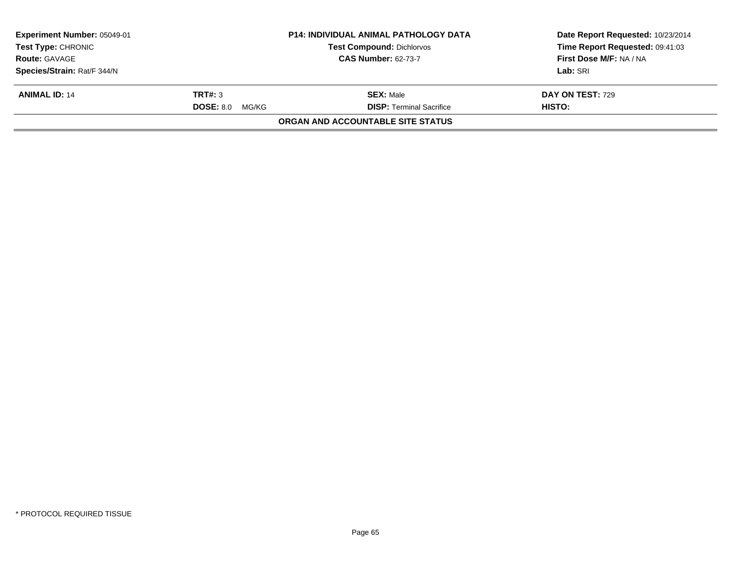| **Experiment Number:** 05049-01 | **P14: INDIVIDUAL ANIMAL PATHOLOGY DATA** | **Date Report Requested:** 10/23/2014 |
|---|---|---|
| **Test Type:** CHRONIC | **Test Compound:** Dichlorvos | **Time Report Requested:** 09:41:03 |
| **Route:** GAVAGE | **CAS Number:** 62-73-7 | **First Dose M/F:** NA / NA |
| **Species/Strain:** Rat/F 344/N | | **Lab:** SRI |

| **ANIMAL ID:** 14 | **TRT#:** 3 | **SEX:** Male | **DAY ON TEST:** 729 |
|---|---|---|---|
| | **DOSE:** 8.0 MG/KG | **DISP:** Terminal Sacrifice | **HISTO:** |

**ORGAN AND ACCOUNTABLE SITE STATUS**

* PROTOCOL REQUIRED TISSUE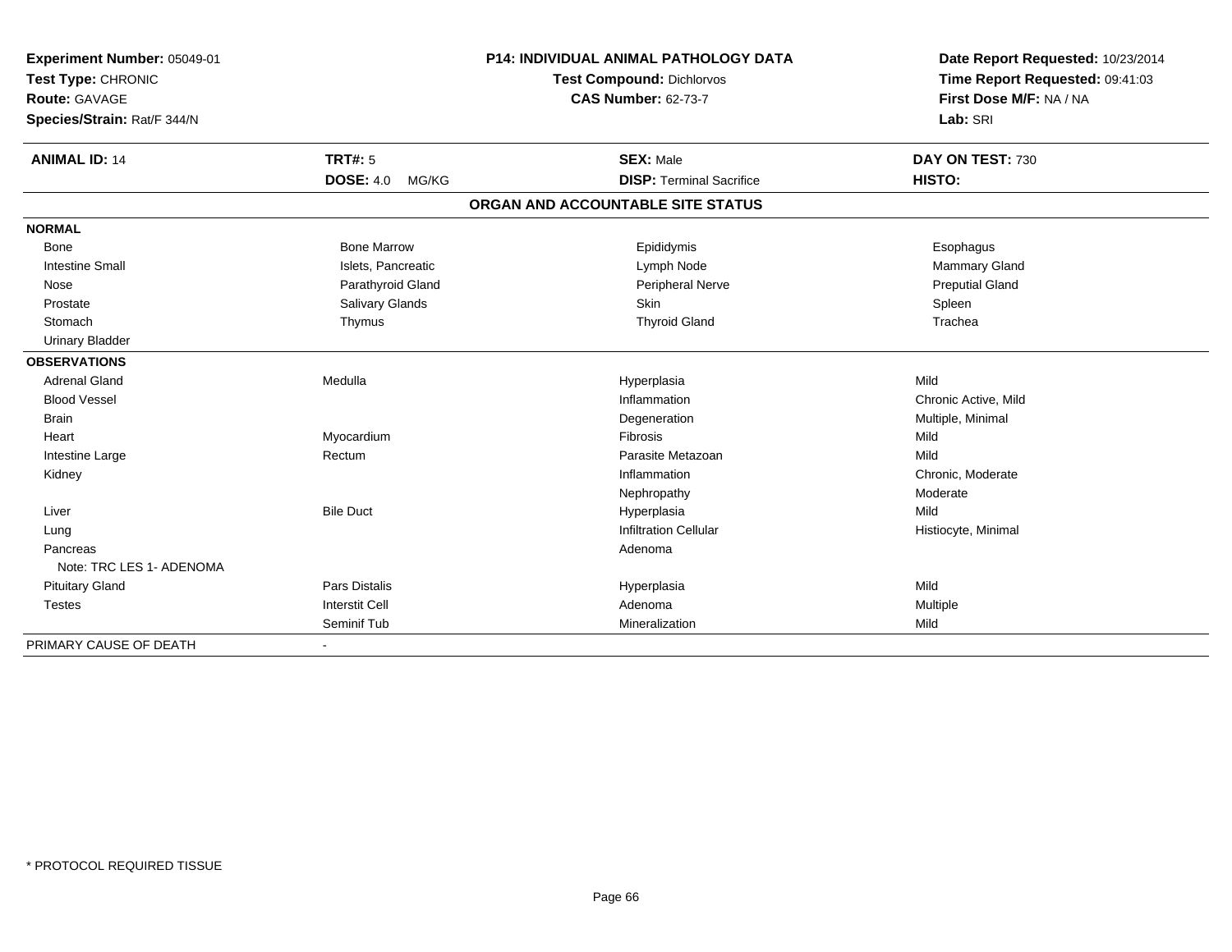**Experiment Number:** 05049-01
**Test Type:** CHRONIC
**Route:** GAVAGE
**Species/Strain:** Rat/F 344/N

**P14: INDIVIDUAL ANIMAL PATHOLOGY DATA**
**Test Compound:** Dichlorvos
**CAS Number:** 62-73-7

**Date Report Requested:** 10/23/2014
**Time Report Requested:** 09:41:03
**First Dose M/F:** NA / NA
**Lab:** SRI

| **ANIMAL ID:** 14 | **TRT#:** 5 | **SEX:** Male | **DAY ON TEST:** 730 |
|---|---|---|---|
| | **DOSE:** 4.0 MG/KG | **DISP:** Terminal Sacrifice | **HISTO:** |

## ORGAN AND ACCOUNTABLE SITE STATUS

| | | | |
|---|---|---|---|
| **NORMAL** | | | |
| Bone | Bone Marrow | Epididymis | Esophagus |
| Intestine Small | Islets, Pancreatic | Lymph Node | Mammary Gland |
| Nose | Parathyroid Gland | Peripheral Nerve | Preputial Gland |
| Prostate | Salivary Glands | Skin | Spleen |
| Stomach | Thymus | Thyroid Gland | Trachea |
| Urinary Bladder | | | |
| **OBSERVATIONS** | | | |
| Adrenal Gland | Medulla | Hyperplasia | Mild |
| Blood Vessel | | Inflammation | Chronic Active, Mild |
| Brain | | Degeneration | Multiple, Minimal |
| Heart | Myocardium | Fibrosis | Mild |
| Intestine Large | Rectum | Parasite Metazoan | Mild |
| Kidney | | Inflammation | Chronic, Moderate |
| | | Nephropathy | Moderate |
| Liver | Bile Duct | Hyperplasia | Mild |
| Lung | | Infiltration Cellular | Histiocyte, Minimal |
| Pancreas | | Adenoma | |
| Note: TRC LES 1- ADENOMA | | | |
| Pituitary Gland | Pars Distalis | Hyperplasia | Mild |
| Testes | Interstit Cell | Adenoma | Multiple |
| | Seminif Tub | Mineralization | Mild |
| PRIMARY CAUSE OF DEATH | - | | |

\* PROTOCOL REQUIRED TISSUE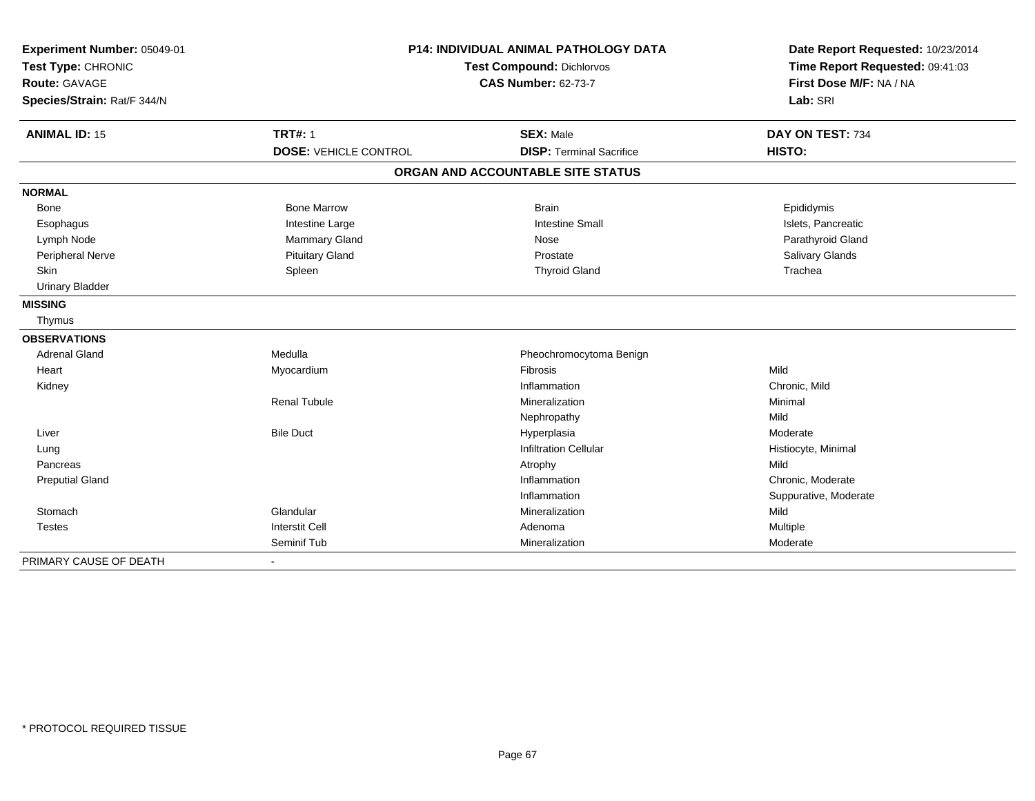**Experiment Number:** 05049-01
**Test Type:** CHRONIC
**Route:** GAVAGE
**Species/Strain:** Rat/F 344/N

**P14: INDIVIDUAL ANIMAL PATHOLOGY DATA**
**Test Compound:** Dichlorvos
**CAS Number:** 62-73-7

**Date Report Requested:** 10/23/2014
**Time Report Requested:** 09:41:03
**First Dose M/F:** NA / NA
**Lab:** SRI

| **ANIMAL ID:** 15 | **TRT#:** 1 | **SEX:** Male | **DAY ON TEST:** 734 |
|---|---|---|---|
| | **DOSE:** VEHICLE CONTROL | **DISP:** Terminal Sacrifice | **HISTO:** |

**ORGAN AND ACCOUNTABLE SITE STATUS**

| | | | |
|---|---|---|---|
| **NORMAL** | | | |
| Bone | Bone Marrow | Brain | Epididymis |
| Esophagus | Intestine Large | Intestine Small | Islets, Pancreatic |
| Lymph Node | Mammary Gland | Nose | Parathyroid Gland |
| Peripheral Nerve | Pituitary Gland | Prostate | Salivary Glands |
| Skin | Spleen | Thyroid Gland | Trachea |
| Urinary Bladder | | | |
| **MISSING** | | | |
| Thymus | | | |
| **OBSERVATIONS** | | | |
| Adrenal Gland | Medulla | Pheochromocytoma Benign | |
| Heart | Myocardium | Fibrosis | Mild |
| Kidney | | Inflammation | Chronic, Mild |
| | Renal Tubule | Mineralization | Minimal |
| | | Nephropathy | Mild |
| Liver | Bile Duct | Hyperplasia | Moderate |
| Lung | | Infiltration Cellular | Histiocyte, Minimal |
| Pancreas | | Atrophy | Mild |
| Preputial Gland | | Inflammation | Chronic, Moderate |
| | | Inflammation | Suppurative, Moderate |
| Stomach | Glandular | Mineralization | Mild |
| Testes | Interstit Cell | Adenoma | Multiple |
| | Seminif Tub | Mineralization | Moderate |
| PRIMARY CAUSE OF DEATH | - | | |

* PROTOCOL REQUIRED TISSUE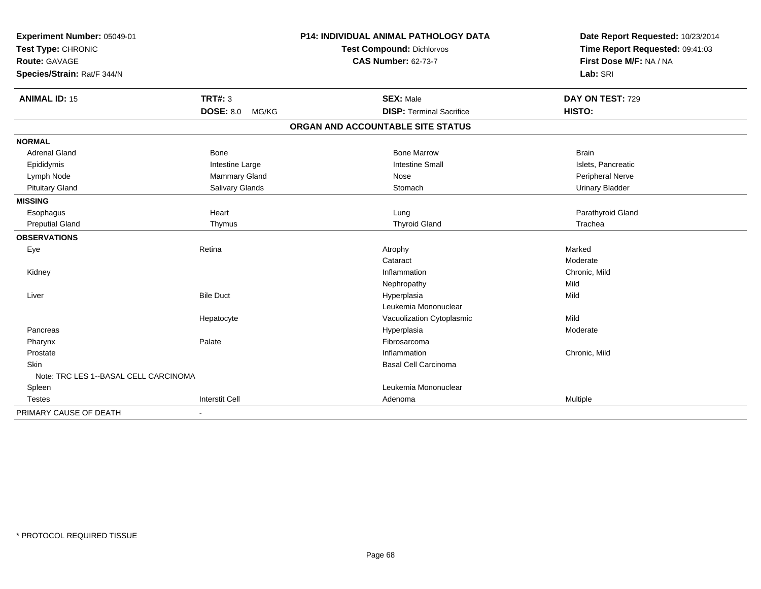**Experiment Number:** 05049-01
**Test Type:** CHRONIC
**Route:** GAVAGE
**Species/Strain:** Rat/F 344/N

**P14: INDIVIDUAL ANIMAL PATHOLOGY DATA**
**Test Compound:** Dichlorvos
**CAS Number:** 62-73-7

**Date Report Requested:** 10/23/2014
**Time Report Requested:** 09:41:03
**First Dose M/F:** NA / NA
**Lab:** SRI

| **ANIMAL ID:** 15 | **TRT#:** 3 | **SEX:** Male | **DAY ON TEST:** 729 |
|---|---|---|---|
| | **DOSE:** 8.0 MG/KG | **DISP:** Terminal Sacrifice | **HISTO:** |

## ORGAN AND ACCOUNTABLE SITE STATUS

| | | | |
|---|---|---|---|
| **NORMAL** | | | |
| Adrenal Gland | Bone | Bone Marrow | Brain |
| Epididymis | Intestine Large | Intestine Small | Islets, Pancreatic |
| Lymph Node | Mammary Gland | Nose | Peripheral Nerve |
| Pituitary Gland | Salivary Glands | Stomach | Urinary Bladder |
| **MISSING** | | | |
| Esophagus | Heart | Lung | Parathyroid Gland |
| Preputial Gland | Thymus | Thyroid Gland | Trachea |
| **OBSERVATIONS** | | | |
| Eye | Retina | Atrophy | Marked |
| | | Cataract | Moderate |
| Kidney | | Inflammation | Chronic, Mild |
| | | Nephropathy | Mild |
| Liver | Bile Duct | Hyperplasia | Mild |
| | | Leukemia Mononuclear | |
| | Hepatocyte | Vacuolization Cytoplasmic | Mild |
| Pancreas | | Hyperplasia | Moderate |
| Pharynx | Palate | Fibrosarcoma | |
| Prostate | | Inflammation | Chronic, Mild |
| Skin | | Basal Cell Carcinoma | |
| Note: TRC LES 1--BASAL CELL CARCINOMA | | | |
| Spleen | | Leukemia Mononuclear | |
| Testes | Interstit Cell | Adenoma | Multiple |
| PRIMARY CAUSE OF DEATH | - | | |

* PROTOCOL REQUIRED TISSUE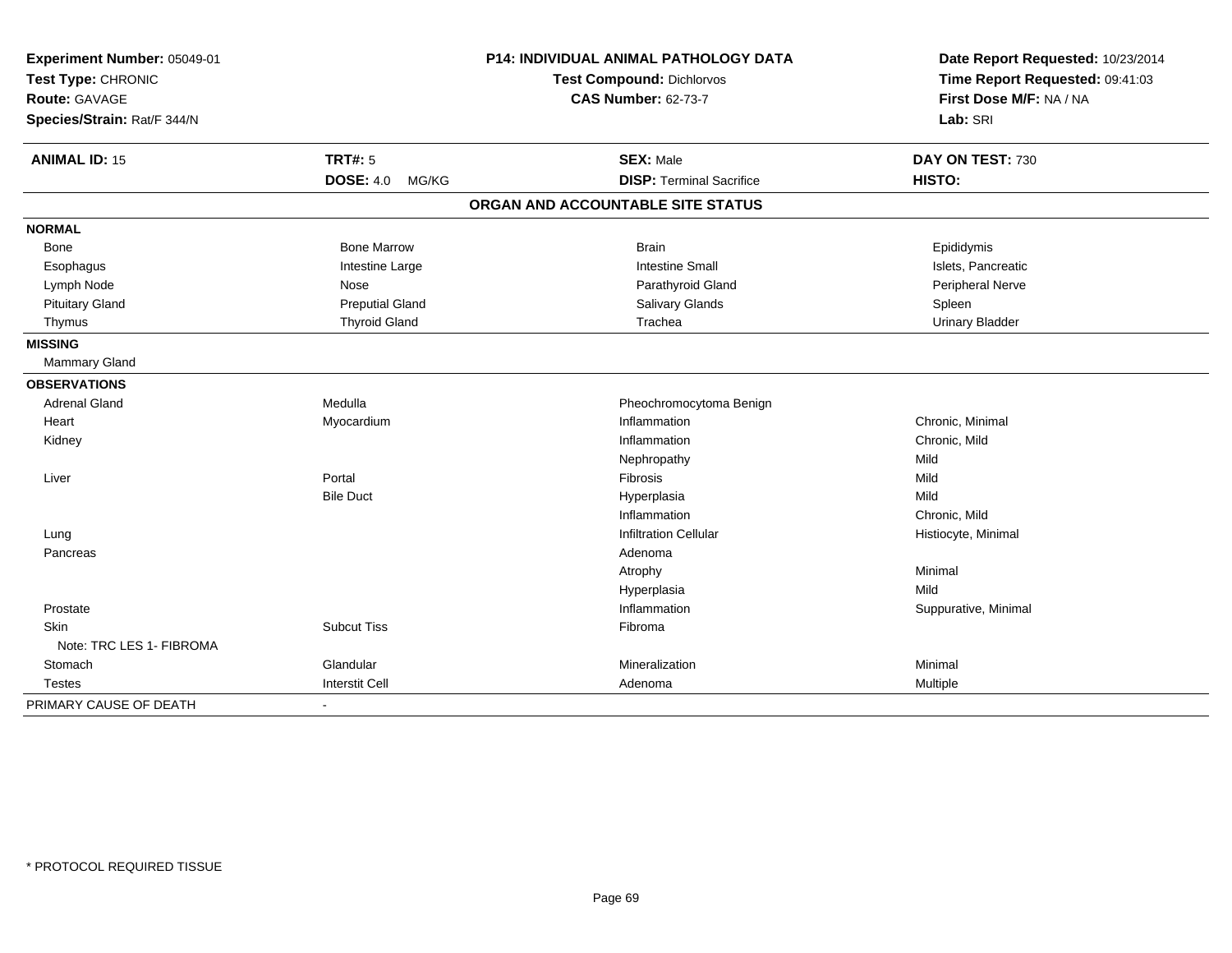**Experiment Number:** 05049-01
**Test Type:** CHRONIC
**Route:** GAVAGE
**Species/Strain:** Rat/F 344/N

**P14: INDIVIDUAL ANIMAL PATHOLOGY DATA**
**Test Compound:** Dichlorvos
**CAS Number:** 62-73-7

**Date Report Requested:** 10/23/2014
**Time Report Requested:** 09:41:03
**First Dose M/F:** NA / NA
**Lab:** SRI

| **ANIMAL ID:** 15 | **TRT#:** 5 | **SEX:** Male | **DAY ON TEST:** 730 |
|---|---|---|---|
| | **DOSE:** 4.0 MG/KG | **DISP:** Terminal Sacrifice | **HISTO:** |

## ORGAN AND ACCOUNTABLE SITE STATUS

| | | | |
|---|---|---|---|
| **NORMAL** | | | |
| Bone | Bone Marrow | Brain | Epididymis |
| Esophagus | Intestine Large | Intestine Small | Islets, Pancreatic |
| Lymph Node | Nose | Parathyroid Gland | Peripheral Nerve |
| Pituitary Gland | Preputial Gland | Salivary Glands | Spleen |
| Thymus | Thyroid Gland | Trachea | Urinary Bladder |
| **MISSING** | | | |
| Mammary Gland | | | |
| **OBSERVATIONS** | | | |
| Adrenal Gland | Medulla | Pheochromocytoma Benign | |
| Heart | Myocardium | Inflammation | Chronic, Minimal |
| Kidney | | Inflammation | Chronic, Mild |
| | | Nephropathy | Mild |
| Liver | Portal | Fibrosis | Mild |
| | Bile Duct | Hyperplasia | Mild |
| | | Inflammation | Chronic, Mild |
| Lung | | Infiltration Cellular | Histiocyte, Minimal |
| Pancreas | | Adenoma | |
| | | Atrophy | Minimal |
| | | Hyperplasia | Mild |
| Prostate | | Inflammation | Suppurative, Minimal |
| Skin | Subcut Tiss | Fibroma | |
| Note: TRC LES 1- FIBROMA | | | |
| Stomach | Glandular | Mineralization | Minimal |
| Testes | Interstit Cell | Adenoma | Multiple |
| PRIMARY CAUSE OF DEATH | - | | |

* PROTOCOL REQUIRED TISSUE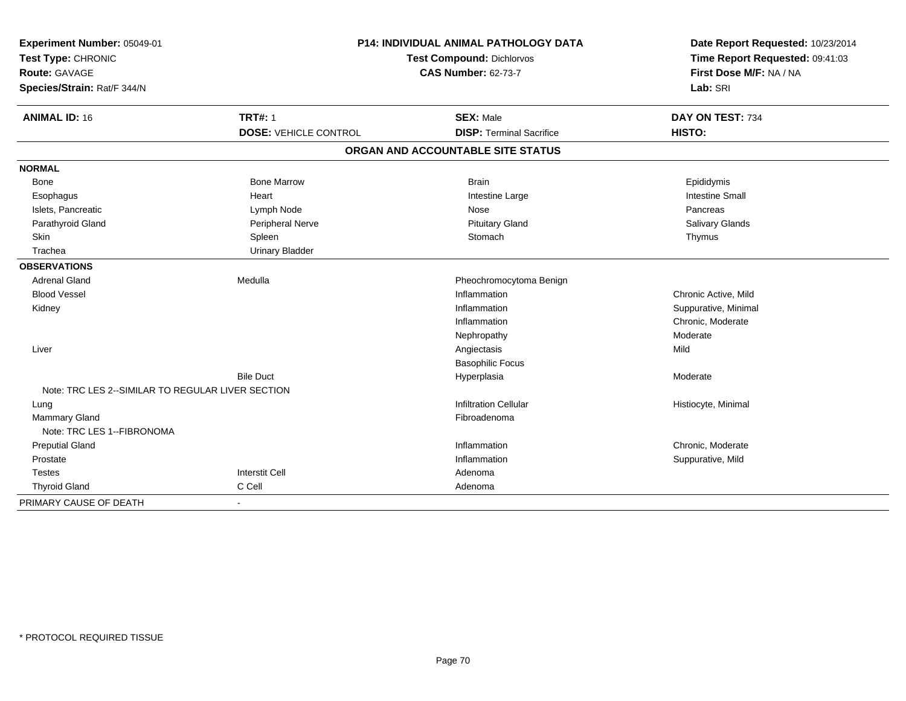**Experiment Number:** 05049-01
**Test Type:** CHRONIC
**Route:** GAVAGE
**Species/Strain:** Rat/F 344/N

**P14: INDIVIDUAL ANIMAL PATHOLOGY DATA**
**Test Compound:** Dichlorvos
**CAS Number:** 62-73-7

**Date Report Requested:** 10/23/2014
**Time Report Requested:** 09:41:03
**First Dose M/F:** NA / NA
**Lab:** SRI

| **ANIMAL ID:** 16 | **TRT#:** 1 | **SEX:** Male | **DAY ON TEST:** 734 |
|---|---|---|---|
| | **DOSE:** VEHICLE CONTROL | **DISP:** Terminal Sacrifice | **HISTO:** |

## ORGAN AND ACCOUNTABLE SITE STATUS

| | | | |
|---|---|---|---|
| **NORMAL** | | | |
| Bone | Bone Marrow | Brain | Epididymis |
| Esophagus | Heart | Intestine Large | Intestine Small |
| Islets, Pancreatic | Lymph Node | Nose | Pancreas |
| Parathyroid Gland | Peripheral Nerve | Pituitary Gland | Salivary Glands |
| Skin | Spleen | Stomach | Thymus |
| Trachea | Urinary Bladder | | |
| **OBSERVATIONS** | | | |
| Adrenal Gland | Medulla | Pheochromocytoma Benign | |
| Blood Vessel | | Inflammation | Chronic Active, Mild |
| Kidney | | Inflammation | Suppurative, Minimal |
| | | Inflammation | Chronic, Moderate |
| | | Nephropathy | Moderate |
| Liver | | Angiectasis | Mild |
| | | Basophilic Focus | |
| | Bile Duct | Hyperplasia | Moderate |
| Note: TRC LES 2--SIMILAR TO REGULAR LIVER SECTION | | | |
| Lung | | Infiltration Cellular | Histiocyte, Minimal |
| Mammary Gland | | Fibroadenoma | |
| Note: TRC LES 1--FIBRONOMA | | | |
| Preputial Gland | | Inflammation | Chronic, Moderate |
| Prostate | | Inflammation | Suppurative, Mild |
| Testes | Interstit Cell | Adenoma | |
| Thyroid Gland | C Cell | Adenoma | |
| PRIMARY CAUSE OF DEATH | - | | |

\* PROTOCOL REQUIRED TISSUE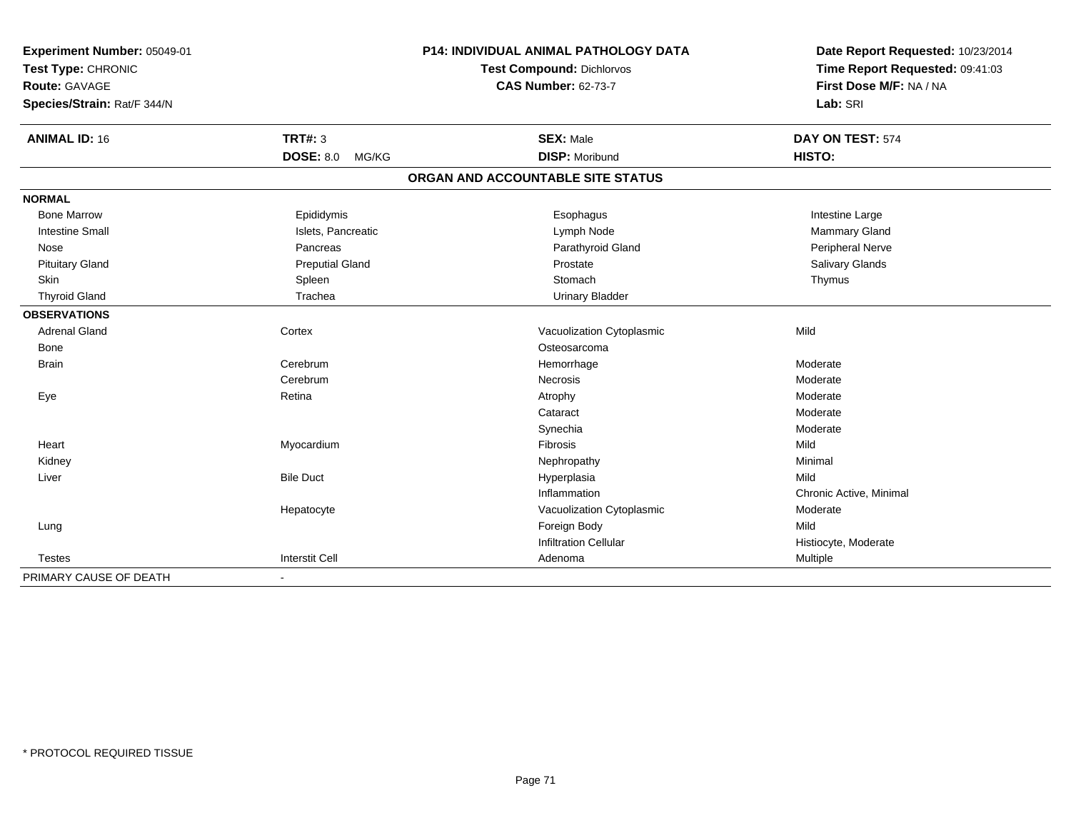**Experiment Number:** 05049-01
**Test Type:** CHRONIC
**Route:** GAVAGE
**Species/Strain:** Rat/F 344/N

**P14: INDIVIDUAL ANIMAL PATHOLOGY DATA**
**Test Compound:** Dichlorvos
**CAS Number:** 62-73-7

**Date Report Requested:** 10/23/2014
**Time Report Requested:** 09:41:03
**First Dose M/F:** NA / NA
**Lab:** SRI

| **ANIMAL ID:** 16 | **TRT#:** 3 | **SEX:** Male | **DAY ON TEST:** 574 |
|---|---|---|---|
| | **DOSE:** 8.0 MG/KG | **DISP:** Moribund | **HISTO:** |

## ORGAN AND ACCOUNTABLE SITE STATUS

| | | | |
|---|---|---|---|
| **NORMAL** | | | |
| Bone Marrow | Epididymis | Esophagus | Intestine Large |
| Intestine Small | Islets, Pancreatic | Lymph Node | Mammary Gland |
| Nose | Pancreas | Parathyroid Gland | Peripheral Nerve |
| Pituitary Gland | Preputial Gland | Prostate | Salivary Glands |
| Skin | Spleen | Stomach | Thymus |
| Thyroid Gland | Trachea | Urinary Bladder | |
| **OBSERVATIONS** | | | |
| Adrenal Gland | Cortex | Vacuolization Cytoplasmic | Mild |
| Bone | | Osteosarcoma | |
| Brain | Cerebrum | Hemorrhage | Moderate |
| | Cerebrum | Necrosis | Moderate |
| Eye | Retina | Atrophy | Moderate |
| | | Cataract | Moderate |
| | | Synechia | Moderate |
| Heart | Myocardium | Fibrosis | Mild |
| Kidney | | Nephropathy | Minimal |
| Liver | Bile Duct | Hyperplasia | Mild |
| | | Inflammation | Chronic Active, Minimal |
| | Hepatocyte | Vacuolization Cytoplasmic | Moderate |
| Lung | | Foreign Body | Mild |
| | | Infiltration Cellular | Histiocyte, Moderate |
| Testes | Interstit Cell | Adenoma | Multiple |
| PRIMARY CAUSE OF DEATH | - | | |

\* PROTOCOL REQUIRED TISSUE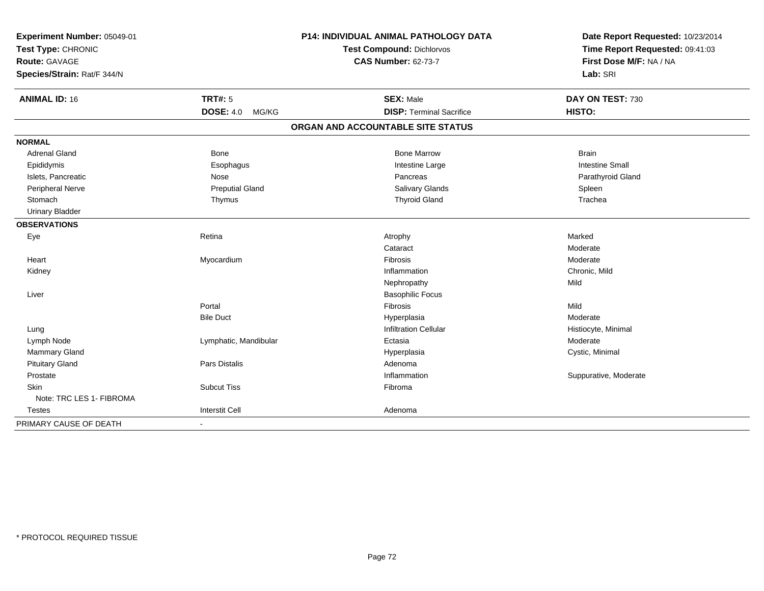**Experiment Number:** 05049-01
**Test Type:** CHRONIC
**Route:** GAVAGE
**Species/Strain:** Rat/F 344/N

**P14: INDIVIDUAL ANIMAL PATHOLOGY DATA**
**Test Compound:** Dichlorvos
**CAS Number:** 62-73-7

**Date Report Requested:** 10/23/2014
**Time Report Requested:** 09:41:03
**First Dose M/F:** NA / NA
**Lab:** SRI

| **ANIMAL ID:** 16 | **TRT#:** 5 | **SEX:** Male | **DAY ON TEST:** 730 |
|---|---|---|---|
| | **DOSE:** 4.0 MG/KG | **DISP:** Terminal Sacrifice | **HISTO:** |

## ORGAN AND ACCOUNTABLE SITE STATUS

| | | | |
|---|---|---|---|
| **NORMAL** | | | |
| Adrenal Gland | Bone | Bone Marrow | Brain |
| Epididymis | Esophagus | Intestine Large | Intestine Small |
| Islets, Pancreatic | Nose | Pancreas | Parathyroid Gland |
| Peripheral Nerve | Preputial Gland | Salivary Glands | Spleen |
| Stomach | Thymus | Thyroid Gland | Trachea |
| Urinary Bladder | | | |
| **OBSERVATIONS** | | | |
| Eye | Retina | Atrophy | Marked |
| | | Cataract | Moderate |
| Heart | Myocardium | Fibrosis | Moderate |
| Kidney | | Inflammation | Chronic, Mild |
| | | Nephropathy | Mild |
| Liver | | Basophilic Focus | |
| | Portal | Fibrosis | Mild |
| | Bile Duct | Hyperplasia | Moderate |
| Lung | | Infiltration Cellular | Histiocyte, Minimal |
| Lymph Node | Lymphatic, Mandibular | Ectasia | Moderate |
| Mammary Gland | | Hyperplasia | Cystic, Minimal |
| Pituitary Gland | Pars Distalis | Adenoma | |
| Prostate | | Inflammation | Suppurative, Moderate |
| Skin | Subcut Tiss | Fibroma | |
| Note: TRC LES 1- FIBROMA | | | |
| Testes | Interstit Cell | Adenoma | |
| PRIMARY CAUSE OF DEATH | - | | |

* PROTOCOL REQUIRED TISSUE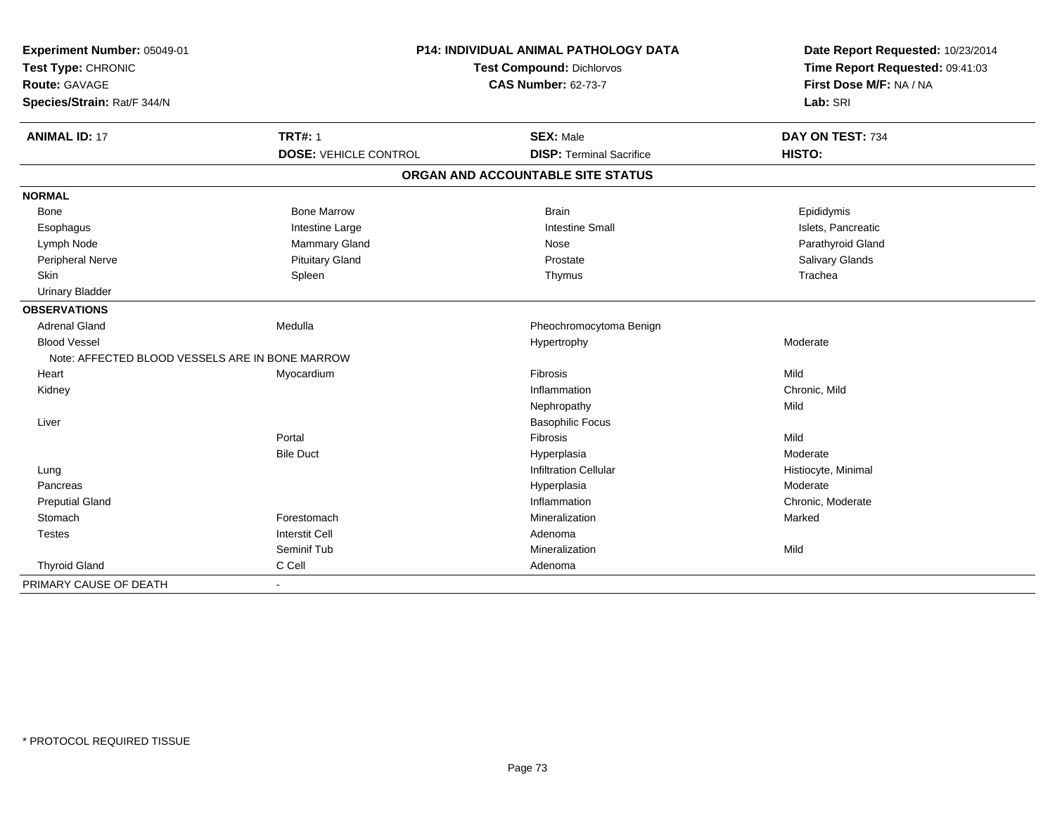**Experiment Number:** 05049-01
**Test Type:** CHRONIC
**Route:** GAVAGE
**Species/Strain:** Rat/F 344/N

**P14: INDIVIDUAL ANIMAL PATHOLOGY DATA**
**Test Compound:** Dichlorvos
**CAS Number:** 62-73-7

**Date Report Requested:** 10/23/2014
**Time Report Requested:** 09:41:03
**First Dose M/F:** NA / NA
**Lab:** SRI

| **ANIMAL ID:** 17 | **TRT#:** 1 | **SEX:** Male | **DAY ON TEST:** 734 |
|---|---|---|---|
| | **DOSE:** VEHICLE CONTROL | **DISP:** Terminal Sacrifice | **HISTO:** |

## ORGAN AND ACCOUNTABLE SITE STATUS

| | | | |
|---|---|---|---|
| **NORMAL** | | | |
| Bone | Bone Marrow | Brain | Epididymis |
| Esophagus | Intestine Large | Intestine Small | Islets, Pancreatic |
| Lymph Node | Mammary Gland | Nose | Parathyroid Gland |
| Peripheral Nerve | Pituitary Gland | Prostate | Salivary Glands |
| Skin | Spleen | Thymus | Trachea |
| Urinary Bladder | | | |
| **OBSERVATIONS** | | | |
| Adrenal Gland | Medulla | Pheochromocytoma Benign | |
| Blood Vessel | | Hypertrophy | Moderate |
| Note: AFFECTED BLOOD VESSELS ARE IN BONE MARROW | | | |
| Heart | Myocardium | Fibrosis | Mild |
| Kidney | | Inflammation | Chronic, Mild |
| | | Nephropathy | Mild |
| Liver | | Basophilic Focus | |
| | Portal | Fibrosis | Mild |
| | Bile Duct | Hyperplasia | Moderate |
| Lung | | Infiltration Cellular | Histiocyte, Minimal |
| Pancreas | | Hyperplasia | Moderate |
| Preputial Gland | | Inflammation | Chronic, Moderate |
| Stomach | Forestomach | Mineralization | Marked |
| Testes | Interstit Cell | Adenoma | |
| | Seminif Tub | Mineralization | Mild |
| Thyroid Gland | C Cell | Adenoma | |
| PRIMARY CAUSE OF DEATH | - | | |

\* PROTOCOL REQUIRED TISSUE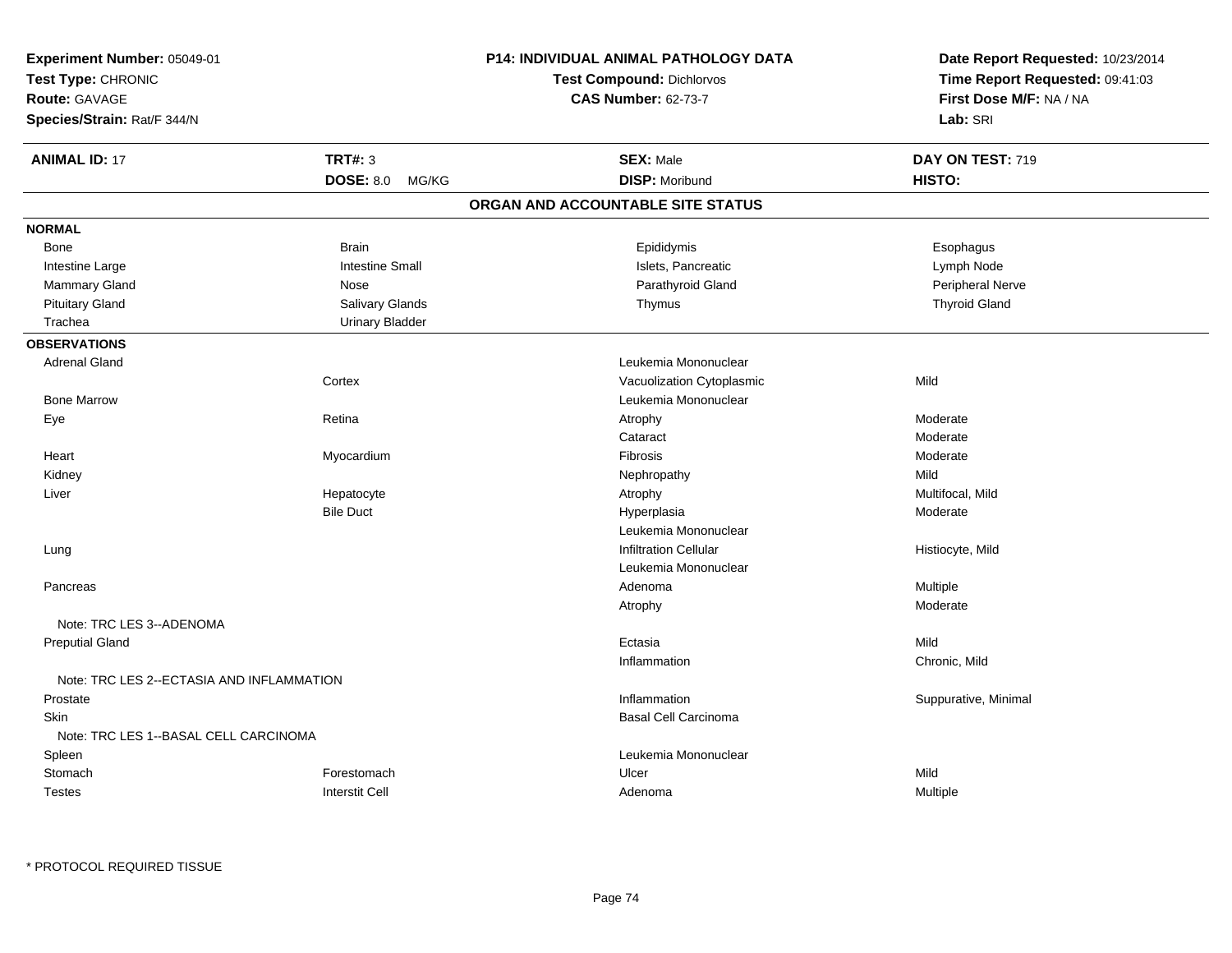**Experiment Number:** 05049-01
**Test Type:** CHRONIC
**Route:** GAVAGE
**Species/Strain:** Rat/F 344/N

**P14: INDIVIDUAL ANIMAL PATHOLOGY DATA**
**Test Compound:** Dichlorvos
**CAS Number:** 62-73-7

**Date Report Requested:** 10/23/2014
**Time Report Requested:** 09:41:03
**First Dose M/F:** NA / NA
**Lab:** SRI

| **ANIMAL ID:** 17 | **TRT#:** 3 | **SEX:** Male | **DAY ON TEST:** 719 |
|---|---|---|---|
| | **DOSE:** 8.0 MG/KG | **DISP:** Moribund | **HISTO:** |

## ORGAN AND ACCOUNTABLE SITE STATUS

**NORMAL**

| | | | |
|---|---|---|---|
| Bone | Brain | Epididymis | Esophagus |
| Intestine Large | Intestine Small | Islets, Pancreatic | Lymph Node |
| Mammary Gland | Nose | Parathyroid Gland | Peripheral Nerve |
| Pituitary Gland | Salivary Glands | Thymus | Thyroid Gland |
| Trachea | Urinary Bladder | | |

**OBSERVATIONS**

| Organ | Site | Observation | Severity |
|---|---|---|---|
| Adrenal Gland | | Leukemia Mononuclear | |
| | Cortex | Vacuolization Cytoplasmic | Mild |
| Bone Marrow | | Leukemia Mononuclear | |
| Eye | Retina | Atrophy | Moderate |
| | | Cataract | Moderate |
| Heart | Myocardium | Fibrosis | Moderate |
| Kidney | | Nephropathy | Mild |
| Liver | Hepatocyte | Atrophy | Multifocal, Mild |
| | Bile Duct | Hyperplasia | Moderate |
| | | Leukemia Mononuclear | |
| Lung | | Infiltration Cellular | Histiocyte, Mild |
| | | Leukemia Mononuclear | |
| Pancreas | | Adenoma | Multiple |
| | | Atrophy | Moderate |
| Note: TRC LES 3--ADENOMA | | | |
| Preputial Gland | | Ectasia | Mild |
| | | Inflammation | Chronic, Mild |
| Note: TRC LES 2--ECTASIA AND INFLAMMATION | | | |
| Prostate | | Inflammation | Suppurative, Minimal |
| Skin | | Basal Cell Carcinoma | |
| Note: TRC LES 1--BASAL CELL CARCINOMA | | | |
| Spleen | | Leukemia Mononuclear | |
| Stomach | Forestomach | Ulcer | Mild |
| Testes | Interstit Cell | Adenoma | Multiple |

* PROTOCOL REQUIRED TISSUE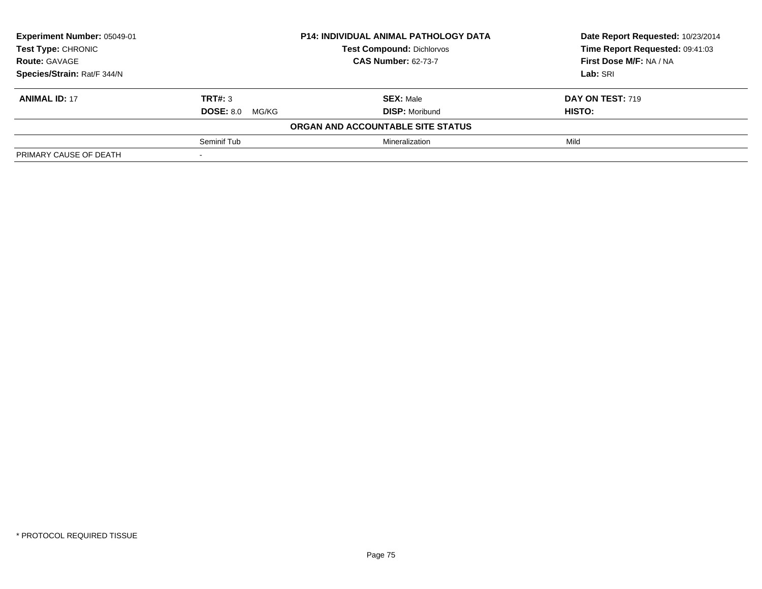**Experiment Number:** 05049-01
**Test Type:** CHRONIC
**Route:** GAVAGE
**Species/Strain:** Rat/F 344/N

**P14: INDIVIDUAL ANIMAL PATHOLOGY DATA**
**Test Compound:** Dichlorvos
**CAS Number:** 62-73-7

**Date Report Requested:** 10/23/2014
**Time Report Requested:** 09:41:03
**First Dose M/F:** NA / NA
**Lab:** SRI

| **ANIMAL ID:** 17 | **TRT#:** 3 | **SEX:** Male | **DAY ON TEST:** 719 |
|---|---|---|---|
| | **DOSE:** 8.0 MG/KG | **DISP:** Moribund | **HISTO:** |
| **ORGAN AND ACCOUNTABLE SITE STATUS** | | | |
| | Seminif Tub | Mineralization | Mild |
| PRIMARY CAUSE OF DEATH | - | | |

* PROTOCOL REQUIRED TISSUE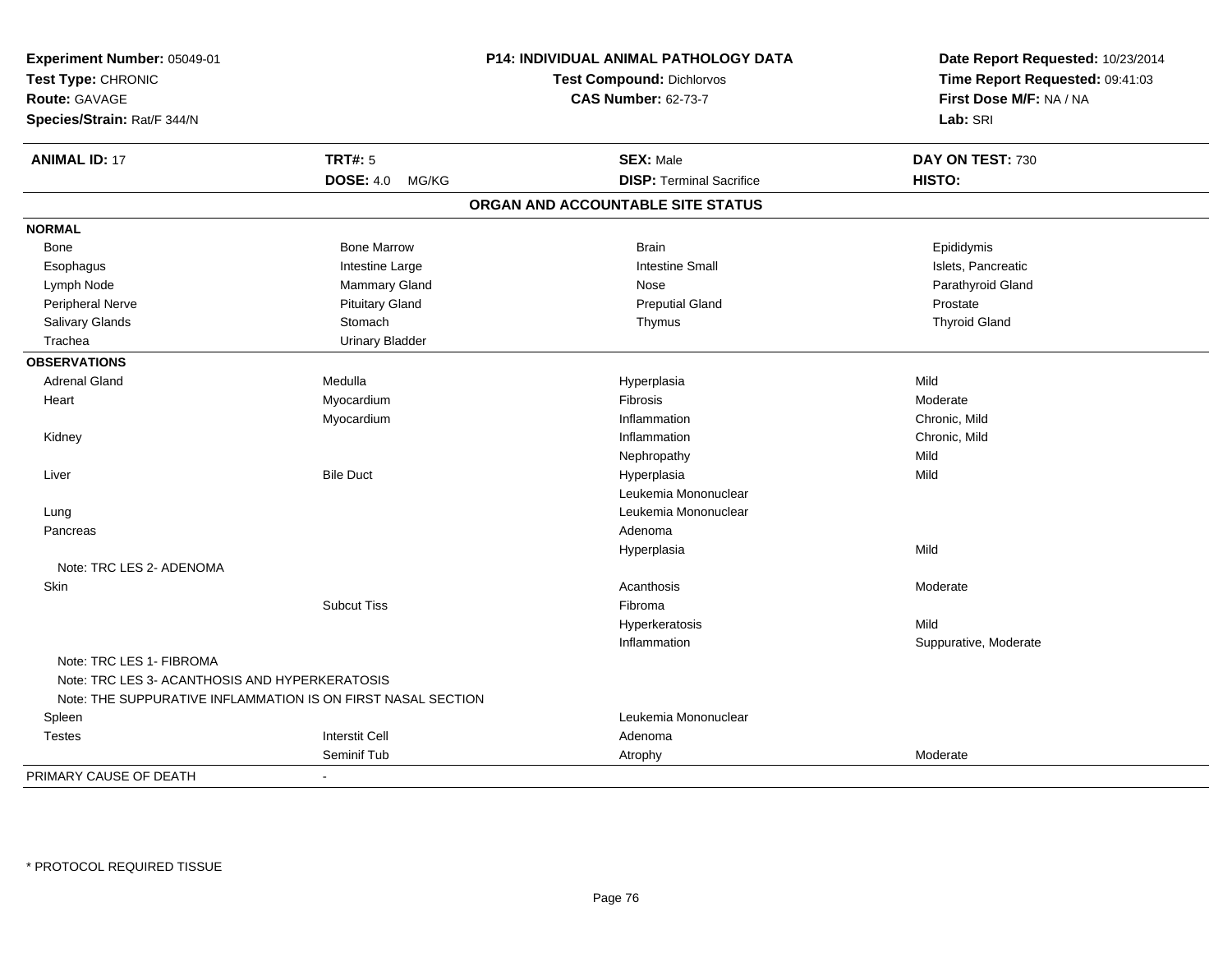**Experiment Number:** 05049-01
**Test Type:** CHRONIC
**Route:** GAVAGE
**Species/Strain:** Rat/F 344/N

**P14: INDIVIDUAL ANIMAL PATHOLOGY DATA**
**Test Compound:** Dichlorvos
**CAS Number:** 62-73-7

**Date Report Requested:** 10/23/2014
**Time Report Requested:** 09:41:03
**First Dose M/F:** NA / NA
**Lab:** SRI

| **ANIMAL ID:** 17 | **TRT#:** 5 | **SEX:** Male | **DAY ON TEST:** 730 |
|---|---|---|---|
| | **DOSE:** 4.0 MG/KG | **DISP:** Terminal Sacrifice | **HISTO:** |

## ORGAN AND ACCOUNTABLE SITE STATUS

| | | | |
|---|---|---|---|
| **NORMAL** | | | |
| Bone | Bone Marrow | Brain | Epididymis |
| Esophagus | Intestine Large | Intestine Small | Islets, Pancreatic |
| Lymph Node | Mammary Gland | Nose | Parathyroid Gland |
| Peripheral Nerve | Pituitary Gland | Preputial Gland | Prostate |
| Salivary Glands | Stomach | Thymus | Thyroid Gland |
| Trachea | Urinary Bladder | | |
| **OBSERVATIONS** | | | |
| Adrenal Gland | Medulla | Hyperplasia | Mild |
| Heart | Myocardium | Fibrosis | Moderate |
| | Myocardium | Inflammation | Chronic, Mild |
| Kidney | | Inflammation | Chronic, Mild |
| | | Nephropathy | Mild |
| Liver | Bile Duct | Hyperplasia | Mild |
| | | Leukemia Mononuclear | |
| Lung | | Leukemia Mononuclear | |
| Pancreas | | Adenoma | |
| | | Hyperplasia | Mild |
| Note: TRC LES 2- ADENOMA | | | |
| Skin | | Acanthosis | Moderate |
| | Subcut Tiss | Fibroma | |
| | | Hyperkeratosis | Mild |
| | | Inflammation | Suppurative, Moderate |
| Note: TRC LES 1- FIBROMA | | | |
| Note: TRC LES 3- ACANTHOSIS AND HYPERKERATOSIS | | | |
| Note: THE SUPPURATIVE INFLAMMATION IS ON FIRST NASAL SECTION | | | |
| Spleen | | Leukemia Mononuclear | |
| Testes | Interstit Cell | Adenoma | |
| | Seminif Tub | Atrophy | Moderate |
| PRIMARY CAUSE OF DEATH | - | | |

* PROTOCOL REQUIRED TISSUE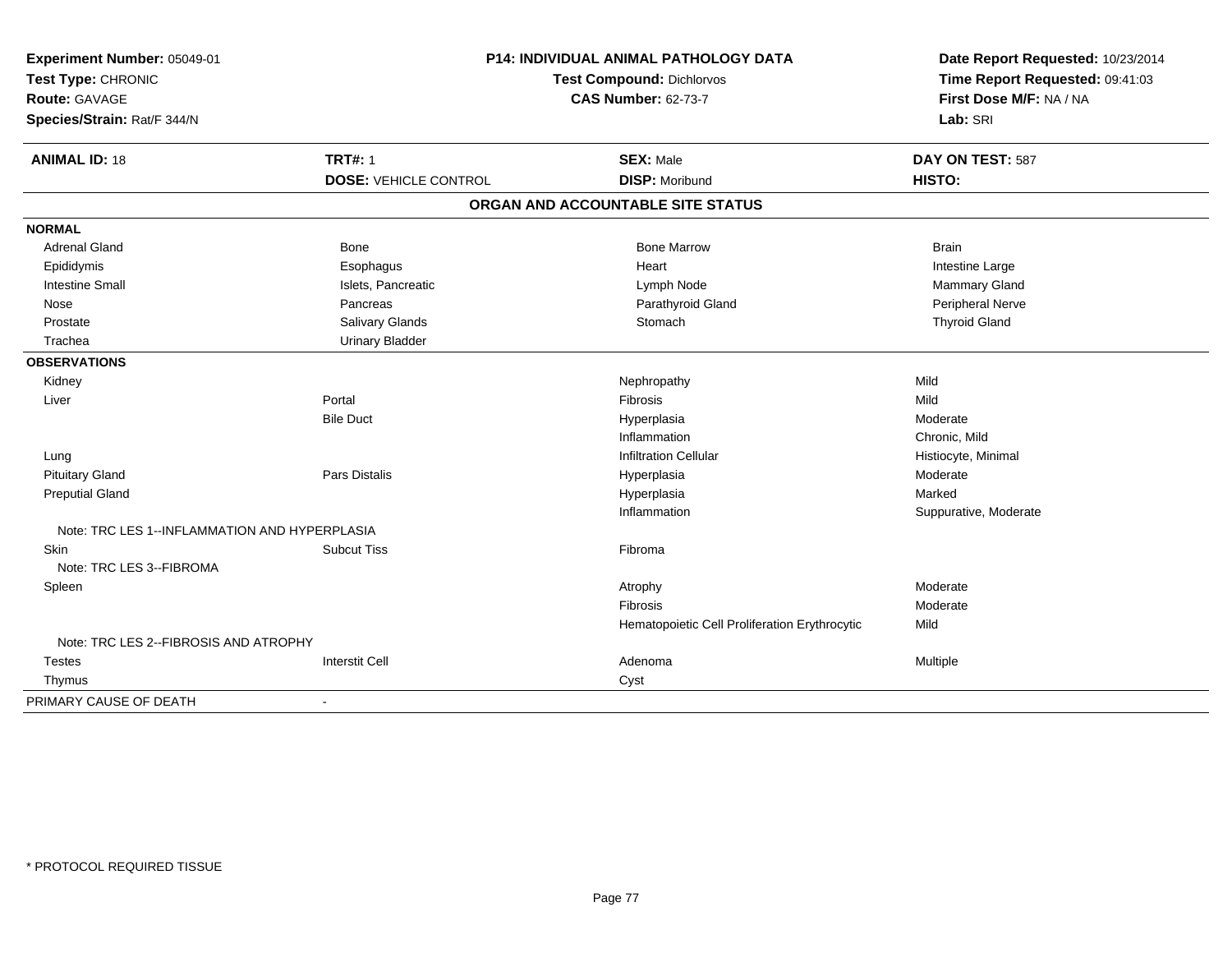**Experiment Number:** 05049-01
**Test Type:** CHRONIC
**Route:** GAVAGE
**Species/Strain:** Rat/F 344/N

**P14: INDIVIDUAL ANIMAL PATHOLOGY DATA**
**Test Compound:** Dichlorvos
**CAS Number:** 62-73-7

**Date Report Requested:** 10/23/2014
**Time Report Requested:** 09:41:03
**First Dose M/F:** NA / NA
**Lab:** SRI

| **ANIMAL ID:** 18 | **TRT#:** 1 | **SEX:** Male | **DAY ON TEST:** 587 |
|---|---|---|---|
| | **DOSE:** VEHICLE CONTROL | **DISP:** Moribund | **HISTO:** |

## ORGAN AND ACCOUNTABLE SITE STATUS

| | | | |
|---|---|---|---|
| **NORMAL** | | | |
| Adrenal Gland | Bone | Bone Marrow | Brain |
| Epididymis | Esophagus | Heart | Intestine Large |
| Intestine Small | Islets, Pancreatic | Lymph Node | Mammary Gland |
| Nose | Pancreas | Parathyroid Gland | Peripheral Nerve |
| Prostate | Salivary Glands | Stomach | Thyroid Gland |
| Trachea | Urinary Bladder | | |
| **OBSERVATIONS** | | | |
| Kidney | | Nephropathy | Mild |
| Liver | Portal | Fibrosis | Mild |
| | Bile Duct | Hyperplasia | Moderate |
| | | Inflammation | Chronic, Mild |
| Lung | | Infiltration Cellular | Histiocyte, Minimal |
| Pituitary Gland | Pars Distalis | Hyperplasia | Moderate |
| Preputial Gland | | Hyperplasia | Marked |
| | | Inflammation | Suppurative, Moderate |
| Note: TRC LES 1--INFLAMMATION AND HYPERPLASIA | | | |
| Skin | Subcut Tiss | Fibroma | |
| Note: TRC LES 3--FIBROMA | | | |
| Spleen | | Atrophy | Moderate |
| | | Fibrosis | Moderate |
| | | Hematopoietic Cell Proliferation Erythrocytic | Mild |
| Note: TRC LES 2--FIBROSIS AND ATROPHY | | | |
| Testes | Interstit Cell | Adenoma | Multiple |
| Thymus | | Cyst | |
| PRIMARY CAUSE OF DEATH | - | | |

\* PROTOCOL REQUIRED TISSUE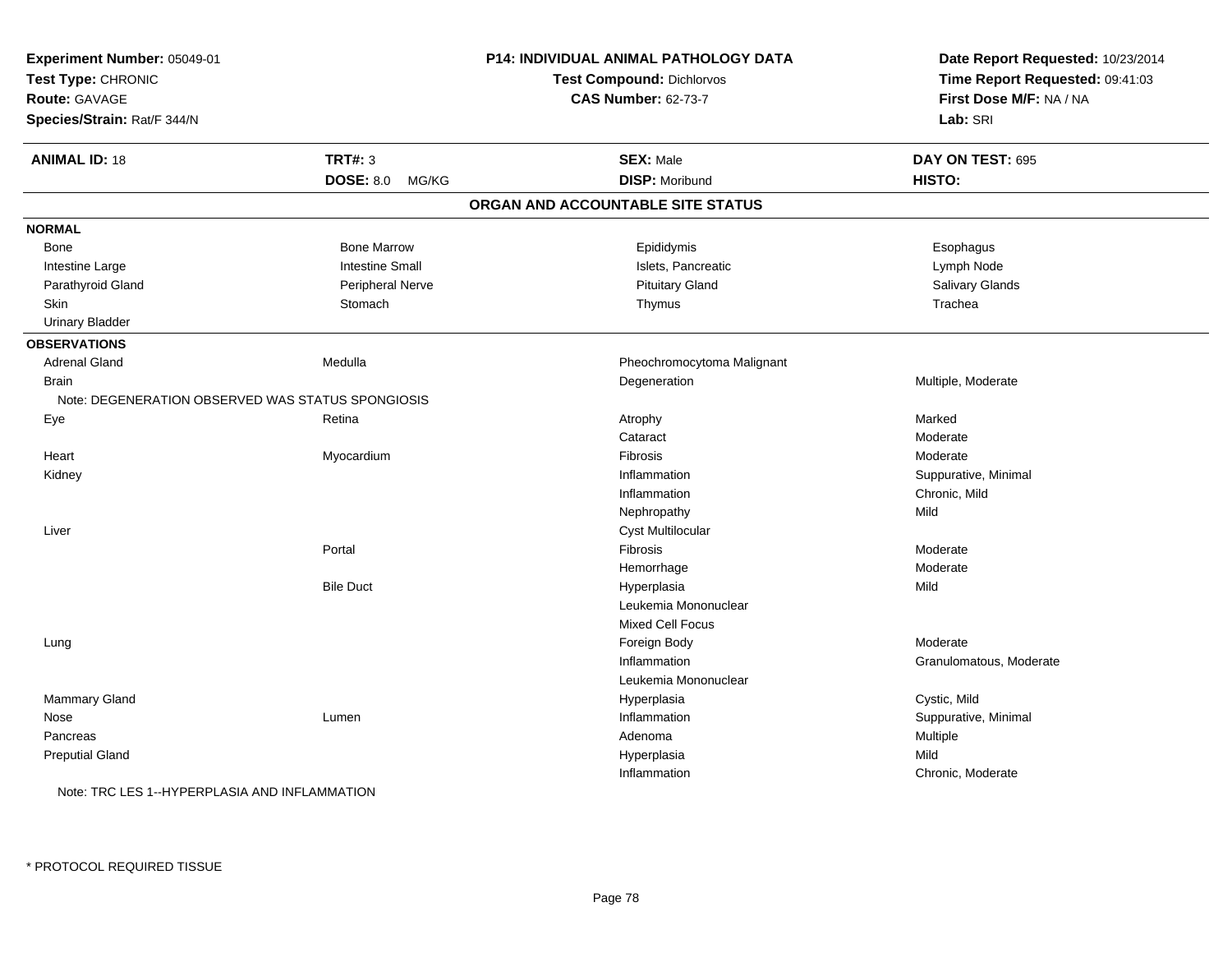**Experiment Number:** 05049-01
**Test Type:** CHRONIC
**Route:** GAVAGE
**Species/Strain:** Rat/F 344/N

**P14: INDIVIDUAL ANIMAL PATHOLOGY DATA**
**Test Compound:** Dichlorvos
**CAS Number:** 62-73-7

**Date Report Requested:** 10/23/2014
**Time Report Requested:** 09:41:03
**First Dose M/F:** NA / NA
**Lab:** SRI

| **ANIMAL ID:** 18 | **TRT#:** 3 | **SEX:** Male | **DAY ON TEST:** 695 |
|---|---|---|---|
| | **DOSE:** 8.0 MG/KG | **DISP:** Moribund | **HISTO:** |

## ORGAN AND ACCOUNTABLE SITE STATUS

**NORMAL**

| | | | |
|---|---|---|---|
| Bone | Bone Marrow | Epididymis | Esophagus |
| Intestine Large | Intestine Small | Islets, Pancreatic | Lymph Node |
| Parathyroid Gland | Peripheral Nerve | Pituitary Gland | Salivary Glands |
| Skin | Stomach | Thymus | Trachea |
| Urinary Bladder | | | |

**OBSERVATIONS**

| | | | |
|---|---|---|---|
| Adrenal Gland | Medulla | Pheochromocytoma Malignant | |
| Brain | | Degeneration | Multiple, Moderate |
| Note: DEGENERATION OBSERVED WAS STATUS SPONGIOSIS | | | |
| Eye | Retina | Atrophy | Marked |
| | | Cataract | Moderate |
| Heart | Myocardium | Fibrosis | Moderate |
| Kidney | | Inflammation | Suppurative, Minimal |
| | | Inflammation | Chronic, Mild |
| | | Nephropathy | Mild |
| Liver | | Cyst Multilocular | |
| | Portal | Fibrosis | Moderate |
| | | Hemorrhage | Moderate |
| | Bile Duct | Hyperplasia | Mild |
| | | Leukemia Mononuclear | |
| | | Mixed Cell Focus | |
| Lung | | Foreign Body | Moderate |
| | | Inflammation | Granulomatous, Moderate |
| | | Leukemia Mononuclear | |
| Mammary Gland | | Hyperplasia | Cystic, Mild |
| Nose | Lumen | Inflammation | Suppurative, Minimal |
| Pancreas | | Adenoma | Multiple |
| Preputial Gland | | Hyperplasia | Mild |
| | | Inflammation | Chronic, Moderate |

Note: TRC LES 1--HYPERPLASIA AND INFLAMMATION

* PROTOCOL REQUIRED TISSUE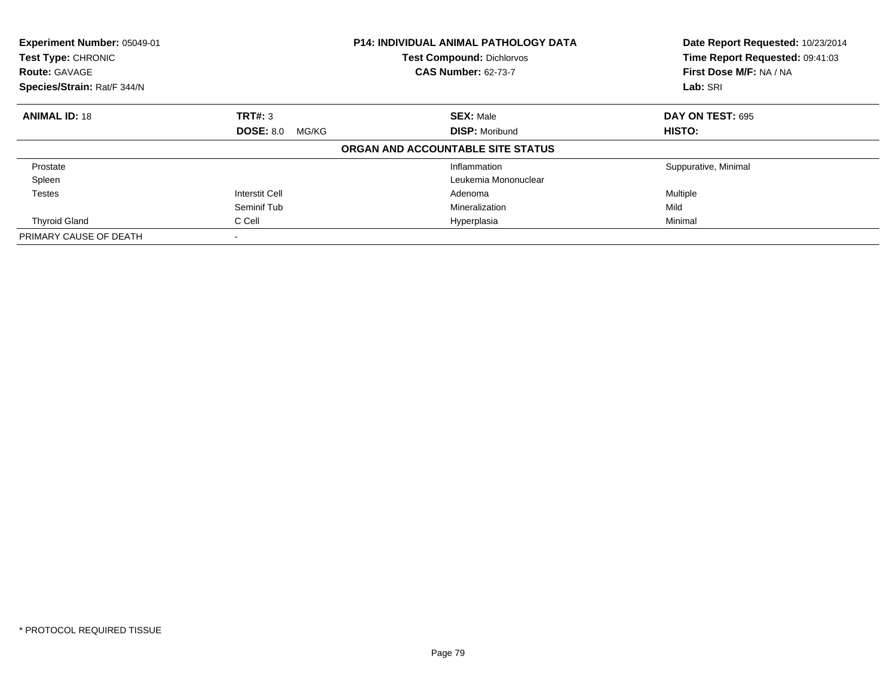**Experiment Number:** 05049-01
**Test Type:** CHRONIC
**Route:** GAVAGE
**Species/Strain:** Rat/F 344/N

**P14: INDIVIDUAL ANIMAL PATHOLOGY DATA**
**Test Compound:** Dichlorvos
**CAS Number:** 62-73-7

**Date Report Requested:** 10/23/2014
**Time Report Requested:** 09:41:03
**First Dose M/F:** NA / NA
**Lab:** SRI

| **ANIMAL ID:** 18 | **TRT#:** 3 | **SEX:** Male | **DAY ON TEST:** 695 |
|---|---|---|---|
| | **DOSE:** 8.0 MG/KG | **DISP:** Moribund | **HISTO:** |
| **ORGAN AND ACCOUNTABLE SITE STATUS** | | | |
| Prostate | | Inflammation | Suppurative, Minimal |
| Spleen | | Leukemia Mononuclear | |
| Testes | Interstit Cell | Adenoma | Multiple |
| | Seminif Tub | Mineralization | Mild |
| Thyroid Gland | C Cell | Hyperplasia | Minimal |
| PRIMARY CAUSE OF DEATH | - | | |

* PROTOCOL REQUIRED TISSUE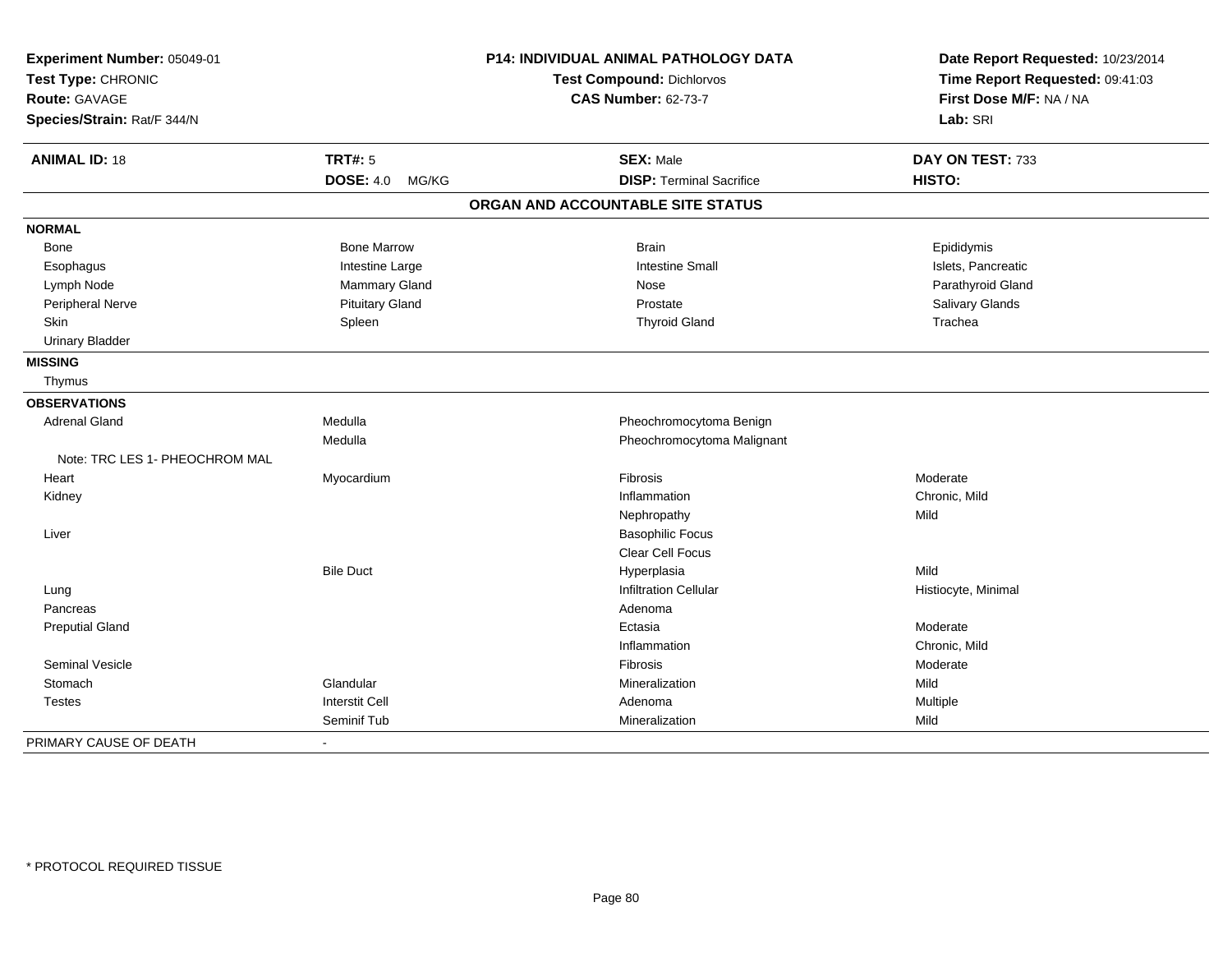**Experiment Number:** 05049-01
**Test Type:** CHRONIC
**Route:** GAVAGE
**Species/Strain:** Rat/F 344/N

**P14: INDIVIDUAL ANIMAL PATHOLOGY DATA**
**Test Compound:** Dichlorvos
**CAS Number:** 62-73-7

**Date Report Requested:** 10/23/2014
**Time Report Requested:** 09:41:03
**First Dose M/F:** NA / NA
**Lab:** SRI

| **ANIMAL ID:** 18 | **TRT#:** 5 | **SEX:** Male | **DAY ON TEST:** 733 |
|---|---|---|---|
| | **DOSE:** 4.0 MG/KG | **DISP:** Terminal Sacrifice | **HISTO:** |

## ORGAN AND ACCOUNTABLE SITE STATUS

| | | | |
|---|---|---|---|
| **NORMAL** | | | |
| Bone | Bone Marrow | Brain | Epididymis |
| Esophagus | Intestine Large | Intestine Small | Islets, Pancreatic |
| Lymph Node | Mammary Gland | Nose | Parathyroid Gland |
| Peripheral Nerve | Pituitary Gland | Prostate | Salivary Glands |
| Skin | Spleen | Thyroid Gland | Trachea |
| Urinary Bladder | | | |
| **MISSING** | | | |
| Thymus | | | |
| **OBSERVATIONS** | | | |
| Adrenal Gland | Medulla | Pheochromocytoma Benign | |
| | Medulla | Pheochromocytoma Malignant | |
| Note: TRC LES 1- PHEOCHROM MAL | | | |
| Heart | Myocardium | Fibrosis | Moderate |
| Kidney | | Inflammation | Chronic, Mild |
| | | Nephropathy | Mild |
| Liver | | Basophilic Focus | |
| | | Clear Cell Focus | |
| | Bile Duct | Hyperplasia | Mild |
| Lung | | Infiltration Cellular | Histiocyte, Minimal |
| Pancreas | | Adenoma | |
| Preputial Gland | | Ectasia | Moderate |
| | | Inflammation | Chronic, Mild |
| Seminal Vesicle | | Fibrosis | Moderate |
| Stomach | Glandular | Mineralization | Mild |
| Testes | Interstit Cell | Adenoma | Multiple |
| | Seminif Tub | Mineralization | Mild |
| PRIMARY CAUSE OF DEATH | - | | |

* PROTOCOL REQUIRED TISSUE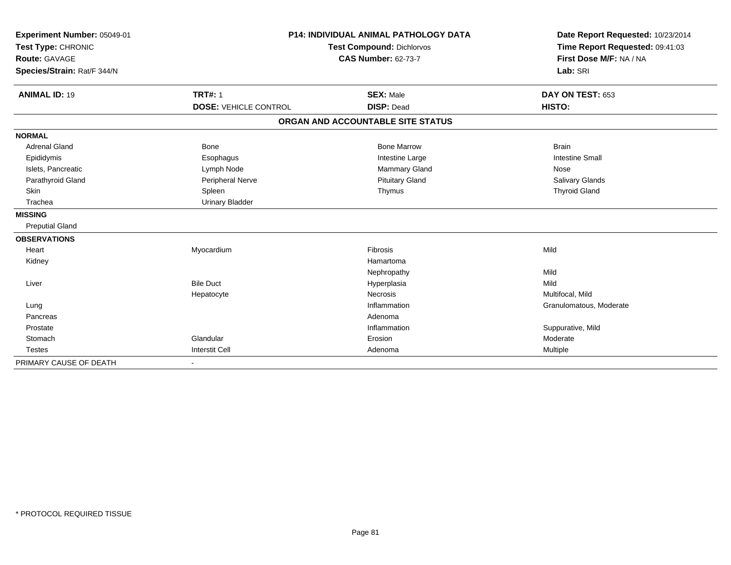**Experiment Number:** 05049-01
**Test Type:** CHRONIC
**Route:** GAVAGE
**Species/Strain:** Rat/F 344/N

**P14: INDIVIDUAL ANIMAL PATHOLOGY DATA**
**Test Compound:** Dichlorvos
**CAS Number:** 62-73-7

**Date Report Requested:** 10/23/2014
**Time Report Requested:** 09:41:03
**First Dose M/F:** NA / NA
**Lab:** SRI

| **ANIMAL ID:** 19 | **TRT#:** 1 | **SEX:** Male | **DAY ON TEST:** 653 |
|---|---|---|---|
| | **DOSE:** VEHICLE CONTROL | **DISP:** Dead | **HISTO:** |

**ORGAN AND ACCOUNTABLE SITE STATUS**

| | | | |
|---|---|---|---|
| **NORMAL** | | | |
| Adrenal Gland | Bone | Bone Marrow | Brain |
| Epididymis | Esophagus | Intestine Large | Intestine Small |
| Islets, Pancreatic | Lymph Node | Mammary Gland | Nose |
| Parathyroid Gland | Peripheral Nerve | Pituitary Gland | Salivary Glands |
| Skin | Spleen | Thymus | Thyroid Gland |
| Trachea | Urinary Bladder | | |
| **MISSING** | | | |
| Preputial Gland | | | |
| **OBSERVATIONS** | | | |
| Heart | Myocardium | Fibrosis | Mild |
| Kidney | | Hamartoma | |
| | | Nephropathy | Mild |
| Liver | Bile Duct | Hyperplasia | Mild |
| | Hepatocyte | Necrosis | Multifocal, Mild |
| Lung | | Inflammation | Granulomatous, Moderate |
| Pancreas | | Adenoma | |
| Prostate | | Inflammation | Suppurative, Mild |
| Stomach | Glandular | Erosion | Moderate |
| Testes | Interstit Cell | Adenoma | Multiple |
| PRIMARY CAUSE OF DEATH | - | | |

* PROTOCOL REQUIRED TISSUE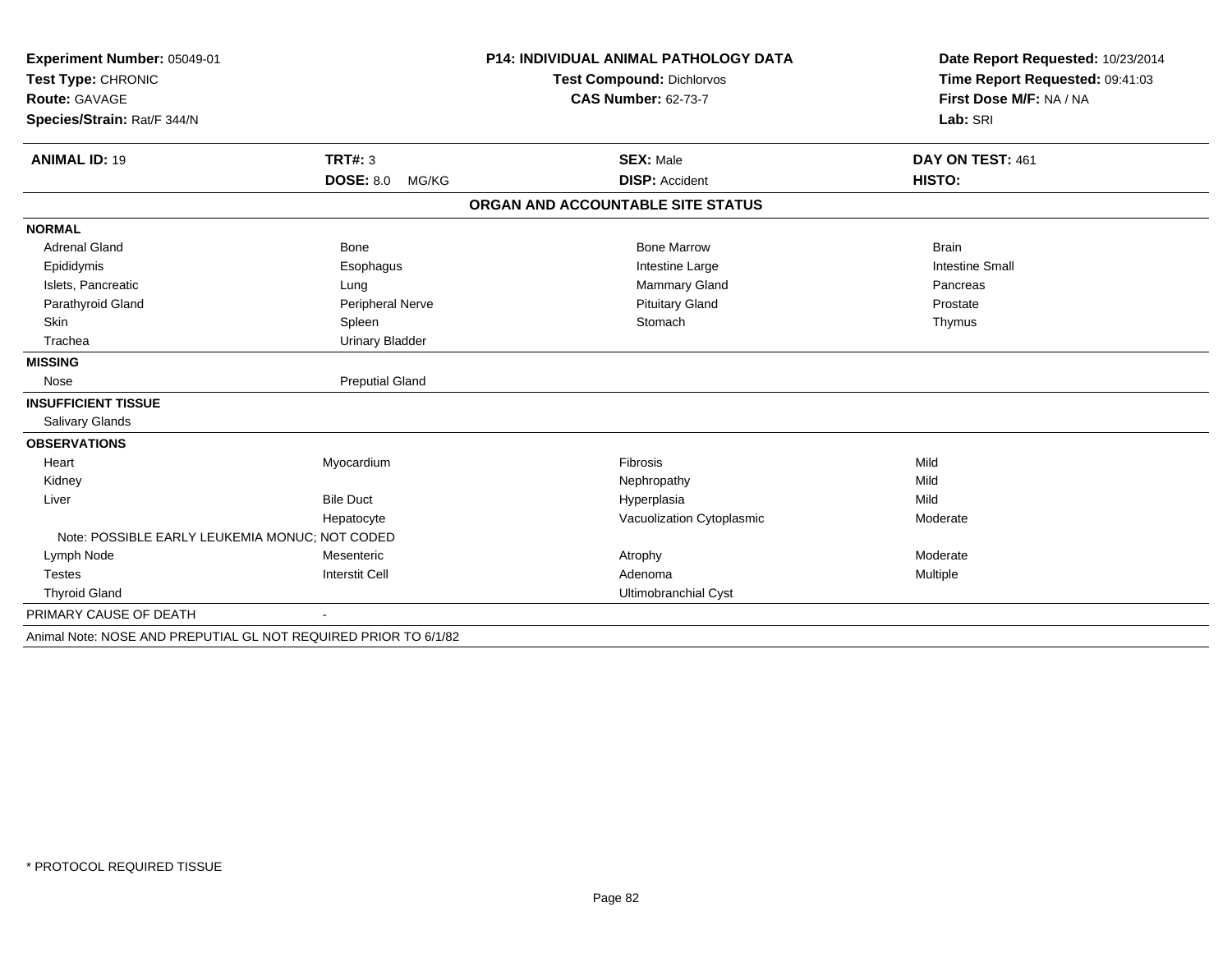**Experiment Number:** 05049-01
**Test Type:** CHRONIC
**Route:** GAVAGE
**Species/Strain:** Rat/F 344/N

**P14: INDIVIDUAL ANIMAL PATHOLOGY DATA**
**Test Compound:** Dichlorvos
**CAS Number:** 62-73-7

**Date Report Requested:** 10/23/2014
**Time Report Requested:** 09:41:03
**First Dose M/F:** NA / NA
**Lab:** SRI

| **ANIMAL ID:** 19 | **TRT#:** 3 | **SEX:** Male | **DAY ON TEST:** 461 |
|---|---|---|---|
| | **DOSE:** 8.0 MG/KG | **DISP:** Accident | **HISTO:** |

## ORGAN AND ACCOUNTABLE SITE STATUS

| | | | |
|---|---|---|---|
| **NORMAL** | | | |
| Adrenal Gland | Bone | Bone Marrow | Brain |
| Epididymis | Esophagus | Intestine Large | Intestine Small |
| Islets, Pancreatic | Lung | Mammary Gland | Pancreas |
| Parathyroid Gland | Peripheral Nerve | Pituitary Gland | Prostate |
| Skin | Spleen | Stomach | Thymus |
| Trachea | Urinary Bladder | | |
| **MISSING** | | | |
| Nose | Preputial Gland | | |
| **INSUFFICIENT TISSUE** | | | |
| Salivary Glands | | | |
| **OBSERVATIONS** | | | |
| Heart | Myocardium | Fibrosis | Mild |
| Kidney | | Nephropathy | Mild |
| Liver | Bile Duct | Hyperplasia | Mild |
| | Hepatocyte | Vacuolization Cytoplasmic | Moderate |
| Note: POSSIBLE EARLY LEUKEMIA MONUC; NOT CODED | | | |
| Lymph Node | Mesenteric | Atrophy | Moderate |
| Testes | Interstit Cell | Adenoma | Multiple |
| Thyroid Gland | | Ultimobranchial Cyst | |
| PRIMARY CAUSE OF DEATH | - | | |

Animal Note: NOSE AND PREPUTIAL GL NOT REQUIRED PRIOR TO 6/1/82

* PROTOCOL REQUIRED TISSUE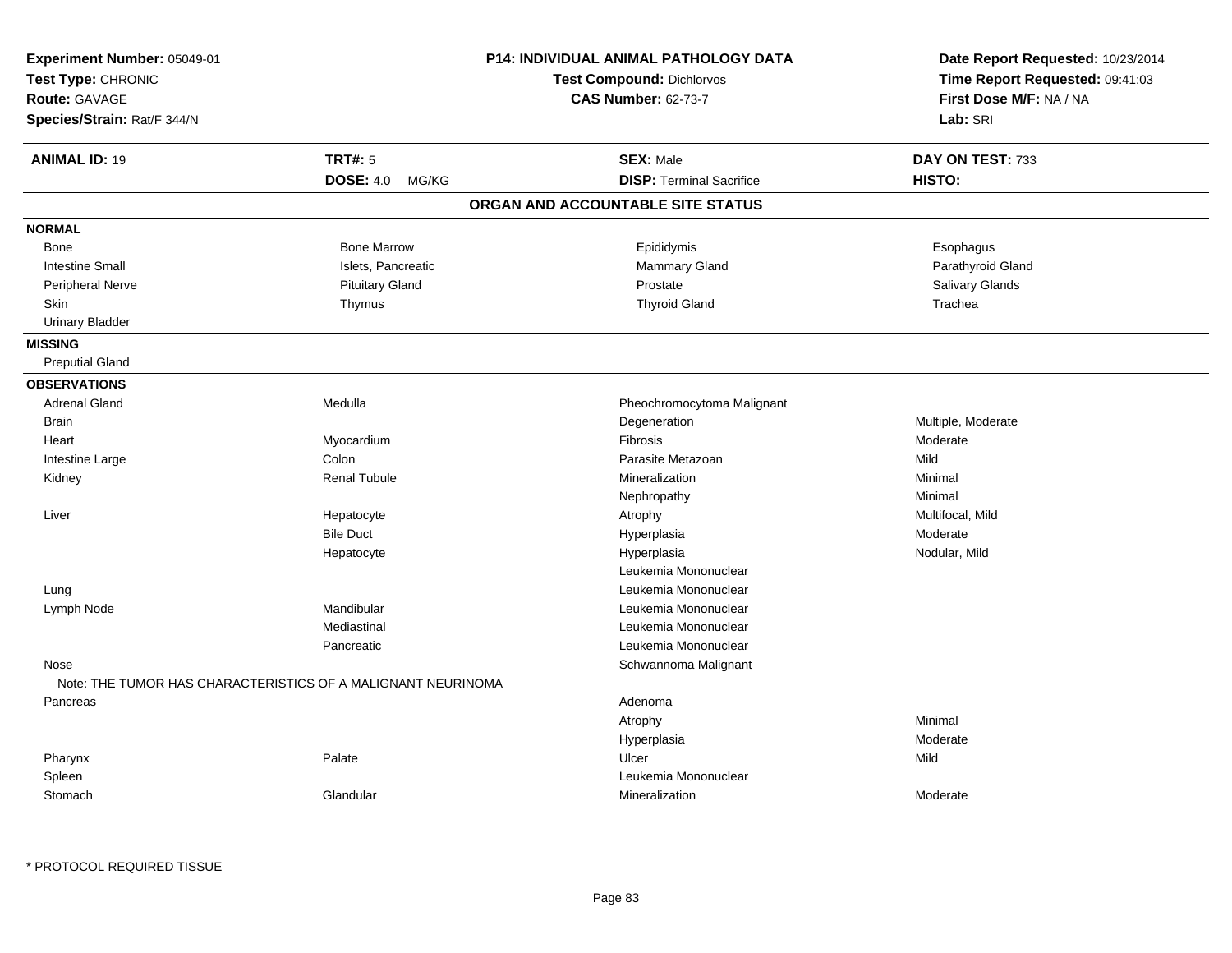**Experiment Number:** 05049-01
**Test Type:** CHRONIC
**Route:** GAVAGE
**Species/Strain:** Rat/F 344/N

**P14: INDIVIDUAL ANIMAL PATHOLOGY DATA**
**Test Compound:** Dichlorvos
**CAS Number:** 62-73-7

**Date Report Requested:** 10/23/2014
**Time Report Requested:** 09:41:03
**First Dose M/F:** NA / NA
**Lab:** SRI

| **ANIMAL ID:** 19 | **TRT#:** 5 | **SEX:** Male | **DAY ON TEST:** 733 |
|---|---|---|---|
| | **DOSE:** 4.0 MG/KG | **DISP:** Terminal Sacrifice | **HISTO:** |

## ORGAN AND ACCOUNTABLE SITE STATUS

**NORMAL**

| | | | |
|---|---|---|---|
| Bone | Bone Marrow | Epididymis | Esophagus |
| Intestine Small | Islets, Pancreatic | Mammary Gland | Parathyroid Gland |
| Peripheral Nerve | Pituitary Gland | Prostate | Salivary Glands |
| Skin | Thymus | Thyroid Gland | Trachea |
| Urinary Bladder | | | |

**MISSING**

Preputial Gland

**OBSERVATIONS**

| | | | |
|---|---|---|---|
| Adrenal Gland | Medulla | Pheochromocytoma Malignant | |
| Brain | | Degeneration | Multiple, Moderate |
| Heart | Myocardium | Fibrosis | Moderate |
| Intestine Large | Colon | Parasite Metazoan | Mild |
| Kidney | Renal Tubule | Mineralization | Minimal |
| | | Nephropathy | Minimal |
| Liver | Hepatocyte | Atrophy | Multifocal, Mild |
| | Bile Duct | Hyperplasia | Moderate |
| | Hepatocyte | Hyperplasia | Nodular, Mild |
| | | Leukemia Mononuclear | |
| Lung | | Leukemia Mononuclear | |
| Lymph Node | Mandibular | Leukemia Mononuclear | |
| | Mediastinal | Leukemia Mononuclear | |
| | Pancreatic | Leukemia Mononuclear | |
| Nose | | Schwannoma Malignant | |
| Note: THE TUMOR HAS CHARACTERISTICS OF A MALIGNANT NEURINOMA | | | |
| Pancreas | | Adenoma | |
| | | Atrophy | Minimal |
| | | Hyperplasia | Moderate |
| Pharynx | Palate | Ulcer | Mild |
| Spleen | | Leukemia Mononuclear | |
| Stomach | Glandular | Mineralization | Moderate |

* PROTOCOL REQUIRED TISSUE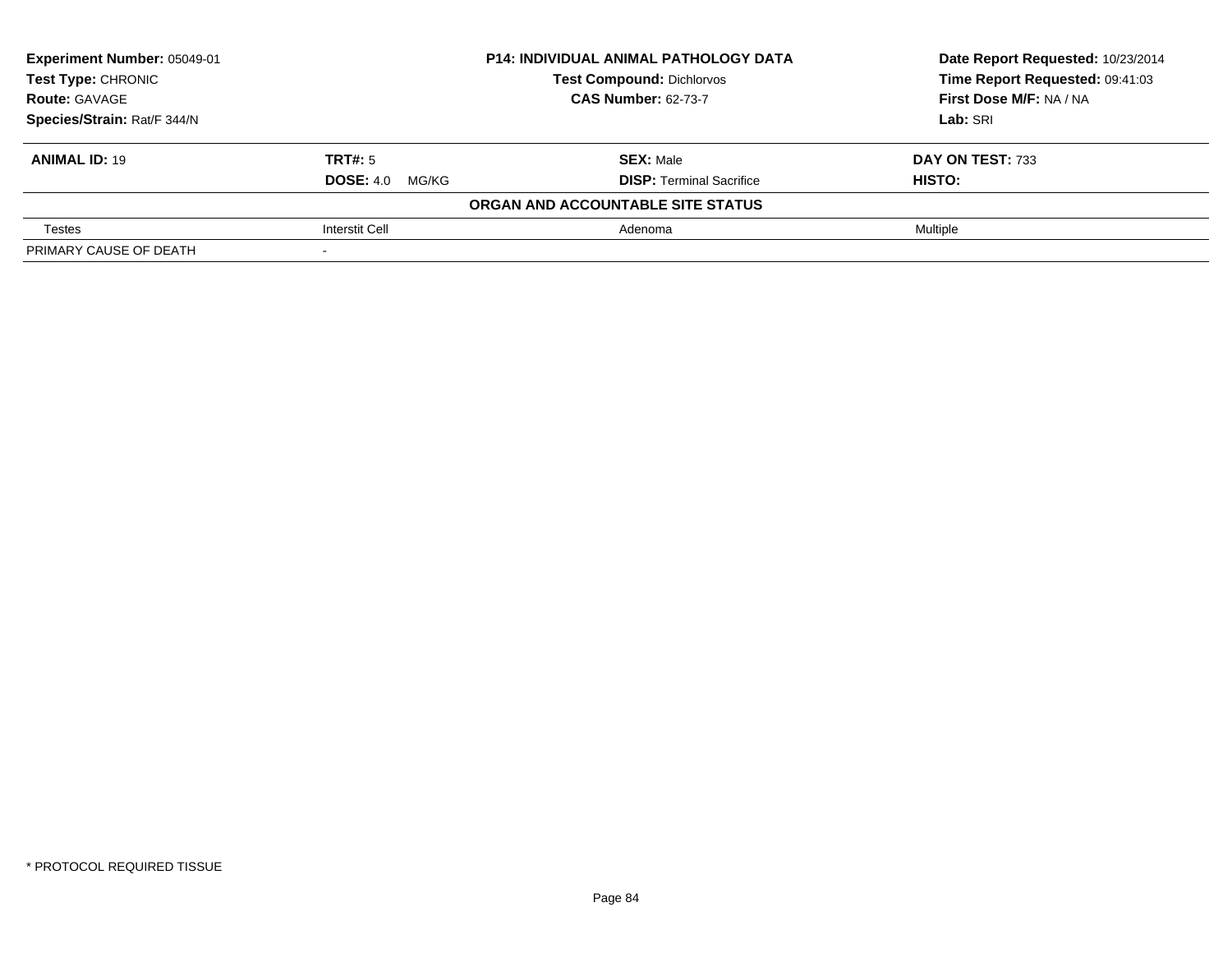| **Experiment Number:** 05049-01 | **P14: INDIVIDUAL ANIMAL PATHOLOGY DATA** | **Date Report Requested:** 10/23/2014 |
|---|---|---|
| **Test Type:** CHRONIC | **Test Compound:** Dichlorvos | **Time Report Requested:** 09:41:03 |
| **Route:** GAVAGE | **CAS Number:** 62-73-7 | **First Dose M/F:** NA / NA |
| **Species/Strain:** Rat/F 344/N | | **Lab:** SRI |

| **ANIMAL ID:** 19 | **TRT#:** 5 | **SEX:** Male | **DAY ON TEST:** 733 |
|---|---|---|---|
| | **DOSE:** 4.0 MG/KG | **DISP:** Terminal Sacrifice | **HISTO:** |
| | | **ORGAN AND ACCOUNTABLE SITE STATUS** | |
| Testes | Interstit Cell | Adenoma | Multiple |
| PRIMARY CAUSE OF DEATH | - | | |

\* PROTOCOL REQUIRED TISSUE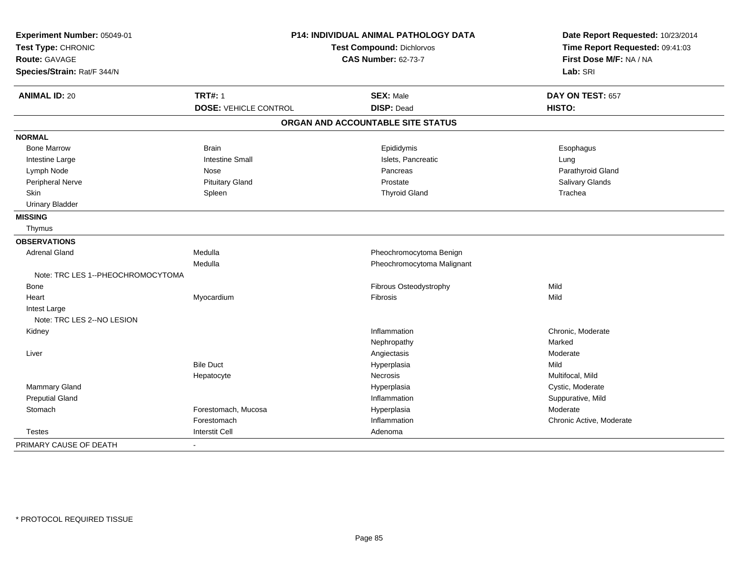**Experiment Number:** 05049-01
**Test Type:** CHRONIC
**Route:** GAVAGE
**Species/Strain:** Rat/F 344/N

**P14: INDIVIDUAL ANIMAL PATHOLOGY DATA**
**Test Compound:** Dichlorvos
**CAS Number:** 62-73-7

**Date Report Requested:** 10/23/2014
**Time Report Requested:** 09:41:03
**First Dose M/F:** NA / NA
**Lab:** SRI

| **ANIMAL ID:** 20 | **TRT#:** 1 | **SEX:** Male | **DAY ON TEST:** 657 |
|---|---|---|---|
| | **DOSE:** VEHICLE CONTROL | **DISP:** Dead | **HISTO:** |

## ORGAN AND ACCOUNTABLE SITE STATUS

| | | | |
|---|---|---|---|
| **NORMAL** | | | |
| Bone Marrow | Brain | Epididymis | Esophagus |
| Intestine Large | Intestine Small | Islets, Pancreatic | Lung |
| Lymph Node | Nose | Pancreas | Parathyroid Gland |
| Peripheral Nerve | Pituitary Gland | Prostate | Salivary Glands |
| Skin | Spleen | Thyroid Gland | Trachea |
| Urinary Bladder | | | |
| **MISSING** | | | |
| Thymus | | | |
| **OBSERVATIONS** | | | |
| Adrenal Gland | Medulla | Pheochromocytoma Benign | |
| | Medulla | Pheochromocytoma Malignant | |
| Note: TRC LES 1--PHEOCHROMOCYTOMA | | | |
| Bone | | Fibrous Osteodystrophy | Mild |
| Heart | Myocardium | Fibrosis | Mild |
| Intest Large | | | |
| Note: TRC LES 2--NO LESION | | | |
| Kidney | | Inflammation | Chronic, Moderate |
| | | Nephropathy | Marked |
| Liver | | Angiectasis | Moderate |
| | Bile Duct | Hyperplasia | Mild |
| | Hepatocyte | Necrosis | Multifocal, Mild |
| Mammary Gland | | Hyperplasia | Cystic, Moderate |
| Preputial Gland | | Inflammation | Suppurative, Mild |
| Stomach | Forestomach, Mucosa | Hyperplasia | Moderate |
| | Forestomach | Inflammation | Chronic Active, Moderate |
| Testes | Interstit Cell | Adenoma | |
| PRIMARY CAUSE OF DEATH | - | | |

* PROTOCOL REQUIRED TISSUE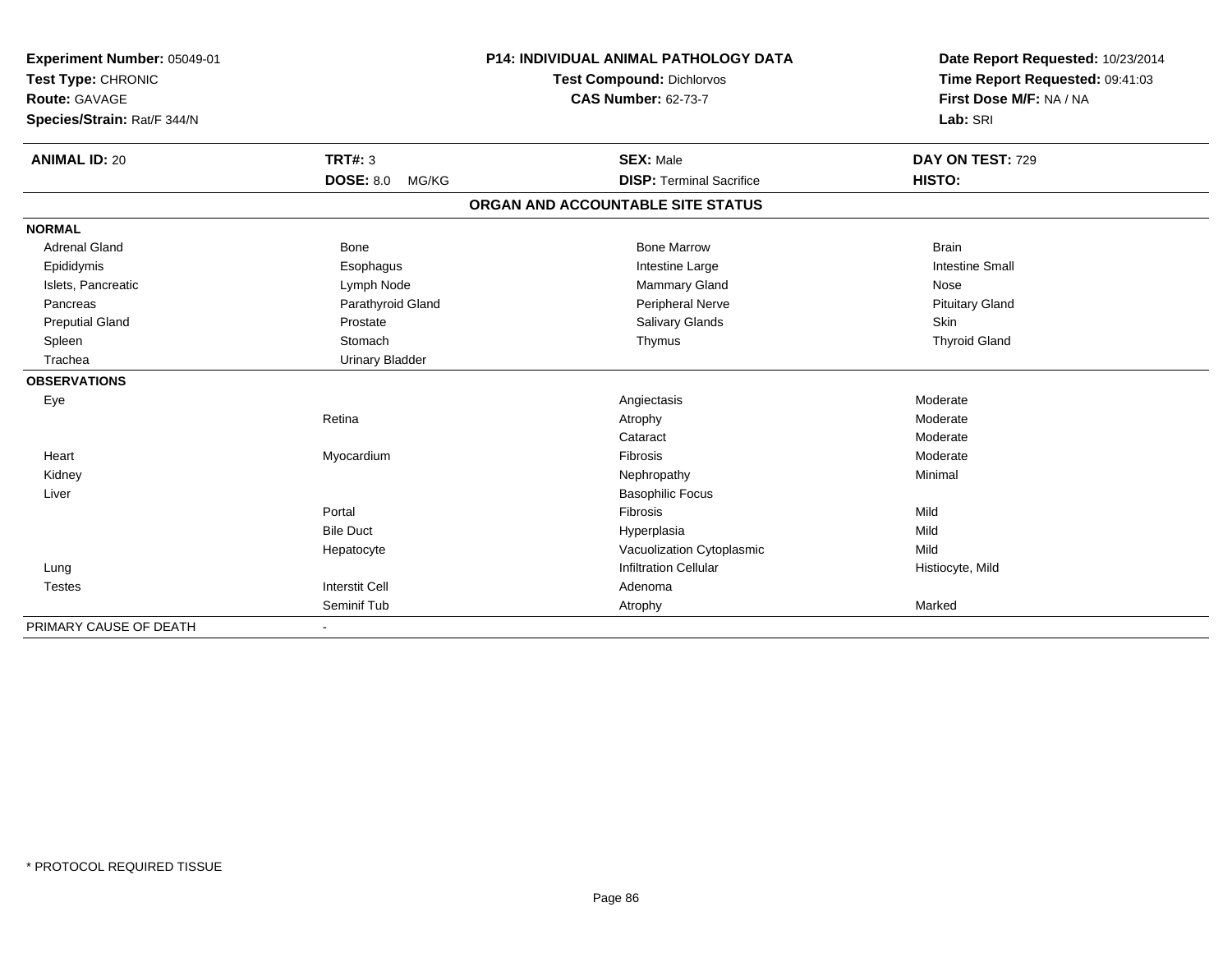**Experiment Number:** 05049-01
**Test Type:** CHRONIC
**Route:** GAVAGE
**Species/Strain:** Rat/F 344/N

**P14: INDIVIDUAL ANIMAL PATHOLOGY DATA**
**Test Compound:** Dichlorvos
**CAS Number:** 62-73-7

**Date Report Requested:** 10/23/2014
**Time Report Requested:** 09:41:03
**First Dose M/F:** NA / NA
**Lab:** SRI

| **ANIMAL ID:** 20 | **TRT#:** 3 | **SEX:** Male | **DAY ON TEST:** 729 |
|---|---|---|---|
| | **DOSE:** 8.0 MG/KG | **DISP:** Terminal Sacrifice | **HISTO:** |

## ORGAN AND ACCOUNTABLE SITE STATUS

| | | | |
|---|---|---|---|
| **NORMAL** | | | |
| Adrenal Gland | Bone | Bone Marrow | Brain |
| Epididymis | Esophagus | Intestine Large | Intestine Small |
| Islets, Pancreatic | Lymph Node | Mammary Gland | Nose |
| Pancreas | Parathyroid Gland | Peripheral Nerve | Pituitary Gland |
| Preputial Gland | Prostate | Salivary Glands | Skin |
| Spleen | Stomach | Thymus | Thyroid Gland |
| Trachea | Urinary Bladder | | |
| **OBSERVATIONS** | | | |
| Eye | | Angiectasis | Moderate |
| | Retina | Atrophy | Moderate |
| | | Cataract | Moderate |
| Heart | Myocardium | Fibrosis | Moderate |
| Kidney | | Nephropathy | Minimal |
| Liver | | Basophilic Focus | |
| | Portal | Fibrosis | Mild |
| | Bile Duct | Hyperplasia | Mild |
| | Hepatocyte | Vacuolization Cytoplasmic | Mild |
| Lung | | Infiltration Cellular | Histiocyte, Mild |
| Testes | Interstit Cell | Adenoma | |
| | Seminif Tub | Atrophy | Marked |
| PRIMARY CAUSE OF DEATH | - | | |

\* PROTOCOL REQUIRED TISSUE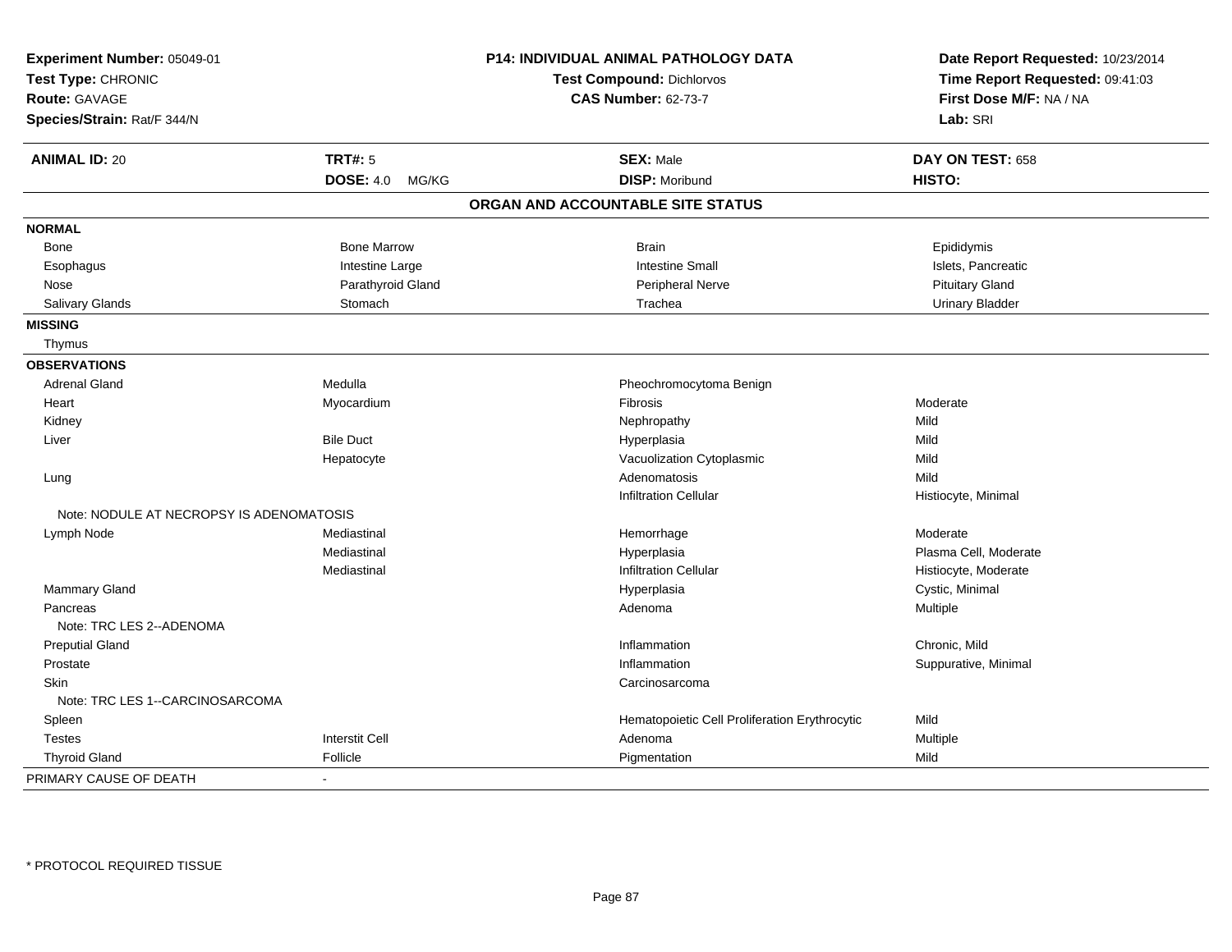**Experiment Number:** 05049-01
**Test Type:** CHRONIC
**Route:** GAVAGE
**Species/Strain:** Rat/F 344/N

**P14: INDIVIDUAL ANIMAL PATHOLOGY DATA**
**Test Compound:** Dichlorvos
**CAS Number:** 62-73-7

**Date Report Requested:** 10/23/2014
**Time Report Requested:** 09:41:03
**First Dose M/F:** NA / NA
**Lab:** SRI

| **ANIMAL ID:** 20 | **TRT#:** 5 | **SEX:** Male | **DAY ON TEST:** 658 |
|---|---|---|---|
| | **DOSE:** 4.0 MG/KG | **DISP:** Moribund | **HISTO:** |

## ORGAN AND ACCOUNTABLE SITE STATUS

| | | | |
|---|---|---|---|
| **NORMAL** | | | |
| Bone | Bone Marrow | Brain | Epididymis |
| Esophagus | Intestine Large | Intestine Small | Islets, Pancreatic |
| Nose | Parathyroid Gland | Peripheral Nerve | Pituitary Gland |
| Salivary Glands | Stomach | Trachea | Urinary Bladder |
| **MISSING** | | | |
| Thymus | | | |
| **OBSERVATIONS** | | | |
| Adrenal Gland | Medulla | Pheochromocytoma Benign | |
| Heart | Myocardium | Fibrosis | Moderate |
| Kidney | | Nephropathy | Mild |
| Liver | Bile Duct | Hyperplasia | Mild |
| | Hepatocyte | Vacuolization Cytoplasmic | Mild |
| Lung | | Adenomatosis | Mild |
| | | Infiltration Cellular | Histiocyte, Minimal |
| Note: NODULE AT NECROPSY IS ADENOMATOSIS | | | |
| Lymph Node | Mediastinal | Hemorrhage | Moderate |
| | Mediastinal | Hyperplasia | Plasma Cell, Moderate |
| | Mediastinal | Infiltration Cellular | Histiocyte, Moderate |
| Mammary Gland | | Hyperplasia | Cystic, Minimal |
| Pancreas | | Adenoma | Multiple |
| Note: TRC LES 2--ADENOMA | | | |
| Preputial Gland | | Inflammation | Chronic, Mild |
| Prostate | | Inflammation | Suppurative, Minimal |
| Skin | | Carcinosarcoma | |
| Note: TRC LES 1--CARCINOSARCOMA | | | |
| Spleen | | Hematopoietic Cell Proliferation Erythrocytic | Mild |
| Testes | Interstit Cell | Adenoma | Multiple |
| Thyroid Gland | Follicle | Pigmentation | Mild |
| PRIMARY CAUSE OF DEATH | - | | |

\* PROTOCOL REQUIRED TISSUE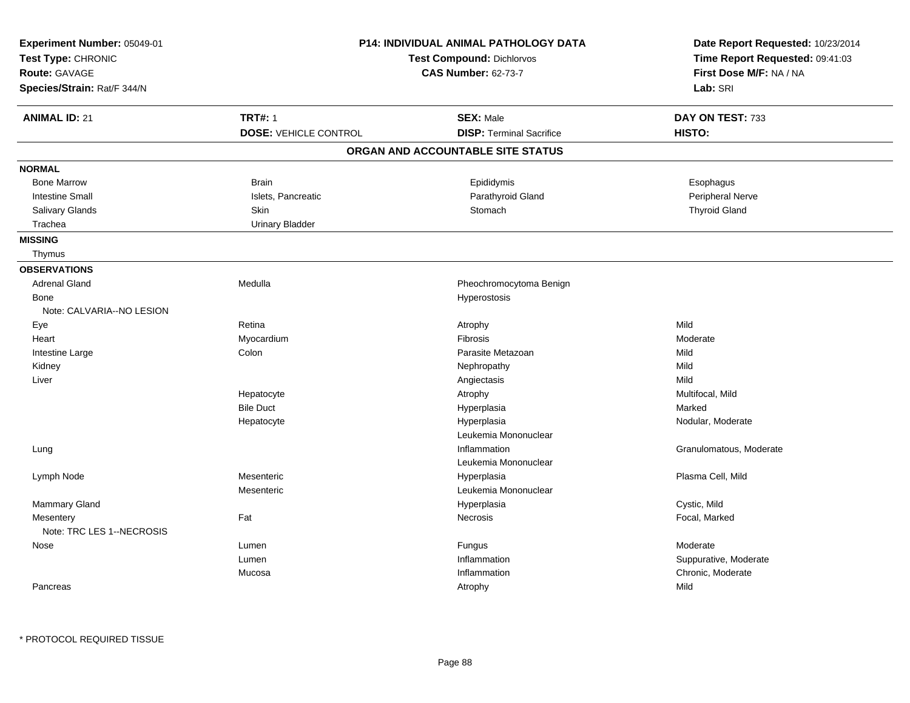**Experiment Number:** 05049-01
**Test Type:** CHRONIC
**Route:** GAVAGE
**Species/Strain:** Rat/F 344/N

**P14: INDIVIDUAL ANIMAL PATHOLOGY DATA**
**Test Compound:** Dichlorvos
**CAS Number:** 62-73-7

**Date Report Requested:** 10/23/2014
**Time Report Requested:** 09:41:03
**First Dose M/F:** NA / NA
**Lab:** SRI

| **ANIMAL ID:** 21 | **TRT#:** 1 | **SEX:** Male | **DAY ON TEST:** 733 |
|---|---|---|---|
| | **DOSE:** VEHICLE CONTROL | **DISP:** Terminal Sacrifice | **HISTO:** |

## ORGAN AND ACCOUNTABLE SITE STATUS

**NORMAL**

| | | | |
|---|---|---|---|
| Bone Marrow | Brain | Epididymis | Esophagus |
| Intestine Small | Islets, Pancreatic | Parathyroid Gland | Peripheral Nerve |
| Salivary Glands | Skin | Stomach | Thyroid Gland |
| Trachea | Urinary Bladder | | |

**MISSING**

Thymus

**OBSERVATIONS**

| | | | |
|---|---|---|---|
| Adrenal Gland | Medulla | Pheochromocytoma Benign | |
| Bone | | Hyperostosis | |
| Note: CALVARIA--NO LESION | | | |
| Eye | Retina | Atrophy | Mild |
| Heart | Myocardium | Fibrosis | Moderate |
| Intestine Large | Colon | Parasite Metazoan | Mild |
| Kidney | | Nephropathy | Mild |
| Liver | | Angiectasis | Mild |
| | Hepatocyte | Atrophy | Multifocal, Mild |
| | Bile Duct | Hyperplasia | Marked |
| | Hepatocyte | Hyperplasia | Nodular, Moderate |
| | | Leukemia Mononuclear | |
| Lung | | Inflammation | Granulomatous, Moderate |
| | | Leukemia Mononuclear | |
| Lymph Node | Mesenteric | Hyperplasia | Plasma Cell, Mild |
| | Mesenteric | Leukemia Mononuclear | |
| Mammary Gland | | Hyperplasia | Cystic, Mild |
| Mesentery | Fat | Necrosis | Focal, Marked |
| Note: TRC LES 1--NECROSIS | | | |
| Nose | Lumen | Fungus | Moderate |
| | Lumen | Inflammation | Suppurative, Moderate |
| | Mucosa | Inflammation | Chronic, Moderate |
| Pancreas | | Atrophy | Mild |

* PROTOCOL REQUIRED TISSUE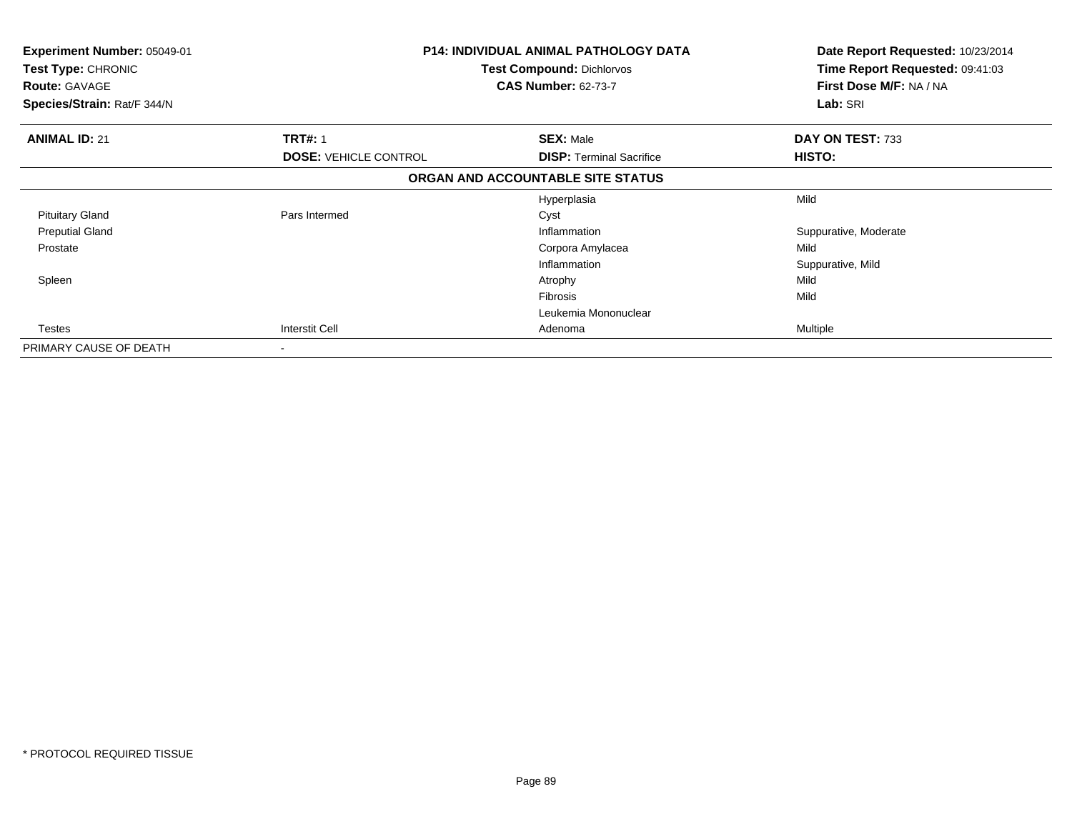**Experiment Number:** 05049-01
**Test Type:** CHRONIC
**Route:** GAVAGE
**Species/Strain:** Rat/F 344/N

**P14: INDIVIDUAL ANIMAL PATHOLOGY DATA**
**Test Compound:** Dichlorvos
**CAS Number:** 62-73-7

**Date Report Requested:** 10/23/2014
**Time Report Requested:** 09:41:03
**First Dose M/F:** NA / NA
**Lab:** SRI

| **ANIMAL ID:** 21 | **TRT#:** 1 | **SEX:** Male | **DAY ON TEST:** 733 |
|---|---|---|---|
| | **DOSE:** VEHICLE CONTROL | **DISP:** Terminal Sacrifice | **HISTO:** |

**ORGAN AND ACCOUNTABLE SITE STATUS**

| | | | |
|---|---|---|---|
| | | Hyperplasia | Mild |
| Pituitary Gland | Pars Intermed | Cyst | |
| Preputial Gland | | Inflammation | Suppurative, Moderate |
| Prostate | | Corpora Amylacea | Mild |
| | | Inflammation | Suppurative, Mild |
| Spleen | | Atrophy | Mild |
| | | Fibrosis | Mild |
| | | Leukemia Mononuclear | |
| Testes | Interstit Cell | Adenoma | Multiple |
| PRIMARY CAUSE OF DEATH | - | | |

\* PROTOCOL REQUIRED TISSUE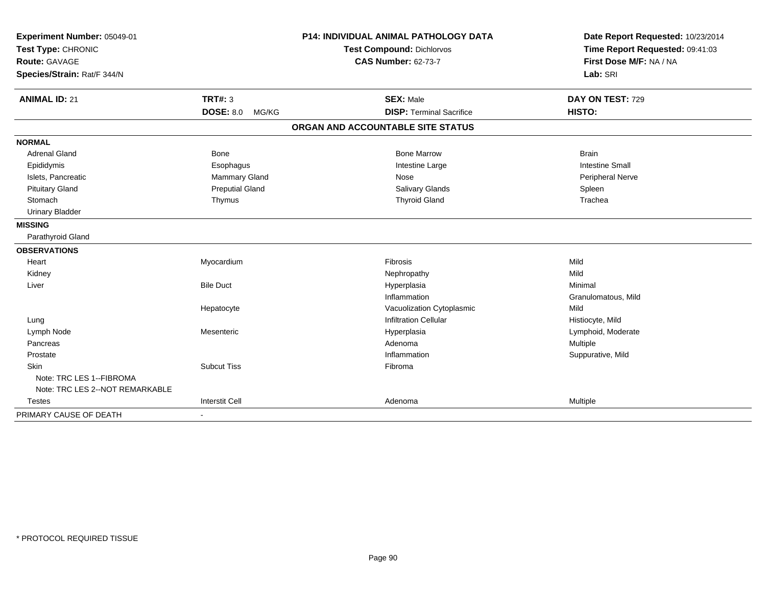**Experiment Number:** 05049-01
**Test Type:** CHRONIC
**Route:** GAVAGE
**Species/Strain:** Rat/F 344/N

## P14: INDIVIDUAL ANIMAL PATHOLOGY DATA

**Test Compound:** Dichlorvos
**CAS Number:** 62-73-7

**Date Report Requested:** 10/23/2014
**Time Report Requested:** 09:41:03
**First Dose M/F:** NA / NA
**Lab:** SRI

| **ANIMAL ID:** 21 | **TRT#:** 3 | **SEX:** Male | **DAY ON TEST:** 729 |
|---|---|---|---|
| | **DOSE:** 8.0 MG/KG | **DISP:** Terminal Sacrifice | **HISTO:** |

### ORGAN AND ACCOUNTABLE SITE STATUS

| | | | |
|---|---|---|---|
| **NORMAL** | | | |
| Adrenal Gland | Bone | Bone Marrow | Brain |
| Epididymis | Esophagus | Intestine Large | Intestine Small |
| Islets, Pancreatic | Mammary Gland | Nose | Peripheral Nerve |
| Pituitary Gland | Preputial Gland | Salivary Glands | Spleen |
| Stomach | Thymus | Thyroid Gland | Trachea |
| Urinary Bladder | | | |
| **MISSING** | | | |
| Parathyroid Gland | | | |
| **OBSERVATIONS** | | | |
| Heart | Myocardium | Fibrosis | Mild |
| Kidney | | Nephropathy | Mild |
| Liver | Bile Duct | Hyperplasia | Minimal |
| | | Inflammation | Granulomatous, Mild |
| | Hepatocyte | Vacuolization Cytoplasmic | Mild |
| Lung | | Infiltration Cellular | Histiocyte, Mild |
| Lymph Node | Mesenteric | Hyperplasia | Lymphoid, Moderate |
| Pancreas | | Adenoma | Multiple |
| Prostate | | Inflammation | Suppurative, Mild |
| Skin | Subcut Tiss | Fibroma | |
| Note: TRC LES 1--FIBROMA | | | |
| Note: TRC LES 2--NOT REMARKABLE | | | |
| Testes | Interstit Cell | Adenoma | Multiple |
| PRIMARY CAUSE OF DEATH | - | | |

\* PROTOCOL REQUIRED TISSUE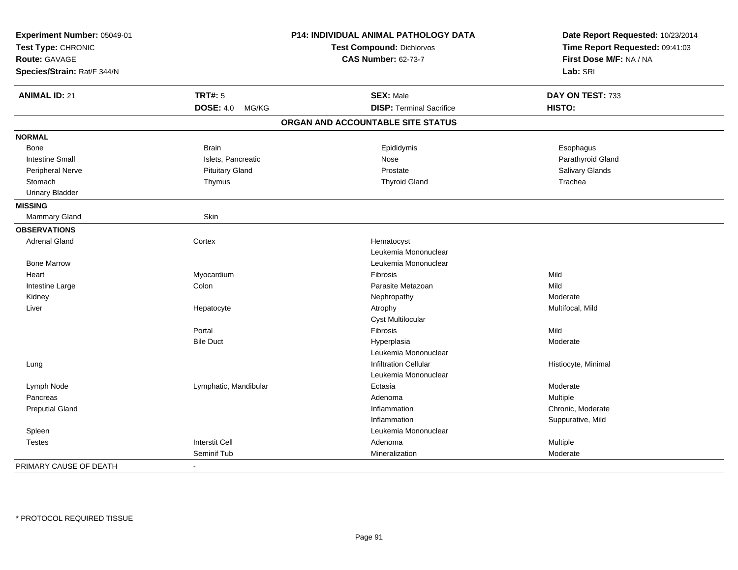**Experiment Number:** 05049-01
**Test Type:** CHRONIC
**Route:** GAVAGE
**Species/Strain:** Rat/F 344/N

**P14: INDIVIDUAL ANIMAL PATHOLOGY DATA**
**Test Compound:** Dichlorvos
**CAS Number:** 62-73-7

**Date Report Requested:** 10/23/2014
**Time Report Requested:** 09:41:03
**First Dose M/F:** NA / NA
**Lab:** SRI

| **ANIMAL ID:** 21 | **TRT#:** 5 | **SEX:** Male | **DAY ON TEST:** 733 |
|---|---|---|---|
| | **DOSE:** 4.0 MG/KG | **DISP:** Terminal Sacrifice | **HISTO:** |

## ORGAN AND ACCOUNTABLE SITE STATUS

**NORMAL**

| | | | |
|---|---|---|---|
| Bone | Brain | Epididymis | Esophagus |
| Intestine Small | Islets, Pancreatic | Nose | Parathyroid Gland |
| Peripheral Nerve | Pituitary Gland | Prostate | Salivary Glands |
| Stomach | Thymus | Thyroid Gland | Trachea |
| Urinary Bladder | | | |

**MISSING**

| | |
|---|---|
| Mammary Gland | Skin |

**OBSERVATIONS**

| Organ | Site | Observation | Severity |
|---|---|---|---|
| Adrenal Gland | Cortex | Hematocyst | |
| | | Leukemia Mononuclear | |
| Bone Marrow | | Leukemia Mononuclear | |
| Heart | Myocardium | Fibrosis | Mild |
| Intestine Large | Colon | Parasite Metazoan | Mild |
| Kidney | | Nephropathy | Moderate |
| Liver | Hepatocyte | Atrophy | Multifocal, Mild |
| | | Cyst Multilocular | |
| | Portal | Fibrosis | Mild |
| | Bile Duct | Hyperplasia | Moderate |
| | | Leukemia Mononuclear | |
| Lung | | Infiltration Cellular | Histiocyte, Minimal |
| | | Leukemia Mononuclear | |
| Lymph Node | Lymphatic, Mandibular | Ectasia | Moderate |
| Pancreas | | Adenoma | Multiple |
| Preputial Gland | | Inflammation | Chronic, Moderate |
| | | Inflammation | Suppurative, Mild |
| Spleen | | Leukemia Mononuclear | |
| Testes | Interstit Cell | Adenoma | Multiple |
| | Seminif Tub | Mineralization | Moderate |

PRIMARY CAUSE OF DEATH -

* PROTOCOL REQUIRED TISSUE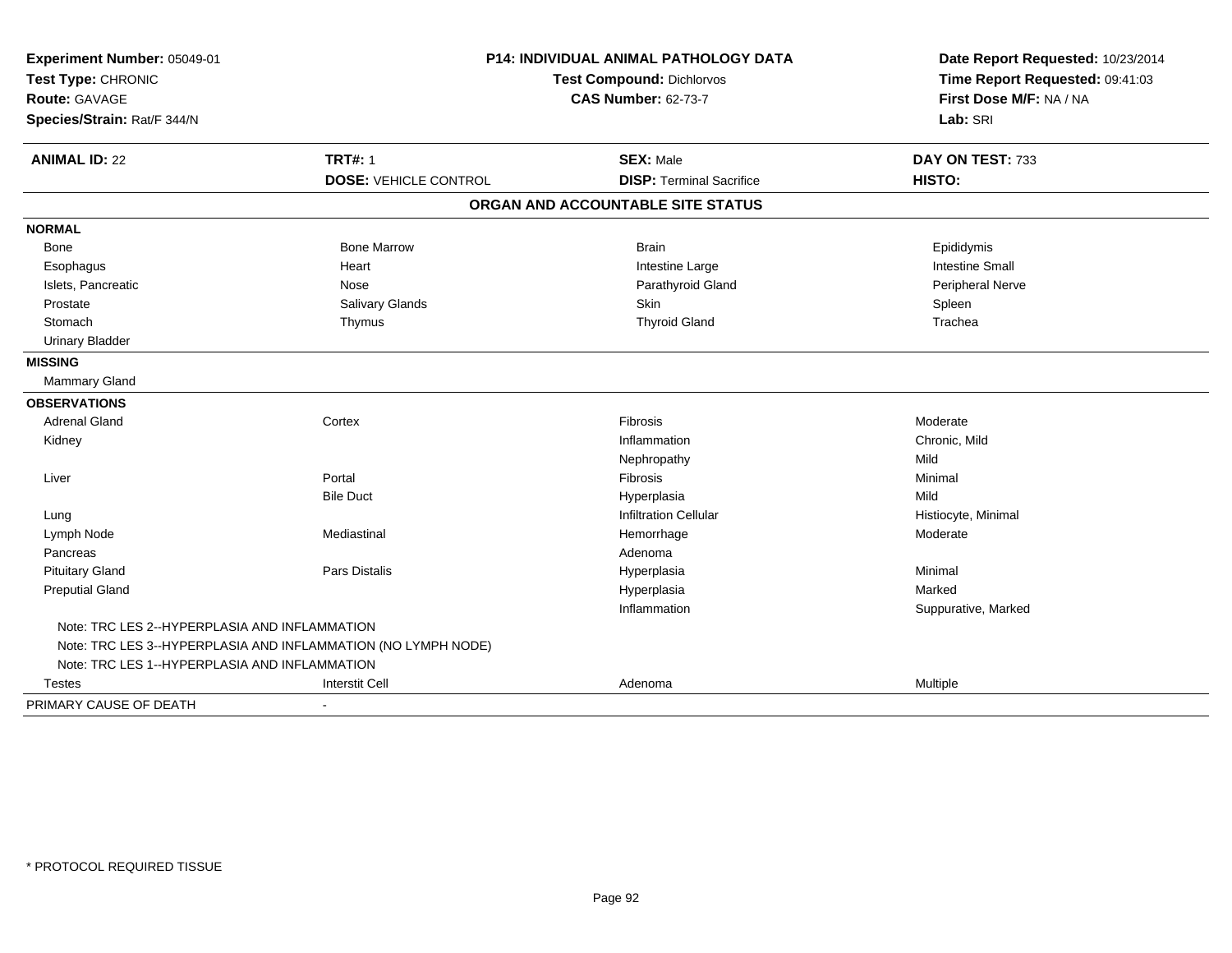**Experiment Number:** 05049-01
**Test Type:** CHRONIC
**Route:** GAVAGE
**Species/Strain:** Rat/F 344/N

**P14: INDIVIDUAL ANIMAL PATHOLOGY DATA**
**Test Compound:** Dichlorvos
**CAS Number:** 62-73-7

**Date Report Requested:** 10/23/2014
**Time Report Requested:** 09:41:03
**First Dose M/F:** NA / NA
**Lab:** SRI

| **ANIMAL ID:** 22 | **TRT#:** 1 | **SEX:** Male | **DAY ON TEST:** 733 |
|---|---|---|---|
| | **DOSE:** VEHICLE CONTROL | **DISP:** Terminal Sacrifice | **HISTO:** |

## ORGAN AND ACCOUNTABLE SITE STATUS

| | | | |
|---|---|---|---|
| **NORMAL** | | | |
| Bone | Bone Marrow | Brain | Epididymis |
| Esophagus | Heart | Intestine Large | Intestine Small |
| Islets, Pancreatic | Nose | Parathyroid Gland | Peripheral Nerve |
| Prostate | Salivary Glands | Skin | Spleen |
| Stomach | Thymus | Thyroid Gland | Trachea |
| Urinary Bladder | | | |
| **MISSING** | | | |
| Mammary Gland | | | |
| **OBSERVATIONS** | | | |
| Adrenal Gland | Cortex | Fibrosis | Moderate |
| Kidney | | Inflammation | Chronic, Mild |
| | | Nephropathy | Mild |
| Liver | Portal | Fibrosis | Minimal |
| | Bile Duct | Hyperplasia | Mild |
| Lung | | Infiltration Cellular | Histiocyte, Minimal |
| Lymph Node | Mediastinal | Hemorrhage | Moderate |
| Pancreas | | Adenoma | |
| Pituitary Gland | Pars Distalis | Hyperplasia | Minimal |
| Preputial Gland | | Hyperplasia | Marked |
| | | Inflammation | Suppurative, Marked |
| Note: TRC LES 2--HYPERPLASIA AND INFLAMMATION | | | |
| Note: TRC LES 3--HYPERPLASIA AND INFLAMMATION (NO LYMPH NODE) | | | |
| Note: TRC LES 1--HYPERPLASIA AND INFLAMMATION | | | |
| Testes | Interstit Cell | Adenoma | Multiple |
| PRIMARY CAUSE OF DEATH | - | | |

\* PROTOCOL REQUIRED TISSUE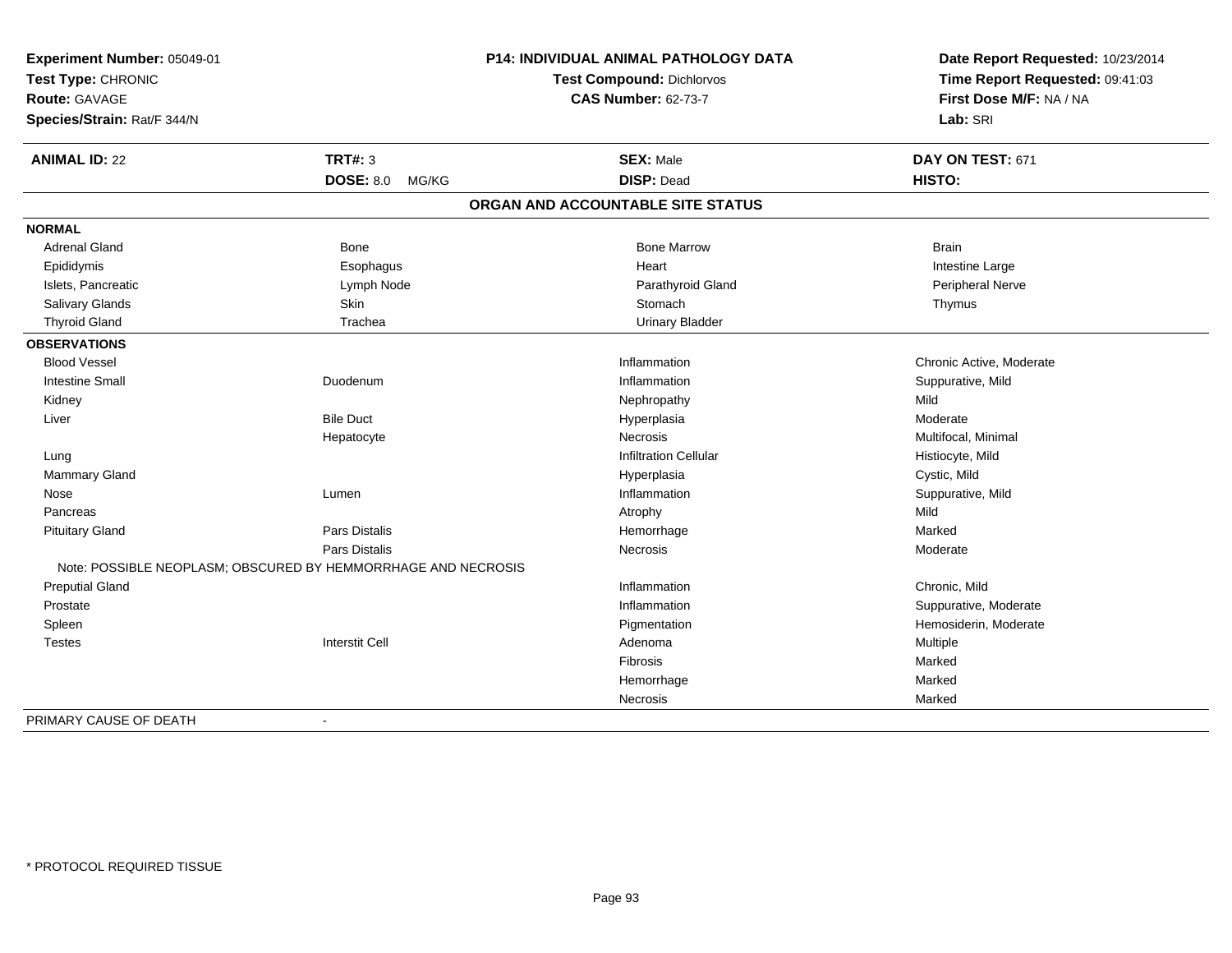**Experiment Number:** 05049-01
**Test Type:** CHRONIC
**Route:** GAVAGE
**Species/Strain:** Rat/F 344/N

**P14: INDIVIDUAL ANIMAL PATHOLOGY DATA**
**Test Compound:** Dichlorvos
**CAS Number:** 62-73-7

**Date Report Requested:** 10/23/2014
**Time Report Requested:** 09:41:03
**First Dose M/F:** NA / NA
**Lab:** SRI

| **ANIMAL ID:** 22 | **TRT#:** 3 | **SEX:** Male | **DAY ON TEST:** 671 |
|---|---|---|---|
| | **DOSE:** 8.0 MG/KG | **DISP:** Dead | **HISTO:** |

## ORGAN AND ACCOUNTABLE SITE STATUS

**NORMAL**

| | | | |
|---|---|---|---|
| Adrenal Gland | Bone | Bone Marrow | Brain |
| Epididymis | Esophagus | Heart | Intestine Large |
| Islets, Pancreatic | Lymph Node | Parathyroid Gland | Peripheral Nerve |
| Salivary Glands | Skin | Stomach | Thymus |
| Thyroid Gland | Trachea | Urinary Bladder | |

**OBSERVATIONS**

| | | | |
|---|---|---|---|
| Blood Vessel | | Inflammation | Chronic Active, Moderate |
| Intestine Small | Duodenum | Inflammation | Suppurative, Mild |
| Kidney | | Nephropathy | Mild |
| Liver | Bile Duct | Hyperplasia | Moderate |
| | Hepatocyte | Necrosis | Multifocal, Minimal |
| Lung | | Infiltration Cellular | Histiocyte, Mild |
| Mammary Gland | | Hyperplasia | Cystic, Mild |
| Nose | Lumen | Inflammation | Suppurative, Mild |
| Pancreas | | Atrophy | Mild |
| Pituitary Gland | Pars Distalis | Hemorrhage | Marked |
| | Pars Distalis | Necrosis | Moderate |
| Note: POSSIBLE NEOPLASM; OBSCURED BY HEMMORRHAGE AND NECROSIS | | | |
| Preputial Gland | | Inflammation | Chronic, Mild |
| Prostate | | Inflammation | Suppurative, Moderate |
| Spleen | | Pigmentation | Hemosiderin, Moderate |
| Testes | Interstit Cell | Adenoma | Multiple |
| | | Fibrosis | Marked |
| | | Hemorrhage | Marked |
| | | Necrosis | Marked |

PRIMARY CAUSE OF DEATH -

\* PROTOCOL REQUIRED TISSUE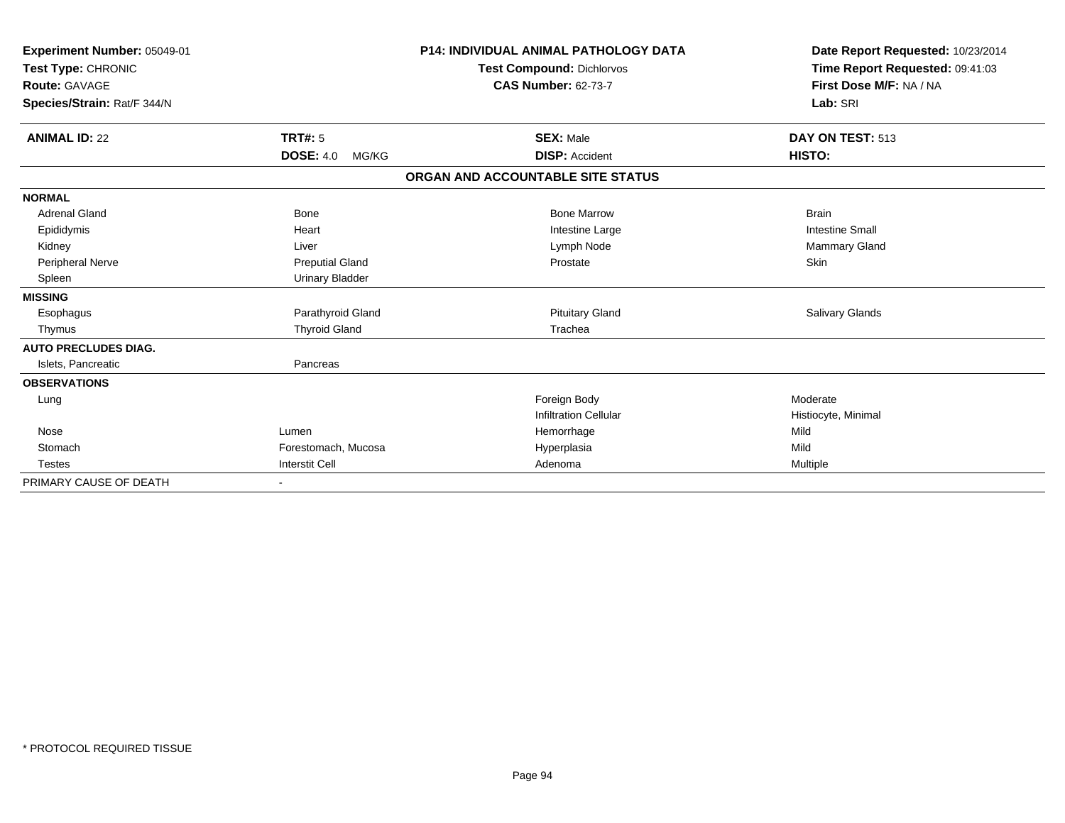**Experiment Number:** 05049-01
**Test Type:** CHRONIC
**Route:** GAVAGE
**Species/Strain:** Rat/F 344/N

**P14: INDIVIDUAL ANIMAL PATHOLOGY DATA**
**Test Compound:** Dichlorvos
**CAS Number:** 62-73-7

**Date Report Requested:** 10/23/2014
**Time Report Requested:** 09:41:03
**First Dose M/F:** NA / NA
**Lab:** SRI

| **ANIMAL ID:** 22 | **TRT#:** 5 | **SEX:** Male | **DAY ON TEST:** 513 |
|---|---|---|---|
| | **DOSE:** 4.0 MG/KG | **DISP:** Accident | **HISTO:** |

**ORGAN AND ACCOUNTABLE SITE STATUS**

| | | | |
|---|---|---|---|
| **NORMAL** | | | |
| Adrenal Gland | Bone | Bone Marrow | Brain |
| Epididymis | Heart | Intestine Large | Intestine Small |
| Kidney | Liver | Lymph Node | Mammary Gland |
| Peripheral Nerve | Preputial Gland | Prostate | Skin |
| Spleen | Urinary Bladder | | |
| **MISSING** | | | |
| Esophagus | Parathyroid Gland | Pituitary Gland | Salivary Glands |
| Thymus | Thyroid Gland | Trachea | |
| **AUTO PRECLUDES DIAG.** | | | |
| Islets, Pancreatic | Pancreas | | |
| **OBSERVATIONS** | | | |
| Lung | | Foreign Body | Moderate |
| | | Infiltration Cellular | Histiocyte, Minimal |
| Nose | Lumen | Hemorrhage | Mild |
| Stomach | Forestomach, Mucosa | Hyperplasia | Mild |
| Testes | Interstit Cell | Adenoma | Multiple |
| PRIMARY CAUSE OF DEATH | - | | |

* PROTOCOL REQUIRED TISSUE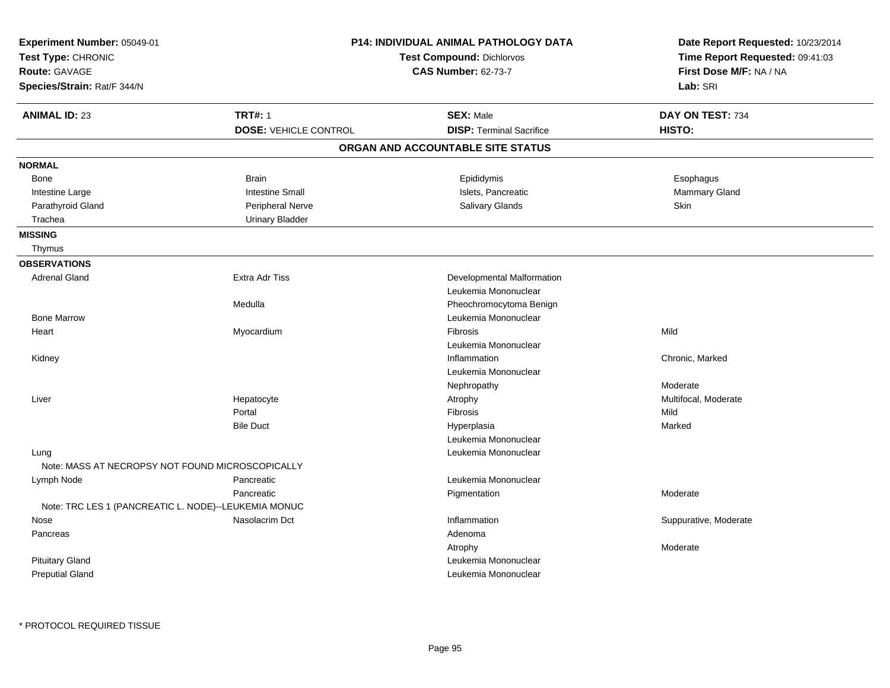**Experiment Number:** 05049-01
**Test Type:** CHRONIC
**Route:** GAVAGE
**Species/Strain:** Rat/F 344/N

**P14: INDIVIDUAL ANIMAL PATHOLOGY DATA**
**Test Compound:** Dichlorvos
**CAS Number:** 62-73-7

**Date Report Requested:** 10/23/2014
**Time Report Requested:** 09:41:03
**First Dose M/F:** NA / NA
**Lab:** SRI

| **ANIMAL ID:** 23 | **TRT#:** 1 | **SEX:** Male | **DAY ON TEST:** 734 |
|---|---|---|---|
| | **DOSE:** VEHICLE CONTROL | **DISP:** Terminal Sacrifice | **HISTO:** |

## ORGAN AND ACCOUNTABLE SITE STATUS

**NORMAL**

| | | | |
|---|---|---|---|
| Bone | Brain | Epididymis | Esophagus |
| Intestine Large | Intestine Small | Islets, Pancreatic | Mammary Gland |
| Parathyroid Gland | Peripheral Nerve | Salivary Glands | Skin |
| Trachea | Urinary Bladder | | |

**MISSING**

Thymus

**OBSERVATIONS**

| Organ | Site | Observation | Severity |
|---|---|---|---|
| Adrenal Gland | Extra Adr Tiss | Developmental Malformation | |
| | | Leukemia Mononuclear | |
| | Medulla | Pheochromocytoma Benign | |
| Bone Marrow | | Leukemia Mononuclear | |
| Heart | Myocardium | Fibrosis | Mild |
| | | Leukemia Mononuclear | |
| Kidney | | Inflammation | Chronic, Marked |
| | | Leukemia Mononuclear | |
| | | Nephropathy | Moderate |
| Liver | Hepatocyte | Atrophy | Multifocal, Moderate |
| | Portal | Fibrosis | Mild |
| | Bile Duct | Hyperplasia | Marked |
| | | Leukemia Mononuclear | |
| Lung | | Leukemia Mononuclear | |
| Note: MASS AT NECROPSY NOT FOUND MICROSCOPICALLY | | | |
| Lymph Node | Pancreatic | Leukemia Mononuclear | |
| | Pancreatic | Pigmentation | Moderate |
| Note: TRC LES 1 (PANCREATIC L. NODE)--LEUKEMIA MONUC | | | |
| Nose | Nasolacrim Dct | Inflammation | Suppurative, Moderate |
| Pancreas | | Adenoma | |
| | | Atrophy | Moderate |
| Pituitary Gland | | Leukemia Mononuclear | |
| Preputial Gland | | Leukemia Mononuclear | |

\* PROTOCOL REQUIRED TISSUE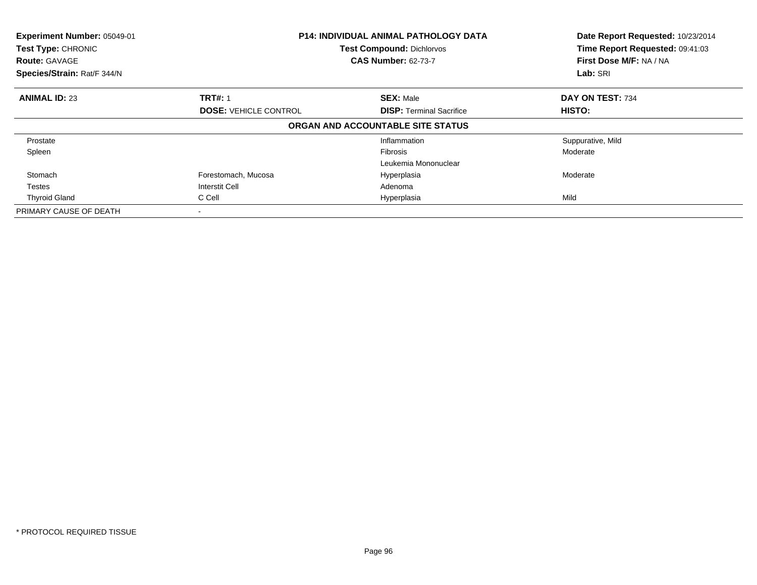**Experiment Number:** 05049-01
**Test Type:** CHRONIC
**Route:** GAVAGE
**Species/Strain:** Rat/F 344/N

**P14: INDIVIDUAL ANIMAL PATHOLOGY DATA**
**Test Compound:** Dichlorvos
**CAS Number:** 62-73-7

**Date Report Requested:** 10/23/2014
**Time Report Requested:** 09:41:03
**First Dose M/F:** NA / NA
**Lab:** SRI

| **ANIMAL ID:** 23 | **TRT#:** 1 | **SEX:** Male | **DAY ON TEST:** 734 |
|---|---|---|---|
| | **DOSE:** VEHICLE CONTROL | **DISP:** Terminal Sacrifice | **HISTO:** |

**ORGAN AND ACCOUNTABLE SITE STATUS**

| | | | |
|---|---|---|---|
| Prostate | | Inflammation | Suppurative, Mild |
| Spleen | | Fibrosis | Moderate |
| | | Leukemia Mononuclear | |
| Stomach | Forestomach, Mucosa | Hyperplasia | Moderate |
| Testes | Interstit Cell | Adenoma | |
| Thyroid Gland | C Cell | Hyperplasia | Mild |
| PRIMARY CAUSE OF DEATH | - | | |

* PROTOCOL REQUIRED TISSUE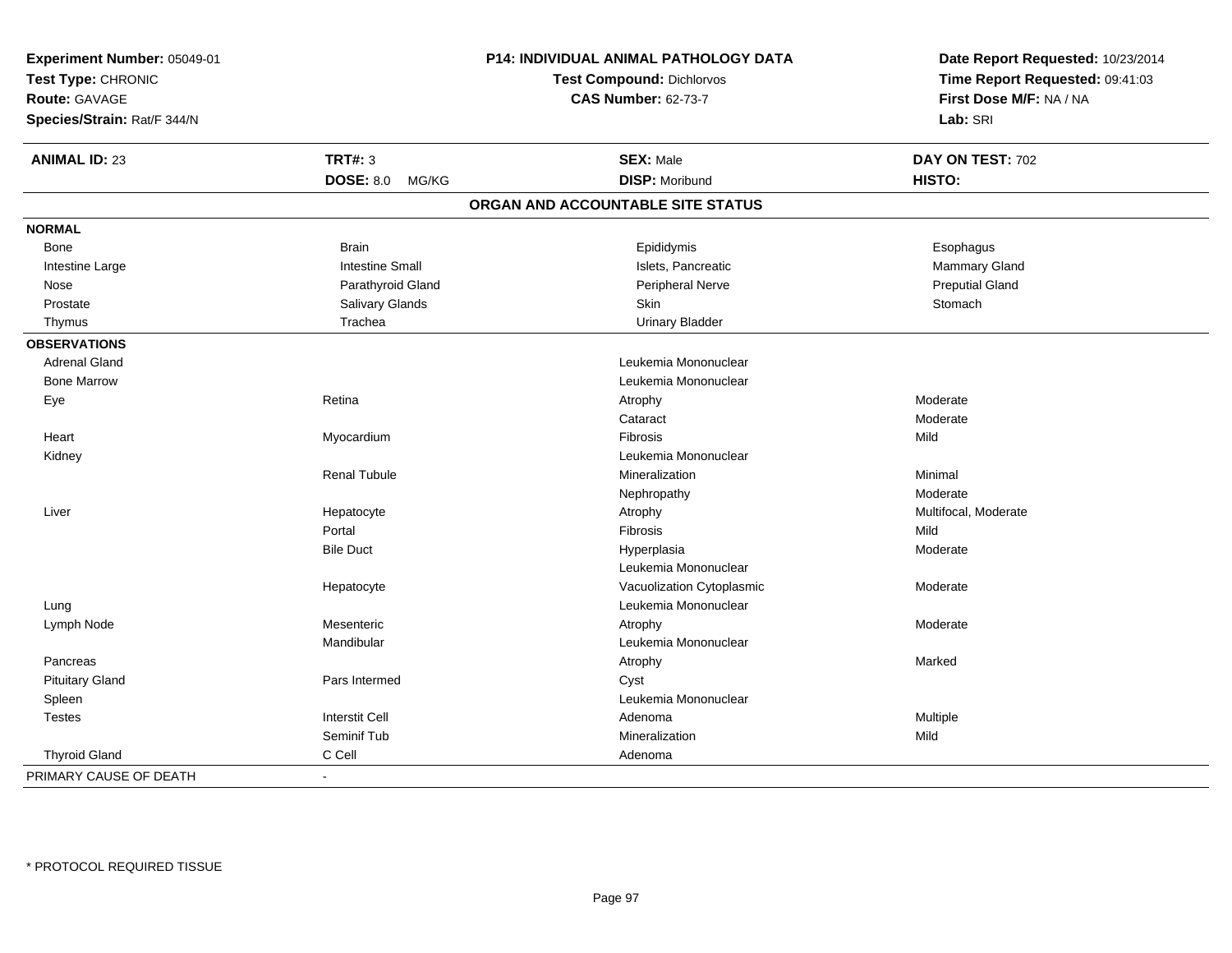**Experiment Number:** 05049-01
**Test Type:** CHRONIC
**Route:** GAVAGE
**Species/Strain:** Rat/F 344/N

**P14: INDIVIDUAL ANIMAL PATHOLOGY DATA**
**Test Compound:** Dichlorvos
**CAS Number:** 62-73-7

**Date Report Requested:** 10/23/2014
**Time Report Requested:** 09:41:03
**First Dose M/F:** NA / NA
**Lab:** SRI

| **ANIMAL ID:** 23 | **TRT#:** 3 | **SEX:** Male | **DAY ON TEST:** 702 |
|---|---|---|---|
| | **DOSE:** 8.0 MG/KG | **DISP:** Moribund | **HISTO:** |

**ORGAN AND ACCOUNTABLE SITE STATUS**

| | | | |
|---|---|---|---|
| **NORMAL** | | | |
| Bone | Brain | Epididymis | Esophagus |
| Intestine Large | Intestine Small | Islets, Pancreatic | Mammary Gland |
| Nose | Parathyroid Gland | Peripheral Nerve | Preputial Gland |
| Prostate | Salivary Glands | Skin | Stomach |
| Thymus | Trachea | Urinary Bladder | |
| **OBSERVATIONS** | | | |
| Adrenal Gland | | Leukemia Mononuclear | |
| Bone Marrow | | Leukemia Mononuclear | |
| Eye | Retina | Atrophy | Moderate |
| | | Cataract | Moderate |
| Heart | Myocardium | Fibrosis | Mild |
| Kidney | | Leukemia Mononuclear | |
| | Renal Tubule | Mineralization | Minimal |
| | | Nephropathy | Moderate |
| Liver | Hepatocyte | Atrophy | Multifocal, Moderate |
| | Portal | Fibrosis | Mild |
| | Bile Duct | Hyperplasia | Moderate |
| | | Leukemia Mononuclear | |
| | Hepatocyte | Vacuolization Cytoplasmic | Moderate |
| Lung | | Leukemia Mononuclear | |
| Lymph Node | Mesenteric | Atrophy | Moderate |
| | Mandibular | Leukemia Mononuclear | |
| Pancreas | | Atrophy | Marked |
| Pituitary Gland | Pars Intermed | Cyst | |
| Spleen | | Leukemia Mononuclear | |
| Testes | Interstit Cell | Adenoma | Multiple |
| | Seminif Tub | Mineralization | Mild |
| Thyroid Gland | C Cell | Adenoma | |
| PRIMARY CAUSE OF DEATH | - | | |

\* PROTOCOL REQUIRED TISSUE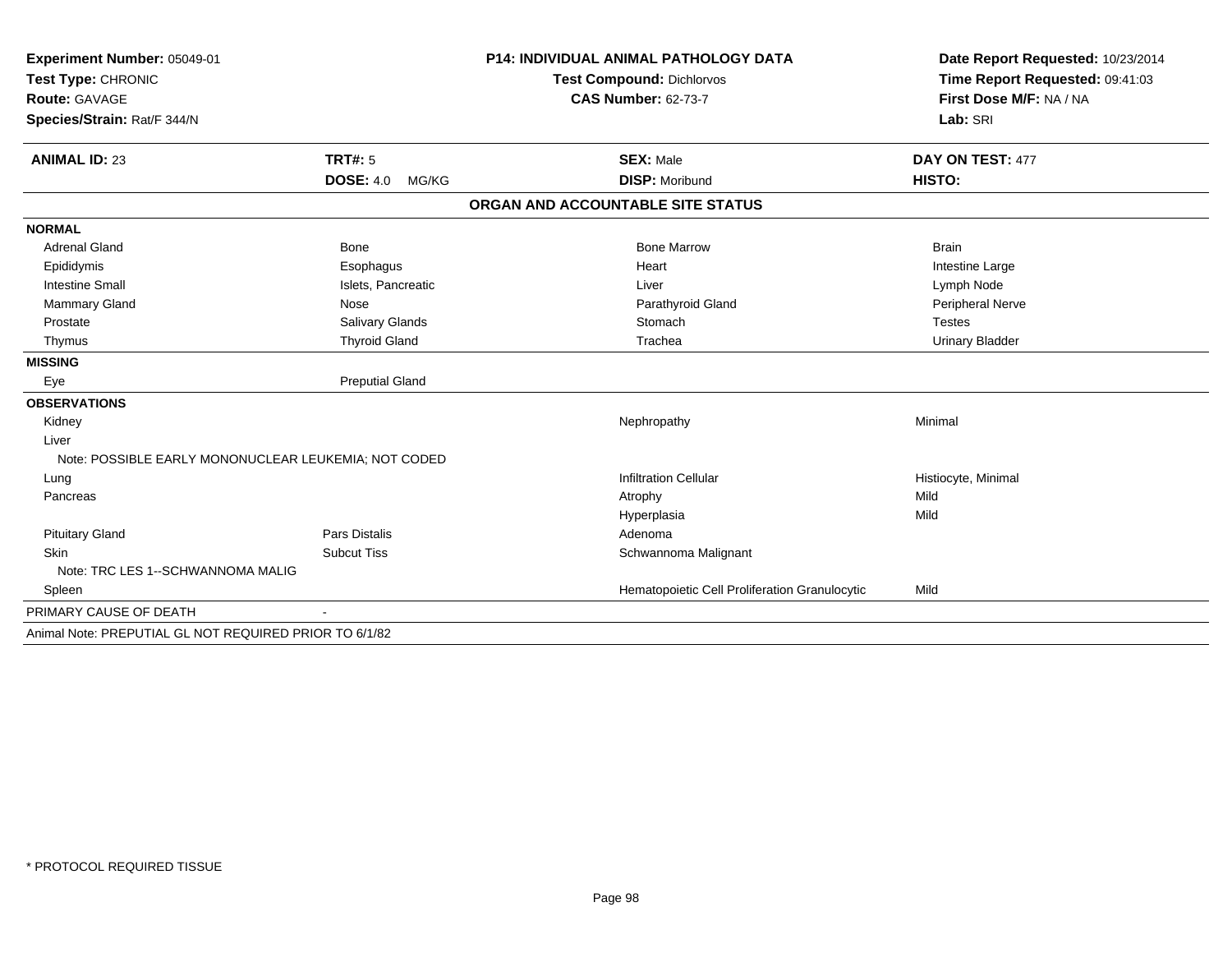**Experiment Number:** 05049-01
**Test Type:** CHRONIC
**Route:** GAVAGE
**Species/Strain:** Rat/F 344/N

**P14: INDIVIDUAL ANIMAL PATHOLOGY DATA**
**Test Compound:** Dichlorvos
**CAS Number:** 62-73-7

**Date Report Requested:** 10/23/2014
**Time Report Requested:** 09:41:03
**First Dose M/F:** NA / NA
**Lab:** SRI

| **ANIMAL ID:** 23 | **TRT#:** 5 | **SEX:** Male | **DAY ON TEST:** 477 |
|---|---|---|---|
| | **DOSE:** 4.0 MG/KG | **DISP:** Moribund | **HISTO:** |

## ORGAN AND ACCOUNTABLE SITE STATUS

| | | | |
|---|---|---|---|
| **NORMAL** | | | |
| Adrenal Gland | Bone | Bone Marrow | Brain |
| Epididymis | Esophagus | Heart | Intestine Large |
| Intestine Small | Islets, Pancreatic | Liver | Lymph Node |
| Mammary Gland | Nose | Parathyroid Gland | Peripheral Nerve |
| Prostate | Salivary Glands | Stomach | Testes |
| Thymus | Thyroid Gland | Trachea | Urinary Bladder |
| **MISSING** | | | |
| Eye | Preputial Gland | | |
| **OBSERVATIONS** | | | |
| Kidney | | Nephropathy | Minimal |
| Liver | | | |
| Note: POSSIBLE EARLY MONONUCLEAR LEUKEMIA; NOT CODED | | | |
| Lung | | Infiltration Cellular | Histiocyte, Minimal |
| Pancreas | | Atrophy | Mild |
| | | Hyperplasia | Mild |
| Pituitary Gland | Pars Distalis | Adenoma | |
| Skin | Subcut Tiss | Schwannoma Malignant | |
| Note: TRC LES 1--SCHWANNOMA MALIG | | | |
| Spleen | | Hematopoietic Cell Proliferation Granulocytic | Mild |
| PRIMARY CAUSE OF DEATH | - | | |

Animal Note: PREPUTIAL GL NOT REQUIRED PRIOR TO 6/1/82

* PROTOCOL REQUIRED TISSUE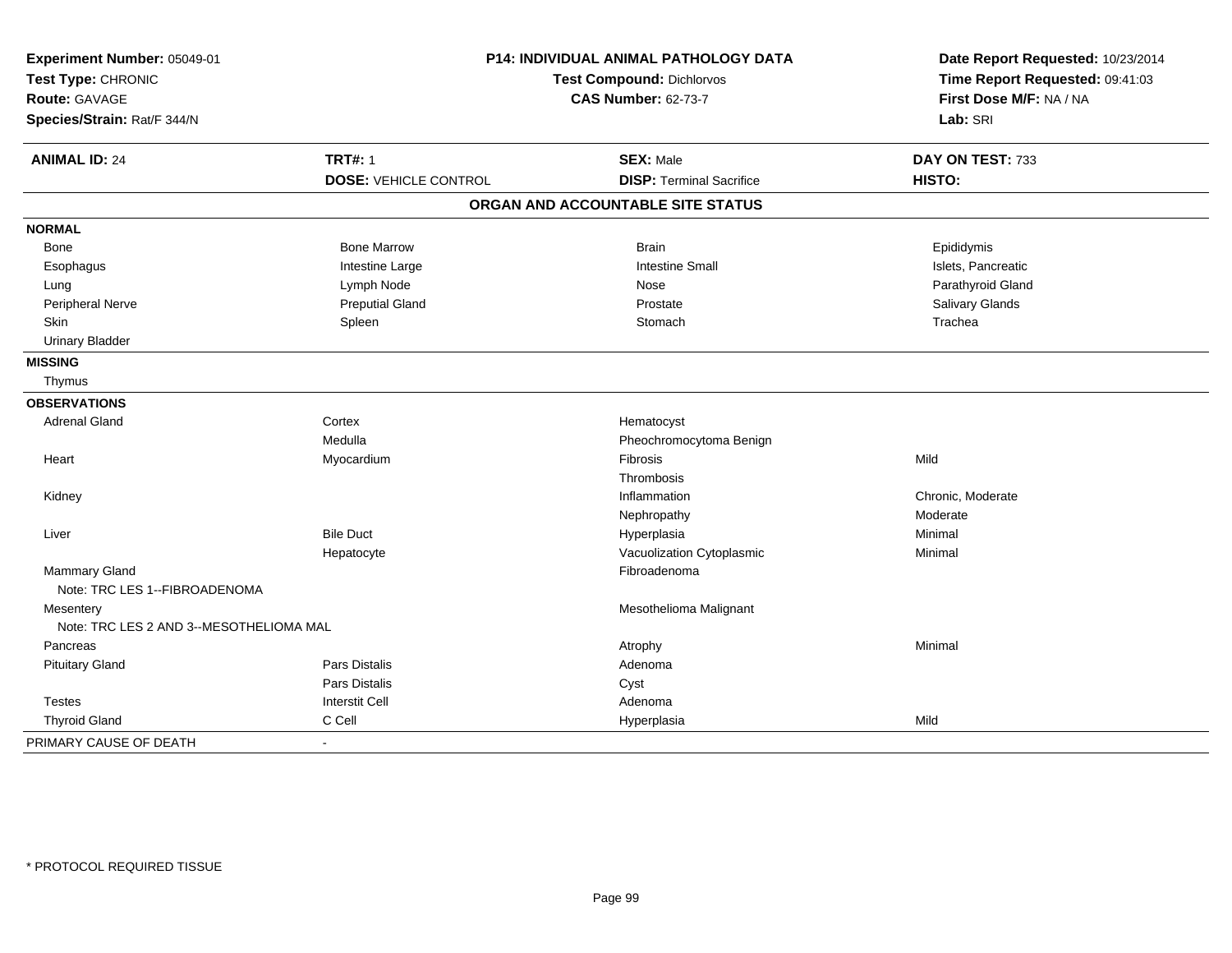**Experiment Number:** 05049-01
**Test Type:** CHRONIC
**Route:** GAVAGE
**Species/Strain:** Rat/F 344/N

**P14: INDIVIDUAL ANIMAL PATHOLOGY DATA**
**Test Compound:** Dichlorvos
**CAS Number:** 62-73-7

**Date Report Requested:** 10/23/2014
**Time Report Requested:** 09:41:03
**First Dose M/F:** NA / NA
**Lab:** SRI

| **ANIMAL ID:** 24 | **TRT#:** 1 | **SEX:** Male | **DAY ON TEST:** 733 |
|---|---|---|---|
| | **DOSE:** VEHICLE CONTROL | **DISP:** Terminal Sacrifice | **HISTO:** |

**ORGAN AND ACCOUNTABLE SITE STATUS**

| | | | |
|---|---|---|---|
| **NORMAL** | | | |
| Bone | Bone Marrow | Brain | Epididymis |
| Esophagus | Intestine Large | Intestine Small | Islets, Pancreatic |
| Lung | Lymph Node | Nose | Parathyroid Gland |
| Peripheral Nerve | Preputial Gland | Prostate | Salivary Glands |
| Skin | Spleen | Stomach | Trachea |
| Urinary Bladder | | | |
| **MISSING** | | | |
| Thymus | | | |
| **OBSERVATIONS** | | | |
| Adrenal Gland | Cortex | Hematocyst | |
| | Medulla | Pheochromocytoma Benign | |
| Heart | Myocardium | Fibrosis | Mild |
| | | Thrombosis | |
| Kidney | | Inflammation | Chronic, Moderate |
| | | Nephropathy | Moderate |
| Liver | Bile Duct | Hyperplasia | Minimal |
| | Hepatocyte | Vacuolization Cytoplasmic | Minimal |
| Mammary Gland | | Fibroadenoma | |
| Note: TRC LES 1--FIBROADENOMA | | | |
| Mesentery | | Mesothelioma Malignant | |
| Note: TRC LES 2 AND 3--MESOTHELIOMA MAL | | | |
| Pancreas | | Atrophy | Minimal |
| Pituitary Gland | Pars Distalis | Adenoma | |
| | Pars Distalis | Cyst | |
| Testes | Interstit Cell | Adenoma | |
| Thyroid Gland | C Cell | Hyperplasia | Mild |
| PRIMARY CAUSE OF DEATH | - | | |

* PROTOCOL REQUIRED TISSUE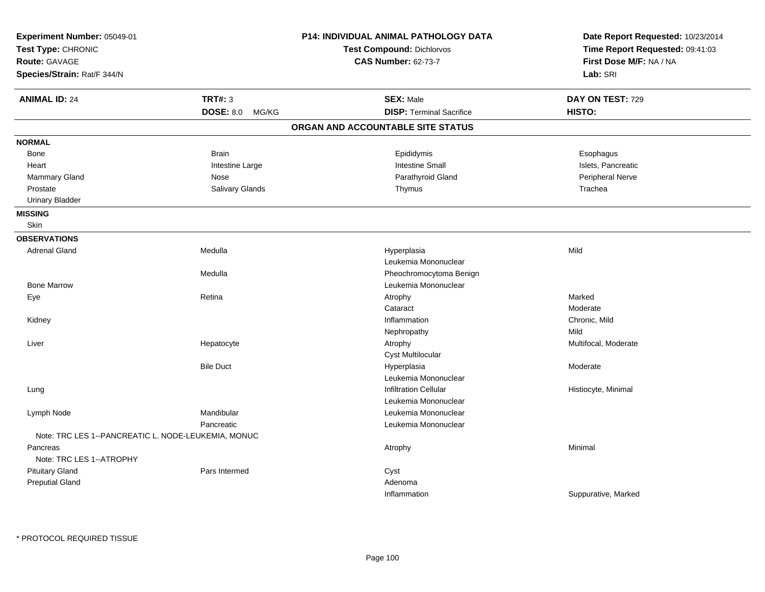**Experiment Number:** 05049-01
**Test Type:** CHRONIC
**Route:** GAVAGE
**Species/Strain:** Rat/F 344/N

**P14: INDIVIDUAL ANIMAL PATHOLOGY DATA**
**Test Compound:** Dichlorvos
**CAS Number:** 62-73-7

**Date Report Requested:** 10/23/2014
**Time Report Requested:** 09:41:03
**First Dose M/F:** NA / NA
**Lab:** SRI

| **ANIMAL ID:** 24 | **TRT#:** 3 | **SEX:** Male | **DAY ON TEST:** 729 |
|---|---|---|---|
| | **DOSE:** 8.0 MG/KG | **DISP:** Terminal Sacrifice | **HISTO:** |

## ORGAN AND ACCOUNTABLE SITE STATUS

**NORMAL**

| | | | |
|---|---|---|---|
| Bone | Brain | Epididymis | Esophagus |
| Heart | Intestine Large | Intestine Small | Islets, Pancreatic |
| Mammary Gland | Nose | Parathyroid Gland | Peripheral Nerve |
| Prostate | Salivary Glands | Thymus | Trachea |
| Urinary Bladder | | | |

**MISSING**

Skin

**OBSERVATIONS**

| | | | |
|---|---|---|---|
| Adrenal Gland | Medulla | Hyperplasia | Mild |
| | | Leukemia Mononuclear | |
| | Medulla | Pheochromocytoma Benign | |
| Bone Marrow | | Leukemia Mononuclear | |
| Eye | Retina | Atrophy | Marked |
| | | Cataract | Moderate |
| Kidney | | Inflammation | Chronic, Mild |
| | | Nephropathy | Mild |
| Liver | Hepatocyte | Atrophy | Multifocal, Moderate |
| | | Cyst Multilocular | |
| | Bile Duct | Hyperplasia | Moderate |
| | | Leukemia Mononuclear | |
| Lung | | Infiltration Cellular | Histiocyte, Minimal |
| | | Leukemia Mononuclear | |
| Lymph Node | Mandibular | Leukemia Mononuclear | |
| | Pancreatic | Leukemia Mononuclear | |
| Note: TRC LES 1--PANCREATIC L. NODE-LEUKEMIA, MONUC | | | |
| Pancreas | | Atrophy | Minimal |
| Note: TRC LES 1--ATROPHY | | | |
| Pituitary Gland | Pars Intermed | Cyst | |
| Preputial Gland | | Adenoma | |
| | | Inflammation | Suppurative, Marked |

* PROTOCOL REQUIRED TISSUE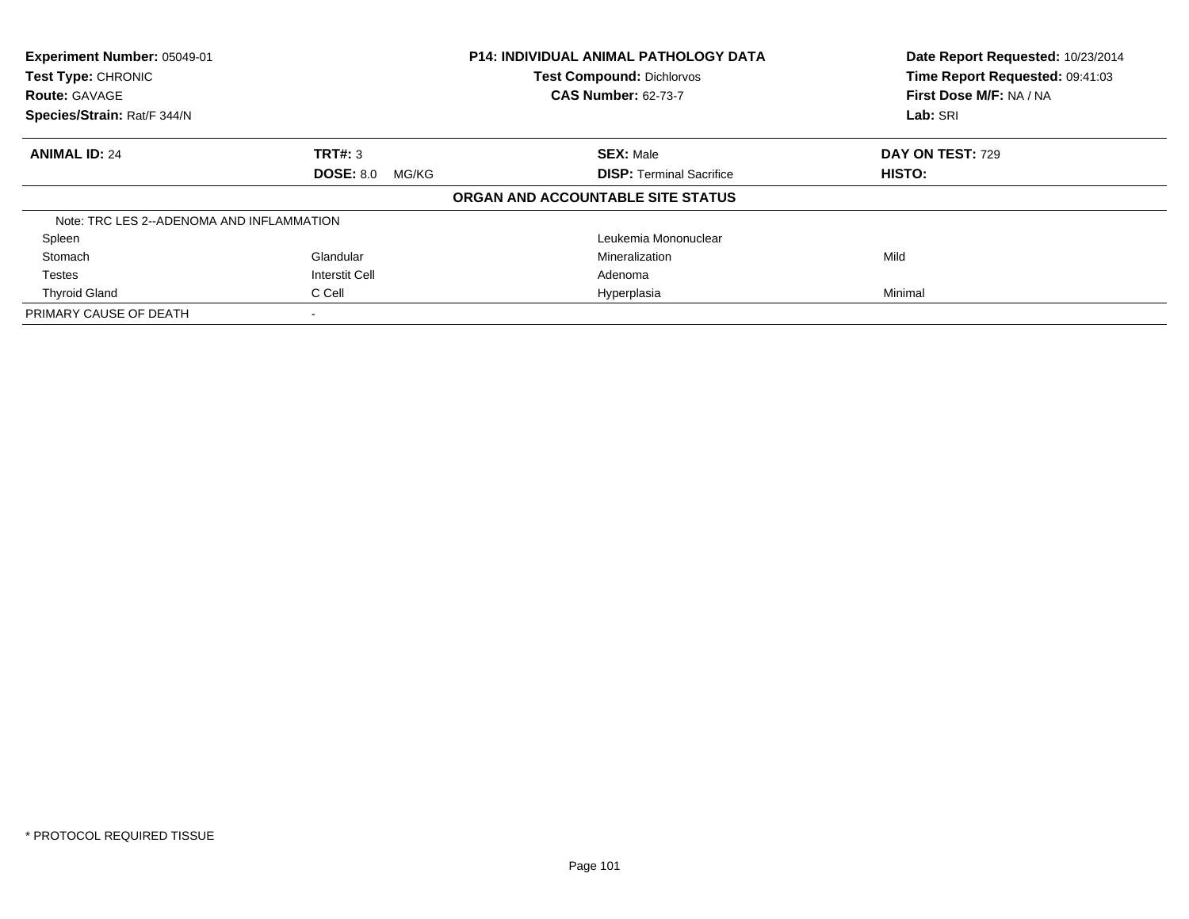| Experiment Number: 05049-01 | P14: INDIVIDUAL ANIMAL PATHOLOGY DATA | Date Report Requested: 10/23/2014 |
|---|---|---|
| Test Type: CHRONIC | Test Compound: Dichlorvos | Time Report Requested: 09:41:03 |
| Route: GAVAGE | CAS Number: 62-73-7 | First Dose M/F: NA / NA |
| Species/Strain: Rat/F 344/N | | Lab: SRI |

| ANIMAL ID: 24 | TRT#: 3 | SEX: Male | DAY ON TEST: 729 |
|---|---|---|---|
| | DOSE: 8.0 MG/KG | DISP: Terminal Sacrifice | HISTO: |

**ORGAN AND ACCOUNTABLE SITE STATUS**

| | | | |
|---|---|---|---|
| Note: TRC LES 2--ADENOMA AND INFLAMMATION | | | |
| Spleen | | Leukemia Mononuclear | |
| Stomach | Glandular | Mineralization | Mild |
| Testes | Interstit Cell | Adenoma | |
| Thyroid Gland | C Cell | Hyperplasia | Minimal |
| PRIMARY CAUSE OF DEATH | - | | |

* PROTOCOL REQUIRED TISSUE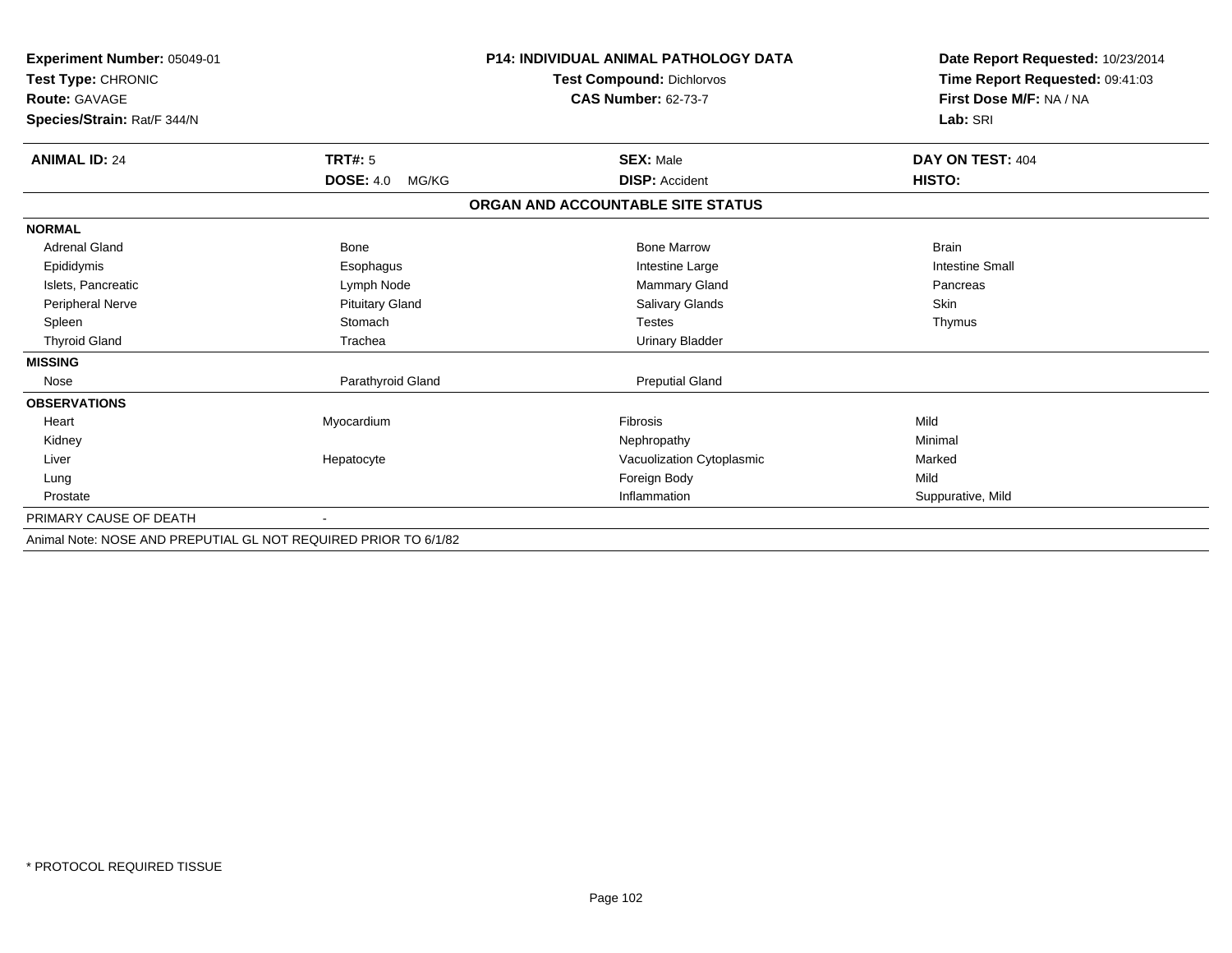**Experiment Number:** 05049-01
**Test Type:** CHRONIC
**Route:** GAVAGE
**Species/Strain:** Rat/F 344/N

**P14: INDIVIDUAL ANIMAL PATHOLOGY DATA**
**Test Compound:** Dichlorvos
**CAS Number:** 62-73-7

**Date Report Requested:** 10/23/2014
**Time Report Requested:** 09:41:03
**First Dose M/F:** NA / NA
**Lab:** SRI

| **ANIMAL ID:** 24 | **TRT#:** 5 | **SEX:** Male | **DAY ON TEST:** 404 |
|---|---|---|---|
| | **DOSE:** 4.0 MG/KG | **DISP:** Accident | **HISTO:** |

**ORGAN AND ACCOUNTABLE SITE STATUS**

| | | | |
|---|---|---|---|
| **NORMAL** | | | |
| Adrenal Gland | Bone | Bone Marrow | Brain |
| Epididymis | Esophagus | Intestine Large | Intestine Small |
| Islets, Pancreatic | Lymph Node | Mammary Gland | Pancreas |
| Peripheral Nerve | Pituitary Gland | Salivary Glands | Skin |
| Spleen | Stomach | Testes | Thymus |
| Thyroid Gland | Trachea | Urinary Bladder | |
| **MISSING** | | | |
| Nose | Parathyroid Gland | Preputial Gland | |
| **OBSERVATIONS** | | | |
| Heart | Myocardium | Fibrosis | Mild |
| Kidney | | Nephropathy | Minimal |
| Liver | Hepatocyte | Vacuolization Cytoplasmic | Marked |
| Lung | | Foreign Body | Mild |
| Prostate | | Inflammation | Suppurative, Mild |
| PRIMARY CAUSE OF DEATH | - | | |

Animal Note: NOSE AND PREPUTIAL GL NOT REQUIRED PRIOR TO 6/1/82

* PROTOCOL REQUIRED TISSUE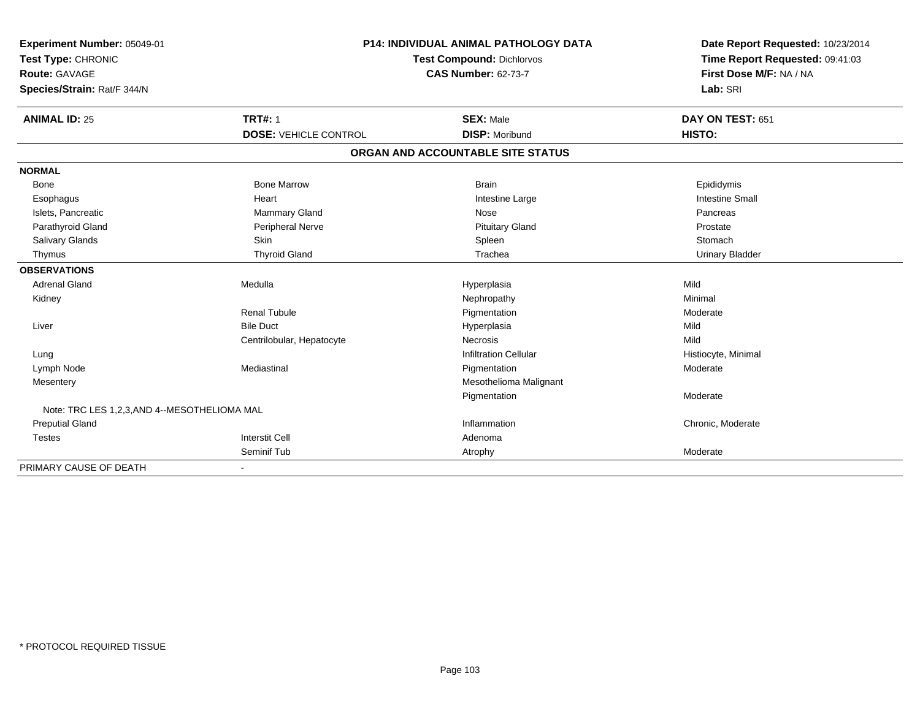**Experiment Number:** 05049-01
**Test Type:** CHRONIC
**Route:** GAVAGE
**Species/Strain:** Rat/F 344/N

**P14: INDIVIDUAL ANIMAL PATHOLOGY DATA**
**Test Compound:** Dichlorvos
**CAS Number:** 62-73-7

**Date Report Requested:** 10/23/2014
**Time Report Requested:** 09:41:03
**First Dose M/F:** NA / NA
**Lab:** SRI

| **ANIMAL ID:** 25 | **TRT#:** 1 | **SEX:** Male | **DAY ON TEST:** 651 |
|---|---|---|---|
| | **DOSE:** VEHICLE CONTROL | **DISP:** Moribund | **HISTO:** |

## ORGAN AND ACCOUNTABLE SITE STATUS

| | | | |
|---|---|---|---|
| **NORMAL** | | | |
| Bone | Bone Marrow | Brain | Epididymis |
| Esophagus | Heart | Intestine Large | Intestine Small |
| Islets, Pancreatic | Mammary Gland | Nose | Pancreas |
| Parathyroid Gland | Peripheral Nerve | Pituitary Gland | Prostate |
| Salivary Glands | Skin | Spleen | Stomach |
| Thymus | Thyroid Gland | Trachea | Urinary Bladder |
| **OBSERVATIONS** | | | |
| Adrenal Gland | Medulla | Hyperplasia | Mild |
| Kidney | | Nephropathy | Minimal |
| | Renal Tubule | Pigmentation | Moderate |
| Liver | Bile Duct | Hyperplasia | Mild |
| | Centrilobular, Hepatocyte | Necrosis | Mild |
| Lung | | Infiltration Cellular | Histiocyte, Minimal |
| Lymph Node | Mediastinal | Pigmentation | Moderate |
| Mesentery | | Mesothelioma Malignant | |
| | | Pigmentation | Moderate |
| Note: TRC LES 1,2,3,AND 4--MESOTHELIOMA MAL | | | |
| Preputial Gland | | Inflammation | Chronic, Moderate |
| Testes | Interstit Cell | Adenoma | |
| | Seminif Tub | Atrophy | Moderate |
| PRIMARY CAUSE OF DEATH | - | | |

\* PROTOCOL REQUIRED TISSUE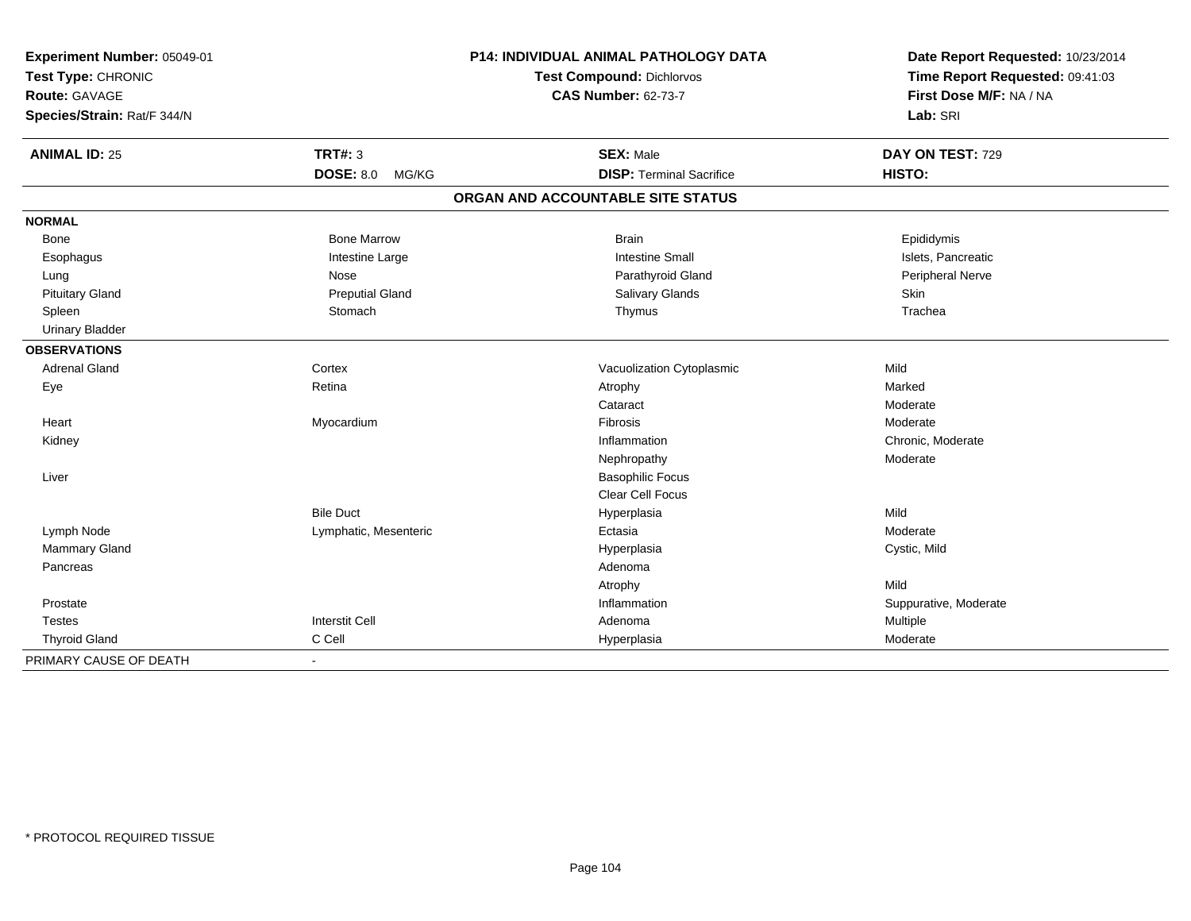**Experiment Number:** 05049-01
**Test Type:** CHRONIC
**Route:** GAVAGE
**Species/Strain:** Rat/F 344/N

**P14: INDIVIDUAL ANIMAL PATHOLOGY DATA**
**Test Compound:** Dichlorvos
**CAS Number:** 62-73-7

**Date Report Requested:** 10/23/2014
**Time Report Requested:** 09:41:03
**First Dose M/F:** NA / NA
**Lab:** SRI

| **ANIMAL ID:** 25 | **TRT#:** 3 | **SEX:** Male | **DAY ON TEST:** 729 |
|---|---|---|---|
| | **DOSE:** 8.0 MG/KG | **DISP:** Terminal Sacrifice | **HISTO:** |

## ORGAN AND ACCOUNTABLE SITE STATUS

| | | | |
|---|---|---|---|
| **NORMAL** | | | |
| Bone | Bone Marrow | Brain | Epididymis |
| Esophagus | Intestine Large | Intestine Small | Islets, Pancreatic |
| Lung | Nose | Parathyroid Gland | Peripheral Nerve |
| Pituitary Gland | Preputial Gland | Salivary Glands | Skin |
| Spleen | Stomach | Thymus | Trachea |
| Urinary Bladder | | | |
| **OBSERVATIONS** | | | |
| Adrenal Gland | Cortex | Vacuolization Cytoplasmic | Mild |
| Eye | Retina | Atrophy | Marked |
| | | Cataract | Moderate |
| Heart | Myocardium | Fibrosis | Moderate |
| Kidney | | Inflammation | Chronic, Moderate |
| | | Nephropathy | Moderate |
| Liver | | Basophilic Focus | |
| | | Clear Cell Focus | |
| | Bile Duct | Hyperplasia | Mild |
| Lymph Node | Lymphatic, Mesenteric | Ectasia | Moderate |
| Mammary Gland | | Hyperplasia | Cystic, Mild |
| Pancreas | | Adenoma | |
| | | Atrophy | Mild |
| Prostate | | Inflammation | Suppurative, Moderate |
| Testes | Interstit Cell | Adenoma | Multiple |
| Thyroid Gland | C Cell | Hyperplasia | Moderate |
| PRIMARY CAUSE OF DEATH | - | | |

\* PROTOCOL REQUIRED TISSUE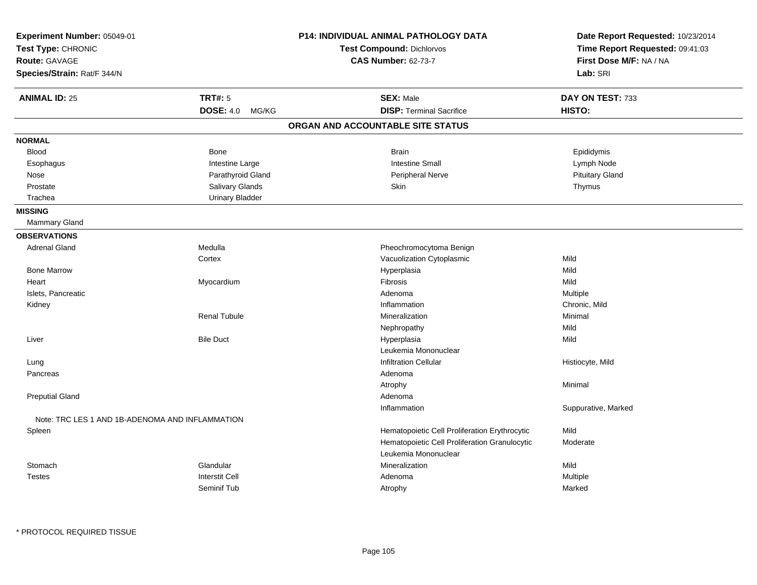**Experiment Number:** 05049-01
**Test Type:** CHRONIC
**Route:** GAVAGE
**Species/Strain:** Rat/F 344/N

**P14: INDIVIDUAL ANIMAL PATHOLOGY DATA**
**Test Compound:** Dichlorvos
**CAS Number:** 62-73-7

**Date Report Requested:** 10/23/2014
**Time Report Requested:** 09:41:03
**First Dose M/F:** NA / NA
**Lab:** SRI

| **ANIMAL ID:** 25 | **TRT#:** 5 | **SEX:** Male | **DAY ON TEST:** 733 |
|---|---|---|---|
| | **DOSE:** 4.0 MG/KG | **DISP:** Terminal Sacrifice | **HISTO:** |

## ORGAN AND ACCOUNTABLE SITE STATUS

**NORMAL**

| | | | |
|---|---|---|---|
| Blood | Bone | Brain | Epididymis |
| Esophagus | Intestine Large | Intestine Small | Lymph Node |
| Nose | Parathyroid Gland | Peripheral Nerve | Pituitary Gland |
| Prostate | Salivary Glands | Skin | Thymus |
| Trachea | Urinary Bladder | | |

**MISSING**

Mammary Gland

**OBSERVATIONS**

| Organ | Site | Observation | Severity |
|---|---|---|---|
| Adrenal Gland | Medulla | Pheochromocytoma Benign | |
| | Cortex | Vacuolization Cytoplasmic | Mild |
| Bone Marrow | | Hyperplasia | Mild |
| Heart | Myocardium | Fibrosis | Mild |
| Islets, Pancreatic | | Adenoma | Multiple |
| Kidney | | Inflammation | Chronic, Mild |
| | Renal Tubule | Mineralization | Minimal |
| | | Nephropathy | Mild |
| Liver | Bile Duct | Hyperplasia | Mild |
| | | Leukemia Mononuclear | |
| Lung | | Infiltration Cellular | Histiocyte, Mild |
| Pancreas | | Adenoma | |
| | | Atrophy | Minimal |
| Preputial Gland | | Adenoma | |
| | | Inflammation | Suppurative, Marked |
| Note: TRC LES 1 AND 1B-ADENOMA AND INFLAMMATION | | | |
| Spleen | | Hematopoietic Cell Proliferation Erythrocytic | Mild |
| | | Hematopoietic Cell Proliferation Granulocytic | Moderate |
| | | Leukemia Mononuclear | |
| Stomach | Glandular | Mineralization | Mild |
| Testes | Interstit Cell | Adenoma | Multiple |
| | Seminif Tub | Atrophy | Marked |

* PROTOCOL REQUIRED TISSUE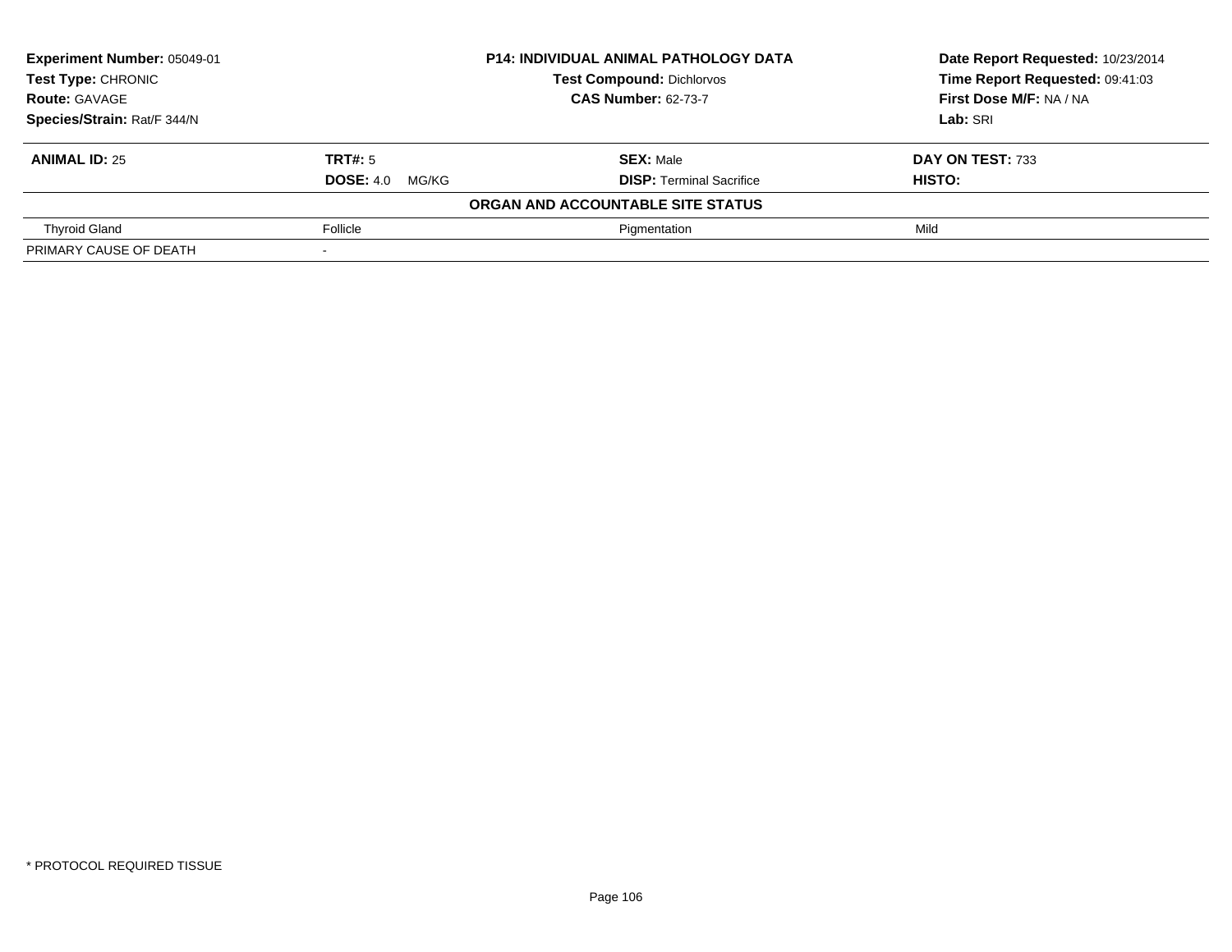**Experiment Number:** 05049-01
**Test Type:** CHRONIC
**Route:** GAVAGE
**Species/Strain:** Rat/F 344/N

**P14: INDIVIDUAL ANIMAL PATHOLOGY DATA**
**Test Compound:** Dichlorvos
**CAS Number:** 62-73-7

**Date Report Requested:** 10/23/2014
**Time Report Requested:** 09:41:03
**First Dose M/F:** NA / NA
**Lab:** SRI

| **ANIMAL ID:** 25 | **TRT#:** 5 | **SEX:** Male | **DAY ON TEST:** 733 |
|---|---|---|---|
| | **DOSE:** 4.0 MG/KG | **DISP:** Terminal Sacrifice | **HISTO:** |
| | | **ORGAN AND ACCOUNTABLE SITE STATUS** | |
| Thyroid Gland | Follicle | Pigmentation | Mild |
| PRIMARY CAUSE OF DEATH | - | | |

* PROTOCOL REQUIRED TISSUE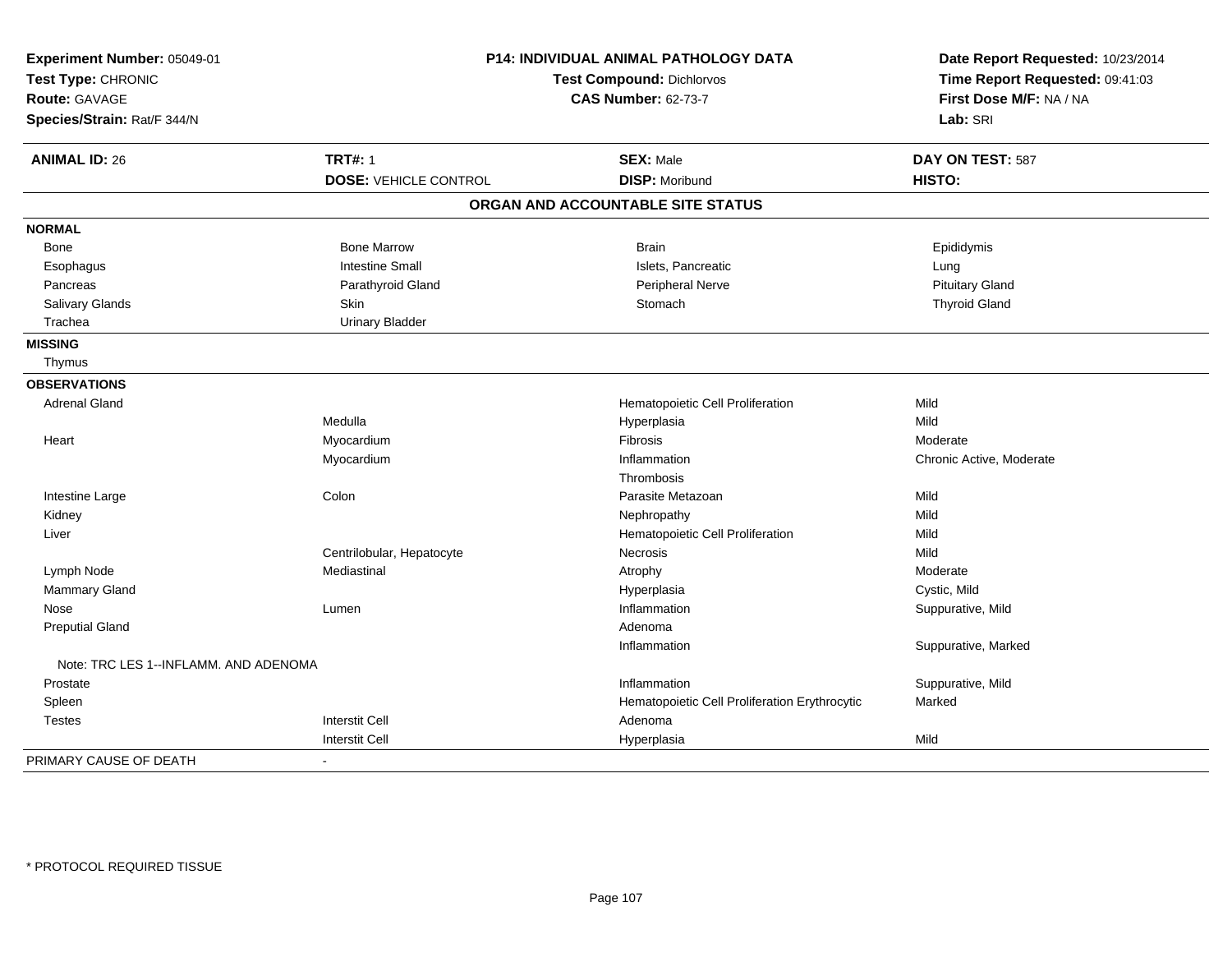**Experiment Number:** 05049-01
**Test Type:** CHRONIC
**Route:** GAVAGE
**Species/Strain:** Rat/F 344/N

**P14: INDIVIDUAL ANIMAL PATHOLOGY DATA**
**Test Compound:** Dichlorvos
**CAS Number:** 62-73-7

**Date Report Requested:** 10/23/2014
**Time Report Requested:** 09:41:03
**First Dose M/F:** NA / NA
**Lab:** SRI

| **ANIMAL ID:** 26 | **TRT#:** 1 | **SEX:** Male | **DAY ON TEST:** 587 |
|---|---|---|---|
| | **DOSE:** VEHICLE CONTROL | **DISP:** Moribund | **HISTO:** |

## ORGAN AND ACCOUNTABLE SITE STATUS

| | | | |
|---|---|---|---|
| **NORMAL** | | | |
| Bone | Bone Marrow | Brain | Epididymis |
| Esophagus | Intestine Small | Islets, Pancreatic | Lung |
| Pancreas | Parathyroid Gland | Peripheral Nerve | Pituitary Gland |
| Salivary Glands | Skin | Stomach | Thyroid Gland |
| Trachea | Urinary Bladder | | |
| **MISSING** | | | |
| Thymus | | | |
| **OBSERVATIONS** | | | |
| Adrenal Gland | | Hematopoietic Cell Proliferation | Mild |
| | Medulla | Hyperplasia | Mild |
| Heart | Myocardium | Fibrosis | Moderate |
| | Myocardium | Inflammation | Chronic Active, Moderate |
| | | Thrombosis | |
| Intestine Large | Colon | Parasite Metazoan | Mild |
| Kidney | | Nephropathy | Mild |
| Liver | | Hematopoietic Cell Proliferation | Mild |
| | Centrilobular, Hepatocyte | Necrosis | Mild |
| Lymph Node | Mediastinal | Atrophy | Moderate |
| Mammary Gland | | Hyperplasia | Cystic, Mild |
| Nose | Lumen | Inflammation | Suppurative, Mild |
| Preputial Gland | | Adenoma | |
| | | Inflammation | Suppurative, Marked |
| Note: TRC LES 1--INFLAMM. AND ADENOMA | | | |
| Prostate | | Inflammation | Suppurative, Mild |
| Spleen | | Hematopoietic Cell Proliferation Erythrocytic | Marked |
| Testes | Interstit Cell | Adenoma | |
| | Interstit Cell | Hyperplasia | Mild |
| PRIMARY CAUSE OF DEATH | - | | |

* PROTOCOL REQUIRED TISSUE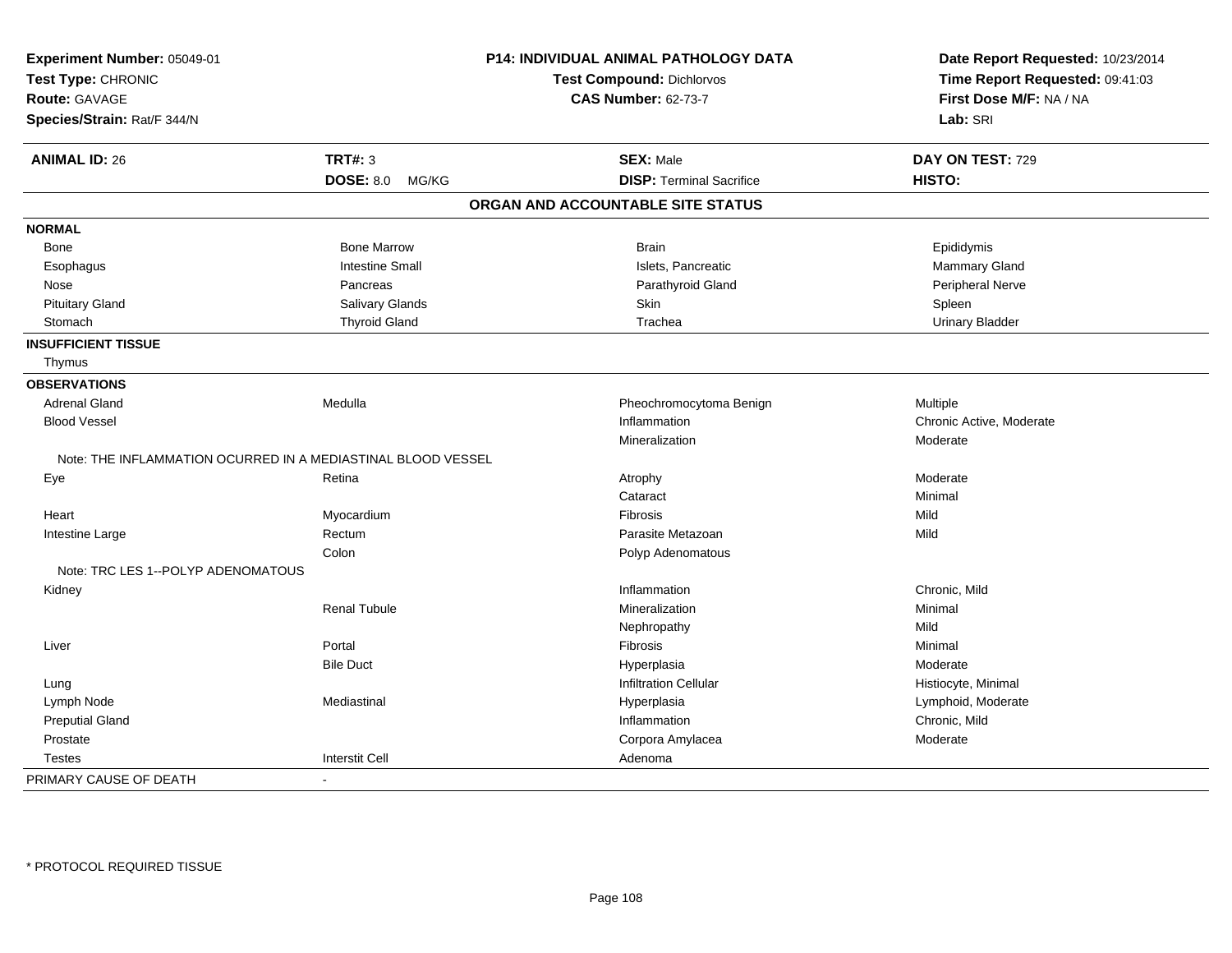**Experiment Number:** 05049-01
**Test Type:** CHRONIC
**Route:** GAVAGE
**Species/Strain:** Rat/F 344/N

**P14: INDIVIDUAL ANIMAL PATHOLOGY DATA**
**Test Compound:** Dichlorvos
**CAS Number:** 62-73-7

**Date Report Requested:** 10/23/2014
**Time Report Requested:** 09:41:03
**First Dose M/F:** NA / NA
**Lab:** SRI

| **ANIMAL ID:** 26 | **TRT#:** 3 | **SEX:** Male | **DAY ON TEST:** 729 |
|---|---|---|---|
| | **DOSE:** 8.0 MG/KG | **DISP:** Terminal Sacrifice | **HISTO:** |

## ORGAN AND ACCOUNTABLE SITE STATUS

| | | | |
|---|---|---|---|
| **NORMAL** | | | |
| Bone | Bone Marrow | Brain | Epididymis |
| Esophagus | Intestine Small | Islets, Pancreatic | Mammary Gland |
| Nose | Pancreas | Parathyroid Gland | Peripheral Nerve |
| Pituitary Gland | Salivary Glands | Skin | Spleen |
| Stomach | Thyroid Gland | Trachea | Urinary Bladder |
| **INSUFFICIENT TISSUE** | | | |
| Thymus | | | |
| **OBSERVATIONS** | | | |
| Adrenal Gland | Medulla | Pheochromocytoma Benign | Multiple |
| Blood Vessel | | Inflammation | Chronic Active, Moderate |
| | | Mineralization | Moderate |
| Note: THE INFLAMMATION OCURRED IN A MEDIASTINAL BLOOD VESSEL | | | |
| Eye | Retina | Atrophy | Moderate |
| | | Cataract | Minimal |
| Heart | Myocardium | Fibrosis | Mild |
| Intestine Large | Rectum | Parasite Metazoan | Mild |
| | Colon | Polyp Adenomatous | |
| Note: TRC LES 1--POLYP ADENOMATOUS | | | |
| Kidney | | Inflammation | Chronic, Mild |
| | Renal Tubule | Mineralization | Minimal |
| | | Nephropathy | Mild |
| Liver | Portal | Fibrosis | Minimal |
| | Bile Duct | Hyperplasia | Moderate |
| Lung | | Infiltration Cellular | Histiocyte, Minimal |
| Lymph Node | Mediastinal | Hyperplasia | Lymphoid, Moderate |
| Preputial Gland | | Inflammation | Chronic, Mild |
| Prostate | | Corpora Amylacea | Moderate |
| Testes | Interstit Cell | Adenoma | |
| PRIMARY CAUSE OF DEATH | - | | |

\* PROTOCOL REQUIRED TISSUE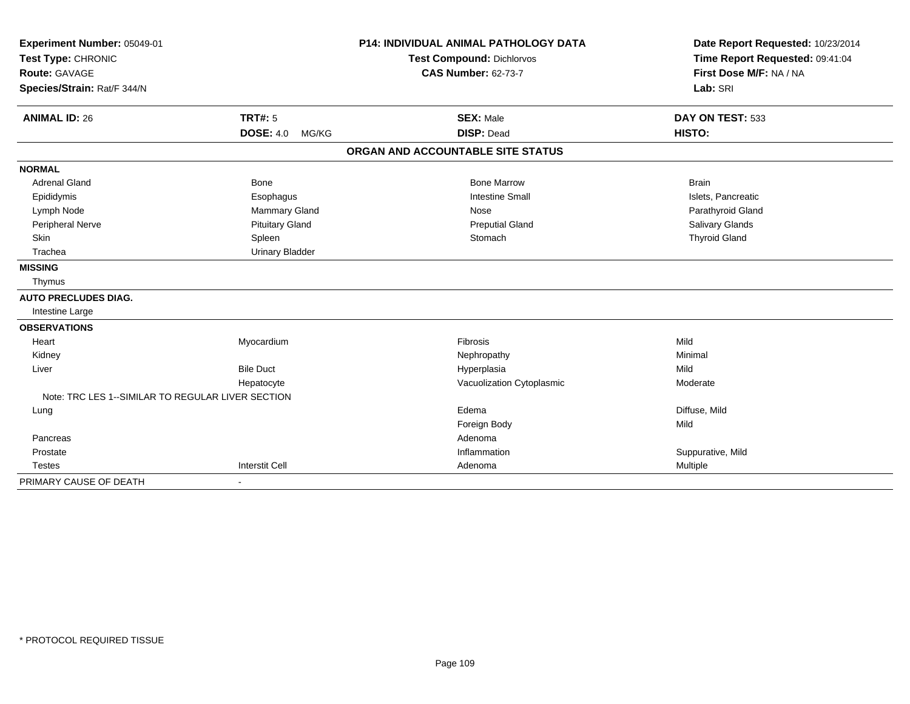**Experiment Number:** 05049-01
**Test Type:** CHRONIC
**Route:** GAVAGE
**Species/Strain:** Rat/F 344/N

**P14: INDIVIDUAL ANIMAL PATHOLOGY DATA**
**Test Compound:** Dichlorvos
**CAS Number:** 62-73-7

**Date Report Requested:** 10/23/2014
**Time Report Requested:** 09:41:04
**First Dose M/F:** NA / NA
**Lab:** SRI

| **ANIMAL ID:** 26 | **TRT#:** 5 | **SEX:** Male | **DAY ON TEST:** 533 |
|---|---|---|---|
| | **DOSE:** 4.0 MG/KG | **DISP:** Dead | **HISTO:** |

## ORGAN AND ACCOUNTABLE SITE STATUS

| | | | |
|---|---|---|---|
| **NORMAL** | | | |
| Adrenal Gland | Bone | Bone Marrow | Brain |
| Epididymis | Esophagus | Intestine Small | Islets, Pancreatic |
| Lymph Node | Mammary Gland | Nose | Parathyroid Gland |
| Peripheral Nerve | Pituitary Gland | Preputial Gland | Salivary Glands |
| Skin | Spleen | Stomach | Thyroid Gland |
| Trachea | Urinary Bladder | | |
| **MISSING** | | | |
| Thymus | | | |
| **AUTO PRECLUDES DIAG.** | | | |
| Intestine Large | | | |
| **OBSERVATIONS** | | | |
| Heart | Myocardium | Fibrosis | Mild |
| Kidney | | Nephropathy | Minimal |
| Liver | Bile Duct | Hyperplasia | Mild |
| | Hepatocyte | Vacuolization Cytoplasmic | Moderate |
| Note: TRC LES 1--SIMILAR TO REGULAR LIVER SECTION | | | |
| Lung | | Edema | Diffuse, Mild |
| | | Foreign Body | Mild |
| Pancreas | | Adenoma | |
| Prostate | | Inflammation | Suppurative, Mild |
| Testes | Interstit Cell | Adenoma | Multiple |
| PRIMARY CAUSE OF DEATH | - | | |

\* PROTOCOL REQUIRED TISSUE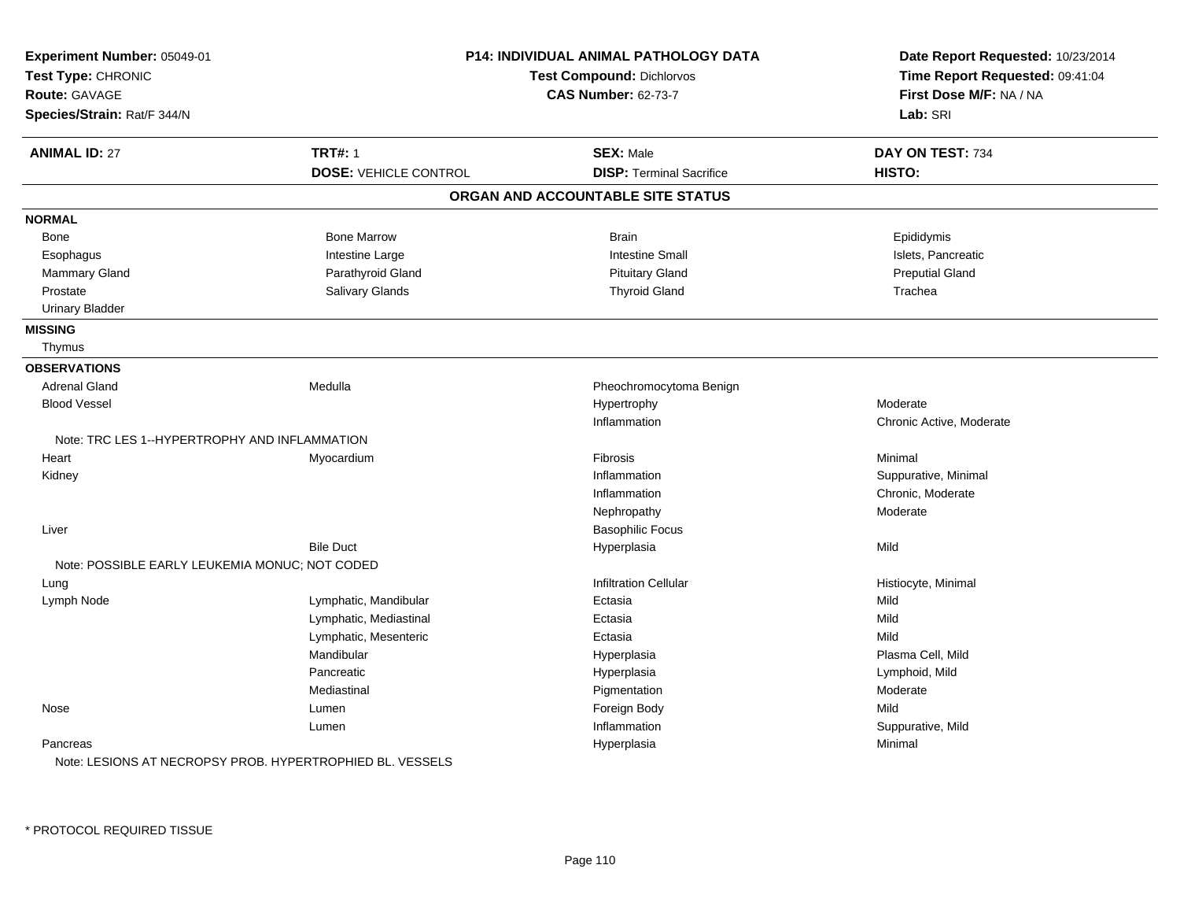**Experiment Number:** 05049-01
**Test Type:** CHRONIC
**Route:** GAVAGE
**Species/Strain:** Rat/F 344/N

**P14: INDIVIDUAL ANIMAL PATHOLOGY DATA**
**Test Compound:** Dichlorvos
**CAS Number:** 62-73-7

**Date Report Requested:** 10/23/2014
**Time Report Requested:** 09:41:04
**First Dose M/F:** NA / NA
**Lab:** SRI

| **ANIMAL ID:** 27 | **TRT#:** 1 | **SEX:** Male | **DAY ON TEST:** 734 |
|---|---|---|---|
| | **DOSE:** VEHICLE CONTROL | **DISP:** Terminal Sacrifice | **HISTO:** |

## ORGAN AND ACCOUNTABLE SITE STATUS

**NORMAL**

| | | | |
|---|---|---|---|
| Bone | Bone Marrow | Brain | Epididymis |
| Esophagus | Intestine Large | Intestine Small | Islets, Pancreatic |
| Mammary Gland | Parathyroid Gland | Pituitary Gland | Preputial Gland |
| Prostate | Salivary Glands | Thyroid Gland | Trachea |
| Urinary Bladder | | | |

**MISSING**

Thymus

**OBSERVATIONS**

| | | | |
|---|---|---|---|
| Adrenal Gland | Medulla | Pheochromocytoma Benign | |
| Blood Vessel | | Hypertrophy | Moderate |
| | | Inflammation | Chronic Active, Moderate |
| Note: TRC LES 1--HYPERTROPHY AND INFLAMMATION | | | |
| Heart | Myocardium | Fibrosis | Minimal |
| Kidney | | Inflammation | Suppurative, Minimal |
| | | Inflammation | Chronic, Moderate |
| | | Nephropathy | Moderate |
| Liver | | Basophilic Focus | |
| | Bile Duct | Hyperplasia | Mild |
| Note: POSSIBLE EARLY LEUKEMIA MONUC; NOT CODED | | | |
| Lung | | Infiltration Cellular | Histiocyte, Minimal |
| Lymph Node | Lymphatic, Mandibular | Ectasia | Mild |
| | Lymphatic, Mediastinal | Ectasia | Mild |
| | Lymphatic, Mesenteric | Ectasia | Mild |
| | Mandibular | Hyperplasia | Plasma Cell, Mild |
| | Pancreatic | Hyperplasia | Lymphoid, Mild |
| | Mediastinal | Pigmentation | Moderate |
| Nose | Lumen | Foreign Body | Mild |
| | Lumen | Inflammation | Suppurative, Mild |
| Pancreas | | Hyperplasia | Minimal |
| Note: LESIONS AT NECROPSY PROB. HYPERTROPHIED BL. VESSELS | | | |

* PROTOCOL REQUIRED TISSUE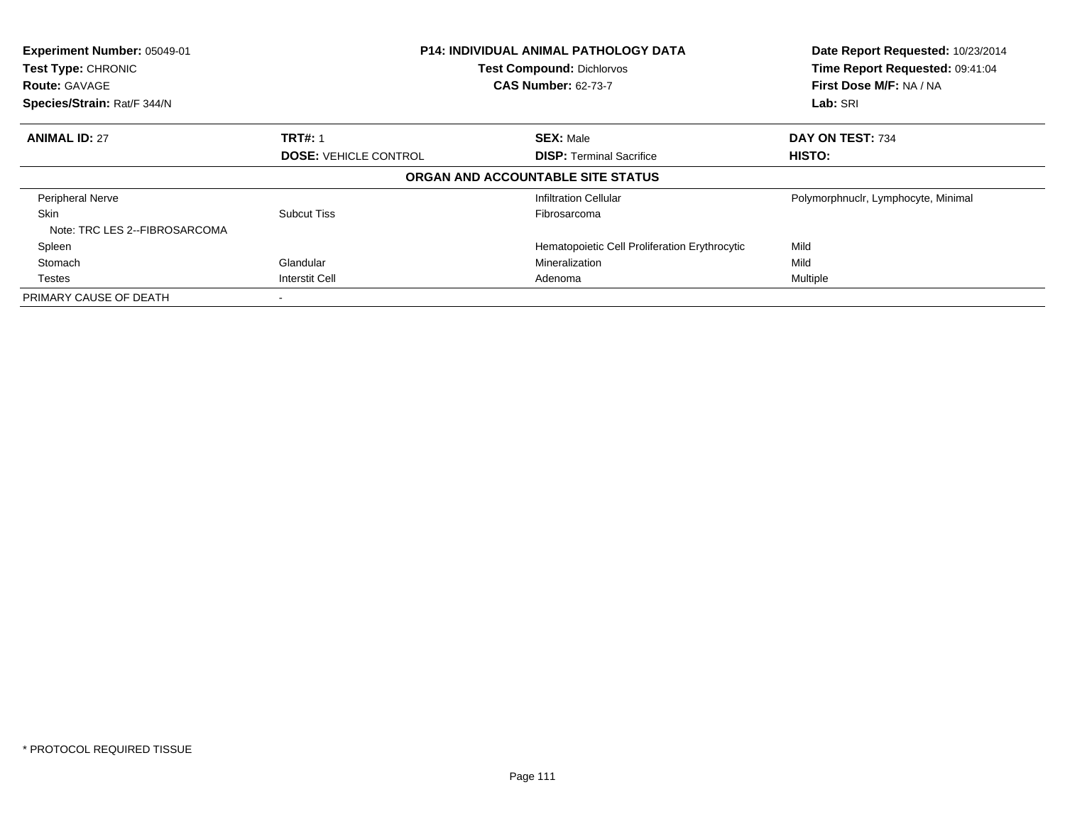**Experiment Number:** 05049-01
**Test Type:** CHRONIC
**Route:** GAVAGE
**Species/Strain:** Rat/F 344/N

**P14: INDIVIDUAL ANIMAL PATHOLOGY DATA**
**Test Compound:** Dichlorvos
**CAS Number:** 62-73-7

**Date Report Requested:** 10/23/2014
**Time Report Requested:** 09:41:04
**First Dose M/F:** NA / NA
**Lab:** SRI

| **ANIMAL ID:** 27 | **TRT#:** 1 | **SEX:** Male | **DAY ON TEST:** 734 |
|---|---|---|---|
| | **DOSE:** VEHICLE CONTROL | **DISP:** Terminal Sacrifice | **HISTO:** |

**ORGAN AND ACCOUNTABLE SITE STATUS**

| | | | |
|---|---|---|---|
| Peripheral Nerve | | Infiltration Cellular | Polymorphnuclr, Lymphocyte, Minimal |
| Skin | Subcut Tiss | Fibrosarcoma | |
| Note: TRC LES 2--FIBROSARCOMA | | | |
| Spleen | | Hematopoietic Cell Proliferation Erythrocytic | Mild |
| Stomach | Glandular | Mineralization | Mild |
| Testes | Interstit Cell | Adenoma | Multiple |
| PRIMARY CAUSE OF DEATH | - | | |

\* PROTOCOL REQUIRED TISSUE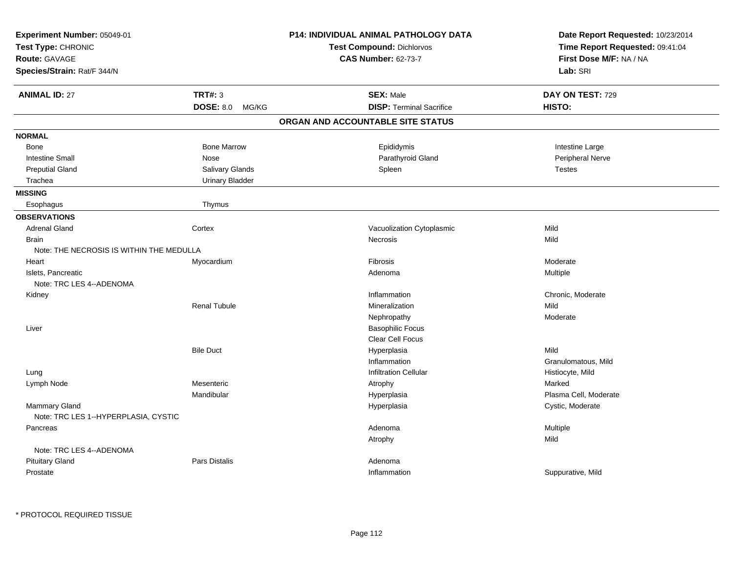**Experiment Number:** 05049-01
**Test Type:** CHRONIC
**Route:** GAVAGE
**Species/Strain:** Rat/F 344/N

**P14: INDIVIDUAL ANIMAL PATHOLOGY DATA**
**Test Compound:** Dichlorvos
**CAS Number:** 62-73-7

**Date Report Requested:** 10/23/2014
**Time Report Requested:** 09:41:04
**First Dose M/F:** NA / NA
**Lab:** SRI

| **ANIMAL ID:** 27 | **TRT#:** 3 | **SEX:** Male | **DAY ON TEST:** 729 |
|---|---|---|---|
| | **DOSE:** 8.0 MG/KG | **DISP:** Terminal Sacrifice | **HISTO:** |

## ORGAN AND ACCOUNTABLE SITE STATUS

| | | | |
|---|---|---|---|
| **NORMAL** | | | |
| Bone | Bone Marrow | Epididymis | Intestine Large |
| Intestine Small | Nose | Parathyroid Gland | Peripheral Nerve |
| Preputial Gland | Salivary Glands | Spleen | Testes |
| Trachea | Urinary Bladder | | |
| **MISSING** | | | |
| Esophagus | Thymus | | |
| **OBSERVATIONS** | | | |
| Adrenal Gland | Cortex | Vacuolization Cytoplasmic | Mild |
| Brain | | Necrosis | Mild |
| Note: THE NECROSIS IS WITHIN THE MEDULLA | | | |
| Heart | Myocardium | Fibrosis | Moderate |
| Islets, Pancreatic | | Adenoma | Multiple |
| Note: TRC LES 4--ADENOMA | | | |
| Kidney | | Inflammation | Chronic, Moderate |
| | Renal Tubule | Mineralization | Mild |
| | | Nephropathy | Moderate |
| Liver | | Basophilic Focus | |
| | | Clear Cell Focus | |
| | Bile Duct | Hyperplasia | Mild |
| | | Inflammation | Granulomatous, Mild |
| Lung | | Infiltration Cellular | Histiocyte, Mild |
| Lymph Node | Mesenteric | Atrophy | Marked |
| | Mandibular | Hyperplasia | Plasma Cell, Moderate |
| Mammary Gland | | Hyperplasia | Cystic, Moderate |
| Note: TRC LES 1--HYPERPLASIA, CYSTIC | | | |
| Pancreas | | Adenoma | Multiple |
| | | Atrophy | Mild |
| Note: TRC LES 4--ADENOMA | | | |
| Pituitary Gland | Pars Distalis | Adenoma | |
| Prostate | | Inflammation | Suppurative, Mild |

* PROTOCOL REQUIRED TISSUE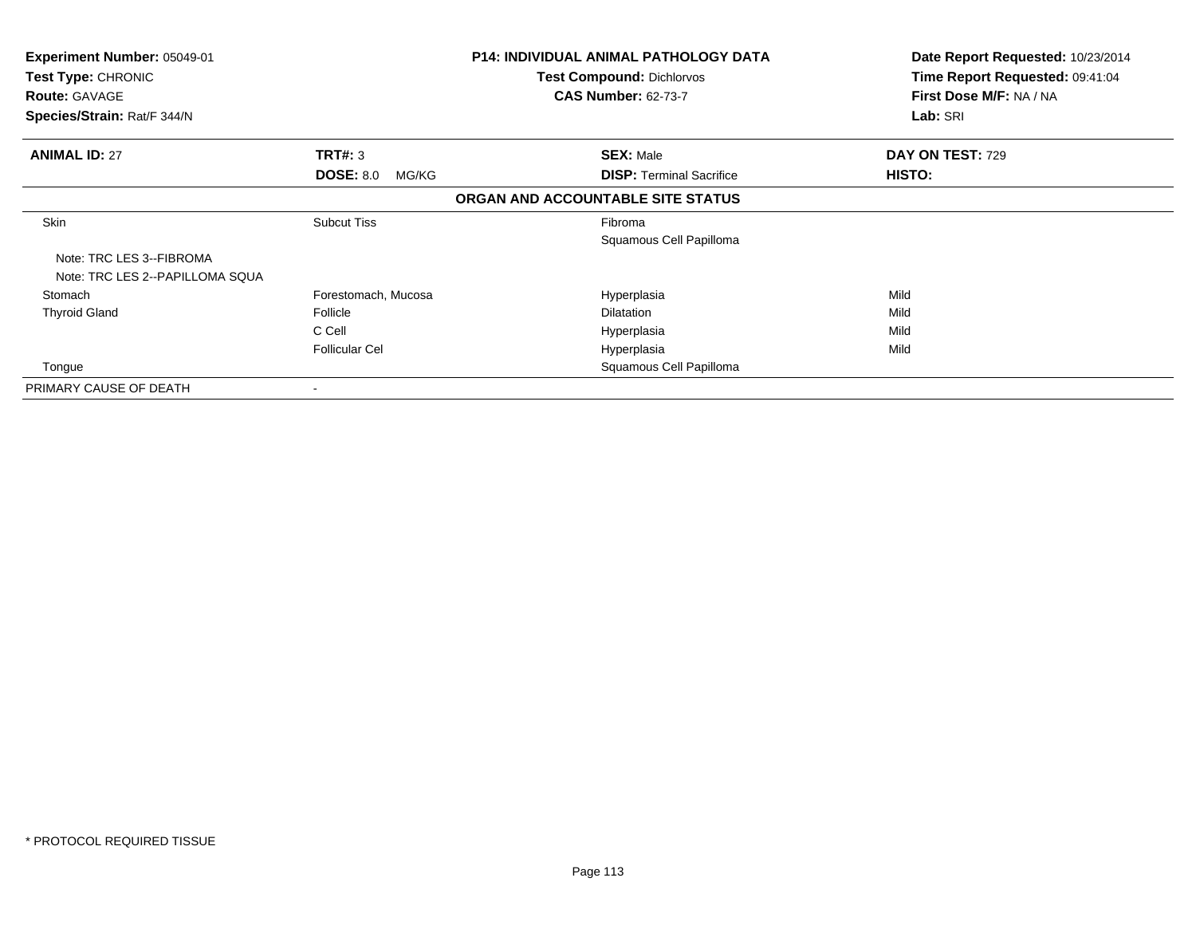**Experiment Number:** 05049-01
**Test Type:** CHRONIC
**Route:** GAVAGE
**Species/Strain:** Rat/F 344/N

**P14: INDIVIDUAL ANIMAL PATHOLOGY DATA**
**Test Compound:** Dichlorvos
**CAS Number:** 62-73-7

**Date Report Requested:** 10/23/2014
**Time Report Requested:** 09:41:04
**First Dose M/F:** NA / NA
**Lab:** SRI

| **ANIMAL ID:** 27 | **TRT#:** 3 | **SEX:** Male | **DAY ON TEST:** 729 |
|---|---|---|---|
| | **DOSE:** 8.0 MG/KG | **DISP:** Terminal Sacrifice | **HISTO:** |

**ORGAN AND ACCOUNTABLE SITE STATUS**

| | | | |
|---|---|---|---|
| Skin | Subcut Tiss | Fibroma | |
| | | Squamous Cell Papilloma | |
| Note: TRC LES 3--FIBROMA | | | |
| Note: TRC LES 2--PAPILLOMA SQUA | | | |
| Stomach | Forestomach, Mucosa | Hyperplasia | Mild |
| Thyroid Gland | Follicle | Dilatation | Mild |
| | C Cell | Hyperplasia | Mild |
| | Follicular Cel | Hyperplasia | Mild |
| Tongue | | Squamous Cell Papilloma | |
| PRIMARY CAUSE OF DEATH | - | | |

\* PROTOCOL REQUIRED TISSUE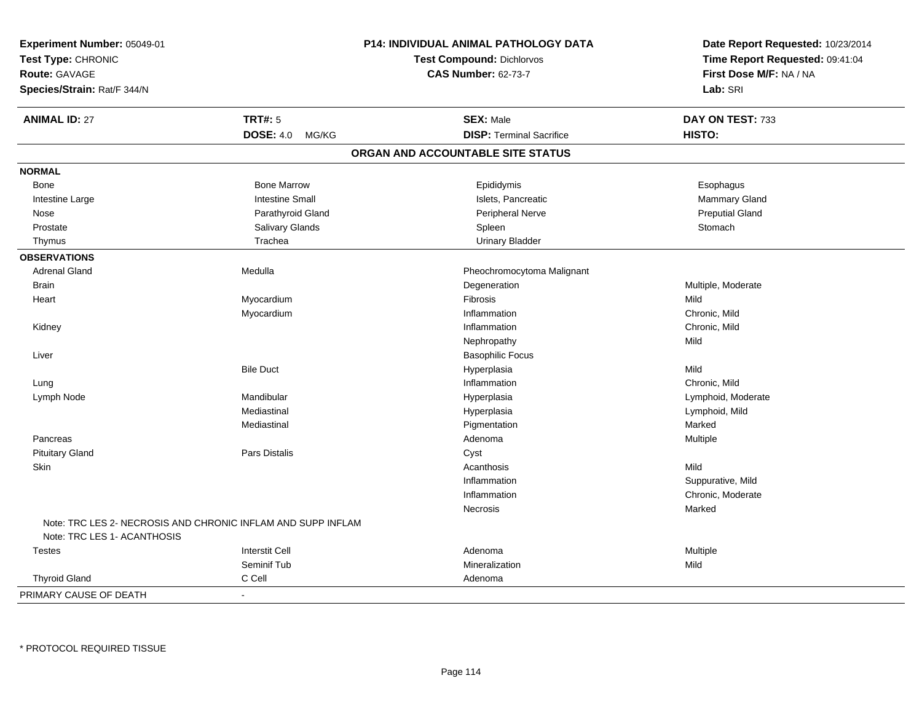**Experiment Number:** 05049-01
**Test Type:** CHRONIC
**Route:** GAVAGE
**Species/Strain:** Rat/F 344/N

**P14: INDIVIDUAL ANIMAL PATHOLOGY DATA**
**Test Compound:** Dichlorvos
**CAS Number:** 62-73-7

**Date Report Requested:** 10/23/2014
**Time Report Requested:** 09:41:04
**First Dose M/F:** NA / NA
**Lab:** SRI

| **ANIMAL ID:** 27 | **TRT#:** 5 | **SEX:** Male | **DAY ON TEST:** 733 |
|---|---|---|---|
| | **DOSE:** 4.0 MG/KG | **DISP:** Terminal Sacrifice | **HISTO:** |

## ORGAN AND ACCOUNTABLE SITE STATUS

| | | | |
|---|---|---|---|
| **NORMAL** | | | |
| Bone | Bone Marrow | Epididymis | Esophagus |
| Intestine Large | Intestine Small | Islets, Pancreatic | Mammary Gland |
| Nose | Parathyroid Gland | Peripheral Nerve | Preputial Gland |
| Prostate | Salivary Glands | Spleen | Stomach |
| Thymus | Trachea | Urinary Bladder | |
| **OBSERVATIONS** | | | |
| Adrenal Gland | Medulla | Pheochromocytoma Malignant | |
| Brain | | Degeneration | Multiple, Moderate |
| Heart | Myocardium | Fibrosis | Mild |
| | Myocardium | Inflammation | Chronic, Mild |
| Kidney | | Inflammation | Chronic, Mild |
| | | Nephropathy | Mild |
| Liver | | Basophilic Focus | |
| | Bile Duct | Hyperplasia | Mild |
| Lung | | Inflammation | Chronic, Mild |
| Lymph Node | Mandibular | Hyperplasia | Lymphoid, Moderate |
| | Mediastinal | Hyperplasia | Lymphoid, Mild |
| | Mediastinal | Pigmentation | Marked |
| Pancreas | | Adenoma | Multiple |
| Pituitary Gland | Pars Distalis | Cyst | |
| Skin | | Acanthosis | Mild |
| | | Inflammation | Suppurative, Mild |
| | | Inflammation | Chronic, Moderate |
| | | Necrosis | Marked |
| Note: TRC LES 2- NECROSIS AND CHRONIC INFLAM AND SUPP INFLAM | | | |
| Note: TRC LES 1- ACANTHOSIS | | | |
| Testes | Interstit Cell | Adenoma | Multiple |
| | Seminif Tub | Mineralization | Mild |
| Thyroid Gland | C Cell | Adenoma | |
| PRIMARY CAUSE OF DEATH | - | | |

* PROTOCOL REQUIRED TISSUE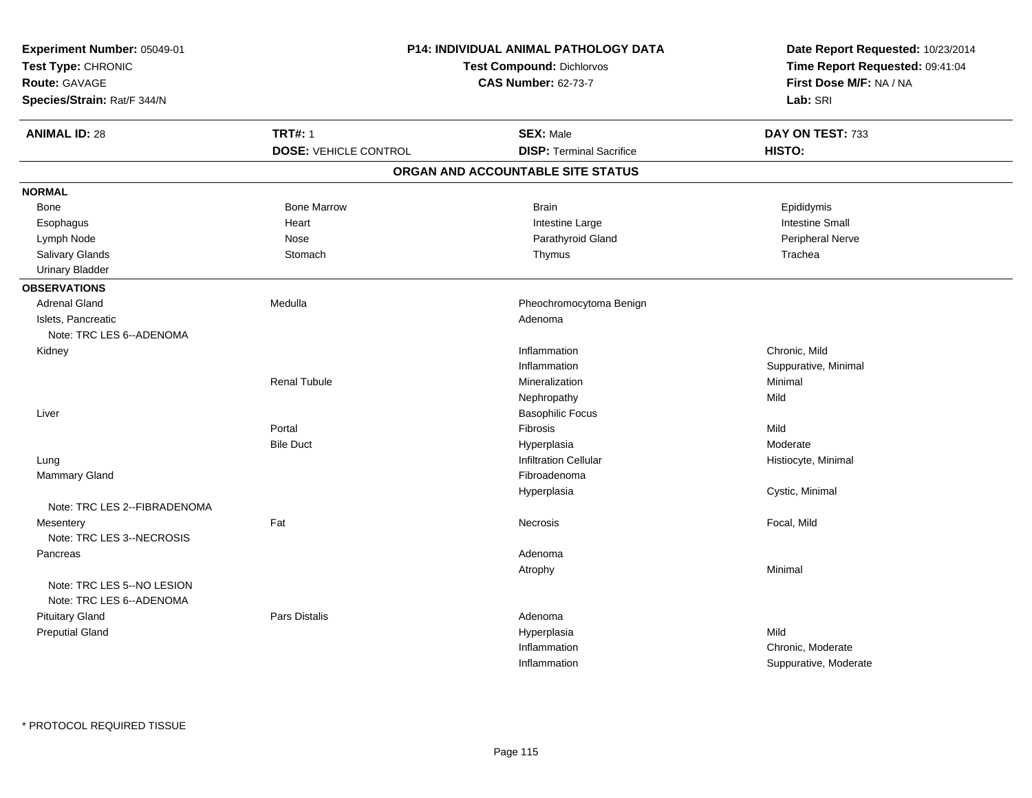**Experiment Number:** 05049-01
**Test Type:** CHRONIC
**Route:** GAVAGE
**Species/Strain:** Rat/F 344/N

**P14: INDIVIDUAL ANIMAL PATHOLOGY DATA**
**Test Compound:** Dichlorvos
**CAS Number:** 62-73-7

**Date Report Requested:** 10/23/2014
**Time Report Requested:** 09:41:04
**First Dose M/F:** NA / NA
**Lab:** SRI

| **ANIMAL ID:** 28 | **TRT#:** 1 | **SEX:** Male | **DAY ON TEST:** 733 |
|---|---|---|---|
| | **DOSE:** VEHICLE CONTROL | **DISP:** Terminal Sacrifice | **HISTO:** |

## ORGAN AND ACCOUNTABLE SITE STATUS

**NORMAL**

| | | | |
|---|---|---|---|
| Bone | Bone Marrow | Brain | Epididymis |
| Esophagus | Heart | Intestine Large | Intestine Small |
| Lymph Node | Nose | Parathyroid Gland | Peripheral Nerve |
| Salivary Glands | Stomach | Thymus | Trachea |
| Urinary Bladder | | | |

**OBSERVATIONS**

| | | | |
|---|---|---|---|
| Adrenal Gland | Medulla | Pheochromocytoma Benign | |
| Islets, Pancreatic | | Adenoma | |
| Note: TRC LES 6--ADENOMA | | | |
| | | Inflammation | Chronic, Mild |
| Kidney | | Inflammation | Suppurative, Minimal |
| | Renal Tubule | Mineralization | Minimal |
| | | Nephropathy | Mild |
| Liver | | Basophilic Focus | |
| | Portal | Fibrosis | Mild |
| | Bile Duct | Hyperplasia | Moderate |
| Lung | | Infiltration Cellular | Histiocyte, Minimal |
| Mammary Gland | | Fibroadenoma | |
| | | Hyperplasia | Cystic, Minimal |
| Note: TRC LES 2--FIBRADENOMA | | | |
| Mesentery | Fat | Necrosis | Focal, Mild |
| Note: TRC LES 3--NECROSIS | | | |
| Pancreas | | Adenoma | |
| | | Atrophy | Minimal |
| Note: TRC LES 5--NO LESION | | | |
| Note: TRC LES 6--ADENOMA | | | |
| Pituitary Gland | Pars Distalis | Adenoma | |
| Preputial Gland | | Hyperplasia | Mild |
| | | Inflammation | Chronic, Moderate |
| | | Inflammation | Suppurative, Moderate |

* PROTOCOL REQUIRED TISSUE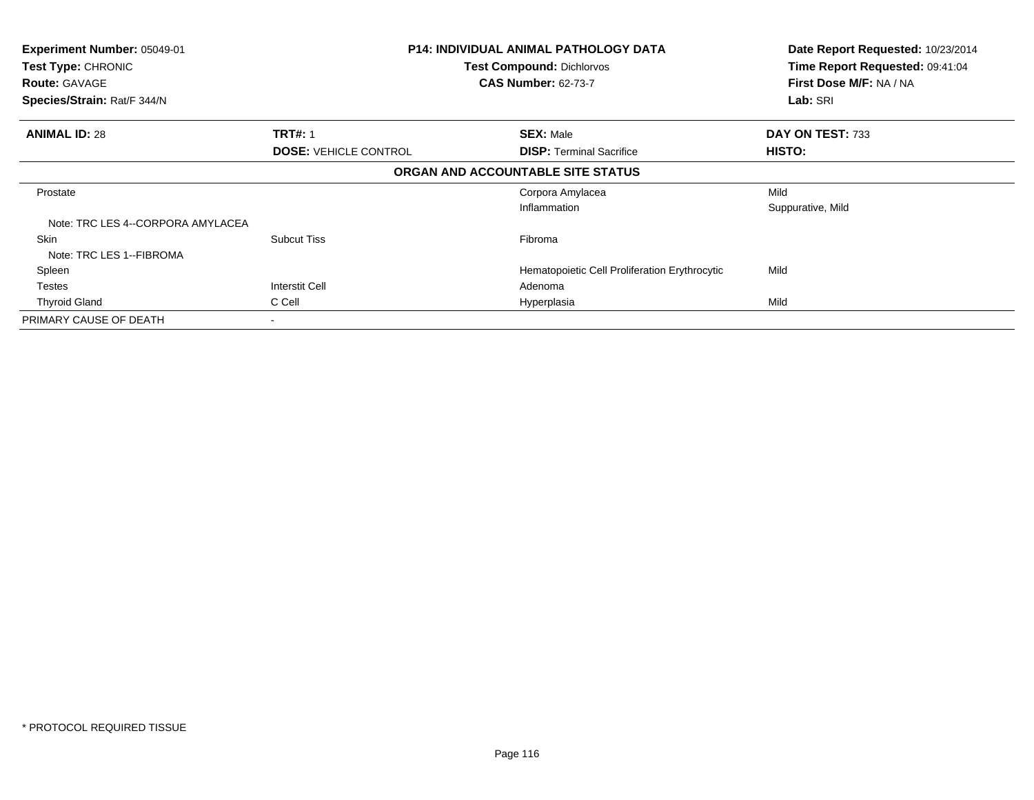**Experiment Number:** 05049-01
**Test Type:** CHRONIC
**Route:** GAVAGE
**Species/Strain:** Rat/F 344/N

**P14: INDIVIDUAL ANIMAL PATHOLOGY DATA**
**Test Compound:** Dichlorvos
**CAS Number:** 62-73-7

**Date Report Requested:** 10/23/2014
**Time Report Requested:** 09:41:04
**First Dose M/F:** NA / NA
**Lab:** SRI

| **ANIMAL ID:** 28 | **TRT#:** 1 | **SEX:** Male | **DAY ON TEST:** 733 |
|---|---|---|---|
| | **DOSE:** VEHICLE CONTROL | **DISP:** Terminal Sacrifice | **HISTO:** |

**ORGAN AND ACCOUNTABLE SITE STATUS**

| | | | |
|---|---|---|---|
| Prostate | | Corpora Amylacea | Mild |
| | | Inflammation | Suppurative, Mild |
| Note: TRC LES 4--CORPORA AMYLACEA | | | |
| Skin | Subcut Tiss | Fibroma | |
| Note: TRC LES 1--FIBROMA | | | |
| Spleen | | Hematopoietic Cell Proliferation Erythrocytic | Mild |
| Testes | Interstit Cell | Adenoma | |
| Thyroid Gland | C Cell | Hyperplasia | Mild |
| PRIMARY CAUSE OF DEATH | - | | |

* PROTOCOL REQUIRED TISSUE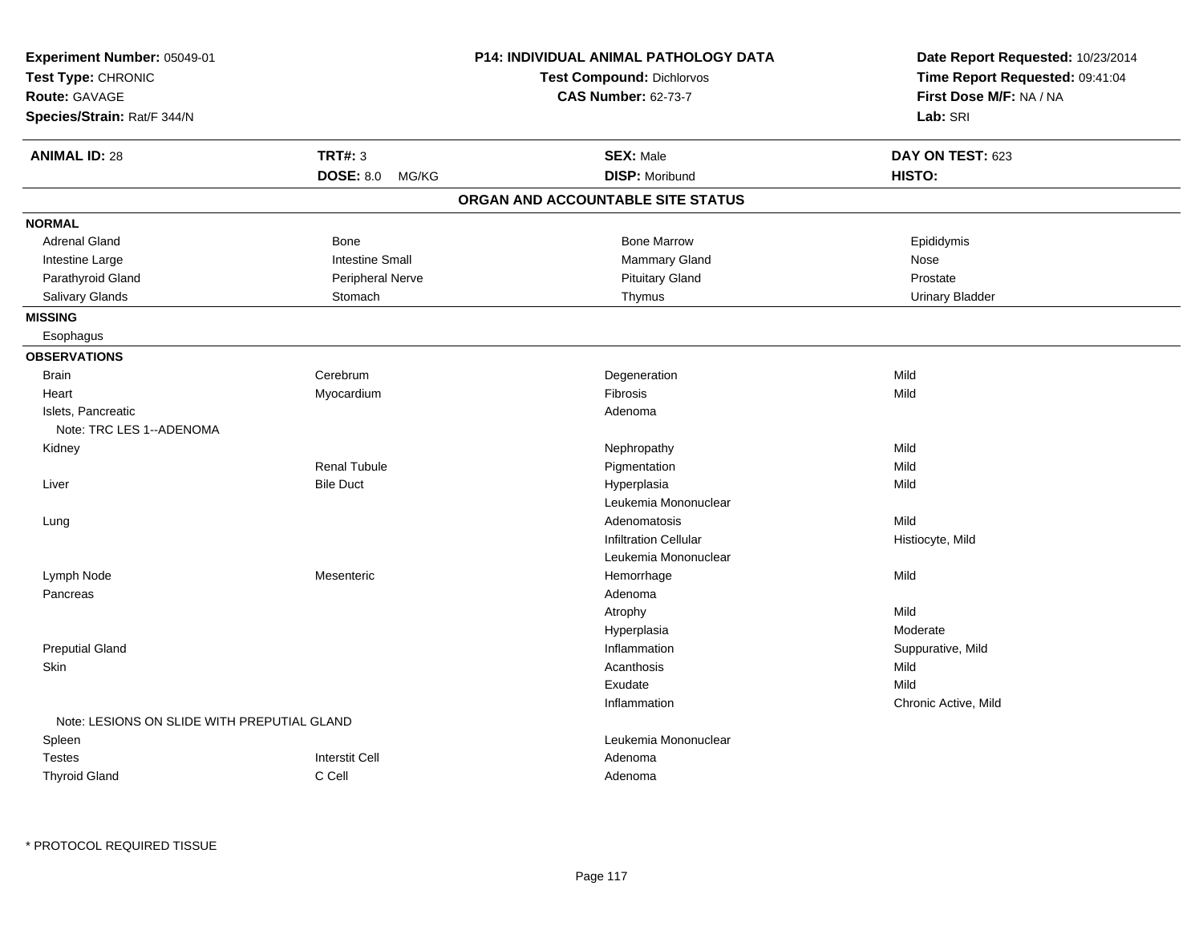**Experiment Number:** 05049-01
**Test Type:** CHRONIC
**Route:** GAVAGE
**Species/Strain:** Rat/F 344/N

**P14: INDIVIDUAL ANIMAL PATHOLOGY DATA**
**Test Compound:** Dichlorvos
**CAS Number:** 62-73-7

**Date Report Requested:** 10/23/2014
**Time Report Requested:** 09:41:04
**First Dose M/F:** NA / NA
**Lab:** SRI

| **ANIMAL ID:** 28 | **TRT#:** 3 | **SEX:** Male | **DAY ON TEST:** 623 |
|---|---|---|---|
| | **DOSE:** 8.0 MG/KG | **DISP:** Moribund | **HISTO:** |

## ORGAN AND ACCOUNTABLE SITE STATUS

**NORMAL**

| | | | |
|---|---|---|---|
| Adrenal Gland | Bone | Bone Marrow | Epididymis |
| Intestine Large | Intestine Small | Mammary Gland | Nose |
| Parathyroid Gland | Peripheral Nerve | Pituitary Gland | Prostate |
| Salivary Glands | Stomach | Thymus | Urinary Bladder |

**MISSING**

Esophagus

**OBSERVATIONS**

| | | | |
|---|---|---|---|
| Brain | Cerebrum | Degeneration | Mild |
| Heart | Myocardium | Fibrosis | Mild |
| Islets, Pancreatic | | Adenoma | |
| Note: TRC LES 1--ADENOMA | | | |
| Kidney | | Nephropathy | Mild |
| | Renal Tubule | Pigmentation | Mild |
| Liver | Bile Duct | Hyperplasia | Mild |
| | | Leukemia Mononuclear | |
| Lung | | Adenomatosis | Mild |
| | | Infiltration Cellular | Histiocyte, Mild |
| | | Leukemia Mononuclear | |
| Lymph Node | Mesenteric | Hemorrhage | Mild |
| Pancreas | | Adenoma | |
| | | Atrophy | Mild |
| | | Hyperplasia | Moderate |
| Preputial Gland | | Inflammation | Suppurative, Mild |
| Skin | | Acanthosis | Mild |
| | | Exudate | Mild |
| | | Inflammation | Chronic Active, Mild |
| Note: LESIONS ON SLIDE WITH PREPUTIAL GLAND | | | |
| Spleen | | Leukemia Mononuclear | |
| Testes | Interstit Cell | Adenoma | |
| Thyroid Gland | C Cell | Adenoma | |

* PROTOCOL REQUIRED TISSUE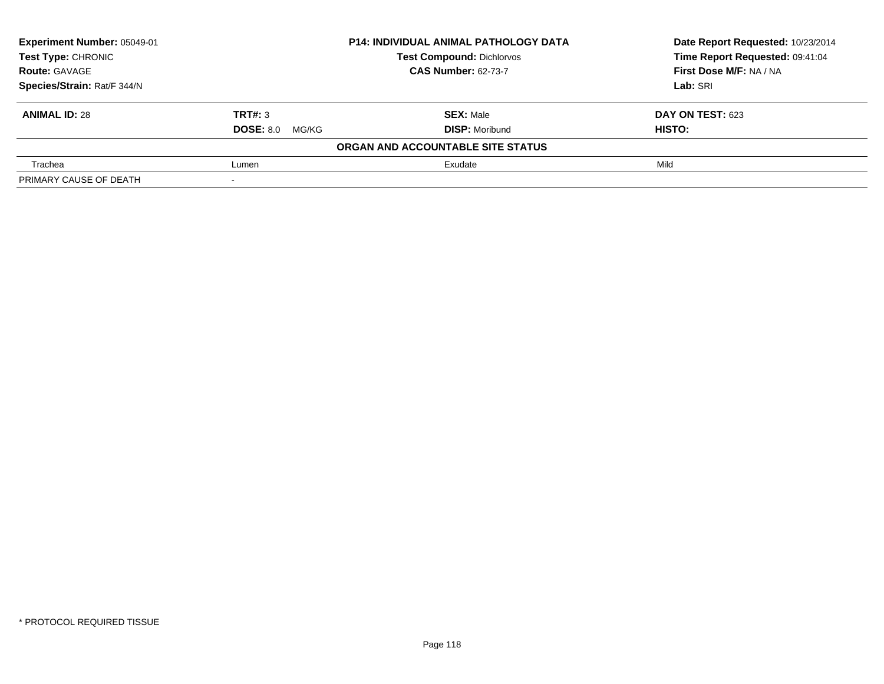| **Experiment Number:** 05049-01 | **P14: INDIVIDUAL ANIMAL PATHOLOGY DATA** | **Date Report Requested:** 10/23/2014 |
|---|---|---|
| **Test Type:** CHRONIC | **Test Compound:** Dichlorvos | **Time Report Requested:** 09:41:04 |
| **Route:** GAVAGE | **CAS Number:** 62-73-7 | **First Dose M/F:** NA / NA |
| **Species/Strain:** Rat/F 344/N | | **Lab:** SRI |

| **ANIMAL ID:** 28 | **TRT#:** 3 | **SEX:** Male | **DAY ON TEST:** 623 |
|---|---|---|---|
| | **DOSE:** 8.0 MG/KG | **DISP:** Moribund | **HISTO:** |
| **ORGAN AND ACCOUNTABLE SITE STATUS** | | | |
| Trachea | Lumen | Exudate | Mild |
| PRIMARY CAUSE OF DEATH | - | | |

* PROTOCOL REQUIRED TISSUE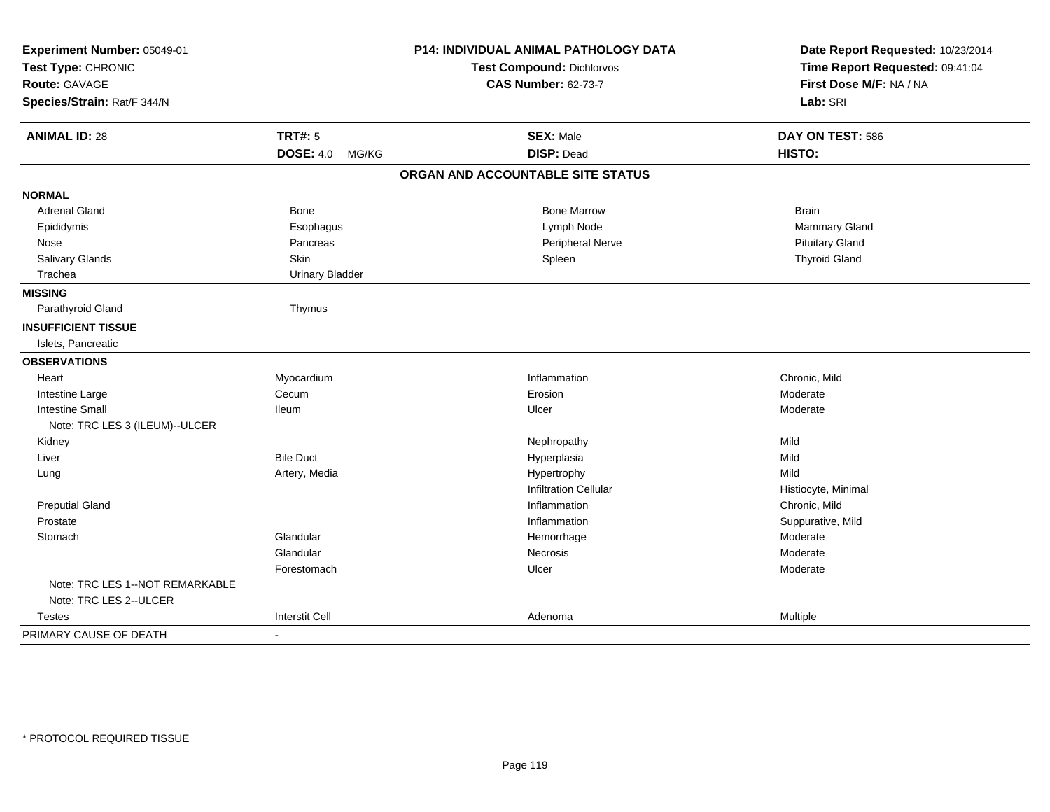**Experiment Number:** 05049-01
**Test Type:** CHRONIC
**Route:** GAVAGE
**Species/Strain:** Rat/F 344/N

**P14: INDIVIDUAL ANIMAL PATHOLOGY DATA**
**Test Compound:** Dichlorvos
**CAS Number:** 62-73-7

**Date Report Requested:** 10/23/2014
**Time Report Requested:** 09:41:04
**First Dose M/F:** NA / NA
**Lab:** SRI

| **ANIMAL ID:** 28 | **TRT#:** 5 | **SEX:** Male | **DAY ON TEST:** 586 |
|---|---|---|---|
| | **DOSE:** 4.0 MG/KG | **DISP:** Dead | **HISTO:** |

## ORGAN AND ACCOUNTABLE SITE STATUS

| | | | |
|---|---|---|---|
| **NORMAL** | | | |
| Adrenal Gland | Bone | Bone Marrow | Brain |
| Epididymis | Esophagus | Lymph Node | Mammary Gland |
| Nose | Pancreas | Peripheral Nerve | Pituitary Gland |
| Salivary Glands | Skin | Spleen | Thyroid Gland |
| Trachea | Urinary Bladder | | |
| **MISSING** | | | |
| Parathyroid Gland | Thymus | | |
| **INSUFFICIENT TISSUE** | | | |
| Islets, Pancreatic | | | |
| **OBSERVATIONS** | | | |
| Heart | Myocardium | Inflammation | Chronic, Mild |
| Intestine Large | Cecum | Erosion | Moderate |
| Intestine Small | Ileum | Ulcer | Moderate |
| Note: TRC LES 3 (ILEUM)--ULCER | | | |
| Kidney | | Nephropathy | Mild |
| Liver | Bile Duct | Hyperplasia | Mild |
| Lung | Artery, Media | Hypertrophy | Mild |
| | | Infiltration Cellular | Histiocyte, Minimal |
| Preputial Gland | | Inflammation | Chronic, Mild |
| Prostate | | Inflammation | Suppurative, Mild |
| Stomach | Glandular | Hemorrhage | Moderate |
| | Glandular | Necrosis | Moderate |
| | Forestomach | Ulcer | Moderate |
| Note: TRC LES 1--NOT REMARKABLE | | | |
| Note: TRC LES 2--ULCER | | | |
| Testes | Interstit Cell | Adenoma | Multiple |
| PRIMARY CAUSE OF DEATH | - | | |

\* PROTOCOL REQUIRED TISSUE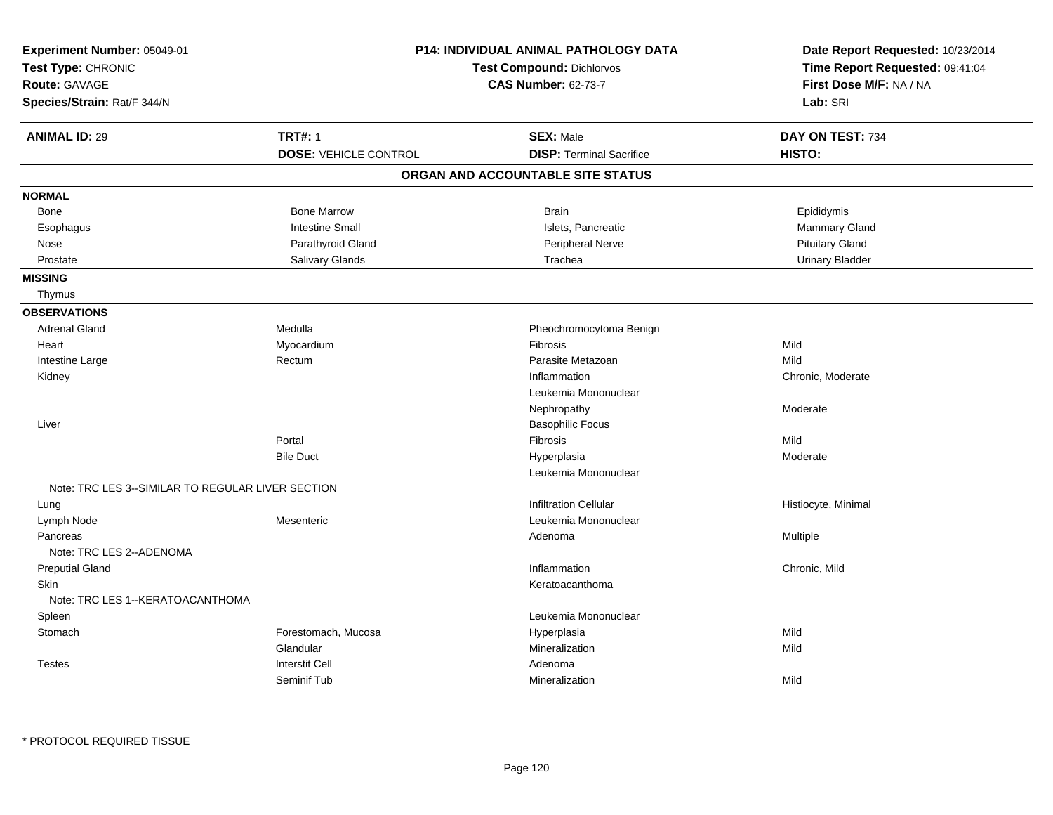**Experiment Number:** 05049-01
**Test Type:** CHRONIC
**Route:** GAVAGE
**Species/Strain:** Rat/F 344/N

**P14: INDIVIDUAL ANIMAL PATHOLOGY DATA**
**Test Compound:** Dichlorvos
**CAS Number:** 62-73-7

**Date Report Requested:** 10/23/2014
**Time Report Requested:** 09:41:04
**First Dose M/F:** NA / NA
**Lab:** SRI

| **ANIMAL ID:** 29 | **TRT#:** 1 | **SEX:** Male | **DAY ON TEST:** 734 |
|---|---|---|---|
| | **DOSE:** VEHICLE CONTROL | **DISP:** Terminal Sacrifice | **HISTO:** |

## ORGAN AND ACCOUNTABLE SITE STATUS

| | | | |
|---|---|---|---|
| **NORMAL** | | | |
| Bone | Bone Marrow | Brain | Epididymis |
| Esophagus | Intestine Small | Islets, Pancreatic | Mammary Gland |
| Nose | Parathyroid Gland | Peripheral Nerve | Pituitary Gland |
| Prostate | Salivary Glands | Trachea | Urinary Bladder |
| **MISSING** | | | |
| Thymus | | | |
| **OBSERVATIONS** | | | |
| Adrenal Gland | Medulla | Pheochromocytoma Benign | |
| Heart | Myocardium | Fibrosis | Mild |
| Intestine Large | Rectum | Parasite Metazoan | Mild |
| Kidney | | Inflammation | Chronic, Moderate |
| | | Leukemia Mononuclear | |
| | | Nephropathy | Moderate |
| Liver | | Basophilic Focus | |
| | Portal | Fibrosis | Mild |
| | Bile Duct | Hyperplasia | Moderate |
| | | Leukemia Mononuclear | |
| Note: TRC LES 3--SIMILAR TO REGULAR LIVER SECTION | | | |
| Lung | | Infiltration Cellular | Histiocyte, Minimal |
| Lymph Node | Mesenteric | Leukemia Mononuclear | |
| Pancreas | | Adenoma | Multiple |
| Note: TRC LES 2--ADENOMA | | | |
| Preputial Gland | | Inflammation | Chronic, Mild |
| Skin | | Keratoacanthoma | |
| Note: TRC LES 1--KERATOACANTHOMA | | | |
| Spleen | | Leukemia Mononuclear | |
| Stomach | Forestomach, Mucosa | Hyperplasia | Mild |
| | Glandular | Mineralization | Mild |
| Testes | Interstit Cell | Adenoma | |
| | Seminif Tub | Mineralization | Mild |

* PROTOCOL REQUIRED TISSUE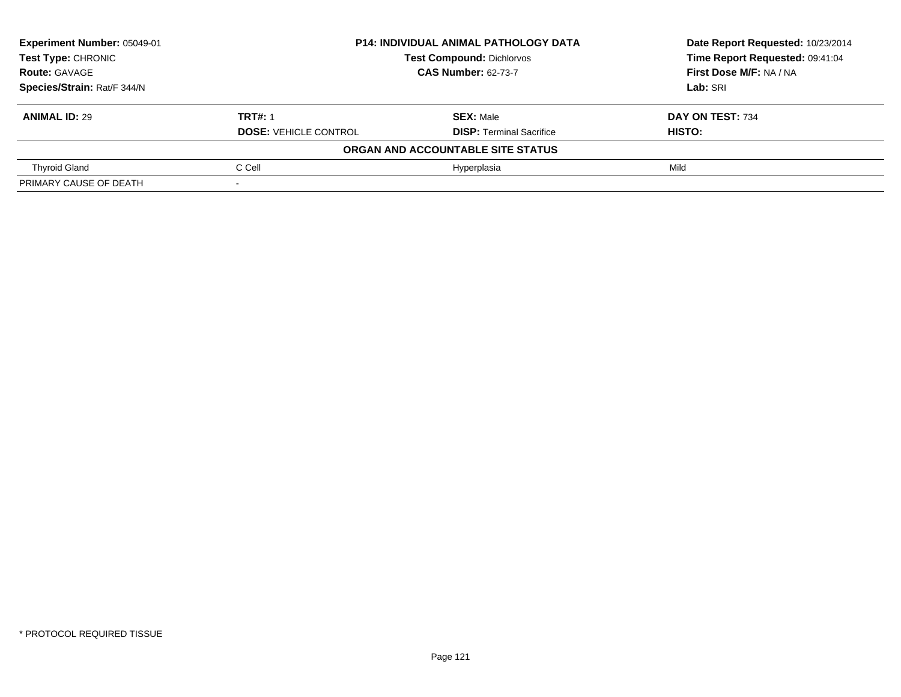| Experiment Number: 05049-01 | P14: INDIVIDUAL ANIMAL PATHOLOGY DATA | Date Report Requested: 10/23/2014 |
|---|---|---|
| Test Type: CHRONIC | Test Compound: Dichlorvos | Time Report Requested: 09:41:04 |
| Route: GAVAGE | CAS Number: 62-73-7 | First Dose M/F: NA / NA |
| Species/Strain: Rat/F 344/N | | Lab: SRI |

| ANIMAL ID: 29 | TRT#: 1 | SEX: Male | DAY ON TEST: 734 |
|---|---|---|---|
| | DOSE: VEHICLE CONTROL | DISP: Terminal Sacrifice | HISTO: |
| | | **ORGAN AND ACCOUNTABLE SITE STATUS** | |
| Thyroid Gland | C Cell | Hyperplasia | Mild |
| PRIMARY CAUSE OF DEATH | - | | |

\* PROTOCOL REQUIRED TISSUE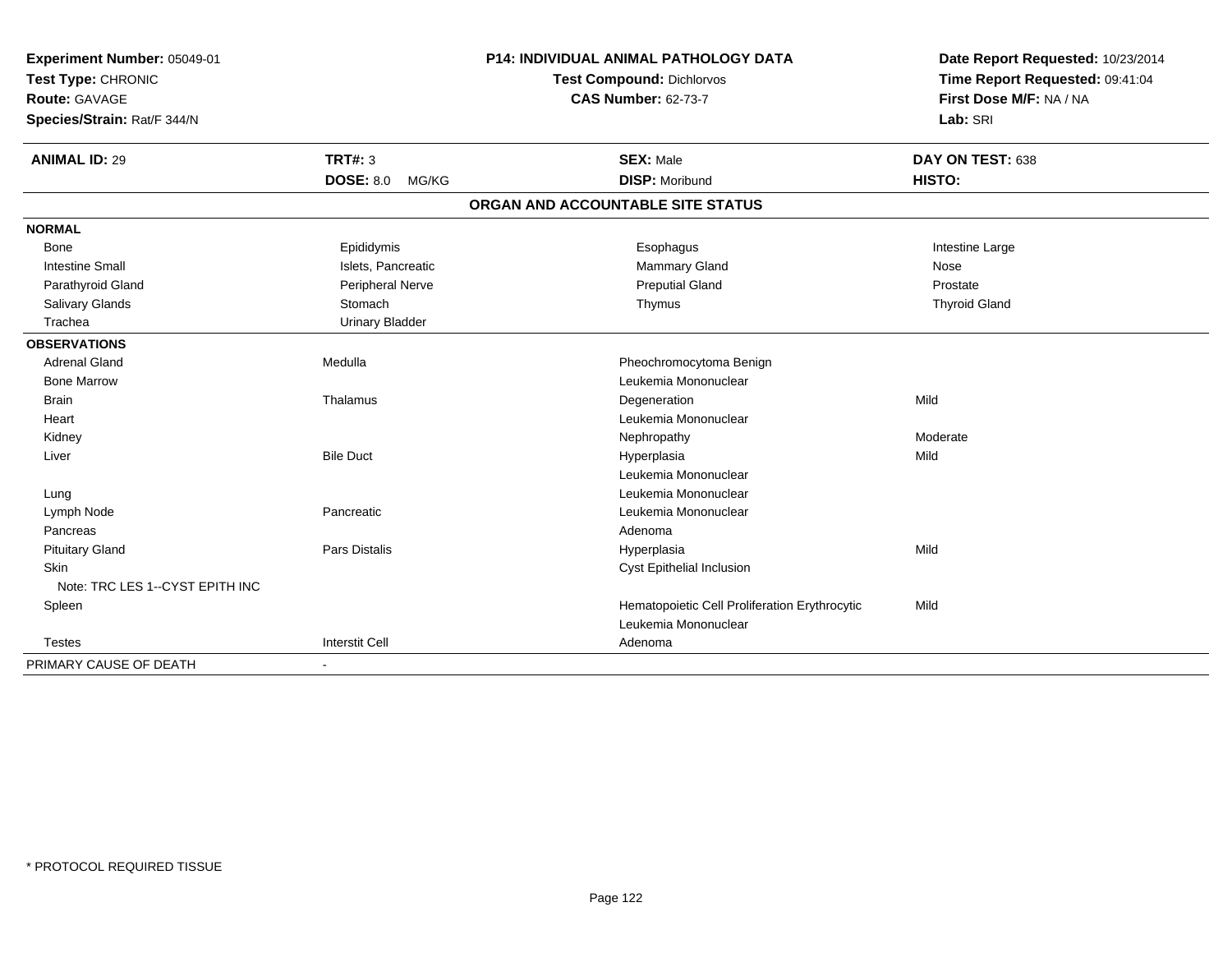**Experiment Number:** 05049-01
**Test Type:** CHRONIC
**Route:** GAVAGE
**Species/Strain:** Rat/F 344/N

**P14: INDIVIDUAL ANIMAL PATHOLOGY DATA**
**Test Compound:** Dichlorvos
**CAS Number:** 62-73-7

**Date Report Requested:** 10/23/2014
**Time Report Requested:** 09:41:04
**First Dose M/F:** NA / NA
**Lab:** SRI

| **ANIMAL ID:** 29 | **TRT#:** 3 | **SEX:** Male | **DAY ON TEST:** 638 |
|---|---|---|---|
| | **DOSE:** 8.0 MG/KG | **DISP:** Moribund | **HISTO:** |

## ORGAN AND ACCOUNTABLE SITE STATUS

| | | | |
|---|---|---|---|
| **NORMAL** | | | |
| Bone | Epididymis | Esophagus | Intestine Large |
| Intestine Small | Islets, Pancreatic | Mammary Gland | Nose |
| Parathyroid Gland | Peripheral Nerve | Preputial Gland | Prostate |
| Salivary Glands | Stomach | Thymus | Thyroid Gland |
| Trachea | Urinary Bladder | | |
| **OBSERVATIONS** | | | |
| Adrenal Gland | Medulla | Pheochromocytoma Benign | |
| Bone Marrow | | Leukemia Mononuclear | |
| Brain | Thalamus | Degeneration | Mild |
| Heart | | Leukemia Mononuclear | |
| Kidney | | Nephropathy | Moderate |
| Liver | Bile Duct | Hyperplasia | Mild |
| | | Leukemia Mononuclear | |
| Lung | | Leukemia Mononuclear | |
| Lymph Node | Pancreatic | Leukemia Mononuclear | |
| Pancreas | | Adenoma | |
| Pituitary Gland | Pars Distalis | Hyperplasia | Mild |
| Skin | | Cyst Epithelial Inclusion | |
| Note: TRC LES 1--CYST EPITH INC | | | |
| Spleen | | Hematopoietic Cell Proliferation Erythrocytic | Mild |
| | | Leukemia Mononuclear | |
| Testes | Interstit Cell | Adenoma | |
| PRIMARY CAUSE OF DEATH | - | | |

* PROTOCOL REQUIRED TISSUE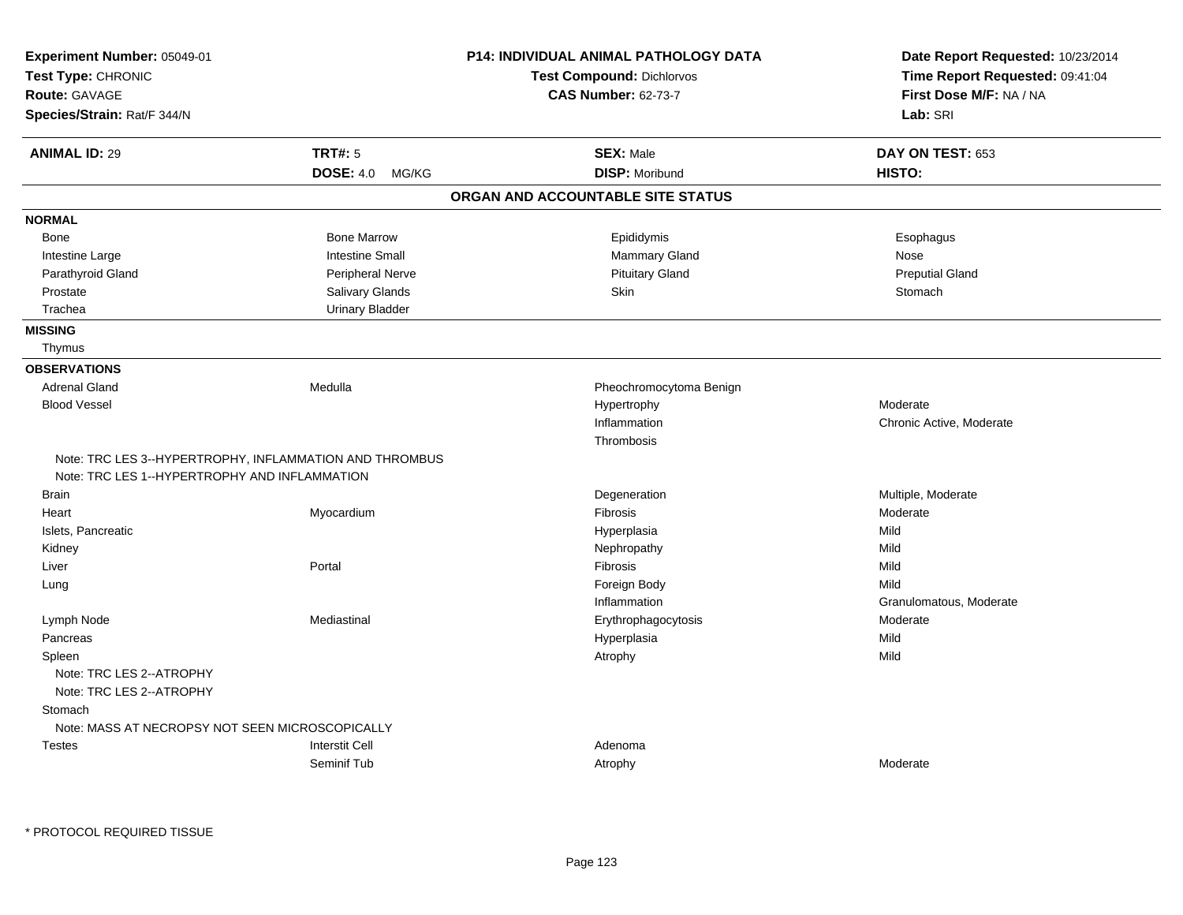**Experiment Number:** 05049-01
**Test Type:** CHRONIC
**Route:** GAVAGE
**Species/Strain:** Rat/F 344/N

**P14: INDIVIDUAL ANIMAL PATHOLOGY DATA**
**Test Compound:** Dichlorvos
**CAS Number:** 62-73-7

**Date Report Requested:** 10/23/2014
**Time Report Requested:** 09:41:04
**First Dose M/F:** NA / NA
**Lab:** SRI

| **ANIMAL ID:** 29 | **TRT#:** 5 | **SEX:** Male | **DAY ON TEST:** 653 |
|---|---|---|---|
| | **DOSE:** 4.0 MG/KG | **DISP:** Moribund | **HISTO:** |

## ORGAN AND ACCOUNTABLE SITE STATUS

**NORMAL**

| | | | |
|---|---|---|---|
| Bone | Bone Marrow | Epididymis | Esophagus |
| Intestine Large | Intestine Small | Mammary Gland | Nose |
| Parathyroid Gland | Peripheral Nerve | Pituitary Gland | Preputial Gland |
| Prostate | Salivary Glands | Skin | Stomach |
| Trachea | Urinary Bladder | | |

**MISSING**

Thymus

**OBSERVATIONS**

| Organ | Site | Observation | Severity |
|---|---|---|---|
| Adrenal Gland | Medulla | Pheochromocytoma Benign | |
| Blood Vessel | | Hypertrophy | Moderate |
| | | Inflammation | Chronic Active, Moderate |
| | | Thrombosis | |
| Note: TRC LES 3--HYPERTROPHY, INFLAMMATION AND THROMBUS | | | |
| Note: TRC LES 1--HYPERTROPHY AND INFLAMMATION | | | |
| Brain | | Degeneration | Multiple, Moderate |
| Heart | Myocardium | Fibrosis | Moderate |
| Islets, Pancreatic | | Hyperplasia | Mild |
| Kidney | | Nephropathy | Mild |
| Liver | Portal | Fibrosis | Mild |
| Lung | | Foreign Body | Mild |
| | | Inflammation | Granulomatous, Moderate |
| Lymph Node | Mediastinal | Erythrophagocytosis | Moderate |
| Pancreas | | Hyperplasia | Mild |
| Spleen | | Atrophy | Mild |
| Note: TRC LES 2--ATROPHY | | | |
| Note: TRC LES 2--ATROPHY | | | |
| Stomach | | | |
| Note: MASS AT NECROPSY NOT SEEN MICROSCOPICALLY | | | |
| Testes | Interstit Cell | Adenoma | |
| | Seminif Tub | Atrophy | Moderate |

* PROTOCOL REQUIRED TISSUE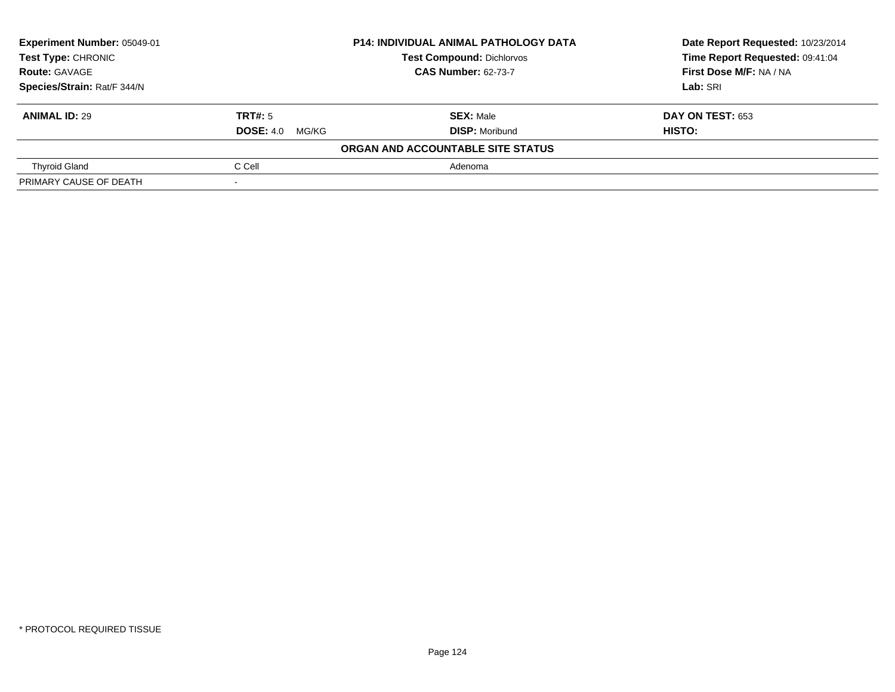| **Experiment Number:** 05049-01 | **P14: INDIVIDUAL ANIMAL PATHOLOGY DATA** | **Date Report Requested:** 10/23/2014 |
|---|---|---|
| **Test Type:** CHRONIC | **Test Compound:** Dichlorvos | **Time Report Requested:** 09:41:04 |
| **Route:** GAVAGE | **CAS Number:** 62-73-7 | **First Dose M/F:** NA / NA |
| **Species/Strain:** Rat/F 344/N | | **Lab:** SRI |

| **ANIMAL ID:** 29 | **TRT#:** 5 | **SEX:** Male | **DAY ON TEST:** 653 |
|---|---|---|---|
| | **DOSE:** 4.0 MG/KG | **DISP:** Moribund | **HISTO:** |

**ORGAN AND ACCOUNTABLE SITE STATUS**

| | | |
|---|---|---|
| Thyroid Gland | C Cell | Adenoma |
| PRIMARY CAUSE OF DEATH | - | |

* PROTOCOL REQUIRED TISSUE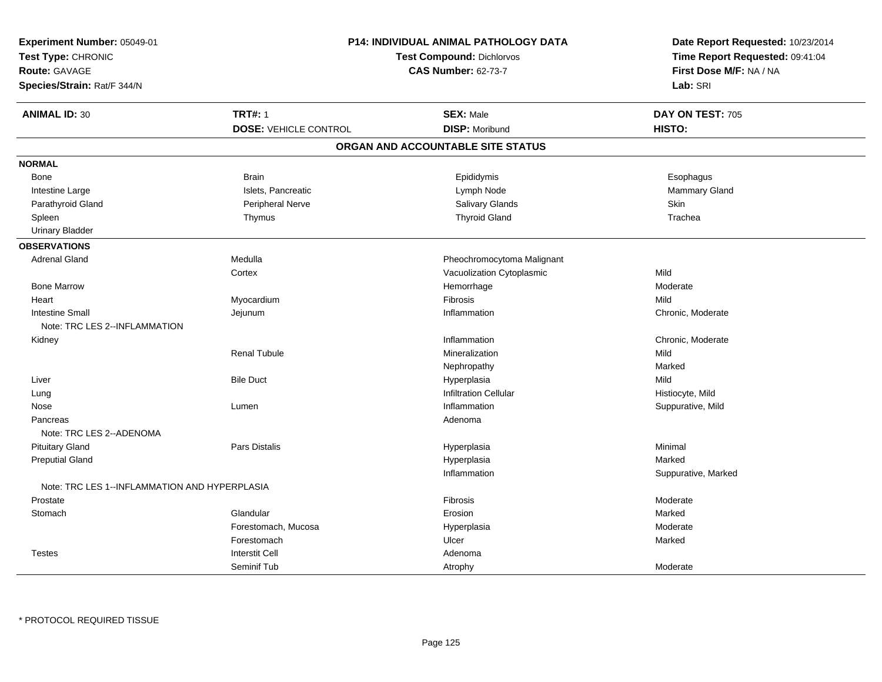**Experiment Number:** 05049-01
**Test Type:** CHRONIC
**Route:** GAVAGE
**Species/Strain:** Rat/F 344/N

## P14: INDIVIDUAL ANIMAL PATHOLOGY DATA

**Test Compound:** Dichlorvos
**CAS Number:** 62-73-7

**Date Report Requested:** 10/23/2014
**Time Report Requested:** 09:41:04
**First Dose M/F:** NA / NA
**Lab:** SRI

| **ANIMAL ID:** 30 | **TRT#:** 1 | **SEX:** Male | **DAY ON TEST:** 705 |
|---|---|---|---|
| | **DOSE:** VEHICLE CONTROL | **DISP:** Moribund | **HISTO:** |

### ORGAN AND ACCOUNTABLE SITE STATUS

**NORMAL**

| | | | |
|---|---|---|---|
| Bone | Brain | Epididymis | Esophagus |
| Intestine Large | Islets, Pancreatic | Lymph Node | Mammary Gland |
| Parathyroid Gland | Peripheral Nerve | Salivary Glands | Skin |
| Spleen | Thymus | Thyroid Gland | Trachea |
| Urinary Bladder | | | |

**OBSERVATIONS**

| Organ | Site | Observation | Severity |
|---|---|---|---|
| Adrenal Gland | Medulla | Pheochromocytoma Malignant | |
| | Cortex | Vacuolization Cytoplasmic | Mild |
| Bone Marrow | | Hemorrhage | Moderate |
| Heart | Myocardium | Fibrosis | Mild |
| Intestine Small | Jejunum | Inflammation | Chronic, Moderate |
| Note: TRC LES 2--INFLAMMATION | | | |
| Kidney | | Inflammation | Chronic, Moderate |
| | Renal Tubule | Mineralization | Mild |
| | | Nephropathy | Marked |
| Liver | Bile Duct | Hyperplasia | Mild |
| Lung | | Infiltration Cellular | Histiocyte, Mild |
| Nose | Lumen | Inflammation | Suppurative, Mild |
| Pancreas | | Adenoma | |
| Note: TRC LES 2--ADENOMA | | | |
| Pituitary Gland | Pars Distalis | Hyperplasia | Minimal |
| Preputial Gland | | Hyperplasia | Marked |
| | | Inflammation | Suppurative, Marked |
| Note: TRC LES 1--INFLAMMATION AND HYPERPLASIA | | | |
| Prostate | | Fibrosis | Moderate |
| Stomach | Glandular | Erosion | Marked |
| | Forestomach, Mucosa | Hyperplasia | Moderate |
| | Forestomach | Ulcer | Marked |
| Testes | Interstit Cell | Adenoma | |
| | Seminif Tub | Atrophy | Moderate |

* PROTOCOL REQUIRED TISSUE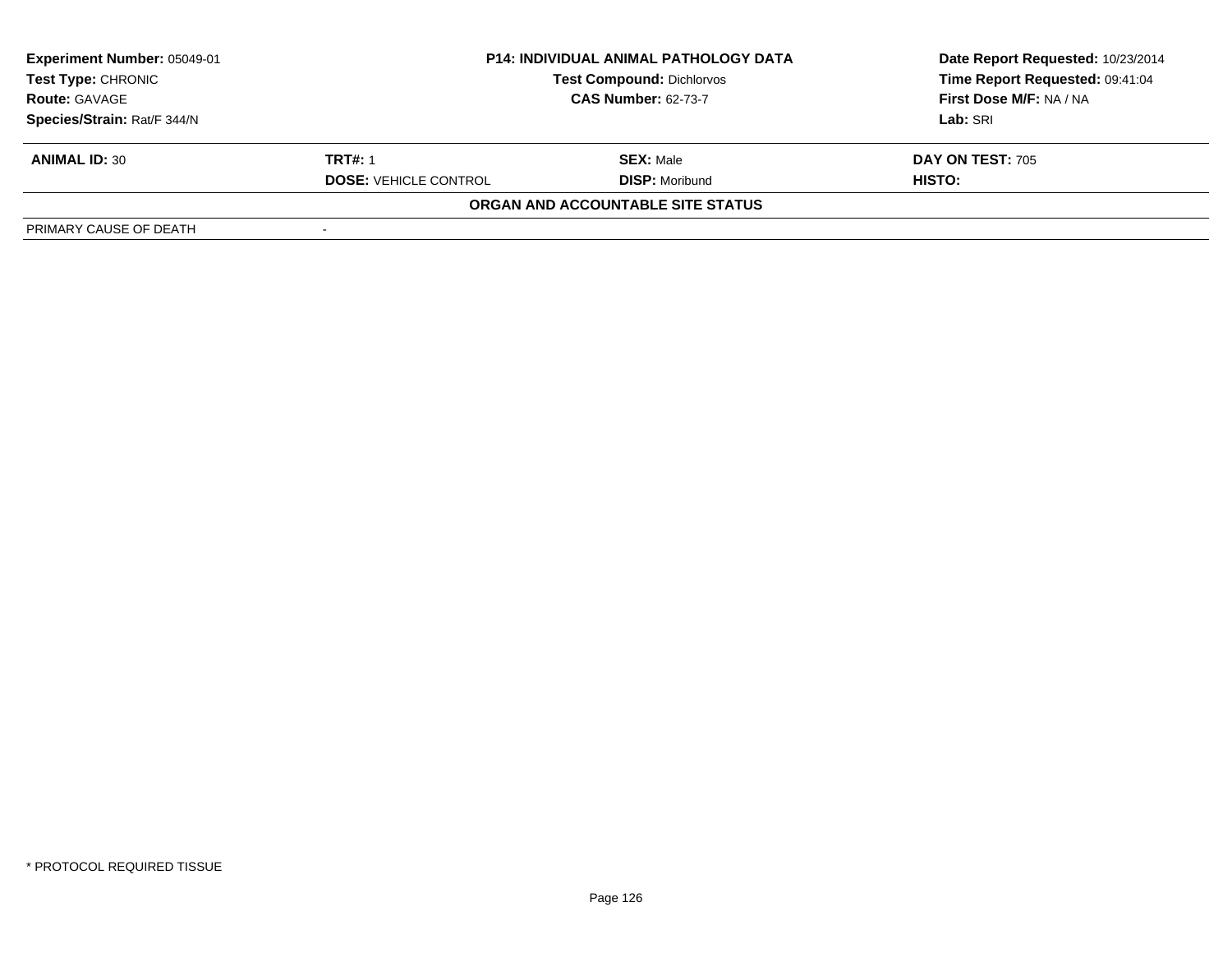**Experiment Number:** 05049-01
**Test Type:** CHRONIC
**Route:** GAVAGE
**Species/Strain:** Rat/F 344/N

**P14: INDIVIDUAL ANIMAL PATHOLOGY DATA**
**Test Compound:** Dichlorvos
**CAS Number:** 62-73-7

**Date Report Requested:** 10/23/2014
**Time Report Requested:** 09:41:04
**First Dose M/F:** NA / NA
**Lab:** SRI

| **ANIMAL ID:** 30 | **TRT#:** 1 | **SEX:** Male | **DAY ON TEST:** 705 |
|---|---|---|---|
| | **DOSE:** VEHICLE CONTROL | **DISP:** Moribund | **HISTO:** |

**ORGAN AND ACCOUNTABLE SITE STATUS**

| | |
|---|---|
| PRIMARY CAUSE OF DEATH | - |

\* PROTOCOL REQUIRED TISSUE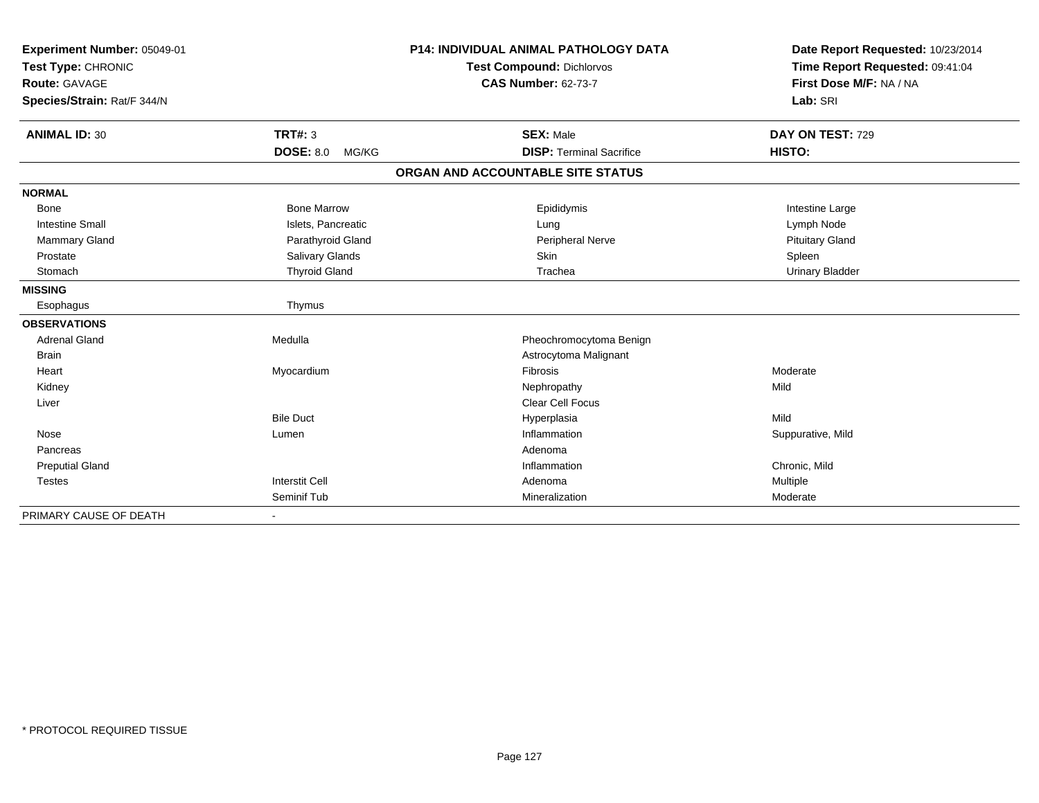**Experiment Number:** 05049-01
**Test Type:** CHRONIC
**Route:** GAVAGE
**Species/Strain:** Rat/F 344/N

**P14: INDIVIDUAL ANIMAL PATHOLOGY DATA**
**Test Compound:** Dichlorvos
**CAS Number:** 62-73-7

**Date Report Requested:** 10/23/2014
**Time Report Requested:** 09:41:04
**First Dose M/F:** NA / NA
**Lab:** SRI

| **ANIMAL ID:** 30 | **TRT#:** 3 | **SEX:** Male | **DAY ON TEST:** 729 |
|---|---|---|---|
| | **DOSE:** 8.0 MG/KG | **DISP:** Terminal Sacrifice | **HISTO:** |

**ORGAN AND ACCOUNTABLE SITE STATUS**

| | | | |
|---|---|---|---|
| **NORMAL** | | | |
| Bone | Bone Marrow | Epididymis | Intestine Large |
| Intestine Small | Islets, Pancreatic | Lung | Lymph Node |
| Mammary Gland | Parathyroid Gland | Peripheral Nerve | Pituitary Gland |
| Prostate | Salivary Glands | Skin | Spleen |
| Stomach | Thyroid Gland | Trachea | Urinary Bladder |
| **MISSING** | | | |
| Esophagus | Thymus | | |
| **OBSERVATIONS** | | | |
| Adrenal Gland | Medulla | Pheochromocytoma Benign | |
| Brain | | Astrocytoma Malignant | |
| Heart | Myocardium | Fibrosis | Moderate |
| Kidney | | Nephropathy | Mild |
| Liver | | Clear Cell Focus | |
| | Bile Duct | Hyperplasia | Mild |
| Nose | Lumen | Inflammation | Suppurative, Mild |
| Pancreas | | Adenoma | |
| Preputial Gland | | Inflammation | Chronic, Mild |
| Testes | Interstit Cell | Adenoma | Multiple |
| | Seminif Tub | Mineralization | Moderate |
| PRIMARY CAUSE OF DEATH | - | | |

* PROTOCOL REQUIRED TISSUE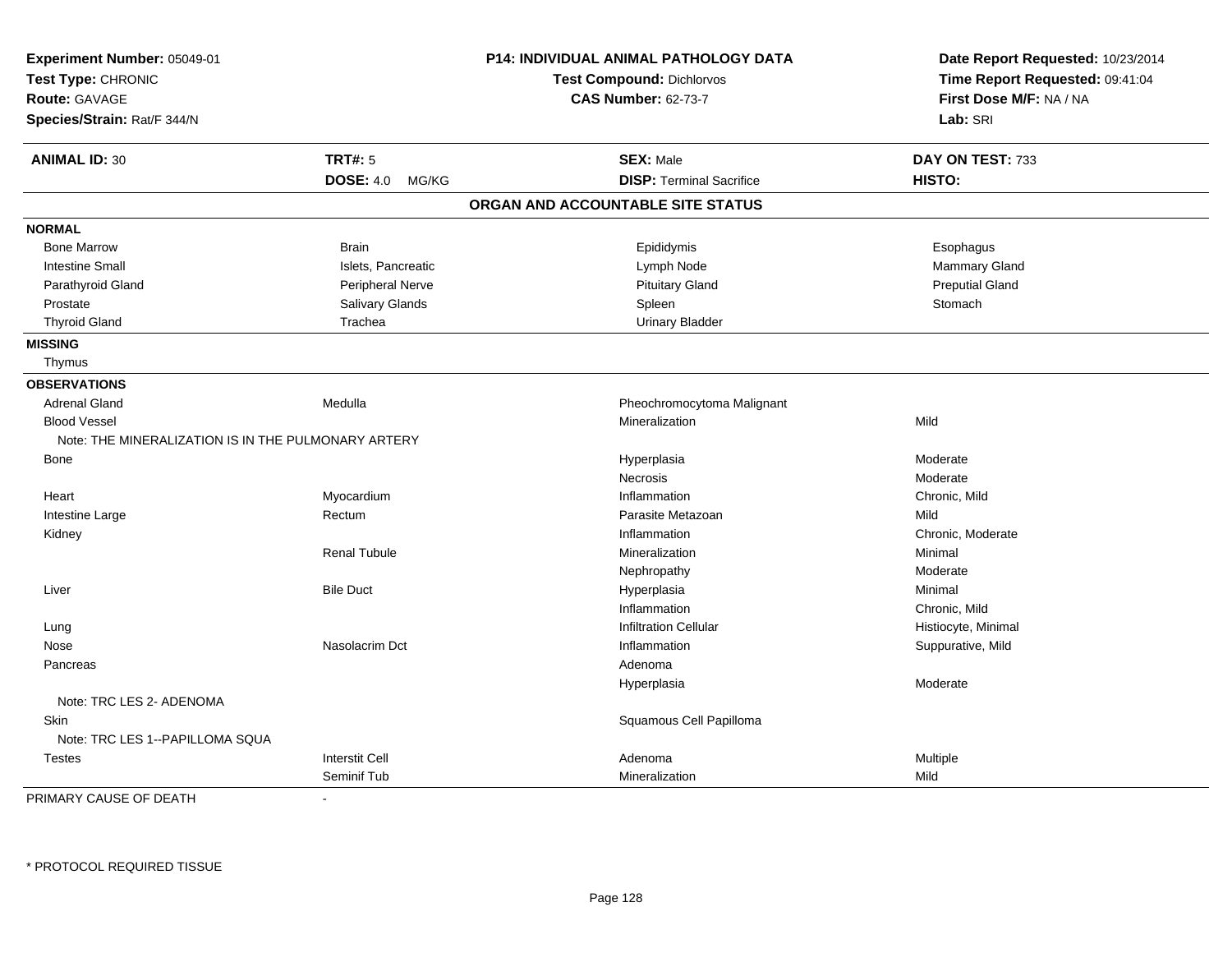**Experiment Number:** 05049-01
**Test Type:** CHRONIC
**Route:** GAVAGE
**Species/Strain:** Rat/F 344/N

**P14: INDIVIDUAL ANIMAL PATHOLOGY DATA**
**Test Compound:** Dichlorvos
**CAS Number:** 62-73-7

**Date Report Requested:** 10/23/2014
**Time Report Requested:** 09:41:04
**First Dose M/F:** NA / NA
**Lab:** SRI

| **ANIMAL ID:** 30 | **TRT#:** 5 | **SEX:** Male | **DAY ON TEST:** 733 |
|---|---|---|---|
| | **DOSE:** 4.0 MG/KG | **DISP:** Terminal Sacrifice | **HISTO:** |

## ORGAN AND ACCOUNTABLE SITE STATUS

**NORMAL**

| | | | |
|---|---|---|---|
| Bone Marrow | Brain | Epididymis | Esophagus |
| Intestine Small | Islets, Pancreatic | Lymph Node | Mammary Gland |
| Parathyroid Gland | Peripheral Nerve | Pituitary Gland | Preputial Gland |
| Prostate | Salivary Glands | Spleen | Stomach |
| Thyroid Gland | Trachea | Urinary Bladder | |

**MISSING**

Thymus

**OBSERVATIONS**

| | | | |
|---|---|---|---|
| Adrenal Gland | Medulla | Pheochromocytoma Malignant | |
| Blood Vessel | | Mineralization | Mild |
| Note: THE MINERALIZATION IS IN THE PULMONARY ARTERY | | | |
| Bone | | Hyperplasia | Moderate |
| | | Necrosis | Moderate |
| Heart | Myocardium | Inflammation | Chronic, Mild |
| Intestine Large | Rectum | Parasite Metazoan | Mild |
| Kidney | | Inflammation | Chronic, Moderate |
| | Renal Tubule | Mineralization | Minimal |
| | | Nephropathy | Moderate |
| Liver | Bile Duct | Hyperplasia | Minimal |
| | | Inflammation | Chronic, Mild |
| Lung | | Infiltration Cellular | Histiocyte, Minimal |
| Nose | Nasolacrim Dct | Inflammation | Suppurative, Mild |
| Pancreas | | Adenoma | |
| | | Hyperplasia | Moderate |
| Note: TRC LES 2- ADENOMA | | | |
| Skin | | Squamous Cell Papilloma | |
| Note: TRC LES 1--PAPILLOMA SQUA | | | |
| Testes | Interstit Cell | Adenoma | Multiple |
| | Seminif Tub | Mineralization | Mild |

PRIMARY CAUSE OF DEATH -

\* PROTOCOL REQUIRED TISSUE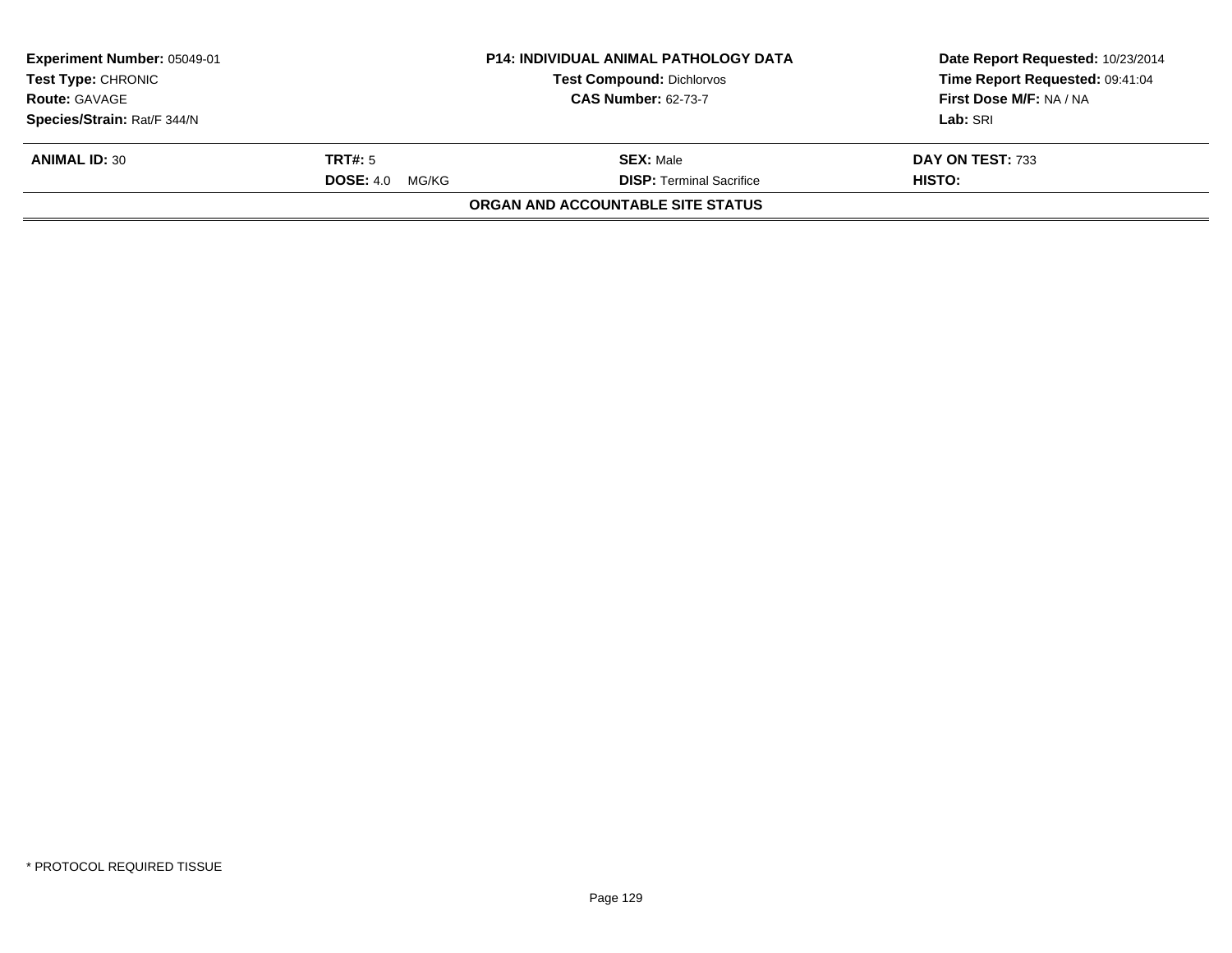| **Experiment Number:** 05049-01 | **P14: INDIVIDUAL ANIMAL PATHOLOGY DATA** | **Date Report Requested:** 10/23/2014 |
|---|---|---|
| **Test Type:** CHRONIC | **Test Compound:** Dichlorvos | **Time Report Requested:** 09:41:04 |
| **Route:** GAVAGE | **CAS Number:** 62-73-7 | **First Dose M/F:** NA / NA |
| **Species/Strain:** Rat/F 344/N | | **Lab:** SRI |

| **ANIMAL ID:** 30 | **TRT#:** 5 | **SEX:** Male | **DAY ON TEST:** 733 |
|---|---|---|---|
| | **DOSE:** 4.0 MG/KG | **DISP:** Terminal Sacrifice | **HISTO:** |

**ORGAN AND ACCOUNTABLE SITE STATUS**

\* PROTOCOL REQUIRED TISSUE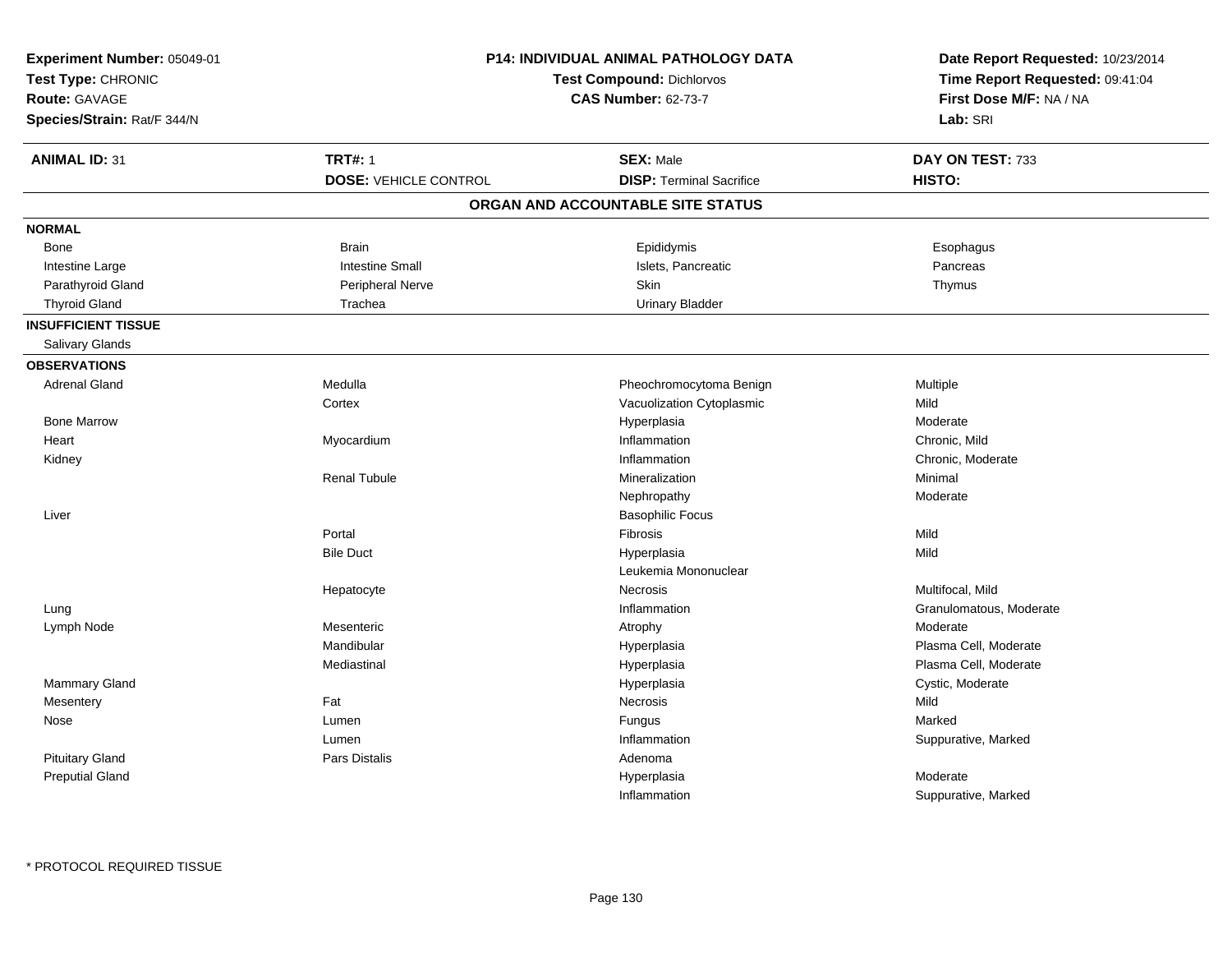**Experiment Number:** 05049-01
**Test Type:** CHRONIC
**Route:** GAVAGE
**Species/Strain:** Rat/F 344/N

**P14: INDIVIDUAL ANIMAL PATHOLOGY DATA**
**Test Compound:** Dichlorvos
**CAS Number:** 62-73-7

**Date Report Requested:** 10/23/2014
**Time Report Requested:** 09:41:04
**First Dose M/F:** NA / NA
**Lab:** SRI

| **ANIMAL ID:** 31 | **TRT#:** 1 | **SEX:** Male | **DAY ON TEST:** 733 |
|---|---|---|---|
| | **DOSE:** VEHICLE CONTROL | **DISP:** Terminal Sacrifice | **HISTO:** |

## ORGAN AND ACCOUNTABLE SITE STATUS

| | | | |
|---|---|---|---|
| **NORMAL** | | | |
| Bone | Brain | Epididymis | Esophagus |
| Intestine Large | Intestine Small | Islets, Pancreatic | Pancreas |
| Parathyroid Gland | Peripheral Nerve | Skin | Thymus |
| Thyroid Gland | Trachea | Urinary Bladder | |
| **INSUFFICIENT TISSUE** | | | |
| Salivary Glands | | | |
| **OBSERVATIONS** | | | |
| Adrenal Gland | Medulla | Pheochromocytoma Benign | Multiple |
| | Cortex | Vacuolization Cytoplasmic | Mild |
| Bone Marrow | | Hyperplasia | Moderate |
| Heart | Myocardium | Inflammation | Chronic, Mild |
| Kidney | | Inflammation | Chronic, Moderate |
| | Renal Tubule | Mineralization | Minimal |
| | | Nephropathy | Moderate |
| Liver | | Basophilic Focus | |
| | Portal | Fibrosis | Mild |
| | Bile Duct | Hyperplasia | Mild |
| | | Leukemia Mononuclear | |
| | Hepatocyte | Necrosis | Multifocal, Mild |
| Lung | | Inflammation | Granulomatous, Moderate |
| Lymph Node | Mesenteric | Atrophy | Moderate |
| | Mandibular | Hyperplasia | Plasma Cell, Moderate |
| | Mediastinal | Hyperplasia | Plasma Cell, Moderate |
| Mammary Gland | | Hyperplasia | Cystic, Moderate |
| Mesentery | Fat | Necrosis | Mild |
| Nose | Lumen | Fungus | Marked |
| | Lumen | Inflammation | Suppurative, Marked |
| Pituitary Gland | Pars Distalis | Adenoma | |
| Preputial Gland | | Hyperplasia | Moderate |
| | | Inflammation | Suppurative, Marked |

\* PROTOCOL REQUIRED TISSUE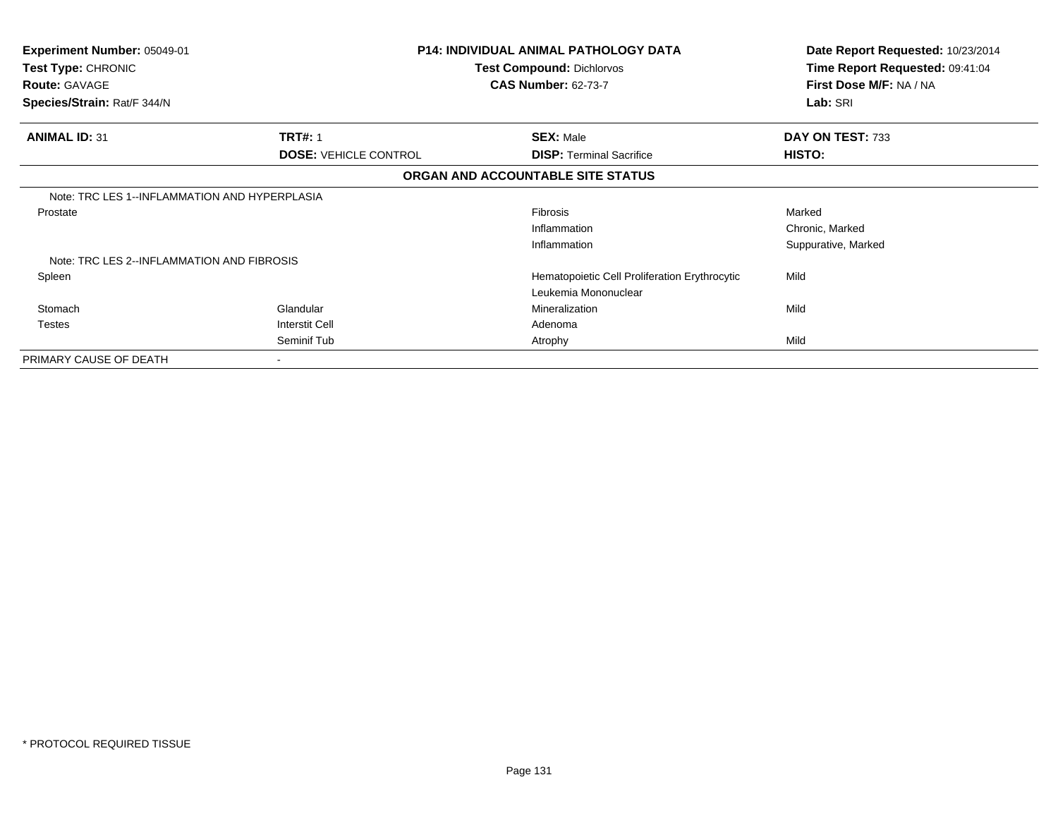**Experiment Number:** 05049-01
**Test Type:** CHRONIC
**Route:** GAVAGE
**Species/Strain:** Rat/F 344/N

**P14: INDIVIDUAL ANIMAL PATHOLOGY DATA**
**Test Compound:** Dichlorvos
**CAS Number:** 62-73-7

**Date Report Requested:** 10/23/2014
**Time Report Requested:** 09:41:04
**First Dose M/F:** NA / NA
**Lab:** SRI

| **ANIMAL ID:** 31 | **TRT#:** 1 | **SEX:** Male | **DAY ON TEST:** 733 |
|---|---|---|---|
| | **DOSE:** VEHICLE CONTROL | **DISP:** Terminal Sacrifice | **HISTO:** |

**ORGAN AND ACCOUNTABLE SITE STATUS**

| | | | |
|---|---|---|---|
| Note: TRC LES 1--INFLAMMATION AND HYPERPLASIA | | | |
| Prostate | | Fibrosis | Marked |
| | | Inflammation | Chronic, Marked |
| | | Inflammation | Suppurative, Marked |
| Note: TRC LES 2--INFLAMMATION AND FIBROSIS | | | |
| Spleen | | Hematopoietic Cell Proliferation Erythrocytic | Mild |
| | | Leukemia Mononuclear | |
| Stomach | Glandular | Mineralization | Mild |
| Testes | Interstit Cell | Adenoma | |
| | Seminif Tub | Atrophy | Mild |
| PRIMARY CAUSE OF DEATH | - | | |

\* PROTOCOL REQUIRED TISSUE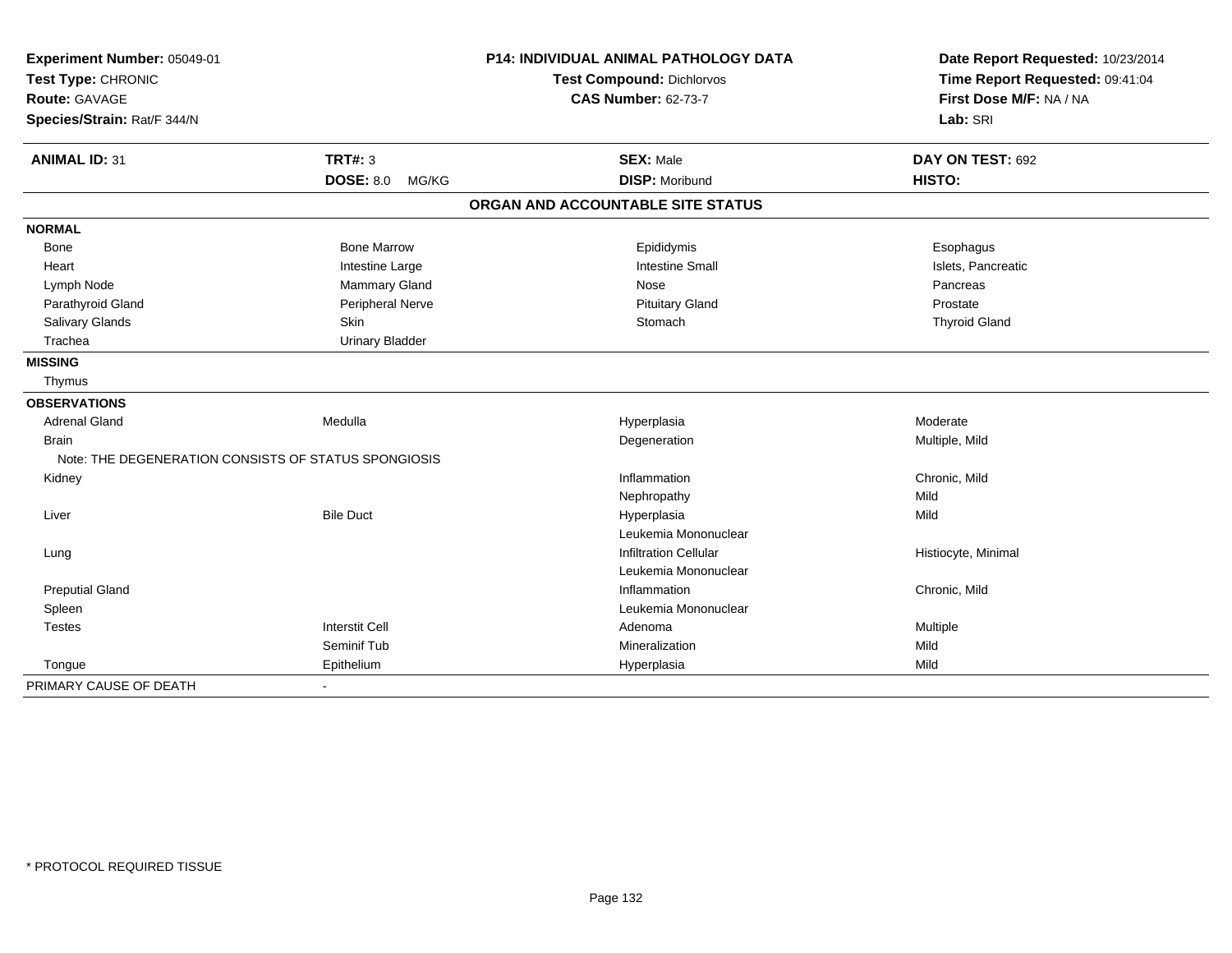**Experiment Number:** 05049-01
**Test Type:** CHRONIC
**Route:** GAVAGE
**Species/Strain:** Rat/F 344/N

**P14: INDIVIDUAL ANIMAL PATHOLOGY DATA**
**Test Compound:** Dichlorvos
**CAS Number:** 62-73-7

**Date Report Requested:** 10/23/2014
**Time Report Requested:** 09:41:04
**First Dose M/F:** NA / NA
**Lab:** SRI

| **ANIMAL ID:** 31 | **TRT#:** 3 | **SEX:** Male | **DAY ON TEST:** 692 |
|---|---|---|---|
| | **DOSE:** 8.0 MG/KG | **DISP:** Moribund | **HISTO:** |

**ORGAN AND ACCOUNTABLE SITE STATUS**

| | | | |
|---|---|---|---|
| **NORMAL** | | | |
| Bone | Bone Marrow | Epididymis | Esophagus |
| Heart | Intestine Large | Intestine Small | Islets, Pancreatic |
| Lymph Node | Mammary Gland | Nose | Pancreas |
| Parathyroid Gland | Peripheral Nerve | Pituitary Gland | Prostate |
| Salivary Glands | Skin | Stomach | Thyroid Gland |
| Trachea | Urinary Bladder | | |
| **MISSING** | | | |
| Thymus | | | |
| **OBSERVATIONS** | | | |
| Adrenal Gland | Medulla | Hyperplasia | Moderate |
| Brain | | Degeneration | Multiple, Mild |
| Note: THE DEGENERATION CONSISTS OF STATUS SPONGIOSIS | | | |
| Kidney | | Inflammation | Chronic, Mild |
| | | Nephropathy | Mild |
| Liver | Bile Duct | Hyperplasia | Mild |
| | | Leukemia Mononuclear | |
| Lung | | Infiltration Cellular | Histiocyte, Minimal |
| | | Leukemia Mononuclear | |
| Preputial Gland | | Inflammation | Chronic, Mild |
| Spleen | | Leukemia Mononuclear | |
| Testes | Interstit Cell | Adenoma | Multiple |
| | Seminif Tub | Mineralization | Mild |
| Tongue | Epithelium | Hyperplasia | Mild |
| PRIMARY CAUSE OF DEATH | - | | |

* PROTOCOL REQUIRED TISSUE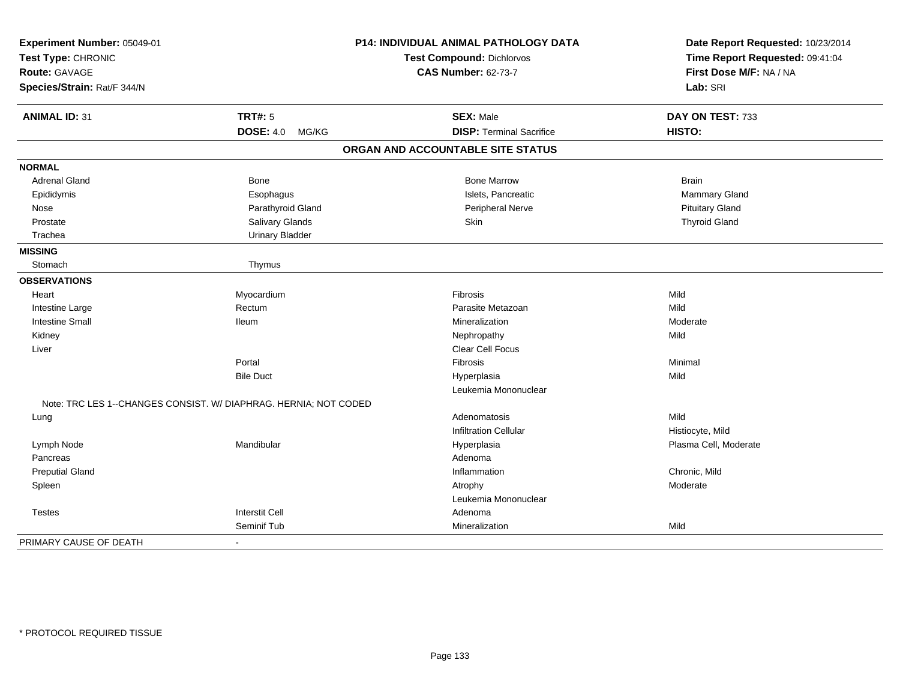**Experiment Number:** 05049-01
**Test Type:** CHRONIC
**Route:** GAVAGE
**Species/Strain:** Rat/F 344/N

**P14: INDIVIDUAL ANIMAL PATHOLOGY DATA**
**Test Compound:** Dichlorvos
**CAS Number:** 62-73-7

**Date Report Requested:** 10/23/2014
**Time Report Requested:** 09:41:04
**First Dose M/F:** NA / NA
**Lab:** SRI

| **ANIMAL ID:** 31 | **TRT#:** 5 | **SEX:** Male | **DAY ON TEST:** 733 |
|---|---|---|---|
| | **DOSE:** 4.0 MG/KG | **DISP:** Terminal Sacrifice | **HISTO:** |

## ORGAN AND ACCOUNTABLE SITE STATUS

| | | | |
|---|---|---|---|
| **NORMAL** | | | |
| Adrenal Gland | Bone | Bone Marrow | Brain |
| Epididymis | Esophagus | Islets, Pancreatic | Mammary Gland |
| Nose | Parathyroid Gland | Peripheral Nerve | Pituitary Gland |
| Prostate | Salivary Glands | Skin | Thyroid Gland |
| Trachea | Urinary Bladder | | |
| **MISSING** | | | |
| Stomach | Thymus | | |
| **OBSERVATIONS** | | | |
| Heart | Myocardium | Fibrosis | Mild |
| Intestine Large | Rectum | Parasite Metazoan | Mild |
| Intestine Small | Ileum | Mineralization | Moderate |
| Kidney | | Nephropathy | Mild |
| Liver | | Clear Cell Focus | |
| | Portal | Fibrosis | Minimal |
| | Bile Duct | Hyperplasia | Mild |
| | | Leukemia Mononuclear | |
| Note: TRC LES 1--CHANGES CONSIST. W/ DIAPHRAG. HERNIA; NOT CODED | | | |
| Lung | | Adenomatosis | Mild |
| | | Infiltration Cellular | Histiocyte, Mild |
| Lymph Node | Mandibular | Hyperplasia | Plasma Cell, Moderate |
| Pancreas | | Adenoma | |
| Preputial Gland | | Inflammation | Chronic, Mild |
| Spleen | | Atrophy | Moderate |
| | | Leukemia Mononuclear | |
| Testes | Interstit Cell | Adenoma | |
| | Seminif Tub | Mineralization | Mild |
| PRIMARY CAUSE OF DEATH | - | | |

\* PROTOCOL REQUIRED TISSUE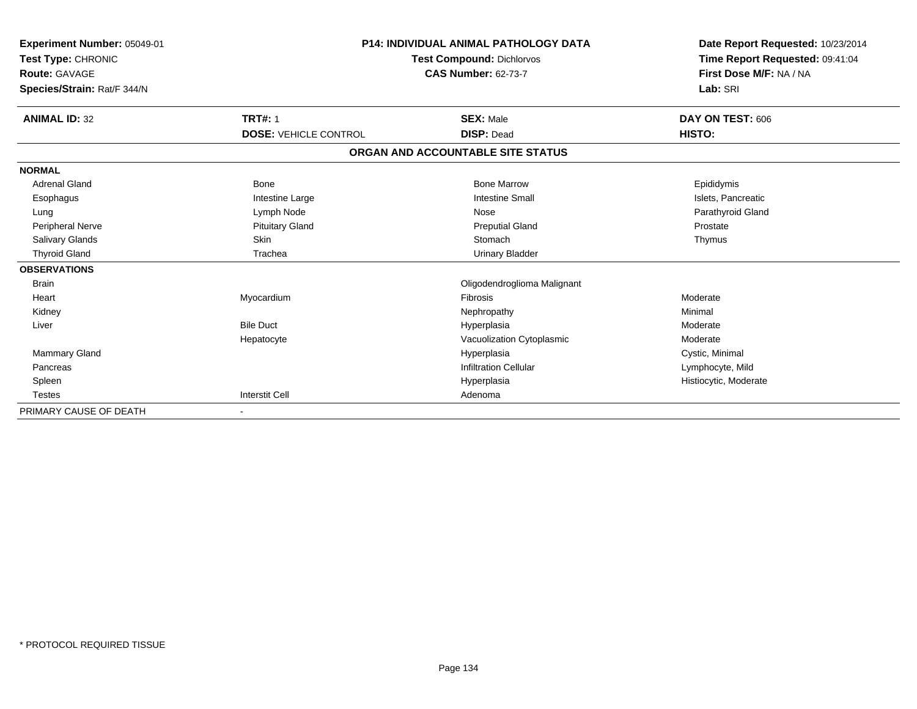**Experiment Number:** 05049-01
**Test Type:** CHRONIC
**Route:** GAVAGE
**Species/Strain:** Rat/F 344/N

**P14: INDIVIDUAL ANIMAL PATHOLOGY DATA**
**Test Compound:** Dichlorvos
**CAS Number:** 62-73-7

**Date Report Requested:** 10/23/2014
**Time Report Requested:** 09:41:04
**First Dose M/F:** NA / NA
**Lab:** SRI

| **ANIMAL ID:** 32 | **TRT#:** 1 | **SEX:** Male | **DAY ON TEST:** 606 |
|---|---|---|---|
| | **DOSE:** VEHICLE CONTROL | **DISP:** Dead | **HISTO:** |

**ORGAN AND ACCOUNTABLE SITE STATUS**

| | | | |
|---|---|---|---|
| **NORMAL** | | | |
| Adrenal Gland | Bone | Bone Marrow | Epididymis |
| Esophagus | Intestine Large | Intestine Small | Islets, Pancreatic |
| Lung | Lymph Node | Nose | Parathyroid Gland |
| Peripheral Nerve | Pituitary Gland | Preputial Gland | Prostate |
| Salivary Glands | Skin | Stomach | Thymus |
| Thyroid Gland | Trachea | Urinary Bladder | |
| **OBSERVATIONS** | | | |
| Brain | | Oligodendroglioma Malignant | |
| Heart | Myocardium | Fibrosis | Moderate |
| Kidney | | Nephropathy | Minimal |
| Liver | Bile Duct | Hyperplasia | Moderate |
| | Hepatocyte | Vacuolization Cytoplasmic | Moderate |
| Mammary Gland | | Hyperplasia | Cystic, Minimal |
| Pancreas | | Infiltration Cellular | Lymphocyte, Mild |
| Spleen | | Hyperplasia | Histiocytic, Moderate |
| Testes | Interstit Cell | Adenoma | |
| PRIMARY CAUSE OF DEATH | - | | |

* PROTOCOL REQUIRED TISSUE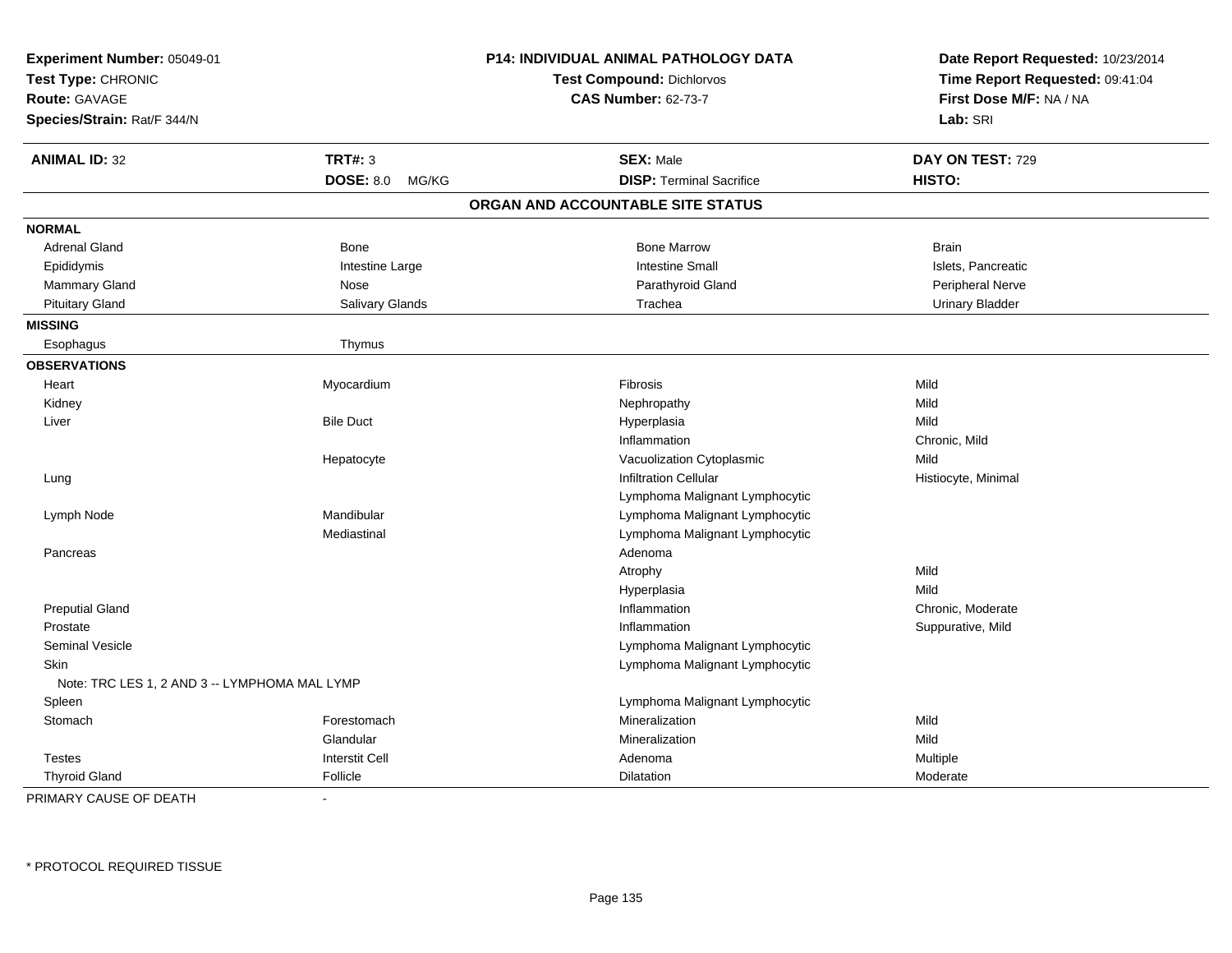**Experiment Number:** 05049-01
**Test Type:** CHRONIC
**Route:** GAVAGE
**Species/Strain:** Rat/F 344/N

**P14: INDIVIDUAL ANIMAL PATHOLOGY DATA**
**Test Compound:** Dichlorvos
**CAS Number:** 62-73-7

**Date Report Requested:** 10/23/2014
**Time Report Requested:** 09:41:04
**First Dose M/F:** NA / NA
**Lab:** SRI

| **ANIMAL ID:** 32 | **TRT#:** 3 | **SEX:** Male | **DAY ON TEST:** 729 |
|---|---|---|---|
| | **DOSE:** 8.0 MG/KG | **DISP:** Terminal Sacrifice | **HISTO:** |

## ORGAN AND ACCOUNTABLE SITE STATUS

| | | | |
|---|---|---|---|
| **NORMAL** | | | |
| Adrenal Gland | Bone | Bone Marrow | Brain |
| Epididymis | Intestine Large | Intestine Small | Islets, Pancreatic |
| Mammary Gland | Nose | Parathyroid Gland | Peripheral Nerve |
| Pituitary Gland | Salivary Glands | Trachea | Urinary Bladder |
| **MISSING** | | | |
| Esophagus | Thymus | | |
| **OBSERVATIONS** | | | |
| Heart | Myocardium | Fibrosis | Mild |
| Kidney | | Nephropathy | Mild |
| Liver | Bile Duct | Hyperplasia | Mild |
| | | Inflammation | Chronic, Mild |
| | Hepatocyte | Vacuolization Cytoplasmic | Mild |
| Lung | | Infiltration Cellular | Histiocyte, Minimal |
| | | Lymphoma Malignant Lymphocytic | |
| Lymph Node | Mandibular | Lymphoma Malignant Lymphocytic | |
| | Mediastinal | Lymphoma Malignant Lymphocytic | |
| Pancreas | | Adenoma | |
| | | Atrophy | Mild |
| | | Hyperplasia | Mild |
| Preputial Gland | | Inflammation | Chronic, Moderate |
| Prostate | | Inflammation | Suppurative, Mild |
| Seminal Vesicle | | Lymphoma Malignant Lymphocytic | |
| Skin | | Lymphoma Malignant Lymphocytic | |
| Note: TRC LES 1, 2 AND 3 -- LYMPHOMA MAL LYMP | | | |
| Spleen | | Lymphoma Malignant Lymphocytic | |
| Stomach | Forestomach | Mineralization | Mild |
| | Glandular | Mineralization | Mild |
| Testes | Interstit Cell | Adenoma | Multiple |
| Thyroid Gland | Follicle | Dilatation | Moderate |

PRIMARY CAUSE OF DEATH -

* PROTOCOL REQUIRED TISSUE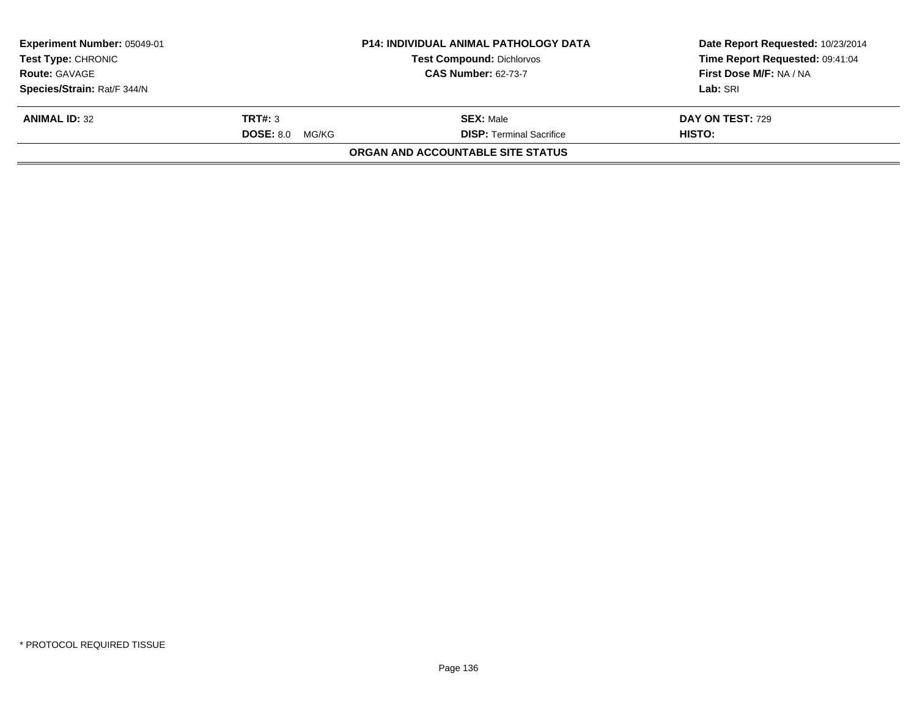**Experiment Number:** 05049-01
**Test Type:** CHRONIC
**Route:** GAVAGE
**Species/Strain:** Rat/F 344/N

**P14: INDIVIDUAL ANIMAL PATHOLOGY DATA**
**Test Compound:** Dichlorvos
**CAS Number:** 62-73-7

**Date Report Requested:** 10/23/2014
**Time Report Requested:** 09:41:04
**First Dose M/F:** NA / NA
**Lab:** SRI

| **ANIMAL ID:** 32 | **TRT#:** 3 | **SEX:** Male | **DAY ON TEST:** 729 |
|---|---|---|---|
| | **DOSE:** 8.0 MG/KG | **DISP:** Terminal Sacrifice | **HISTO:** |

**ORGAN AND ACCOUNTABLE SITE STATUS**

* PROTOCOL REQUIRED TISSUE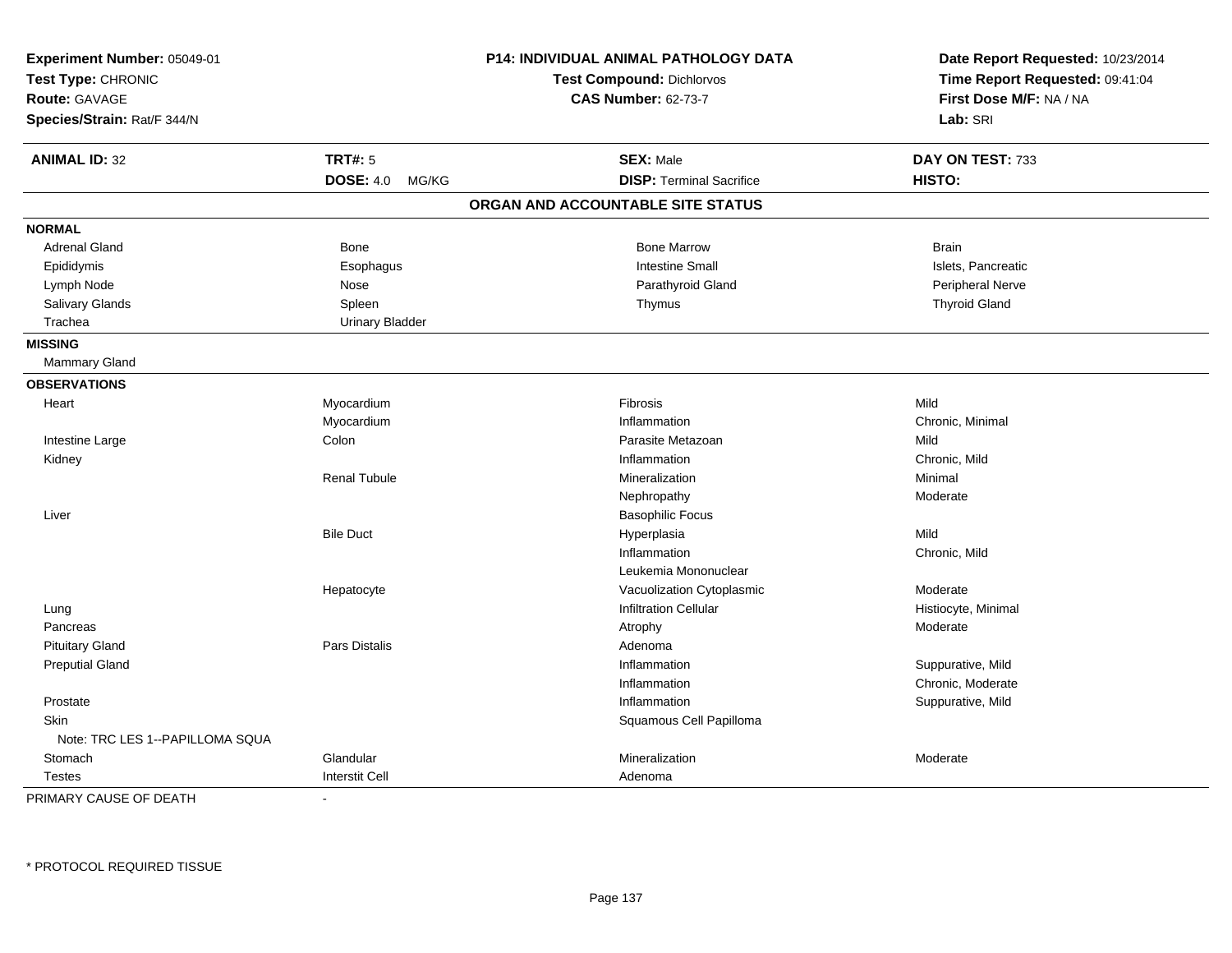**Experiment Number:** 05049-01
**Test Type:** CHRONIC
**Route:** GAVAGE
**Species/Strain:** Rat/F 344/N

**P14: INDIVIDUAL ANIMAL PATHOLOGY DATA**
**Test Compound:** Dichlorvos
**CAS Number:** 62-73-7

**Date Report Requested:** 10/23/2014
**Time Report Requested:** 09:41:04
**First Dose M/F:** NA / NA
**Lab:** SRI

| **ANIMAL ID:** 32 | **TRT#:** 5 | **SEX:** Male | **DAY ON TEST:** 733 |
|---|---|---|---|
| | **DOSE:** 4.0 MG/KG | **DISP:** Terminal Sacrifice | **HISTO:** |

## ORGAN AND ACCOUNTABLE SITE STATUS

**NORMAL**

| | | | |
|---|---|---|---|
| Adrenal Gland | Bone | Bone Marrow | Brain |
| Epididymis | Esophagus | Intestine Small | Islets, Pancreatic |
| Lymph Node | Nose | Parathyroid Gland | Peripheral Nerve |
| Salivary Glands | Spleen | Thymus | Thyroid Gland |
| Trachea | Urinary Bladder | | |

**MISSING**

Mammary Gland

**OBSERVATIONS**

| | | | |
|---|---|---|---|
| Heart | Myocardium | Fibrosis | Mild |
| | Myocardium | Inflammation | Chronic, Minimal |
| Intestine Large | Colon | Parasite Metazoan | Mild |
| Kidney | | Inflammation | Chronic, Mild |
| | Renal Tubule | Mineralization | Minimal |
| | | Nephropathy | Moderate |
| Liver | | Basophilic Focus | |
| | Bile Duct | Hyperplasia | Mild |
| | | Inflammation | Chronic, Mild |
| | | Leukemia Mononuclear | |
| | Hepatocyte | Vacuolization Cytoplasmic | Moderate |
| Lung | | Infiltration Cellular | Histiocyte, Minimal |
| Pancreas | | Atrophy | Moderate |
| Pituitary Gland | Pars Distalis | Adenoma | |
| Preputial Gland | | Inflammation | Suppurative, Mild |
| | | Inflammation | Chronic, Moderate |
| Prostate | | Inflammation | Suppurative, Mild |
| Skin | | Squamous Cell Papilloma | |
| Note: TRC LES 1--PAPILLOMA SQUA | | | |
| Stomach | Glandular | Mineralization | Moderate |
| Testes | Interstit Cell | Adenoma | |

PRIMARY CAUSE OF DEATH -

* PROTOCOL REQUIRED TISSUE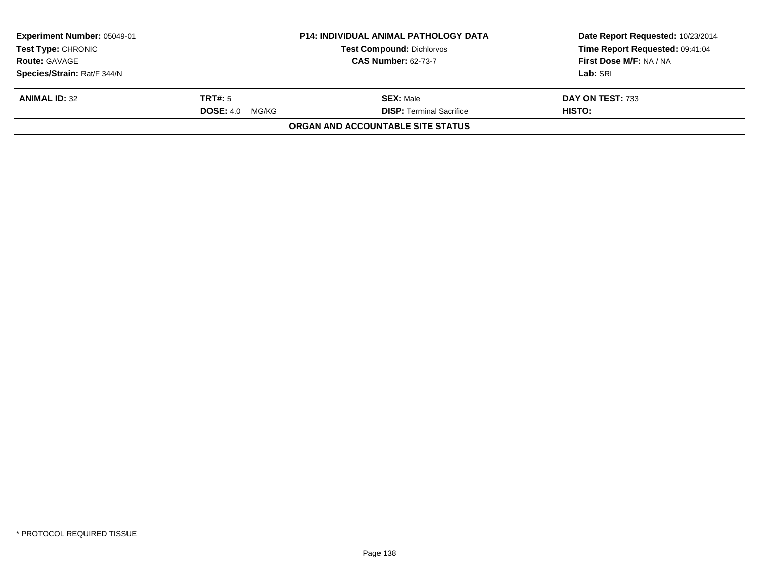| **Experiment Number:** 05049-01 | **P14: INDIVIDUAL ANIMAL PATHOLOGY DATA** | **Date Report Requested:** 10/23/2014 |
|---|---|---|
| **Test Type:** CHRONIC | **Test Compound:** Dichlorvos | **Time Report Requested:** 09:41:04 |
| **Route:** GAVAGE | **CAS Number:** 62-73-7 | **First Dose M/F:** NA / NA |
| **Species/Strain:** Rat/F 344/N | | **Lab:** SRI |

| **ANIMAL ID:** 32 | **TRT#:** 5 | **SEX:** Male | **DAY ON TEST:** 733 |
|---|---|---|---|
| | **DOSE:** 4.0 MG/KG | **DISP:** Terminal Sacrifice | **HISTO:** |

**ORGAN AND ACCOUNTABLE SITE STATUS**

* PROTOCOL REQUIRED TISSUE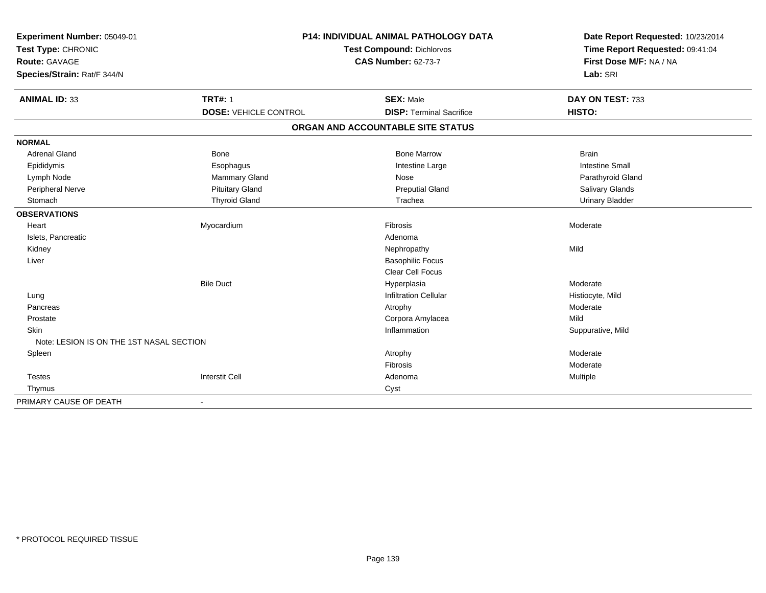**Experiment Number:** 05049-01
**Test Type:** CHRONIC
**Route:** GAVAGE
**Species/Strain:** Rat/F 344/N

**P14: INDIVIDUAL ANIMAL PATHOLOGY DATA**
**Test Compound:** Dichlorvos
**CAS Number:** 62-73-7

**Date Report Requested:** 10/23/2014
**Time Report Requested:** 09:41:04
**First Dose M/F:** NA / NA
**Lab:** SRI

| **ANIMAL ID:** 33 | **TRT#:** 1 | **SEX:** Male | **DAY ON TEST:** 733 |
|---|---|---|---|
| | **DOSE:** VEHICLE CONTROL | **DISP:** Terminal Sacrifice | **HISTO:** |

## ORGAN AND ACCOUNTABLE SITE STATUS

| | | | |
|---|---|---|---|
| **NORMAL** | | | |
| Adrenal Gland | Bone | Bone Marrow | Brain |
| Epididymis | Esophagus | Intestine Large | Intestine Small |
| Lymph Node | Mammary Gland | Nose | Parathyroid Gland |
| Peripheral Nerve | Pituitary Gland | Preputial Gland | Salivary Glands |
| Stomach | Thyroid Gland | Trachea | Urinary Bladder |
| **OBSERVATIONS** | | | |
| Heart | Myocardium | Fibrosis | Moderate |
| Islets, Pancreatic | | Adenoma | |
| Kidney | | Nephropathy | Mild |
| Liver | | Basophilic Focus | |
| | | Clear Cell Focus | |
| | Bile Duct | Hyperplasia | Moderate |
| Lung | | Infiltration Cellular | Histiocyte, Mild |
| Pancreas | | Atrophy | Moderate |
| Prostate | | Corpora Amylacea | Mild |
| Skin | | Inflammation | Suppurative, Mild |
| Note: LESION IS ON THE 1ST NASAL SECTION | | | |
| Spleen | | Atrophy | Moderate |
| | | Fibrosis | Moderate |
| Testes | Interstit Cell | Adenoma | Multiple |
| Thymus | | Cyst | |
| PRIMARY CAUSE OF DEATH | - | | |

* PROTOCOL REQUIRED TISSUE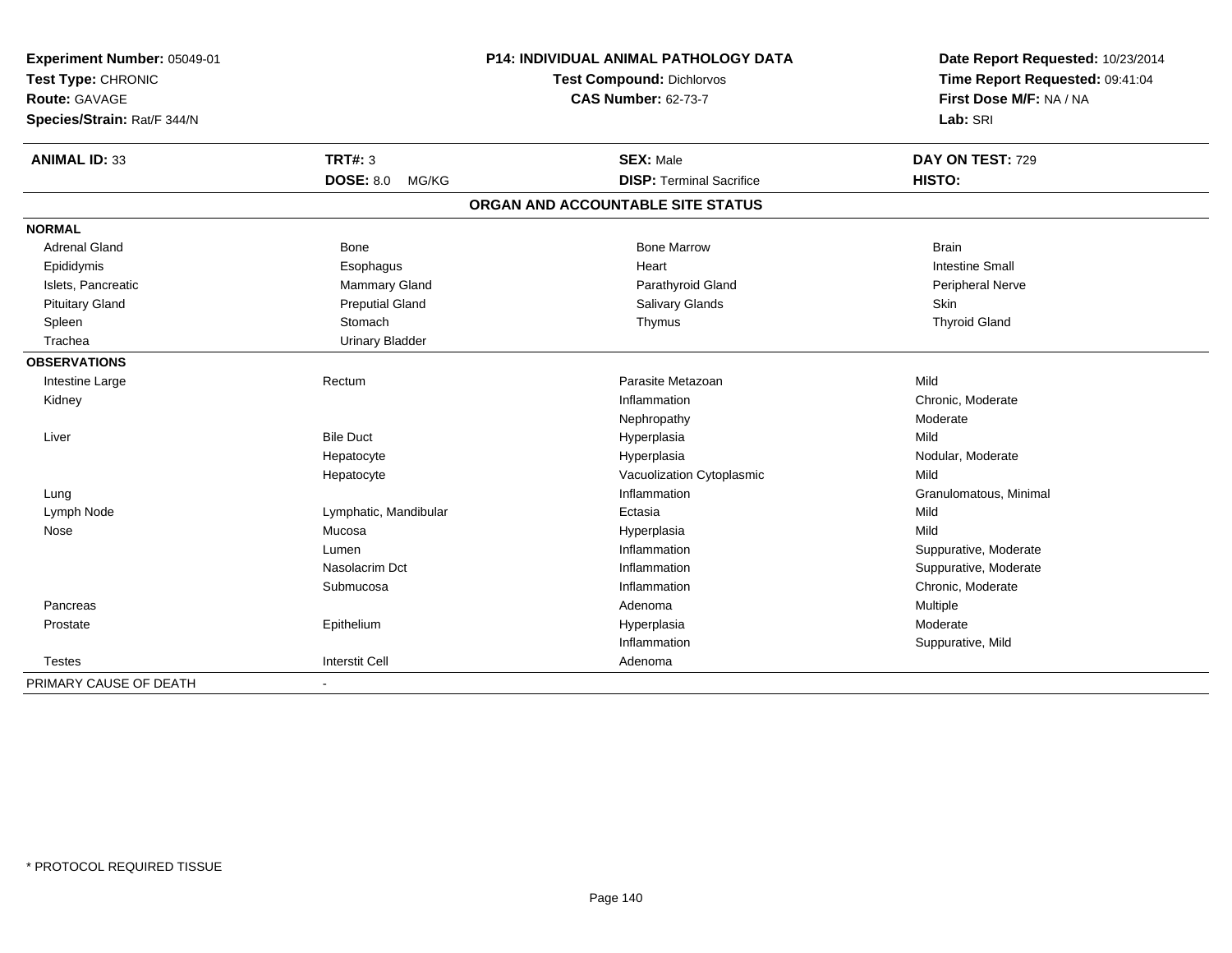**Experiment Number:** 05049-01
**Test Type:** CHRONIC
**Route:** GAVAGE
**Species/Strain:** Rat/F 344/N

**P14: INDIVIDUAL ANIMAL PATHOLOGY DATA**
**Test Compound:** Dichlorvos
**CAS Number:** 62-73-7

**Date Report Requested:** 10/23/2014
**Time Report Requested:** 09:41:04
**First Dose M/F:** NA / NA
**Lab:** SRI

| **ANIMAL ID:** 33 | **TRT#:** 3 | **SEX:** Male | **DAY ON TEST:** 729 |
|---|---|---|---|
| | **DOSE:** 8.0 MG/KG | **DISP:** Terminal Sacrifice | **HISTO:** |

## ORGAN AND ACCOUNTABLE SITE STATUS

| | | | |
|---|---|---|---|
| **NORMAL** | | | |
| Adrenal Gland | Bone | Bone Marrow | Brain |
| Epididymis | Esophagus | Heart | Intestine Small |
| Islets, Pancreatic | Mammary Gland | Parathyroid Gland | Peripheral Nerve |
| Pituitary Gland | Preputial Gland | Salivary Glands | Skin |
| Spleen | Stomach | Thymus | Thyroid Gland |
| Trachea | Urinary Bladder | | |
| **OBSERVATIONS** | | | |
| Intestine Large | Rectum | Parasite Metazoan | Mild |
| Kidney | | Inflammation | Chronic, Moderate |
| | | Nephropathy | Moderate |
| Liver | Bile Duct | Hyperplasia | Mild |
| | Hepatocyte | Hyperplasia | Nodular, Moderate |
| | Hepatocyte | Vacuolization Cytoplasmic | Mild |
| Lung | | Inflammation | Granulomatous, Minimal |
| Lymph Node | Lymphatic, Mandibular | Ectasia | Mild |
| Nose | Mucosa | Hyperplasia | Mild |
| | Lumen | Inflammation | Suppurative, Moderate |
| | Nasolacrim Dct | Inflammation | Suppurative, Moderate |
| | Submucosa | Inflammation | Chronic, Moderate |
| Pancreas | | Adenoma | Multiple |
| Prostate | Epithelium | Hyperplasia | Moderate |
| | | Inflammation | Suppurative, Mild |
| Testes | Interstit Cell | Adenoma | |
| PRIMARY CAUSE OF DEATH | - | | |

* PROTOCOL REQUIRED TISSUE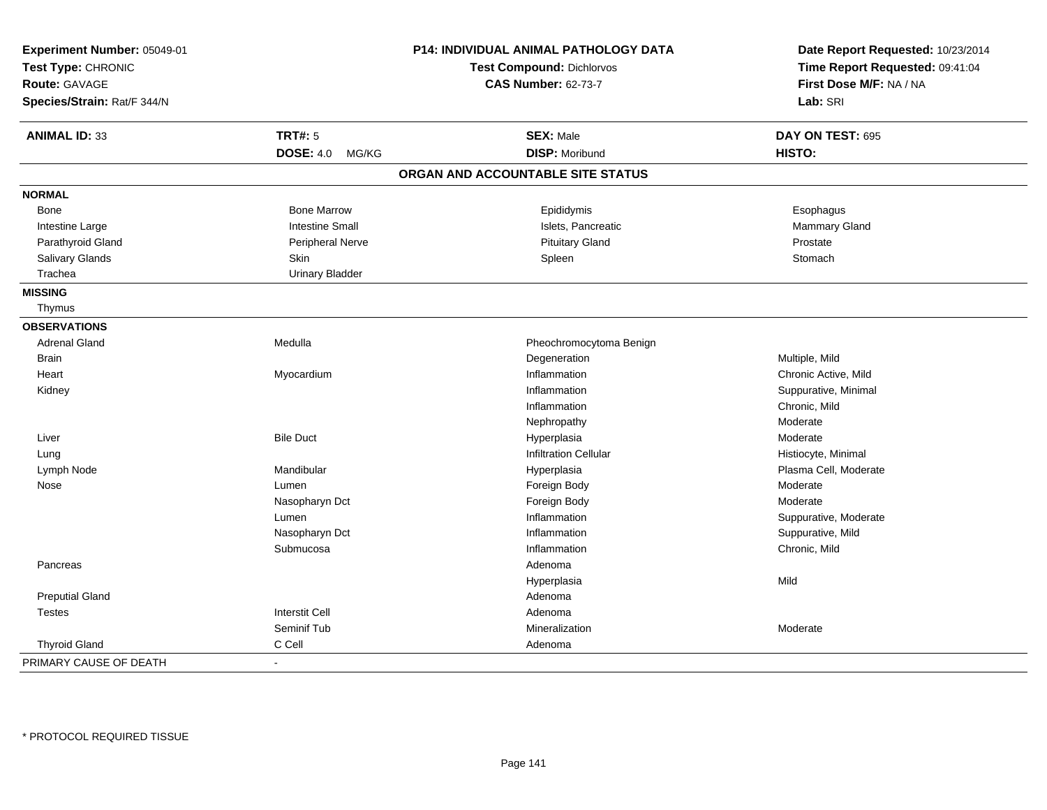**Experiment Number:** 05049-01
**Test Type:** CHRONIC
**Route:** GAVAGE
**Species/Strain:** Rat/F 344/N

**P14: INDIVIDUAL ANIMAL PATHOLOGY DATA**
**Test Compound:** Dichlorvos
**CAS Number:** 62-73-7

**Date Report Requested:** 10/23/2014
**Time Report Requested:** 09:41:04
**First Dose M/F:** NA / NA
**Lab:** SRI

| **ANIMAL ID:** 33 | **TRT#:** 5 | **SEX:** Male | **DAY ON TEST:** 695 |
|---|---|---|---|
| | **DOSE:** 4.0 MG/KG | **DISP:** Moribund | **HISTO:** |

## ORGAN AND ACCOUNTABLE SITE STATUS

**NORMAL**

| | | | |
|---|---|---|---|
| Bone | Bone Marrow | Epididymis | Esophagus |
| Intestine Large | Intestine Small | Islets, Pancreatic | Mammary Gland |
| Parathyroid Gland | Peripheral Nerve | Pituitary Gland | Prostate |
| Salivary Glands | Skin | Spleen | Stomach |
| Trachea | Urinary Bladder | | |

**MISSING**

Thymus

**OBSERVATIONS**

| Organ | Site | Observation | Qualifier |
|---|---|---|---|
| Adrenal Gland | Medulla | Pheochromocytoma Benign | |
| Brain | | Degeneration | Multiple, Mild |
| Heart | Myocardium | Inflammation | Chronic Active, Mild |
| Kidney | | Inflammation | Suppurative, Minimal |
| | | Inflammation | Chronic, Mild |
| | | Nephropathy | Moderate |
| Liver | Bile Duct | Hyperplasia | Moderate |
| Lung | | Infiltration Cellular | Histiocyte, Minimal |
| Lymph Node | Mandibular | Hyperplasia | Plasma Cell, Moderate |
| Nose | Lumen | Foreign Body | Moderate |
| | Nasopharyn Dct | Foreign Body | Moderate |
| | Lumen | Inflammation | Suppurative, Moderate |
| | Nasopharyn Dct | Inflammation | Suppurative, Mild |
| | Submucosa | Inflammation | Chronic, Mild |
| Pancreas | | Adenoma | |
| | | Hyperplasia | Mild |
| Preputial Gland | | Adenoma | |
| Testes | Interstit Cell | Adenoma | |
| | Seminif Tub | Mineralization | Moderate |
| Thyroid Gland | C Cell | Adenoma | |

PRIMARY CAUSE OF DEATH -

* PROTOCOL REQUIRED TISSUE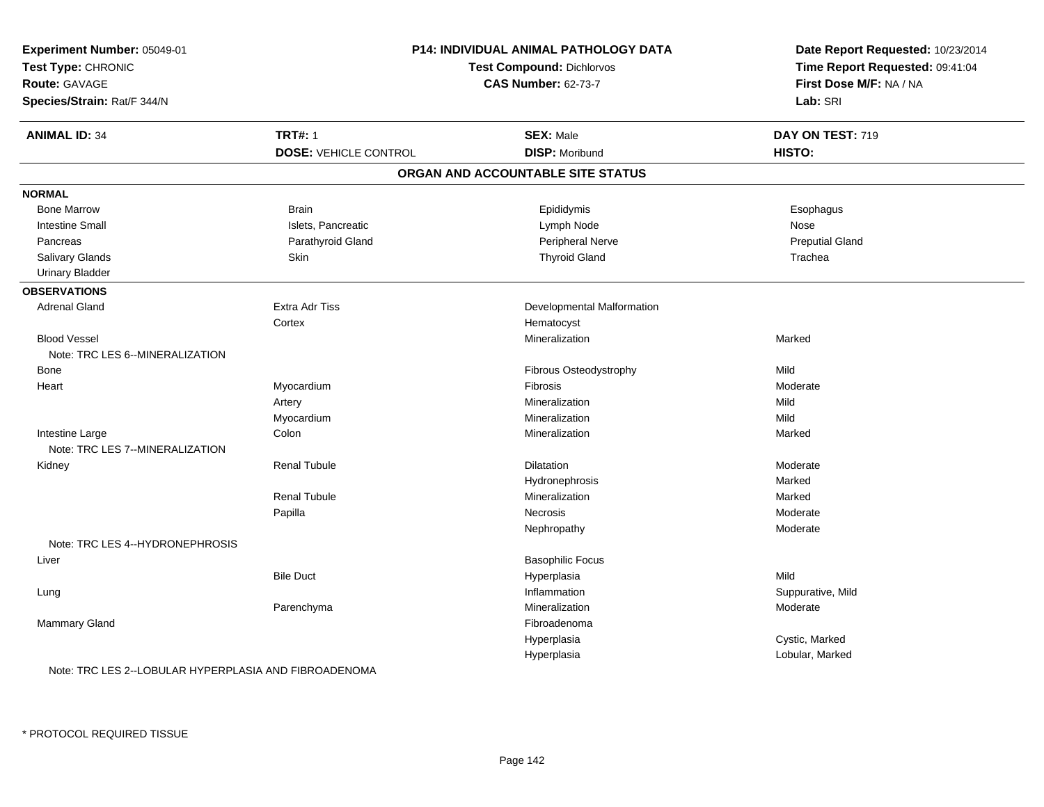**Experiment Number:** 05049-01
**Test Type:** CHRONIC
**Route:** GAVAGE
**Species/Strain:** Rat/F 344/N

**P14: INDIVIDUAL ANIMAL PATHOLOGY DATA**
**Test Compound:** Dichlorvos
**CAS Number:** 62-73-7

**Date Report Requested:** 10/23/2014
**Time Report Requested:** 09:41:04
**First Dose M/F:** NA / NA
**Lab:** SRI

| **ANIMAL ID:** 34 | **TRT#:** 1 | **SEX:** Male | **DAY ON TEST:** 719 |
|---|---|---|---|
| | **DOSE:** VEHICLE CONTROL | **DISP:** Moribund | **HISTO:** |

## ORGAN AND ACCOUNTABLE SITE STATUS

**NORMAL**

| | | | |
|---|---|---|---|
| Bone Marrow | Brain | Epididymis | Esophagus |
| Intestine Small | Islets, Pancreatic | Lymph Node | Nose |
| Pancreas | Parathyroid Gland | Peripheral Nerve | Preputial Gland |
| Salivary Glands | Skin | Thyroid Gland | Trachea |
| Urinary Bladder | | | |

**OBSERVATIONS**

| | | | |
|---|---|---|---|
| Adrenal Gland | Extra Adr Tiss | Developmental Malformation | |
| | Cortex | Hematocyst | |
| Blood Vessel | | Mineralization | Marked |
| Note: TRC LES 6--MINERALIZATION | | | |
| Bone | | Fibrous Osteodystrophy | Mild |
| Heart | Myocardium | Fibrosis | Moderate |
| | Artery | Mineralization | Mild |
| | Myocardium | Mineralization | Mild |
| Intestine Large | Colon | Mineralization | Marked |
| Note: TRC LES 7--MINERALIZATION | | | |
| Kidney | Renal Tubule | Dilatation | Moderate |
| | | Hydronephrosis | Marked |
| | Renal Tubule | Mineralization | Marked |
| | Papilla | Necrosis | Moderate |
| | | Nephropathy | Moderate |
| Note: TRC LES 4--HYDRONEPHROSIS | | | |
| Liver | | Basophilic Focus | |
| | Bile Duct | Hyperplasia | Mild |
| Lung | | Inflammation | Suppurative, Mild |
| | Parenchyma | Mineralization | Moderate |
| Mammary Gland | | Fibroadenoma | |
| | | Hyperplasia | Cystic, Marked |
| | | Hyperplasia | Lobular, Marked |
| Note: TRC LES 2--LOBULAR HYPERPLASIA AND FIBROADENOMA | | | |

* PROTOCOL REQUIRED TISSUE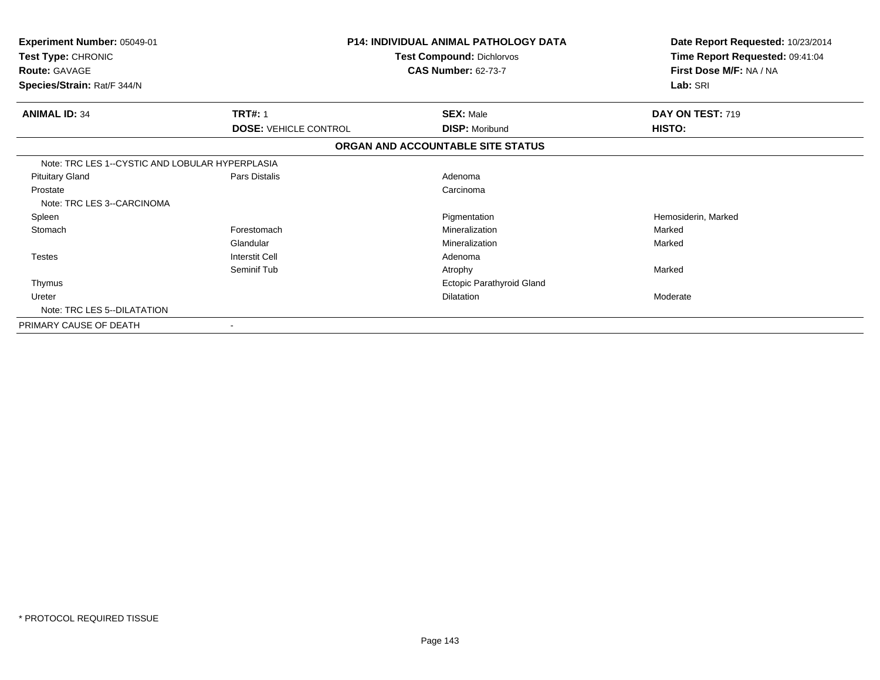**Experiment Number:** 05049-01
**Test Type:** CHRONIC
**Route:** GAVAGE
**Species/Strain:** Rat/F 344/N

**P14: INDIVIDUAL ANIMAL PATHOLOGY DATA**
**Test Compound:** Dichlorvos
**CAS Number:** 62-73-7

**Date Report Requested:** 10/23/2014
**Time Report Requested:** 09:41:04
**First Dose M/F:** NA / NA
**Lab:** SRI

| **ANIMAL ID:** 34 | **TRT#:** 1 | **SEX:** Male | **DAY ON TEST:** 719 |
|---|---|---|---|
| | **DOSE:** VEHICLE CONTROL | **DISP:** Moribund | **HISTO:** |

**ORGAN AND ACCOUNTABLE SITE STATUS**

| | | | |
|---|---|---|---|
| Note: TRC LES 1--CYSTIC AND LOBULAR HYPERPLASIA | | | |
| Pituitary Gland | Pars Distalis | Adenoma | |
| Prostate | | Carcinoma | |
| Note: TRC LES 3--CARCINOMA | | | |
| Spleen | | Pigmentation | Hemosiderin, Marked |
| Stomach | Forestomach | Mineralization | Marked |
| | Glandular | Mineralization | Marked |
| Testes | Interstit Cell | Adenoma | |
| | Seminif Tub | Atrophy | Marked |
| Thymus | | Ectopic Parathyroid Gland | |
| Ureter | | Dilatation | Moderate |
| Note: TRC LES 5--DILATATION | | | |
| PRIMARY CAUSE OF DEATH | - | | |

* PROTOCOL REQUIRED TISSUE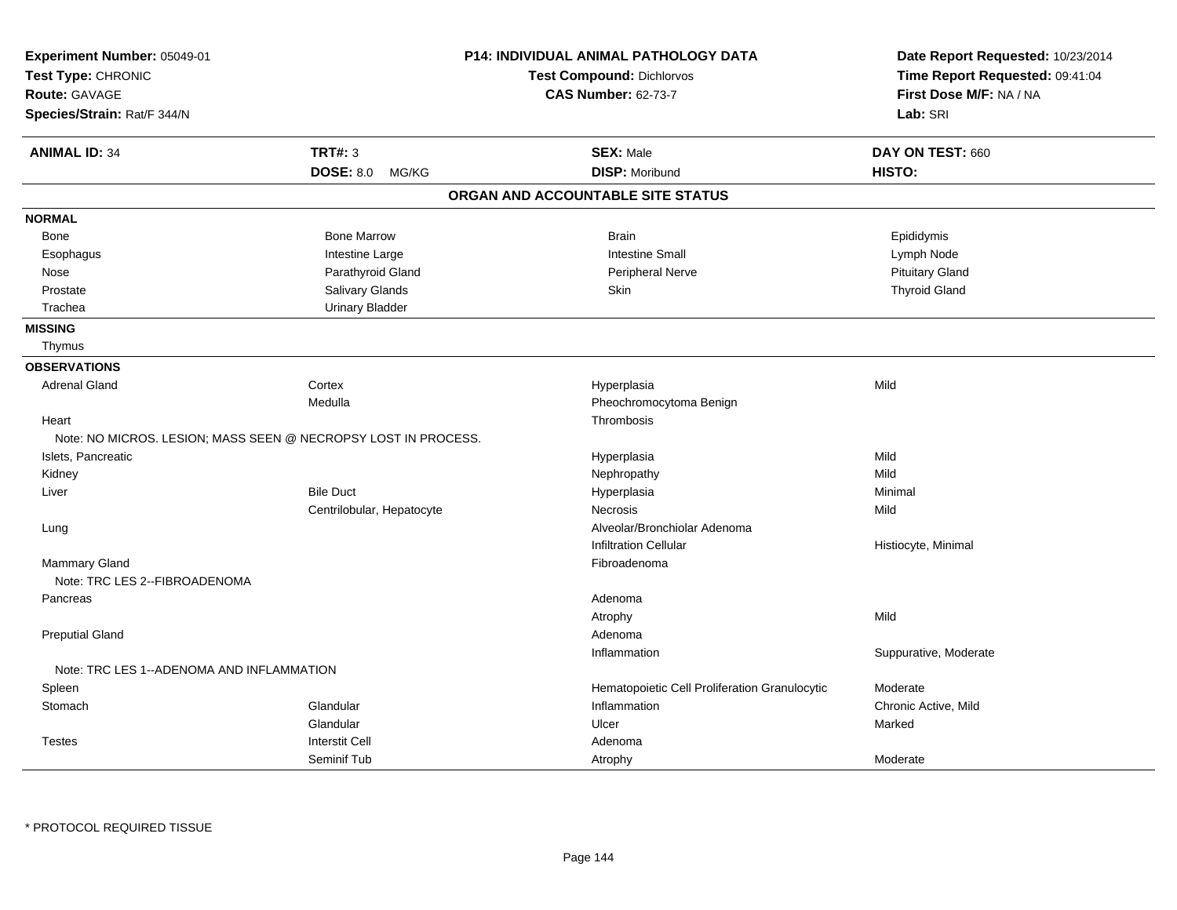**Experiment Number:** 05049-01
**Test Type:** CHRONIC
**Route:** GAVAGE
**Species/Strain:** Rat/F 344/N

**P14: INDIVIDUAL ANIMAL PATHOLOGY DATA**
**Test Compound:** Dichlorvos
**CAS Number:** 62-73-7

**Date Report Requested:** 10/23/2014
**Time Report Requested:** 09:41:04
**First Dose M/F:** NA / NA
**Lab:** SRI

| **ANIMAL ID:** 34 | **TRT#:** 3 | **SEX:** Male | **DAY ON TEST:** 660 |
|---|---|---|---|
| | **DOSE:** 8.0 MG/KG | **DISP:** Moribund | **HISTO:** |

## ORGAN AND ACCOUNTABLE SITE STATUS

**NORMAL**

| | | | |
|---|---|---|---|
| Bone | Bone Marrow | Brain | Epididymis |
| Esophagus | Intestine Large | Intestine Small | Lymph Node |
| Nose | Parathyroid Gland | Peripheral Nerve | Pituitary Gland |
| Prostate | Salivary Glands | Skin | Thyroid Gland |
| Trachea | Urinary Bladder | | |

**MISSING**

Thymus

**OBSERVATIONS**

| | | | |
|---|---|---|---|
| Adrenal Gland | Cortex | Hyperplasia | Mild |
| | Medulla | Pheochromocytoma Benign | |
| Heart | | Thrombosis | |
| Note: NO MICROS. LESION; MASS SEEN @ NECROPSY LOST IN PROCESS. | | | |
| Islets, Pancreatic | | Hyperplasia | Mild |
| Kidney | | Nephropathy | Mild |
| Liver | Bile Duct | Hyperplasia | Minimal |
| | Centrilobular, Hepatocyte | Necrosis | Mild |
| Lung | | Alveolar/Bronchiolar Adenoma | |
| | | Infiltration Cellular | Histiocyte, Minimal |
| Mammary Gland | | Fibroadenoma | |
| Note: TRC LES 2--FIBROADENOMA | | | |
| Pancreas | | Adenoma | |
| | | Atrophy | Mild |
| Preputial Gland | | Adenoma | |
| | | Inflammation | Suppurative, Moderate |
| Note: TRC LES 1--ADENOMA AND INFLAMMATION | | | |
| Spleen | | Hematopoietic Cell Proliferation Granulocytic | Moderate |
| Stomach | Glandular | Inflammation | Chronic Active, Mild |
| | Glandular | Ulcer | Marked |
| Testes | Interstit Cell | Adenoma | |
| | Seminif Tub | Atrophy | Moderate |

* PROTOCOL REQUIRED TISSUE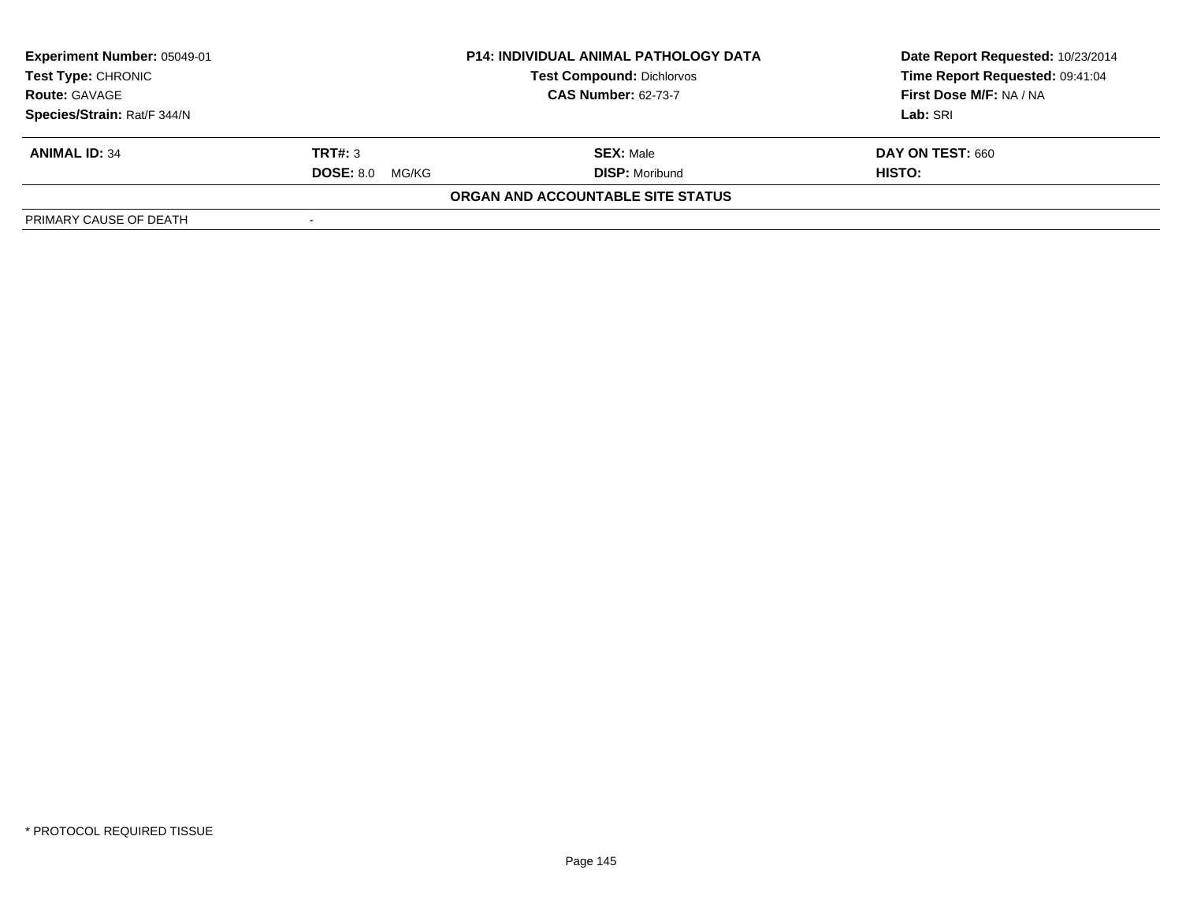| **Experiment Number:** 05049-01 | **P14: INDIVIDUAL ANIMAL PATHOLOGY DATA** | **Date Report Requested:** 10/23/2014 |
|---|---|---|
| **Test Type:** CHRONIC | **Test Compound:** Dichlorvos | **Time Report Requested:** 09:41:04 |
| **Route:** GAVAGE | **CAS Number:** 62-73-7 | **First Dose M/F:** NA / NA |
| **Species/Strain:** Rat/F 344/N | | **Lab:** SRI |

| **ANIMAL ID:** 34 | **TRT#:** 3 | **SEX:** Male | **DAY ON TEST:** 660 |
|---|---|---|---|
| | **DOSE:** 8.0 MG/KG | **DISP:** Moribund | **HISTO:** |

**ORGAN AND ACCOUNTABLE SITE STATUS**

| | |
|---|---|
| PRIMARY CAUSE OF DEATH | - |

* PROTOCOL REQUIRED TISSUE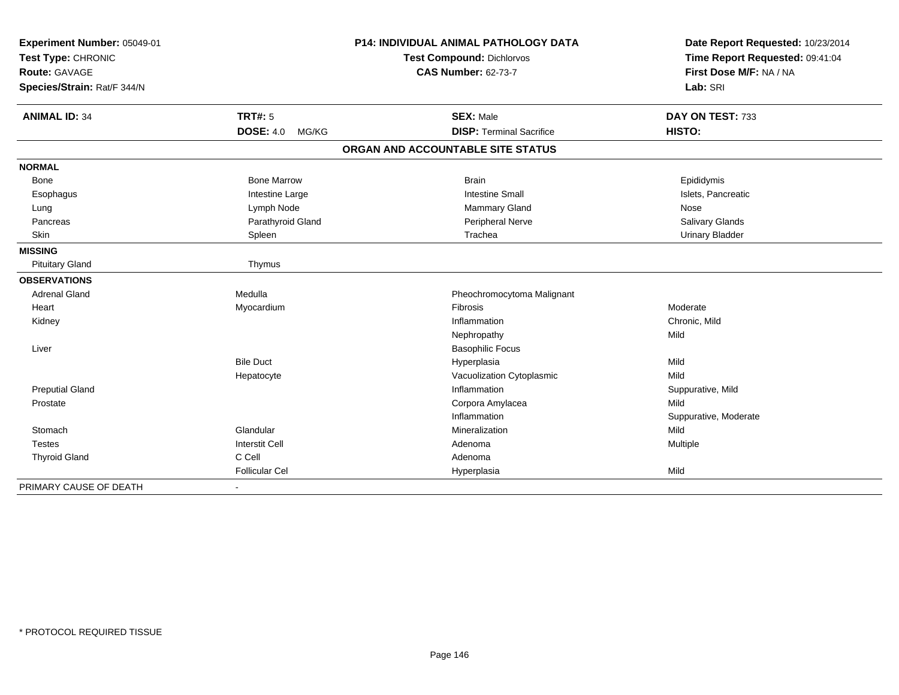**Experiment Number:** 05049-01
**Test Type:** CHRONIC
**Route:** GAVAGE
**Species/Strain:** Rat/F 344/N

**P14: INDIVIDUAL ANIMAL PATHOLOGY DATA**
**Test Compound:** Dichlorvos
**CAS Number:** 62-73-7

**Date Report Requested:** 10/23/2014
**Time Report Requested:** 09:41:04
**First Dose M/F:** NA / NA
**Lab:** SRI

| **ANIMAL ID:** 34 | **TRT#:** 5 | **SEX:** Male | **DAY ON TEST:** 733 |
|---|---|---|---|
| | **DOSE:** 4.0 MG/KG | **DISP:** Terminal Sacrifice | **HISTO:** |

## ORGAN AND ACCOUNTABLE SITE STATUS

| | | | |
|---|---|---|---|
| **NORMAL** | | | |
| Bone | Bone Marrow | Brain | Epididymis |
| Esophagus | Intestine Large | Intestine Small | Islets, Pancreatic |
| Lung | Lymph Node | Mammary Gland | Nose |
| Pancreas | Parathyroid Gland | Peripheral Nerve | Salivary Glands |
| Skin | Spleen | Trachea | Urinary Bladder |
| **MISSING** | | | |
| Pituitary Gland | Thymus | | |
| **OBSERVATIONS** | | | |
| Adrenal Gland | Medulla | Pheochromocytoma Malignant | |
| Heart | Myocardium | Fibrosis | Moderate |
| Kidney | | Inflammation | Chronic, Mild |
| | | Nephropathy | Mild |
| Liver | | Basophilic Focus | |
| | Bile Duct | Hyperplasia | Mild |
| | Hepatocyte | Vacuolization Cytoplasmic | Mild |
| Preputial Gland | | Inflammation | Suppurative, Mild |
| Prostate | | Corpora Amylacea | Mild |
| | | Inflammation | Suppurative, Moderate |
| Stomach | Glandular | Mineralization | Mild |
| Testes | Interstit Cell | Adenoma | Multiple |
| Thyroid Gland | C Cell | Adenoma | |
| | Follicular Cel | Hyperplasia | Mild |
| PRIMARY CAUSE OF DEATH | - | | |

* PROTOCOL REQUIRED TISSUE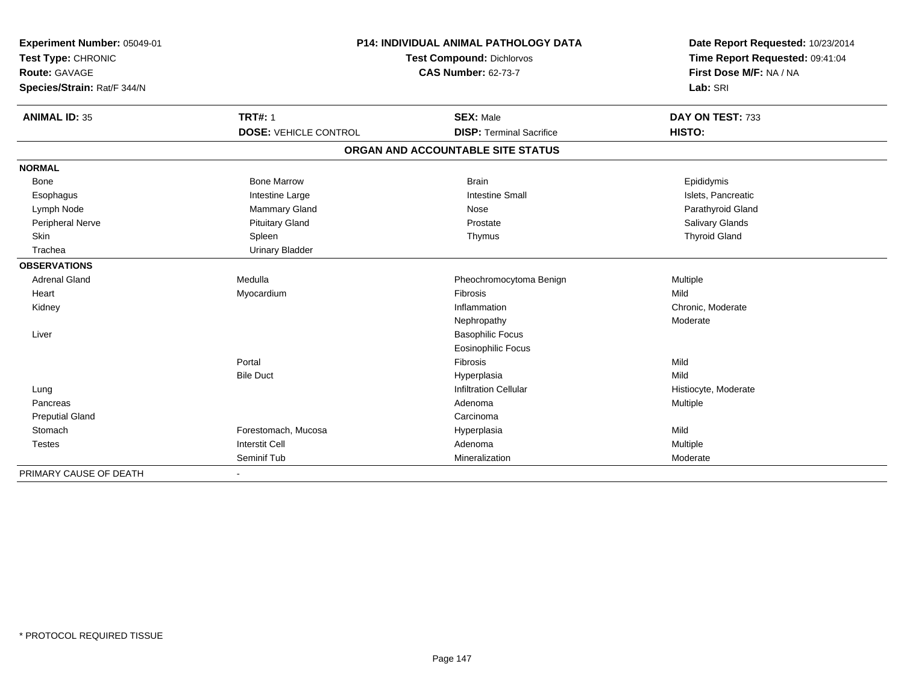**Experiment Number:** 05049-01
**Test Type:** CHRONIC
**Route:** GAVAGE
**Species/Strain:** Rat/F 344/N

**P14: INDIVIDUAL ANIMAL PATHOLOGY DATA**
**Test Compound:** Dichlorvos
**CAS Number:** 62-73-7

**Date Report Requested:** 10/23/2014
**Time Report Requested:** 09:41:04
**First Dose M/F:** NA / NA
**Lab:** SRI

| **ANIMAL ID:** 35 | **TRT#:** 1 | **SEX:** Male | **DAY ON TEST:** 733 |
|---|---|---|---|
| | **DOSE:** VEHICLE CONTROL | **DISP:** Terminal Sacrifice | **HISTO:** |

**ORGAN AND ACCOUNTABLE SITE STATUS**

| | | | |
|---|---|---|---|
| **NORMAL** | | | |
| Bone | Bone Marrow | Brain | Epididymis |
| Esophagus | Intestine Large | Intestine Small | Islets, Pancreatic |
| Lymph Node | Mammary Gland | Nose | Parathyroid Gland |
| Peripheral Nerve | Pituitary Gland | Prostate | Salivary Glands |
| Skin | Spleen | Thymus | Thyroid Gland |
| Trachea | Urinary Bladder | | |
| **OBSERVATIONS** | | | |
| Adrenal Gland | Medulla | Pheochromocytoma Benign | Multiple |
| Heart | Myocardium | Fibrosis | Mild |
| Kidney | | Inflammation | Chronic, Moderate |
| | | Nephropathy | Moderate |
| Liver | | Basophilic Focus | |
| | | Eosinophilic Focus | |
| | Portal | Fibrosis | Mild |
| | Bile Duct | Hyperplasia | Mild |
| Lung | | Infiltration Cellular | Histiocyte, Moderate |
| Pancreas | | Adenoma | Multiple |
| Preputial Gland | | Carcinoma | |
| Stomach | Forestomach, Mucosa | Hyperplasia | Mild |
| Testes | Interstit Cell | Adenoma | Multiple |
| | Seminif Tub | Mineralization | Moderate |
| PRIMARY CAUSE OF DEATH | - | | |

* PROTOCOL REQUIRED TISSUE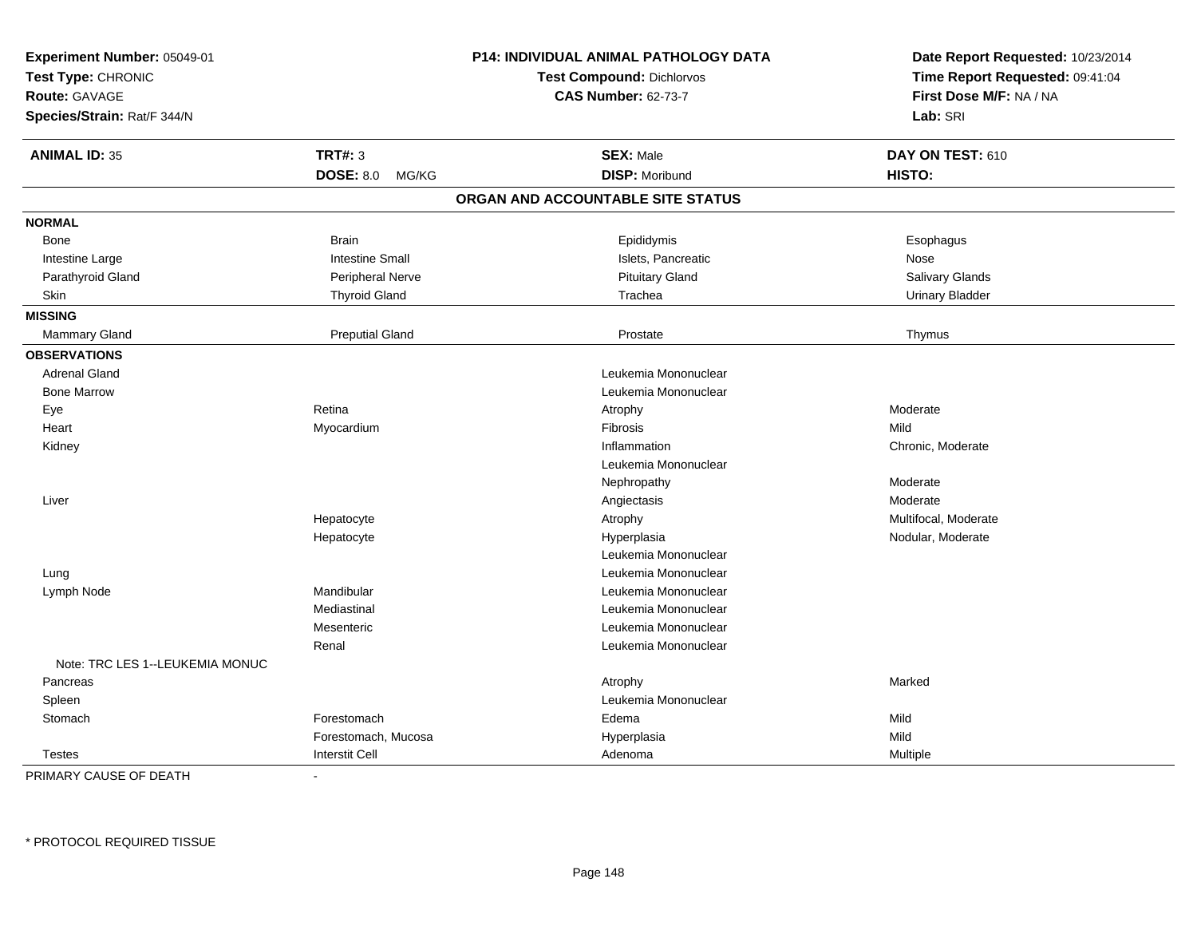**Experiment Number:** 05049-01
**Test Type:** CHRONIC
**Route:** GAVAGE
**Species/Strain:** Rat/F 344/N

**P14: INDIVIDUAL ANIMAL PATHOLOGY DATA**
**Test Compound:** Dichlorvos
**CAS Number:** 62-73-7

**Date Report Requested:** 10/23/2014
**Time Report Requested:** 09:41:04
**First Dose M/F:** NA / NA
**Lab:** SRI

| **ANIMAL ID:** 35 | **TRT#:** 3 | **SEX:** Male | **DAY ON TEST:** 610 |
|---|---|---|---|
| | **DOSE:** 8.0 MG/KG | **DISP:** Moribund | **HISTO:** |

## ORGAN AND ACCOUNTABLE SITE STATUS

| | | | |
|---|---|---|---|
| **NORMAL** | | | |
| Bone | Brain | Epididymis | Esophagus |
| Intestine Large | Intestine Small | Islets, Pancreatic | Nose |
| Parathyroid Gland | Peripheral Nerve | Pituitary Gland | Salivary Glands |
| Skin | Thyroid Gland | Trachea | Urinary Bladder |
| **MISSING** | | | |
| Mammary Gland | Preputial Gland | Prostate | Thymus |
| **OBSERVATIONS** | | | |
| Adrenal Gland | | Leukemia Mononuclear | |
| Bone Marrow | | Leukemia Mononuclear | |
| Eye | Retina | Atrophy | Moderate |
| Heart | Myocardium | Fibrosis | Mild |
| Kidney | | Inflammation | Chronic, Moderate |
| | | Leukemia Mononuclear | |
| | | Nephropathy | Moderate |
| Liver | | Angiectasis | Moderate |
| | Hepatocyte | Atrophy | Multifocal, Moderate |
| | Hepatocyte | Hyperplasia | Nodular, Moderate |
| | | Leukemia Mononuclear | |
| Lung | | Leukemia Mononuclear | |
| Lymph Node | Mandibular | Leukemia Mononuclear | |
| | Mediastinal | Leukemia Mononuclear | |
| | Mesenteric | Leukemia Mononuclear | |
| | Renal | Leukemia Mononuclear | |
| Note: TRC LES 1--LEUKEMIA MONUC | | | |
| Pancreas | | Atrophy | Marked |
| Spleen | | Leukemia Mononuclear | |
| Stomach | Forestomach | Edema | Mild |
| | Forestomach, Mucosa | Hyperplasia | Mild |
| Testes | Interstit Cell | Adenoma | Multiple |

PRIMARY CAUSE OF DEATH -

* PROTOCOL REQUIRED TISSUE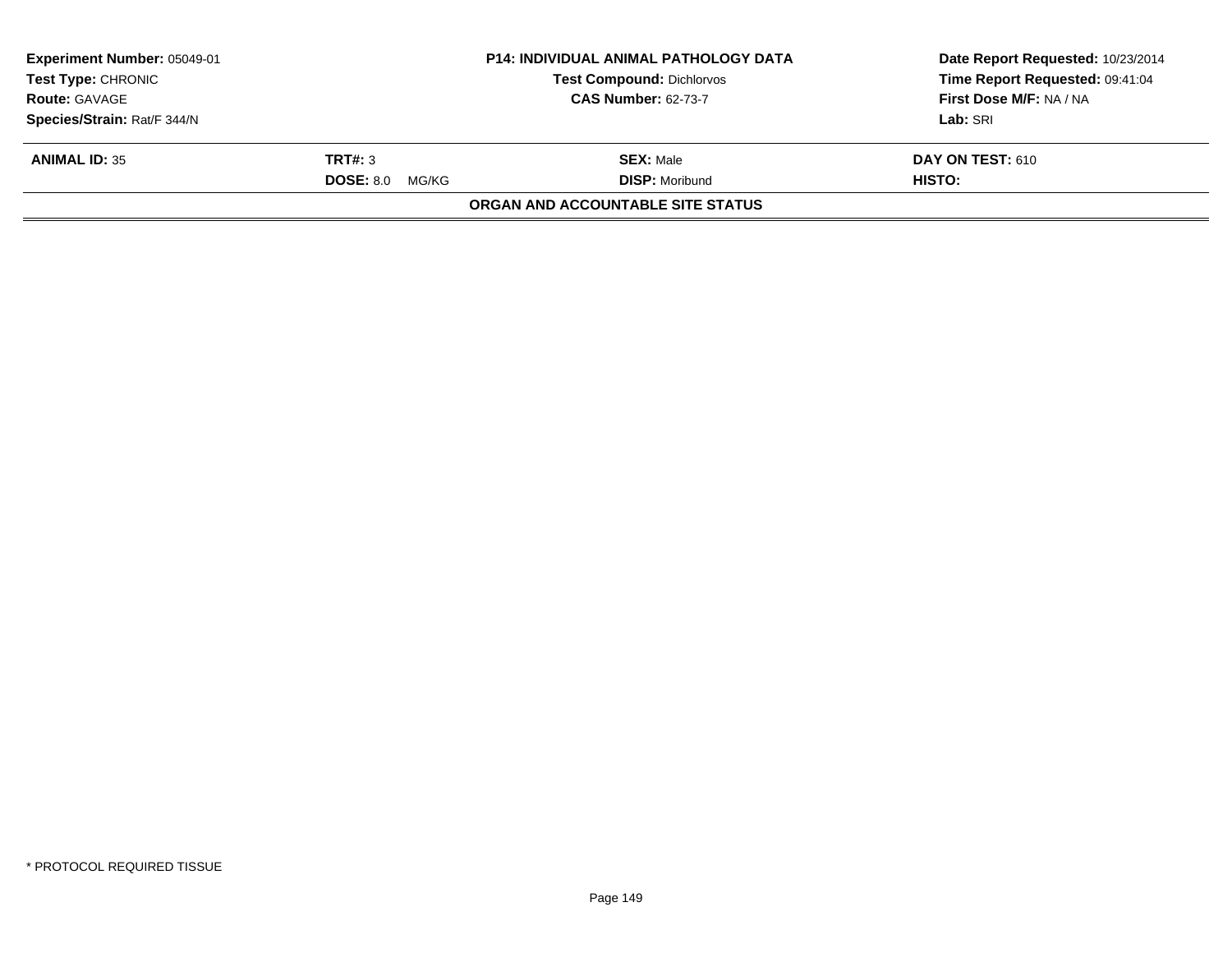| **Experiment Number:** 05049-01 | **P14: INDIVIDUAL ANIMAL PATHOLOGY DATA** | **Date Report Requested:** 10/23/2014 |
|---|---|---|
| **Test Type:** CHRONIC | **Test Compound:** Dichlorvos | **Time Report Requested:** 09:41:04 |
| **Route:** GAVAGE | **CAS Number:** 62-73-7 | **First Dose M/F:** NA / NA |
| **Species/Strain:** Rat/F 344/N | | **Lab:** SRI |

| **ANIMAL ID:** 35 | **TRT#:** 3 | **SEX:** Male | **DAY ON TEST:** 610 |
|---|---|---|---|
| | **DOSE:** 8.0 MG/KG | **DISP:** Moribund | **HISTO:** |

**ORGAN AND ACCOUNTABLE SITE STATUS**

\* PROTOCOL REQUIRED TISSUE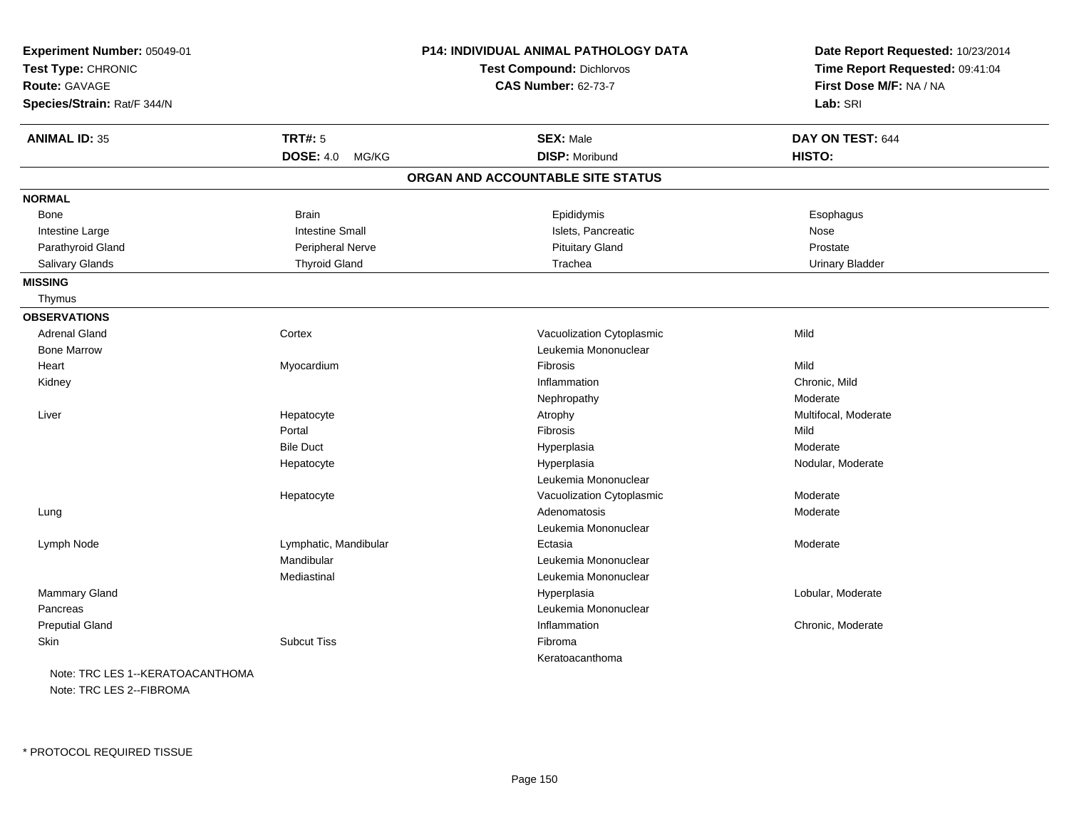**Experiment Number:** 05049-01
**Test Type:** CHRONIC
**Route:** GAVAGE
**Species/Strain:** Rat/F 344/N

**P14: INDIVIDUAL ANIMAL PATHOLOGY DATA**
**Test Compound:** Dichlorvos
**CAS Number:** 62-73-7

**Date Report Requested:** 10/23/2014
**Time Report Requested:** 09:41:04
**First Dose M/F:** NA / NA
**Lab:** SRI

| **ANIMAL ID:** 35 | **TRT#:** 5 | **SEX:** Male | **DAY ON TEST:** 644 |
|---|---|---|---|
| | **DOSE:** 4.0 MG/KG | **DISP:** Moribund | **HISTO:** |

## ORGAN AND ACCOUNTABLE SITE STATUS

**NORMAL**

| | | | |
|---|---|---|---|
| Bone | Brain | Epididymis | Esophagus |
| Intestine Large | Intestine Small | Islets, Pancreatic | Nose |
| Parathyroid Gland | Peripheral Nerve | Pituitary Gland | Prostate |
| Salivary Glands | Thyroid Gland | Trachea | Urinary Bladder |

**MISSING**

Thymus

**OBSERVATIONS**

| | | | |
|---|---|---|---|
| Adrenal Gland | Cortex | Vacuolization Cytoplasmic | Mild |
| Bone Marrow | | Leukemia Mononuclear | |
| Heart | Myocardium | Fibrosis | Mild |
| Kidney | | Inflammation | Chronic, Mild |
| | | Nephropathy | Moderate |
| Liver | Hepatocyte | Atrophy | Multifocal, Moderate |
| | Portal | Fibrosis | Mild |
| | Bile Duct | Hyperplasia | Moderate |
| | Hepatocyte | Hyperplasia | Nodular, Moderate |
| | | Leukemia Mononuclear | |
| | Hepatocyte | Vacuolization Cytoplasmic | Moderate |
| Lung | | Adenomatosis | Moderate |
| | | Leukemia Mononuclear | |
| Lymph Node | Lymphatic, Mandibular | Ectasia | Moderate |
| | Mandibular | Leukemia Mononuclear | |
| | Mediastinal | Leukemia Mononuclear | |
| Mammary Gland | | Hyperplasia | Lobular, Moderate |
| Pancreas | | Leukemia Mononuclear | |
| Preputial Gland | | Inflammation | Chronic, Moderate |
| Skin | Subcut Tiss | Fibroma | |
| | | Keratoacanthoma | |

Note: TRC LES 1--KERATOACANTHOMA
Note: TRC LES 2--FIBROMA

* PROTOCOL REQUIRED TISSUE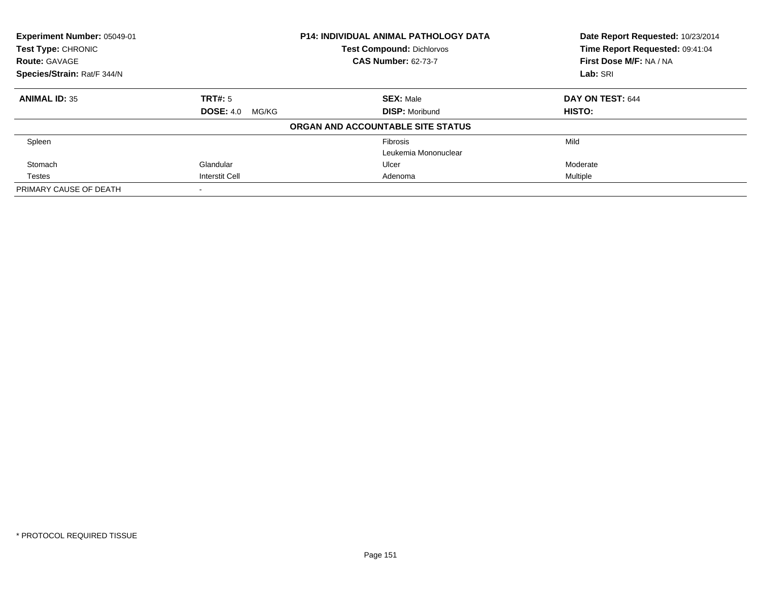**Experiment Number:** 05049-01
**Test Type:** CHRONIC
**Route:** GAVAGE
**Species/Strain:** Rat/F 344/N

**P14: INDIVIDUAL ANIMAL PATHOLOGY DATA**
**Test Compound:** Dichlorvos
**CAS Number:** 62-73-7

**Date Report Requested:** 10/23/2014
**Time Report Requested:** 09:41:04
**First Dose M/F:** NA / NA
**Lab:** SRI

| **ANIMAL ID:** 35 | **TRT#:** 5 | **SEX:** Male | **DAY ON TEST:** 644 |
|---|---|---|---|
| | **DOSE:** 4.0 MG/KG | **DISP:** Moribund | **HISTO:** |

**ORGAN AND ACCOUNTABLE SITE STATUS**

| | | | |
|---|---|---|---|
| Spleen | | Fibrosis | Mild |
| | | Leukemia Mononuclear | |
| Stomach | Glandular | Ulcer | Moderate |
| Testes | Interstit Cell | Adenoma | Multiple |
| PRIMARY CAUSE OF DEATH | - | | |

\* PROTOCOL REQUIRED TISSUE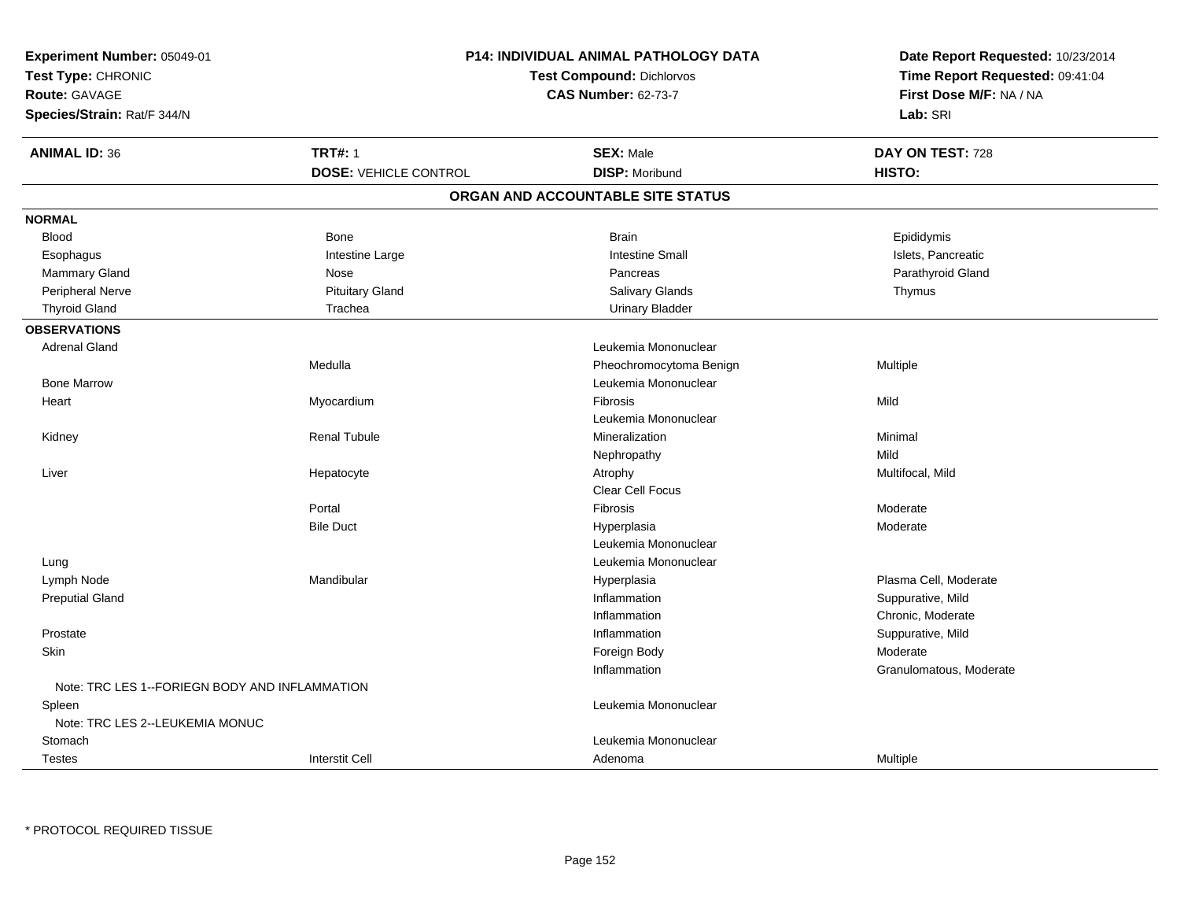**Experiment Number:** 05049-01
**Test Type:** CHRONIC
**Route:** GAVAGE
**Species/Strain:** Rat/F 344/N

**P14: INDIVIDUAL ANIMAL PATHOLOGY DATA**
**Test Compound:** Dichlorvos
**CAS Number:** 62-73-7

**Date Report Requested:** 10/23/2014
**Time Report Requested:** 09:41:04
**First Dose M/F:** NA / NA
**Lab:** SRI

| **ANIMAL ID:** 36 | **TRT#:** 1 | **SEX:** Male | **DAY ON TEST:** 728 |
|---|---|---|---|
| | **DOSE:** VEHICLE CONTROL | **DISP:** Moribund | **HISTO:** |

## ORGAN AND ACCOUNTABLE SITE STATUS

| | | | |
|---|---|---|---|
| **NORMAL** | | | |
| Blood | Bone | Brain | Epididymis |
| Esophagus | Intestine Large | Intestine Small | Islets, Pancreatic |
| Mammary Gland | Nose | Pancreas | Parathyroid Gland |
| Peripheral Nerve | Pituitary Gland | Salivary Glands | Thymus |
| Thyroid Gland | Trachea | Urinary Bladder | |
| **OBSERVATIONS** | | | |
| Adrenal Gland | | Leukemia Mononuclear | |
| | Medulla | Pheochromocytoma Benign | Multiple |
| Bone Marrow | | Leukemia Mononuclear | |
| Heart | Myocardium | Fibrosis | Mild |
| | | Leukemia Mononuclear | |
| Kidney | Renal Tubule | Mineralization | Minimal |
| | | Nephropathy | Mild |
| Liver | Hepatocyte | Atrophy | Multifocal, Mild |
| | | Clear Cell Focus | |
| | Portal | Fibrosis | Moderate |
| | Bile Duct | Hyperplasia | Moderate |
| | | Leukemia Mononuclear | |
| Lung | | Leukemia Mononuclear | |
| Lymph Node | Mandibular | Hyperplasia | Plasma Cell, Moderate |
| Preputial Gland | | Inflammation | Suppurative, Mild |
| | | Inflammation | Chronic, Moderate |
| Prostate | | Inflammation | Suppurative, Mild |
| Skin | | Foreign Body | Moderate |
| | | Inflammation | Granulomatous, Moderate |
| Note: TRC LES 1--FORIEGN BODY AND INFLAMMATION | | | |
| Spleen | | Leukemia Mononuclear | |
| Note: TRC LES 2--LEUKEMIA MONUC | | | |
| Stomach | | Leukemia Mononuclear | |
| Testes | Interstit Cell | Adenoma | Multiple |

* PROTOCOL REQUIRED TISSUE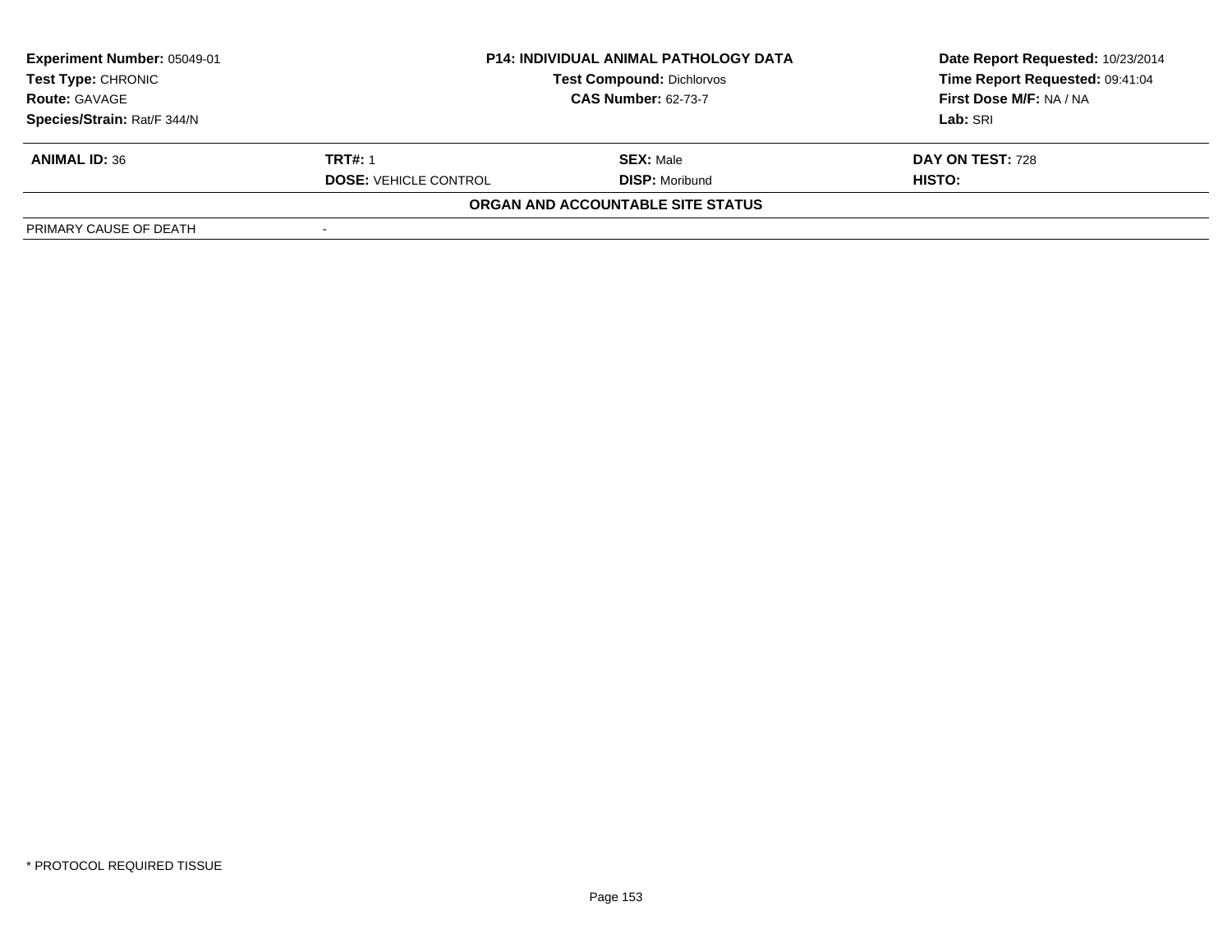| Experiment Number: 05049-01 | P14: INDIVIDUAL ANIMAL PATHOLOGY DATA | Date Report Requested: 10/23/2014 |
|---|---|---|
| Test Type: CHRONIC | Test Compound: Dichlorvos | Time Report Requested: 09:41:04 |
| Route: GAVAGE | CAS Number: 62-73-7 | First Dose M/F: NA / NA |
| Species/Strain: Rat/F 344/N | | Lab: SRI |

| ANIMAL ID: 36 | TRT#: 1 | SEX: Male | DAY ON TEST: 728 |
|---|---|---|---|
| | DOSE: VEHICLE CONTROL | DISP: Moribund | HISTO: |

**ORGAN AND ACCOUNTABLE SITE STATUS**

| PRIMARY CAUSE OF DEATH | - |
|---|---|

\* PROTOCOL REQUIRED TISSUE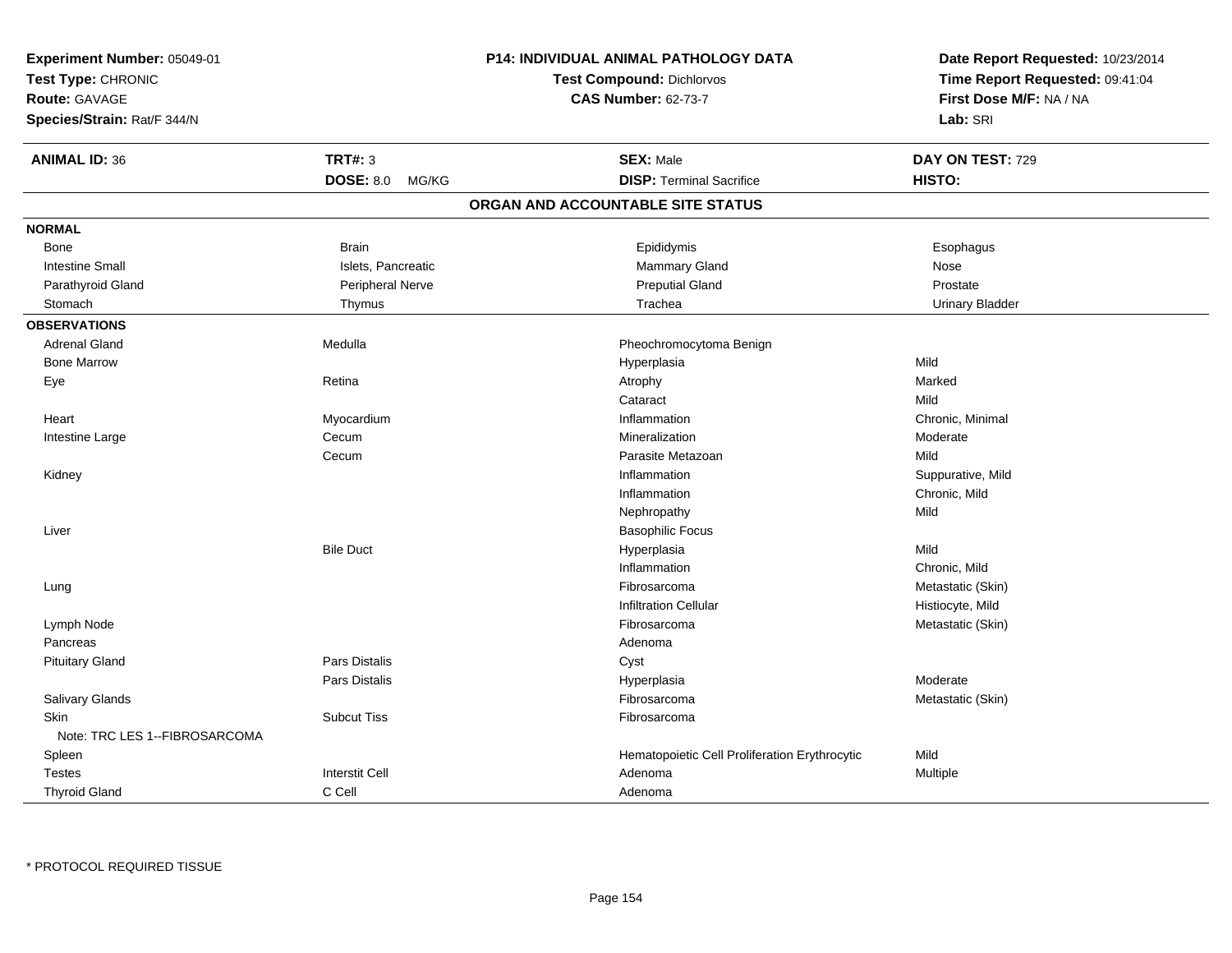**Experiment Number:** 05049-01
**Test Type:** CHRONIC
**Route:** GAVAGE
**Species/Strain:** Rat/F 344/N

**P14: INDIVIDUAL ANIMAL PATHOLOGY DATA**
**Test Compound:** Dichlorvos
**CAS Number:** 62-73-7

**Date Report Requested:** 10/23/2014
**Time Report Requested:** 09:41:04
**First Dose M/F:** NA / NA
**Lab:** SRI

| **ANIMAL ID:** 36 | **TRT#:** 3 | **SEX:** Male | **DAY ON TEST:** 729 |
|---|---|---|---|
| | **DOSE:** 8.0 MG/KG | **DISP:** Terminal Sacrifice | **HISTO:** |

## ORGAN AND ACCOUNTABLE SITE STATUS

**NORMAL**

| | | | |
|---|---|---|---|
| Bone | Brain | Epididymis | Esophagus |
| Intestine Small | Islets, Pancreatic | Mammary Gland | Nose |
| Parathyroid Gland | Peripheral Nerve | Preputial Gland | Prostate |
| Stomach | Thymus | Trachea | Urinary Bladder |

**OBSERVATIONS**

| Organ | Site | Observation | Severity |
|---|---|---|---|
| Adrenal Gland | Medulla | Pheochromocytoma Benign | |
| Bone Marrow | | Hyperplasia | Mild |
| Eye | Retina | Atrophy | Marked |
| | | Cataract | Mild |
| Heart | Myocardium | Inflammation | Chronic, Minimal |
| Intestine Large | Cecum | Mineralization | Moderate |
| | Cecum | Parasite Metazoan | Mild |
| Kidney | | Inflammation | Suppurative, Mild |
| | | Inflammation | Chronic, Mild |
| | | Nephropathy | Mild |
| Liver | | Basophilic Focus | |
| | Bile Duct | Hyperplasia | Mild |
| | | Inflammation | Chronic, Mild |
| Lung | | Fibrosarcoma | Metastatic (Skin) |
| | | Infiltration Cellular | Histiocyte, Mild |
| Lymph Node | | Fibrosarcoma | Metastatic (Skin) |
| Pancreas | | Adenoma | |
| Pituitary Gland | Pars Distalis | Cyst | |
| | Pars Distalis | Hyperplasia | Moderate |
| Salivary Glands | | Fibrosarcoma | Metastatic (Skin) |
| Skin | Subcut Tiss | Fibrosarcoma | |
| Note: TRC LES 1--FIBROSARCOMA | | | |
| Spleen | | Hematopoietic Cell Proliferation Erythrocytic | Mild |
| Testes | Interstit Cell | Adenoma | Multiple |
| Thyroid Gland | C Cell | Adenoma | |

* PROTOCOL REQUIRED TISSUE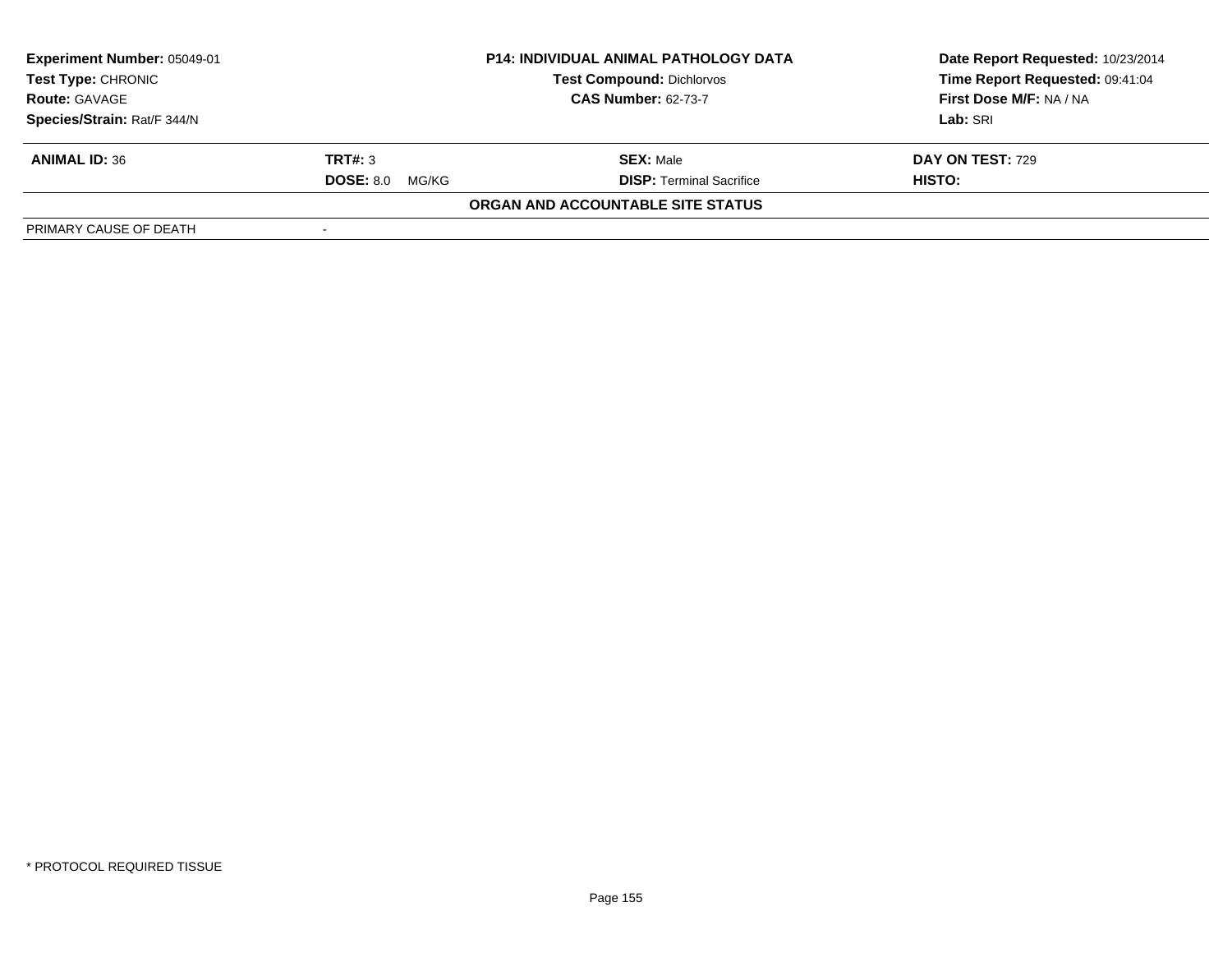| Experiment Number: 05049-01 | P14: INDIVIDUAL ANIMAL PATHOLOGY DATA | Date Report Requested: 10/23/2014 |
|---|---|---|
| Test Type: CHRONIC | Test Compound: Dichlorvos | Time Report Requested: 09:41:04 |
| Route: GAVAGE | CAS Number: 62-73-7 | First Dose M/F: NA / NA |
| Species/Strain: Rat/F 344/N | | Lab: SRI |

| ANIMAL ID: 36 | TRT#: 3 | SEX: Male | DAY ON TEST: 729 |
|---|---|---|---|
| | DOSE: 8.0 MG/KG | DISP: Terminal Sacrifice | HISTO: |

**ORGAN AND ACCOUNTABLE SITE STATUS**

| PRIMARY CAUSE OF DEATH | - |
|---|---|

\* PROTOCOL REQUIRED TISSUE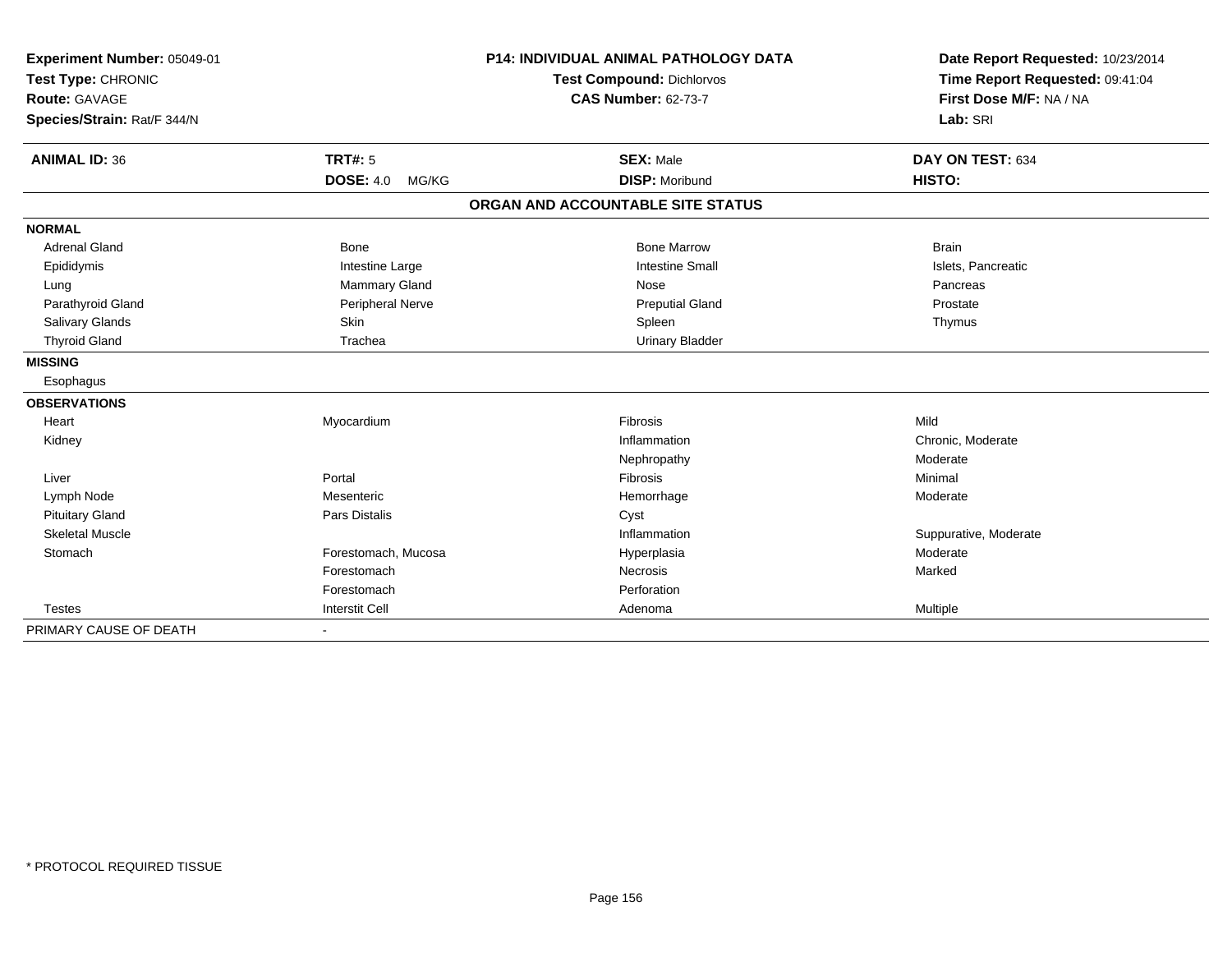**Experiment Number:** 05049-01
**Test Type:** CHRONIC
**Route:** GAVAGE
**Species/Strain:** Rat/F 344/N

**P14: INDIVIDUAL ANIMAL PATHOLOGY DATA**
**Test Compound:** Dichlorvos
**CAS Number:** 62-73-7

**Date Report Requested:** 10/23/2014
**Time Report Requested:** 09:41:04
**First Dose M/F:** NA / NA
**Lab:** SRI

| **ANIMAL ID:** 36 | **TRT#:** 5 | **SEX:** Male | **DAY ON TEST:** 634 |
|---|---|---|---|
| | **DOSE:** 4.0 MG/KG | **DISP:** Moribund | **HISTO:** |

**ORGAN AND ACCOUNTABLE SITE STATUS**

| | | | |
|---|---|---|---|
| **NORMAL** | | | |
| Adrenal Gland | Bone | Bone Marrow | Brain |
| Epididymis | Intestine Large | Intestine Small | Islets, Pancreatic |
| Lung | Mammary Gland | Nose | Pancreas |
| Parathyroid Gland | Peripheral Nerve | Preputial Gland | Prostate |
| Salivary Glands | Skin | Spleen | Thymus |
| Thyroid Gland | Trachea | Urinary Bladder | |
| **MISSING** | | | |
| Esophagus | | | |
| **OBSERVATIONS** | | | |
| Heart | Myocardium | Fibrosis | Mild |
| Kidney | | Inflammation | Chronic, Moderate |
| | | Nephropathy | Moderate |
| Liver | Portal | Fibrosis | Minimal |
| Lymph Node | Mesenteric | Hemorrhage | Moderate |
| Pituitary Gland | Pars Distalis | Cyst | |
| Skeletal Muscle | | Inflammation | Suppurative, Moderate |
| Stomach | Forestomach, Mucosa | Hyperplasia | Moderate |
| | Forestomach | Necrosis | Marked |
| | Forestomach | Perforation | |
| Testes | Interstit Cell | Adenoma | Multiple |
| PRIMARY CAUSE OF DEATH | - | | |

\* PROTOCOL REQUIRED TISSUE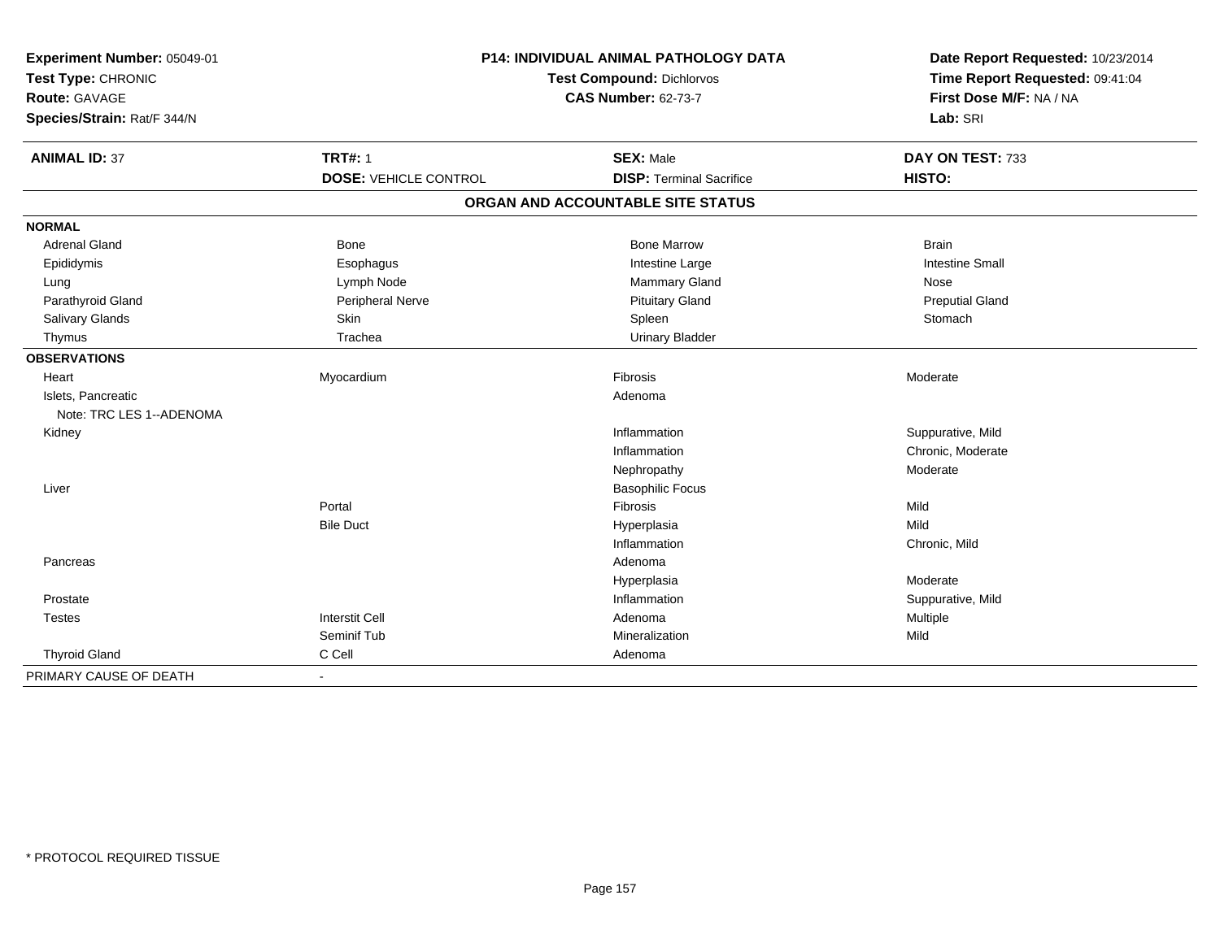**Experiment Number:** 05049-01
**Test Type:** CHRONIC
**Route:** GAVAGE
**Species/Strain:** Rat/F 344/N

**P14: INDIVIDUAL ANIMAL PATHOLOGY DATA**
**Test Compound:** Dichlorvos
**CAS Number:** 62-73-7

**Date Report Requested:** 10/23/2014
**Time Report Requested:** 09:41:04
**First Dose M/F:** NA / NA
**Lab:** SRI

| **ANIMAL ID:** 37 | **TRT#:** 1 | **SEX:** Male | **DAY ON TEST:** 733 |
|---|---|---|---|
| | **DOSE:** VEHICLE CONTROL | **DISP:** Terminal Sacrifice | **HISTO:** |

## ORGAN AND ACCOUNTABLE SITE STATUS

| | | | |
|---|---|---|---|
| **NORMAL** | | | |
| Adrenal Gland | Bone | Bone Marrow | Brain |
| Epididymis | Esophagus | Intestine Large | Intestine Small |
| Lung | Lymph Node | Mammary Gland | Nose |
| Parathyroid Gland | Peripheral Nerve | Pituitary Gland | Preputial Gland |
| Salivary Glands | Skin | Spleen | Stomach |
| Thymus | Trachea | Urinary Bladder | |
| **OBSERVATIONS** | | | |
| Heart | Myocardium | Fibrosis | Moderate |
| Islets, Pancreatic | | Adenoma | |
| Note: TRC LES 1--ADENOMA | | | |
| Kidney | | Inflammation | Suppurative, Mild |
| | | Inflammation | Chronic, Moderate |
| | | Nephropathy | Moderate |
| Liver | | Basophilic Focus | |
| | Portal | Fibrosis | Mild |
| | Bile Duct | Hyperplasia | Mild |
| | | Inflammation | Chronic, Mild |
| Pancreas | | Adenoma | |
| | | Hyperplasia | Moderate |
| Prostate | | Inflammation | Suppurative, Mild |
| Testes | Interstit Cell | Adenoma | Multiple |
| | Seminif Tub | Mineralization | Mild |
| Thyroid Gland | C Cell | Adenoma | |
| PRIMARY CAUSE OF DEATH | - | | |

\* PROTOCOL REQUIRED TISSUE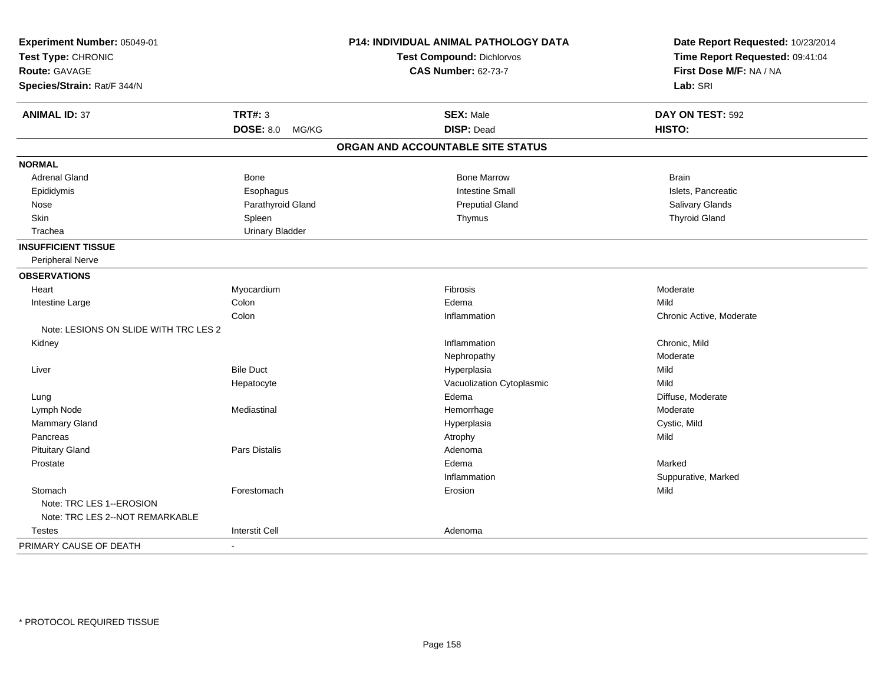**Experiment Number:** 05049-01
**Test Type:** CHRONIC
**Route:** GAVAGE
**Species/Strain:** Rat/F 344/N

**P14: INDIVIDUAL ANIMAL PATHOLOGY DATA**
**Test Compound:** Dichlorvos
**CAS Number:** 62-73-7

**Date Report Requested:** 10/23/2014
**Time Report Requested:** 09:41:04
**First Dose M/F:** NA / NA
**Lab:** SRI

| **ANIMAL ID:** 37 | **TRT#:** 3 | **SEX:** Male | **DAY ON TEST:** 592 |
|---|---|---|---|
| | **DOSE:** 8.0 MG/KG | **DISP:** Dead | **HISTO:** |

## ORGAN AND ACCOUNTABLE SITE STATUS

| | | | |
|---|---|---|---|
| **NORMAL** | | | |
| Adrenal Gland | Bone | Bone Marrow | Brain |
| Epididymis | Esophagus | Intestine Small | Islets, Pancreatic |
| Nose | Parathyroid Gland | Preputial Gland | Salivary Glands |
| Skin | Spleen | Thymus | Thyroid Gland |
| Trachea | Urinary Bladder | | |
| **INSUFFICIENT TISSUE** | | | |
| Peripheral Nerve | | | |
| **OBSERVATIONS** | | | |
| Heart | Myocardium | Fibrosis | Moderate |
| Intestine Large | Colon | Edema | Mild |
| | Colon | Inflammation | Chronic Active, Moderate |
| Note: LESIONS ON SLIDE WITH TRC LES 2 | | | |
| Kidney | | Inflammation | Chronic, Mild |
| | | Nephropathy | Moderate |
| Liver | Bile Duct | Hyperplasia | Mild |
| | Hepatocyte | Vacuolization Cytoplasmic | Mild |
| Lung | | Edema | Diffuse, Moderate |
| Lymph Node | Mediastinal | Hemorrhage | Moderate |
| Mammary Gland | | Hyperplasia | Cystic, Mild |
| Pancreas | | Atrophy | Mild |
| Pituitary Gland | Pars Distalis | Adenoma | |
| Prostate | | Edema | Marked |
| | | Inflammation | Suppurative, Marked |
| Stomach | Forestomach | Erosion | Mild |
| Note: TRC LES 1--EROSION | | | |
| Note: TRC LES 2--NOT REMARKABLE | | | |
| Testes | Interstit Cell | Adenoma | |
| PRIMARY CAUSE OF DEATH | - | | |

\* PROTOCOL REQUIRED TISSUE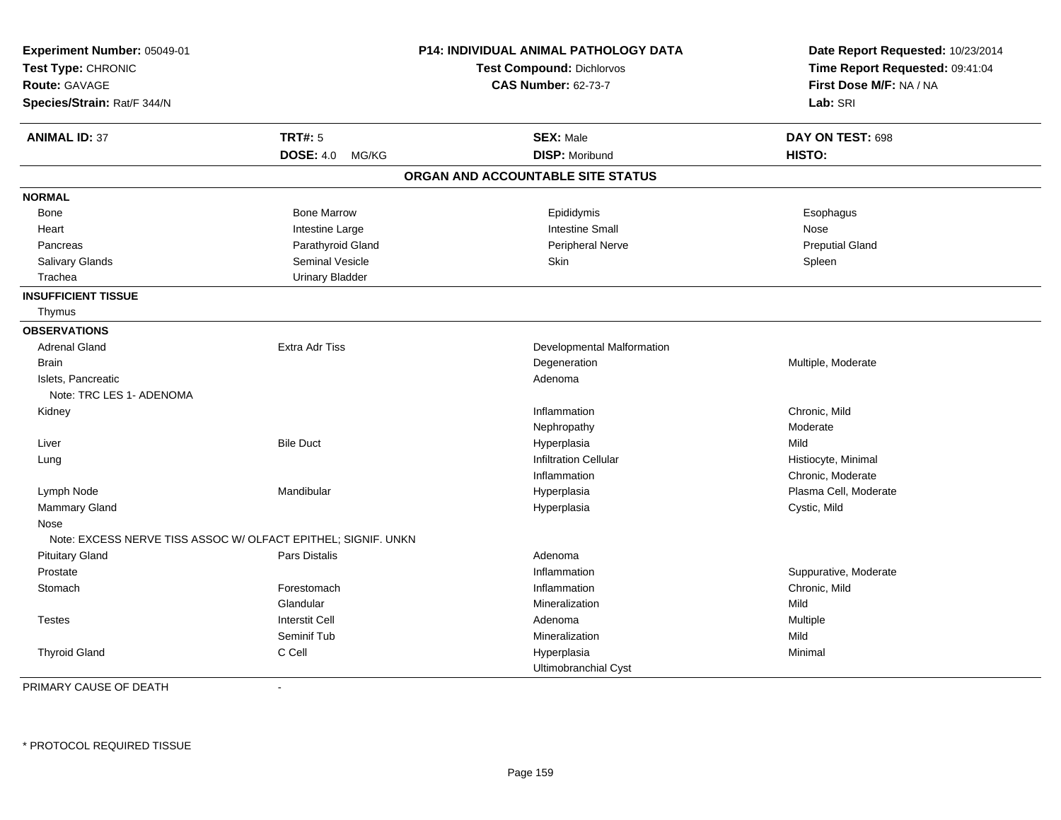**Experiment Number:** 05049-01
**Test Type:** CHRONIC
**Route:** GAVAGE
**Species/Strain:** Rat/F 344/N

**P14: INDIVIDUAL ANIMAL PATHOLOGY DATA**
**Test Compound:** Dichlorvos
**CAS Number:** 62-73-7

**Date Report Requested:** 10/23/2014
**Time Report Requested:** 09:41:04
**First Dose M/F:** NA / NA
**Lab:** SRI

| **ANIMAL ID:** 37 | **TRT#:** 5 | **SEX:** Male | **DAY ON TEST:** 698 |
|---|---|---|---|
| | **DOSE:** 4.0 MG/KG | **DISP:** Moribund | **HISTO:** |

## ORGAN AND ACCOUNTABLE SITE STATUS

**NORMAL**

| | | | |
|---|---|---|---|
| Bone | Bone Marrow | Epididymis | Esophagus |
| Heart | Intestine Large | Intestine Small | Nose |
| Pancreas | Parathyroid Gland | Peripheral Nerve | Preputial Gland |
| Salivary Glands | Seminal Vesicle | Skin | Spleen |
| Trachea | Urinary Bladder | | |

**INSUFFICIENT TISSUE**

Thymus

**OBSERVATIONS**

| Organ | Site | Observation | Qualifier |
|---|---|---|---|
| Adrenal Gland | Extra Adr Tiss | Developmental Malformation | |
| Brain | | Degeneration | Multiple, Moderate |
| Islets, Pancreatic | | Adenoma | |
| Note: TRC LES 1- ADENOMA | | | |
| Kidney | | Inflammation | Chronic, Mild |
| | | Nephropathy | Moderate |
| Liver | Bile Duct | Hyperplasia | Mild |
| Lung | | Infiltration Cellular | Histiocyte, Minimal |
| | | Inflammation | Chronic, Moderate |
| Lymph Node | Mandibular | Hyperplasia | Plasma Cell, Moderate |
| Mammary Gland | | Hyperplasia | Cystic, Mild |
| Nose | | | |
| Note: EXCESS NERVE TISS ASSOC W/ OLFACT EPITHEL; SIGNIF. UNKN | | | |
| Pituitary Gland | Pars Distalis | Adenoma | |
| Prostate | | Inflammation | Suppurative, Moderate |
| Stomach | Forestomach | Inflammation | Chronic, Mild |
| | Glandular | Mineralization | Mild |
| Testes | Interstit Cell | Adenoma | Multiple |
| | Seminif Tub | Mineralization | Mild |
| Thyroid Gland | C Cell | Hyperplasia | Minimal |
| | | Ultimobranchial Cyst | |

PRIMARY CAUSE OF DEATH -

\* PROTOCOL REQUIRED TISSUE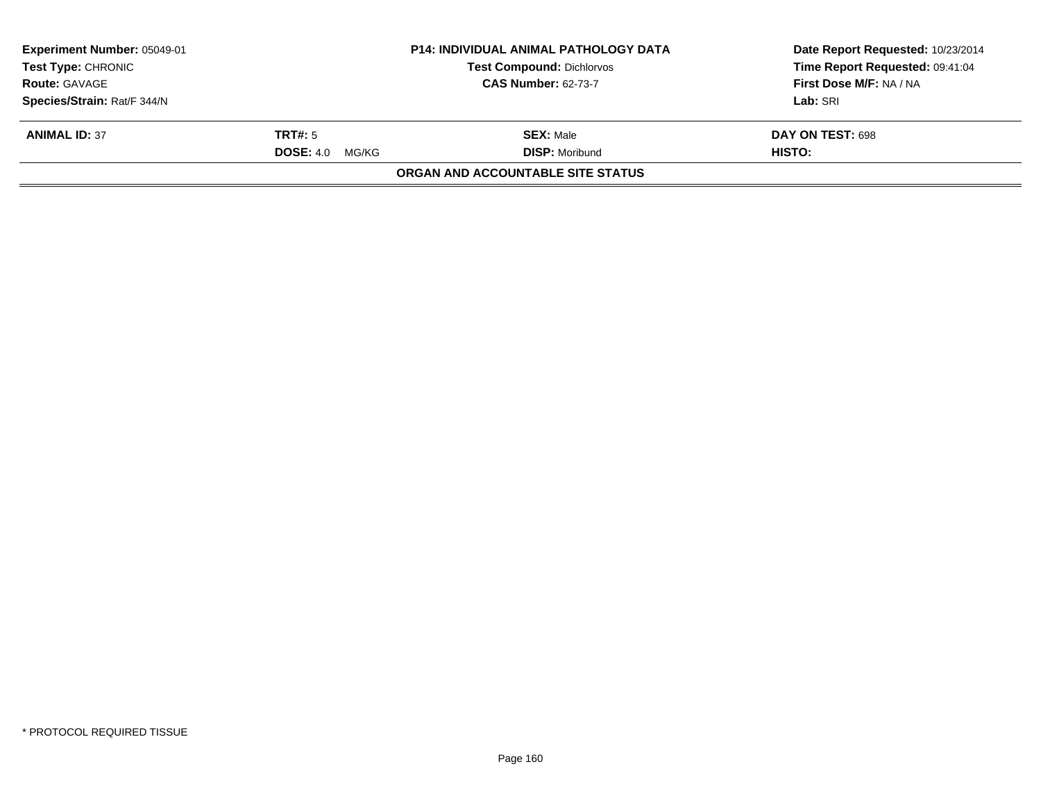| **Experiment Number:** 05049-01 | **P14: INDIVIDUAL ANIMAL PATHOLOGY DATA** | **Date Report Requested:** 10/23/2014 |
|---|---|---|
| **Test Type:** CHRONIC | **Test Compound:** Dichlorvos | **Time Report Requested:** 09:41:04 |
| **Route:** GAVAGE | **CAS Number:** 62-73-7 | **First Dose M/F:** NA / NA |
| **Species/Strain:** Rat/F 344/N | | **Lab:** SRI |

| **ANIMAL ID:** 37 | **TRT#:** 5 | **SEX:** Male | **DAY ON TEST:** 698 |
|---|---|---|---|
| | **DOSE:** 4.0 MG/KG | **DISP:** Moribund | **HISTO:** |

**ORGAN AND ACCOUNTABLE SITE STATUS**

* PROTOCOL REQUIRED TISSUE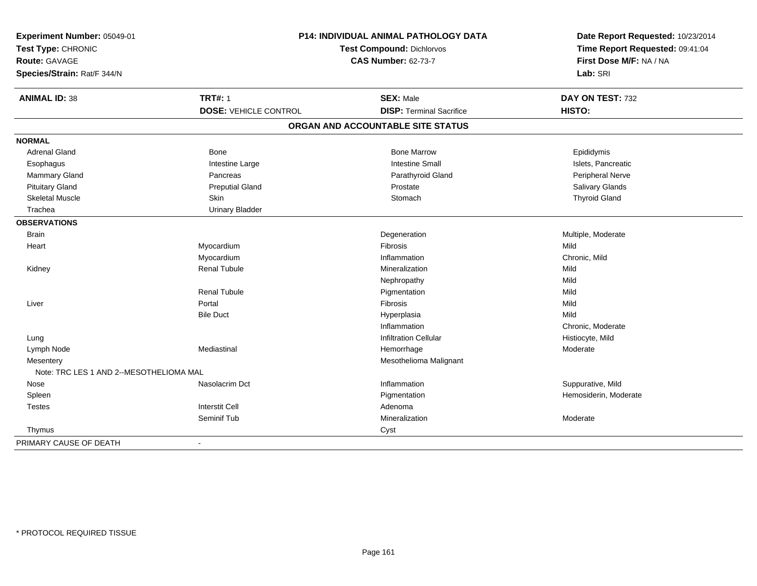**Experiment Number:** 05049-01
**Test Type:** CHRONIC
**Route:** GAVAGE
**Species/Strain:** Rat/F 344/N

**P14: INDIVIDUAL ANIMAL PATHOLOGY DATA**
**Test Compound:** Dichlorvos
**CAS Number:** 62-73-7

**Date Report Requested:** 10/23/2014
**Time Report Requested:** 09:41:04
**First Dose M/F:** NA / NA
**Lab:** SRI

| **ANIMAL ID:** 38 | **TRT#:** 1 | **SEX:** Male | **DAY ON TEST:** 732 |
|---|---|---|---|
| | **DOSE:** VEHICLE CONTROL | **DISP:** Terminal Sacrifice | **HISTO:** |

## ORGAN AND ACCOUNTABLE SITE STATUS

| | | | |
|---|---|---|---|
| **NORMAL** | | | |
| Adrenal Gland | Bone | Bone Marrow | Epididymis |
| Esophagus | Intestine Large | Intestine Small | Islets, Pancreatic |
| Mammary Gland | Pancreas | Parathyroid Gland | Peripheral Nerve |
| Pituitary Gland | Preputial Gland | Prostate | Salivary Glands |
| Skeletal Muscle | Skin | Stomach | Thyroid Gland |
| Trachea | Urinary Bladder | | |
| **OBSERVATIONS** | | | |
| Brain | | Degeneration | Multiple, Moderate |
| Heart | Myocardium | Fibrosis | Mild |
| | Myocardium | Inflammation | Chronic, Mild |
| Kidney | Renal Tubule | Mineralization | Mild |
| | | Nephropathy | Mild |
| | Renal Tubule | Pigmentation | Mild |
| Liver | Portal | Fibrosis | Mild |
| | Bile Duct | Hyperplasia | Mild |
| | | Inflammation | Chronic, Moderate |
| Lung | | Infiltration Cellular | Histiocyte, Mild |
| Lymph Node | Mediastinal | Hemorrhage | Moderate |
| Mesentery | | Mesothelioma Malignant | |
| Note: TRC LES 1 AND 2--MESOTHELIOMA MAL | | | |
| Nose | Nasolacrim Dct | Inflammation | Suppurative, Mild |
| Spleen | | Pigmentation | Hemosiderin, Moderate |
| Testes | Interstit Cell | Adenoma | |
| | Seminif Tub | Mineralization | Moderate |
| Thymus | | Cyst | |
| PRIMARY CAUSE OF DEATH | - | | |

* PROTOCOL REQUIRED TISSUE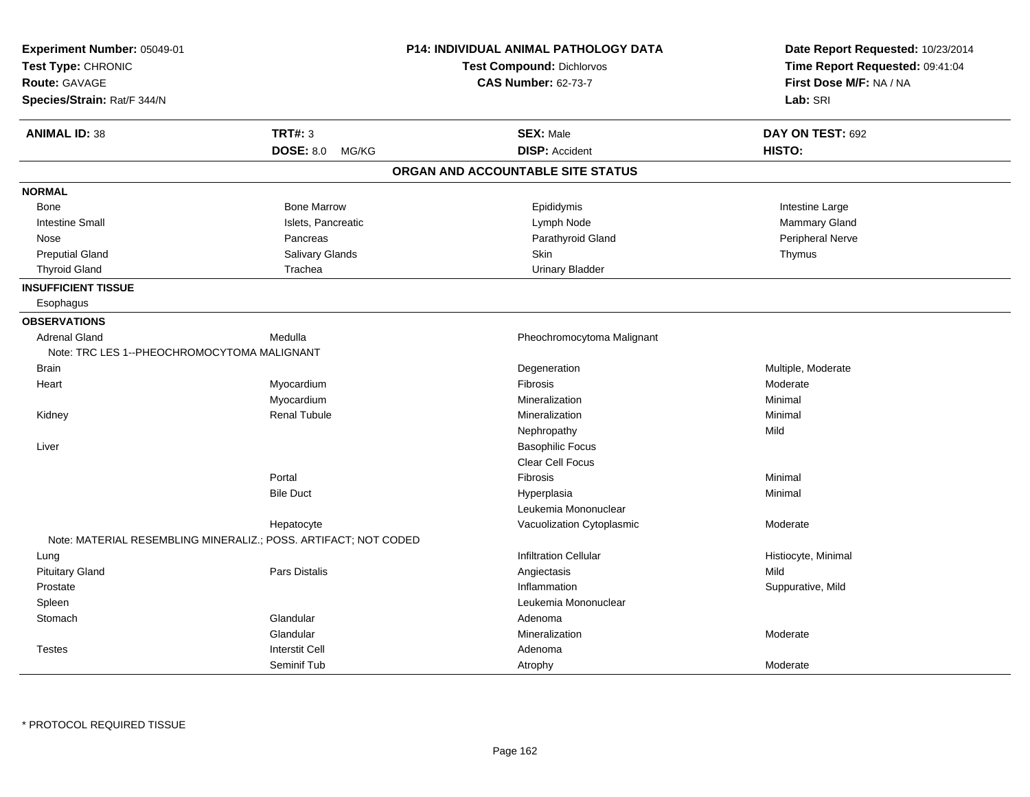**Experiment Number:** 05049-01
**Test Type:** CHRONIC
**Route:** GAVAGE
**Species/Strain:** Rat/F 344/N

**P14: INDIVIDUAL ANIMAL PATHOLOGY DATA**
**Test Compound:** Dichlorvos
**CAS Number:** 62-73-7

**Date Report Requested:** 10/23/2014
**Time Report Requested:** 09:41:04
**First Dose M/F:** NA / NA
**Lab:** SRI

| **ANIMAL ID:** 38 | **TRT#:** 3 | **SEX:** Male | **DAY ON TEST:** 692 |
|---|---|---|---|
| | **DOSE:** 8.0 MG/KG | **DISP:** Accident | **HISTO:** |

## ORGAN AND ACCOUNTABLE SITE STATUS

**NORMAL**

| | | | |
|---|---|---|---|
| Bone | Bone Marrow | Epididymis | Intestine Large |
| Intestine Small | Islets, Pancreatic | Lymph Node | Mammary Gland |
| Nose | Pancreas | Parathyroid Gland | Peripheral Nerve |
| Preputial Gland | Salivary Glands | Skin | Thymus |
| Thyroid Gland | Trachea | Urinary Bladder | |

**INSUFFICIENT TISSUE**

Esophagus

**OBSERVATIONS**

| | | | |
|---|---|---|---|
| Adrenal Gland | Medulla | Pheochromocytoma Malignant | |
| Note: TRC LES 1--PHEOCHROMOCYTOMA MALIGNANT | | | |
| Brain | | Degeneration | Multiple, Moderate |
| Heart | Myocardium | Fibrosis | Moderate |
| | Myocardium | Mineralization | Minimal |
| Kidney | Renal Tubule | Mineralization | Minimal |
| | | Nephropathy | Mild |
| Liver | | Basophilic Focus | |
| | | Clear Cell Focus | |
| | Portal | Fibrosis | Minimal |
| | Bile Duct | Hyperplasia | Minimal |
| | | Leukemia Mononuclear | |
| | Hepatocyte | Vacuolization Cytoplasmic | Moderate |
| Note: MATERIAL RESEMBLING MINERALIZ.; POSS. ARTIFACT; NOT CODED | | | |
| Lung | | Infiltration Cellular | Histiocyte, Minimal |
| Pituitary Gland | Pars Distalis | Angiectasis | Mild |
| Prostate | | Inflammation | Suppurative, Mild |
| Spleen | | Leukemia Mononuclear | |
| Stomach | Glandular | Adenoma | |
| | Glandular | Mineralization | Moderate |
| Testes | Interstit Cell | Adenoma | |
| | Seminif Tub | Atrophy | Moderate |

* PROTOCOL REQUIRED TISSUE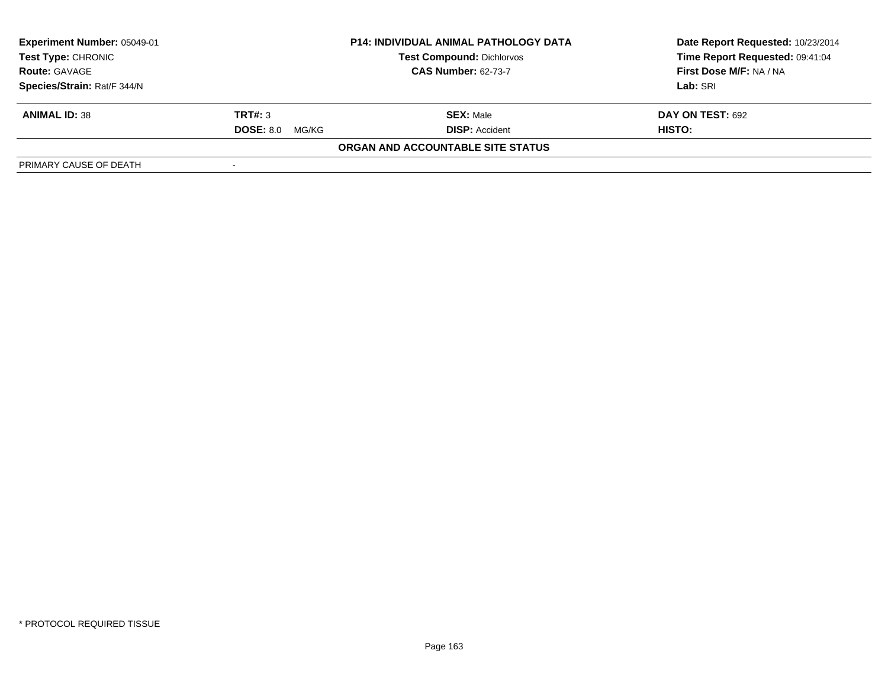| Experiment Number: 05049-01 | P14: INDIVIDUAL ANIMAL PATHOLOGY DATA | Date Report Requested: 10/23/2014 |
|---|---|---|
| Test Type: CHRONIC | Test Compound: Dichlorvos | Time Report Requested: 09:41:04 |
| Route: GAVAGE | CAS Number: 62-73-7 | First Dose M/F: NA / NA |
| Species/Strain: Rat/F 344/N | | Lab: SRI |

| ANIMAL ID: 38 | TRT#: 3 | SEX: Male | DAY ON TEST: 692 |
|---|---|---|---|
| | DOSE: 8.0 MG/KG | DISP: Accident | HISTO: |

**ORGAN AND ACCOUNTABLE SITE STATUS**

| PRIMARY CAUSE OF DEATH | - |
|---|---|

* PROTOCOL REQUIRED TISSUE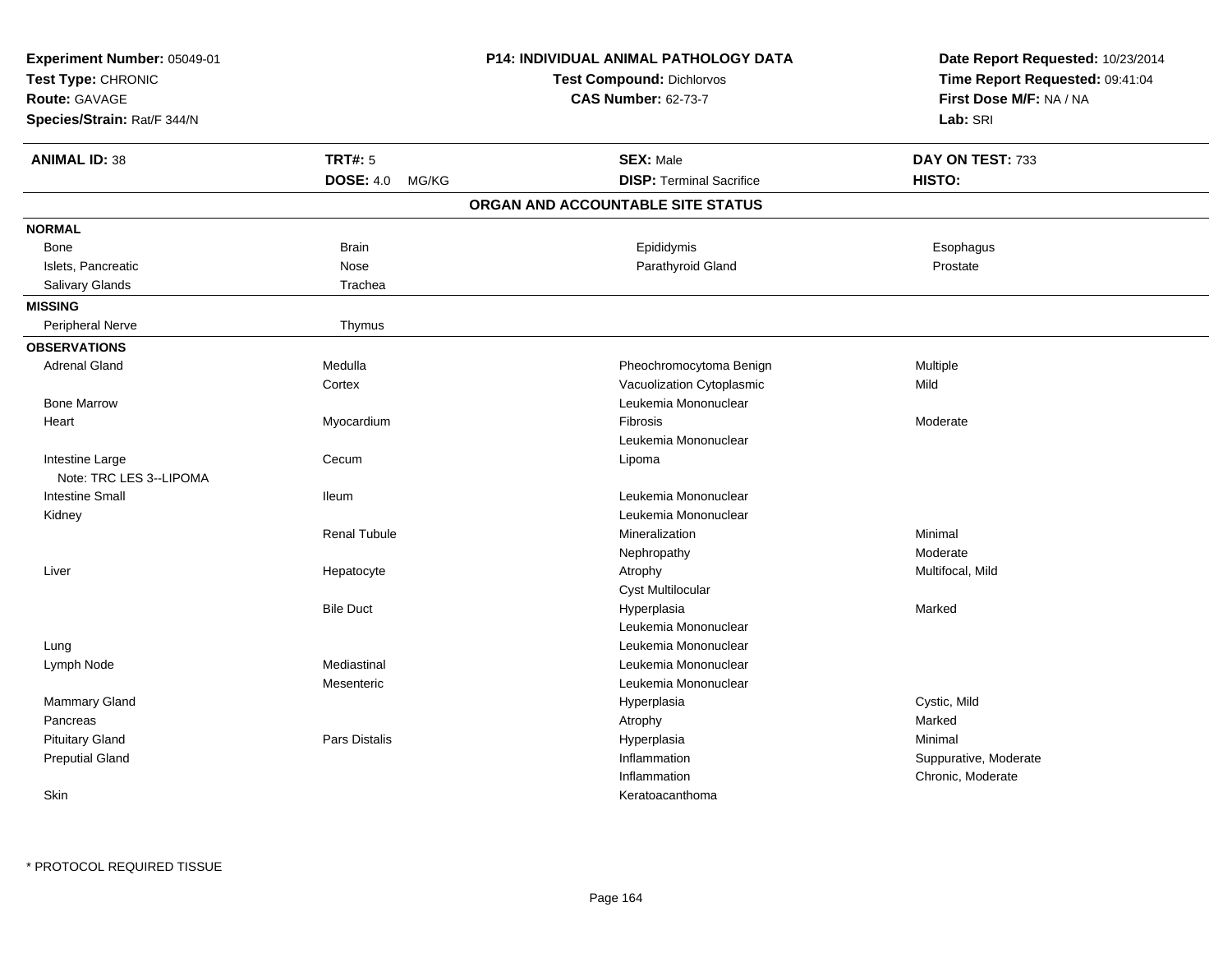**Experiment Number:** 05049-01
**Test Type:** CHRONIC
**Route:** GAVAGE
**Species/Strain:** Rat/F 344/N

**P14: INDIVIDUAL ANIMAL PATHOLOGY DATA**
**Test Compound:** Dichlorvos
**CAS Number:** 62-73-7

**Date Report Requested:** 10/23/2014
**Time Report Requested:** 09:41:04
**First Dose M/F:** NA / NA
**Lab:** SRI

| **ANIMAL ID:** 38 | **TRT#:** 5 | **SEX:** Male | **DAY ON TEST:** 733 |
|---|---|---|---|
| | **DOSE:** 4.0 MG/KG | **DISP:** Terminal Sacrifice | **HISTO:** |

## ORGAN AND ACCOUNTABLE SITE STATUS

**NORMAL**

| | | | |
|---|---|---|---|
| Bone | Brain | Epididymis | Esophagus |
| Islets, Pancreatic | Nose | Parathyroid Gland | Prostate |
| Salivary Glands | Trachea | | |

**MISSING**

| | |
|---|---|
| Peripheral Nerve | Thymus |

**OBSERVATIONS**

| Organ | Site | Observation | Qualifier |
|---|---|---|---|
| Adrenal Gland | Medulla | Pheochromocytoma Benign | Multiple |
| | Cortex | Vacuolization Cytoplasmic | Mild |
| Bone Marrow | | Leukemia Mononuclear | |
| Heart | Myocardium | Fibrosis | Moderate |
| | | Leukemia Mononuclear | |
| Intestine Large | Cecum | Lipoma | |
| Note: TRC LES 3--LIPOMA | | | |
| Intestine Small | Ileum | Leukemia Mononuclear | |
| Kidney | | Leukemia Mononuclear | |
| | Renal Tubule | Mineralization | Minimal |
| | | Nephropathy | Moderate |
| Liver | Hepatocyte | Atrophy | Multifocal, Mild |
| | | Cyst Multilocular | |
| | Bile Duct | Hyperplasia | Marked |
| | | Leukemia Mononuclear | |
| Lung | | Leukemia Mononuclear | |
| Lymph Node | Mediastinal | Leukemia Mononuclear | |
| | Mesenteric | Leukemia Mononuclear | |
| Mammary Gland | | Hyperplasia | Cystic, Mild |
| Pancreas | | Atrophy | Marked |
| Pituitary Gland | Pars Distalis | Hyperplasia | Minimal |
| Preputial Gland | | Inflammation | Suppurative, Moderate |
| | | Inflammation | Chronic, Moderate |
| Skin | | Keratoacanthoma | |

\* PROTOCOL REQUIRED TISSUE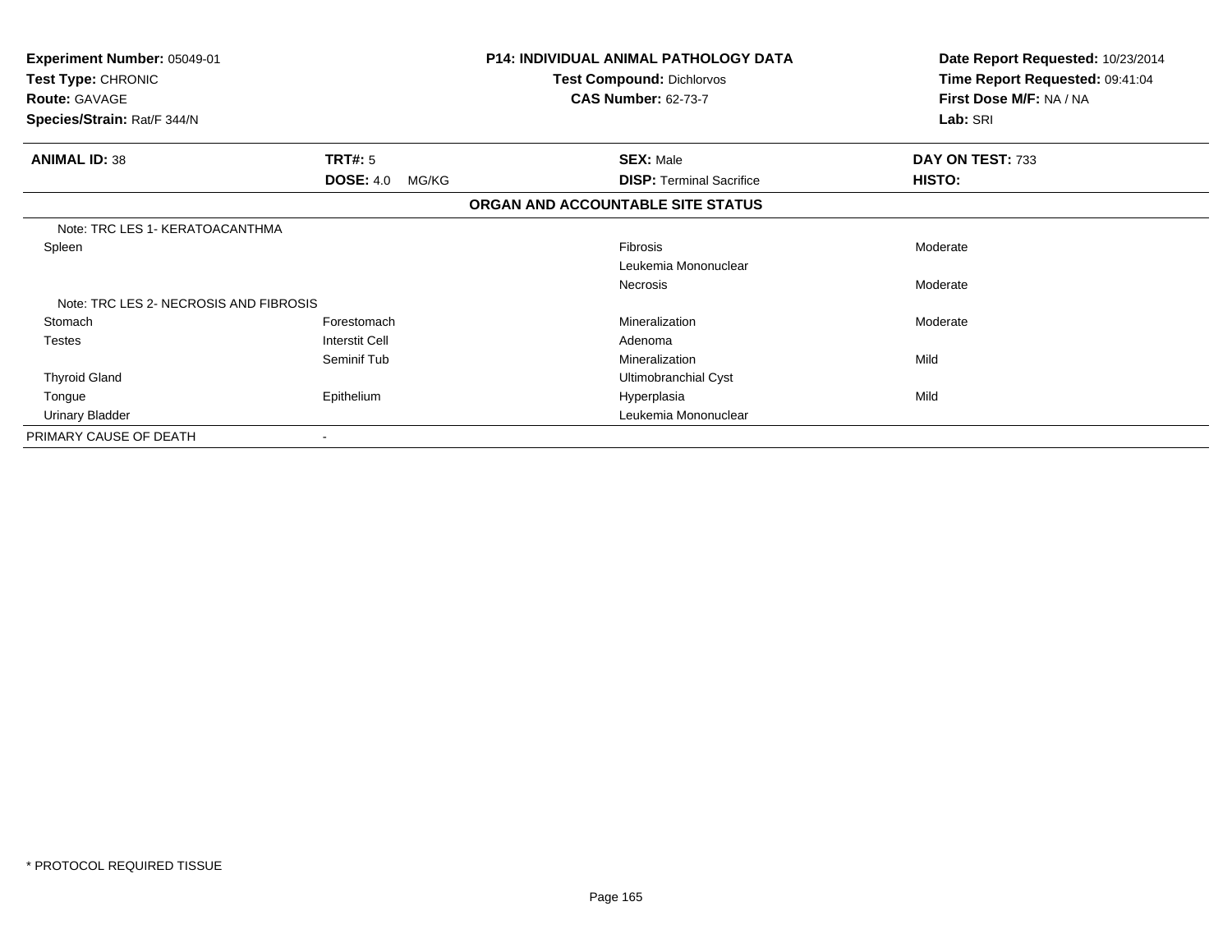**Experiment Number:** 05049-01
**Test Type:** CHRONIC
**Route:** GAVAGE
**Species/Strain:** Rat/F 344/N

**P14: INDIVIDUAL ANIMAL PATHOLOGY DATA**
**Test Compound:** Dichlorvos
**CAS Number:** 62-73-7

**Date Report Requested:** 10/23/2014
**Time Report Requested:** 09:41:04
**First Dose M/F:** NA / NA
**Lab:** SRI

| **ANIMAL ID:** 38 | **TRT#:** 5 | **SEX:** Male | **DAY ON TEST:** 733 |
|---|---|---|---|
| | **DOSE:** 4.0 MG/KG | **DISP:** Terminal Sacrifice | **HISTO:** |

**ORGAN AND ACCOUNTABLE SITE STATUS**

| | | | |
|---|---|---|---|
| Note: TRC LES 1- KERATOACANTHMA | | | |
| Spleen | | Fibrosis | Moderate |
| | | Leukemia Mononuclear | |
| | | Necrosis | Moderate |
| Note: TRC LES 2- NECROSIS AND FIBROSIS | | | |
| Stomach | Forestomach | Mineralization | Moderate |
| Testes | Interstit Cell | Adenoma | |
| | Seminif Tub | Mineralization | Mild |
| Thyroid Gland | | Ultimobranchial Cyst | |
| Tongue | Epithelium | Hyperplasia | Mild |
| Urinary Bladder | | Leukemia Mononuclear | |
| PRIMARY CAUSE OF DEATH | - | | |

* PROTOCOL REQUIRED TISSUE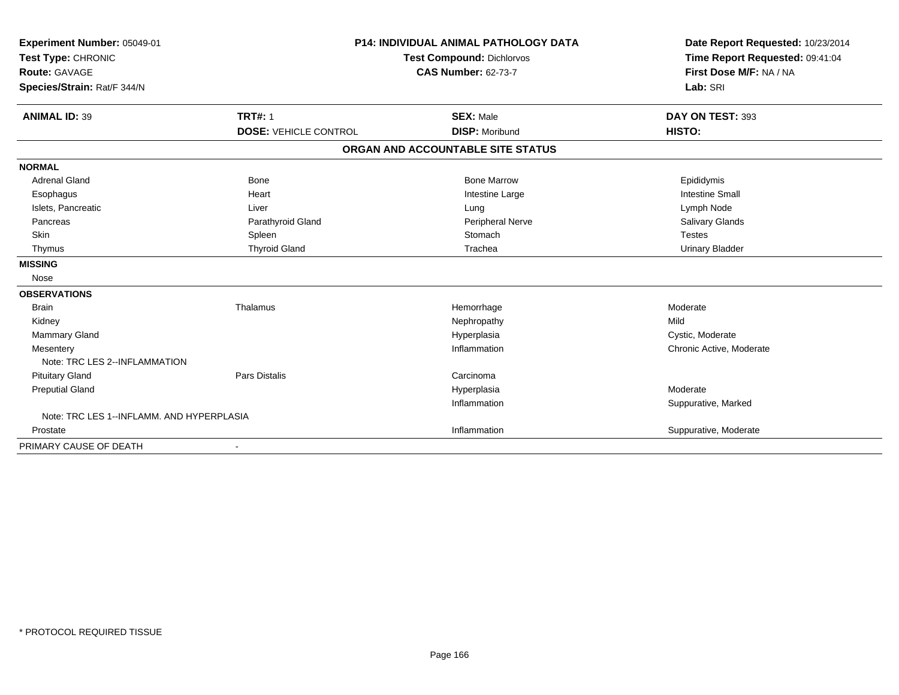**Experiment Number:** 05049-01
**Test Type:** CHRONIC
**Route:** GAVAGE
**Species/Strain:** Rat/F 344/N

**P14: INDIVIDUAL ANIMAL PATHOLOGY DATA**
**Test Compound:** Dichlorvos
**CAS Number:** 62-73-7

**Date Report Requested:** 10/23/2014
**Time Report Requested:** 09:41:04
**First Dose M/F:** NA / NA
**Lab:** SRI

| **ANIMAL ID:** 39 | **TRT#:** 1 | **SEX:** Male | **DAY ON TEST:** 393 |
|---|---|---|---|
| | **DOSE:** VEHICLE CONTROL | **DISP:** Moribund | **HISTO:** |

**ORGAN AND ACCOUNTABLE SITE STATUS**

| | | | |
|---|---|---|---|
| **NORMAL** | | | |
| Adrenal Gland | Bone | Bone Marrow | Epididymis |
| Esophagus | Heart | Intestine Large | Intestine Small |
| Islets, Pancreatic | Liver | Lung | Lymph Node |
| Pancreas | Parathyroid Gland | Peripheral Nerve | Salivary Glands |
| Skin | Spleen | Stomach | Testes |
| Thymus | Thyroid Gland | Trachea | Urinary Bladder |
| **MISSING** | | | |
| Nose | | | |
| **OBSERVATIONS** | | | |
| Brain | Thalamus | Hemorrhage | Moderate |
| Kidney | | Nephropathy | Mild |
| Mammary Gland | | Hyperplasia | Cystic, Moderate |
| Mesentery | | Inflammation | Chronic Active, Moderate |
| Note: TRC LES 2--INFLAMMATION | | | |
| Pituitary Gland | Pars Distalis | Carcinoma | |
| Preputial Gland | | Hyperplasia | Moderate |
| | | Inflammation | Suppurative, Marked |
| Note: TRC LES 1--INFLAMM. AND HYPERPLASIA | | | |
| Prostate | | Inflammation | Suppurative, Moderate |
| PRIMARY CAUSE OF DEATH | - | | |

* PROTOCOL REQUIRED TISSUE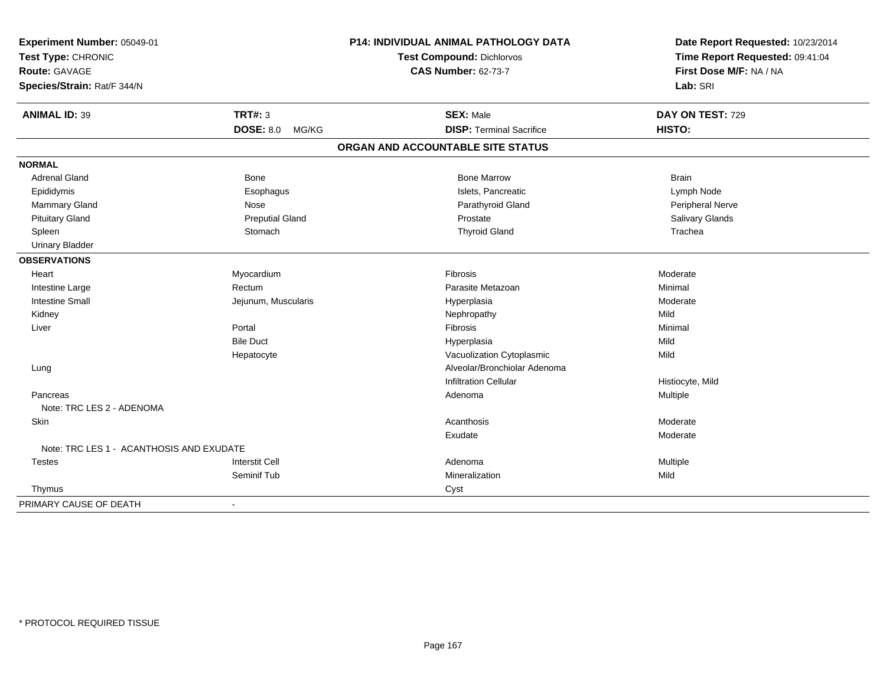**Experiment Number:** 05049-01
**Test Type:** CHRONIC
**Route:** GAVAGE
**Species/Strain:** Rat/F 344/N

**P14: INDIVIDUAL ANIMAL PATHOLOGY DATA**
**Test Compound:** Dichlorvos
**CAS Number:** 62-73-7

**Date Report Requested:** 10/23/2014
**Time Report Requested:** 09:41:04
**First Dose M/F:** NA / NA
**Lab:** SRI

| **ANIMAL ID:** 39 | **TRT#:** 3 | **SEX:** Male | **DAY ON TEST:** 729 |
|---|---|---|---|
| | **DOSE:** 8.0 MG/KG | **DISP:** Terminal Sacrifice | **HISTO:** |

## ORGAN AND ACCOUNTABLE SITE STATUS

| | | | |
|---|---|---|---|
| **NORMAL** | | | |
| Adrenal Gland | Bone | Bone Marrow | Brain |
| Epididymis | Esophagus | Islets, Pancreatic | Lymph Node |
| Mammary Gland | Nose | Parathyroid Gland | Peripheral Nerve |
| Pituitary Gland | Preputial Gland | Prostate | Salivary Glands |
| Spleen | Stomach | Thyroid Gland | Trachea |
| Urinary Bladder | | | |
| **OBSERVATIONS** | | | |
| Heart | Myocardium | Fibrosis | Moderate |
| Intestine Large | Rectum | Parasite Metazoan | Minimal |
| Intestine Small | Jejunum, Muscularis | Hyperplasia | Moderate |
| Kidney | | Nephropathy | Mild |
| Liver | Portal | Fibrosis | Minimal |
| | Bile Duct | Hyperplasia | Mild |
| | Hepatocyte | Vacuolization Cytoplasmic | Mild |
| Lung | | Alveolar/Bronchiolar Adenoma | |
| | | Infiltration Cellular | Histiocyte, Mild |
| Pancreas | | Adenoma | Multiple |
| Note: TRC LES 2 - ADENOMA | | | |
| Skin | | Acanthosis | Moderate |
| | | Exudate | Moderate |
| Note: TRC LES 1 - ACANTHOSIS AND EXUDATE | | | |
| Testes | Interstit Cell | Adenoma | Multiple |
| | Seminif Tub | Mineralization | Mild |
| Thymus | | Cyst | |
| PRIMARY CAUSE OF DEATH | - | | |

\* PROTOCOL REQUIRED TISSUE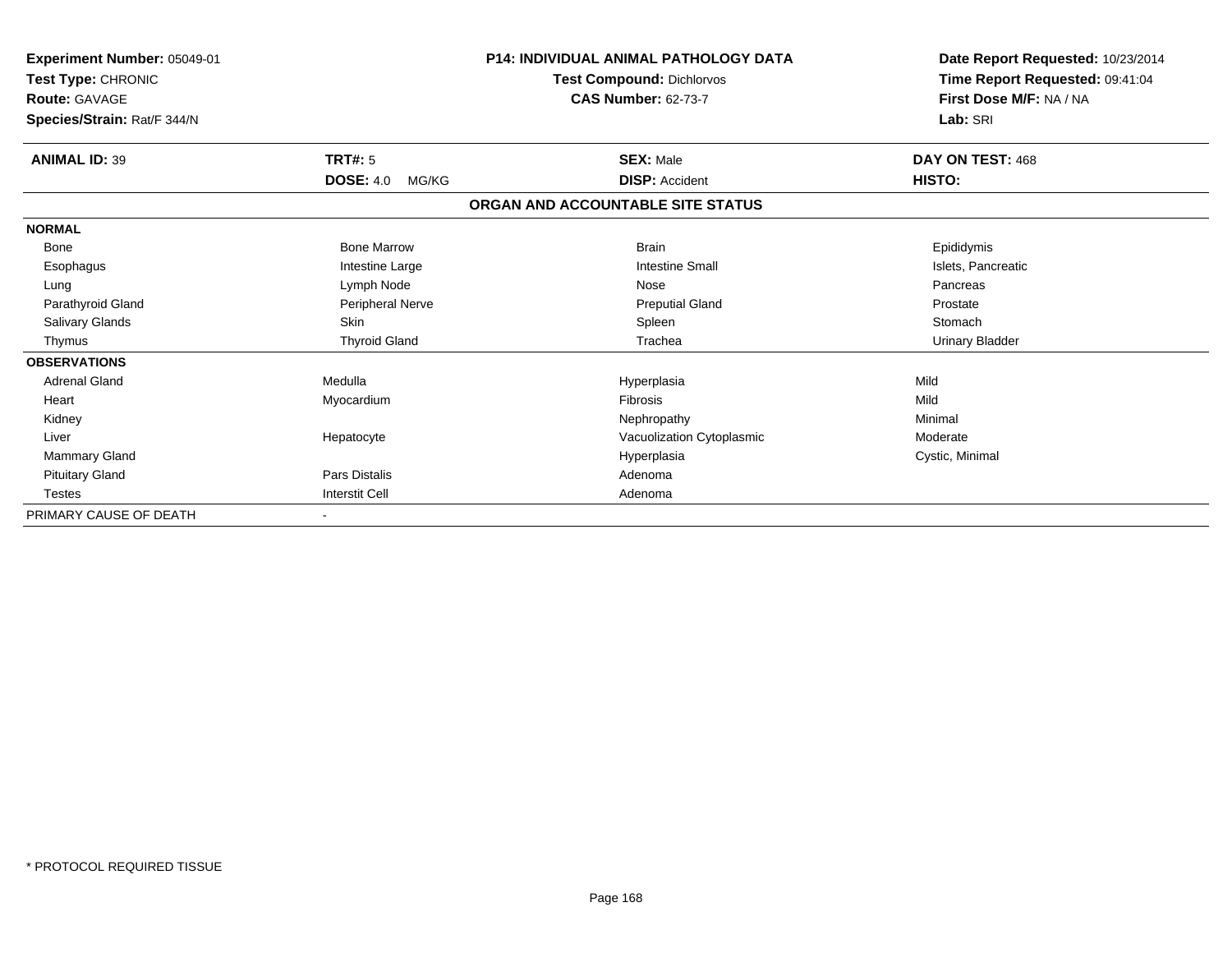**Experiment Number:** 05049-01
**Test Type:** CHRONIC
**Route:** GAVAGE
**Species/Strain:** Rat/F 344/N

**P14: INDIVIDUAL ANIMAL PATHOLOGY DATA**
**Test Compound:** Dichlorvos
**CAS Number:** 62-73-7

**Date Report Requested:** 10/23/2014
**Time Report Requested:** 09:41:04
**First Dose M/F:** NA / NA
**Lab:** SRI

| **ANIMAL ID:** 39 | **TRT#:** 5 | **SEX:** Male | **DAY ON TEST:** 468 |
|---|---|---|---|
| | **DOSE:** 4.0 MG/KG | **DISP:** Accident | **HISTO:** |

**ORGAN AND ACCOUNTABLE SITE STATUS**

| | | | |
|---|---|---|---|
| **NORMAL** | | | |
| Bone | Bone Marrow | Brain | Epididymis |
| Esophagus | Intestine Large | Intestine Small | Islets, Pancreatic |
| Lung | Lymph Node | Nose | Pancreas |
| Parathyroid Gland | Peripheral Nerve | Preputial Gland | Prostate |
| Salivary Glands | Skin | Spleen | Stomach |
| Thymus | Thyroid Gland | Trachea | Urinary Bladder |
| **OBSERVATIONS** | | | |
| Adrenal Gland | Medulla | Hyperplasia | Mild |
| Heart | Myocardium | Fibrosis | Mild |
| Kidney | | Nephropathy | Minimal |
| Liver | Hepatocyte | Vacuolization Cytoplasmic | Moderate |
| Mammary Gland | | Hyperplasia | Cystic, Minimal |
| Pituitary Gland | Pars Distalis | Adenoma | |
| Testes | Interstit Cell | Adenoma | |
| PRIMARY CAUSE OF DEATH | - | | |

\* PROTOCOL REQUIRED TISSUE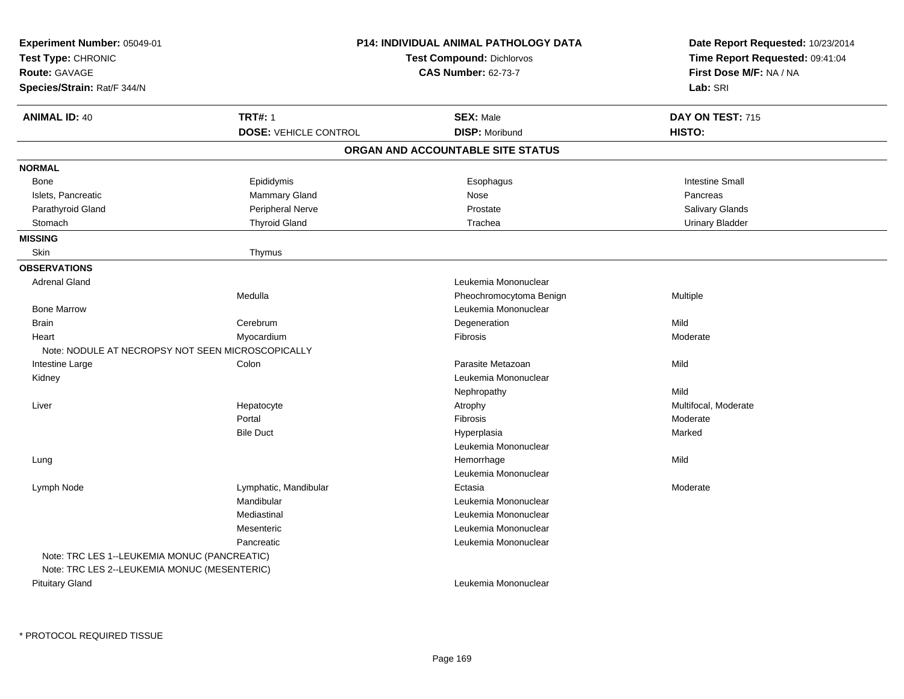**Experiment Number:** 05049-01
**Test Type:** CHRONIC
**Route:** GAVAGE
**Species/Strain:** Rat/F 344/N

**P14: INDIVIDUAL ANIMAL PATHOLOGY DATA**
**Test Compound:** Dichlorvos
**CAS Number:** 62-73-7

**Date Report Requested:** 10/23/2014
**Time Report Requested:** 09:41:04
**First Dose M/F:** NA / NA
**Lab:** SRI

| **ANIMAL ID:** 40 | **TRT#:** 1 | **SEX:** Male | **DAY ON TEST:** 715 |
|---|---|---|---|
| | **DOSE:** VEHICLE CONTROL | **DISP:** Moribund | **HISTO:** |

## ORGAN AND ACCOUNTABLE SITE STATUS

| | | | |
|---|---|---|---|
| **NORMAL** | | | |
| Bone | Epididymis | Esophagus | Intestine Small |
| Islets, Pancreatic | Mammary Gland | Nose | Pancreas |
| Parathyroid Gland | Peripheral Nerve | Prostate | Salivary Glands |
| Stomach | Thyroid Gland | Trachea | Urinary Bladder |
| **MISSING** | | | |
| Skin | Thymus | | |
| **OBSERVATIONS** | | | |
| Adrenal Gland | | Leukemia Mononuclear | |
| | Medulla | Pheochromocytoma Benign | Multiple |
| Bone Marrow | | Leukemia Mononuclear | |
| Brain | Cerebrum | Degeneration | Mild |
| Heart | Myocardium | Fibrosis | Moderate |
| Note: NODULE AT NECROPSY NOT SEEN MICROSCOPICALLY | | | |
| Intestine Large | Colon | Parasite Metazoan | Mild |
| Kidney | | Leukemia Mononuclear | |
| | | Nephropathy | Mild |
| Liver | Hepatocyte | Atrophy | Multifocal, Moderate |
| | Portal | Fibrosis | Moderate |
| | Bile Duct | Hyperplasia | Marked |
| | | Leukemia Mononuclear | |
| Lung | | Hemorrhage | Mild |
| | | Leukemia Mononuclear | |
| Lymph Node | Lymphatic, Mandibular | Ectasia | Moderate |
| | Mandibular | Leukemia Mononuclear | |
| | Mediastinal | Leukemia Mononuclear | |
| | Mesenteric | Leukemia Mononuclear | |
| | Pancreatic | Leukemia Mononuclear | |
| Note: TRC LES 1--LEUKEMIA MONUC (PANCREATIC) | | | |
| Note: TRC LES 2--LEUKEMIA MONUC (MESENTERIC) | | | |
| Pituitary Gland | | Leukemia Mononuclear | |

* PROTOCOL REQUIRED TISSUE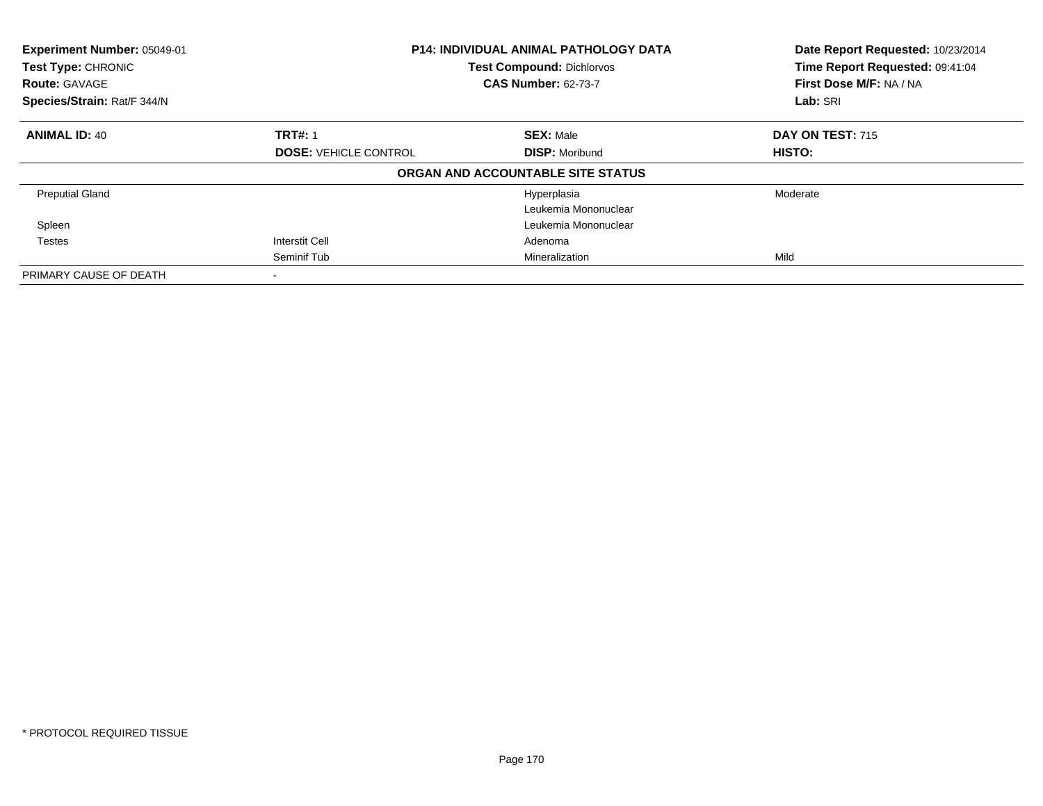**Experiment Number:** 05049-01
**Test Type:** CHRONIC
**Route:** GAVAGE
**Species/Strain:** Rat/F 344/N

**P14: INDIVIDUAL ANIMAL PATHOLOGY DATA**
**Test Compound:** Dichlorvos
**CAS Number:** 62-73-7

**Date Report Requested:** 10/23/2014
**Time Report Requested:** 09:41:04
**First Dose M/F:** NA / NA
**Lab:** SRI

| **ANIMAL ID:** 40 | **TRT#:** 1 | **SEX:** Male | **DAY ON TEST:** 715 |
|---|---|---|---|
| | **DOSE:** VEHICLE CONTROL | **DISP:** Moribund | **HISTO:** |
| | | **ORGAN AND ACCOUNTABLE SITE STATUS** | |
| Preputial Gland | | Hyperplasia | Moderate |
| | | Leukemia Mononuclear | |
| Spleen | | Leukemia Mononuclear | |
| Testes | Interstit Cell | Adenoma | |
| | Seminif Tub | Mineralization | Mild |
| PRIMARY CAUSE OF DEATH | - | | |

* PROTOCOL REQUIRED TISSUE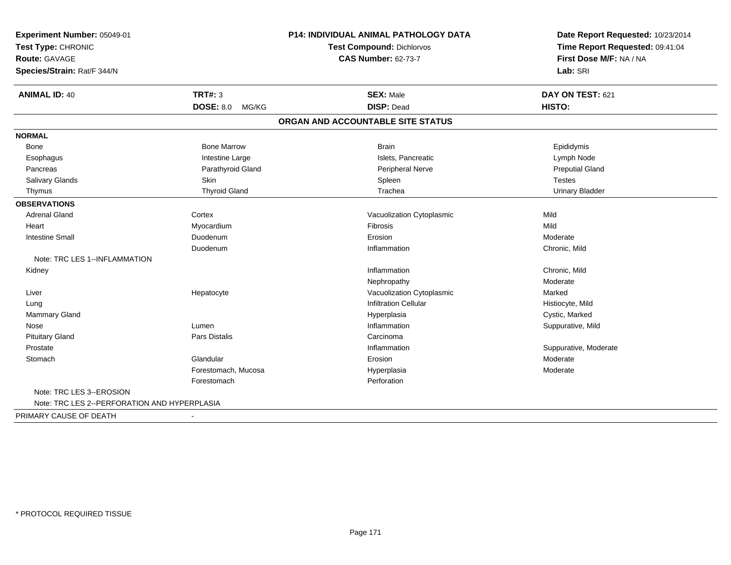**Experiment Number:** 05049-01
**Test Type:** CHRONIC
**Route:** GAVAGE
**Species/Strain:** Rat/F 344/N

**P14: INDIVIDUAL ANIMAL PATHOLOGY DATA**
**Test Compound:** Dichlorvos
**CAS Number:** 62-73-7

**Date Report Requested:** 10/23/2014
**Time Report Requested:** 09:41:04
**First Dose M/F:** NA / NA
**Lab:** SRI

| **ANIMAL ID:** 40 | **TRT#:** 3 | **SEX:** Male | **DAY ON TEST:** 621 |
|---|---|---|---|
| | **DOSE:** 8.0 MG/KG | **DISP:** Dead | **HISTO:** |

## ORGAN AND ACCOUNTABLE SITE STATUS

**NORMAL**

| | | | |
|---|---|---|---|
| Bone | Bone Marrow | Brain | Epididymis |
| Esophagus | Intestine Large | Islets, Pancreatic | Lymph Node |
| Pancreas | Parathyroid Gland | Peripheral Nerve | Preputial Gland |
| Salivary Glands | Skin | Spleen | Testes |
| Thymus | Thyroid Gland | Trachea | Urinary Bladder |

**OBSERVATIONS**

| | | | |
|---|---|---|---|
| Adrenal Gland | Cortex | Vacuolization Cytoplasmic | Mild |
| Heart | Myocardium | Fibrosis | Mild |
| Intestine Small | Duodenum | Erosion | Moderate |
| | Duodenum | Inflammation | Chronic, Mild |
| Note: TRC LES 1--INFLAMMATION | | | |
| Kidney | | Inflammation | Chronic, Mild |
| | | Nephropathy | Moderate |
| Liver | Hepatocyte | Vacuolization Cytoplasmic | Marked |
| Lung | | Infiltration Cellular | Histiocyte, Mild |
| Mammary Gland | | Hyperplasia | Cystic, Marked |
| Nose | Lumen | Inflammation | Suppurative, Mild |
| Pituitary Gland | Pars Distalis | Carcinoma | |
| Prostate | | Inflammation | Suppurative, Moderate |
| Stomach | Glandular | Erosion | Moderate |
| | Forestomach, Mucosa | Hyperplasia | Moderate |
| | Forestomach | Perforation | |
| Note: TRC LES 3--EROSION | | | |
| Note: TRC LES 2--PERFORATION AND HYPERPLASIA | | | |

PRIMARY CAUSE OF DEATH -

* PROTOCOL REQUIRED TISSUE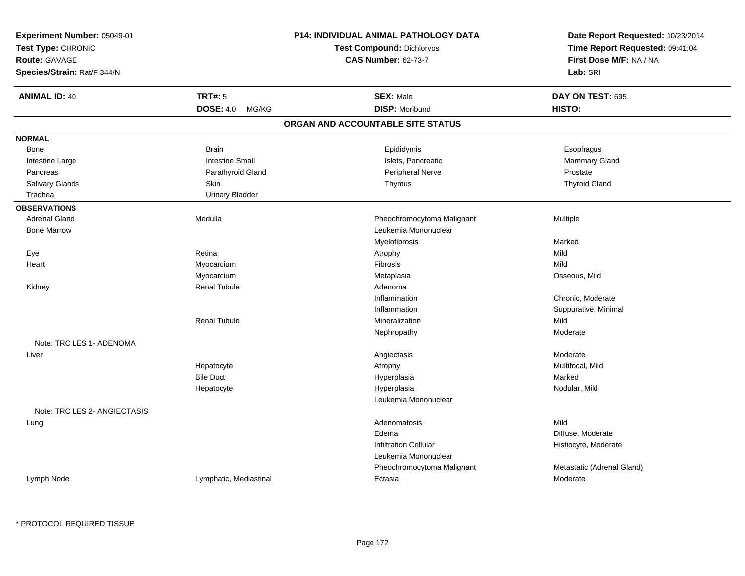**Experiment Number:** 05049-01
**Test Type:** CHRONIC
**Route:** GAVAGE
**Species/Strain:** Rat/F 344/N

**P14: INDIVIDUAL ANIMAL PATHOLOGY DATA**
**Test Compound:** Dichlorvos
**CAS Number:** 62-73-7

**Date Report Requested:** 10/23/2014
**Time Report Requested:** 09:41:04
**First Dose M/F:** NA / NA
**Lab:** SRI

| **ANIMAL ID:** 40 | **TRT#:** 5 | **SEX:** Male | **DAY ON TEST:** 695 |
|---|---|---|---|
| | **DOSE:** 4.0 MG/KG | **DISP:** Moribund | **HISTO:** |

## ORGAN AND ACCOUNTABLE SITE STATUS

**NORMAL**

| | | | |
|---|---|---|---|
| Bone | Brain | Epididymis | Esophagus |
| Intestine Large | Intestine Small | Islets, Pancreatic | Mammary Gland |
| Pancreas | Parathyroid Gland | Peripheral Nerve | Prostate |
| Salivary Glands | Skin | Thymus | Thyroid Gland |
| Trachea | Urinary Bladder | | |

**OBSERVATIONS**

| | | | |
|---|---|---|---|
| Adrenal Gland | Medulla | Pheochromocytoma Malignant | Multiple |
| Bone Marrow | | Leukemia Mononuclear | |
| | | Myelofibrosis | Marked |
| Eye | Retina | Atrophy | Mild |
| Heart | Myocardium | Fibrosis | Mild |
| | Myocardium | Metaplasia | Osseous, Mild |
| Kidney | Renal Tubule | Adenoma | |
| | | Inflammation | Chronic, Moderate |
| | | Inflammation | Suppurative, Minimal |
| | Renal Tubule | Mineralization | Mild |
| | | Nephropathy | Moderate |
| Note: TRC LES 1- ADENOMA | | | |
| Liver | | Angiectasis | Moderate |
| | Hepatocyte | Atrophy | Multifocal, Mild |
| | Bile Duct | Hyperplasia | Marked |
| | Hepatocyte | Hyperplasia | Nodular, Mild |
| | | Leukemia Mononuclear | |
| Note: TRC LES 2- ANGIECTASIS | | | |
| Lung | | Adenomatosis | Mild |
| | | Edema | Diffuse, Moderate |
| | | Infiltration Cellular | Histiocyte, Moderate |
| | | Leukemia Mononuclear | |
| | | Pheochromocytoma Malignant | Metastatic (Adrenal Gland) |
| Lymph Node | Lymphatic, Mediastinal | Ectasia | Moderate |

\* PROTOCOL REQUIRED TISSUE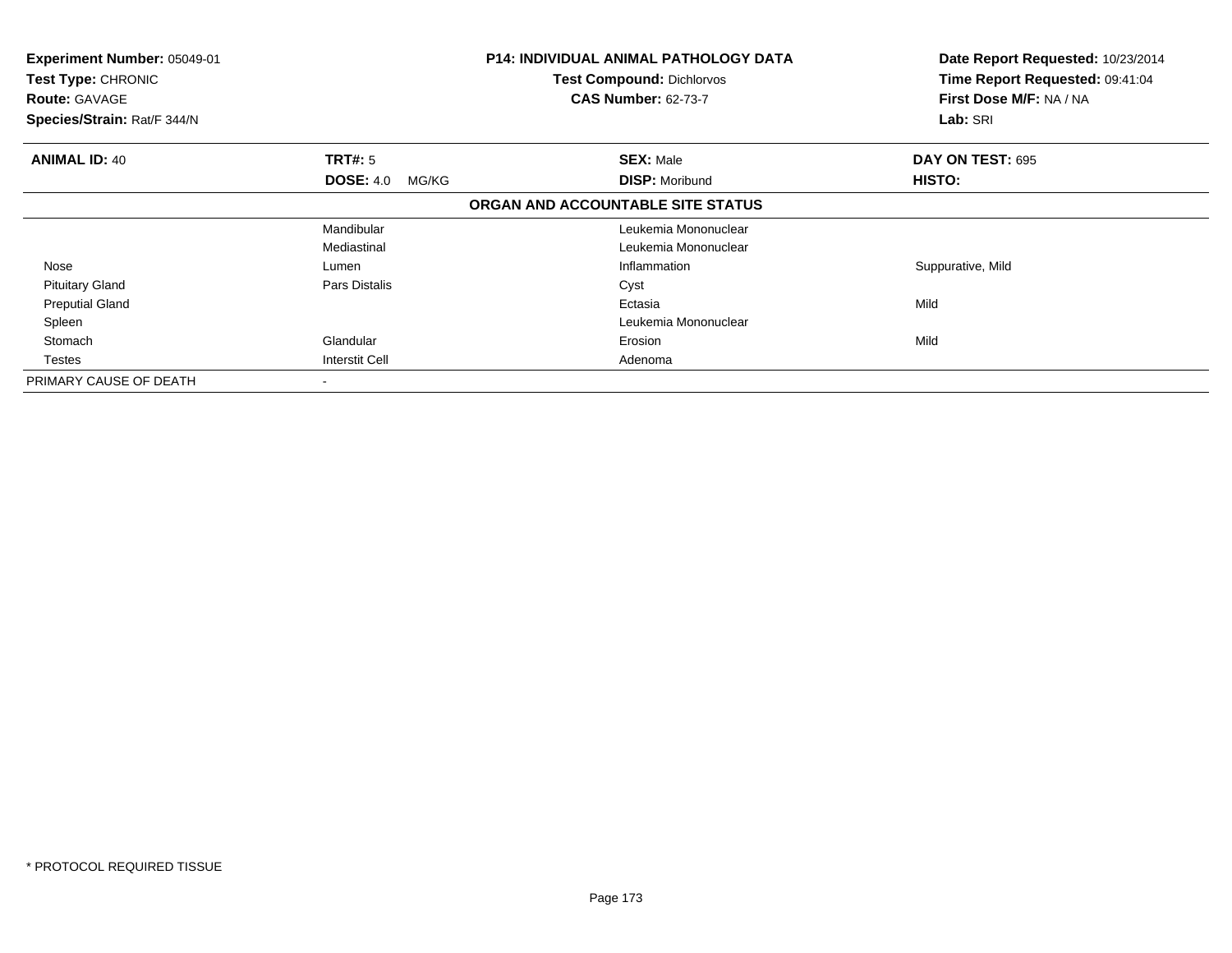**Experiment Number:** 05049-01
**Test Type:** CHRONIC
**Route:** GAVAGE
**Species/Strain:** Rat/F 344/N

**P14: INDIVIDUAL ANIMAL PATHOLOGY DATA**
**Test Compound:** Dichlorvos
**CAS Number:** 62-73-7

**Date Report Requested:** 10/23/2014
**Time Report Requested:** 09:41:04
**First Dose M/F:** NA / NA
**Lab:** SRI

| **ANIMAL ID:** 40 | **TRT#:** 5 | **SEX:** Male | **DAY ON TEST:** 695 |
|---|---|---|---|
| | **DOSE:** 4.0 MG/KG | **DISP:** Moribund | **HISTO:** |
| | | **ORGAN AND ACCOUNTABLE SITE STATUS** | |
| | Mandibular | Leukemia Mononuclear | |
| | Mediastinal | Leukemia Mononuclear | |
| Nose | Lumen | Inflammation | Suppurative, Mild |
| Pituitary Gland | Pars Distalis | Cyst | |
| Preputial Gland | | Ectasia | Mild |
| Spleen | | Leukemia Mononuclear | |
| Stomach | Glandular | Erosion | Mild |
| Testes | Interstit Cell | Adenoma | |
| PRIMARY CAUSE OF DEATH | - | | |

* PROTOCOL REQUIRED TISSUE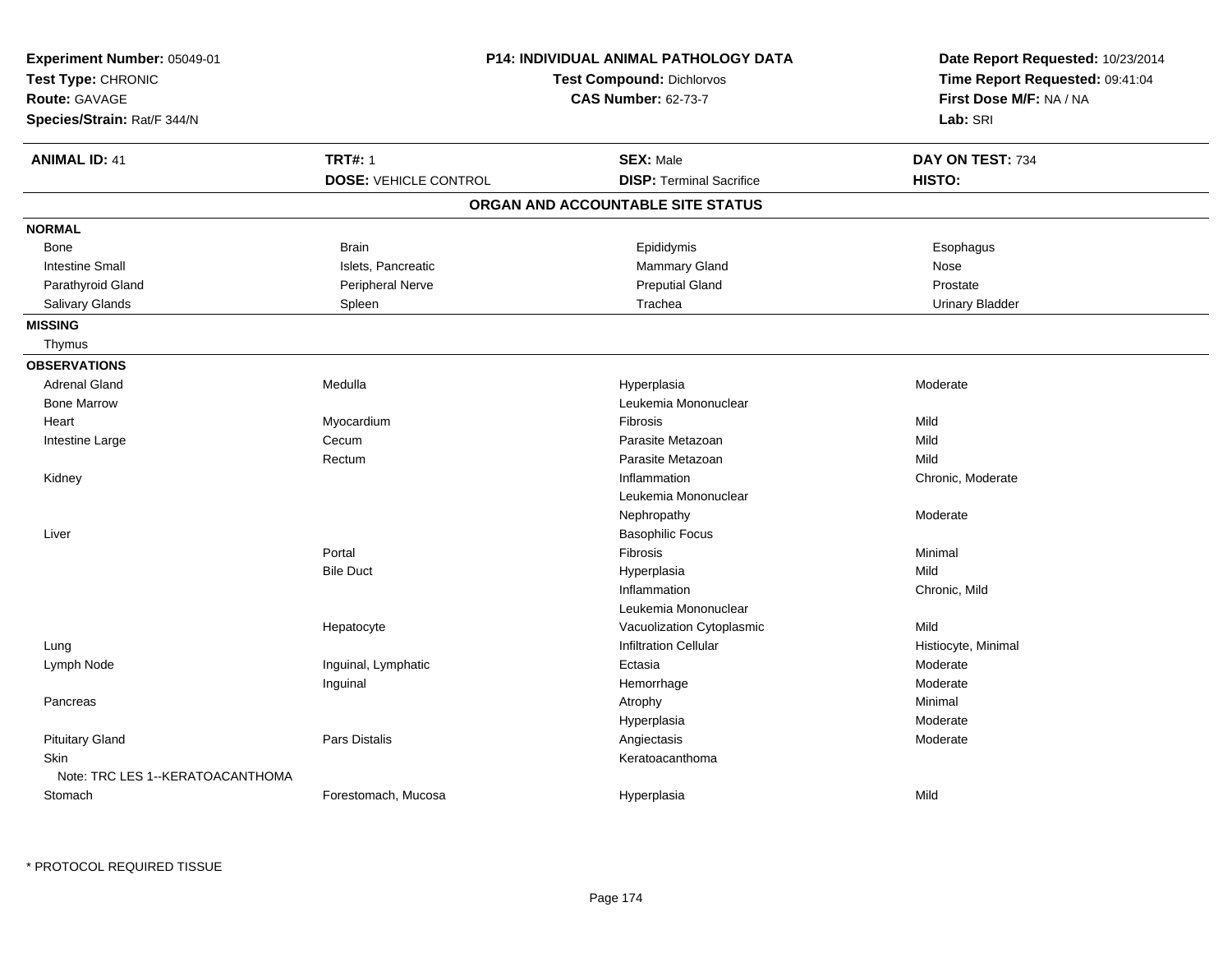**Experiment Number:** 05049-01
**Test Type:** CHRONIC
**Route:** GAVAGE
**Species/Strain:** Rat/F 344/N

**P14: INDIVIDUAL ANIMAL PATHOLOGY DATA**
**Test Compound:** Dichlorvos
**CAS Number:** 62-73-7

**Date Report Requested:** 10/23/2014
**Time Report Requested:** 09:41:04
**First Dose M/F:** NA / NA
**Lab:** SRI

| **ANIMAL ID:** 41 | **TRT#:** 1 | **SEX:** Male | **DAY ON TEST:** 734 |
|---|---|---|---|
| | **DOSE:** VEHICLE CONTROL | **DISP:** Terminal Sacrifice | **HISTO:** |

## ORGAN AND ACCOUNTABLE SITE STATUS

| | | | |
|---|---|---|---|
| **NORMAL** | | | |
| Bone | Brain | Epididymis | Esophagus |
| Intestine Small | Islets, Pancreatic | Mammary Gland | Nose |
| Parathyroid Gland | Peripheral Nerve | Preputial Gland | Prostate |
| Salivary Glands | Spleen | Trachea | Urinary Bladder |
| **MISSING** | | | |
| Thymus | | | |
| **OBSERVATIONS** | | | |
| Adrenal Gland | Medulla | Hyperplasia | Moderate |
| Bone Marrow | | Leukemia Mononuclear | |
| Heart | Myocardium | Fibrosis | Mild |
| Intestine Large | Cecum | Parasite Metazoan | Mild |
| | Rectum | Parasite Metazoan | Mild |
| Kidney | | Inflammation | Chronic, Moderate |
| | | Leukemia Mononuclear | |
| | | Nephropathy | Moderate |
| Liver | | Basophilic Focus | |
| | Portal | Fibrosis | Minimal |
| | Bile Duct | Hyperplasia | Mild |
| | | Inflammation | Chronic, Mild |
| | | Leukemia Mononuclear | |
| | Hepatocyte | Vacuolization Cytoplasmic | Mild |
| Lung | | Infiltration Cellular | Histiocyte, Minimal |
| Lymph Node | Inguinal, Lymphatic | Ectasia | Moderate |
| | Inguinal | Hemorrhage | Moderate |
| Pancreas | | Atrophy | Minimal |
| | | Hyperplasia | Moderate |
| Pituitary Gland | Pars Distalis | Angiectasis | Moderate |
| Skin | | Keratoacanthoma | |
| Note: TRC LES 1--KERATOACANTHOMA | | | |
| Stomach | Forestomach, Mucosa | Hyperplasia | Mild |

* PROTOCOL REQUIRED TISSUE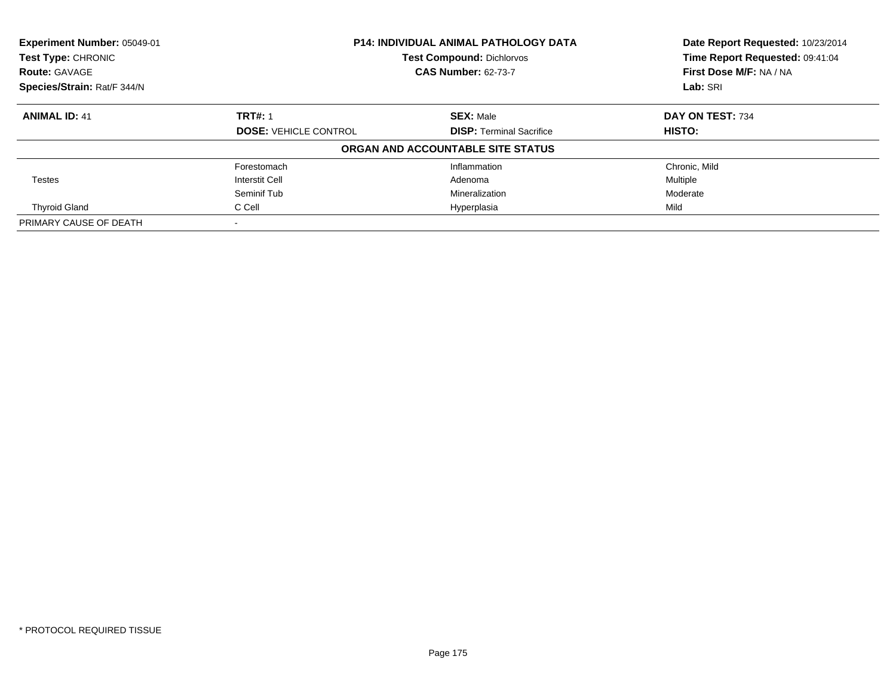**Experiment Number:** 05049-01
**Test Type:** CHRONIC
**Route:** GAVAGE
**Species/Strain:** Rat/F 344/N

**P14: INDIVIDUAL ANIMAL PATHOLOGY DATA**
**Test Compound:** Dichlorvos
**CAS Number:** 62-73-7

**Date Report Requested:** 10/23/2014
**Time Report Requested:** 09:41:04
**First Dose M/F:** NA / NA
**Lab:** SRI

| **ANIMAL ID:** 41 | **TRT#:** 1 | **SEX:** Male | **DAY ON TEST:** 734 |
|---|---|---|---|
| | **DOSE:** VEHICLE CONTROL | **DISP:** Terminal Sacrifice | **HISTO:** |

**ORGAN AND ACCOUNTABLE SITE STATUS**

| | | | |
|---|---|---|---|
| | Forestomach | Inflammation | Chronic, Mild |
| Testes | Interstit Cell | Adenoma | Multiple |
| | Seminif Tub | Mineralization | Moderate |
| Thyroid Gland | C Cell | Hyperplasia | Mild |
| PRIMARY CAUSE OF DEATH | - | | |

* PROTOCOL REQUIRED TISSUE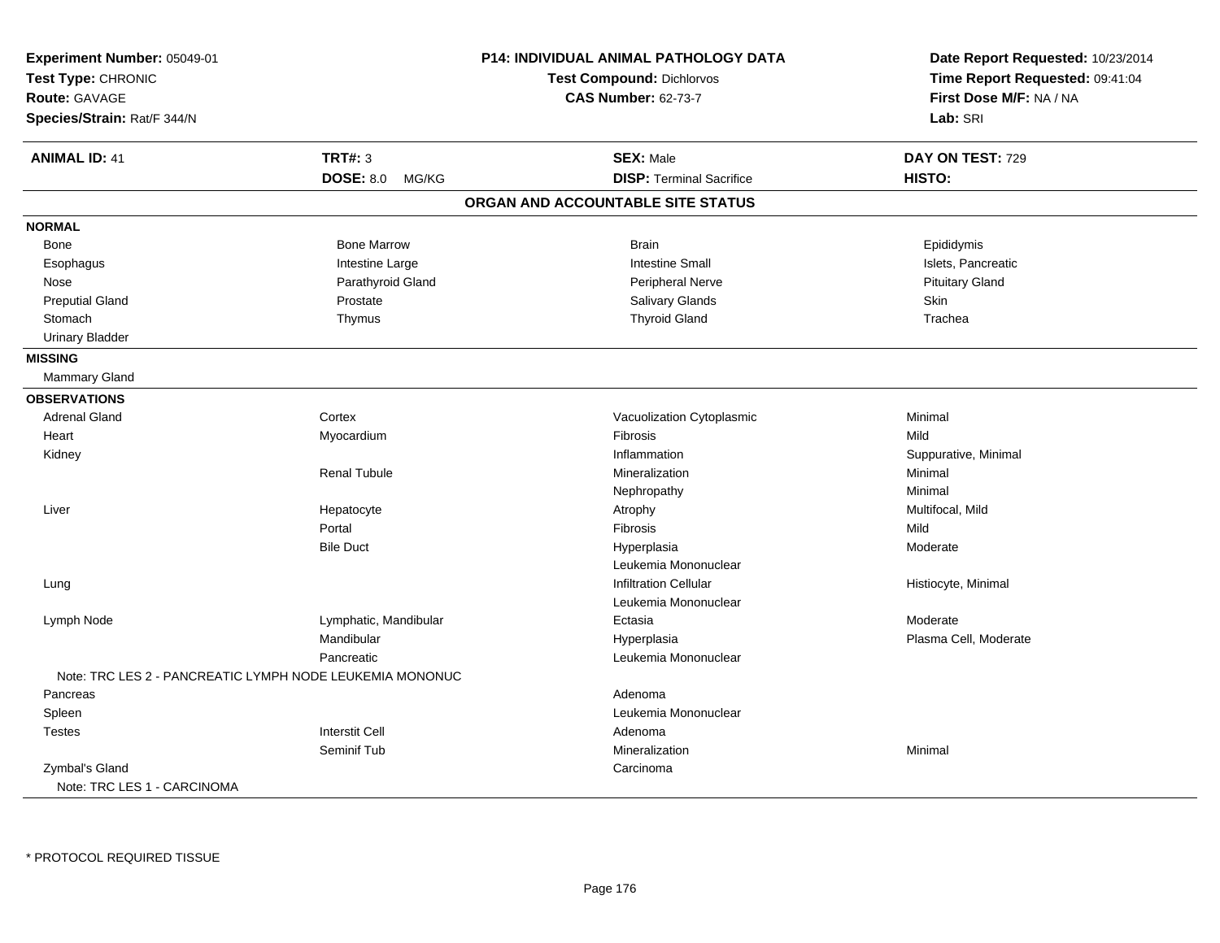**Experiment Number:** 05049-01
**Test Type:** CHRONIC
**Route:** GAVAGE
**Species/Strain:** Rat/F 344/N

**P14: INDIVIDUAL ANIMAL PATHOLOGY DATA**
**Test Compound:** Dichlorvos
**CAS Number:** 62-73-7

**Date Report Requested:** 10/23/2014
**Time Report Requested:** 09:41:04
**First Dose M/F:** NA / NA
**Lab:** SRI

| **ANIMAL ID:** 41 | **TRT#:** 3 | **SEX:** Male | **DAY ON TEST:** 729 |
|---|---|---|---|
| | **DOSE:** 8.0 MG/KG | **DISP:** Terminal Sacrifice | **HISTO:** |

## ORGAN AND ACCOUNTABLE SITE STATUS

| | | | |
|---|---|---|---|
| **NORMAL** | | | |
| Bone | Bone Marrow | Brain | Epididymis |
| Esophagus | Intestine Large | Intestine Small | Islets, Pancreatic |
| Nose | Parathyroid Gland | Peripheral Nerve | Pituitary Gland |
| Preputial Gland | Prostate | Salivary Glands | Skin |
| Stomach | Thymus | Thyroid Gland | Trachea |
| Urinary Bladder | | | |
| **MISSING** | | | |
| Mammary Gland | | | |
| **OBSERVATIONS** | | | |
| Adrenal Gland | Cortex | Vacuolization Cytoplasmic | Minimal |
| Heart | Myocardium | Fibrosis | Mild |
| Kidney | | Inflammation | Suppurative, Minimal |
| | Renal Tubule | Mineralization | Minimal |
| | | Nephropathy | Minimal |
| Liver | Hepatocyte | Atrophy | Multifocal, Mild |
| | Portal | Fibrosis | Mild |
| | Bile Duct | Hyperplasia | Moderate |
| | | Leukemia Mononuclear | |
| Lung | | Infiltration Cellular | Histiocyte, Minimal |
| | | Leukemia Mononuclear | |
| Lymph Node | Lymphatic, Mandibular | Ectasia | Moderate |
| | Mandibular | Hyperplasia | Plasma Cell, Moderate |
| | Pancreatic | Leukemia Mononuclear | |
| Note: TRC LES 2 - PANCREATIC LYMPH NODE LEUKEMIA MONONUC | | | |
| Pancreas | | Adenoma | |
| Spleen | | Leukemia Mononuclear | |
| Testes | Interstit Cell | Adenoma | |
| | Seminif Tub | Mineralization | Minimal |
| Zymbal's Gland | | Carcinoma | |
| Note: TRC LES 1 - CARCINOMA | | | |

* PROTOCOL REQUIRED TISSUE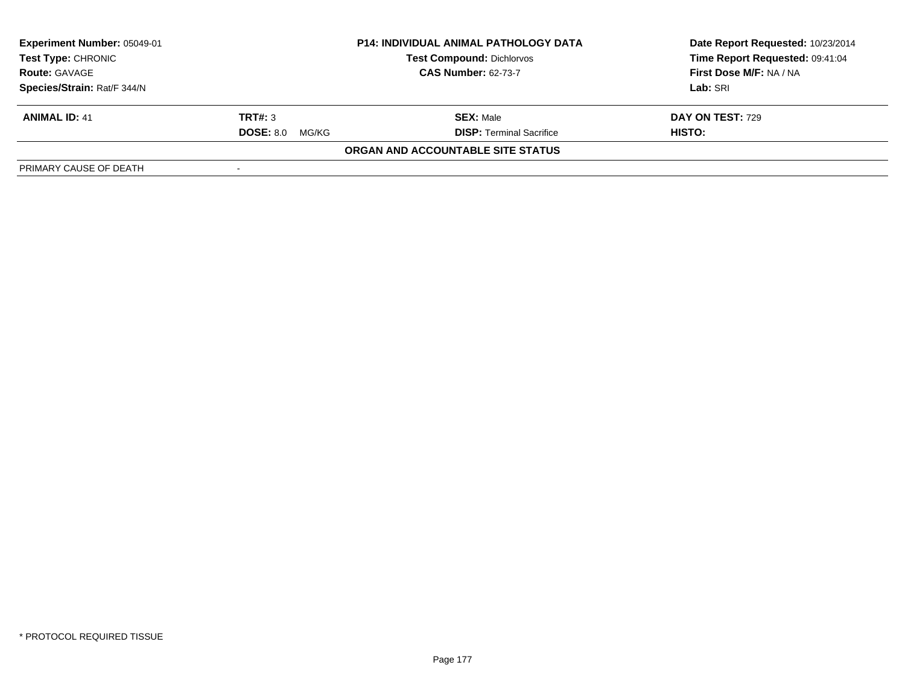| Experiment Number: 05049-01 | P14: INDIVIDUAL ANIMAL PATHOLOGY DATA | Date Report Requested: 10/23/2014 |
|---|---|---|
| Test Type: CHRONIC | Test Compound: Dichlorvos | Time Report Requested: 09:41:04 |
| Route: GAVAGE | CAS Number: 62-73-7 | First Dose M/F: NA / NA |
| Species/Strain: Rat/F 344/N | | Lab: SRI |

| ANIMAL ID: 41 | TRT#: 3 | SEX: Male | DAY ON TEST: 729 |
|---|---|---|---|
| | DOSE: 8.0 MG/KG | DISP: Terminal Sacrifice | HISTO: |

**ORGAN AND ACCOUNTABLE SITE STATUS**

| PRIMARY CAUSE OF DEATH | - |
|---|---|

\* PROTOCOL REQUIRED TISSUE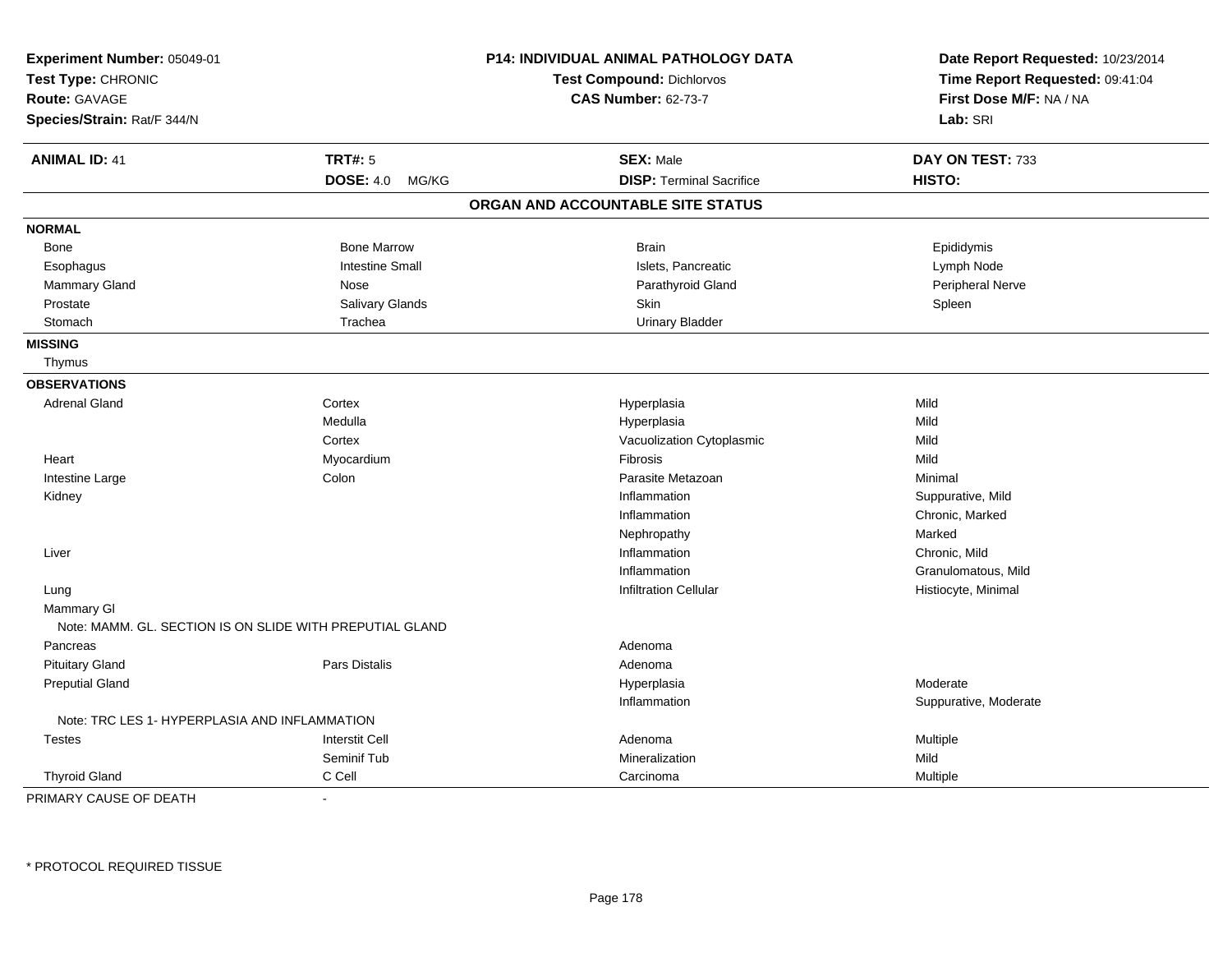**Experiment Number:** 05049-01
**Test Type:** CHRONIC
**Route:** GAVAGE
**Species/Strain:** Rat/F 344/N

**P14: INDIVIDUAL ANIMAL PATHOLOGY DATA**
**Test Compound:** Dichlorvos
**CAS Number:** 62-73-7

**Date Report Requested:** 10/23/2014
**Time Report Requested:** 09:41:04
**First Dose M/F:** NA / NA
**Lab:** SRI

| **ANIMAL ID:** 41 | **TRT#:** 5 | **SEX:** Male | **DAY ON TEST:** 733 |
|---|---|---|---|
| | **DOSE:** 4.0 MG/KG | **DISP:** Terminal Sacrifice | **HISTO:** |

## ORGAN AND ACCOUNTABLE SITE STATUS

| | | | |
|---|---|---|---|
| **NORMAL** | | | |
| Bone | Bone Marrow | Brain | Epididymis |
| Esophagus | Intestine Small | Islets, Pancreatic | Lymph Node |
| Mammary Gland | Nose | Parathyroid Gland | Peripheral Nerve |
| Prostate | Salivary Glands | Skin | Spleen |
| Stomach | Trachea | Urinary Bladder | |
| **MISSING** | | | |
| Thymus | | | |
| **OBSERVATIONS** | | | |
| Adrenal Gland | Cortex | Hyperplasia | Mild |
| | Medulla | Hyperplasia | Mild |
| | Cortex | Vacuolization Cytoplasmic | Mild |
| Heart | Myocardium | Fibrosis | Mild |
| Intestine Large | Colon | Parasite Metazoan | Minimal |
| Kidney | | Inflammation | Suppurative, Mild |
| | | Inflammation | Chronic, Marked |
| | | Nephropathy | Marked |
| Liver | | Inflammation | Chronic, Mild |
| | | Inflammation | Granulomatous, Mild |
| Lung | | Infiltration Cellular | Histiocyte, Minimal |
| Mammary Gl | | | |
| Note: MAMM. GL. SECTION IS ON SLIDE WITH PREPUTIAL GLAND | | | |
| Pancreas | | Adenoma | |
| Pituitary Gland | Pars Distalis | Adenoma | |
| Preputial Gland | | Hyperplasia | Moderate |
| | | Inflammation | Suppurative, Moderate |
| Note: TRC LES 1- HYPERPLASIA AND INFLAMMATION | | | |
| Testes | Interstit Cell | Adenoma | Multiple |
| | Seminif Tub | Mineralization | Mild |
| Thyroid Gland | C Cell | Carcinoma | Multiple |

PRIMARY CAUSE OF DEATH -

* PROTOCOL REQUIRED TISSUE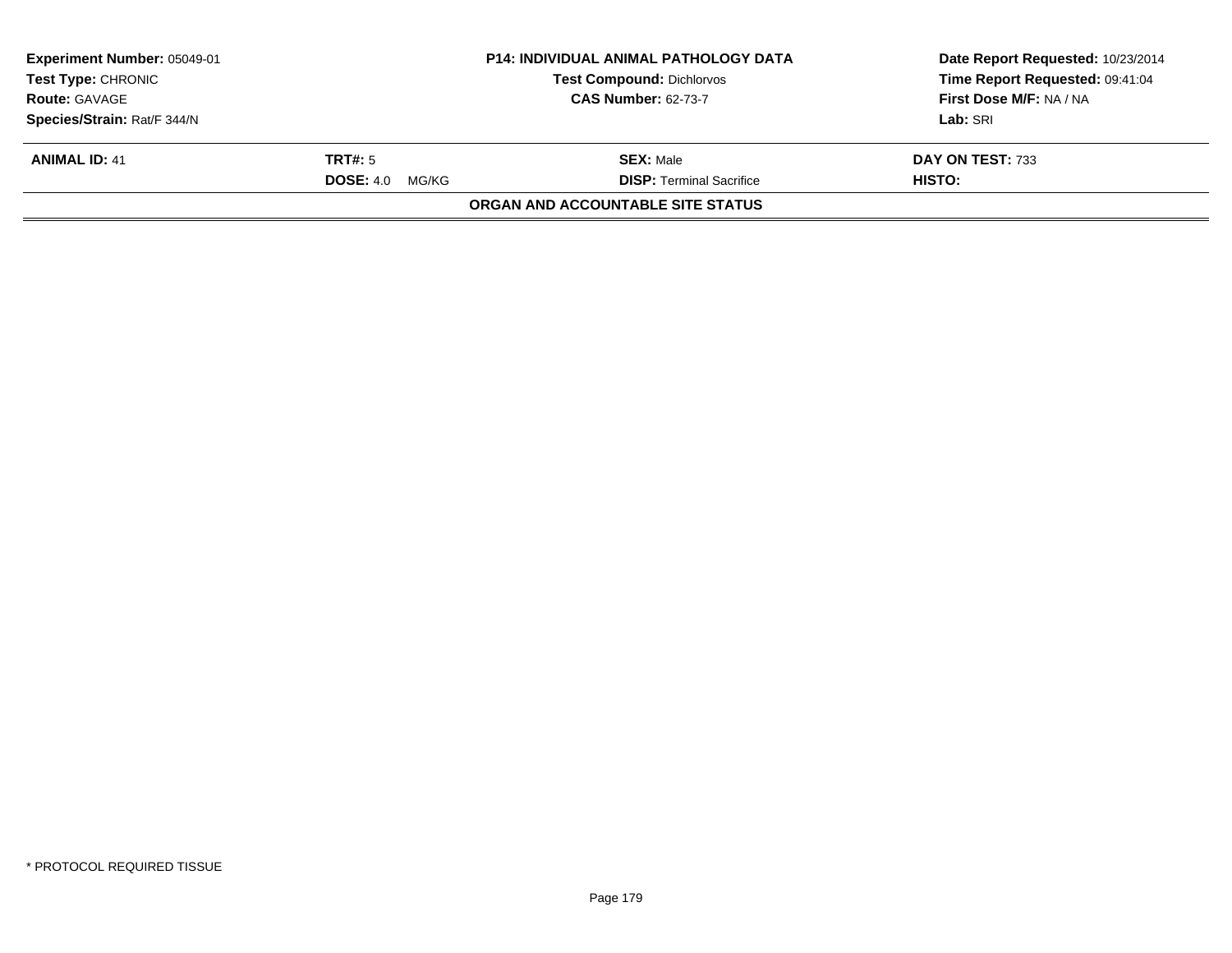| Experiment Number: 05049-01 | P14: INDIVIDUAL ANIMAL PATHOLOGY DATA | Date Report Requested: 10/23/2014 |
|---|---|---|
| Test Type: CHRONIC | Test Compound: Dichlorvos | Time Report Requested: 09:41:04 |
| Route: GAVAGE | CAS Number: 62-73-7 | First Dose M/F: NA / NA |
| Species/Strain: Rat/F 344/N | | Lab: SRI |

| ANIMAL ID: 41 | TRT#: 5 | SEX: Male | DAY ON TEST: 733 |
|---|---|---|---|
| | DOSE: 4.0 MG/KG | DISP: Terminal Sacrifice | HISTO: |

**ORGAN AND ACCOUNTABLE SITE STATUS**

* PROTOCOL REQUIRED TISSUE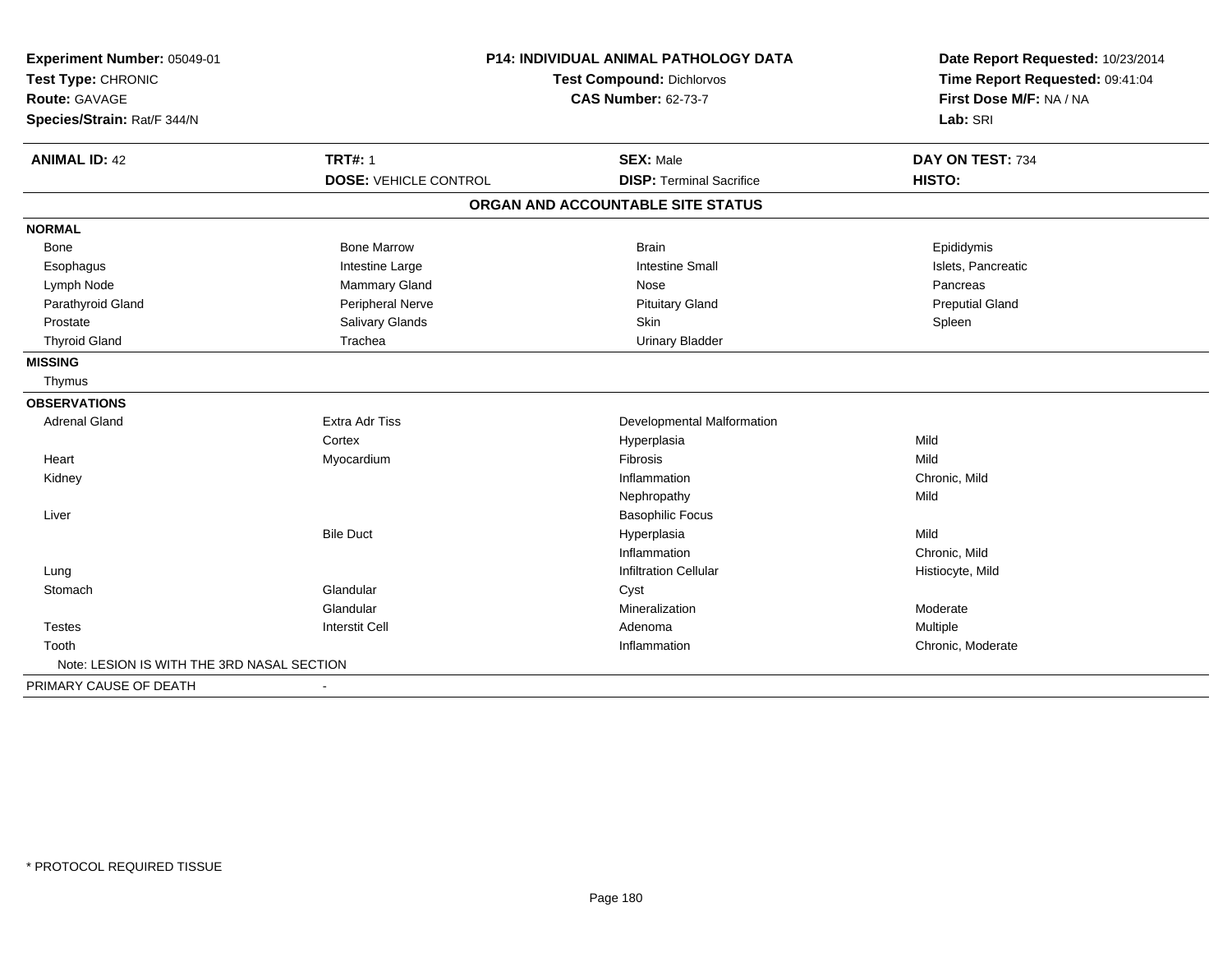**Experiment Number:** 05049-01
**Test Type:** CHRONIC
**Route:** GAVAGE
**Species/Strain:** Rat/F 344/N

**P14: INDIVIDUAL ANIMAL PATHOLOGY DATA**
**Test Compound:** Dichlorvos
**CAS Number:** 62-73-7

**Date Report Requested:** 10/23/2014
**Time Report Requested:** 09:41:04
**First Dose M/F:** NA / NA
**Lab:** SRI

| **ANIMAL ID:** 42 | **TRT#:** 1 | **SEX:** Male | **DAY ON TEST:** 734 |
|---|---|---|---|
| | **DOSE:** VEHICLE CONTROL | **DISP:** Terminal Sacrifice | **HISTO:** |

## ORGAN AND ACCOUNTABLE SITE STATUS

| | | | |
|---|---|---|---|
| **NORMAL** | | | |
| Bone | Bone Marrow | Brain | Epididymis |
| Esophagus | Intestine Large | Intestine Small | Islets, Pancreatic |
| Lymph Node | Mammary Gland | Nose | Pancreas |
| Parathyroid Gland | Peripheral Nerve | Pituitary Gland | Preputial Gland |
| Prostate | Salivary Glands | Skin | Spleen |
| Thyroid Gland | Trachea | Urinary Bladder | |
| **MISSING** | | | |
| Thymus | | | |
| **OBSERVATIONS** | | | |
| Adrenal Gland | Extra Adr Tiss | Developmental Malformation | |
| | Cortex | Hyperplasia | Mild |
| Heart | Myocardium | Fibrosis | Mild |
| Kidney | | Inflammation | Chronic, Mild |
| | | Nephropathy | Mild |
| Liver | | Basophilic Focus | |
| | Bile Duct | Hyperplasia | Mild |
| | | Inflammation | Chronic, Mild |
| Lung | | Infiltration Cellular | Histiocyte, Mild |
| Stomach | Glandular | Cyst | |
| | Glandular | Mineralization | Moderate |
| Testes | Interstit Cell | Adenoma | Multiple |
| Tooth | | Inflammation | Chronic, Moderate |
| Note: LESION IS WITH THE 3RD NASAL SECTION | | | |
| PRIMARY CAUSE OF DEATH | - | | |

* PROTOCOL REQUIRED TISSUE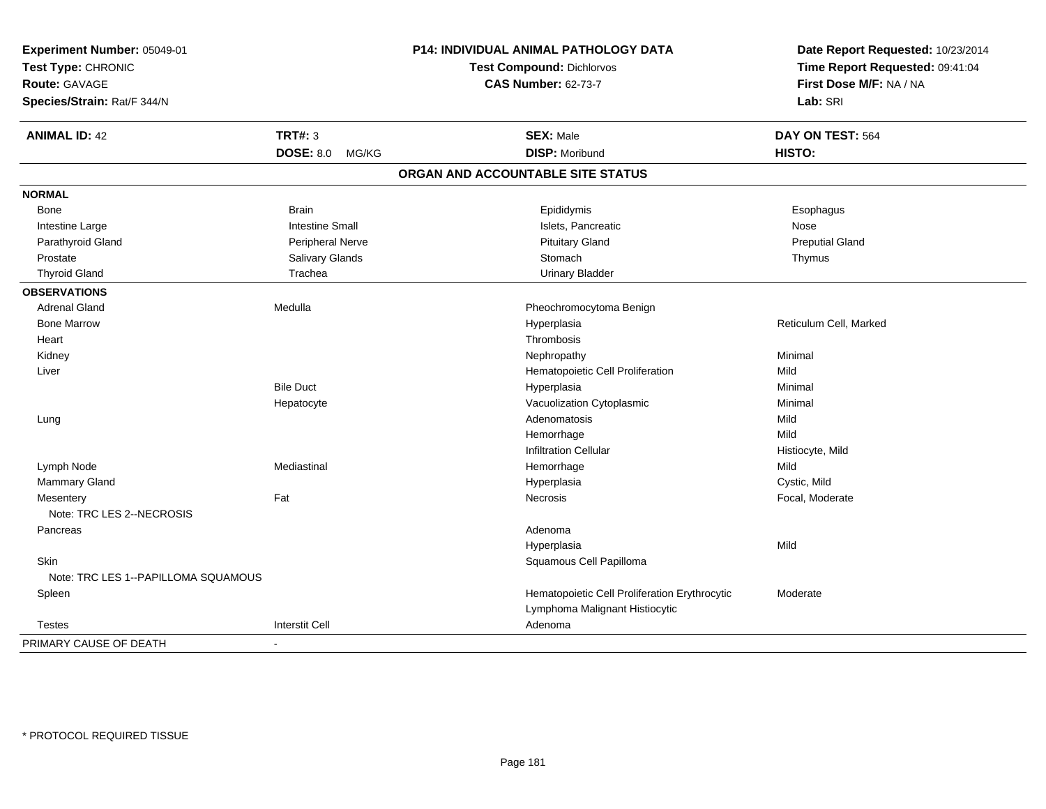**Experiment Number:** 05049-01
**Test Type:** CHRONIC
**Route:** GAVAGE
**Species/Strain:** Rat/F 344/N

**P14: INDIVIDUAL ANIMAL PATHOLOGY DATA**
**Test Compound:** Dichlorvos
**CAS Number:** 62-73-7

**Date Report Requested:** 10/23/2014
**Time Report Requested:** 09:41:04
**First Dose M/F:** NA / NA
**Lab:** SRI

| **ANIMAL ID:** 42 | **TRT#:** 3 | **SEX:** Male | **DAY ON TEST:** 564 |
|---|---|---|---|
| | **DOSE:** 8.0 MG/KG | **DISP:** Moribund | **HISTO:** |

## ORGAN AND ACCOUNTABLE SITE STATUS

| | | | |
|---|---|---|---|
| **NORMAL** | | | |
| Bone | Brain | Epididymis | Esophagus |
| Intestine Large | Intestine Small | Islets, Pancreatic | Nose |
| Parathyroid Gland | Peripheral Nerve | Pituitary Gland | Preputial Gland |
| Prostate | Salivary Glands | Stomach | Thymus |
| Thyroid Gland | Trachea | Urinary Bladder | |
| **OBSERVATIONS** | | | |
| Adrenal Gland | Medulla | Pheochromocytoma Benign | |
| Bone Marrow | | Hyperplasia | Reticulum Cell, Marked |
| Heart | | Thrombosis | |
| Kidney | | Nephropathy | Minimal |
| Liver | | Hematopoietic Cell Proliferation | Mild |
| | Bile Duct | Hyperplasia | Minimal |
| | Hepatocyte | Vacuolization Cytoplasmic | Minimal |
| Lung | | Adenomatosis | Mild |
| | | Hemorrhage | Mild |
| | | Infiltration Cellular | Histiocyte, Mild |
| Lymph Node | Mediastinal | Hemorrhage | Mild |
| Mammary Gland | | Hyperplasia | Cystic, Mild |
| Mesentery | Fat | Necrosis | Focal, Moderate |
| Note: TRC LES 2--NECROSIS | | | |
| Pancreas | | Adenoma | |
| | | Hyperplasia | Mild |
| Skin | | Squamous Cell Papilloma | |
| Note: TRC LES 1--PAPILLOMA SQUAMOUS | | | |
| Spleen | | Hematopoietic Cell Proliferation Erythrocytic | Moderate |
| | | Lymphoma Malignant Histiocytic | |
| Testes | Interstit Cell | Adenoma | |
| PRIMARY CAUSE OF DEATH | - | | |

\* PROTOCOL REQUIRED TISSUE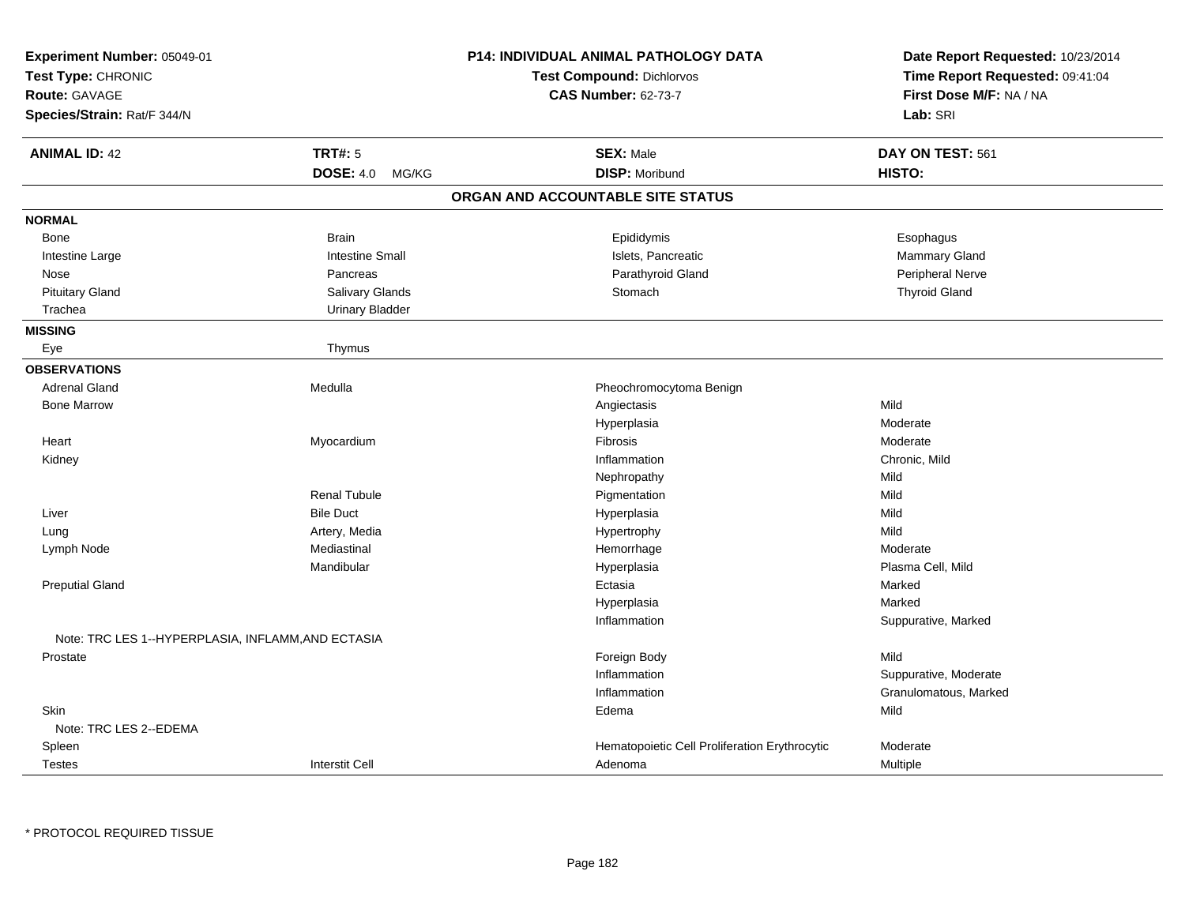**Experiment Number:** 05049-01
**Test Type:** CHRONIC
**Route:** GAVAGE
**Species/Strain:** Rat/F 344/N

**P14: INDIVIDUAL ANIMAL PATHOLOGY DATA**
**Test Compound:** Dichlorvos
**CAS Number:** 62-73-7

**Date Report Requested:** 10/23/2014
**Time Report Requested:** 09:41:04
**First Dose M/F:** NA / NA
**Lab:** SRI

| **ANIMAL ID:** 42 | **TRT#:** 5 | **SEX:** Male | **DAY ON TEST:** 561 |
|---|---|---|---|
| | **DOSE:** 4.0 MG/KG | **DISP:** Moribund | **HISTO:** |

## ORGAN AND ACCOUNTABLE SITE STATUS

**NORMAL**

| | | | |
|---|---|---|---|
| Bone | Brain | Epididymis | Esophagus |
| Intestine Large | Intestine Small | Islets, Pancreatic | Mammary Gland |
| Nose | Pancreas | Parathyroid Gland | Peripheral Nerve |
| Pituitary Gland | Salivary Glands | Stomach | Thyroid Gland |
| Trachea | Urinary Bladder | | |

**MISSING**

| | |
|---|---|
| Eye | Thymus |

**OBSERVATIONS**

| Organ | Site | Observation | Severity |
|---|---|---|---|
| Adrenal Gland | Medulla | Pheochromocytoma Benign | |
| Bone Marrow | | Angiectasis | Mild |
| | | Hyperplasia | Moderate |
| Heart | Myocardium | Fibrosis | Moderate |
| Kidney | | Inflammation | Chronic, Mild |
| | | Nephropathy | Mild |
| | Renal Tubule | Pigmentation | Mild |
| Liver | Bile Duct | Hyperplasia | Mild |
| Lung | Artery, Media | Hypertrophy | Mild |
| Lymph Node | Mediastinal | Hemorrhage | Moderate |
| | Mandibular | Hyperplasia | Plasma Cell, Mild |
| Preputial Gland | | Ectasia | Marked |
| | | Hyperplasia | Marked |
| | | Inflammation | Suppurative, Marked |
| Note: TRC LES 1--HYPERPLASIA, INFLAMM,AND ECTASIA | | | |
| Prostate | | Foreign Body | Mild |
| | | Inflammation | Suppurative, Moderate |
| | | Inflammation | Granulomatous, Marked |
| Skin | | Edema | Mild |
| Note: TRC LES 2--EDEMA | | | |
| Spleen | | Hematopoietic Cell Proliferation Erythrocytic | Moderate |
| Testes | Interstit Cell | Adenoma | Multiple |

* PROTOCOL REQUIRED TISSUE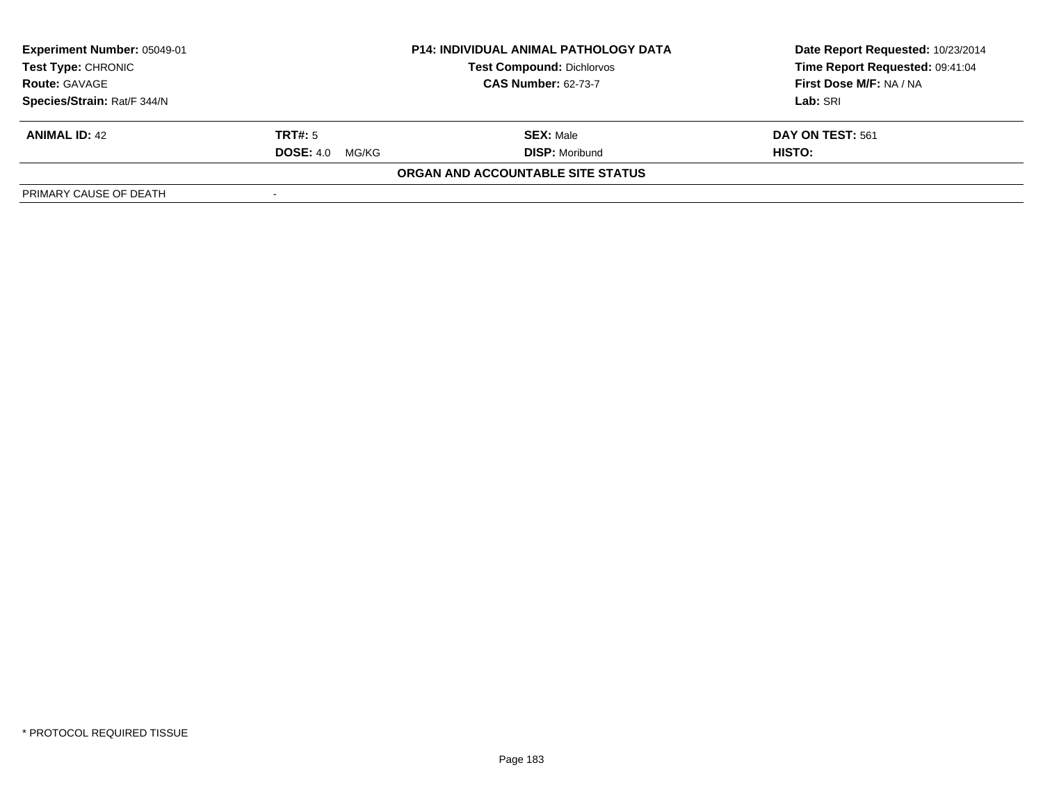| **Experiment Number:** 05049-01 | **P14: INDIVIDUAL ANIMAL PATHOLOGY DATA** | **Date Report Requested:** 10/23/2014 |
|---|---|---|
| **Test Type:** CHRONIC | **Test Compound:** Dichlorvos | **Time Report Requested:** 09:41:04 |
| **Route:** GAVAGE | **CAS Number:** 62-73-7 | **First Dose M/F:** NA / NA |
| **Species/Strain:** Rat/F 344/N | | **Lab:** SRI |

| **ANIMAL ID:** 42 | **TRT#:** 5 | **SEX:** Male | **DAY ON TEST:** 561 |
|---|---|---|---|
| | **DOSE:** 4.0 MG/KG | **DISP:** Moribund | **HISTO:** |

**ORGAN AND ACCOUNTABLE SITE STATUS**

| PRIMARY CAUSE OF DEATH | - |
|---|---|

* PROTOCOL REQUIRED TISSUE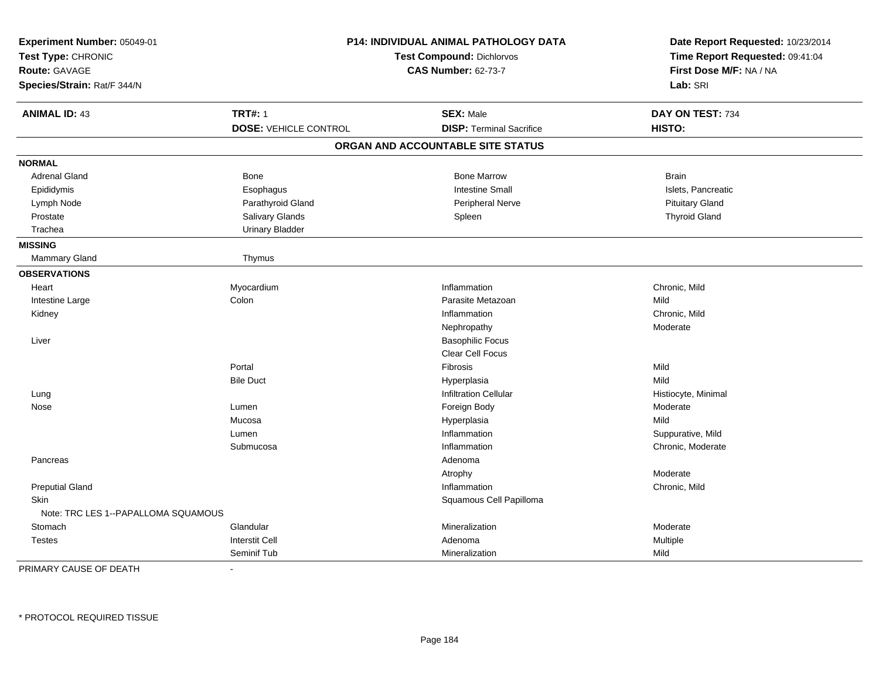**Experiment Number:** 05049-01
**Test Type:** CHRONIC
**Route:** GAVAGE
**Species/Strain:** Rat/F 344/N

**P14: INDIVIDUAL ANIMAL PATHOLOGY DATA**
**Test Compound:** Dichlorvos
**CAS Number:** 62-73-7

**Date Report Requested:** 10/23/2014
**Time Report Requested:** 09:41:04
**First Dose M/F:** NA / NA
**Lab:** SRI

| **ANIMAL ID:** 43 | **TRT#:** 1 | **SEX:** Male | **DAY ON TEST:** 734 |
|---|---|---|---|
| | **DOSE:** VEHICLE CONTROL | **DISP:** Terminal Sacrifice | **HISTO:** |

## ORGAN AND ACCOUNTABLE SITE STATUS

| | | | |
|---|---|---|---|
| **NORMAL** | | | |
| Adrenal Gland | Bone | Bone Marrow | Brain |
| Epididymis | Esophagus | Intestine Small | Islets, Pancreatic |
| Lymph Node | Parathyroid Gland | Peripheral Nerve | Pituitary Gland |
| Prostate | Salivary Glands | Spleen | Thyroid Gland |
| Trachea | Urinary Bladder | | |
| **MISSING** | | | |
| Mammary Gland | Thymus | | |
| **OBSERVATIONS** | | | |
| Heart | Myocardium | Inflammation | Chronic, Mild |
| Intestine Large | Colon | Parasite Metazoan | Mild |
| Kidney | | Inflammation | Chronic, Mild |
| | | Nephropathy | Moderate |
| Liver | | Basophilic Focus | |
| | | Clear Cell Focus | |
| | Portal | Fibrosis | Mild |
| | Bile Duct | Hyperplasia | Mild |
| Lung | | Infiltration Cellular | Histiocyte, Minimal |
| Nose | Lumen | Foreign Body | Moderate |
| | Mucosa | Hyperplasia | Mild |
| | Lumen | Inflammation | Suppurative, Mild |
| | Submucosa | Inflammation | Chronic, Moderate |
| Pancreas | | Adenoma | |
| | | Atrophy | Moderate |
| Preputial Gland | | Inflammation | Chronic, Mild |
| Skin | | Squamous Cell Papilloma | |
| Note: TRC LES 1--PAPALLOMA SQUAMOUS | | | |
| Stomach | Glandular | Mineralization | Moderate |
| Testes | Interstit Cell | Adenoma | Multiple |
| | Seminif Tub | Mineralization | Mild |

PRIMARY CAUSE OF DEATH -

\* PROTOCOL REQUIRED TISSUE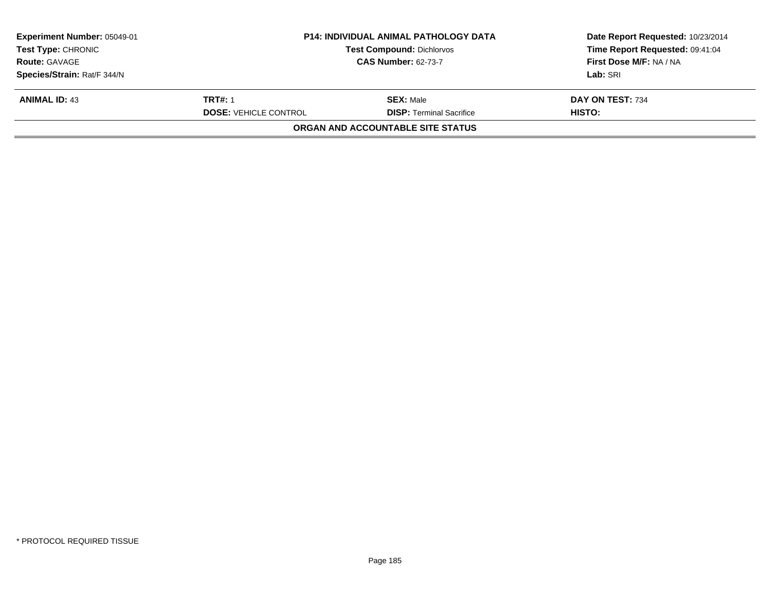**Experiment Number:** 05049-01
**Test Type:** CHRONIC
**Route:** GAVAGE
**Species/Strain:** Rat/F 344/N

**P14: INDIVIDUAL ANIMAL PATHOLOGY DATA**
**Test Compound:** Dichlorvos
**CAS Number:** 62-73-7

**Date Report Requested:** 10/23/2014
**Time Report Requested:** 09:41:04
**First Dose M/F:** NA / NA
**Lab:** SRI

| **ANIMAL ID:** 43 | **TRT#:** 1 | **SEX:** Male | **DAY ON TEST:** 734 |
|---|---|---|---|
| | **DOSE:** VEHICLE CONTROL | **DISP:** Terminal Sacrifice | **HISTO:** |

**ORGAN AND ACCOUNTABLE SITE STATUS**

\* PROTOCOL REQUIRED TISSUE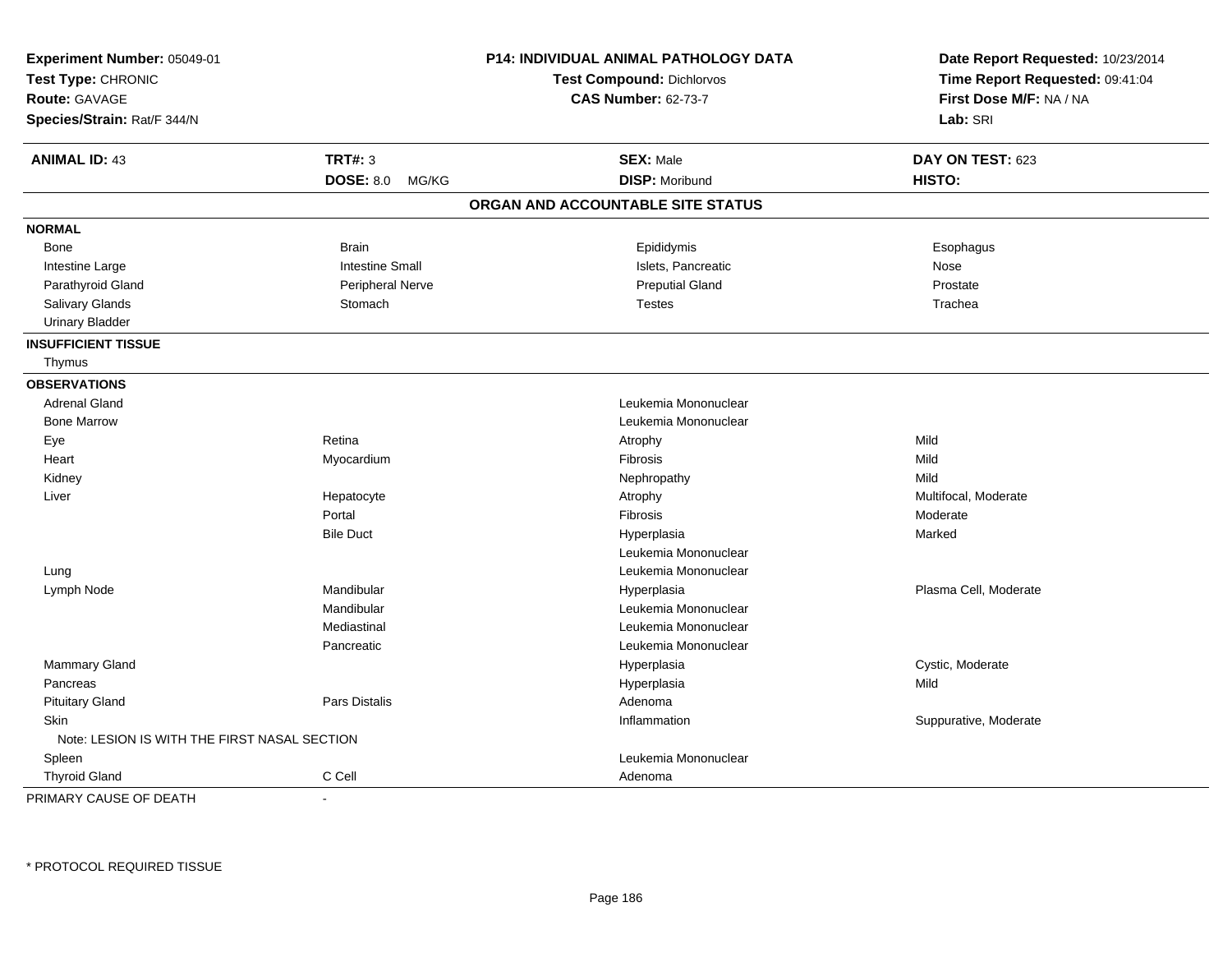**Experiment Number:** 05049-01
**Test Type:** CHRONIC
**Route:** GAVAGE
**Species/Strain:** Rat/F 344/N

**P14: INDIVIDUAL ANIMAL PATHOLOGY DATA**
**Test Compound:** Dichlorvos
**CAS Number:** 62-73-7

**Date Report Requested:** 10/23/2014
**Time Report Requested:** 09:41:04
**First Dose M/F:** NA / NA
**Lab:** SRI

| **ANIMAL ID:** 43 | **TRT#:** 3 | **SEX:** Male | **DAY ON TEST:** 623 |
|---|---|---|---|
| | **DOSE:** 8.0 MG/KG | **DISP:** Moribund | **HISTO:** |

**ORGAN AND ACCOUNTABLE SITE STATUS**

**NORMAL**

| | | | |
|---|---|---|---|
| Bone | Brain | Epididymis | Esophagus |
| Intestine Large | Intestine Small | Islets, Pancreatic | Nose |
| Parathyroid Gland | Peripheral Nerve | Preputial Gland | Prostate |
| Salivary Glands | Stomach | Testes | Trachea |
| Urinary Bladder | | | |

**INSUFFICIENT TISSUE**

Thymus

**OBSERVATIONS**

| Organ | Site | Observation | Qualifier |
|---|---|---|---|
| Adrenal Gland | | Leukemia Mononuclear | |
| Bone Marrow | | Leukemia Mononuclear | |
| Eye | Retina | Atrophy | Mild |
| Heart | Myocardium | Fibrosis | Mild |
| Kidney | | Nephropathy | Mild |
| Liver | Hepatocyte | Atrophy | Multifocal, Moderate |
| | Portal | Fibrosis | Moderate |
| | Bile Duct | Hyperplasia | Marked |
| | | Leukemia Mononuclear | |
| Lung | | Leukemia Mononuclear | |
| Lymph Node | Mandibular | Hyperplasia | Plasma Cell, Moderate |
| | Mandibular | Leukemia Mononuclear | |
| | Mediastinal | Leukemia Mononuclear | |
| | Pancreatic | Leukemia Mononuclear | |
| Mammary Gland | | Hyperplasia | Cystic, Moderate |
| Pancreas | | Hyperplasia | Mild |
| Pituitary Gland | Pars Distalis | Adenoma | |
| Skin | | Inflammation | Suppurative, Moderate |
| Note: LESION IS WITH THE FIRST NASAL SECTION | | | |
| Spleen | | Leukemia Mononuclear | |
| Thyroid Gland | C Cell | Adenoma | |

PRIMARY CAUSE OF DEATH -

\* PROTOCOL REQUIRED TISSUE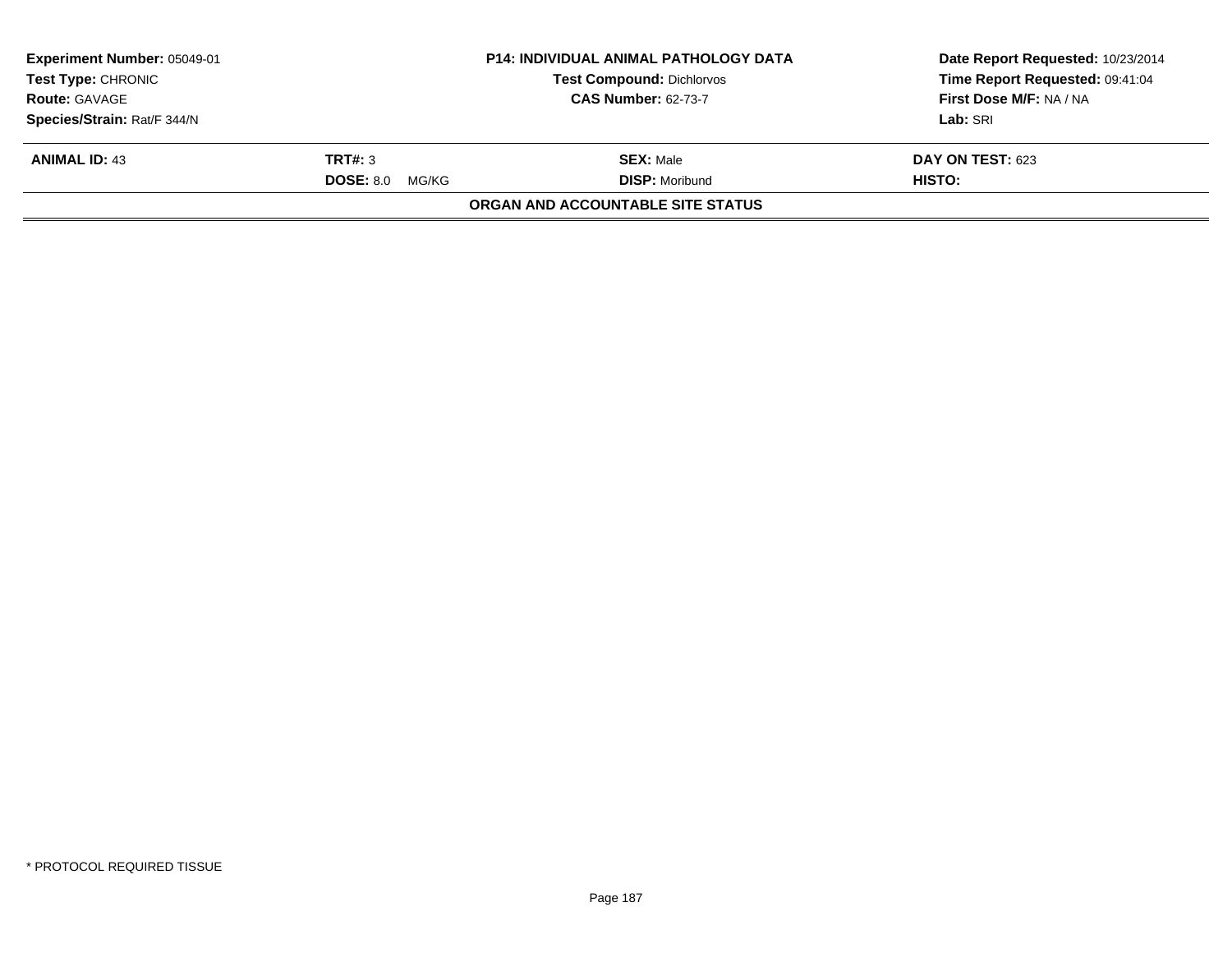| **Experiment Number:** 05049-01 | **P14: INDIVIDUAL ANIMAL PATHOLOGY DATA** | **Date Report Requested:** 10/23/2014 |
|---|---|---|
| **Test Type:** CHRONIC | **Test Compound:** Dichlorvos | **Time Report Requested:** 09:41:04 |
| **Route:** GAVAGE | **CAS Number:** 62-73-7 | **First Dose M/F:** NA / NA |
| **Species/Strain:** Rat/F 344/N | | **Lab:** SRI |

| **ANIMAL ID:** 43 | **TRT#:** 3 | **SEX:** Male | **DAY ON TEST:** 623 |
|---|---|---|---|
| | **DOSE:** 8.0 MG/KG | **DISP:** Moribund | **HISTO:** |

**ORGAN AND ACCOUNTABLE SITE STATUS**

* PROTOCOL REQUIRED TISSUE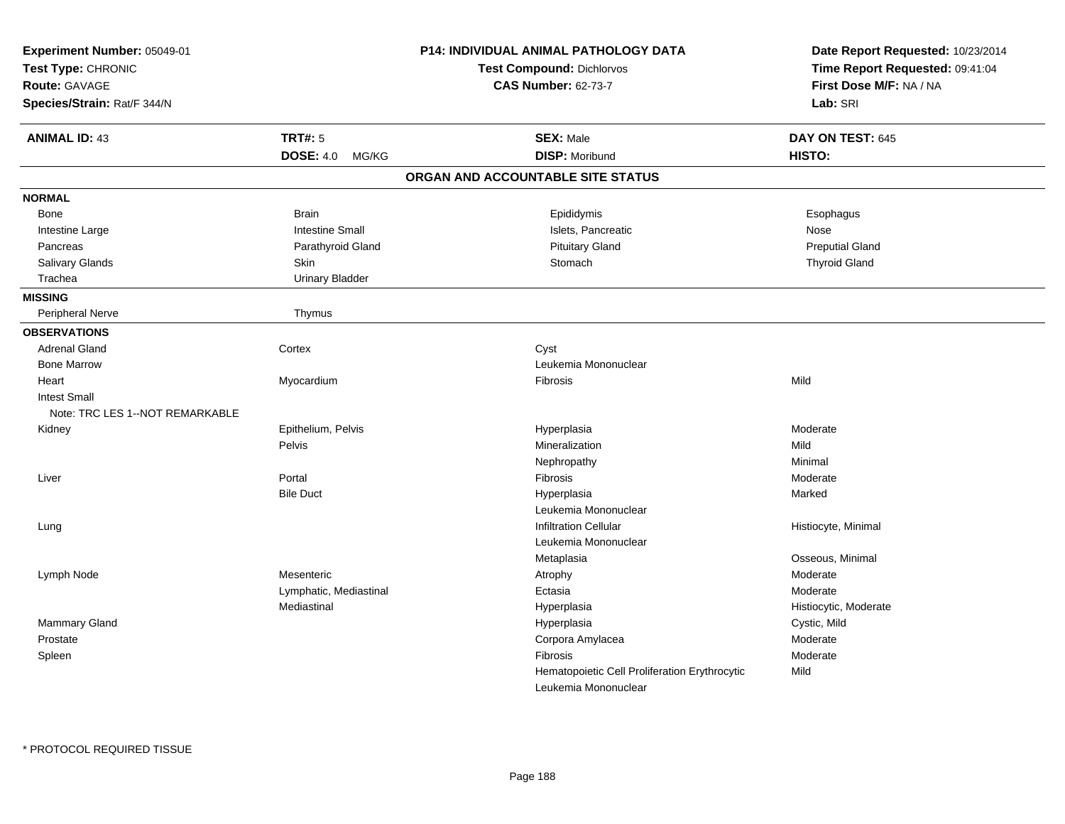**Experiment Number:** 05049-01
**Test Type:** CHRONIC
**Route:** GAVAGE
**Species/Strain:** Rat/F 344/N

**P14: INDIVIDUAL ANIMAL PATHOLOGY DATA**
**Test Compound:** Dichlorvos
**CAS Number:** 62-73-7

**Date Report Requested:** 10/23/2014
**Time Report Requested:** 09:41:04
**First Dose M/F:** NA / NA
**Lab:** SRI

| **ANIMAL ID:** 43 | **TRT#:** 5 | **SEX:** Male | **DAY ON TEST:** 645 |
|---|---|---|---|
| | **DOSE:** 4.0 MG/KG | **DISP:** Moribund | **HISTO:** |

## ORGAN AND ACCOUNTABLE SITE STATUS

**NORMAL**

| | | | |
|---|---|---|---|
| Bone | Brain | Epididymis | Esophagus |
| Intestine Large | Intestine Small | Islets, Pancreatic | Nose |
| Pancreas | Parathyroid Gland | Pituitary Gland | Preputial Gland |
| Salivary Glands | Skin | Stomach | Thyroid Gland |
| Trachea | Urinary Bladder | | |

**MISSING**

| | |
|---|---|
| Peripheral Nerve | Thymus |

**OBSERVATIONS**

| Organ | Site | Observation | Severity |
|---|---|---|---|
| Adrenal Gland | Cortex | Cyst | |
| Bone Marrow | | Leukemia Mononuclear | |
| Heart | Myocardium | Fibrosis | Mild |
| Intest Small | | | |
| Note: TRC LES 1--NOT REMARKABLE | | | |
| Kidney | Epithelium, Pelvis | Hyperplasia | Moderate |
| | Pelvis | Mineralization | Mild |
| | | Nephropathy | Minimal |
| Liver | Portal | Fibrosis | Moderate |
| | Bile Duct | Hyperplasia | Marked |
| | | Leukemia Mononuclear | |
| Lung | | Infiltration Cellular | Histiocyte, Minimal |
| | | Leukemia Mononuclear | |
| | | Metaplasia | Osseous, Minimal |
| Lymph Node | Mesenteric | Atrophy | Moderate |
| | Lymphatic, Mediastinal | Ectasia | Moderate |
| | Mediastinal | Hyperplasia | Histiocytic, Moderate |
| Mammary Gland | | Hyperplasia | Cystic, Mild |
| Prostate | | Corpora Amylacea | Moderate |
| Spleen | | Fibrosis | Moderate |
| | | Hematopoietic Cell Proliferation Erythrocytic | Mild |
| | | Leukemia Mononuclear | |

* PROTOCOL REQUIRED TISSUE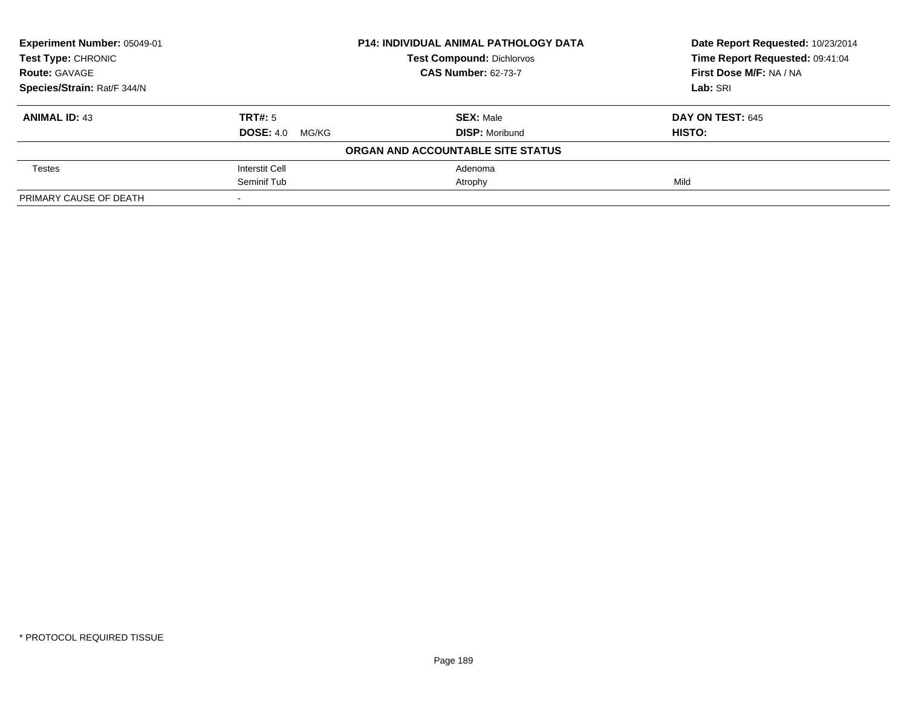| **Experiment Number:** 05049-01 | **P14: INDIVIDUAL ANIMAL PATHOLOGY DATA** | **Date Report Requested:** 10/23/2014 |
|---|---|---|
| **Test Type:** CHRONIC | **Test Compound:** Dichlorvos | **Time Report Requested:** 09:41:04 |
| **Route:** GAVAGE | **CAS Number:** 62-73-7 | **First Dose M/F:** NA / NA |
| **Species/Strain:** Rat/F 344/N | | **Lab:** SRI |

| **ANIMAL ID:** 43 | **TRT#:** 5 | **SEX:** Male | **DAY ON TEST:** 645 |
|---|---|---|---|
| | **DOSE:** 4.0 MG/KG | **DISP:** Moribund | **HISTO:** |
| | | **ORGAN AND ACCOUNTABLE SITE STATUS** | |
| Testes | Interstit Cell | Adenoma | |
| | Seminif Tub | Atrophy | Mild |
| PRIMARY CAUSE OF DEATH | - | | |

* PROTOCOL REQUIRED TISSUE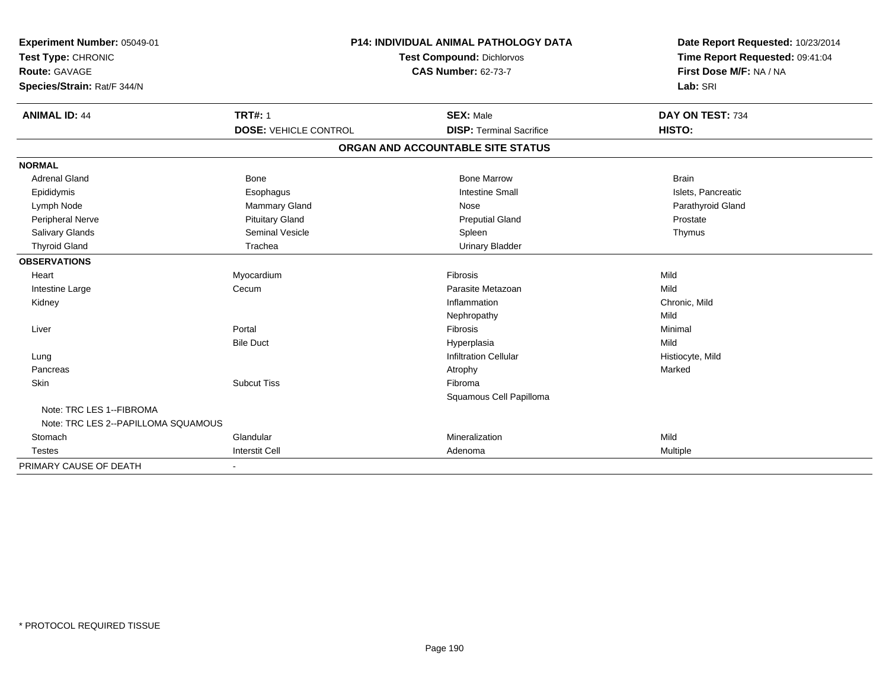**Experiment Number:** 05049-01
**Test Type:** CHRONIC
**Route:** GAVAGE
**Species/Strain:** Rat/F 344/N

**P14: INDIVIDUAL ANIMAL PATHOLOGY DATA**
**Test Compound:** Dichlorvos
**CAS Number:** 62-73-7

**Date Report Requested:** 10/23/2014
**Time Report Requested:** 09:41:04
**First Dose M/F:** NA / NA
**Lab:** SRI

| **ANIMAL ID:** 44 | **TRT#:** 1 | **SEX:** Male | **DAY ON TEST:** 734 |
|---|---|---|---|
| | **DOSE:** VEHICLE CONTROL | **DISP:** Terminal Sacrifice | **HISTO:** |

**ORGAN AND ACCOUNTABLE SITE STATUS**

| | | | |
|---|---|---|---|
| **NORMAL** | | | |
| Adrenal Gland | Bone | Bone Marrow | Brain |
| Epididymis | Esophagus | Intestine Small | Islets, Pancreatic |
| Lymph Node | Mammary Gland | Nose | Parathyroid Gland |
| Peripheral Nerve | Pituitary Gland | Preputial Gland | Prostate |
| Salivary Glands | Seminal Vesicle | Spleen | Thymus |
| Thyroid Gland | Trachea | Urinary Bladder | |
| **OBSERVATIONS** | | | |
| Heart | Myocardium | Fibrosis | Mild |
| Intestine Large | Cecum | Parasite Metazoan | Mild |
| Kidney | | Inflammation | Chronic, Mild |
| | | Nephropathy | Mild |
| Liver | Portal | Fibrosis | Minimal |
| | Bile Duct | Hyperplasia | Mild |
| Lung | | Infiltration Cellular | Histiocyte, Mild |
| Pancreas | | Atrophy | Marked |
| Skin | Subcut Tiss | Fibroma | |
| | | Squamous Cell Papilloma | |
| Note: TRC LES 1--FIBROMA | | | |
| Note: TRC LES 2--PAPILLOMA SQUAMOUS | | | |
| Stomach | Glandular | Mineralization | Mild |
| Testes | Interstit Cell | Adenoma | Multiple |
| PRIMARY CAUSE OF DEATH | - | | |

* PROTOCOL REQUIRED TISSUE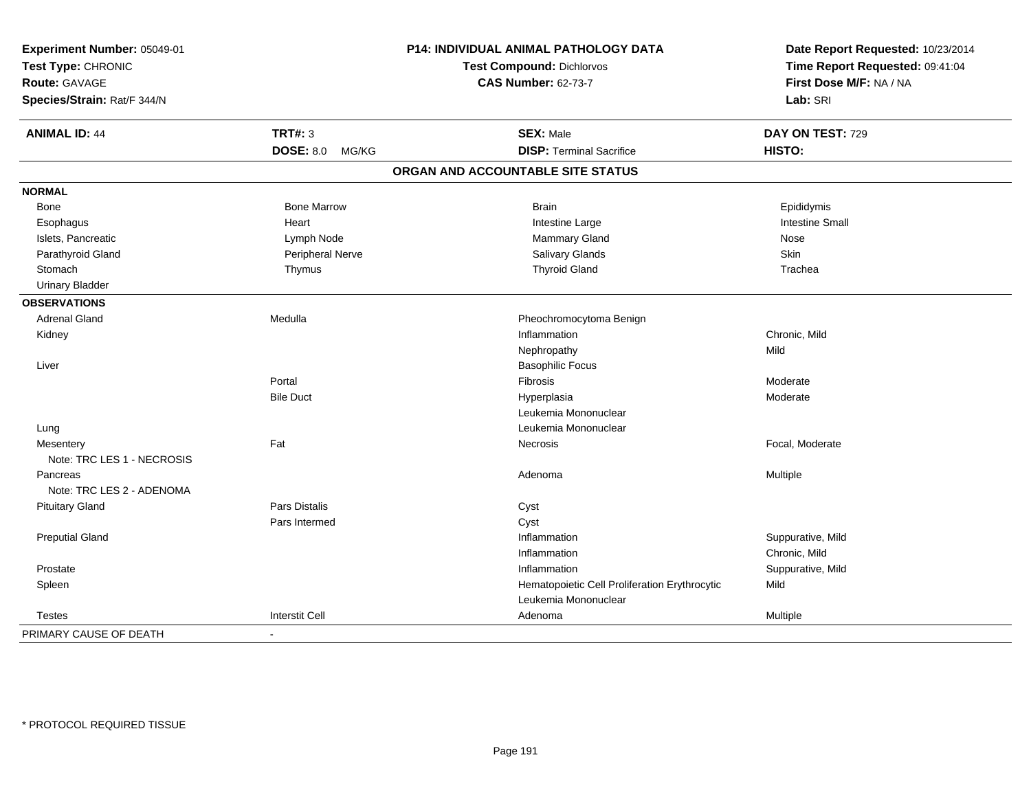**Experiment Number:** 05049-01
**Test Type:** CHRONIC
**Route:** GAVAGE
**Species/Strain:** Rat/F 344/N

**P14: INDIVIDUAL ANIMAL PATHOLOGY DATA**
**Test Compound:** Dichlorvos
**CAS Number:** 62-73-7

**Date Report Requested:** 10/23/2014
**Time Report Requested:** 09:41:04
**First Dose M/F:** NA / NA
**Lab:** SRI

| **ANIMAL ID:** 44 | **TRT#:** 3 | **SEX:** Male | **DAY ON TEST:** 729 |
|---|---|---|---|
| | **DOSE:** 8.0 MG/KG | **DISP:** Terminal Sacrifice | **HISTO:** |

## ORGAN AND ACCOUNTABLE SITE STATUS

| | | | |
|---|---|---|---|
| **NORMAL** | | | |
| Bone | Bone Marrow | Brain | Epididymis |
| Esophagus | Heart | Intestine Large | Intestine Small |
| Islets, Pancreatic | Lymph Node | Mammary Gland | Nose |
| Parathyroid Gland | Peripheral Nerve | Salivary Glands | Skin |
| Stomach | Thymus | Thyroid Gland | Trachea |
| Urinary Bladder | | | |
| **OBSERVATIONS** | | | |
| Adrenal Gland | Medulla | Pheochromocytoma Benign | |
| Kidney | | Inflammation | Chronic, Mild |
| | | Nephropathy | Mild |
| Liver | | Basophilic Focus | |
| | Portal | Fibrosis | Moderate |
| | Bile Duct | Hyperplasia | Moderate |
| | | Leukemia Mononuclear | |
| Lung | | Leukemia Mononuclear | |
| Mesentery | Fat | Necrosis | Focal, Moderate |
| Note: TRC LES 1 - NECROSIS | | | |
| Pancreas | | Adenoma | Multiple |
| Note: TRC LES 2 - ADENOMA | | | |
| Pituitary Gland | Pars Distalis | Cyst | |
| | Pars Intermed | Cyst | |
| Preputial Gland | | Inflammation | Suppurative, Mild |
| | | Inflammation | Chronic, Mild |
| Prostate | | Inflammation | Suppurative, Mild |
| Spleen | | Hematopoietic Cell Proliferation Erythrocytic | Mild |
| | | Leukemia Mononuclear | |
| Testes | Interstit Cell | Adenoma | Multiple |
| PRIMARY CAUSE OF DEATH | - | | |

* PROTOCOL REQUIRED TISSUE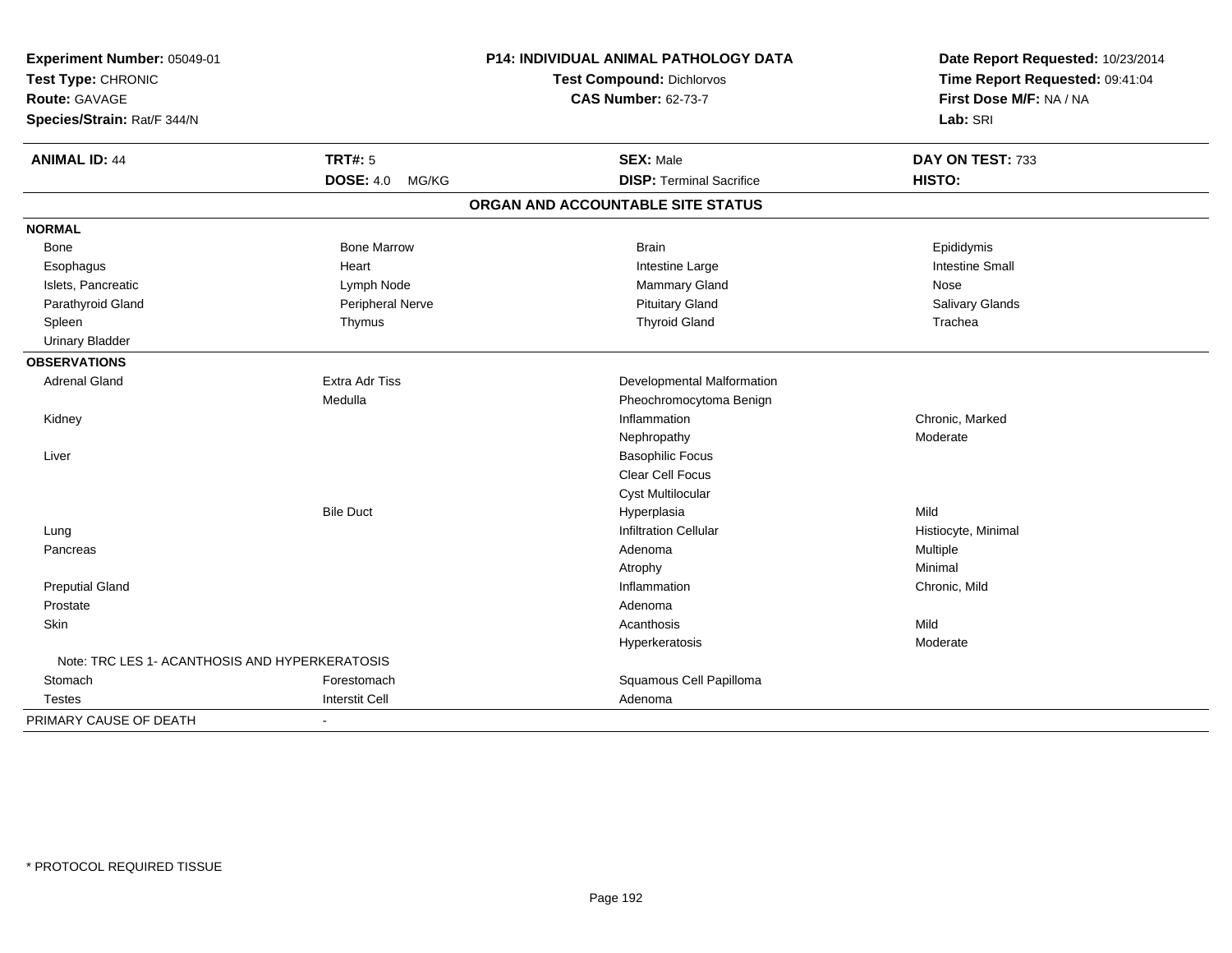**Experiment Number:** 05049-01
**Test Type:** CHRONIC
**Route:** GAVAGE
**Species/Strain:** Rat/F 344/N

**P14: INDIVIDUAL ANIMAL PATHOLOGY DATA**
**Test Compound:** Dichlorvos
**CAS Number:** 62-73-7

**Date Report Requested:** 10/23/2014
**Time Report Requested:** 09:41:04
**First Dose M/F:** NA / NA
**Lab:** SRI

| **ANIMAL ID:** 44 | **TRT#:** 5 | **SEX:** Male | **DAY ON TEST:** 733 |
|---|---|---|---|
| | **DOSE:** 4.0 MG/KG | **DISP:** Terminal Sacrifice | **HISTO:** |

## ORGAN AND ACCOUNTABLE SITE STATUS

| | | | |
|---|---|---|---|
| **NORMAL** | | | |
| Bone | Bone Marrow | Brain | Epididymis |
| Esophagus | Heart | Intestine Large | Intestine Small |
| Islets, Pancreatic | Lymph Node | Mammary Gland | Nose |
| Parathyroid Gland | Peripheral Nerve | Pituitary Gland | Salivary Glands |
| Spleen | Thymus | Thyroid Gland | Trachea |
| Urinary Bladder | | | |
| **OBSERVATIONS** | | | |
| Adrenal Gland | Extra Adr Tiss | Developmental Malformation | |
| | Medulla | Pheochromocytoma Benign | |
| Kidney | | Inflammation | Chronic, Marked |
| | | Nephropathy | Moderate |
| Liver | | Basophilic Focus | |
| | | Clear Cell Focus | |
| | | Cyst Multilocular | |
| | Bile Duct | Hyperplasia | Mild |
| Lung | | Infiltration Cellular | Histiocyte, Minimal |
| Pancreas | | Adenoma | Multiple |
| | | Atrophy | Minimal |
| Preputial Gland | | Inflammation | Chronic, Mild |
| Prostate | | Adenoma | |
| Skin | | Acanthosis | Mild |
| | | Hyperkeratosis | Moderate |
| Note: TRC LES 1- ACANTHOSIS AND HYPERKERATOSIS | | | |
| Stomach | Forestomach | Squamous Cell Papilloma | |
| Testes | Interstit Cell | Adenoma | |
| PRIMARY CAUSE OF DEATH | - | | |

\* PROTOCOL REQUIRED TISSUE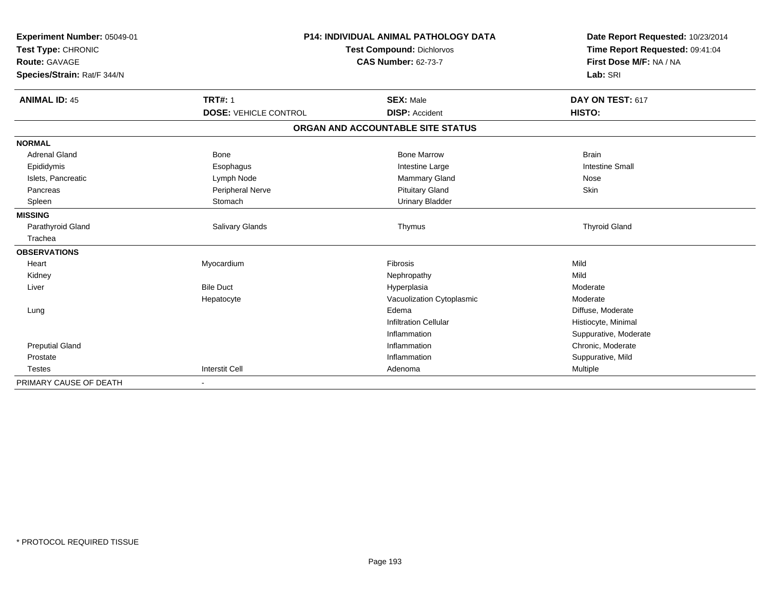**Experiment Number:** 05049-01
**Test Type:** CHRONIC
**Route:** GAVAGE
**Species/Strain:** Rat/F 344/N

**P14: INDIVIDUAL ANIMAL PATHOLOGY DATA**
**Test Compound:** Dichlorvos
**CAS Number:** 62-73-7

**Date Report Requested:** 10/23/2014
**Time Report Requested:** 09:41:04
**First Dose M/F:** NA / NA
**Lab:** SRI

| **ANIMAL ID:** 45 | **TRT#:** 1 | **SEX:** Male | **DAY ON TEST:** 617 |
|---|---|---|---|
| | **DOSE:** VEHICLE CONTROL | **DISP:** Accident | **HISTO:** |

**ORGAN AND ACCOUNTABLE SITE STATUS**

| | | | |
|---|---|---|---|
| **NORMAL** | | | |
| Adrenal Gland | Bone | Bone Marrow | Brain |
| Epididymis | Esophagus | Intestine Large | Intestine Small |
| Islets, Pancreatic | Lymph Node | Mammary Gland | Nose |
| Pancreas | Peripheral Nerve | Pituitary Gland | Skin |
| Spleen | Stomach | Urinary Bladder | |
| **MISSING** | | | |
| Parathyroid Gland | Salivary Glands | Thymus | Thyroid Gland |
| Trachea | | | |
| **OBSERVATIONS** | | | |
| Heart | Myocardium | Fibrosis | Mild |
| Kidney | | Nephropathy | Mild |
| Liver | Bile Duct | Hyperplasia | Moderate |
| | Hepatocyte | Vacuolization Cytoplasmic | Moderate |
| Lung | | Edema | Diffuse, Moderate |
| | | Infiltration Cellular | Histiocyte, Minimal |
| | | Inflammation | Suppurative, Moderate |
| Preputial Gland | | Inflammation | Chronic, Moderate |
| Prostate | | Inflammation | Suppurative, Mild |
| Testes | Interstit Cell | Adenoma | Multiple |
| PRIMARY CAUSE OF DEATH | - | | |

\* PROTOCOL REQUIRED TISSUE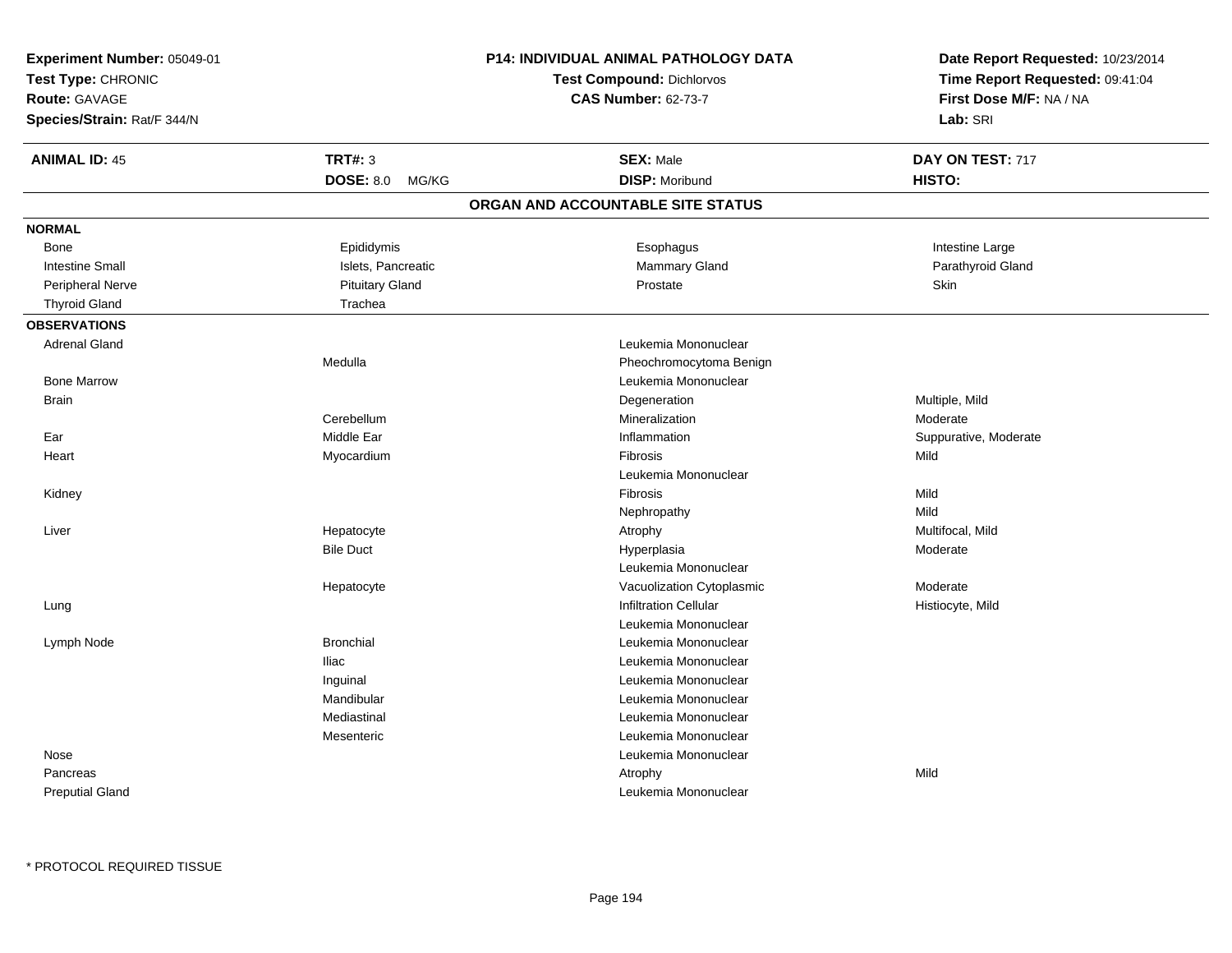**Experiment Number:** 05049-01
**Test Type:** CHRONIC
**Route:** GAVAGE
**Species/Strain:** Rat/F 344/N

**P14: INDIVIDUAL ANIMAL PATHOLOGY DATA**
**Test Compound:** Dichlorvos
**CAS Number:** 62-73-7

**Date Report Requested:** 10/23/2014
**Time Report Requested:** 09:41:04
**First Dose M/F:** NA / NA
**Lab:** SRI

| **ANIMAL ID:** 45 | **TRT#:** 3 | **SEX:** Male | **DAY ON TEST:** 717 |
|---|---|---|---|
| | **DOSE:** 8.0 MG/KG | **DISP:** Moribund | **HISTO:** |

## ORGAN AND ACCOUNTABLE SITE STATUS

**NORMAL**

| | | | |
|---|---|---|---|
| Bone | Epididymis | Esophagus | Intestine Large |
| Intestine Small | Islets, Pancreatic | Mammary Gland | Parathyroid Gland |
| Peripheral Nerve | Pituitary Gland | Prostate | Skin |
| Thyroid Gland | Trachea | | |

**OBSERVATIONS**

| Organ | Site | Observation | Severity |
|---|---|---|---|
| Adrenal Gland | | Leukemia Mononuclear | |
| | Medulla | Pheochromocytoma Benign | |
| Bone Marrow | | Leukemia Mononuclear | |
| Brain | | Degeneration | Multiple, Mild |
| | Cerebellum | Mineralization | Moderate |
| Ear | Middle Ear | Inflammation | Suppurative, Moderate |
| Heart | Myocardium | Fibrosis | Mild |
| | | Leukemia Mononuclear | |
| Kidney | | Fibrosis | Mild |
| | | Nephropathy | Mild |
| Liver | Hepatocyte | Atrophy | Multifocal, Mild |
| | Bile Duct | Hyperplasia | Moderate |
| | | Leukemia Mononuclear | |
| | Hepatocyte | Vacuolization Cytoplasmic | Moderate |
| Lung | | Infiltration Cellular | Histiocyte, Mild |
| | | Leukemia Mononuclear | |
| Lymph Node | Bronchial | Leukemia Mononuclear | |
| | Iliac | Leukemia Mononuclear | |
| | Inguinal | Leukemia Mononuclear | |
| | Mandibular | Leukemia Mononuclear | |
| | Mediastinal | Leukemia Mononuclear | |
| | Mesenteric | Leukemia Mononuclear | |
| Nose | | Leukemia Mononuclear | |
| Pancreas | | Atrophy | Mild |
| Preputial Gland | | Leukemia Mononuclear | |

* PROTOCOL REQUIRED TISSUE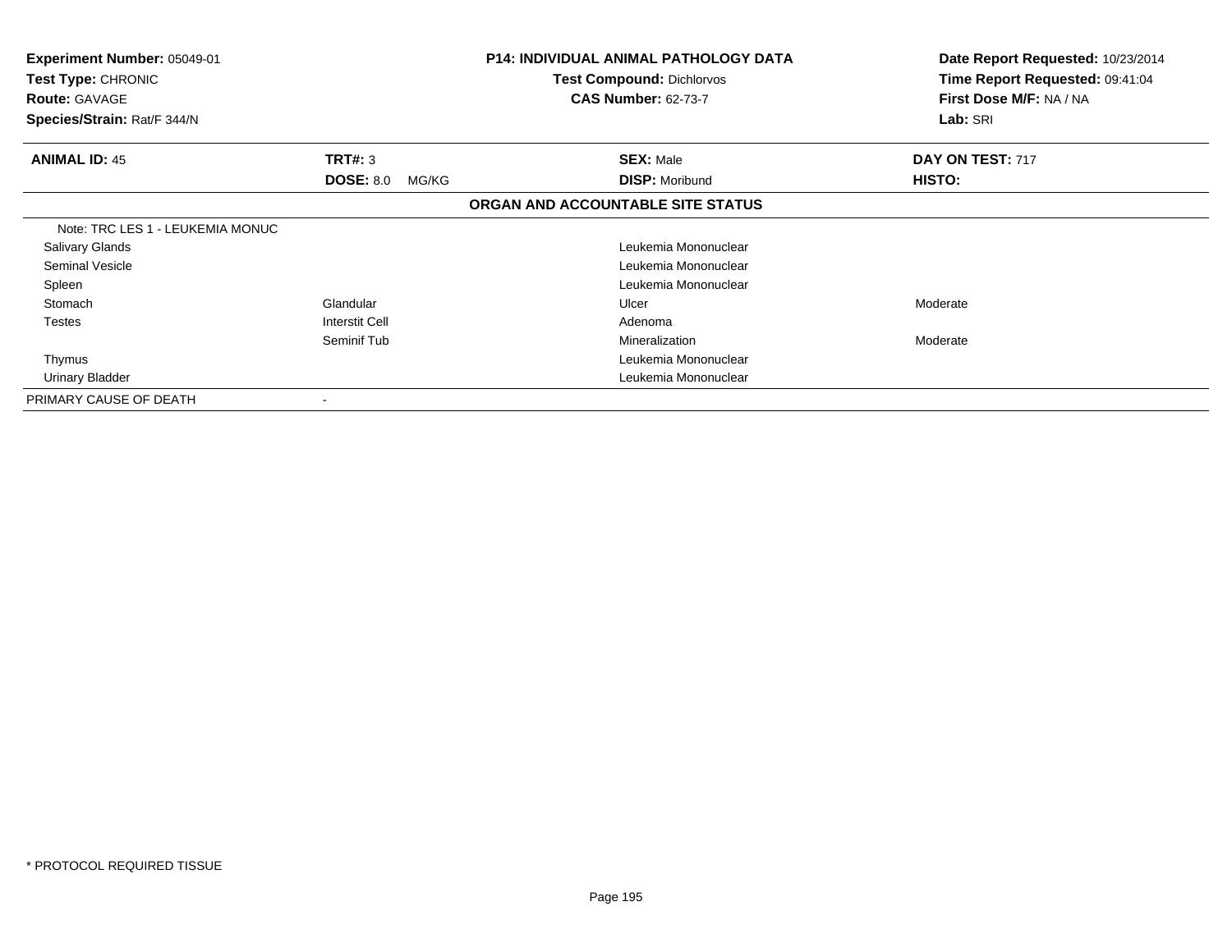**Experiment Number:** 05049-01
**Test Type:** CHRONIC
**Route:** GAVAGE
**Species/Strain:** Rat/F 344/N

**P14: INDIVIDUAL ANIMAL PATHOLOGY DATA**
**Test Compound:** Dichlorvos
**CAS Number:** 62-73-7

**Date Report Requested:** 10/23/2014
**Time Report Requested:** 09:41:04
**First Dose M/F:** NA / NA
**Lab:** SRI

| **ANIMAL ID:** 45 | **TRT#:** 3 | **SEX:** Male | **DAY ON TEST:** 717 |
|---|---|---|---|
| | **DOSE:** 8.0 MG/KG | **DISP:** Moribund | **HISTO:** |

**ORGAN AND ACCOUNTABLE SITE STATUS**

| | | | |
|---|---|---|---|
| Note: TRC LES 1 - LEUKEMIA MONUC | | | |
| Salivary Glands | | Leukemia Mononuclear | |
| Seminal Vesicle | | Leukemia Mononuclear | |
| Spleen | | Leukemia Mononuclear | |
| Stomach | Glandular | Ulcer | Moderate |
| Testes | Interstit Cell | Adenoma | |
| | Seminif Tub | Mineralization | Moderate |
| Thymus | | Leukemia Mononuclear | |
| Urinary Bladder | | Leukemia Mononuclear | |
| PRIMARY CAUSE OF DEATH | - | | |

* PROTOCOL REQUIRED TISSUE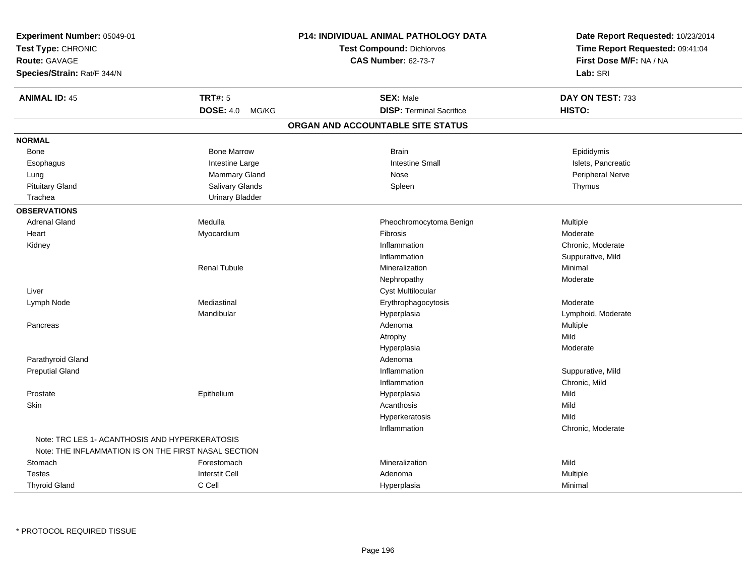**Experiment Number:** 05049-01
**Test Type:** CHRONIC
**Route:** GAVAGE
**Species/Strain:** Rat/F 344/N

**P14: INDIVIDUAL ANIMAL PATHOLOGY DATA**
**Test Compound:** Dichlorvos
**CAS Number:** 62-73-7

**Date Report Requested:** 10/23/2014
**Time Report Requested:** 09:41:04
**First Dose M/F:** NA / NA
**Lab:** SRI

| **ANIMAL ID:** 45 | **TRT#:** 5 | **SEX:** Male | **DAY ON TEST:** 733 |
|---|---|---|---|
| | **DOSE:** 4.0 MG/KG | **DISP:** Terminal Sacrifice | **HISTO:** |

## ORGAN AND ACCOUNTABLE SITE STATUS

| | | | |
|---|---|---|---|
| **NORMAL** | | | |
| Bone | Bone Marrow | Brain | Epididymis |
| Esophagus | Intestine Large | Intestine Small | Islets, Pancreatic |
| Lung | Mammary Gland | Nose | Peripheral Nerve |
| Pituitary Gland | Salivary Glands | Spleen | Thymus |
| Trachea | Urinary Bladder | | |
| **OBSERVATIONS** | | | |
| Adrenal Gland | Medulla | Pheochromocytoma Benign | Multiple |
| Heart | Myocardium | Fibrosis | Moderate |
| Kidney | | Inflammation | Chronic, Moderate |
| | | Inflammation | Suppurative, Mild |
| | Renal Tubule | Mineralization | Minimal |
| | | Nephropathy | Moderate |
| Liver | | Cyst Multilocular | |
| Lymph Node | Mediastinal | Erythrophagocytosis | Moderate |
| | Mandibular | Hyperplasia | Lymphoid, Moderate |
| Pancreas | | Adenoma | Multiple |
| | | Atrophy | Mild |
| | | Hyperplasia | Moderate |
| Parathyroid Gland | | Adenoma | |
| Preputial Gland | | Inflammation | Suppurative, Mild |
| | | Inflammation | Chronic, Mild |
| Prostate | Epithelium | Hyperplasia | Mild |
| Skin | | Acanthosis | Mild |
| | | Hyperkeratosis | Mild |
| | | Inflammation | Chronic, Moderate |
| Note: TRC LES 1- ACANTHOSIS AND HYPERKERATOSIS | | | |
| Note: THE INFLAMMATION IS ON THE FIRST NASAL SECTION | | | |
| Stomach | Forestomach | Mineralization | Mild |
| Testes | Interstit Cell | Adenoma | Multiple |
| Thyroid Gland | C Cell | Hyperplasia | Minimal |

* PROTOCOL REQUIRED TISSUE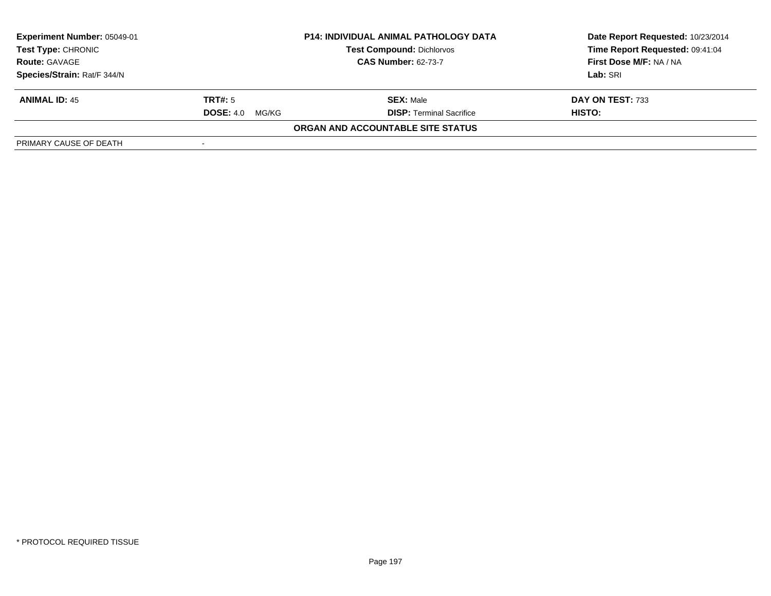| **Experiment Number:** 05049-01 | **P14: INDIVIDUAL ANIMAL PATHOLOGY DATA** | **Date Report Requested:** 10/23/2014 |
|---|---|---|
| **Test Type:** CHRONIC | **Test Compound:** Dichlorvos | **Time Report Requested:** 09:41:04 |
| **Route:** GAVAGE | **CAS Number:** 62-73-7 | **First Dose M/F:** NA / NA |
| **Species/Strain:** Rat/F 344/N | | **Lab:** SRI |

| **ANIMAL ID:** 45 | **TRT#:** 5 | **SEX:** Male | **DAY ON TEST:** 733 |
|---|---|---|---|
| | **DOSE:** 4.0 MG/KG | **DISP:** Terminal Sacrifice | **HISTO:** |

**ORGAN AND ACCOUNTABLE SITE STATUS**

| | |
|---|---|
| PRIMARY CAUSE OF DEATH | - |

\* PROTOCOL REQUIRED TISSUE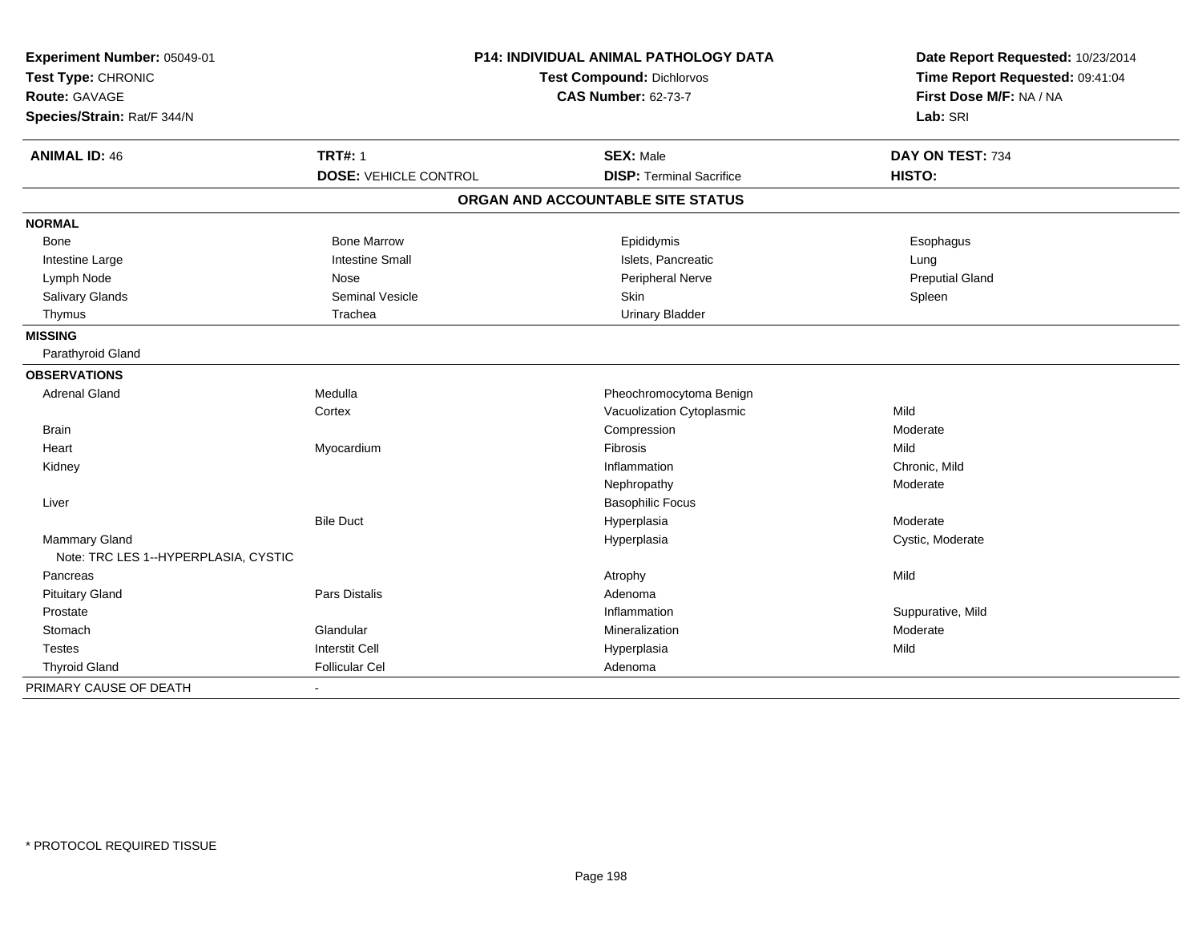**Experiment Number:** 05049-01
**Test Type:** CHRONIC
**Route:** GAVAGE
**Species/Strain:** Rat/F 344/N

**P14: INDIVIDUAL ANIMAL PATHOLOGY DATA**
**Test Compound:** Dichlorvos
**CAS Number:** 62-73-7

**Date Report Requested:** 10/23/2014
**Time Report Requested:** 09:41:04
**First Dose M/F:** NA / NA
**Lab:** SRI

| **ANIMAL ID:** 46 | **TRT#:** 1 | **SEX:** Male | **DAY ON TEST:** 734 |
|---|---|---|---|
| | **DOSE:** VEHICLE CONTROL | **DISP:** Terminal Sacrifice | **HISTO:** |

## ORGAN AND ACCOUNTABLE SITE STATUS

| | | | |
|---|---|---|---|
| **NORMAL** | | | |
| Bone | Bone Marrow | Epididymis | Esophagus |
| Intestine Large | Intestine Small | Islets, Pancreatic | Lung |
| Lymph Node | Nose | Peripheral Nerve | Preputial Gland |
| Salivary Glands | Seminal Vesicle | Skin | Spleen |
| Thymus | Trachea | Urinary Bladder | |
| **MISSING** | | | |
| Parathyroid Gland | | | |
| **OBSERVATIONS** | | | |
| Adrenal Gland | Medulla | Pheochromocytoma Benign | |
| | Cortex | Vacuolization Cytoplasmic | Mild |
| Brain | | Compression | Moderate |
| Heart | Myocardium | Fibrosis | Mild |
| Kidney | | Inflammation | Chronic, Mild |
| | | Nephropathy | Moderate |
| Liver | | Basophilic Focus | |
| | Bile Duct | Hyperplasia | Moderate |
| Mammary Gland | | Hyperplasia | Cystic, Moderate |
| Note: TRC LES 1--HYPERPLASIA, CYSTIC | | | |
| Pancreas | | Atrophy | Mild |
| Pituitary Gland | Pars Distalis | Adenoma | |
| Prostate | | Inflammation | Suppurative, Mild |
| Stomach | Glandular | Mineralization | Moderate |
| Testes | Interstit Cell | Hyperplasia | Mild |
| Thyroid Gland | Follicular Cel | Adenoma | |
| PRIMARY CAUSE OF DEATH | - | | |

* PROTOCOL REQUIRED TISSUE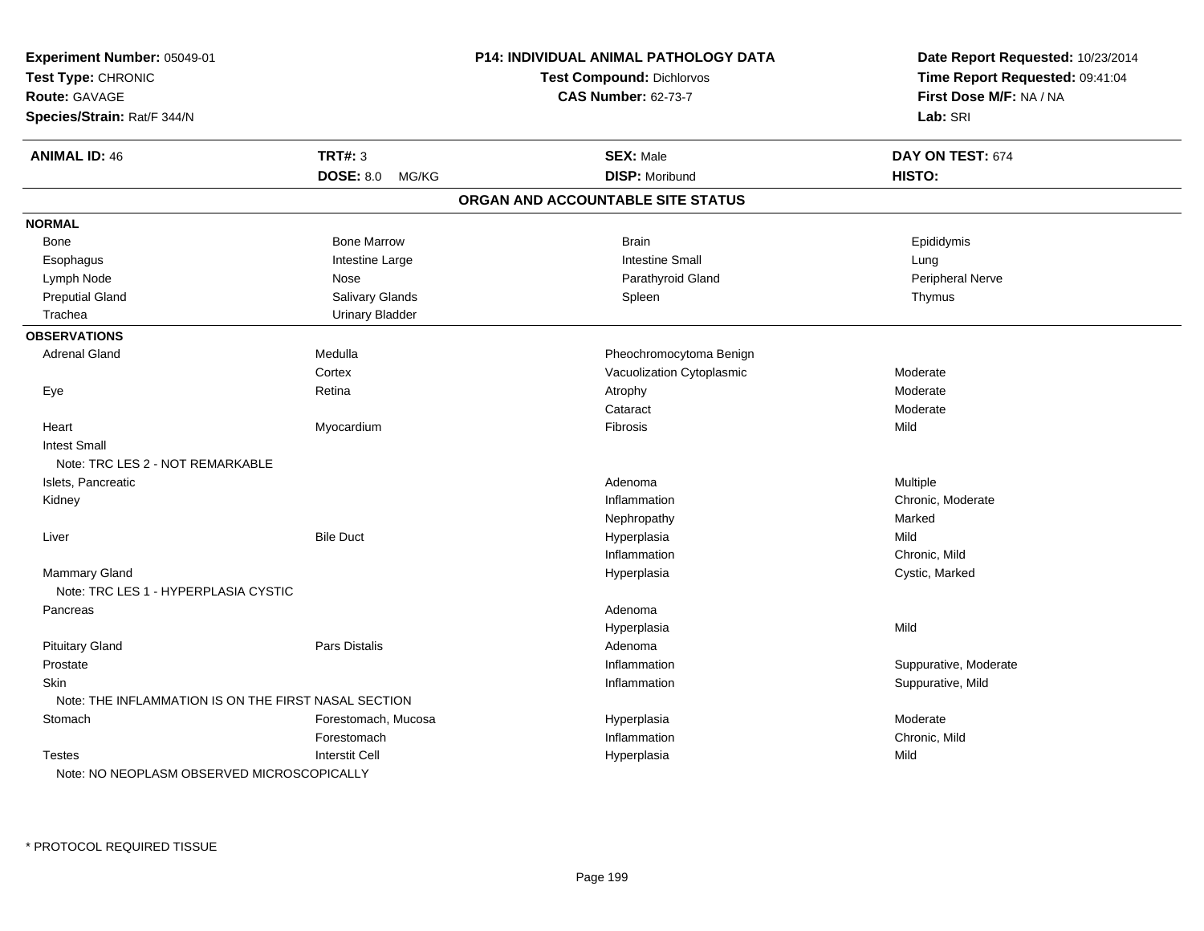**Experiment Number:** 05049-01
**Test Type:** CHRONIC
**Route:** GAVAGE
**Species/Strain:** Rat/F 344/N

**P14: INDIVIDUAL ANIMAL PATHOLOGY DATA**
**Test Compound:** Dichlorvos
**CAS Number:** 62-73-7

**Date Report Requested:** 10/23/2014
**Time Report Requested:** 09:41:04
**First Dose M/F:** NA / NA
**Lab:** SRI

| **ANIMAL ID:** 46 | **TRT#:** 3 | **SEX:** Male | **DAY ON TEST:** 674 |
|---|---|---|---|
| | **DOSE:** 8.0 MG/KG | **DISP:** Moribund | **HISTO:** |

## ORGAN AND ACCOUNTABLE SITE STATUS

**NORMAL**

| | | | |
|---|---|---|---|
| Bone | Bone Marrow | Brain | Epididymis |
| Esophagus | Intestine Large | Intestine Small | Lung |
| Lymph Node | Nose | Parathyroid Gland | Peripheral Nerve |
| Preputial Gland | Salivary Glands | Spleen | Thymus |
| Trachea | Urinary Bladder | | |

**OBSERVATIONS**

| Organ | Site | Observation | Severity |
|---|---|---|---|
| Adrenal Gland | Medulla | Pheochromocytoma Benign | |
| | Cortex | Vacuolization Cytoplasmic | Moderate |
| Eye | Retina | Atrophy | Moderate |
| | | Cataract | Moderate |
| Heart | Myocardium | Fibrosis | Mild |
| Intest Small | | | |
| Note: TRC LES 2 - NOT REMARKABLE | | | |
| Islets, Pancreatic | | Adenoma | Multiple |
| Kidney | | Inflammation | Chronic, Moderate |
| | | Nephropathy | Marked |
| Liver | Bile Duct | Hyperplasia | Mild |
| | | Inflammation | Chronic, Mild |
| Mammary Gland | | Hyperplasia | Cystic, Marked |
| Note: TRC LES 1 - HYPERPLASIA CYSTIC | | | |
| Pancreas | | Adenoma | |
| | | Hyperplasia | Mild |
| Pituitary Gland | Pars Distalis | Adenoma | |
| Prostate | | Inflammation | Suppurative, Moderate |
| Skin | | Inflammation | Suppurative, Mild |
| Note: THE INFLAMMATION IS ON THE FIRST NASAL SECTION | | | |
| Stomach | Forestomach, Mucosa | Hyperplasia | Moderate |
| | Forestomach | Inflammation | Chronic, Mild |
| Testes | Interstit Cell | Hyperplasia | Mild |
| Note: NO NEOPLASM OBSERVED MICROSCOPICALLY | | | |

* PROTOCOL REQUIRED TISSUE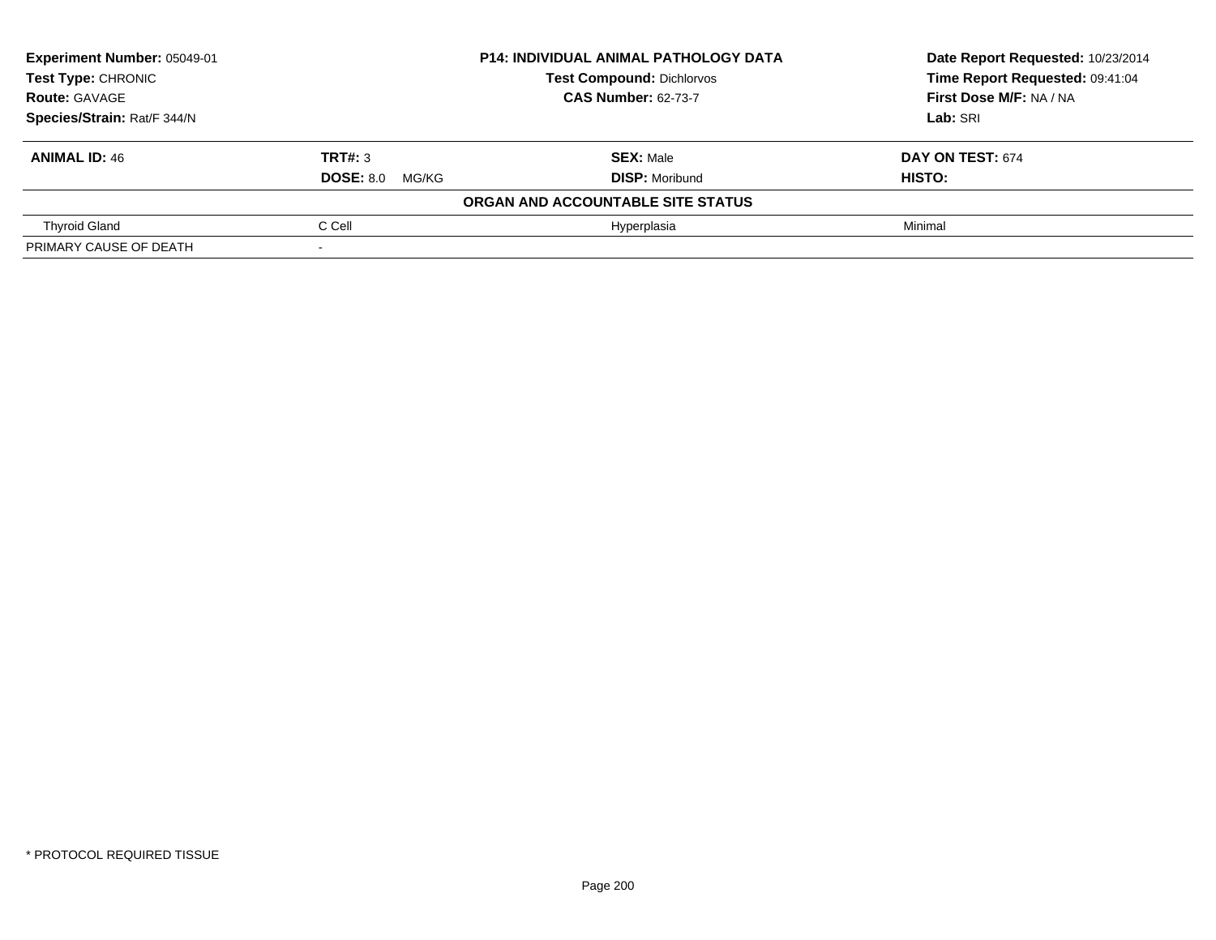| Experiment Number: 05049-01 | P14: INDIVIDUAL ANIMAL PATHOLOGY DATA | Date Report Requested: 10/23/2014 |
|---|---|---|
| Test Type: CHRONIC | Test Compound: Dichlorvos | Time Report Requested: 09:41:04 |
| Route: GAVAGE | CAS Number: 62-73-7 | First Dose M/F: NA / NA |
| Species/Strain: Rat/F 344/N | | Lab: SRI |

| ANIMAL ID: 46 | TRT#: 3 | SEX: Male | DAY ON TEST: 674 |
|---|---|---|---|
| | DOSE: 8.0 MG/KG | DISP: Moribund | HISTO: |
| | | ORGAN AND ACCOUNTABLE SITE STATUS | |
| Thyroid Gland | C Cell | Hyperplasia | Minimal |
| PRIMARY CAUSE OF DEATH | - | | |

\* PROTOCOL REQUIRED TISSUE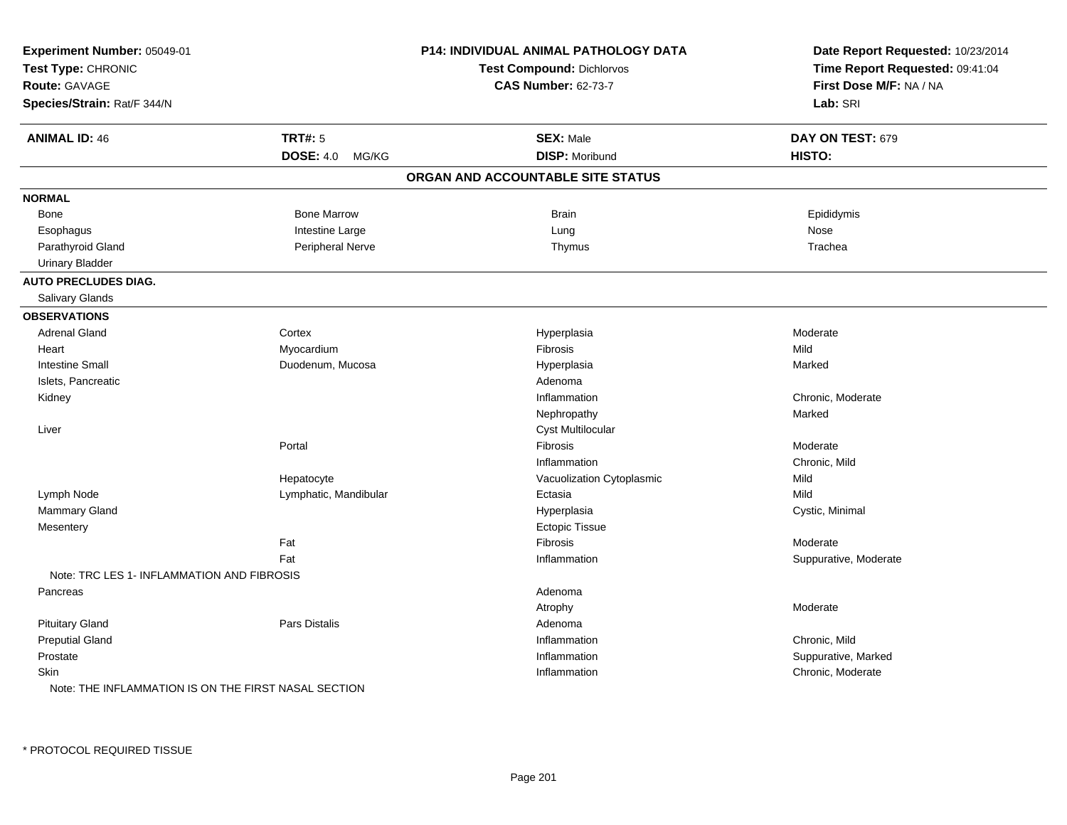**Experiment Number:** 05049-01
**Test Type:** CHRONIC
**Route:** GAVAGE
**Species/Strain:** Rat/F 344/N

**P14: INDIVIDUAL ANIMAL PATHOLOGY DATA**
**Test Compound:** Dichlorvos
**CAS Number:** 62-73-7

**Date Report Requested:** 10/23/2014
**Time Report Requested:** 09:41:04
**First Dose M/F:** NA / NA
**Lab:** SRI

| **ANIMAL ID:** 46 | **TRT#:** 5 | **SEX:** Male | **DAY ON TEST:** 679 |
|---|---|---|---|
| | **DOSE:** 4.0 MG/KG | **DISP:** Moribund | **HISTO:** |

## ORGAN AND ACCOUNTABLE SITE STATUS

**NORMAL**

| | | | |
|---|---|---|---|
| Bone | Bone Marrow | Brain | Epididymis |
| Esophagus | Intestine Large | Lung | Nose |
| Parathyroid Gland | Peripheral Nerve | Thymus | Trachea |
| Urinary Bladder | | | |

**AUTO PRECLUDES DIAG.**

Salivary Glands

**OBSERVATIONS**

| | | | |
|---|---|---|---|
| Adrenal Gland | Cortex | Hyperplasia | Moderate |
| Heart | Myocardium | Fibrosis | Mild |
| Intestine Small | Duodenum, Mucosa | Hyperplasia | Marked |
| Islets, Pancreatic | | Adenoma | |
| Kidney | | Inflammation | Chronic, Moderate |
| | | Nephropathy | Marked |
| Liver | | Cyst Multilocular | |
| | Portal | Fibrosis | Moderate |
| | | Inflammation | Chronic, Mild |
| | Hepatocyte | Vacuolization Cytoplasmic | Mild |
| Lymph Node | Lymphatic, Mandibular | Ectasia | Mild |
| Mammary Gland | | Hyperplasia | Cystic, Minimal |
| Mesentery | | Ectopic Tissue | |
| | Fat | Fibrosis | Moderate |
| | Fat | Inflammation | Suppurative, Moderate |
| Note: TRC LES 1- INFLAMMATION AND FIBROSIS | | | |
| Pancreas | | Adenoma | |
| | | Atrophy | Moderate |
| Pituitary Gland | Pars Distalis | Adenoma | |
| Preputial Gland | | Inflammation | Chronic, Mild |
| Prostate | | Inflammation | Suppurative, Marked |
| Skin | | Inflammation | Chronic, Moderate |
| Note: THE INFLAMMATION IS ON THE FIRST NASAL SECTION | | | |

* PROTOCOL REQUIRED TISSUE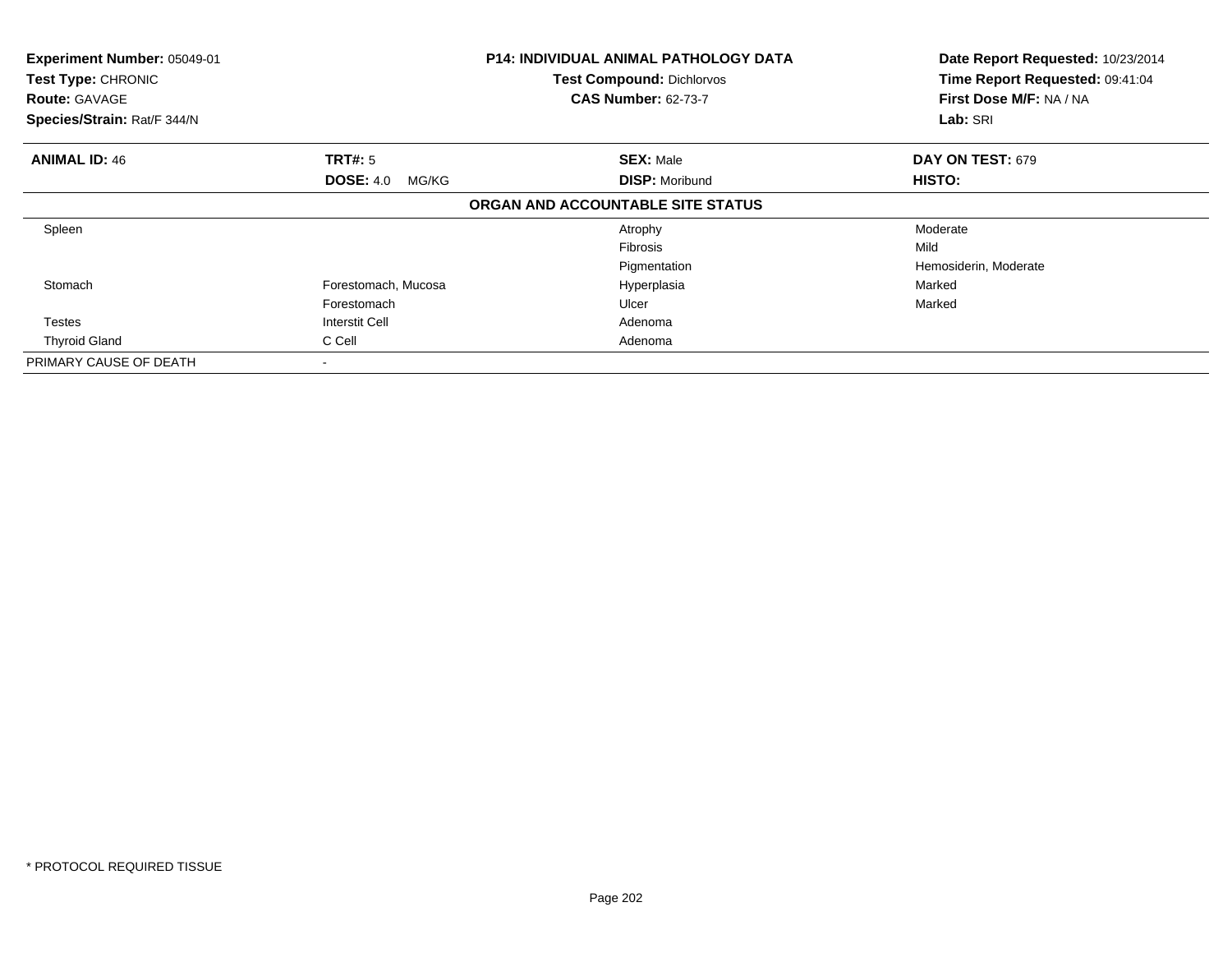**Experiment Number:** 05049-01
**Test Type:** CHRONIC
**Route:** GAVAGE
**Species/Strain:** Rat/F 344/N

**P14: INDIVIDUAL ANIMAL PATHOLOGY DATA**
**Test Compound:** Dichlorvos
**CAS Number:** 62-73-7

**Date Report Requested:** 10/23/2014
**Time Report Requested:** 09:41:04
**First Dose M/F:** NA / NA
**Lab:** SRI

| **ANIMAL ID:** 46 | **TRT#:** 5 | **SEX:** Male | **DAY ON TEST:** 679 |
|---|---|---|---|
| | **DOSE:** 4.0 MG/KG | **DISP:** Moribund | **HISTO:** |
| | | **ORGAN AND ACCOUNTABLE SITE STATUS** | |
| Spleen | | Atrophy | Moderate |
| | | Fibrosis | Mild |
| | | Pigmentation | Hemosiderin, Moderate |
| Stomach | Forestomach, Mucosa | Hyperplasia | Marked |
| | Forestomach | Ulcer | Marked |
| Testes | Interstit Cell | Adenoma | |
| Thyroid Gland | C Cell | Adenoma | |
| PRIMARY CAUSE OF DEATH | - | | |

* PROTOCOL REQUIRED TISSUE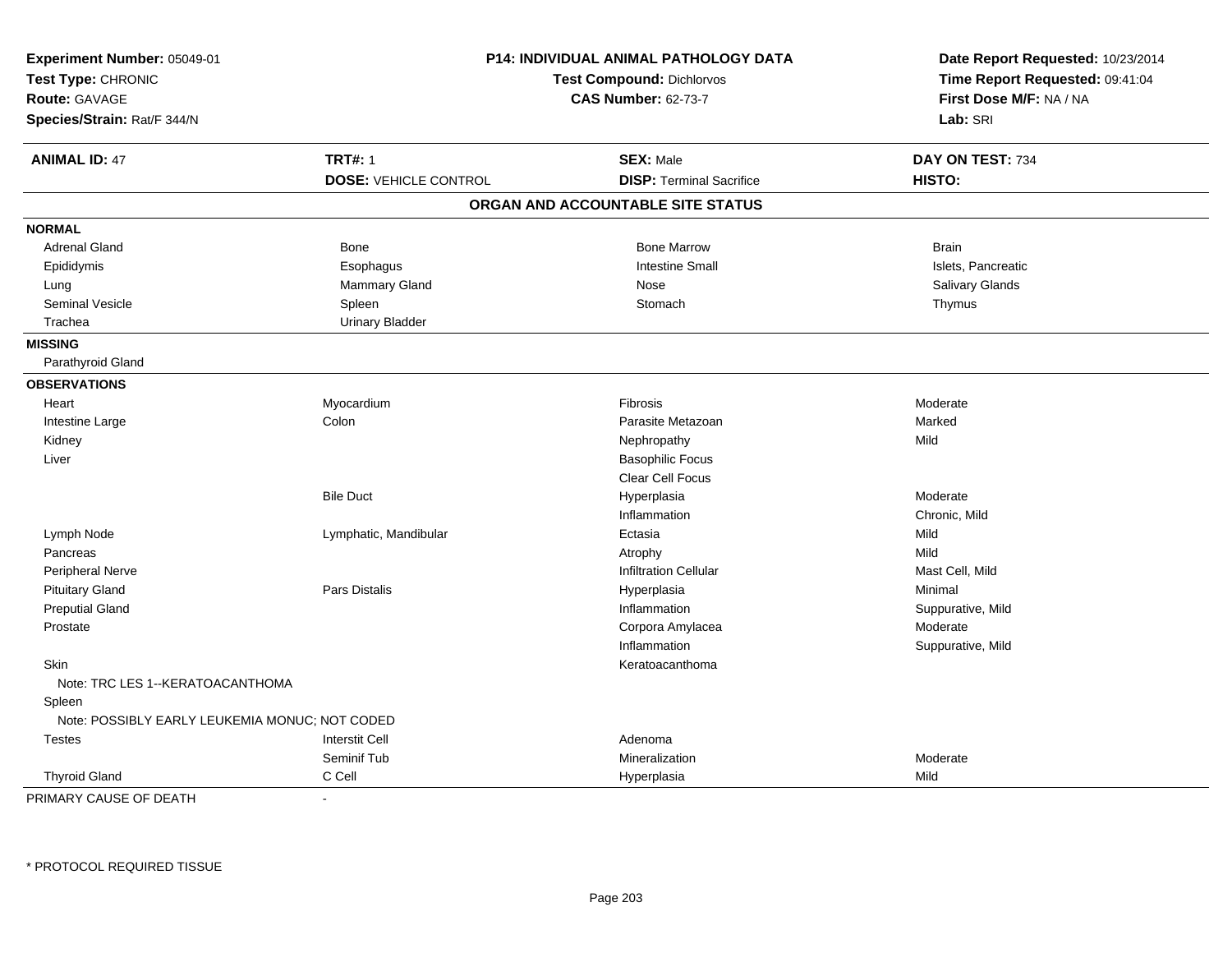**Experiment Number:** 05049-01
**Test Type:** CHRONIC
**Route:** GAVAGE
**Species/Strain:** Rat/F 344/N

**P14: INDIVIDUAL ANIMAL PATHOLOGY DATA**
**Test Compound:** Dichlorvos
**CAS Number:** 62-73-7

**Date Report Requested:** 10/23/2014
**Time Report Requested:** 09:41:04
**First Dose M/F:** NA / NA
**Lab:** SRI

| **ANIMAL ID:** 47 | **TRT#:** 1 | **SEX:** Male | **DAY ON TEST:** 734 |
|---|---|---|---|
| | **DOSE:** VEHICLE CONTROL | **DISP:** Terminal Sacrifice | **HISTO:** |

## ORGAN AND ACCOUNTABLE SITE STATUS

| | | | |
|---|---|---|---|
| **NORMAL** | | | |
| Adrenal Gland | Bone | Bone Marrow | Brain |
| Epididymis | Esophagus | Intestine Small | Islets, Pancreatic |
| Lung | Mammary Gland | Nose | Salivary Glands |
| Seminal Vesicle | Spleen | Stomach | Thymus |
| Trachea | Urinary Bladder | | |
| **MISSING** | | | |
| Parathyroid Gland | | | |
| **OBSERVATIONS** | | | |
| Heart | Myocardium | Fibrosis | Moderate |
| Intestine Large | Colon | Parasite Metazoan | Marked |
| Kidney | | Nephropathy | Mild |
| Liver | | Basophilic Focus | |
| | | Clear Cell Focus | |
| | Bile Duct | Hyperplasia | Moderate |
| | | Inflammation | Chronic, Mild |
| Lymph Node | Lymphatic, Mandibular | Ectasia | Mild |
| Pancreas | | Atrophy | Mild |
| Peripheral Nerve | | Infiltration Cellular | Mast Cell, Mild |
| Pituitary Gland | Pars Distalis | Hyperplasia | Minimal |
| Preputial Gland | | Inflammation | Suppurative, Mild |
| Prostate | | Corpora Amylacea | Moderate |
| | | Inflammation | Suppurative, Mild |
| Skin | | Keratoacanthoma | |
| Note: TRC LES 1--KERATOACANTHOMA | | | |
| Spleen | | | |
| Note: POSSIBLY EARLY LEUKEMIA MONUC; NOT CODED | | | |
| Testes | Interstit Cell | Adenoma | |
| | Seminif Tub | Mineralization | Moderate |
| Thyroid Gland | C Cell | Hyperplasia | Mild |

PRIMARY CAUSE OF DEATH -

* PROTOCOL REQUIRED TISSUE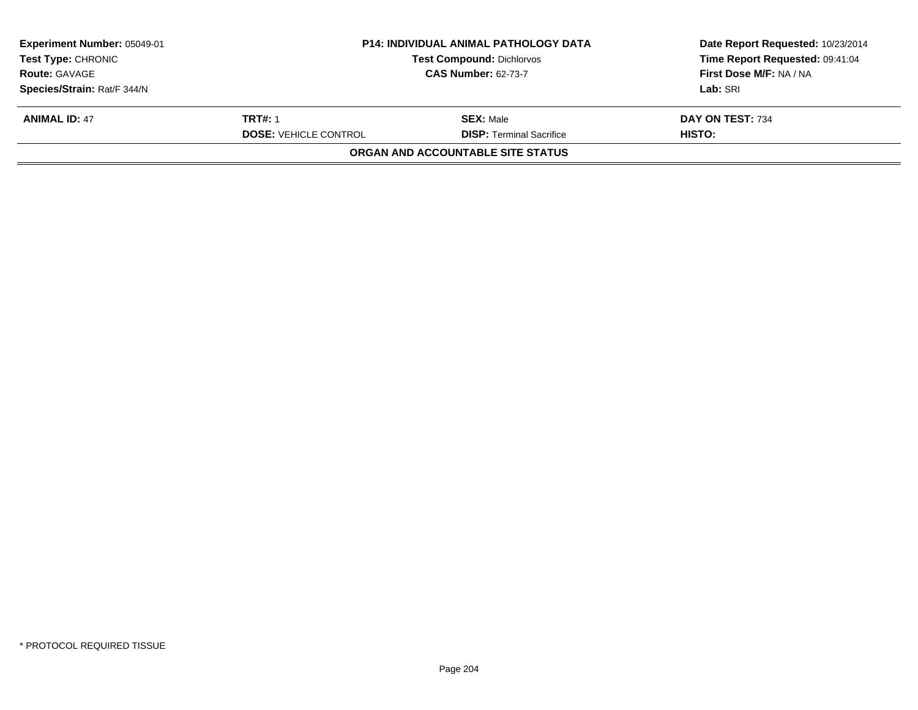| **Experiment Number:** 05049-01 | **P14: INDIVIDUAL ANIMAL PATHOLOGY DATA** | **Date Report Requested:** 10/23/2014 |
|---|---|---|
| **Test Type:** CHRONIC | **Test Compound:** Dichlorvos | **Time Report Requested:** 09:41:04 |
| **Route:** GAVAGE | **CAS Number:** 62-73-7 | **First Dose M/F:** NA / NA |
| **Species/Strain:** Rat/F 344/N | | **Lab:** SRI |

| **ANIMAL ID:** 47 | **TRT#:** 1 | **SEX:** Male | **DAY ON TEST:** 734 |
|---|---|---|---|
| | **DOSE:** VEHICLE CONTROL | **DISP:** Terminal Sacrifice | **HISTO:** |

**ORGAN AND ACCOUNTABLE SITE STATUS**

* PROTOCOL REQUIRED TISSUE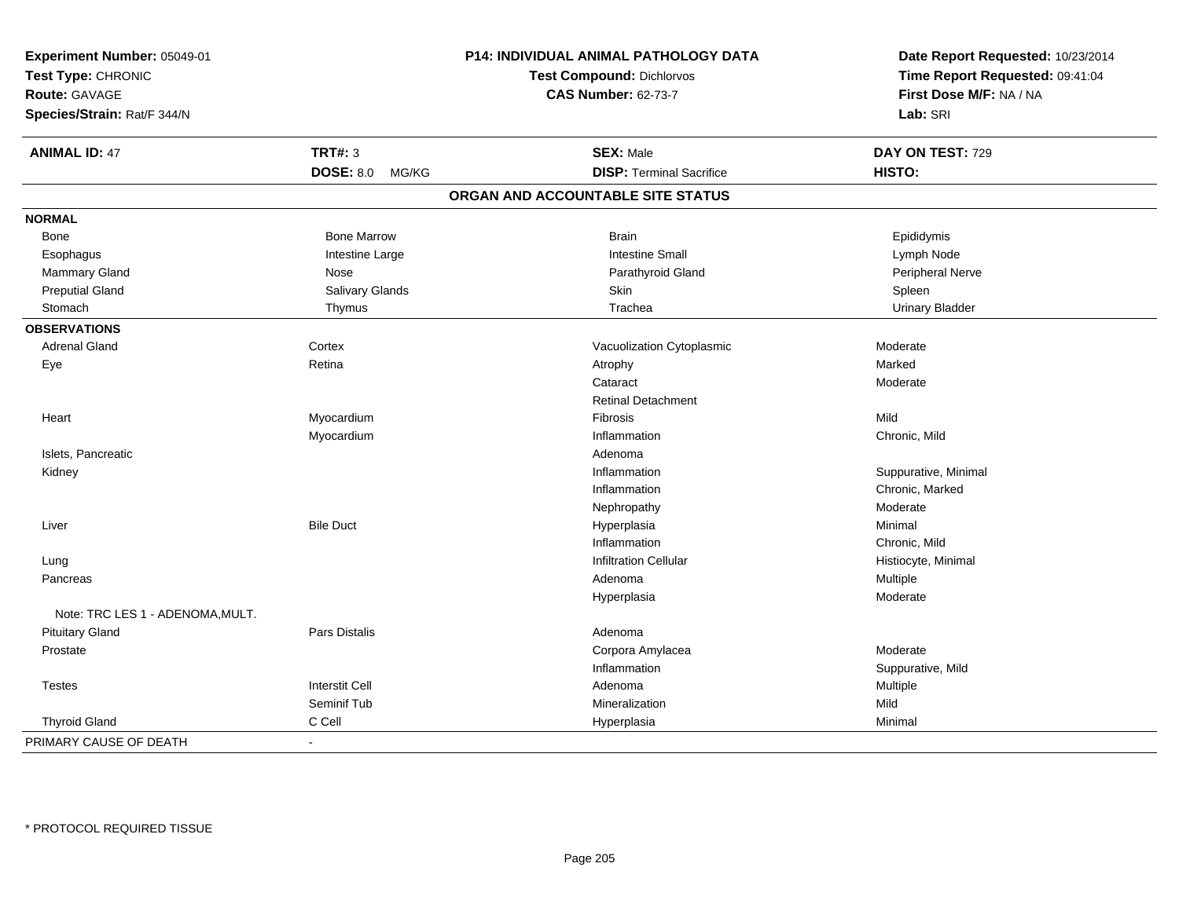**Experiment Number:** 05049-01
**Test Type:** CHRONIC
**Route:** GAVAGE
**Species/Strain:** Rat/F 344/N

**P14: INDIVIDUAL ANIMAL PATHOLOGY DATA**
**Test Compound:** Dichlorvos
**CAS Number:** 62-73-7

**Date Report Requested:** 10/23/2014
**Time Report Requested:** 09:41:04
**First Dose M/F:** NA / NA
**Lab:** SRI

| **ANIMAL ID:** 47 | **TRT#:** 3 | **SEX:** Male | **DAY ON TEST:** 729 |
|---|---|---|---|
| | **DOSE:** 8.0 MG/KG | **DISP:** Terminal Sacrifice | **HISTO:** |

## ORGAN AND ACCOUNTABLE SITE STATUS

| | | | |
|---|---|---|---|
| **NORMAL** | | | |
| Bone | Bone Marrow | Brain | Epididymis |
| Esophagus | Intestine Large | Intestine Small | Lymph Node |
| Mammary Gland | Nose | Parathyroid Gland | Peripheral Nerve |
| Preputial Gland | Salivary Glands | Skin | Spleen |
| Stomach | Thymus | Trachea | Urinary Bladder |
| **OBSERVATIONS** | | | |
| Adrenal Gland | Cortex | Vacuolization Cytoplasmic | Moderate |
| Eye | Retina | Atrophy | Marked |
| | | Cataract | Moderate |
| | | Retinal Detachment | |
| Heart | Myocardium | Fibrosis | Mild |
| | Myocardium | Inflammation | Chronic, Mild |
| Islets, Pancreatic | | Adenoma | |
| Kidney | | Inflammation | Suppurative, Minimal |
| | | Inflammation | Chronic, Marked |
| | | Nephropathy | Moderate |
| Liver | Bile Duct | Hyperplasia | Minimal |
| | | Inflammation | Chronic, Mild |
| Lung | | Infiltration Cellular | Histiocyte, Minimal |
| Pancreas | | Adenoma | Multiple |
| | | Hyperplasia | Moderate |
| Note: TRC LES 1 - ADENOMA,MULT. | | | |
| Pituitary Gland | Pars Distalis | Adenoma | |
| Prostate | | Corpora Amylacea | Moderate |
| | | Inflammation | Suppurative, Mild |
| Testes | Interstit Cell | Adenoma | Multiple |
| | Seminif Tub | Mineralization | Mild |
| Thyroid Gland | C Cell | Hyperplasia | Minimal |
| PRIMARY CAUSE OF DEATH | - | | |

* PROTOCOL REQUIRED TISSUE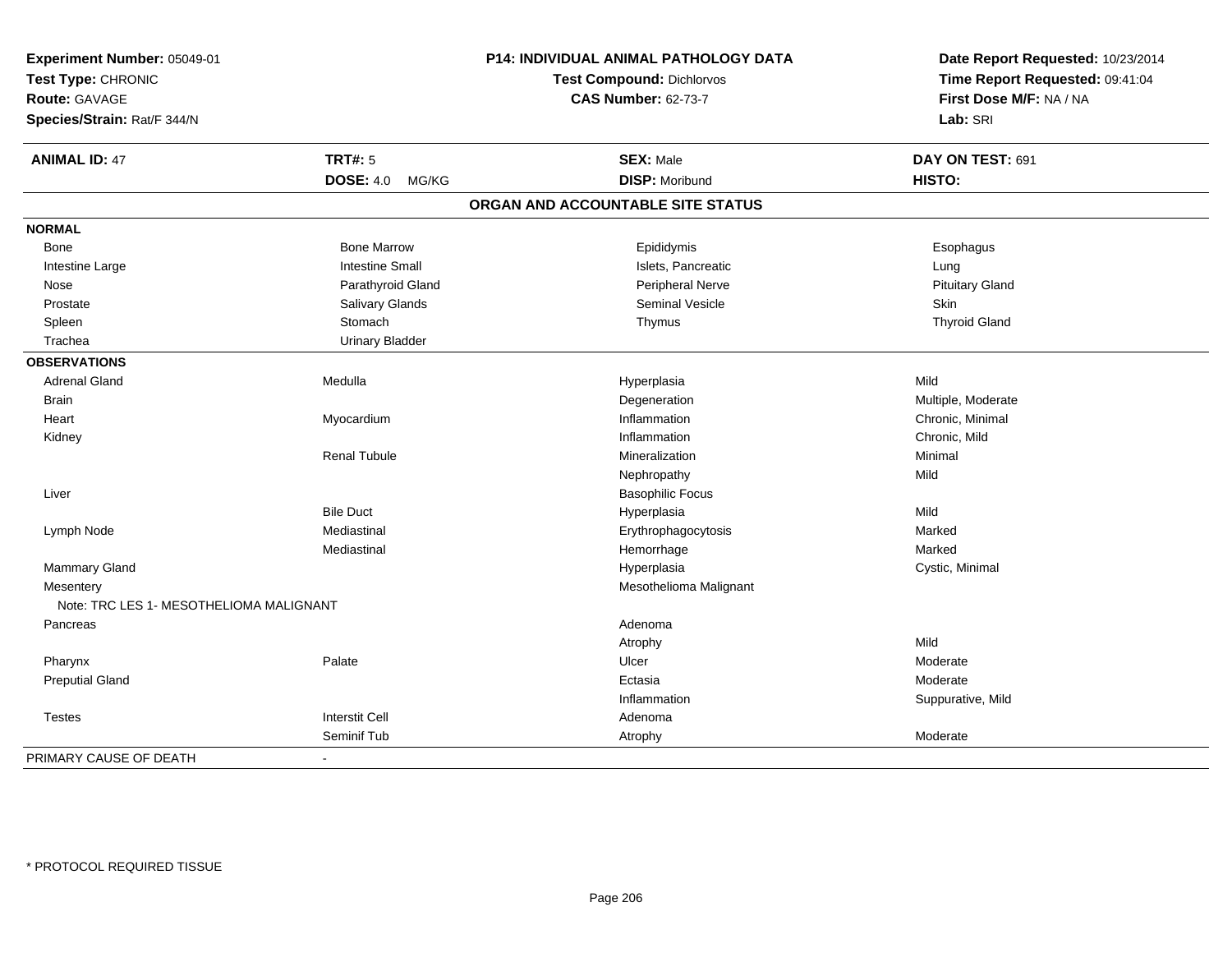**Experiment Number:** 05049-01
**Test Type:** CHRONIC
**Route:** GAVAGE
**Species/Strain:** Rat/F 344/N

**P14: INDIVIDUAL ANIMAL PATHOLOGY DATA**
**Test Compound:** Dichlorvos
**CAS Number:** 62-73-7

**Date Report Requested:** 10/23/2014
**Time Report Requested:** 09:41:04
**First Dose M/F:** NA / NA
**Lab:** SRI

| **ANIMAL ID:** 47 | **TRT#:** 5 | **SEX:** Male | **DAY ON TEST:** 691 |
|---|---|---|---|
| | **DOSE:** 4.0 MG/KG | **DISP:** Moribund | **HISTO:** |

## ORGAN AND ACCOUNTABLE SITE STATUS

| | | | |
|---|---|---|---|
| **NORMAL** | | | |
| Bone | Bone Marrow | Epididymis | Esophagus |
| Intestine Large | Intestine Small | Islets, Pancreatic | Lung |
| Nose | Parathyroid Gland | Peripheral Nerve | Pituitary Gland |
| Prostate | Salivary Glands | Seminal Vesicle | Skin |
| Spleen | Stomach | Thymus | Thyroid Gland |
| Trachea | Urinary Bladder | | |
| **OBSERVATIONS** | | | |
| Adrenal Gland | Medulla | Hyperplasia | Mild |
| Brain | | Degeneration | Multiple, Moderate |
| Heart | Myocardium | Inflammation | Chronic, Minimal |
| Kidney | | Inflammation | Chronic, Mild |
| | Renal Tubule | Mineralization | Minimal |
| | | Nephropathy | Mild |
| Liver | | Basophilic Focus | |
| | Bile Duct | Hyperplasia | Mild |
| Lymph Node | Mediastinal | Erythrophagocytosis | Marked |
| | Mediastinal | Hemorrhage | Marked |
| Mammary Gland | | Hyperplasia | Cystic, Minimal |
| Mesentery | | Mesothelioma Malignant | |
| Note: TRC LES 1- MESOTHELIOMA MALIGNANT | | | |
| Pancreas | | Adenoma | |
| | | Atrophy | Mild |
| Pharynx | Palate | Ulcer | Moderate |
| Preputial Gland | | Ectasia | Moderate |
| | | Inflammation | Suppurative, Mild |
| Testes | Interstit Cell | Adenoma | |
| | Seminif Tub | Atrophy | Moderate |
| PRIMARY CAUSE OF DEATH | - | | |

* PROTOCOL REQUIRED TISSUE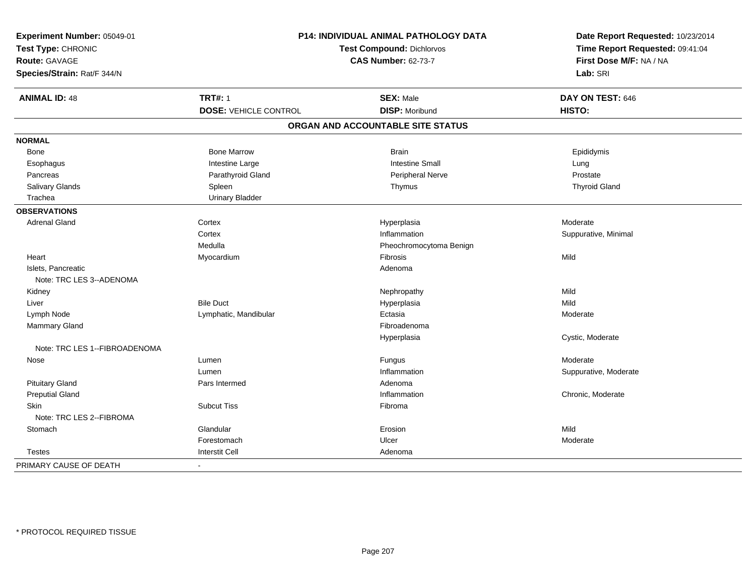**Experiment Number:** 05049-01
**Test Type:** CHRONIC
**Route:** GAVAGE
**Species/Strain:** Rat/F 344/N

**P14: INDIVIDUAL ANIMAL PATHOLOGY DATA**
**Test Compound:** Dichlorvos
**CAS Number:** 62-73-7

**Date Report Requested:** 10/23/2014
**Time Report Requested:** 09:41:04
**First Dose M/F:** NA / NA
**Lab:** SRI

| **ANIMAL ID:** 48 | **TRT#:** 1 | **SEX:** Male | **DAY ON TEST:** 646 |
|---|---|---|---|
| | **DOSE:** VEHICLE CONTROL | **DISP:** Moribund | **HISTO:** |

## ORGAN AND ACCOUNTABLE SITE STATUS

| | | | |
|---|---|---|---|
| **NORMAL** | | | |
| Bone | Bone Marrow | Brain | Epididymis |
| Esophagus | Intestine Large | Intestine Small | Lung |
| Pancreas | Parathyroid Gland | Peripheral Nerve | Prostate |
| Salivary Glands | Spleen | Thymus | Thyroid Gland |
| Trachea | Urinary Bladder | | |
| **OBSERVATIONS** | | | |
| Adrenal Gland | Cortex | Hyperplasia | Moderate |
| | Cortex | Inflammation | Suppurative, Minimal |
| | Medulla | Pheochromocytoma Benign | |
| Heart | Myocardium | Fibrosis | Mild |
| Islets, Pancreatic | | Adenoma | |
| Note: TRC LES 3--ADENOMA | | | |
| Kidney | | Nephropathy | Mild |
| Liver | Bile Duct | Hyperplasia | Mild |
| Lymph Node | Lymphatic, Mandibular | Ectasia | Moderate |
| Mammary Gland | | Fibroadenoma | |
| | | Hyperplasia | Cystic, Moderate |
| Note: TRC LES 1--FIBROADENOMA | | | |
| Nose | Lumen | Fungus | Moderate |
| | Lumen | Inflammation | Suppurative, Moderate |
| Pituitary Gland | Pars Intermed | Adenoma | |
| Preputial Gland | | Inflammation | Chronic, Moderate |
| Skin | Subcut Tiss | Fibroma | |
| Note: TRC LES 2--FIBROMA | | | |
| Stomach | Glandular | Erosion | Mild |
| | Forestomach | Ulcer | Moderate |
| Testes | Interstit Cell | Adenoma | |
| PRIMARY CAUSE OF DEATH | - | | |

* PROTOCOL REQUIRED TISSUE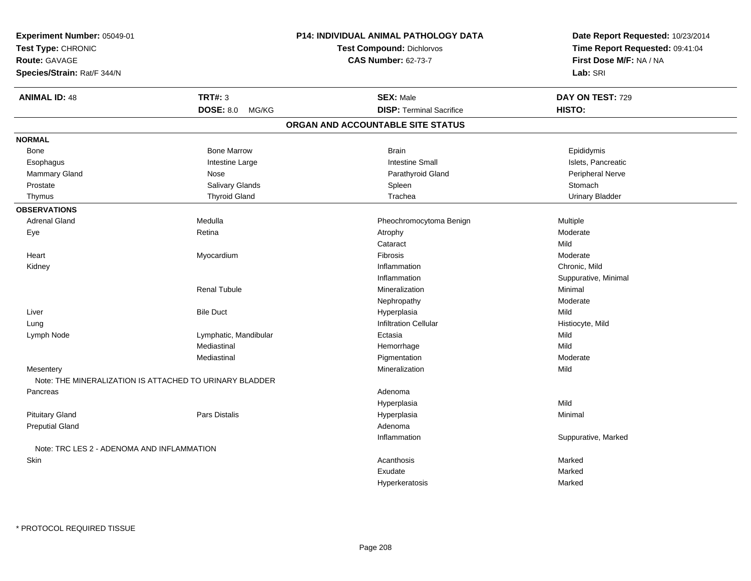**Experiment Number:** 05049-01
**Test Type:** CHRONIC
**Route:** GAVAGE
**Species/Strain:** Rat/F 344/N

**P14: INDIVIDUAL ANIMAL PATHOLOGY DATA**
**Test Compound:** Dichlorvos
**CAS Number:** 62-73-7

**Date Report Requested:** 10/23/2014
**Time Report Requested:** 09:41:04
**First Dose M/F:** NA / NA
**Lab:** SRI

| **ANIMAL ID:** 48 | **TRT#:** 3 | **SEX:** Male | **DAY ON TEST:** 729 |
|---|---|---|---|
| | **DOSE:** 8.0 MG/KG | **DISP:** Terminal Sacrifice | **HISTO:** |

## ORGAN AND ACCOUNTABLE SITE STATUS

**NORMAL**

| | | | |
|---|---|---|---|
| Bone | Bone Marrow | Brain | Epididymis |
| Esophagus | Intestine Large | Intestine Small | Islets, Pancreatic |
| Mammary Gland | Nose | Parathyroid Gland | Peripheral Nerve |
| Prostate | Salivary Glands | Spleen | Stomach |
| Thymus | Thyroid Gland | Trachea | Urinary Bladder |

**OBSERVATIONS**

| | | | |
|---|---|---|---|
| Adrenal Gland | Medulla | Pheochromocytoma Benign | Multiple |
| Eye | Retina | Atrophy | Moderate |
| | | Cataract | Mild |
| Heart | Myocardium | Fibrosis | Moderate |
| Kidney | | Inflammation | Chronic, Mild |
| | | Inflammation | Suppurative, Minimal |
| | Renal Tubule | Mineralization | Minimal |
| | | Nephropathy | Moderate |
| Liver | Bile Duct | Hyperplasia | Mild |
| Lung | | Infiltration Cellular | Histiocyte, Mild |
| Lymph Node | Lymphatic, Mandibular | Ectasia | Mild |
| | Mediastinal | Hemorrhage | Mild |
| | Mediastinal | Pigmentation | Moderate |
| Mesentery | | Mineralization | Mild |
| Note: THE MINERALIZATION IS ATTACHED TO URINARY BLADDER | | | |
| Pancreas | | Adenoma | |
| | | Hyperplasia | Mild |
| Pituitary Gland | Pars Distalis | Hyperplasia | Minimal |
| Preputial Gland | | Adenoma | |
| | | Inflammation | Suppurative, Marked |
| Note: TRC LES 2 - ADENOMA AND INFLAMMATION | | | |
| Skin | | Acanthosis | Marked |
| | | Exudate | Marked |
| | | Hyperkeratosis | Marked |

\* PROTOCOL REQUIRED TISSUE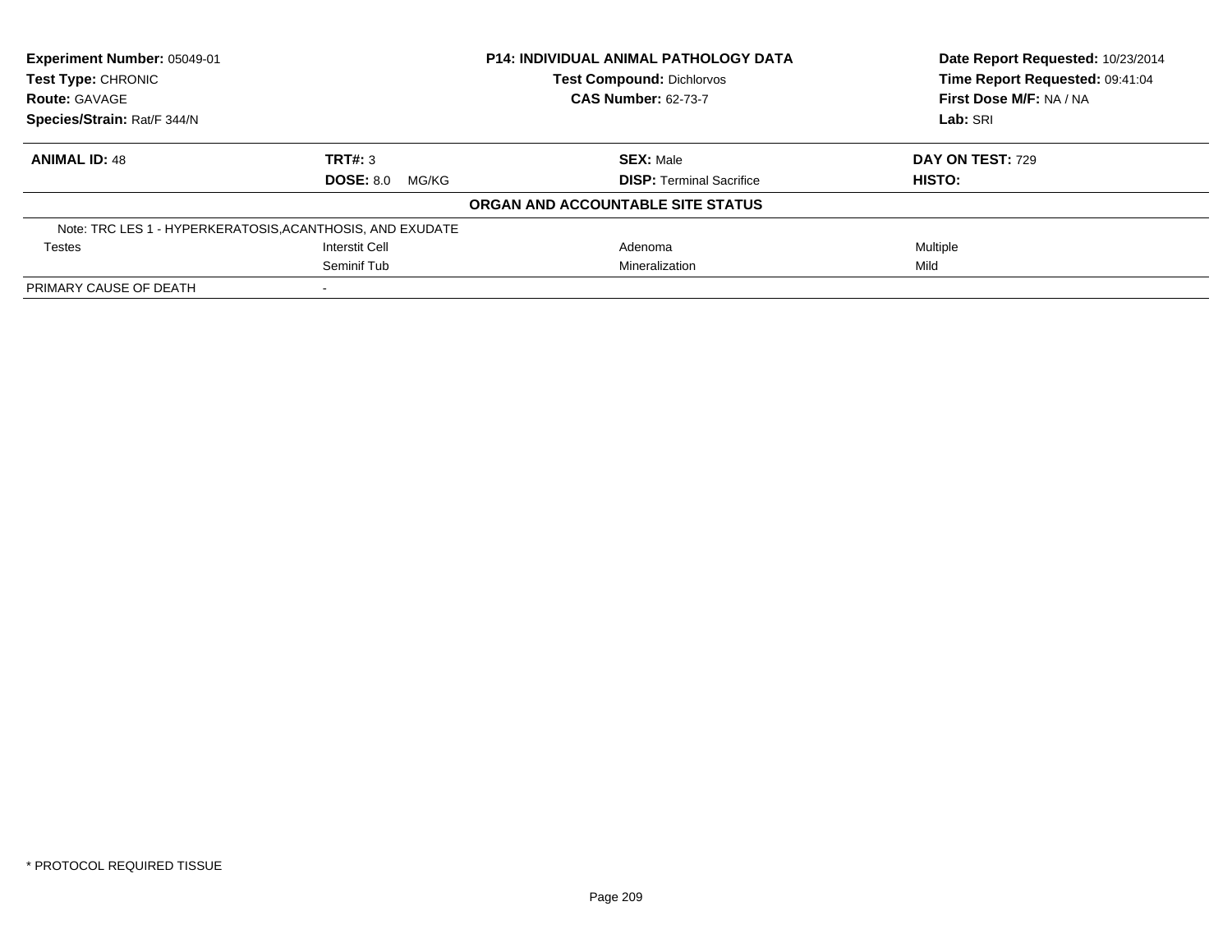**Experiment Number:** 05049-01
**Test Type:** CHRONIC
**Route:** GAVAGE
**Species/Strain:** Rat/F 344/N

**P14: INDIVIDUAL ANIMAL PATHOLOGY DATA**
**Test Compound:** Dichlorvos
**CAS Number:** 62-73-7

**Date Report Requested:** 10/23/2014
**Time Report Requested:** 09:41:04
**First Dose M/F:** NA / NA
**Lab:** SRI

| **ANIMAL ID:** 48 | **TRT#:** 3 | **SEX:** Male | **DAY ON TEST:** 729 |
|---|---|---|---|
| | **DOSE:** 8.0 MG/KG | **DISP:** Terminal Sacrifice | **HISTO:** |

**ORGAN AND ACCOUNTABLE SITE STATUS**

Note: TRC LES 1 - HYPERKERATOSIS,ACANTHOSIS, AND EXUDATE

| | | | |
|---|---|---|---|
| Testes | Interstit Cell | Adenoma | Multiple |
| | Seminif Tub | Mineralization | Mild |
| PRIMARY CAUSE OF DEATH | - | | |

\* PROTOCOL REQUIRED TISSUE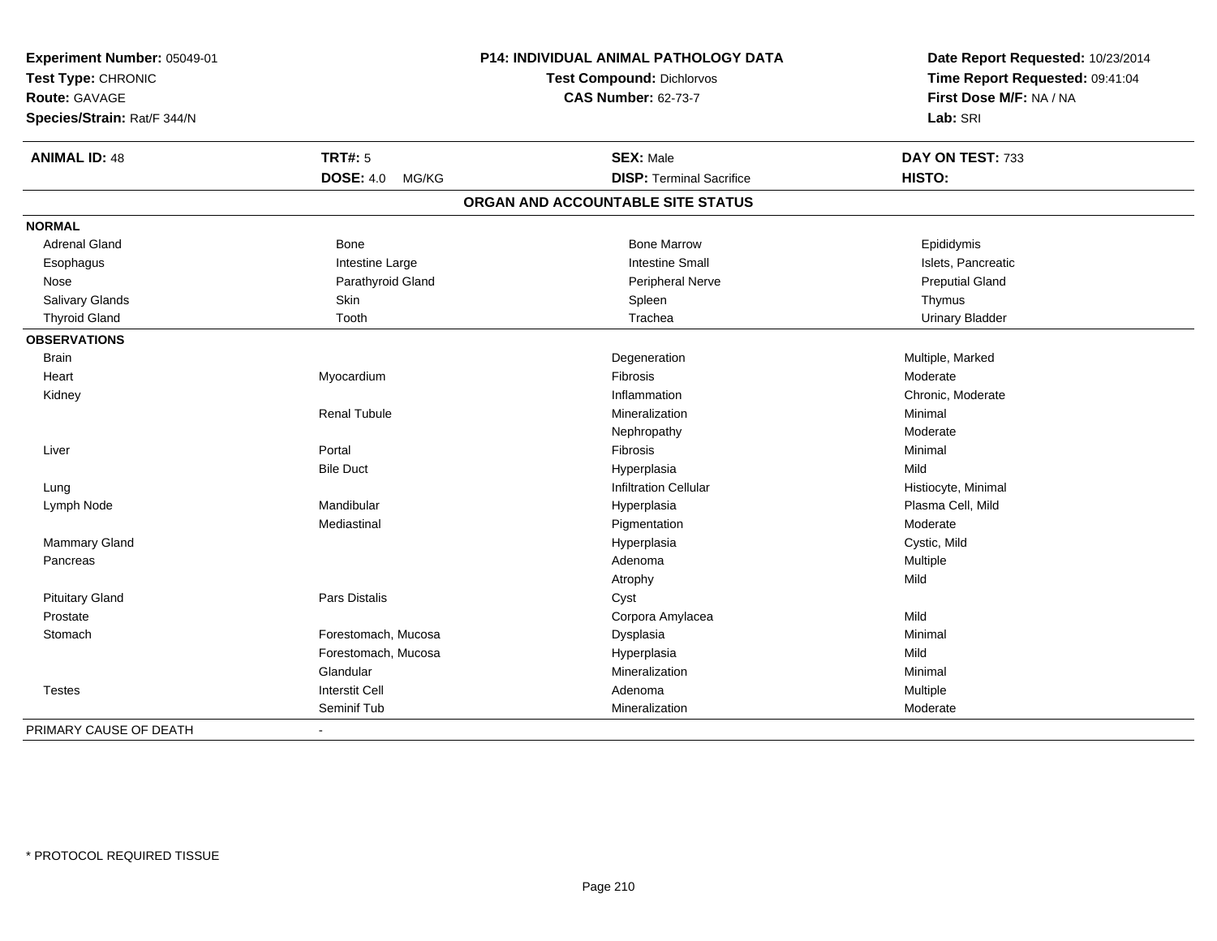| **Experiment Number:** 05049-01 | **P14: INDIVIDUAL ANIMAL PATHOLOGY DATA** | **Date Report Requested:** 10/23/2014 |
|---|---|---|
| **Test Type:** CHRONIC | **Test Compound:** Dichlorvos | **Time Report Requested:** 09:41:04 |
| **Route:** GAVAGE | **CAS Number:** 62-73-7 | **First Dose M/F:** NA / NA |
| **Species/Strain:** Rat/F 344/N | | **Lab:** SRI |

| **ANIMAL ID:** 48 | **TRT#:** 5 | **SEX:** Male | **DAY ON TEST:** 733 |
|---|---|---|---|
| | **DOSE:** 4.0 MG/KG | **DISP:** Terminal Sacrifice | **HISTO:** |

## ORGAN AND ACCOUNTABLE SITE STATUS

| | | | |
|---|---|---|---|
| **NORMAL** | | | |
| Adrenal Gland | Bone | Bone Marrow | Epididymis |
| Esophagus | Intestine Large | Intestine Small | Islets, Pancreatic |
| Nose | Parathyroid Gland | Peripheral Nerve | Preputial Gland |
| Salivary Glands | Skin | Spleen | Thymus |
| Thyroid Gland | Tooth | Trachea | Urinary Bladder |
| **OBSERVATIONS** | | | |
| Brain | | Degeneration | Multiple, Marked |
| Heart | Myocardium | Fibrosis | Moderate |
| Kidney | | Inflammation | Chronic, Moderate |
| | Renal Tubule | Mineralization | Minimal |
| | | Nephropathy | Moderate |
| Liver | Portal | Fibrosis | Minimal |
| | Bile Duct | Hyperplasia | Mild |
| Lung | | Infiltration Cellular | Histiocyte, Minimal |
| Lymph Node | Mandibular | Hyperplasia | Plasma Cell, Mild |
| | Mediastinal | Pigmentation | Moderate |
| Mammary Gland | | Hyperplasia | Cystic, Mild |
| Pancreas | | Adenoma | Multiple |
| | | Atrophy | Mild |
| Pituitary Gland | Pars Distalis | Cyst | |
| Prostate | | Corpora Amylacea | Mild |
| Stomach | Forestomach, Mucosa | Dysplasia | Minimal |
| | Forestomach, Mucosa | Hyperplasia | Mild |
| | Glandular | Mineralization | Minimal |
| Testes | Interstit Cell | Adenoma | Multiple |
| | Seminif Tub | Mineralization | Moderate |
| PRIMARY CAUSE OF DEATH | - | | |

\* PROTOCOL REQUIRED TISSUE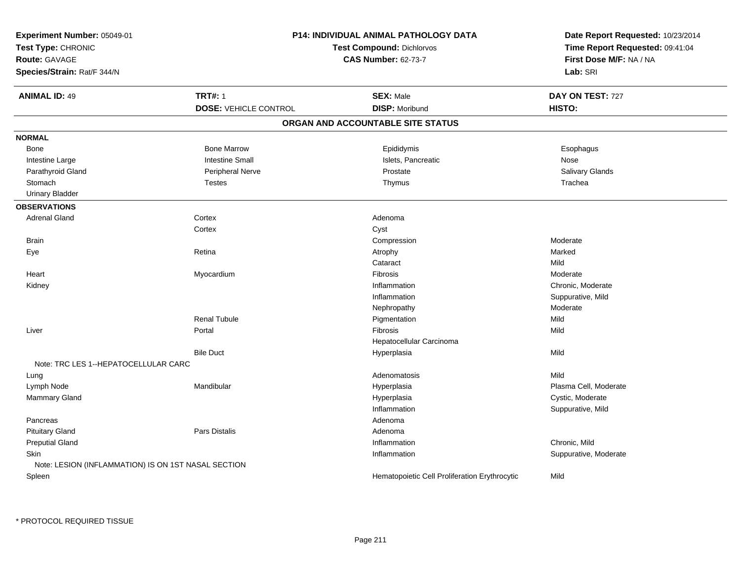**Experiment Number:** 05049-01
**Test Type:** CHRONIC
**Route:** GAVAGE
**Species/Strain:** Rat/F 344/N

**P14: INDIVIDUAL ANIMAL PATHOLOGY DATA**
**Test Compound:** Dichlorvos
**CAS Number:** 62-73-7

**Date Report Requested:** 10/23/2014
**Time Report Requested:** 09:41:04
**First Dose M/F:** NA / NA
**Lab:** SRI

| **ANIMAL ID:** 49 | **TRT#:** 1 | **SEX:** Male | **DAY ON TEST:** 727 |
|---|---|---|---|
| | **DOSE:** VEHICLE CONTROL | **DISP:** Moribund | **HISTO:** |

## ORGAN AND ACCOUNTABLE SITE STATUS

**NORMAL**

| | | | |
|---|---|---|---|
| Bone | Bone Marrow | Epididymis | Esophagus |
| Intestine Large | Intestine Small | Islets, Pancreatic | Nose |
| Parathyroid Gland | Peripheral Nerve | Prostate | Salivary Glands |
| Stomach | Testes | Thymus | Trachea |
| Urinary Bladder | | | |

**OBSERVATIONS**

| | | | |
|---|---|---|---|
| Adrenal Gland | Cortex | Adenoma | |
| | Cortex | Cyst | |
| Brain | | Compression | Moderate |
| Eye | Retina | Atrophy | Marked |
| | | Cataract | Mild |
| Heart | Myocardium | Fibrosis | Moderate |
| Kidney | | Inflammation | Chronic, Moderate |
| | | Inflammation | Suppurative, Mild |
| | | Nephropathy | Moderate |
| | Renal Tubule | Pigmentation | Mild |
| Liver | Portal | Fibrosis | Mild |
| | | Hepatocellular Carcinoma | |
| | Bile Duct | Hyperplasia | Mild |
| Note: TRC LES 1--HEPATOCELLULAR CARC | | | |
| Lung | | Adenomatosis | Mild |
| Lymph Node | Mandibular | Hyperplasia | Plasma Cell, Moderate |
| Mammary Gland | | Hyperplasia | Cystic, Moderate |
| | | Inflammation | Suppurative, Mild |
| Pancreas | | Adenoma | |
| Pituitary Gland | Pars Distalis | Adenoma | |
| Preputial Gland | | Inflammation | Chronic, Mild |
| Skin | | Inflammation | Suppurative, Moderate |
| Note: LESION (INFLAMMATION) IS ON 1ST NASAL SECTION | | | |
| Spleen | | Hematopoietic Cell Proliferation Erythrocytic | Mild |

* PROTOCOL REQUIRED TISSUE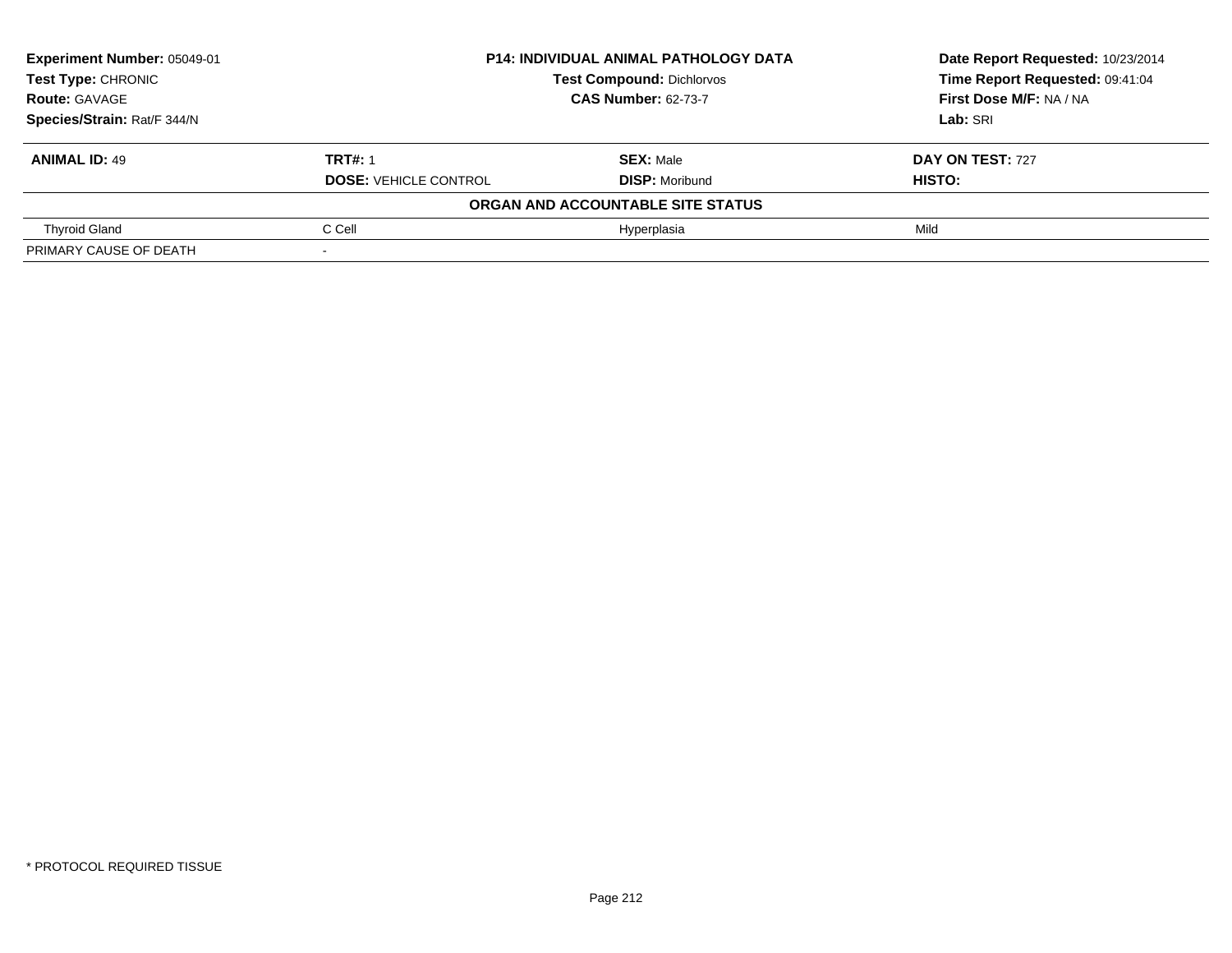| **Experiment Number:** 05049-01 | **P14: INDIVIDUAL ANIMAL PATHOLOGY DATA** | | **Date Report Requested:** 10/23/2014 |
|---|---|---|---|
| **Test Type:** CHRONIC | **Test Compound:** Dichlorvos | | **Time Report Requested:** 09:41:04 |
| **Route:** GAVAGE | **CAS Number:** 62-73-7 | | **First Dose M/F:** NA / NA |
| **Species/Strain:** Rat/F 344/N | | | **Lab:** SRI |

| **ANIMAL ID:** 49 | **TRT#:** 1 | **SEX:** Male | **DAY ON TEST:** 727 |
|---|---|---|---|
| | **DOSE:** VEHICLE CONTROL | **DISP:** Moribund | **HISTO:** |
| | | **ORGAN AND ACCOUNTABLE SITE STATUS** | |
| Thyroid Gland | C Cell | Hyperplasia | Mild |
| PRIMARY CAUSE OF DEATH | - | | |

* PROTOCOL REQUIRED TISSUE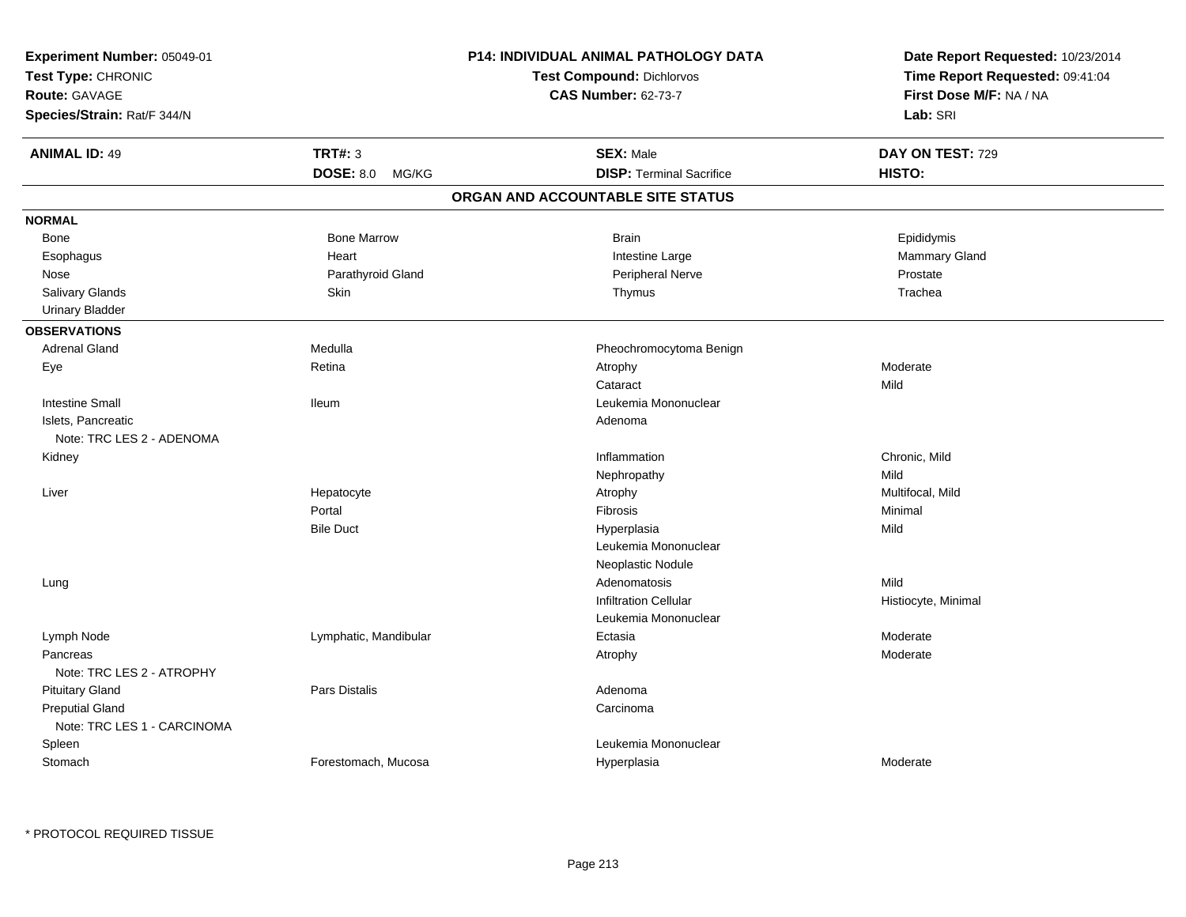**Experiment Number:** 05049-01
**Test Type:** CHRONIC
**Route:** GAVAGE
**Species/Strain:** Rat/F 344/N

**P14: INDIVIDUAL ANIMAL PATHOLOGY DATA**
**Test Compound:** Dichlorvos
**CAS Number:** 62-73-7

**Date Report Requested:** 10/23/2014
**Time Report Requested:** 09:41:04
**First Dose M/F:** NA / NA
**Lab:** SRI

| **ANIMAL ID:** 49 | **TRT#:** 3 | **SEX:** Male | **DAY ON TEST:** 729 |
|---|---|---|---|
| | **DOSE:** 8.0 MG/KG | **DISP:** Terminal Sacrifice | **HISTO:** |

## ORGAN AND ACCOUNTABLE SITE STATUS

**NORMAL**

| | | | |
|---|---|---|---|
| Bone | Bone Marrow | Brain | Epididymis |
| Esophagus | Heart | Intestine Large | Mammary Gland |
| Nose | Parathyroid Gland | Peripheral Nerve | Prostate |
| Salivary Glands | Skin | Thymus | Trachea |
| Urinary Bladder | | | |

**OBSERVATIONS**

| | | | |
|---|---|---|---|
| Adrenal Gland | Medulla | Pheochromocytoma Benign | |
| Eye | Retina | Atrophy | Moderate |
| | | Cataract | Mild |
| Intestine Small | Ileum | Leukemia Mononuclear | |
| Islets, Pancreatic | | Adenoma | |
| Note: TRC LES 2 - ADENOMA | | | |
| Kidney | | Inflammation | Chronic, Mild |
| | | Nephropathy | Mild |
| Liver | Hepatocyte | Atrophy | Multifocal, Mild |
| | Portal | Fibrosis | Minimal |
| | Bile Duct | Hyperplasia | Mild |
| | | Leukemia Mononuclear | |
| | | Neoplastic Nodule | |
| Lung | | Adenomatosis | Mild |
| | | Infiltration Cellular | Histiocyte, Minimal |
| | | Leukemia Mononuclear | |
| Lymph Node | Lymphatic, Mandibular | Ectasia | Moderate |
| Pancreas | | Atrophy | Moderate |
| Note: TRC LES 2 - ATROPHY | | | |
| Pituitary Gland | Pars Distalis | Adenoma | |
| Preputial Gland | | Carcinoma | |
| Note: TRC LES 1 - CARCINOMA | | | |
| Spleen | | Leukemia Mononuclear | |
| Stomach | Forestomach, Mucosa | Hyperplasia | Moderate |

* PROTOCOL REQUIRED TISSUE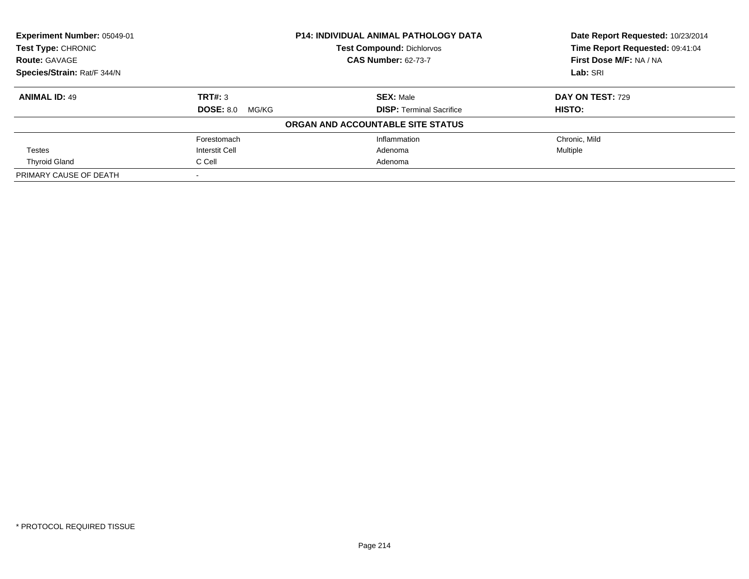| **Experiment Number:** 05049-01 | **P14: INDIVIDUAL ANIMAL PATHOLOGY DATA** | **Date Report Requested:** 10/23/2014 |
|---|---|---|
| **Test Type:** CHRONIC | **Test Compound:** Dichlorvos | **Time Report Requested:** 09:41:04 |
| **Route:** GAVAGE | **CAS Number:** 62-73-7 | **First Dose M/F:** NA / NA |
| **Species/Strain:** Rat/F 344/N | | **Lab:** SRI |

| **ANIMAL ID:** 49 | **TRT#:** 3 | **SEX:** Male | **DAY ON TEST:** 729 |
|---|---|---|---|
| | **DOSE:** 8.0 MG/KG | **DISP:** Terminal Sacrifice | **HISTO:** |

**ORGAN AND ACCOUNTABLE SITE STATUS**

| | | | |
|---|---|---|---|
| | Forestomach | Inflammation | Chronic, Mild |
| Testes | Interstit Cell | Adenoma | Multiple |
| Thyroid Gland | C Cell | Adenoma | |
| PRIMARY CAUSE OF DEATH | - | | |

\* PROTOCOL REQUIRED TISSUE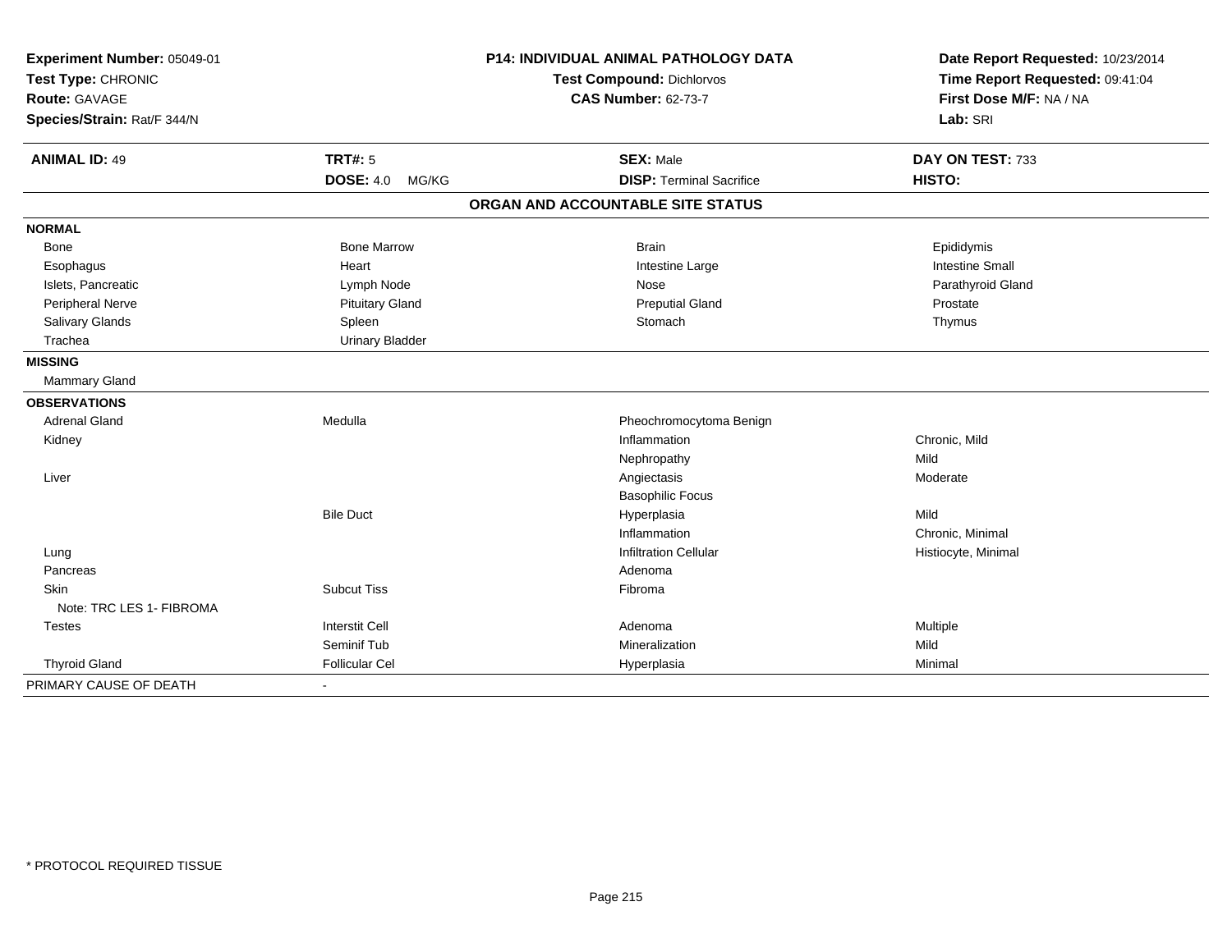**Experiment Number:** 05049-01
**Test Type:** CHRONIC
**Route:** GAVAGE
**Species/Strain:** Rat/F 344/N

**P14: INDIVIDUAL ANIMAL PATHOLOGY DATA**
**Test Compound:** Dichlorvos
**CAS Number:** 62-73-7

**Date Report Requested:** 10/23/2014
**Time Report Requested:** 09:41:04
**First Dose M/F:** NA / NA
**Lab:** SRI

| **ANIMAL ID:** 49 | **TRT#:** 5 | **SEX:** Male | **DAY ON TEST:** 733 |
|---|---|---|---|
| | **DOSE:** 4.0 MG/KG | **DISP:** Terminal Sacrifice | **HISTO:** |

## ORGAN AND ACCOUNTABLE SITE STATUS

| | | | |
|---|---|---|---|
| **NORMAL** | | | |
| Bone | Bone Marrow | Brain | Epididymis |
| Esophagus | Heart | Intestine Large | Intestine Small |
| Islets, Pancreatic | Lymph Node | Nose | Parathyroid Gland |
| Peripheral Nerve | Pituitary Gland | Preputial Gland | Prostate |
| Salivary Glands | Spleen | Stomach | Thymus |
| Trachea | Urinary Bladder | | |
| **MISSING** | | | |
| Mammary Gland | | | |
| **OBSERVATIONS** | | | |
| Adrenal Gland | Medulla | Pheochromocytoma Benign | |
| Kidney | | Inflammation | Chronic, Mild |
| | | Nephropathy | Mild |
| Liver | | Angiectasis | Moderate |
| | | Basophilic Focus | |
| | Bile Duct | Hyperplasia | Mild |
| | | Inflammation | Chronic, Minimal |
| Lung | | Infiltration Cellular | Histiocyte, Minimal |
| Pancreas | | Adenoma | |
| Skin | Subcut Tiss | Fibroma | |
| Note: TRC LES 1- FIBROMA | | | |
| Testes | Interstit Cell | Adenoma | Multiple |
| | Seminif Tub | Mineralization | Mild |
| Thyroid Gland | Follicular Cel | Hyperplasia | Minimal |
| PRIMARY CAUSE OF DEATH | - | | |

* PROTOCOL REQUIRED TISSUE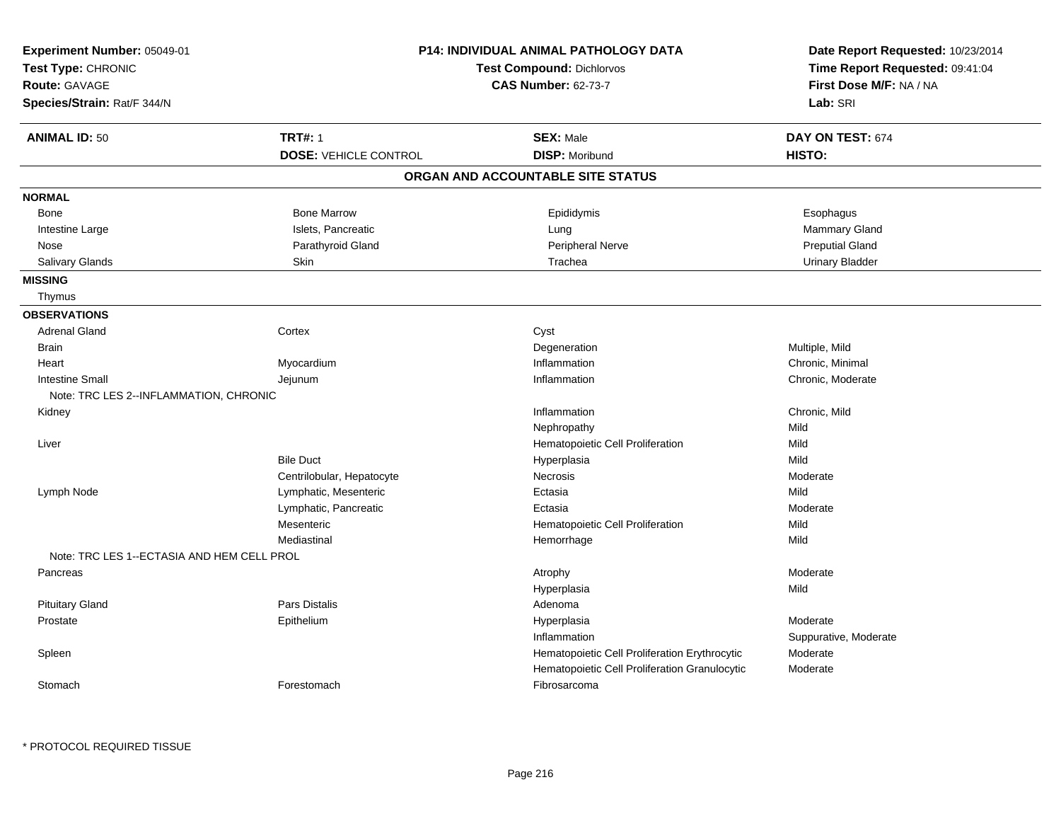**Experiment Number:** 05049-01
**Test Type:** CHRONIC
**Route:** GAVAGE
**Species/Strain:** Rat/F 344/N

**P14: INDIVIDUAL ANIMAL PATHOLOGY DATA**
**Test Compound:** Dichlorvos
**CAS Number:** 62-73-7

**Date Report Requested:** 10/23/2014
**Time Report Requested:** 09:41:04
**First Dose M/F:** NA / NA
**Lab:** SRI

| **ANIMAL ID:** 50 | **TRT#:** 1 | **SEX:** Male | **DAY ON TEST:** 674 |
|---|---|---|---|
| | **DOSE:** VEHICLE CONTROL | **DISP:** Moribund | **HISTO:** |

## ORGAN AND ACCOUNTABLE SITE STATUS

### NORMAL

| | | | |
|---|---|---|---|
| Bone | Bone Marrow | Epididymis | Esophagus |
| Intestine Large | Islets, Pancreatic | Lung | Mammary Gland |
| Nose | Parathyroid Gland | Peripheral Nerve | Preputial Gland |
| Salivary Glands | Skin | Trachea | Urinary Bladder |

### MISSING

Thymus

### OBSERVATIONS

| Organ | Site | Observation | Severity |
|---|---|---|---|
| Adrenal Gland | Cortex | Cyst | |
| Brain | | Degeneration | Multiple, Mild |
| Heart | Myocardium | Inflammation | Chronic, Minimal |
| Intestine Small | Jejunum | Inflammation | Chronic, Moderate |
| Note: TRC LES 2--INFLAMMATION, CHRONIC | | | |
| Kidney | | Inflammation | Chronic, Mild |
| | | Nephropathy | Mild |
| Liver | | Hematopoietic Cell Proliferation | Mild |
| | Bile Duct | Hyperplasia | Mild |
| | Centrilobular, Hepatocyte | Necrosis | Moderate |
| Lymph Node | Lymphatic, Mesenteric | Ectasia | Mild |
| | Lymphatic, Pancreatic | Ectasia | Moderate |
| | Mesenteric | Hematopoietic Cell Proliferation | Mild |
| | Mediastinal | Hemorrhage | Mild |
| Note: TRC LES 1--ECTASIA AND HEM CELL PROL | | | |
| Pancreas | | Atrophy | Moderate |
| | | Hyperplasia | Mild |
| Pituitary Gland | Pars Distalis | Adenoma | |
| Prostate | Epithelium | Hyperplasia | Moderate |
| | | Inflammation | Suppurative, Moderate |
| Spleen | | Hematopoietic Cell Proliferation Erythrocytic | Moderate |
| | | Hematopoietic Cell Proliferation Granulocytic | Moderate |
| Stomach | Forestomach | Fibrosarcoma | |

* PROTOCOL REQUIRED TISSUE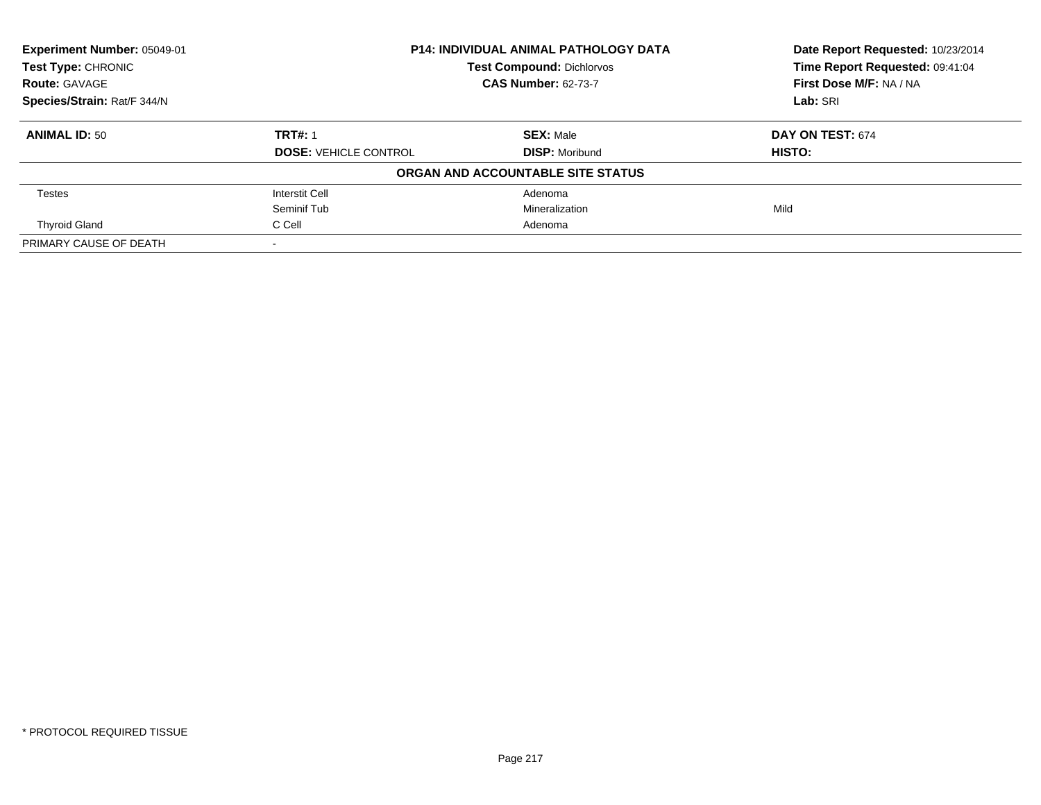**Experiment Number:** 05049-01
**Test Type:** CHRONIC
**Route:** GAVAGE
**Species/Strain:** Rat/F 344/N

**P14: INDIVIDUAL ANIMAL PATHOLOGY DATA**
**Test Compound:** Dichlorvos
**CAS Number:** 62-73-7

**Date Report Requested:** 10/23/2014
**Time Report Requested:** 09:41:04
**First Dose M/F:** NA / NA
**Lab:** SRI

| **ANIMAL ID:** 50 | **TRT#:** 1 | **SEX:** Male | **DAY ON TEST:** 674 |
|---|---|---|---|
| | **DOSE:** VEHICLE CONTROL | **DISP:** Moribund | **HISTO:** |
| | | **ORGAN AND ACCOUNTABLE SITE STATUS** | |
| Testes | Interstit Cell | Adenoma | |
| | Seminif Tub | Mineralization | Mild |
| Thyroid Gland | C Cell | Adenoma | |
| PRIMARY CAUSE OF DEATH | - | | |

* PROTOCOL REQUIRED TISSUE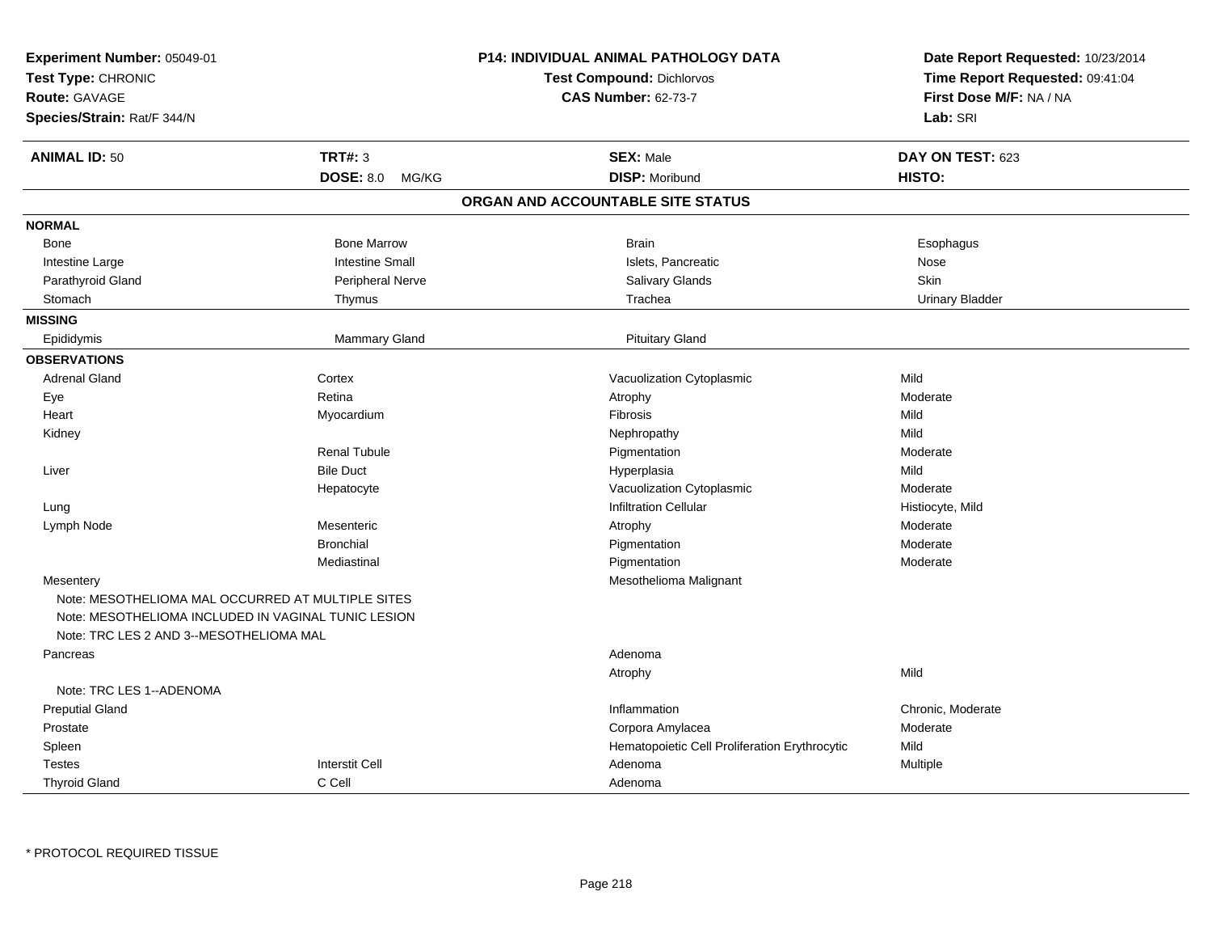**Experiment Number:** 05049-01
**Test Type:** CHRONIC
**Route:** GAVAGE
**Species/Strain:** Rat/F 344/N

**P14: INDIVIDUAL ANIMAL PATHOLOGY DATA**
**Test Compound:** Dichlorvos
**CAS Number:** 62-73-7

**Date Report Requested:** 10/23/2014
**Time Report Requested:** 09:41:04
**First Dose M/F:** NA / NA
**Lab:** SRI

| **ANIMAL ID:** 50 | **TRT#:** 3 | **SEX:** Male | **DAY ON TEST:** 623 |
|---|---|---|---|
| | **DOSE:** 8.0 MG/KG | **DISP:** Moribund | **HISTO:** |

## ORGAN AND ACCOUNTABLE SITE STATUS

| | | | |
|---|---|---|---|
| **NORMAL** | | | |
| Bone | Bone Marrow | Brain | Esophagus |
| Intestine Large | Intestine Small | Islets, Pancreatic | Nose |
| Parathyroid Gland | Peripheral Nerve | Salivary Glands | Skin |
| Stomach | Thymus | Trachea | Urinary Bladder |
| **MISSING** | | | |
| Epididymis | Mammary Gland | Pituitary Gland | |
| **OBSERVATIONS** | | | |
| Adrenal Gland | Cortex | Vacuolization Cytoplasmic | Mild |
| Eye | Retina | Atrophy | Moderate |
| Heart | Myocardium | Fibrosis | Mild |
| Kidney | | Nephropathy | Mild |
| | Renal Tubule | Pigmentation | Moderate |
| Liver | Bile Duct | Hyperplasia | Mild |
| | Hepatocyte | Vacuolization Cytoplasmic | Moderate |
| Lung | | Infiltration Cellular | Histiocyte, Mild |
| Lymph Node | Mesenteric | Atrophy | Moderate |
| | Bronchial | Pigmentation | Moderate |
| | Mediastinal | Pigmentation | Moderate |
| Mesentery | | Mesothelioma Malignant | |
| Note: MESOTHELIOMA MAL OCCURRED AT MULTIPLE SITES | | | |
| Note: MESOTHELIOMA INCLUDED IN VAGINAL TUNIC LESION | | | |
| Note: TRC LES 2 AND 3--MESOTHELIOMA MAL | | | |
| Pancreas | | Adenoma | |
| | | Atrophy | Mild |
| Note: TRC LES 1--ADENOMA | | | |
| Preputial Gland | | Inflammation | Chronic, Moderate |
| Prostate | | Corpora Amylacea | Moderate |
| Spleen | | Hematopoietic Cell Proliferation Erythrocytic | Mild |
| Testes | Interstit Cell | Adenoma | Multiple |
| Thyroid Gland | C Cell | Adenoma | |

\* PROTOCOL REQUIRED TISSUE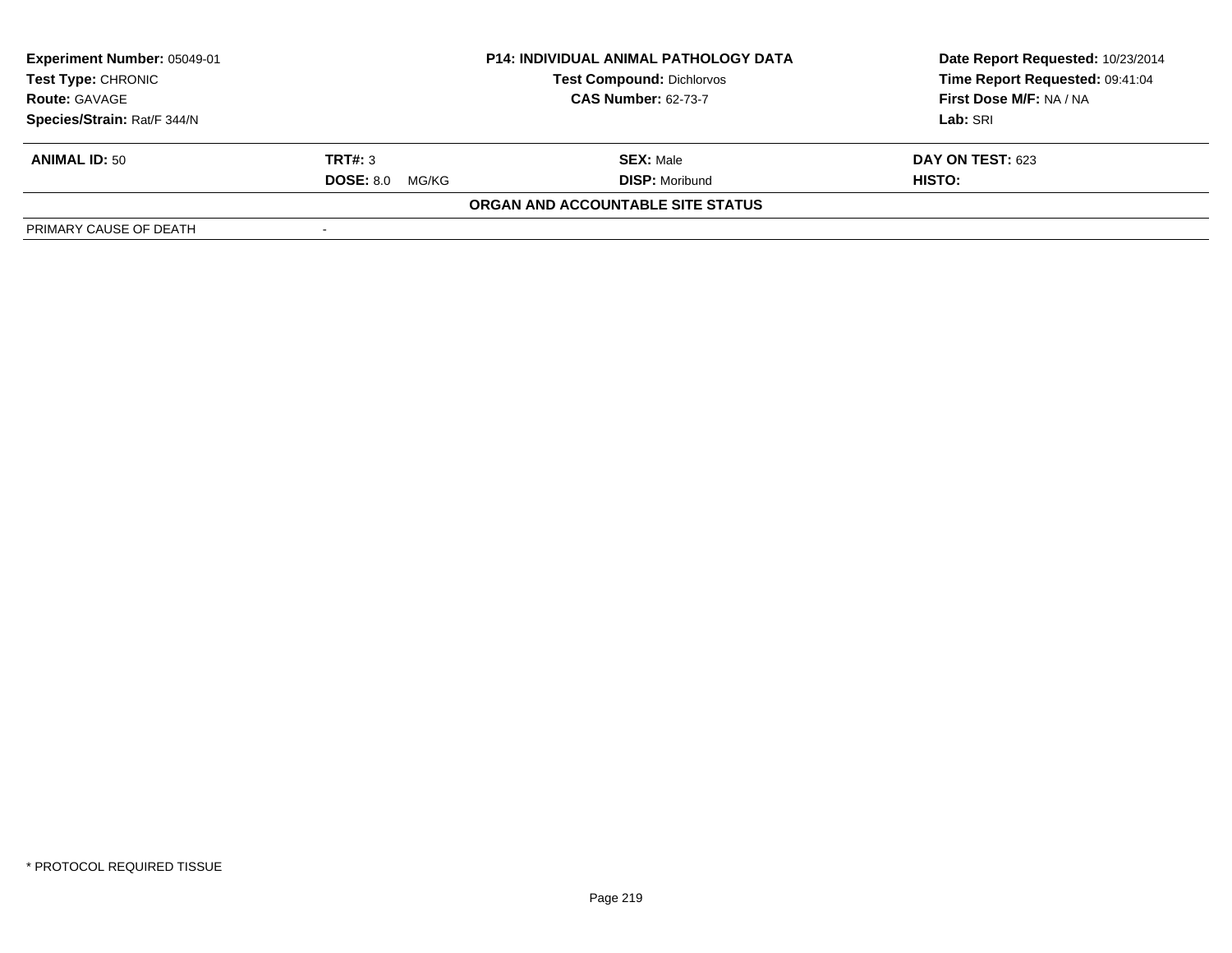| Experiment Number: 05049-01 | P14: INDIVIDUAL ANIMAL PATHOLOGY DATA | Date Report Requested: 10/23/2014 |
|---|---|---|
| Test Type: CHRONIC | Test Compound: Dichlorvos | Time Report Requested: 09:41:04 |
| Route: GAVAGE | CAS Number: 62-73-7 | First Dose M/F: NA / NA |
| Species/Strain: Rat/F 344/N | | Lab: SRI |

| ANIMAL ID: 50 | TRT#: 3 | SEX: Male | DAY ON TEST: 623 |
|---|---|---|---|
| | DOSE: 8.0 MG/KG | DISP: Moribund | HISTO: |

**ORGAN AND ACCOUNTABLE SITE STATUS**

| PRIMARY CAUSE OF DEATH | - |
|---|---|

* PROTOCOL REQUIRED TISSUE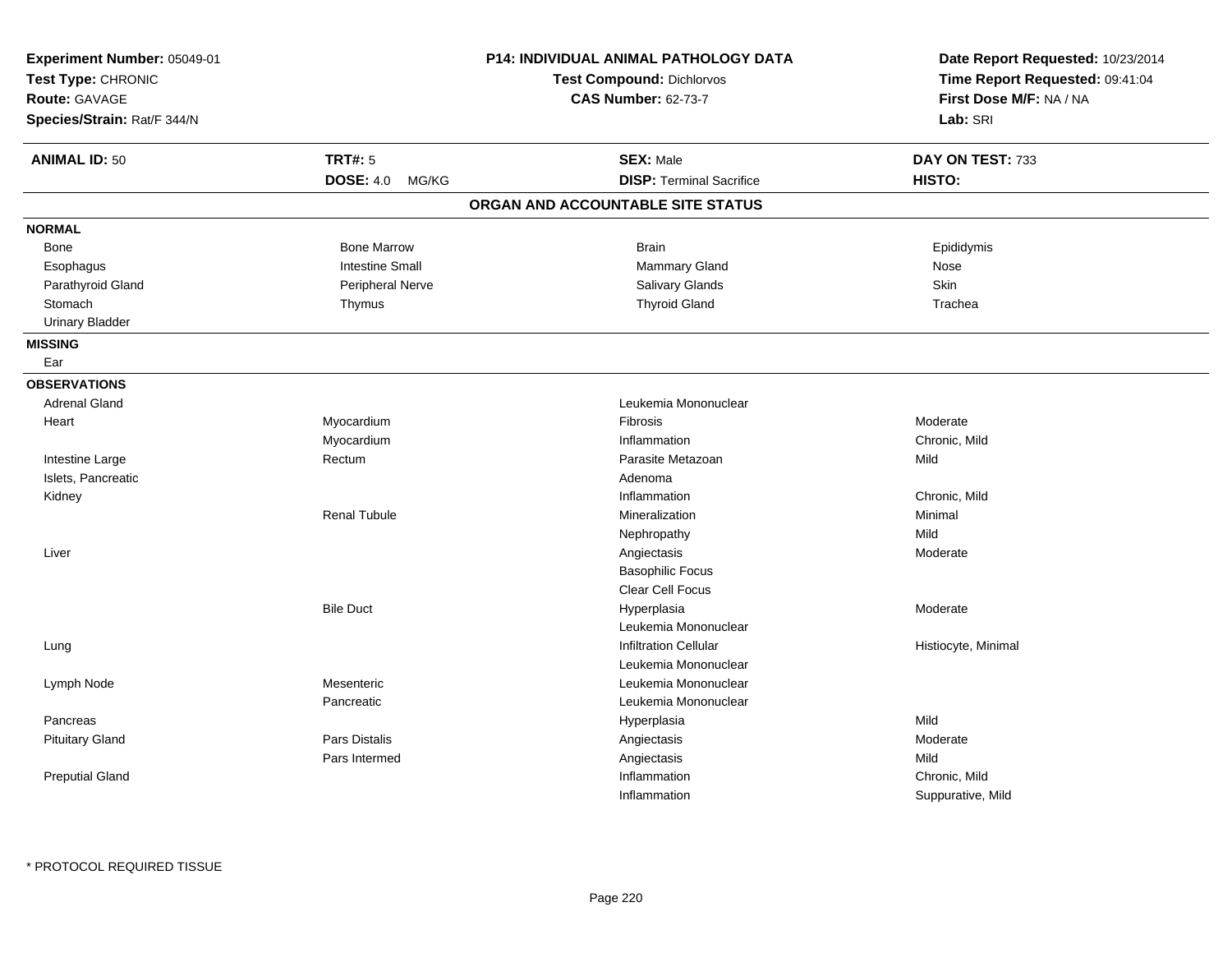**Experiment Number:** 05049-01
**Test Type:** CHRONIC
**Route:** GAVAGE
**Species/Strain:** Rat/F 344/N

**P14: INDIVIDUAL ANIMAL PATHOLOGY DATA**
**Test Compound:** Dichlorvos
**CAS Number:** 62-73-7

**Date Report Requested:** 10/23/2014
**Time Report Requested:** 09:41:04
**First Dose M/F:** NA / NA
**Lab:** SRI

| **ANIMAL ID:** 50 | **TRT#:** 5 | **SEX:** Male | **DAY ON TEST:** 733 |
|---|---|---|---|
| | **DOSE:** 4.0 MG/KG | **DISP:** Terminal Sacrifice | **HISTO:** |

## ORGAN AND ACCOUNTABLE SITE STATUS

**NORMAL**

| | | | |
|---|---|---|---|
| Bone | Bone Marrow | Brain | Epididymis |
| Esophagus | Intestine Small | Mammary Gland | Nose |
| Parathyroid Gland | Peripheral Nerve | Salivary Glands | Skin |
| Stomach | Thymus | Thyroid Gland | Trachea |
| Urinary Bladder | | | |

**MISSING**

Ear

**OBSERVATIONS**

| Organ | Site | Observation | Severity |
|---|---|---|---|
| Adrenal Gland | | Leukemia Mononuclear | |
| Heart | Myocardium | Fibrosis | Moderate |
| | Myocardium | Inflammation | Chronic, Mild |
| Intestine Large | Rectum | Parasite Metazoan | Mild |
| Islets, Pancreatic | | Adenoma | |
| Kidney | | Inflammation | Chronic, Mild |
| | Renal Tubule | Mineralization | Minimal |
| | | Nephropathy | Mild |
| Liver | | Angiectasis | Moderate |
| | | Basophilic Focus | |
| | | Clear Cell Focus | |
| | Bile Duct | Hyperplasia | Moderate |
| | | Leukemia Mononuclear | |
| Lung | | Infiltration Cellular | Histiocyte, Minimal |
| | | Leukemia Mononuclear | |
| Lymph Node | Mesenteric | Leukemia Mononuclear | |
| | Pancreatic | Leukemia Mononuclear | |
| Pancreas | | Hyperplasia | Mild |
| Pituitary Gland | Pars Distalis | Angiectasis | Moderate |
| | Pars Intermed | Angiectasis | Mild |
| Preputial Gland | | Inflammation | Chronic, Mild |
| | | Inflammation | Suppurative, Mild |

\* PROTOCOL REQUIRED TISSUE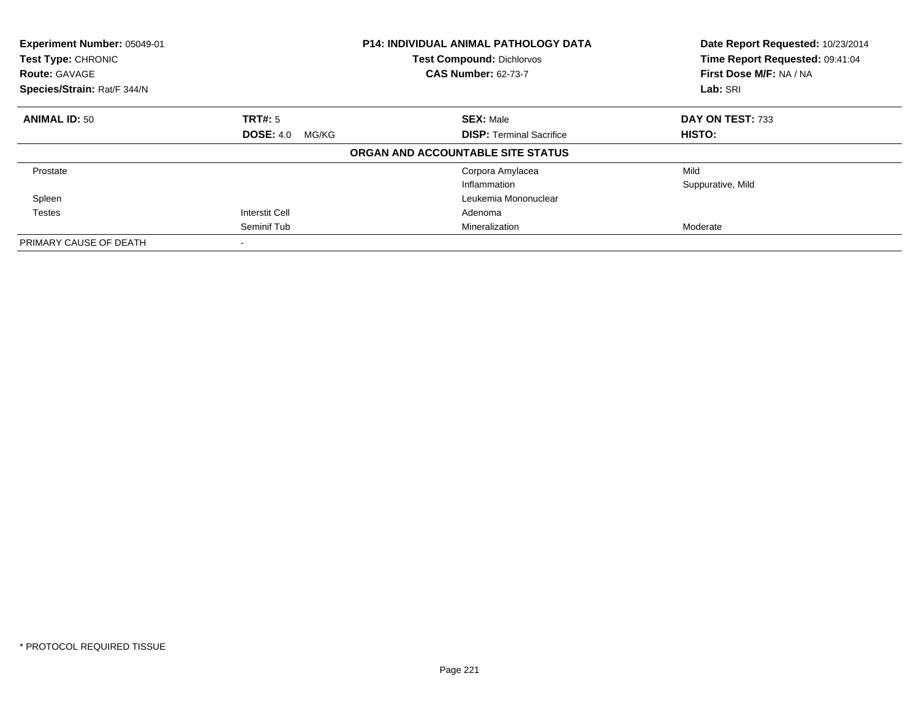| **Experiment Number:** 05049-01 | **P14: INDIVIDUAL ANIMAL PATHOLOGY DATA** | **Date Report Requested:** 10/23/2014 |
|---|---|---|
| **Test Type:** CHRONIC | **Test Compound:** Dichlorvos | **Time Report Requested:** 09:41:04 |
| **Route:** GAVAGE | **CAS Number:** 62-73-7 | **First Dose M/F:** NA / NA |
| **Species/Strain:** Rat/F 344/N | | **Lab:** SRI |

| **ANIMAL ID:** 50 | **TRT#:** 5 | **SEX:** Male | **DAY ON TEST:** 733 |
|---|---|---|---|
| | **DOSE:** 4.0 MG/KG | **DISP:** Terminal Sacrifice | **HISTO:** |

**ORGAN AND ACCOUNTABLE SITE STATUS**

| | | | |
|---|---|---|---|
| Prostate | | Corpora Amylacea | Mild |
| | | Inflammation | Suppurative, Mild |
| Spleen | | Leukemia Mononuclear | |
| Testes | Interstit Cell | Adenoma | |
| | Seminif Tub | Mineralization | Moderate |
| PRIMARY CAUSE OF DEATH | - | | |

* PROTOCOL REQUIRED TISSUE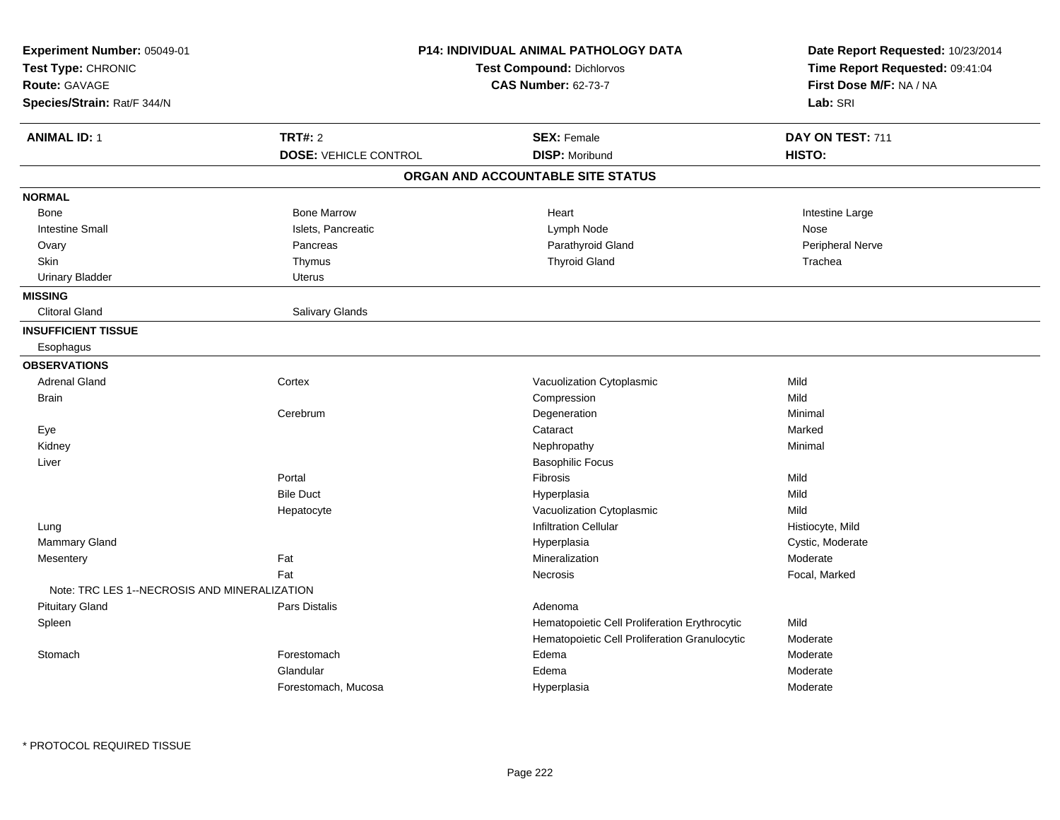**Experiment Number:** 05049-01
**Test Type:** CHRONIC
**Route:** GAVAGE
**Species/Strain:** Rat/F 344/N

**P14: INDIVIDUAL ANIMAL PATHOLOGY DATA**
**Test Compound:** Dichlorvos
**CAS Number:** 62-73-7

**Date Report Requested:** 10/23/2014
**Time Report Requested:** 09:41:04
**First Dose M/F:** NA / NA
**Lab:** SRI

| **ANIMAL ID:** 1 | **TRT#:** 2 | **SEX:** Female | **DAY ON TEST:** 711 |
|---|---|---|---|
| | **DOSE:** VEHICLE CONTROL | **DISP:** Moribund | **HISTO:** |

## ORGAN AND ACCOUNTABLE SITE STATUS

**NORMAL**

| | | | |
|---|---|---|---|
| Bone | Bone Marrow | Heart | Intestine Large |
| Intestine Small | Islets, Pancreatic | Lymph Node | Nose |
| Ovary | Pancreas | Parathyroid Gland | Peripheral Nerve |
| Skin | Thymus | Thyroid Gland | Trachea |
| Urinary Bladder | Uterus | | |

**MISSING**

| | |
|---|---|
| Clitoral Gland | Salivary Glands |

**INSUFFICIENT TISSUE**

Esophagus

**OBSERVATIONS**

| Organ | Site | Observation | Severity |
|---|---|---|---|
| Adrenal Gland | Cortex | Vacuolization Cytoplasmic | Mild |
| Brain | | Compression | Mild |
| | Cerebrum | Degeneration | Minimal |
| Eye | | Cataract | Marked |
| Kidney | | Nephropathy | Minimal |
| Liver | | Basophilic Focus | |
| | Portal | Fibrosis | Mild |
| | Bile Duct | Hyperplasia | Mild |
| | Hepatocyte | Vacuolization Cytoplasmic | Mild |
| Lung | | Infiltration Cellular | Histiocyte, Mild |
| Mammary Gland | | Hyperplasia | Cystic, Moderate |
| Mesentery | Fat | Mineralization | Moderate |
| | Fat | Necrosis | Focal, Marked |
| Note: TRC LES 1--NECROSIS AND MINERALIZATION | | | |
| Pituitary Gland | Pars Distalis | Adenoma | |
| Spleen | | Hematopoietic Cell Proliferation Erythrocytic | Mild |
| | | Hematopoietic Cell Proliferation Granulocytic | Moderate |
| Stomach | Forestomach | Edema | Moderate |
| | Glandular | Edema | Moderate |
| | Forestomach, Mucosa | Hyperplasia | Moderate |

* PROTOCOL REQUIRED TISSUE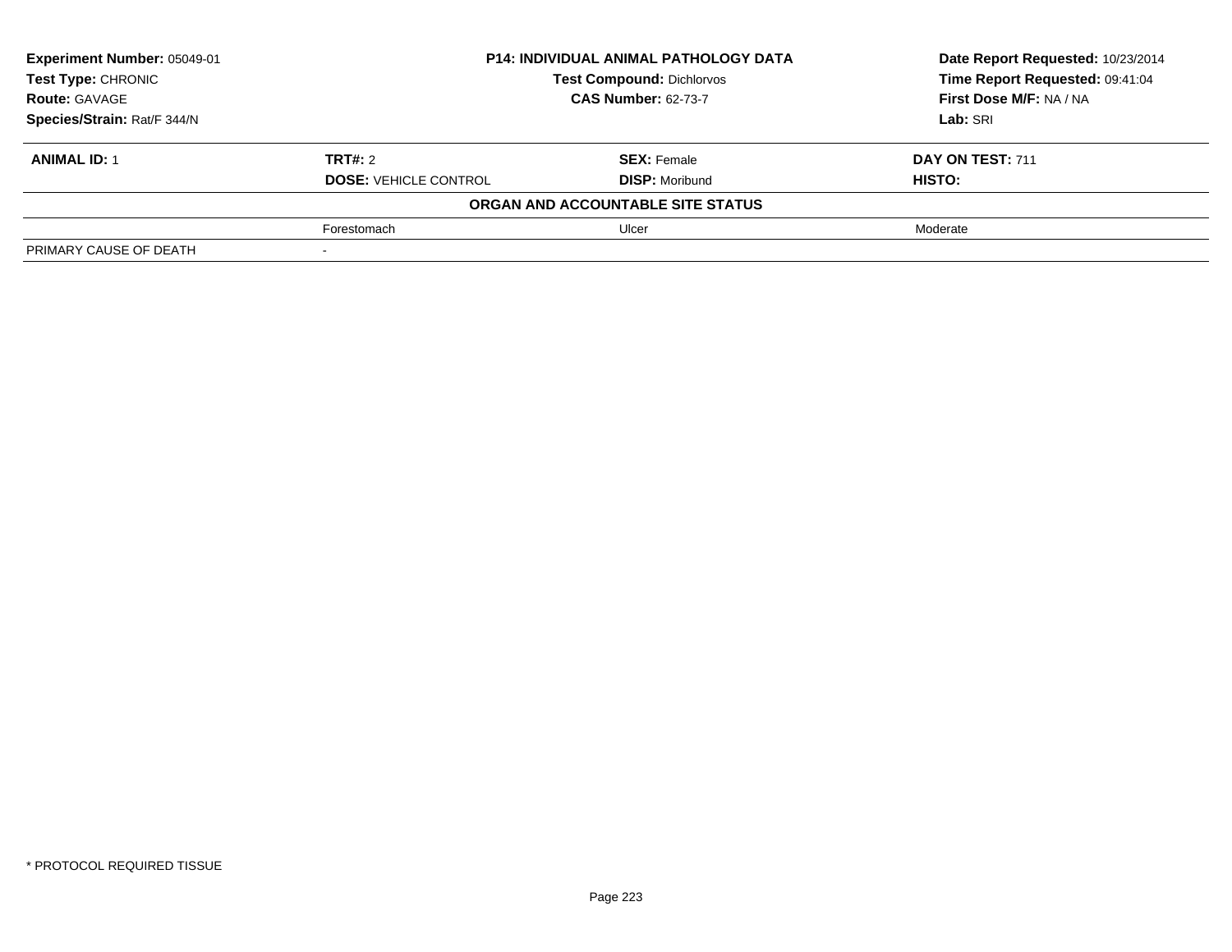| Experiment Number: 05049-01 | P14: INDIVIDUAL ANIMAL PATHOLOGY DATA | | Date Report Requested: 10/23/2014 |
|---|---|---|---|
| Test Type: CHRONIC | Test Compound: Dichlorvos | | Time Report Requested: 09:41:04 |
| Route: GAVAGE | CAS Number: 62-73-7 | | First Dose M/F: NA / NA |
| Species/Strain: Rat/F 344/N | | | Lab: SRI |

| ANIMAL ID: 1 | TRT#: 2 | SEX: Female | DAY ON TEST: 711 |
|---|---|---|---|
| | DOSE: VEHICLE CONTROL | DISP: Moribund | HISTO: |
| ORGAN AND ACCOUNTABLE SITE STATUS | | | |
| | Forestomach | Ulcer | Moderate |
| PRIMARY CAUSE OF DEATH | - | | |

\* PROTOCOL REQUIRED TISSUE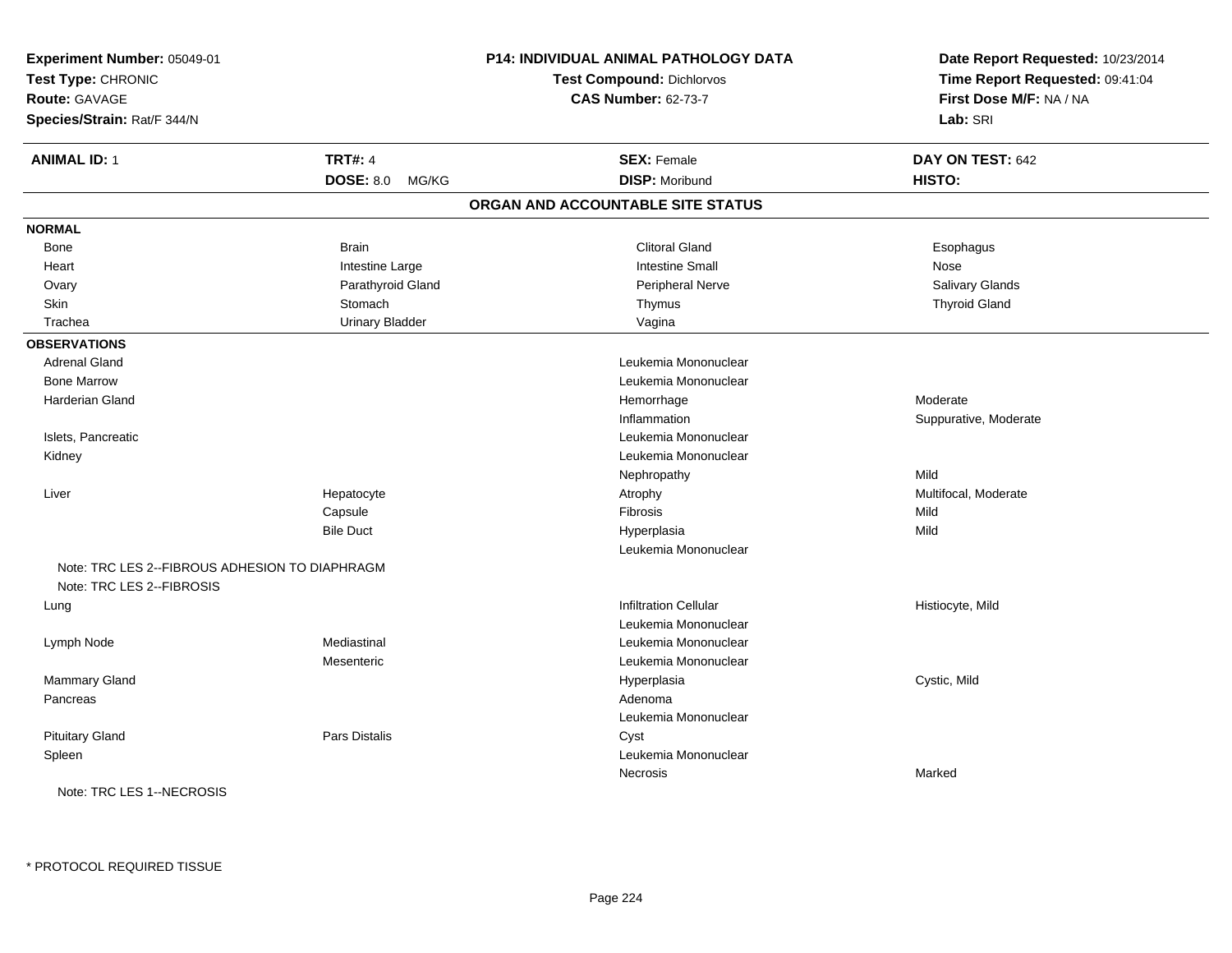**Experiment Number:** 05049-01
**Test Type:** CHRONIC
**Route:** GAVAGE
**Species/Strain:** Rat/F 344/N

**P14: INDIVIDUAL ANIMAL PATHOLOGY DATA**
**Test Compound:** Dichlorvos
**CAS Number:** 62-73-7

**Date Report Requested:** 10/23/2014
**Time Report Requested:** 09:41:04
**First Dose M/F:** NA / NA
**Lab:** SRI

| **ANIMAL ID:** 1 | **TRT#:** 4 | **SEX:** Female | **DAY ON TEST:** 642 |
|---|---|---|---|
| | **DOSE:** 8.0 MG/KG | **DISP:** Moribund | **HISTO:** |

## ORGAN AND ACCOUNTABLE SITE STATUS

**NORMAL**

| | | | |
|---|---|---|---|
| Bone | Brain | Clitoral Gland | Esophagus |
| Heart | Intestine Large | Intestine Small | Nose |
| Ovary | Parathyroid Gland | Peripheral Nerve | Salivary Glands |
| Skin | Stomach | Thymus | Thyroid Gland |
| Trachea | Urinary Bladder | Vagina | |

**OBSERVATIONS**

| Organ | Site | Observation | Qualifier |
|---|---|---|---|
| Adrenal Gland | | Leukemia Mononuclear | |
| Bone Marrow | | Leukemia Mononuclear | |
| Harderian Gland | | Hemorrhage | Moderate |
| | | Inflammation | Suppurative, Moderate |
| Islets, Pancreatic | | Leukemia Mononuclear | |
| Kidney | | Leukemia Mononuclear | |
| | | Nephropathy | Mild |
| Liver | Hepatocyte | Atrophy | Multifocal, Moderate |
| | Capsule | Fibrosis | Mild |
| | Bile Duct | Hyperplasia | Mild |
| | | Leukemia Mononuclear | |
| Note: TRC LES 2--FIBROUS ADHESION TO DIAPHRAGM | | | |
| Note: TRC LES 2--FIBROSIS | | | |
| Lung | | Infiltration Cellular | Histiocyte, Mild |
| | | Leukemia Mononuclear | |
| Lymph Node | Mediastinal | Leukemia Mononuclear | |
| | Mesenteric | Leukemia Mononuclear | |
| Mammary Gland | | Hyperplasia | Cystic, Mild |
| Pancreas | | Adenoma | |
| | | Leukemia Mononuclear | |
| Pituitary Gland | Pars Distalis | Cyst | |
| Spleen | | Leukemia Mononuclear | |
| | | Necrosis | Marked |
| Note: TRC LES 1--NECROSIS | | | |

\* PROTOCOL REQUIRED TISSUE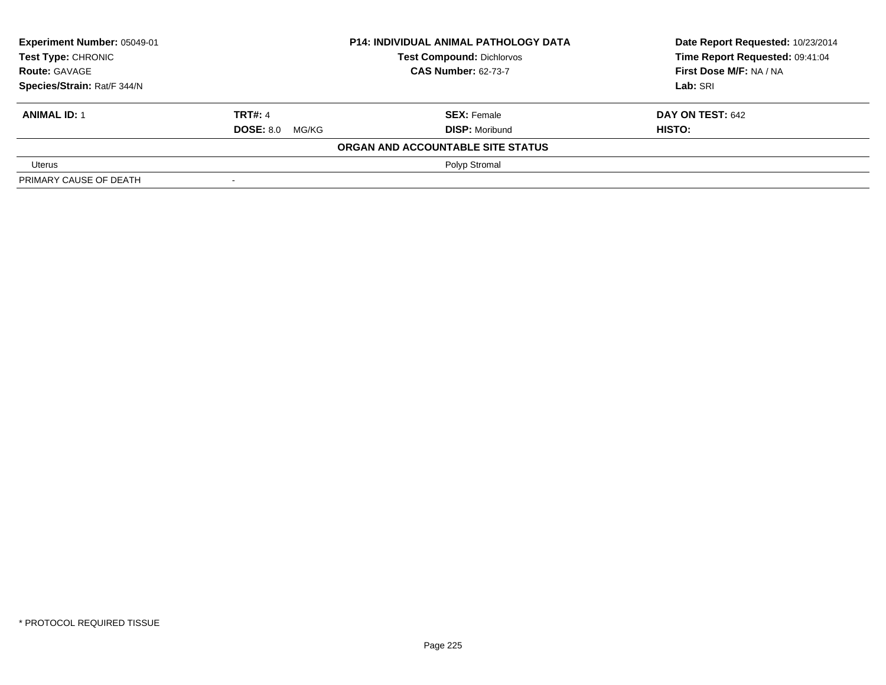| **Experiment Number:** 05049-01 | **P14: INDIVIDUAL ANIMAL PATHOLOGY DATA** | **Date Report Requested:** 10/23/2014 |
|---|---|---|
| **Test Type:** CHRONIC | **Test Compound:** Dichlorvos | **Time Report Requested:** 09:41:04 |
| **Route:** GAVAGE | **CAS Number:** 62-73-7 | **First Dose M/F:** NA / NA |
| **Species/Strain:** Rat/F 344/N | | **Lab:** SRI |

| **ANIMAL ID:** 1 | **TRT#:** 4 | **SEX:** Female | **DAY ON TEST:** 642 |
|---|---|---|---|
| | **DOSE:** 8.0 MG/KG | **DISP:** Moribund | **HISTO:** |

**ORGAN AND ACCOUNTABLE SITE STATUS**

| | |
|---|---|
| Uterus | Polyp Stromal |
| PRIMARY CAUSE OF DEATH | - |

* PROTOCOL REQUIRED TISSUE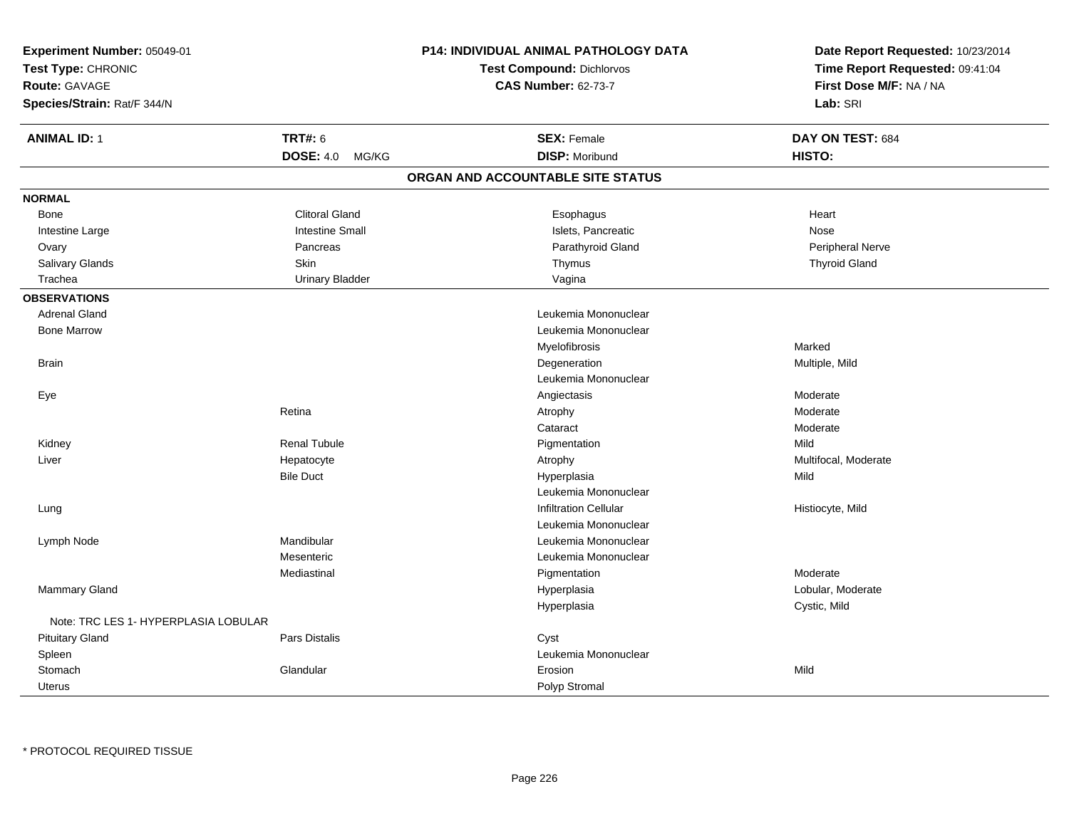**Experiment Number:** 05049-01
**Test Type:** CHRONIC
**Route:** GAVAGE
**Species/Strain:** Rat/F 344/N

**P14: INDIVIDUAL ANIMAL PATHOLOGY DATA**
**Test Compound:** Dichlorvos
**CAS Number:** 62-73-7

**Date Report Requested:** 10/23/2014
**Time Report Requested:** 09:41:04
**First Dose M/F:** NA / NA
**Lab:** SRI

| **ANIMAL ID:** 1 | **TRT#:** 6 | **SEX:** Female | **DAY ON TEST:** 684 |
|---|---|---|---|
| | **DOSE:** 4.0 MG/KG | **DISP:** Moribund | **HISTO:** |

## ORGAN AND ACCOUNTABLE SITE STATUS

**NORMAL**

| | | | |
|---|---|---|---|
| Bone | Clitoral Gland | Esophagus | Heart |
| Intestine Large | Intestine Small | Islets, Pancreatic | Nose |
| Ovary | Pancreas | Parathyroid Gland | Peripheral Nerve |
| Salivary Glands | Skin | Thymus | Thyroid Gland |
| Trachea | Urinary Bladder | Vagina | |

**OBSERVATIONS**

| | | | |
|---|---|---|---|
| Adrenal Gland | | Leukemia Mononuclear | |
| Bone Marrow | | Leukemia Mononuclear | |
| | | Myelofibrosis | Marked |
| Brain | | Degeneration | Multiple, Mild |
| | | Leukemia Mononuclear | |
| Eye | | Angiectasis | Moderate |
| | Retina | Atrophy | Moderate |
| | | Cataract | Moderate |
| Kidney | Renal Tubule | Pigmentation | Mild |
| Liver | Hepatocyte | Atrophy | Multifocal, Moderate |
| | Bile Duct | Hyperplasia | Mild |
| | | Leukemia Mononuclear | |
| Lung | | Infiltration Cellular | Histiocyte, Mild |
| | | Leukemia Mononuclear | |
| Lymph Node | Mandibular | Leukemia Mononuclear | |
| | Mesenteric | Leukemia Mononuclear | |
| | Mediastinal | Pigmentation | Moderate |
| Mammary Gland | | Hyperplasia | Lobular, Moderate |
| | | Hyperplasia | Cystic, Mild |
| Note: TRC LES 1- HYPERPLASIA LOBULAR | | | |
| Pituitary Gland | Pars Distalis | Cyst | |
| Spleen | | Leukemia Mononuclear | |
| Stomach | Glandular | Erosion | Mild |
| Uterus | | Polyp Stromal | |

* PROTOCOL REQUIRED TISSUE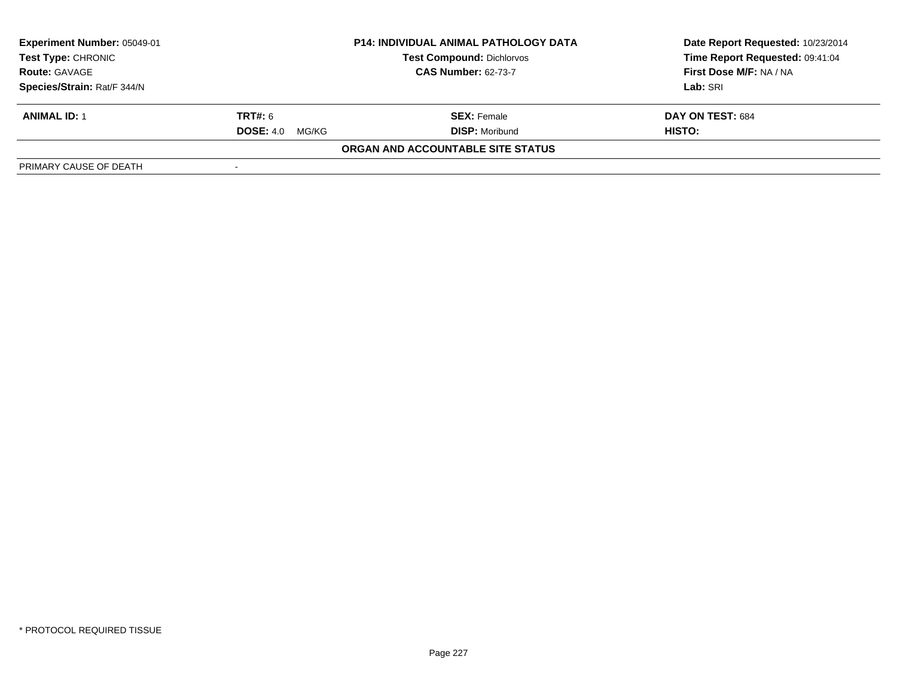| Experiment Number: 05049-01 | P14: INDIVIDUAL ANIMAL PATHOLOGY DATA | Date Report Requested: 10/23/2014 |
|---|---|---|
| Test Type: CHRONIC | Test Compound: Dichlorvos | Time Report Requested: 09:41:04 |
| Route: GAVAGE | CAS Number: 62-73-7 | First Dose M/F: NA / NA |
| Species/Strain: Rat/F 344/N | | Lab: SRI |

| ANIMAL ID: 1 | TRT#: 6 | SEX: Female | DAY ON TEST: 684 |
|---|---|---|---|
| | DOSE: 4.0 MG/KG | DISP: Moribund | HISTO: |

**ORGAN AND ACCOUNTABLE SITE STATUS**

| PRIMARY CAUSE OF DEATH | - |
|---|---|

\* PROTOCOL REQUIRED TISSUE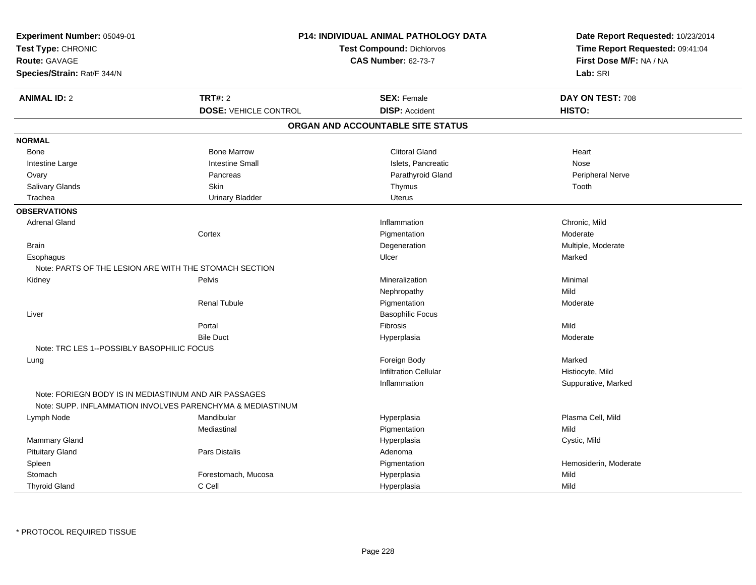**Experiment Number:** 05049-01
**Test Type:** CHRONIC
**Route:** GAVAGE
**Species/Strain:** Rat/F 344/N

**P14: INDIVIDUAL ANIMAL PATHOLOGY DATA**
**Test Compound:** Dichlorvos
**CAS Number:** 62-73-7

**Date Report Requested:** 10/23/2014
**Time Report Requested:** 09:41:04
**First Dose M/F:** NA / NA
**Lab:** SRI

| **ANIMAL ID:** 2 | **TRT#:** 2 | **SEX:** Female | **DAY ON TEST:** 708 |
|---|---|---|---|
| | **DOSE:** VEHICLE CONTROL | **DISP:** Accident | **HISTO:** |

## ORGAN AND ACCOUNTABLE SITE STATUS

**NORMAL**

| | | | |
|---|---|---|---|
| Bone | Bone Marrow | Clitoral Gland | Heart |
| Intestine Large | Intestine Small | Islets, Pancreatic | Nose |
| Ovary | Pancreas | Parathyroid Gland | Peripheral Nerve |
| Salivary Glands | Skin | Thymus | Tooth |
| Trachea | Urinary Bladder | Uterus | |

**OBSERVATIONS**

| | | | |
|---|---|---|---|
| Adrenal Gland | | Inflammation | Chronic, Mild |
| | Cortex | Pigmentation | Moderate |
| Brain | | Degeneration | Multiple, Moderate |
| Esophagus | | Ulcer | Marked |
| Note: PARTS OF THE LESION ARE WITH THE STOMACH SECTION | | | |
| Kidney | Pelvis | Mineralization | Minimal |
| | | Nephropathy | Mild |
| | Renal Tubule | Pigmentation | Moderate |
| Liver | | Basophilic Focus | |
| | Portal | Fibrosis | Mild |
| | Bile Duct | Hyperplasia | Moderate |
| Note: TRC LES 1--POSSIBLY BASOPHILIC FOCUS | | | |
| Lung | | Foreign Body | Marked |
| | | Infiltration Cellular | Histiocyte, Mild |
| | | Inflammation | Suppurative, Marked |
| Note: FORIEGN BODY IS IN MEDIASTINUM AND AIR PASSAGES | | | |
| Note: SUPP. INFLAMMATION INVOLVES PARENCHYMA & MEDIASTINUM | | | |
| Lymph Node | Mandibular | Hyperplasia | Plasma Cell, Mild |
| | Mediastinal | Pigmentation | Mild |
| Mammary Gland | | Hyperplasia | Cystic, Mild |
| Pituitary Gland | Pars Distalis | Adenoma | |
| Spleen | | Pigmentation | Hemosiderin, Moderate |
| Stomach | Forestomach, Mucosa | Hyperplasia | Mild |
| Thyroid Gland | C Cell | Hyperplasia | Mild |

* PROTOCOL REQUIRED TISSUE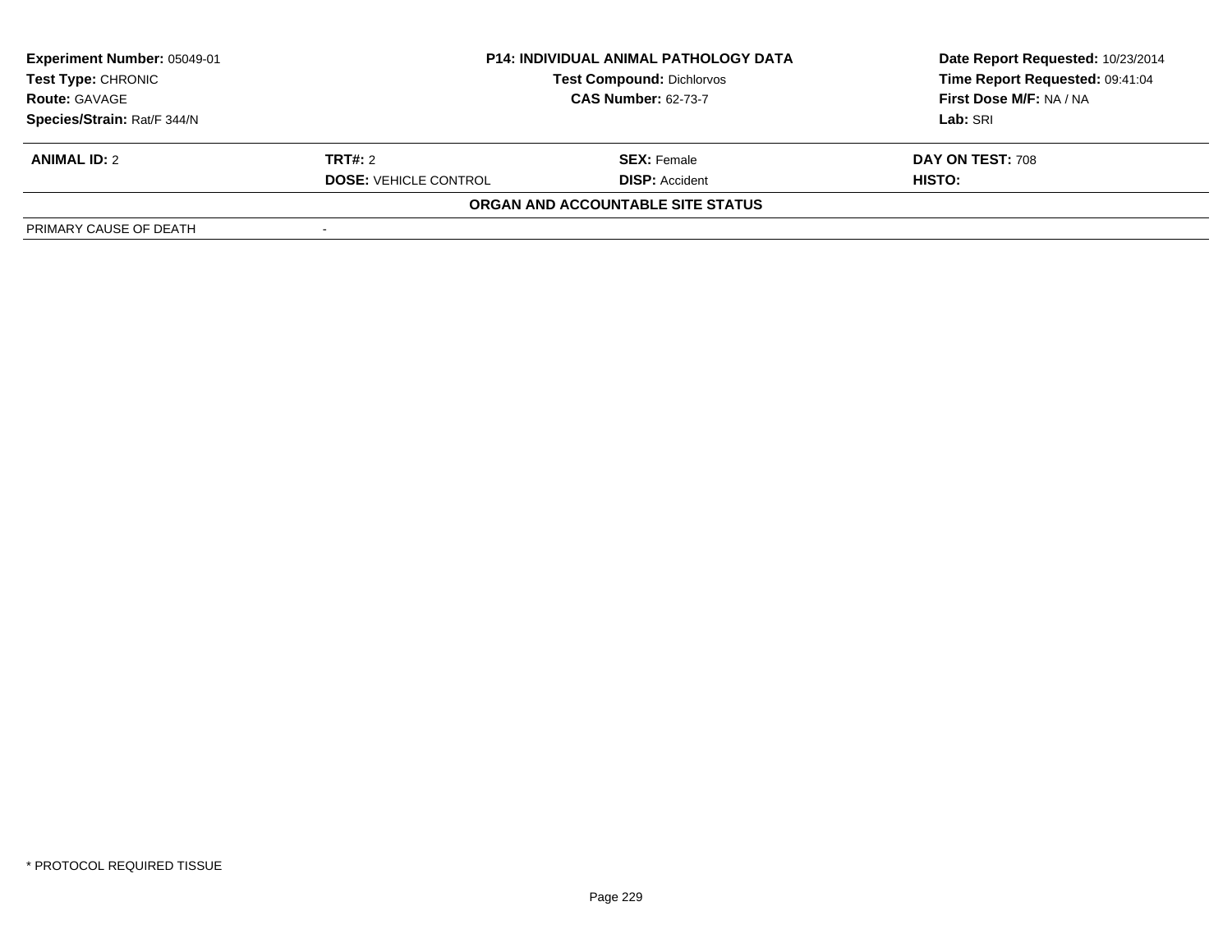**Experiment Number:** 05049-01
**Test Type:** CHRONIC
**Route:** GAVAGE
**Species/Strain:** Rat/F 344/N

**P14: INDIVIDUAL ANIMAL PATHOLOGY DATA**
**Test Compound:** Dichlorvos
**CAS Number:** 62-73-7

**Date Report Requested:** 10/23/2014
**Time Report Requested:** 09:41:04
**First Dose M/F:** NA / NA
**Lab:** SRI

| **ANIMAL ID:** 2 | **TRT#:** 2 | **SEX:** Female | **DAY ON TEST:** 708 |
|---|---|---|---|
| | **DOSE:** VEHICLE CONTROL | **DISP:** Accident | **HISTO:** |

**ORGAN AND ACCOUNTABLE SITE STATUS**

| | |
|---|---|
| PRIMARY CAUSE OF DEATH | - |

* PROTOCOL REQUIRED TISSUE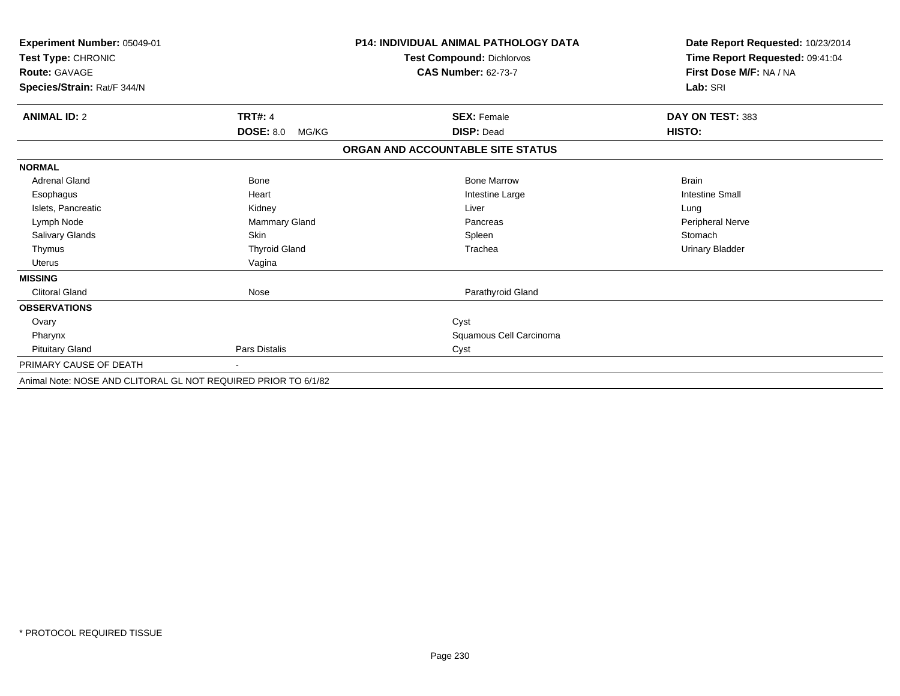**Experiment Number:** 05049-01
**Test Type:** CHRONIC
**Route:** GAVAGE
**Species/Strain:** Rat/F 344/N

**P14: INDIVIDUAL ANIMAL PATHOLOGY DATA**
**Test Compound:** Dichlorvos
**CAS Number:** 62-73-7

**Date Report Requested:** 10/23/2014
**Time Report Requested:** 09:41:04
**First Dose M/F:** NA / NA
**Lab:** SRI

| **ANIMAL ID:** 2 | **TRT#:** 4 | **SEX:** Female | **DAY ON TEST:** 383 |
|---|---|---|---|
| | **DOSE:** 8.0 MG/KG | **DISP:** Dead | **HISTO:** |

**ORGAN AND ACCOUNTABLE SITE STATUS**

| | | | |
|---|---|---|---|
| **NORMAL** | | | |
| Adrenal Gland | Bone | Bone Marrow | Brain |
| Esophagus | Heart | Intestine Large | Intestine Small |
| Islets, Pancreatic | Kidney | Liver | Lung |
| Lymph Node | Mammary Gland | Pancreas | Peripheral Nerve |
| Salivary Glands | Skin | Spleen | Stomach |
| Thymus | Thyroid Gland | Trachea | Urinary Bladder |
| Uterus | Vagina | | |
| **MISSING** | | | |
| Clitoral Gland | Nose | Parathyroid Gland | |
| **OBSERVATIONS** | | | |
| Ovary | | Cyst | |
| Pharynx | | Squamous Cell Carcinoma | |
| Pituitary Gland | Pars Distalis | Cyst | |
| PRIMARY CAUSE OF DEATH | - | | |

Animal Note: NOSE AND CLITORAL GL NOT REQUIRED PRIOR TO 6/1/82

* PROTOCOL REQUIRED TISSUE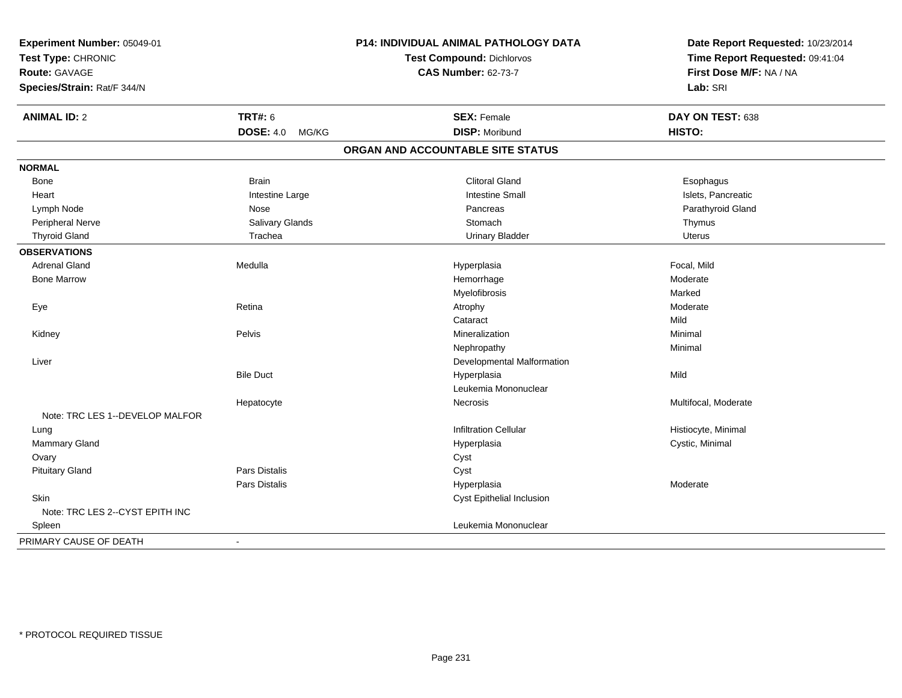**Experiment Number:** 05049-01
**Test Type:** CHRONIC
**Route:** GAVAGE
**Species/Strain:** Rat/F 344/N

**P14: INDIVIDUAL ANIMAL PATHOLOGY DATA**
**Test Compound:** Dichlorvos
**CAS Number:** 62-73-7

**Date Report Requested:** 10/23/2014
**Time Report Requested:** 09:41:04
**First Dose M/F:** NA / NA
**Lab:** SRI

| **ANIMAL ID:** 2 | **TRT#:** 6 | **SEX:** Female | **DAY ON TEST:** 638 |
|---|---|---|---|
| | **DOSE:** 4.0 MG/KG | **DISP:** Moribund | **HISTO:** |

**ORGAN AND ACCOUNTABLE SITE STATUS**

| | | | |
|---|---|---|---|
| **NORMAL** | | | |
| Bone | Brain | Clitoral Gland | Esophagus |
| Heart | Intestine Large | Intestine Small | Islets, Pancreatic |
| Lymph Node | Nose | Pancreas | Parathyroid Gland |
| Peripheral Nerve | Salivary Glands | Stomach | Thymus |
| Thyroid Gland | Trachea | Urinary Bladder | Uterus |
| **OBSERVATIONS** | | | |
| Adrenal Gland | Medulla | Hyperplasia | Focal, Mild |
| Bone Marrow | | Hemorrhage | Moderate |
| | | Myelofibrosis | Marked |
| Eye | Retina | Atrophy | Moderate |
| | | Cataract | Mild |
| Kidney | Pelvis | Mineralization | Minimal |
| | | Nephropathy | Minimal |
| Liver | | Developmental Malformation | |
| | Bile Duct | Hyperplasia | Mild |
| | | Leukemia Mononuclear | |
| | Hepatocyte | Necrosis | Multifocal, Moderate |
| Note: TRC LES 1--DEVELOP MALFOR | | | |
| Lung | | Infiltration Cellular | Histiocyte, Minimal |
| Mammary Gland | | Hyperplasia | Cystic, Minimal |
| Ovary | | Cyst | |
| Pituitary Gland | Pars Distalis | Cyst | |
| | Pars Distalis | Hyperplasia | Moderate |
| Skin | | Cyst Epithelial Inclusion | |
| Note: TRC LES 2--CYST EPITH INC | | | |
| Spleen | | Leukemia Mononuclear | |
| PRIMARY CAUSE OF DEATH | - | | |

* PROTOCOL REQUIRED TISSUE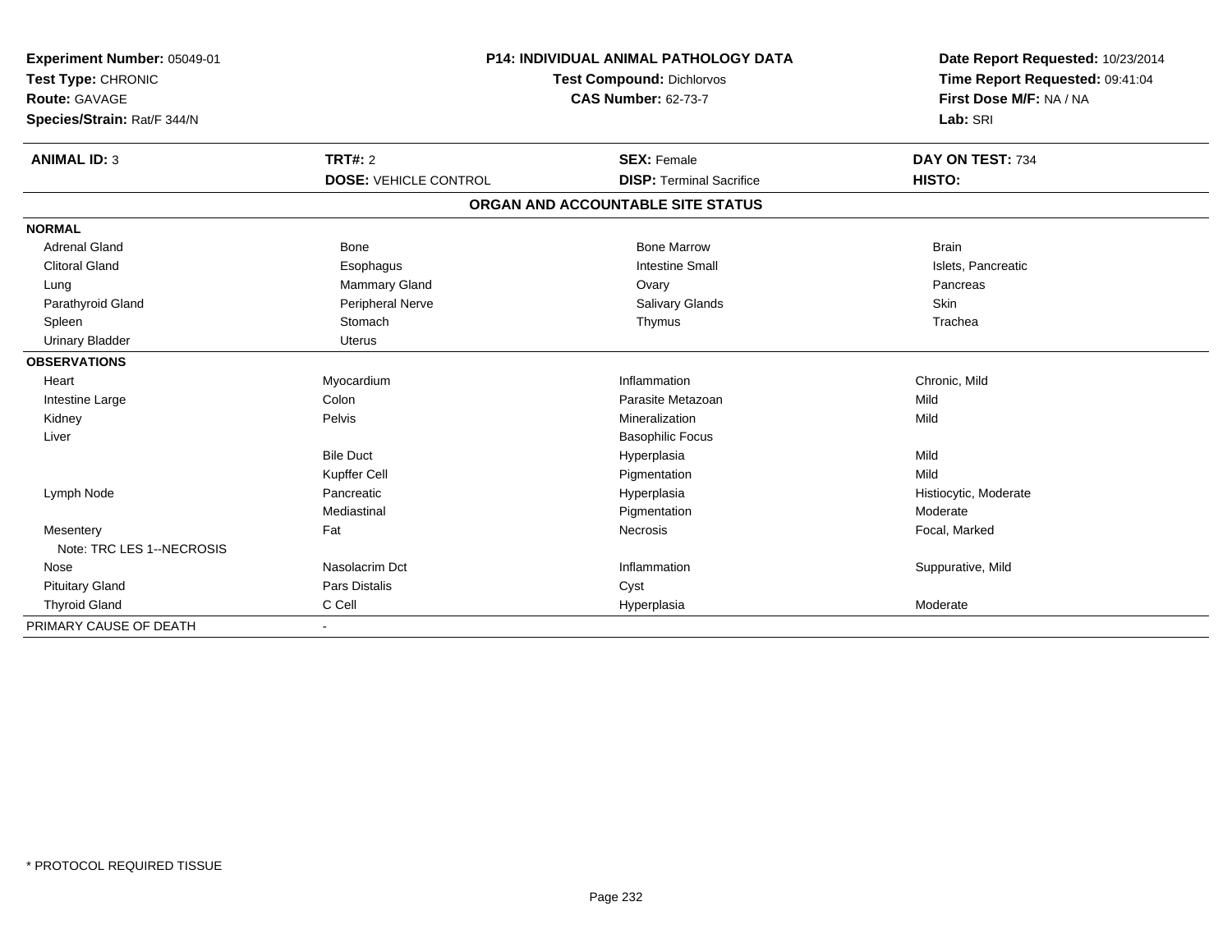**Experiment Number:** 05049-01
**Test Type:** CHRONIC
**Route:** GAVAGE
**Species/Strain:** Rat/F 344/N

**P14: INDIVIDUAL ANIMAL PATHOLOGY DATA**
**Test Compound:** Dichlorvos
**CAS Number:** 62-73-7

**Date Report Requested:** 10/23/2014
**Time Report Requested:** 09:41:04
**First Dose M/F:** NA / NA
**Lab:** SRI

| **ANIMAL ID:** 3 | **TRT#:** 2 | **SEX:** Female | **DAY ON TEST:** 734 |
|---|---|---|---|
| | **DOSE:** VEHICLE CONTROL | **DISP:** Terminal Sacrifice | **HISTO:** |

## ORGAN AND ACCOUNTABLE SITE STATUS

| | | | |
|---|---|---|---|
| **NORMAL** | | | |
| Adrenal Gland | Bone | Bone Marrow | Brain |
| Clitoral Gland | Esophagus | Intestine Small | Islets, Pancreatic |
| Lung | Mammary Gland | Ovary | Pancreas |
| Parathyroid Gland | Peripheral Nerve | Salivary Glands | Skin |
| Spleen | Stomach | Thymus | Trachea |
| Urinary Bladder | Uterus | | |
| **OBSERVATIONS** | | | |
| Heart | Myocardium | Inflammation | Chronic, Mild |
| Intestine Large | Colon | Parasite Metazoan | Mild |
| Kidney | Pelvis | Mineralization | Mild |
| Liver | | Basophilic Focus | |
| | Bile Duct | Hyperplasia | Mild |
| | Kupffer Cell | Pigmentation | Mild |
| Lymph Node | Pancreatic | Hyperplasia | Histiocytic, Moderate |
| | Mediastinal | Pigmentation | Moderate |
| Mesentery | Fat | Necrosis | Focal, Marked |
| Note: TRC LES 1--NECROSIS | | | |
| Nose | Nasolacrim Dct | Inflammation | Suppurative, Mild |
| Pituitary Gland | Pars Distalis | Cyst | |
| Thyroid Gland | C Cell | Hyperplasia | Moderate |
| PRIMARY CAUSE OF DEATH | - | | |

\* PROTOCOL REQUIRED TISSUE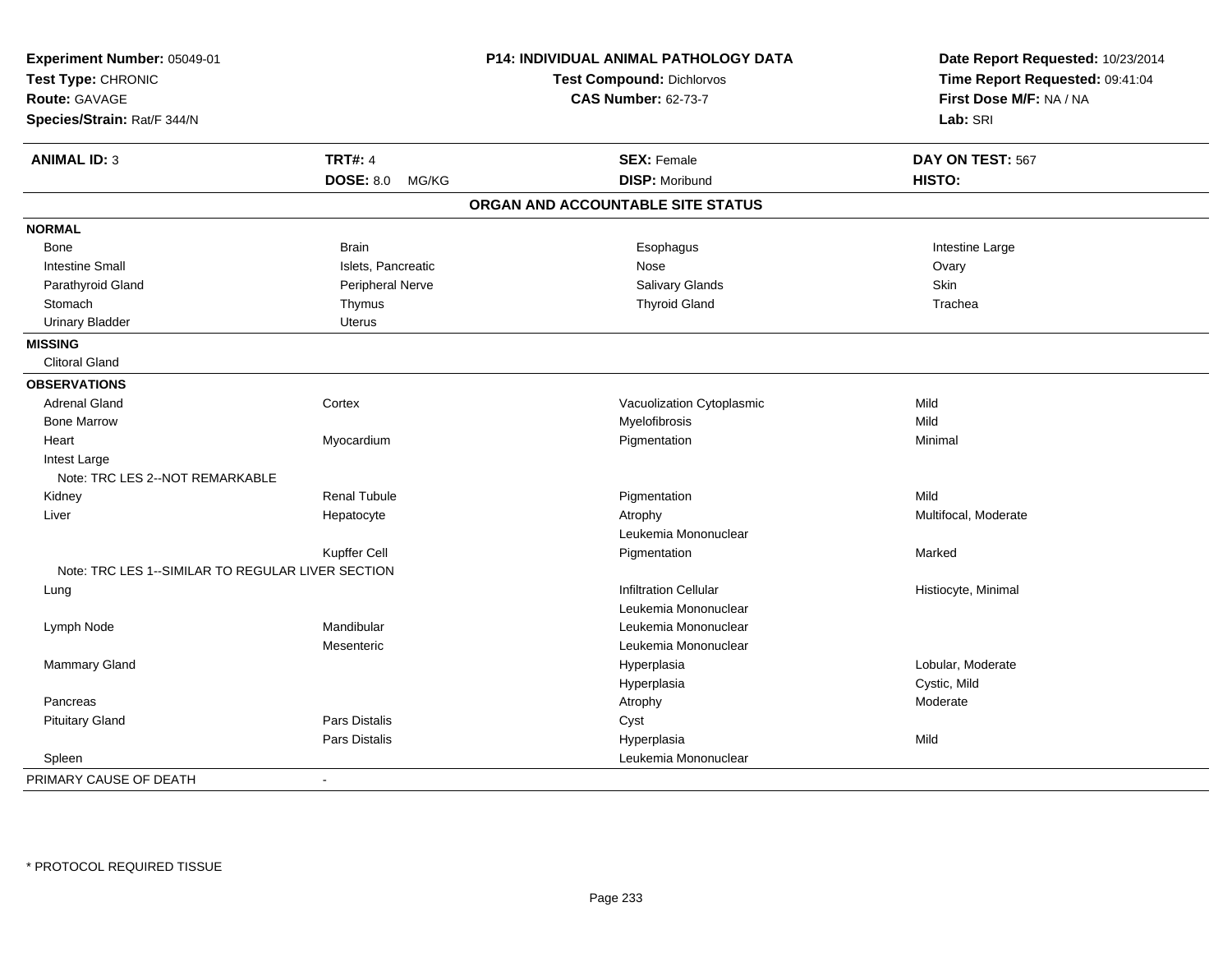**Experiment Number:** 05049-01
**Test Type:** CHRONIC
**Route:** GAVAGE
**Species/Strain:** Rat/F 344/N

**P14: INDIVIDUAL ANIMAL PATHOLOGY DATA**
**Test Compound:** Dichlorvos
**CAS Number:** 62-73-7

**Date Report Requested:** 10/23/2014
**Time Report Requested:** 09:41:04
**First Dose M/F:** NA / NA
**Lab:** SRI

| **ANIMAL ID:** 3 | **TRT#:** 4 | **SEX:** Female | **DAY ON TEST:** 567 |
|---|---|---|---|
| | **DOSE:** 8.0 MG/KG | **DISP:** Moribund | **HISTO:** |

## ORGAN AND ACCOUNTABLE SITE STATUS

**NORMAL**

| | | | |
|---|---|---|---|
| Bone | Brain | Esophagus | Intestine Large |
| Intestine Small | Islets, Pancreatic | Nose | Ovary |
| Parathyroid Gland | Peripheral Nerve | Salivary Glands | Skin |
| Stomach | Thymus | Thyroid Gland | Trachea |
| Urinary Bladder | Uterus | | |

**MISSING**

Clitoral Gland

**OBSERVATIONS**

| | | | |
|---|---|---|---|
| Adrenal Gland | Cortex | Vacuolization Cytoplasmic | Mild |
| Bone Marrow | | Myelofibrosis | Mild |
| Heart | Myocardium | Pigmentation | Minimal |
| Intest Large | | | |
| Note: TRC LES 2--NOT REMARKABLE | | | |
| Kidney | Renal Tubule | Pigmentation | Mild |
| Liver | Hepatocyte | Atrophy | Multifocal, Moderate |
| | | Leukemia Mononuclear | |
| | Kupffer Cell | Pigmentation | Marked |
| Note: TRC LES 1--SIMILAR TO REGULAR LIVER SECTION | | | |
| Lung | | Infiltration Cellular | Histiocyte, Minimal |
| | | Leukemia Mononuclear | |
| Lymph Node | Mandibular | Leukemia Mononuclear | |
| | Mesenteric | Leukemia Mononuclear | |
| Mammary Gland | | Hyperplasia | Lobular, Moderate |
| | | Hyperplasia | Cystic, Mild |
| Pancreas | | Atrophy | Moderate |
| Pituitary Gland | Pars Distalis | Cyst | |
| | Pars Distalis | Hyperplasia | Mild |
| Spleen | | Leukemia Mononuclear | |

PRIMARY CAUSE OF DEATH -

* PROTOCOL REQUIRED TISSUE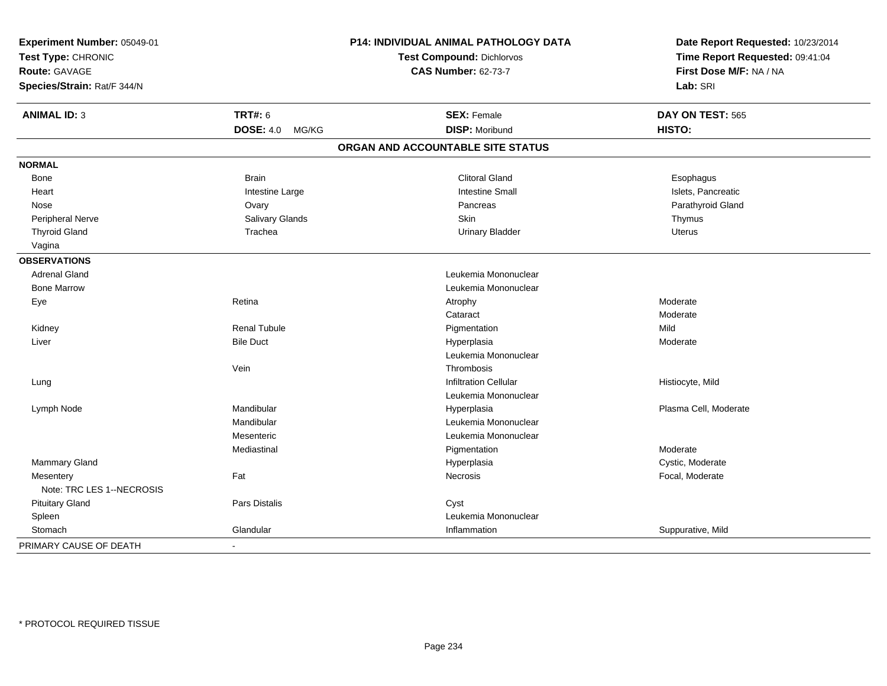**Experiment Number:** 05049-01
**Test Type:** CHRONIC
**Route:** GAVAGE
**Species/Strain:** Rat/F 344/N

**P14: INDIVIDUAL ANIMAL PATHOLOGY DATA**
**Test Compound:** Dichlorvos
**CAS Number:** 62-73-7

**Date Report Requested:** 10/23/2014
**Time Report Requested:** 09:41:04
**First Dose M/F:** NA / NA
**Lab:** SRI

| **ANIMAL ID:** 3 | **TRT#:** 6 | **SEX:** Female | **DAY ON TEST:** 565 |
|---|---|---|---|
| | **DOSE:** 4.0 MG/KG | **DISP:** Moribund | **HISTO:** |

**ORGAN AND ACCOUNTABLE SITE STATUS**

| | | | |
|---|---|---|---|
| **NORMAL** | | | |
| Bone | Brain | Clitoral Gland | Esophagus |
| Heart | Intestine Large | Intestine Small | Islets, Pancreatic |
| Nose | Ovary | Pancreas | Parathyroid Gland |
| Peripheral Nerve | Salivary Glands | Skin | Thymus |
| Thyroid Gland | Trachea | Urinary Bladder | Uterus |
| Vagina | | | |
| **OBSERVATIONS** | | | |
| Adrenal Gland | | Leukemia Mononuclear | |
| Bone Marrow | | Leukemia Mononuclear | |
| Eye | Retina | Atrophy | Moderate |
| | | Cataract | Moderate |
| Kidney | Renal Tubule | Pigmentation | Mild |
| Liver | Bile Duct | Hyperplasia | Moderate |
| | | Leukemia Mononuclear | |
| | Vein | Thrombosis | |
| Lung | | Infiltration Cellular | Histiocyte, Mild |
| | | Leukemia Mononuclear | |
| Lymph Node | Mandibular | Hyperplasia | Plasma Cell, Moderate |
| | Mandibular | Leukemia Mononuclear | |
| | Mesenteric | Leukemia Mononuclear | |
| | Mediastinal | Pigmentation | Moderate |
| Mammary Gland | | Hyperplasia | Cystic, Moderate |
| Mesentery | Fat | Necrosis | Focal, Moderate |
| Note: TRC LES 1--NECROSIS | | | |
| Pituitary Gland | Pars Distalis | Cyst | |
| Spleen | | Leukemia Mononuclear | |
| Stomach | Glandular | Inflammation | Suppurative, Mild |
| PRIMARY CAUSE OF DEATH | - | | |

* PROTOCOL REQUIRED TISSUE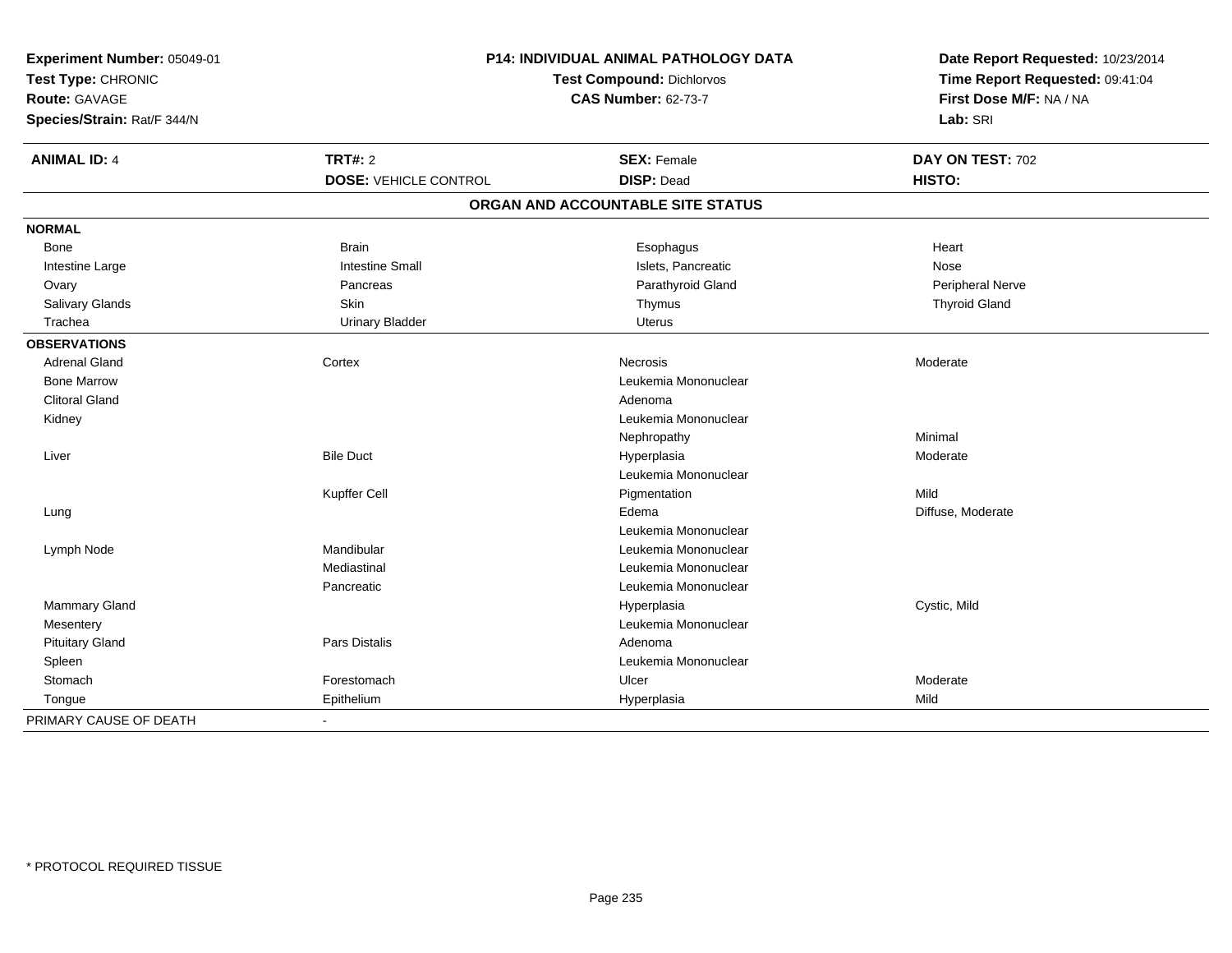**Experiment Number:** 05049-01
**Test Type:** CHRONIC
**Route:** GAVAGE
**Species/Strain:** Rat/F 344/N

**P14: INDIVIDUAL ANIMAL PATHOLOGY DATA**
**Test Compound:** Dichlorvos
**CAS Number:** 62-73-7

**Date Report Requested:** 10/23/2014
**Time Report Requested:** 09:41:04
**First Dose M/F:** NA / NA
**Lab:** SRI

| **ANIMAL ID:** 4 | **TRT#:** 2 | **SEX:** Female | **DAY ON TEST:** 702 |
|---|---|---|---|
| | **DOSE:** VEHICLE CONTROL | **DISP:** Dead | **HISTO:** |

**ORGAN AND ACCOUNTABLE SITE STATUS**

| | | | |
|---|---|---|---|
| **NORMAL** | | | |
| Bone | Brain | Esophagus | Heart |
| Intestine Large | Intestine Small | Islets, Pancreatic | Nose |
| Ovary | Pancreas | Parathyroid Gland | Peripheral Nerve |
| Salivary Glands | Skin | Thymus | Thyroid Gland |
| Trachea | Urinary Bladder | Uterus | |
| **OBSERVATIONS** | | | |
| Adrenal Gland | Cortex | Necrosis | Moderate |
| Bone Marrow | | Leukemia Mononuclear | |
| Clitoral Gland | | Adenoma | |
| Kidney | | Leukemia Mononuclear | |
| | | Nephropathy | Minimal |
| Liver | Bile Duct | Hyperplasia | Moderate |
| | | Leukemia Mononuclear | |
| | Kupffer Cell | Pigmentation | Mild |
| Lung | | Edema | Diffuse, Moderate |
| | | Leukemia Mononuclear | |
| Lymph Node | Mandibular | Leukemia Mononuclear | |
| | Mediastinal | Leukemia Mononuclear | |
| | Pancreatic | Leukemia Mononuclear | |
| Mammary Gland | | Hyperplasia | Cystic, Mild |
| Mesentery | | Leukemia Mononuclear | |
| Pituitary Gland | Pars Distalis | Adenoma | |
| Spleen | | Leukemia Mononuclear | |
| Stomach | Forestomach | Ulcer | Moderate |
| Tongue | Epithelium | Hyperplasia | Mild |
| PRIMARY CAUSE OF DEATH | - | | |

* PROTOCOL REQUIRED TISSUE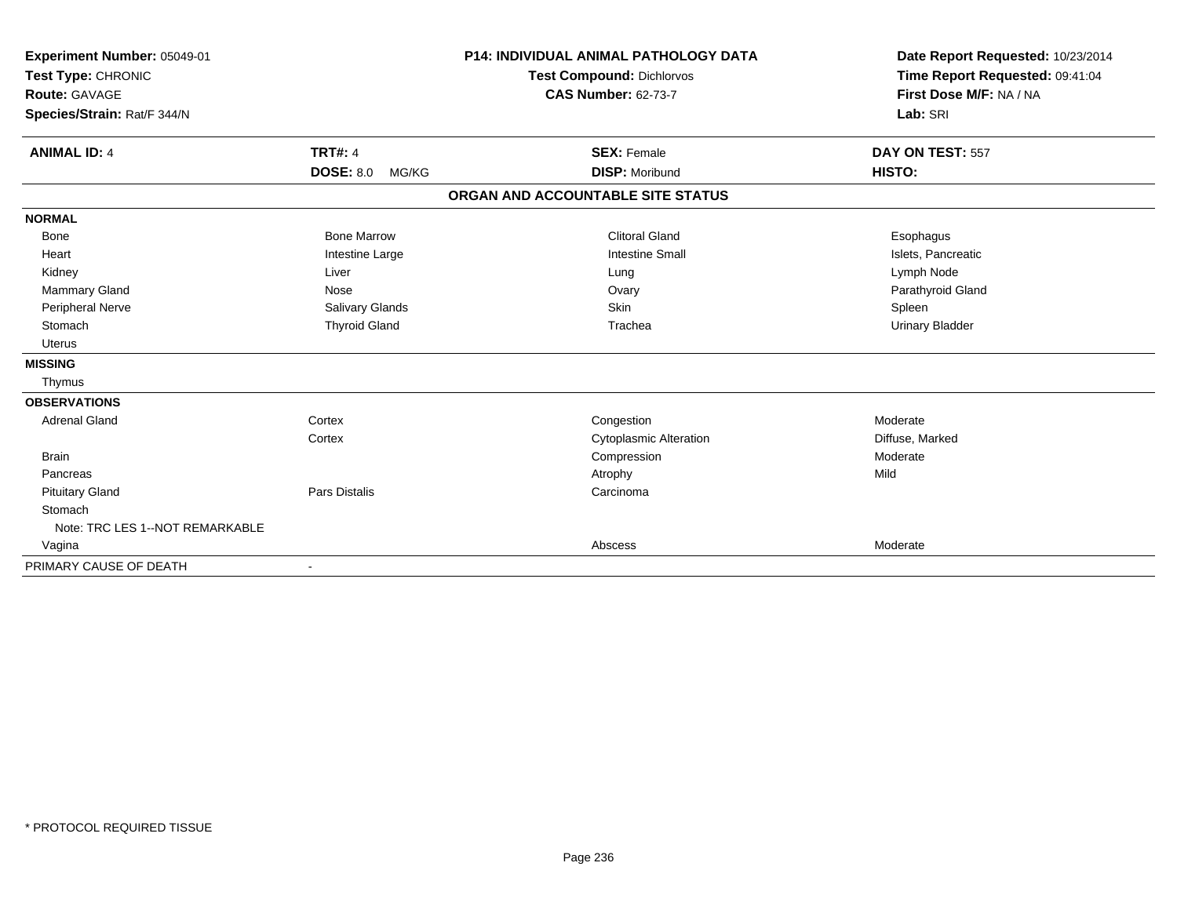**Experiment Number:** 05049-01
**Test Type:** CHRONIC
**Route:** GAVAGE
**Species/Strain:** Rat/F 344/N

**P14: INDIVIDUAL ANIMAL PATHOLOGY DATA**
**Test Compound:** Dichlorvos
**CAS Number:** 62-73-7

**Date Report Requested:** 10/23/2014
**Time Report Requested:** 09:41:04
**First Dose M/F:** NA / NA
**Lab:** SRI

| **ANIMAL ID:** 4 | **TRT#:** 4 | **SEX:** Female | **DAY ON TEST:** 557 |
|---|---|---|---|
| | **DOSE:** 8.0 MG/KG | **DISP:** Moribund | **HISTO:** |

## ORGAN AND ACCOUNTABLE SITE STATUS

| | | | |
|---|---|---|---|
| **NORMAL** | | | |
| Bone | Bone Marrow | Clitoral Gland | Esophagus |
| Heart | Intestine Large | Intestine Small | Islets, Pancreatic |
| Kidney | Liver | Lung | Lymph Node |
| Mammary Gland | Nose | Ovary | Parathyroid Gland |
| Peripheral Nerve | Salivary Glands | Skin | Spleen |
| Stomach | Thyroid Gland | Trachea | Urinary Bladder |
| Uterus | | | |
| **MISSING** | | | |
| Thymus | | | |
| **OBSERVATIONS** | | | |
| Adrenal Gland | Cortex | Congestion | Moderate |
| | Cortex | Cytoplasmic Alteration | Diffuse, Marked |
| Brain | | Compression | Moderate |
| Pancreas | | Atrophy | Mild |
| Pituitary Gland | Pars Distalis | Carcinoma | |
| Stomach | | | |
| Note: TRC LES 1--NOT REMARKABLE | | | |
| Vagina | | Abscess | Moderate |
| PRIMARY CAUSE OF DEATH | - | | |

* PROTOCOL REQUIRED TISSUE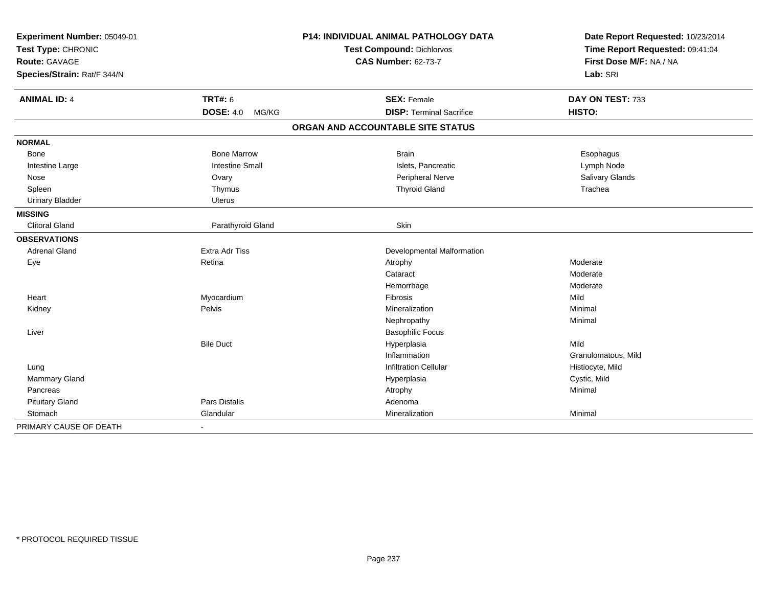**Experiment Number:** 05049-01
**Test Type:** CHRONIC
**Route:** GAVAGE
**Species/Strain:** Rat/F 344/N

**P14: INDIVIDUAL ANIMAL PATHOLOGY DATA**
**Test Compound:** Dichlorvos
**CAS Number:** 62-73-7

**Date Report Requested:** 10/23/2014
**Time Report Requested:** 09:41:04
**First Dose M/F:** NA / NA
**Lab:** SRI

| **ANIMAL ID:** 4 | **TRT#:** 6 | **SEX:** Female | **DAY ON TEST:** 733 |
|---|---|---|---|
| | **DOSE:** 4.0 MG/KG | **DISP:** Terminal Sacrifice | **HISTO:** |

## ORGAN AND ACCOUNTABLE SITE STATUS

| | | | |
|---|---|---|---|
| **NORMAL** | | | |
| Bone | Bone Marrow | Brain | Esophagus |
| Intestine Large | Intestine Small | Islets, Pancreatic | Lymph Node |
| Nose | Ovary | Peripheral Nerve | Salivary Glands |
| Spleen | Thymus | Thyroid Gland | Trachea |
| Urinary Bladder | Uterus | | |
| **MISSING** | | | |
| Clitoral Gland | Parathyroid Gland | Skin | |
| **OBSERVATIONS** | | | |
| Adrenal Gland | Extra Adr Tiss | Developmental Malformation | |
| Eye | Retina | Atrophy | Moderate |
| | | Cataract | Moderate |
| | | Hemorrhage | Moderate |
| Heart | Myocardium | Fibrosis | Mild |
| Kidney | Pelvis | Mineralization | Minimal |
| | | Nephropathy | Minimal |
| Liver | | Basophilic Focus | |
| | Bile Duct | Hyperplasia | Mild |
| | | Inflammation | Granulomatous, Mild |
| Lung | | Infiltration Cellular | Histiocyte, Mild |
| Mammary Gland | | Hyperplasia | Cystic, Mild |
| Pancreas | | Atrophy | Minimal |
| Pituitary Gland | Pars Distalis | Adenoma | |
| Stomach | Glandular | Mineralization | Minimal |
| PRIMARY CAUSE OF DEATH | - | | |

\* PROTOCOL REQUIRED TISSUE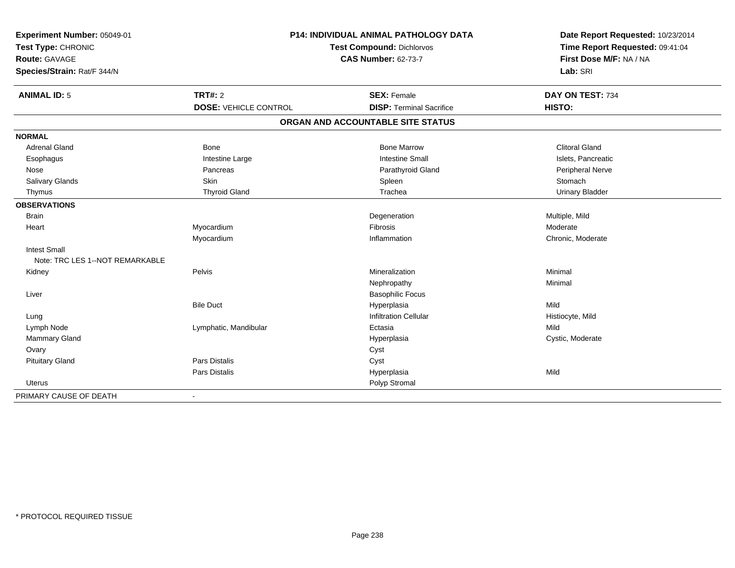**Experiment Number:** 05049-01
**Test Type:** CHRONIC
**Route:** GAVAGE
**Species/Strain:** Rat/F 344/N

**P14: INDIVIDUAL ANIMAL PATHOLOGY DATA**
**Test Compound:** Dichlorvos
**CAS Number:** 62-73-7

**Date Report Requested:** 10/23/2014
**Time Report Requested:** 09:41:04
**First Dose M/F:** NA / NA
**Lab:** SRI

| **ANIMAL ID:** 5 | **TRT#:** 2 | **SEX:** Female | **DAY ON TEST:** 734 |
|---|---|---|---|
| | **DOSE:** VEHICLE CONTROL | **DISP:** Terminal Sacrifice | **HISTO:** |

## ORGAN AND ACCOUNTABLE SITE STATUS

| | | | |
|---|---|---|---|
| **NORMAL** | | | |
| Adrenal Gland | Bone | Bone Marrow | Clitoral Gland |
| Esophagus | Intestine Large | Intestine Small | Islets, Pancreatic |
| Nose | Pancreas | Parathyroid Gland | Peripheral Nerve |
| Salivary Glands | Skin | Spleen | Stomach |
| Thymus | Thyroid Gland | Trachea | Urinary Bladder |
| **OBSERVATIONS** | | | |
| Brain | | Degeneration | Multiple, Mild |
| Heart | Myocardium | Fibrosis | Moderate |
| | Myocardium | Inflammation | Chronic, Moderate |
| Intest Small | | | |
| Note: TRC LES 1--NOT REMARKABLE | | | |
| Kidney | Pelvis | Mineralization | Minimal |
| | | Nephropathy | Minimal |
| Liver | | Basophilic Focus | |
| | Bile Duct | Hyperplasia | Mild |
| Lung | | Infiltration Cellular | Histiocyte, Mild |
| Lymph Node | Lymphatic, Mandibular | Ectasia | Mild |
| Mammary Gland | | Hyperplasia | Cystic, Moderate |
| Ovary | | Cyst | |
| Pituitary Gland | Pars Distalis | Cyst | |
| | Pars Distalis | Hyperplasia | Mild |
| Uterus | | Polyp Stromal | |
| PRIMARY CAUSE OF DEATH | - | | |

\* PROTOCOL REQUIRED TISSUE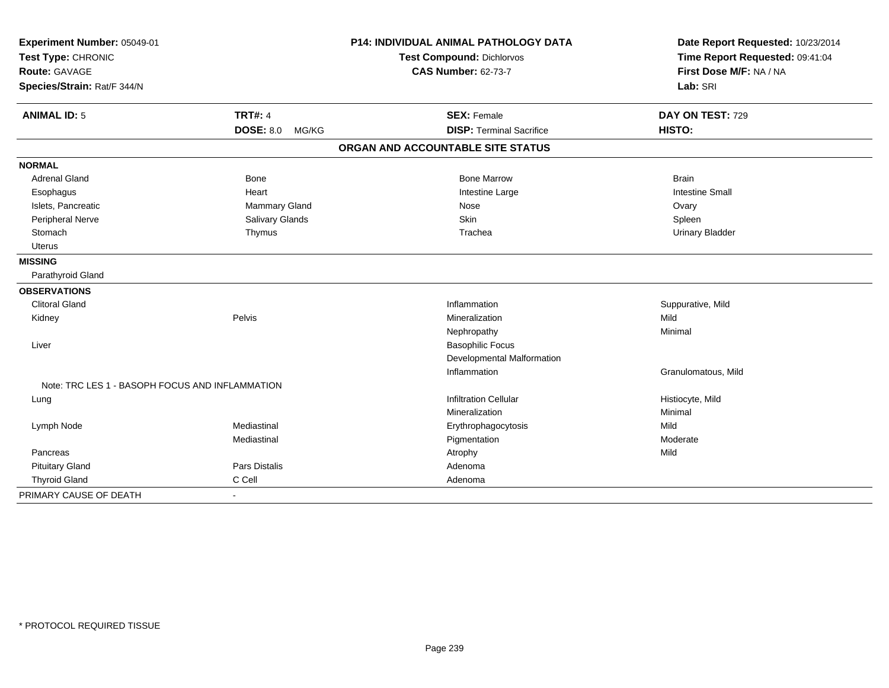**Experiment Number:** 05049-01
**Test Type:** CHRONIC
**Route:** GAVAGE
**Species/Strain:** Rat/F 344/N

**P14: INDIVIDUAL ANIMAL PATHOLOGY DATA**
**Test Compound:** Dichlorvos
**CAS Number:** 62-73-7

**Date Report Requested:** 10/23/2014
**Time Report Requested:** 09:41:04
**First Dose M/F:** NA / NA
**Lab:** SRI

| **ANIMAL ID:** 5 | **TRT#:** 4 | **SEX:** Female | **DAY ON TEST:** 729 |
|---|---|---|---|
| | **DOSE:** 8.0 MG/KG | **DISP:** Terminal Sacrifice | **HISTO:** |

**ORGAN AND ACCOUNTABLE SITE STATUS**

| | | | |
|---|---|---|---|
| **NORMAL** | | | |
| Adrenal Gland | Bone | Bone Marrow | Brain |
| Esophagus | Heart | Intestine Large | Intestine Small |
| Islets, Pancreatic | Mammary Gland | Nose | Ovary |
| Peripheral Nerve | Salivary Glands | Skin | Spleen |
| Stomach | Thymus | Trachea | Urinary Bladder |
| Uterus | | | |
| **MISSING** | | | |
| Parathyroid Gland | | | |
| **OBSERVATIONS** | | | |
| Clitoral Gland | | Inflammation | Suppurative, Mild |
| Kidney | Pelvis | Mineralization | Mild |
| | | Nephropathy | Minimal |
| Liver | | Basophilic Focus | |
| | | Developmental Malformation | |
| | | Inflammation | Granulomatous, Mild |
| Note: TRC LES 1 - BASOPH FOCUS AND INFLAMMATION | | | |
| Lung | | Infiltration Cellular | Histiocyte, Mild |
| | | Mineralization | Minimal |
| Lymph Node | Mediastinal | Erythrophagocytosis | Mild |
| | Mediastinal | Pigmentation | Moderate |
| Pancreas | | Atrophy | Mild |
| Pituitary Gland | Pars Distalis | Adenoma | |
| Thyroid Gland | C Cell | Adenoma | |
| PRIMARY CAUSE OF DEATH | - | | |

\* PROTOCOL REQUIRED TISSUE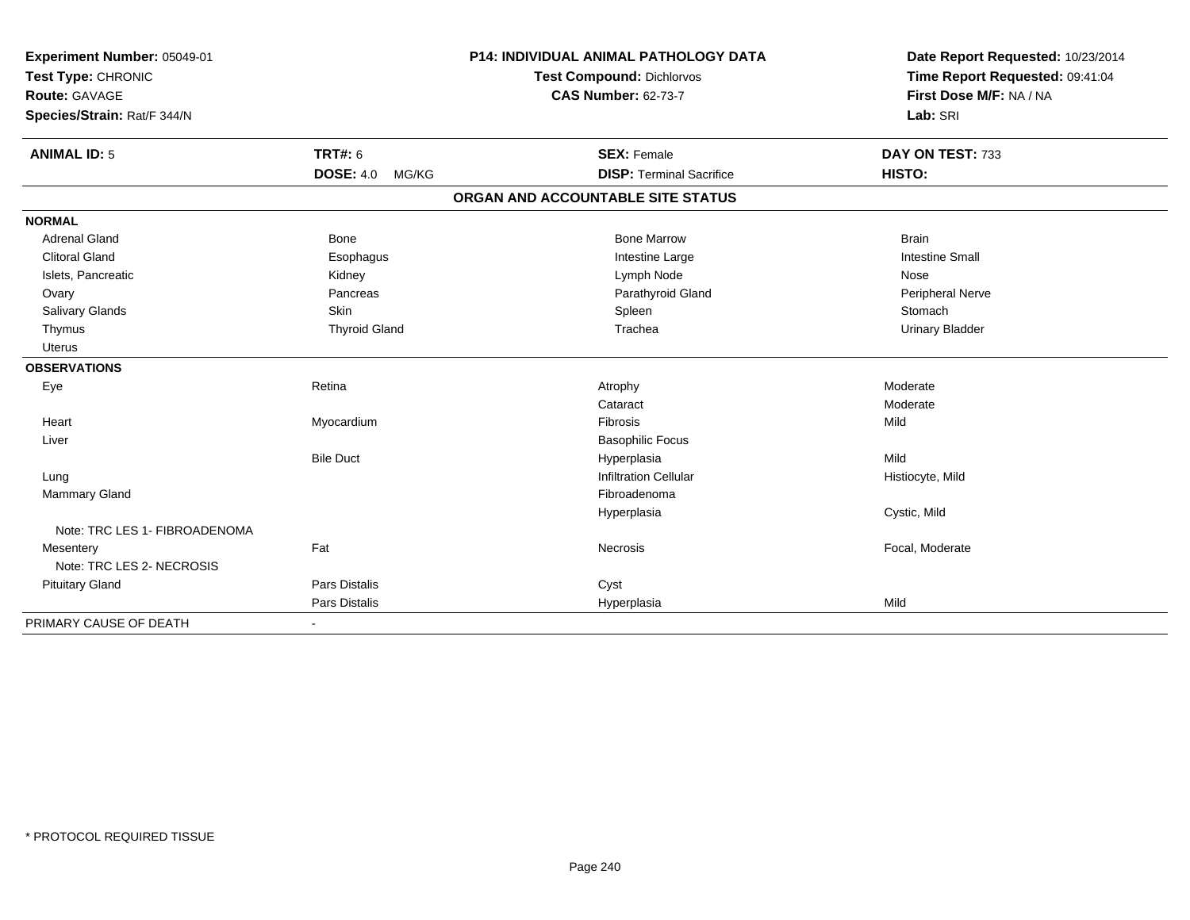**Experiment Number:** 05049-01
**Test Type:** CHRONIC
**Route:** GAVAGE
**Species/Strain:** Rat/F 344/N

**P14: INDIVIDUAL ANIMAL PATHOLOGY DATA**
**Test Compound:** Dichlorvos
**CAS Number:** 62-73-7

**Date Report Requested:** 10/23/2014
**Time Report Requested:** 09:41:04
**First Dose M/F:** NA / NA
**Lab:** SRI

| **ANIMAL ID:** 5 | **TRT#:** 6 | **SEX:** Female | **DAY ON TEST:** 733 |
|---|---|---|---|
| | **DOSE:** 4.0 MG/KG | **DISP:** Terminal Sacrifice | **HISTO:** |

**ORGAN AND ACCOUNTABLE SITE STATUS**

| | | | |
|---|---|---|---|
| **NORMAL** | | | |
| Adrenal Gland | Bone | Bone Marrow | Brain |
| Clitoral Gland | Esophagus | Intestine Large | Intestine Small |
| Islets, Pancreatic | Kidney | Lymph Node | Nose |
| Ovary | Pancreas | Parathyroid Gland | Peripheral Nerve |
| Salivary Glands | Skin | Spleen | Stomach |
| Thymus | Thyroid Gland | Trachea | Urinary Bladder |
| Uterus | | | |
| **OBSERVATIONS** | | | |
| Eye | Retina | Atrophy | Moderate |
| | | Cataract | Moderate |
| Heart | Myocardium | Fibrosis | Mild |
| Liver | | Basophilic Focus | |
| | Bile Duct | Hyperplasia | Mild |
| Lung | | Infiltration Cellular | Histiocyte, Mild |
| Mammary Gland | | Fibroadenoma | |
| | | Hyperplasia | Cystic, Mild |
| Note: TRC LES 1- FIBROADENOMA | | | |
| Mesentery | Fat | Necrosis | Focal, Moderate |
| Note: TRC LES 2- NECROSIS | | | |
| Pituitary Gland | Pars Distalis | Cyst | |
| | Pars Distalis | Hyperplasia | Mild |
| PRIMARY CAUSE OF DEATH | - | | |

* PROTOCOL REQUIRED TISSUE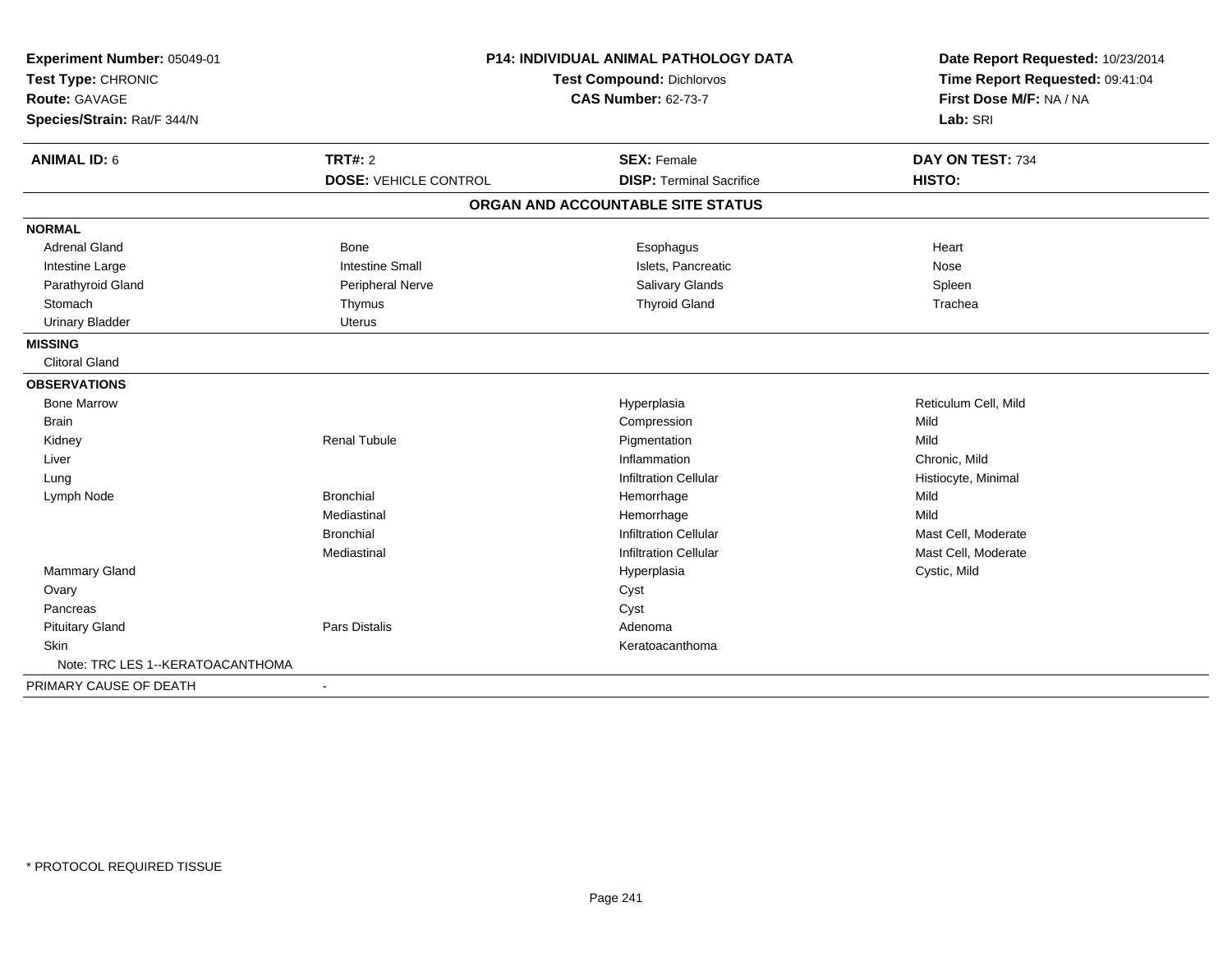**Experiment Number:** 05049-01
**Test Type:** CHRONIC
**Route:** GAVAGE
**Species/Strain:** Rat/F 344/N

**P14: INDIVIDUAL ANIMAL PATHOLOGY DATA**
**Test Compound:** Dichlorvos
**CAS Number:** 62-73-7

**Date Report Requested:** 10/23/2014
**Time Report Requested:** 09:41:04
**First Dose M/F:** NA / NA
**Lab:** SRI

| **ANIMAL ID:** 6 | **TRT#:** 2 | **SEX:** Female | **DAY ON TEST:** 734 |
|---|---|---|---|
| | **DOSE:** VEHICLE CONTROL | **DISP:** Terminal Sacrifice | **HISTO:** |

## ORGAN AND ACCOUNTABLE SITE STATUS

| | | | |
|---|---|---|---|
| **NORMAL** | | | |
| Adrenal Gland | Bone | Esophagus | Heart |
| Intestine Large | Intestine Small | Islets, Pancreatic | Nose |
| Parathyroid Gland | Peripheral Nerve | Salivary Glands | Spleen |
| Stomach | Thymus | Thyroid Gland | Trachea |
| Urinary Bladder | Uterus | | |
| **MISSING** | | | |
| Clitoral Gland | | | |
| **OBSERVATIONS** | | | |
| Bone Marrow | | Hyperplasia | Reticulum Cell, Mild |
| Brain | | Compression | Mild |
| Kidney | Renal Tubule | Pigmentation | Mild |
| Liver | | Inflammation | Chronic, Mild |
| Lung | | Infiltration Cellular | Histiocyte, Minimal |
| Lymph Node | Bronchial | Hemorrhage | Mild |
| | Mediastinal | Hemorrhage | Mild |
| | Bronchial | Infiltration Cellular | Mast Cell, Moderate |
| | Mediastinal | Infiltration Cellular | Mast Cell, Moderate |
| Mammary Gland | | Hyperplasia | Cystic, Mild |
| Ovary | | Cyst | |
| Pancreas | | Cyst | |
| Pituitary Gland | Pars Distalis | Adenoma | |
| Skin | | Keratoacanthoma | |
| Note: TRC LES 1--KERATOACANTHOMA | | | |
| PRIMARY CAUSE OF DEATH | - | | |

* PROTOCOL REQUIRED TISSUE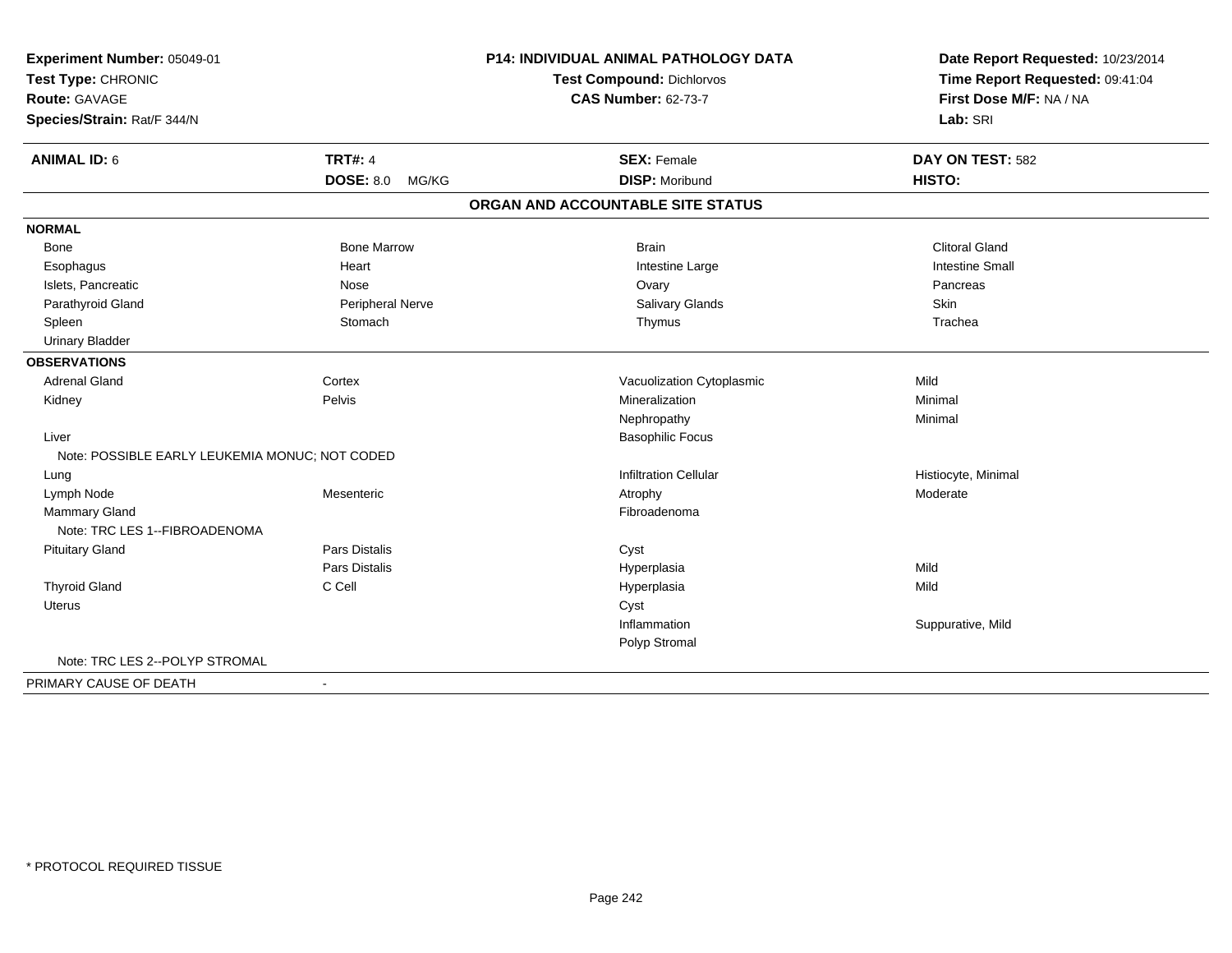**Experiment Number:** 05049-01
**Test Type:** CHRONIC
**Route:** GAVAGE
**Species/Strain:** Rat/F 344/N

**P14: INDIVIDUAL ANIMAL PATHOLOGY DATA**
**Test Compound:** Dichlorvos
**CAS Number:** 62-73-7

**Date Report Requested:** 10/23/2014
**Time Report Requested:** 09:41:04
**First Dose M/F:** NA / NA
**Lab:** SRI

| **ANIMAL ID:** 6 | **TRT#:** 4 | **SEX:** Female | **DAY ON TEST:** 582 |
|---|---|---|---|
| | **DOSE:** 8.0 MG/KG | **DISP:** Moribund | **HISTO:** |

## ORGAN AND ACCOUNTABLE SITE STATUS

| | | | |
|---|---|---|---|
| **NORMAL** | | | |
| Bone | Bone Marrow | Brain | Clitoral Gland |
| Esophagus | Heart | Intestine Large | Intestine Small |
| Islets, Pancreatic | Nose | Ovary | Pancreas |
| Parathyroid Gland | Peripheral Nerve | Salivary Glands | Skin |
| Spleen | Stomach | Thymus | Trachea |
| Urinary Bladder | | | |
| **OBSERVATIONS** | | | |
| Adrenal Gland | Cortex | Vacuolization Cytoplasmic | Mild |
| Kidney | Pelvis | Mineralization | Minimal |
| | | Nephropathy | Minimal |
| Liver | | Basophilic Focus | |
| Note: POSSIBLE EARLY LEUKEMIA MONUC; NOT CODED | | | |
| Lung | | Infiltration Cellular | Histiocyte, Minimal |
| Lymph Node | Mesenteric | Atrophy | Moderate |
| Mammary Gland | | Fibroadenoma | |
| Note: TRC LES 1--FIBROADENOMA | | | |
| Pituitary Gland | Pars Distalis | Cyst | |
| | Pars Distalis | Hyperplasia | Mild |
| Thyroid Gland | C Cell | Hyperplasia | Mild |
| Uterus | | Cyst | |
| | | Inflammation | Suppurative, Mild |
| | | Polyp Stromal | |
| Note: TRC LES 2--POLYP STROMAL | | | |
| PRIMARY CAUSE OF DEATH | - | | |

\* PROTOCOL REQUIRED TISSUE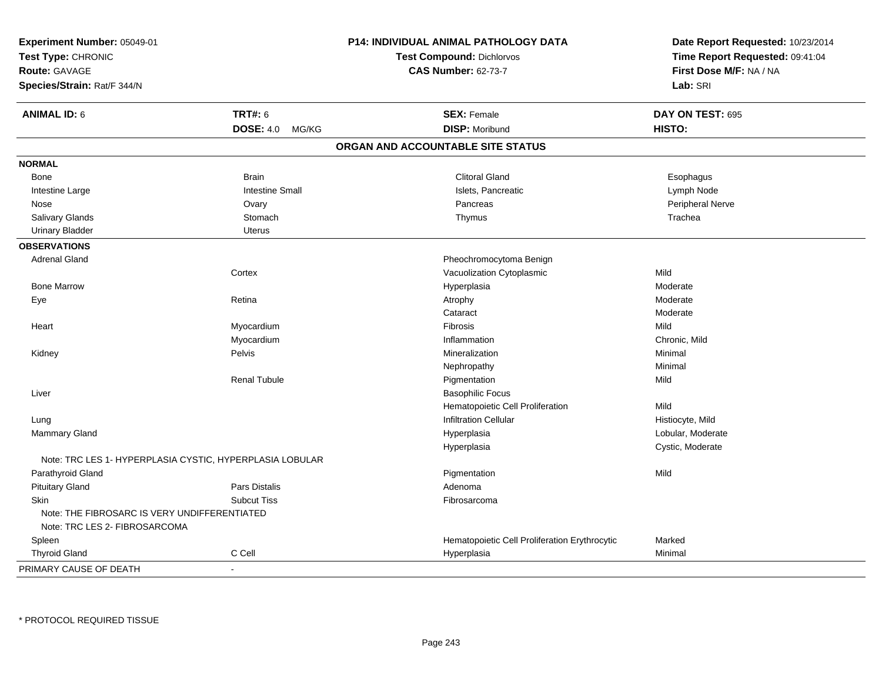**Experiment Number:** 05049-01
**Test Type:** CHRONIC
**Route:** GAVAGE
**Species/Strain:** Rat/F 344/N

**P14: INDIVIDUAL ANIMAL PATHOLOGY DATA**
**Test Compound:** Dichlorvos
**CAS Number:** 62-73-7

**Date Report Requested:** 10/23/2014
**Time Report Requested:** 09:41:04
**First Dose M/F:** NA / NA
**Lab:** SRI

| **ANIMAL ID:** 6 | **TRT#:** 6 | **SEX:** Female | **DAY ON TEST:** 695 |
|---|---|---|---|
| | **DOSE:** 4.0 MG/KG | **DISP:** Moribund | **HISTO:** |

## ORGAN AND ACCOUNTABLE SITE STATUS

| | | | |
|---|---|---|---|
| **NORMAL** | | | |
| Bone | Brain | Clitoral Gland | Esophagus |
| Intestine Large | Intestine Small | Islets, Pancreatic | Lymph Node |
| Nose | Ovary | Pancreas | Peripheral Nerve |
| Salivary Glands | Stomach | Thymus | Trachea |
| Urinary Bladder | Uterus | | |
| **OBSERVATIONS** | | | |
| Adrenal Gland | | Pheochromocytoma Benign | |
| | Cortex | Vacuolization Cytoplasmic | Mild |
| Bone Marrow | | Hyperplasia | Moderate |
| Eye | Retina | Atrophy | Moderate |
| | | Cataract | Moderate |
| Heart | Myocardium | Fibrosis | Mild |
| | Myocardium | Inflammation | Chronic, Mild |
| Kidney | Pelvis | Mineralization | Minimal |
| | | Nephropathy | Minimal |
| | Renal Tubule | Pigmentation | Mild |
| Liver | | Basophilic Focus | |
| | | Hematopoietic Cell Proliferation | Mild |
| Lung | | Infiltration Cellular | Histiocyte, Mild |
| Mammary Gland | | Hyperplasia | Lobular, Moderate |
| | | Hyperplasia | Cystic, Moderate |
| Note: TRC LES 1- HYPERPLASIA CYSTIC, HYPERPLASIA LOBULAR | | | |
| Parathyroid Gland | | Pigmentation | Mild |
| Pituitary Gland | Pars Distalis | Adenoma | |
| Skin | Subcut Tiss | Fibrosarcoma | |
| Note: THE FIBROSARC IS VERY UNDIFFERENTIATED | | | |
| Note: TRC LES 2- FIBROSARCOMA | | | |
| Spleen | | Hematopoietic Cell Proliferation Erythrocytic | Marked |
| Thyroid Gland | C Cell | Hyperplasia | Minimal |
| PRIMARY CAUSE OF DEATH | - | | |

* PROTOCOL REQUIRED TISSUE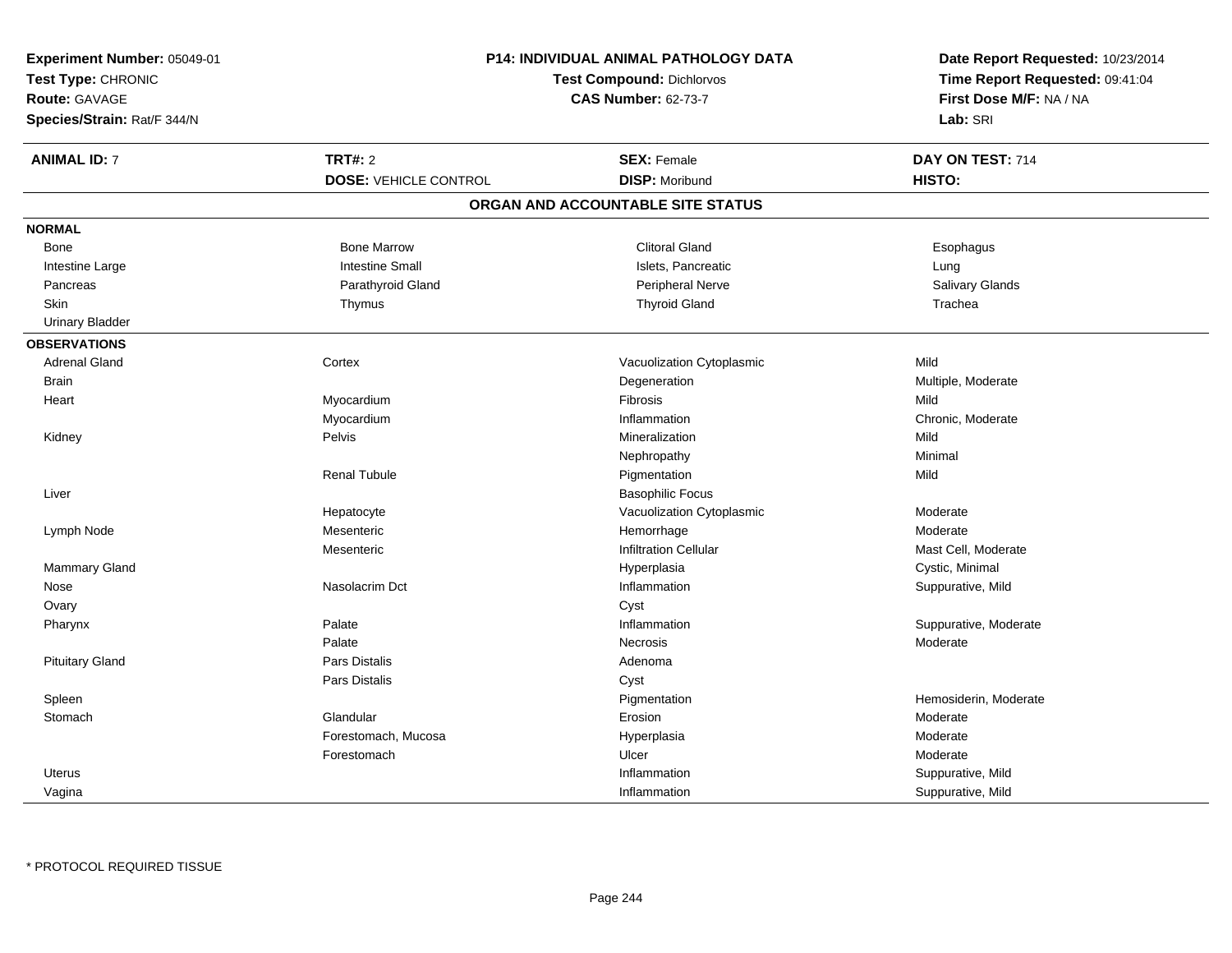**Experiment Number:** 05049-01
**Test Type:** CHRONIC
**Route:** GAVAGE
**Species/Strain:** Rat/F 344/N

**P14: INDIVIDUAL ANIMAL PATHOLOGY DATA**
**Test Compound:** Dichlorvos
**CAS Number:** 62-73-7

**Date Report Requested:** 10/23/2014
**Time Report Requested:** 09:41:04
**First Dose M/F:** NA / NA
**Lab:** SRI

| **ANIMAL ID:** 7 | **TRT#:** 2 | **SEX:** Female | **DAY ON TEST:** 714 |
|---|---|---|---|
| | **DOSE:** VEHICLE CONTROL | **DISP:** Moribund | **HISTO:** |

## ORGAN AND ACCOUNTABLE SITE STATUS

**NORMAL**

| | | | |
|---|---|---|---|
| Bone | Bone Marrow | Clitoral Gland | Esophagus |
| Intestine Large | Intestine Small | Islets, Pancreatic | Lung |
| Pancreas | Parathyroid Gland | Peripheral Nerve | Salivary Glands |
| Skin | Thymus | Thyroid Gland | Trachea |
| Urinary Bladder | | | |

**OBSERVATIONS**

| Organ | Site | Observation | Severity |
|---|---|---|---|
| Adrenal Gland | Cortex | Vacuolization Cytoplasmic | Mild |
| Brain | | Degeneration | Multiple, Moderate |
| Heart | Myocardium | Fibrosis | Mild |
| | Myocardium | Inflammation | Chronic, Moderate |
| Kidney | Pelvis | Mineralization | Mild |
| | | Nephropathy | Minimal |
| | Renal Tubule | Pigmentation | Mild |
| Liver | | Basophilic Focus | |
| | Hepatocyte | Vacuolization Cytoplasmic | Moderate |
| Lymph Node | Mesenteric | Hemorrhage | Moderate |
| | Mesenteric | Infiltration Cellular | Mast Cell, Moderate |
| Mammary Gland | | Hyperplasia | Cystic, Minimal |
| Nose | Nasolacrim Dct | Inflammation | Suppurative, Mild |
| Ovary | | Cyst | |
| Pharynx | Palate | Inflammation | Suppurative, Moderate |
| | Palate | Necrosis | Moderate |
| Pituitary Gland | Pars Distalis | Adenoma | |
| | Pars Distalis | Cyst | |
| Spleen | | Pigmentation | Hemosiderin, Moderate |
| Stomach | Glandular | Erosion | Moderate |
| | Forestomach, Mucosa | Hyperplasia | Moderate |
| | Forestomach | Ulcer | Moderate |
| Uterus | | Inflammation | Suppurative, Mild |
| Vagina | | Inflammation | Suppurative, Mild |

* PROTOCOL REQUIRED TISSUE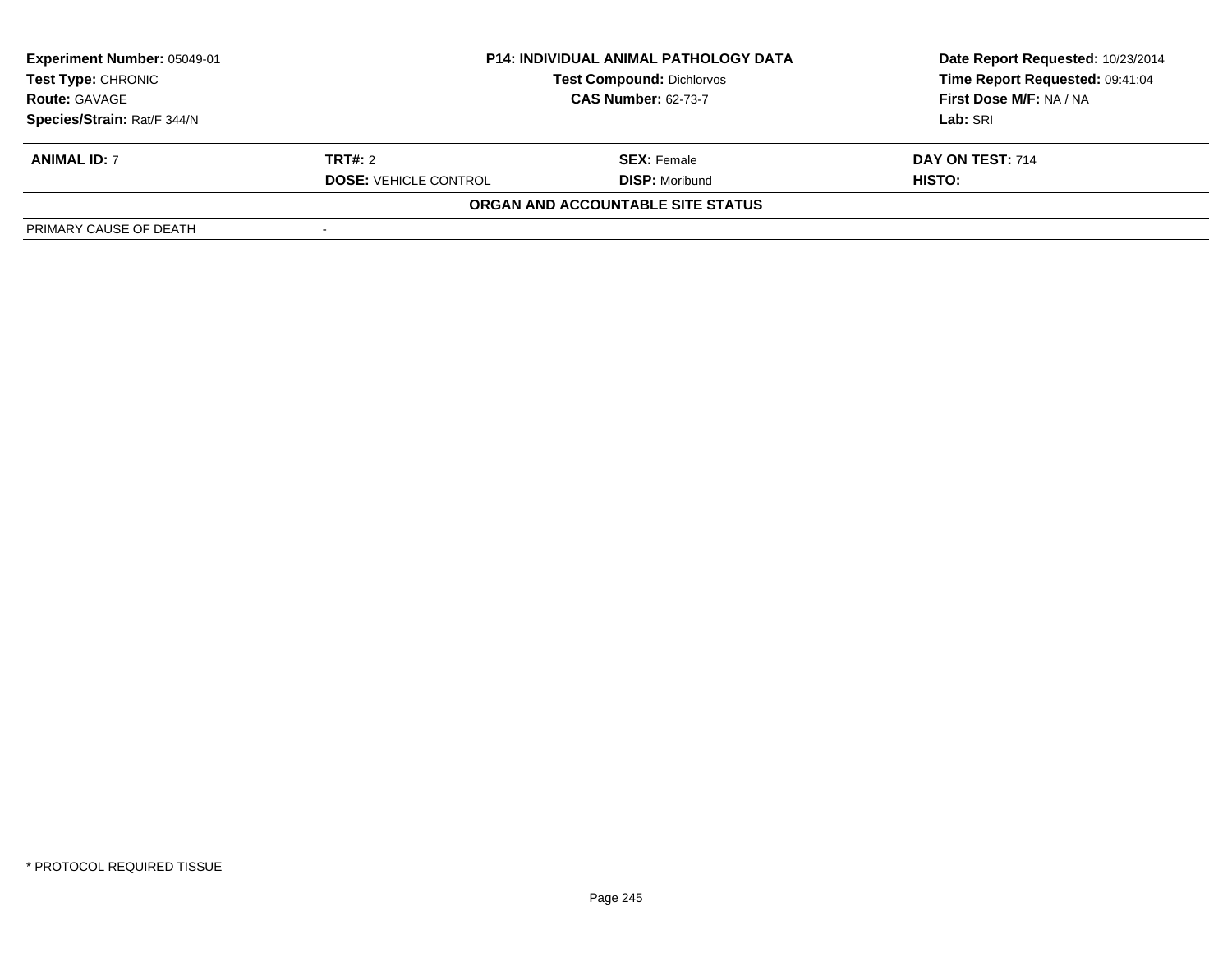| **Experiment Number:** 05049-01 | **P14: INDIVIDUAL ANIMAL PATHOLOGY DATA** | | **Date Report Requested:** 10/23/2014 |
|---|---|---|---|
| **Test Type:** CHRONIC | **Test Compound:** Dichlorvos | | **Time Report Requested:** 09:41:04 |
| **Route:** GAVAGE | **CAS Number:** 62-73-7 | | **First Dose M/F:** NA / NA |
| **Species/Strain:** Rat/F 344/N | | | **Lab:** SRI |

| **ANIMAL ID:** 7 | **TRT#:** 2 | **SEX:** Female | **DAY ON TEST:** 714 |
|---|---|---|---|
| | **DOSE:** VEHICLE CONTROL | **DISP:** Moribund | **HISTO:** |

**ORGAN AND ACCOUNTABLE SITE STATUS**

| | |
|---|---|
| PRIMARY CAUSE OF DEATH | - |

\* PROTOCOL REQUIRED TISSUE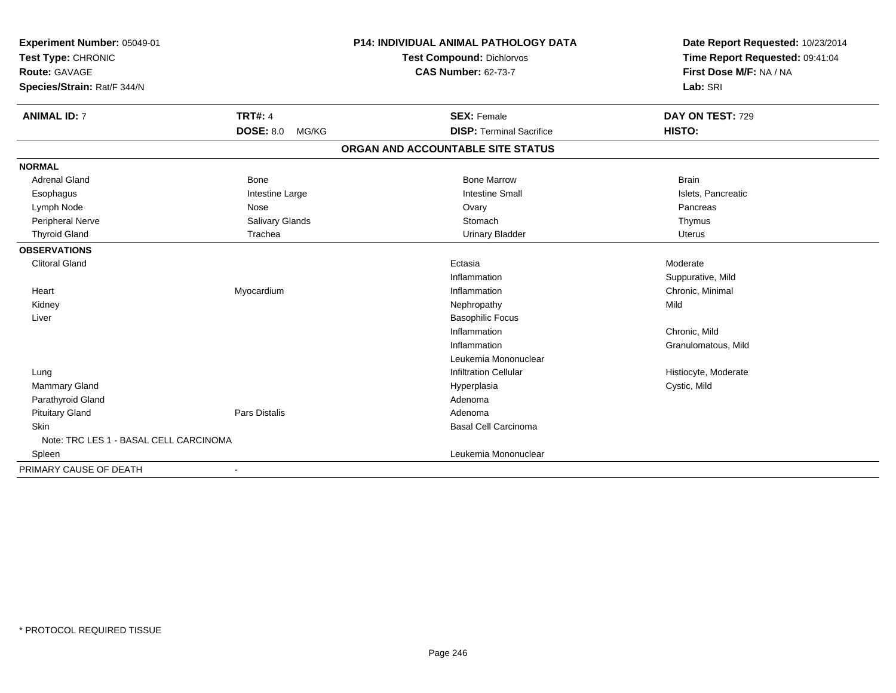**Experiment Number:** 05049-01
**Test Type:** CHRONIC
**Route:** GAVAGE
**Species/Strain:** Rat/F 344/N

**P14: INDIVIDUAL ANIMAL PATHOLOGY DATA**
**Test Compound:** Dichlorvos
**CAS Number:** 62-73-7

**Date Report Requested:** 10/23/2014
**Time Report Requested:** 09:41:04
**First Dose M/F:** NA / NA
**Lab:** SRI

| **ANIMAL ID:** 7 | **TRT#:** 4 | **SEX:** Female | **DAY ON TEST:** 729 |
|---|---|---|---|
| | **DOSE:** 8.0 MG/KG | **DISP:** Terminal Sacrifice | **HISTO:** |

## ORGAN AND ACCOUNTABLE SITE STATUS

| | | | |
|---|---|---|---|
| **NORMAL** | | | |
| Adrenal Gland | Bone | Bone Marrow | Brain |
| Esophagus | Intestine Large | Intestine Small | Islets, Pancreatic |
| Lymph Node | Nose | Ovary | Pancreas |
| Peripheral Nerve | Salivary Glands | Stomach | Thymus |
| Thyroid Gland | Trachea | Urinary Bladder | Uterus |
| **OBSERVATIONS** | | | |
| Clitoral Gland | | Ectasia | Moderate |
| | | Inflammation | Suppurative, Mild |
| Heart | Myocardium | Inflammation | Chronic, Minimal |
| Kidney | | Nephropathy | Mild |
| Liver | | Basophilic Focus | |
| | | Inflammation | Chronic, Mild |
| | | Inflammation | Granulomatous, Mild |
| | | Leukemia Mononuclear | |
| Lung | | Infiltration Cellular | Histiocyte, Moderate |
| Mammary Gland | | Hyperplasia | Cystic, Mild |
| Parathyroid Gland | | Adenoma | |
| Pituitary Gland | Pars Distalis | Adenoma | |
| Skin | | Basal Cell Carcinoma | |
| Note: TRC LES 1 - BASAL CELL CARCINOMA | | | |
| Spleen | | Leukemia Mononuclear | |
| PRIMARY CAUSE OF DEATH | - | | |

\* PROTOCOL REQUIRED TISSUE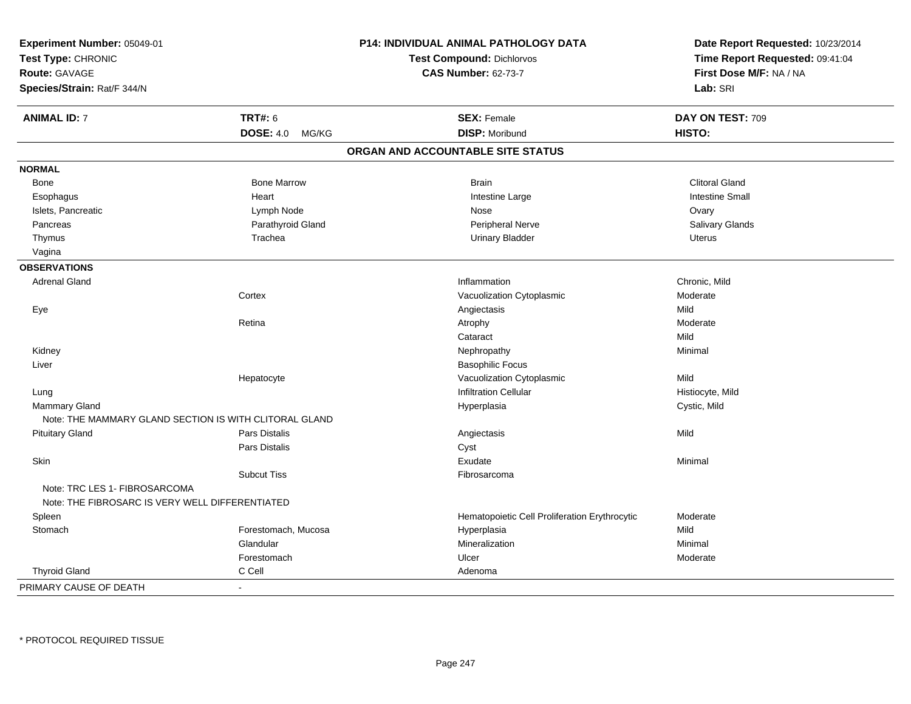**Experiment Number:** 05049-01
**Test Type:** CHRONIC
**Route:** GAVAGE
**Species/Strain:** Rat/F 344/N

**P14: INDIVIDUAL ANIMAL PATHOLOGY DATA**
**Test Compound:** Dichlorvos
**CAS Number:** 62-73-7

**Date Report Requested:** 10/23/2014
**Time Report Requested:** 09:41:04
**First Dose M/F:** NA / NA
**Lab:** SRI

| **ANIMAL ID:** 7 | **TRT#:** 6 | **SEX:** Female | **DAY ON TEST:** 709 |
|---|---|---|---|
| | **DOSE:** 4.0 MG/KG | **DISP:** Moribund | **HISTO:** |

## ORGAN AND ACCOUNTABLE SITE STATUS

**NORMAL**

| | | | |
|---|---|---|---|
| Bone | Bone Marrow | Brain | Clitoral Gland |
| Esophagus | Heart | Intestine Large | Intestine Small |
| Islets, Pancreatic | Lymph Node | Nose | Ovary |
| Pancreas | Parathyroid Gland | Peripheral Nerve | Salivary Glands |
| Thymus | Trachea | Urinary Bladder | Uterus |
| Vagina | | | |

**OBSERVATIONS**

| | | | |
|---|---|---|---|
| Adrenal Gland | | Inflammation | Chronic, Mild |
| | Cortex | Vacuolization Cytoplasmic | Moderate |
| Eye | | Angiectasis | Mild |
| | Retina | Atrophy | Moderate |
| | | Cataract | Mild |
| Kidney | | Nephropathy | Minimal |
| Liver | | Basophilic Focus | |
| | Hepatocyte | Vacuolization Cytoplasmic | Mild |
| Lung | | Infiltration Cellular | Histiocyte, Mild |
| Mammary Gland | | Hyperplasia | Cystic, Mild |
| Note: THE MAMMARY GLAND SECTION IS WITH CLITORAL GLAND | | | |
| Pituitary Gland | Pars Distalis | Angiectasis | Mild |
| | Pars Distalis | Cyst | |
| Skin | | Exudate | Minimal |
| | Subcut Tiss | Fibrosarcoma | |
| Note: TRC LES 1- FIBROSARCOMA | | | |
| Note: THE FIBROSARC IS VERY WELL DIFFERENTIATED | | | |
| Spleen | | Hematopoietic Cell Proliferation Erythrocytic | Moderate |
| Stomach | Forestomach, Mucosa | Hyperplasia | Mild |
| | Glandular | Mineralization | Minimal |
| | Forestomach | Ulcer | Moderate |
| Thyroid Gland | C Cell | Adenoma | |

PRIMARY CAUSE OF DEATH -

\* PROTOCOL REQUIRED TISSUE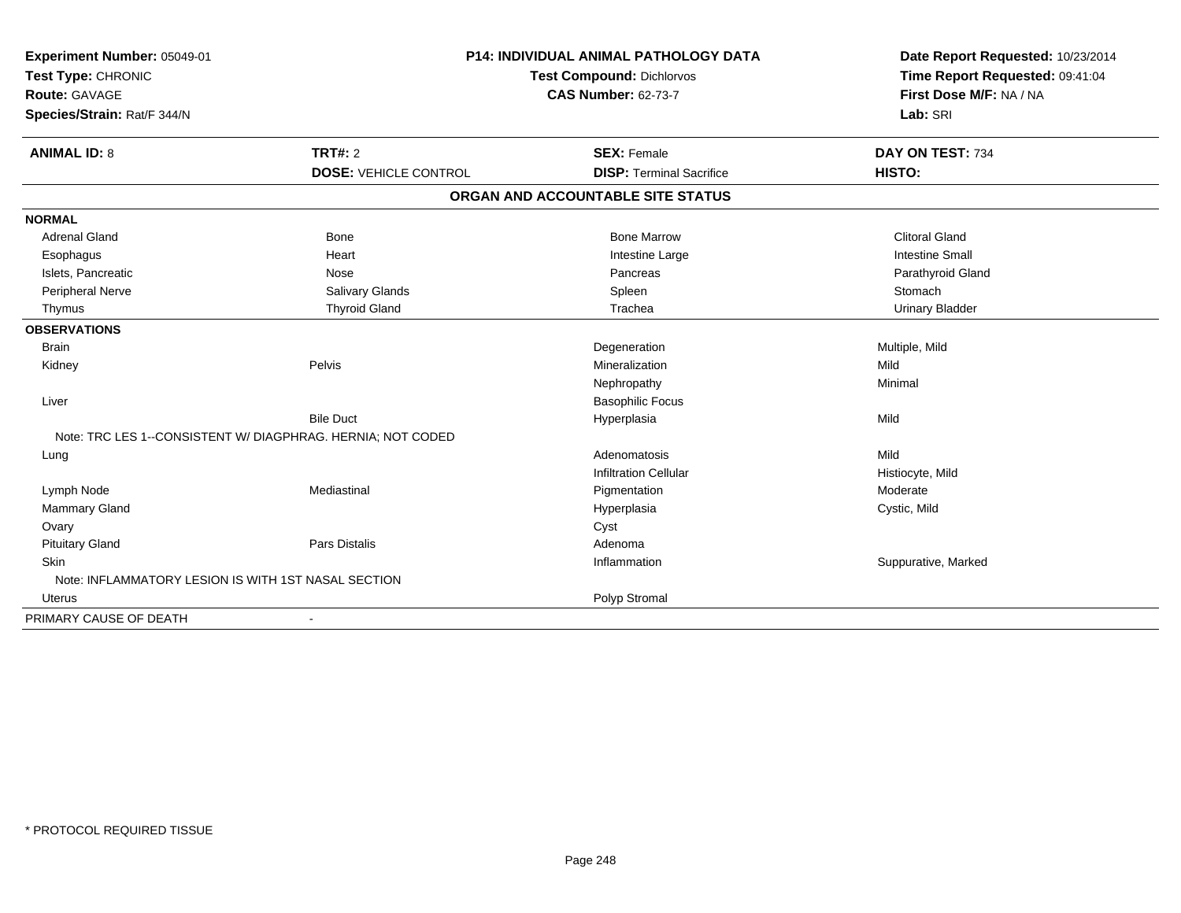**Experiment Number:** 05049-01
**Test Type:** CHRONIC
**Route:** GAVAGE
**Species/Strain:** Rat/F 344/N

**P14: INDIVIDUAL ANIMAL PATHOLOGY DATA**
**Test Compound:** Dichlorvos
**CAS Number:** 62-73-7

**Date Report Requested:** 10/23/2014
**Time Report Requested:** 09:41:04
**First Dose M/F:** NA / NA
**Lab:** SRI

| **ANIMAL ID:** 8 | **TRT#:** 2 | **SEX:** Female | **DAY ON TEST:** 734 |
|---|---|---|---|
| | **DOSE:** VEHICLE CONTROL | **DISP:** Terminal Sacrifice | **HISTO:** |

**ORGAN AND ACCOUNTABLE SITE STATUS**

| | | | |
|---|---|---|---|
| **NORMAL** | | | |
| Adrenal Gland | Bone | Bone Marrow | Clitoral Gland |
| Esophagus | Heart | Intestine Large | Intestine Small |
| Islets, Pancreatic | Nose | Pancreas | Parathyroid Gland |
| Peripheral Nerve | Salivary Glands | Spleen | Stomach |
| Thymus | Thyroid Gland | Trachea | Urinary Bladder |
| **OBSERVATIONS** | | | |
| Brain | | Degeneration | Multiple, Mild |
| Kidney | Pelvis | Mineralization | Mild |
| | | Nephropathy | Minimal |
| Liver | | Basophilic Focus | |
| | Bile Duct | Hyperplasia | Mild |
| Note: TRC LES 1--CONSISTENT W/ DIAGPHRAG. HERNIA; NOT CODED | | | |
| Lung | | Adenomatosis | Mild |
| | | Infiltration Cellular | Histiocyte, Mild |
| Lymph Node | Mediastinal | Pigmentation | Moderate |
| Mammary Gland | | Hyperplasia | Cystic, Mild |
| Ovary | | Cyst | |
| Pituitary Gland | Pars Distalis | Adenoma | |
| Skin | | Inflammation | Suppurative, Marked |
| Note: INFLAMMATORY LESION IS WITH 1ST NASAL SECTION | | | |
| Uterus | | Polyp Stromal | |
| PRIMARY CAUSE OF DEATH | - | | |

* PROTOCOL REQUIRED TISSUE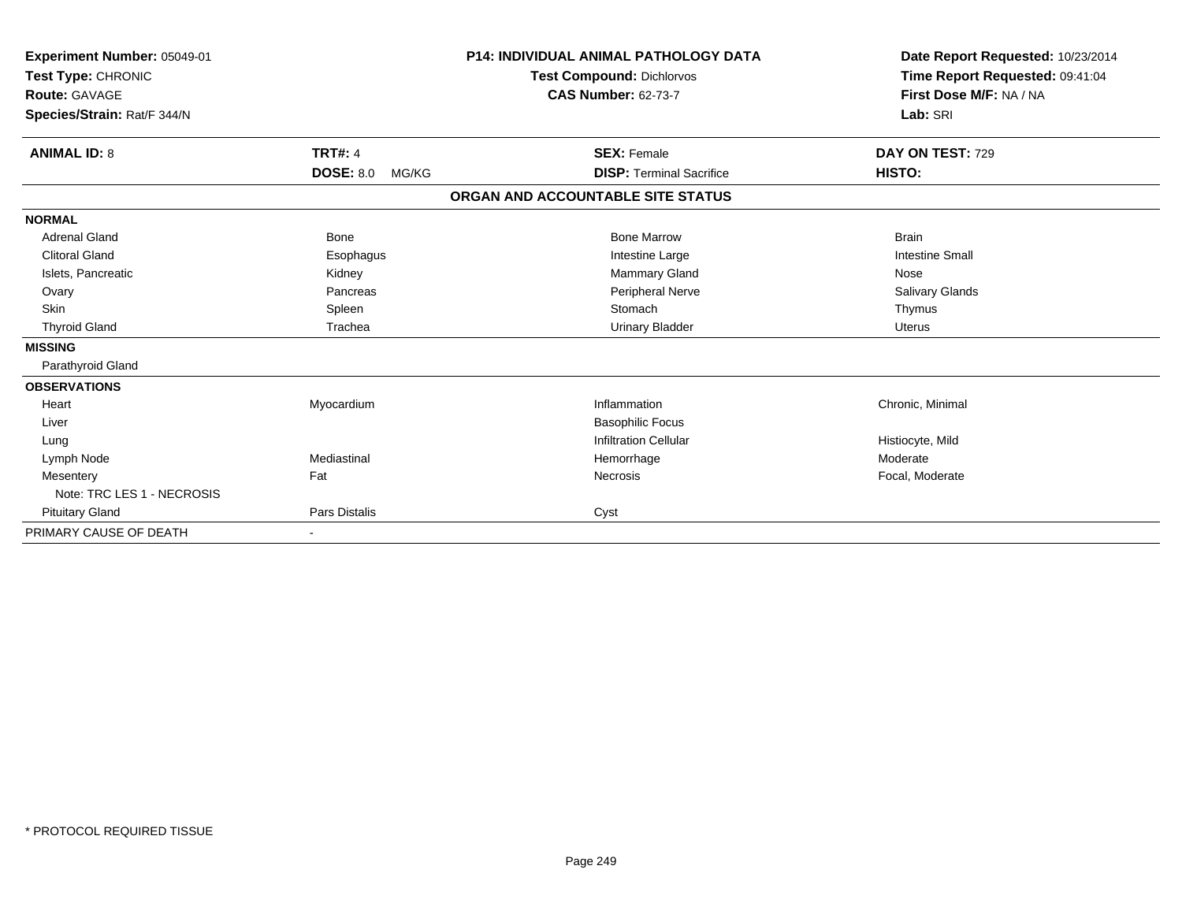**Experiment Number:** 05049-01
**Test Type:** CHRONIC
**Route:** GAVAGE
**Species/Strain:** Rat/F 344/N

**P14: INDIVIDUAL ANIMAL PATHOLOGY DATA**
**Test Compound:** Dichlorvos
**CAS Number:** 62-73-7

**Date Report Requested:** 10/23/2014
**Time Report Requested:** 09:41:04
**First Dose M/F:** NA / NA
**Lab:** SRI

| **ANIMAL ID:** 8 | **TRT#:** 4 | **SEX:** Female | **DAY ON TEST:** 729 |
|---|---|---|---|
| | **DOSE:** 8.0 MG/KG | **DISP:** Terminal Sacrifice | **HISTO:** |

**ORGAN AND ACCOUNTABLE SITE STATUS**

| | | | |
|---|---|---|---|
| **NORMAL** | | | |
| Adrenal Gland | Bone | Bone Marrow | Brain |
| Clitoral Gland | Esophagus | Intestine Large | Intestine Small |
| Islets, Pancreatic | Kidney | Mammary Gland | Nose |
| Ovary | Pancreas | Peripheral Nerve | Salivary Glands |
| Skin | Spleen | Stomach | Thymus |
| Thyroid Gland | Trachea | Urinary Bladder | Uterus |
| **MISSING** | | | |
| Parathyroid Gland | | | |
| **OBSERVATIONS** | | | |
| Heart | Myocardium | Inflammation | Chronic, Minimal |
| Liver | | Basophilic Focus | |
| Lung | | Infiltration Cellular | Histiocyte, Mild |
| Lymph Node | Mediastinal | Hemorrhage | Moderate |
| Mesentery | Fat | Necrosis | Focal, Moderate |
| Note: TRC LES 1 - NECROSIS | | | |
| Pituitary Gland | Pars Distalis | Cyst | |
| PRIMARY CAUSE OF DEATH | - | | |

* PROTOCOL REQUIRED TISSUE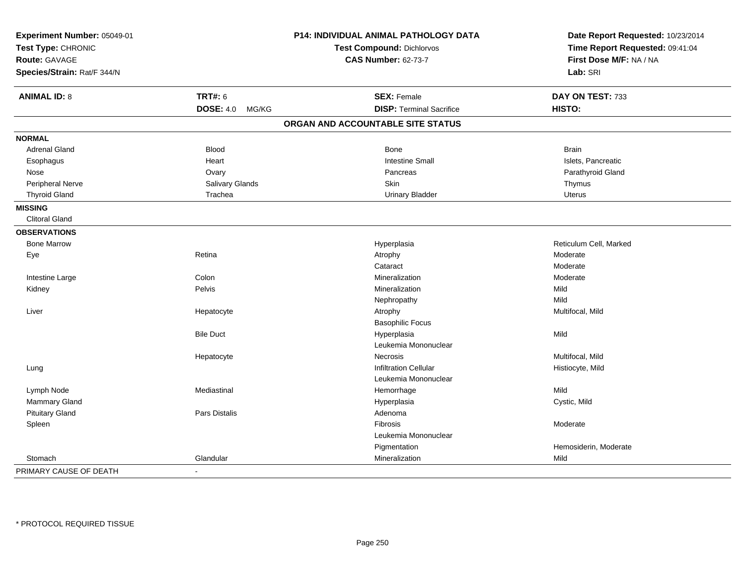**Experiment Number:** 05049-01
**Test Type:** CHRONIC
**Route:** GAVAGE
**Species/Strain:** Rat/F 344/N

**P14: INDIVIDUAL ANIMAL PATHOLOGY DATA**
**Test Compound:** Dichlorvos
**CAS Number:** 62-73-7

**Date Report Requested:** 10/23/2014
**Time Report Requested:** 09:41:04
**First Dose M/F:** NA / NA
**Lab:** SRI

| **ANIMAL ID:** 8 | **TRT#:** 6 | **SEX:** Female | **DAY ON TEST:** 733 |
|---|---|---|---|
| | **DOSE:** 4.0 MG/KG | **DISP:** Terminal Sacrifice | **HISTO:** |

## ORGAN AND ACCOUNTABLE SITE STATUS

| | | | |
|---|---|---|---|
| **NORMAL** | | | |
| Adrenal Gland | Blood | Bone | Brain |
| Esophagus | Heart | Intestine Small | Islets, Pancreatic |
| Nose | Ovary | Pancreas | Parathyroid Gland |
| Peripheral Nerve | Salivary Glands | Skin | Thymus |
| Thyroid Gland | Trachea | Urinary Bladder | Uterus |
| **MISSING** | | | |
| Clitoral Gland | | | |
| **OBSERVATIONS** | | | |
| Bone Marrow | | Hyperplasia | Reticulum Cell, Marked |
| Eye | Retina | Atrophy | Moderate |
| | | Cataract | Moderate |
| Intestine Large | Colon | Mineralization | Moderate |
| Kidney | Pelvis | Mineralization | Mild |
| | | Nephropathy | Mild |
| Liver | Hepatocyte | Atrophy | Multifocal, Mild |
| | | Basophilic Focus | |
| | Bile Duct | Hyperplasia | Mild |
| | | Leukemia Mononuclear | |
| | Hepatocyte | Necrosis | Multifocal, Mild |
| Lung | | Infiltration Cellular | Histiocyte, Mild |
| | | Leukemia Mononuclear | |
| Lymph Node | Mediastinal | Hemorrhage | Mild |
| Mammary Gland | | Hyperplasia | Cystic, Mild |
| Pituitary Gland | Pars Distalis | Adenoma | |
| Spleen | | Fibrosis | Moderate |
| | | Leukemia Mononuclear | |
| | | Pigmentation | Hemosiderin, Moderate |
| Stomach | Glandular | Mineralization | Mild |
| PRIMARY CAUSE OF DEATH | - | | |

\* PROTOCOL REQUIRED TISSUE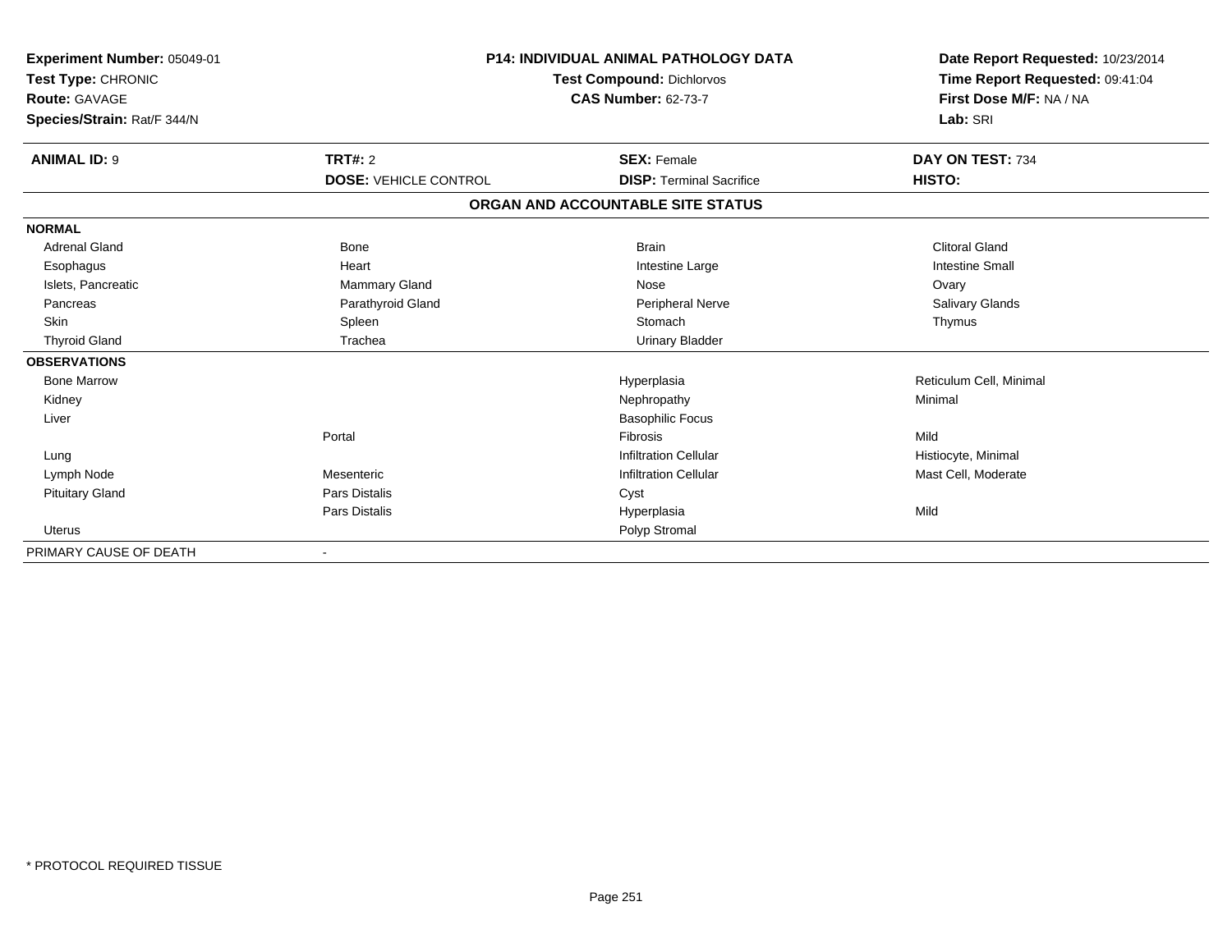**Experiment Number:** 05049-01
**Test Type:** CHRONIC
**Route:** GAVAGE
**Species/Strain:** Rat/F 344/N

**P14: INDIVIDUAL ANIMAL PATHOLOGY DATA**
**Test Compound:** Dichlorvos
**CAS Number:** 62-73-7

**Date Report Requested:** 10/23/2014
**Time Report Requested:** 09:41:04
**First Dose M/F:** NA / NA
**Lab:** SRI

| **ANIMAL ID:** 9 | **TRT#:** 2 | **SEX:** Female | **DAY ON TEST:** 734 |
|---|---|---|---|
| | **DOSE:** VEHICLE CONTROL | **DISP:** Terminal Sacrifice | **HISTO:** |

**ORGAN AND ACCOUNTABLE SITE STATUS**

| | | | |
|---|---|---|---|
| **NORMAL** | | | |
| Adrenal Gland | Bone | Brain | Clitoral Gland |
| Esophagus | Heart | Intestine Large | Intestine Small |
| Islets, Pancreatic | Mammary Gland | Nose | Ovary |
| Pancreas | Parathyroid Gland | Peripheral Nerve | Salivary Glands |
| Skin | Spleen | Stomach | Thymus |
| Thyroid Gland | Trachea | Urinary Bladder | |
| **OBSERVATIONS** | | | |
| Bone Marrow | | Hyperplasia | Reticulum Cell, Minimal |
| Kidney | | Nephropathy | Minimal |
| Liver | | Basophilic Focus | |
| | Portal | Fibrosis | Mild |
| Lung | | Infiltration Cellular | Histiocyte, Minimal |
| Lymph Node | Mesenteric | Infiltration Cellular | Mast Cell, Moderate |
| Pituitary Gland | Pars Distalis | Cyst | |
| | Pars Distalis | Hyperplasia | Mild |
| Uterus | | Polyp Stromal | |
| PRIMARY CAUSE OF DEATH | - | | |

* PROTOCOL REQUIRED TISSUE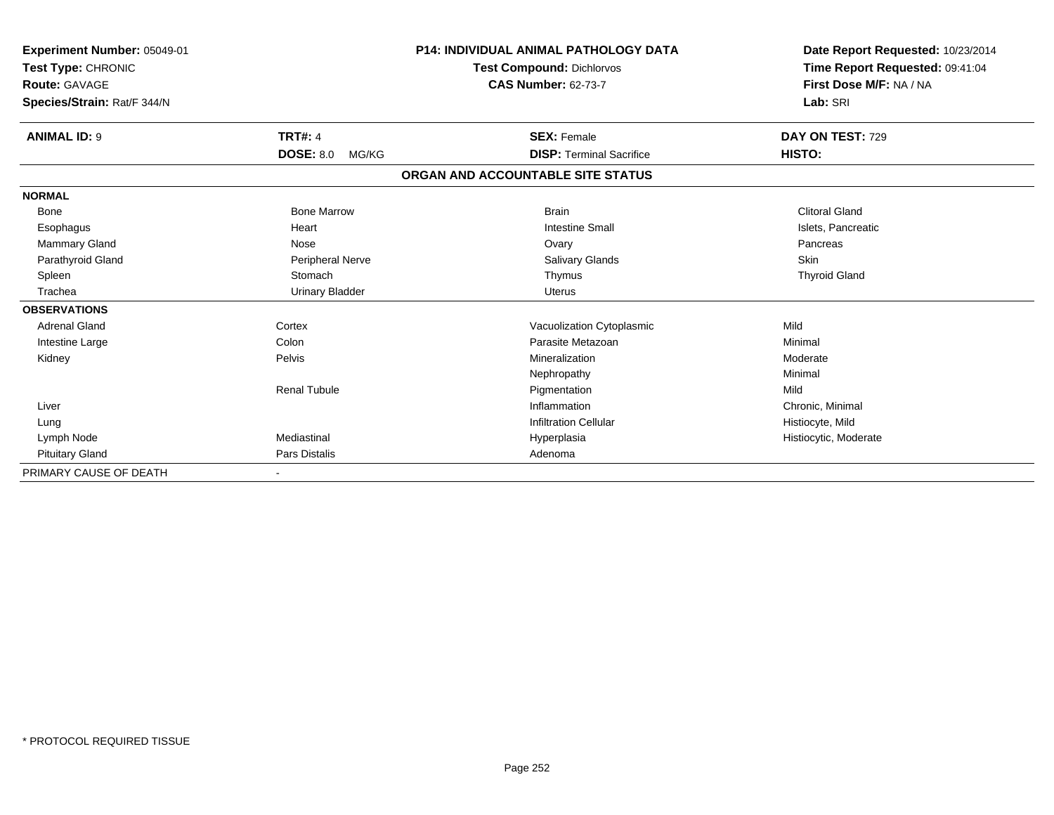**Experiment Number:** 05049-01
**Test Type:** CHRONIC
**Route:** GAVAGE
**Species/Strain:** Rat/F 344/N

**P14: INDIVIDUAL ANIMAL PATHOLOGY DATA**
**Test Compound:** Dichlorvos
**CAS Number:** 62-73-7

**Date Report Requested:** 10/23/2014
**Time Report Requested:** 09:41:04
**First Dose M/F:** NA / NA
**Lab:** SRI

| **ANIMAL ID:** 9 | **TRT#:** 4 | **SEX:** Female | **DAY ON TEST:** 729 |
|---|---|---|---|
| | **DOSE:** 8.0 MG/KG | **DISP:** Terminal Sacrifice | **HISTO:** |

**ORGAN AND ACCOUNTABLE SITE STATUS**

| | | | |
|---|---|---|---|
| **NORMAL** | | | |
| Bone | Bone Marrow | Brain | Clitoral Gland |
| Esophagus | Heart | Intestine Small | Islets, Pancreatic |
| Mammary Gland | Nose | Ovary | Pancreas |
| Parathyroid Gland | Peripheral Nerve | Salivary Glands | Skin |
| Spleen | Stomach | Thymus | Thyroid Gland |
| Trachea | Urinary Bladder | Uterus | |
| **OBSERVATIONS** | | | |
| Adrenal Gland | Cortex | Vacuolization Cytoplasmic | Mild |
| Intestine Large | Colon | Parasite Metazoan | Minimal |
| Kidney | Pelvis | Mineralization | Moderate |
| | | Nephropathy | Minimal |
| | Renal Tubule | Pigmentation | Mild |
| Liver | | Inflammation | Chronic, Minimal |
| Lung | | Infiltration Cellular | Histiocyte, Mild |
| Lymph Node | Mediastinal | Hyperplasia | Histiocytic, Moderate |
| Pituitary Gland | Pars Distalis | Adenoma | |
| PRIMARY CAUSE OF DEATH | - | | |

* PROTOCOL REQUIRED TISSUE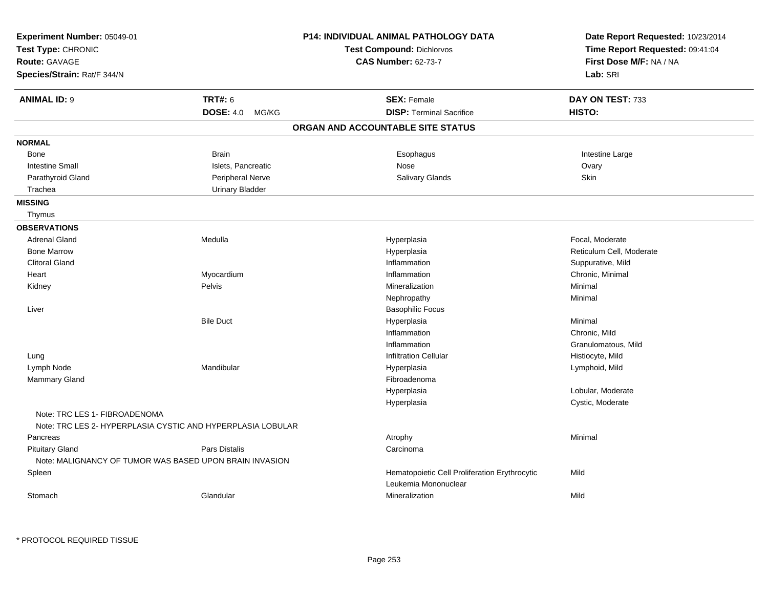**Experiment Number:** 05049-01
**Test Type:** CHRONIC
**Route:** GAVAGE
**Species/Strain:** Rat/F 344/N

**P14: INDIVIDUAL ANIMAL PATHOLOGY DATA**
**Test Compound:** Dichlorvos
**CAS Number:** 62-73-7

**Date Report Requested:** 10/23/2014
**Time Report Requested:** 09:41:04
**First Dose M/F:** NA / NA
**Lab:** SRI

| **ANIMAL ID:** 9 | **TRT#:** 6 | **SEX:** Female | **DAY ON TEST:** 733 |
|---|---|---|---|
| | **DOSE:** 4.0 MG/KG | **DISP:** Terminal Sacrifice | **HISTO:** |

## ORGAN AND ACCOUNTABLE SITE STATUS

**NORMAL**

| | | | |
|---|---|---|---|
| Bone | Brain | Esophagus | Intestine Large |
| Intestine Small | Islets, Pancreatic | Nose | Ovary |
| Parathyroid Gland | Peripheral Nerve | Salivary Glands | Skin |
| Trachea | Urinary Bladder | | |

**MISSING**

Thymus

**OBSERVATIONS**

| | | | |
|---|---|---|---|
| Adrenal Gland | Medulla | Hyperplasia | Focal, Moderate |
| Bone Marrow | | Hyperplasia | Reticulum Cell, Moderate |
| Clitoral Gland | | Inflammation | Suppurative, Mild |
| Heart | Myocardium | Inflammation | Chronic, Minimal |
| Kidney | Pelvis | Mineralization | Minimal |
| | | Nephropathy | Minimal |
| Liver | | Basophilic Focus | |
| | Bile Duct | Hyperplasia | Minimal |
| | | Inflammation | Chronic, Mild |
| | | Inflammation | Granulomatous, Mild |
| Lung | | Infiltration Cellular | Histiocyte, Mild |
| Lymph Node | Mandibular | Hyperplasia | Lymphoid, Mild |
| Mammary Gland | | Fibroadenoma | |
| | | Hyperplasia | Lobular, Moderate |
| | | Hyperplasia | Cystic, Moderate |
| Note: TRC LES 1- FIBROADENOMA | | | |
| Note: TRC LES 2- HYPERPLASIA CYSTIC AND HYPERPLASIA LOBULAR | | | |
| Pancreas | | Atrophy | Minimal |
| Pituitary Gland | Pars Distalis | Carcinoma | |
| Note: MALIGNANCY OF TUMOR WAS BASED UPON BRAIN INVASION | | | |
| Spleen | | Hematopoietic Cell Proliferation Erythrocytic | Mild |
| | | Leukemia Mononuclear | |
| Stomach | Glandular | Mineralization | Mild |

* PROTOCOL REQUIRED TISSUE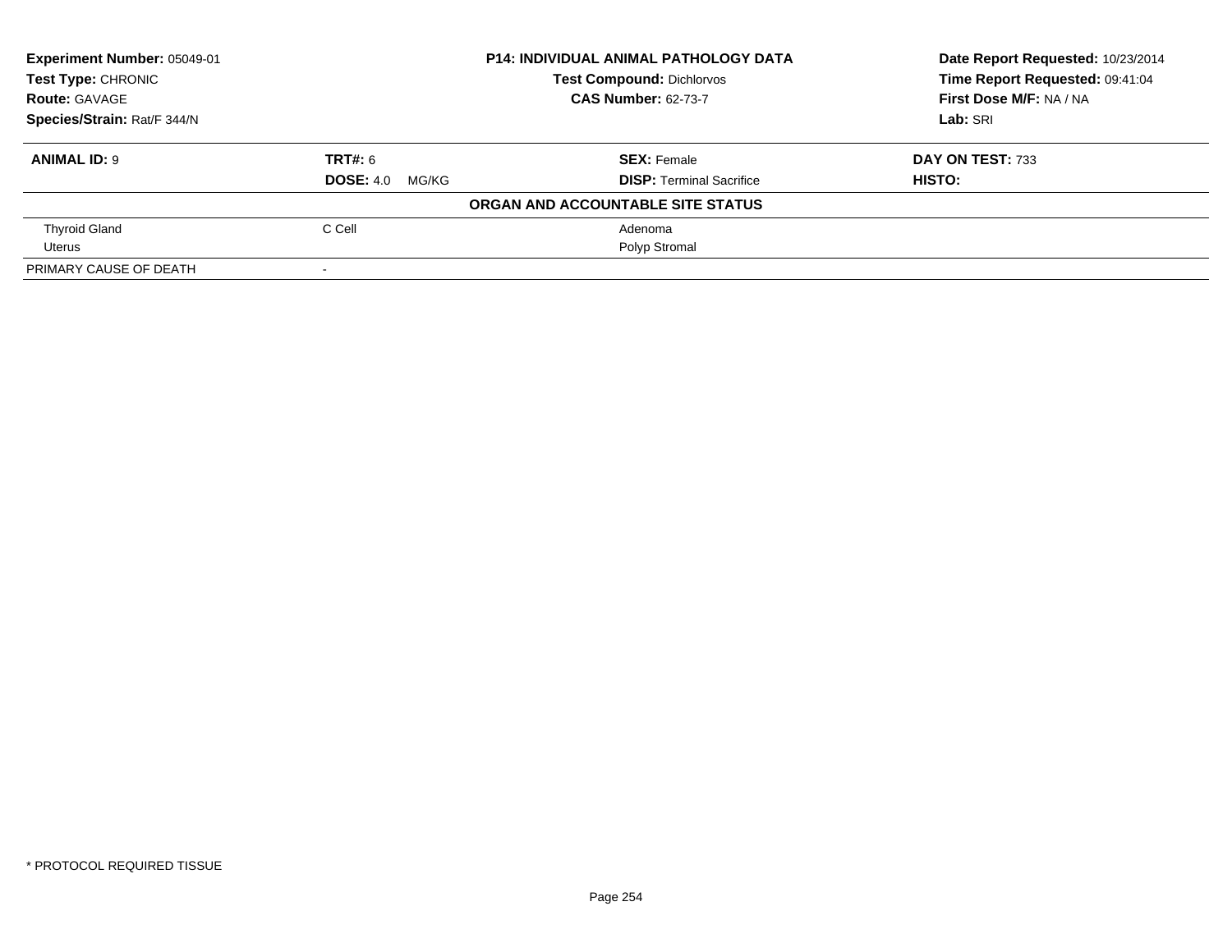**Experiment Number:** 05049-01
**Test Type:** CHRONIC
**Route:** GAVAGE
**Species/Strain:** Rat/F 344/N

**P14: INDIVIDUAL ANIMAL PATHOLOGY DATA**
**Test Compound:** Dichlorvos
**CAS Number:** 62-73-7

**Date Report Requested:** 10/23/2014
**Time Report Requested:** 09:41:04
**First Dose M/F:** NA / NA
**Lab:** SRI

| **ANIMAL ID:** 9 | **TRT#:** 6 | **SEX:** Female | **DAY ON TEST:** 733 |
|---|---|---|---|
| | **DOSE:** 4.0 MG/KG | **DISP:** Terminal Sacrifice | **HISTO:** |

**ORGAN AND ACCOUNTABLE SITE STATUS**

| | | | |
|---|---|---|---|
| Thyroid Gland | C Cell | Adenoma | |
| Uterus | | Polyp Stromal | |
| PRIMARY CAUSE OF DEATH | - | | |

* PROTOCOL REQUIRED TISSUE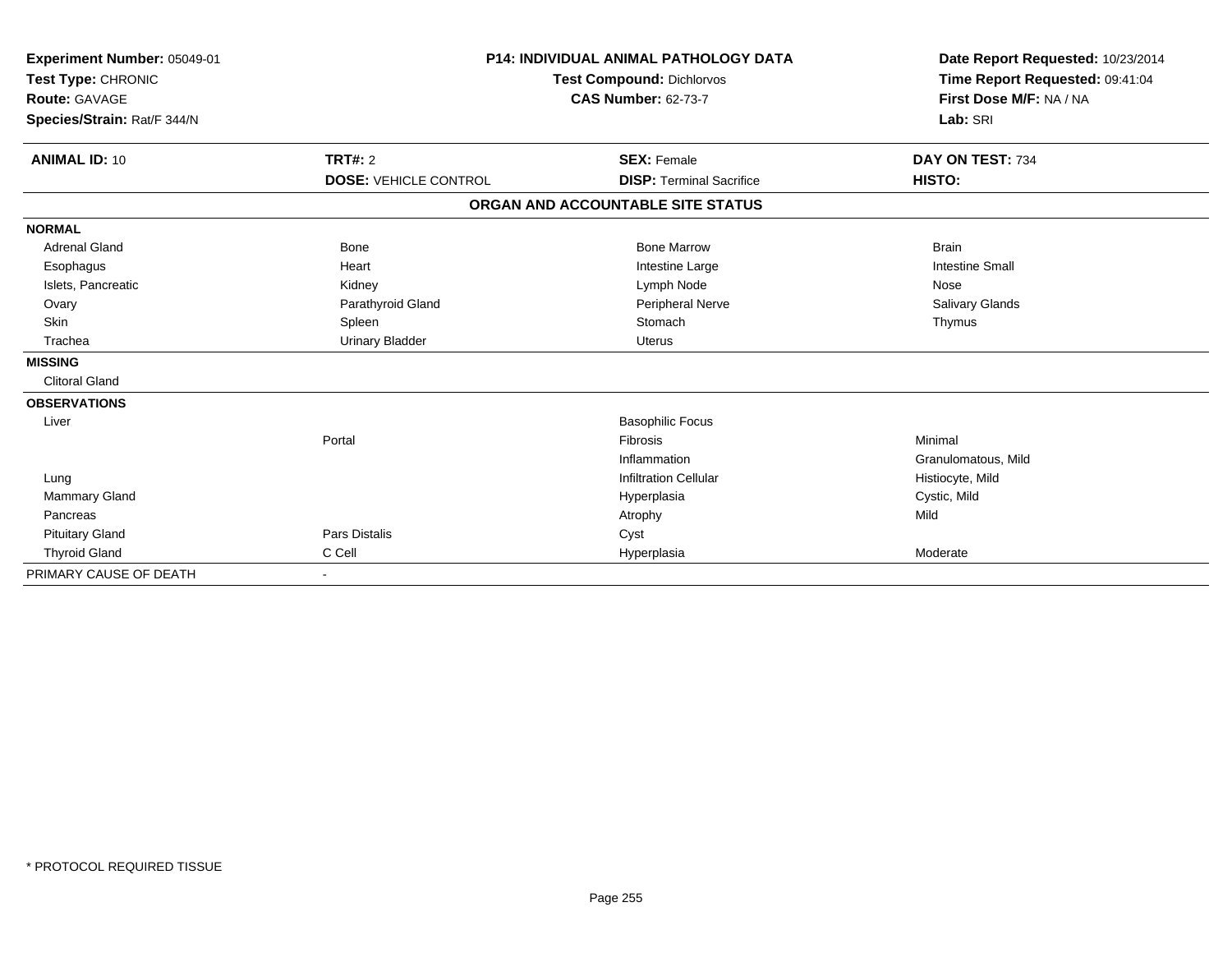**Experiment Number:** 05049-01
**Test Type:** CHRONIC
**Route:** GAVAGE
**Species/Strain:** Rat/F 344/N

**P14: INDIVIDUAL ANIMAL PATHOLOGY DATA**
**Test Compound:** Dichlorvos
**CAS Number:** 62-73-7

**Date Report Requested:** 10/23/2014
**Time Report Requested:** 09:41:04
**First Dose M/F:** NA / NA
**Lab:** SRI

| **ANIMAL ID:** 10 | **TRT#:** 2 | **SEX:** Female | **DAY ON TEST:** 734 |
|---|---|---|---|
| | **DOSE:** VEHICLE CONTROL | **DISP:** Terminal Sacrifice | **HISTO:** |

**ORGAN AND ACCOUNTABLE SITE STATUS**

| | | | |
|---|---|---|---|
| **NORMAL** | | | |
| Adrenal Gland | Bone | Bone Marrow | Brain |
| Esophagus | Heart | Intestine Large | Intestine Small |
| Islets, Pancreatic | Kidney | Lymph Node | Nose |
| Ovary | Parathyroid Gland | Peripheral Nerve | Salivary Glands |
| Skin | Spleen | Stomach | Thymus |
| Trachea | Urinary Bladder | Uterus | |
| **MISSING** | | | |
| Clitoral Gland | | | |
| **OBSERVATIONS** | | | |
| Liver | | Basophilic Focus | |
| | Portal | Fibrosis | Minimal |
| | | Inflammation | Granulomatous, Mild |
| Lung | | Infiltration Cellular | Histiocyte, Mild |
| Mammary Gland | | Hyperplasia | Cystic, Mild |
| Pancreas | | Atrophy | Mild |
| Pituitary Gland | Pars Distalis | Cyst | |
| Thyroid Gland | C Cell | Hyperplasia | Moderate |
| PRIMARY CAUSE OF DEATH | - | | |

* PROTOCOL REQUIRED TISSUE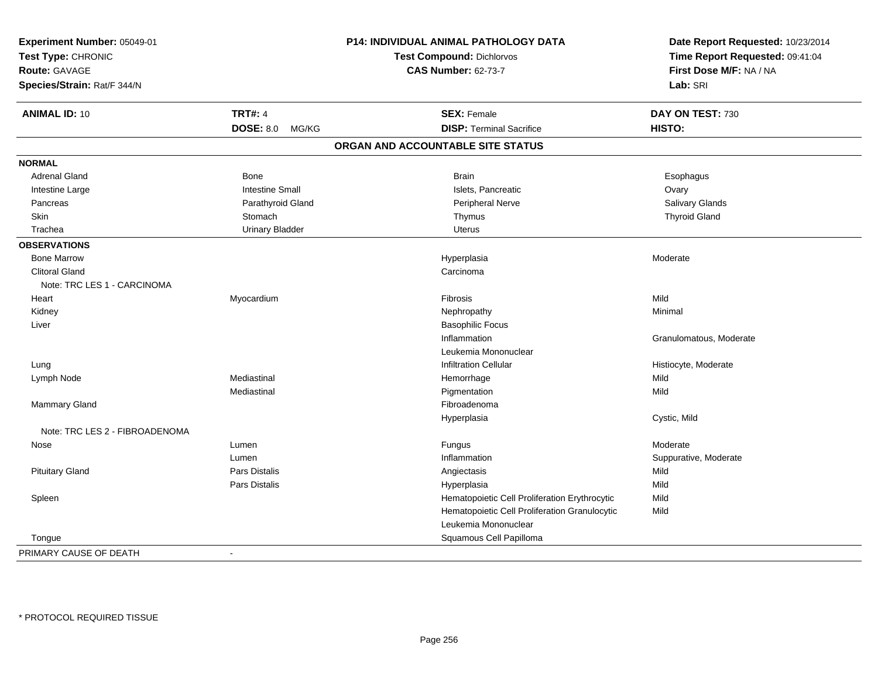**Experiment Number:** 05049-01
**Test Type:** CHRONIC
**Route:** GAVAGE
**Species/Strain:** Rat/F 344/N

**P14: INDIVIDUAL ANIMAL PATHOLOGY DATA**
**Test Compound:** Dichlorvos
**CAS Number:** 62-73-7

**Date Report Requested:** 10/23/2014
**Time Report Requested:** 09:41:04
**First Dose M/F:** NA / NA
**Lab:** SRI

| **ANIMAL ID:** 10 | **TRT#:** 4 | **SEX:** Female | **DAY ON TEST:** 730 |
|---|---|---|---|
| | **DOSE:** 8.0 MG/KG | **DISP:** Terminal Sacrifice | **HISTO:** |

## ORGAN AND ACCOUNTABLE SITE STATUS

| | | | |
|---|---|---|---|
| **NORMAL** | | | |
| Adrenal Gland | Bone | Brain | Esophagus |
| Intestine Large | Intestine Small | Islets, Pancreatic | Ovary |
| Pancreas | Parathyroid Gland | Peripheral Nerve | Salivary Glands |
| Skin | Stomach | Thymus | Thyroid Gland |
| Trachea | Urinary Bladder | Uterus | |
| **OBSERVATIONS** | | | |
| Bone Marrow | | Hyperplasia | Moderate |
| Clitoral Gland | | Carcinoma | |
| Note: TRC LES 1 - CARCINOMA | | | |
| Heart | Myocardium | Fibrosis | Mild |
| Kidney | | Nephropathy | Minimal |
| Liver | | Basophilic Focus | |
| | | Inflammation | Granulomatous, Moderate |
| | | Leukemia Mononuclear | |
| Lung | | Infiltration Cellular | Histiocyte, Moderate |
| Lymph Node | Mediastinal | Hemorrhage | Mild |
| | Mediastinal | Pigmentation | Mild |
| Mammary Gland | | Fibroadenoma | |
| | | Hyperplasia | Cystic, Mild |
| Note: TRC LES 2 - FIBROADENOMA | | | |
| Nose | Lumen | Fungus | Moderate |
| | Lumen | Inflammation | Suppurative, Moderate |
| Pituitary Gland | Pars Distalis | Angiectasis | Mild |
| | Pars Distalis | Hyperplasia | Mild |
| Spleen | | Hematopoietic Cell Proliferation Erythrocytic | Mild |
| | | Hematopoietic Cell Proliferation Granulocytic | Mild |
| | | Leukemia Mononuclear | |
| Tongue | | Squamous Cell Papilloma | |
| PRIMARY CAUSE OF DEATH | - | | |

\* PROTOCOL REQUIRED TISSUE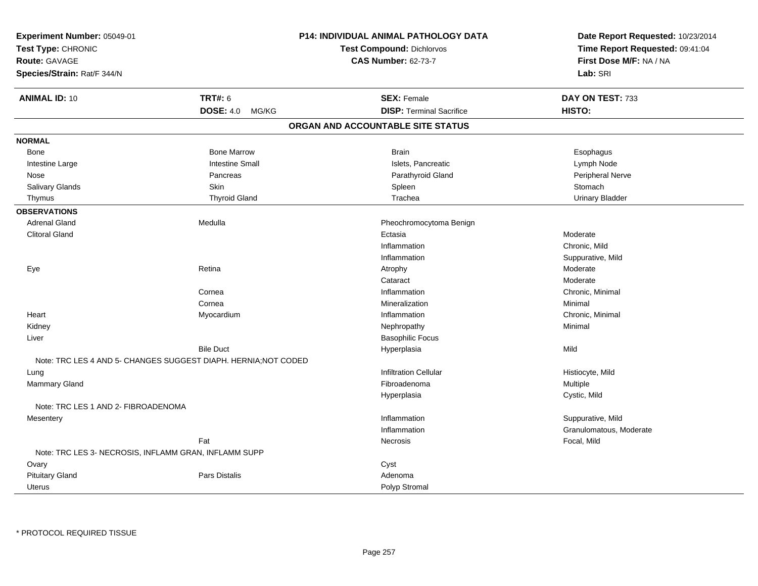**Experiment Number:** 05049-01
**Test Type:** CHRONIC
**Route:** GAVAGE
**Species/Strain:** Rat/F 344/N

**P14: INDIVIDUAL ANIMAL PATHOLOGY DATA**
**Test Compound:** Dichlorvos
**CAS Number:** 62-73-7

**Date Report Requested:** 10/23/2014
**Time Report Requested:** 09:41:04
**First Dose M/F:** NA / NA
**Lab:** SRI

| **ANIMAL ID:** 10 | **TRT#:** 6 | **SEX:** Female | **DAY ON TEST:** 733 |
|---|---|---|---|
| | **DOSE:** 4.0 MG/KG | **DISP:** Terminal Sacrifice | **HISTO:** |

## ORGAN AND ACCOUNTABLE SITE STATUS

**NORMAL**

| | | | |
|---|---|---|---|
| Bone | Bone Marrow | Brain | Esophagus |
| Intestine Large | Intestine Small | Islets, Pancreatic | Lymph Node |
| Nose | Pancreas | Parathyroid Gland | Peripheral Nerve |
| Salivary Glands | Skin | Spleen | Stomach |
| Thymus | Thyroid Gland | Trachea | Urinary Bladder |

**OBSERVATIONS**

| | | | |
|---|---|---|---|
| Adrenal Gland | Medulla | Pheochromocytoma Benign | |
| Clitoral Gland | | Ectasia | Moderate |
| | | Inflammation | Chronic, Mild |
| | | Inflammation | Suppurative, Mild |
| Eye | Retina | Atrophy | Moderate |
| | | Cataract | Moderate |
| | Cornea | Inflammation | Chronic, Minimal |
| | Cornea | Mineralization | Minimal |
| Heart | Myocardium | Inflammation | Chronic, Minimal |
| Kidney | | Nephropathy | Minimal |
| Liver | | Basophilic Focus | |
| | Bile Duct | Hyperplasia | Mild |
| Note: TRC LES 4 AND 5- CHANGES SUGGEST DIAPH. HERNIA;NOT CODED | | | |
| Lung | | Infiltration Cellular | Histiocyte, Mild |
| Mammary Gland | | Fibroadenoma | Multiple |
| | | Hyperplasia | Cystic, Mild |
| Note: TRC LES 1 AND 2- FIBROADENOMA | | | |
| Mesentery | | Inflammation | Suppurative, Mild |
| | | Inflammation | Granulomatous, Moderate |
| | Fat | Necrosis | Focal, Mild |
| Note: TRC LES 3- NECROSIS, INFLAMM GRAN, INFLAMM SUPP | | | |
| Ovary | | Cyst | |
| Pituitary Gland | Pars Distalis | Adenoma | |
| Uterus | | Polyp Stromal | |

* PROTOCOL REQUIRED TISSUE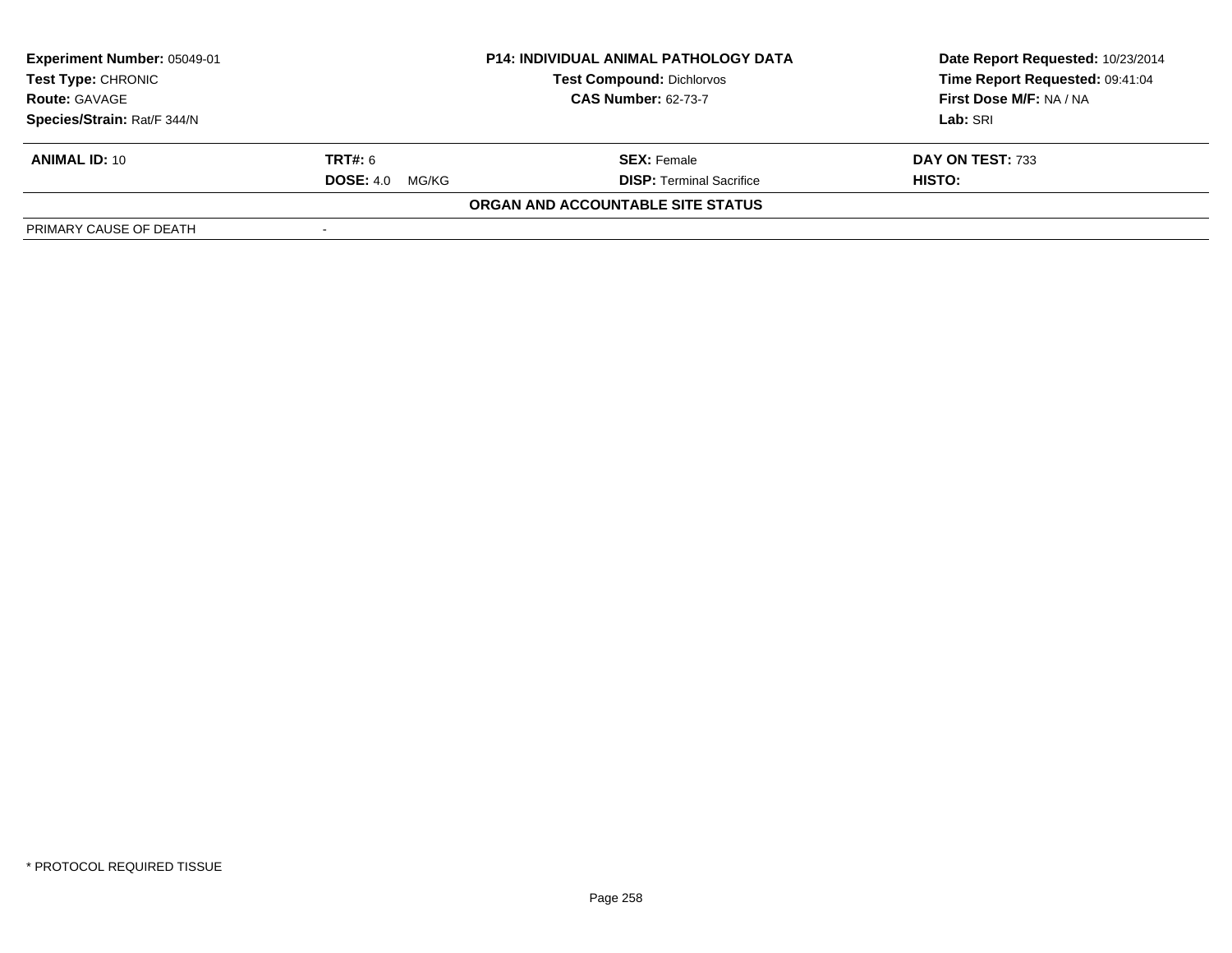| **Experiment Number:** 05049-01 | **P14: INDIVIDUAL ANIMAL PATHOLOGY DATA** | **Date Report Requested:** 10/23/2014 |
|---|---|---|
| **Test Type:** CHRONIC | **Test Compound:** Dichlorvos | **Time Report Requested:** 09:41:04 |
| **Route:** GAVAGE | **CAS Number:** 62-73-7 | **First Dose M/F:** NA / NA |
| **Species/Strain:** Rat/F 344/N | | **Lab:** SRI |

| **ANIMAL ID:** 10 | **TRT#:** 6 | **SEX:** Female | **DAY ON TEST:** 733 |
|---|---|---|---|
| | **DOSE:** 4.0 MG/KG | **DISP:** Terminal Sacrifice | **HISTO:** |

**ORGAN AND ACCOUNTABLE SITE STATUS**

| PRIMARY CAUSE OF DEATH | - |
|---|---|

\* PROTOCOL REQUIRED TISSUE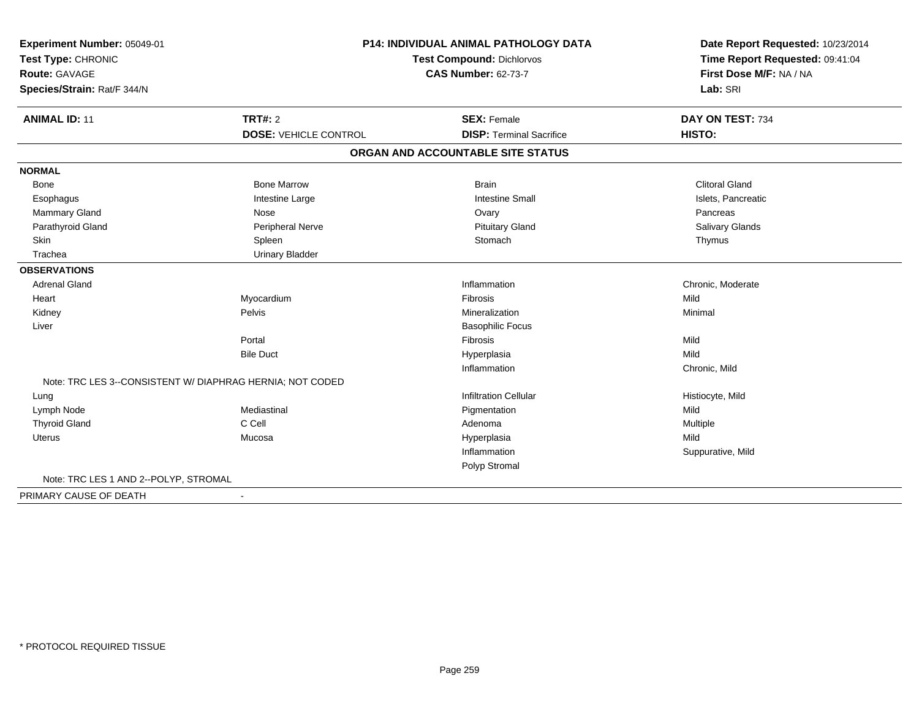**Experiment Number:** 05049-01
**Test Type:** CHRONIC
**Route:** GAVAGE
**Species/Strain:** Rat/F 344/N

**P14: INDIVIDUAL ANIMAL PATHOLOGY DATA**
**Test Compound:** Dichlorvos
**CAS Number:** 62-73-7

**Date Report Requested:** 10/23/2014
**Time Report Requested:** 09:41:04
**First Dose M/F:** NA / NA
**Lab:** SRI

| **ANIMAL ID:** 11 | **TRT#:** 2 | **SEX:** Female | **DAY ON TEST:** 734 |
|---|---|---|---|
| | **DOSE:** VEHICLE CONTROL | **DISP:** Terminal Sacrifice | **HISTO:** |

## ORGAN AND ACCOUNTABLE SITE STATUS

| | | | |
|---|---|---|---|
| **NORMAL** | | | |
| Bone | Bone Marrow | Brain | Clitoral Gland |
| Esophagus | Intestine Large | Intestine Small | Islets, Pancreatic |
| Mammary Gland | Nose | Ovary | Pancreas |
| Parathyroid Gland | Peripheral Nerve | Pituitary Gland | Salivary Glands |
| Skin | Spleen | Stomach | Thymus |
| Trachea | Urinary Bladder | | |
| **OBSERVATIONS** | | | |
| Adrenal Gland | | Inflammation | Chronic, Moderate |
| Heart | Myocardium | Fibrosis | Mild |
| Kidney | Pelvis | Mineralization | Minimal |
| Liver | | Basophilic Focus | |
| | Portal | Fibrosis | Mild |
| | Bile Duct | Hyperplasia | Mild |
| | | Inflammation | Chronic, Mild |
| Note: TRC LES 3--CONSISTENT W/ DIAPHRAG HERNIA; NOT CODED | | | |
| Lung | | Infiltration Cellular | Histiocyte, Mild |
| Lymph Node | Mediastinal | Pigmentation | Mild |
| Thyroid Gland | C Cell | Adenoma | Multiple |
| Uterus | Mucosa | Hyperplasia | Mild |
| | | Inflammation | Suppurative, Mild |
| | | Polyp Stromal | |
| Note: TRC LES 1 AND 2--POLYP, STROMAL | | | |
| PRIMARY CAUSE OF DEATH | - | | |

\* PROTOCOL REQUIRED TISSUE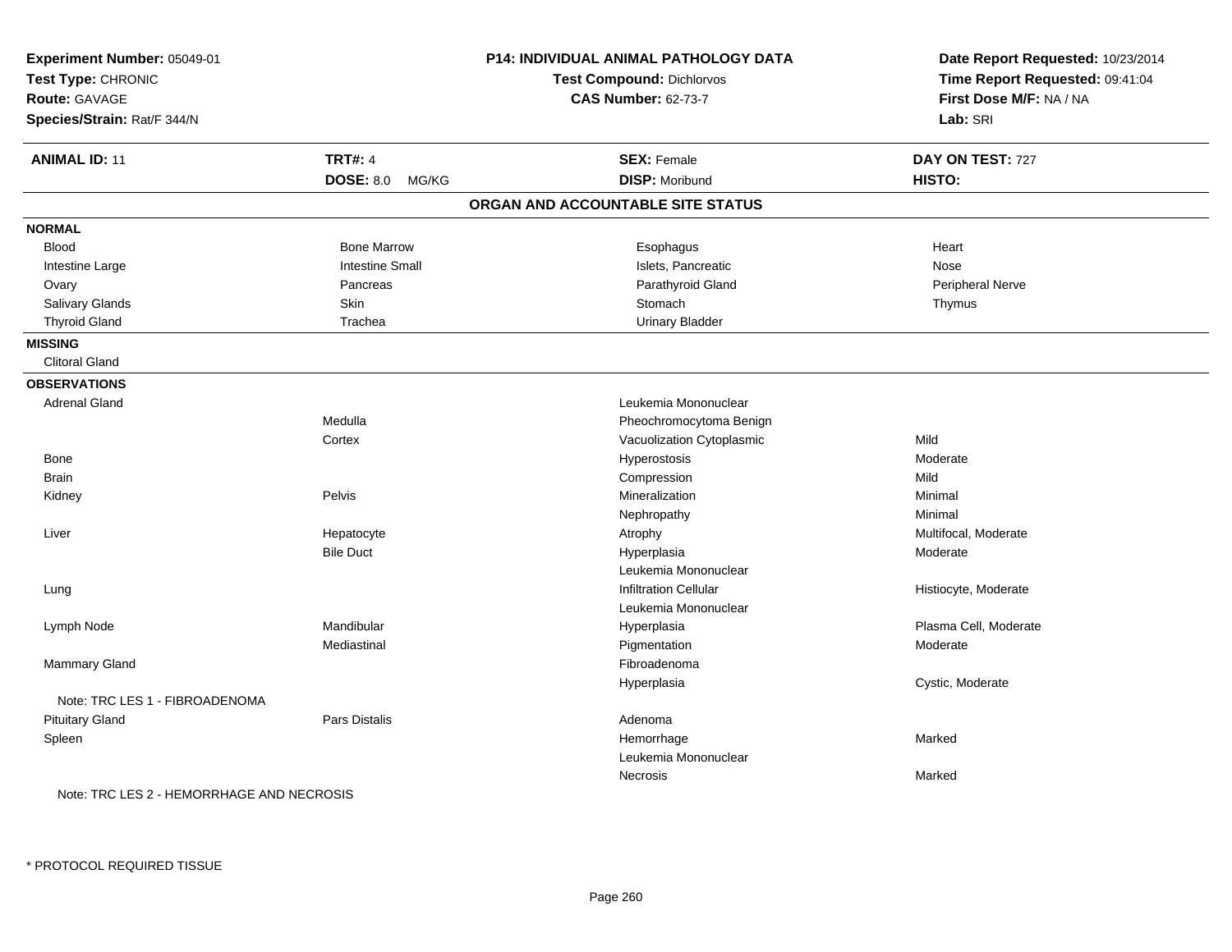**Experiment Number:** 05049-01
**Test Type:** CHRONIC
**Route:** GAVAGE
**Species/Strain:** Rat/F 344/N

**P14: INDIVIDUAL ANIMAL PATHOLOGY DATA**
**Test Compound:** Dichlorvos
**CAS Number:** 62-73-7

**Date Report Requested:** 10/23/2014
**Time Report Requested:** 09:41:04
**First Dose M/F:** NA / NA
**Lab:** SRI

| **ANIMAL ID:** 11 | **TRT#:** 4 | **SEX:** Female | **DAY ON TEST:** 727 |
|---|---|---|---|
| | **DOSE:** 8.0 MG/KG | **DISP:** Moribund | **HISTO:** |

## ORGAN AND ACCOUNTABLE SITE STATUS

**NORMAL**

| | | | |
|---|---|---|---|
| Blood | Bone Marrow | Esophagus | Heart |
| Intestine Large | Intestine Small | Islets, Pancreatic | Nose |
| Ovary | Pancreas | Parathyroid Gland | Peripheral Nerve |
| Salivary Glands | Skin | Stomach | Thymus |
| Thyroid Gland | Trachea | Urinary Bladder | |

**MISSING**

Clitoral Gland

**OBSERVATIONS**

| | | | |
|---|---|---|---|
| Adrenal Gland | | Leukemia Mononuclear | |
| | Medulla | Pheochromocytoma Benign | |
| | Cortex | Vacuolization Cytoplasmic | Mild |
| Bone | | Hyperostosis | Moderate |
| Brain | | Compression | Mild |
| Kidney | Pelvis | Mineralization | Minimal |
| | | Nephropathy | Minimal |
| Liver | Hepatocyte | Atrophy | Multifocal, Moderate |
| | Bile Duct | Hyperplasia | Moderate |
| | | Leukemia Mononuclear | |
| Lung | | Infiltration Cellular | Histiocyte, Moderate |
| | | Leukemia Mononuclear | |
| Lymph Node | Mandibular | Hyperplasia | Plasma Cell, Moderate |
| | Mediastinal | Pigmentation | Moderate |
| Mammary Gland | | Fibroadenoma | |
| | | Hyperplasia | Cystic, Moderate |
| Note: TRC LES 1 - FIBROADENOMA | | | |
| Pituitary Gland | Pars Distalis | Adenoma | |
| Spleen | | Hemorrhage | Marked |
| | | Leukemia Mononuclear | |
| | | Necrosis | Marked |
| Note: TRC LES 2 - HEMORRHAGE AND NECROSIS | | | |

* PROTOCOL REQUIRED TISSUE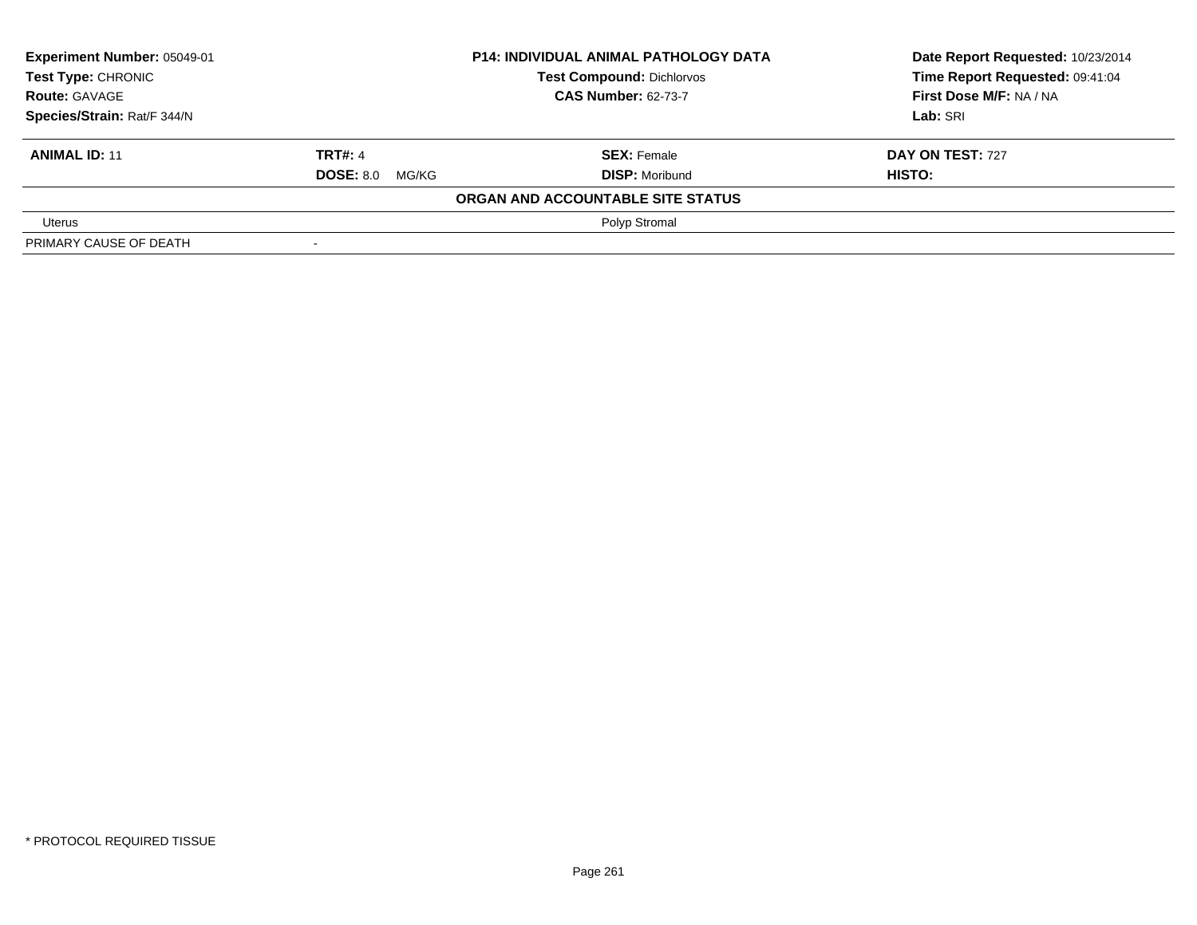**Experiment Number:** 05049-01
**Test Type:** CHRONIC
**Route:** GAVAGE
**Species/Strain:** Rat/F 344/N

**P14: INDIVIDUAL ANIMAL PATHOLOGY DATA**
**Test Compound:** Dichlorvos
**CAS Number:** 62-73-7

**Date Report Requested:** 10/23/2014
**Time Report Requested:** 09:41:04
**First Dose M/F:** NA / NA
**Lab:** SRI

| **ANIMAL ID:** 11 | **TRT#:** 4 | **SEX:** Female | **DAY ON TEST:** 727 |
|---|---|---|---|
| | **DOSE:** 8.0 MG/KG | **DISP:** Moribund | **HISTO:** |
| **ORGAN AND ACCOUNTABLE SITE STATUS** | | | |
| Uterus | | Polyp Stromal | |
| PRIMARY CAUSE OF DEATH | - | | |

\* PROTOCOL REQUIRED TISSUE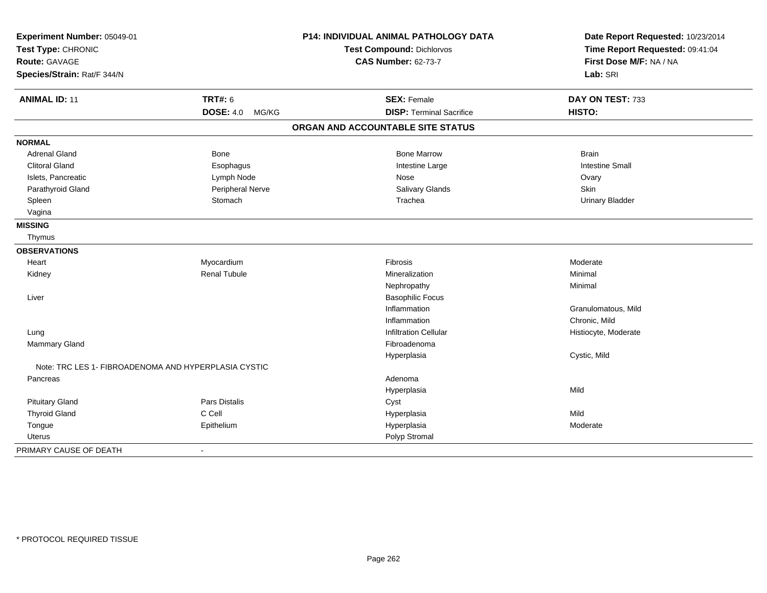**Experiment Number:** 05049-01
**Test Type:** CHRONIC
**Route:** GAVAGE
**Species/Strain:** Rat/F 344/N

**P14: INDIVIDUAL ANIMAL PATHOLOGY DATA**
**Test Compound:** Dichlorvos
**CAS Number:** 62-73-7

**Date Report Requested:** 10/23/2014
**Time Report Requested:** 09:41:04
**First Dose M/F:** NA / NA
**Lab:** SRI

| **ANIMAL ID:** 11 | **TRT#:** 6 | **SEX:** Female | **DAY ON TEST:** 733 |
|---|---|---|---|
| | **DOSE:** 4.0 MG/KG | **DISP:** Terminal Sacrifice | **HISTO:** |

## ORGAN AND ACCOUNTABLE SITE STATUS

| | | | |
|---|---|---|---|
| **NORMAL** | | | |
| Adrenal Gland | Bone | Bone Marrow | Brain |
| Clitoral Gland | Esophagus | Intestine Large | Intestine Small |
| Islets, Pancreatic | Lymph Node | Nose | Ovary |
| Parathyroid Gland | Peripheral Nerve | Salivary Glands | Skin |
| Spleen | Stomach | Trachea | Urinary Bladder |
| Vagina | | | |
| **MISSING** | | | |
| Thymus | | | |
| **OBSERVATIONS** | | | |
| Heart | Myocardium | Fibrosis | Moderate |
| Kidney | Renal Tubule | Mineralization | Minimal |
| | | Nephropathy | Minimal |
| Liver | | Basophilic Focus | |
| | | Inflammation | Granulomatous, Mild |
| | | Inflammation | Chronic, Mild |
| Lung | | Infiltration Cellular | Histiocyte, Moderate |
| Mammary Gland | | Fibroadenoma | |
| | | Hyperplasia | Cystic, Mild |
| Note: TRC LES 1- FIBROADENOMA AND HYPERPLASIA CYSTIC | | | |
| Pancreas | | Adenoma | |
| | | Hyperplasia | Mild |
| Pituitary Gland | Pars Distalis | Cyst | |
| Thyroid Gland | C Cell | Hyperplasia | Mild |
| Tongue | Epithelium | Hyperplasia | Moderate |
| Uterus | | Polyp Stromal | |
| PRIMARY CAUSE OF DEATH | - | | |

* PROTOCOL REQUIRED TISSUE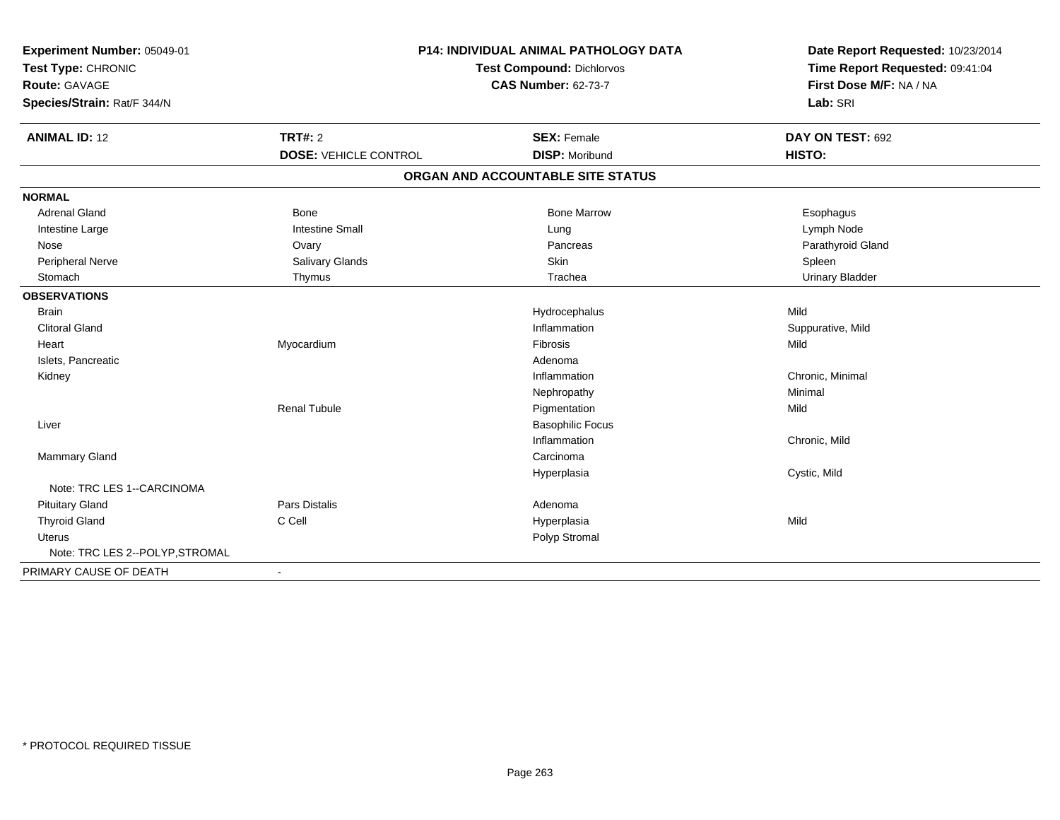**Experiment Number:** 05049-01
**Test Type:** CHRONIC
**Route:** GAVAGE
**Species/Strain:** Rat/F 344/N

**P14: INDIVIDUAL ANIMAL PATHOLOGY DATA**
**Test Compound:** Dichlorvos
**CAS Number:** 62-73-7

**Date Report Requested:** 10/23/2014
**Time Report Requested:** 09:41:04
**First Dose M/F:** NA / NA
**Lab:** SRI

| **ANIMAL ID:** 12 | **TRT#:** 2 | **SEX:** Female | **DAY ON TEST:** 692 |
|---|---|---|---|
| | **DOSE:** VEHICLE CONTROL | **DISP:** Moribund | **HISTO:** |

## ORGAN AND ACCOUNTABLE SITE STATUS

| | | | |
|---|---|---|---|
| **NORMAL** | | | |
| Adrenal Gland | Bone | Bone Marrow | Esophagus |
| Intestine Large | Intestine Small | Lung | Lymph Node |
| Nose | Ovary | Pancreas | Parathyroid Gland |
| Peripheral Nerve | Salivary Glands | Skin | Spleen |
| Stomach | Thymus | Trachea | Urinary Bladder |
| **OBSERVATIONS** | | | |
| Brain | | Hydrocephalus | Mild |
| Clitoral Gland | | Inflammation | Suppurative, Mild |
| Heart | Myocardium | Fibrosis | Mild |
| Islets, Pancreatic | | Adenoma | |
| Kidney | | Inflammation | Chronic, Minimal |
| | | Nephropathy | Minimal |
| | Renal Tubule | Pigmentation | Mild |
| Liver | | Basophilic Focus | |
| | | Inflammation | Chronic, Mild |
| Mammary Gland | | Carcinoma | |
| | | Hyperplasia | Cystic, Mild |
| Note: TRC LES 1--CARCINOMA | | | |
| Pituitary Gland | Pars Distalis | Adenoma | |
| Thyroid Gland | C Cell | Hyperplasia | Mild |
| Uterus | | Polyp Stromal | |
| Note: TRC LES 2--POLYP,STROMAL | | | |
| PRIMARY CAUSE OF DEATH | - | | |

* PROTOCOL REQUIRED TISSUE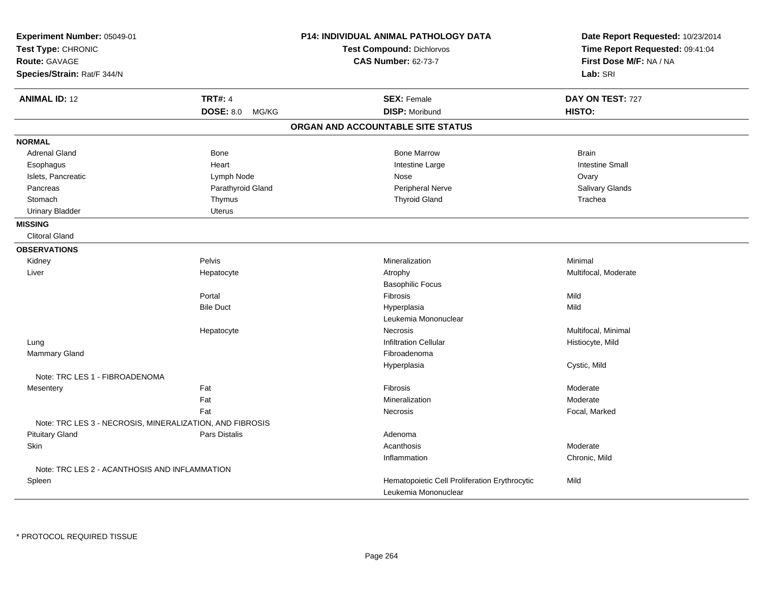**Experiment Number:** 05049-01
**Test Type:** CHRONIC
**Route:** GAVAGE
**Species/Strain:** Rat/F 344/N

**P14: INDIVIDUAL ANIMAL PATHOLOGY DATA**
**Test Compound:** Dichlorvos
**CAS Number:** 62-73-7

**Date Report Requested:** 10/23/2014
**Time Report Requested:** 09:41:04
**First Dose M/F:** NA / NA
**Lab:** SRI

| **ANIMAL ID:** 12 | **TRT#:** 4 | **SEX:** Female | **DAY ON TEST:** 727 |
|---|---|---|---|
| | **DOSE:** 8.0 MG/KG | **DISP:** Moribund | **HISTO:** |

## ORGAN AND ACCOUNTABLE SITE STATUS

| | | | |
|---|---|---|---|
| **NORMAL** | | | |
| Adrenal Gland | Bone | Bone Marrow | Brain |
| Esophagus | Heart | Intestine Large | Intestine Small |
| Islets, Pancreatic | Lymph Node | Nose | Ovary |
| Pancreas | Parathyroid Gland | Peripheral Nerve | Salivary Glands |
| Stomach | Thymus | Thyroid Gland | Trachea |
| Urinary Bladder | Uterus | | |
| **MISSING** | | | |
| Clitoral Gland | | | |
| **OBSERVATIONS** | | | |
| Kidney | Pelvis | Mineralization | Minimal |
| Liver | Hepatocyte | Atrophy | Multifocal, Moderate |
| | | Basophilic Focus | |
| | Portal | Fibrosis | Mild |
| | Bile Duct | Hyperplasia | Mild |
| | | Leukemia Mononuclear | |
| | Hepatocyte | Necrosis | Multifocal, Minimal |
| Lung | | Infiltration Cellular | Histiocyte, Mild |
| Mammary Gland | | Fibroadenoma | |
| | | Hyperplasia | Cystic, Mild |
| Note: TRC LES 1 - FIBROADENOMA | | | |
| Mesentery | Fat | Fibrosis | Moderate |
| | Fat | Mineralization | Moderate |
| | Fat | Necrosis | Focal, Marked |
| Note: TRC LES 3 - NECROSIS, MINERALIZATION, AND FIBROSIS | | | |
| Pituitary Gland | Pars Distalis | Adenoma | |
| Skin | | Acanthosis | Moderate |
| | | Inflammation | Chronic, Mild |
| Note: TRC LES 2 - ACANTHOSIS AND INFLAMMATION | | | |
| Spleen | | Hematopoietic Cell Proliferation Erythrocytic | Mild |
| | | Leukemia Mononuclear | |

* PROTOCOL REQUIRED TISSUE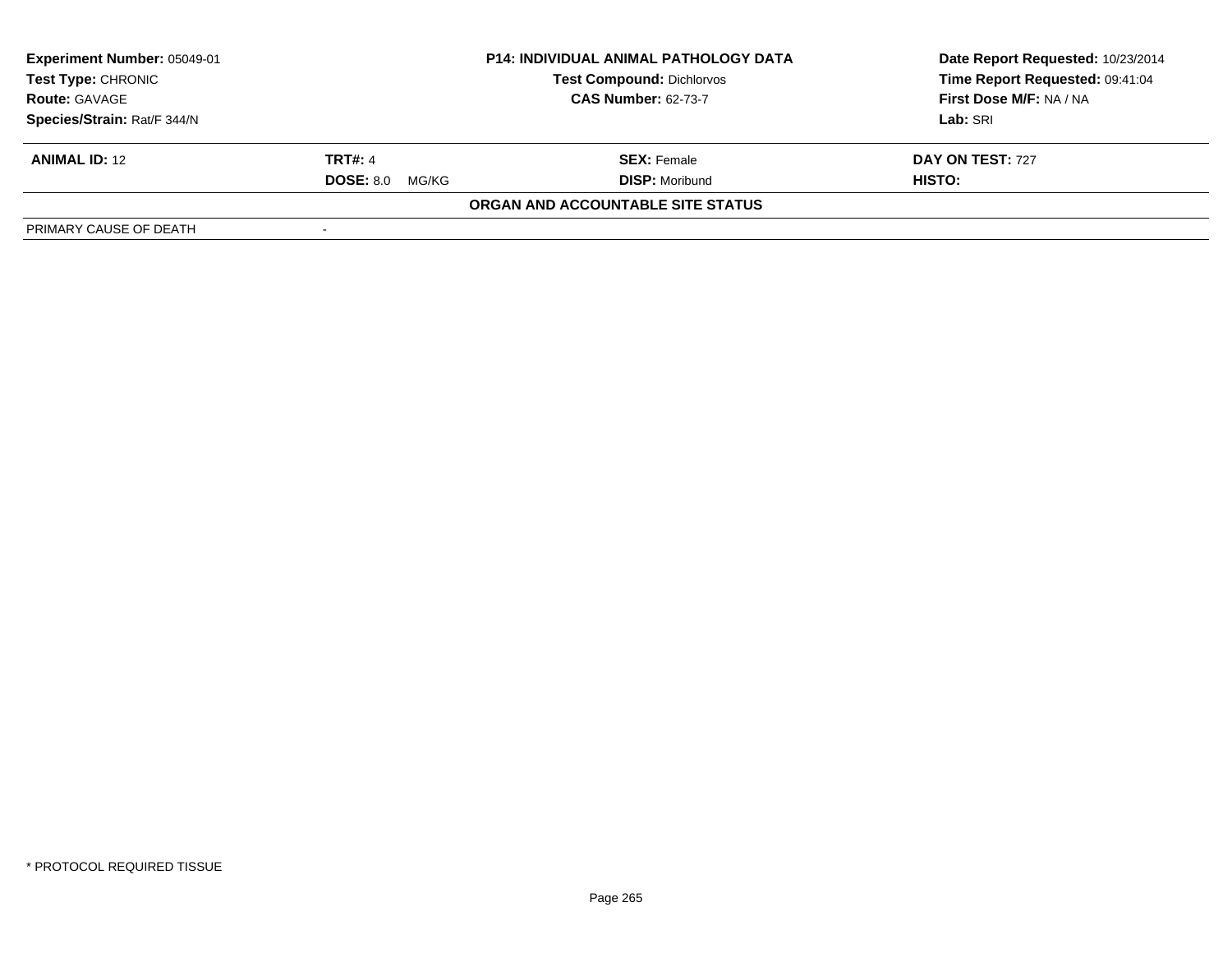| **Experiment Number:** 05049-01 | **P14: INDIVIDUAL ANIMAL PATHOLOGY DATA** | **Date Report Requested:** 10/23/2014 |
|---|---|---|
| **Test Type:** CHRONIC | **Test Compound:** Dichlorvos | **Time Report Requested:** 09:41:04 |
| **Route:** GAVAGE | **CAS Number:** 62-73-7 | **First Dose M/F:** NA / NA |
| **Species/Strain:** Rat/F 344/N | | **Lab:** SRI |

| **ANIMAL ID:** 12 | **TRT#:** 4 | **SEX:** Female | **DAY ON TEST:** 727 |
|---|---|---|---|
| | **DOSE:** 8.0 MG/KG | **DISP:** Moribund | **HISTO:** |

**ORGAN AND ACCOUNTABLE SITE STATUS**

| PRIMARY CAUSE OF DEATH | - |
|---|---|

\* PROTOCOL REQUIRED TISSUE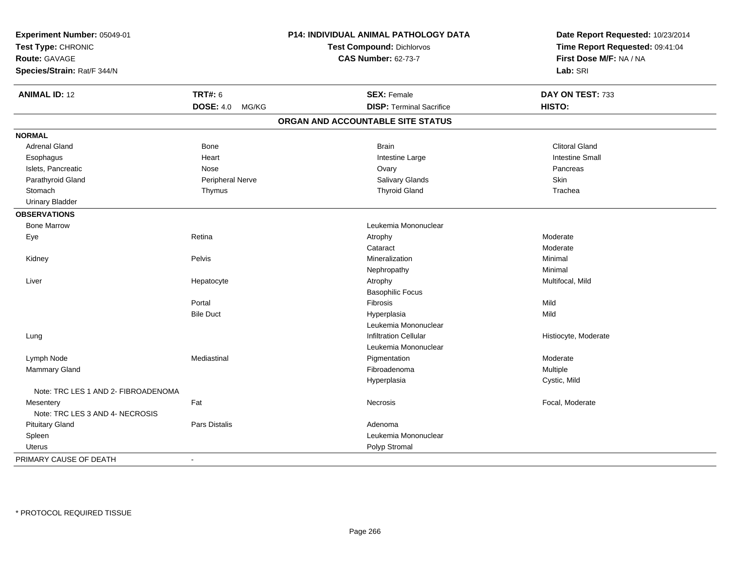**Experiment Number:** 05049-01
**Test Type:** CHRONIC
**Route:** GAVAGE
**Species/Strain:** Rat/F 344/N

**P14: INDIVIDUAL ANIMAL PATHOLOGY DATA**
**Test Compound:** Dichlorvos
**CAS Number:** 62-73-7

**Date Report Requested:** 10/23/2014
**Time Report Requested:** 09:41:04
**First Dose M/F:** NA / NA
**Lab:** SRI

| **ANIMAL ID:** 12 | **TRT#:** 6 | **SEX:** Female | **DAY ON TEST:** 733 |
|---|---|---|---|
| | **DOSE:** 4.0 MG/KG | **DISP:** Terminal Sacrifice | **HISTO:** |

## ORGAN AND ACCOUNTABLE SITE STATUS

| | | | |
|---|---|---|---|
| **NORMAL** | | | |
| Adrenal Gland | Bone | Brain | Clitoral Gland |
| Esophagus | Heart | Intestine Large | Intestine Small |
| Islets, Pancreatic | Nose | Ovary | Pancreas |
| Parathyroid Gland | Peripheral Nerve | Salivary Glands | Skin |
| Stomach | Thymus | Thyroid Gland | Trachea |
| Urinary Bladder | | | |
| **OBSERVATIONS** | | | |
| Bone Marrow | | Leukemia Mononuclear | |
| Eye | Retina | Atrophy | Moderate |
| | | Cataract | Moderate |
| Kidney | Pelvis | Mineralization | Minimal |
| | | Nephropathy | Minimal |
| Liver | Hepatocyte | Atrophy | Multifocal, Mild |
| | | Basophilic Focus | |
| | Portal | Fibrosis | Mild |
| | Bile Duct | Hyperplasia | Mild |
| | | Leukemia Mononuclear | |
| Lung | | Infiltration Cellular | Histiocyte, Moderate |
| | | Leukemia Mononuclear | |
| Lymph Node | Mediastinal | Pigmentation | Moderate |
| Mammary Gland | | Fibroadenoma | Multiple |
| | | Hyperplasia | Cystic, Mild |
| Note: TRC LES 1 AND 2- FIBROADENOMA | | | |
| Mesentery | Fat | Necrosis | Focal, Moderate |
| Note: TRC LES 3 AND 4- NECROSIS | | | |
| Pituitary Gland | Pars Distalis | Adenoma | |
| Spleen | | Leukemia Mononuclear | |
| Uterus | | Polyp Stromal | |
| PRIMARY CAUSE OF DEATH | - | | |

* PROTOCOL REQUIRED TISSUE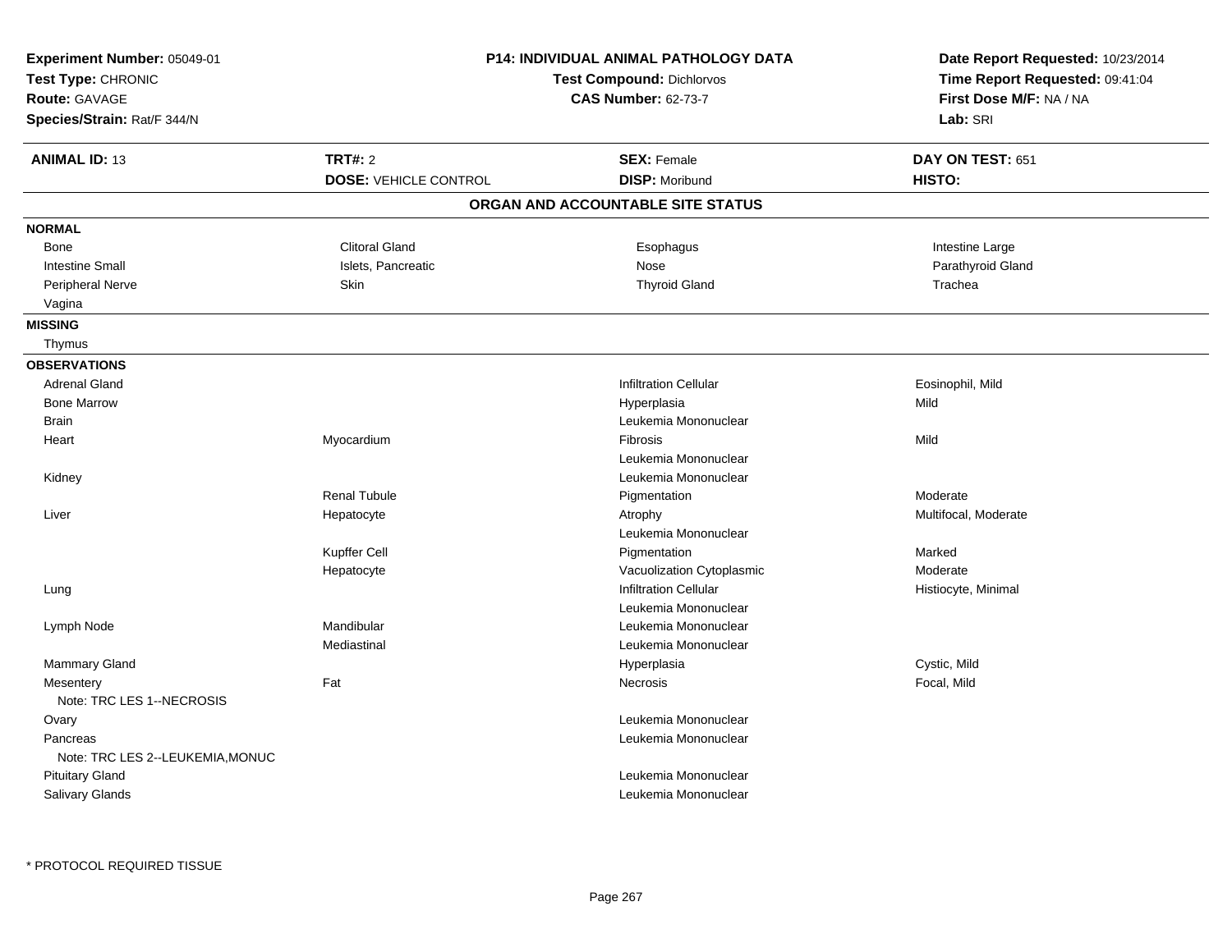**Experiment Number:** 05049-01
**Test Type:** CHRONIC
**Route:** GAVAGE
**Species/Strain:** Rat/F 344/N

**P14: INDIVIDUAL ANIMAL PATHOLOGY DATA**
**Test Compound:** Dichlorvos
**CAS Number:** 62-73-7

**Date Report Requested:** 10/23/2014
**Time Report Requested:** 09:41:04
**First Dose M/F:** NA / NA
**Lab:** SRI

| **ANIMAL ID:** 13 | **TRT#:** 2 | **SEX:** Female | **DAY ON TEST:** 651 |
|---|---|---|---|
| | **DOSE:** VEHICLE CONTROL | **DISP:** Moribund | **HISTO:** |

**ORGAN AND ACCOUNTABLE SITE STATUS**

| | | | |
|---|---|---|---|
| **NORMAL** | | | |
| Bone | Clitoral Gland | Esophagus | Intestine Large |
| Intestine Small | Islets, Pancreatic | Nose | Parathyroid Gland |
| Peripheral Nerve | Skin | Thyroid Gland | Trachea |
| Vagina | | | |
| **MISSING** | | | |
| Thymus | | | |
| **OBSERVATIONS** | | | |
| Adrenal Gland | | Infiltration Cellular | Eosinophil, Mild |
| Bone Marrow | | Hyperplasia | Mild |
| Brain | | Leukemia Mononuclear | |
| Heart | Myocardium | Fibrosis | Mild |
| | | Leukemia Mononuclear | |
| Kidney | | Leukemia Mononuclear | |
| | Renal Tubule | Pigmentation | Moderate |
| Liver | Hepatocyte | Atrophy | Multifocal, Moderate |
| | | Leukemia Mononuclear | |
| | Kupffer Cell | Pigmentation | Marked |
| | Hepatocyte | Vacuolization Cytoplasmic | Moderate |
| Lung | | Infiltration Cellular | Histiocyte, Minimal |
| | | Leukemia Mononuclear | |
| Lymph Node | Mandibular | Leukemia Mononuclear | |
| | Mediastinal | Leukemia Mononuclear | |
| Mammary Gland | | Hyperplasia | Cystic, Mild |
| Mesentery | Fat | Necrosis | Focal, Mild |
| Note: TRC LES 1--NECROSIS | | | |
| Ovary | | Leukemia Mononuclear | |
| Pancreas | | Leukemia Mononuclear | |
| Note: TRC LES 2--LEUKEMIA,MONUC | | | |
| Pituitary Gland | | Leukemia Mononuclear | |
| Salivary Glands | | Leukemia Mononuclear | |

* PROTOCOL REQUIRED TISSUE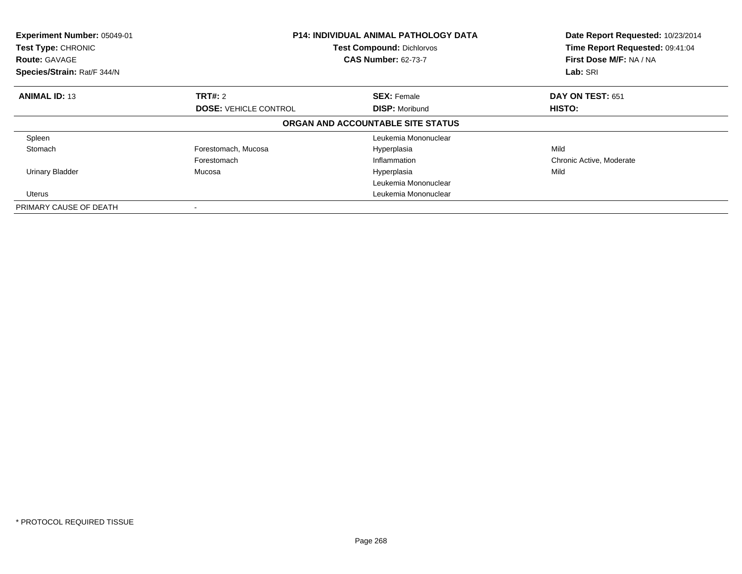**Experiment Number:** 05049-01
**Test Type:** CHRONIC
**Route:** GAVAGE
**Species/Strain:** Rat/F 344/N

**P14: INDIVIDUAL ANIMAL PATHOLOGY DATA**
**Test Compound:** Dichlorvos
**CAS Number:** 62-73-7

**Date Report Requested:** 10/23/2014
**Time Report Requested:** 09:41:04
**First Dose M/F:** NA / NA
**Lab:** SRI

| **ANIMAL ID:** 13 | **TRT#:** 2 | **SEX:** Female | **DAY ON TEST:** 651 |
|---|---|---|---|
| | **DOSE:** VEHICLE CONTROL | **DISP:** Moribund | **HISTO:** |

**ORGAN AND ACCOUNTABLE SITE STATUS**

| | | | |
|---|---|---|---|
| Spleen | | Leukemia Mononuclear | |
| Stomach | Forestomach, Mucosa | Hyperplasia | Mild |
| | Forestomach | Inflammation | Chronic Active, Moderate |
| Urinary Bladder | Mucosa | Hyperplasia | Mild |
| | | Leukemia Mononuclear | |
| Uterus | | Leukemia Mononuclear | |
| PRIMARY CAUSE OF DEATH | - | | |

* PROTOCOL REQUIRED TISSUE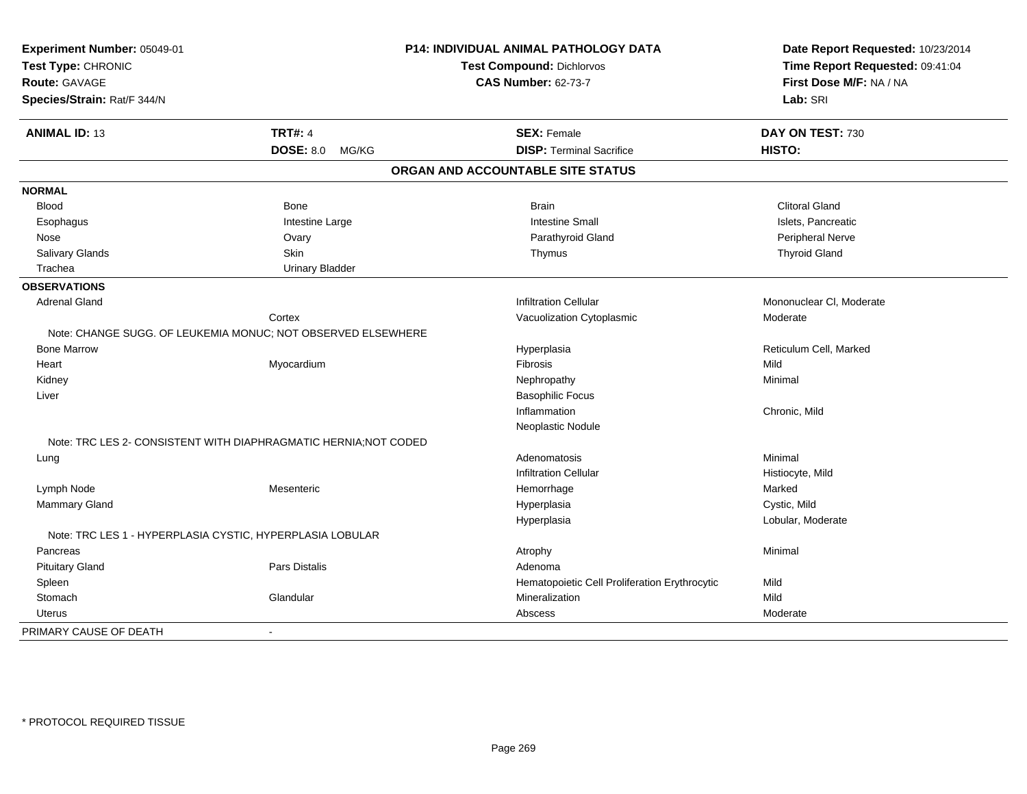**Experiment Number:** 05049-01
**Test Type:** CHRONIC
**Route:** GAVAGE
**Species/Strain:** Rat/F 344/N

**P14: INDIVIDUAL ANIMAL PATHOLOGY DATA**
**Test Compound:** Dichlorvos
**CAS Number:** 62-73-7

**Date Report Requested:** 10/23/2014
**Time Report Requested:** 09:41:04
**First Dose M/F:** NA / NA
**Lab:** SRI

| **ANIMAL ID:** 13 | **TRT#:** 4 | **SEX:** Female | **DAY ON TEST:** 730 |
|---|---|---|---|
| | **DOSE:** 8.0 MG/KG | **DISP:** Terminal Sacrifice | **HISTO:** |

## ORGAN AND ACCOUNTABLE SITE STATUS

| | | | |
|---|---|---|---|
| **NORMAL** | | | |
| Blood | Bone | Brain | Clitoral Gland |
| Esophagus | Intestine Large | Intestine Small | Islets, Pancreatic |
| Nose | Ovary | Parathyroid Gland | Peripheral Nerve |
| Salivary Glands | Skin | Thymus | Thyroid Gland |
| Trachea | Urinary Bladder | | |
| **OBSERVATIONS** | | | |
| Adrenal Gland | | Infiltration Cellular | Mononuclear Cl, Moderate |
| | Cortex | Vacuolization Cytoplasmic | Moderate |
| Note: CHANGE SUGG. OF LEUKEMIA MONUC; NOT OBSERVED ELSEWHERE | | | |
| Bone Marrow | | Hyperplasia | Reticulum Cell, Marked |
| Heart | Myocardium | Fibrosis | Mild |
| Kidney | | Nephropathy | Minimal |
| Liver | | Basophilic Focus | |
| | | Inflammation | Chronic, Mild |
| | | Neoplastic Nodule | |
| Note: TRC LES 2- CONSISTENT WITH DIAPHRAGMATIC HERNIA;NOT CODED | | | |
| Lung | | Adenomatosis | Minimal |
| | | Infiltration Cellular | Histiocyte, Mild |
| Lymph Node | Mesenteric | Hemorrhage | Marked |
| Mammary Gland | | Hyperplasia | Cystic, Mild |
| | | Hyperplasia | Lobular, Moderate |
| Note: TRC LES 1 - HYPERPLASIA CYSTIC, HYPERPLASIA LOBULAR | | | |
| Pancreas | | Atrophy | Minimal |
| Pituitary Gland | Pars Distalis | Adenoma | |
| Spleen | | Hematopoietic Cell Proliferation Erythrocytic | Mild |
| Stomach | Glandular | Mineralization | Mild |
| Uterus | | Abscess | Moderate |
| PRIMARY CAUSE OF DEATH | - | | |

\* PROTOCOL REQUIRED TISSUE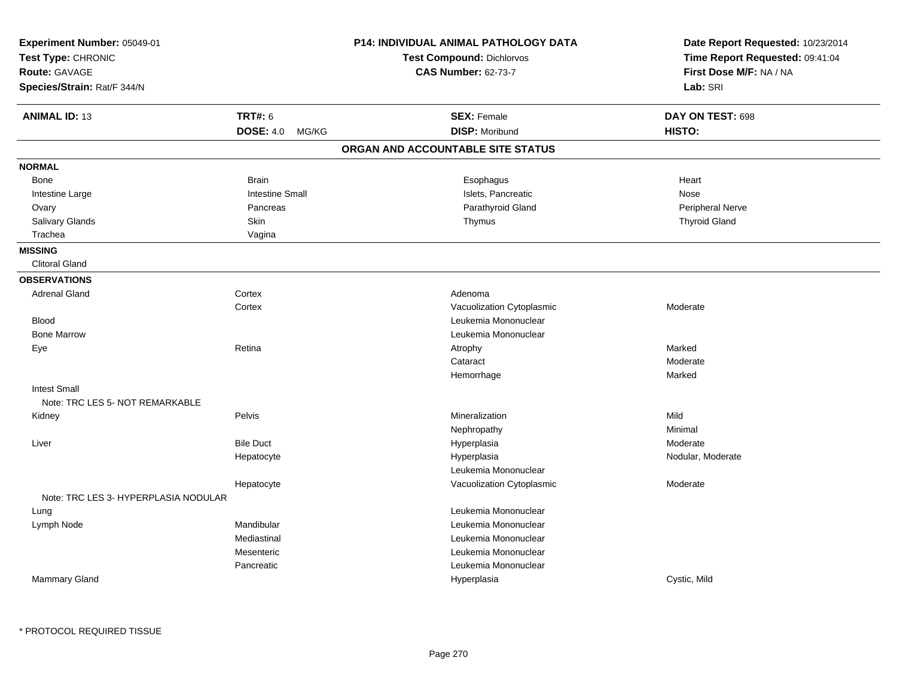**Experiment Number:** 05049-01
**Test Type:** CHRONIC
**Route:** GAVAGE
**Species/Strain:** Rat/F 344/N

**P14: INDIVIDUAL ANIMAL PATHOLOGY DATA**
**Test Compound:** Dichlorvos
**CAS Number:** 62-73-7

**Date Report Requested:** 10/23/2014
**Time Report Requested:** 09:41:04
**First Dose M/F:** NA / NA
**Lab:** SRI

| **ANIMAL ID:** 13 | **TRT#:** 6 | **SEX:** Female | **DAY ON TEST:** 698 |
|---|---|---|---|
| | **DOSE:** 4.0 MG/KG | **DISP:** Moribund | **HISTO:** |

## ORGAN AND ACCOUNTABLE SITE STATUS

**NORMAL**

| | | | |
|---|---|---|---|
| Bone | Brain | Esophagus | Heart |
| Intestine Large | Intestine Small | Islets, Pancreatic | Nose |
| Ovary | Pancreas | Parathyroid Gland | Peripheral Nerve |
| Salivary Glands | Skin | Thymus | Thyroid Gland |
| Trachea | Vagina | | |

**MISSING**

Clitoral Gland

**OBSERVATIONS**

| Organ | Site | Observation | Severity |
|---|---|---|---|
| Adrenal Gland | Cortex | Adenoma | |
| | Cortex | Vacuolization Cytoplasmic | Moderate |
| Blood | | Leukemia Mononuclear | |
| Bone Marrow | | Leukemia Mononuclear | |
| Eye | Retina | Atrophy | Marked |
| | | Cataract | Moderate |
| | | Hemorrhage | Marked |
| Intest Small | | | |
| Note: TRC LES 5- NOT REMARKABLE | | | |
| Kidney | Pelvis | Mineralization | Mild |
| | | Nephropathy | Minimal |
| Liver | Bile Duct | Hyperplasia | Moderate |
| | Hepatocyte | Hyperplasia | Nodular, Moderate |
| | | Leukemia Mononuclear | |
| | Hepatocyte | Vacuolization Cytoplasmic | Moderate |
| Note: TRC LES 3- HYPERPLASIA NODULAR | | | |
| Lung | | Leukemia Mononuclear | |
| Lymph Node | Mandibular | Leukemia Mononuclear | |
| | Mediastinal | Leukemia Mononuclear | |
| | Mesenteric | Leukemia Mononuclear | |
| | Pancreatic | Leukemia Mononuclear | |
| Mammary Gland | | Hyperplasia | Cystic, Mild |

* PROTOCOL REQUIRED TISSUE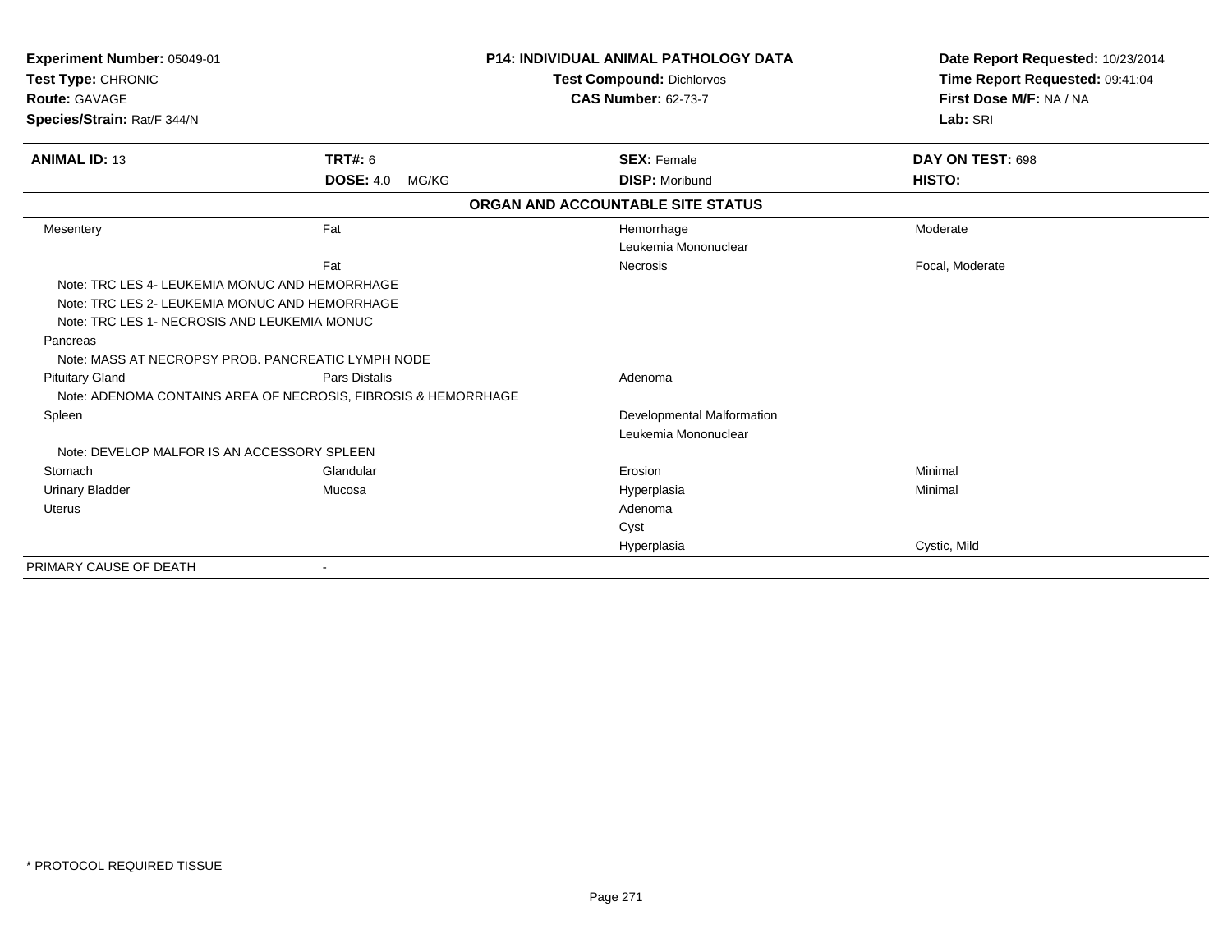**Experiment Number:** 05049-01
**Test Type:** CHRONIC
**Route:** GAVAGE
**Species/Strain:** Rat/F 344/N

**P14: INDIVIDUAL ANIMAL PATHOLOGY DATA**
**Test Compound:** Dichlorvos
**CAS Number:** 62-73-7

**Date Report Requested:** 10/23/2014
**Time Report Requested:** 09:41:04
**First Dose M/F:** NA / NA
**Lab:** SRI

| **ANIMAL ID:** 13 | **TRT#:** 6 | **SEX:** Female | **DAY ON TEST:** 698 |
|---|---|---|---|
| | **DOSE:** 4.0 MG/KG | **DISP:** Moribund | **HISTO:** |

**ORGAN AND ACCOUNTABLE SITE STATUS**

| | | | |
|---|---|---|---|
| Mesentery | Fat | Hemorrhage | Moderate |
| | | Leukemia Mononuclear | |
| | Fat | Necrosis | Focal, Moderate |
| Note: TRC LES 4- LEUKEMIA MONUC AND HEMORRHAGE | | | |
| Note: TRC LES 2- LEUKEMIA MONUC AND HEMORRHAGE | | | |
| Note: TRC LES 1- NECROSIS AND LEUKEMIA MONUC | | | |
| Pancreas | | | |
| Note: MASS AT NECROPSY PROB. PANCREATIC LYMPH NODE | | | |
| Pituitary Gland | Pars Distalis | Adenoma | |
| Note: ADENOMA CONTAINS AREA OF NECROSIS, FIBROSIS & HEMORRHAGE | | | |
| Spleen | | Developmental Malformation | |
| | | Leukemia Mononuclear | |
| Note: DEVELOP MALFOR IS AN ACCESSORY SPLEEN | | | |
| Stomach | Glandular | Erosion | Minimal |
| Urinary Bladder | Mucosa | Hyperplasia | Minimal |
| Uterus | | Adenoma | |
| | | Cyst | |
| | | Hyperplasia | Cystic, Mild |
| PRIMARY CAUSE OF DEATH | - | | |

* PROTOCOL REQUIRED TISSUE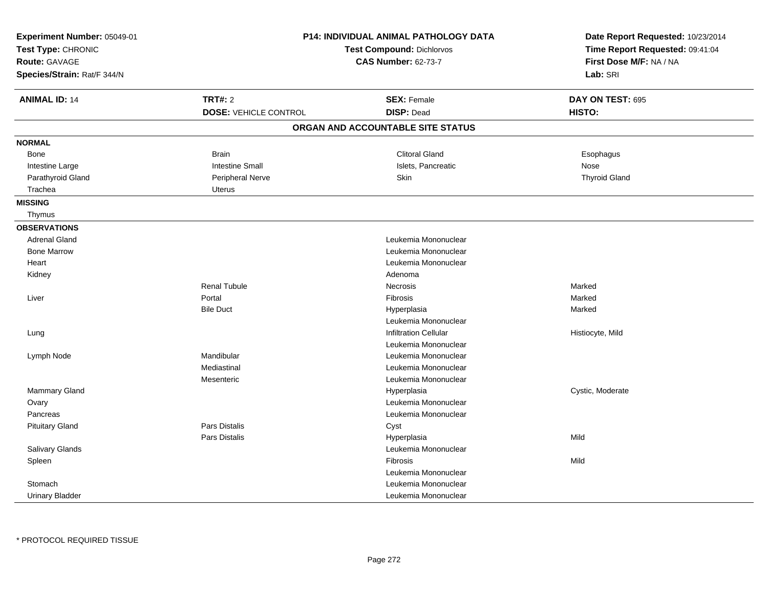**Experiment Number:** 05049-01
**Test Type:** CHRONIC
**Route:** GAVAGE
**Species/Strain:** Rat/F 344/N

**P14: INDIVIDUAL ANIMAL PATHOLOGY DATA**
**Test Compound:** Dichlorvos
**CAS Number:** 62-73-7

**Date Report Requested:** 10/23/2014
**Time Report Requested:** 09:41:04
**First Dose M/F:** NA / NA
**Lab:** SRI

| **ANIMAL ID:** 14 | **TRT#:** 2 | **SEX:** Female | **DAY ON TEST:** 695 |
|---|---|---|---|
| | **DOSE:** VEHICLE CONTROL | **DISP:** Dead | **HISTO:** |

## ORGAN AND ACCOUNTABLE SITE STATUS

| | | | |
|---|---|---|---|
| **NORMAL** | | | |
| Bone | Brain | Clitoral Gland | Esophagus |
| Intestine Large | Intestine Small | Islets, Pancreatic | Nose |
| Parathyroid Gland | Peripheral Nerve | Skin | Thyroid Gland |
| Trachea | Uterus | | |
| **MISSING** | | | |
| Thymus | | | |
| **OBSERVATIONS** | | | |
| Adrenal Gland | | Leukemia Mononuclear | |
| Bone Marrow | | Leukemia Mononuclear | |
| Heart | | Leukemia Mononuclear | |
| Kidney | | Adenoma | |
| | Renal Tubule | Necrosis | Marked |
| Liver | Portal | Fibrosis | Marked |
| | Bile Duct | Hyperplasia | Marked |
| | | Leukemia Mononuclear | |
| Lung | | Infiltration Cellular | Histiocyte, Mild |
| | | Leukemia Mononuclear | |
| Lymph Node | Mandibular | Leukemia Mononuclear | |
| | Mediastinal | Leukemia Mononuclear | |
| | Mesenteric | Leukemia Mononuclear | |
| Mammary Gland | | Hyperplasia | Cystic, Moderate |
| Ovary | | Leukemia Mononuclear | |
| Pancreas | | Leukemia Mononuclear | |
| Pituitary Gland | Pars Distalis | Cyst | |
| | Pars Distalis | Hyperplasia | Mild |
| Salivary Glands | | Leukemia Mononuclear | |
| Spleen | | Fibrosis | Mild |
| | | Leukemia Mononuclear | |
| Stomach | | Leukemia Mononuclear | |
| Urinary Bladder | | Leukemia Mononuclear | |

* PROTOCOL REQUIRED TISSUE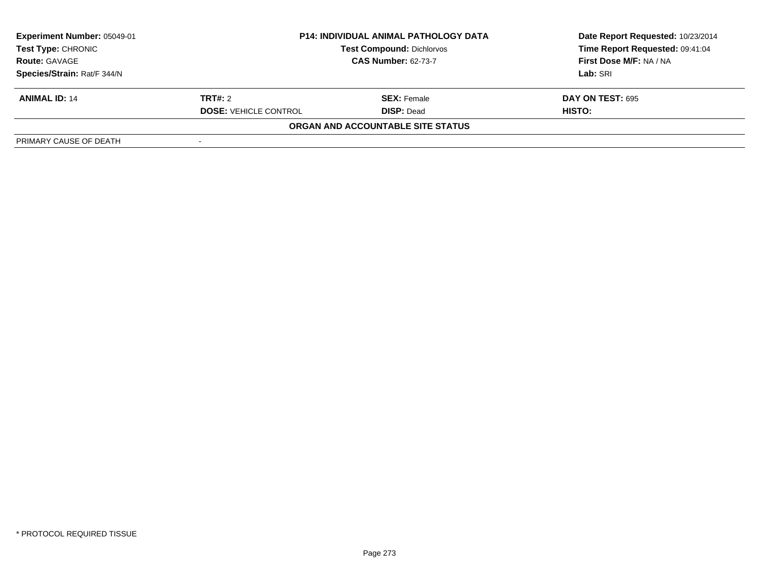**Experiment Number:** 05049-01
**Test Type:** CHRONIC
**Route:** GAVAGE
**Species/Strain:** Rat/F 344/N

**P14: INDIVIDUAL ANIMAL PATHOLOGY DATA**
**Test Compound:** Dichlorvos
**CAS Number:** 62-73-7

**Date Report Requested:** 10/23/2014
**Time Report Requested:** 09:41:04
**First Dose M/F:** NA / NA
**Lab:** SRI

| **ANIMAL ID:** 14 | **TRT#:** 2 | **SEX:** Female | **DAY ON TEST:** 695 |
|---|---|---|---|
| | **DOSE:** VEHICLE CONTROL | **DISP:** Dead | **HISTO:** |

**ORGAN AND ACCOUNTABLE SITE STATUS**

| PRIMARY CAUSE OF DEATH | - |
|---|---|

\* PROTOCOL REQUIRED TISSUE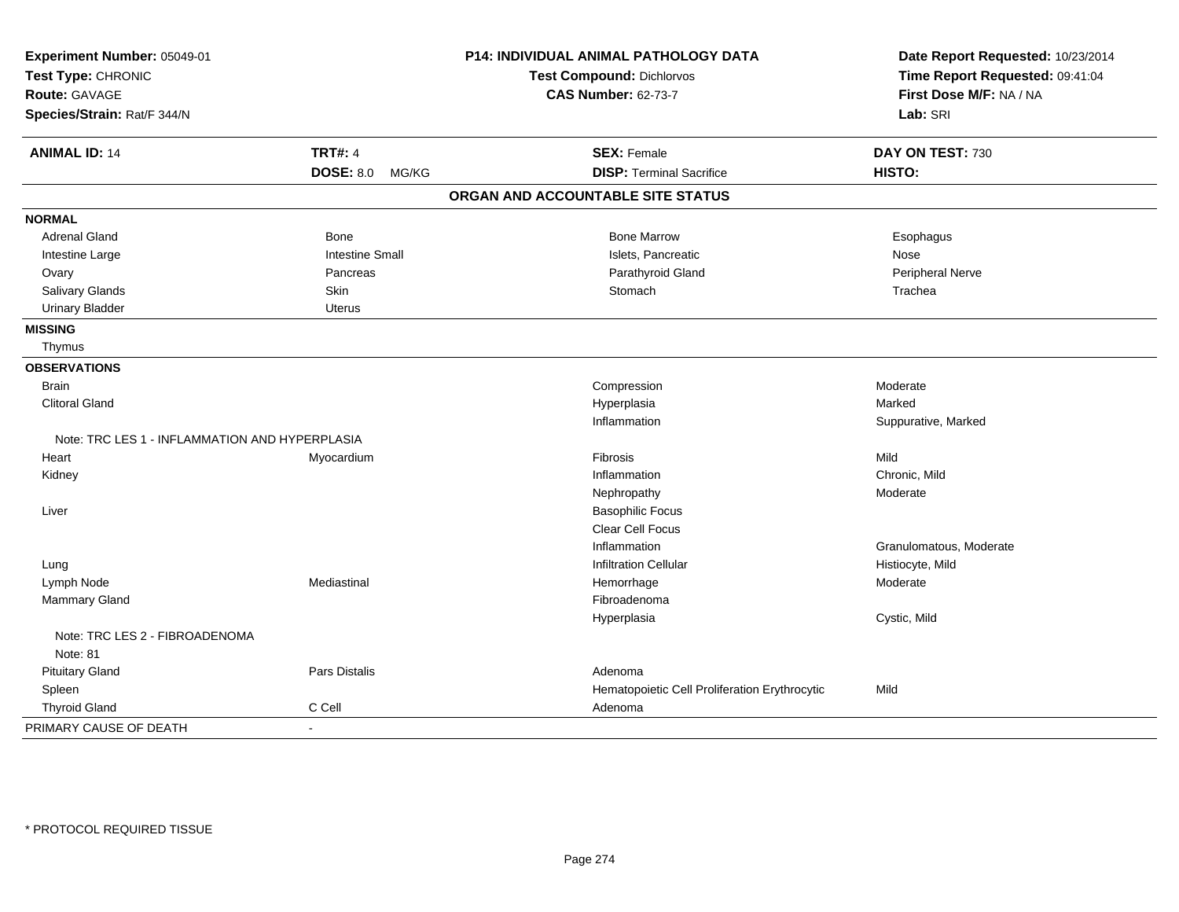**Experiment Number:** 05049-01
**Test Type:** CHRONIC
**Route:** GAVAGE
**Species/Strain:** Rat/F 344/N

**P14: INDIVIDUAL ANIMAL PATHOLOGY DATA**
**Test Compound:** Dichlorvos
**CAS Number:** 62-73-7

**Date Report Requested:** 10/23/2014
**Time Report Requested:** 09:41:04
**First Dose M/F:** NA / NA
**Lab:** SRI

| **ANIMAL ID:** 14 | **TRT#:** 4 | **SEX:** Female | **DAY ON TEST:** 730 |
|---|---|---|---|
| | **DOSE:** 8.0 MG/KG | **DISP:** Terminal Sacrifice | **HISTO:** |

## ORGAN AND ACCOUNTABLE SITE STATUS

| | | | |
|---|---|---|---|
| **NORMAL** | | | |
| Adrenal Gland | Bone | Bone Marrow | Esophagus |
| Intestine Large | Intestine Small | Islets, Pancreatic | Nose |
| Ovary | Pancreas | Parathyroid Gland | Peripheral Nerve |
| Salivary Glands | Skin | Stomach | Trachea |
| Urinary Bladder | Uterus | | |
| **MISSING** | | | |
| Thymus | | | |
| **OBSERVATIONS** | | | |
| Brain | | Compression | Moderate |
| Clitoral Gland | | Hyperplasia | Marked |
| | | Inflammation | Suppurative, Marked |
| Note: TRC LES 1 - INFLAMMATION AND HYPERPLASIA | | | |
| Heart | Myocardium | Fibrosis | Mild |
| Kidney | | Inflammation | Chronic, Mild |
| | | Nephropathy | Moderate |
| Liver | | Basophilic Focus | |
| | | Clear Cell Focus | |
| | | Inflammation | Granulomatous, Moderate |
| Lung | | Infiltration Cellular | Histiocyte, Mild |
| Lymph Node | Mediastinal | Hemorrhage | Moderate |
| Mammary Gland | | Fibroadenoma | |
| | | Hyperplasia | Cystic, Mild |
| Note: TRC LES 2 - FIBROADENOMA | | | |
| Note: 81 | | | |
| Pituitary Gland | Pars Distalis | Adenoma | |
| Spleen | | Hematopoietic Cell Proliferation Erythrocytic | Mild |
| Thyroid Gland | C Cell | Adenoma | |
| PRIMARY CAUSE OF DEATH | - | | |

* PROTOCOL REQUIRED TISSUE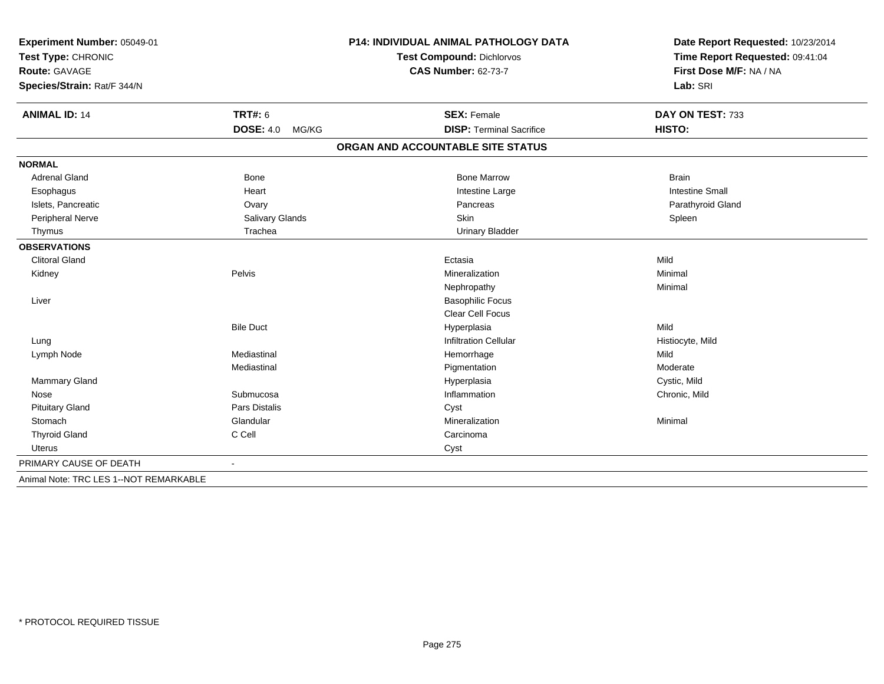**Experiment Number:** 05049-01
**Test Type:** CHRONIC
**Route:** GAVAGE
**Species/Strain:** Rat/F 344/N

**P14: INDIVIDUAL ANIMAL PATHOLOGY DATA**
**Test Compound:** Dichlorvos
**CAS Number:** 62-73-7

**Date Report Requested:** 10/23/2014
**Time Report Requested:** 09:41:04
**First Dose M/F:** NA / NA
**Lab:** SRI

| **ANIMAL ID:** 14 | **TRT#:** 6 | **SEX:** Female | **DAY ON TEST:** 733 |
|---|---|---|---|
| | **DOSE:** 4.0 MG/KG | **DISP:** Terminal Sacrifice | **HISTO:** |

## ORGAN AND ACCOUNTABLE SITE STATUS

| | | | |
|---|---|---|---|
| **NORMAL** | | | |
| Adrenal Gland | Bone | Bone Marrow | Brain |
| Esophagus | Heart | Intestine Large | Intestine Small |
| Islets, Pancreatic | Ovary | Pancreas | Parathyroid Gland |
| Peripheral Nerve | Salivary Glands | Skin | Spleen |
| Thymus | Trachea | Urinary Bladder | |
| **OBSERVATIONS** | | | |
| Clitoral Gland | | Ectasia | Mild |
| Kidney | Pelvis | Mineralization | Minimal |
| | | Nephropathy | Minimal |
| Liver | | Basophilic Focus | |
| | | Clear Cell Focus | |
| | Bile Duct | Hyperplasia | Mild |
| Lung | | Infiltration Cellular | Histiocyte, Mild |
| Lymph Node | Mediastinal | Hemorrhage | Mild |
| | Mediastinal | Pigmentation | Moderate |
| Mammary Gland | | Hyperplasia | Cystic, Mild |
| Nose | Submucosa | Inflammation | Chronic, Mild |
| Pituitary Gland | Pars Distalis | Cyst | |
| Stomach | Glandular | Mineralization | Minimal |
| Thyroid Gland | C Cell | Carcinoma | |
| Uterus | | Cyst | |
| PRIMARY CAUSE OF DEATH | - | | |

Animal Note: TRC LES 1--NOT REMARKABLE

* PROTOCOL REQUIRED TISSUE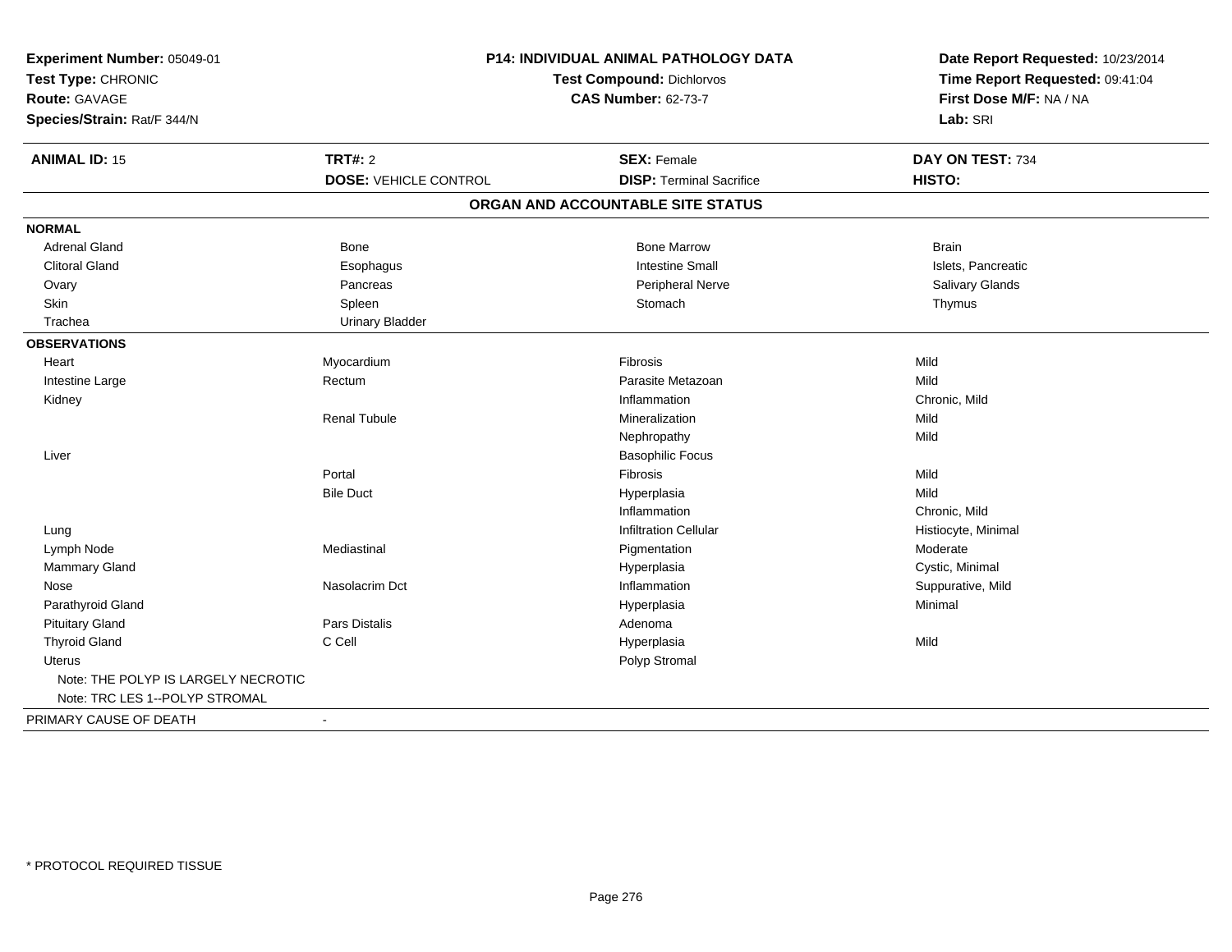**Experiment Number:** 05049-01
**Test Type:** CHRONIC
**Route:** GAVAGE
**Species/Strain:** Rat/F 344/N

**P14: INDIVIDUAL ANIMAL PATHOLOGY DATA**
**Test Compound:** Dichlorvos
**CAS Number:** 62-73-7

**Date Report Requested:** 10/23/2014
**Time Report Requested:** 09:41:04
**First Dose M/F:** NA / NA
**Lab:** SRI

| **ANIMAL ID:** 15 | **TRT#:** 2 | **SEX:** Female | **DAY ON TEST:** 734 |
|---|---|---|---|
| | **DOSE:** VEHICLE CONTROL | **DISP:** Terminal Sacrifice | **HISTO:** |

## ORGAN AND ACCOUNTABLE SITE STATUS

| | | | |
|---|---|---|---|
| **NORMAL** | | | |
| Adrenal Gland | Bone | Bone Marrow | Brain |
| Clitoral Gland | Esophagus | Intestine Small | Islets, Pancreatic |
| Ovary | Pancreas | Peripheral Nerve | Salivary Glands |
| Skin | Spleen | Stomach | Thymus |
| Trachea | Urinary Bladder | | |
| **OBSERVATIONS** | | | |
| Heart | Myocardium | Fibrosis | Mild |
| Intestine Large | Rectum | Parasite Metazoan | Mild |
| Kidney | | Inflammation | Chronic, Mild |
| | Renal Tubule | Mineralization | Mild |
| | | Nephropathy | Mild |
| Liver | | Basophilic Focus | |
| | Portal | Fibrosis | Mild |
| | Bile Duct | Hyperplasia | Mild |
| | | Inflammation | Chronic, Mild |
| Lung | | Infiltration Cellular | Histiocyte, Minimal |
| Lymph Node | Mediastinal | Pigmentation | Moderate |
| Mammary Gland | | Hyperplasia | Cystic, Minimal |
| Nose | Nasolacrim Dct | Inflammation | Suppurative, Mild |
| Parathyroid Gland | | Hyperplasia | Minimal |
| Pituitary Gland | Pars Distalis | Adenoma | |
| Thyroid Gland | C Cell | Hyperplasia | Mild |
| Uterus | | Polyp Stromal | |
| Note: THE POLYP IS LARGELY NECROTIC | | | |
| Note: TRC LES 1--POLYP STROMAL | | | |
| PRIMARY CAUSE OF DEATH | - | | |

\* PROTOCOL REQUIRED TISSUE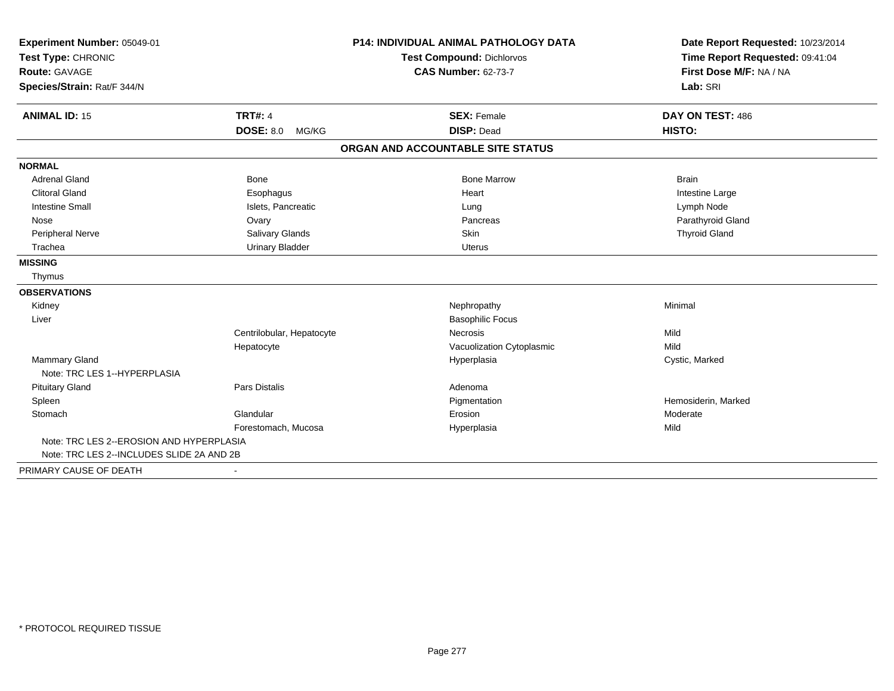**Experiment Number:** 05049-01
**Test Type:** CHRONIC
**Route:** GAVAGE
**Species/Strain:** Rat/F 344/N

**P14: INDIVIDUAL ANIMAL PATHOLOGY DATA**
**Test Compound:** Dichlorvos
**CAS Number:** 62-73-7

**Date Report Requested:** 10/23/2014
**Time Report Requested:** 09:41:04
**First Dose M/F:** NA / NA
**Lab:** SRI

| **ANIMAL ID:** 15 | **TRT#:** 4 | **SEX:** Female | **DAY ON TEST:** 486 |
|---|---|---|---|
| | **DOSE:** 8.0 MG/KG | **DISP:** Dead | **HISTO:** |

## ORGAN AND ACCOUNTABLE SITE STATUS

| | | | |
|---|---|---|---|
| **NORMAL** | | | |
| Adrenal Gland | Bone | Bone Marrow | Brain |
| Clitoral Gland | Esophagus | Heart | Intestine Large |
| Intestine Small | Islets, Pancreatic | Lung | Lymph Node |
| Nose | Ovary | Pancreas | Parathyroid Gland |
| Peripheral Nerve | Salivary Glands | Skin | Thyroid Gland |
| Trachea | Urinary Bladder | Uterus | |
| **MISSING** | | | |
| Thymus | | | |
| **OBSERVATIONS** | | | |
| Kidney | | Nephropathy | Minimal |
| Liver | | Basophilic Focus | |
| | Centrilobular, Hepatocyte | Necrosis | Mild |
| | Hepatocyte | Vacuolization Cytoplasmic | Mild |
| Mammary Gland | | Hyperplasia | Cystic, Marked |
| Note: TRC LES 1--HYPERPLASIA | | | |
| Pituitary Gland | Pars Distalis | Adenoma | |
| Spleen | | Pigmentation | Hemosiderin, Marked |
| Stomach | Glandular | Erosion | Moderate |
| | Forestomach, Mucosa | Hyperplasia | Mild |
| Note: TRC LES 2--EROSION AND HYPERPLASIA | | | |
| Note: TRC LES 2--INCLUDES SLIDE 2A AND 2B | | | |
| PRIMARY CAUSE OF DEATH | - | | |

\* PROTOCOL REQUIRED TISSUE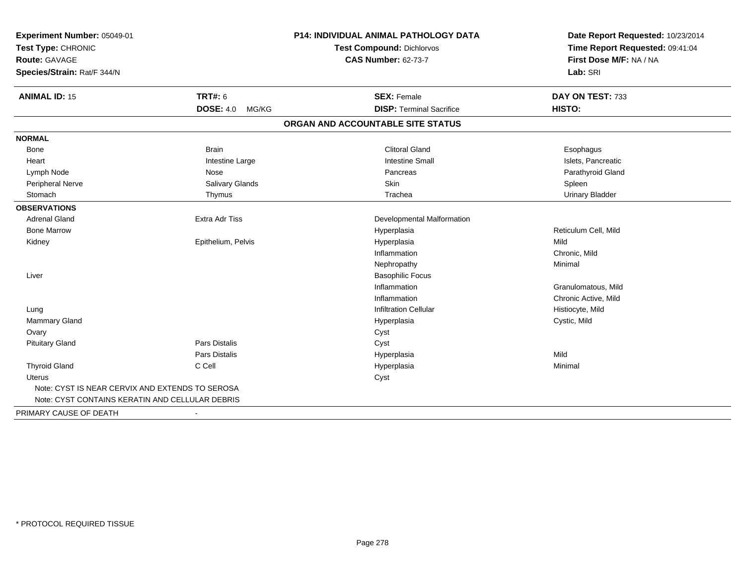**Experiment Number:** 05049-01
**Test Type:** CHRONIC
**Route:** GAVAGE
**Species/Strain:** Rat/F 344/N

**P14: INDIVIDUAL ANIMAL PATHOLOGY DATA**
**Test Compound:** Dichlorvos
**CAS Number:** 62-73-7

**Date Report Requested:** 10/23/2014
**Time Report Requested:** 09:41:04
**First Dose M/F:** NA / NA
**Lab:** SRI

| **ANIMAL ID:** 15 | **TRT#:** 6 | **SEX:** Female | **DAY ON TEST:** 733 |
|---|---|---|---|
| | **DOSE:** 4.0 MG/KG | **DISP:** Terminal Sacrifice | **HISTO:** |

## ORGAN AND ACCOUNTABLE SITE STATUS

**NORMAL**

| | | | |
|---|---|---|---|
| Bone | Brain | Clitoral Gland | Esophagus |
| Heart | Intestine Large | Intestine Small | Islets, Pancreatic |
| Lymph Node | Nose | Pancreas | Parathyroid Gland |
| Peripheral Nerve | Salivary Glands | Skin | Spleen |
| Stomach | Thymus | Trachea | Urinary Bladder |

**OBSERVATIONS**

| | | | |
|---|---|---|---|
| Adrenal Gland | Extra Adr Tiss | Developmental Malformation | |
| Bone Marrow | | Hyperplasia | Reticulum Cell, Mild |
| Kidney | Epithelium, Pelvis | Hyperplasia | Mild |
| | | Inflammation | Chronic, Mild |
| | | Nephropathy | Minimal |
| Liver | | Basophilic Focus | |
| | | Inflammation | Granulomatous, Mild |
| | | Inflammation | Chronic Active, Mild |
| Lung | | Infiltration Cellular | Histiocyte, Mild |
| Mammary Gland | | Hyperplasia | Cystic, Mild |
| Ovary | | Cyst | |
| Pituitary Gland | Pars Distalis | Cyst | |
| | Pars Distalis | Hyperplasia | Mild |
| Thyroid Gland | C Cell | Hyperplasia | Minimal |
| Uterus | | Cyst | |

Note: CYST IS NEAR CERVIX AND EXTENDS TO SEROSA
Note: CYST CONTAINS KERATIN AND CELLULAR DEBRIS

PRIMARY CAUSE OF DEATH -

* PROTOCOL REQUIRED TISSUE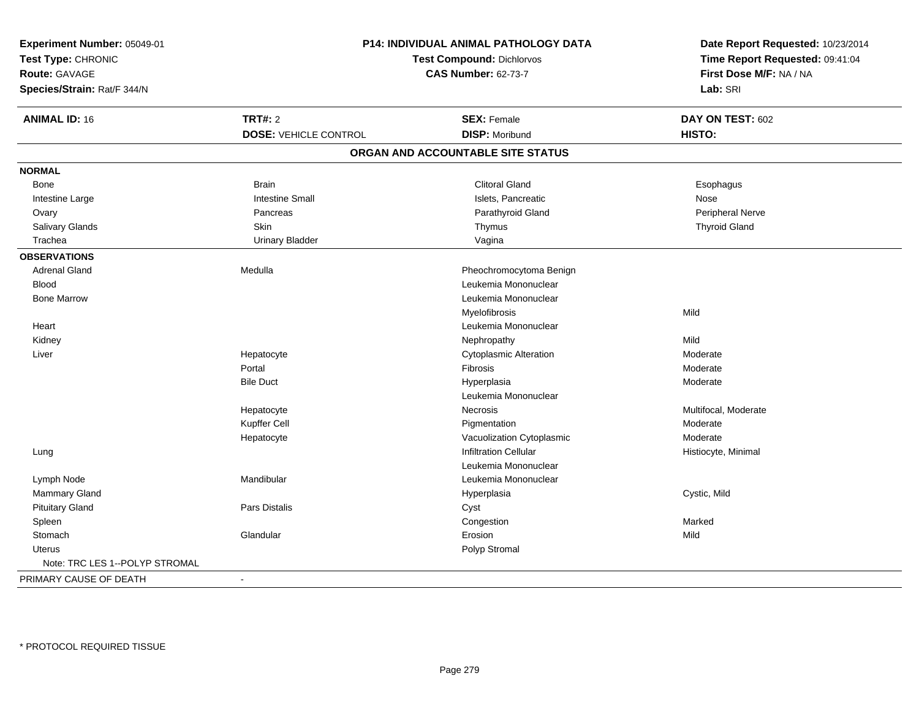**Experiment Number:** 05049-01
**Test Type:** CHRONIC
**Route:** GAVAGE
**Species/Strain:** Rat/F 344/N

**P14: INDIVIDUAL ANIMAL PATHOLOGY DATA**
**Test Compound:** Dichlorvos
**CAS Number:** 62-73-7

**Date Report Requested:** 10/23/2014
**Time Report Requested:** 09:41:04
**First Dose M/F:** NA / NA
**Lab:** SRI

| **ANIMAL ID:** 16 | **TRT#:** 2 | **SEX:** Female | **DAY ON TEST:** 602 |
|---|---|---|---|
| | **DOSE:** VEHICLE CONTROL | **DISP:** Moribund | **HISTO:** |

**ORGAN AND ACCOUNTABLE SITE STATUS**

| | | | |
|---|---|---|---|
| **NORMAL** | | | |
| Bone | Brain | Clitoral Gland | Esophagus |
| Intestine Large | Intestine Small | Islets, Pancreatic | Nose |
| Ovary | Pancreas | Parathyroid Gland | Peripheral Nerve |
| Salivary Glands | Skin | Thymus | Thyroid Gland |
| Trachea | Urinary Bladder | Vagina | |
| **OBSERVATIONS** | | | |
| Adrenal Gland | Medulla | Pheochromocytoma Benign | |
| Blood | | Leukemia Mononuclear | |
| Bone Marrow | | Leukemia Mononuclear | |
| | | Myelofibrosis | Mild |
| Heart | | Leukemia Mononuclear | |
| Kidney | | Nephropathy | Mild |
| Liver | Hepatocyte | Cytoplasmic Alteration | Moderate |
| | Portal | Fibrosis | Moderate |
| | Bile Duct | Hyperplasia | Moderate |
| | | Leukemia Mononuclear | |
| | Hepatocyte | Necrosis | Multifocal, Moderate |
| | Kupffer Cell | Pigmentation | Moderate |
| | Hepatocyte | Vacuolization Cytoplasmic | Moderate |
| Lung | | Infiltration Cellular | Histiocyte, Minimal |
| | | Leukemia Mononuclear | |
| Lymph Node | Mandibular | Leukemia Mononuclear | |
| Mammary Gland | | Hyperplasia | Cystic, Mild |
| Pituitary Gland | Pars Distalis | Cyst | |
| Spleen | | Congestion | Marked |
| Stomach | Glandular | Erosion | Mild |
| Uterus | | Polyp Stromal | |
| Note: TRC LES 1--POLYP STROMAL | | | |
| PRIMARY CAUSE OF DEATH | - | | |

\* PROTOCOL REQUIRED TISSUE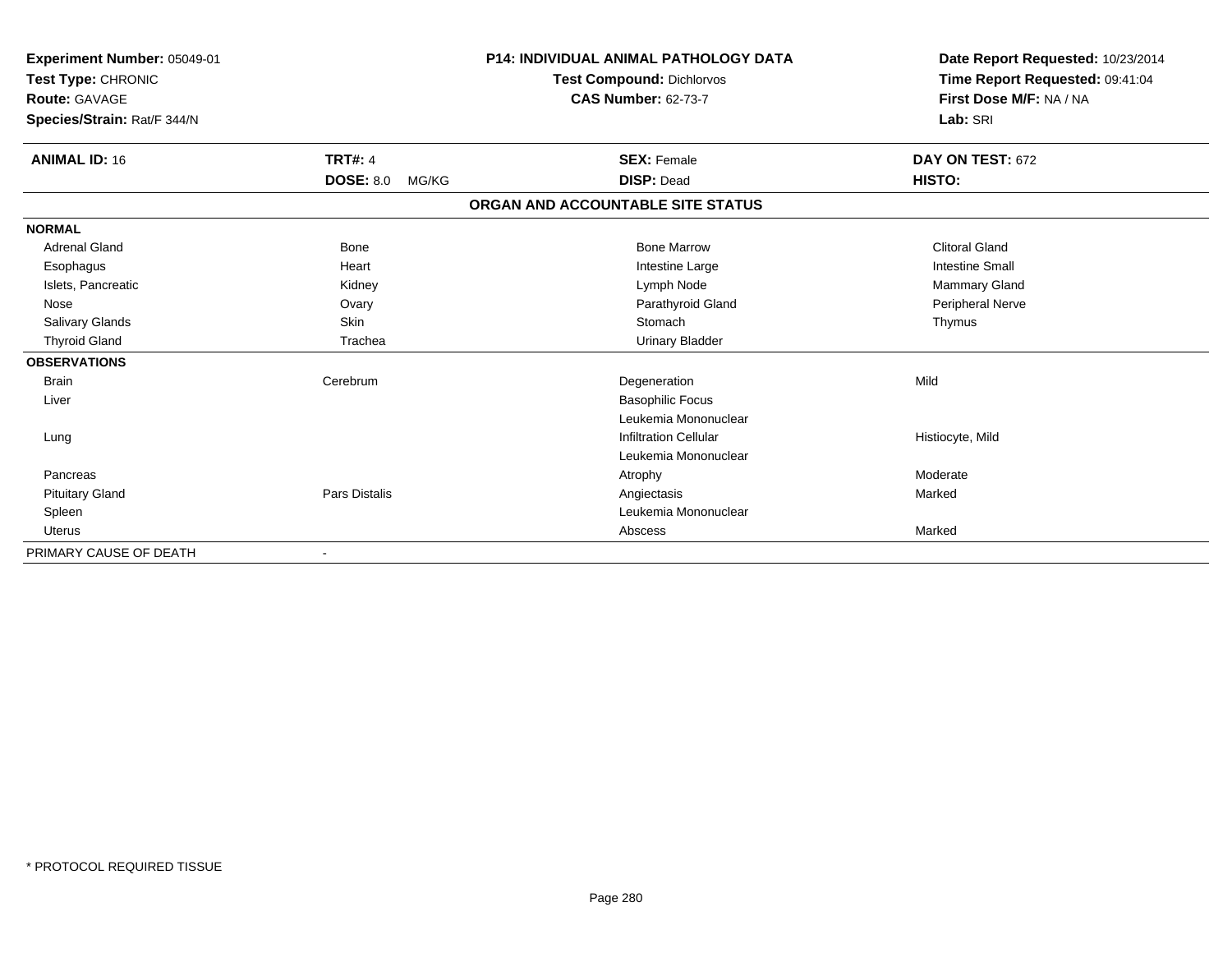**Experiment Number:** 05049-01
**Test Type:** CHRONIC
**Route:** GAVAGE
**Species/Strain:** Rat/F 344/N

**P14: INDIVIDUAL ANIMAL PATHOLOGY DATA**
**Test Compound:** Dichlorvos
**CAS Number:** 62-73-7

**Date Report Requested:** 10/23/2014
**Time Report Requested:** 09:41:04
**First Dose M/F:** NA / NA
**Lab:** SRI

| **ANIMAL ID:** 16 | **TRT#:** 4 | **SEX:** Female | **DAY ON TEST:** 672 |
|---|---|---|---|
| | **DOSE:** 8.0 MG/KG | **DISP:** Dead | **HISTO:** |

**ORGAN AND ACCOUNTABLE SITE STATUS**

| | | | |
|---|---|---|---|
| **NORMAL** | | | |
| Adrenal Gland | Bone | Bone Marrow | Clitoral Gland |
| Esophagus | Heart | Intestine Large | Intestine Small |
| Islets, Pancreatic | Kidney | Lymph Node | Mammary Gland |
| Nose | Ovary | Parathyroid Gland | Peripheral Nerve |
| Salivary Glands | Skin | Stomach | Thymus |
| Thyroid Gland | Trachea | Urinary Bladder | |
| **OBSERVATIONS** | | | |
| Brain | Cerebrum | Degeneration | Mild |
| Liver | | Basophilic Focus | |
| | | Leukemia Mononuclear | |
| Lung | | Infiltration Cellular | Histiocyte, Mild |
| | | Leukemia Mononuclear | |
| Pancreas | | Atrophy | Moderate |
| Pituitary Gland | Pars Distalis | Angiectasis | Marked |
| Spleen | | Leukemia Mononuclear | |
| Uterus | | Abscess | Marked |
| PRIMARY CAUSE OF DEATH | - | | |

\* PROTOCOL REQUIRED TISSUE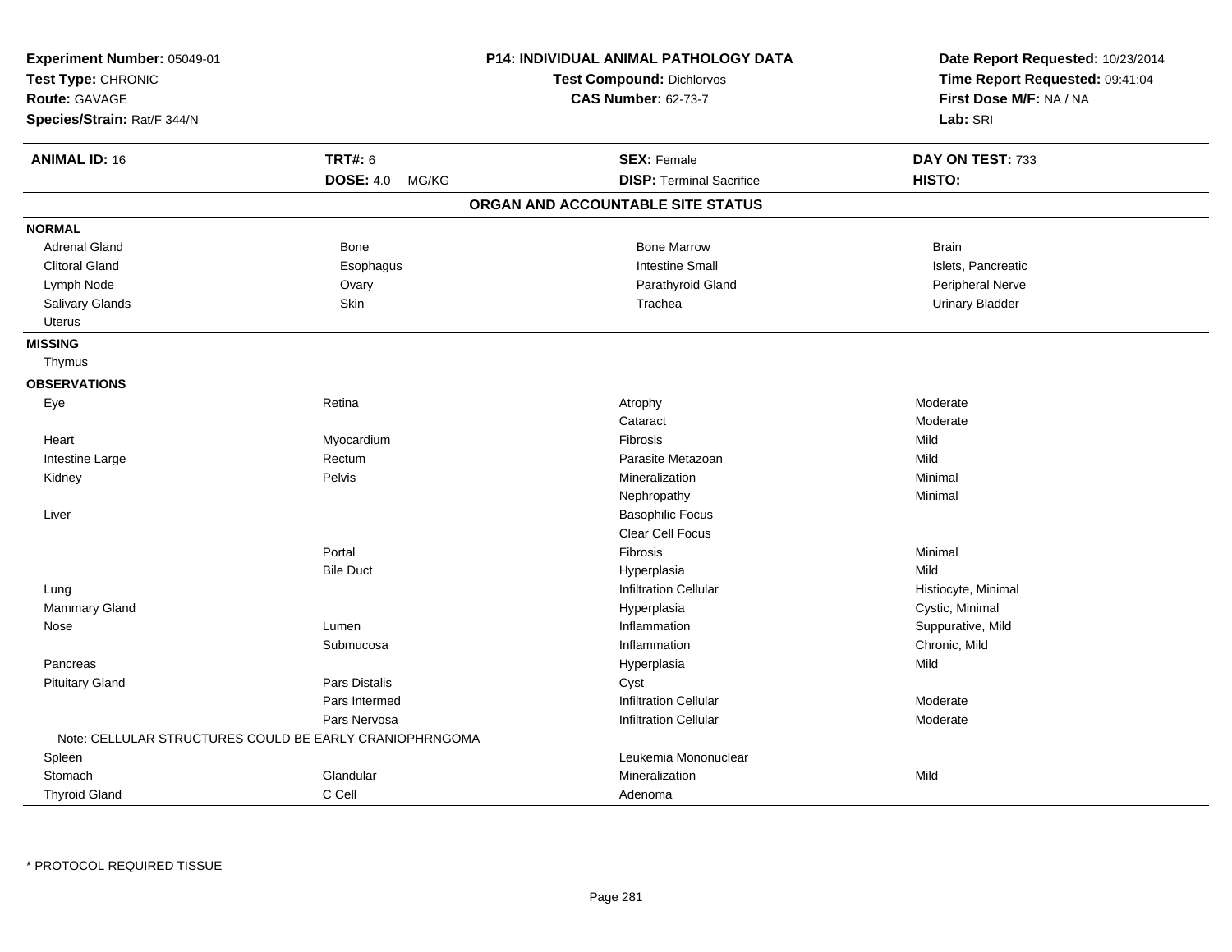**Experiment Number:** 05049-01
**Test Type:** CHRONIC
**Route:** GAVAGE
**Species/Strain:** Rat/F 344/N

**P14: INDIVIDUAL ANIMAL PATHOLOGY DATA**
**Test Compound:** Dichlorvos
**CAS Number:** 62-73-7

**Date Report Requested:** 10/23/2014
**Time Report Requested:** 09:41:04
**First Dose M/F:** NA / NA
**Lab:** SRI

| **ANIMAL ID:** 16 | **TRT#:** 6 | **SEX:** Female | **DAY ON TEST:** 733 |
|---|---|---|---|
| | **DOSE:** 4.0 MG/KG | **DISP:** Terminal Sacrifice | **HISTO:** |

## ORGAN AND ACCOUNTABLE SITE STATUS

**NORMAL**

| | | | |
|---|---|---|---|
| Adrenal Gland | Bone | Bone Marrow | Brain |
| Clitoral Gland | Esophagus | Intestine Small | Islets, Pancreatic |
| Lymph Node | Ovary | Parathyroid Gland | Peripheral Nerve |
| Salivary Glands | Skin | Trachea | Urinary Bladder |
| Uterus | | | |

**MISSING**

Thymus

**OBSERVATIONS**

| Organ | Site | Observation | Severity |
|---|---|---|---|
| Eye | Retina | Atrophy | Moderate |
| | | Cataract | Moderate |
| Heart | Myocardium | Fibrosis | Mild |
| Intestine Large | Rectum | Parasite Metazoan | Mild |
| Kidney | Pelvis | Mineralization | Minimal |
| | | Nephropathy | Minimal |
| Liver | | Basophilic Focus | |
| | | Clear Cell Focus | |
| | Portal | Fibrosis | Minimal |
| | Bile Duct | Hyperplasia | Mild |
| Lung | | Infiltration Cellular | Histiocyte, Minimal |
| Mammary Gland | | Hyperplasia | Cystic, Minimal |
| Nose | Lumen | Inflammation | Suppurative, Mild |
| | Submucosa | Inflammation | Chronic, Mild |
| Pancreas | | Hyperplasia | Mild |
| Pituitary Gland | Pars Distalis | Cyst | |
| | Pars Intermed | Infiltration Cellular | Moderate |
| | Pars Nervosa | Infiltration Cellular | Moderate |
| Note: CELLULAR STRUCTURES COULD BE EARLY CRANIOPHRNGOMA | | | |
| Spleen | | Leukemia Mononuclear | |
| Stomach | Glandular | Mineralization | Mild |
| Thyroid Gland | C Cell | Adenoma | |

* PROTOCOL REQUIRED TISSUE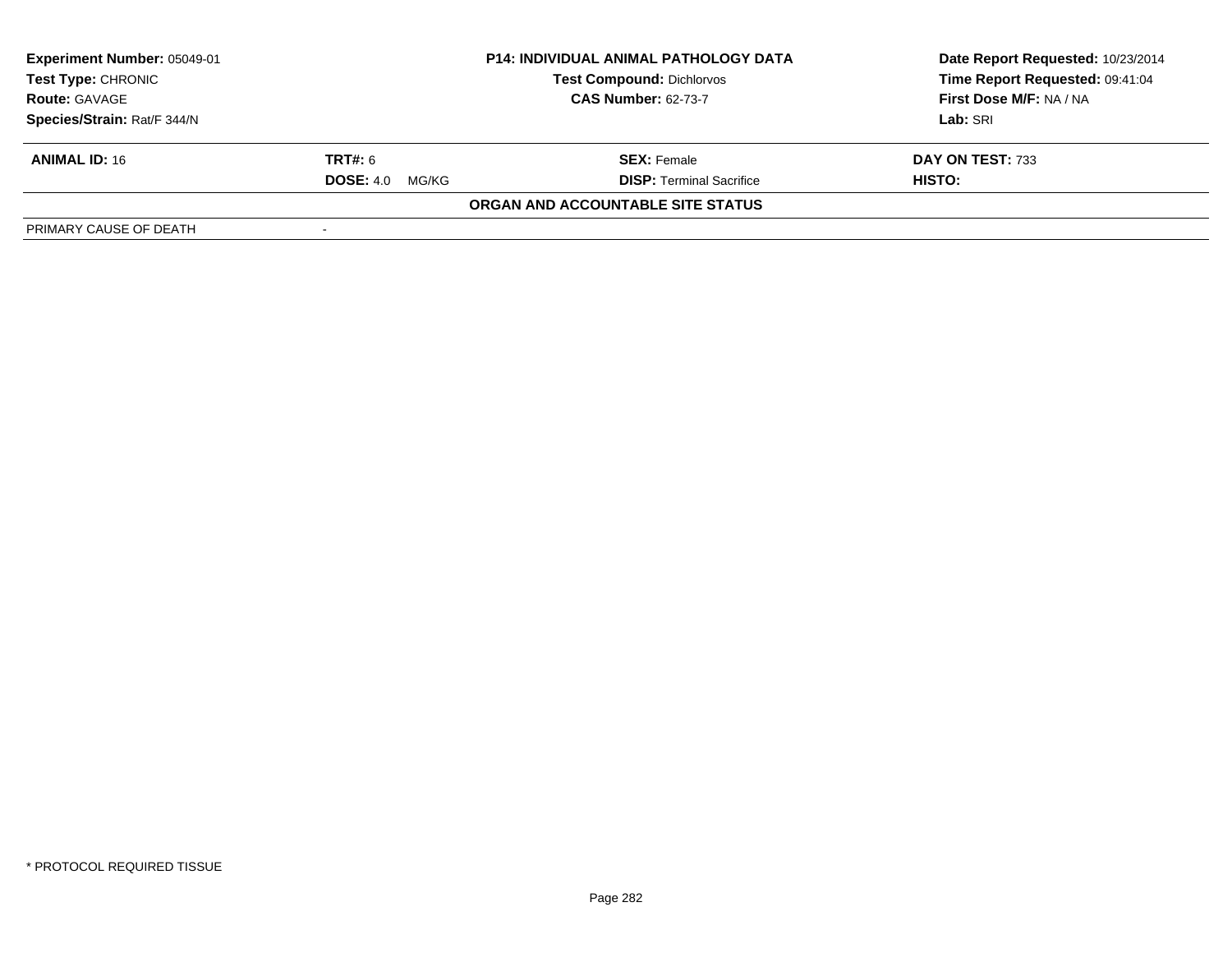**Experiment Number:** 05049-01
**Test Type:** CHRONIC
**Route:** GAVAGE
**Species/Strain:** Rat/F 344/N

**P14: INDIVIDUAL ANIMAL PATHOLOGY DATA**
**Test Compound:** Dichlorvos
**CAS Number:** 62-73-7

**Date Report Requested:** 10/23/2014
**Time Report Requested:** 09:41:04
**First Dose M/F:** NA / NA
**Lab:** SRI

| **ANIMAL ID:** 16 | **TRT#:** 6 | **SEX:** Female | **DAY ON TEST:** 733 |
|---|---|---|---|
| | **DOSE:** 4.0 MG/KG | **DISP:** Terminal Sacrifice | **HISTO:** |

**ORGAN AND ACCOUNTABLE SITE STATUS**

| PRIMARY CAUSE OF DEATH | - |
|---|---|

* PROTOCOL REQUIRED TISSUE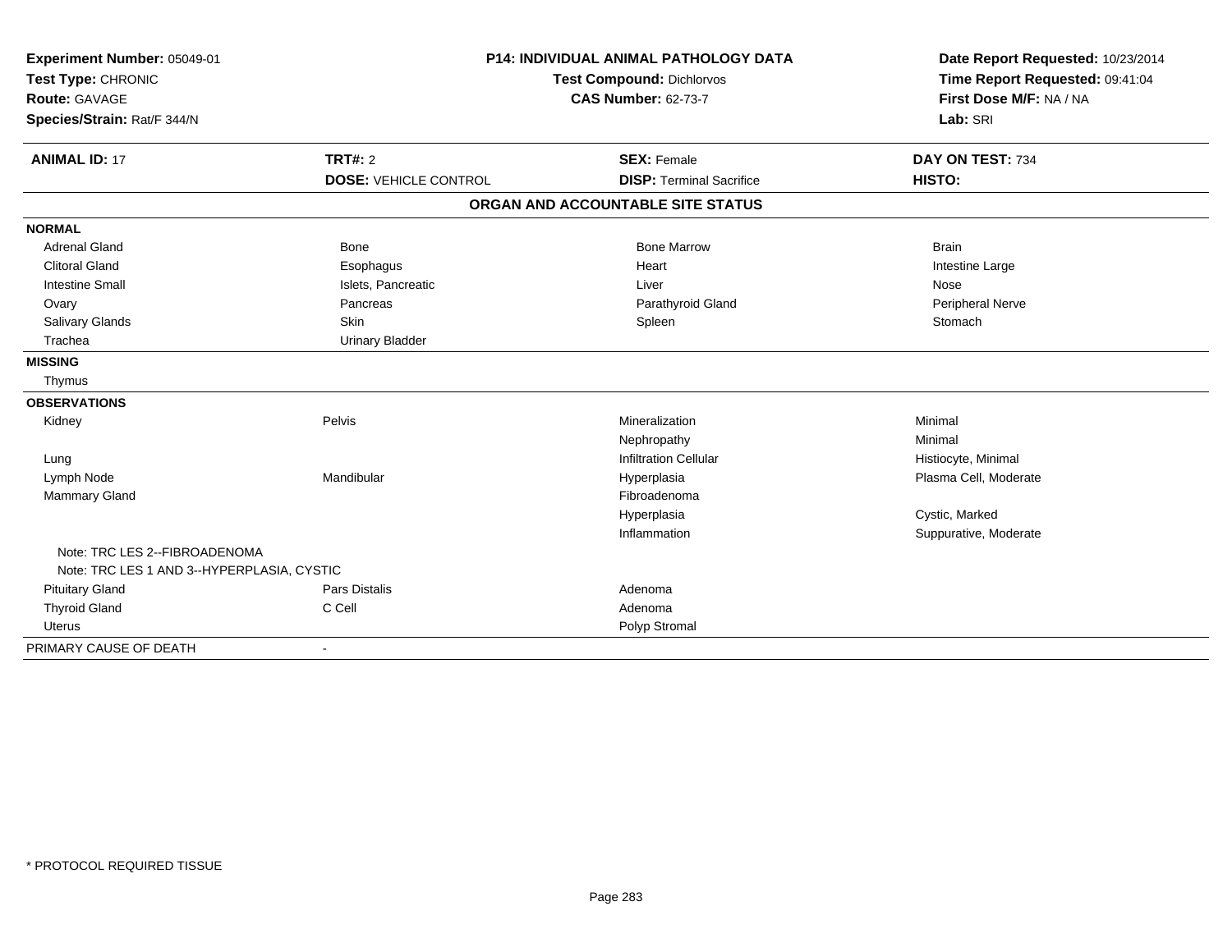**Experiment Number:** 05049-01
**Test Type:** CHRONIC
**Route:** GAVAGE
**Species/Strain:** Rat/F 344/N

**P14: INDIVIDUAL ANIMAL PATHOLOGY DATA**
**Test Compound:** Dichlorvos
**CAS Number:** 62-73-7

**Date Report Requested:** 10/23/2014
**Time Report Requested:** 09:41:04
**First Dose M/F:** NA / NA
**Lab:** SRI

| **ANIMAL ID:** 17 | **TRT#:** 2 | **SEX:** Female | **DAY ON TEST:** 734 |
|---|---|---|---|
| | **DOSE:** VEHICLE CONTROL | **DISP:** Terminal Sacrifice | **HISTO:** |

## ORGAN AND ACCOUNTABLE SITE STATUS

| | | | |
|---|---|---|---|
| **NORMAL** | | | |
| Adrenal Gland | Bone | Bone Marrow | Brain |
| Clitoral Gland | Esophagus | Heart | Intestine Large |
| Intestine Small | Islets, Pancreatic | Liver | Nose |
| Ovary | Pancreas | Parathyroid Gland | Peripheral Nerve |
| Salivary Glands | Skin | Spleen | Stomach |
| Trachea | Urinary Bladder | | |
| **MISSING** | | | |
| Thymus | | | |
| **OBSERVATIONS** | | | |
| Kidney | Pelvis | Mineralization | Minimal |
| | | Nephropathy | Minimal |
| Lung | | Infiltration Cellular | Histiocyte, Minimal |
| Lymph Node | Mandibular | Hyperplasia | Plasma Cell, Moderate |
| Mammary Gland | | Fibroadenoma | |
| | | Hyperplasia | Cystic, Marked |
| | | Inflammation | Suppurative, Moderate |
| Note: TRC LES 2--FIBROADENOMA | | | |
| Note: TRC LES 1 AND 3--HYPERPLASIA, CYSTIC | | | |
| Pituitary Gland | Pars Distalis | Adenoma | |
| Thyroid Gland | C Cell | Adenoma | |
| Uterus | | Polyp Stromal | |
| PRIMARY CAUSE OF DEATH | - | | |

* PROTOCOL REQUIRED TISSUE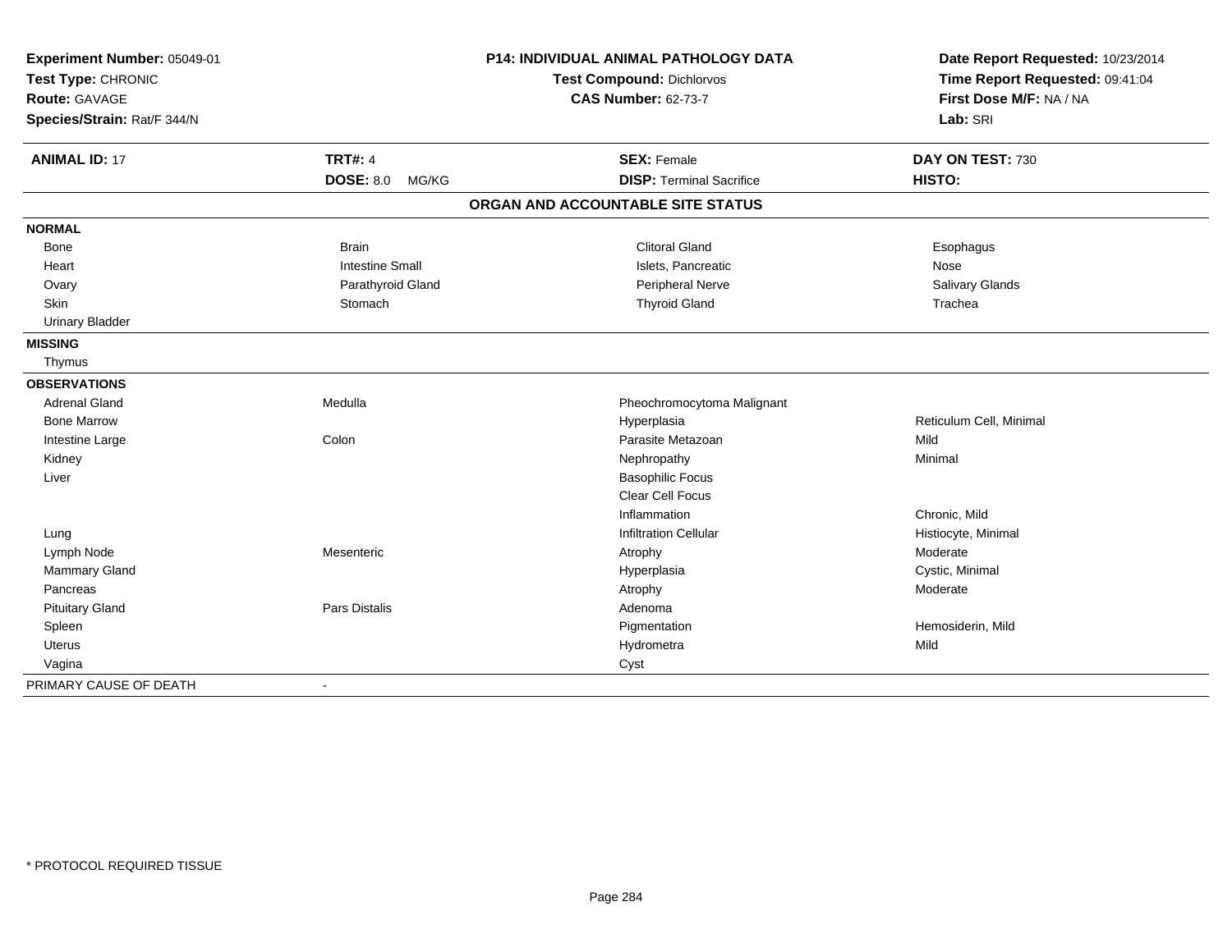**Experiment Number:** 05049-01
**Test Type:** CHRONIC
**Route:** GAVAGE
**Species/Strain:** Rat/F 344/N

**P14: INDIVIDUAL ANIMAL PATHOLOGY DATA**
**Test Compound:** Dichlorvos
**CAS Number:** 62-73-7

**Date Report Requested:** 10/23/2014
**Time Report Requested:** 09:41:04
**First Dose M/F:** NA / NA
**Lab:** SRI

| **ANIMAL ID:** 17 | **TRT#:** 4 | **SEX:** Female | **DAY ON TEST:** 730 |
|---|---|---|---|
| | **DOSE:** 8.0 MG/KG | **DISP:** Terminal Sacrifice | **HISTO:** |

## ORGAN AND ACCOUNTABLE SITE STATUS

| | | | |
|---|---|---|---|
| **NORMAL** | | | |
| Bone | Brain | Clitoral Gland | Esophagus |
| Heart | Intestine Small | Islets, Pancreatic | Nose |
| Ovary | Parathyroid Gland | Peripheral Nerve | Salivary Glands |
| Skin | Stomach | Thyroid Gland | Trachea |
| Urinary Bladder | | | |
| **MISSING** | | | |
| Thymus | | | |
| **OBSERVATIONS** | | | |
| Adrenal Gland | Medulla | Pheochromocytoma Malignant | |
| Bone Marrow | | Hyperplasia | Reticulum Cell, Minimal |
| Intestine Large | Colon | Parasite Metazoan | Mild |
| Kidney | | Nephropathy | Minimal |
| Liver | | Basophilic Focus | |
| | | Clear Cell Focus | |
| | | Inflammation | Chronic, Mild |
| Lung | | Infiltration Cellular | Histiocyte, Minimal |
| Lymph Node | Mesenteric | Atrophy | Moderate |
| Mammary Gland | | Hyperplasia | Cystic, Minimal |
| Pancreas | | Atrophy | Moderate |
| Pituitary Gland | Pars Distalis | Adenoma | |
| Spleen | | Pigmentation | Hemosiderin, Mild |
| Uterus | | Hydrometra | Mild |
| Vagina | | Cyst | |
| PRIMARY CAUSE OF DEATH | - | | |

* PROTOCOL REQUIRED TISSUE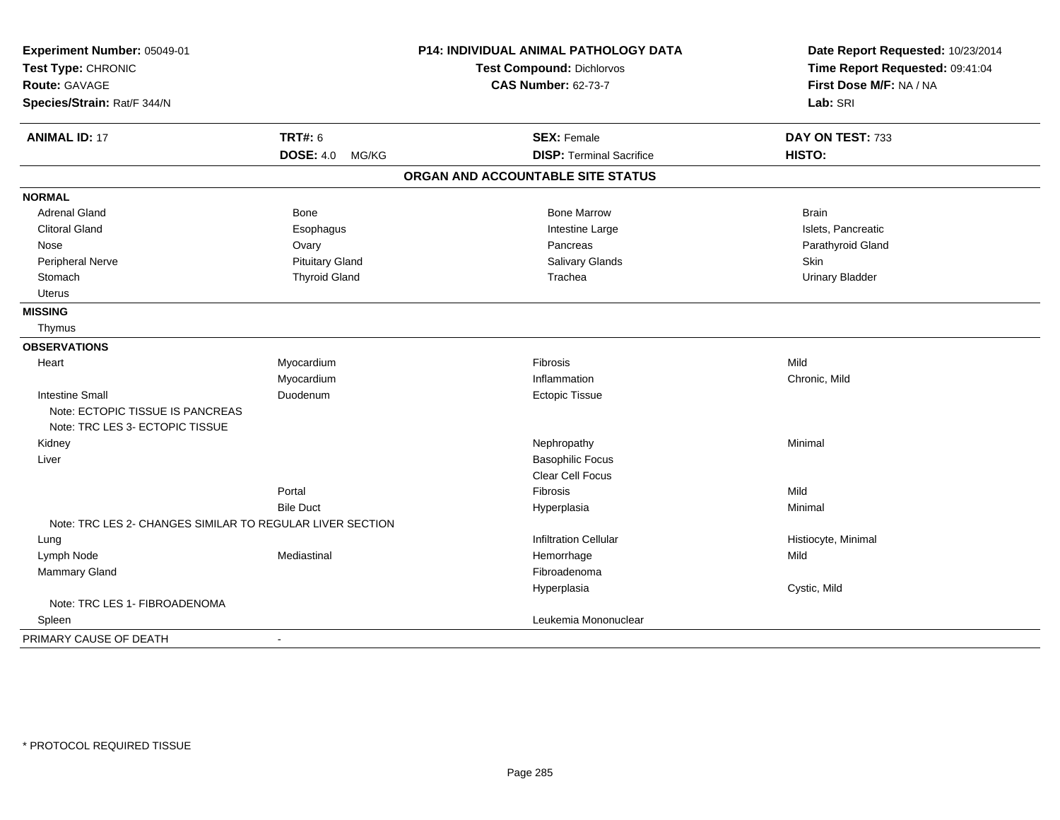**Experiment Number:** 05049-01
**Test Type:** CHRONIC
**Route:** GAVAGE
**Species/Strain:** Rat/F 344/N

**P14: INDIVIDUAL ANIMAL PATHOLOGY DATA**
**Test Compound:** Dichlorvos
**CAS Number:** 62-73-7

**Date Report Requested:** 10/23/2014
**Time Report Requested:** 09:41:04
**First Dose M/F:** NA / NA
**Lab:** SRI

| **ANIMAL ID:** 17 | **TRT#:** 6 | **SEX:** Female | **DAY ON TEST:** 733 |
|---|---|---|---|
| | **DOSE:** 4.0 MG/KG | **DISP:** Terminal Sacrifice | **HISTO:** |

## ORGAN AND ACCOUNTABLE SITE STATUS

| | | | |
|---|---|---|---|
| **NORMAL** | | | |
| Adrenal Gland | Bone | Bone Marrow | Brain |
| Clitoral Gland | Esophagus | Intestine Large | Islets, Pancreatic |
| Nose | Ovary | Pancreas | Parathyroid Gland |
| Peripheral Nerve | Pituitary Gland | Salivary Glands | Skin |
| Stomach | Thyroid Gland | Trachea | Urinary Bladder |
| Uterus | | | |
| **MISSING** | | | |
| Thymus | | | |
| **OBSERVATIONS** | | | |
| Heart | Myocardium | Fibrosis | Mild |
| | Myocardium | Inflammation | Chronic, Mild |
| Intestine Small | Duodenum | Ectopic Tissue | |
| Note: ECTOPIC TISSUE IS PANCREAS | | | |
| Note: TRC LES 3- ECTOPIC TISSUE | | | |
| Kidney | | Nephropathy | Minimal |
| Liver | | Basophilic Focus | |
| | | Clear Cell Focus | |
| | Portal | Fibrosis | Mild |
| | Bile Duct | Hyperplasia | Minimal |
| Note: TRC LES 2- CHANGES SIMILAR TO REGULAR LIVER SECTION | | | |
| Lung | | Infiltration Cellular | Histiocyte, Minimal |
| Lymph Node | Mediastinal | Hemorrhage | Mild |
| Mammary Gland | | Fibroadenoma | |
| | | Hyperplasia | Cystic, Mild |
| Note: TRC LES 1- FIBROADENOMA | | | |
| Spleen | | Leukemia Mononuclear | |
| PRIMARY CAUSE OF DEATH | - | | |

* PROTOCOL REQUIRED TISSUE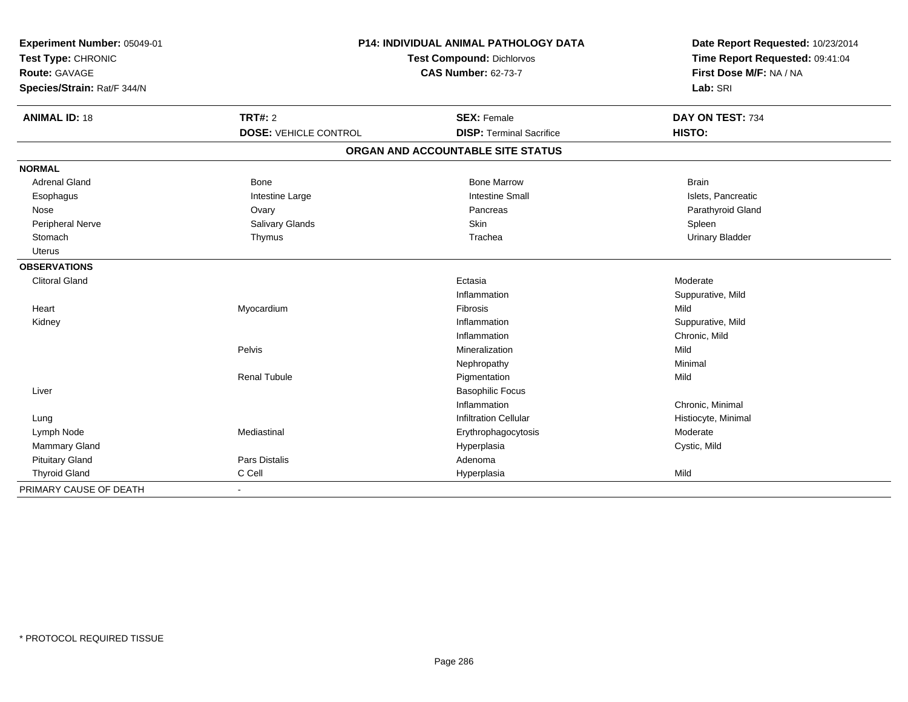**Experiment Number:** 05049-01
**Test Type:** CHRONIC
**Route:** GAVAGE
**Species/Strain:** Rat/F 344/N

**P14: INDIVIDUAL ANIMAL PATHOLOGY DATA**
**Test Compound:** Dichlorvos
**CAS Number:** 62-73-7

**Date Report Requested:** 10/23/2014
**Time Report Requested:** 09:41:04
**First Dose M/F:** NA / NA
**Lab:** SRI

| **ANIMAL ID:** 18 | **TRT#:** 2 | **SEX:** Female | **DAY ON TEST:** 734 |
|---|---|---|---|
| | **DOSE:** VEHICLE CONTROL | **DISP:** Terminal Sacrifice | **HISTO:** |

## ORGAN AND ACCOUNTABLE SITE STATUS

| | | | |
|---|---|---|---|
| **NORMAL** | | | |
| Adrenal Gland | Bone | Bone Marrow | Brain |
| Esophagus | Intestine Large | Intestine Small | Islets, Pancreatic |
| Nose | Ovary | Pancreas | Parathyroid Gland |
| Peripheral Nerve | Salivary Glands | Skin | Spleen |
| Stomach | Thymus | Trachea | Urinary Bladder |
| Uterus | | | |
| **OBSERVATIONS** | | | |
| Clitoral Gland | | Ectasia | Moderate |
| | | Inflammation | Suppurative, Mild |
| Heart | Myocardium | Fibrosis | Mild |
| Kidney | | Inflammation | Suppurative, Mild |
| | | Inflammation | Chronic, Mild |
| | Pelvis | Mineralization | Mild |
| | | Nephropathy | Minimal |
| | Renal Tubule | Pigmentation | Mild |
| Liver | | Basophilic Focus | |
| | | Inflammation | Chronic, Minimal |
| Lung | | Infiltration Cellular | Histiocyte, Minimal |
| Lymph Node | Mediastinal | Erythrophagocytosis | Moderate |
| Mammary Gland | | Hyperplasia | Cystic, Mild |
| Pituitary Gland | Pars Distalis | Adenoma | |
| Thyroid Gland | C Cell | Hyperplasia | Mild |
| PRIMARY CAUSE OF DEATH | - | | |

* PROTOCOL REQUIRED TISSUE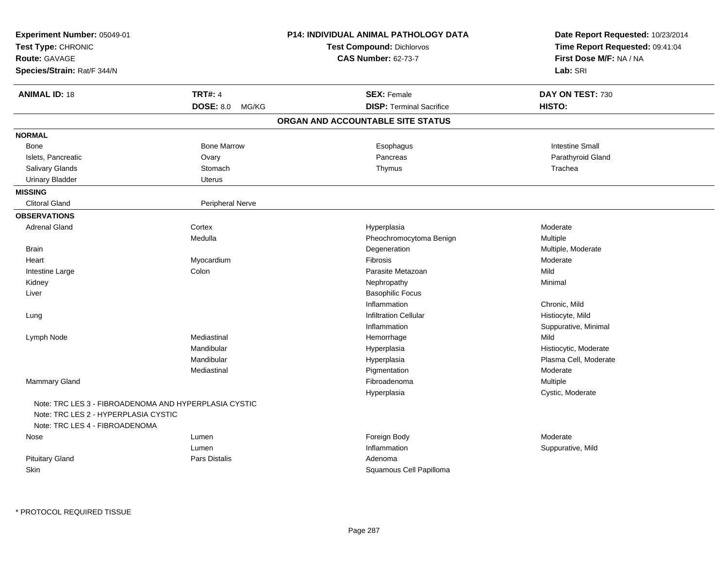**Experiment Number:** 05049-01
**Test Type:** CHRONIC
**Route:** GAVAGE
**Species/Strain:** Rat/F 344/N

**P14: INDIVIDUAL ANIMAL PATHOLOGY DATA**
**Test Compound:** Dichlorvos
**CAS Number:** 62-73-7

**Date Report Requested:** 10/23/2014
**Time Report Requested:** 09:41:04
**First Dose M/F:** NA / NA
**Lab:** SRI

| **ANIMAL ID:** 18 | **TRT#:** 4 | **SEX:** Female | **DAY ON TEST:** 730 |
|---|---|---|---|
| | **DOSE:** 8.0 MG/KG | **DISP:** Terminal Sacrifice | **HISTO:** |

## ORGAN AND ACCOUNTABLE SITE STATUS

| | | | |
|---|---|---|---|
| **NORMAL** | | | |
| Bone | Bone Marrow | Esophagus | Intestine Small |
| Islets, Pancreatic | Ovary | Pancreas | Parathyroid Gland |
| Salivary Glands | Stomach | Thymus | Trachea |
| Urinary Bladder | Uterus | | |
| **MISSING** | | | |
| Clitoral Gland | Peripheral Nerve | | |
| **OBSERVATIONS** | | | |
| Adrenal Gland | Cortex | Hyperplasia | Moderate |
| | Medulla | Pheochromocytoma Benign | Multiple |
| Brain | | Degeneration | Multiple, Moderate |
| Heart | Myocardium | Fibrosis | Moderate |
| Intestine Large | Colon | Parasite Metazoan | Mild |
| Kidney | | Nephropathy | Minimal |
| Liver | | Basophilic Focus | |
| | | Inflammation | Chronic, Mild |
| Lung | | Infiltration Cellular | Histiocyte, Mild |
| | | Inflammation | Suppurative, Minimal |
| Lymph Node | Mediastinal | Hemorrhage | Mild |
| | Mandibular | Hyperplasia | Histiocytic, Moderate |
| | Mandibular | Hyperplasia | Plasma Cell, Moderate |
| | Mediastinal | Pigmentation | Moderate |
| Mammary Gland | | Fibroadenoma | Multiple |
| | | Hyperplasia | Cystic, Moderate |
| Note: TRC LES 3 - FIBROADENOMA AND HYPERPLASIA CYSTIC | | | |
| Note: TRC LES 2 - HYPERPLASIA CYSTIC | | | |
| Note: TRC LES 4 - FIBROADENOMA | | | |
| Nose | Lumen | Foreign Body | Moderate |
| | Lumen | Inflammation | Suppurative, Mild |
| Pituitary Gland | Pars Distalis | Adenoma | |
| Skin | | Squamous Cell Papilloma | |

* PROTOCOL REQUIRED TISSUE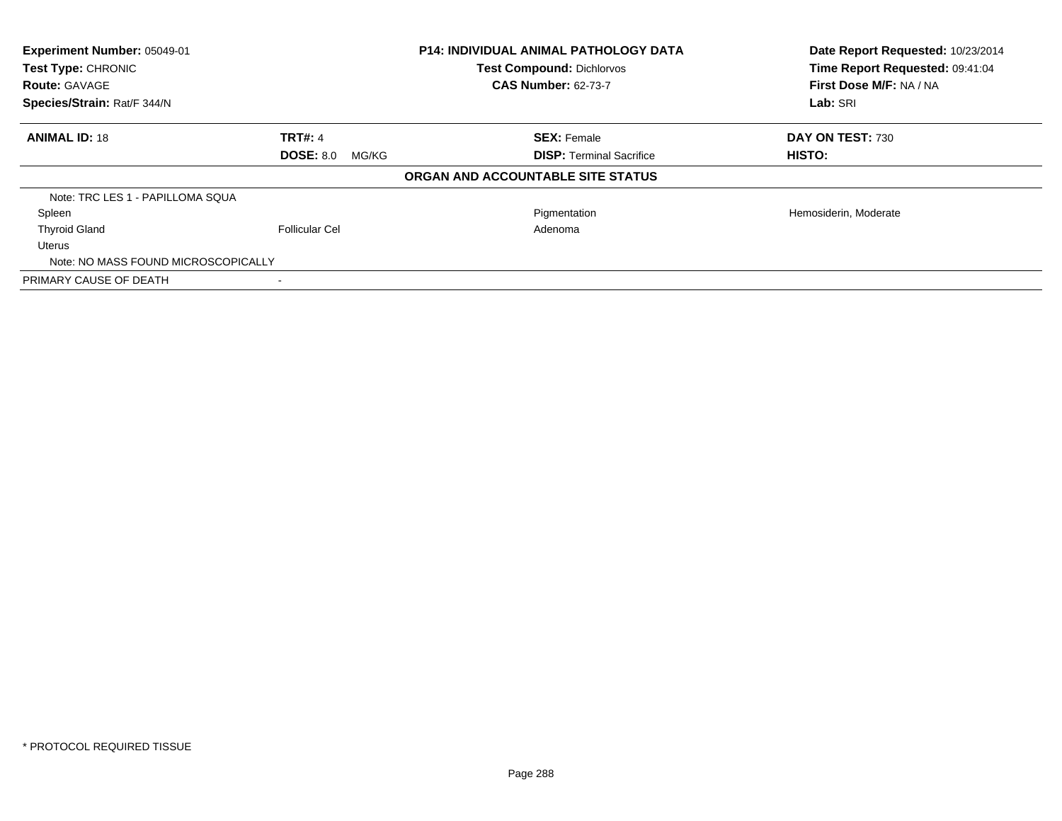**Experiment Number:** 05049-01
**Test Type:** CHRONIC
**Route:** GAVAGE
**Species/Strain:** Rat/F 344/N

**P14: INDIVIDUAL ANIMAL PATHOLOGY DATA**
**Test Compound:** Dichlorvos
**CAS Number:** 62-73-7

**Date Report Requested:** 10/23/2014
**Time Report Requested:** 09:41:04
**First Dose M/F:** NA / NA
**Lab:** SRI

| **ANIMAL ID:** 18 | **TRT#:** 4 | **SEX:** Female | **DAY ON TEST:** 730 |
|---|---|---|---|
| | **DOSE:** 8.0 MG/KG | **DISP:** Terminal Sacrifice | **HISTO:** |

**ORGAN AND ACCOUNTABLE SITE STATUS**

| | | | |
|---|---|---|---|
| Note: TRC LES 1 - PAPILLOMA SQUA | | | |
| Spleen | | Pigmentation | Hemosiderin, Moderate |
| Thyroid Gland | Follicular Cel | Adenoma | |
| Uterus | | | |
| Note: NO MASS FOUND MICROSCOPICALLY | | | |
| PRIMARY CAUSE OF DEATH | - | | |

* PROTOCOL REQUIRED TISSUE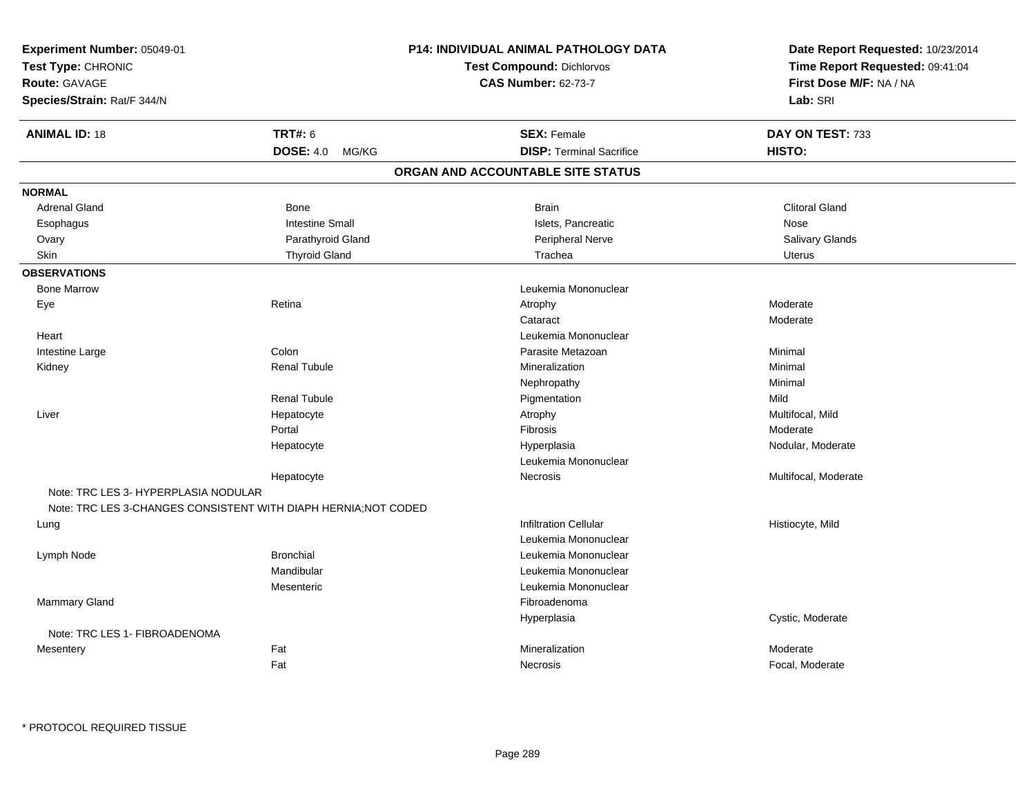**Experiment Number:** 05049-01
**Test Type:** CHRONIC
**Route:** GAVAGE
**Species/Strain:** Rat/F 344/N

**P14: INDIVIDUAL ANIMAL PATHOLOGY DATA**
**Test Compound:** Dichlorvos
**CAS Number:** 62-73-7

**Date Report Requested:** 10/23/2014
**Time Report Requested:** 09:41:04
**First Dose M/F:** NA / NA
**Lab:** SRI

| **ANIMAL ID:** 18 | **TRT#:** 6 | **SEX:** Female | **DAY ON TEST:** 733 |
|---|---|---|---|
| | **DOSE:** 4.0 MG/KG | **DISP:** Terminal Sacrifice | **HISTO:** |

## ORGAN AND ACCOUNTABLE SITE STATUS

| | | | |
|---|---|---|---|
| **NORMAL** | | | |
| Adrenal Gland | Bone | Brain | Clitoral Gland |
| Esophagus | Intestine Small | Islets, Pancreatic | Nose |
| Ovary | Parathyroid Gland | Peripheral Nerve | Salivary Glands |
| Skin | Thyroid Gland | Trachea | Uterus |
| **OBSERVATIONS** | | | |
| Bone Marrow | | Leukemia Mononuclear | |
| Eye | Retina | Atrophy | Moderate |
| | | Cataract | Moderate |
| Heart | | Leukemia Mononuclear | |
| Intestine Large | Colon | Parasite Metazoan | Minimal |
| Kidney | Renal Tubule | Mineralization | Minimal |
| | | Nephropathy | Minimal |
| | Renal Tubule | Pigmentation | Mild |
| Liver | Hepatocyte | Atrophy | Multifocal, Mild |
| | Portal | Fibrosis | Moderate |
| | Hepatocyte | Hyperplasia | Nodular, Moderate |
| | | Leukemia Mononuclear | |
| | Hepatocyte | Necrosis | Multifocal, Moderate |
| Note: TRC LES 3- HYPERPLASIA NODULAR | | | |
| Note: TRC LES 3-CHANGES CONSISTENT WITH DIAPH HERNIA;NOT CODED | | | |
| Lung | | Infiltration Cellular | Histiocyte, Mild |
| | | Leukemia Mononuclear | |
| Lymph Node | Bronchial | Leukemia Mononuclear | |
| | Mandibular | Leukemia Mononuclear | |
| | Mesenteric | Leukemia Mononuclear | |
| Mammary Gland | | Fibroadenoma | |
| | | Hyperplasia | Cystic, Moderate |
| Note: TRC LES 1- FIBROADENOMA | | | |
| Mesentery | Fat | Mineralization | Moderate |
| | Fat | Necrosis | Focal, Moderate |

* PROTOCOL REQUIRED TISSUE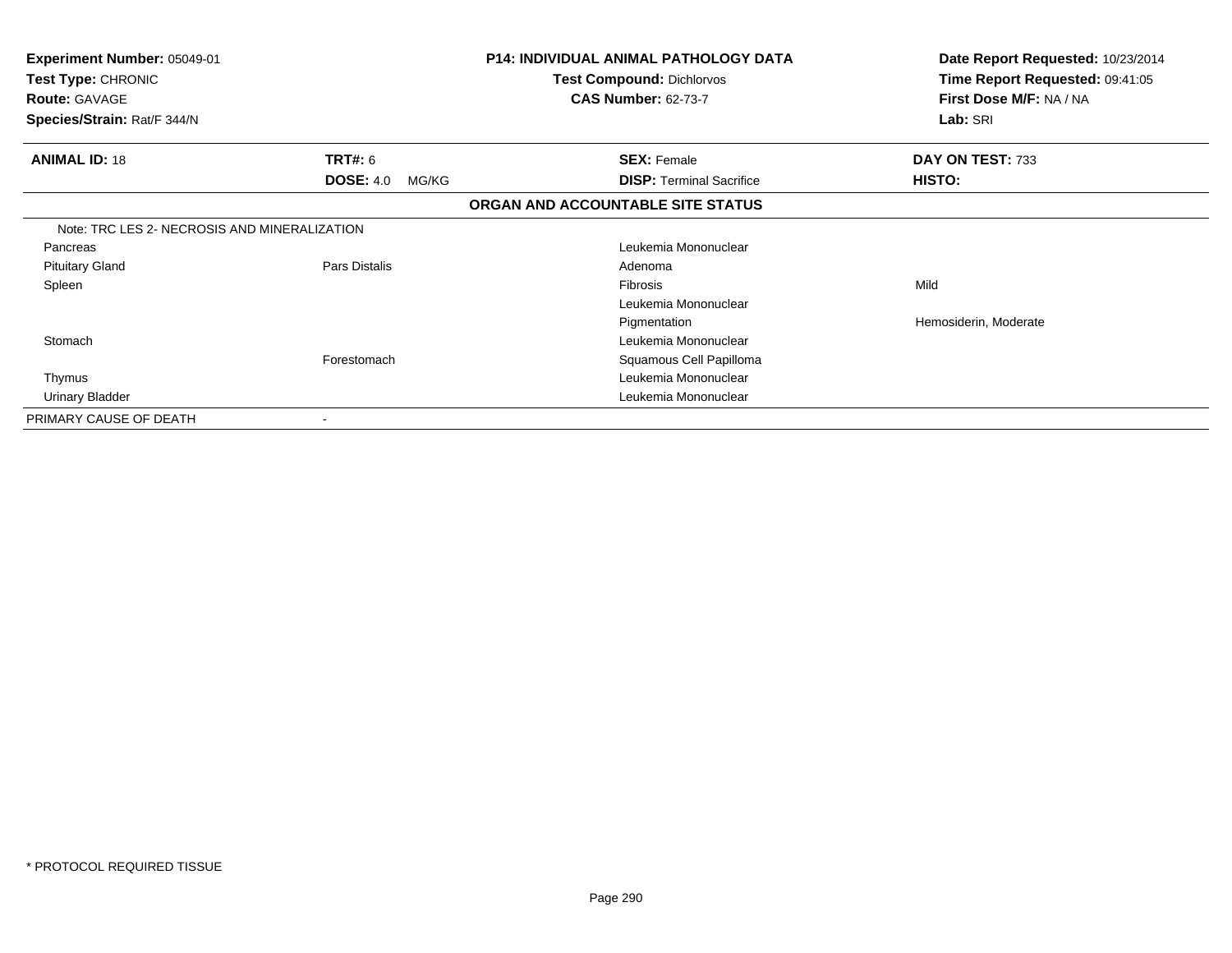**Experiment Number:** 05049-01
**Test Type:** CHRONIC
**Route:** GAVAGE
**Species/Strain:** Rat/F 344/N

**P14: INDIVIDUAL ANIMAL PATHOLOGY DATA**
**Test Compound:** Dichlorvos
**CAS Number:** 62-73-7

**Date Report Requested:** 10/23/2014
**Time Report Requested:** 09:41:05
**First Dose M/F:** NA / NA
**Lab:** SRI

| **ANIMAL ID:** 18 | **TRT#:** 6 | **SEX:** Female | **DAY ON TEST:** 733 |
|---|---|---|---|
| | **DOSE:** 4.0 MG/KG | **DISP:** Terminal Sacrifice | **HISTO:** |

**ORGAN AND ACCOUNTABLE SITE STATUS**

| | | | |
|---|---|---|---|
| Note: TRC LES 2- NECROSIS AND MINERALIZATION | | | |
| Pancreas | | Leukemia Mononuclear | |
| Pituitary Gland | Pars Distalis | Adenoma | |
| Spleen | | Fibrosis | Mild |
| | | Leukemia Mononuclear | |
| | | Pigmentation | Hemosiderin, Moderate |
| Stomach | | Leukemia Mononuclear | |
| | Forestomach | Squamous Cell Papilloma | |
| Thymus | | Leukemia Mononuclear | |
| Urinary Bladder | | Leukemia Mononuclear | |
| PRIMARY CAUSE OF DEATH | - | | |

* PROTOCOL REQUIRED TISSUE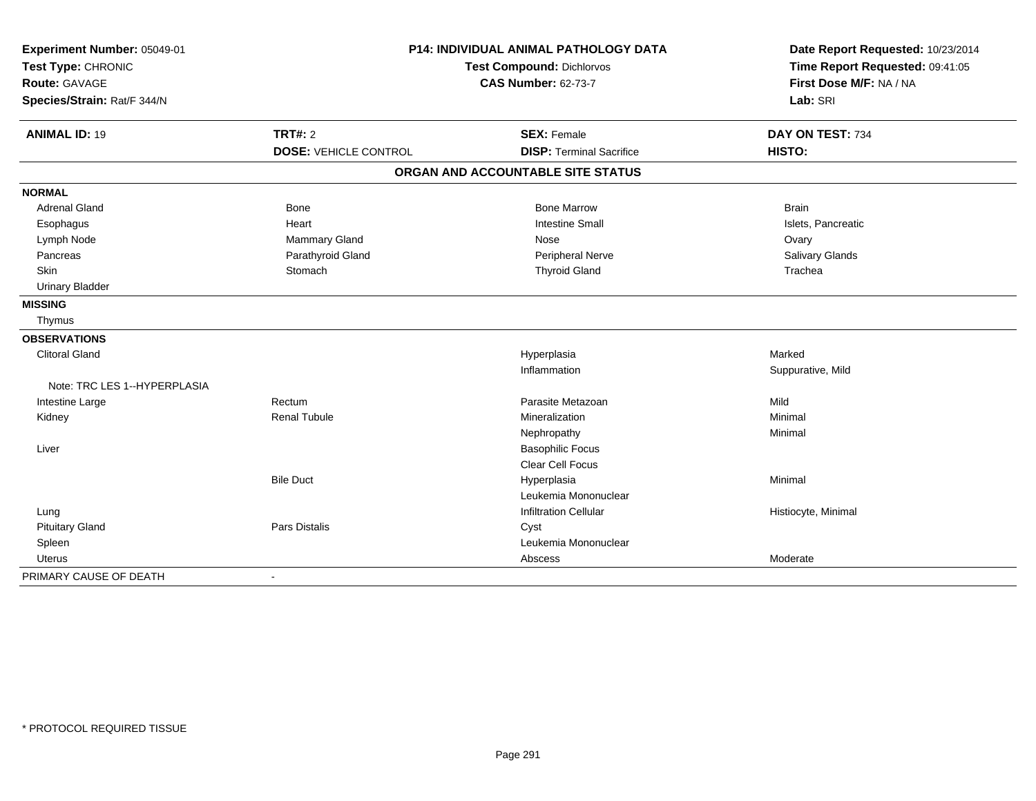**Experiment Number:** 05049-01
**Test Type:** CHRONIC
**Route:** GAVAGE
**Species/Strain:** Rat/F 344/N

**P14: INDIVIDUAL ANIMAL PATHOLOGY DATA**
**Test Compound:** Dichlorvos
**CAS Number:** 62-73-7

**Date Report Requested:** 10/23/2014
**Time Report Requested:** 09:41:05
**First Dose M/F:** NA / NA
**Lab:** SRI

| **ANIMAL ID:** 19 | **TRT#:** 2 | **SEX:** Female | **DAY ON TEST:** 734 |
|---|---|---|---|
| | **DOSE:** VEHICLE CONTROL | **DISP:** Terminal Sacrifice | **HISTO:** |

## ORGAN AND ACCOUNTABLE SITE STATUS

| | | | |
|---|---|---|---|
| **NORMAL** | | | |
| Adrenal Gland | Bone | Bone Marrow | Brain |
| Esophagus | Heart | Intestine Small | Islets, Pancreatic |
| Lymph Node | Mammary Gland | Nose | Ovary |
| Pancreas | Parathyroid Gland | Peripheral Nerve | Salivary Glands |
| Skin | Stomach | Thyroid Gland | Trachea |
| Urinary Bladder | | | |
| **MISSING** | | | |
| Thymus | | | |
| **OBSERVATIONS** | | | |
| Clitoral Gland | | Hyperplasia | Marked |
| | | Inflammation | Suppurative, Mild |
| Note: TRC LES 1--HYPERPLASIA | | | |
| Intestine Large | Rectum | Parasite Metazoan | Mild |
| Kidney | Renal Tubule | Mineralization | Minimal |
| | | Nephropathy | Minimal |
| Liver | | Basophilic Focus | |
| | | Clear Cell Focus | |
| | Bile Duct | Hyperplasia | Minimal |
| | | Leukemia Mononuclear | |
| Lung | | Infiltration Cellular | Histiocyte, Minimal |
| Pituitary Gland | Pars Distalis | Cyst | |
| Spleen | | Leukemia Mononuclear | |
| Uterus | | Abscess | Moderate |
| PRIMARY CAUSE OF DEATH | - | | |

* PROTOCOL REQUIRED TISSUE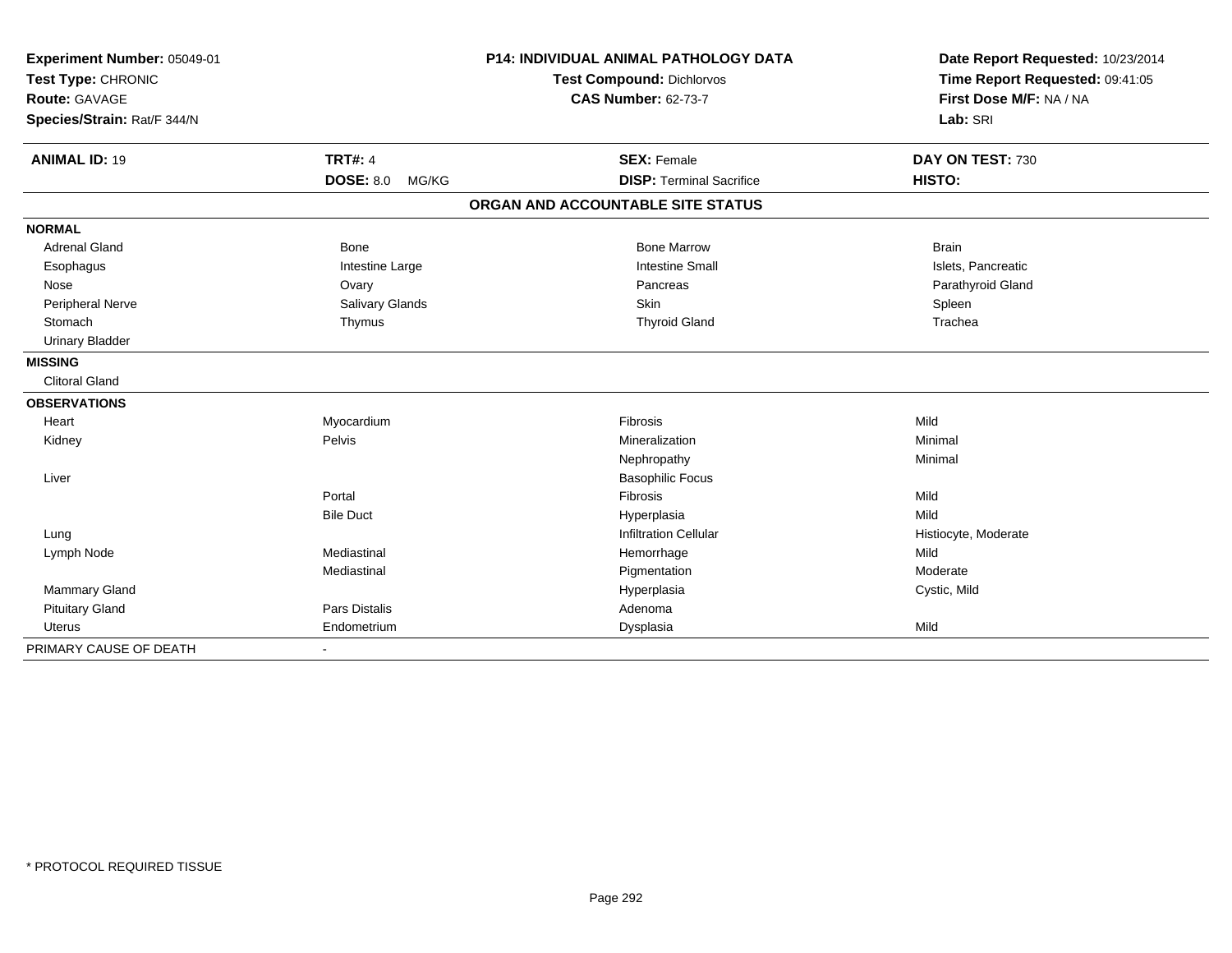**Experiment Number:** 05049-01
**Test Type:** CHRONIC
**Route:** GAVAGE
**Species/Strain:** Rat/F 344/N

**P14: INDIVIDUAL ANIMAL PATHOLOGY DATA**
**Test Compound:** Dichlorvos
**CAS Number:** 62-73-7

**Date Report Requested:** 10/23/2014
**Time Report Requested:** 09:41:05
**First Dose M/F:** NA / NA
**Lab:** SRI

| **ANIMAL ID:** 19 | **TRT#:** 4 | **SEX:** Female | **DAY ON TEST:** 730 |
|---|---|---|---|
| | **DOSE:** 8.0 MG/KG | **DISP:** Terminal Sacrifice | **HISTO:** |

## ORGAN AND ACCOUNTABLE SITE STATUS

| | | | |
|---|---|---|---|
| **NORMAL** | | | |
| Adrenal Gland | Bone | Bone Marrow | Brain |
| Esophagus | Intestine Large | Intestine Small | Islets, Pancreatic |
| Nose | Ovary | Pancreas | Parathyroid Gland |
| Peripheral Nerve | Salivary Glands | Skin | Spleen |
| Stomach | Thymus | Thyroid Gland | Trachea |
| Urinary Bladder | | | |
| **MISSING** | | | |
| Clitoral Gland | | | |
| **OBSERVATIONS** | | | |
| Heart | Myocardium | Fibrosis | Mild |
| Kidney | Pelvis | Mineralization | Minimal |
| | | Nephropathy | Minimal |
| Liver | | Basophilic Focus | |
| | Portal | Fibrosis | Mild |
| | Bile Duct | Hyperplasia | Mild |
| Lung | | Infiltration Cellular | Histiocyte, Moderate |
| Lymph Node | Mediastinal | Hemorrhage | Mild |
| | Mediastinal | Pigmentation | Moderate |
| Mammary Gland | | Hyperplasia | Cystic, Mild |
| Pituitary Gland | Pars Distalis | Adenoma | |
| Uterus | Endometrium | Dysplasia | Mild |
| PRIMARY CAUSE OF DEATH | - | | |

\* PROTOCOL REQUIRED TISSUE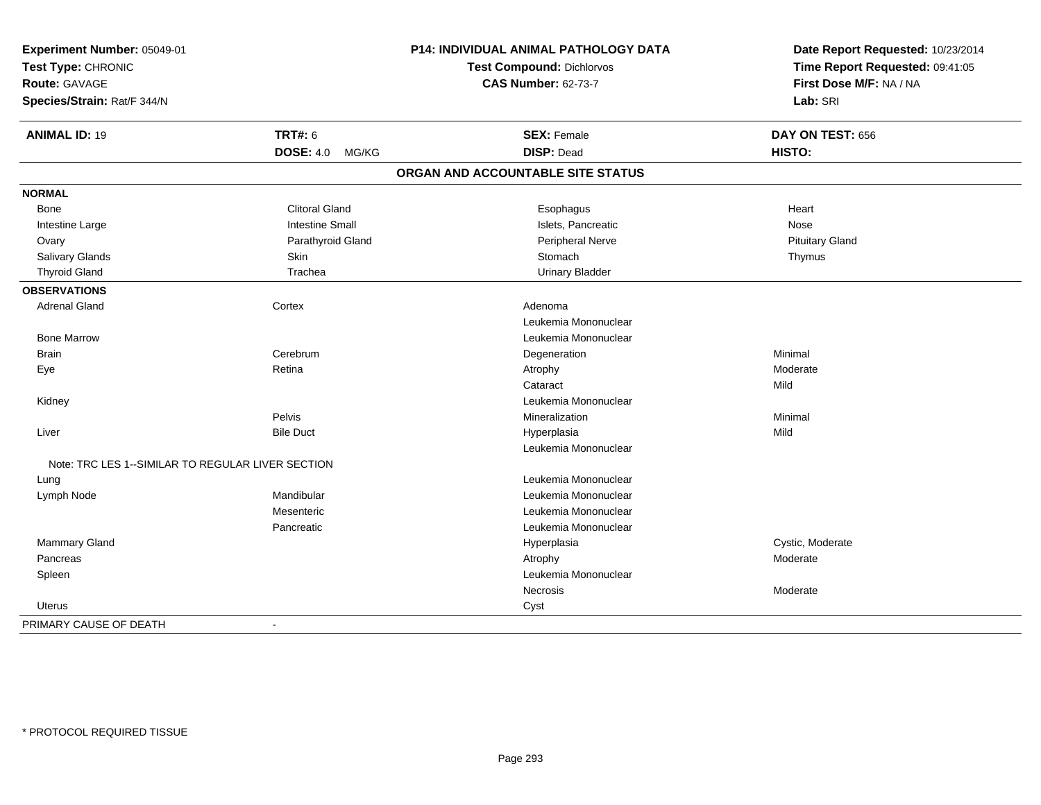**Experiment Number:** 05049-01
**Test Type:** CHRONIC
**Route:** GAVAGE
**Species/Strain:** Rat/F 344/N

**P14: INDIVIDUAL ANIMAL PATHOLOGY DATA**
**Test Compound:** Dichlorvos
**CAS Number:** 62-73-7

**Date Report Requested:** 10/23/2014
**Time Report Requested:** 09:41:05
**First Dose M/F:** NA / NA
**Lab:** SRI

| **ANIMAL ID:** 19 | **TRT#:** 6 | **SEX:** Female | **DAY ON TEST:** 656 |
|---|---|---|---|
| | **DOSE:** 4.0 MG/KG | **DISP:** Dead | **HISTO:** |

## ORGAN AND ACCOUNTABLE SITE STATUS

| | | | |
|---|---|---|---|
| **NORMAL** | | | |
| Bone | Clitoral Gland | Esophagus | Heart |
| Intestine Large | Intestine Small | Islets, Pancreatic | Nose |
| Ovary | Parathyroid Gland | Peripheral Nerve | Pituitary Gland |
| Salivary Glands | Skin | Stomach | Thymus |
| Thyroid Gland | Trachea | Urinary Bladder | |
| **OBSERVATIONS** | | | |
| Adrenal Gland | Cortex | Adenoma | |
| | | Leukemia Mononuclear | |
| Bone Marrow | | Leukemia Mononuclear | |
| Brain | Cerebrum | Degeneration | Minimal |
| Eye | Retina | Atrophy | Moderate |
| | | Cataract | Mild |
| Kidney | | Leukemia Mononuclear | |
| | Pelvis | Mineralization | Minimal |
| Liver | Bile Duct | Hyperplasia | Mild |
| | | Leukemia Mononuclear | |
| Note: TRC LES 1--SIMILAR TO REGULAR LIVER SECTION | | | |
| Lung | | Leukemia Mononuclear | |
| Lymph Node | Mandibular | Leukemia Mononuclear | |
| | Mesenteric | Leukemia Mononuclear | |
| | Pancreatic | Leukemia Mononuclear | |
| Mammary Gland | | Hyperplasia | Cystic, Moderate |
| Pancreas | | Atrophy | Moderate |
| Spleen | | Leukemia Mononuclear | |
| | | Necrosis | Moderate |
| Uterus | | Cyst | |
| PRIMARY CAUSE OF DEATH | - | | |

* PROTOCOL REQUIRED TISSUE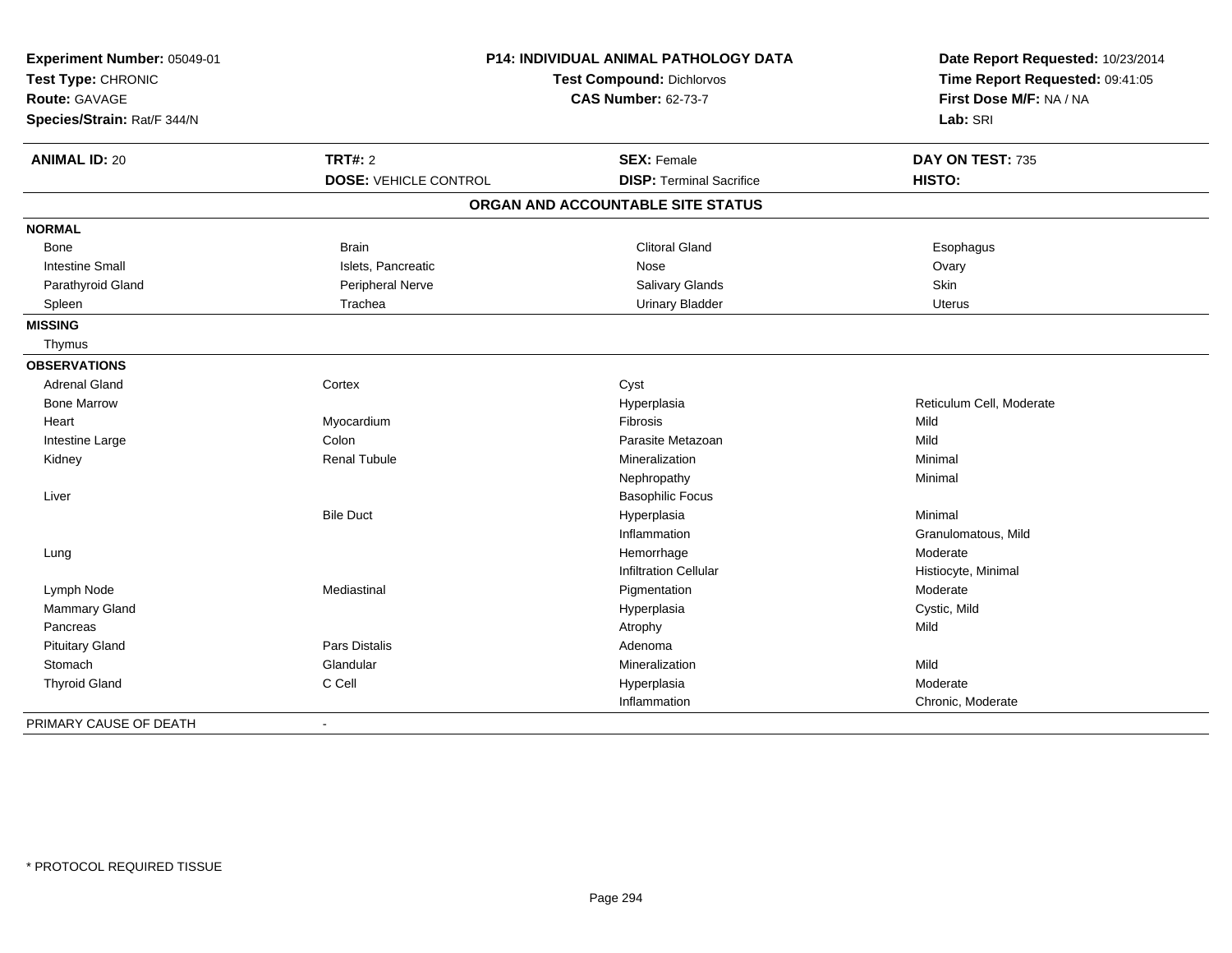| | | | |
|---|---|---|---|
| **Experiment Number:** 05049-01 | **P14: INDIVIDUAL ANIMAL PATHOLOGY DATA** | | **Date Report Requested:** 10/23/2014 |
| **Test Type:** CHRONIC | **Test Compound:** Dichlorvos | | **Time Report Requested:** 09:41:05 |
| **Route:** GAVAGE | **CAS Number:** 62-73-7 | | **First Dose M/F:** NA / NA |
| **Species/Strain:** Rat/F 344/N | | | **Lab:** SRI |

| **ANIMAL ID:** 20 | **TRT#:** 2 | **SEX:** Female | **DAY ON TEST:** 735 |
|---|---|---|---|
| | **DOSE:** VEHICLE CONTROL | **DISP:** Terminal Sacrifice | **HISTO:** |

## ORGAN AND ACCOUNTABLE SITE STATUS

| | | | |
|---|---|---|---|
| **NORMAL** | | | |
| Bone | Brain | Clitoral Gland | Esophagus |
| Intestine Small | Islets, Pancreatic | Nose | Ovary |
| Parathyroid Gland | Peripheral Nerve | Salivary Glands | Skin |
| Spleen | Trachea | Urinary Bladder | Uterus |
| **MISSING** | | | |
| Thymus | | | |
| **OBSERVATIONS** | | | |
| Adrenal Gland | Cortex | Cyst | |
| Bone Marrow | | Hyperplasia | Reticulum Cell, Moderate |
| Heart | Myocardium | Fibrosis | Mild |
| Intestine Large | Colon | Parasite Metazoan | Mild |
| Kidney | Renal Tubule | Mineralization | Minimal |
| | | Nephropathy | Minimal |
| Liver | | Basophilic Focus | |
| | Bile Duct | Hyperplasia | Minimal |
| | | Inflammation | Granulomatous, Mild |
| Lung | | Hemorrhage | Moderate |
| | | Infiltration Cellular | Histiocyte, Minimal |
| Lymph Node | Mediastinal | Pigmentation | Moderate |
| Mammary Gland | | Hyperplasia | Cystic, Mild |
| Pancreas | | Atrophy | Mild |
| Pituitary Gland | Pars Distalis | Adenoma | |
| Stomach | Glandular | Mineralization | Mild |
| Thyroid Gland | C Cell | Hyperplasia | Moderate |
| | | Inflammation | Chronic, Moderate |
| PRIMARY CAUSE OF DEATH | - | | |

\* PROTOCOL REQUIRED TISSUE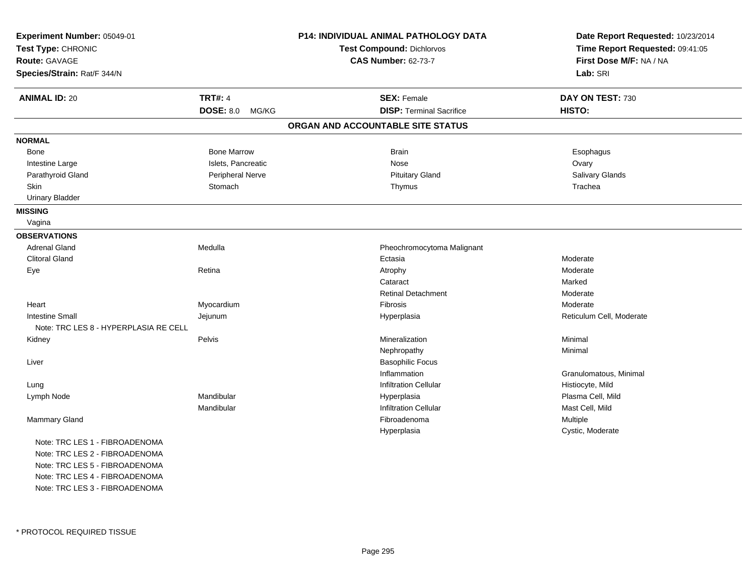**Experiment Number:** 05049-01
**Test Type:** CHRONIC
**Route:** GAVAGE
**Species/Strain:** Rat/F 344/N

**P14: INDIVIDUAL ANIMAL PATHOLOGY DATA**
**Test Compound:** Dichlorvos
**CAS Number:** 62-73-7

**Date Report Requested:** 10/23/2014
**Time Report Requested:** 09:41:05
**First Dose M/F:** NA / NA
**Lab:** SRI

| **ANIMAL ID:** 20 | **TRT#:** 4 | **SEX:** Female | **DAY ON TEST:** 730 |
|---|---|---|---|
| | **DOSE:** 8.0 MG/KG | **DISP:** Terminal Sacrifice | **HISTO:** |

## ORGAN AND ACCOUNTABLE SITE STATUS

**NORMAL**

| | | | |
|---|---|---|---|
| Bone | Bone Marrow | Brain | Esophagus |
| Intestine Large | Islets, Pancreatic | Nose | Ovary |
| Parathyroid Gland | Peripheral Nerve | Pituitary Gland | Salivary Glands |
| Skin | Stomach | Thymus | Trachea |
| Urinary Bladder | | | |

**MISSING**

Vagina

**OBSERVATIONS**

| | | | |
|---|---|---|---|
| Adrenal Gland | Medulla | Pheochromocytoma Malignant | |
| Clitoral Gland | | Ectasia | Moderate |
| Eye | Retina | Atrophy | Moderate |
| | | Cataract | Marked |
| | | Retinal Detachment | Moderate |
| Heart | Myocardium | Fibrosis | Moderate |
| Intestine Small | Jejunum | Hyperplasia | Reticulum Cell, Moderate |
| Note: TRC LES 8 - HYPERPLASIA RE CELL | | | |
| Kidney | Pelvis | Mineralization | Minimal |
| | | Nephropathy | Minimal |
| Liver | | Basophilic Focus | |
| | | Inflammation | Granulomatous, Minimal |
| Lung | | Infiltration Cellular | Histiocyte, Mild |
| Lymph Node | Mandibular | Hyperplasia | Plasma Cell, Mild |
| | Mandibular | Infiltration Cellular | Mast Cell, Mild |
| Mammary Gland | | Fibroadenoma | Multiple |
| | | Hyperplasia | Cystic, Moderate |
| Note: TRC LES 1 - FIBROADENOMA | | | |
| Note: TRC LES 2 - FIBROADENOMA | | | |
| Note: TRC LES 5 - FIBROADENOMA | | | |
| Note: TRC LES 4 - FIBROADENOMA | | | |
| Note: TRC LES 3 - FIBROADENOMA | | | |

* PROTOCOL REQUIRED TISSUE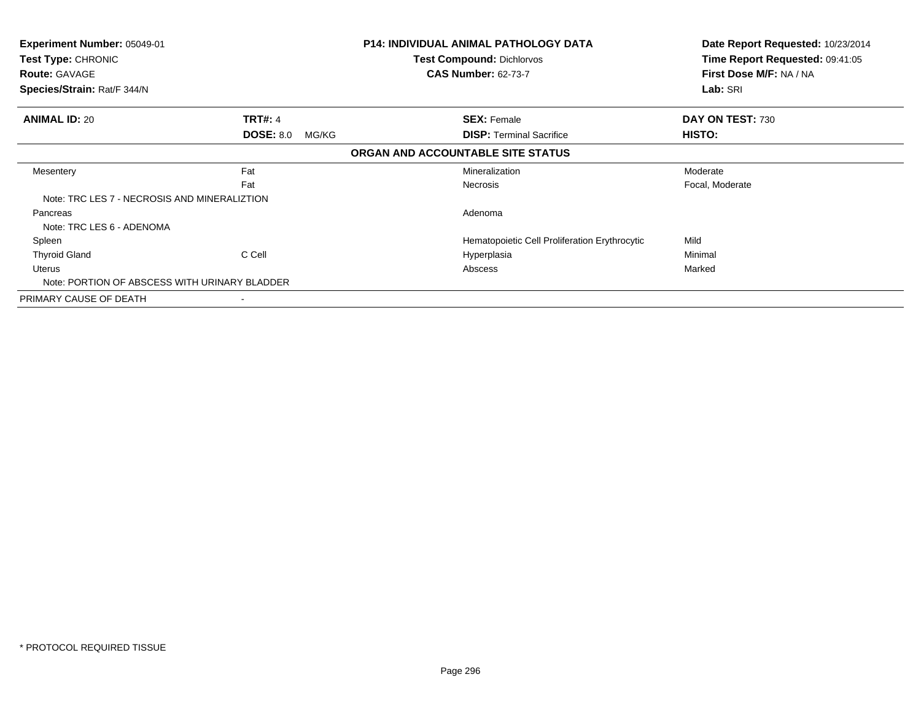**Experiment Number:** 05049-01
**Test Type:** CHRONIC
**Route:** GAVAGE
**Species/Strain:** Rat/F 344/N

**P14: INDIVIDUAL ANIMAL PATHOLOGY DATA**
**Test Compound:** Dichlorvos
**CAS Number:** 62-73-7

**Date Report Requested:** 10/23/2014
**Time Report Requested:** 09:41:05
**First Dose M/F:** NA / NA
**Lab:** SRI

| **ANIMAL ID:** 20 | **TRT#:** 4 | **SEX:** Female | **DAY ON TEST:** 730 |
|---|---|---|---|
| | **DOSE:** 8.0 MG/KG | **DISP:** Terminal Sacrifice | **HISTO:** |

**ORGAN AND ACCOUNTABLE SITE STATUS**

| | | | |
|---|---|---|---|
| Mesentery | Fat | Mineralization | Moderate |
| | Fat | Necrosis | Focal, Moderate |
| Note: TRC LES 7 - NECROSIS AND MINERALIZTION | | | |
| Pancreas | | Adenoma | |
| Note: TRC LES 6 - ADENOMA | | | |
| Spleen | | Hematopoietic Cell Proliferation Erythrocytic | Mild |
| Thyroid Gland | C Cell | Hyperplasia | Minimal |
| Uterus | | Abscess | Marked |
| Note: PORTION OF ABSCESS WITH URINARY BLADDER | | | |
| PRIMARY CAUSE OF DEATH | - | | |

\* PROTOCOL REQUIRED TISSUE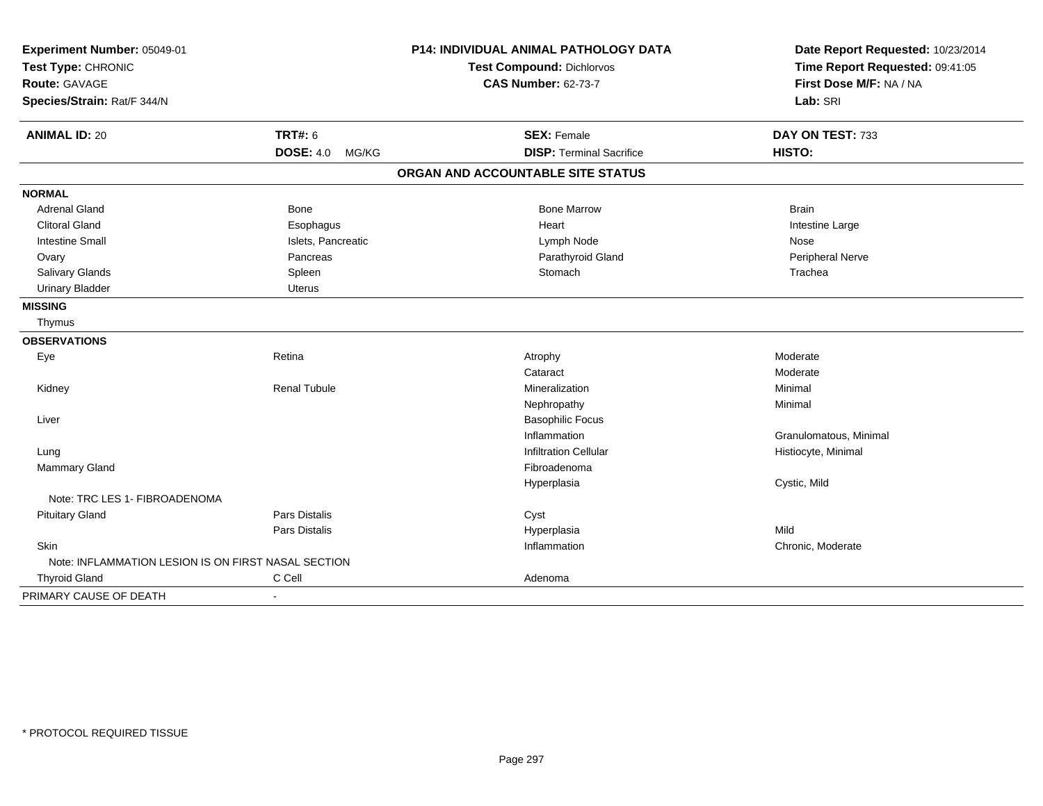**Experiment Number:** 05049-01
**Test Type:** CHRONIC
**Route:** GAVAGE
**Species/Strain:** Rat/F 344/N

**P14: INDIVIDUAL ANIMAL PATHOLOGY DATA**
**Test Compound:** Dichlorvos
**CAS Number:** 62-73-7

**Date Report Requested:** 10/23/2014
**Time Report Requested:** 09:41:05
**First Dose M/F:** NA / NA
**Lab:** SRI

| **ANIMAL ID:** 20 | **TRT#:** 6 | **SEX:** Female | **DAY ON TEST:** 733 |
|---|---|---|---|
| | **DOSE:** 4.0 MG/KG | **DISP:** Terminal Sacrifice | **HISTO:** |

**ORGAN AND ACCOUNTABLE SITE STATUS**

| | | | |
|---|---|---|---|
| **NORMAL** | | | |
| Adrenal Gland | Bone | Bone Marrow | Brain |
| Clitoral Gland | Esophagus | Heart | Intestine Large |
| Intestine Small | Islets, Pancreatic | Lymph Node | Nose |
| Ovary | Pancreas | Parathyroid Gland | Peripheral Nerve |
| Salivary Glands | Spleen | Stomach | Trachea |
| Urinary Bladder | Uterus | | |
| **MISSING** | | | |
| Thymus | | | |
| **OBSERVATIONS** | | | |
| Eye | Retina | Atrophy | Moderate |
| | | Cataract | Moderate |
| Kidney | Renal Tubule | Mineralization | Minimal |
| | | Nephropathy | Minimal |
| Liver | | Basophilic Focus | |
| | | Inflammation | Granulomatous, Minimal |
| Lung | | Infiltration Cellular | Histiocyte, Minimal |
| Mammary Gland | | Fibroadenoma | |
| | | Hyperplasia | Cystic, Mild |
| Note: TRC LES 1- FIBROADENOMA | | | |
| Pituitary Gland | Pars Distalis | Cyst | |
| | Pars Distalis | Hyperplasia | Mild |
| Skin | | Inflammation | Chronic, Moderate |
| Note: INFLAMMATION LESION IS ON FIRST NASAL SECTION | | | |
| Thyroid Gland | C Cell | Adenoma | |
| PRIMARY CAUSE OF DEATH | - | | |

\* PROTOCOL REQUIRED TISSUE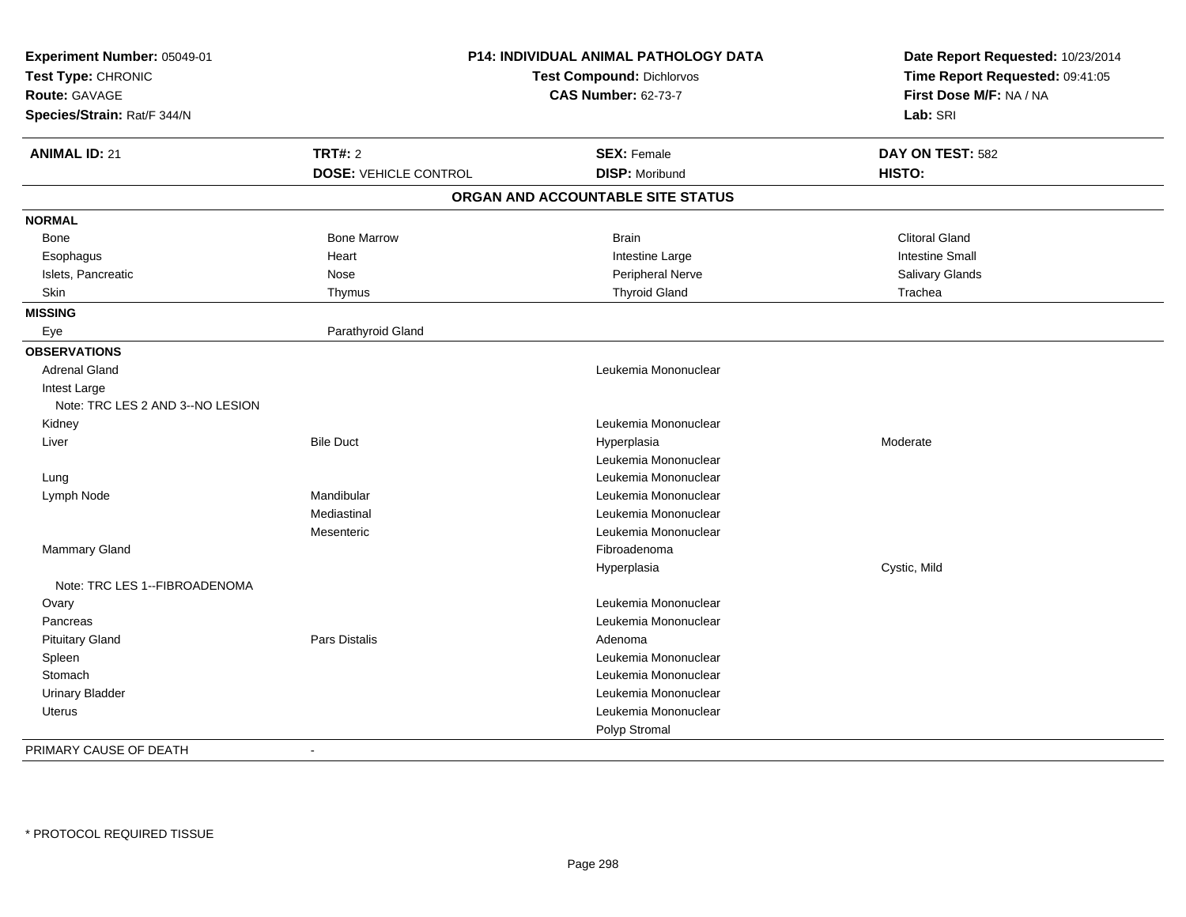**Experiment Number:** 05049-01
**Test Type:** CHRONIC
**Route:** GAVAGE
**Species/Strain:** Rat/F 344/N

**P14: INDIVIDUAL ANIMAL PATHOLOGY DATA**
**Test Compound:** Dichlorvos
**CAS Number:** 62-73-7

**Date Report Requested:** 10/23/2014
**Time Report Requested:** 09:41:05
**First Dose M/F:** NA / NA
**Lab:** SRI

| **ANIMAL ID:** 21 | **TRT#:** 2 | **SEX:** Female | **DAY ON TEST:** 582 |
|---|---|---|---|
| | **DOSE:** VEHICLE CONTROL | **DISP:** Moribund | **HISTO:** |

**ORGAN AND ACCOUNTABLE SITE STATUS**

| | | | |
|---|---|---|---|
| **NORMAL** | | | |
| Bone | Bone Marrow | Brain | Clitoral Gland |
| Esophagus | Heart | Intestine Large | Intestine Small |
| Islets, Pancreatic | Nose | Peripheral Nerve | Salivary Glands |
| Skin | Thymus | Thyroid Gland | Trachea |
| **MISSING** | | | |
| Eye | Parathyroid Gland | | |
| **OBSERVATIONS** | | | |
| Adrenal Gland | | Leukemia Mononuclear | |
| Intest Large | | | |
| Note: TRC LES 2 AND 3--NO LESION | | | |
| Kidney | | Leukemia Mononuclear | |
| Liver | Bile Duct | Hyperplasia | Moderate |
| | | Leukemia Mononuclear | |
| Lung | | Leukemia Mononuclear | |
| Lymph Node | Mandibular | Leukemia Mononuclear | |
| | Mediastinal | Leukemia Mononuclear | |
| | Mesenteric | Leukemia Mononuclear | |
| Mammary Gland | | Fibroadenoma | |
| | | Hyperplasia | Cystic, Mild |
| Note: TRC LES 1--FIBROADENOMA | | | |
| Ovary | | Leukemia Mononuclear | |
| Pancreas | | Leukemia Mononuclear | |
| Pituitary Gland | Pars Distalis | Adenoma | |
| Spleen | | Leukemia Mononuclear | |
| Stomach | | Leukemia Mononuclear | |
| Urinary Bladder | | Leukemia Mononuclear | |
| Uterus | | Leukemia Mononuclear | |
| | | Polyp Stromal | |
| PRIMARY CAUSE OF DEATH | - | | |

* PROTOCOL REQUIRED TISSUE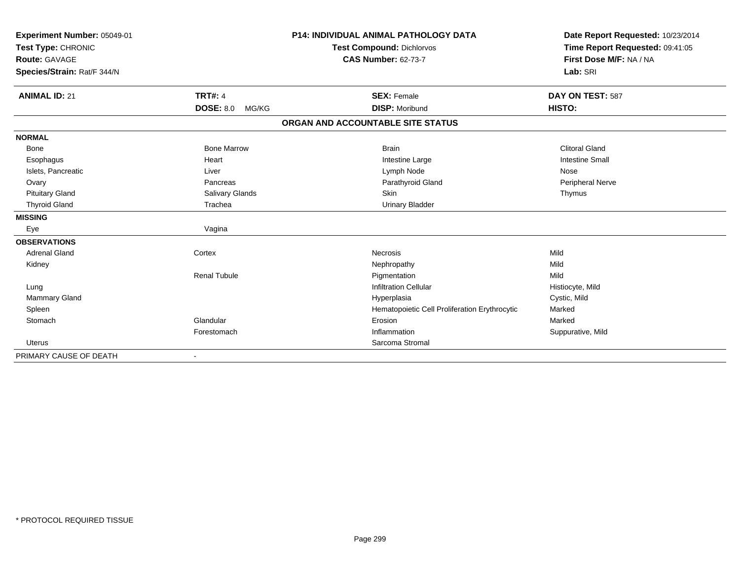**Experiment Number:** 05049-01
**Test Type:** CHRONIC
**Route:** GAVAGE
**Species/Strain:** Rat/F 344/N

**P14: INDIVIDUAL ANIMAL PATHOLOGY DATA**
**Test Compound:** Dichlorvos
**CAS Number:** 62-73-7

**Date Report Requested:** 10/23/2014
**Time Report Requested:** 09:41:05
**First Dose M/F:** NA / NA
**Lab:** SRI

| **ANIMAL ID:** 21 | **TRT#:** 4 | **SEX:** Female | **DAY ON TEST:** 587 |
|---|---|---|---|
| | **DOSE:** 8.0 MG/KG | **DISP:** Moribund | **HISTO:** |

## ORGAN AND ACCOUNTABLE SITE STATUS

| | | | |
|---|---|---|---|
| **NORMAL** | | | |
| Bone | Bone Marrow | Brain | Clitoral Gland |
| Esophagus | Heart | Intestine Large | Intestine Small |
| Islets, Pancreatic | Liver | Lymph Node | Nose |
| Ovary | Pancreas | Parathyroid Gland | Peripheral Nerve |
| Pituitary Gland | Salivary Glands | Skin | Thymus |
| Thyroid Gland | Trachea | Urinary Bladder | |
| **MISSING** | | | |
| Eye | Vagina | | |
| **OBSERVATIONS** | | | |
| Adrenal Gland | Cortex | Necrosis | Mild |
| Kidney | | Nephropathy | Mild |
| | Renal Tubule | Pigmentation | Mild |
| Lung | | Infiltration Cellular | Histiocyte, Mild |
| Mammary Gland | | Hyperplasia | Cystic, Mild |
| Spleen | | Hematopoietic Cell Proliferation Erythrocytic | Marked |
| Stomach | Glandular | Erosion | Marked |
| | Forestomach | Inflammation | Suppurative, Mild |
| Uterus | | Sarcoma Stromal | |
| PRIMARY CAUSE OF DEATH | - | | |

\* PROTOCOL REQUIRED TISSUE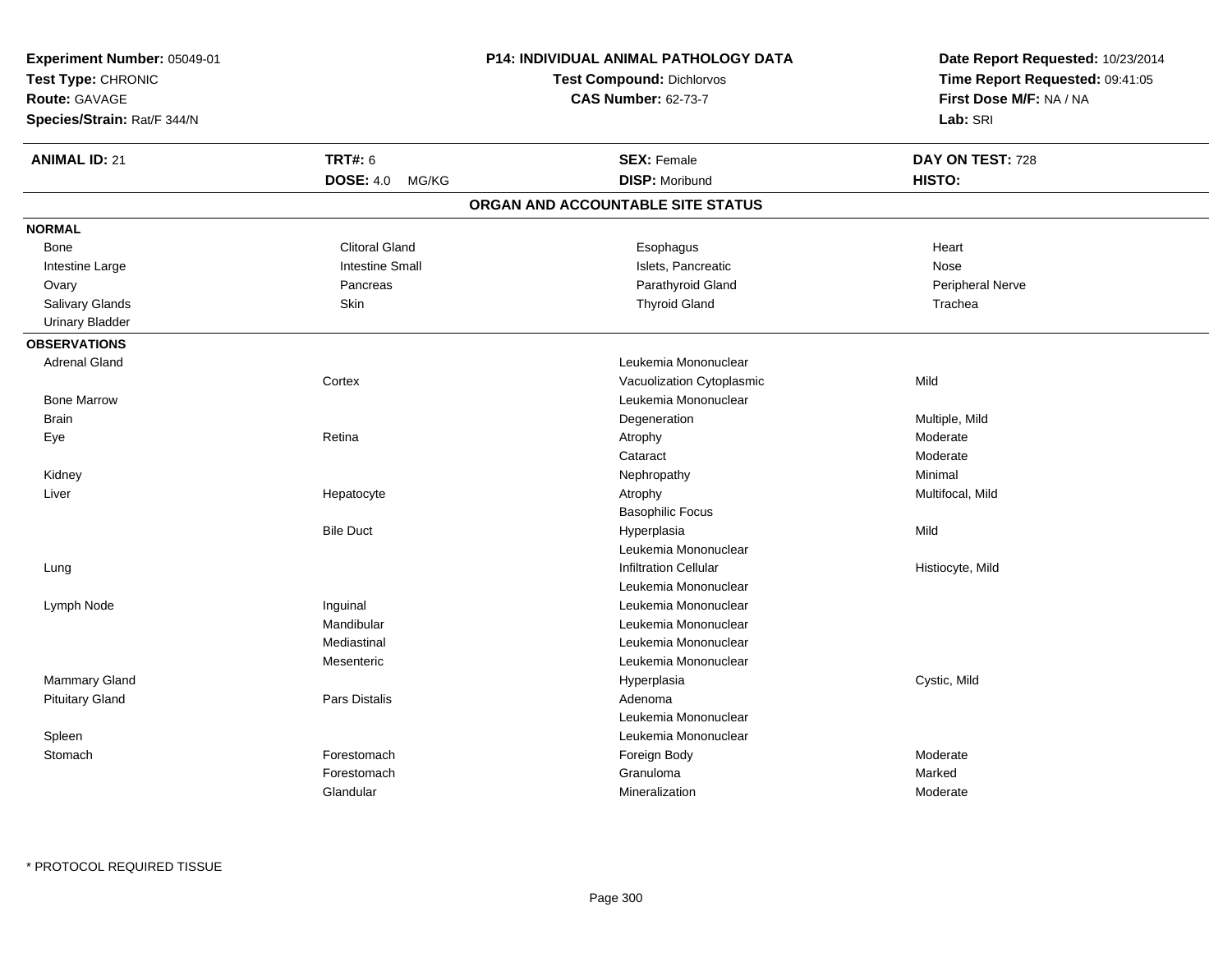**Experiment Number:** 05049-01
**Test Type:** CHRONIC
**Route:** GAVAGE
**Species/Strain:** Rat/F 344/N

**P14: INDIVIDUAL ANIMAL PATHOLOGY DATA**
**Test Compound:** Dichlorvos
**CAS Number:** 62-73-7

**Date Report Requested:** 10/23/2014
**Time Report Requested:** 09:41:05
**First Dose M/F:** NA / NA
**Lab:** SRI

| **ANIMAL ID:** 21 | **TRT#:** 6 | **SEX:** Female | **DAY ON TEST:** 728 |
|---|---|---|---|
| | **DOSE:** 4.0 MG/KG | **DISP:** Moribund | **HISTO:** |

## ORGAN AND ACCOUNTABLE SITE STATUS

### NORMAL

| | | | |
|---|---|---|---|
| Bone | Clitoral Gland | Esophagus | Heart |
| Intestine Large | Intestine Small | Islets, Pancreatic | Nose |
| Ovary | Pancreas | Parathyroid Gland | Peripheral Nerve |
| Salivary Glands | Skin | Thyroid Gland | Trachea |
| Urinary Bladder | | | |

### OBSERVATIONS

| Organ | Site | Observation | Severity |
|---|---|---|---|
| Adrenal Gland | | Leukemia Mononuclear | |
| | Cortex | Vacuolization Cytoplasmic | Mild |
| Bone Marrow | | Leukemia Mononuclear | |
| Brain | | Degeneration | Multiple, Mild |
| Eye | Retina | Atrophy | Moderate |
| | | Cataract | Moderate |
| Kidney | | Nephropathy | Minimal |
| Liver | Hepatocyte | Atrophy | Multifocal, Mild |
| | | Basophilic Focus | |
| | Bile Duct | Hyperplasia | Mild |
| | | Leukemia Mononuclear | |
| Lung | | Infiltration Cellular | Histiocyte, Mild |
| | | Leukemia Mononuclear | |
| Lymph Node | Inguinal | Leukemia Mononuclear | |
| | Mandibular | Leukemia Mononuclear | |
| | Mediastinal | Leukemia Mononuclear | |
| | Mesenteric | Leukemia Mononuclear | |
| Mammary Gland | | Hyperplasia | Cystic, Mild |
| Pituitary Gland | Pars Distalis | Adenoma | |
| | | Leukemia Mononuclear | |
| Spleen | | Leukemia Mononuclear | |
| Stomach | Forestomach | Foreign Body | Moderate |
| | Forestomach | Granuloma | Marked |
| | Glandular | Mineralization | Moderate |

* PROTOCOL REQUIRED TISSUE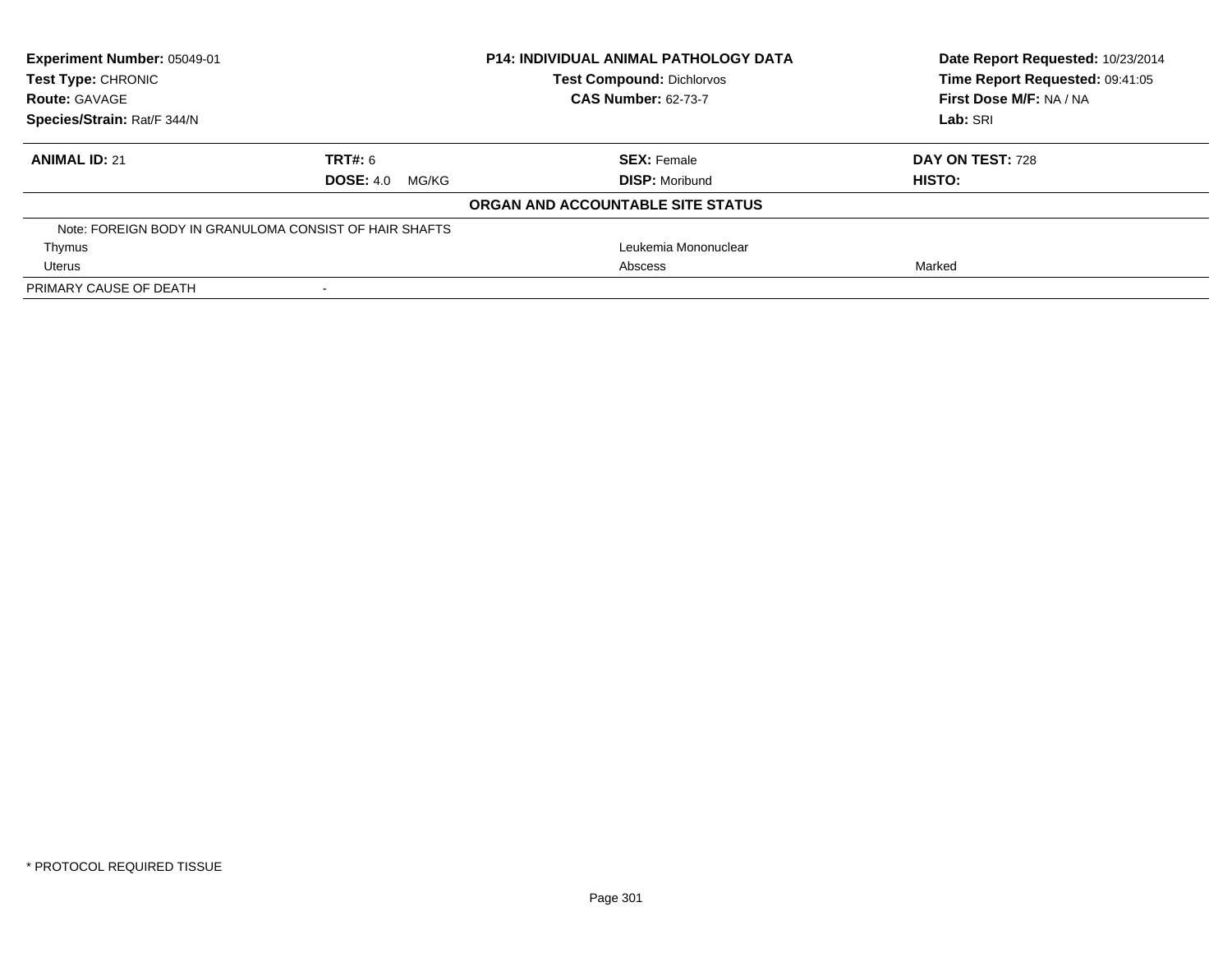| **Experiment Number:** 05049-01 | | **P14: INDIVIDUAL ANIMAL PATHOLOGY DATA** | **Date Report Requested:** 10/23/2014 |
|---|---|---|---|
| **Test Type:** CHRONIC | | **Test Compound:** Dichlorvos | **Time Report Requested:** 09:41:05 |
| **Route:** GAVAGE | | **CAS Number:** 62-73-7 | **First Dose M/F:** NA / NA |
| **Species/Strain:** Rat/F 344/N | | | **Lab:** SRI |

| **ANIMAL ID:** 21 | **TRT#:** 6 | **SEX:** Female | **DAY ON TEST:** 728 |
|---|---|---|---|
| | **DOSE:** 4.0 MG/KG | **DISP:** Moribund | **HISTO:** |

**ORGAN AND ACCOUNTABLE SITE STATUS**

| | | | |
|---|---|---|---|
| Note: FOREIGN BODY IN GRANULOMA CONSIST OF HAIR SHAFTS | | | |
| Thymus | | Leukemia Mononuclear | |
| Uterus | | Abscess | Marked |
| PRIMARY CAUSE OF DEATH | - | | |

\* PROTOCOL REQUIRED TISSUE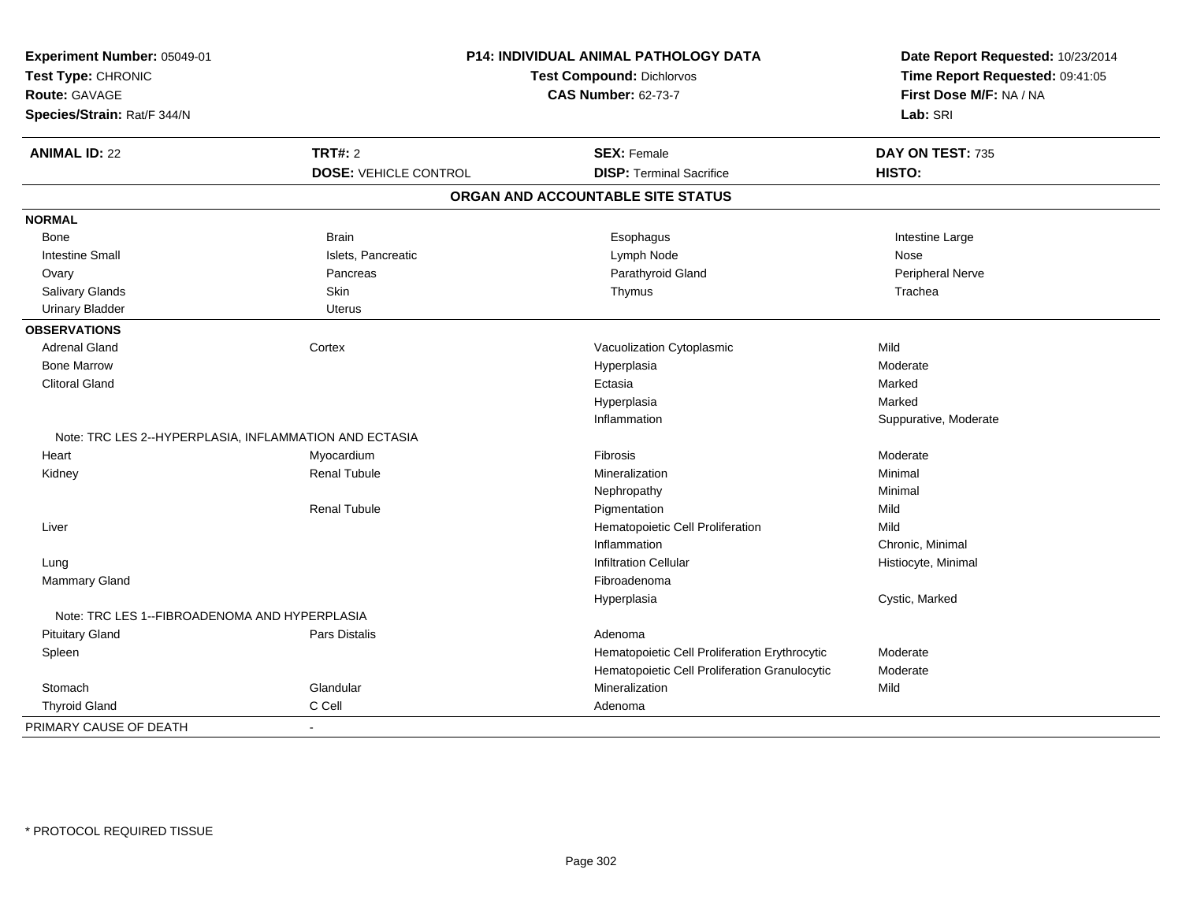**Experiment Number:** 05049-01
**Test Type:** CHRONIC
**Route:** GAVAGE
**Species/Strain:** Rat/F 344/N

**P14: INDIVIDUAL ANIMAL PATHOLOGY DATA**
**Test Compound:** Dichlorvos
**CAS Number:** 62-73-7

**Date Report Requested:** 10/23/2014
**Time Report Requested:** 09:41:05
**First Dose M/F:** NA / NA
**Lab:** SRI

| **ANIMAL ID:** 22 | **TRT#:** 2 | **SEX:** Female | **DAY ON TEST:** 735 |
|---|---|---|---|
| | **DOSE:** VEHICLE CONTROL | **DISP:** Terminal Sacrifice | **HISTO:** |

## ORGAN AND ACCOUNTABLE SITE STATUS

| | | | |
|---|---|---|---|
| **NORMAL** | | | |
| Bone | Brain | Esophagus | Intestine Large |
| Intestine Small | Islets, Pancreatic | Lymph Node | Nose |
| Ovary | Pancreas | Parathyroid Gland | Peripheral Nerve |
| Salivary Glands | Skin | Thymus | Trachea |
| Urinary Bladder | Uterus | | |
| **OBSERVATIONS** | | | |
| Adrenal Gland | Cortex | Vacuolization Cytoplasmic | Mild |
| Bone Marrow | | Hyperplasia | Moderate |
| Clitoral Gland | | Ectasia | Marked |
| | | Hyperplasia | Marked |
| | | Inflammation | Suppurative, Moderate |
| Note: TRC LES 2--HYPERPLASIA, INFLAMMATION AND ECTASIA | | | |
| Heart | Myocardium | Fibrosis | Moderate |
| Kidney | Renal Tubule | Mineralization | Minimal |
| | | Nephropathy | Minimal |
| | Renal Tubule | Pigmentation | Mild |
| Liver | | Hematopoietic Cell Proliferation | Mild |
| | | Inflammation | Chronic, Minimal |
| Lung | | Infiltration Cellular | Histiocyte, Minimal |
| Mammary Gland | | Fibroadenoma | |
| | | Hyperplasia | Cystic, Marked |
| Note: TRC LES 1--FIBROADENOMA AND HYPERPLASIA | | | |
| Pituitary Gland | Pars Distalis | Adenoma | |
| Spleen | | Hematopoietic Cell Proliferation Erythrocytic | Moderate |
| | | Hematopoietic Cell Proliferation Granulocytic | Moderate |
| Stomach | Glandular | Mineralization | Mild |
| Thyroid Gland | C Cell | Adenoma | |
| PRIMARY CAUSE OF DEATH | - | | |

* PROTOCOL REQUIRED TISSUE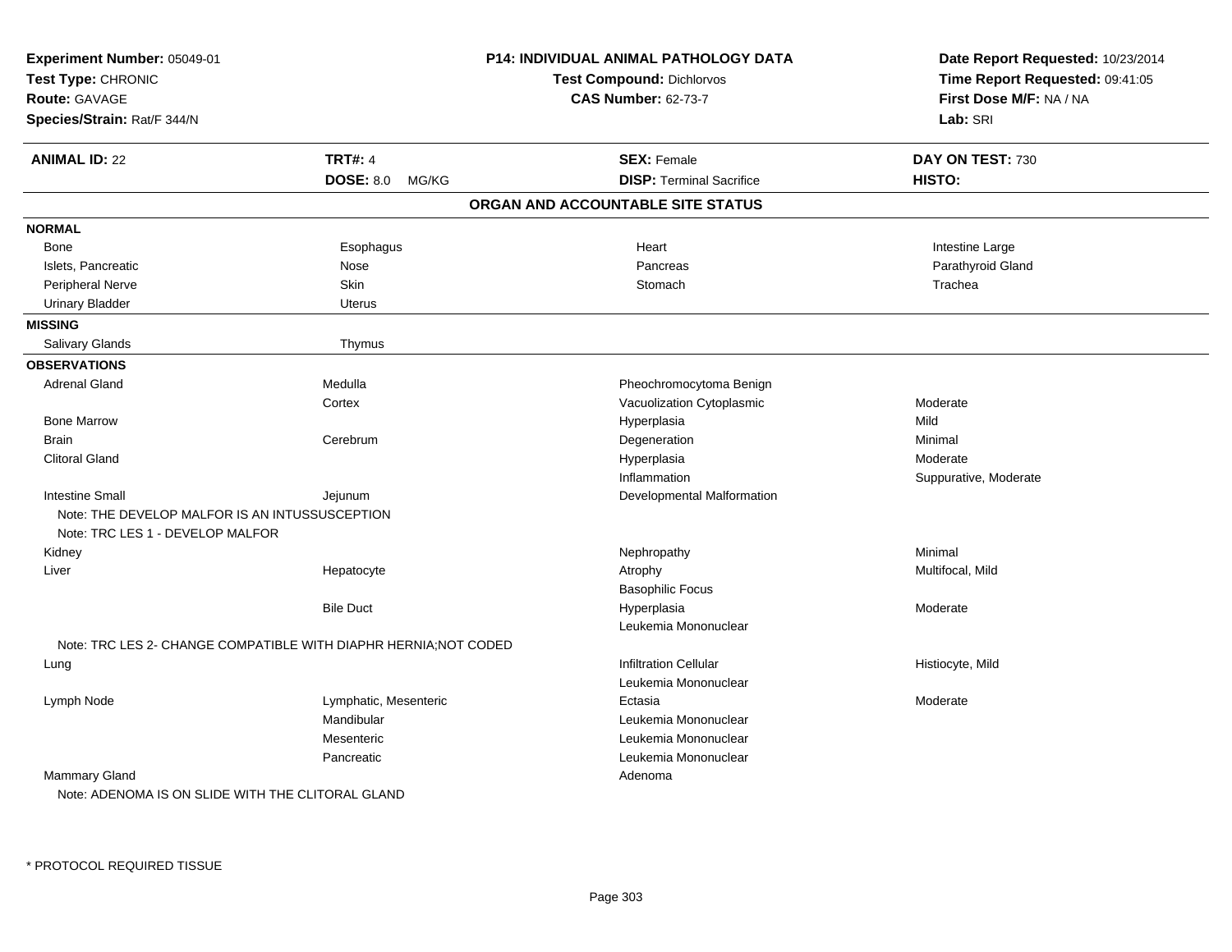**Experiment Number:** 05049-01
**Test Type:** CHRONIC
**Route:** GAVAGE
**Species/Strain:** Rat/F 344/N

**P14: INDIVIDUAL ANIMAL PATHOLOGY DATA**
**Test Compound:** Dichlorvos
**CAS Number:** 62-73-7

**Date Report Requested:** 10/23/2014
**Time Report Requested:** 09:41:05
**First Dose M/F:** NA / NA
**Lab:** SRI

| **ANIMAL ID:** 22 | **TRT#:** 4 | **SEX:** Female | **DAY ON TEST:** 730 |
|---|---|---|---|
| | **DOSE:** 8.0 MG/KG | **DISP:** Terminal Sacrifice | **HISTO:** |

## ORGAN AND ACCOUNTABLE SITE STATUS

**NORMAL**

| | | | |
|---|---|---|---|
| Bone | Esophagus | Heart | Intestine Large |
| Islets, Pancreatic | Nose | Pancreas | Parathyroid Gland |
| Peripheral Nerve | Skin | Stomach | Trachea |
| Urinary Bladder | Uterus | | |

**MISSING**

| | |
|---|---|
| Salivary Glands | Thymus |

**OBSERVATIONS**

| Organ | Site | Observation | Severity |
|---|---|---|---|
| Adrenal Gland | Medulla | Pheochromocytoma Benign | |
| | Cortex | Vacuolization Cytoplasmic | Moderate |
| Bone Marrow | | Hyperplasia | Mild |
| Brain | Cerebrum | Degeneration | Minimal |
| Clitoral Gland | | Hyperplasia | Moderate |
| | | Inflammation | Suppurative, Moderate |
| Intestine Small | Jejunum | Developmental Malformation | |
| Note: THE DEVELOP MALFOR IS AN INTUSSUSCEPTION | | | |
| Note: TRC LES 1 - DEVELOP MALFOR | | | |
| Kidney | | Nephropathy | Minimal |
| Liver | Hepatocyte | Atrophy | Multifocal, Mild |
| | | Basophilic Focus | |
| | Bile Duct | Hyperplasia | Moderate |
| | | Leukemia Mononuclear | |
| Note: TRC LES 2- CHANGE COMPATIBLE WITH DIAPHR HERNIA;NOT CODED | | | |
| Lung | | Infiltration Cellular | Histiocyte, Mild |
| | | Leukemia Mononuclear | |
| Lymph Node | Lymphatic, Mesenteric | Ectasia | Moderate |
| | Mandibular | Leukemia Mononuclear | |
| | Mesenteric | Leukemia Mononuclear | |
| | Pancreatic | Leukemia Mononuclear | |
| Mammary Gland | | Adenoma | |
| Note: ADENOMA IS ON SLIDE WITH THE CLITORAL GLAND | | | |

* PROTOCOL REQUIRED TISSUE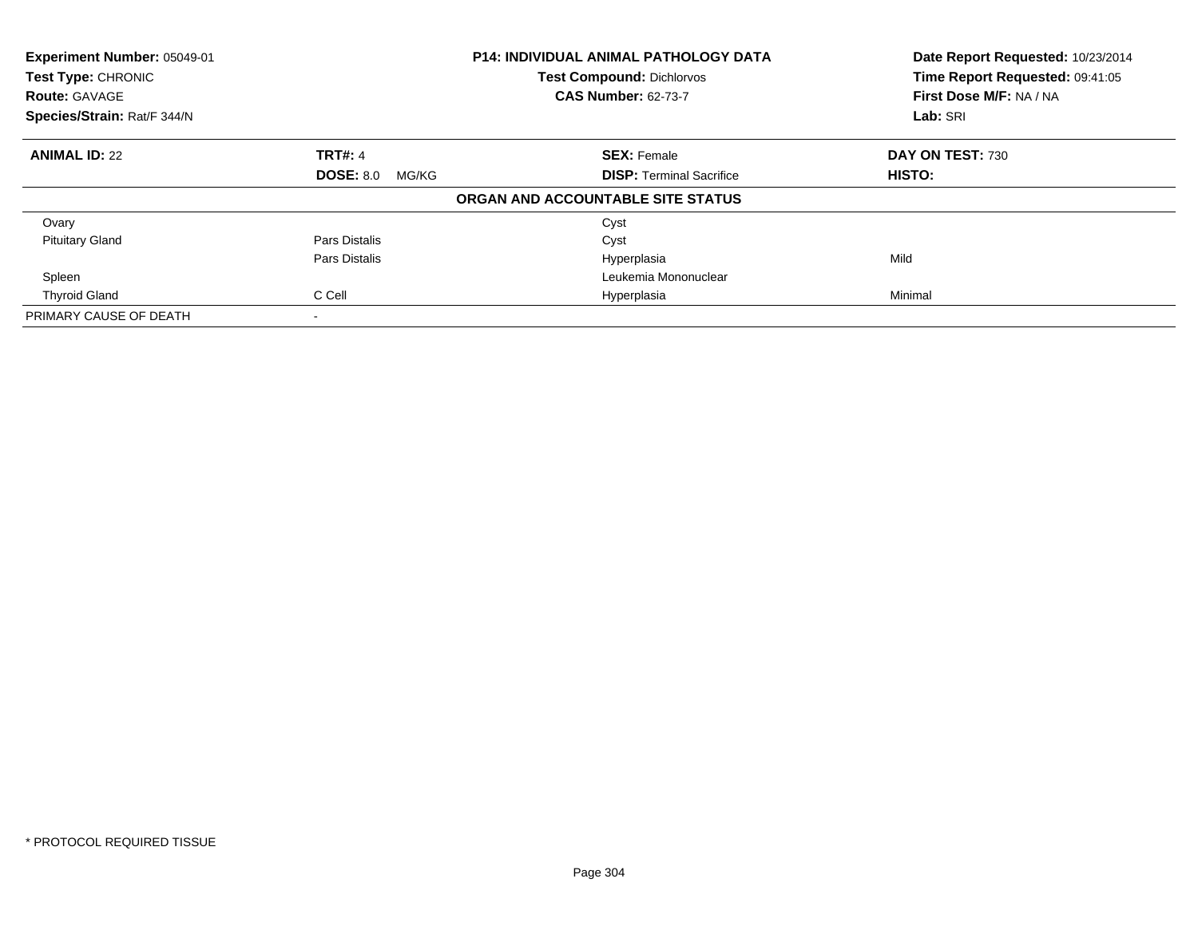| **Experiment Number:** 05049-01 | **P14: INDIVIDUAL ANIMAL PATHOLOGY DATA** | **Date Report Requested:** 10/23/2014 |
|---|---|---|
| **Test Type:** CHRONIC | **Test Compound:** Dichlorvos | **Time Report Requested:** 09:41:05 |
| **Route:** GAVAGE | **CAS Number:** 62-73-7 | **First Dose M/F:** NA / NA |
| **Species/Strain:** Rat/F 344/N | | **Lab:** SRI |

| **ANIMAL ID:** 22 | **TRT#:** 4 | **SEX:** Female | **DAY ON TEST:** 730 |
|---|---|---|---|
| | **DOSE:** 8.0 MG/KG | **DISP:** Terminal Sacrifice | **HISTO:** |
| **ORGAN AND ACCOUNTABLE SITE STATUS** | | | |
| Ovary | | Cyst | |
| Pituitary Gland | Pars Distalis | Cyst | |
| | Pars Distalis | Hyperplasia | Mild |
| Spleen | | Leukemia Mononuclear | |
| Thyroid Gland | C Cell | Hyperplasia | Minimal |
| PRIMARY CAUSE OF DEATH | - | | |

* PROTOCOL REQUIRED TISSUE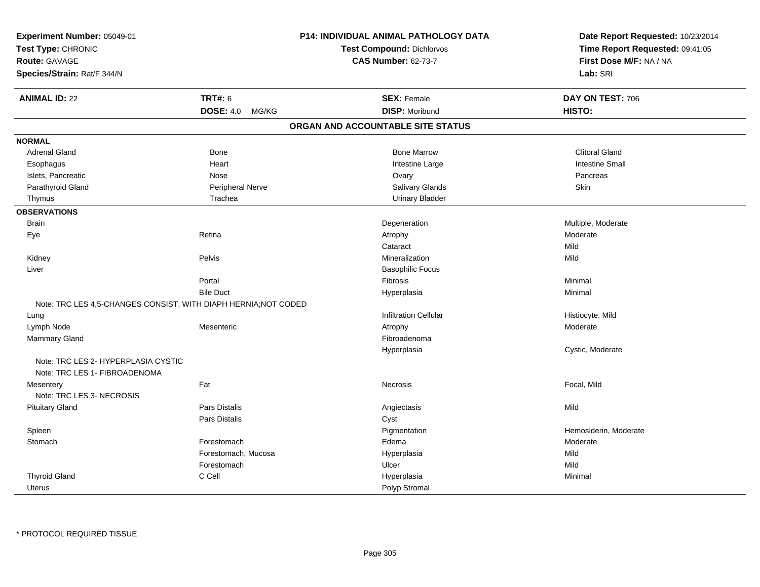**Experiment Number:** 05049-01
**Test Type:** CHRONIC
**Route:** GAVAGE
**Species/Strain:** Rat/F 344/N

**P14: INDIVIDUAL ANIMAL PATHOLOGY DATA**
**Test Compound:** Dichlorvos
**CAS Number:** 62-73-7

**Date Report Requested:** 10/23/2014
**Time Report Requested:** 09:41:05
**First Dose M/F:** NA / NA
**Lab:** SRI

| **ANIMAL ID:** 22 | **TRT#:** 6 | **SEX:** Female | **DAY ON TEST:** 706 |
|---|---|---|---|
| | **DOSE:** 4.0 MG/KG | **DISP:** Moribund | **HISTO:** |

## ORGAN AND ACCOUNTABLE SITE STATUS

**NORMAL**

| | | | |
|---|---|---|---|
| Adrenal Gland | Bone | Bone Marrow | Clitoral Gland |
| Esophagus | Heart | Intestine Large | Intestine Small |
| Islets, Pancreatic | Nose | Ovary | Pancreas |
| Parathyroid Gland | Peripheral Nerve | Salivary Glands | Skin |
| Thymus | Trachea | Urinary Bladder | |

**OBSERVATIONS**

| | | | |
|---|---|---|---|
| Brain | | Degeneration | Multiple, Moderate |
| Eye | Retina | Atrophy | Moderate |
| | | Cataract | Mild |
| Kidney | Pelvis | Mineralization | Mild |
| Liver | | Basophilic Focus | |
| | Portal | Fibrosis | Minimal |
| | Bile Duct | Hyperplasia | Minimal |
| Note: TRC LES 4,5-CHANGES CONSIST. WITH DIAPH HERNIA;NOT CODED | | | |
| Lung | | Infiltration Cellular | Histiocyte, Mild |
| Lymph Node | Mesenteric | Atrophy | Moderate |
| Mammary Gland | | Fibroadenoma | |
| | | Hyperplasia | Cystic, Moderate |
| Note: TRC LES 2- HYPERPLASIA CYSTIC | | | |
| Note: TRC LES 1- FIBROADENOMA | | | |
| Mesentery | Fat | Necrosis | Focal, Mild |
| Note: TRC LES 3- NECROSIS | | | |
| Pituitary Gland | Pars Distalis | Angiectasis | Mild |
| | Pars Distalis | Cyst | |
| Spleen | | Pigmentation | Hemosiderin, Moderate |
| Stomach | Forestomach | Edema | Moderate |
| | Forestomach, Mucosa | Hyperplasia | Mild |
| | Forestomach | Ulcer | Mild |
| Thyroid Gland | C Cell | Hyperplasia | Minimal |
| Uterus | | Polyp Stromal | |

* PROTOCOL REQUIRED TISSUE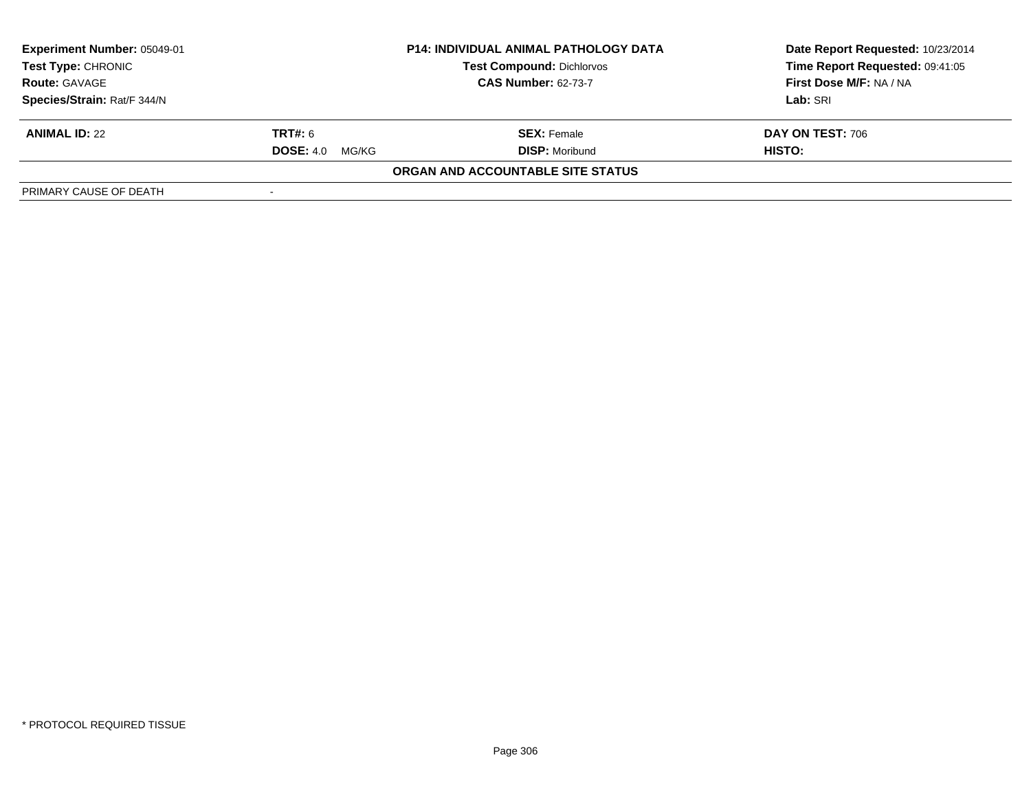| **Experiment Number:** 05049-01 | **P14: INDIVIDUAL ANIMAL PATHOLOGY DATA** | **Date Report Requested:** 10/23/2014 |
|---|---|---|
| **Test Type:** CHRONIC | **Test Compound:** Dichlorvos | **Time Report Requested:** 09:41:05 |
| **Route:** GAVAGE | **CAS Number:** 62-73-7 | **First Dose M/F:** NA / NA |
| **Species/Strain:** Rat/F 344/N | | **Lab:** SRI |

| **ANIMAL ID:** 22 | **TRT#:** 6 | **SEX:** Female | **DAY ON TEST:** 706 |
|---|---|---|---|
| | **DOSE:** 4.0 MG/KG | **DISP:** Moribund | **HISTO:** |

**ORGAN AND ACCOUNTABLE SITE STATUS**

| PRIMARY CAUSE OF DEATH | - |
|---|---|

* PROTOCOL REQUIRED TISSUE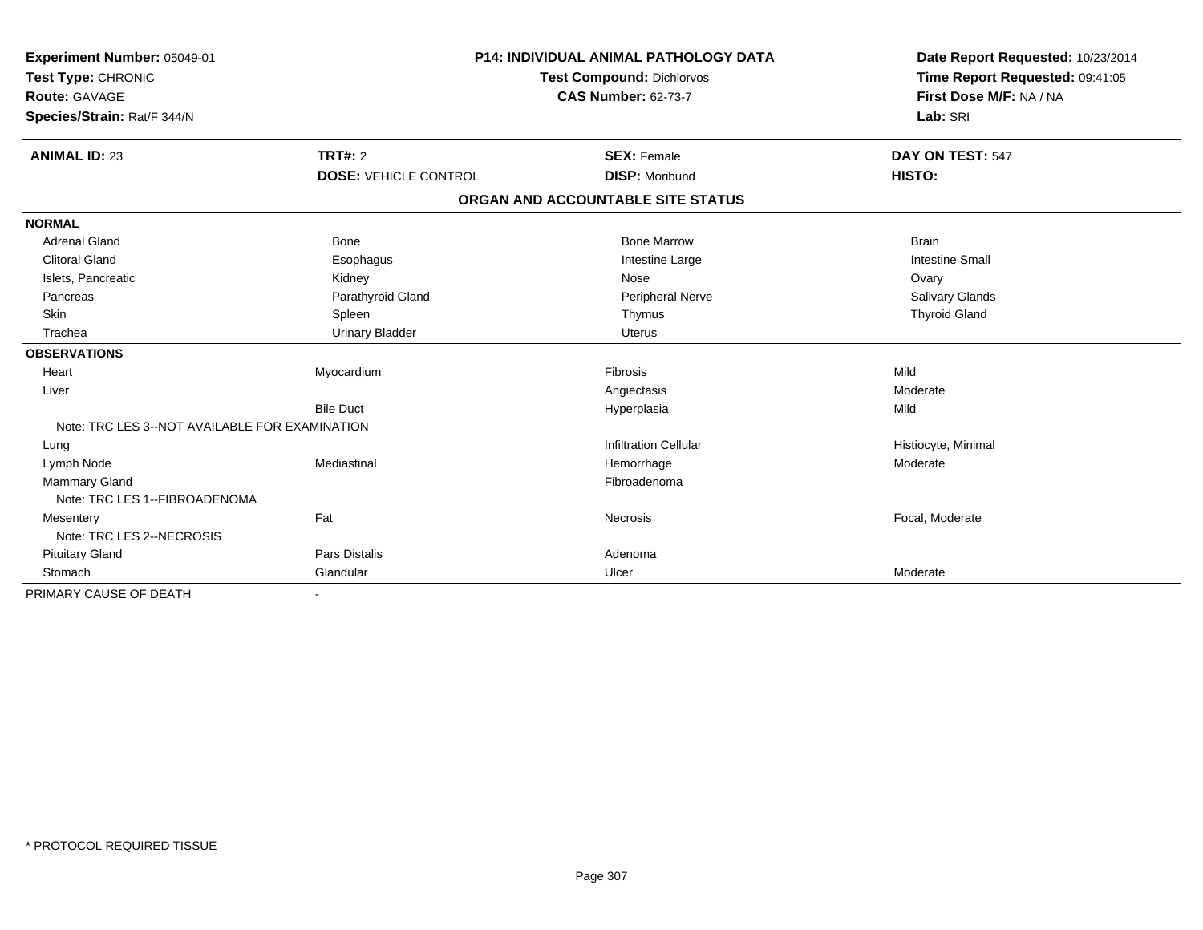**Experiment Number:** 05049-01
**Test Type:** CHRONIC
**Route:** GAVAGE
**Species/Strain:** Rat/F 344/N

**P14: INDIVIDUAL ANIMAL PATHOLOGY DATA**
**Test Compound:** Dichlorvos
**CAS Number:** 62-73-7

**Date Report Requested:** 10/23/2014
**Time Report Requested:** 09:41:05
**First Dose M/F:** NA / NA
**Lab:** SRI

| **ANIMAL ID:** 23 | **TRT#:** 2 | **SEX:** Female | **DAY ON TEST:** 547 |
|---|---|---|---|
| | **DOSE:** VEHICLE CONTROL | **DISP:** Moribund | **HISTO:** |

## ORGAN AND ACCOUNTABLE SITE STATUS

| | | | |
|---|---|---|---|
| **NORMAL** | | | |
| Adrenal Gland | Bone | Bone Marrow | Brain |
| Clitoral Gland | Esophagus | Intestine Large | Intestine Small |
| Islets, Pancreatic | Kidney | Nose | Ovary |
| Pancreas | Parathyroid Gland | Peripheral Nerve | Salivary Glands |
| Skin | Spleen | Thymus | Thyroid Gland |
| Trachea | Urinary Bladder | Uterus | |
| **OBSERVATIONS** | | | |
| Heart | Myocardium | Fibrosis | Mild |
| Liver | | Angiectasis | Moderate |
| | Bile Duct | Hyperplasia | Mild |
| Note: TRC LES 3--NOT AVAILABLE FOR EXAMINATION | | | |
| Lung | | Infiltration Cellular | Histiocyte, Minimal |
| Lymph Node | Mediastinal | Hemorrhage | Moderate |
| Mammary Gland | | Fibroadenoma | |
| Note: TRC LES 1--FIBROADENOMA | | | |
| Mesentery | Fat | Necrosis | Focal, Moderate |
| Note: TRC LES 2--NECROSIS | | | |
| Pituitary Gland | Pars Distalis | Adenoma | |
| Stomach | Glandular | Ulcer | Moderate |
| PRIMARY CAUSE OF DEATH | - | | |

* PROTOCOL REQUIRED TISSUE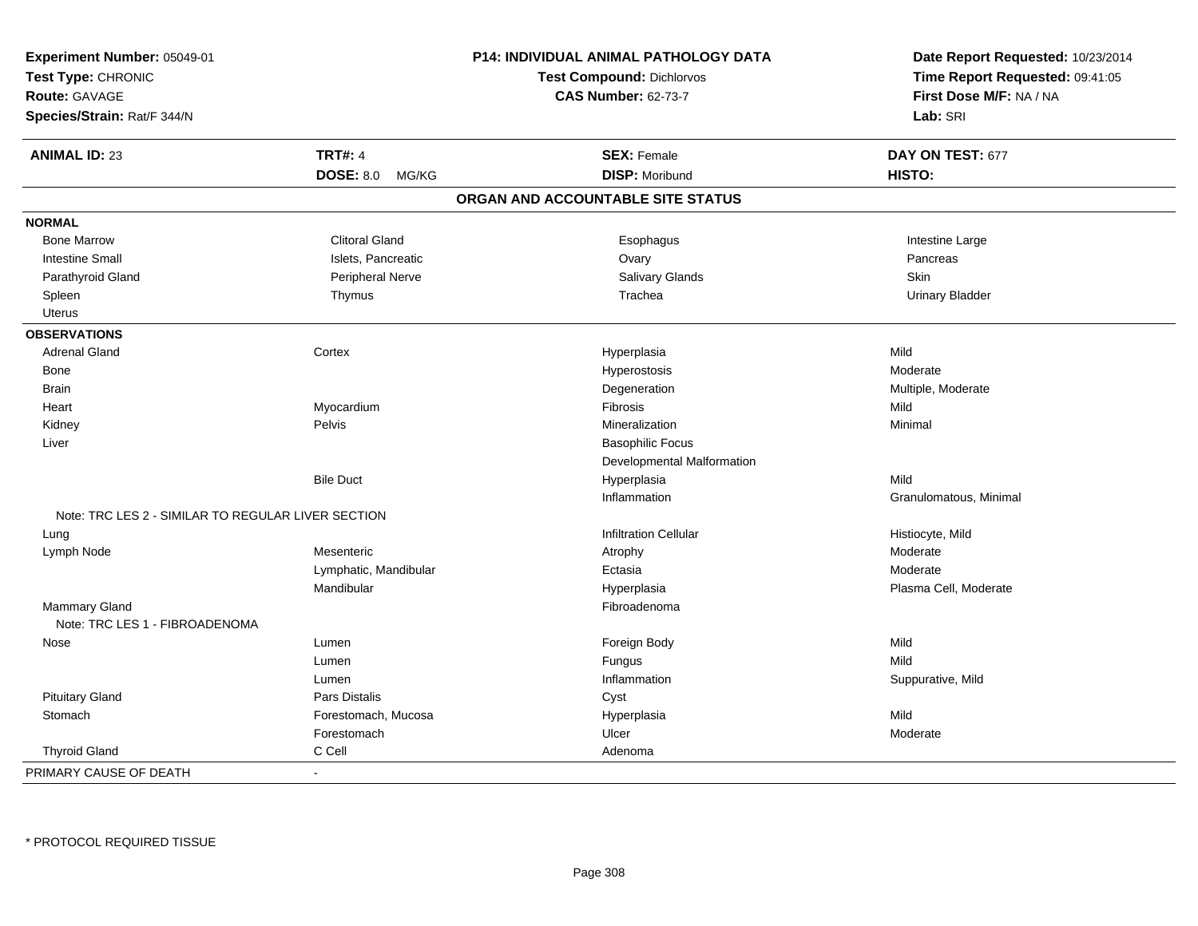**Experiment Number:** 05049-01
**Test Type:** CHRONIC
**Route:** GAVAGE
**Species/Strain:** Rat/F 344/N

**P14: INDIVIDUAL ANIMAL PATHOLOGY DATA**
**Test Compound:** Dichlorvos
**CAS Number:** 62-73-7

**Date Report Requested:** 10/23/2014
**Time Report Requested:** 09:41:05
**First Dose M/F:** NA / NA
**Lab:** SRI

| **ANIMAL ID:** 23 | **TRT#:** 4 | **SEX:** Female | **DAY ON TEST:** 677 |
|---|---|---|---|
| | **DOSE:** 8.0 MG/KG | **DISP:** Moribund | **HISTO:** |

## ORGAN AND ACCOUNTABLE SITE STATUS

**NORMAL**

| | | | |
|---|---|---|---|
| Bone Marrow | Clitoral Gland | Esophagus | Intestine Large |
| Intestine Small | Islets, Pancreatic | Ovary | Pancreas |
| Parathyroid Gland | Peripheral Nerve | Salivary Glands | Skin |
| Spleen | Thymus | Trachea | Urinary Bladder |
| Uterus | | | |

**OBSERVATIONS**

| | | | |
|---|---|---|---|
| Adrenal Gland | Cortex | Hyperplasia | Mild |
| Bone | | Hyperostosis | Moderate |
| Brain | | Degeneration | Multiple, Moderate |
| Heart | Myocardium | Fibrosis | Mild |
| Kidney | Pelvis | Mineralization | Minimal |
| Liver | | Basophilic Focus | |
| | | Developmental Malformation | |
| | Bile Duct | Hyperplasia | Mild |
| | | Inflammation | Granulomatous, Minimal |
| Note: TRC LES 2 - SIMILAR TO REGULAR LIVER SECTION | | | |
| Lung | | Infiltration Cellular | Histiocyte, Mild |
| Lymph Node | Mesenteric | Atrophy | Moderate |
| | Lymphatic, Mandibular | Ectasia | Moderate |
| | Mandibular | Hyperplasia | Plasma Cell, Moderate |
| Mammary Gland | | Fibroadenoma | |
| Note: TRC LES 1 - FIBROADENOMA | | | |
| Nose | Lumen | Foreign Body | Mild |
| | Lumen | Fungus | Mild |
| | Lumen | Inflammation | Suppurative, Mild |
| Pituitary Gland | Pars Distalis | Cyst | |
| Stomach | Forestomach, Mucosa | Hyperplasia | Mild |
| | Forestomach | Ulcer | Moderate |
| Thyroid Gland | C Cell | Adenoma | |

| | |
|---|---|
| PRIMARY CAUSE OF DEATH | - |

* PROTOCOL REQUIRED TISSUE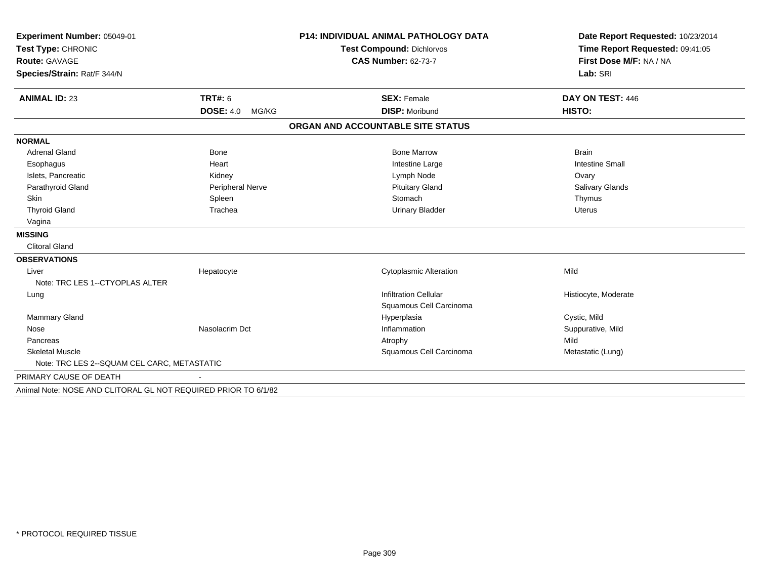**Experiment Number:** 05049-01
**Test Type:** CHRONIC
**Route:** GAVAGE
**Species/Strain:** Rat/F 344/N

**P14: INDIVIDUAL ANIMAL PATHOLOGY DATA**
**Test Compound:** Dichlorvos
**CAS Number:** 62-73-7

**Date Report Requested:** 10/23/2014
**Time Report Requested:** 09:41:05
**First Dose M/F:** NA / NA
**Lab:** SRI

| **ANIMAL ID:** 23 | **TRT#:** 6 | **SEX:** Female | **DAY ON TEST:** 446 |
|---|---|---|---|
| | **DOSE:** 4.0 MG/KG | **DISP:** Moribund | **HISTO:** |

## ORGAN AND ACCOUNTABLE SITE STATUS

| | | | |
|---|---|---|---|
| **NORMAL** | | | |
| Adrenal Gland | Bone | Bone Marrow | Brain |
| Esophagus | Heart | Intestine Large | Intestine Small |
| Islets, Pancreatic | Kidney | Lymph Node | Ovary |
| Parathyroid Gland | Peripheral Nerve | Pituitary Gland | Salivary Glands |
| Skin | Spleen | Stomach | Thymus |
| Thyroid Gland | Trachea | Urinary Bladder | Uterus |
| Vagina | | | |
| **MISSING** | | | |
| Clitoral Gland | | | |
| **OBSERVATIONS** | | | |
| Liver | Hepatocyte | Cytoplasmic Alteration | Mild |
| Note: TRC LES 1--CTYOPLAS ALTER | | | |
| Lung | | Infiltration Cellular | Histiocyte, Moderate |
| | | Squamous Cell Carcinoma | |
| Mammary Gland | | Hyperplasia | Cystic, Mild |
| Nose | Nasolacrim Dct | Inflammation | Suppurative, Mild |
| Pancreas | | Atrophy | Mild |
| Skeletal Muscle | | Squamous Cell Carcinoma | Metastatic (Lung) |
| Note: TRC LES 2--SQUAM CEL CARC, METASTATIC | | | |
| PRIMARY CAUSE OF DEATH | - | | |
| Animal Note: NOSE AND CLITORAL GL NOT REQUIRED PRIOR TO 6/1/82 | | | |

\* PROTOCOL REQUIRED TISSUE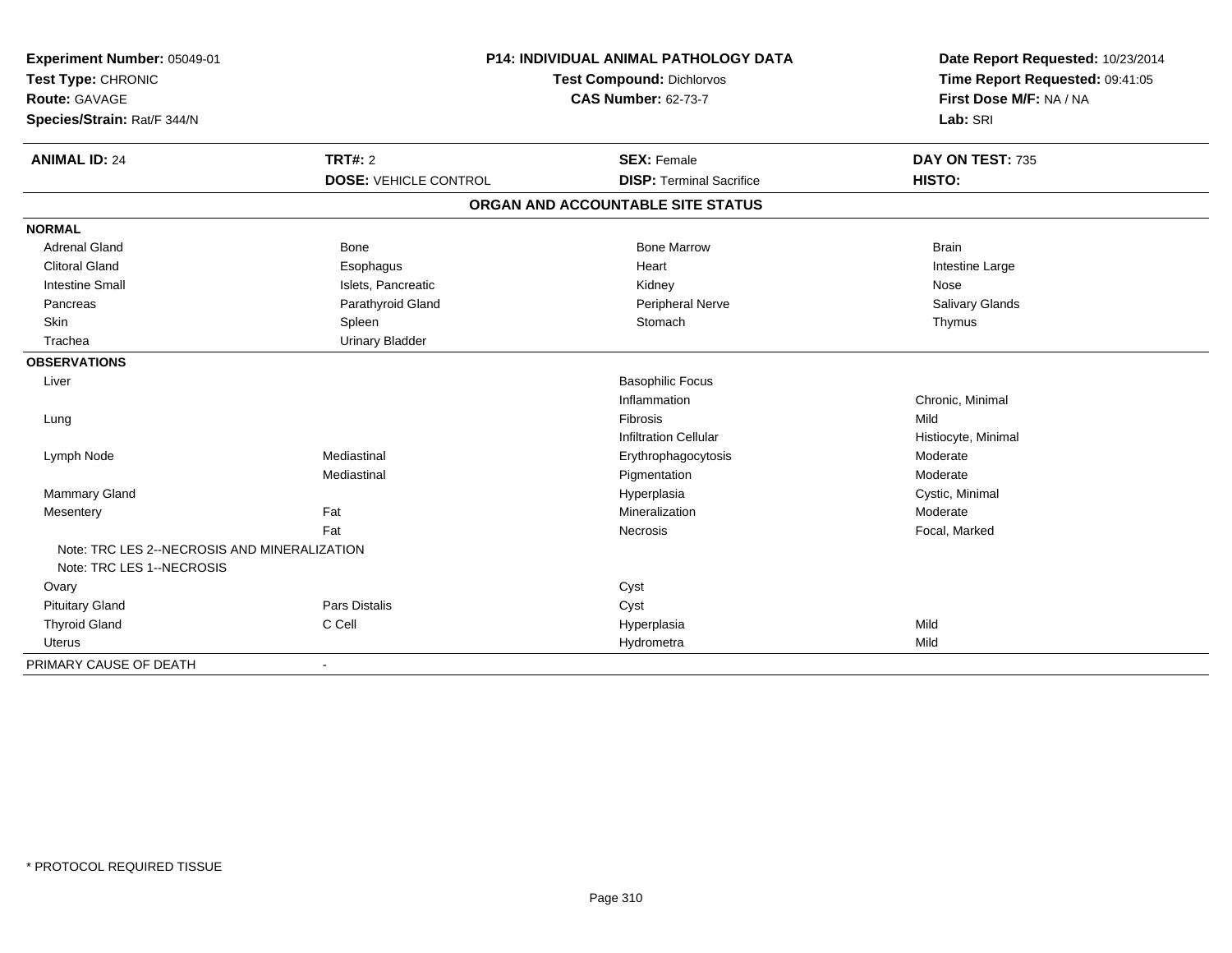**Experiment Number:** 05049-01
**Test Type:** CHRONIC
**Route:** GAVAGE
**Species/Strain:** Rat/F 344/N

**P14: INDIVIDUAL ANIMAL PATHOLOGY DATA**
**Test Compound:** Dichlorvos
**CAS Number:** 62-73-7

**Date Report Requested:** 10/23/2014
**Time Report Requested:** 09:41:05
**First Dose M/F:** NA / NA
**Lab:** SRI

| **ANIMAL ID:** 24 | **TRT#:** 2 | **SEX:** Female | **DAY ON TEST:** 735 |
|---|---|---|---|
| | **DOSE:** VEHICLE CONTROL | **DISP:** Terminal Sacrifice | **HISTO:** |

**ORGAN AND ACCOUNTABLE SITE STATUS**

| | | | |
|---|---|---|---|
| **NORMAL** | | | |
| Adrenal Gland | Bone | Bone Marrow | Brain |
| Clitoral Gland | Esophagus | Heart | Intestine Large |
| Intestine Small | Islets, Pancreatic | Kidney | Nose |
| Pancreas | Parathyroid Gland | Peripheral Nerve | Salivary Glands |
| Skin | Spleen | Stomach | Thymus |
| Trachea | Urinary Bladder | | |
| **OBSERVATIONS** | | | |
| Liver | | Basophilic Focus | |
| | | Inflammation | Chronic, Minimal |
| Lung | | Fibrosis | Mild |
| | | Infiltration Cellular | Histiocyte, Minimal |
| Lymph Node | Mediastinal | Erythrophagocytosis | Moderate |
| | Mediastinal | Pigmentation | Moderate |
| Mammary Gland | | Hyperplasia | Cystic, Minimal |
| Mesentery | Fat | Mineralization | Moderate |
| | Fat | Necrosis | Focal, Marked |
| Note: TRC LES 2--NECROSIS AND MINERALIZATION | | | |
| Note: TRC LES 1--NECROSIS | | | |
| Ovary | | Cyst | |
| Pituitary Gland | Pars Distalis | Cyst | |
| Thyroid Gland | C Cell | Hyperplasia | Mild |
| Uterus | | Hydrometra | Mild |
| PRIMARY CAUSE OF DEATH | - | | |

* PROTOCOL REQUIRED TISSUE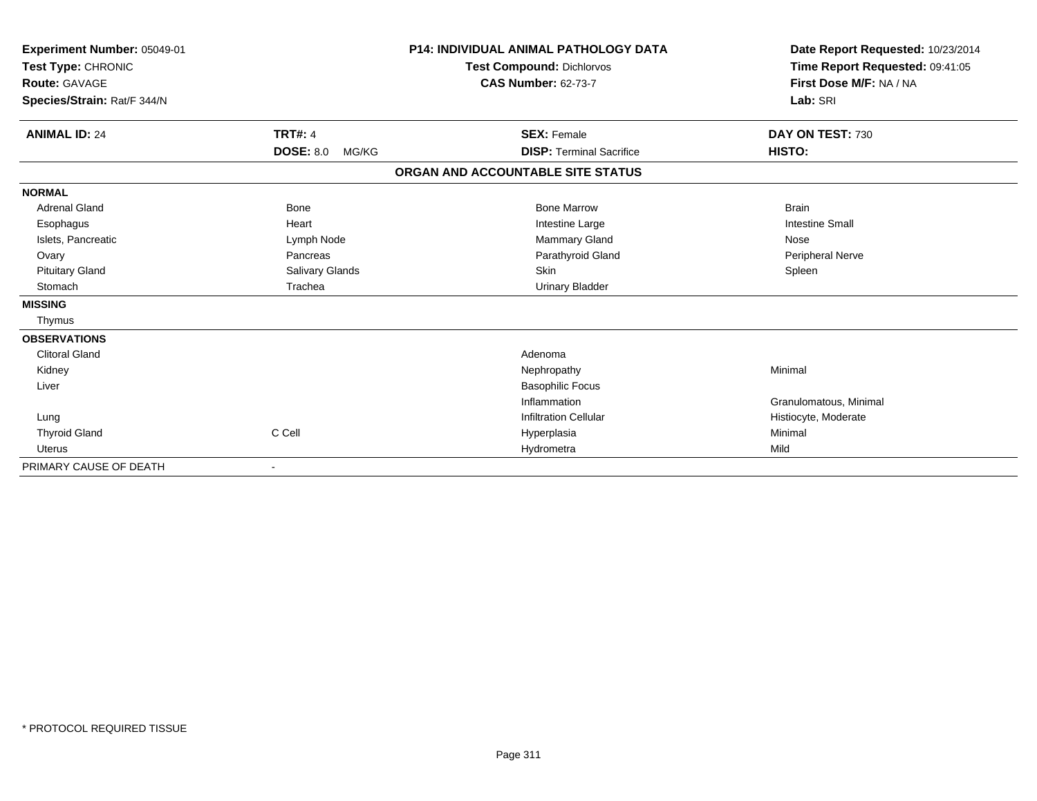**Experiment Number:** 05049-01
**Test Type:** CHRONIC
**Route:** GAVAGE
**Species/Strain:** Rat/F 344/N

**P14: INDIVIDUAL ANIMAL PATHOLOGY DATA**
**Test Compound:** Dichlorvos
**CAS Number:** 62-73-7

**Date Report Requested:** 10/23/2014
**Time Report Requested:** 09:41:05
**First Dose M/F:** NA / NA
**Lab:** SRI

| **ANIMAL ID:** 24 | **TRT#:** 4 | **SEX:** Female | **DAY ON TEST:** 730 |
|---|---|---|---|
| | **DOSE:** 8.0 MG/KG | **DISP:** Terminal Sacrifice | **HISTO:** |

**ORGAN AND ACCOUNTABLE SITE STATUS**

| | | | |
|---|---|---|---|
| **NORMAL** | | | |
| Adrenal Gland | Bone | Bone Marrow | Brain |
| Esophagus | Heart | Intestine Large | Intestine Small |
| Islets, Pancreatic | Lymph Node | Mammary Gland | Nose |
| Ovary | Pancreas | Parathyroid Gland | Peripheral Nerve |
| Pituitary Gland | Salivary Glands | Skin | Spleen |
| Stomach | Trachea | Urinary Bladder | |
| **MISSING** | | | |
| Thymus | | | |
| **OBSERVATIONS** | | | |
| Clitoral Gland | | Adenoma | |
| Kidney | | Nephropathy | Minimal |
| Liver | | Basophilic Focus | |
| | | Inflammation | Granulomatous, Minimal |
| Lung | | Infiltration Cellular | Histiocyte, Moderate |
| Thyroid Gland | C Cell | Hyperplasia | Minimal |
| Uterus | | Hydrometra | Mild |
| PRIMARY CAUSE OF DEATH | - | | |

\* PROTOCOL REQUIRED TISSUE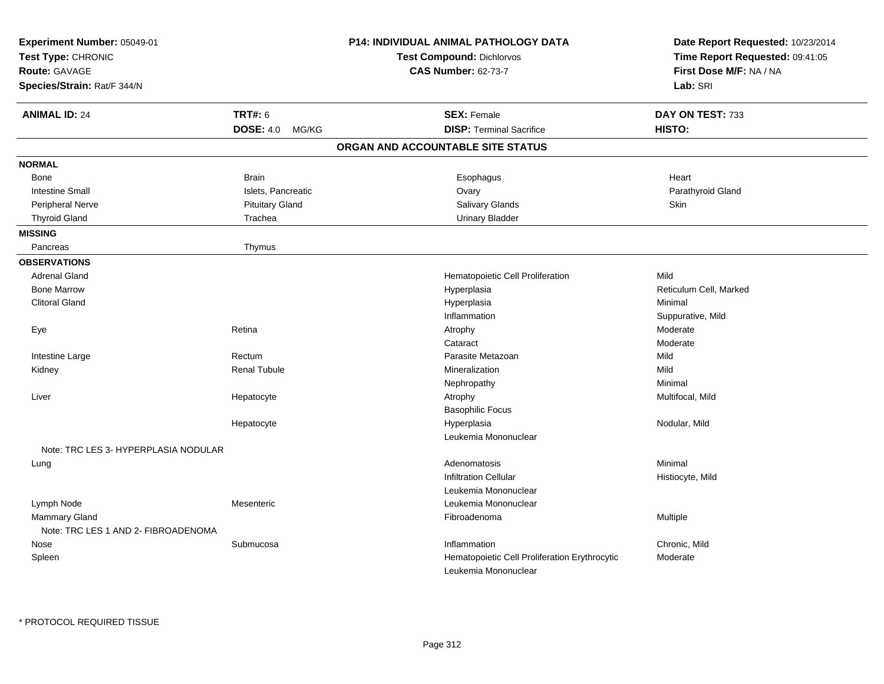**Experiment Number:** 05049-01
**Test Type:** CHRONIC
**Route:** GAVAGE
**Species/Strain:** Rat/F 344/N

**P14: INDIVIDUAL ANIMAL PATHOLOGY DATA**
**Test Compound:** Dichlorvos
**CAS Number:** 62-73-7

**Date Report Requested:** 10/23/2014
**Time Report Requested:** 09:41:05
**First Dose M/F:** NA / NA
**Lab:** SRI

| **ANIMAL ID:** 24 | **TRT#:** 6 | **SEX:** Female | **DAY ON TEST:** 733 |
|---|---|---|---|
| | **DOSE:** 4.0 MG/KG | **DISP:** Terminal Sacrifice | **HISTO:** |

## ORGAN AND ACCOUNTABLE SITE STATUS

**NORMAL**

| | | | |
|---|---|---|---|
| Bone | Brain | Esophagus | Heart |
| Intestine Small | Islets, Pancreatic | Ovary | Parathyroid Gland |
| Peripheral Nerve | Pituitary Gland | Salivary Glands | Skin |
| Thyroid Gland | Trachea | Urinary Bladder | |

**MISSING**

| | |
|---|---|
| Pancreas | Thymus |

**OBSERVATIONS**

| Organ | Site | Observation | Qualifier |
|---|---|---|---|
| Adrenal Gland | | Hematopoietic Cell Proliferation | Mild |
| Bone Marrow | | Hyperplasia | Reticulum Cell, Marked |
| Clitoral Gland | | Hyperplasia | Minimal |
| | | Inflammation | Suppurative, Mild |
| Eye | Retina | Atrophy | Moderate |
| | | Cataract | Moderate |
| Intestine Large | Rectum | Parasite Metazoan | Mild |
| Kidney | Renal Tubule | Mineralization | Mild |
| | | Nephropathy | Minimal |
| Liver | Hepatocyte | Atrophy | Multifocal, Mild |
| | | Basophilic Focus | |
| | Hepatocyte | Hyperplasia | Nodular, Mild |
| | | Leukemia Mononuclear | |
| Note: TRC LES 3- HYPERPLASIA NODULAR | | | |
| Lung | | Adenomatosis | Minimal |
| | | Infiltration Cellular | Histiocyte, Mild |
| | | Leukemia Mononuclear | |
| Lymph Node | Mesenteric | Leukemia Mononuclear | |
| Mammary Gland | | Fibroadenoma | Multiple |
| Note: TRC LES 1 AND 2- FIBROADENOMA | | | |
| Nose | Submucosa | Inflammation | Chronic, Mild |
| Spleen | | Hematopoietic Cell Proliferation Erythrocytic | Moderate |
| | | Leukemia Mononuclear | |

\* PROTOCOL REQUIRED TISSUE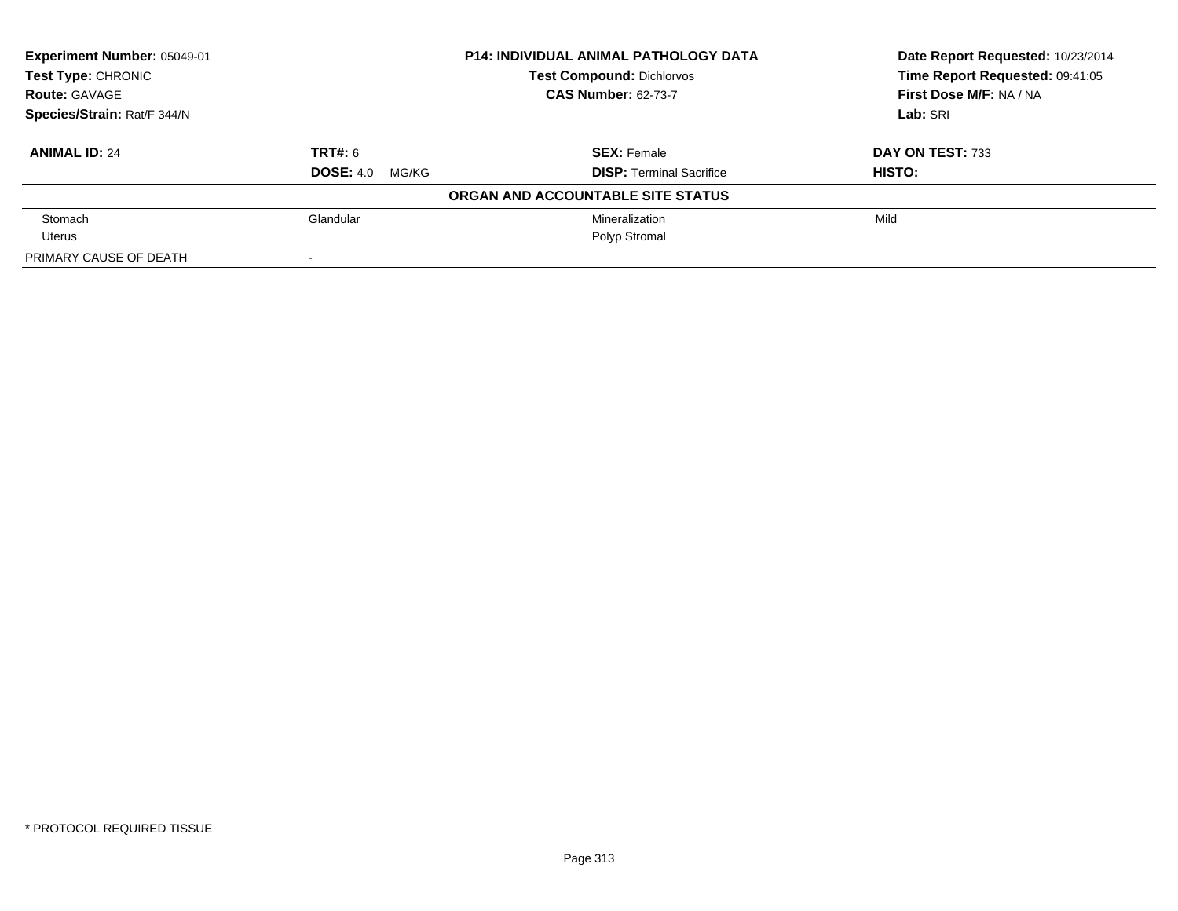**Experiment Number:** 05049-01
**Test Type:** CHRONIC
**Route:** GAVAGE
**Species/Strain:** Rat/F 344/N

**P14: INDIVIDUAL ANIMAL PATHOLOGY DATA**
**Test Compound:** Dichlorvos
**CAS Number:** 62-73-7

**Date Report Requested:** 10/23/2014
**Time Report Requested:** 09:41:05
**First Dose M/F:** NA / NA
**Lab:** SRI

| **ANIMAL ID:** 24 | **TRT#:** 6 | **SEX:** Female | **DAY ON TEST:** 733 |
|---|---|---|---|
| | **DOSE:** 4.0 MG/KG | **DISP:** Terminal Sacrifice | **HISTO:** |

**ORGAN AND ACCOUNTABLE SITE STATUS**

| | | | |
|---|---|---|---|
| Stomach | Glandular | Mineralization | Mild |
| Uterus | | Polyp Stromal | |
| PRIMARY CAUSE OF DEATH | - | | |

* PROTOCOL REQUIRED TISSUE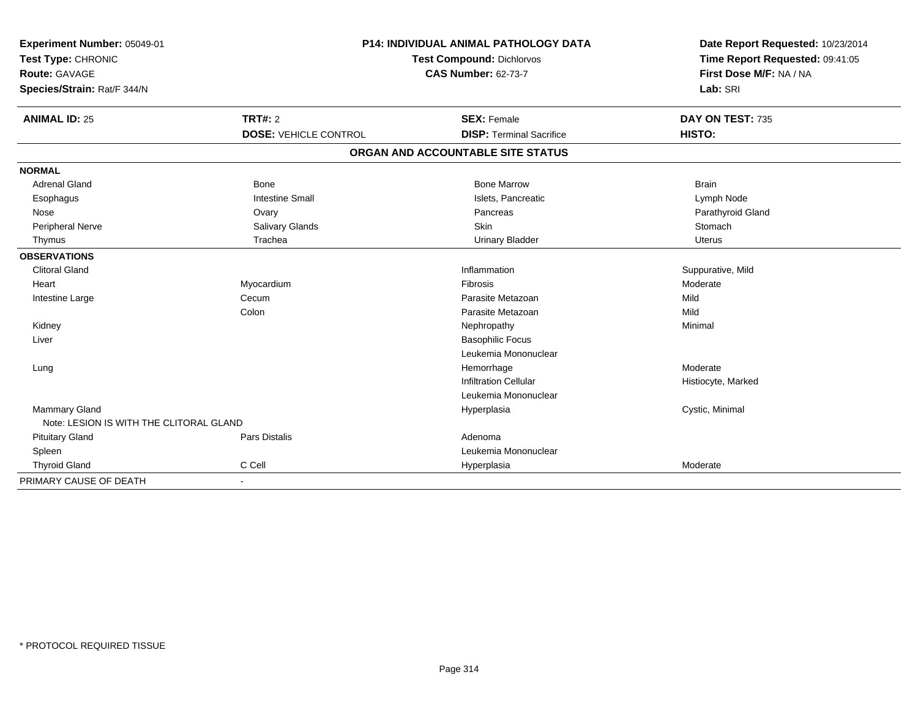**Experiment Number:** 05049-01
**Test Type:** CHRONIC
**Route:** GAVAGE
**Species/Strain:** Rat/F 344/N

**P14: INDIVIDUAL ANIMAL PATHOLOGY DATA**
**Test Compound:** Dichlorvos
**CAS Number:** 62-73-7

**Date Report Requested:** 10/23/2014
**Time Report Requested:** 09:41:05
**First Dose M/F:** NA / NA
**Lab:** SRI

| **ANIMAL ID:** 25 | **TRT#:** 2 | **SEX:** Female | **DAY ON TEST:** 735 |
|---|---|---|---|
| | **DOSE:** VEHICLE CONTROL | **DISP:** Terminal Sacrifice | **HISTO:** |

**ORGAN AND ACCOUNTABLE SITE STATUS**

| | | | |
|---|---|---|---|
| **NORMAL** | | | |
| Adrenal Gland | Bone | Bone Marrow | Brain |
| Esophagus | Intestine Small | Islets, Pancreatic | Lymph Node |
| Nose | Ovary | Pancreas | Parathyroid Gland |
| Peripheral Nerve | Salivary Glands | Skin | Stomach |
| Thymus | Trachea | Urinary Bladder | Uterus |
| **OBSERVATIONS** | | | |
| Clitoral Gland | | Inflammation | Suppurative, Mild |
| Heart | Myocardium | Fibrosis | Moderate |
| Intestine Large | Cecum | Parasite Metazoan | Mild |
| | Colon | Parasite Metazoan | Mild |
| Kidney | | Nephropathy | Minimal |
| Liver | | Basophilic Focus | |
| | | Leukemia Mononuclear | |
| Lung | | Hemorrhage | Moderate |
| | | Infiltration Cellular | Histiocyte, Marked |
| | | Leukemia Mononuclear | |
| Mammary Gland | | Hyperplasia | Cystic, Minimal |
| Note: LESION IS WITH THE CLITORAL GLAND | | | |
| Pituitary Gland | Pars Distalis | Adenoma | |
| Spleen | | Leukemia Mononuclear | |
| Thyroid Gland | C Cell | Hyperplasia | Moderate |
| PRIMARY CAUSE OF DEATH | - | | |

* PROTOCOL REQUIRED TISSUE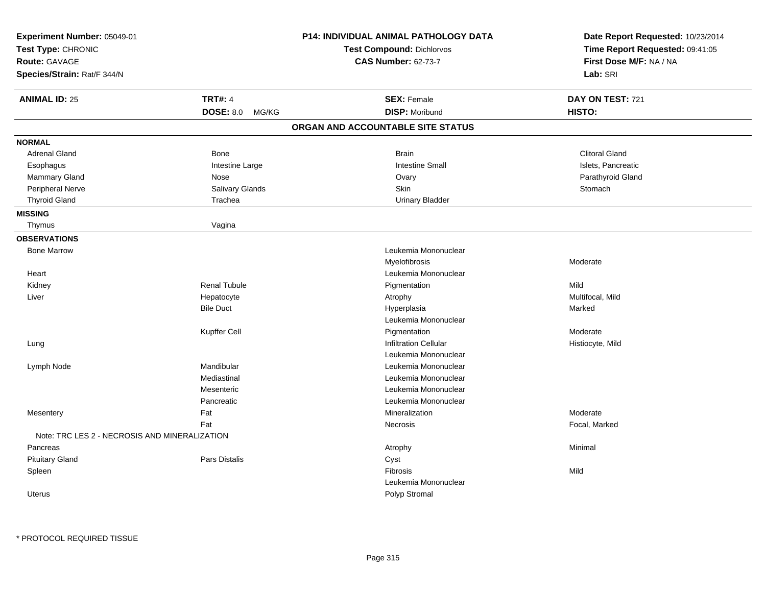**Experiment Number:** 05049-01
**Test Type:** CHRONIC
**Route:** GAVAGE
**Species/Strain:** Rat/F 344/N

**P14: INDIVIDUAL ANIMAL PATHOLOGY DATA**
**Test Compound:** Dichlorvos
**CAS Number:** 62-73-7

**Date Report Requested:** 10/23/2014
**Time Report Requested:** 09:41:05
**First Dose M/F:** NA / NA
**Lab:** SRI

| **ANIMAL ID:** 25 | **TRT#:** 4 | **SEX:** Female | **DAY ON TEST:** 721 |
|---|---|---|---|
| | **DOSE:** 8.0 MG/KG | **DISP:** Moribund | **HISTO:** |

## ORGAN AND ACCOUNTABLE SITE STATUS

**NORMAL**

| | | | |
|---|---|---|---|
| Adrenal Gland | Bone | Brain | Clitoral Gland |
| Esophagus | Intestine Large | Intestine Small | Islets, Pancreatic |
| Mammary Gland | Nose | Ovary | Parathyroid Gland |
| Peripheral Nerve | Salivary Glands | Skin | Stomach |
| Thyroid Gland | Trachea | Urinary Bladder | |

**MISSING**

| | |
|---|---|
| Thymus | Vagina |

**OBSERVATIONS**

| Organ | Site | Observation | Severity |
|---|---|---|---|
| Bone Marrow | | Leukemia Mononuclear | |
| | | Myelofibrosis | Moderate |
| Heart | | Leukemia Mononuclear | |
| Kidney | Renal Tubule | Pigmentation | Mild |
| Liver | Hepatocyte | Atrophy | Multifocal, Mild |
| | Bile Duct | Hyperplasia | Marked |
| | | Leukemia Mononuclear | |
| | Kupffer Cell | Pigmentation | Moderate |
| Lung | | Infiltration Cellular | Histiocyte, Mild |
| | | Leukemia Mononuclear | |
| Lymph Node | Mandibular | Leukemia Mononuclear | |
| | Mediastinal | Leukemia Mononuclear | |
| | Mesenteric | Leukemia Mononuclear | |
| | Pancreatic | Leukemia Mononuclear | |
| Mesentery | Fat | Mineralization | Moderate |
| | Fat | Necrosis | Focal, Marked |
| Note: TRC LES 2 - NECROSIS AND MINERALIZATION | | | |
| Pancreas | | Atrophy | Minimal |
| Pituitary Gland | Pars Distalis | Cyst | |
| Spleen | | Fibrosis | Mild |
| | | Leukemia Mononuclear | |
| Uterus | | Polyp Stromal | |

* PROTOCOL REQUIRED TISSUE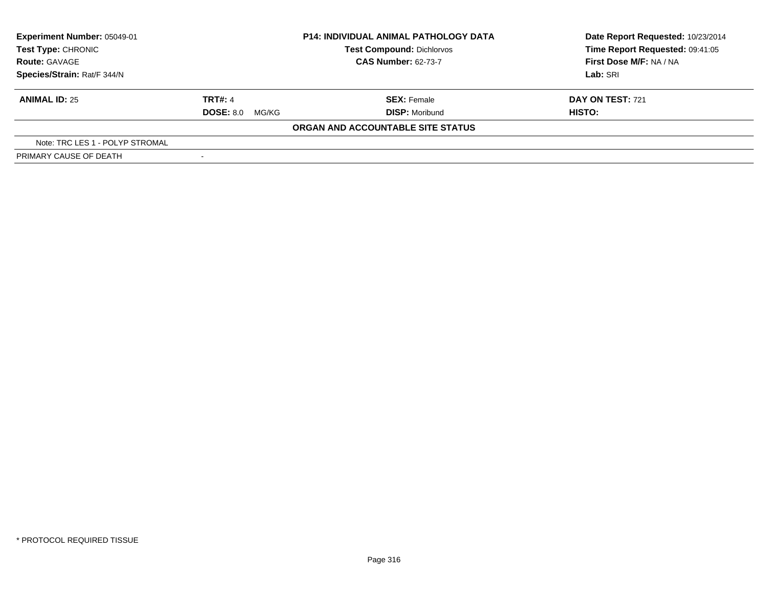| **Experiment Number:** 05049-01 | **P14: INDIVIDUAL ANIMAL PATHOLOGY DATA** | **Date Report Requested:** 10/23/2014 |
|---|---|---|
| **Test Type:** CHRONIC | **Test Compound:** Dichlorvos | **Time Report Requested:** 09:41:05 |
| **Route:** GAVAGE | **CAS Number:** 62-73-7 | **First Dose M/F:** NA / NA |
| **Species/Strain:** Rat/F 344/N | | **Lab:** SRI |

| **ANIMAL ID:** 25 | **TRT#:** 4 | **SEX:** Female | **DAY ON TEST:** 721 |
|---|---|---|---|
| | **DOSE:** 8.0 MG/KG | **DISP:** Moribund | **HISTO:** |

**ORGAN AND ACCOUNTABLE SITE STATUS**

| | |
|---|---|
| Note: TRC LES 1 - POLYP STROMAL | |
| PRIMARY CAUSE OF DEATH | - |

\* PROTOCOL REQUIRED TISSUE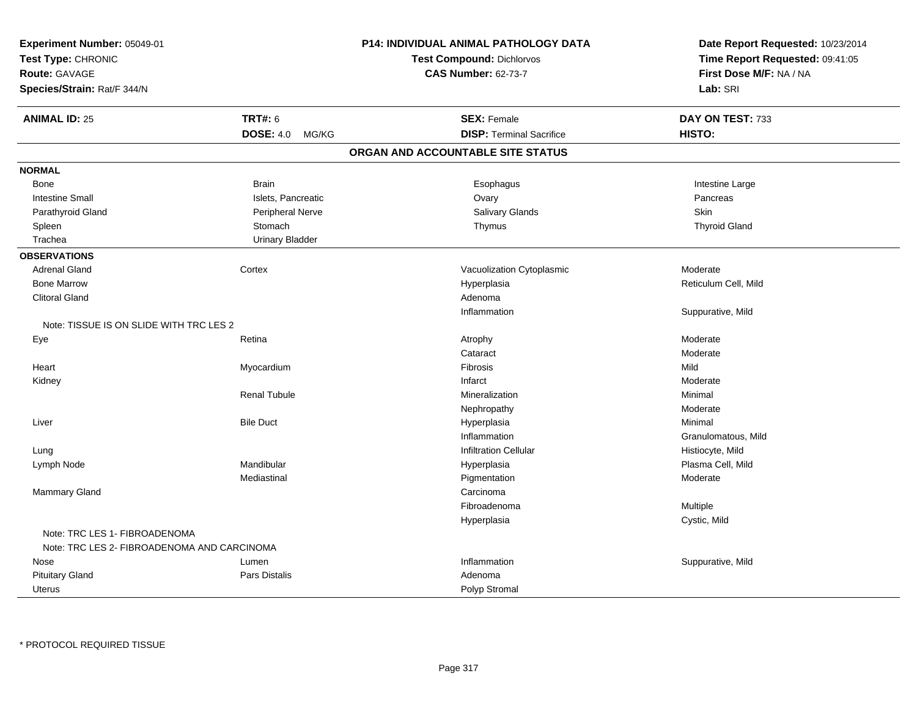**Experiment Number:** 05049-01
**Test Type:** CHRONIC
**Route:** GAVAGE
**Species/Strain:** Rat/F 344/N

**P14: INDIVIDUAL ANIMAL PATHOLOGY DATA**
**Test Compound:** Dichlorvos
**CAS Number:** 62-73-7

**Date Report Requested:** 10/23/2014
**Time Report Requested:** 09:41:05
**First Dose M/F:** NA / NA
**Lab:** SRI

| **ANIMAL ID:** 25 | **TRT#:** 6 | **SEX:** Female | **DAY ON TEST:** 733 |
|---|---|---|---|
| | **DOSE:** 4.0 MG/KG | **DISP:** Terminal Sacrifice | **HISTO:** |

## ORGAN AND ACCOUNTABLE SITE STATUS

**NORMAL**

| | | | |
|---|---|---|---|
| Bone | Brain | Esophagus | Intestine Large |
| Intestine Small | Islets, Pancreatic | Ovary | Pancreas |
| Parathyroid Gland | Peripheral Nerve | Salivary Glands | Skin |
| Spleen | Stomach | Thymus | Thyroid Gland |
| Trachea | Urinary Bladder | | |

**OBSERVATIONS**

| | | | |
|---|---|---|---|
| Adrenal Gland | Cortex | Vacuolization Cytoplasmic | Moderate |
| Bone Marrow | | Hyperplasia | Reticulum Cell, Mild |
| Clitoral Gland | | Adenoma | |
| | | Inflammation | Suppurative, Mild |
| Note: TISSUE IS ON SLIDE WITH TRC LES 2 | | | |
| Eye | Retina | Atrophy | Moderate |
| | | Cataract | Moderate |
| Heart | Myocardium | Fibrosis | Mild |
| Kidney | | Infarct | Moderate |
| | Renal Tubule | Mineralization | Minimal |
| | | Nephropathy | Moderate |
| Liver | Bile Duct | Hyperplasia | Minimal |
| | | Inflammation | Granulomatous, Mild |
| Lung | | Infiltration Cellular | Histiocyte, Mild |
| Lymph Node | Mandibular | Hyperplasia | Plasma Cell, Mild |
| | Mediastinal | Pigmentation | Moderate |
| Mammary Gland | | Carcinoma | |
| | | Fibroadenoma | Multiple |
| | | Hyperplasia | Cystic, Mild |
| Note: TRC LES 1- FIBROADENOMA | | | |
| Note: TRC LES 2- FIBROADENOMA AND CARCINOMA | | | |
| Nose | Lumen | Inflammation | Suppurative, Mild |
| Pituitary Gland | Pars Distalis | Adenoma | |
| Uterus | | Polyp Stromal | |

* PROTOCOL REQUIRED TISSUE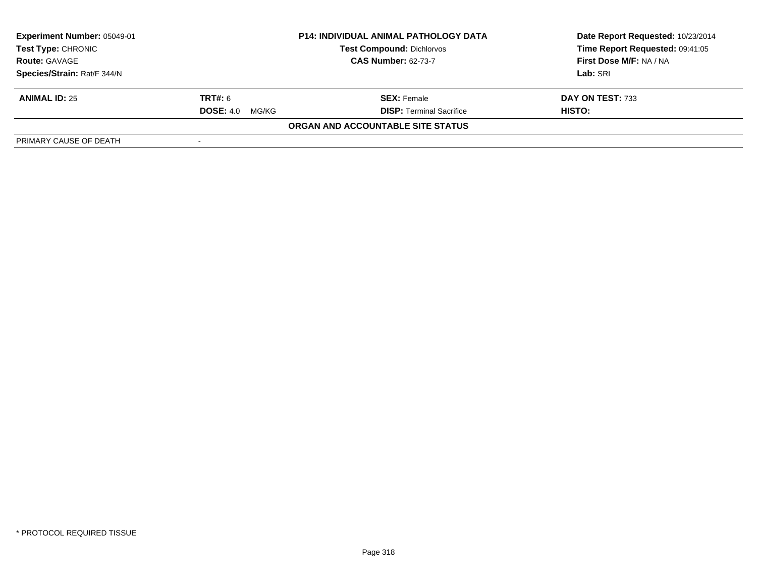**Experiment Number:** 05049-01
**Test Type:** CHRONIC
**Route:** GAVAGE
**Species/Strain:** Rat/F 344/N

**P14: INDIVIDUAL ANIMAL PATHOLOGY DATA**
**Test Compound:** Dichlorvos
**CAS Number:** 62-73-7

**Date Report Requested:** 10/23/2014
**Time Report Requested:** 09:41:05
**First Dose M/F:** NA / NA
**Lab:** SRI

| **ANIMAL ID:** 25 | **TRT#:** 6 | **SEX:** Female | **DAY ON TEST:** 733 |
|---|---|---|---|
| | **DOSE:** 4.0 MG/KG | **DISP:** Terminal Sacrifice | **HISTO:** |

**ORGAN AND ACCOUNTABLE SITE STATUS**

| PRIMARY CAUSE OF DEATH | - |
|---|---|

* PROTOCOL REQUIRED TISSUE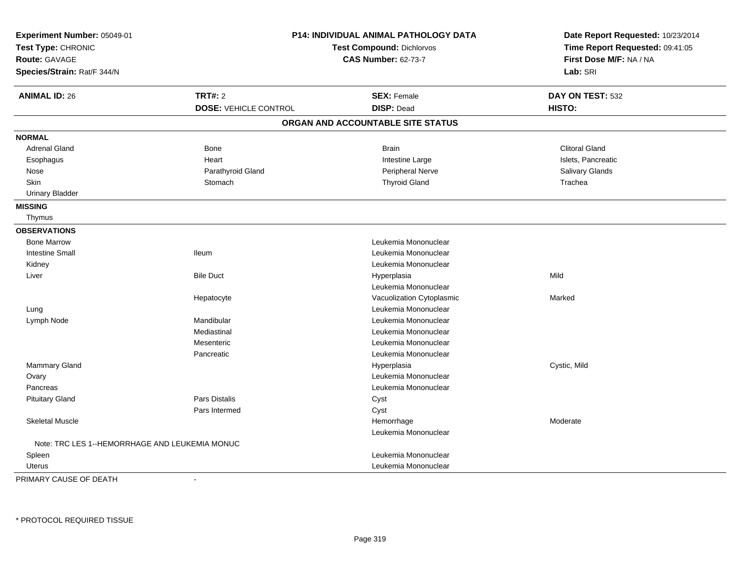**Experiment Number:** 05049-01
**Test Type:** CHRONIC
**Route:** GAVAGE
**Species/Strain:** Rat/F 344/N

**P14: INDIVIDUAL ANIMAL PATHOLOGY DATA**
**Test Compound:** Dichlorvos
**CAS Number:** 62-73-7

**Date Report Requested:** 10/23/2014
**Time Report Requested:** 09:41:05
**First Dose M/F:** NA / NA
**Lab:** SRI

| **ANIMAL ID:** 26 | **TRT#:** 2 | **SEX:** Female | **DAY ON TEST:** 532 |
|---|---|---|---|
| | **DOSE:** VEHICLE CONTROL | **DISP:** Dead | **HISTO:** |

## ORGAN AND ACCOUNTABLE SITE STATUS

**NORMAL**

| | | | |
|---|---|---|---|
| Adrenal Gland | Bone | Brain | Clitoral Gland |
| Esophagus | Heart | Intestine Large | Islets, Pancreatic |
| Nose | Parathyroid Gland | Peripheral Nerve | Salivary Glands |
| Skin | Stomach | Thyroid Gland | Trachea |
| Urinary Bladder | | | |

**MISSING**

Thymus

**OBSERVATIONS**

| Organ | Site | Observation | Severity |
|---|---|---|---|
| Bone Marrow | | Leukemia Mononuclear | |
| Intestine Small | Ileum | Leukemia Mononuclear | |
| Kidney | | Leukemia Mononuclear | |
| Liver | Bile Duct | Hyperplasia | Mild |
| | | Leukemia Mononuclear | |
| | Hepatocyte | Vacuolization Cytoplasmic | Marked |
| Lung | | Leukemia Mononuclear | |
| Lymph Node | Mandibular | Leukemia Mononuclear | |
| | Mediastinal | Leukemia Mononuclear | |
| | Mesenteric | Leukemia Mononuclear | |
| | Pancreatic | Leukemia Mononuclear | |
| Mammary Gland | | Hyperplasia | Cystic, Mild |
| Ovary | | Leukemia Mononuclear | |
| Pancreas | | Leukemia Mononuclear | |
| Pituitary Gland | Pars Distalis | Cyst | |
| | Pars Intermed | Cyst | |
| Skeletal Muscle | | Hemorrhage | Moderate |
| | | Leukemia Mononuclear | |
| Note: TRC LES 1--HEMORRHAGE AND LEUKEMIA MONUC | | | |
| Spleen | | Leukemia Mononuclear | |
| Uterus | | Leukemia Mononuclear | |

PRIMARY CAUSE OF DEATH -

\* PROTOCOL REQUIRED TISSUE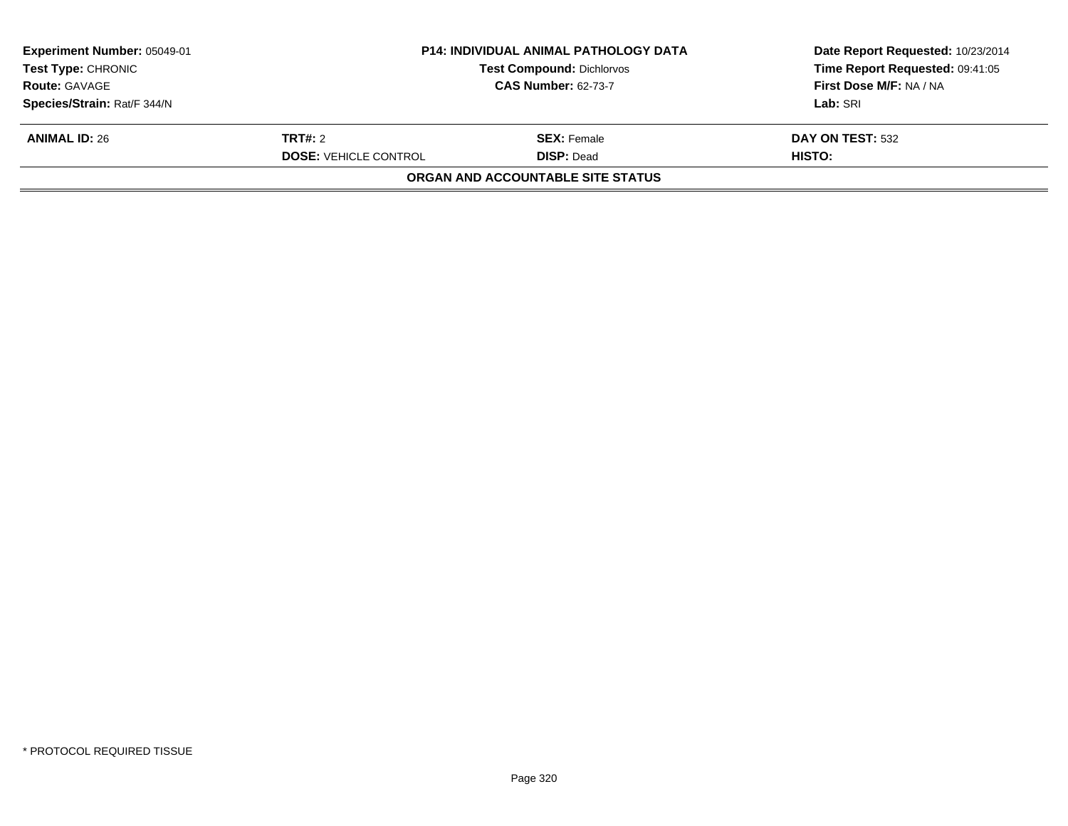**Experiment Number:** 05049-01
**Test Type:** CHRONIC
**Route:** GAVAGE
**Species/Strain:** Rat/F 344/N

**P14: INDIVIDUAL ANIMAL PATHOLOGY DATA**
**Test Compound:** Dichlorvos
**CAS Number:** 62-73-7

**Date Report Requested:** 10/23/2014
**Time Report Requested:** 09:41:05
**First Dose M/F:** NA / NA
**Lab:** SRI

| **ANIMAL ID:** 26 | **TRT#:** 2 | **SEX:** Female | **DAY ON TEST:** 532 |
|---|---|---|---|
| | **DOSE:** VEHICLE CONTROL | **DISP:** Dead | **HISTO:** |

**ORGAN AND ACCOUNTABLE SITE STATUS**

\* PROTOCOL REQUIRED TISSUE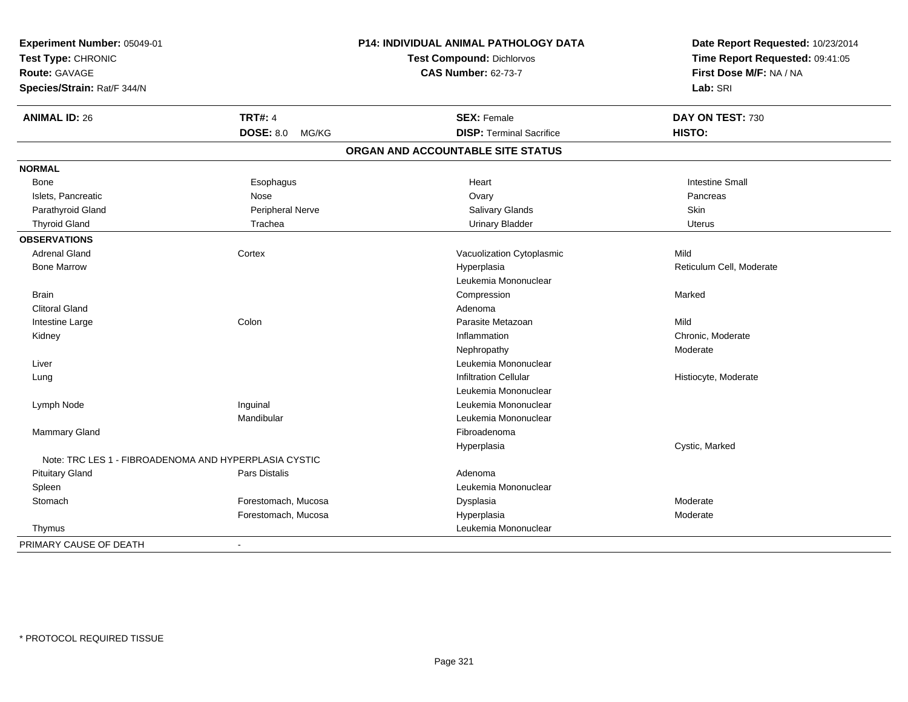**Experiment Number:** 05049-01
**Test Type:** CHRONIC
**Route:** GAVAGE
**Species/Strain:** Rat/F 344/N

**P14: INDIVIDUAL ANIMAL PATHOLOGY DATA**
**Test Compound:** Dichlorvos
**CAS Number:** 62-73-7

**Date Report Requested:** 10/23/2014
**Time Report Requested:** 09:41:05
**First Dose M/F:** NA / NA
**Lab:** SRI

| **ANIMAL ID:** 26 | **TRT#:** 4 | **SEX:** Female | **DAY ON TEST:** 730 |
|---|---|---|---|
| | **DOSE:** 8.0 MG/KG | **DISP:** Terminal Sacrifice | **HISTO:** |

## ORGAN AND ACCOUNTABLE SITE STATUS

| | | | |
|---|---|---|---|
| **NORMAL** | | | |
| Bone | Esophagus | Heart | Intestine Small |
| Islets, Pancreatic | Nose | Ovary | Pancreas |
| Parathyroid Gland | Peripheral Nerve | Salivary Glands | Skin |
| Thyroid Gland | Trachea | Urinary Bladder | Uterus |
| **OBSERVATIONS** | | | |
| Adrenal Gland | Cortex | Vacuolization Cytoplasmic | Mild |
| Bone Marrow | | Hyperplasia | Reticulum Cell, Moderate |
| | | Leukemia Mononuclear | |
| Brain | | Compression | Marked |
| Clitoral Gland | | Adenoma | |
| Intestine Large | Colon | Parasite Metazoan | Mild |
| Kidney | | Inflammation | Chronic, Moderate |
| | | Nephropathy | Moderate |
| Liver | | Leukemia Mononuclear | |
| Lung | | Infiltration Cellular | Histiocyte, Moderate |
| | | Leukemia Mononuclear | |
| Lymph Node | Inguinal | Leukemia Mononuclear | |
| | Mandibular | Leukemia Mononuclear | |
| Mammary Gland | | Fibroadenoma | |
| | | Hyperplasia | Cystic, Marked |
| Note: TRC LES 1 - FIBROADENOMA AND HYPERPLASIA CYSTIC | | | |
| Pituitary Gland | Pars Distalis | Adenoma | |
| Spleen | | Leukemia Mononuclear | |
| Stomach | Forestomach, Mucosa | Dysplasia | Moderate |
| | Forestomach, Mucosa | Hyperplasia | Moderate |
| Thymus | | Leukemia Mononuclear | |
| PRIMARY CAUSE OF DEATH | - | | |

\* PROTOCOL REQUIRED TISSUE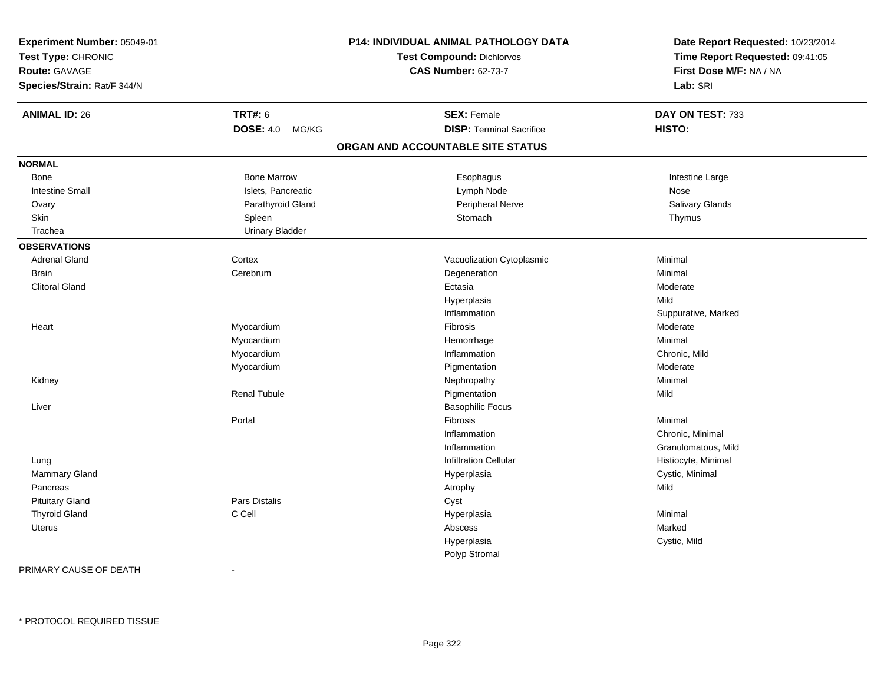**Experiment Number:** 05049-01
**Test Type:** CHRONIC
**Route:** GAVAGE
**Species/Strain:** Rat/F 344/N

**P14: INDIVIDUAL ANIMAL PATHOLOGY DATA**
**Test Compound:** Dichlorvos
**CAS Number:** 62-73-7

**Date Report Requested:** 10/23/2014
**Time Report Requested:** 09:41:05
**First Dose M/F:** NA / NA
**Lab:** SRI

| **ANIMAL ID:** 26 | **TRT#:** 6 | **SEX:** Female | **DAY ON TEST:** 733 |
|---|---|---|---|
| | **DOSE:** 4.0 MG/KG | **DISP:** Terminal Sacrifice | **HISTO:** |

## ORGAN AND ACCOUNTABLE SITE STATUS

**NORMAL**

| | | | |
|---|---|---|---|
| Bone | Bone Marrow | Esophagus | Intestine Large |
| Intestine Small | Islets, Pancreatic | Lymph Node | Nose |
| Ovary | Parathyroid Gland | Peripheral Nerve | Salivary Glands |
| Skin | Spleen | Stomach | Thymus |
| Trachea | Urinary Bladder | | |

**OBSERVATIONS**

| Organ | Site | Observation | Severity |
|---|---|---|---|
| Adrenal Gland | Cortex | Vacuolization Cytoplasmic | Minimal |
| Brain | Cerebrum | Degeneration | Minimal |
| Clitoral Gland | | Ectasia | Moderate |
| | | Hyperplasia | Mild |
| | | Inflammation | Suppurative, Marked |
| Heart | Myocardium | Fibrosis | Moderate |
| | Myocardium | Hemorrhage | Minimal |
| | Myocardium | Inflammation | Chronic, Mild |
| | Myocardium | Pigmentation | Moderate |
| Kidney | | Nephropathy | Minimal |
| | Renal Tubule | Pigmentation | Mild |
| Liver | | Basophilic Focus | |
| | Portal | Fibrosis | Minimal |
| | | Inflammation | Chronic, Minimal |
| | | Inflammation | Granulomatous, Mild |
| Lung | | Infiltration Cellular | Histiocyte, Minimal |
| Mammary Gland | | Hyperplasia | Cystic, Minimal |
| Pancreas | | Atrophy | Mild |
| Pituitary Gland | Pars Distalis | Cyst | |
| Thyroid Gland | C Cell | Hyperplasia | Minimal |
| Uterus | | Abscess | Marked |
| | | Hyperplasia | Cystic, Mild |
| | | Polyp Stromal | |

PRIMARY CAUSE OF DEATH -

* PROTOCOL REQUIRED TISSUE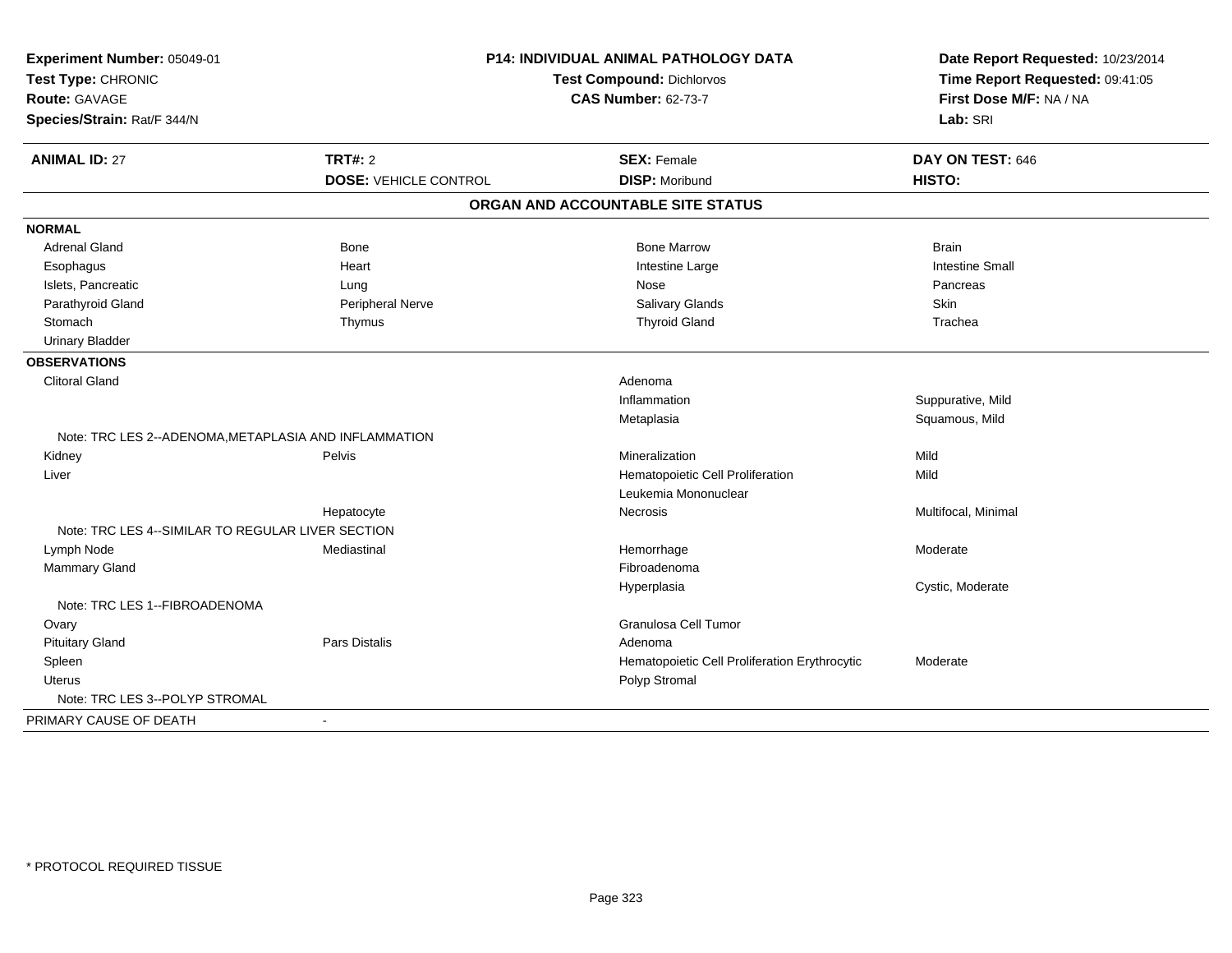| **Experiment Number:** 05049-01 | **P14: INDIVIDUAL ANIMAL PATHOLOGY DATA** | **Date Report Requested:** 10/23/2014 |
|---|---|---|
| **Test Type:** CHRONIC | **Test Compound:** Dichlorvos | **Time Report Requested:** 09:41:05 |
| **Route:** GAVAGE | **CAS Number:** 62-73-7 | **First Dose M/F:** NA / NA |
| **Species/Strain:** Rat/F 344/N | | **Lab:** SRI |

| **ANIMAL ID:** 27 | **TRT#:** 2 | **SEX:** Female | **DAY ON TEST:** 646 |
|---|---|---|---|
| | **DOSE:** VEHICLE CONTROL | **DISP:** Moribund | **HISTO:** |

**ORGAN AND ACCOUNTABLE SITE STATUS**

| | | | |
|---|---|---|---|
| **NORMAL** | | | |
| Adrenal Gland | Bone | Bone Marrow | Brain |
| Esophagus | Heart | Intestine Large | Intestine Small |
| Islets, Pancreatic | Lung | Nose | Pancreas |
| Parathyroid Gland | Peripheral Nerve | Salivary Glands | Skin |
| Stomach | Thymus | Thyroid Gland | Trachea |
| Urinary Bladder | | | |
| **OBSERVATIONS** | | | |
| Clitoral Gland | | Adenoma | |
| | | Inflammation | Suppurative, Mild |
| | | Metaplasia | Squamous, Mild |
| Note: TRC LES 2--ADENOMA,METAPLASIA AND INFLAMMATION | | | |
| Kidney | Pelvis | Mineralization | Mild |
| Liver | | Hematopoietic Cell Proliferation | Mild |
| | | Leukemia Mononuclear | |
| | Hepatocyte | Necrosis | Multifocal, Minimal |
| Note: TRC LES 4--SIMILAR TO REGULAR LIVER SECTION | | | |
| Lymph Node | Mediastinal | Hemorrhage | Moderate |
| Mammary Gland | | Fibroadenoma | |
| | | Hyperplasia | Cystic, Moderate |
| Note: TRC LES 1--FIBROADENOMA | | | |
| Ovary | | Granulosa Cell Tumor | |
| Pituitary Gland | Pars Distalis | Adenoma | |
| Spleen | | Hematopoietic Cell Proliferation Erythrocytic | Moderate |
| Uterus | | Polyp Stromal | |
| Note: TRC LES 3--POLYP STROMAL | | | |
| PRIMARY CAUSE OF DEATH | - | | |

\* PROTOCOL REQUIRED TISSUE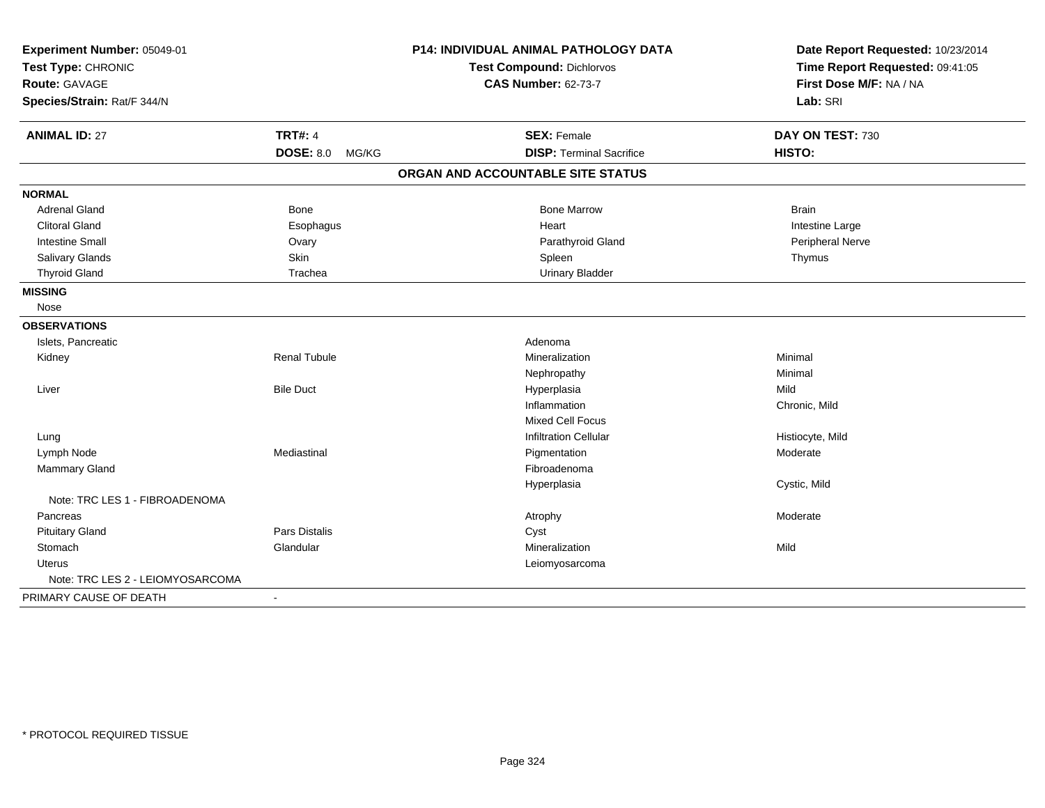**Experiment Number:** 05049-01
**Test Type:** CHRONIC
**Route:** GAVAGE
**Species/Strain:** Rat/F 344/N

**P14: INDIVIDUAL ANIMAL PATHOLOGY DATA**
**Test Compound:** Dichlorvos
**CAS Number:** 62-73-7

**Date Report Requested:** 10/23/2014
**Time Report Requested:** 09:41:05
**First Dose M/F:** NA / NA
**Lab:** SRI

| **ANIMAL ID:** 27 | **TRT#:** 4 | **SEX:** Female | **DAY ON TEST:** 730 |
|---|---|---|---|
| | **DOSE:** 8.0 MG/KG | **DISP:** Terminal Sacrifice | **HISTO:** |

## ORGAN AND ACCOUNTABLE SITE STATUS

| | | | |
|---|---|---|---|
| **NORMAL** | | | |
| Adrenal Gland | Bone | Bone Marrow | Brain |
| Clitoral Gland | Esophagus | Heart | Intestine Large |
| Intestine Small | Ovary | Parathyroid Gland | Peripheral Nerve |
| Salivary Glands | Skin | Spleen | Thymus |
| Thyroid Gland | Trachea | Urinary Bladder | |
| **MISSING** | | | |
| Nose | | | |
| **OBSERVATIONS** | | | |
| Islets, Pancreatic | | Adenoma | |
| Kidney | Renal Tubule | Mineralization | Minimal |
| | | Nephropathy | Minimal |
| Liver | Bile Duct | Hyperplasia | Mild |
| | | Inflammation | Chronic, Mild |
| | | Mixed Cell Focus | |
| Lung | | Infiltration Cellular | Histiocyte, Mild |
| Lymph Node | Mediastinal | Pigmentation | Moderate |
| Mammary Gland | | Fibroadenoma | |
| | | Hyperplasia | Cystic, Mild |
| Note: TRC LES 1 - FIBROADENOMA | | | |
| Pancreas | | Atrophy | Moderate |
| Pituitary Gland | Pars Distalis | Cyst | |
| Stomach | Glandular | Mineralization | Mild |
| Uterus | | Leiomyosarcoma | |
| Note: TRC LES 2 - LEIOMYOSARCOMA | | | |
| PRIMARY CAUSE OF DEATH | - | | |

* PROTOCOL REQUIRED TISSUE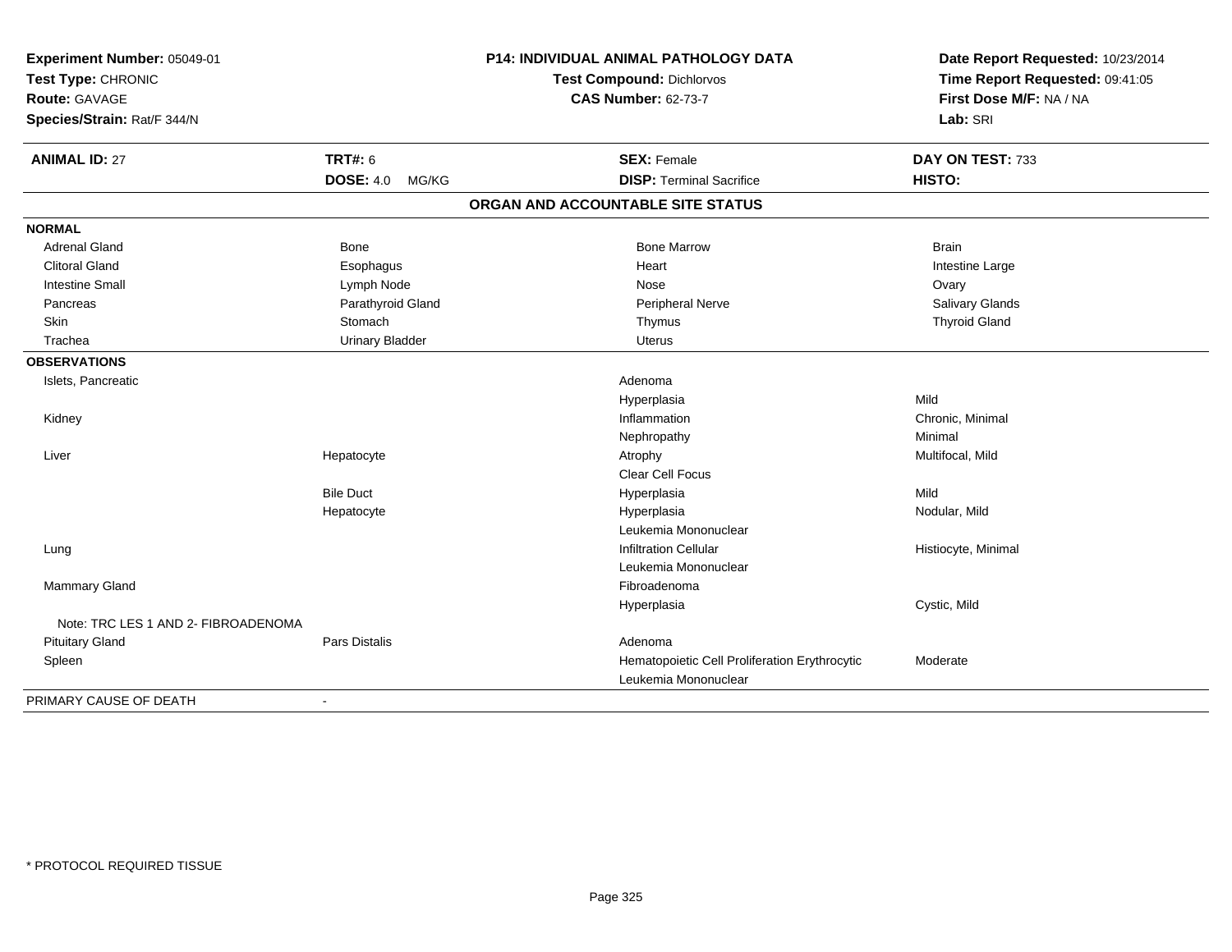**Experiment Number:** 05049-01
**Test Type:** CHRONIC
**Route:** GAVAGE
**Species/Strain:** Rat/F 344/N

**P14: INDIVIDUAL ANIMAL PATHOLOGY DATA**
**Test Compound:** Dichlorvos
**CAS Number:** 62-73-7

**Date Report Requested:** 10/23/2014
**Time Report Requested:** 09:41:05
**First Dose M/F:** NA / NA
**Lab:** SRI

| **ANIMAL ID:** 27 | **TRT#:** 6 | **SEX:** Female | **DAY ON TEST:** 733 |
|---|---|---|---|
| | **DOSE:** 4.0 MG/KG | **DISP:** Terminal Sacrifice | **HISTO:** |

## ORGAN AND ACCOUNTABLE SITE STATUS

| | | | |
|---|---|---|---|
| **NORMAL** | | | |
| Adrenal Gland | Bone | Bone Marrow | Brain |
| Clitoral Gland | Esophagus | Heart | Intestine Large |
| Intestine Small | Lymph Node | Nose | Ovary |
| Pancreas | Parathyroid Gland | Peripheral Nerve | Salivary Glands |
| Skin | Stomach | Thymus | Thyroid Gland |
| Trachea | Urinary Bladder | Uterus | |
| **OBSERVATIONS** | | | |
| Islets, Pancreatic | | Adenoma | |
| | | Hyperplasia | Mild |
| Kidney | | Inflammation | Chronic, Minimal |
| | | Nephropathy | Minimal |
| Liver | Hepatocyte | Atrophy | Multifocal, Mild |
| | | Clear Cell Focus | |
| | Bile Duct | Hyperplasia | Mild |
| | Hepatocyte | Hyperplasia | Nodular, Mild |
| | | Leukemia Mononuclear | |
| Lung | | Infiltration Cellular | Histiocyte, Minimal |
| | | Leukemia Mononuclear | |
| Mammary Gland | | Fibroadenoma | |
| | | Hyperplasia | Cystic, Mild |
| Note: TRC LES 1 AND 2- FIBROADENOMA | | | |
| Pituitary Gland | Pars Distalis | Adenoma | |
| Spleen | | Hematopoietic Cell Proliferation Erythrocytic | Moderate |
| | | Leukemia Mononuclear | |
| PRIMARY CAUSE OF DEATH | - | | |

* PROTOCOL REQUIRED TISSUE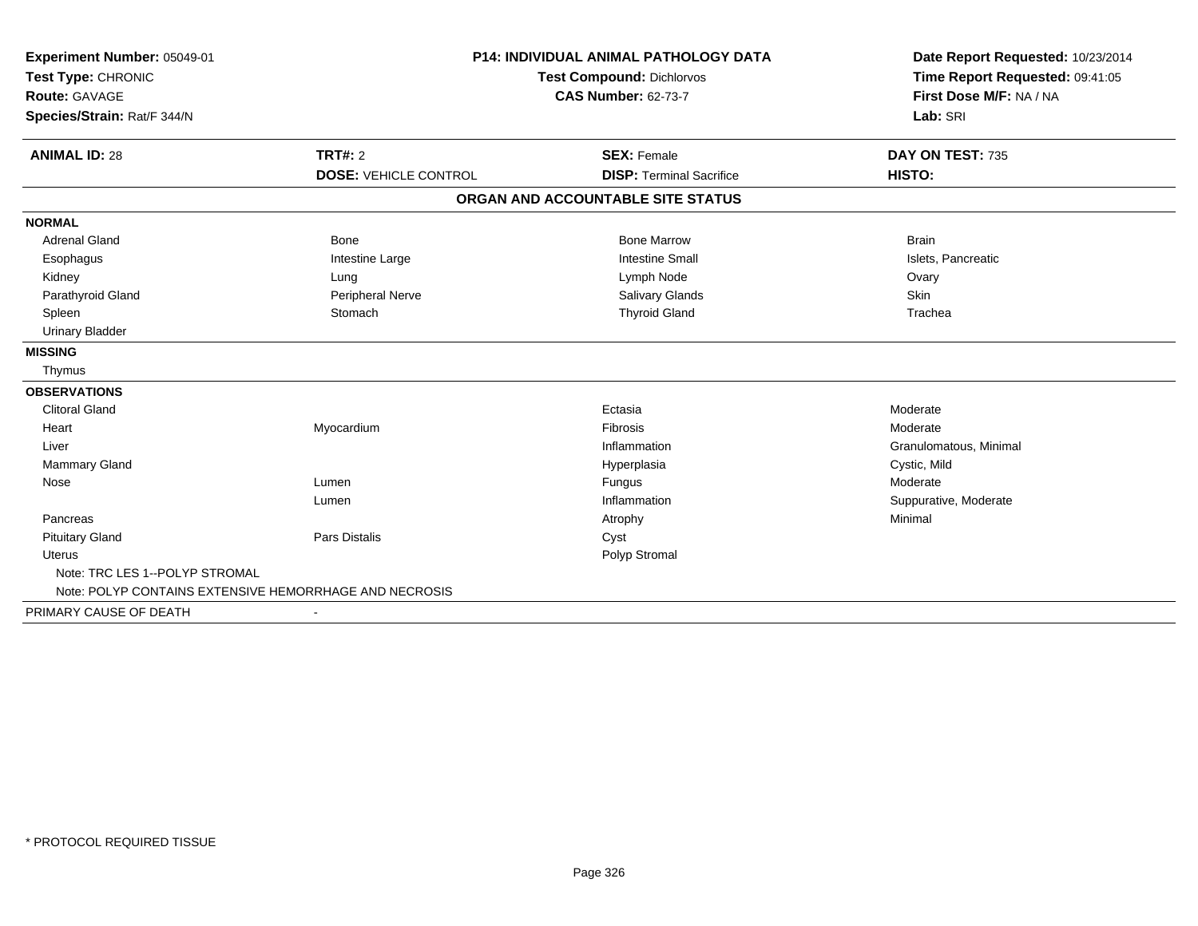**Experiment Number:** 05049-01
**Test Type:** CHRONIC
**Route:** GAVAGE
**Species/Strain:** Rat/F 344/N

**P14: INDIVIDUAL ANIMAL PATHOLOGY DATA**
**Test Compound:** Dichlorvos
**CAS Number:** 62-73-7

**Date Report Requested:** 10/23/2014
**Time Report Requested:** 09:41:05
**First Dose M/F:** NA / NA
**Lab:** SRI

| **ANIMAL ID:** 28 | **TRT#:** 2 | **SEX:** Female | **DAY ON TEST:** 735 |
|---|---|---|---|
| | **DOSE:** VEHICLE CONTROL | **DISP:** Terminal Sacrifice | **HISTO:** |

## ORGAN AND ACCOUNTABLE SITE STATUS

| | | | |
|---|---|---|---|
| **NORMAL** | | | |
| Adrenal Gland | Bone | Bone Marrow | Brain |
| Esophagus | Intestine Large | Intestine Small | Islets, Pancreatic |
| Kidney | Lung | Lymph Node | Ovary |
| Parathyroid Gland | Peripheral Nerve | Salivary Glands | Skin |
| Spleen | Stomach | Thyroid Gland | Trachea |
| Urinary Bladder | | | |
| **MISSING** | | | |
| Thymus | | | |
| **OBSERVATIONS** | | | |
| Clitoral Gland | | Ectasia | Moderate |
| Heart | Myocardium | Fibrosis | Moderate |
| Liver | | Inflammation | Granulomatous, Minimal |
| Mammary Gland | | Hyperplasia | Cystic, Mild |
| Nose | Lumen | Fungus | Moderate |
| | Lumen | Inflammation | Suppurative, Moderate |
| Pancreas | | Atrophy | Minimal |
| Pituitary Gland | Pars Distalis | Cyst | |
| Uterus | | Polyp Stromal | |
| Note: TRC LES 1--POLYP STROMAL | | | |
| Note: POLYP CONTAINS EXTENSIVE HEMORRHAGE AND NECROSIS | | | |
| PRIMARY CAUSE OF DEATH | - | | |

\* PROTOCOL REQUIRED TISSUE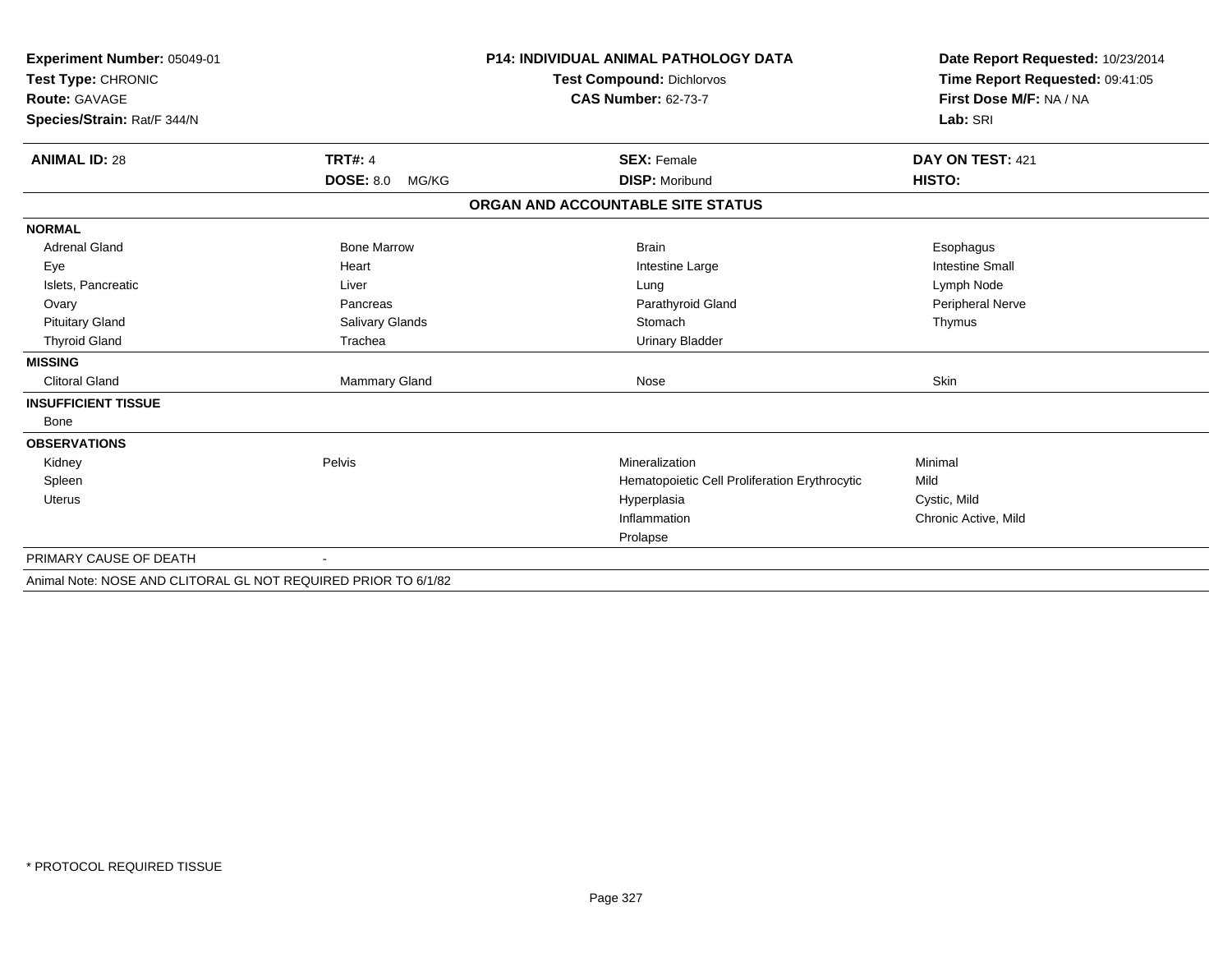**Experiment Number:** 05049-01
**Test Type:** CHRONIC
**Route:** GAVAGE
**Species/Strain:** Rat/F 344/N

**P14: INDIVIDUAL ANIMAL PATHOLOGY DATA**
**Test Compound:** Dichlorvos
**CAS Number:** 62-73-7

**Date Report Requested:** 10/23/2014
**Time Report Requested:** 09:41:05
**First Dose M/F:** NA / NA
**Lab:** SRI

| **ANIMAL ID:** 28 | **TRT#:** 4 | **SEX:** Female | **DAY ON TEST:** 421 |
|---|---|---|---|
| | **DOSE:** 8.0 MG/KG | **DISP:** Moribund | **HISTO:** |

## ORGAN AND ACCOUNTABLE SITE STATUS

| | | | |
|---|---|---|---|
| **NORMAL** | | | |
| Adrenal Gland | Bone Marrow | Brain | Esophagus |
| Eye | Heart | Intestine Large | Intestine Small |
| Islets, Pancreatic | Liver | Lung | Lymph Node |
| Ovary | Pancreas | Parathyroid Gland | Peripheral Nerve |
| Pituitary Gland | Salivary Glands | Stomach | Thymus |
| Thyroid Gland | Trachea | Urinary Bladder | |
| **MISSING** | | | |
| Clitoral Gland | Mammary Gland | Nose | Skin |
| **INSUFFICIENT TISSUE** | | | |
| Bone | | | |
| **OBSERVATIONS** | | | |
| Kidney | Pelvis | Mineralization | Minimal |
| Spleen | | Hematopoietic Cell Proliferation Erythrocytic | Mild |
| Uterus | | Hyperplasia | Cystic, Mild |
| | | Inflammation | Chronic Active, Mild |
| | | Prolapse | |
| PRIMARY CAUSE OF DEATH | - | | |

Animal Note: NOSE AND CLITORAL GL NOT REQUIRED PRIOR TO 6/1/82

\* PROTOCOL REQUIRED TISSUE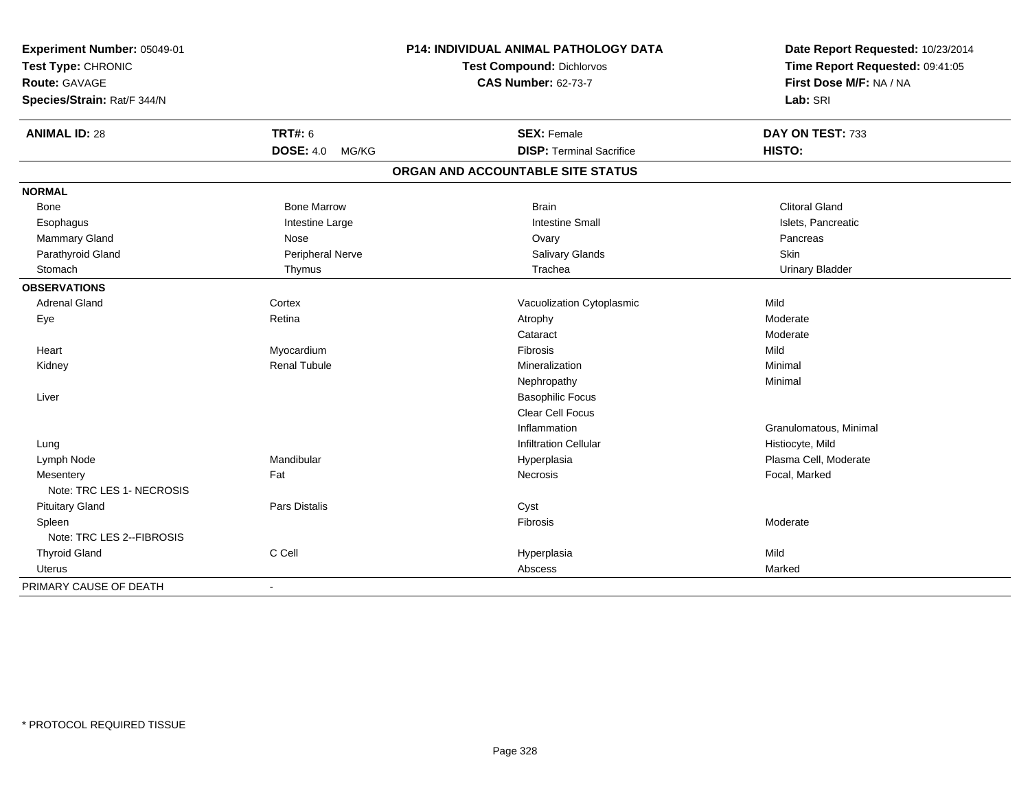**Experiment Number:** 05049-01
**Test Type:** CHRONIC
**Route:** GAVAGE
**Species/Strain:** Rat/F 344/N

**P14: INDIVIDUAL ANIMAL PATHOLOGY DATA**
**Test Compound:** Dichlorvos
**CAS Number:** 62-73-7

**Date Report Requested:** 10/23/2014
**Time Report Requested:** 09:41:05
**First Dose M/F:** NA / NA
**Lab:** SRI

| **ANIMAL ID:** 28 | **TRT#:** 6 | **SEX:** Female | **DAY ON TEST:** 733 |
|---|---|---|---|
| | **DOSE:** 4.0 MG/KG | **DISP:** Terminal Sacrifice | **HISTO:** |

## ORGAN AND ACCOUNTABLE SITE STATUS

| | | | |
|---|---|---|---|
| **NORMAL** | | | |
| Bone | Bone Marrow | Brain | Clitoral Gland |
| Esophagus | Intestine Large | Intestine Small | Islets, Pancreatic |
| Mammary Gland | Nose | Ovary | Pancreas |
| Parathyroid Gland | Peripheral Nerve | Salivary Glands | Skin |
| Stomach | Thymus | Trachea | Urinary Bladder |
| **OBSERVATIONS** | | | |
| Adrenal Gland | Cortex | Vacuolization Cytoplasmic | Mild |
| Eye | Retina | Atrophy | Moderate |
| | | Cataract | Moderate |
| Heart | Myocardium | Fibrosis | Mild |
| Kidney | Renal Tubule | Mineralization | Minimal |
| | | Nephropathy | Minimal |
| Liver | | Basophilic Focus | |
| | | Clear Cell Focus | |
| | | Inflammation | Granulomatous, Minimal |
| Lung | | Infiltration Cellular | Histiocyte, Mild |
| Lymph Node | Mandibular | Hyperplasia | Plasma Cell, Moderate |
| Mesentery | Fat | Necrosis | Focal, Marked |
| Note: TRC LES 1- NECROSIS | | | |
| Pituitary Gland | Pars Distalis | Cyst | |
| Spleen | | Fibrosis | Moderate |
| Note: TRC LES 2--FIBROSIS | | | |
| Thyroid Gland | C Cell | Hyperplasia | Mild |
| Uterus | | Abscess | Marked |
| PRIMARY CAUSE OF DEATH | - | | |

* PROTOCOL REQUIRED TISSUE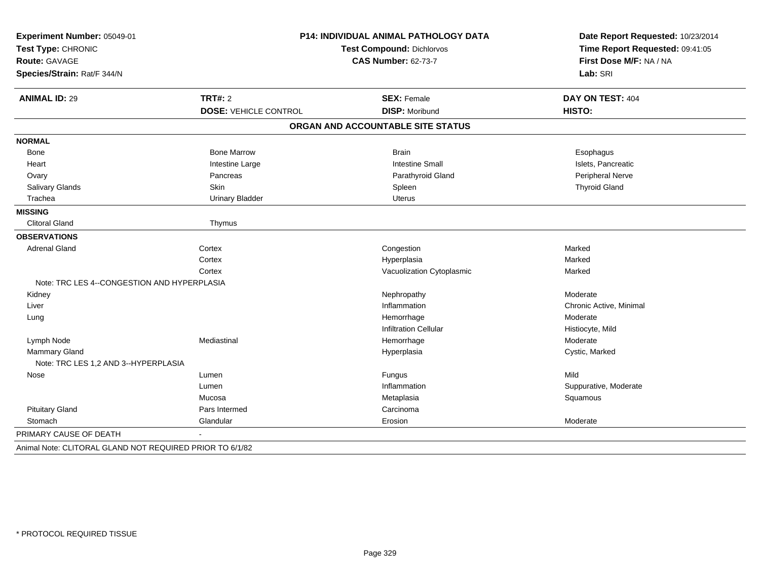**Experiment Number:** 05049-01
**Test Type:** CHRONIC
**Route:** GAVAGE
**Species/Strain:** Rat/F 344/N

**P14: INDIVIDUAL ANIMAL PATHOLOGY DATA**
**Test Compound:** Dichlorvos
**CAS Number:** 62-73-7

**Date Report Requested:** 10/23/2014
**Time Report Requested:** 09:41:05
**First Dose M/F:** NA / NA
**Lab:** SRI

| **ANIMAL ID:** 29 | **TRT#:** 2 | **SEX:** Female | **DAY ON TEST:** 404 |
|---|---|---|---|
| | **DOSE:** VEHICLE CONTROL | **DISP:** Moribund | **HISTO:** |

## ORGAN AND ACCOUNTABLE SITE STATUS

| | | | |
|---|---|---|---|
| **NORMAL** | | | |
| Bone | Bone Marrow | Brain | Esophagus |
| Heart | Intestine Large | Intestine Small | Islets, Pancreatic |
| Ovary | Pancreas | Parathyroid Gland | Peripheral Nerve |
| Salivary Glands | Skin | Spleen | Thyroid Gland |
| Trachea | Urinary Bladder | Uterus | |
| **MISSING** | | | |
| Clitoral Gland | Thymus | | |
| **OBSERVATIONS** | | | |
| Adrenal Gland | Cortex | Congestion | Marked |
| | Cortex | Hyperplasia | Marked |
| | Cortex | Vacuolization Cytoplasmic | Marked |
| Note: TRC LES 4--CONGESTION AND HYPERPLASIA | | | |
| Kidney | | Nephropathy | Moderate |
| Liver | | Inflammation | Chronic Active, Minimal |
| Lung | | Hemorrhage | Moderate |
| | | Infiltration Cellular | Histiocyte, Mild |
| Lymph Node | Mediastinal | Hemorrhage | Moderate |
| Mammary Gland | | Hyperplasia | Cystic, Marked |
| Note: TRC LES 1,2 AND 3--HYPERPLASIA | | | |
| Nose | Lumen | Fungus | Mild |
| | Lumen | Inflammation | Suppurative, Moderate |
| | Mucosa | Metaplasia | Squamous |
| Pituitary Gland | Pars Intermed | Carcinoma | |
| Stomach | Glandular | Erosion | Moderate |
| PRIMARY CAUSE OF DEATH | - | | |

Animal Note: CLITORAL GLAND NOT REQUIRED PRIOR TO 6/1/82

* PROTOCOL REQUIRED TISSUE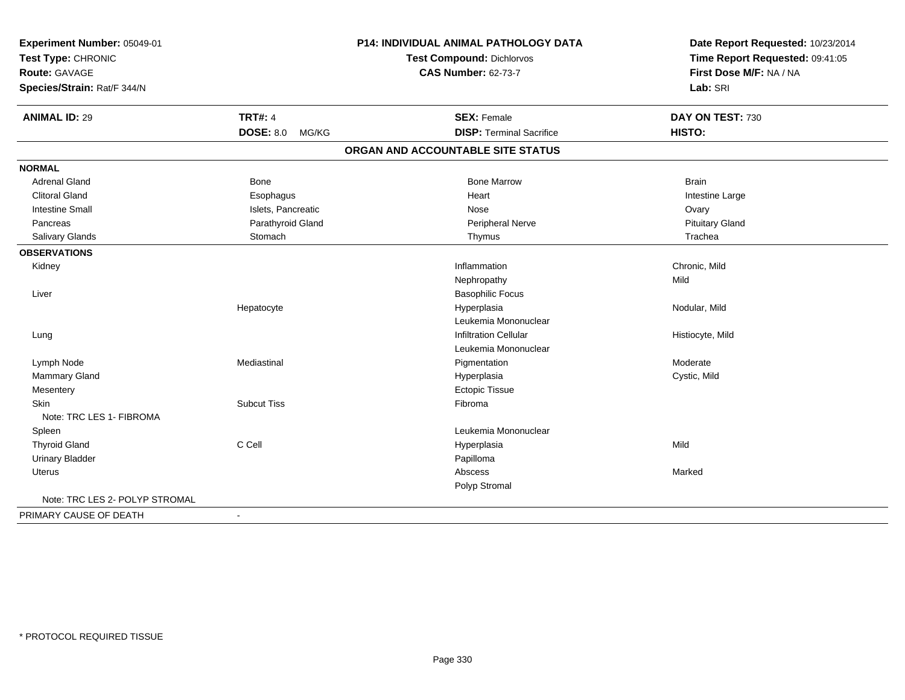**Experiment Number:** 05049-01
**Test Type:** CHRONIC
**Route:** GAVAGE
**Species/Strain:** Rat/F 344/N

**P14: INDIVIDUAL ANIMAL PATHOLOGY DATA**
**Test Compound:** Dichlorvos
**CAS Number:** 62-73-7

**Date Report Requested:** 10/23/2014
**Time Report Requested:** 09:41:05
**First Dose M/F:** NA / NA
**Lab:** SRI

| **ANIMAL ID:** 29 | **TRT#:** 4 | **SEX:** Female | **DAY ON TEST:** 730 |
|---|---|---|---|
| | **DOSE:** 8.0 MG/KG | **DISP:** Terminal Sacrifice | **HISTO:** |

## ORGAN AND ACCOUNTABLE SITE STATUS

| | | | |
|---|---|---|---|
| **NORMAL** | | | |
| Adrenal Gland | Bone | Bone Marrow | Brain |
| Clitoral Gland | Esophagus | Heart | Intestine Large |
| Intestine Small | Islets, Pancreatic | Nose | Ovary |
| Pancreas | Parathyroid Gland | Peripheral Nerve | Pituitary Gland |
| Salivary Glands | Stomach | Thymus | Trachea |
| **OBSERVATIONS** | | | |
| Kidney | | Inflammation | Chronic, Mild |
| | | Nephropathy | Mild |
| Liver | | Basophilic Focus | |
| | Hepatocyte | Hyperplasia | Nodular, Mild |
| | | Leukemia Mononuclear | |
| Lung | | Infiltration Cellular | Histiocyte, Mild |
| | | Leukemia Mononuclear | |
| Lymph Node | Mediastinal | Pigmentation | Moderate |
| Mammary Gland | | Hyperplasia | Cystic, Mild |
| Mesentery | | Ectopic Tissue | |
| Skin | Subcut Tiss | Fibroma | |
| Note: TRC LES 1- FIBROMA | | | |
| Spleen | | Leukemia Mononuclear | |
| Thyroid Gland | C Cell | Hyperplasia | Mild |
| Urinary Bladder | | Papilloma | |
| Uterus | | Abscess | Marked |
| | | Polyp Stromal | |
| Note: TRC LES 2- POLYP STROMAL | | | |
| PRIMARY CAUSE OF DEATH | - | | |

* PROTOCOL REQUIRED TISSUE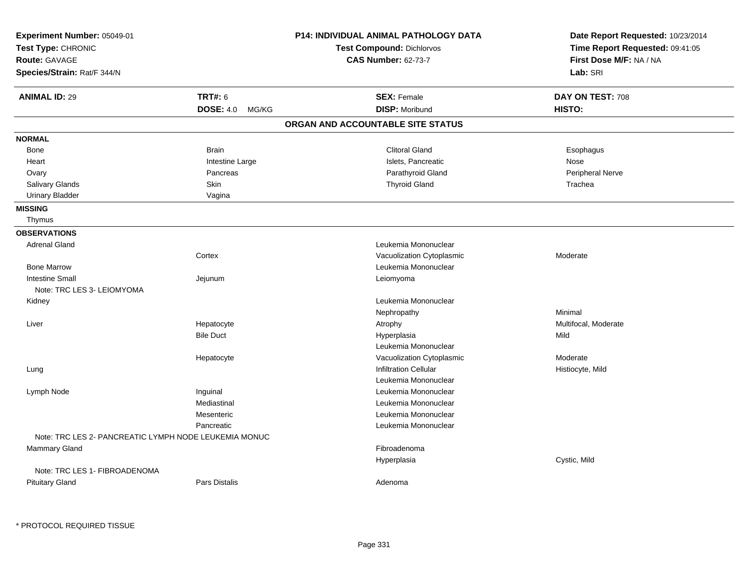**Experiment Number:** 05049-01
**Test Type:** CHRONIC
**Route:** GAVAGE
**Species/Strain:** Rat/F 344/N

**P14: INDIVIDUAL ANIMAL PATHOLOGY DATA**
**Test Compound:** Dichlorvos
**CAS Number:** 62-73-7

**Date Report Requested:** 10/23/2014
**Time Report Requested:** 09:41:05
**First Dose M/F:** NA / NA
**Lab:** SRI

| **ANIMAL ID:** 29 | **TRT#:** 6 | **SEX:** Female | **DAY ON TEST:** 708 |
|---|---|---|---|
| | **DOSE:** 4.0 MG/KG | **DISP:** Moribund | **HISTO:** |

## ORGAN AND ACCOUNTABLE SITE STATUS

**NORMAL**

| | | | |
|---|---|---|---|
| Bone | Brain | Clitoral Gland | Esophagus |
| Heart | Intestine Large | Islets, Pancreatic | Nose |
| Ovary | Pancreas | Parathyroid Gland | Peripheral Nerve |
| Salivary Glands | Skin | Thyroid Gland | Trachea |
| Urinary Bladder | Vagina | | |

**MISSING**

Thymus

**OBSERVATIONS**

| Organ | Site | Observation | Qualifier |
|---|---|---|---|
| Adrenal Gland | | Leukemia Mononuclear | |
| | Cortex | Vacuolization Cytoplasmic | Moderate |
| Bone Marrow | | Leukemia Mononuclear | |
| Intestine Small | Jejunum | Leiomyoma | |
| Note: TRC LES 3- LEIOMYOMA | | | |
| Kidney | | Leukemia Mononuclear | |
| | | Nephropathy | Minimal |
| Liver | Hepatocyte | Atrophy | Multifocal, Moderate |
| | Bile Duct | Hyperplasia | Mild |
| | | Leukemia Mononuclear | |
| | Hepatocyte | Vacuolization Cytoplasmic | Moderate |
| Lung | | Infiltration Cellular | Histiocyte, Mild |
| | | Leukemia Mononuclear | |
| Lymph Node | Inguinal | Leukemia Mononuclear | |
| | Mediastinal | Leukemia Mononuclear | |
| | Mesenteric | Leukemia Mononuclear | |
| | Pancreatic | Leukemia Mononuclear | |
| Note: TRC LES 2- PANCREATIC LYMPH NODE LEUKEMIA MONUC | | | |
| Mammary Gland | | Fibroadenoma | |
| | | Hyperplasia | Cystic, Mild |
| Note: TRC LES 1- FIBROADENOMA | | | |
| Pituitary Gland | Pars Distalis | Adenoma | |

* PROTOCOL REQUIRED TISSUE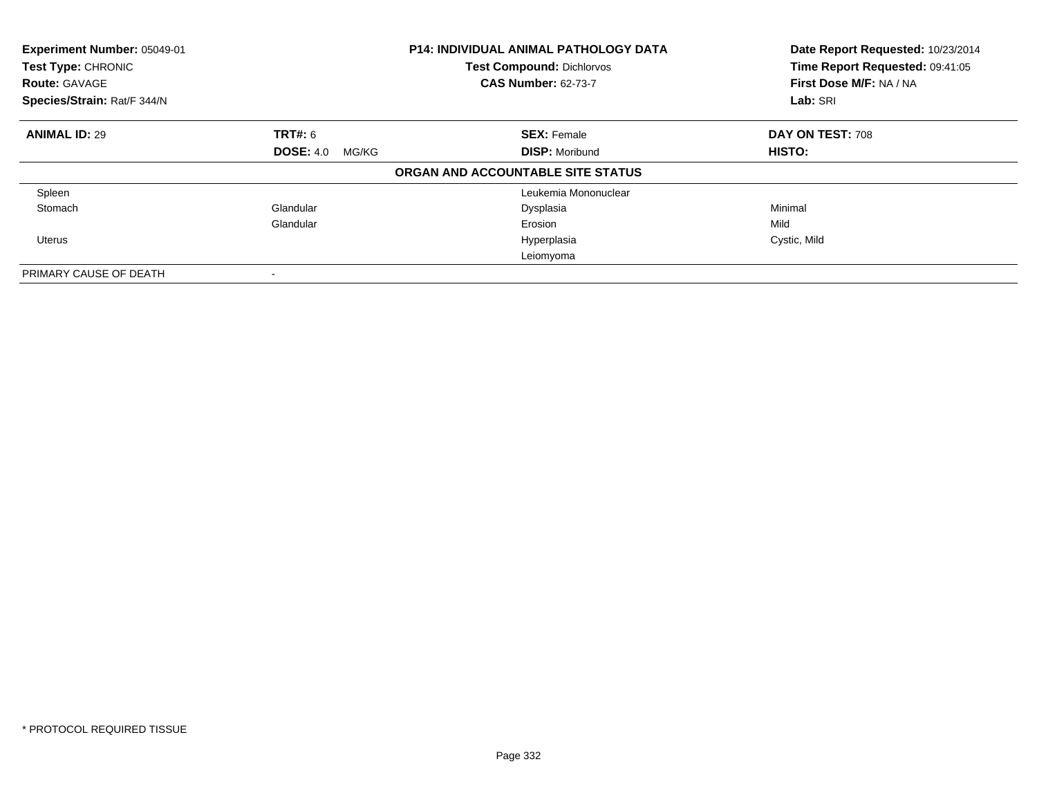**Experiment Number:** 05049-01
**Test Type:** CHRONIC
**Route:** GAVAGE
**Species/Strain:** Rat/F 344/N

**P14: INDIVIDUAL ANIMAL PATHOLOGY DATA**
**Test Compound:** Dichlorvos
**CAS Number:** 62-73-7

**Date Report Requested:** 10/23/2014
**Time Report Requested:** 09:41:05
**First Dose M/F:** NA / NA
**Lab:** SRI

| **ANIMAL ID:** 29 | **TRT#:** 6 | **SEX:** Female | **DAY ON TEST:** 708 |
|---|---|---|---|
| | **DOSE:** 4.0 MG/KG | **DISP:** Moribund | **HISTO:** |

**ORGAN AND ACCOUNTABLE SITE STATUS**

| | | | |
|---|---|---|---|
| Spleen | | Leukemia Mononuclear | |
| Stomach | Glandular | Dysplasia | Minimal |
| | Glandular | Erosion | Mild |
| Uterus | | Hyperplasia | Cystic, Mild |
| | | Leiomyoma | |
| PRIMARY CAUSE OF DEATH | - | | |

* PROTOCOL REQUIRED TISSUE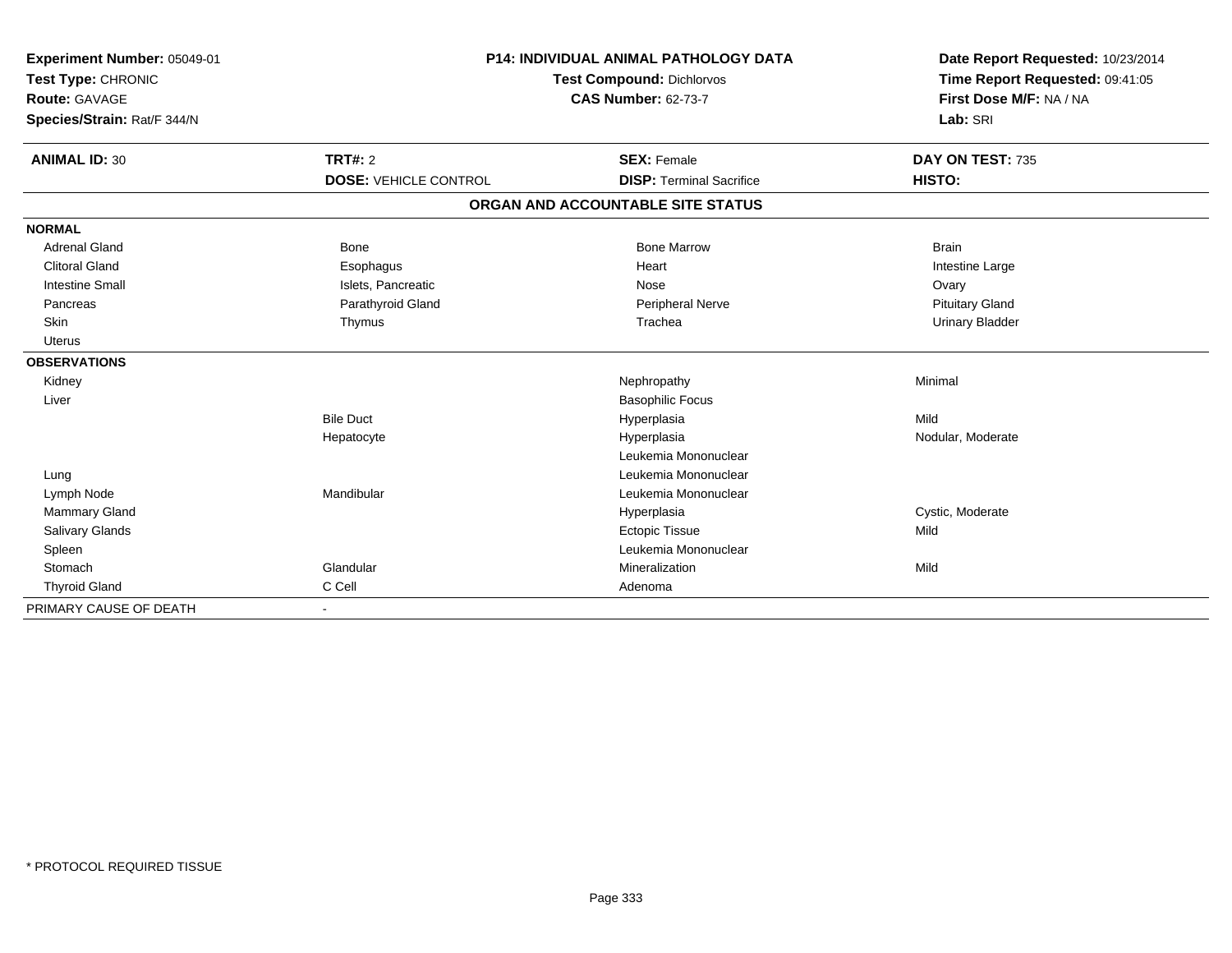**Experiment Number:** 05049-01
**Test Type:** CHRONIC
**Route:** GAVAGE
**Species/Strain:** Rat/F 344/N

**P14: INDIVIDUAL ANIMAL PATHOLOGY DATA**
**Test Compound:** Dichlorvos
**CAS Number:** 62-73-7

**Date Report Requested:** 10/23/2014
**Time Report Requested:** 09:41:05
**First Dose M/F:** NA / NA
**Lab:** SRI

| **ANIMAL ID:** 30 | **TRT#:** 2 | **SEX:** Female | **DAY ON TEST:** 735 |
|---|---|---|---|
| | **DOSE:** VEHICLE CONTROL | **DISP:** Terminal Sacrifice | **HISTO:** |

## ORGAN AND ACCOUNTABLE SITE STATUS

| | | | |
|---|---|---|---|
| **NORMAL** | | | |
| Adrenal Gland | Bone | Bone Marrow | Brain |
| Clitoral Gland | Esophagus | Heart | Intestine Large |
| Intestine Small | Islets, Pancreatic | Nose | Ovary |
| Pancreas | Parathyroid Gland | Peripheral Nerve | Pituitary Gland |
| Skin | Thymus | Trachea | Urinary Bladder |
| Uterus | | | |
| **OBSERVATIONS** | | | |
| Kidney | | Nephropathy | Minimal |
| Liver | | Basophilic Focus | |
| | Bile Duct | Hyperplasia | Mild |
| | Hepatocyte | Hyperplasia | Nodular, Moderate |
| | | Leukemia Mononuclear | |
| Lung | | Leukemia Mononuclear | |
| Lymph Node | Mandibular | Leukemia Mononuclear | |
| Mammary Gland | | Hyperplasia | Cystic, Moderate |
| Salivary Glands | | Ectopic Tissue | Mild |
| Spleen | | Leukemia Mononuclear | |
| Stomach | Glandular | Mineralization | Mild |
| Thyroid Gland | C Cell | Adenoma | |
| PRIMARY CAUSE OF DEATH | - | | |

* PROTOCOL REQUIRED TISSUE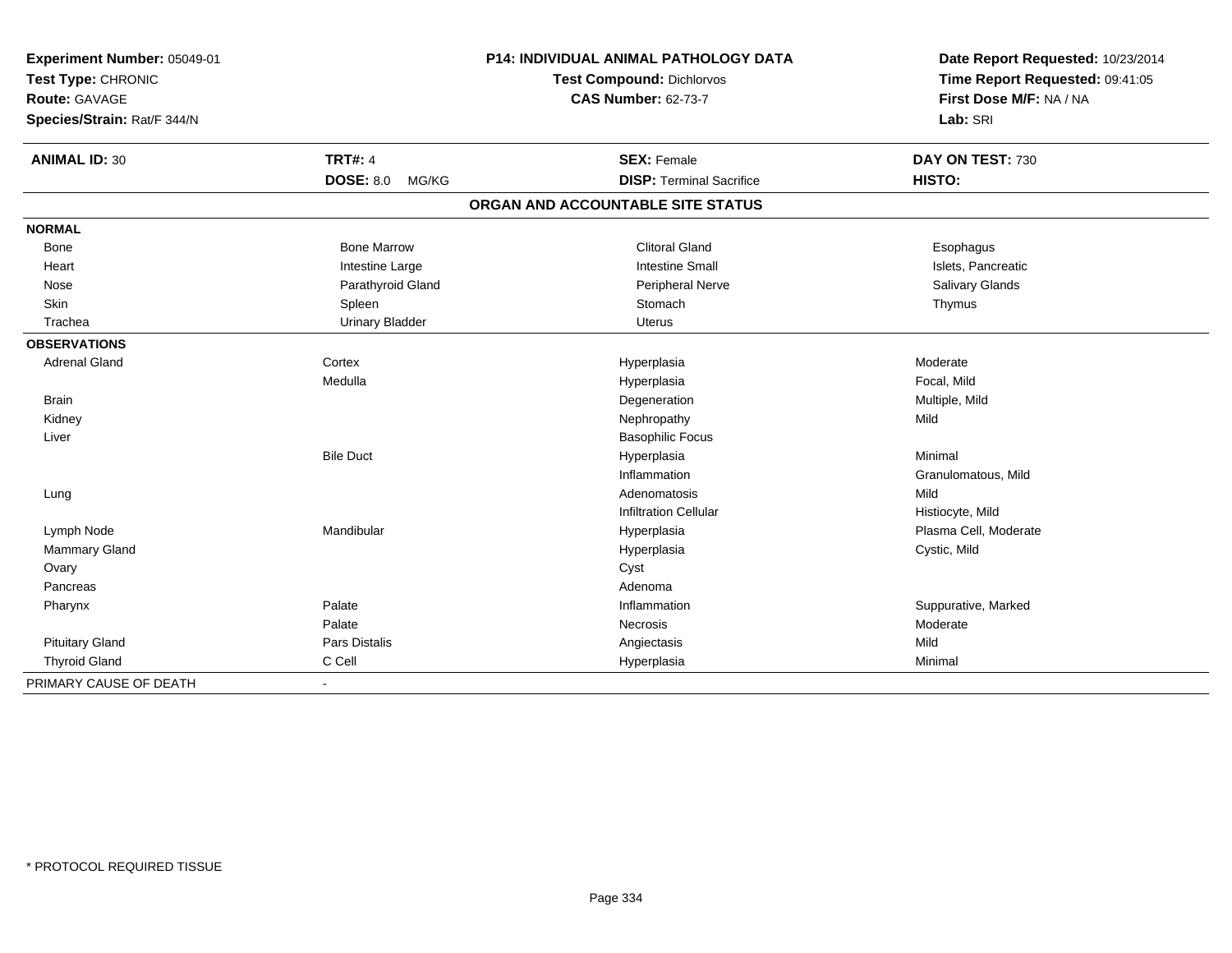**Experiment Number:** 05049-01
**Test Type:** CHRONIC
**Route:** GAVAGE
**Species/Strain:** Rat/F 344/N

**P14: INDIVIDUAL ANIMAL PATHOLOGY DATA**
**Test Compound:** Dichlorvos
**CAS Number:** 62-73-7

**Date Report Requested:** 10/23/2014
**Time Report Requested:** 09:41:05
**First Dose M/F:** NA / NA
**Lab:** SRI

| **ANIMAL ID:** 30 | **TRT#:** 4 | **SEX:** Female | **DAY ON TEST:** 730 |
|---|---|---|---|
| | **DOSE:** 8.0 MG/KG | **DISP:** Terminal Sacrifice | **HISTO:** |

## ORGAN AND ACCOUNTABLE SITE STATUS

| | | | |
|---|---|---|---|
| **NORMAL** | | | |
| Bone | Bone Marrow | Clitoral Gland | Esophagus |
| Heart | Intestine Large | Intestine Small | Islets, Pancreatic |
| Nose | Parathyroid Gland | Peripheral Nerve | Salivary Glands |
| Skin | Spleen | Stomach | Thymus |
| Trachea | Urinary Bladder | Uterus | |
| **OBSERVATIONS** | | | |
| Adrenal Gland | Cortex | Hyperplasia | Moderate |
| | Medulla | Hyperplasia | Focal, Mild |
| Brain | | Degeneration | Multiple, Mild |
| Kidney | | Nephropathy | Mild |
| Liver | | Basophilic Focus | |
| | Bile Duct | Hyperplasia | Minimal |
| | | Inflammation | Granulomatous, Mild |
| Lung | | Adenomatosis | Mild |
| | | Infiltration Cellular | Histiocyte, Mild |
| Lymph Node | Mandibular | Hyperplasia | Plasma Cell, Moderate |
| Mammary Gland | | Hyperplasia | Cystic, Mild |
| Ovary | | Cyst | |
| Pancreas | | Adenoma | |
| Pharynx | Palate | Inflammation | Suppurative, Marked |
| | Palate | Necrosis | Moderate |
| Pituitary Gland | Pars Distalis | Angiectasis | Mild |
| Thyroid Gland | C Cell | Hyperplasia | Minimal |
| PRIMARY CAUSE OF DEATH | - | | |

* PROTOCOL REQUIRED TISSUE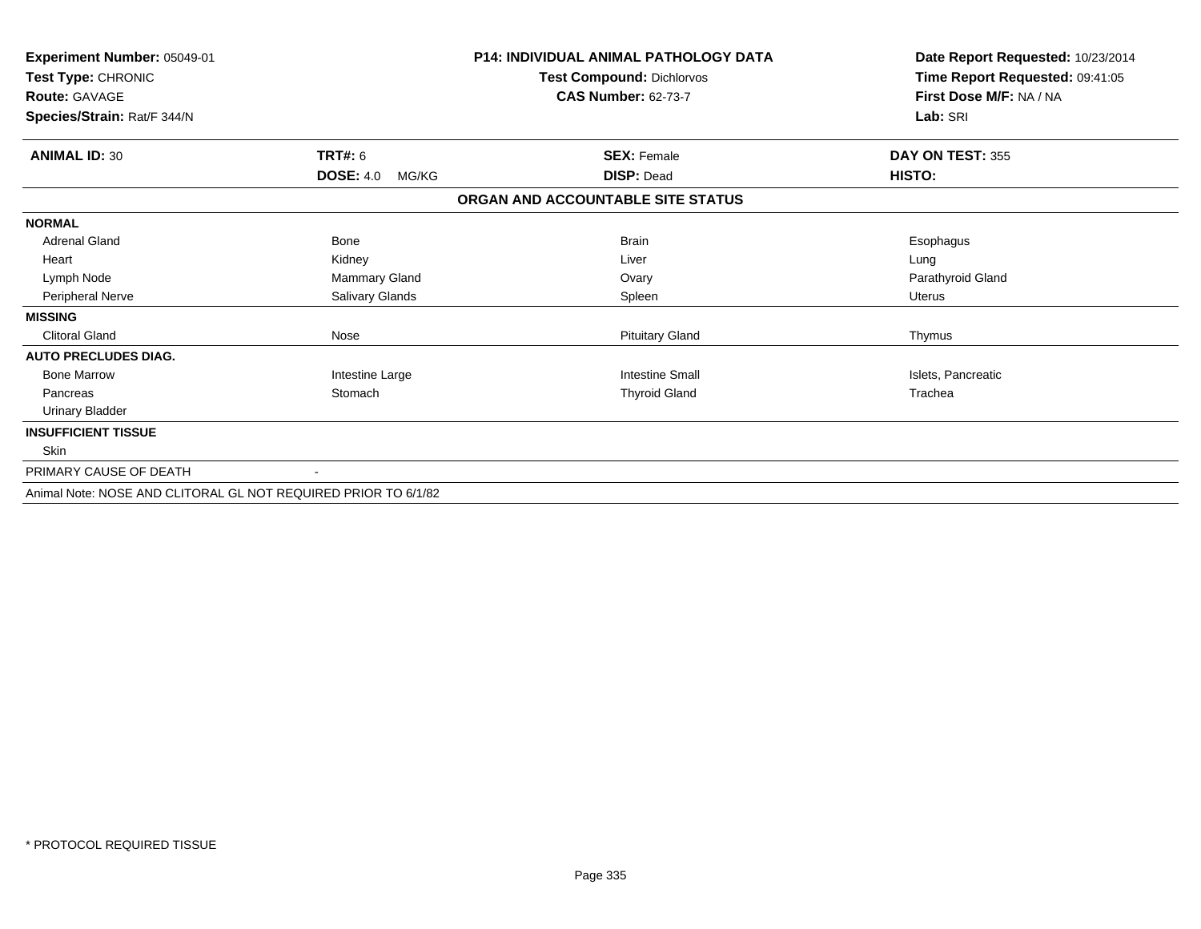**Experiment Number:** 05049-01
**Test Type:** CHRONIC
**Route:** GAVAGE
**Species/Strain:** Rat/F 344/N

**P14: INDIVIDUAL ANIMAL PATHOLOGY DATA**
**Test Compound:** Dichlorvos
**CAS Number:** 62-73-7

**Date Report Requested:** 10/23/2014
**Time Report Requested:** 09:41:05
**First Dose M/F:** NA / NA
**Lab:** SRI

| **ANIMAL ID:** 30 | **TRT#:** 6 | **SEX:** Female | **DAY ON TEST:** 355 |
|---|---|---|---|
| | **DOSE:** 4.0 MG/KG | **DISP:** Dead | **HISTO:** |

**ORGAN AND ACCOUNTABLE SITE STATUS**

| | | | |
|---|---|---|---|
| **NORMAL** | | | |
| Adrenal Gland | Bone | Brain | Esophagus |
| Heart | Kidney | Liver | Lung |
| Lymph Node | Mammary Gland | Ovary | Parathyroid Gland |
| Peripheral Nerve | Salivary Glands | Spleen | Uterus |
| **MISSING** | | | |
| Clitoral Gland | Nose | Pituitary Gland | Thymus |
| **AUTO PRECLUDES DIAG.** | | | |
| Bone Marrow | Intestine Large | Intestine Small | Islets, Pancreatic |
| Pancreas | Stomach | Thyroid Gland | Trachea |
| Urinary Bladder | | | |
| **INSUFFICIENT TISSUE** | | | |
| Skin | | | |
| PRIMARY CAUSE OF DEATH | - | | |

Animal Note: NOSE AND CLITORAL GL NOT REQUIRED PRIOR TO 6/1/82

* PROTOCOL REQUIRED TISSUE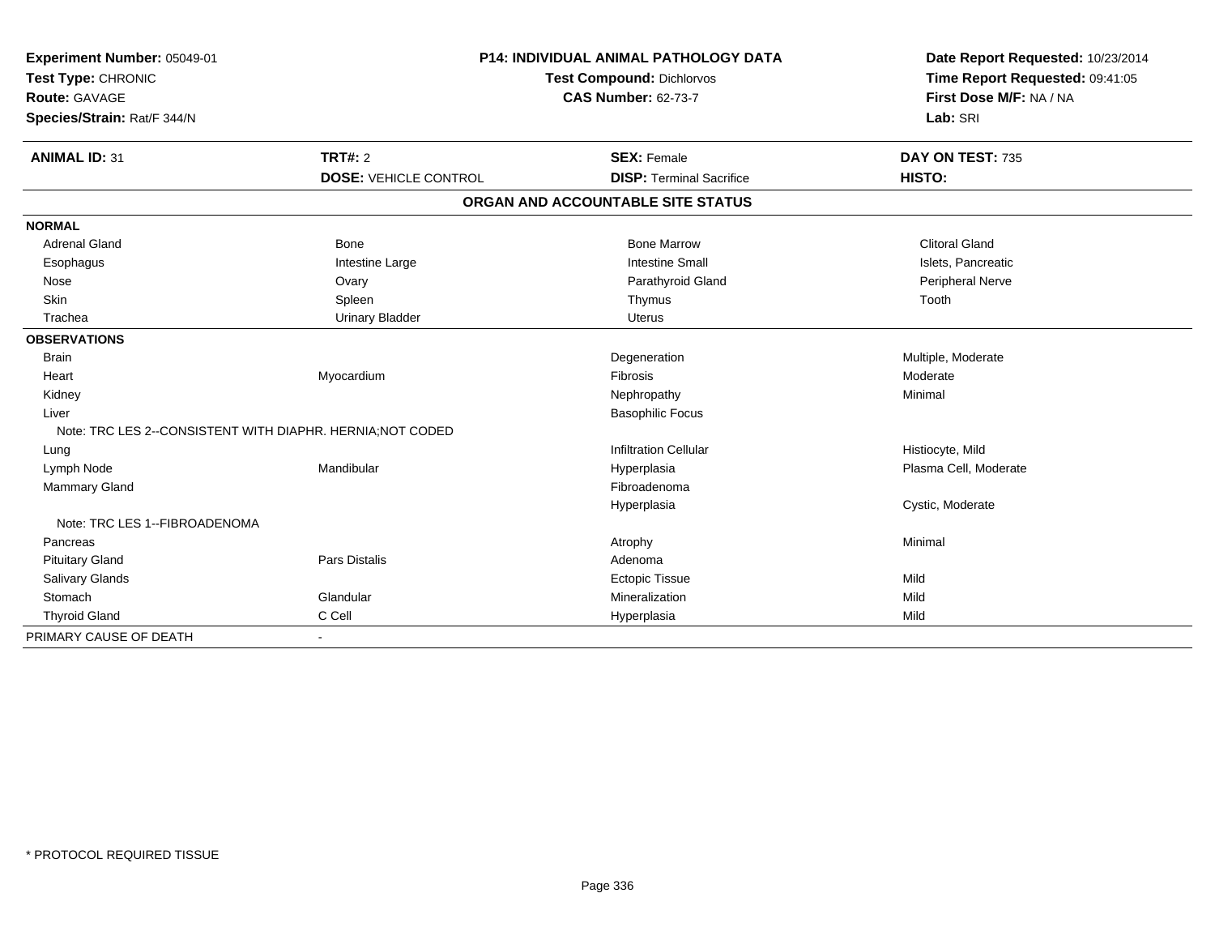**Experiment Number:** 05049-01
**Test Type:** CHRONIC
**Route:** GAVAGE
**Species/Strain:** Rat/F 344/N

**P14: INDIVIDUAL ANIMAL PATHOLOGY DATA**
**Test Compound:** Dichlorvos
**CAS Number:** 62-73-7

**Date Report Requested:** 10/23/2014
**Time Report Requested:** 09:41:05
**First Dose M/F:** NA / NA
**Lab:** SRI

| **ANIMAL ID:** 31 | **TRT#:** 2 | **SEX:** Female | **DAY ON TEST:** 735 |
|---|---|---|---|
| | **DOSE:** VEHICLE CONTROL | **DISP:** Terminal Sacrifice | **HISTO:** |

## ORGAN AND ACCOUNTABLE SITE STATUS

| | | | |
|---|---|---|---|
| **NORMAL** | | | |
| Adrenal Gland | Bone | Bone Marrow | Clitoral Gland |
| Esophagus | Intestine Large | Intestine Small | Islets, Pancreatic |
| Nose | Ovary | Parathyroid Gland | Peripheral Nerve |
| Skin | Spleen | Thymus | Tooth |
| Trachea | Urinary Bladder | Uterus | |
| **OBSERVATIONS** | | | |
| Brain | | Degeneration | Multiple, Moderate |
| Heart | Myocardium | Fibrosis | Moderate |
| Kidney | | Nephropathy | Minimal |
| Liver | | Basophilic Focus | |
| Note: TRC LES 2--CONSISTENT WITH DIAPHR. HERNIA;NOT CODED | | | |
| Lung | | Infiltration Cellular | Histiocyte, Mild |
| Lymph Node | Mandibular | Hyperplasia | Plasma Cell, Moderate |
| Mammary Gland | | Fibroadenoma | |
| | | Hyperplasia | Cystic, Moderate |
| Note: TRC LES 1--FIBROADENOMA | | | |
| Pancreas | | Atrophy | Minimal |
| Pituitary Gland | Pars Distalis | Adenoma | |
| Salivary Glands | | Ectopic Tissue | Mild |
| Stomach | Glandular | Mineralization | Mild |
| Thyroid Gland | C Cell | Hyperplasia | Mild |
| PRIMARY CAUSE OF DEATH | - | | |

* PROTOCOL REQUIRED TISSUE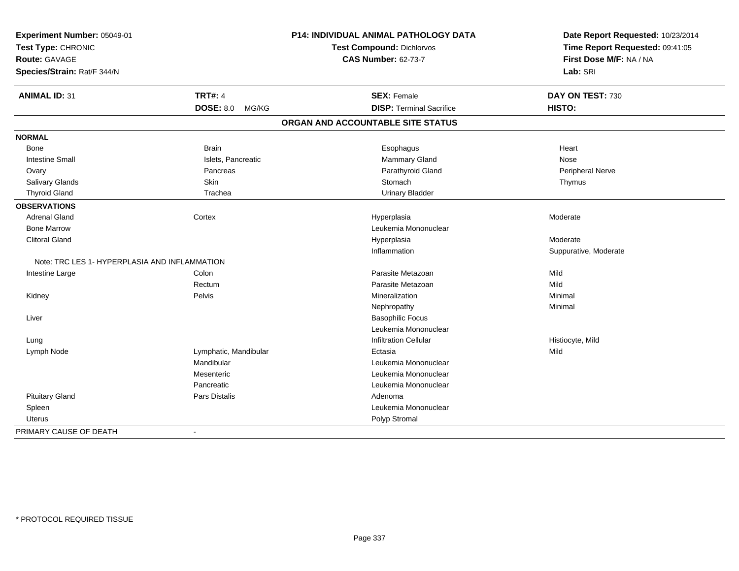**Experiment Number:** 05049-01
**Test Type:** CHRONIC
**Route:** GAVAGE
**Species/Strain:** Rat/F 344/N

**P14: INDIVIDUAL ANIMAL PATHOLOGY DATA**
**Test Compound:** Dichlorvos
**CAS Number:** 62-73-7

**Date Report Requested:** 10/23/2014
**Time Report Requested:** 09:41:05
**First Dose M/F:** NA / NA
**Lab:** SRI

| **ANIMAL ID:** 31 | **TRT#:** 4 | **SEX:** Female | **DAY ON TEST:** 730 |
|---|---|---|---|
| | **DOSE:** 8.0 MG/KG | **DISP:** Terminal Sacrifice | **HISTO:** |

## ORGAN AND ACCOUNTABLE SITE STATUS

| | | | |
|---|---|---|---|
| **NORMAL** | | | |
| Bone | Brain | Esophagus | Heart |
| Intestine Small | Islets, Pancreatic | Mammary Gland | Nose |
| Ovary | Pancreas | Parathyroid Gland | Peripheral Nerve |
| Salivary Glands | Skin | Stomach | Thymus |
| Thyroid Gland | Trachea | Urinary Bladder | |
| **OBSERVATIONS** | | | |
| Adrenal Gland | Cortex | Hyperplasia | Moderate |
| Bone Marrow | | Leukemia Mononuclear | |
| Clitoral Gland | | Hyperplasia | Moderate |
| | | Inflammation | Suppurative, Moderate |
| Note: TRC LES 1- HYPERPLASIA AND INFLAMMATION | | | |
| Intestine Large | Colon | Parasite Metazoan | Mild |
| | Rectum | Parasite Metazoan | Mild |
| Kidney | Pelvis | Mineralization | Minimal |
| | | Nephropathy | Minimal |
| Liver | | Basophilic Focus | |
| | | Leukemia Mononuclear | |
| Lung | | Infiltration Cellular | Histiocyte, Mild |
| Lymph Node | Lymphatic, Mandibular | Ectasia | Mild |
| | Mandibular | Leukemia Mononuclear | |
| | Mesenteric | Leukemia Mononuclear | |
| | Pancreatic | Leukemia Mononuclear | |
| Pituitary Gland | Pars Distalis | Adenoma | |
| Spleen | | Leukemia Mononuclear | |
| Uterus | | Polyp Stromal | |
| PRIMARY CAUSE OF DEATH | - | | |

* PROTOCOL REQUIRED TISSUE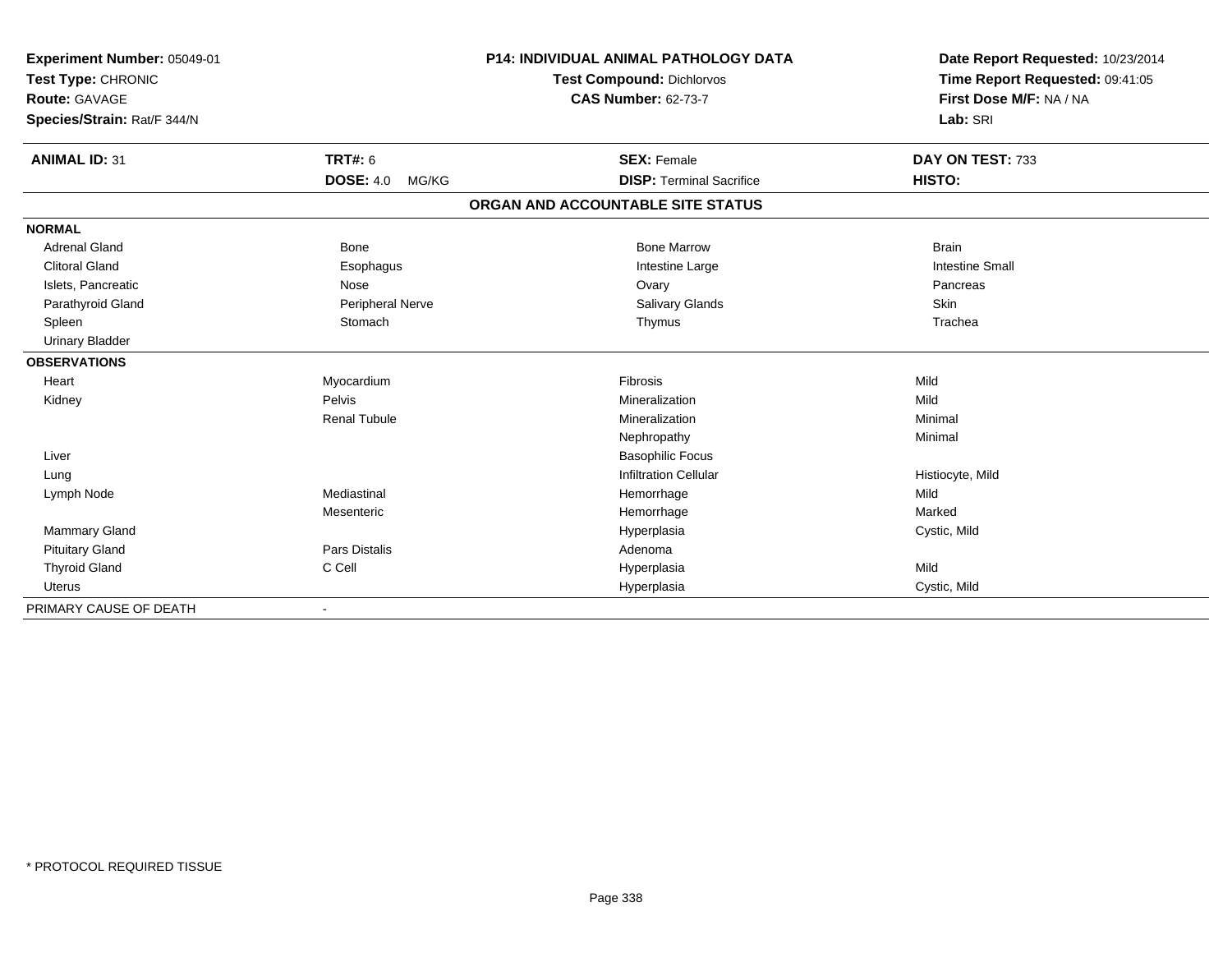**Experiment Number:** 05049-01
**Test Type:** CHRONIC
**Route:** GAVAGE
**Species/Strain:** Rat/F 344/N

**P14: INDIVIDUAL ANIMAL PATHOLOGY DATA**
**Test Compound:** Dichlorvos
**CAS Number:** 62-73-7

**Date Report Requested:** 10/23/2014
**Time Report Requested:** 09:41:05
**First Dose M/F:** NA / NA
**Lab:** SRI

| **ANIMAL ID:** 31 | **TRT#:** 6 | **SEX:** Female | **DAY ON TEST:** 733 |
|---|---|---|---|
| | **DOSE:** 4.0 MG/KG | **DISP:** Terminal Sacrifice | **HISTO:** |

## ORGAN AND ACCOUNTABLE SITE STATUS

| | | | |
|---|---|---|---|
| **NORMAL** | | | |
| Adrenal Gland | Bone | Bone Marrow | Brain |
| Clitoral Gland | Esophagus | Intestine Large | Intestine Small |
| Islets, Pancreatic | Nose | Ovary | Pancreas |
| Parathyroid Gland | Peripheral Nerve | Salivary Glands | Skin |
| Spleen | Stomach | Thymus | Trachea |
| Urinary Bladder | | | |
| **OBSERVATIONS** | | | |
| Heart | Myocardium | Fibrosis | Mild |
| Kidney | Pelvis | Mineralization | Mild |
| | Renal Tubule | Mineralization | Minimal |
| | | Nephropathy | Minimal |
| Liver | | Basophilic Focus | |
| Lung | | Infiltration Cellular | Histiocyte, Mild |
| Lymph Node | Mediastinal | Hemorrhage | Mild |
| | Mesenteric | Hemorrhage | Marked |
| Mammary Gland | | Hyperplasia | Cystic, Mild |
| Pituitary Gland | Pars Distalis | Adenoma | |
| Thyroid Gland | C Cell | Hyperplasia | Mild |
| Uterus | | Hyperplasia | Cystic, Mild |
| PRIMARY CAUSE OF DEATH | - | | |

* PROTOCOL REQUIRED TISSUE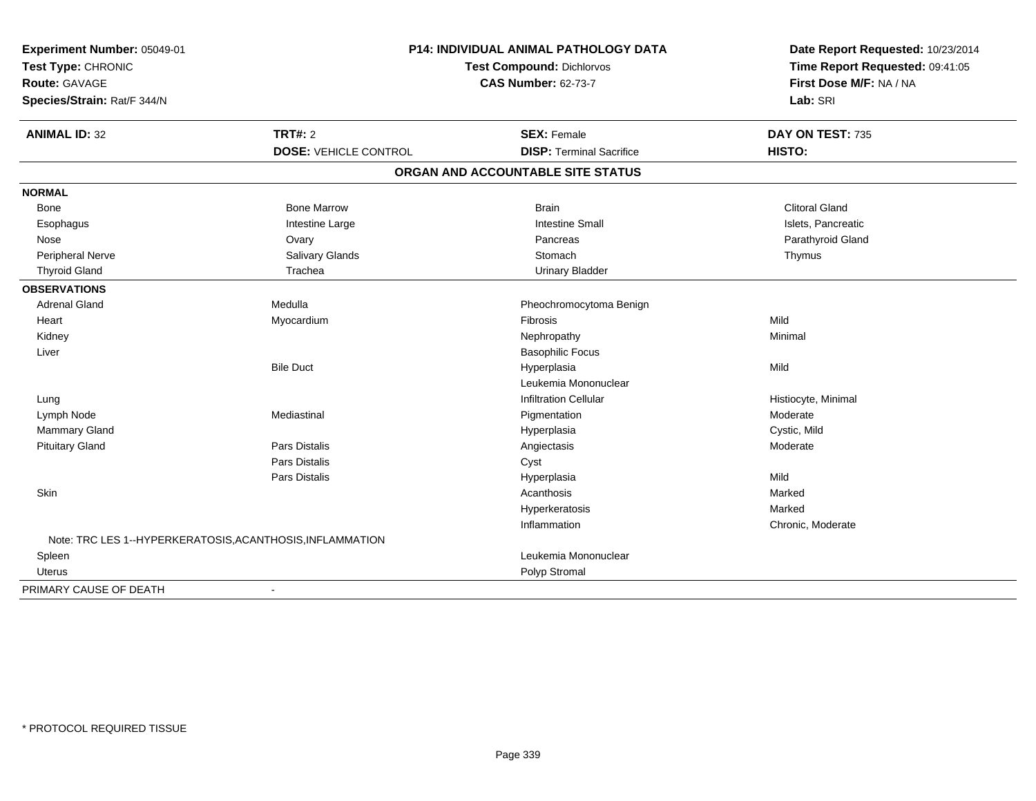**Experiment Number:** 05049-01
**Test Type:** CHRONIC
**Route:** GAVAGE
**Species/Strain:** Rat/F 344/N

**P14: INDIVIDUAL ANIMAL PATHOLOGY DATA**
**Test Compound:** Dichlorvos
**CAS Number:** 62-73-7

**Date Report Requested:** 10/23/2014
**Time Report Requested:** 09:41:05
**First Dose M/F:** NA / NA
**Lab:** SRI

| **ANIMAL ID:** 32 | **TRT#:** 2 | **SEX:** Female | **DAY ON TEST:** 735 |
|---|---|---|---|
| | **DOSE:** VEHICLE CONTROL | **DISP:** Terminal Sacrifice | **HISTO:** |

## ORGAN AND ACCOUNTABLE SITE STATUS

| | | | |
|---|---|---|---|
| **NORMAL** | | | |
| Bone | Bone Marrow | Brain | Clitoral Gland |
| Esophagus | Intestine Large | Intestine Small | Islets, Pancreatic |
| Nose | Ovary | Pancreas | Parathyroid Gland |
| Peripheral Nerve | Salivary Glands | Stomach | Thymus |
| Thyroid Gland | Trachea | Urinary Bladder | |
| **OBSERVATIONS** | | | |
| Adrenal Gland | Medulla | Pheochromocytoma Benign | |
| Heart | Myocardium | Fibrosis | Mild |
| Kidney | | Nephropathy | Minimal |
| Liver | | Basophilic Focus | |
| | Bile Duct | Hyperplasia | Mild |
| | | Leukemia Mononuclear | |
| Lung | | Infiltration Cellular | Histiocyte, Minimal |
| Lymph Node | Mediastinal | Pigmentation | Moderate |
| Mammary Gland | | Hyperplasia | Cystic, Mild |
| Pituitary Gland | Pars Distalis | Angiectasis | Moderate |
| | Pars Distalis | Cyst | |
| | Pars Distalis | Hyperplasia | Mild |
| Skin | | Acanthosis | Marked |
| | | Hyperkeratosis | Marked |
| | | Inflammation | Chronic, Moderate |
| Note: TRC LES 1--HYPERKERATOSIS,ACANTHOSIS,INFLAMMATION | | | |
| Spleen | | Leukemia Mononuclear | |
| Uterus | | Polyp Stromal | |
| PRIMARY CAUSE OF DEATH | - | | |

* PROTOCOL REQUIRED TISSUE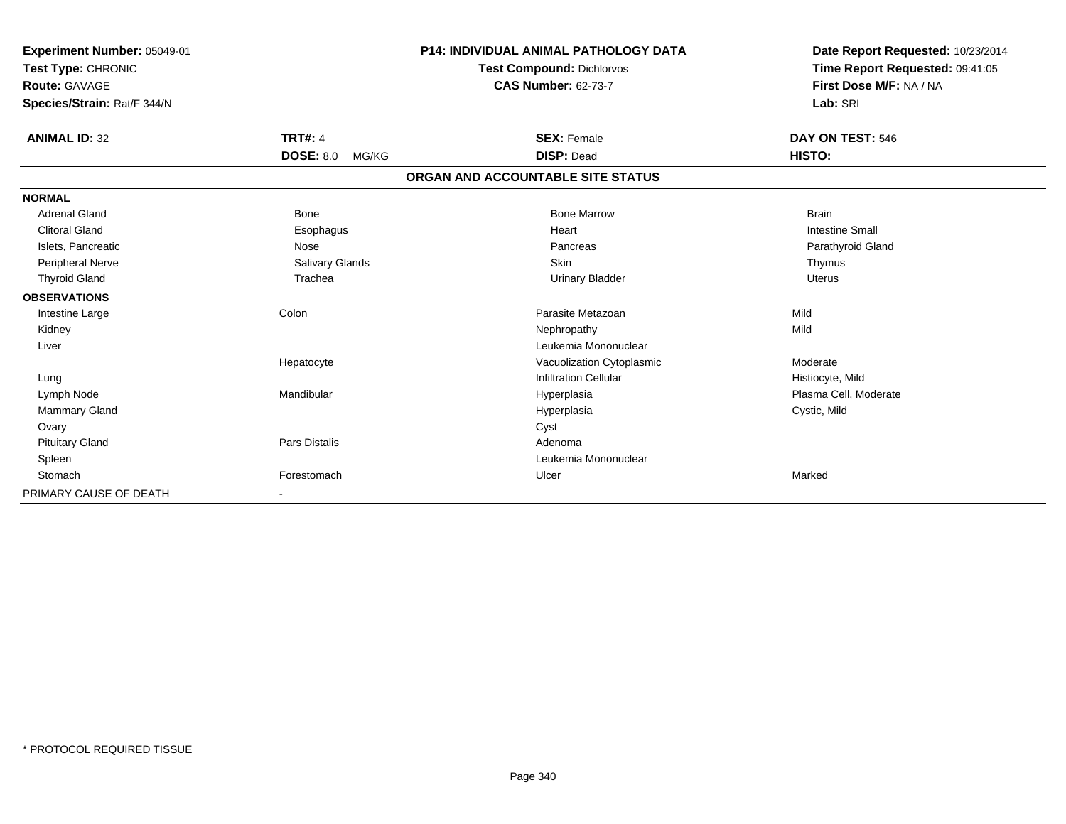**Experiment Number:** 05049-01
**Test Type:** CHRONIC
**Route:** GAVAGE
**Species/Strain:** Rat/F 344/N

**P14: INDIVIDUAL ANIMAL PATHOLOGY DATA**
**Test Compound:** Dichlorvos
**CAS Number:** 62-73-7

**Date Report Requested:** 10/23/2014
**Time Report Requested:** 09:41:05
**First Dose M/F:** NA / NA
**Lab:** SRI

| **ANIMAL ID:** 32 | **TRT#:** 4 | **SEX:** Female | **DAY ON TEST:** 546 |
|---|---|---|---|
| | **DOSE:** 8.0 MG/KG | **DISP:** Dead | **HISTO:** |

**ORGAN AND ACCOUNTABLE SITE STATUS**

| | | | |
|---|---|---|---|
| **NORMAL** | | | |
| Adrenal Gland | Bone | Bone Marrow | Brain |
| Clitoral Gland | Esophagus | Heart | Intestine Small |
| Islets, Pancreatic | Nose | Pancreas | Parathyroid Gland |
| Peripheral Nerve | Salivary Glands | Skin | Thymus |
| Thyroid Gland | Trachea | Urinary Bladder | Uterus |
| **OBSERVATIONS** | | | |
| Intestine Large | Colon | Parasite Metazoan | Mild |
| Kidney | | Nephropathy | Mild |
| Liver | | Leukemia Mononuclear | |
| | Hepatocyte | Vacuolization Cytoplasmic | Moderate |
| Lung | | Infiltration Cellular | Histiocyte, Mild |
| Lymph Node | Mandibular | Hyperplasia | Plasma Cell, Moderate |
| Mammary Gland | | Hyperplasia | Cystic, Mild |
| Ovary | | Cyst | |
| Pituitary Gland | Pars Distalis | Adenoma | |
| Spleen | | Leukemia Mononuclear | |
| Stomach | Forestomach | Ulcer | Marked |
| PRIMARY CAUSE OF DEATH | - | | |

* PROTOCOL REQUIRED TISSUE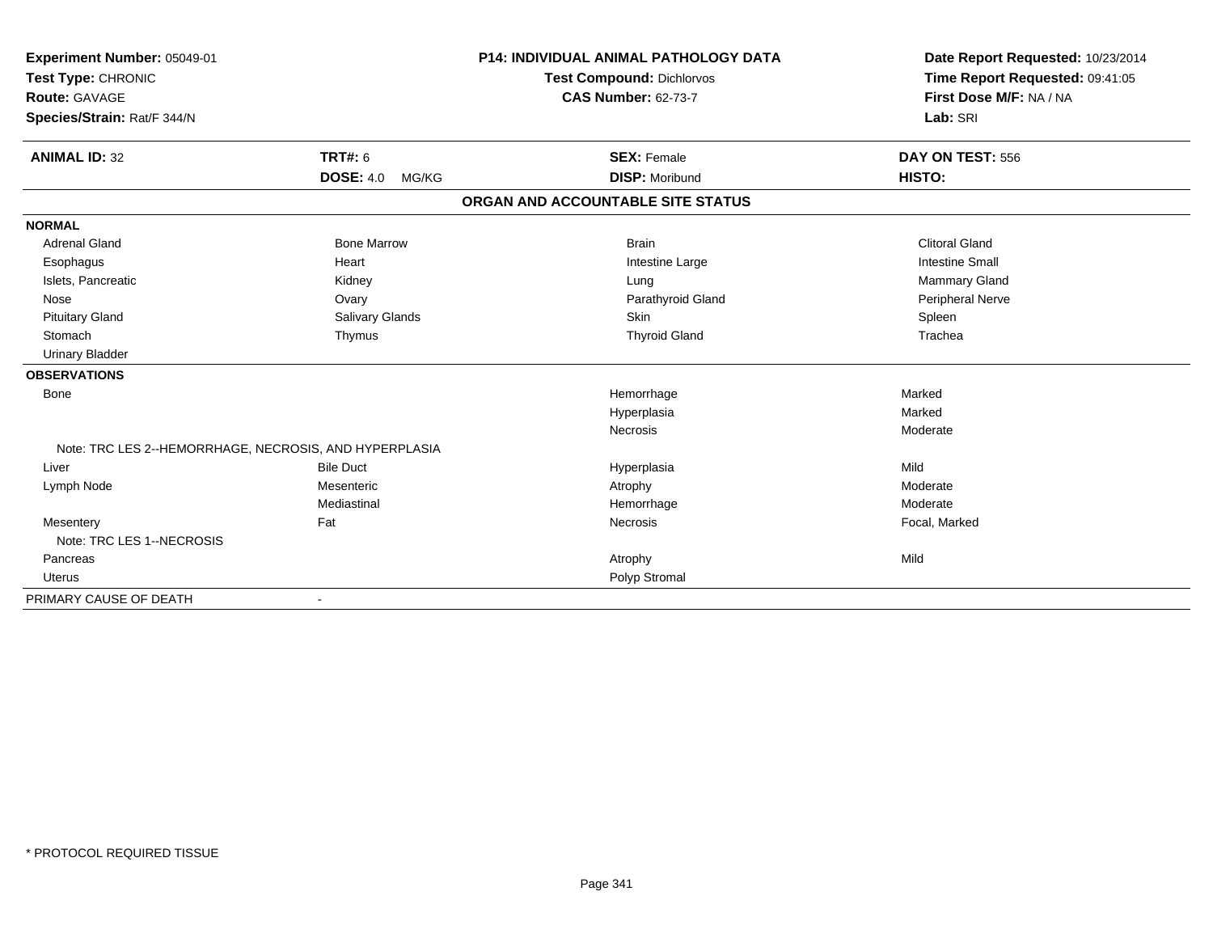**Experiment Number:** 05049-01
**Test Type:** CHRONIC
**Route:** GAVAGE
**Species/Strain:** Rat/F 344/N

**P14: INDIVIDUAL ANIMAL PATHOLOGY DATA**
**Test Compound:** Dichlorvos
**CAS Number:** 62-73-7

**Date Report Requested:** 10/23/2014
**Time Report Requested:** 09:41:05
**First Dose M/F:** NA / NA
**Lab:** SRI

| **ANIMAL ID:** 32 | **TRT#:** 6 | **SEX:** Female | **DAY ON TEST:** 556 |
|---|---|---|---|
| | **DOSE:** 4.0 MG/KG | **DISP:** Moribund | **HISTO:** |

## ORGAN AND ACCOUNTABLE SITE STATUS

**NORMAL**

| | | | |
|---|---|---|---|
| Adrenal Gland | Bone Marrow | Brain | Clitoral Gland |
| Esophagus | Heart | Intestine Large | Intestine Small |
| Islets, Pancreatic | Kidney | Lung | Mammary Gland |
| Nose | Ovary | Parathyroid Gland | Peripheral Nerve |
| Pituitary Gland | Salivary Glands | Skin | Spleen |
| Stomach | Thymus | Thyroid Gland | Trachea |
| Urinary Bladder | | | |

**OBSERVATIONS**

| | | | |
|---|---|---|---|
| Bone | | Hemorrhage | Marked |
| | | Hyperplasia | Marked |
| | | Necrosis | Moderate |
| Note: TRC LES 2--HEMORRHAGE, NECROSIS, AND HYPERPLASIA | | | |
| Liver | Bile Duct | Hyperplasia | Mild |
| Lymph Node | Mesenteric | Atrophy | Moderate |
| | Mediastinal | Hemorrhage | Moderate |
| Mesentery | Fat | Necrosis | Focal, Marked |
| Note: TRC LES 1--NECROSIS | | | |
| Pancreas | | Atrophy | Mild |
| Uterus | | Polyp Stromal | |

PRIMARY CAUSE OF DEATH -

* PROTOCOL REQUIRED TISSUE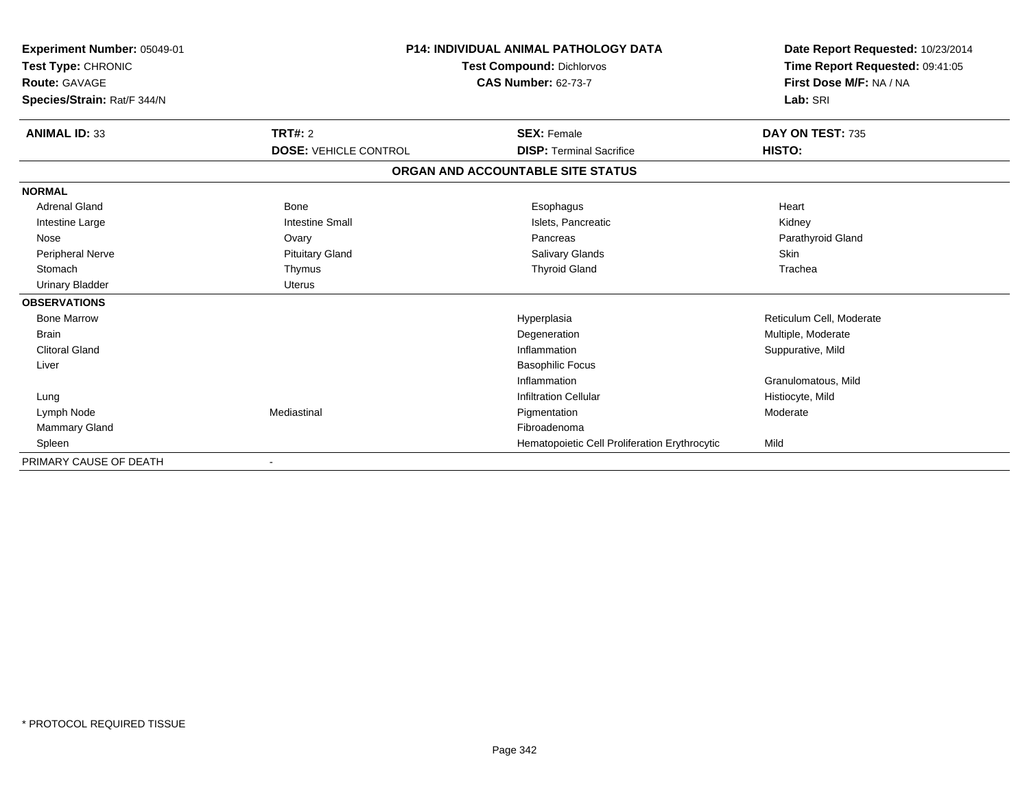**Experiment Number:** 05049-01
**Test Type:** CHRONIC
**Route:** GAVAGE
**Species/Strain:** Rat/F 344/N

**P14: INDIVIDUAL ANIMAL PATHOLOGY DATA**
**Test Compound:** Dichlorvos
**CAS Number:** 62-73-7

**Date Report Requested:** 10/23/2014
**Time Report Requested:** 09:41:05
**First Dose M/F:** NA / NA
**Lab:** SRI

| **ANIMAL ID:** 33 | **TRT#:** 2 | **SEX:** Female | **DAY ON TEST:** 735 |
|---|---|---|---|
| | **DOSE:** VEHICLE CONTROL | **DISP:** Terminal Sacrifice | **HISTO:** |

**ORGAN AND ACCOUNTABLE SITE STATUS**

| | | | |
|---|---|---|---|
| **NORMAL** | | | |
| Adrenal Gland | Bone | Esophagus | Heart |
| Intestine Large | Intestine Small | Islets, Pancreatic | Kidney |
| Nose | Ovary | Pancreas | Parathyroid Gland |
| Peripheral Nerve | Pituitary Gland | Salivary Glands | Skin |
| Stomach | Thymus | Thyroid Gland | Trachea |
| Urinary Bladder | Uterus | | |
| **OBSERVATIONS** | | | |
| Bone Marrow | | Hyperplasia | Reticulum Cell, Moderate |
| Brain | | Degeneration | Multiple, Moderate |
| Clitoral Gland | | Inflammation | Suppurative, Mild |
| Liver | | Basophilic Focus | |
| | | Inflammation | Granulomatous, Mild |
| Lung | | Infiltration Cellular | Histiocyte, Mild |
| Lymph Node | Mediastinal | Pigmentation | Moderate |
| Mammary Gland | | Fibroadenoma | |
| Spleen | | Hematopoietic Cell Proliferation Erythrocytic | Mild |
| PRIMARY CAUSE OF DEATH | - | | |

\* PROTOCOL REQUIRED TISSUE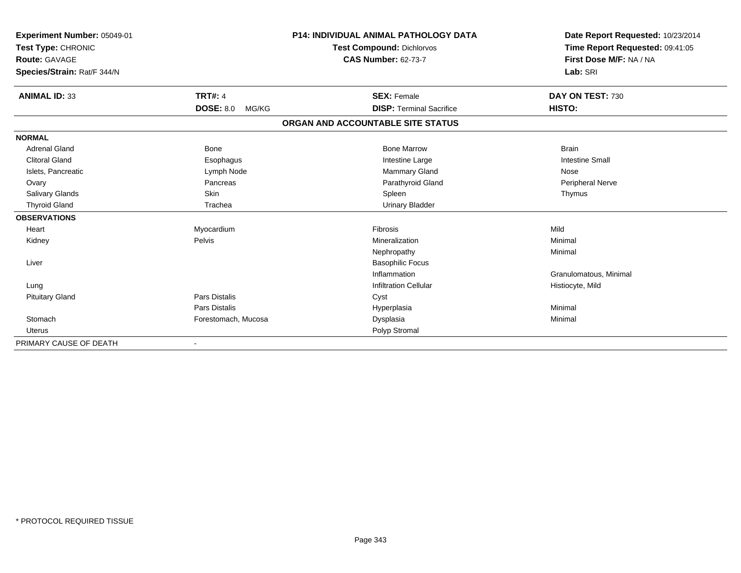**Experiment Number:** 05049-01
**Test Type:** CHRONIC
**Route:** GAVAGE
**Species/Strain:** Rat/F 344/N

**P14: INDIVIDUAL ANIMAL PATHOLOGY DATA**
**Test Compound:** Dichlorvos
**CAS Number:** 62-73-7

**Date Report Requested:** 10/23/2014
**Time Report Requested:** 09:41:05
**First Dose M/F:** NA / NA
**Lab:** SRI

| **ANIMAL ID:** 33 | **TRT#:** 4 | **SEX:** Female | **DAY ON TEST:** 730 |
|---|---|---|---|
| | **DOSE:** 8.0 MG/KG | **DISP:** Terminal Sacrifice | **HISTO:** |

**ORGAN AND ACCOUNTABLE SITE STATUS**

| | | | |
|---|---|---|---|
| **NORMAL** | | | |
| Adrenal Gland | Bone | Bone Marrow | Brain |
| Clitoral Gland | Esophagus | Intestine Large | Intestine Small |
| Islets, Pancreatic | Lymph Node | Mammary Gland | Nose |
| Ovary | Pancreas | Parathyroid Gland | Peripheral Nerve |
| Salivary Glands | Skin | Spleen | Thymus |
| Thyroid Gland | Trachea | Urinary Bladder | |
| **OBSERVATIONS** | | | |
| Heart | Myocardium | Fibrosis | Mild |
| Kidney | Pelvis | Mineralization | Minimal |
| | | Nephropathy | Minimal |
| Liver | | Basophilic Focus | |
| | | Inflammation | Granulomatous, Minimal |
| Lung | | Infiltration Cellular | Histiocyte, Mild |
| Pituitary Gland | Pars Distalis | Cyst | |
| | Pars Distalis | Hyperplasia | Minimal |
| Stomach | Forestomach, Mucosa | Dysplasia | Minimal |
| Uterus | | Polyp Stromal | |
| PRIMARY CAUSE OF DEATH | - | | |

* PROTOCOL REQUIRED TISSUE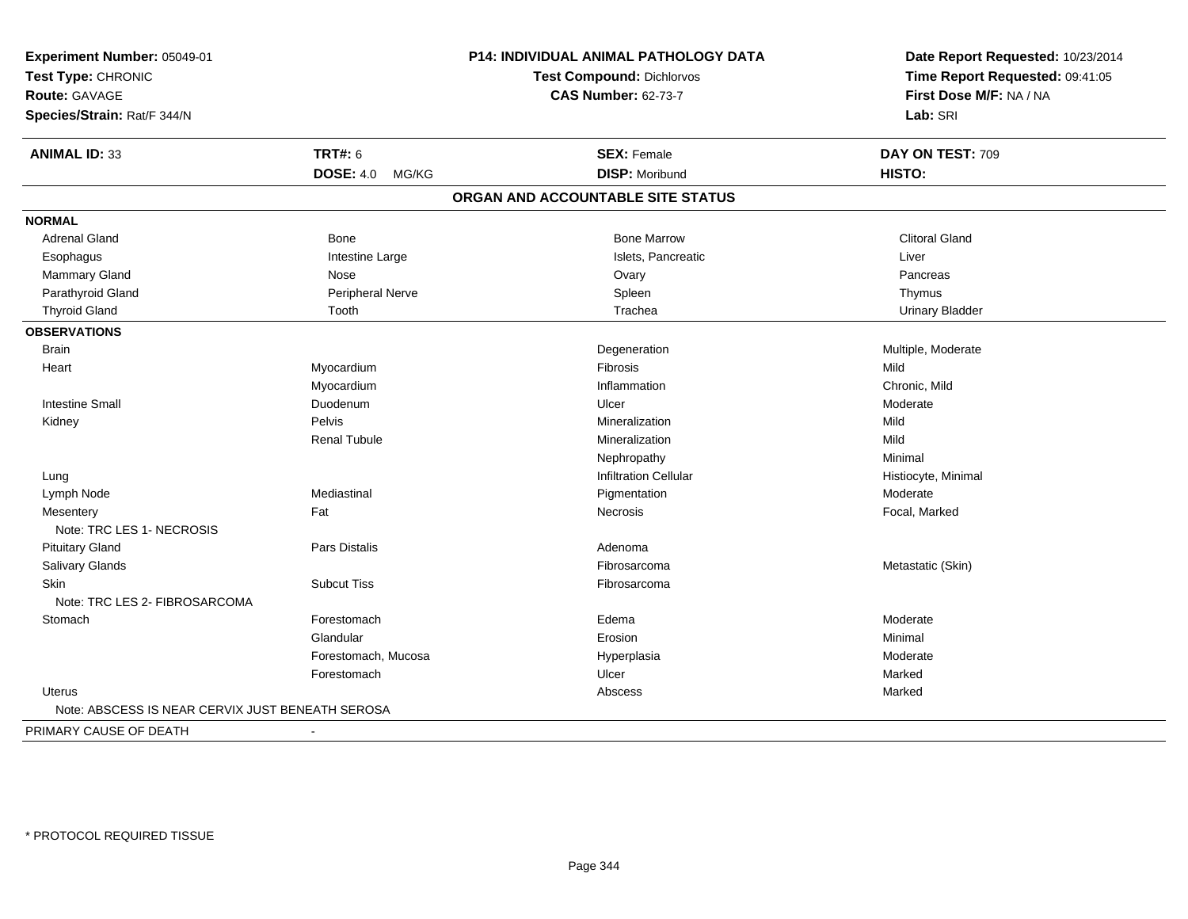**Experiment Number:** 05049-01
**Test Type:** CHRONIC
**Route:** GAVAGE
**Species/Strain:** Rat/F 344/N

**P14: INDIVIDUAL ANIMAL PATHOLOGY DATA**
**Test Compound:** Dichlorvos
**CAS Number:** 62-73-7

**Date Report Requested:** 10/23/2014
**Time Report Requested:** 09:41:05
**First Dose M/F:** NA / NA
**Lab:** SRI

| **ANIMAL ID:** 33 | **TRT#:** 6 | **SEX:** Female | **DAY ON TEST:** 709 |
|---|---|---|---|
| | **DOSE:** 4.0 MG/KG | **DISP:** Moribund | **HISTO:** |

## ORGAN AND ACCOUNTABLE SITE STATUS

**NORMAL**

| | | | |
|---|---|---|---|
| Adrenal Gland | Bone | Bone Marrow | Clitoral Gland |
| Esophagus | Intestine Large | Islets, Pancreatic | Liver |
| Mammary Gland | Nose | Ovary | Pancreas |
| Parathyroid Gland | Peripheral Nerve | Spleen | Thymus |
| Thyroid Gland | Tooth | Trachea | Urinary Bladder |

**OBSERVATIONS**

| | | | |
|---|---|---|---|
| Brain | | Degeneration | Multiple, Moderate |
| Heart | Myocardium | Fibrosis | Mild |
| | Myocardium | Inflammation | Chronic, Mild |
| Intestine Small | Duodenum | Ulcer | Moderate |
| Kidney | Pelvis | Mineralization | Mild |
| | Renal Tubule | Mineralization | Mild |
| | | Nephropathy | Minimal |
| Lung | | Infiltration Cellular | Histiocyte, Minimal |
| Lymph Node | Mediastinal | Pigmentation | Moderate |
| Mesentery | Fat | Necrosis | Focal, Marked |
| Note: TRC LES 1- NECROSIS | | | |
| Pituitary Gland | Pars Distalis | Adenoma | |
| Salivary Glands | | Fibrosarcoma | Metastatic (Skin) |
| Skin | Subcut Tiss | Fibrosarcoma | |
| Note: TRC LES 2- FIBROSARCOMA | | | |
| Stomach | Forestomach | Edema | Moderate |
| | Glandular | Erosion | Minimal |
| | Forestomach, Mucosa | Hyperplasia | Moderate |
| | Forestomach | Ulcer | Marked |
| Uterus | | Abscess | Marked |
| Note: ABSCESS IS NEAR CERVIX JUST BENEATH SEROSA | | | |

PRIMARY CAUSE OF DEATH -

\* PROTOCOL REQUIRED TISSUE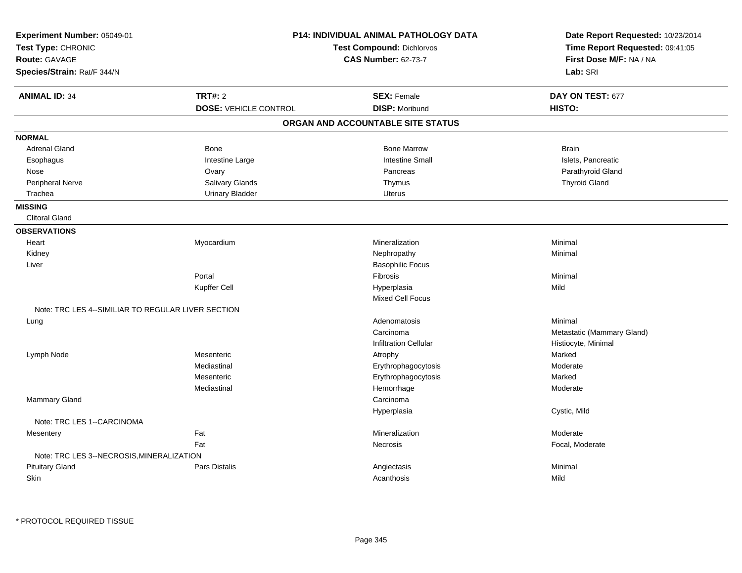**Experiment Number:** 05049-01
**Test Type:** CHRONIC
**Route:** GAVAGE
**Species/Strain:** Rat/F 344/N

**P14: INDIVIDUAL ANIMAL PATHOLOGY DATA**
**Test Compound:** Dichlorvos
**CAS Number:** 62-73-7

**Date Report Requested:** 10/23/2014
**Time Report Requested:** 09:41:05
**First Dose M/F:** NA / NA
**Lab:** SRI

| **ANIMAL ID:** 34 | **TRT#:** 2 | **SEX:** Female | **DAY ON TEST:** 677 |
|---|---|---|---|
| | **DOSE:** VEHICLE CONTROL | **DISP:** Moribund | **HISTO:** |

## ORGAN AND ACCOUNTABLE SITE STATUS

**NORMAL**

| | | | |
|---|---|---|---|
| Adrenal Gland | Bone | Bone Marrow | Brain |
| Esophagus | Intestine Large | Intestine Small | Islets, Pancreatic |
| Nose | Ovary | Pancreas | Parathyroid Gland |
| Peripheral Nerve | Salivary Glands | Thymus | Thyroid Gland |
| Trachea | Urinary Bladder | Uterus | |

**MISSING**

Clitoral Gland

**OBSERVATIONS**

| | | | |
|---|---|---|---|
| Heart | Myocardium | Mineralization | Minimal |
| Kidney | | Nephropathy | Minimal |
| Liver | | Basophilic Focus | |
| | Portal | Fibrosis | Minimal |
| | Kupffer Cell | Hyperplasia | Mild |
| | | Mixed Cell Focus | |
| Note: TRC LES 4--SIMILIAR TO REGULAR LIVER SECTION | | | |
| Lung | | Adenomatosis | Minimal |
| | | Carcinoma | Metastatic (Mammary Gland) |
| | | Infiltration Cellular | Histiocyte, Minimal |
| Lymph Node | Mesenteric | Atrophy | Marked |
| | Mediastinal | Erythrophagocytosis | Moderate |
| | Mesenteric | Erythrophagocytosis | Marked |
| | Mediastinal | Hemorrhage | Moderate |
| Mammary Gland | | Carcinoma | |
| | | Hyperplasia | Cystic, Mild |
| Note: TRC LES 1--CARCINOMA | | | |
| Mesentery | Fat | Mineralization | Moderate |
| | Fat | Necrosis | Focal, Moderate |
| Note: TRC LES 3--NECROSIS,MINERALIZATION | | | |
| Pituitary Gland | Pars Distalis | Angiectasis | Minimal |
| Skin | | Acanthosis | Mild |

* PROTOCOL REQUIRED TISSUE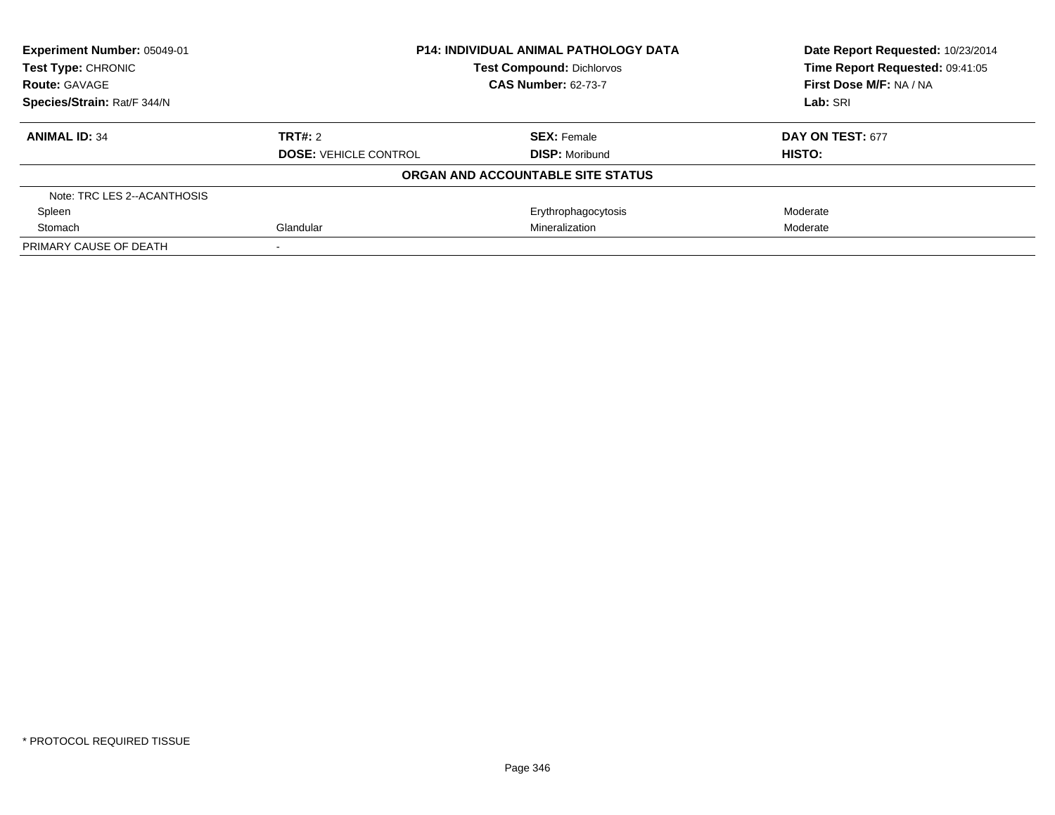| **Experiment Number:** 05049-01 | **P14: INDIVIDUAL ANIMAL PATHOLOGY DATA** | | **Date Report Requested:** 10/23/2014 |
|---|---|---|---|
| **Test Type:** CHRONIC | **Test Compound:** Dichlorvos | | **Time Report Requested:** 09:41:05 |
| **Route:** GAVAGE | **CAS Number:** 62-73-7 | | **First Dose M/F:** NA / NA |
| **Species/Strain:** Rat/F 344/N | | | **Lab:** SRI |

| **ANIMAL ID:** 34 | **TRT#:** 2 | **SEX:** Female | **DAY ON TEST:** 677 |
|---|---|---|---|
| | **DOSE:** VEHICLE CONTROL | **DISP:** Moribund | **HISTO:** |
| | | **ORGAN AND ACCOUNTABLE SITE STATUS** | |
| Note: TRC LES 2--ACANTHOSIS | | | |
| Spleen | | Erythrophagocytosis | Moderate |
| Stomach | Glandular | Mineralization | Moderate |
| PRIMARY CAUSE OF DEATH | - | | |

* PROTOCOL REQUIRED TISSUE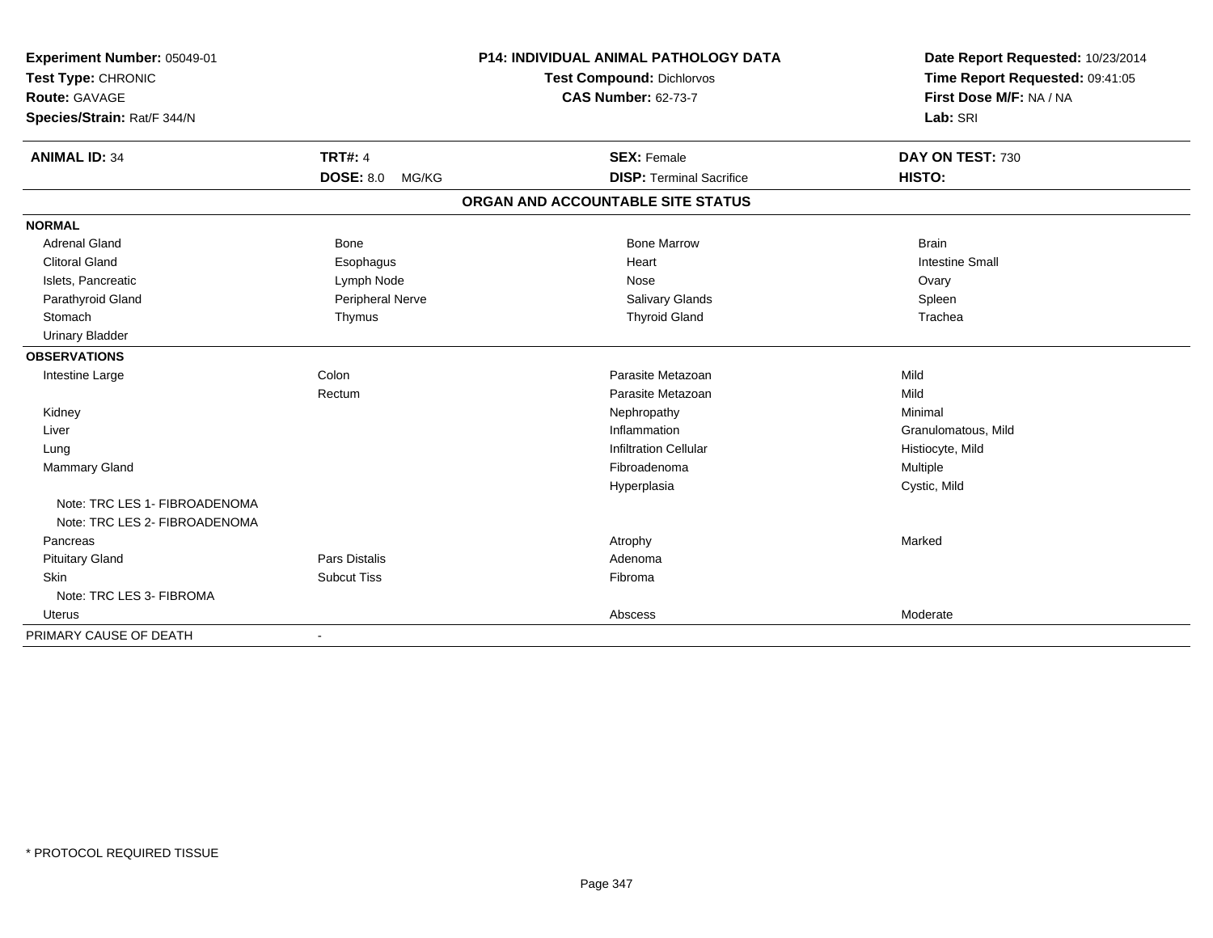**Experiment Number:** 05049-01
**Test Type:** CHRONIC
**Route:** GAVAGE
**Species/Strain:** Rat/F 344/N

**P14: INDIVIDUAL ANIMAL PATHOLOGY DATA**
**Test Compound:** Dichlorvos
**CAS Number:** 62-73-7

**Date Report Requested:** 10/23/2014
**Time Report Requested:** 09:41:05
**First Dose M/F:** NA / NA
**Lab:** SRI

| **ANIMAL ID:** 34 | **TRT#:** 4 | **SEX:** Female | **DAY ON TEST:** 730 |
|---|---|---|---|
| | **DOSE:** 8.0 MG/KG | **DISP:** Terminal Sacrifice | **HISTO:** |

## ORGAN AND ACCOUNTABLE SITE STATUS

| | | | |
|---|---|---|---|
| **NORMAL** | | | |
| Adrenal Gland | Bone | Bone Marrow | Brain |
| Clitoral Gland | Esophagus | Heart | Intestine Small |
| Islets, Pancreatic | Lymph Node | Nose | Ovary |
| Parathyroid Gland | Peripheral Nerve | Salivary Glands | Spleen |
| Stomach | Thymus | Thyroid Gland | Trachea |
| Urinary Bladder | | | |
| **OBSERVATIONS** | | | |
| Intestine Large | Colon | Parasite Metazoan | Mild |
| | Rectum | Parasite Metazoan | Mild |
| Kidney | | Nephropathy | Minimal |
| Liver | | Inflammation | Granulomatous, Mild |
| Lung | | Infiltration Cellular | Histiocyte, Mild |
| Mammary Gland | | Fibroadenoma | Multiple |
| | | Hyperplasia | Cystic, Mild |
| Note: TRC LES 1- FIBROADENOMA | | | |
| Note: TRC LES 2- FIBROADENOMA | | | |
| Pancreas | | Atrophy | Marked |
| Pituitary Gland | Pars Distalis | Adenoma | |
| Skin | Subcut Tiss | Fibroma | |
| Note: TRC LES 3- FIBROMA | | | |
| Uterus | | Abscess | Moderate |
| PRIMARY CAUSE OF DEATH | - | | |

\* PROTOCOL REQUIRED TISSUE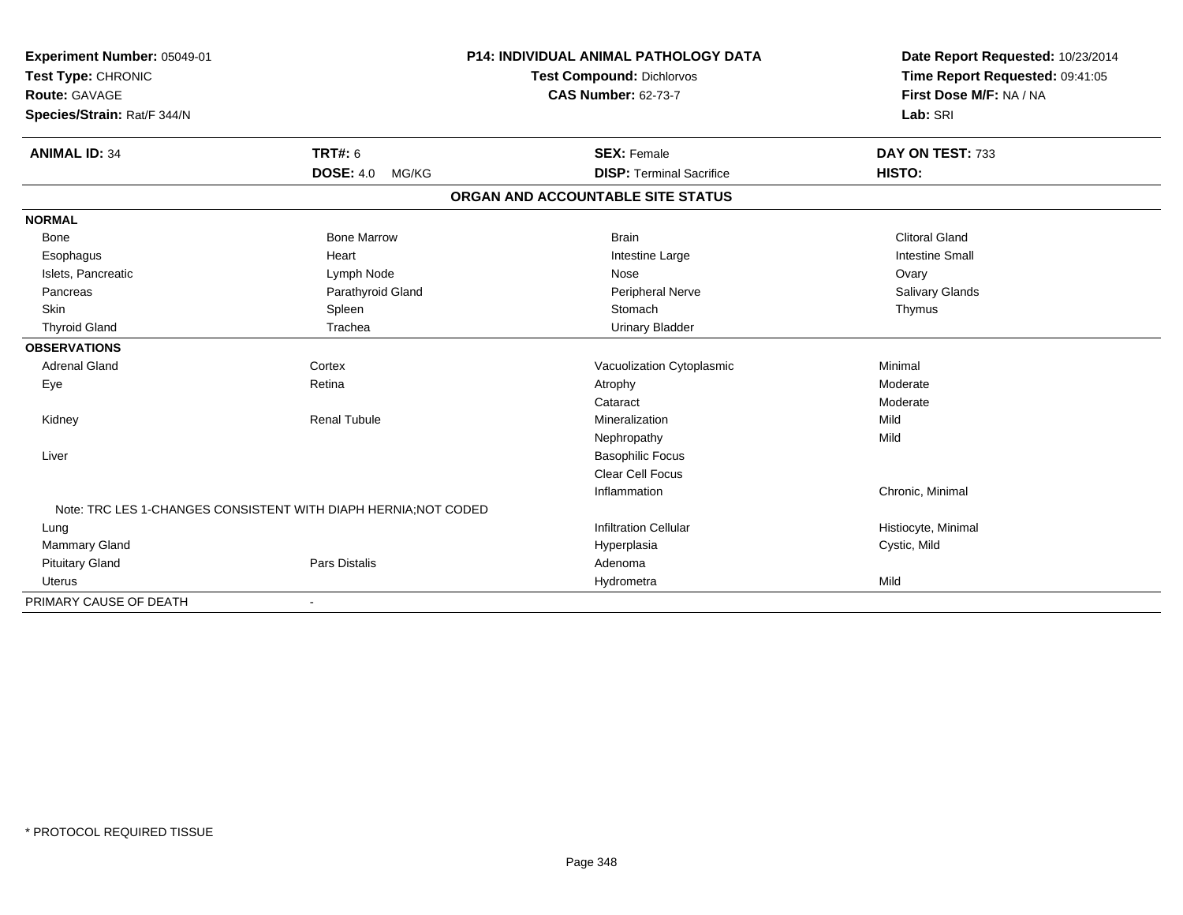**Experiment Number:** 05049-01
**Test Type:** CHRONIC
**Route:** GAVAGE
**Species/Strain:** Rat/F 344/N

**P14: INDIVIDUAL ANIMAL PATHOLOGY DATA**
**Test Compound:** Dichlorvos
**CAS Number:** 62-73-7

**Date Report Requested:** 10/23/2014
**Time Report Requested:** 09:41:05
**First Dose M/F:** NA / NA
**Lab:** SRI

| **ANIMAL ID:** 34 | **TRT#:** 6 | **SEX:** Female | **DAY ON TEST:** 733 |
|---|---|---|---|
| | **DOSE:** 4.0 MG/KG | **DISP:** Terminal Sacrifice | **HISTO:** |

## ORGAN AND ACCOUNTABLE SITE STATUS

| | | | |
|---|---|---|---|
| **NORMAL** | | | |
| Bone | Bone Marrow | Brain | Clitoral Gland |
| Esophagus | Heart | Intestine Large | Intestine Small |
| Islets, Pancreatic | Lymph Node | Nose | Ovary |
| Pancreas | Parathyroid Gland | Peripheral Nerve | Salivary Glands |
| Skin | Spleen | Stomach | Thymus |
| Thyroid Gland | Trachea | Urinary Bladder | |
| **OBSERVATIONS** | | | |
| Adrenal Gland | Cortex | Vacuolization Cytoplasmic | Minimal |
| Eye | Retina | Atrophy | Moderate |
| | | Cataract | Moderate |
| Kidney | Renal Tubule | Mineralization | Mild |
| | | Nephropathy | Mild |
| Liver | | Basophilic Focus | |
| | | Clear Cell Focus | |
| | | Inflammation | Chronic, Minimal |
| Note: TRC LES 1-CHANGES CONSISTENT WITH DIAPH HERNIA;NOT CODED | | | |
| Lung | | Infiltration Cellular | Histiocyte, Minimal |
| Mammary Gland | | Hyperplasia | Cystic, Mild |
| Pituitary Gland | Pars Distalis | Adenoma | |
| Uterus | | Hydrometra | Mild |
| PRIMARY CAUSE OF DEATH | - | | |

\* PROTOCOL REQUIRED TISSUE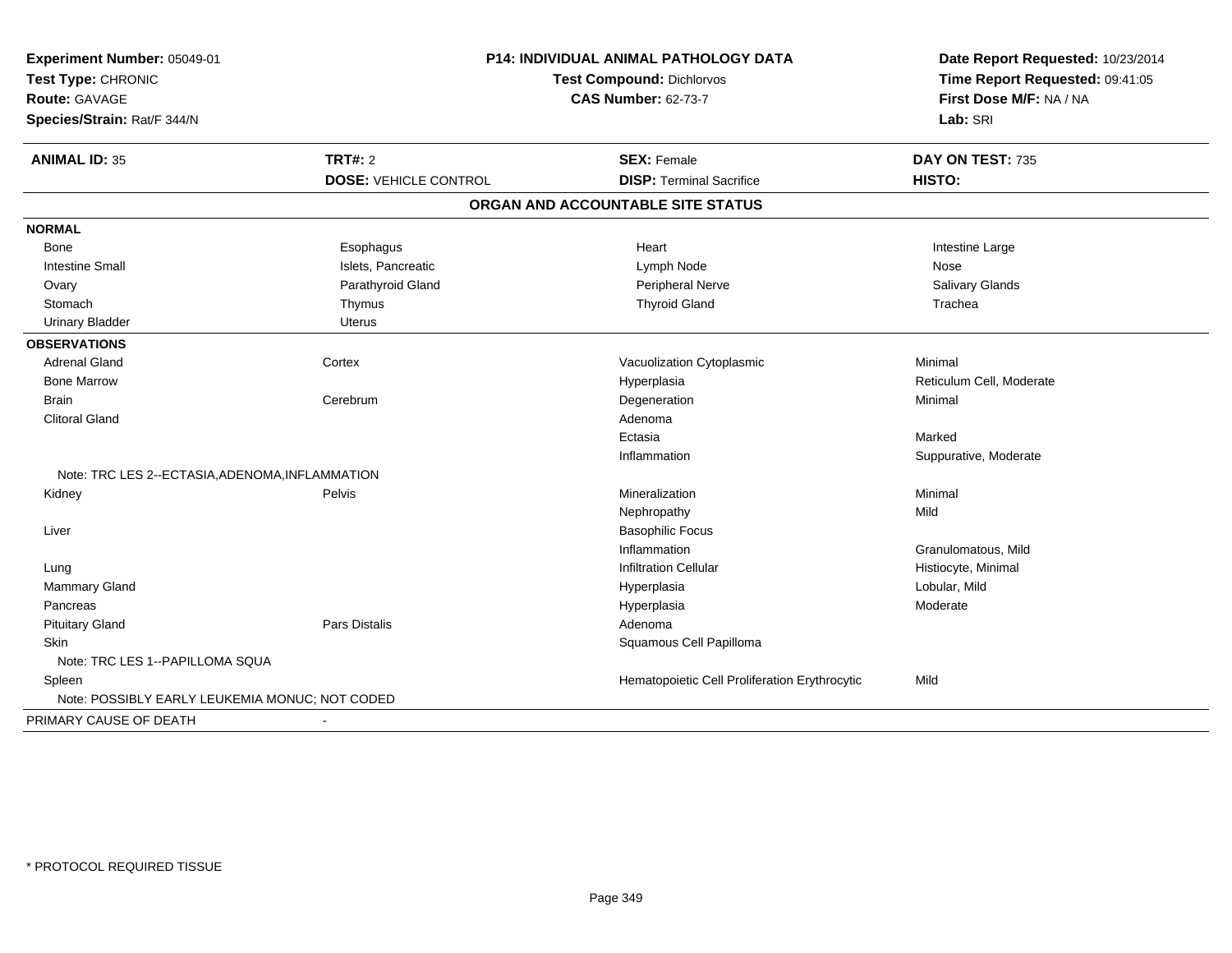**Experiment Number:** 05049-01
**Test Type:** CHRONIC
**Route:** GAVAGE
**Species/Strain:** Rat/F 344/N

**P14: INDIVIDUAL ANIMAL PATHOLOGY DATA**
**Test Compound:** Dichlorvos
**CAS Number:** 62-73-7

**Date Report Requested:** 10/23/2014
**Time Report Requested:** 09:41:05
**First Dose M/F:** NA / NA
**Lab:** SRI

| **ANIMAL ID:** 35 | **TRT#:** 2 | **SEX:** Female | **DAY ON TEST:** 735 |
|---|---|---|---|
| | **DOSE:** VEHICLE CONTROL | **DISP:** Terminal Sacrifice | **HISTO:** |

## ORGAN AND ACCOUNTABLE SITE STATUS

| | | | |
|---|---|---|---|
| **NORMAL** | | | |
| Bone | Esophagus | Heart | Intestine Large |
| Intestine Small | Islets, Pancreatic | Lymph Node | Nose |
| Ovary | Parathyroid Gland | Peripheral Nerve | Salivary Glands |
| Stomach | Thymus | Thyroid Gland | Trachea |
| Urinary Bladder | Uterus | | |
| **OBSERVATIONS** | | | |
| Adrenal Gland | Cortex | Vacuolization Cytoplasmic | Minimal |
| Bone Marrow | | Hyperplasia | Reticulum Cell, Moderate |
| Brain | Cerebrum | Degeneration | Minimal |
| Clitoral Gland | | Adenoma | |
| | | Ectasia | Marked |
| | | Inflammation | Suppurative, Moderate |
| Note: TRC LES 2--ECTASIA,ADENOMA,INFLAMMATION | | | |
| Kidney | Pelvis | Mineralization | Minimal |
| | | Nephropathy | Mild |
| Liver | | Basophilic Focus | |
| | | Inflammation | Granulomatous, Mild |
| Lung | | Infiltration Cellular | Histiocyte, Minimal |
| Mammary Gland | | Hyperplasia | Lobular, Mild |
| Pancreas | | Hyperplasia | Moderate |
| Pituitary Gland | Pars Distalis | Adenoma | |
| Skin | | Squamous Cell Papilloma | |
| Note: TRC LES 1--PAPILLOMA SQUA | | | |
| Spleen | | Hematopoietic Cell Proliferation Erythrocytic | Mild |
| Note: POSSIBLY EARLY LEUKEMIA MONUC; NOT CODED | | | |
| PRIMARY CAUSE OF DEATH | - | | |

* PROTOCOL REQUIRED TISSUE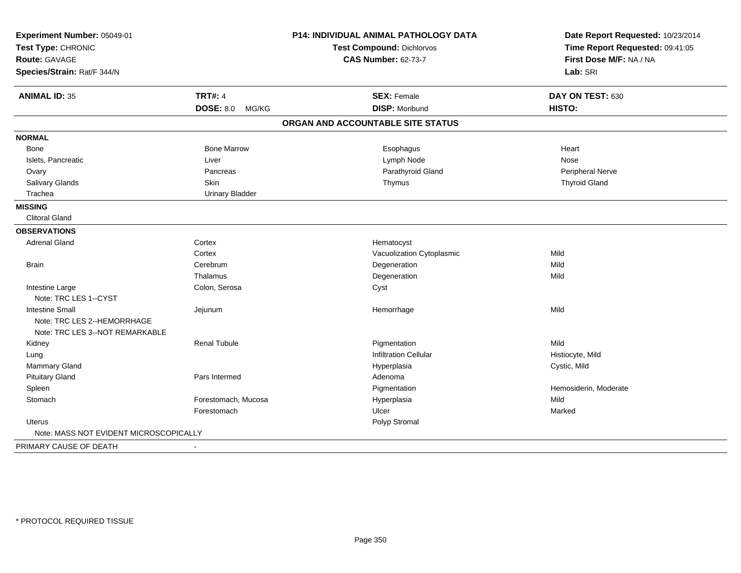**Experiment Number:** 05049-01
**Test Type:** CHRONIC
**Route:** GAVAGE
**Species/Strain:** Rat/F 344/N

**P14: INDIVIDUAL ANIMAL PATHOLOGY DATA**
**Test Compound:** Dichlorvos
**CAS Number:** 62-73-7

**Date Report Requested:** 10/23/2014
**Time Report Requested:** 09:41:05
**First Dose M/F:** NA / NA
**Lab:** SRI

| **ANIMAL ID:** 35 | **TRT#:** 4 | **SEX:** Female | **DAY ON TEST:** 630 |
|---|---|---|---|
| | **DOSE:** 8.0 MG/KG | **DISP:** Moribund | **HISTO:** |

## ORGAN AND ACCOUNTABLE SITE STATUS

**NORMAL**

| | | | |
|---|---|---|---|
| Bone | Bone Marrow | Esophagus | Heart |
| Islets, Pancreatic | Liver | Lymph Node | Nose |
| Ovary | Pancreas | Parathyroid Gland | Peripheral Nerve |
| Salivary Glands | Skin | Thymus | Thyroid Gland |
| Trachea | Urinary Bladder | | |

**MISSING**

Clitoral Gland

**OBSERVATIONS**

| Organ | Site | Observation | Severity |
|---|---|---|---|
| Adrenal Gland | Cortex | Hematocyst | |
| | Cortex | Vacuolization Cytoplasmic | Mild |
| Brain | Cerebrum | Degeneration | Mild |
| | Thalamus | Degeneration | Mild |
| Intestine Large | Colon, Serosa | Cyst | |
| Note: TRC LES 1--CYST | | | |
| Intestine Small | Jejunum | Hemorrhage | Mild |
| Note: TRC LES 2--HEMORRHAGE | | | |
| Note: TRC LES 3--NOT REMARKABLE | | | |
| Kidney | Renal Tubule | Pigmentation | Mild |
| Lung | | Infiltration Cellular | Histiocyte, Mild |
| Mammary Gland | | Hyperplasia | Cystic, Mild |
| Pituitary Gland | Pars Intermed | Adenoma | |
| Spleen | | Pigmentation | Hemosiderin, Moderate |
| Stomach | Forestomach, Mucosa | Hyperplasia | Mild |
| | Forestomach | Ulcer | Marked |
| Uterus | | Polyp Stromal | |
| Note: MASS NOT EVIDENT MICROSCOPICALLY | | | |

PRIMARY CAUSE OF DEATH -

* PROTOCOL REQUIRED TISSUE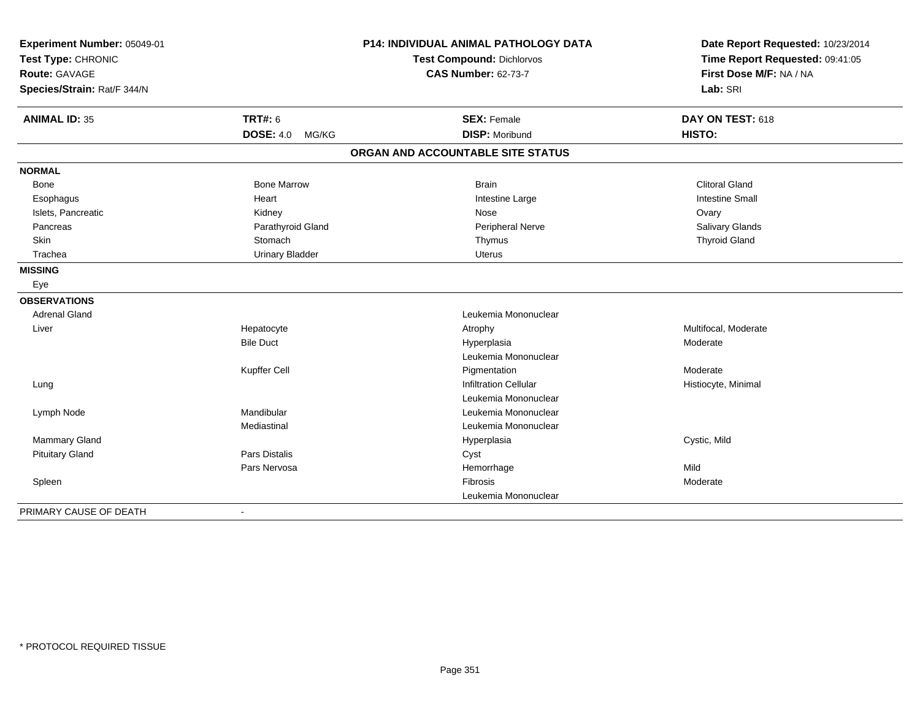**Experiment Number:** 05049-01
**Test Type:** CHRONIC
**Route:** GAVAGE
**Species/Strain:** Rat/F 344/N

**P14: INDIVIDUAL ANIMAL PATHOLOGY DATA**
**Test Compound:** Dichlorvos
**CAS Number:** 62-73-7

**Date Report Requested:** 10/23/2014
**Time Report Requested:** 09:41:05
**First Dose M/F:** NA / NA
**Lab:** SRI

| **ANIMAL ID:** 35 | **TRT#:** 6 | **SEX:** Female | **DAY ON TEST:** 618 |
|---|---|---|---|
| | **DOSE:** 4.0 MG/KG | **DISP:** Moribund | **HISTO:** |

## ORGAN AND ACCOUNTABLE SITE STATUS

| | | | |
|---|---|---|---|
| **NORMAL** | | | |
| Bone | Bone Marrow | Brain | Clitoral Gland |
| Esophagus | Heart | Intestine Large | Intestine Small |
| Islets, Pancreatic | Kidney | Nose | Ovary |
| Pancreas | Parathyroid Gland | Peripheral Nerve | Salivary Glands |
| Skin | Stomach | Thymus | Thyroid Gland |
| Trachea | Urinary Bladder | Uterus | |
| **MISSING** | | | |
| Eye | | | |
| **OBSERVATIONS** | | | |
| Adrenal Gland | | Leukemia Mononuclear | |
| Liver | Hepatocyte | Atrophy | Multifocal, Moderate |
| | Bile Duct | Hyperplasia | Moderate |
| | | Leukemia Mononuclear | |
| | Kupffer Cell | Pigmentation | Moderate |
| Lung | | Infiltration Cellular | Histiocyte, Minimal |
| | | Leukemia Mononuclear | |
| Lymph Node | Mandibular | Leukemia Mononuclear | |
| | Mediastinal | Leukemia Mononuclear | |
| Mammary Gland | | Hyperplasia | Cystic, Mild |
| Pituitary Gland | Pars Distalis | Cyst | |
| | Pars Nervosa | Hemorrhage | Mild |
| Spleen | | Fibrosis | Moderate |
| | | Leukemia Mononuclear | |
| PRIMARY CAUSE OF DEATH | - | | |

* PROTOCOL REQUIRED TISSUE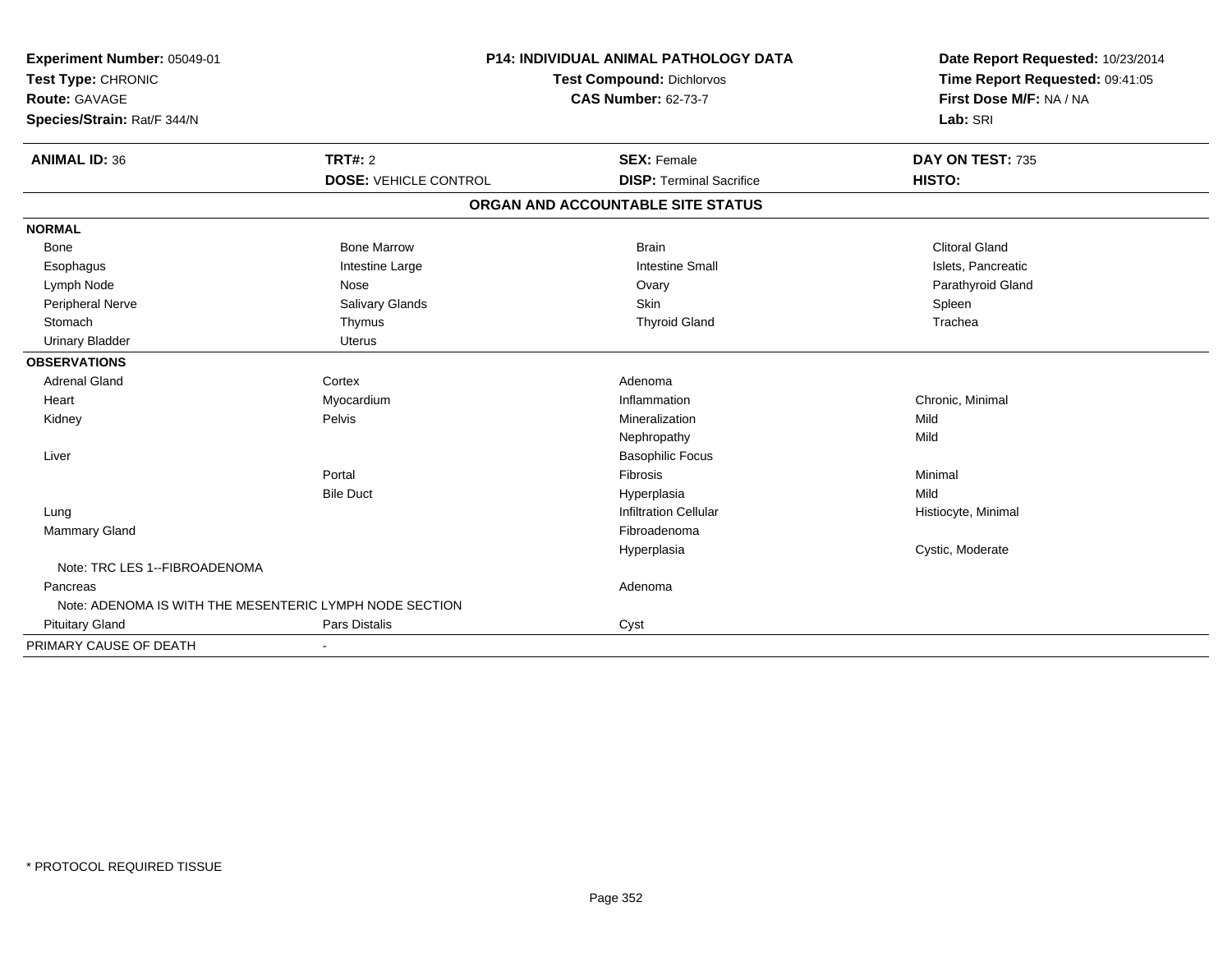**Experiment Number:** 05049-01
**Test Type:** CHRONIC
**Route:** GAVAGE
**Species/Strain:** Rat/F 344/N

**P14: INDIVIDUAL ANIMAL PATHOLOGY DATA**
**Test Compound:** Dichlorvos
**CAS Number:** 62-73-7

**Date Report Requested:** 10/23/2014
**Time Report Requested:** 09:41:05
**First Dose M/F:** NA / NA
**Lab:** SRI

| **ANIMAL ID:** 36 | **TRT#:** 2 | **SEX:** Female | **DAY ON TEST:** 735 |
|---|---|---|---|
| | **DOSE:** VEHICLE CONTROL | **DISP:** Terminal Sacrifice | **HISTO:** |

## ORGAN AND ACCOUNTABLE SITE STATUS

| | | | |
|---|---|---|---|
| **NORMAL** | | | |
| Bone | Bone Marrow | Brain | Clitoral Gland |
| Esophagus | Intestine Large | Intestine Small | Islets, Pancreatic |
| Lymph Node | Nose | Ovary | Parathyroid Gland |
| Peripheral Nerve | Salivary Glands | Skin | Spleen |
| Stomach | Thymus | Thyroid Gland | Trachea |
| Urinary Bladder | Uterus | | |
| **OBSERVATIONS** | | | |
| Adrenal Gland | Cortex | Adenoma | |
| Heart | Myocardium | Inflammation | Chronic, Minimal |
| Kidney | Pelvis | Mineralization | Mild |
| | | Nephropathy | Mild |
| Liver | | Basophilic Focus | |
| | Portal | Fibrosis | Minimal |
| | Bile Duct | Hyperplasia | Mild |
| Lung | | Infiltration Cellular | Histiocyte, Minimal |
| Mammary Gland | | Fibroadenoma | |
| | | Hyperplasia | Cystic, Moderate |
| Note: TRC LES 1--FIBROADENOMA | | | |
| Pancreas | | Adenoma | |
| Note: ADENOMA IS WITH THE MESENTERIC LYMPH NODE SECTION | | | |
| Pituitary Gland | Pars Distalis | Cyst | |
| PRIMARY CAUSE OF DEATH | - | | |

\* PROTOCOL REQUIRED TISSUE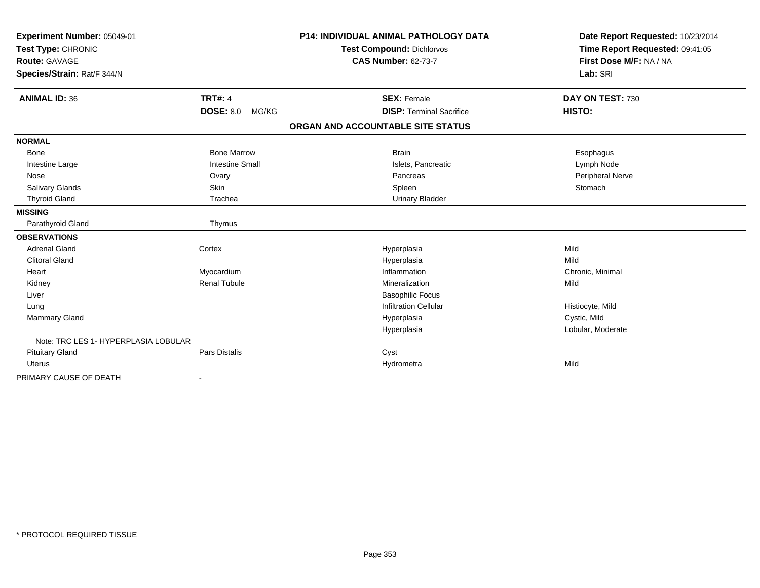**Experiment Number:** 05049-01
**Test Type:** CHRONIC
**Route:** GAVAGE
**Species/Strain:** Rat/F 344/N

**P14: INDIVIDUAL ANIMAL PATHOLOGY DATA**
**Test Compound:** Dichlorvos
**CAS Number:** 62-73-7

**Date Report Requested:** 10/23/2014
**Time Report Requested:** 09:41:05
**First Dose M/F:** NA / NA
**Lab:** SRI

| **ANIMAL ID:** 36 | **TRT#:** 4 | **SEX:** Female | **DAY ON TEST:** 730 |
|---|---|---|---|
| | **DOSE:** 8.0 MG/KG | **DISP:** Terminal Sacrifice | **HISTO:** |

## ORGAN AND ACCOUNTABLE SITE STATUS

| | | | |
|---|---|---|---|
| **NORMAL** | | | |
| Bone | Bone Marrow | Brain | Esophagus |
| Intestine Large | Intestine Small | Islets, Pancreatic | Lymph Node |
| Nose | Ovary | Pancreas | Peripheral Nerve |
| Salivary Glands | Skin | Spleen | Stomach |
| Thyroid Gland | Trachea | Urinary Bladder | |
| **MISSING** | | | |
| Parathyroid Gland | Thymus | | |
| **OBSERVATIONS** | | | |
| Adrenal Gland | Cortex | Hyperplasia | Mild |
| Clitoral Gland | | Hyperplasia | Mild |
| Heart | Myocardium | Inflammation | Chronic, Minimal |
| Kidney | Renal Tubule | Mineralization | Mild |
| Liver | | Basophilic Focus | |
| Lung | | Infiltration Cellular | Histiocyte, Mild |
| Mammary Gland | | Hyperplasia | Cystic, Mild |
| | | Hyperplasia | Lobular, Moderate |
| Note: TRC LES 1- HYPERPLASIA LOBULAR | | | |
| Pituitary Gland | Pars Distalis | Cyst | |
| Uterus | | Hydrometra | Mild |
| PRIMARY CAUSE OF DEATH | - | | |

\* PROTOCOL REQUIRED TISSUE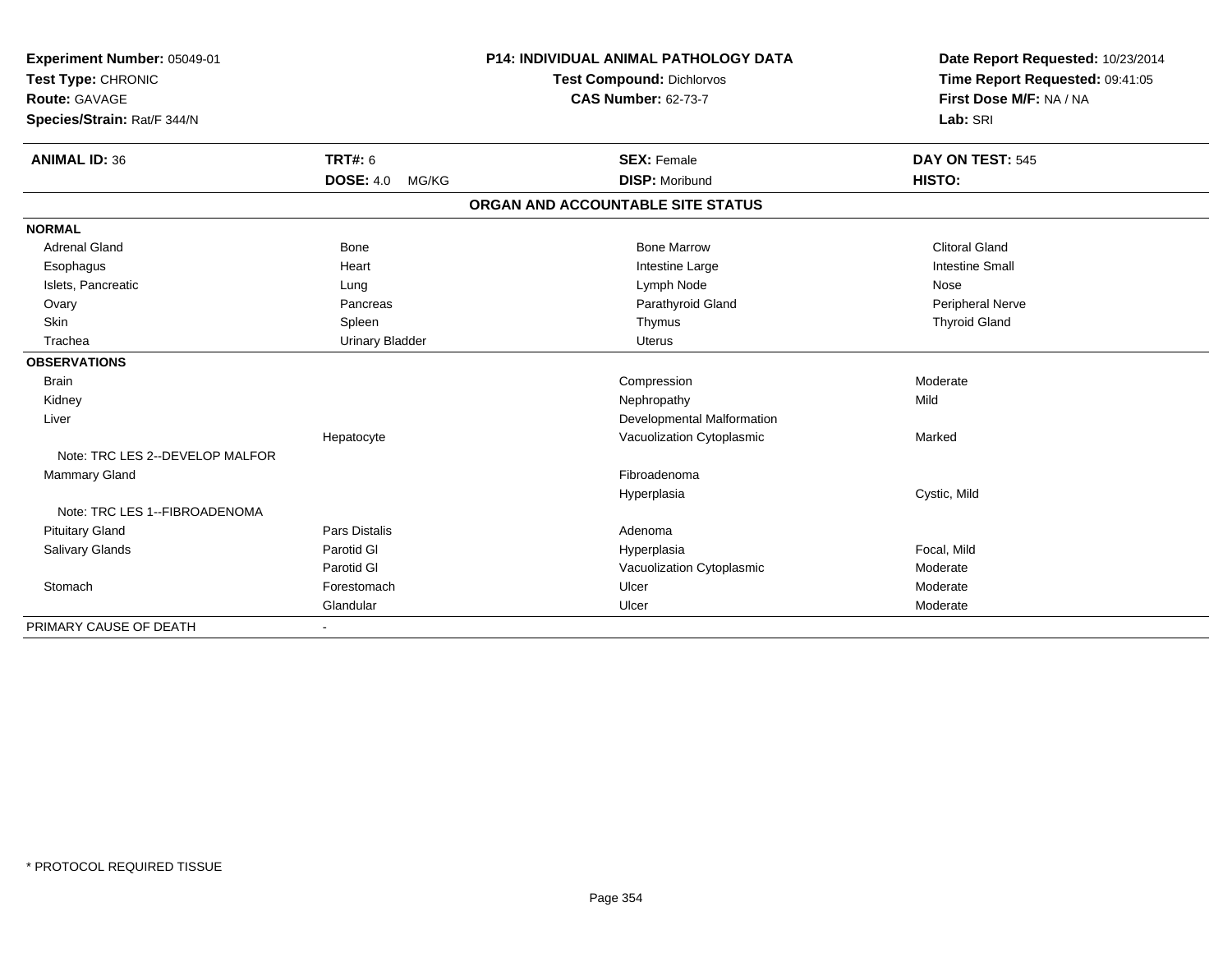**Experiment Number:** 05049-01
**Test Type:** CHRONIC
**Route:** GAVAGE
**Species/Strain:** Rat/F 344/N

**P14: INDIVIDUAL ANIMAL PATHOLOGY DATA**
**Test Compound:** Dichlorvos
**CAS Number:** 62-73-7

**Date Report Requested:** 10/23/2014
**Time Report Requested:** 09:41:05
**First Dose M/F:** NA / NA
**Lab:** SRI

| **ANIMAL ID:** 36 | **TRT#:** 6 | **SEX:** Female | **DAY ON TEST:** 545 |
|---|---|---|---|
| | **DOSE:** 4.0 MG/KG | **DISP:** Moribund | **HISTO:** |

**ORGAN AND ACCOUNTABLE SITE STATUS**

| | | | |
|---|---|---|---|
| **NORMAL** | | | |
| Adrenal Gland | Bone | Bone Marrow | Clitoral Gland |
| Esophagus | Heart | Intestine Large | Intestine Small |
| Islets, Pancreatic | Lung | Lymph Node | Nose |
| Ovary | Pancreas | Parathyroid Gland | Peripheral Nerve |
| Skin | Spleen | Thymus | Thyroid Gland |
| Trachea | Urinary Bladder | Uterus | |
| **OBSERVATIONS** | | | |
| Brain | | Compression | Moderate |
| Kidney | | Nephropathy | Mild |
| Liver | | Developmental Malformation | |
| | Hepatocyte | Vacuolization Cytoplasmic | Marked |
| Note: TRC LES 2--DEVELOP MALFOR | | | |
| Mammary Gland | | Fibroadenoma | |
| | | Hyperplasia | Cystic, Mild |
| Note: TRC LES 1--FIBROADENOMA | | | |
| Pituitary Gland | Pars Distalis | Adenoma | |
| Salivary Glands | Parotid Gl | Hyperplasia | Focal, Mild |
| | Parotid Gl | Vacuolization Cytoplasmic | Moderate |
| Stomach | Forestomach | Ulcer | Moderate |
| | Glandular | Ulcer | Moderate |
| PRIMARY CAUSE OF DEATH | - | | |

* PROTOCOL REQUIRED TISSUE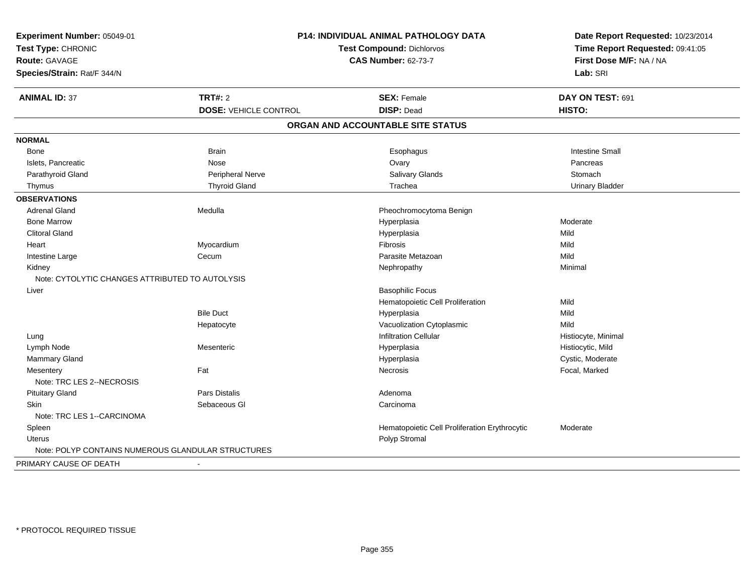**Experiment Number:** 05049-01
**Test Type:** CHRONIC
**Route:** GAVAGE
**Species/Strain:** Rat/F 344/N

**P14: INDIVIDUAL ANIMAL PATHOLOGY DATA**
**Test Compound:** Dichlorvos
**CAS Number:** 62-73-7

**Date Report Requested:** 10/23/2014
**Time Report Requested:** 09:41:05
**First Dose M/F:** NA / NA
**Lab:** SRI

| **ANIMAL ID:** 37 | **TRT#:** 2 | **SEX:** Female | **DAY ON TEST:** 691 |
|---|---|---|---|
| | **DOSE:** VEHICLE CONTROL | **DISP:** Dead | **HISTO:** |

## ORGAN AND ACCOUNTABLE SITE STATUS

| | | | |
|---|---|---|---|
| **NORMAL** | | | |
| Bone | Brain | Esophagus | Intestine Small |
| Islets, Pancreatic | Nose | Ovary | Pancreas |
| Parathyroid Gland | Peripheral Nerve | Salivary Glands | Stomach |
| Thymus | Thyroid Gland | Trachea | Urinary Bladder |
| **OBSERVATIONS** | | | |
| Adrenal Gland | Medulla | Pheochromocytoma Benign | |
| Bone Marrow | | Hyperplasia | Moderate |
| Clitoral Gland | | Hyperplasia | Mild |
| Heart | Myocardium | Fibrosis | Mild |
| Intestine Large | Cecum | Parasite Metazoan | Mild |
| Kidney | | Nephropathy | Minimal |
| Note: CYTOLYTIC CHANGES ATTRIBUTED TO AUTOLYSIS | | | |
| Liver | | Basophilic Focus | |
| | | Hematopoietic Cell Proliferation | Mild |
| | Bile Duct | Hyperplasia | Mild |
| | Hepatocyte | Vacuolization Cytoplasmic | Mild |
| Lung | | Infiltration Cellular | Histiocyte, Minimal |
| Lymph Node | Mesenteric | Hyperplasia | Histiocytic, Mild |
| Mammary Gland | | Hyperplasia | Cystic, Moderate |
| Mesentery | Fat | Necrosis | Focal, Marked |
| Note: TRC LES 2--NECROSIS | | | |
| Pituitary Gland | Pars Distalis | Adenoma | |
| Skin | Sebaceous Gl | Carcinoma | |
| Note: TRC LES 1--CARCINOMA | | | |
| Spleen | | Hematopoietic Cell Proliferation Erythrocytic | Moderate |
| Uterus | | Polyp Stromal | |
| Note: POLYP CONTAINS NUMEROUS GLANDULAR STRUCTURES | | | |
| PRIMARY CAUSE OF DEATH | - | | |

\* PROTOCOL REQUIRED TISSUE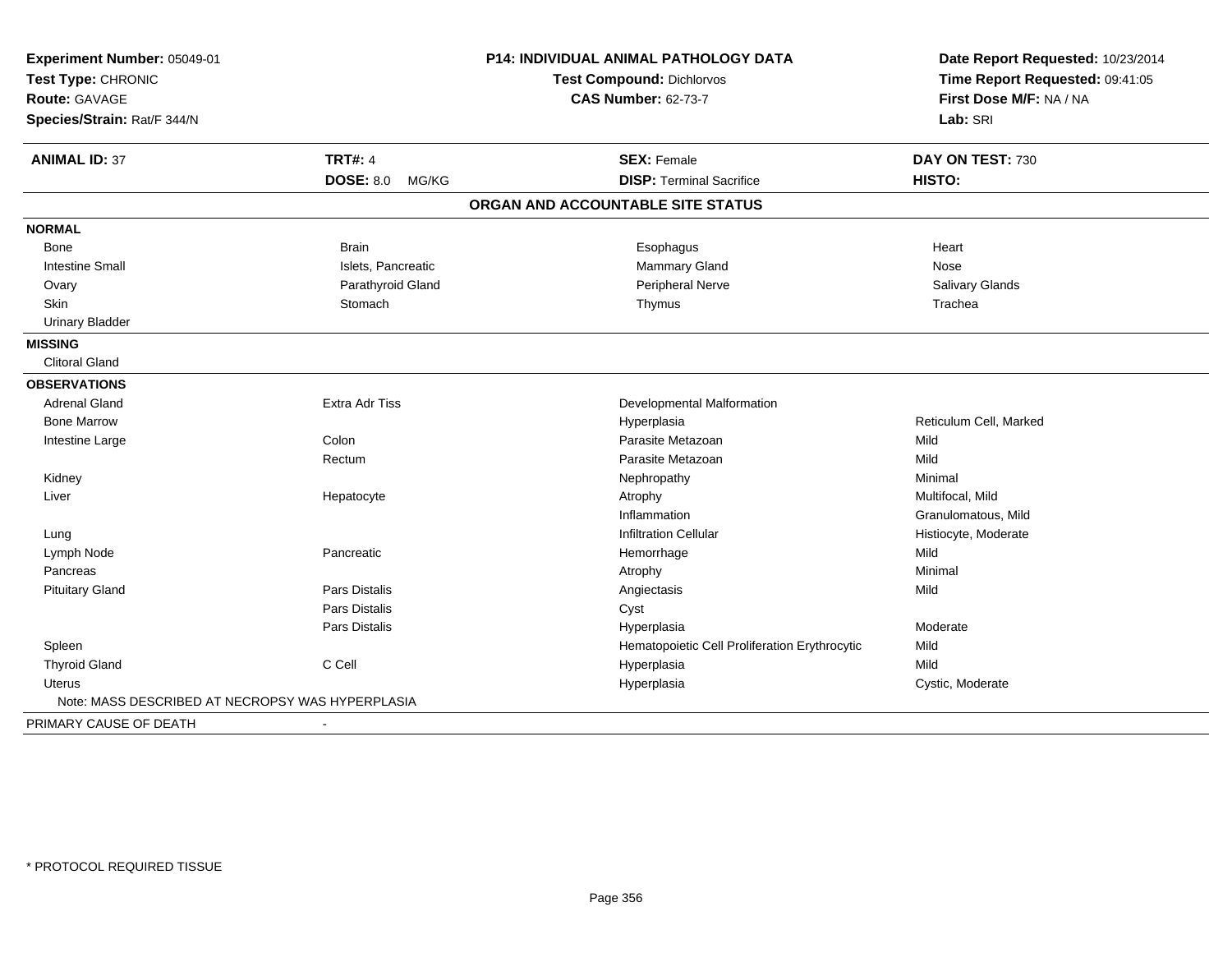**Experiment Number:** 05049-01
**Test Type:** CHRONIC
**Route:** GAVAGE
**Species/Strain:** Rat/F 344/N

**P14: INDIVIDUAL ANIMAL PATHOLOGY DATA**
**Test Compound:** Dichlorvos
**CAS Number:** 62-73-7

**Date Report Requested:** 10/23/2014
**Time Report Requested:** 09:41:05
**First Dose M/F:** NA / NA
**Lab:** SRI

| **ANIMAL ID:** 37 | **TRT#:** 4 | **SEX:** Female | **DAY ON TEST:** 730 |
|---|---|---|---|
| | **DOSE:** 8.0 MG/KG | **DISP:** Terminal Sacrifice | **HISTO:** |

## ORGAN AND ACCOUNTABLE SITE STATUS

**NORMAL**

| | | | |
|---|---|---|---|
| Bone | Brain | Esophagus | Heart |
| Intestine Small | Islets, Pancreatic | Mammary Gland | Nose |
| Ovary | Parathyroid Gland | Peripheral Nerve | Salivary Glands |
| Skin | Stomach | Thymus | Trachea |
| Urinary Bladder | | | |

**MISSING**

Clitoral Gland

**OBSERVATIONS**

| Organ | Site | Observation | Qualifier |
|---|---|---|---|
| Adrenal Gland | Extra Adr Tiss | Developmental Malformation | |
| Bone Marrow | | Hyperplasia | Reticulum Cell, Marked |
| Intestine Large | Colon | Parasite Metazoan | Mild |
| | Rectum | Parasite Metazoan | Mild |
| Kidney | | Nephropathy | Minimal |
| Liver | Hepatocyte | Atrophy | Multifocal, Mild |
| | | Inflammation | Granulomatous, Mild |
| Lung | | Infiltration Cellular | Histiocyte, Moderate |
| Lymph Node | Pancreatic | Hemorrhage | Mild |
| Pancreas | | Atrophy | Minimal |
| Pituitary Gland | Pars Distalis | Angiectasis | Mild |
| | Pars Distalis | Cyst | |
| | Pars Distalis | Hyperplasia | Moderate |
| Spleen | | Hematopoietic Cell Proliferation Erythrocytic | Mild |
| Thyroid Gland | C Cell | Hyperplasia | Mild |
| Uterus | | Hyperplasia | Cystic, Moderate |

Note: MASS DESCRIBED AT NECROPSY WAS HYPERPLASIA

PRIMARY CAUSE OF DEATH -

* PROTOCOL REQUIRED TISSUE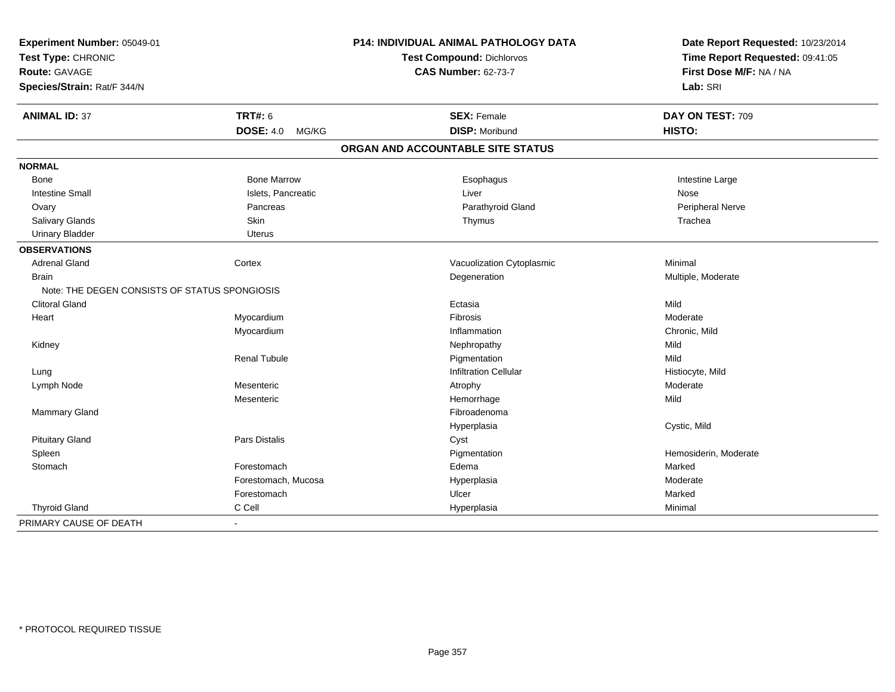**Experiment Number:** 05049-01
**Test Type:** CHRONIC
**Route:** GAVAGE
**Species/Strain:** Rat/F 344/N

**P14: INDIVIDUAL ANIMAL PATHOLOGY DATA**
**Test Compound:** Dichlorvos
**CAS Number:** 62-73-7

**Date Report Requested:** 10/23/2014
**Time Report Requested:** 09:41:05
**First Dose M/F:** NA / NA
**Lab:** SRI

| **ANIMAL ID:** 37 | **TRT#:** 6 | **SEX:** Female | **DAY ON TEST:** 709 |
|---|---|---|---|
| | **DOSE:** 4.0 MG/KG | **DISP:** Moribund | **HISTO:** |

## ORGAN AND ACCOUNTABLE SITE STATUS

| | | | |
|---|---|---|---|
| **NORMAL** | | | |
| Bone | Bone Marrow | Esophagus | Intestine Large |
| Intestine Small | Islets, Pancreatic | Liver | Nose |
| Ovary | Pancreas | Parathyroid Gland | Peripheral Nerve |
| Salivary Glands | Skin | Thymus | Trachea |
| Urinary Bladder | Uterus | | |
| **OBSERVATIONS** | | | |
| Adrenal Gland | Cortex | Vacuolization Cytoplasmic | Minimal |
| Brain | | Degeneration | Multiple, Moderate |
| Note: THE DEGEN CONSISTS OF STATUS SPONGIOSIS | | | |
| Clitoral Gland | | Ectasia | Mild |
| Heart | Myocardium | Fibrosis | Moderate |
| | Myocardium | Inflammation | Chronic, Mild |
| Kidney | | Nephropathy | Mild |
| | Renal Tubule | Pigmentation | Mild |
| Lung | | Infiltration Cellular | Histiocyte, Mild |
| Lymph Node | Mesenteric | Atrophy | Moderate |
| | Mesenteric | Hemorrhage | Mild |
| Mammary Gland | | Fibroadenoma | |
| | | Hyperplasia | Cystic, Mild |
| Pituitary Gland | Pars Distalis | Cyst | |
| Spleen | | Pigmentation | Hemosiderin, Moderate |
| Stomach | Forestomach | Edema | Marked |
| | Forestomach, Mucosa | Hyperplasia | Moderate |
| | Forestomach | Ulcer | Marked |
| Thyroid Gland | C Cell | Hyperplasia | Minimal |
| PRIMARY CAUSE OF DEATH | - | | |

* PROTOCOL REQUIRED TISSUE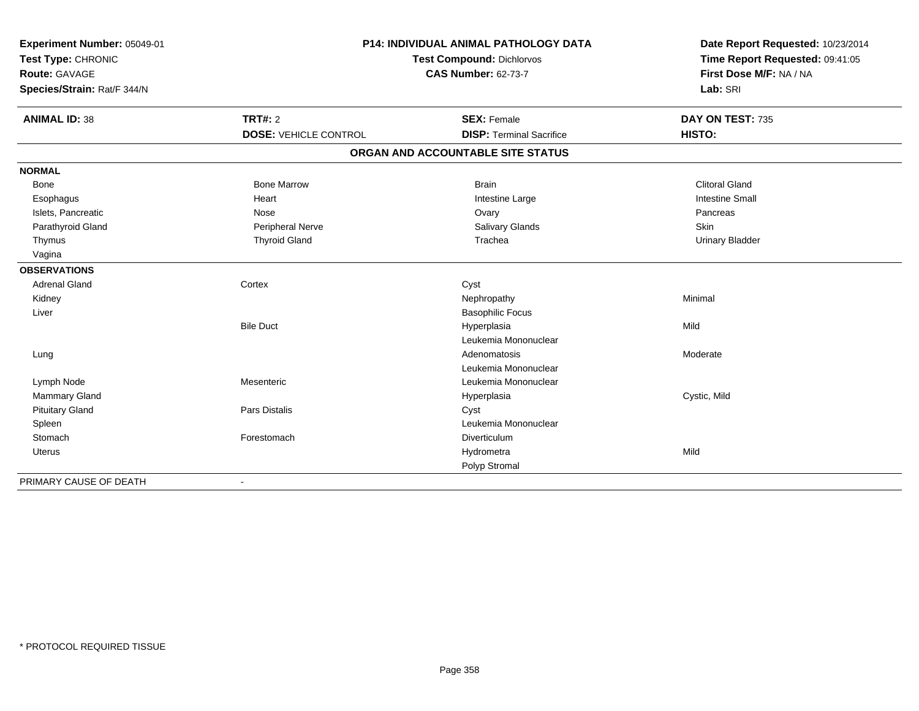**Experiment Number:** 05049-01
**Test Type:** CHRONIC
**Route:** GAVAGE
**Species/Strain:** Rat/F 344/N

**P14: INDIVIDUAL ANIMAL PATHOLOGY DATA**
**Test Compound:** Dichlorvos
**CAS Number:** 62-73-7

**Date Report Requested:** 10/23/2014
**Time Report Requested:** 09:41:05
**First Dose M/F:** NA / NA
**Lab:** SRI

| **ANIMAL ID:** 38 | **TRT#:** 2 | **SEX:** Female | **DAY ON TEST:** 735 |
|---|---|---|---|
| | **DOSE:** VEHICLE CONTROL | **DISP:** Terminal Sacrifice | **HISTO:** |

## ORGAN AND ACCOUNTABLE SITE STATUS

| | | | |
|---|---|---|---|
| **NORMAL** | | | |
| Bone | Bone Marrow | Brain | Clitoral Gland |
| Esophagus | Heart | Intestine Large | Intestine Small |
| Islets, Pancreatic | Nose | Ovary | Pancreas |
| Parathyroid Gland | Peripheral Nerve | Salivary Glands | Skin |
| Thymus | Thyroid Gland | Trachea | Urinary Bladder |
| Vagina | | | |
| **OBSERVATIONS** | | | |
| Adrenal Gland | Cortex | Cyst | |
| Kidney | | Nephropathy | Minimal |
| Liver | | Basophilic Focus | |
| | Bile Duct | Hyperplasia | Mild |
| | | Leukemia Mononuclear | |
| Lung | | Adenomatosis | Moderate |
| | | Leukemia Mononuclear | |
| Lymph Node | Mesenteric | Leukemia Mononuclear | |
| Mammary Gland | | Hyperplasia | Cystic, Mild |
| Pituitary Gland | Pars Distalis | Cyst | |
| Spleen | | Leukemia Mononuclear | |
| Stomach | Forestomach | Diverticulum | |
| Uterus | | Hydrometra | Mild |
| | | Polyp Stromal | |
| PRIMARY CAUSE OF DEATH | - | | |

* PROTOCOL REQUIRED TISSUE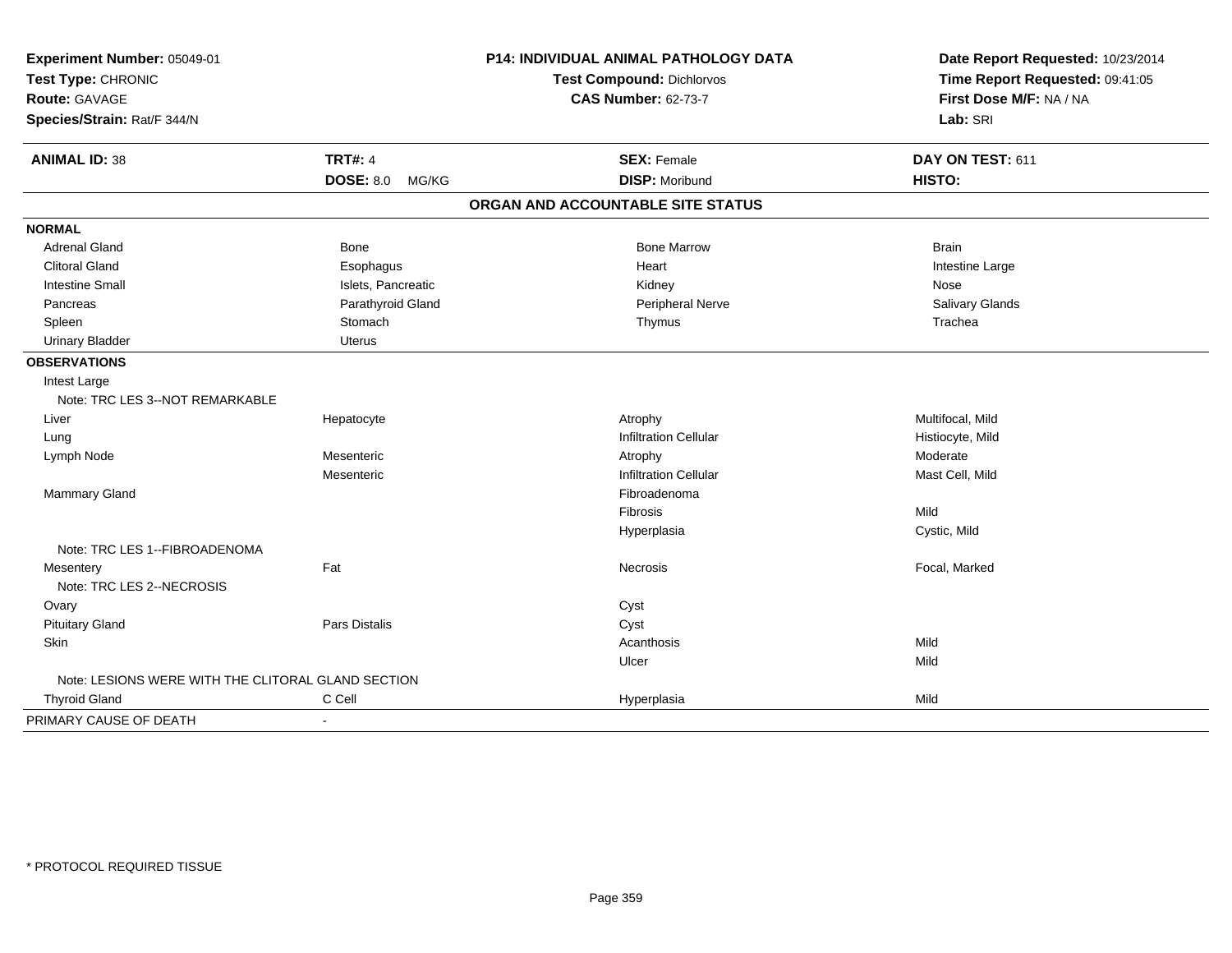**Experiment Number:** 05049-01
**Test Type:** CHRONIC
**Route:** GAVAGE
**Species/Strain:** Rat/F 344/N

**P14: INDIVIDUAL ANIMAL PATHOLOGY DATA**
**Test Compound:** Dichlorvos
**CAS Number:** 62-73-7

**Date Report Requested:** 10/23/2014
**Time Report Requested:** 09:41:05
**First Dose M/F:** NA / NA
**Lab:** SRI

| **ANIMAL ID:** 38 | **TRT#:** 4 | **SEX:** Female | **DAY ON TEST:** 611 |
|---|---|---|---|
| | **DOSE:** 8.0 MG/KG | **DISP:** Moribund | **HISTO:** |

## ORGAN AND ACCOUNTABLE SITE STATUS

| | | | |
|---|---|---|---|
| **NORMAL** | | | |
| Adrenal Gland | Bone | Bone Marrow | Brain |
| Clitoral Gland | Esophagus | Heart | Intestine Large |
| Intestine Small | Islets, Pancreatic | Kidney | Nose |
| Pancreas | Parathyroid Gland | Peripheral Nerve | Salivary Glands |
| Spleen | Stomach | Thymus | Trachea |
| Urinary Bladder | Uterus | | |
| **OBSERVATIONS** | | | |
| Intest Large | | | |
| Note: TRC LES 3--NOT REMARKABLE | | | |
| Liver | Hepatocyte | Atrophy | Multifocal, Mild |
| Lung | | Infiltration Cellular | Histiocyte, Mild |
| Lymph Node | Mesenteric | Atrophy | Moderate |
| | Mesenteric | Infiltration Cellular | Mast Cell, Mild |
| Mammary Gland | | Fibroadenoma | |
| | | Fibrosis | Mild |
| | | Hyperplasia | Cystic, Mild |
| Note: TRC LES 1--FIBROADENOMA | | | |
| Mesentery | Fat | Necrosis | Focal, Marked |
| Note: TRC LES 2--NECROSIS | | | |
| Ovary | | Cyst | |
| Pituitary Gland | Pars Distalis | Cyst | |
| Skin | | Acanthosis | Mild |
| | | Ulcer | Mild |
| Note: LESIONS WERE WITH THE CLITORAL GLAND SECTION | | | |
| Thyroid Gland | C Cell | Hyperplasia | Mild |
| PRIMARY CAUSE OF DEATH | - | | |

* PROTOCOL REQUIRED TISSUE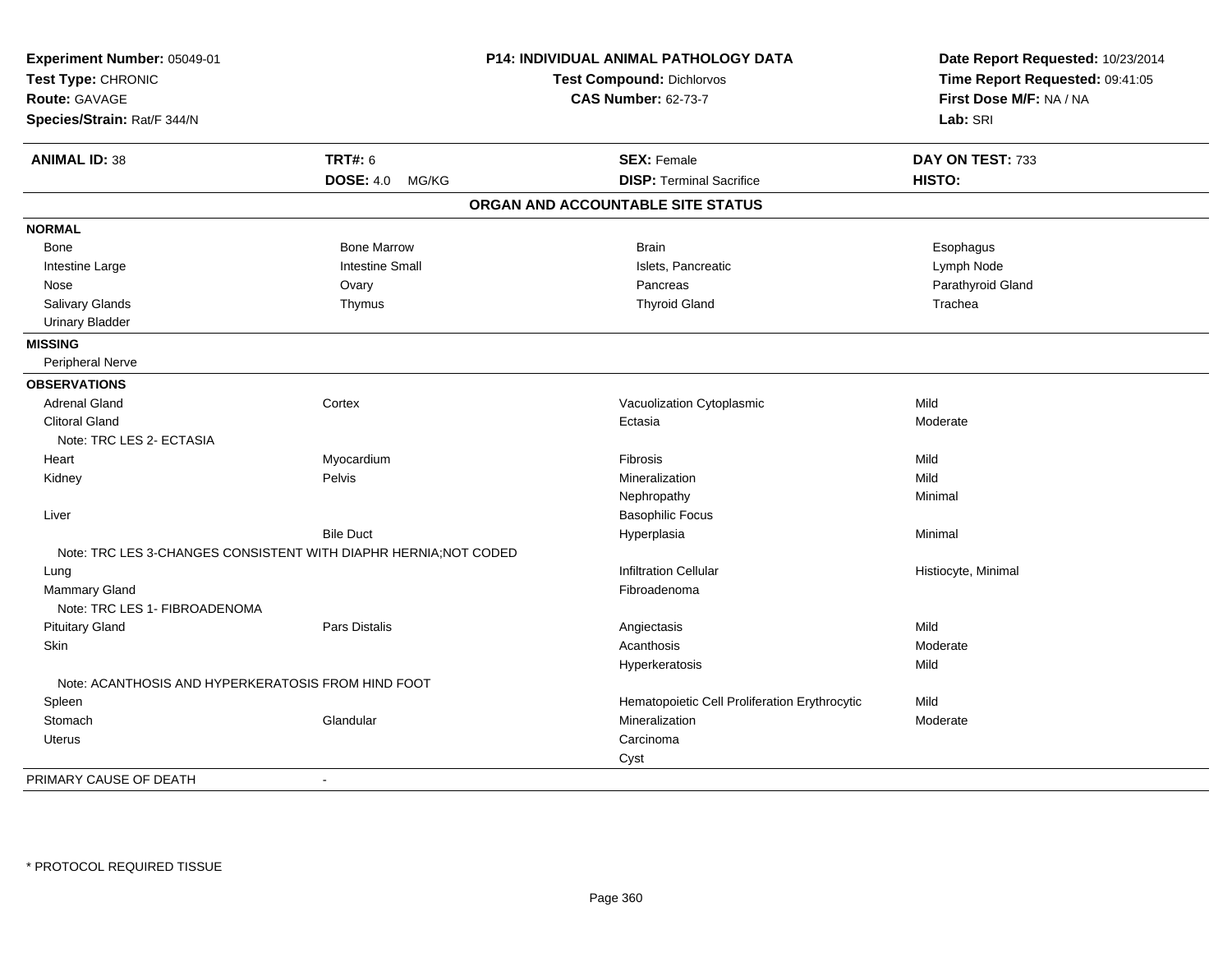**Experiment Number:** 05049-01
**Test Type:** CHRONIC
**Route:** GAVAGE
**Species/Strain:** Rat/F 344/N

**P14: INDIVIDUAL ANIMAL PATHOLOGY DATA**
**Test Compound:** Dichlorvos
**CAS Number:** 62-73-7

**Date Report Requested:** 10/23/2014
**Time Report Requested:** 09:41:05
**First Dose M/F:** NA / NA
**Lab:** SRI

| **ANIMAL ID:** 38 | **TRT#:** 6 | **SEX:** Female | **DAY ON TEST:** 733 |
|---|---|---|---|
| | **DOSE:** 4.0 MG/KG | **DISP:** Terminal Sacrifice | **HISTO:** |

## ORGAN AND ACCOUNTABLE SITE STATUS

**NORMAL**

| | | | |
|---|---|---|---|
| Bone | Bone Marrow | Brain | Esophagus |
| Intestine Large | Intestine Small | Islets, Pancreatic | Lymph Node |
| Nose | Ovary | Pancreas | Parathyroid Gland |
| Salivary Glands | Thymus | Thyroid Gland | Trachea |
| Urinary Bladder | | | |

**MISSING**

Peripheral Nerve

**OBSERVATIONS**

| Organ | Site | Observation | Severity |
|---|---|---|---|
| Adrenal Gland | Cortex | Vacuolization Cytoplasmic | Mild |
| Clitoral Gland | | Ectasia | Moderate |
| Note: TRC LES 2- ECTASIA | | | |
| Heart | Myocardium | Fibrosis | Mild |
| Kidney | Pelvis | Mineralization | Mild |
| | | Nephropathy | Minimal |
| Liver | | Basophilic Focus | |
| | Bile Duct | Hyperplasia | Minimal |
| Note: TRC LES 3-CHANGES CONSISTENT WITH DIAPHR HERNIA;NOT CODED | | | |
| Lung | | Infiltration Cellular | Histiocyte, Minimal |
| Mammary Gland | | Fibroadenoma | |
| Note: TRC LES 1- FIBROADENOMA | | | |
| Pituitary Gland | Pars Distalis | Angiectasis | Mild |
| Skin | | Acanthosis | Moderate |
| | | Hyperkeratosis | Mild |
| Note: ACANTHOSIS AND HYPERKERATOSIS FROM HIND FOOT | | | |
| Spleen | | Hematopoietic Cell Proliferation Erythrocytic | Mild |
| Stomach | Glandular | Mineralization | Moderate |
| Uterus | | Carcinoma | |
| | | Cyst | |

PRIMARY CAUSE OF DEATH -

\* PROTOCOL REQUIRED TISSUE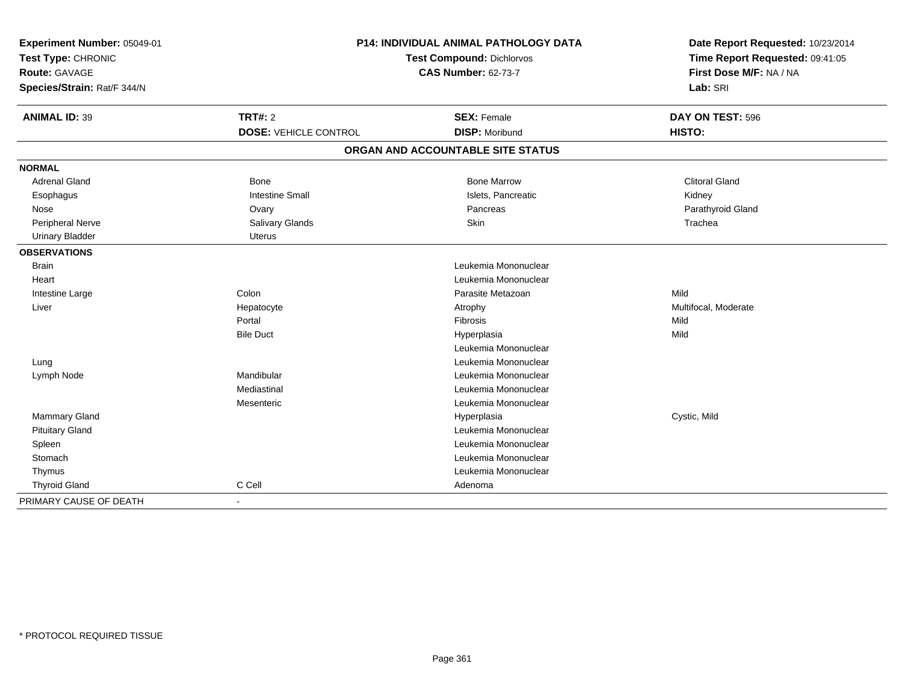**Experiment Number:** 05049-01
**Test Type:** CHRONIC
**Route:** GAVAGE
**Species/Strain:** Rat/F 344/N

**P14: INDIVIDUAL ANIMAL PATHOLOGY DATA**
**Test Compound:** Dichlorvos
**CAS Number:** 62-73-7

**Date Report Requested:** 10/23/2014
**Time Report Requested:** 09:41:05
**First Dose M/F:** NA / NA
**Lab:** SRI

| **ANIMAL ID:** 39 | **TRT#:** 2 | **SEX:** Female | **DAY ON TEST:** 596 |
|---|---|---|---|
| | **DOSE:** VEHICLE CONTROL | **DISP:** Moribund | **HISTO:** |

**ORGAN AND ACCOUNTABLE SITE STATUS**

| | | | |
|---|---|---|---|
| **NORMAL** | | | |
| Adrenal Gland | Bone | Bone Marrow | Clitoral Gland |
| Esophagus | Intestine Small | Islets, Pancreatic | Kidney |
| Nose | Ovary | Pancreas | Parathyroid Gland |
| Peripheral Nerve | Salivary Glands | Skin | Trachea |
| Urinary Bladder | Uterus | | |
| **OBSERVATIONS** | | | |
| Brain | | Leukemia Mononuclear | |
| Heart | | Leukemia Mononuclear | |
| Intestine Large | Colon | Parasite Metazoan | Mild |
| Liver | Hepatocyte | Atrophy | Multifocal, Moderate |
| | Portal | Fibrosis | Mild |
| | Bile Duct | Hyperplasia | Mild |
| | | Leukemia Mononuclear | |
| Lung | | Leukemia Mononuclear | |
| Lymph Node | Mandibular | Leukemia Mononuclear | |
| | Mediastinal | Leukemia Mononuclear | |
| | Mesenteric | Leukemia Mononuclear | |
| Mammary Gland | | Hyperplasia | Cystic, Mild |
| Pituitary Gland | | Leukemia Mononuclear | |
| Spleen | | Leukemia Mononuclear | |
| Stomach | | Leukemia Mononuclear | |
| Thymus | | Leukemia Mononuclear | |
| Thyroid Gland | C Cell | Adenoma | |
| PRIMARY CAUSE OF DEATH | - | | |

\* PROTOCOL REQUIRED TISSUE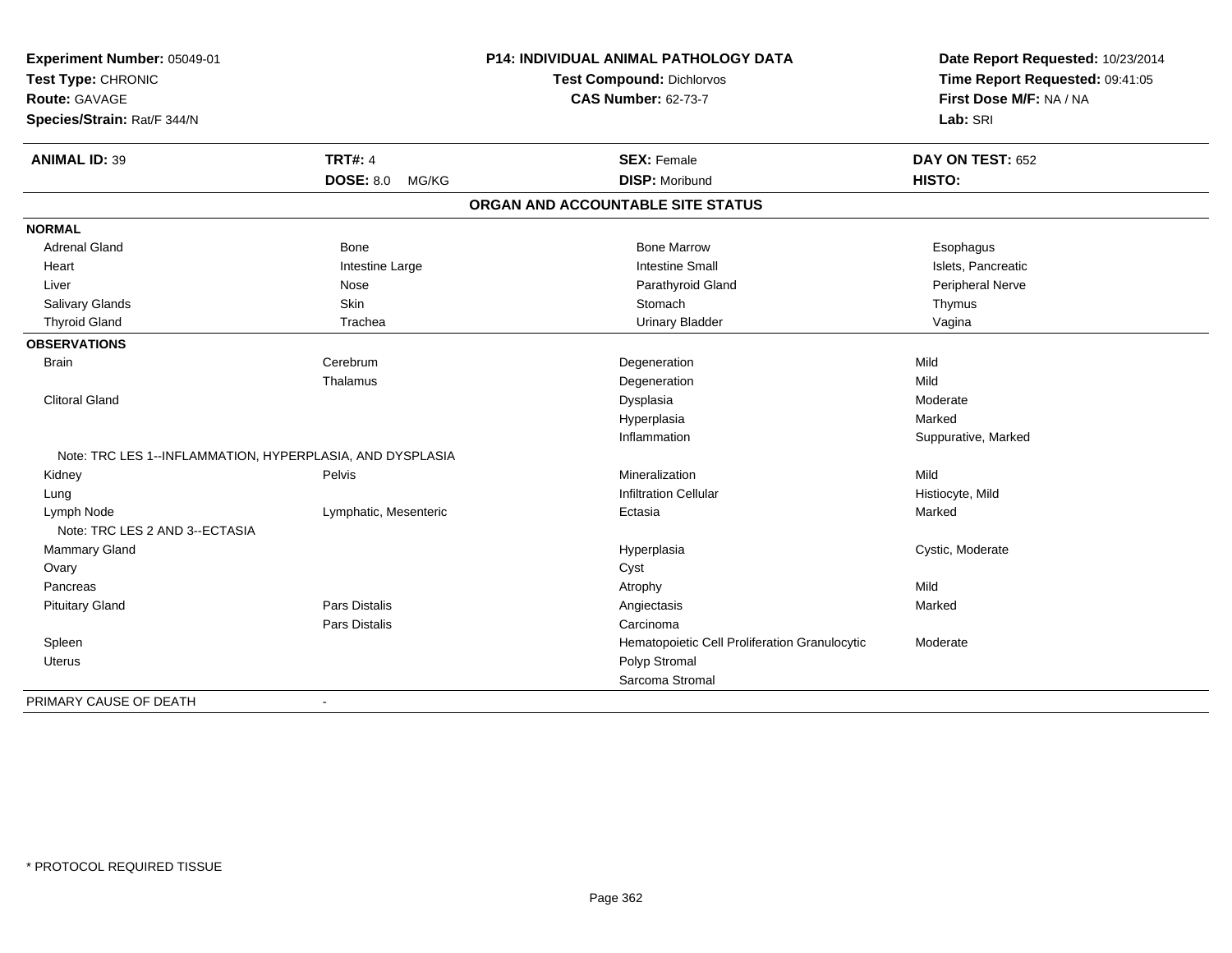**Experiment Number:** 05049-01
**Test Type:** CHRONIC
**Route:** GAVAGE
**Species/Strain:** Rat/F 344/N

**P14: INDIVIDUAL ANIMAL PATHOLOGY DATA**
**Test Compound:** Dichlorvos
**CAS Number:** 62-73-7

**Date Report Requested:** 10/23/2014
**Time Report Requested:** 09:41:05
**First Dose M/F:** NA / NA
**Lab:** SRI

| **ANIMAL ID:** 39 | **TRT#:** 4 | **SEX:** Female | **DAY ON TEST:** 652 |
|---|---|---|---|
| | **DOSE:** 8.0 MG/KG | **DISP:** Moribund | **HISTO:** |

## ORGAN AND ACCOUNTABLE SITE STATUS

**NORMAL**

| | | | |
|---|---|---|---|
| Adrenal Gland | Bone | Bone Marrow | Esophagus |
| Heart | Intestine Large | Intestine Small | Islets, Pancreatic |
| Liver | Nose | Parathyroid Gland | Peripheral Nerve |
| Salivary Glands | Skin | Stomach | Thymus |
| Thyroid Gland | Trachea | Urinary Bladder | Vagina |

**OBSERVATIONS**

| | | | |
|---|---|---|---|
| Brain | Cerebrum | Degeneration | Mild |
| | Thalamus | Degeneration | Mild |
| Clitoral Gland | | Dysplasia | Moderate |
| | | Hyperplasia | Marked |
| | | Inflammation | Suppurative, Marked |
| Note: TRC LES 1--INFLAMMATION, HYPERPLASIA, AND DYSPLASIA | | | |
| Kidney | Pelvis | Mineralization | Mild |
| Lung | | Infiltration Cellular | Histiocyte, Mild |
| Lymph Node | Lymphatic, Mesenteric | Ectasia | Marked |
| Note: TRC LES 2 AND 3--ECTASIA | | | |
| Mammary Gland | | Hyperplasia | Cystic, Moderate |
| Ovary | | Cyst | |
| Pancreas | | Atrophy | Mild |
| Pituitary Gland | Pars Distalis | Angiectasis | Marked |
| | Pars Distalis | Carcinoma | |
| Spleen | | Hematopoietic Cell Proliferation Granulocytic | Moderate |
| Uterus | | Polyp Stromal | |
| | | Sarcoma Stromal | |

PRIMARY CAUSE OF DEATH -

\* PROTOCOL REQUIRED TISSUE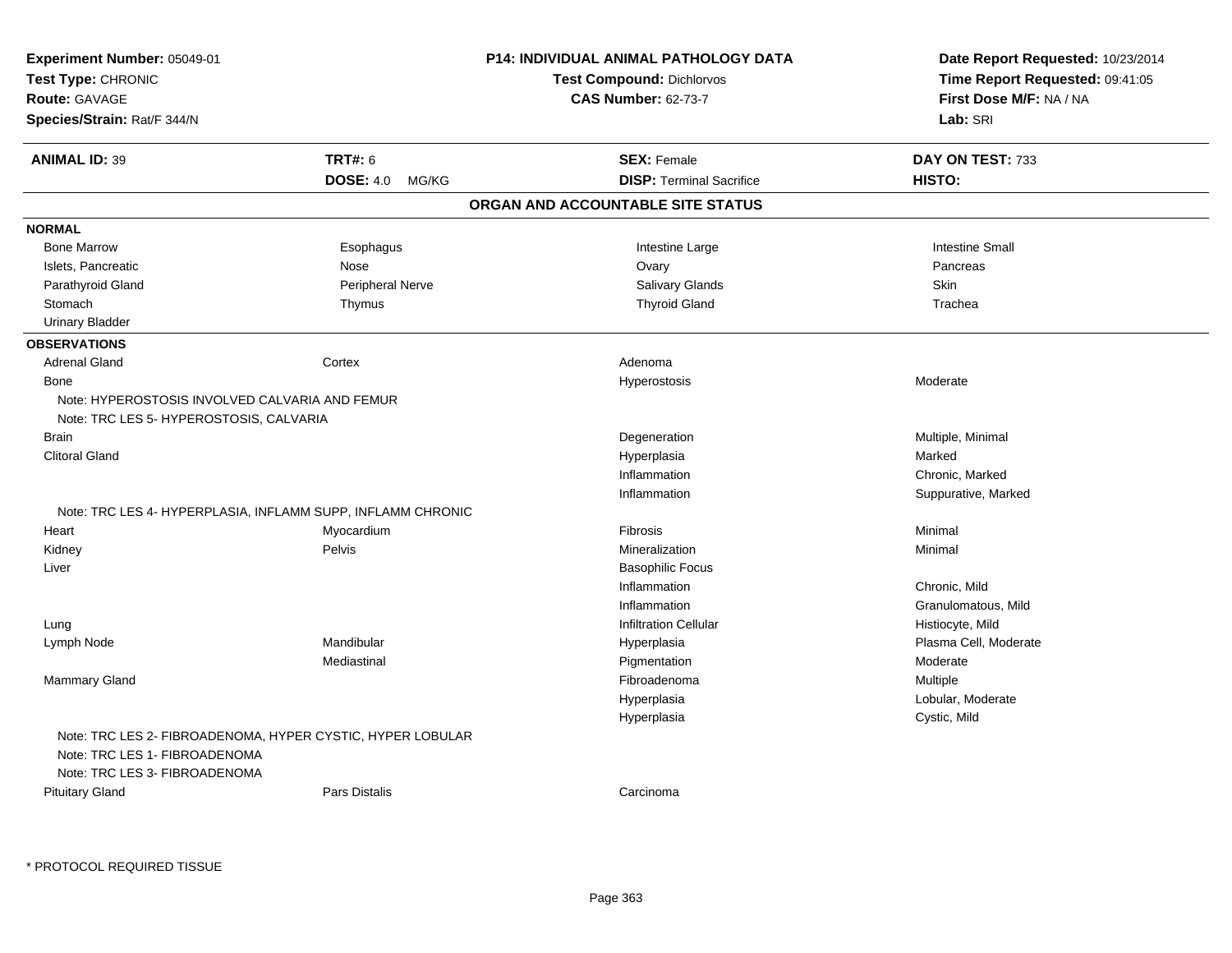**Experiment Number:** 05049-01
**Test Type:** CHRONIC
**Route:** GAVAGE
**Species/Strain:** Rat/F 344/N

**P14: INDIVIDUAL ANIMAL PATHOLOGY DATA**
**Test Compound:** Dichlorvos
**CAS Number:** 62-73-7

**Date Report Requested:** 10/23/2014
**Time Report Requested:** 09:41:05
**First Dose M/F:** NA / NA
**Lab:** SRI

| **ANIMAL ID:** 39 | **TRT#:** 6 | **SEX:** Female | **DAY ON TEST:** 733 |
|---|---|---|---|
| | **DOSE:** 4.0 MG/KG | **DISP:** Terminal Sacrifice | **HISTO:** |

## ORGAN AND ACCOUNTABLE SITE STATUS

**NORMAL**

| | | | |
|---|---|---|---|
| Bone Marrow | Esophagus | Intestine Large | Intestine Small |
| Islets, Pancreatic | Nose | Ovary | Pancreas |
| Parathyroid Gland | Peripheral Nerve | Salivary Glands | Skin |
| Stomach | Thymus | Thyroid Gland | Trachea |
| Urinary Bladder | | | |

**OBSERVATIONS**

| Organ | Site | Observation | Qualifier |
|---|---|---|---|
| Adrenal Gland | Cortex | Adenoma | |
| Bone | | Hyperostosis | Moderate |
| Note: HYPEROSTOSIS INVOLVED CALVARIA AND FEMUR | | | |
| Note: TRC LES 5- HYPEROSTOSIS, CALVARIA | | | |
| Brain | | Degeneration | Multiple, Minimal |
| Clitoral Gland | | Hyperplasia | Marked |
| | | Inflammation | Chronic, Marked |
| | | Inflammation | Suppurative, Marked |
| Note: TRC LES 4- HYPERPLASIA, INFLAMM SUPP, INFLAMM CHRONIC | | | |
| Heart | Myocardium | Fibrosis | Minimal |
| Kidney | Pelvis | Mineralization | Minimal |
| Liver | | Basophilic Focus | |
| | | Inflammation | Chronic, Mild |
| | | Inflammation | Granulomatous, Mild |
| Lung | | Infiltration Cellular | Histiocyte, Mild |
| Lymph Node | Mandibular | Hyperplasia | Plasma Cell, Moderate |
| | Mediastinal | Pigmentation | Moderate |
| Mammary Gland | | Fibroadenoma | Multiple |
| | | Hyperplasia | Lobular, Moderate |
| | | Hyperplasia | Cystic, Mild |
| Note: TRC LES 2- FIBROADENOMA, HYPER CYSTIC, HYPER LOBULAR | | | |
| Note: TRC LES 1- FIBROADENOMA | | | |
| Note: TRC LES 3- FIBROADENOMA | | | |
| Pituitary Gland | Pars Distalis | Carcinoma | |

* PROTOCOL REQUIRED TISSUE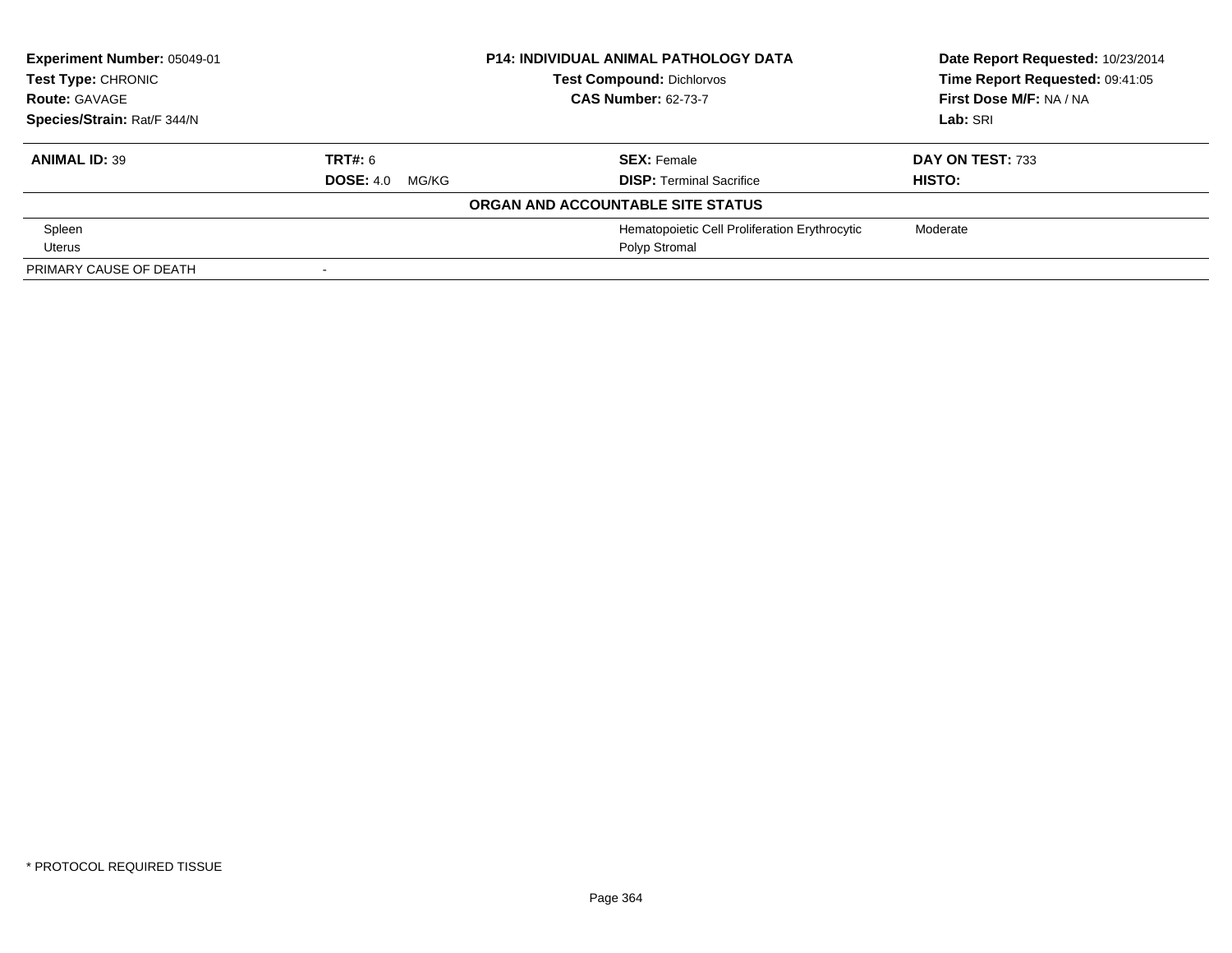**Experiment Number:** 05049-01
**Test Type:** CHRONIC
**Route:** GAVAGE
**Species/Strain:** Rat/F 344/N

**P14: INDIVIDUAL ANIMAL PATHOLOGY DATA**
**Test Compound:** Dichlorvos
**CAS Number:** 62-73-7

**Date Report Requested:** 10/23/2014
**Time Report Requested:** 09:41:05
**First Dose M/F:** NA / NA
**Lab:** SRI

| **ANIMAL ID:** 39 | **TRT#:** 6 | **SEX:** Female | **DAY ON TEST:** 733 |
|---|---|---|---|
| | **DOSE:** 4.0 MG/KG | **DISP:** Terminal Sacrifice | **HISTO:** |

**ORGAN AND ACCOUNTABLE SITE STATUS**

| | | | |
|---|---|---|---|
| Spleen | | Hematopoietic Cell Proliferation Erythrocytic | Moderate |
| Uterus | | Polyp Stromal | |
| PRIMARY CAUSE OF DEATH | - | | |

\* PROTOCOL REQUIRED TISSUE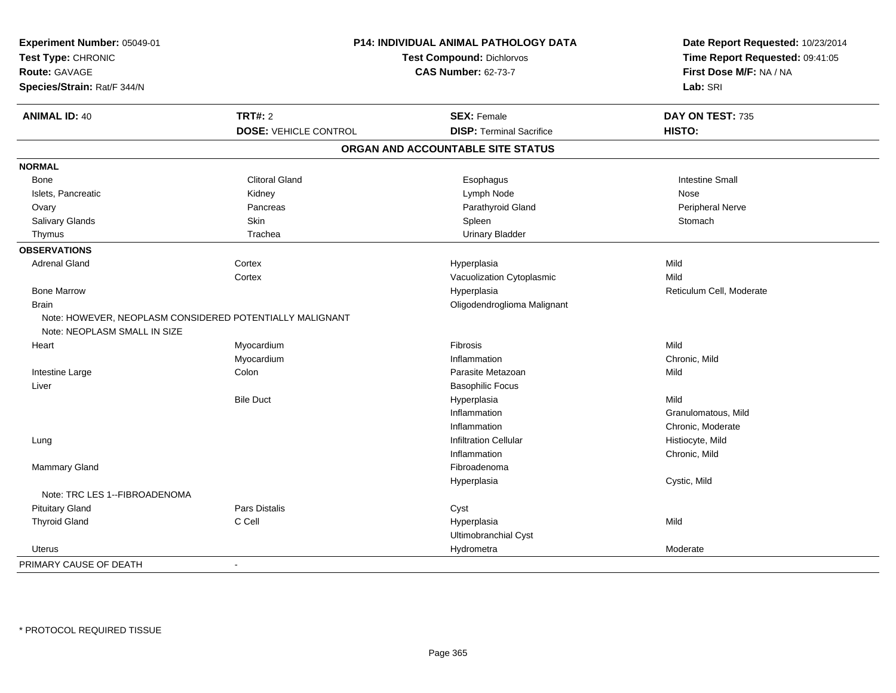**Experiment Number:** 05049-01
**Test Type:** CHRONIC
**Route:** GAVAGE
**Species/Strain:** Rat/F 344/N

**P14: INDIVIDUAL ANIMAL PATHOLOGY DATA**
**Test Compound:** Dichlorvos
**CAS Number:** 62-73-7

**Date Report Requested:** 10/23/2014
**Time Report Requested:** 09:41:05
**First Dose M/F:** NA / NA
**Lab:** SRI

| **ANIMAL ID:** 40 | **TRT#:** 2 | **SEX:** Female | **DAY ON TEST:** 735 |
|---|---|---|---|
| | **DOSE:** VEHICLE CONTROL | **DISP:** Terminal Sacrifice | **HISTO:** |

## ORGAN AND ACCOUNTABLE SITE STATUS

| | | | |
|---|---|---|---|
| **NORMAL** | | | |
| Bone | Clitoral Gland | Esophagus | Intestine Small |
| Islets, Pancreatic | Kidney | Lymph Node | Nose |
| Ovary | Pancreas | Parathyroid Gland | Peripheral Nerve |
| Salivary Glands | Skin | Spleen | Stomach |
| Thymus | Trachea | Urinary Bladder | |
| **OBSERVATIONS** | | | |
| Adrenal Gland | Cortex | Hyperplasia | Mild |
| | Cortex | Vacuolization Cytoplasmic | Mild |
| Bone Marrow | | Hyperplasia | Reticulum Cell, Moderate |
| Brain | | Oligodendroglioma Malignant | |
| Note: HOWEVER, NEOPLASM CONSIDERED POTENTIALLY MALIGNANT | | | |
| Note: NEOPLASM SMALL IN SIZE | | | |
| Heart | Myocardium | Fibrosis | Mild |
| | Myocardium | Inflammation | Chronic, Mild |
| Intestine Large | Colon | Parasite Metazoan | Mild |
| Liver | | Basophilic Focus | |
| | Bile Duct | Hyperplasia | Mild |
| | | Inflammation | Granulomatous, Mild |
| | | Inflammation | Chronic, Moderate |
| Lung | | Infiltration Cellular | Histiocyte, Mild |
| | | Inflammation | Chronic, Mild |
| Mammary Gland | | Fibroadenoma | |
| | | Hyperplasia | Cystic, Mild |
| Note: TRC LES 1--FIBROADENOMA | | | |
| Pituitary Gland | Pars Distalis | Cyst | |
| Thyroid Gland | C Cell | Hyperplasia | Mild |
| | | Ultimobranchial Cyst | |
| Uterus | | Hydrometra | Moderate |
| PRIMARY CAUSE OF DEATH | - | | |

* PROTOCOL REQUIRED TISSUE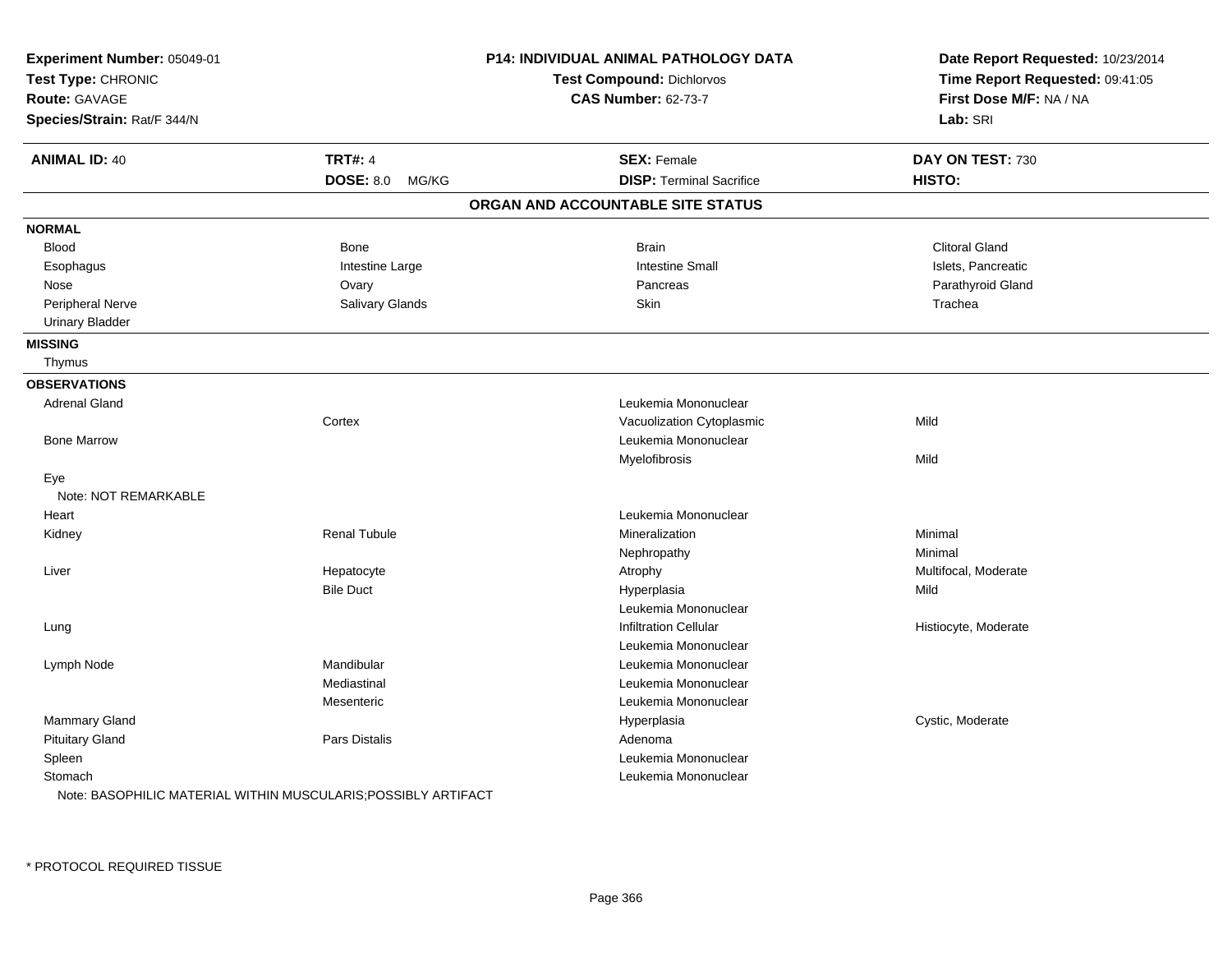**Experiment Number:** 05049-01
**Test Type:** CHRONIC
**Route:** GAVAGE
**Species/Strain:** Rat/F 344/N

**P14: INDIVIDUAL ANIMAL PATHOLOGY DATA**
**Test Compound:** Dichlorvos
**CAS Number:** 62-73-7

**Date Report Requested:** 10/23/2014
**Time Report Requested:** 09:41:05
**First Dose M/F:** NA / NA
**Lab:** SRI

| **ANIMAL ID:** 40 | **TRT#:** 4 | **SEX:** Female | **DAY ON TEST:** 730 |
|---|---|---|---|
| | **DOSE:** 8.0 MG/KG | **DISP:** Terminal Sacrifice | **HISTO:** |

## ORGAN AND ACCOUNTABLE SITE STATUS

**NORMAL**

| | | | |
|---|---|---|---|
| Blood | Bone | Brain | Clitoral Gland |
| Esophagus | Intestine Large | Intestine Small | Islets, Pancreatic |
| Nose | Ovary | Pancreas | Parathyroid Gland |
| Peripheral Nerve | Salivary Glands | Skin | Trachea |
| Urinary Bladder | | | |

**MISSING**

Thymus

**OBSERVATIONS**

| | | | |
|---|---|---|---|
| Adrenal Gland | | Leukemia Mononuclear | |
| | Cortex | Vacuolization Cytoplasmic | Mild |
| Bone Marrow | | Leukemia Mononuclear | |
| | | Myelofibrosis | Mild |
| Eye | | | |
| Note: NOT REMARKABLE | | | |
| Heart | | Leukemia Mononuclear | |
| Kidney | Renal Tubule | Mineralization | Minimal |
| | | Nephropathy | Minimal |
| Liver | Hepatocyte | Atrophy | Multifocal, Moderate |
| | Bile Duct | Hyperplasia | Mild |
| | | Leukemia Mononuclear | |
| Lung | | Infiltration Cellular | Histiocyte, Moderate |
| | | Leukemia Mononuclear | |
| Lymph Node | Mandibular | Leukemia Mononuclear | |
| | Mediastinal | Leukemia Mononuclear | |
| | Mesenteric | Leukemia Mononuclear | |
| Mammary Gland | | Hyperplasia | Cystic, Moderate |
| Pituitary Gland | Pars Distalis | Adenoma | |
| Spleen | | Leukemia Mononuclear | |
| Stomach | | Leukemia Mononuclear | |

Note: BASOPHILIC MATERIAL WITHIN MUSCULARIS;POSSIBLY ARTIFACT

* PROTOCOL REQUIRED TISSUE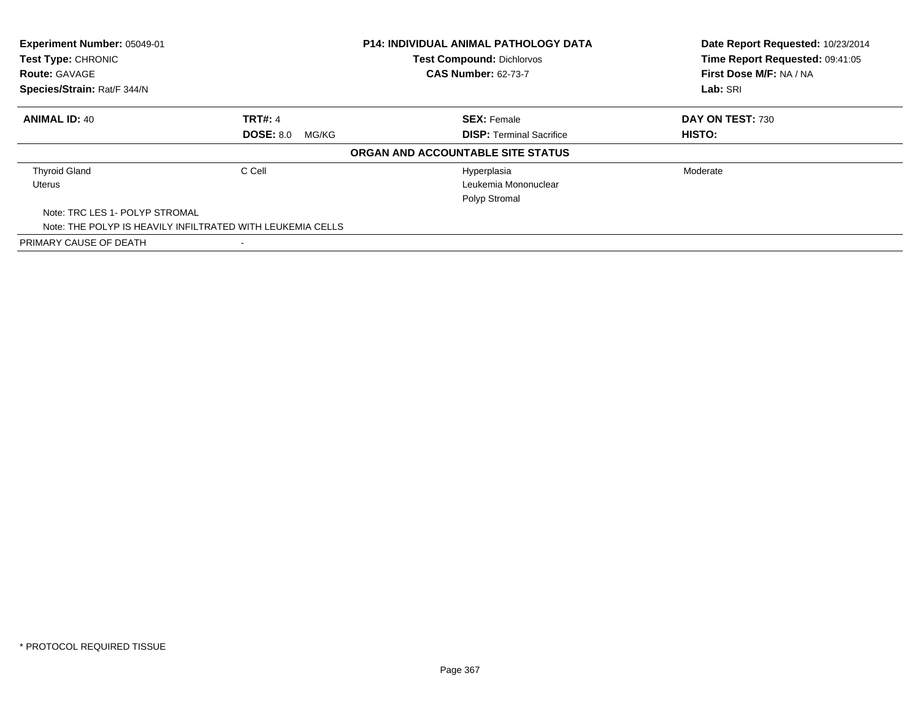**Experiment Number:** 05049-01
**Test Type:** CHRONIC
**Route:** GAVAGE
**Species/Strain:** Rat/F 344/N

**P14: INDIVIDUAL ANIMAL PATHOLOGY DATA**
**Test Compound:** Dichlorvos
**CAS Number:** 62-73-7

**Date Report Requested:** 10/23/2014
**Time Report Requested:** 09:41:05
**First Dose M/F:** NA / NA
**Lab:** SRI

| **ANIMAL ID:** 40 | **TRT#:** 4 | **SEX:** Female | **DAY ON TEST:** 730 |
|---|---|---|---|
| | **DOSE:** 8.0 MG/KG | **DISP:** Terminal Sacrifice | **HISTO:** |

**ORGAN AND ACCOUNTABLE SITE STATUS**

| | | | |
|---|---|---|---|
| Thyroid Gland | C Cell | Hyperplasia | Moderate |
| Uterus | | Leukemia Mononuclear | |
| | | Polyp Stromal | |

Note: TRC LES 1- POLYP STROMAL
Note: THE POLYP IS HEAVILY INFILTRATED WITH LEUKEMIA CELLS

PRIMARY CAUSE OF DEATH -

* PROTOCOL REQUIRED TISSUE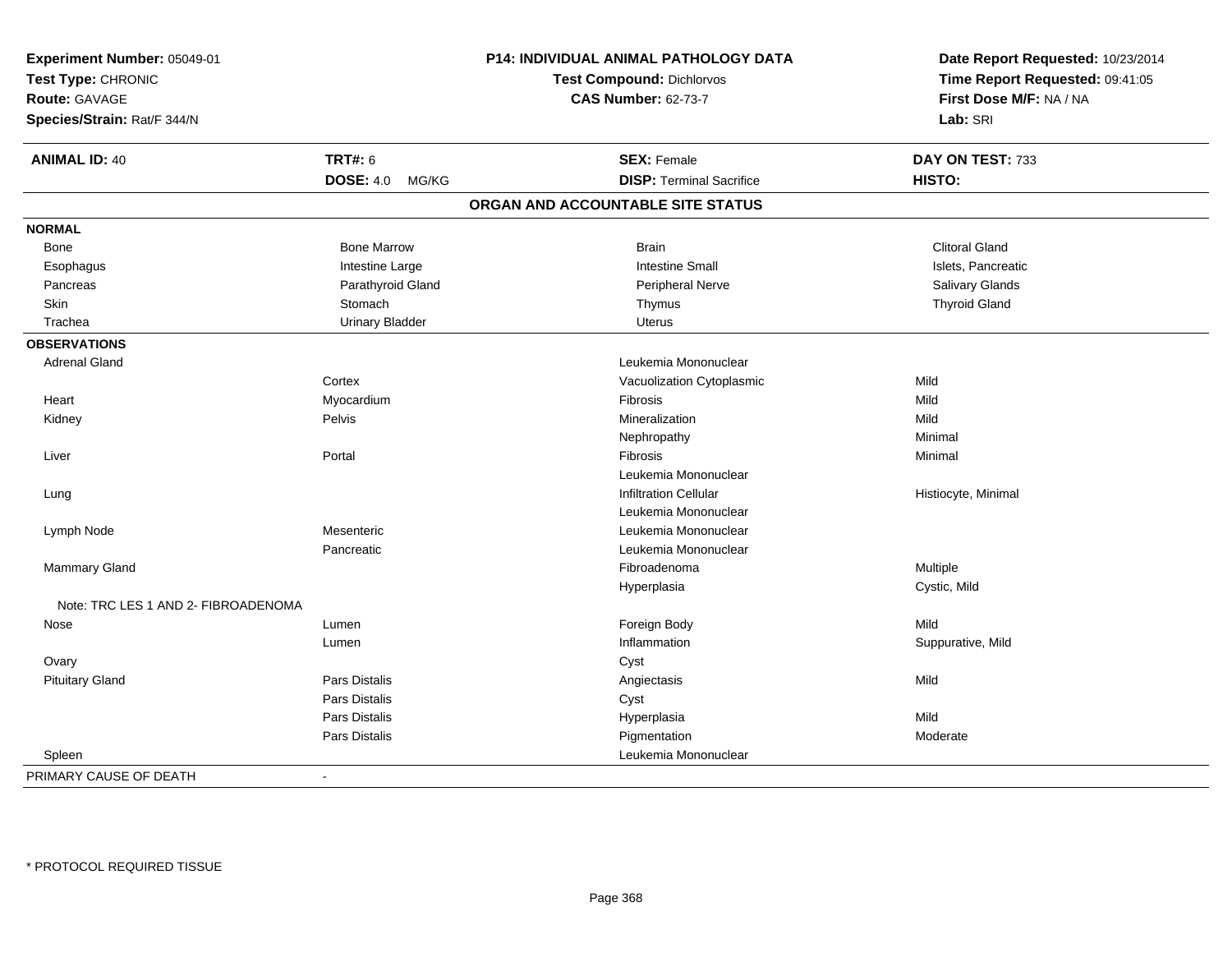**Experiment Number:** 05049-01
**Test Type:** CHRONIC
**Route:** GAVAGE
**Species/Strain:** Rat/F 344/N

**P14: INDIVIDUAL ANIMAL PATHOLOGY DATA**
**Test Compound:** Dichlorvos
**CAS Number:** 62-73-7

**Date Report Requested:** 10/23/2014
**Time Report Requested:** 09:41:05
**First Dose M/F:** NA / NA
**Lab:** SRI

| **ANIMAL ID:** 40 | **TRT#:** 6 | **SEX:** Female | **DAY ON TEST:** 733 |
|---|---|---|---|
| | **DOSE:** 4.0 MG/KG | **DISP:** Terminal Sacrifice | **HISTO:** |

## ORGAN AND ACCOUNTABLE SITE STATUS

| | | | |
|---|---|---|---|
| **NORMAL** | | | |
| Bone | Bone Marrow | Brain | Clitoral Gland |
| Esophagus | Intestine Large | Intestine Small | Islets, Pancreatic |
| Pancreas | Parathyroid Gland | Peripheral Nerve | Salivary Glands |
| Skin | Stomach | Thymus | Thyroid Gland |
| Trachea | Urinary Bladder | Uterus | |
| **OBSERVATIONS** | | | |
| Adrenal Gland | | Leukemia Mononuclear | |
| | Cortex | Vacuolization Cytoplasmic | Mild |
| Heart | Myocardium | Fibrosis | Mild |
| Kidney | Pelvis | Mineralization | Mild |
| | | Nephropathy | Minimal |
| Liver | Portal | Fibrosis | Minimal |
| | | Leukemia Mononuclear | |
| Lung | | Infiltration Cellular | Histiocyte, Minimal |
| | | Leukemia Mononuclear | |
| Lymph Node | Mesenteric | Leukemia Mononuclear | |
| | Pancreatic | Leukemia Mononuclear | |
| Mammary Gland | | Fibroadenoma | Multiple |
| | | Hyperplasia | Cystic, Mild |
| Note: TRC LES 1 AND 2- FIBROADENOMA | | | |
| Nose | Lumen | Foreign Body | Mild |
| | Lumen | Inflammation | Suppurative, Mild |
| Ovary | | Cyst | |
| Pituitary Gland | Pars Distalis | Angiectasis | Mild |
| | Pars Distalis | Cyst | |
| | Pars Distalis | Hyperplasia | Mild |
| | Pars Distalis | Pigmentation | Moderate |
| Spleen | | Leukemia Mononuclear | |
| PRIMARY CAUSE OF DEATH | - | | |

* PROTOCOL REQUIRED TISSUE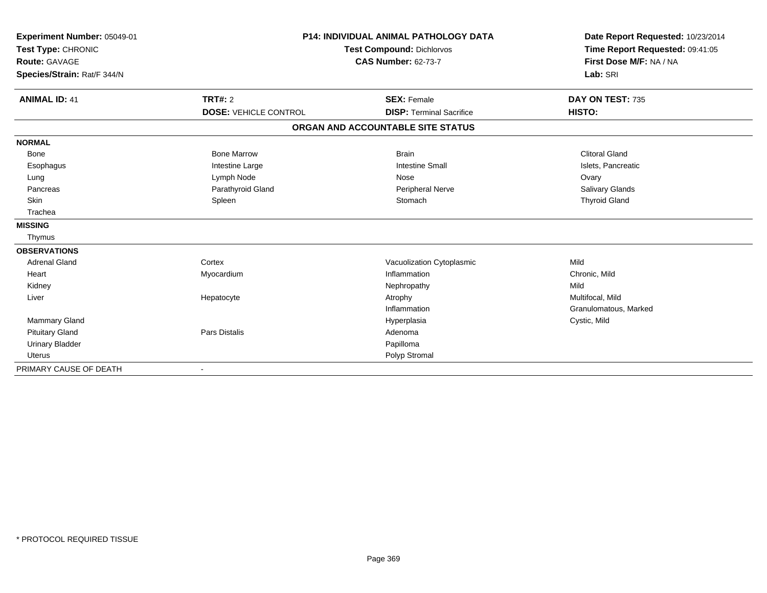**Experiment Number:** 05049-01
**Test Type:** CHRONIC
**Route:** GAVAGE
**Species/Strain:** Rat/F 344/N

**P14: INDIVIDUAL ANIMAL PATHOLOGY DATA**
**Test Compound:** Dichlorvos
**CAS Number:** 62-73-7

**Date Report Requested:** 10/23/2014
**Time Report Requested:** 09:41:05
**First Dose M/F:** NA / NA
**Lab:** SRI

| **ANIMAL ID:** 41 | **TRT#:** 2 | **SEX:** Female | **DAY ON TEST:** 735 |
|---|---|---|---|
| | **DOSE:** VEHICLE CONTROL | **DISP:** Terminal Sacrifice | **HISTO:** |

## ORGAN AND ACCOUNTABLE SITE STATUS

| | | | |
|---|---|---|---|
| **NORMAL** | | | |
| Bone | Bone Marrow | Brain | Clitoral Gland |
| Esophagus | Intestine Large | Intestine Small | Islets, Pancreatic |
| Lung | Lymph Node | Nose | Ovary |
| Pancreas | Parathyroid Gland | Peripheral Nerve | Salivary Glands |
| Skin | Spleen | Stomach | Thyroid Gland |
| Trachea | | | |
| **MISSING** | | | |
| Thymus | | | |
| **OBSERVATIONS** | | | |
| Adrenal Gland | Cortex | Vacuolization Cytoplasmic | Mild |
| Heart | Myocardium | Inflammation | Chronic, Mild |
| Kidney | | Nephropathy | Mild |
| Liver | Hepatocyte | Atrophy | Multifocal, Mild |
| | | Inflammation | Granulomatous, Marked |
| Mammary Gland | | Hyperplasia | Cystic, Mild |
| Pituitary Gland | Pars Distalis | Adenoma | |
| Urinary Bladder | | Papilloma | |
| Uterus | | Polyp Stromal | |
| PRIMARY CAUSE OF DEATH | - | | |

* PROTOCOL REQUIRED TISSUE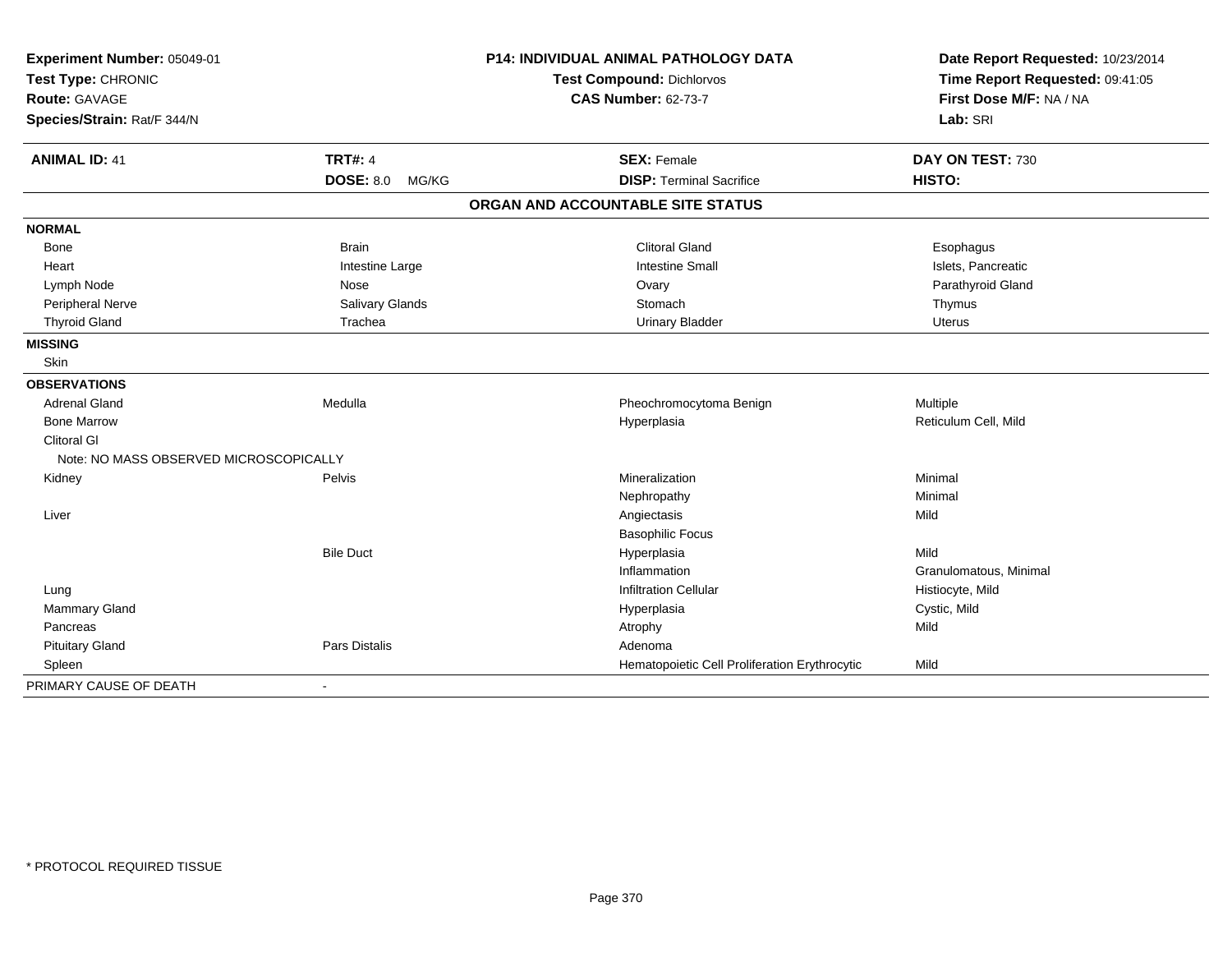**Experiment Number:** 05049-01
**Test Type:** CHRONIC
**Route:** GAVAGE
**Species/Strain:** Rat/F 344/N

**P14: INDIVIDUAL ANIMAL PATHOLOGY DATA**
**Test Compound:** Dichlorvos
**CAS Number:** 62-73-7

**Date Report Requested:** 10/23/2014
**Time Report Requested:** 09:41:05
**First Dose M/F:** NA / NA
**Lab:** SRI

| **ANIMAL ID:** 41 | **TRT#:** 4 | **SEX:** Female | **DAY ON TEST:** 730 |
|---|---|---|---|
| | **DOSE:** 8.0 MG/KG | **DISP:** Terminal Sacrifice | **HISTO:** |

## ORGAN AND ACCOUNTABLE SITE STATUS

| | | | |
|---|---|---|---|
| **NORMAL** | | | |
| Bone | Brain | Clitoral Gland | Esophagus |
| Heart | Intestine Large | Intestine Small | Islets, Pancreatic |
| Lymph Node | Nose | Ovary | Parathyroid Gland |
| Peripheral Nerve | Salivary Glands | Stomach | Thymus |
| Thyroid Gland | Trachea | Urinary Bladder | Uterus |
| **MISSING** | | | |
| Skin | | | |
| **OBSERVATIONS** | | | |
| Adrenal Gland | Medulla | Pheochromocytoma Benign | Multiple |
| Bone Marrow | | Hyperplasia | Reticulum Cell, Mild |
| Clitoral Gl | | | |
| Note: NO MASS OBSERVED MICROSCOPICALLY | | | |
| Kidney | Pelvis | Mineralization | Minimal |
| | | Nephropathy | Minimal |
| Liver | | Angiectasis | Mild |
| | | Basophilic Focus | |
| | Bile Duct | Hyperplasia | Mild |
| | | Inflammation | Granulomatous, Minimal |
| Lung | | Infiltration Cellular | Histiocyte, Mild |
| Mammary Gland | | Hyperplasia | Cystic, Mild |
| Pancreas | | Atrophy | Mild |
| Pituitary Gland | Pars Distalis | Adenoma | |
| Spleen | | Hematopoietic Cell Proliferation Erythrocytic | Mild |
| PRIMARY CAUSE OF DEATH | - | | |

* PROTOCOL REQUIRED TISSUE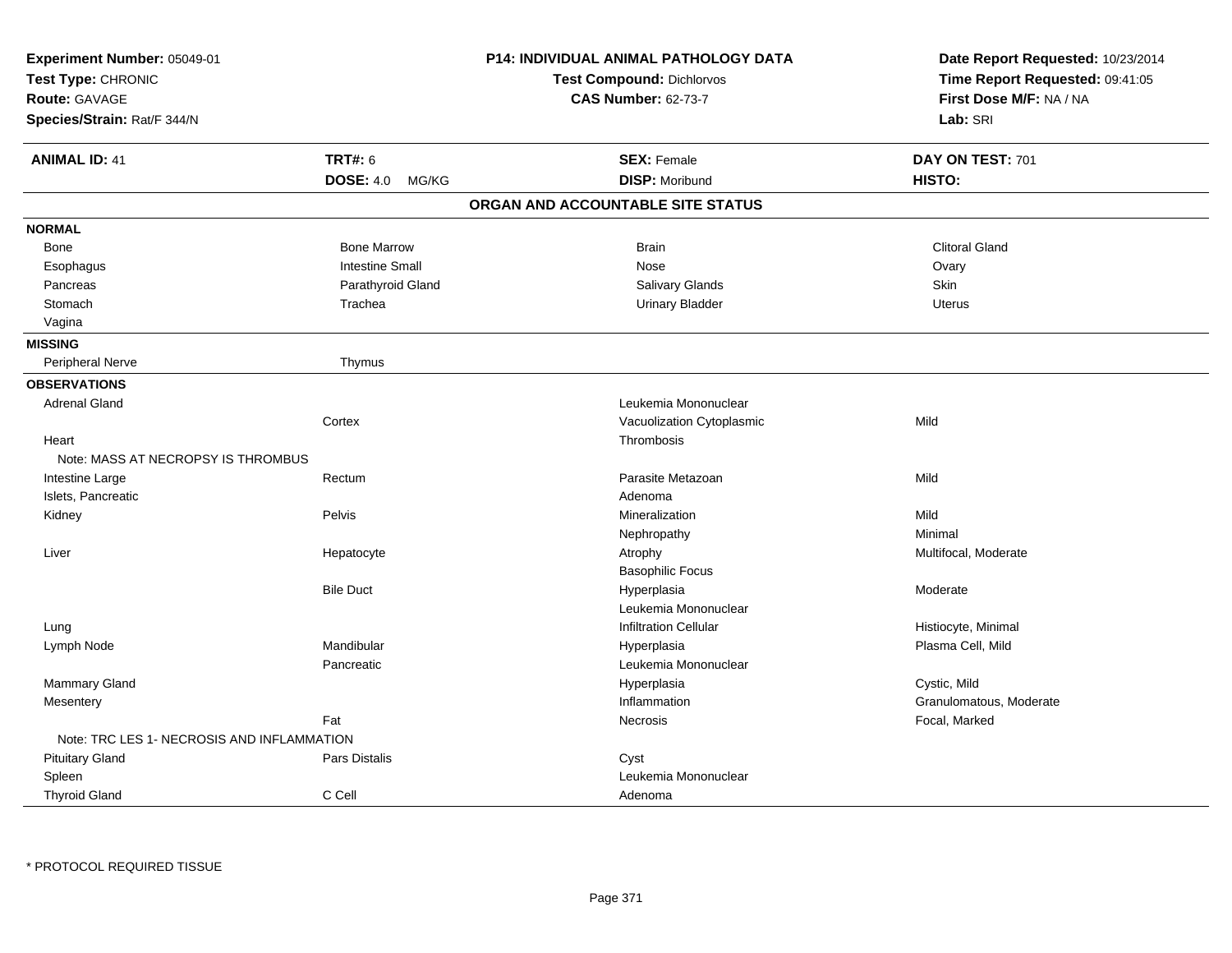**Experiment Number:** 05049-01
**Test Type:** CHRONIC
**Route:** GAVAGE
**Species/Strain:** Rat/F 344/N

**P14: INDIVIDUAL ANIMAL PATHOLOGY DATA**
**Test Compound:** Dichlorvos
**CAS Number:** 62-73-7

**Date Report Requested:** 10/23/2014
**Time Report Requested:** 09:41:05
**First Dose M/F:** NA / NA
**Lab:** SRI

| **ANIMAL ID:** 41 | **TRT#:** 6 | **SEX:** Female | **DAY ON TEST:** 701 |
|---|---|---|---|
| | **DOSE:** 4.0 MG/KG | **DISP:** Moribund | **HISTO:** |

## ORGAN AND ACCOUNTABLE SITE STATUS

**NORMAL**

| | | | |
|---|---|---|---|
| Bone | Bone Marrow | Brain | Clitoral Gland |
| Esophagus | Intestine Small | Nose | Ovary |
| Pancreas | Parathyroid Gland | Salivary Glands | Skin |
| Stomach | Trachea | Urinary Bladder | Uterus |
| Vagina | | | |

**MISSING**

| | |
|---|---|
| Peripheral Nerve | Thymus |

**OBSERVATIONS**

| Organ | Site | Observation | Severity |
|---|---|---|---|
| Adrenal Gland | | Leukemia Mononuclear | |
| | Cortex | Vacuolization Cytoplasmic | Mild |
| Heart | | Thrombosis | |
| Note: MASS AT NECROPSY IS THROMBUS | | | |
| Intestine Large | Rectum | Parasite Metazoan | Mild |
| Islets, Pancreatic | | Adenoma | |
| Kidney | Pelvis | Mineralization | Mild |
| | | Nephropathy | Minimal |
| Liver | Hepatocyte | Atrophy | Multifocal, Moderate |
| | | Basophilic Focus | |
| | Bile Duct | Hyperplasia | Moderate |
| | | Leukemia Mononuclear | |
| Lung | | Infiltration Cellular | Histiocyte, Minimal |
| Lymph Node | Mandibular | Hyperplasia | Plasma Cell, Mild |
| | Pancreatic | Leukemia Mononuclear | |
| Mammary Gland | | Hyperplasia | Cystic, Mild |
| Mesentery | | Inflammation | Granulomatous, Moderate |
| | Fat | Necrosis | Focal, Marked |
| Note: TRC LES 1- NECROSIS AND INFLAMMATION | | | |
| Pituitary Gland | Pars Distalis | Cyst | |
| Spleen | | Leukemia Mononuclear | |
| Thyroid Gland | C Cell | Adenoma | |

* PROTOCOL REQUIRED TISSUE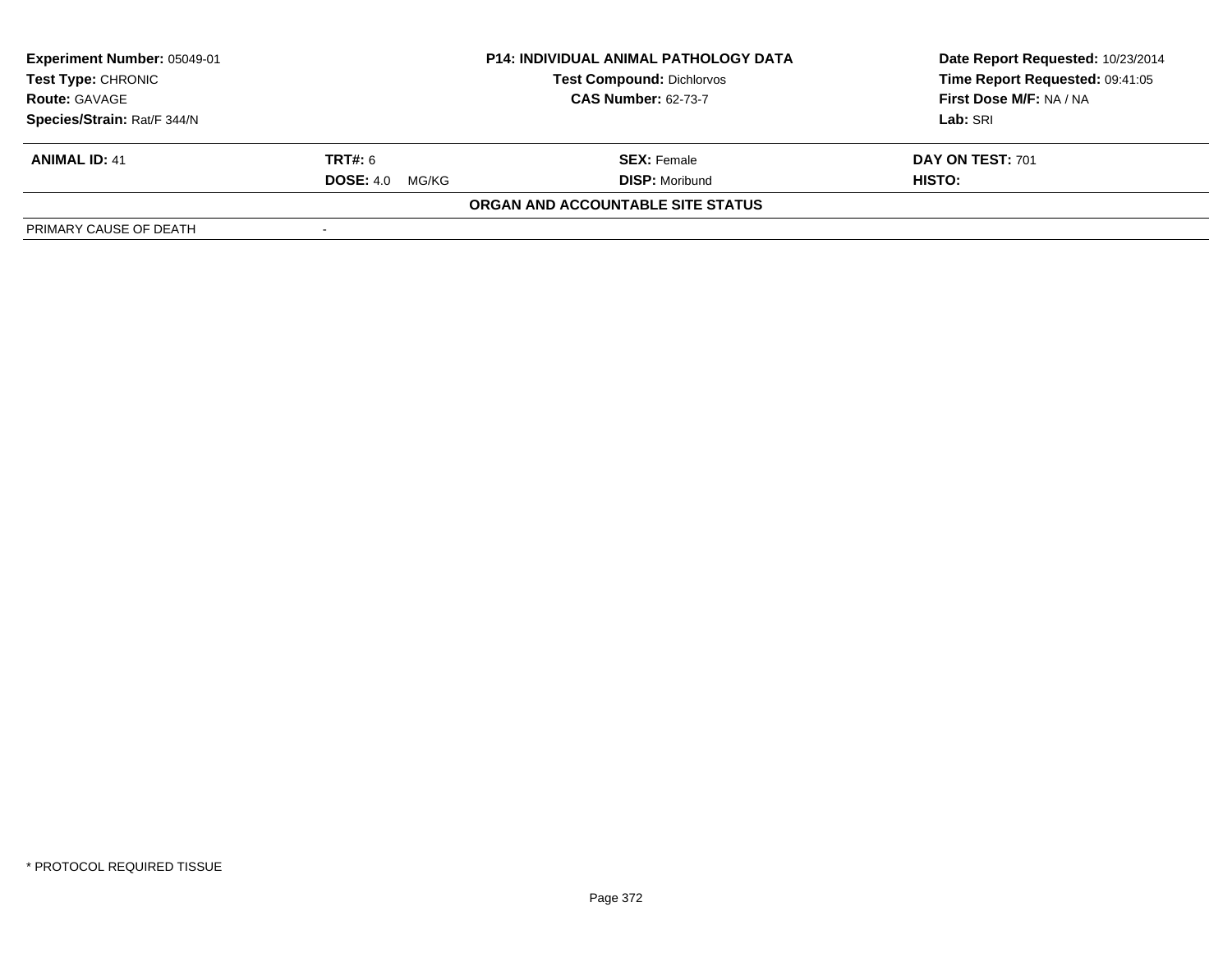**Experiment Number:** 05049-01
**Test Type:** CHRONIC
**Route:** GAVAGE
**Species/Strain:** Rat/F 344/N

**P14: INDIVIDUAL ANIMAL PATHOLOGY DATA**
**Test Compound:** Dichlorvos
**CAS Number:** 62-73-7

**Date Report Requested:** 10/23/2014
**Time Report Requested:** 09:41:05
**First Dose M/F:** NA / NA
**Lab:** SRI

| **ANIMAL ID:** 41 | **TRT#:** 6 | **SEX:** Female | **DAY ON TEST:** 701 |
|---|---|---|---|
| | **DOSE:** 4.0 MG/KG | **DISP:** Moribund | **HISTO:** |

**ORGAN AND ACCOUNTABLE SITE STATUS**

| | |
|---|---|
| PRIMARY CAUSE OF DEATH | - |

* PROTOCOL REQUIRED TISSUE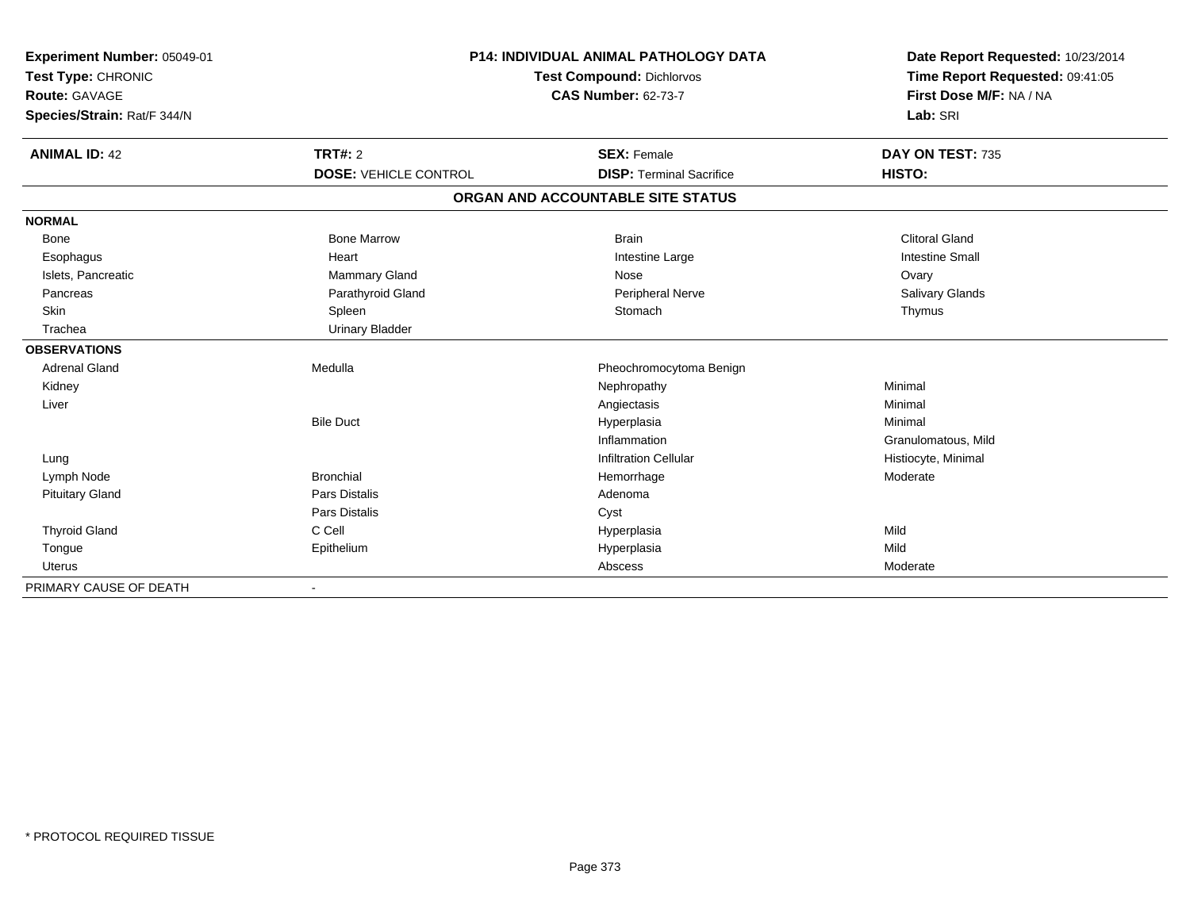**Experiment Number:** 05049-01
**Test Type:** CHRONIC
**Route:** GAVAGE
**Species/Strain:** Rat/F 344/N

**P14: INDIVIDUAL ANIMAL PATHOLOGY DATA**
**Test Compound:** Dichlorvos
**CAS Number:** 62-73-7

**Date Report Requested:** 10/23/2014
**Time Report Requested:** 09:41:05
**First Dose M/F:** NA / NA
**Lab:** SRI

| **ANIMAL ID:** 42 | **TRT#:** 2 | **SEX:** Female | **DAY ON TEST:** 735 |
|---|---|---|---|
| | **DOSE:** VEHICLE CONTROL | **DISP:** Terminal Sacrifice | **HISTO:** |

**ORGAN AND ACCOUNTABLE SITE STATUS**

| | | | |
|---|---|---|---|
| **NORMAL** | | | |
| Bone | Bone Marrow | Brain | Clitoral Gland |
| Esophagus | Heart | Intestine Large | Intestine Small |
| Islets, Pancreatic | Mammary Gland | Nose | Ovary |
| Pancreas | Parathyroid Gland | Peripheral Nerve | Salivary Glands |
| Skin | Spleen | Stomach | Thymus |
| Trachea | Urinary Bladder | | |
| **OBSERVATIONS** | | | |
| Adrenal Gland | Medulla | Pheochromocytoma Benign | |
| Kidney | | Nephropathy | Minimal |
| Liver | | Angiectasis | Minimal |
| | Bile Duct | Hyperplasia | Minimal |
| | | Inflammation | Granulomatous, Mild |
| Lung | | Infiltration Cellular | Histiocyte, Minimal |
| Lymph Node | Bronchial | Hemorrhage | Moderate |
| Pituitary Gland | Pars Distalis | Adenoma | |
| | Pars Distalis | Cyst | |
| Thyroid Gland | C Cell | Hyperplasia | Mild |
| Tongue | Epithelium | Hyperplasia | Mild |
| Uterus | | Abscess | Moderate |
| PRIMARY CAUSE OF DEATH | - | | |

* PROTOCOL REQUIRED TISSUE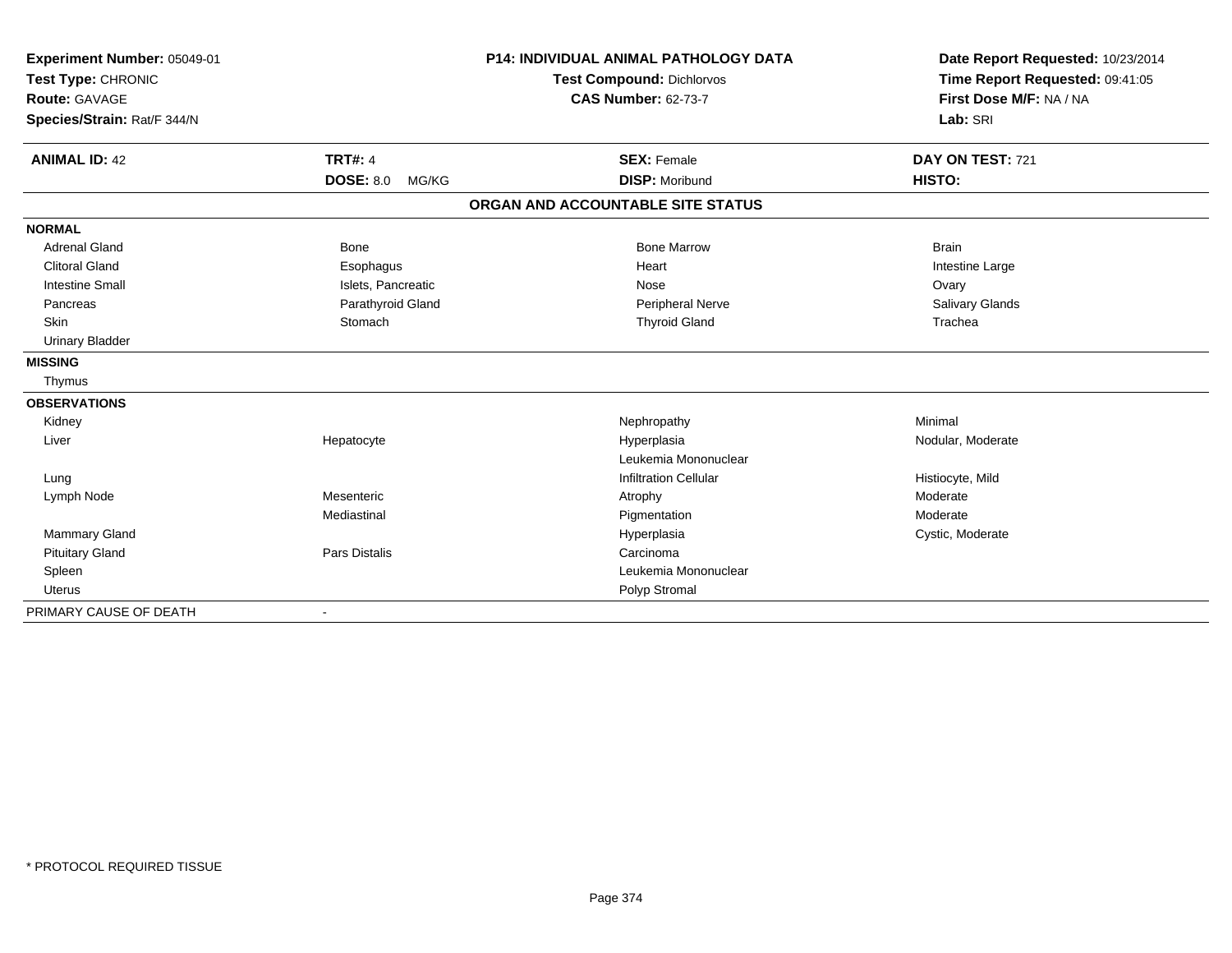**Experiment Number:** 05049-01
**Test Type:** CHRONIC
**Route:** GAVAGE
**Species/Strain:** Rat/F 344/N

**P14: INDIVIDUAL ANIMAL PATHOLOGY DATA**
**Test Compound:** Dichlorvos
**CAS Number:** 62-73-7

**Date Report Requested:** 10/23/2014
**Time Report Requested:** 09:41:05
**First Dose M/F:** NA / NA
**Lab:** SRI

| **ANIMAL ID:** 42 | **TRT#:** 4 | **SEX:** Female | **DAY ON TEST:** 721 |
|---|---|---|---|
| | **DOSE:** 8.0 MG/KG | **DISP:** Moribund | **HISTO:** |

**ORGAN AND ACCOUNTABLE SITE STATUS**

| | | | |
|---|---|---|---|
| **NORMAL** | | | |
| Adrenal Gland | Bone | Bone Marrow | Brain |
| Clitoral Gland | Esophagus | Heart | Intestine Large |
| Intestine Small | Islets, Pancreatic | Nose | Ovary |
| Pancreas | Parathyroid Gland | Peripheral Nerve | Salivary Glands |
| Skin | Stomach | Thyroid Gland | Trachea |
| Urinary Bladder | | | |
| **MISSING** | | | |
| Thymus | | | |
| **OBSERVATIONS** | | | |
| Kidney | | Nephropathy | Minimal |
| Liver | Hepatocyte | Hyperplasia | Nodular, Moderate |
| | | Leukemia Mononuclear | |
| Lung | | Infiltration Cellular | Histiocyte, Mild |
| Lymph Node | Mesenteric | Atrophy | Moderate |
| | Mediastinal | Pigmentation | Moderate |
| Mammary Gland | | Hyperplasia | Cystic, Moderate |
| Pituitary Gland | Pars Distalis | Carcinoma | |
| Spleen | | Leukemia Mononuclear | |
| Uterus | | Polyp Stromal | |
| PRIMARY CAUSE OF DEATH | - | | |

\* PROTOCOL REQUIRED TISSUE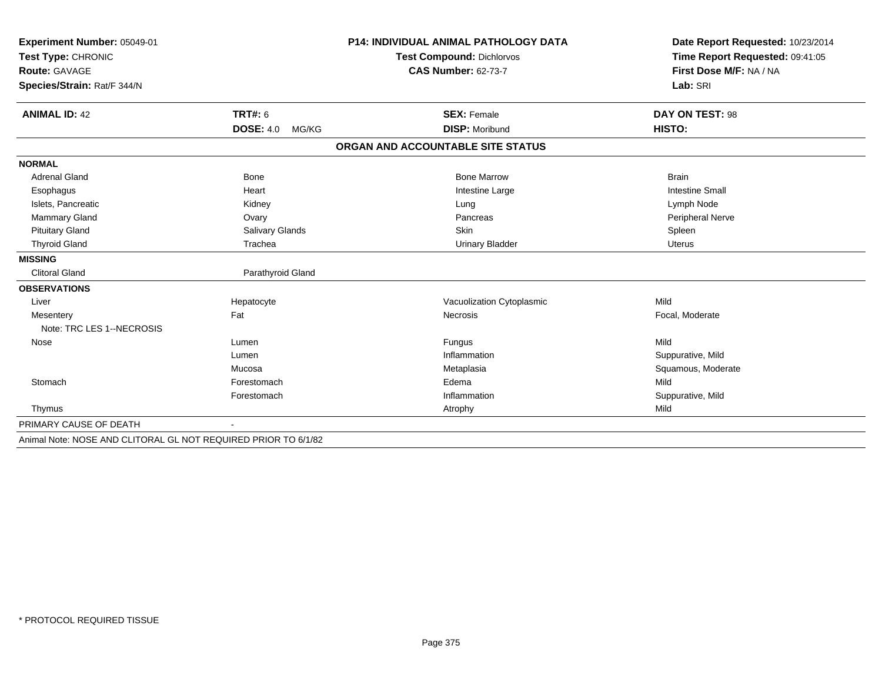**Experiment Number:** 05049-01
**Test Type:** CHRONIC
**Route:** GAVAGE
**Species/Strain:** Rat/F 344/N

**P14: INDIVIDUAL ANIMAL PATHOLOGY DATA**
**Test Compound:** Dichlorvos
**CAS Number:** 62-73-7

**Date Report Requested:** 10/23/2014
**Time Report Requested:** 09:41:05
**First Dose M/F:** NA / NA
**Lab:** SRI

| **ANIMAL ID:** 42 | **TRT#:** 6 | **SEX:** Female | **DAY ON TEST:** 98 |
|---|---|---|---|
| | **DOSE:** 4.0 MG/KG | **DISP:** Moribund | **HISTO:** |

## ORGAN AND ACCOUNTABLE SITE STATUS

| | | | |
|---|---|---|---|
| **NORMAL** | | | |
| Adrenal Gland | Bone | Bone Marrow | Brain |
| Esophagus | Heart | Intestine Large | Intestine Small |
| Islets, Pancreatic | Kidney | Lung | Lymph Node |
| Mammary Gland | Ovary | Pancreas | Peripheral Nerve |
| Pituitary Gland | Salivary Glands | Skin | Spleen |
| Thyroid Gland | Trachea | Urinary Bladder | Uterus |
| **MISSING** | | | |
| Clitoral Gland | Parathyroid Gland | | |
| **OBSERVATIONS** | | | |
| Liver | Hepatocyte | Vacuolization Cytoplasmic | Mild |
| Mesentery | Fat | Necrosis | Focal, Moderate |
| Note: TRC LES 1--NECROSIS | | | |
| Nose | Lumen | Fungus | Mild |
| | Lumen | Inflammation | Suppurative, Mild |
| | Mucosa | Metaplasia | Squamous, Moderate |
| Stomach | Forestomach | Edema | Mild |
| | Forestomach | Inflammation | Suppurative, Mild |
| Thymus | | Atrophy | Mild |
| PRIMARY CAUSE OF DEATH | - | | |
| Animal Note: NOSE AND CLITORAL GL NOT REQUIRED PRIOR TO 6/1/82 | | | |

* PROTOCOL REQUIRED TISSUE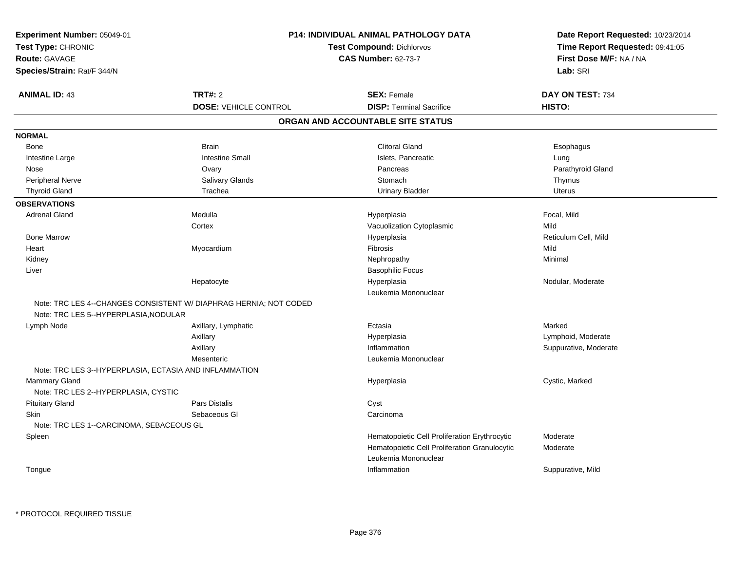**Experiment Number:** 05049-01
**Test Type:** CHRONIC
**Route:** GAVAGE
**Species/Strain:** Rat/F 344/N

**P14: INDIVIDUAL ANIMAL PATHOLOGY DATA**
**Test Compound:** Dichlorvos
**CAS Number:** 62-73-7

**Date Report Requested:** 10/23/2014
**Time Report Requested:** 09:41:05
**First Dose M/F:** NA / NA
**Lab:** SRI

| **ANIMAL ID:** 43 | **TRT#:** 2 | **SEX:** Female | **DAY ON TEST:** 734 |
|---|---|---|---|
| | **DOSE:** VEHICLE CONTROL | **DISP:** Terminal Sacrifice | **HISTO:** |

## ORGAN AND ACCOUNTABLE SITE STATUS

**NORMAL**

| | | | |
|---|---|---|---|
| Bone | Brain | Clitoral Gland | Esophagus |
| Intestine Large | Intestine Small | Islets, Pancreatic | Lung |
| Nose | Ovary | Pancreas | Parathyroid Gland |
| Peripheral Nerve | Salivary Glands | Stomach | Thymus |
| Thyroid Gland | Trachea | Urinary Bladder | Uterus |

**OBSERVATIONS**

| | | | |
|---|---|---|---|
| Adrenal Gland | Medulla | Hyperplasia | Focal, Mild |
| | Cortex | Vacuolization Cytoplasmic | Mild |
| Bone Marrow | | Hyperplasia | Reticulum Cell, Mild |
| Heart | Myocardium | Fibrosis | Mild |
| Kidney | | Nephropathy | Minimal |
| Liver | | Basophilic Focus | |
| | Hepatocyte | Hyperplasia | Nodular, Moderate |
| | | Leukemia Mononuclear | |
| Note: TRC LES 4--CHANGES CONSISTENT W/ DIAPHRAG HERNIA; NOT CODED | | | |
| Note: TRC LES 5--HYPERPLASIA,NODULAR | | | |
| Lymph Node | Axillary, Lymphatic | Ectasia | Marked |
| | Axillary | Hyperplasia | Lymphoid, Moderate |
| | Axillary | Inflammation | Suppurative, Moderate |
| | Mesenteric | Leukemia Mononuclear | |
| Note: TRC LES 3--HYPERPLASIA, ECTASIA AND INFLAMMATION | | | |
| Mammary Gland | | Hyperplasia | Cystic, Marked |
| Note: TRC LES 2--HYPERPLASIA, CYSTIC | | | |
| Pituitary Gland | Pars Distalis | Cyst | |
| Skin | Sebaceous Gl | Carcinoma | |
| Note: TRC LES 1--CARCINOMA, SEBACEOUS GL | | | |
| Spleen | | Hematopoietic Cell Proliferation Erythrocytic | Moderate |
| | | Hematopoietic Cell Proliferation Granulocytic | Moderate |
| | | Leukemia Mononuclear | |
| Tongue | | Inflammation | Suppurative, Mild |

* PROTOCOL REQUIRED TISSUE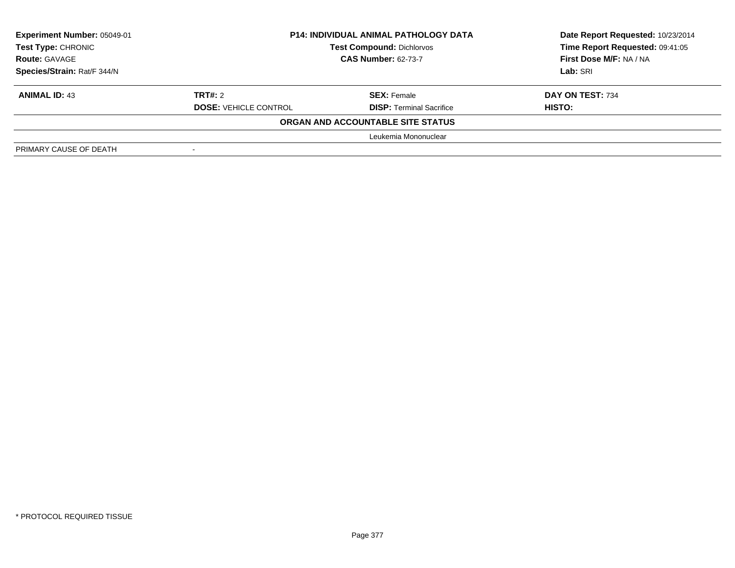**Experiment Number:** 05049-01
**Test Type:** CHRONIC
**Route:** GAVAGE
**Species/Strain:** Rat/F 344/N

**P14: INDIVIDUAL ANIMAL PATHOLOGY DATA**
**Test Compound:** Dichlorvos
**CAS Number:** 62-73-7

**Date Report Requested:** 10/23/2014
**Time Report Requested:** 09:41:05
**First Dose M/F:** NA / NA
**Lab:** SRI

| **ANIMAL ID:** 43 | **TRT#:** 2 | **SEX:** Female | **DAY ON TEST:** 734 |
|---|---|---|---|
| | **DOSE:** VEHICLE CONTROL | **DISP:** Terminal Sacrifice | **HISTO:** |
| | | **ORGAN AND ACCOUNTABLE SITE STATUS** | |
| | | Leukemia Mononuclear | |
| PRIMARY CAUSE OF DEATH | - | | |

\* PROTOCOL REQUIRED TISSUE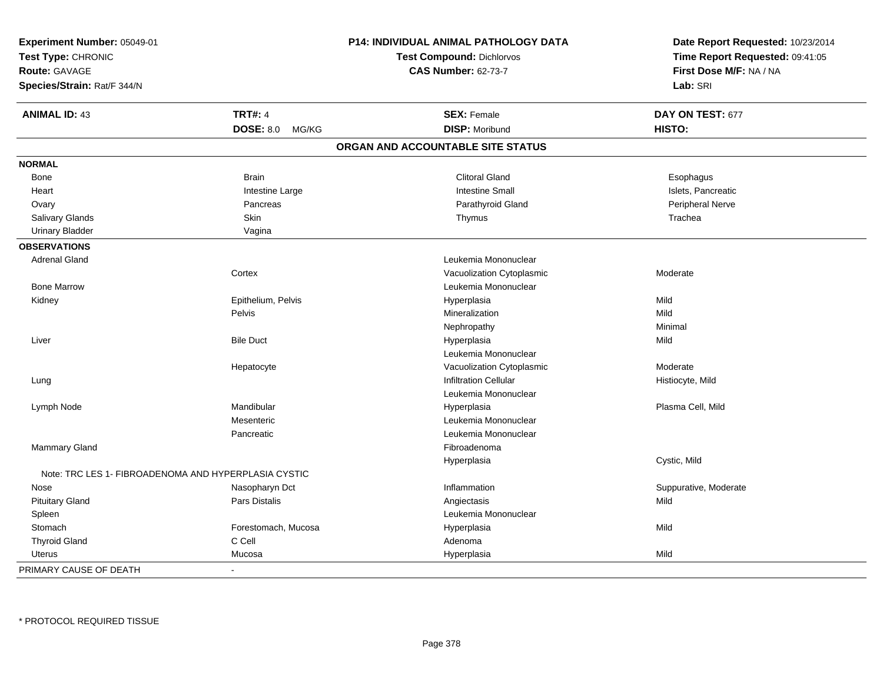**Experiment Number:** 05049-01
**Test Type:** CHRONIC
**Route:** GAVAGE
**Species/Strain:** Rat/F 344/N

**P14: INDIVIDUAL ANIMAL PATHOLOGY DATA**
**Test Compound:** Dichlorvos
**CAS Number:** 62-73-7

**Date Report Requested:** 10/23/2014
**Time Report Requested:** 09:41:05
**First Dose M/F:** NA / NA
**Lab:** SRI

| **ANIMAL ID:** 43 | **TRT#:** 4 | **SEX:** Female | **DAY ON TEST:** 677 |
|---|---|---|---|
| | **DOSE:** 8.0 MG/KG | **DISP:** Moribund | **HISTO:** |

## ORGAN AND ACCOUNTABLE SITE STATUS

| | | | |
|---|---|---|---|
| **NORMAL** | | | |
| Bone | Brain | Clitoral Gland | Esophagus |
| Heart | Intestine Large | Intestine Small | Islets, Pancreatic |
| Ovary | Pancreas | Parathyroid Gland | Peripheral Nerve |
| Salivary Glands | Skin | Thymus | Trachea |
| Urinary Bladder | Vagina | | |
| **OBSERVATIONS** | | | |
| Adrenal Gland | | Leukemia Mononuclear | |
| | Cortex | Vacuolization Cytoplasmic | Moderate |
| Bone Marrow | | Leukemia Mononuclear | |
| Kidney | Epithelium, Pelvis | Hyperplasia | Mild |
| | Pelvis | Mineralization | Mild |
| | | Nephropathy | Minimal |
| Liver | Bile Duct | Hyperplasia | Mild |
| | | Leukemia Mononuclear | |
| | Hepatocyte | Vacuolization Cytoplasmic | Moderate |
| Lung | | Infiltration Cellular | Histiocyte, Mild |
| | | Leukemia Mononuclear | |
| Lymph Node | Mandibular | Hyperplasia | Plasma Cell, Mild |
| | Mesenteric | Leukemia Mononuclear | |
| | Pancreatic | Leukemia Mononuclear | |
| Mammary Gland | | Fibroadenoma | |
| | | Hyperplasia | Cystic, Mild |
| Note: TRC LES 1- FIBROADENOMA AND HYPERPLASIA CYSTIC | | | |
| Nose | Nasopharyn Dct | Inflammation | Suppurative, Moderate |
| Pituitary Gland | Pars Distalis | Angiectasis | Mild |
| Spleen | | Leukemia Mononuclear | |
| Stomach | Forestomach, Mucosa | Hyperplasia | Mild |
| Thyroid Gland | C Cell | Adenoma | |
| Uterus | Mucosa | Hyperplasia | Mild |
| PRIMARY CAUSE OF DEATH | - | | |

* PROTOCOL REQUIRED TISSUE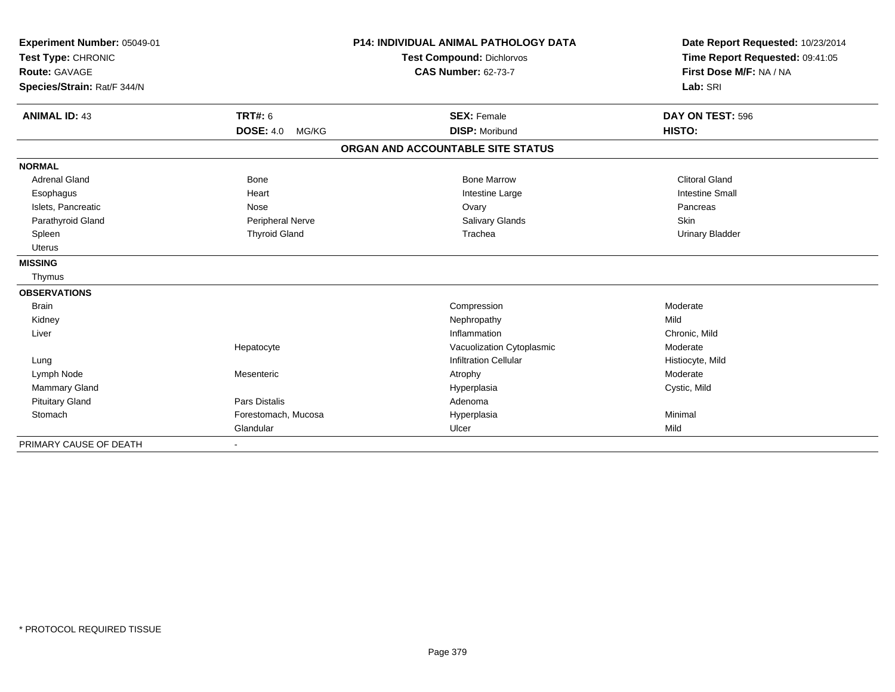**Experiment Number:** 05049-01
**Test Type:** CHRONIC
**Route:** GAVAGE
**Species/Strain:** Rat/F 344/N

**P14: INDIVIDUAL ANIMAL PATHOLOGY DATA**
**Test Compound:** Dichlorvos
**CAS Number:** 62-73-7

**Date Report Requested:** 10/23/2014
**Time Report Requested:** 09:41:05
**First Dose M/F:** NA / NA
**Lab:** SRI

| **ANIMAL ID:** 43 | **TRT#:** 6 | **SEX:** Female | **DAY ON TEST:** 596 |
|---|---|---|---|
| | **DOSE:** 4.0 MG/KG | **DISP:** Moribund | **HISTO:** |

## ORGAN AND ACCOUNTABLE SITE STATUS

| | | | |
|---|---|---|---|
| **NORMAL** | | | |
| Adrenal Gland | Bone | Bone Marrow | Clitoral Gland |
| Esophagus | Heart | Intestine Large | Intestine Small |
| Islets, Pancreatic | Nose | Ovary | Pancreas |
| Parathyroid Gland | Peripheral Nerve | Salivary Glands | Skin |
| Spleen | Thyroid Gland | Trachea | Urinary Bladder |
| Uterus | | | |
| **MISSING** | | | |
| Thymus | | | |
| **OBSERVATIONS** | | | |
| Brain | | Compression | Moderate |
| Kidney | | Nephropathy | Mild |
| Liver | | Inflammation | Chronic, Mild |
| | Hepatocyte | Vacuolization Cytoplasmic | Moderate |
| Lung | | Infiltration Cellular | Histiocyte, Mild |
| Lymph Node | Mesenteric | Atrophy | Moderate |
| Mammary Gland | | Hyperplasia | Cystic, Mild |
| Pituitary Gland | Pars Distalis | Adenoma | |
| Stomach | Forestomach, Mucosa | Hyperplasia | Minimal |
| | Glandular | Ulcer | Mild |
| PRIMARY CAUSE OF DEATH | - | | |

* PROTOCOL REQUIRED TISSUE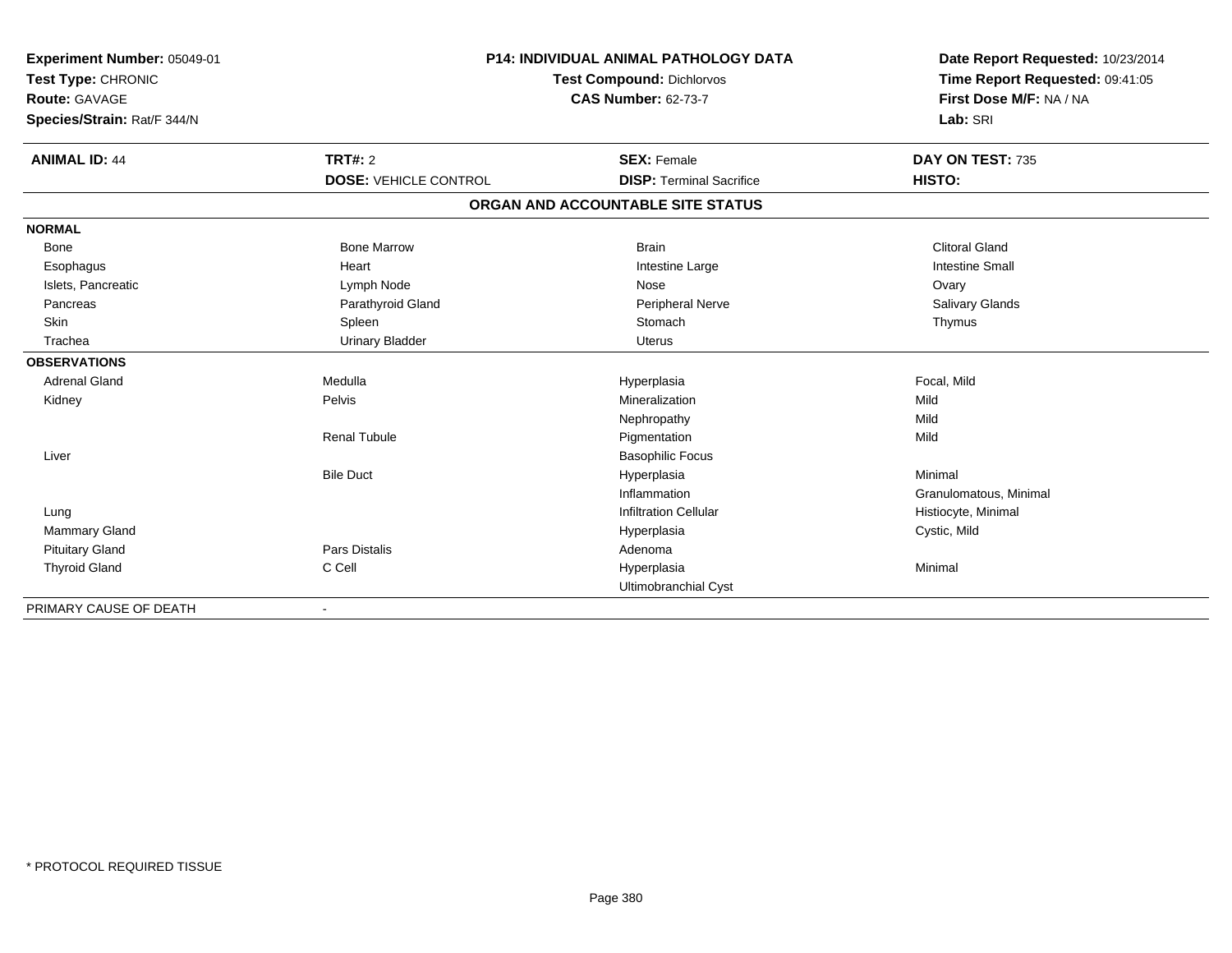**Experiment Number:** 05049-01
**Test Type:** CHRONIC
**Route:** GAVAGE
**Species/Strain:** Rat/F 344/N

**P14: INDIVIDUAL ANIMAL PATHOLOGY DATA**
**Test Compound:** Dichlorvos
**CAS Number:** 62-73-7

**Date Report Requested:** 10/23/2014
**Time Report Requested:** 09:41:05
**First Dose M/F:** NA / NA
**Lab:** SRI

| **ANIMAL ID:** 44 | **TRT#:** 2 | **SEX:** Female | **DAY ON TEST:** 735 |
|---|---|---|---|
| | **DOSE:** VEHICLE CONTROL | **DISP:** Terminal Sacrifice | **HISTO:** |

**ORGAN AND ACCOUNTABLE SITE STATUS**

| | | | |
|---|---|---|---|
| **NORMAL** | | | |
| Bone | Bone Marrow | Brain | Clitoral Gland |
| Esophagus | Heart | Intestine Large | Intestine Small |
| Islets, Pancreatic | Lymph Node | Nose | Ovary |
| Pancreas | Parathyroid Gland | Peripheral Nerve | Salivary Glands |
| Skin | Spleen | Stomach | Thymus |
| Trachea | Urinary Bladder | Uterus | |
| **OBSERVATIONS** | | | |
| Adrenal Gland | Medulla | Hyperplasia | Focal, Mild |
| Kidney | Pelvis | Mineralization | Mild |
| | | Nephropathy | Mild |
| | Renal Tubule | Pigmentation | Mild |
| Liver | | Basophilic Focus | |
| | Bile Duct | Hyperplasia | Minimal |
| | | Inflammation | Granulomatous, Minimal |
| Lung | | Infiltration Cellular | Histiocyte, Minimal |
| Mammary Gland | | Hyperplasia | Cystic, Mild |
| Pituitary Gland | Pars Distalis | Adenoma | |
| Thyroid Gland | C Cell | Hyperplasia | Minimal |
| | | Ultimobranchial Cyst | |
| PRIMARY CAUSE OF DEATH | - | | |

* PROTOCOL REQUIRED TISSUE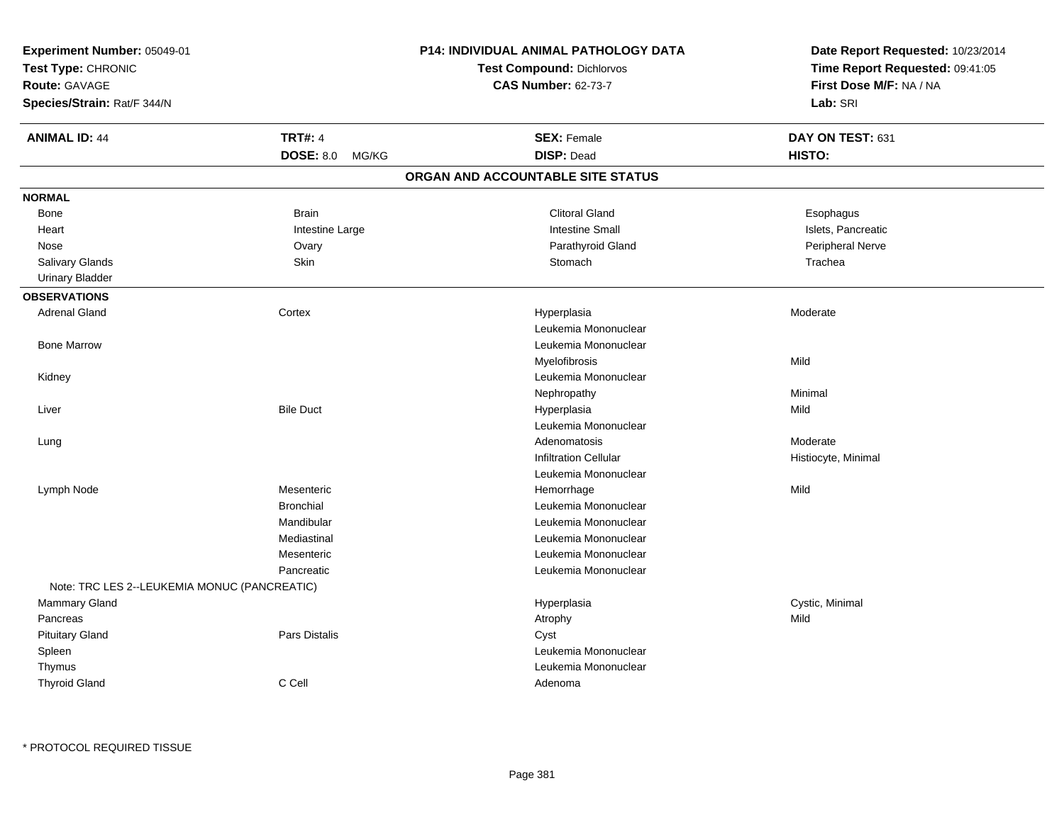**Experiment Number:** 05049-01
**Test Type:** CHRONIC
**Route:** GAVAGE
**Species/Strain:** Rat/F 344/N

**P14: INDIVIDUAL ANIMAL PATHOLOGY DATA**
**Test Compound:** Dichlorvos
**CAS Number:** 62-73-7

**Date Report Requested:** 10/23/2014
**Time Report Requested:** 09:41:05
**First Dose M/F:** NA / NA
**Lab:** SRI

| **ANIMAL ID:** 44 | **TRT#:** 4 | **SEX:** Female | **DAY ON TEST:** 631 |
|---|---|---|---|
| | **DOSE:** 8.0 MG/KG | **DISP:** Dead | **HISTO:** |

## ORGAN AND ACCOUNTABLE SITE STATUS

**NORMAL**

| | | | |
|---|---|---|---|
| Bone | Brain | Clitoral Gland | Esophagus |
| Heart | Intestine Large | Intestine Small | Islets, Pancreatic |
| Nose | Ovary | Parathyroid Gland | Peripheral Nerve |
| Salivary Glands | Skin | Stomach | Trachea |
| Urinary Bladder | | | |

**OBSERVATIONS**

| | | | |
|---|---|---|---|
| Adrenal Gland | Cortex | Hyperplasia | Moderate |
| | | Leukemia Mononuclear | |
| Bone Marrow | | Leukemia Mononuclear | |
| | | Myelofibrosis | Mild |
| Kidney | | Leukemia Mononuclear | |
| | | Nephropathy | Minimal |
| Liver | Bile Duct | Hyperplasia | Mild |
| | | Leukemia Mononuclear | |
| Lung | | Adenomatosis | Moderate |
| | | Infiltration Cellular | Histiocyte, Minimal |
| | | Leukemia Mononuclear | |
| Lymph Node | Mesenteric | Hemorrhage | Mild |
| | Bronchial | Leukemia Mononuclear | |
| | Mandibular | Leukemia Mononuclear | |
| | Mediastinal | Leukemia Mononuclear | |
| | Mesenteric | Leukemia Mononuclear | |
| | Pancreatic | Leukemia Mononuclear | |
| Note: TRC LES 2--LEUKEMIA MONUC (PANCREATIC) | | | |
| Mammary Gland | | Hyperplasia | Cystic, Minimal |
| Pancreas | | Atrophy | Mild |
| Pituitary Gland | Pars Distalis | Cyst | |
| Spleen | | Leukemia Mononuclear | |
| Thymus | | Leukemia Mononuclear | |
| Thyroid Gland | C Cell | Adenoma | |

* PROTOCOL REQUIRED TISSUE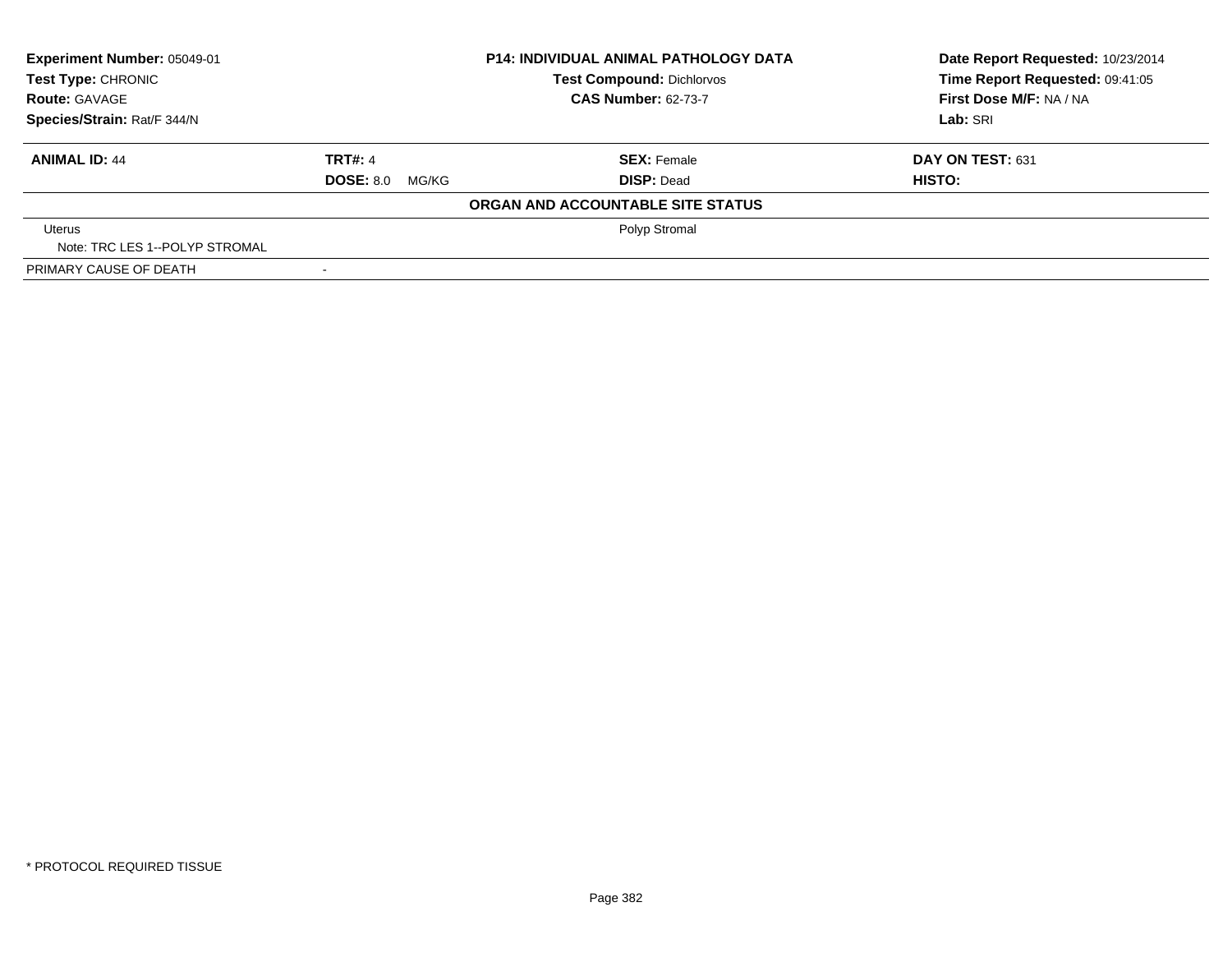**Experiment Number:** 05049-01
**Test Type:** CHRONIC
**Route:** GAVAGE
**Species/Strain:** Rat/F 344/N

**P14: INDIVIDUAL ANIMAL PATHOLOGY DATA**
**Test Compound:** Dichlorvos
**CAS Number:** 62-73-7

**Date Report Requested:** 10/23/2014
**Time Report Requested:** 09:41:05
**First Dose M/F:** NA / NA
**Lab:** SRI

| **ANIMAL ID:** 44 | **TRT#:** 4 | **SEX:** Female | **DAY ON TEST:** 631 |
|---|---|---|---|
| | **DOSE:** 8.0 MG/KG | **DISP:** Dead | **HISTO:** |

**ORGAN AND ACCOUNTABLE SITE STATUS**

| | | |
|---|---|---|
| Uterus | | Polyp Stromal |
| Note: TRC LES 1--POLYP STROMAL | | |
| PRIMARY CAUSE OF DEATH | - | |

* PROTOCOL REQUIRED TISSUE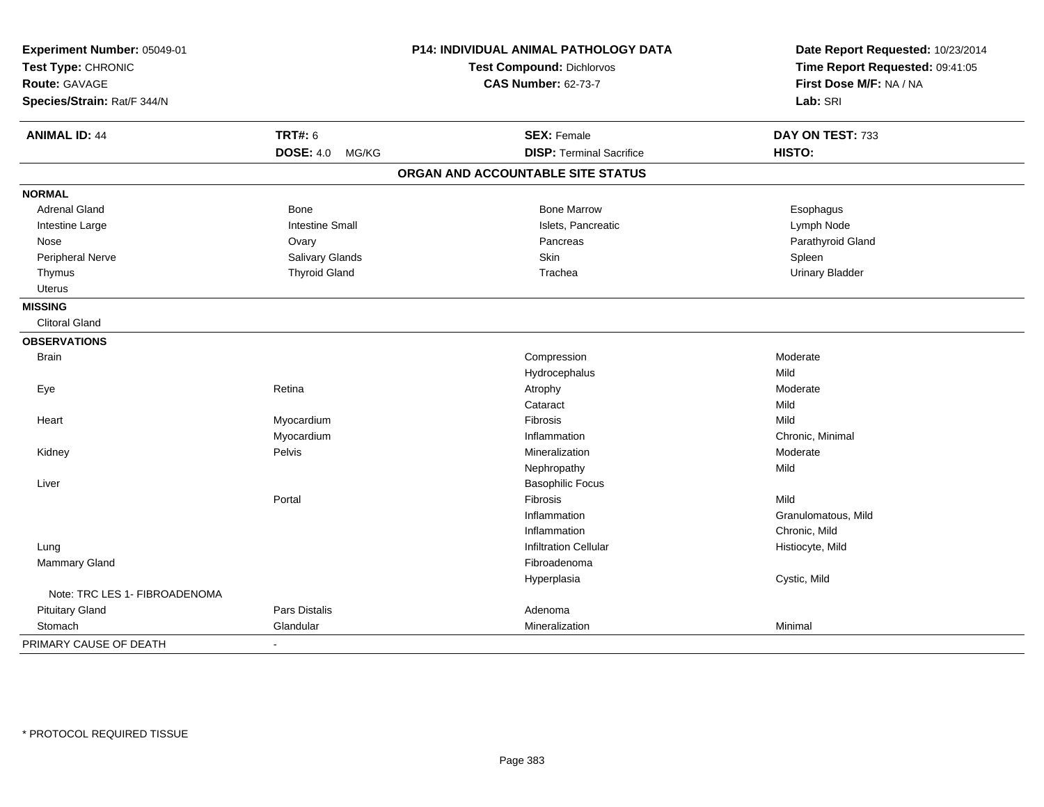**Experiment Number:** 05049-01
**Test Type:** CHRONIC
**Route:** GAVAGE
**Species/Strain:** Rat/F 344/N

**P14: INDIVIDUAL ANIMAL PATHOLOGY DATA**
**Test Compound:** Dichlorvos
**CAS Number:** 62-73-7

**Date Report Requested:** 10/23/2014
**Time Report Requested:** 09:41:05
**First Dose M/F:** NA / NA
**Lab:** SRI

| **ANIMAL ID:** 44 | **TRT#:** 6 | **SEX:** Female | **DAY ON TEST:** 733 |
|---|---|---|---|
| | **DOSE:** 4.0 MG/KG | **DISP:** Terminal Sacrifice | **HISTO:** |

## ORGAN AND ACCOUNTABLE SITE STATUS

| | | | |
|---|---|---|---|
| **NORMAL** | | | |
| Adrenal Gland | Bone | Bone Marrow | Esophagus |
| Intestine Large | Intestine Small | Islets, Pancreatic | Lymph Node |
| Nose | Ovary | Pancreas | Parathyroid Gland |
| Peripheral Nerve | Salivary Glands | Skin | Spleen |
| Thymus | Thyroid Gland | Trachea | Urinary Bladder |
| Uterus | | | |
| **MISSING** | | | |
| Clitoral Gland | | | |
| **OBSERVATIONS** | | | |
| Brain | | Compression | Moderate |
| | | Hydrocephalus | Mild |
| Eye | Retina | Atrophy | Moderate |
| | | Cataract | Mild |
| Heart | Myocardium | Fibrosis | Mild |
| | Myocardium | Inflammation | Chronic, Minimal |
| Kidney | Pelvis | Mineralization | Moderate |
| | | Nephropathy | Mild |
| Liver | | Basophilic Focus | |
| | Portal | Fibrosis | Mild |
| | | Inflammation | Granulomatous, Mild |
| | | Inflammation | Chronic, Mild |
| Lung | | Infiltration Cellular | Histiocyte, Mild |
| Mammary Gland | | Fibroadenoma | |
| | | Hyperplasia | Cystic, Mild |
| Note: TRC LES 1- FIBROADENOMA | | | |
| Pituitary Gland | Pars Distalis | Adenoma | |
| Stomach | Glandular | Mineralization | Minimal |
| PRIMARY CAUSE OF DEATH | - | | |

* PROTOCOL REQUIRED TISSUE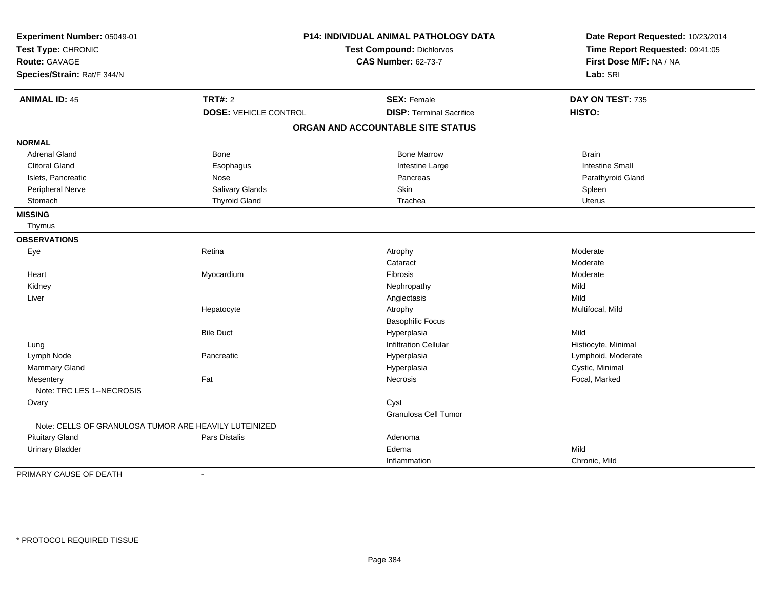**Experiment Number:** 05049-01
**Test Type:** CHRONIC
**Route:** GAVAGE
**Species/Strain:** Rat/F 344/N

**P14: INDIVIDUAL ANIMAL PATHOLOGY DATA**
**Test Compound:** Dichlorvos
**CAS Number:** 62-73-7

**Date Report Requested:** 10/23/2014
**Time Report Requested:** 09:41:05
**First Dose M/F:** NA / NA
**Lab:** SRI

| **ANIMAL ID:** 45 | **TRT#:** 2 | **SEX:** Female | **DAY ON TEST:** 735 |
|---|---|---|---|
| | **DOSE:** VEHICLE CONTROL | **DISP:** Terminal Sacrifice | **HISTO:** |

## ORGAN AND ACCOUNTABLE SITE STATUS

| | | | |
|---|---|---|---|
| **NORMAL** | | | |
| Adrenal Gland | Bone | Bone Marrow | Brain |
| Clitoral Gland | Esophagus | Intestine Large | Intestine Small |
| Islets, Pancreatic | Nose | Pancreas | Parathyroid Gland |
| Peripheral Nerve | Salivary Glands | Skin | Spleen |
| Stomach | Thyroid Gland | Trachea | Uterus |
| **MISSING** | | | |
| Thymus | | | |
| **OBSERVATIONS** | | | |
| Eye | Retina | Atrophy | Moderate |
| | | Cataract | Moderate |
| Heart | Myocardium | Fibrosis | Moderate |
| Kidney | | Nephropathy | Mild |
| Liver | | Angiectasis | Mild |
| | Hepatocyte | Atrophy | Multifocal, Mild |
| | | Basophilic Focus | |
| | Bile Duct | Hyperplasia | Mild |
| Lung | | Infiltration Cellular | Histiocyte, Minimal |
| Lymph Node | Pancreatic | Hyperplasia | Lymphoid, Moderate |
| Mammary Gland | | Hyperplasia | Cystic, Minimal |
| Mesentery | Fat | Necrosis | Focal, Marked |
| Note: TRC LES 1--NECROSIS | | | |
| Ovary | | Cyst | |
| | | Granulosa Cell Tumor | |
| Note: CELLS OF GRANULOSA TUMOR ARE HEAVILY LUTEINIZED | | | |
| Pituitary Gland | Pars Distalis | Adenoma | |
| Urinary Bladder | | Edema | Mild |
| | | Inflammation | Chronic, Mild |
| PRIMARY CAUSE OF DEATH | - | | |

\* PROTOCOL REQUIRED TISSUE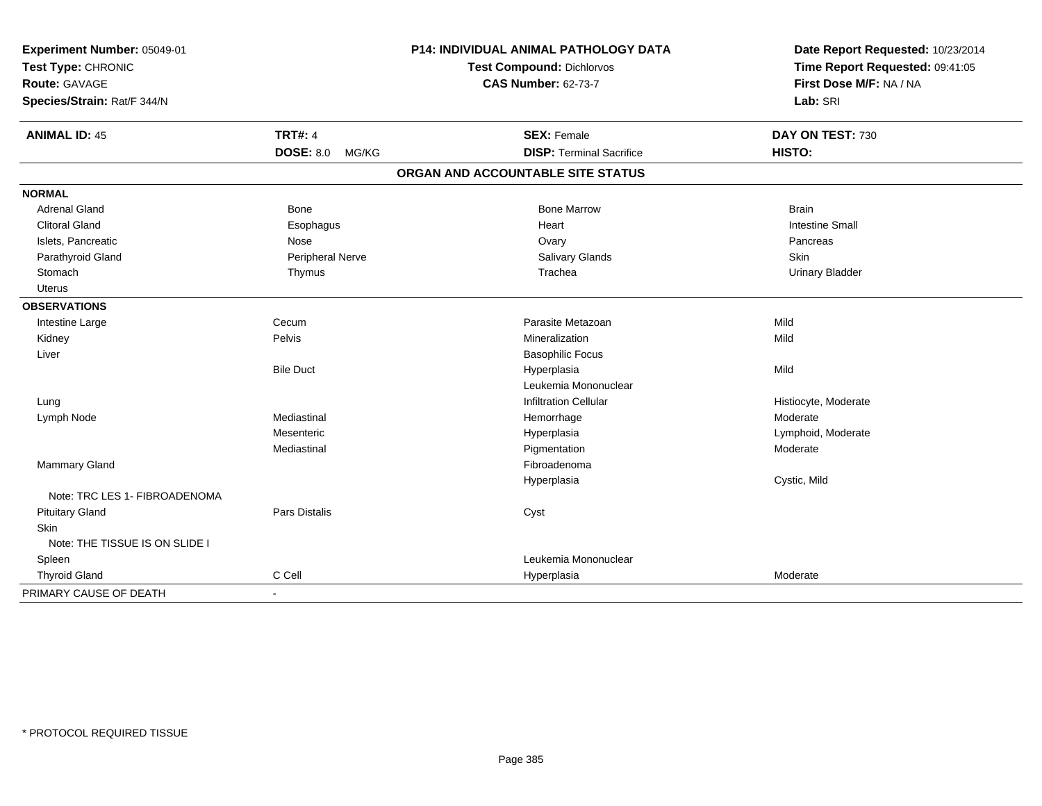**Experiment Number:** 05049-01
**Test Type:** CHRONIC
**Route:** GAVAGE
**Species/Strain:** Rat/F 344/N

**P14: INDIVIDUAL ANIMAL PATHOLOGY DATA**
**Test Compound:** Dichlorvos
**CAS Number:** 62-73-7

**Date Report Requested:** 10/23/2014
**Time Report Requested:** 09:41:05
**First Dose M/F:** NA / NA
**Lab:** SRI

| **ANIMAL ID:** 45 | **TRT#:** 4 | **SEX:** Female | **DAY ON TEST:** 730 |
|---|---|---|---|
| | **DOSE:** 8.0 MG/KG | **DISP:** Terminal Sacrifice | **HISTO:** |

## ORGAN AND ACCOUNTABLE SITE STATUS

| | | | |
|---|---|---|---|
| **NORMAL** | | | |
| Adrenal Gland | Bone | Bone Marrow | Brain |
| Clitoral Gland | Esophagus | Heart | Intestine Small |
| Islets, Pancreatic | Nose | Ovary | Pancreas |
| Parathyroid Gland | Peripheral Nerve | Salivary Glands | Skin |
| Stomach | Thymus | Trachea | Urinary Bladder |
| Uterus | | | |
| **OBSERVATIONS** | | | |
| Intestine Large | Cecum | Parasite Metazoan | Mild |
| Kidney | Pelvis | Mineralization | Mild |
| Liver | | Basophilic Focus | |
| | Bile Duct | Hyperplasia | Mild |
| | | Leukemia Mononuclear | |
| Lung | | Infiltration Cellular | Histiocyte, Moderate |
| Lymph Node | Mediastinal | Hemorrhage | Moderate |
| | Mesenteric | Hyperplasia | Lymphoid, Moderate |
| | Mediastinal | Pigmentation | Moderate |
| Mammary Gland | | Fibroadenoma | |
| | | Hyperplasia | Cystic, Mild |
| Note: TRC LES 1- FIBROADENOMA | | | |
| Pituitary Gland | Pars Distalis | Cyst | |
| Skin | | | |
| Note: THE TISSUE IS ON SLIDE I | | | |
| Spleen | | Leukemia Mononuclear | |
| Thyroid Gland | C Cell | Hyperplasia | Moderate |
| PRIMARY CAUSE OF DEATH | - | | |

\* PROTOCOL REQUIRED TISSUE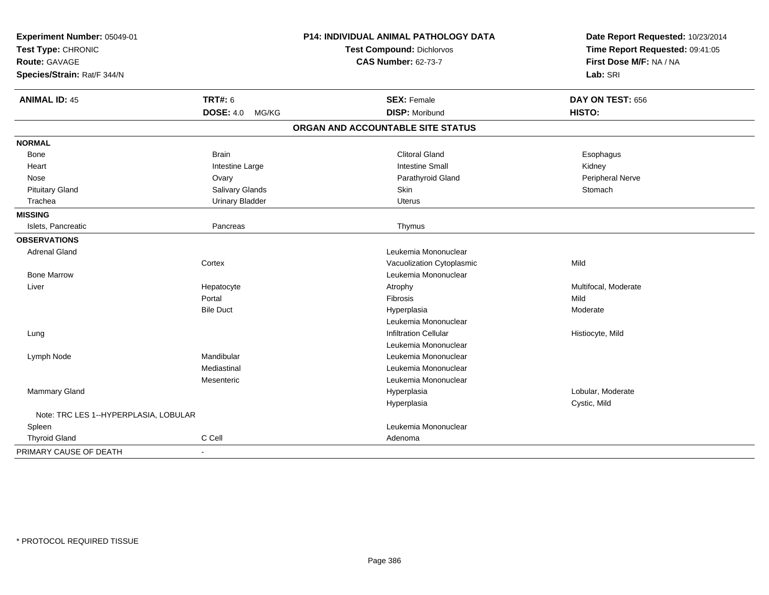**Experiment Number:** 05049-01
**Test Type:** CHRONIC
**Route:** GAVAGE
**Species/Strain:** Rat/F 344/N

**P14: INDIVIDUAL ANIMAL PATHOLOGY DATA**
**Test Compound:** Dichlorvos
**CAS Number:** 62-73-7

**Date Report Requested:** 10/23/2014
**Time Report Requested:** 09:41:05
**First Dose M/F:** NA / NA
**Lab:** SRI

| **ANIMAL ID:** 45 | **TRT#:** 6 | **SEX:** Female | **DAY ON TEST:** 656 |
|---|---|---|---|
| | **DOSE:** 4.0 MG/KG | **DISP:** Moribund | **HISTO:** |

## ORGAN AND ACCOUNTABLE SITE STATUS

| | | | |
|---|---|---|---|
| **NORMAL** | | | |
| Bone | Brain | Clitoral Gland | Esophagus |
| Heart | Intestine Large | Intestine Small | Kidney |
| Nose | Ovary | Parathyroid Gland | Peripheral Nerve |
| Pituitary Gland | Salivary Glands | Skin | Stomach |
| Trachea | Urinary Bladder | Uterus | |
| **MISSING** | | | |
| Islets, Pancreatic | Pancreas | Thymus | |
| **OBSERVATIONS** | | | |
| Adrenal Gland | | Leukemia Mononuclear | |
| | Cortex | Vacuolization Cytoplasmic | Mild |
| Bone Marrow | | Leukemia Mononuclear | |
| Liver | Hepatocyte | Atrophy | Multifocal, Moderate |
| | Portal | Fibrosis | Mild |
| | Bile Duct | Hyperplasia | Moderate |
| | | Leukemia Mononuclear | |
| Lung | | Infiltration Cellular | Histiocyte, Mild |
| | | Leukemia Mononuclear | |
| Lymph Node | Mandibular | Leukemia Mononuclear | |
| | Mediastinal | Leukemia Mononuclear | |
| | Mesenteric | Leukemia Mononuclear | |
| Mammary Gland | | Hyperplasia | Lobular, Moderate |
| | | Hyperplasia | Cystic, Mild |
| Note: TRC LES 1--HYPERPLASIA, LOBULAR | | | |
| Spleen | | Leukemia Mononuclear | |
| Thyroid Gland | C Cell | Adenoma | |
| PRIMARY CAUSE OF DEATH | - | | |

* PROTOCOL REQUIRED TISSUE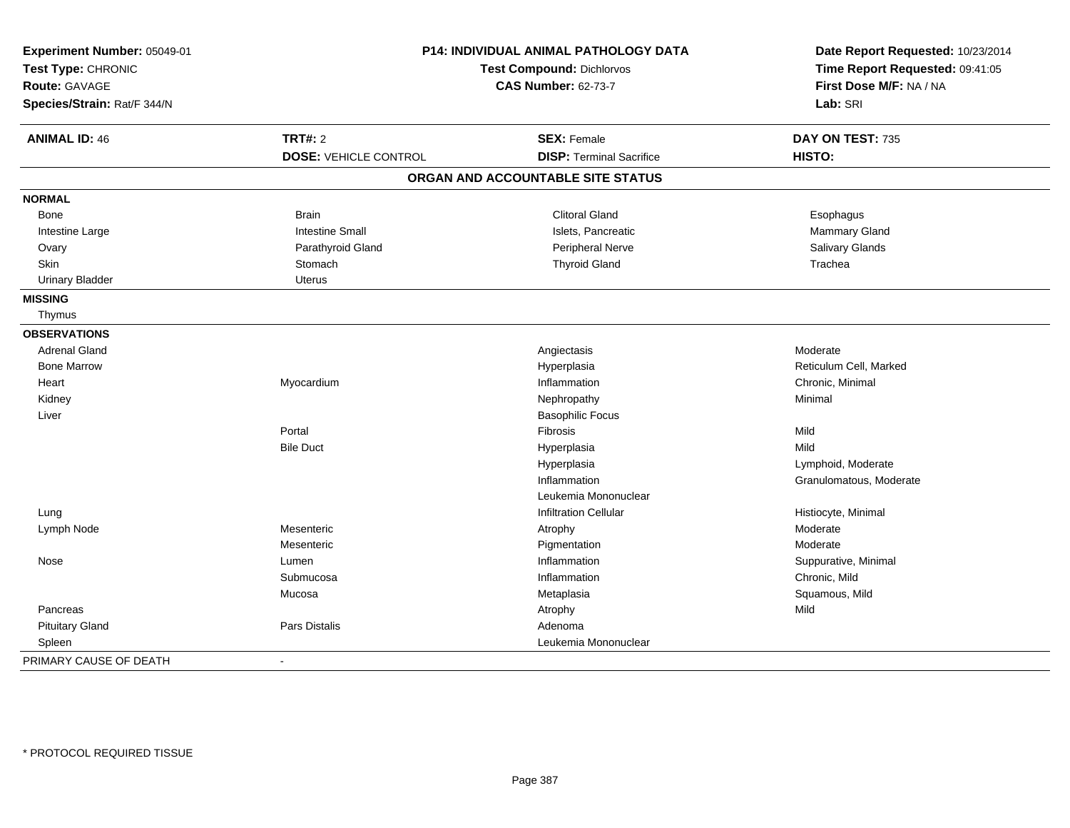**Experiment Number:** 05049-01
**Test Type:** CHRONIC
**Route:** GAVAGE
**Species/Strain:** Rat/F 344/N

**P14: INDIVIDUAL ANIMAL PATHOLOGY DATA**
**Test Compound:** Dichlorvos
**CAS Number:** 62-73-7

**Date Report Requested:** 10/23/2014
**Time Report Requested:** 09:41:05
**First Dose M/F:** NA / NA
**Lab:** SRI

| **ANIMAL ID:** 46 | **TRT#:** 2 | **SEX:** Female | **DAY ON TEST:** 735 |
|---|---|---|---|
| | **DOSE:** VEHICLE CONTROL | **DISP:** Terminal Sacrifice | **HISTO:** |

## ORGAN AND ACCOUNTABLE SITE STATUS

**NORMAL**

| | | | |
|---|---|---|---|
| Bone | Brain | Clitoral Gland | Esophagus |
| Intestine Large | Intestine Small | Islets, Pancreatic | Mammary Gland |
| Ovary | Parathyroid Gland | Peripheral Nerve | Salivary Glands |
| Skin | Stomach | Thyroid Gland | Trachea |
| Urinary Bladder | Uterus | | |

**MISSING**

Thymus

**OBSERVATIONS**

| Organ | Site | Observation | Qualifier |
|---|---|---|---|
| Adrenal Gland | | Angiectasis | Moderate |
| Bone Marrow | | Hyperplasia | Reticulum Cell, Marked |
| Heart | Myocardium | Inflammation | Chronic, Minimal |
| Kidney | | Nephropathy | Minimal |
| Liver | | Basophilic Focus | |
| | Portal | Fibrosis | Mild |
| | Bile Duct | Hyperplasia | Mild |
| | | Hyperplasia | Lymphoid, Moderate |
| | | Inflammation | Granulomatous, Moderate |
| | | Leukemia Mononuclear | |
| Lung | | Infiltration Cellular | Histiocyte, Minimal |
| Lymph Node | Mesenteric | Atrophy | Moderate |
| | Mesenteric | Pigmentation | Moderate |
| Nose | Lumen | Inflammation | Suppurative, Minimal |
| | Submucosa | Inflammation | Chronic, Mild |
| | Mucosa | Metaplasia | Squamous, Mild |
| Pancreas | | Atrophy | Mild |
| Pituitary Gland | Pars Distalis | Adenoma | |
| Spleen | | Leukemia Mononuclear | |

PRIMARY CAUSE OF DEATH -

\* PROTOCOL REQUIRED TISSUE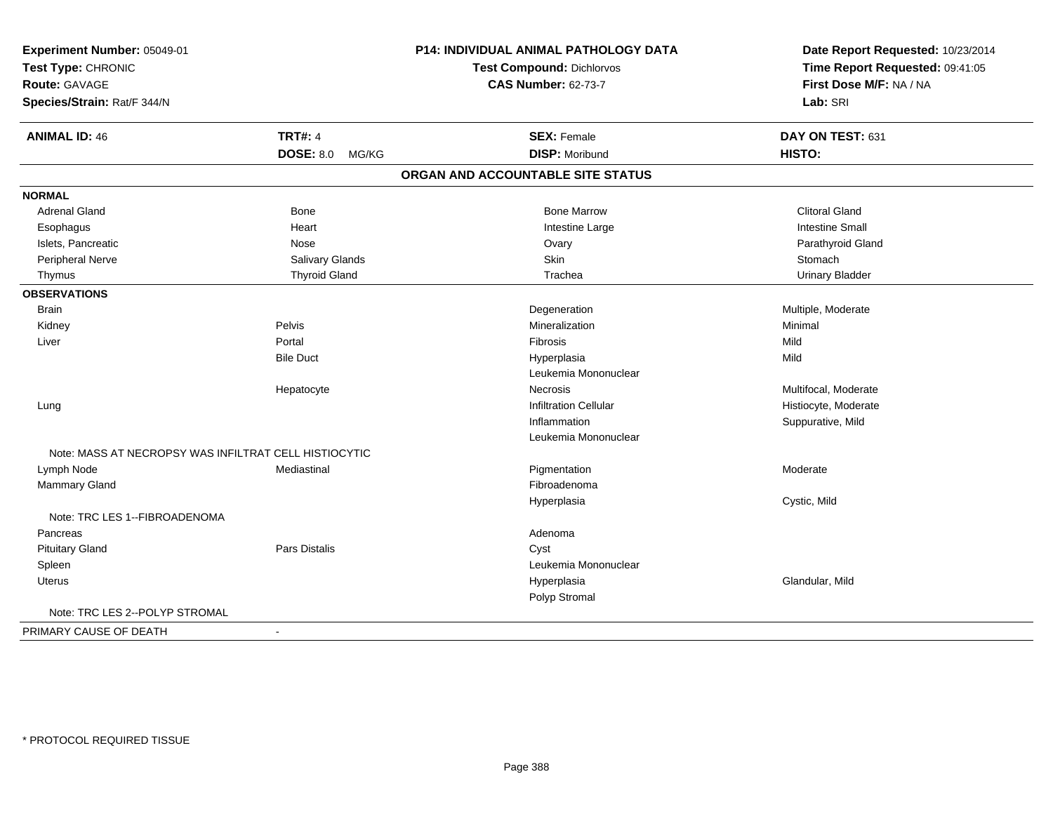**Experiment Number:** 05049-01
**Test Type:** CHRONIC
**Route:** GAVAGE
**Species/Strain:** Rat/F 344/N

**P14: INDIVIDUAL ANIMAL PATHOLOGY DATA**
**Test Compound:** Dichlorvos
**CAS Number:** 62-73-7

**Date Report Requested:** 10/23/2014
**Time Report Requested:** 09:41:05
**First Dose M/F:** NA / NA
**Lab:** SRI

| **ANIMAL ID:** 46 | **TRT#:** 4 | **SEX:** Female | **DAY ON TEST:** 631 |
|---|---|---|---|
| | **DOSE:** 8.0 MG/KG | **DISP:** Moribund | **HISTO:** |

**ORGAN AND ACCOUNTABLE SITE STATUS**

**NORMAL**

| | | | |
|---|---|---|---|
| Adrenal Gland | Bone | Bone Marrow | Clitoral Gland |
| Esophagus | Heart | Intestine Large | Intestine Small |
| Islets, Pancreatic | Nose | Ovary | Parathyroid Gland |
| Peripheral Nerve | Salivary Glands | Skin | Stomach |
| Thymus | Thyroid Gland | Trachea | Urinary Bladder |

**OBSERVATIONS**

| | | | |
|---|---|---|---|
| Brain | | Degeneration | Multiple, Moderate |
| Kidney | Pelvis | Mineralization | Minimal |
| Liver | Portal | Fibrosis | Mild |
| | Bile Duct | Hyperplasia | Mild |
| | | Leukemia Mononuclear | |
| | Hepatocyte | Necrosis | Multifocal, Moderate |
| Lung | | Infiltration Cellular | Histiocyte, Moderate |
| | | Inflammation | Suppurative, Mild |
| | | Leukemia Mononuclear | |
| Note: MASS AT NECROPSY WAS INFILTRAT CELL HISTIOCYTIC | | | |
| Lymph Node | Mediastinal | Pigmentation | Moderate |
| Mammary Gland | | Fibroadenoma | |
| | | Hyperplasia | Cystic, Mild |
| Note: TRC LES 1--FIBROADENOMA | | | |
| Pancreas | | Adenoma | |
| Pituitary Gland | Pars Distalis | Cyst | |
| Spleen | | Leukemia Mononuclear | |
| Uterus | | Hyperplasia | Glandular, Mild |
| | | Polyp Stromal | |
| Note: TRC LES 2--POLYP STROMAL | | | |

PRIMARY CAUSE OF DEATH -

* PROTOCOL REQUIRED TISSUE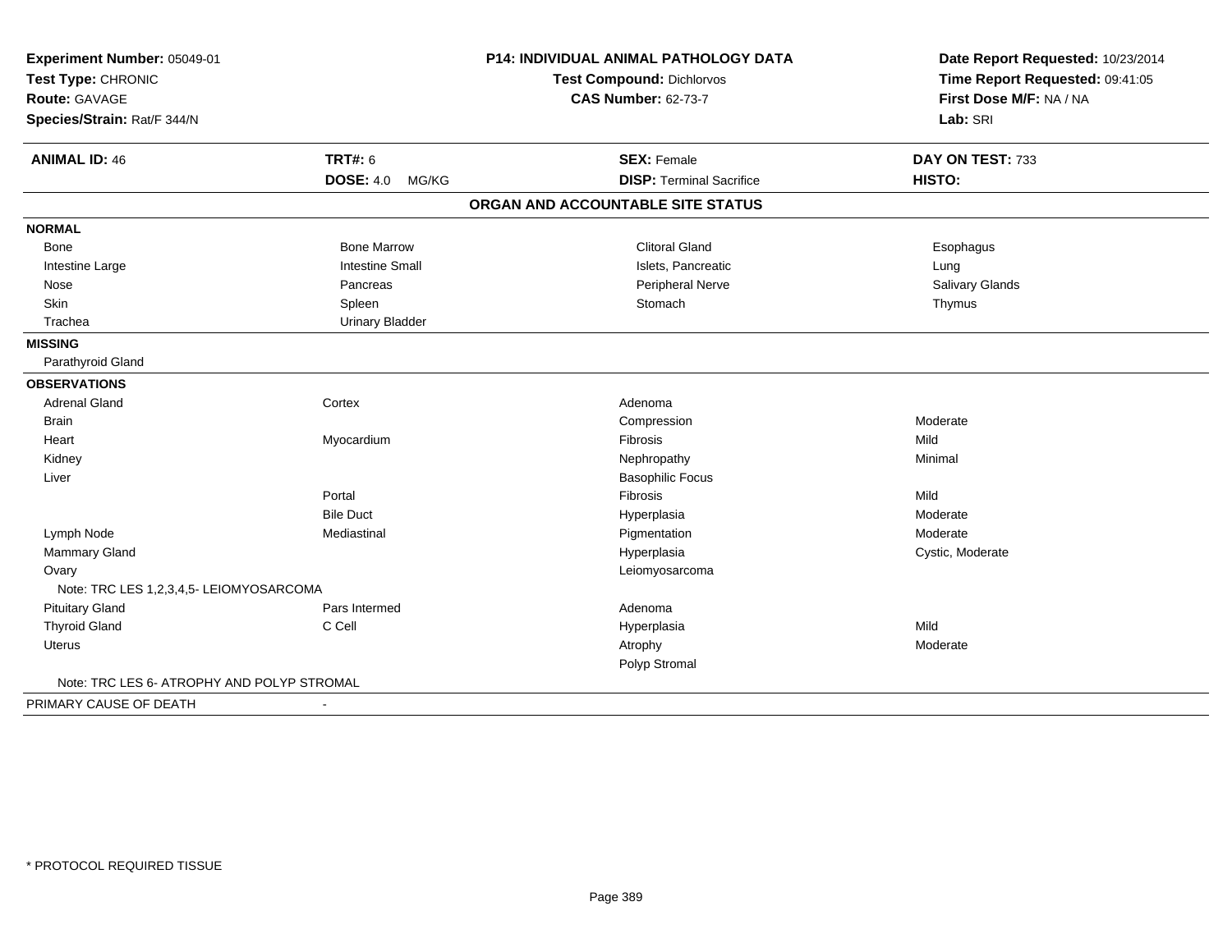**Experiment Number:** 05049-01
**Test Type:** CHRONIC
**Route:** GAVAGE
**Species/Strain:** Rat/F 344/N

**P14: INDIVIDUAL ANIMAL PATHOLOGY DATA**
**Test Compound:** Dichlorvos
**CAS Number:** 62-73-7

**Date Report Requested:** 10/23/2014
**Time Report Requested:** 09:41:05
**First Dose M/F:** NA / NA
**Lab:** SRI

| **ANIMAL ID:** 46 | **TRT#:** 6 | **SEX:** Female | **DAY ON TEST:** 733 |
|---|---|---|---|
| | **DOSE:** 4.0 MG/KG | **DISP:** Terminal Sacrifice | **HISTO:** |

## ORGAN AND ACCOUNTABLE SITE STATUS

**NORMAL**

| | | | |
|---|---|---|---|
| Bone | Bone Marrow | Clitoral Gland | Esophagus |
| Intestine Large | Intestine Small | Islets, Pancreatic | Lung |
| Nose | Pancreas | Peripheral Nerve | Salivary Glands |
| Skin | Spleen | Stomach | Thymus |
| Trachea | Urinary Bladder | | |

**MISSING**

Parathyroid Gland

**OBSERVATIONS**

| | | | |
|---|---|---|---|
| Adrenal Gland | Cortex | Adenoma | |
| Brain | | Compression | Moderate |
| Heart | Myocardium | Fibrosis | Mild |
| Kidney | | Nephropathy | Minimal |
| Liver | | Basophilic Focus | |
| | Portal | Fibrosis | Mild |
| | Bile Duct | Hyperplasia | Moderate |
| Lymph Node | Mediastinal | Pigmentation | Moderate |
| Mammary Gland | | Hyperplasia | Cystic, Moderate |
| Ovary | | Leiomyosarcoma | |
| Note: TRC LES 1,2,3,4,5- LEIOMYOSARCOMA | | | |
| Pituitary Gland | Pars Intermed | Adenoma | |
| Thyroid Gland | C Cell | Hyperplasia | Mild |
| Uterus | | Atrophy | Moderate |
| | | Polyp Stromal | |
| Note: TRC LES 6- ATROPHY AND POLYP STROMAL | | | |

PRIMARY CAUSE OF DEATH -

\* PROTOCOL REQUIRED TISSUE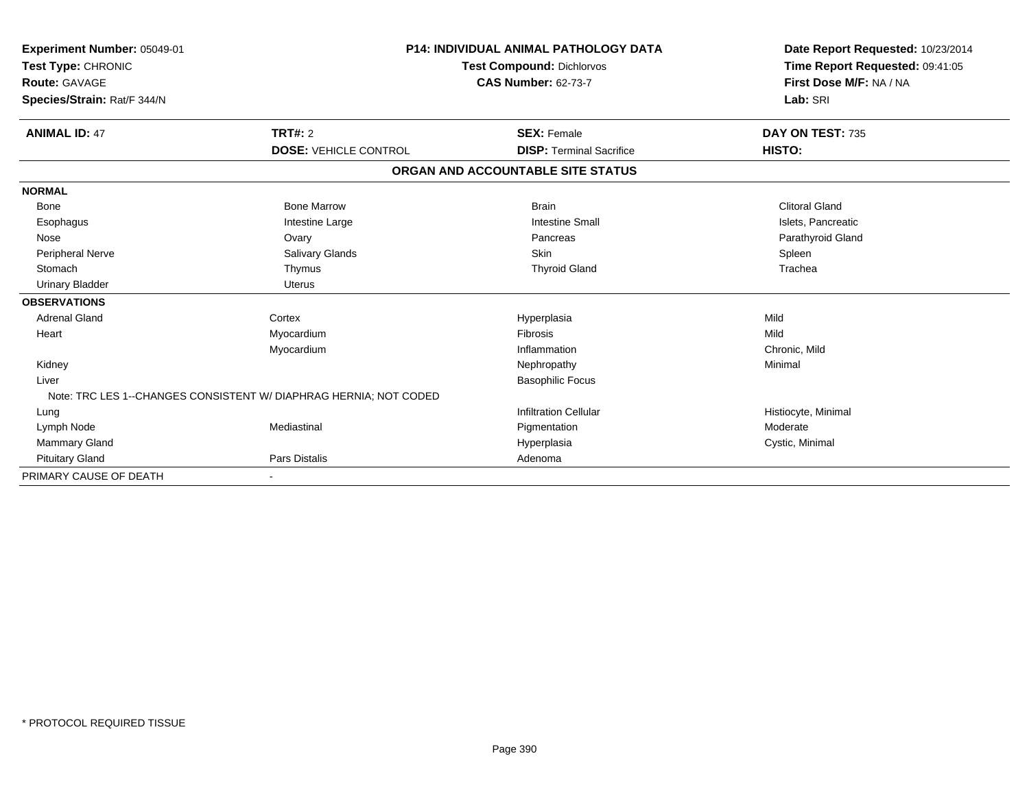**Experiment Number:** 05049-01
**Test Type:** CHRONIC
**Route:** GAVAGE
**Species/Strain:** Rat/F 344/N

**P14: INDIVIDUAL ANIMAL PATHOLOGY DATA**
**Test Compound:** Dichlorvos
**CAS Number:** 62-73-7

**Date Report Requested:** 10/23/2014
**Time Report Requested:** 09:41:05
**First Dose M/F:** NA / NA
**Lab:** SRI

| **ANIMAL ID:** 47 | **TRT#:** 2 | **SEX:** Female | **DAY ON TEST:** 735 |
|---|---|---|---|
| | **DOSE:** VEHICLE CONTROL | **DISP:** Terminal Sacrifice | **HISTO:** |

## ORGAN AND ACCOUNTABLE SITE STATUS

| | | | |
|---|---|---|---|
| **NORMAL** | | | |
| Bone | Bone Marrow | Brain | Clitoral Gland |
| Esophagus | Intestine Large | Intestine Small | Islets, Pancreatic |
| Nose | Ovary | Pancreas | Parathyroid Gland |
| Peripheral Nerve | Salivary Glands | Skin | Spleen |
| Stomach | Thymus | Thyroid Gland | Trachea |
| Urinary Bladder | Uterus | | |
| **OBSERVATIONS** | | | |
| Adrenal Gland | Cortex | Hyperplasia | Mild |
| Heart | Myocardium | Fibrosis | Mild |
| | Myocardium | Inflammation | Chronic, Mild |
| Kidney | | Nephropathy | Minimal |
| Liver | | Basophilic Focus | |
| Note: TRC LES 1--CHANGES CONSISTENT W/ DIAPHRAG HERNIA; NOT CODED | | | |
| Lung | | Infiltration Cellular | Histiocyte, Minimal |
| Lymph Node | Mediastinal | Pigmentation | Moderate |
| Mammary Gland | | Hyperplasia | Cystic, Minimal |
| Pituitary Gland | Pars Distalis | Adenoma | |
| PRIMARY CAUSE OF DEATH | - | | |

\* PROTOCOL REQUIRED TISSUE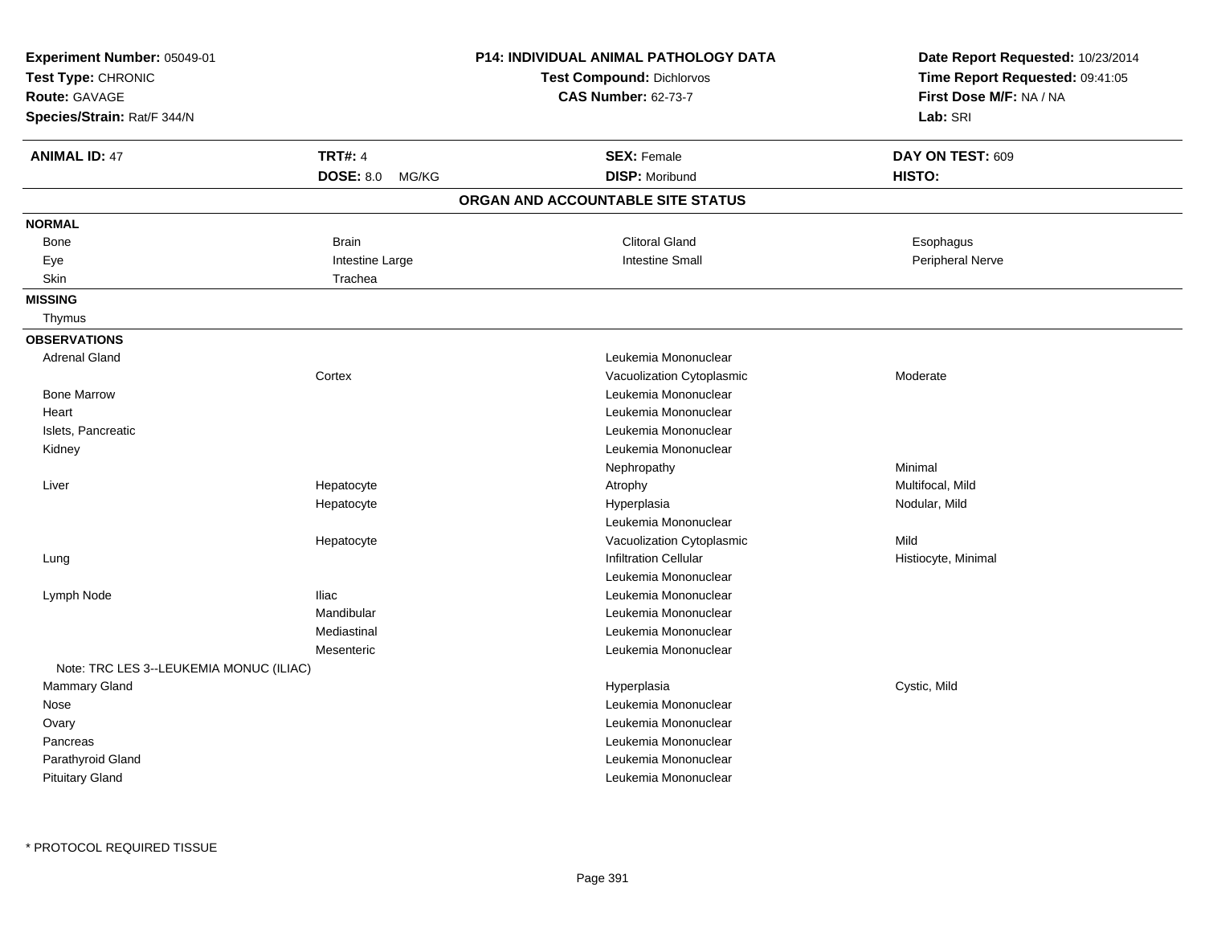**Experiment Number:** 05049-01
**Test Type:** CHRONIC
**Route:** GAVAGE
**Species/Strain:** Rat/F 344/N

**P14: INDIVIDUAL ANIMAL PATHOLOGY DATA**
**Test Compound:** Dichlorvos
**CAS Number:** 62-73-7

**Date Report Requested:** 10/23/2014
**Time Report Requested:** 09:41:05
**First Dose M/F:** NA / NA
**Lab:** SRI

| **ANIMAL ID:** 47 | **TRT#:** 4 | **SEX:** Female | **DAY ON TEST:** 609 |
|---|---|---|---|
| | **DOSE:** 8.0 MG/KG | **DISP:** Moribund | **HISTO:** |

## ORGAN AND ACCOUNTABLE SITE STATUS

| | | | |
|---|---|---|---|
| **NORMAL** | | | |
| Bone | Brain | Clitoral Gland | Esophagus |
| Eye | Intestine Large | Intestine Small | Peripheral Nerve |
| Skin | Trachea | | |
| **MISSING** | | | |
| Thymus | | | |
| **OBSERVATIONS** | | | |
| Adrenal Gland | | Leukemia Mononuclear | |
| | Cortex | Vacuolization Cytoplasmic | Moderate |
| Bone Marrow | | Leukemia Mononuclear | |
| Heart | | Leukemia Mononuclear | |
| Islets, Pancreatic | | Leukemia Mononuclear | |
| Kidney | | Leukemia Mononuclear | |
| | | Nephropathy | Minimal |
| Liver | Hepatocyte | Atrophy | Multifocal, Mild |
| | Hepatocyte | Hyperplasia | Nodular, Mild |
| | | Leukemia Mononuclear | |
| | Hepatocyte | Vacuolization Cytoplasmic | Mild |
| Lung | | Infiltration Cellular | Histiocyte, Minimal |
| | | Leukemia Mononuclear | |
| Lymph Node | Iliac | Leukemia Mononuclear | |
| | Mandibular | Leukemia Mononuclear | |
| | Mediastinal | Leukemia Mononuclear | |
| | Mesenteric | Leukemia Mononuclear | |
| Note: TRC LES 3--LEUKEMIA MONUC (ILIAC) | | | |
| Mammary Gland | | Hyperplasia | Cystic, Mild |
| Nose | | Leukemia Mononuclear | |
| Ovary | | Leukemia Mononuclear | |
| Pancreas | | Leukemia Mononuclear | |
| Parathyroid Gland | | Leukemia Mononuclear | |
| Pituitary Gland | | Leukemia Mononuclear | |

* PROTOCOL REQUIRED TISSUE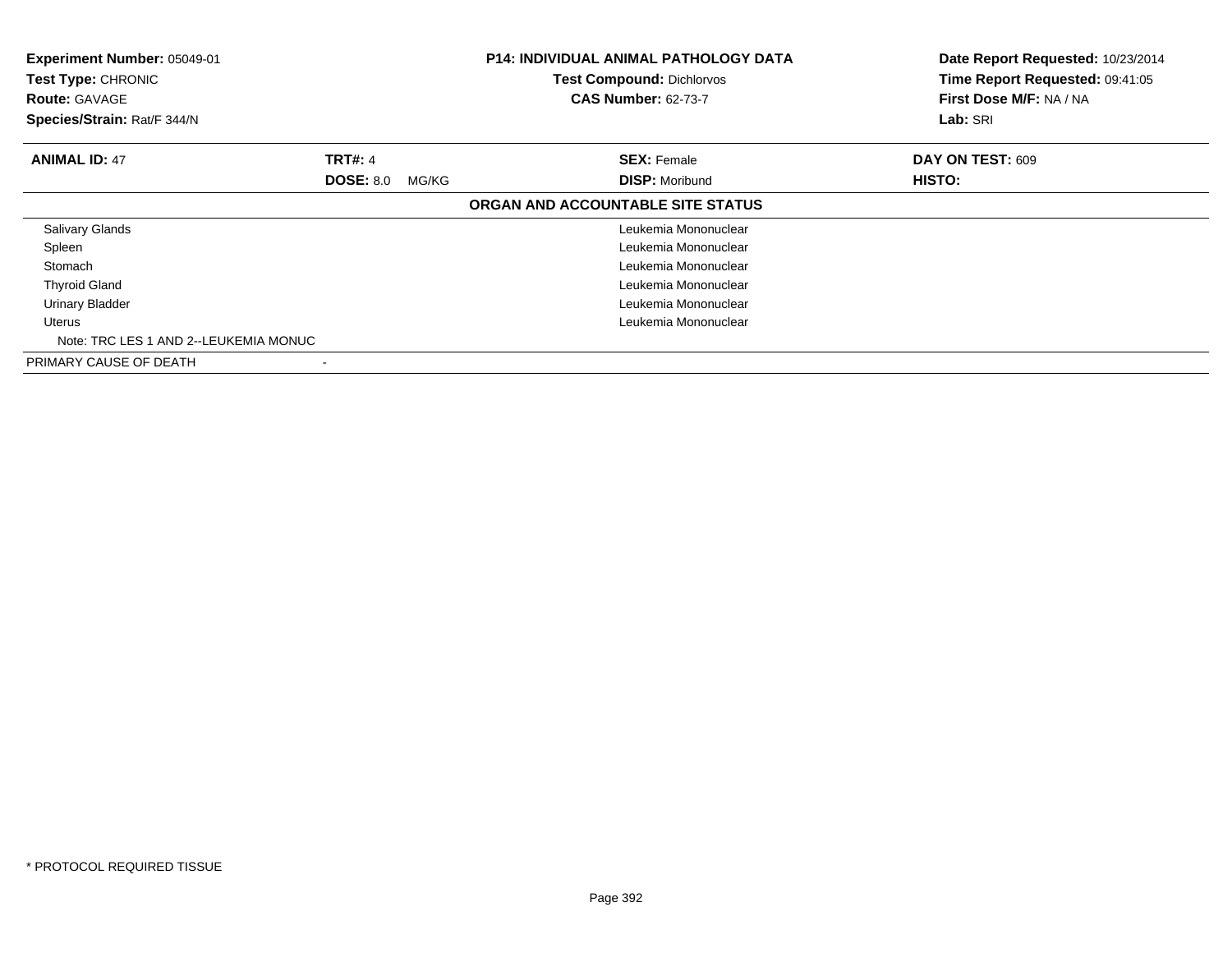**Experiment Number:** 05049-01
**Test Type:** CHRONIC
**Route:** GAVAGE
**Species/Strain:** Rat/F 344/N

**P14: INDIVIDUAL ANIMAL PATHOLOGY DATA**
**Test Compound:** Dichlorvos
**CAS Number:** 62-73-7

**Date Report Requested:** 10/23/2014
**Time Report Requested:** 09:41:05
**First Dose M/F:** NA / NA
**Lab:** SRI

| **ANIMAL ID:** 47 | **TRT#:** 4 | **SEX:** Female | **DAY ON TEST:** 609 |
|---|---|---|---|
| | **DOSE:** 8.0 MG/KG | **DISP:** Moribund | **HISTO:** |

**ORGAN AND ACCOUNTABLE SITE STATUS**

| Organ | Status |
|---|---|
| Salivary Glands | Leukemia Mononuclear |
| Spleen | Leukemia Mononuclear |
| Stomach | Leukemia Mononuclear |
| Thyroid Gland | Leukemia Mononuclear |
| Urinary Bladder | Leukemia Mononuclear |
| Uterus | Leukemia Mononuclear |
| Note: TRC LES 1 AND 2--LEUKEMIA MONUC | |
| PRIMARY CAUSE OF DEATH | - |

* PROTOCOL REQUIRED TISSUE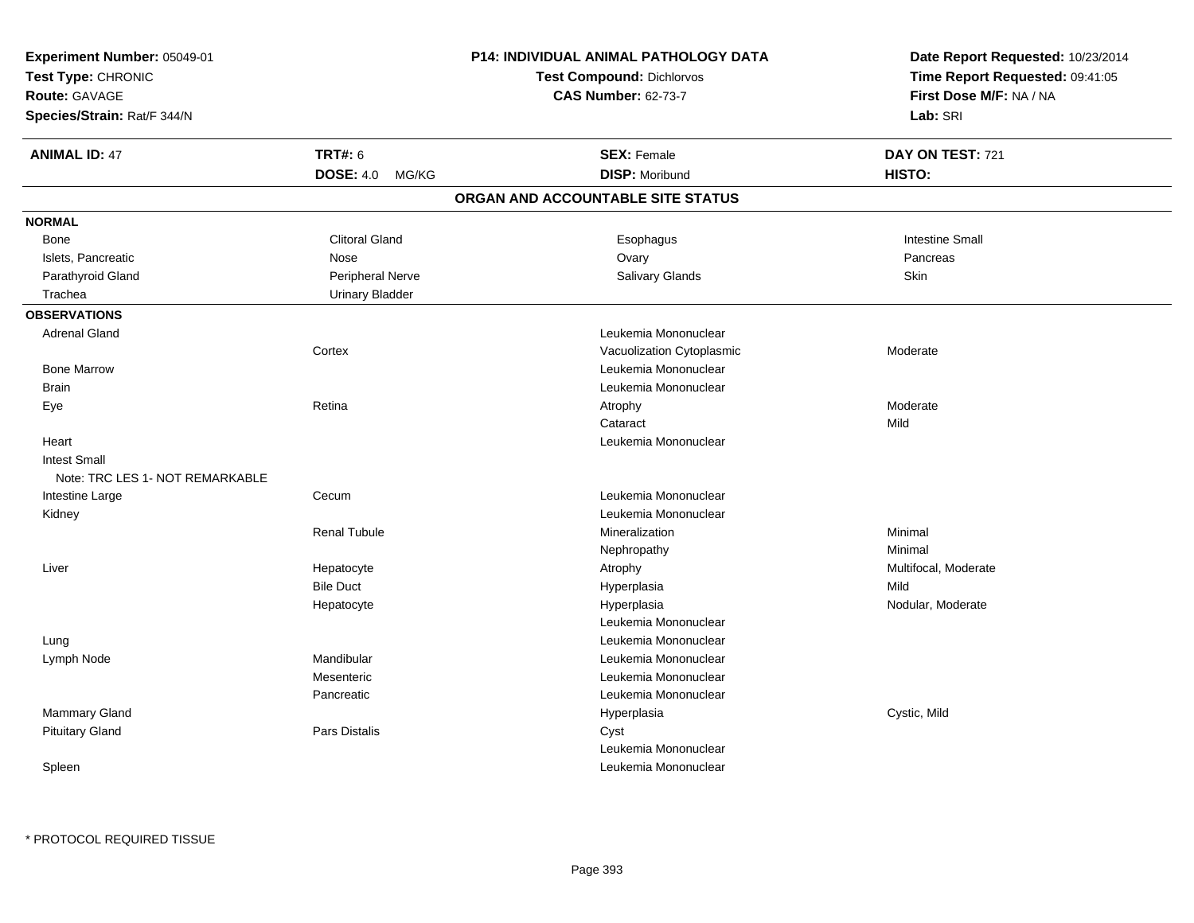| | | | |
|---|---|---|---|
| **Experiment Number:** 05049-01 | **P14: INDIVIDUAL ANIMAL PATHOLOGY DATA** | | **Date Report Requested:** 10/23/2014 |
| **Test Type:** CHRONIC | **Test Compound:** Dichlorvos | | **Time Report Requested:** 09:41:05 |
| **Route:** GAVAGE | **CAS Number:** 62-73-7 | | **First Dose M/F:** NA / NA |
| **Species/Strain:** Rat/F 344/N | | | **Lab:** SRI |

| **ANIMAL ID:** 47 | **TRT#:** 6 | **SEX:** Female | **DAY ON TEST:** 721 |
|---|---|---|---|
| | **DOSE:** 4.0 MG/KG | **DISP:** Moribund | **HISTO:** |

## ORGAN AND ACCOUNTABLE SITE STATUS

**NORMAL**

| | | | |
|---|---|---|---|
| Bone | Clitoral Gland | Esophagus | Intestine Small |
| Islets, Pancreatic | Nose | Ovary | Pancreas |
| Parathyroid Gland | Peripheral Nerve | Salivary Glands | Skin |
| Trachea | Urinary Bladder | | |

**OBSERVATIONS**

| | | | |
|---|---|---|---|
| Adrenal Gland | | Leukemia Mononuclear | |
| | Cortex | Vacuolization Cytoplasmic | Moderate |
| Bone Marrow | | Leukemia Mononuclear | |
| Brain | | Leukemia Mononuclear | |
| Eye | Retina | Atrophy | Moderate |
| | | Cataract | Mild |
| Heart | | Leukemia Mononuclear | |
| Intest Small | | | |
| Note: TRC LES 1- NOT REMARKABLE | | | |
| Intestine Large | Cecum | Leukemia Mononuclear | |
| Kidney | | Leukemia Mononuclear | |
| | Renal Tubule | Mineralization | Minimal |
| | | Nephropathy | Minimal |
| Liver | Hepatocyte | Atrophy | Multifocal, Moderate |
| | Bile Duct | Hyperplasia | Mild |
| | Hepatocyte | Hyperplasia | Nodular, Moderate |
| | | Leukemia Mononuclear | |
| Lung | | Leukemia Mononuclear | |
| Lymph Node | Mandibular | Leukemia Mononuclear | |
| | Mesenteric | Leukemia Mononuclear | |
| | Pancreatic | Leukemia Mononuclear | |
| Mammary Gland | | Hyperplasia | Cystic, Mild |
| Pituitary Gland | Pars Distalis | Cyst | |
| | | Leukemia Mononuclear | |
| Spleen | | Leukemia Mononuclear | |

* PROTOCOL REQUIRED TISSUE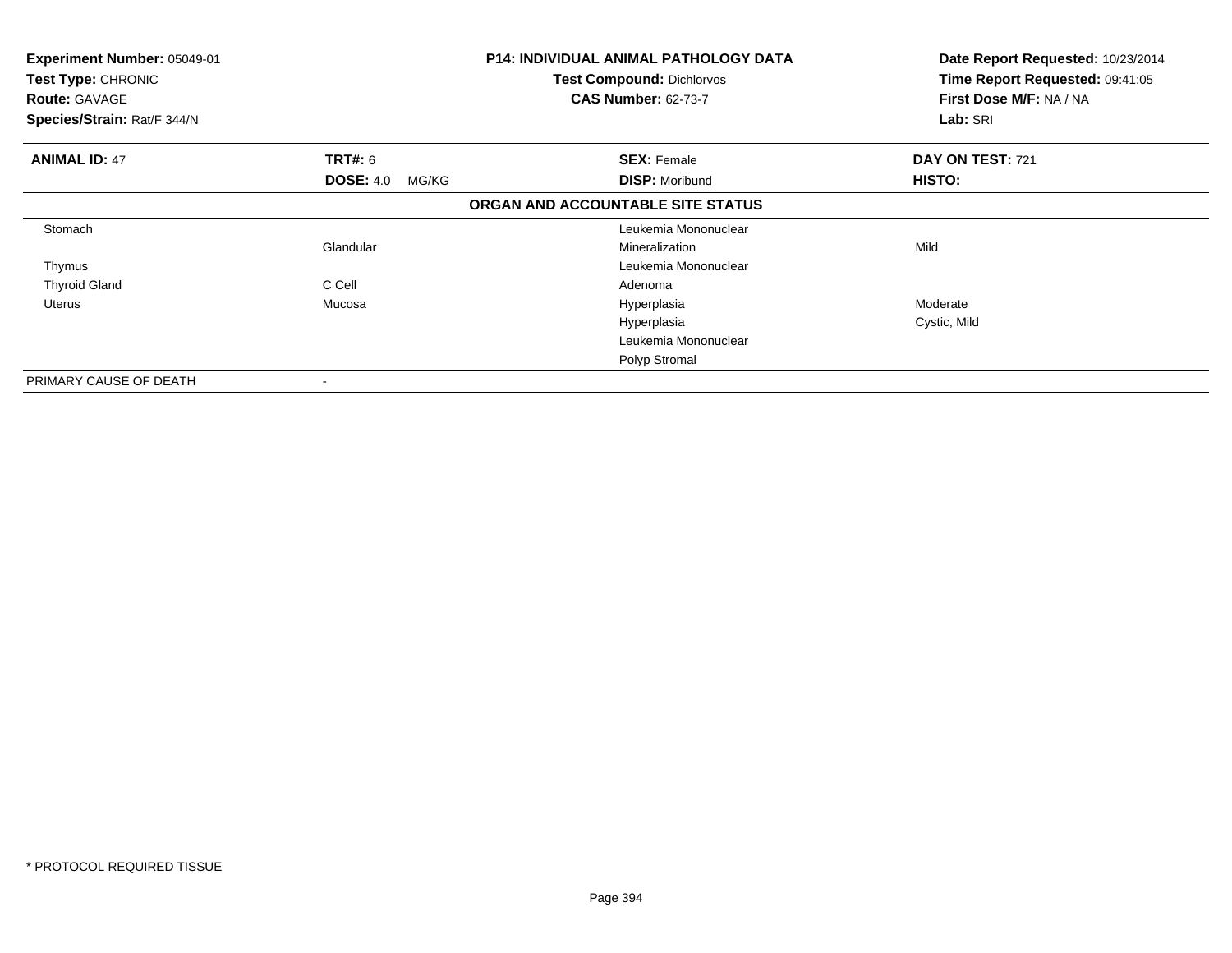**Experiment Number:** 05049-01
**Test Type:** CHRONIC
**Route:** GAVAGE
**Species/Strain:** Rat/F 344/N

**P14: INDIVIDUAL ANIMAL PATHOLOGY DATA**
**Test Compound:** Dichlorvos
**CAS Number:** 62-73-7

**Date Report Requested:** 10/23/2014
**Time Report Requested:** 09:41:05
**First Dose M/F:** NA / NA
**Lab:** SRI

| **ANIMAL ID:** 47 | **TRT#:** 6 | **SEX:** Female | **DAY ON TEST:** 721 |
|---|---|---|---|
| | **DOSE:** 4.0 MG/KG | **DISP:** Moribund | **HISTO:** |

**ORGAN AND ACCOUNTABLE SITE STATUS**

| | | | |
|---|---|---|---|
| Stomach | | Leukemia Mononuclear | |
| | Glandular | Mineralization | Mild |
| Thymus | | Leukemia Mononuclear | |
| Thyroid Gland | C Cell | Adenoma | |
| Uterus | Mucosa | Hyperplasia | Moderate |
| | | Hyperplasia | Cystic, Mild |
| | | Leukemia Mononuclear | |
| | | Polyp Stromal | |
| PRIMARY CAUSE OF DEATH | - | | |

* PROTOCOL REQUIRED TISSUE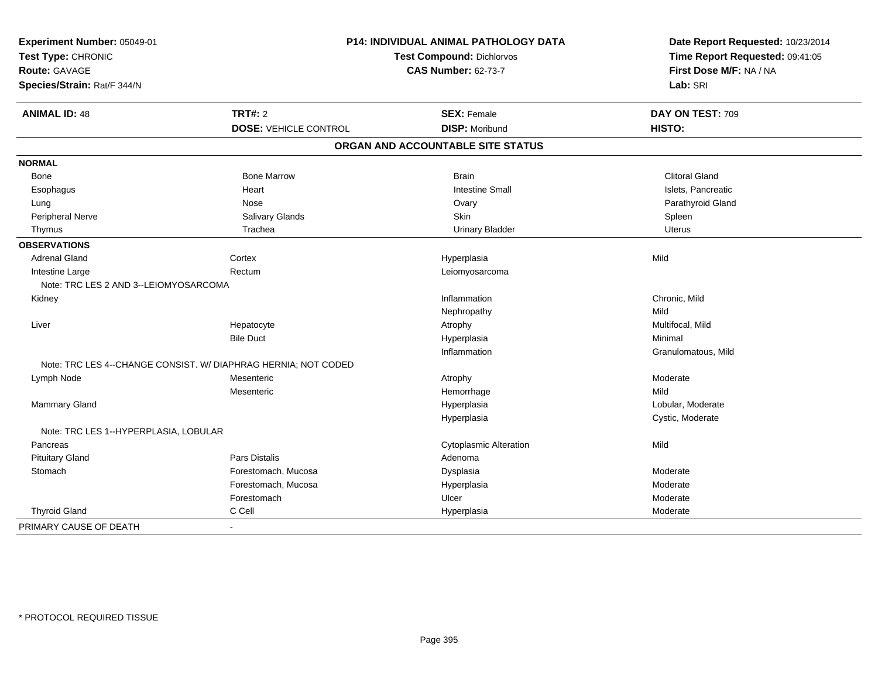**Experiment Number:** 05049-01
**Test Type:** CHRONIC
**Route:** GAVAGE
**Species/Strain:** Rat/F 344/N

**P14: INDIVIDUAL ANIMAL PATHOLOGY DATA**
**Test Compound:** Dichlorvos
**CAS Number:** 62-73-7

**Date Report Requested:** 10/23/2014
**Time Report Requested:** 09:41:05
**First Dose M/F:** NA / NA
**Lab:** SRI

| **ANIMAL ID:** 48 | **TRT#:** 2 | **SEX:** Female | **DAY ON TEST:** 709 |
|---|---|---|---|
| | **DOSE:** VEHICLE CONTROL | **DISP:** Moribund | **HISTO:** |

## ORGAN AND ACCOUNTABLE SITE STATUS

| | | | |
|---|---|---|---|
| **NORMAL** | | | |
| Bone | Bone Marrow | Brain | Clitoral Gland |
| Esophagus | Heart | Intestine Small | Islets, Pancreatic |
| Lung | Nose | Ovary | Parathyroid Gland |
| Peripheral Nerve | Salivary Glands | Skin | Spleen |
| Thymus | Trachea | Urinary Bladder | Uterus |
| **OBSERVATIONS** | | | |
| Adrenal Gland | Cortex | Hyperplasia | Mild |
| Intestine Large | Rectum | Leiomyosarcoma | |
| Note: TRC LES 2 AND 3--LEIOMYOSARCOMA | | | |
| Kidney | | Inflammation | Chronic, Mild |
| | | Nephropathy | Mild |
| Liver | Hepatocyte | Atrophy | Multifocal, Mild |
| | Bile Duct | Hyperplasia | Minimal |
| | | Inflammation | Granulomatous, Mild |
| Note: TRC LES 4--CHANGE CONSIST. W/ DIAPHRAG HERNIA; NOT CODED | | | |
| Lymph Node | Mesenteric | Atrophy | Moderate |
| | Mesenteric | Hemorrhage | Mild |
| Mammary Gland | | Hyperplasia | Lobular, Moderate |
| | | Hyperplasia | Cystic, Moderate |
| Note: TRC LES 1--HYPERPLASIA, LOBULAR | | | |
| Pancreas | | Cytoplasmic Alteration | Mild |
| Pituitary Gland | Pars Distalis | Adenoma | |
| Stomach | Forestomach, Mucosa | Dysplasia | Moderate |
| | Forestomach, Mucosa | Hyperplasia | Moderate |
| | Forestomach | Ulcer | Moderate |
| Thyroid Gland | C Cell | Hyperplasia | Moderate |
| PRIMARY CAUSE OF DEATH | - | | |

\* PROTOCOL REQUIRED TISSUE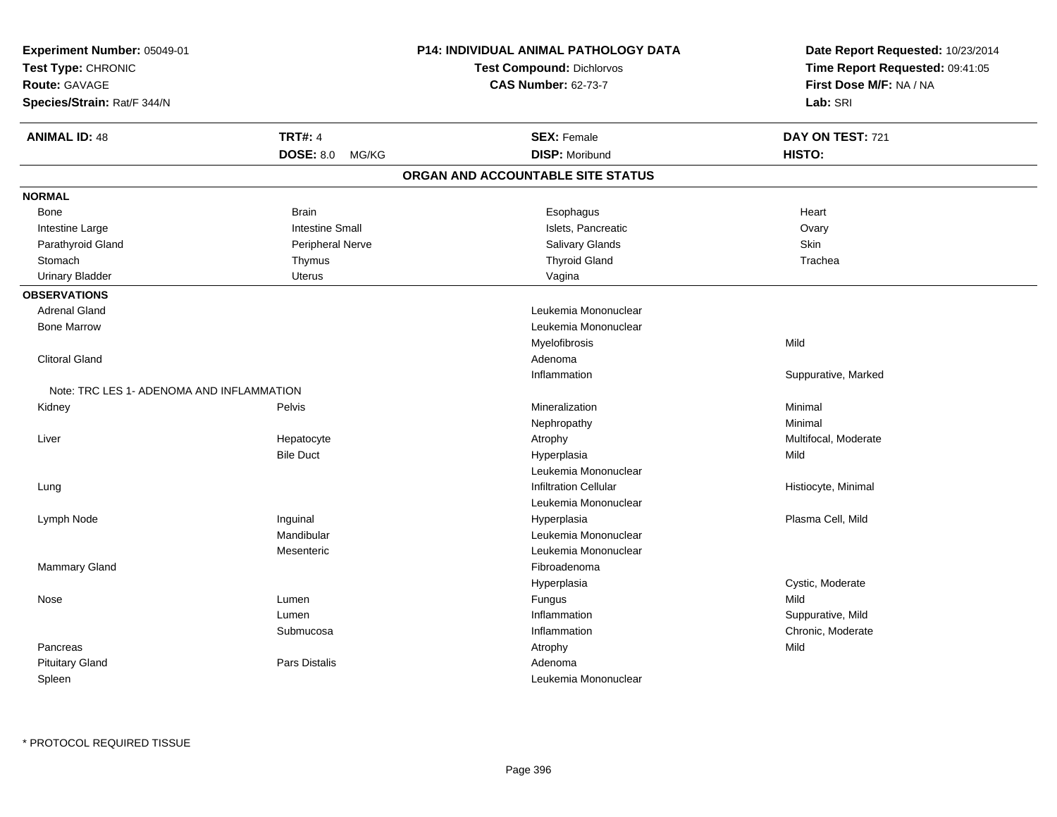**Experiment Number:** 05049-01
**Test Type:** CHRONIC
**Route:** GAVAGE
**Species/Strain:** Rat/F 344/N

**P14: INDIVIDUAL ANIMAL PATHOLOGY DATA**
**Test Compound:** Dichlorvos
**CAS Number:** 62-73-7

**Date Report Requested:** 10/23/2014
**Time Report Requested:** 09:41:05
**First Dose M/F:** NA / NA
**Lab:** SRI

| **ANIMAL ID:** 48 | **TRT#:** 4 | **SEX:** Female | **DAY ON TEST:** 721 |
|---|---|---|---|
| | **DOSE:** 8.0 MG/KG | **DISP:** Moribund | **HISTO:** |

## ORGAN AND ACCOUNTABLE SITE STATUS

**NORMAL**

| | | | |
|---|---|---|---|
| Bone | Brain | Esophagus | Heart |
| Intestine Large | Intestine Small | Islets, Pancreatic | Ovary |
| Parathyroid Gland | Peripheral Nerve | Salivary Glands | Skin |
| Stomach | Thymus | Thyroid Gland | Trachea |
| Urinary Bladder | Uterus | Vagina | |

**OBSERVATIONS**

| Organ | Site | Observation | Qualifier |
|---|---|---|---|
| Adrenal Gland | | Leukemia Mononuclear | |
| Bone Marrow | | Leukemia Mononuclear | |
| | | Myelofibrosis | Mild |
| Clitoral Gland | | Adenoma | |
| | | Inflammation | Suppurative, Marked |
| Note: TRC LES 1- ADENOMA AND INFLAMMATION | | | |
| Kidney | Pelvis | Mineralization | Minimal |
| | | Nephropathy | Minimal |
| Liver | Hepatocyte | Atrophy | Multifocal, Moderate |
| | Bile Duct | Hyperplasia | Mild |
| | | Leukemia Mononuclear | |
| Lung | | Infiltration Cellular | Histiocyte, Minimal |
| | | Leukemia Mononuclear | |
| Lymph Node | Inguinal | Hyperplasia | Plasma Cell, Mild |
| | Mandibular | Leukemia Mononuclear | |
| | Mesenteric | Leukemia Mononuclear | |
| Mammary Gland | | Fibroadenoma | |
| | | Hyperplasia | Cystic, Moderate |
| Nose | Lumen | Fungus | Mild |
| | Lumen | Inflammation | Suppurative, Mild |
| | Submucosa | Inflammation | Chronic, Moderate |
| Pancreas | | Atrophy | Mild |
| Pituitary Gland | Pars Distalis | Adenoma | |
| Spleen | | Leukemia Mononuclear | |

* PROTOCOL REQUIRED TISSUE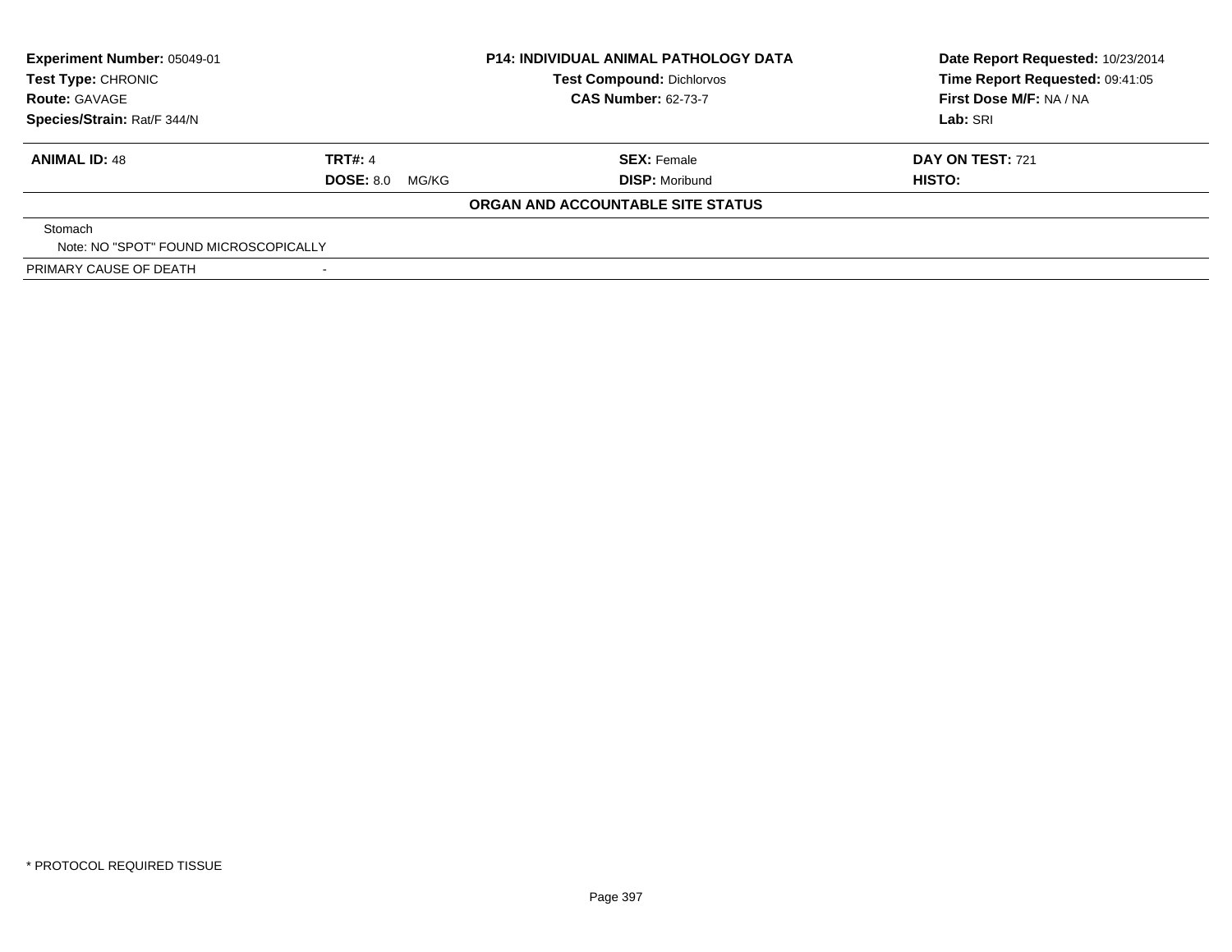| Experiment Number: 05049-01 | P14: INDIVIDUAL ANIMAL PATHOLOGY DATA | Date Report Requested: 10/23/2014 |
|---|---|---|
| Test Type: CHRONIC | Test Compound: Dichlorvos | Time Report Requested: 09:41:05 |
| Route: GAVAGE | CAS Number: 62-73-7 | First Dose M/F: NA / NA |
| Species/Strain: Rat/F 344/N | | Lab: SRI |

| ANIMAL ID: 48 | TRT#: 4 | SEX: Female | DAY ON TEST: 721 |
|---|---|---|---|
| | DOSE: 8.0 MG/KG | DISP: Moribund | HISTO: |

**ORGAN AND ACCOUNTABLE SITE STATUS**

Stomach
Note: NO "SPOT" FOUND MICROSCOPICALLY

PRIMARY CAUSE OF DEATH -

* PROTOCOL REQUIRED TISSUE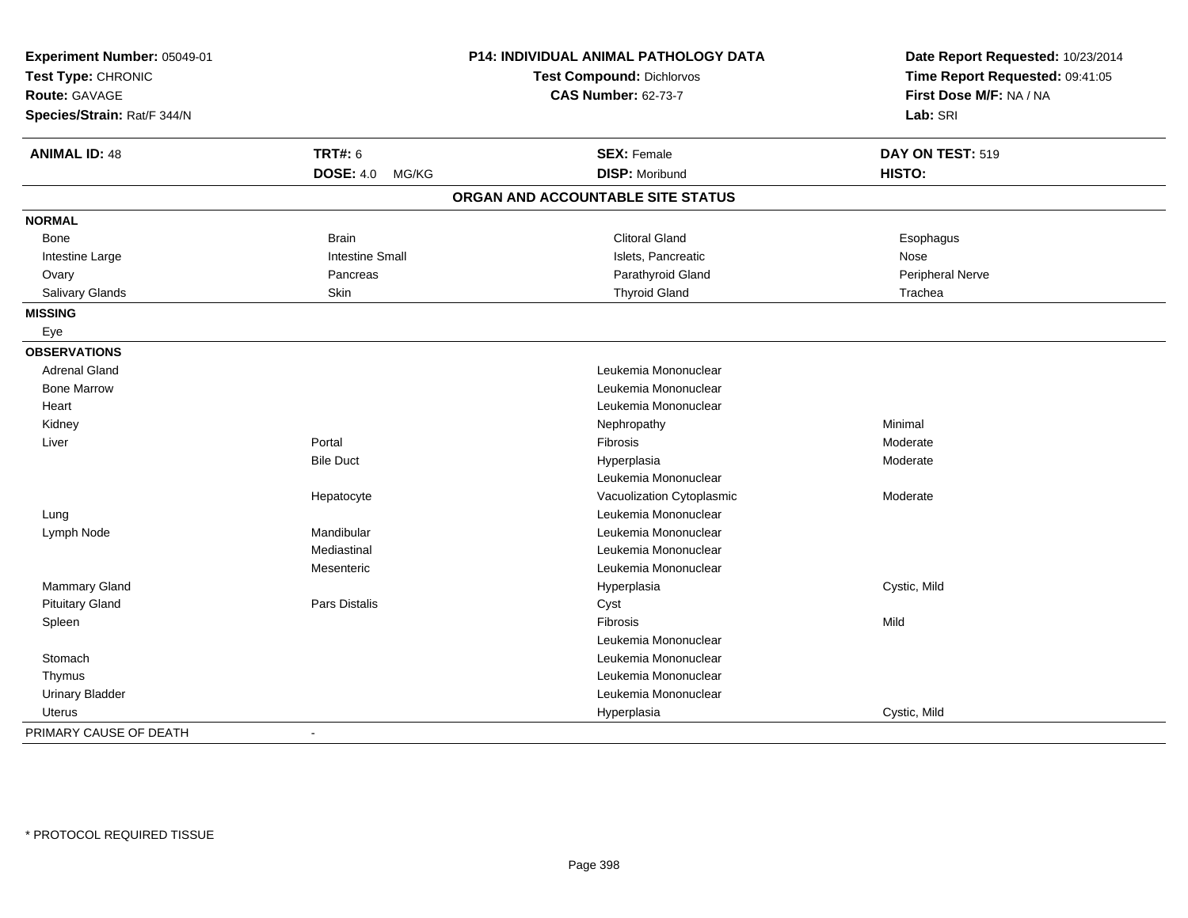**Experiment Number:** 05049-01
**Test Type:** CHRONIC
**Route:** GAVAGE
**Species/Strain:** Rat/F 344/N

**P14: INDIVIDUAL ANIMAL PATHOLOGY DATA**
**Test Compound:** Dichlorvos
**CAS Number:** 62-73-7

**Date Report Requested:** 10/23/2014
**Time Report Requested:** 09:41:05
**First Dose M/F:** NA / NA
**Lab:** SRI

| **ANIMAL ID:** 48 | **TRT#:** 6 | **SEX:** Female | **DAY ON TEST:** 519 |
|---|---|---|---|
| | **DOSE:** 4.0 MG/KG | **DISP:** Moribund | **HISTO:** |

## ORGAN AND ACCOUNTABLE SITE STATUS

| | | | |
|---|---|---|---|
| **NORMAL** | | | |
| Bone | Brain | Clitoral Gland | Esophagus |
| Intestine Large | Intestine Small | Islets, Pancreatic | Nose |
| Ovary | Pancreas | Parathyroid Gland | Peripheral Nerve |
| Salivary Glands | Skin | Thyroid Gland | Trachea |
| **MISSING** | | | |
| Eye | | | |
| **OBSERVATIONS** | | | |
| Adrenal Gland | | Leukemia Mononuclear | |
| Bone Marrow | | Leukemia Mononuclear | |
| Heart | | Leukemia Mononuclear | |
| Kidney | | Nephropathy | Minimal |
| Liver | Portal | Fibrosis | Moderate |
| | Bile Duct | Hyperplasia | Moderate |
| | | Leukemia Mononuclear | |
| | Hepatocyte | Vacuolization Cytoplasmic | Moderate |
| Lung | | Leukemia Mononuclear | |
| Lymph Node | Mandibular | Leukemia Mononuclear | |
| | Mediastinal | Leukemia Mononuclear | |
| | Mesenteric | Leukemia Mononuclear | |
| Mammary Gland | | Hyperplasia | Cystic, Mild |
| Pituitary Gland | Pars Distalis | Cyst | |
| Spleen | | Fibrosis | Mild |
| | | Leukemia Mononuclear | |
| Stomach | | Leukemia Mononuclear | |
| Thymus | | Leukemia Mononuclear | |
| Urinary Bladder | | Leukemia Mononuclear | |
| Uterus | | Hyperplasia | Cystic, Mild |
| PRIMARY CAUSE OF DEATH | - | | |

\* PROTOCOL REQUIRED TISSUE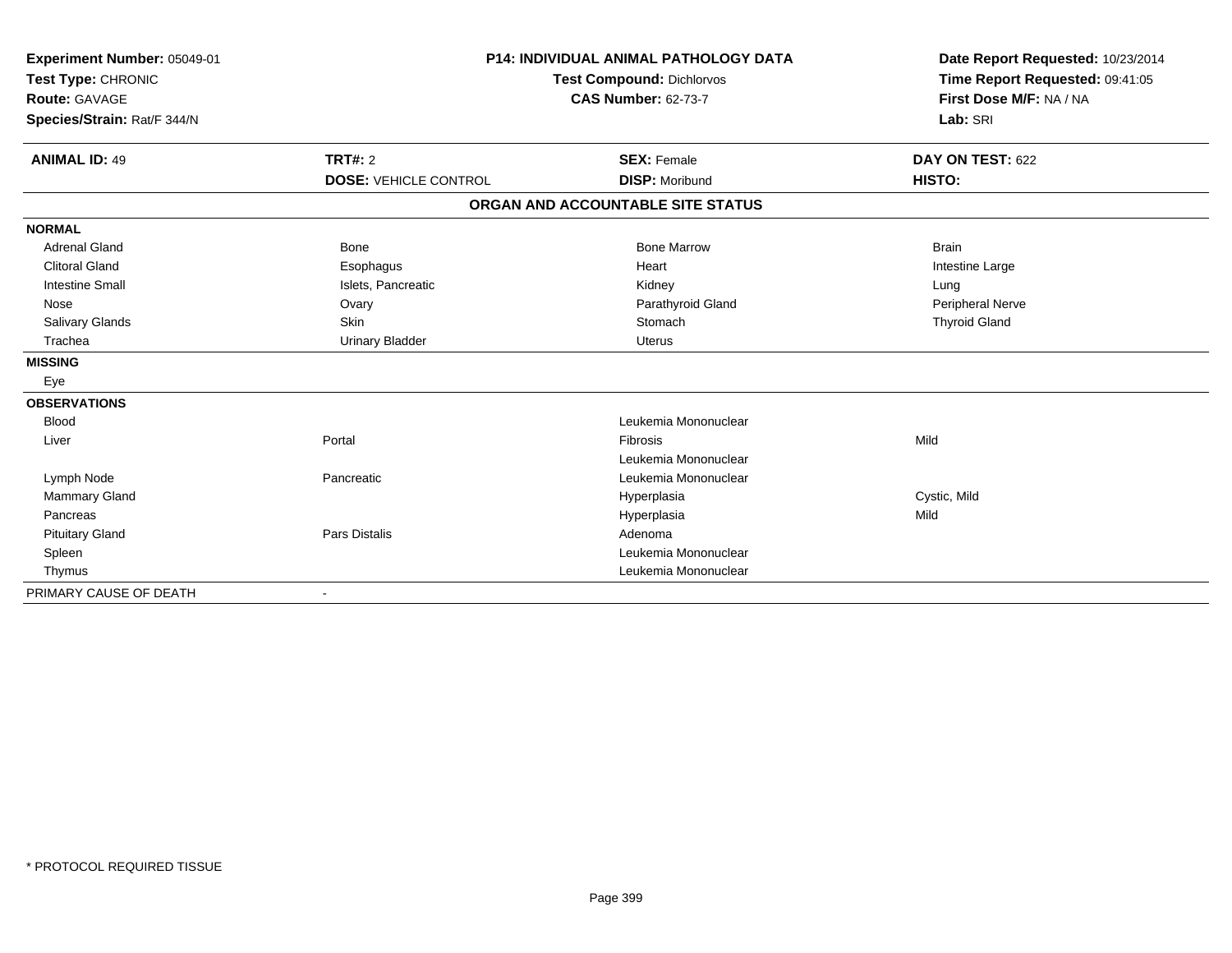**Experiment Number:** 05049-01
**Test Type:** CHRONIC
**Route:** GAVAGE
**Species/Strain:** Rat/F 344/N

**P14: INDIVIDUAL ANIMAL PATHOLOGY DATA**
**Test Compound:** Dichlorvos
**CAS Number:** 62-73-7

**Date Report Requested:** 10/23/2014
**Time Report Requested:** 09:41:05
**First Dose M/F:** NA / NA
**Lab:** SRI

| **ANIMAL ID:** 49 | **TRT#:** 2 | **SEX:** Female | **DAY ON TEST:** 622 |
|---|---|---|---|
| | **DOSE:** VEHICLE CONTROL | **DISP:** Moribund | **HISTO:** |

**ORGAN AND ACCOUNTABLE SITE STATUS**

| | | | |
|---|---|---|---|
| **NORMAL** | | | |
| Adrenal Gland | Bone | Bone Marrow | Brain |
| Clitoral Gland | Esophagus | Heart | Intestine Large |
| Intestine Small | Islets, Pancreatic | Kidney | Lung |
| Nose | Ovary | Parathyroid Gland | Peripheral Nerve |
| Salivary Glands | Skin | Stomach | Thyroid Gland |
| Trachea | Urinary Bladder | Uterus | |
| **MISSING** | | | |
| Eye | | | |
| **OBSERVATIONS** | | | |
| Blood | | Leukemia Mononuclear | |
| Liver | Portal | Fibrosis | Mild |
| | | Leukemia Mononuclear | |
| Lymph Node | Pancreatic | Leukemia Mononuclear | |
| Mammary Gland | | Hyperplasia | Cystic, Mild |
| Pancreas | | Hyperplasia | Mild |
| Pituitary Gland | Pars Distalis | Adenoma | |
| Spleen | | Leukemia Mononuclear | |
| Thymus | | Leukemia Mononuclear | |
| PRIMARY CAUSE OF DEATH | - | | |

* PROTOCOL REQUIRED TISSUE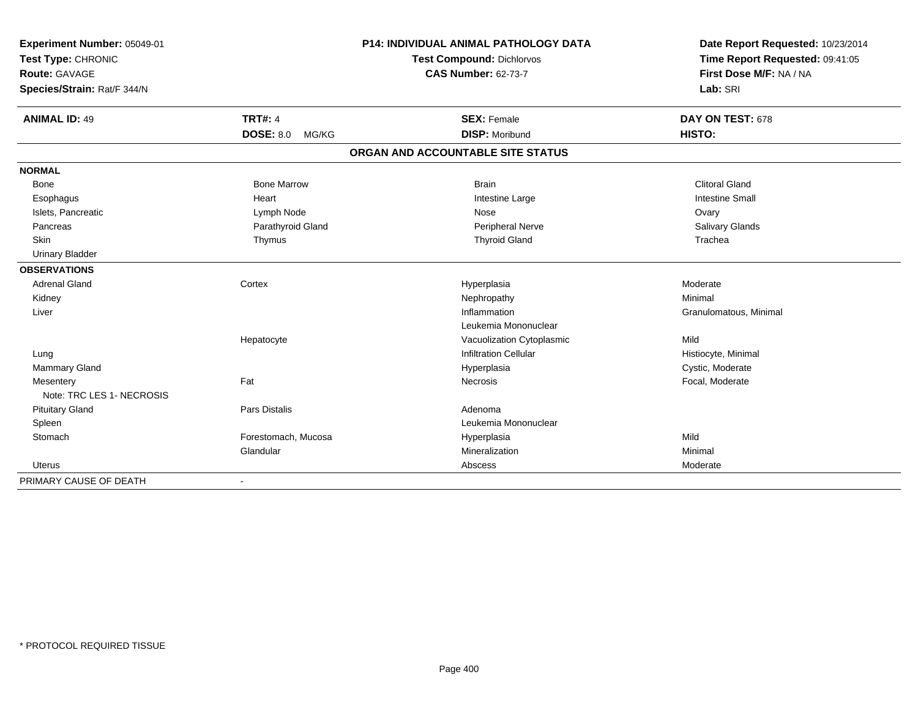**Experiment Number:** 05049-01
**Test Type:** CHRONIC
**Route:** GAVAGE
**Species/Strain:** Rat/F 344/N

**P14: INDIVIDUAL ANIMAL PATHOLOGY DATA**
**Test Compound:** Dichlorvos
**CAS Number:** 62-73-7

**Date Report Requested:** 10/23/2014
**Time Report Requested:** 09:41:05
**First Dose M/F:** NA / NA
**Lab:** SRI

| **ANIMAL ID:** 49 | **TRT#:** 4 | **SEX:** Female | **DAY ON TEST:** 678 |
|---|---|---|---|
| | **DOSE:** 8.0 MG/KG | **DISP:** Moribund | **HISTO:** |

**ORGAN AND ACCOUNTABLE SITE STATUS**

| | | | |
|---|---|---|---|
| **NORMAL** | | | |
| Bone | Bone Marrow | Brain | Clitoral Gland |
| Esophagus | Heart | Intestine Large | Intestine Small |
| Islets, Pancreatic | Lymph Node | Nose | Ovary |
| Pancreas | Parathyroid Gland | Peripheral Nerve | Salivary Glands |
| Skin | Thymus | Thyroid Gland | Trachea |
| Urinary Bladder | | | |
| **OBSERVATIONS** | | | |
| Adrenal Gland | Cortex | Hyperplasia | Moderate |
| Kidney | | Nephropathy | Minimal |
| Liver | | Inflammation | Granulomatous, Minimal |
| | | Leukemia Mononuclear | |
| | Hepatocyte | Vacuolization Cytoplasmic | Mild |
| Lung | | Infiltration Cellular | Histiocyte, Minimal |
| Mammary Gland | | Hyperplasia | Cystic, Moderate |
| Mesentery | Fat | Necrosis | Focal, Moderate |
| Note: TRC LES 1- NECROSIS | | | |
| Pituitary Gland | Pars Distalis | Adenoma | |
| Spleen | | Leukemia Mononuclear | |
| Stomach | Forestomach, Mucosa | Hyperplasia | Mild |
| | Glandular | Mineralization | Minimal |
| Uterus | | Abscess | Moderate |
| PRIMARY CAUSE OF DEATH | - | | |

* PROTOCOL REQUIRED TISSUE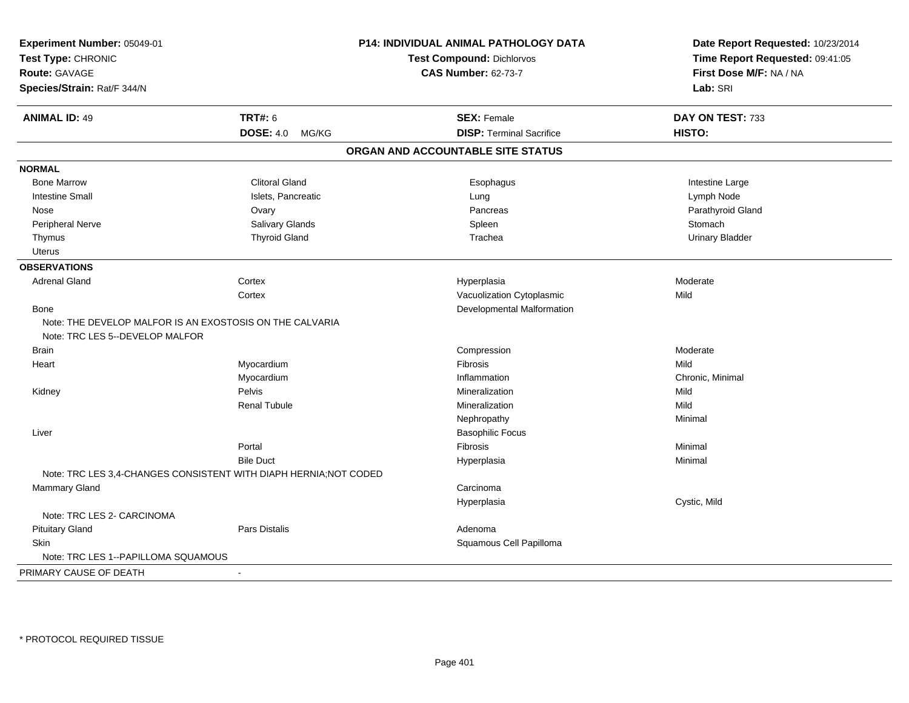**Experiment Number:** 05049-01
**Test Type:** CHRONIC
**Route:** GAVAGE
**Species/Strain:** Rat/F 344/N

**P14: INDIVIDUAL ANIMAL PATHOLOGY DATA**
**Test Compound:** Dichlorvos
**CAS Number:** 62-73-7

**Date Report Requested:** 10/23/2014
**Time Report Requested:** 09:41:05
**First Dose M/F:** NA / NA
**Lab:** SRI

| **ANIMAL ID:** 49 | **TRT#:** 6 | **SEX:** Female | **DAY ON TEST:** 733 |
|---|---|---|---|
| | **DOSE:** 4.0 MG/KG | **DISP:** Terminal Sacrifice | **HISTO:** |

## ORGAN AND ACCOUNTABLE SITE STATUS

**NORMAL**

| | | | |
|---|---|---|---|
| Bone Marrow | Clitoral Gland | Esophagus | Intestine Large |
| Intestine Small | Islets, Pancreatic | Lung | Lymph Node |
| Nose | Ovary | Pancreas | Parathyroid Gland |
| Peripheral Nerve | Salivary Glands | Spleen | Stomach |
| Thymus | Thyroid Gland | Trachea | Urinary Bladder |
| Uterus | | | |

**OBSERVATIONS**

| | | | |
|---|---|---|---|
| Adrenal Gland | Cortex | Hyperplasia | Moderate |
| | Cortex | Vacuolization Cytoplasmic | Mild |
| Bone | | Developmental Malformation | |
| Note: THE DEVELOP MALFOR IS AN EXOSTOSIS ON THE CALVARIA | | | |
| Note: TRC LES 5--DEVELOP MALFOR | | | |
| Brain | | Compression | Moderate |
| Heart | Myocardium | Fibrosis | Mild |
| | Myocardium | Inflammation | Chronic, Minimal |
| Kidney | Pelvis | Mineralization | Mild |
| | Renal Tubule | Mineralization | Mild |
| | | Nephropathy | Minimal |
| Liver | | Basophilic Focus | |
| | Portal | Fibrosis | Minimal |
| | Bile Duct | Hyperplasia | Minimal |
| Note: TRC LES 3,4-CHANGES CONSISTENT WITH DIAPH HERNIA;NOT CODED | | | |
| Mammary Gland | | Carcinoma | |
| | | Hyperplasia | Cystic, Mild |
| Note: TRC LES 2- CARCINOMA | | | |
| Pituitary Gland | Pars Distalis | Adenoma | |
| Skin | | Squamous Cell Papilloma | |
| Note: TRC LES 1--PAPILLOMA SQUAMOUS | | | |

PRIMARY CAUSE OF DEATH -

* PROTOCOL REQUIRED TISSUE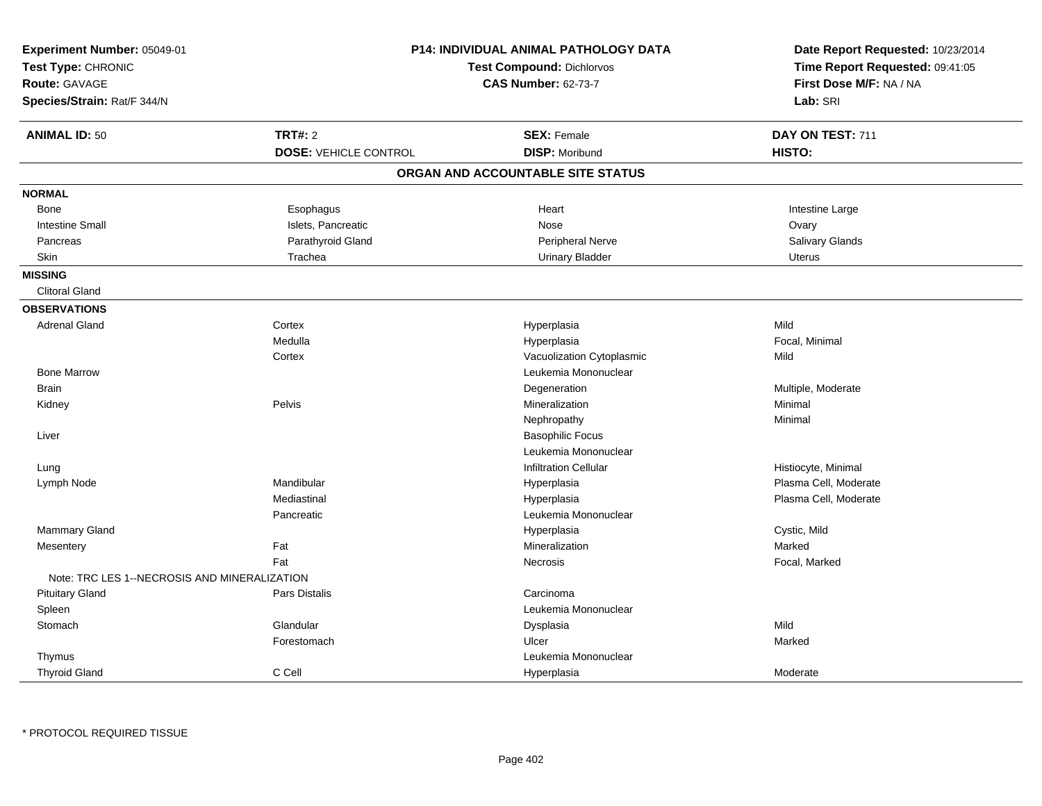**Experiment Number:** 05049-01
**Test Type:** CHRONIC
**Route:** GAVAGE
**Species/Strain:** Rat/F 344/N

**P14: INDIVIDUAL ANIMAL PATHOLOGY DATA**
**Test Compound:** Dichlorvos
**CAS Number:** 62-73-7

**Date Report Requested:** 10/23/2014
**Time Report Requested:** 09:41:05
**First Dose M/F:** NA / NA
**Lab:** SRI

| **ANIMAL ID:** 50 | **TRT#:** 2 | **SEX:** Female | **DAY ON TEST:** 711 |
|---|---|---|---|
| | **DOSE:** VEHICLE CONTROL | **DISP:** Moribund | **HISTO:** |

## ORGAN AND ACCOUNTABLE SITE STATUS

**NORMAL**

| | | | |
|---|---|---|---|
| Bone | Esophagus | Heart | Intestine Large |
| Intestine Small | Islets, Pancreatic | Nose | Ovary |
| Pancreas | Parathyroid Gland | Peripheral Nerve | Salivary Glands |
| Skin | Trachea | Urinary Bladder | Uterus |

**MISSING**

Clitoral Gland

**OBSERVATIONS**

| Organ | Site | Observation | Qualifier |
|---|---|---|---|
| Adrenal Gland | Cortex | Hyperplasia | Mild |
| | Medulla | Hyperplasia | Focal, Minimal |
| | Cortex | Vacuolization Cytoplasmic | Mild |
| Bone Marrow | | Leukemia Mononuclear | |
| Brain | | Degeneration | Multiple, Moderate |
| Kidney | Pelvis | Mineralization | Minimal |
| | | Nephropathy | Minimal |
| Liver | | Basophilic Focus | |
| | | Leukemia Mononuclear | |
| Lung | | Infiltration Cellular | Histiocyte, Minimal |
| Lymph Node | Mandibular | Hyperplasia | Plasma Cell, Moderate |
| | Mediastinal | Hyperplasia | Plasma Cell, Moderate |
| | Pancreatic | Leukemia Mononuclear | |
| Mammary Gland | | Hyperplasia | Cystic, Mild |
| Mesentery | Fat | Mineralization | Marked |
| | Fat | Necrosis | Focal, Marked |
| Note: TRC LES 1--NECROSIS AND MINERALIZATION | | | |
| Pituitary Gland | Pars Distalis | Carcinoma | |
| Spleen | | Leukemia Mononuclear | |
| Stomach | Glandular | Dysplasia | Mild |
| | Forestomach | Ulcer | Marked |
| Thymus | | Leukemia Mononuclear | |
| Thyroid Gland | C Cell | Hyperplasia | Moderate |

* PROTOCOL REQUIRED TISSUE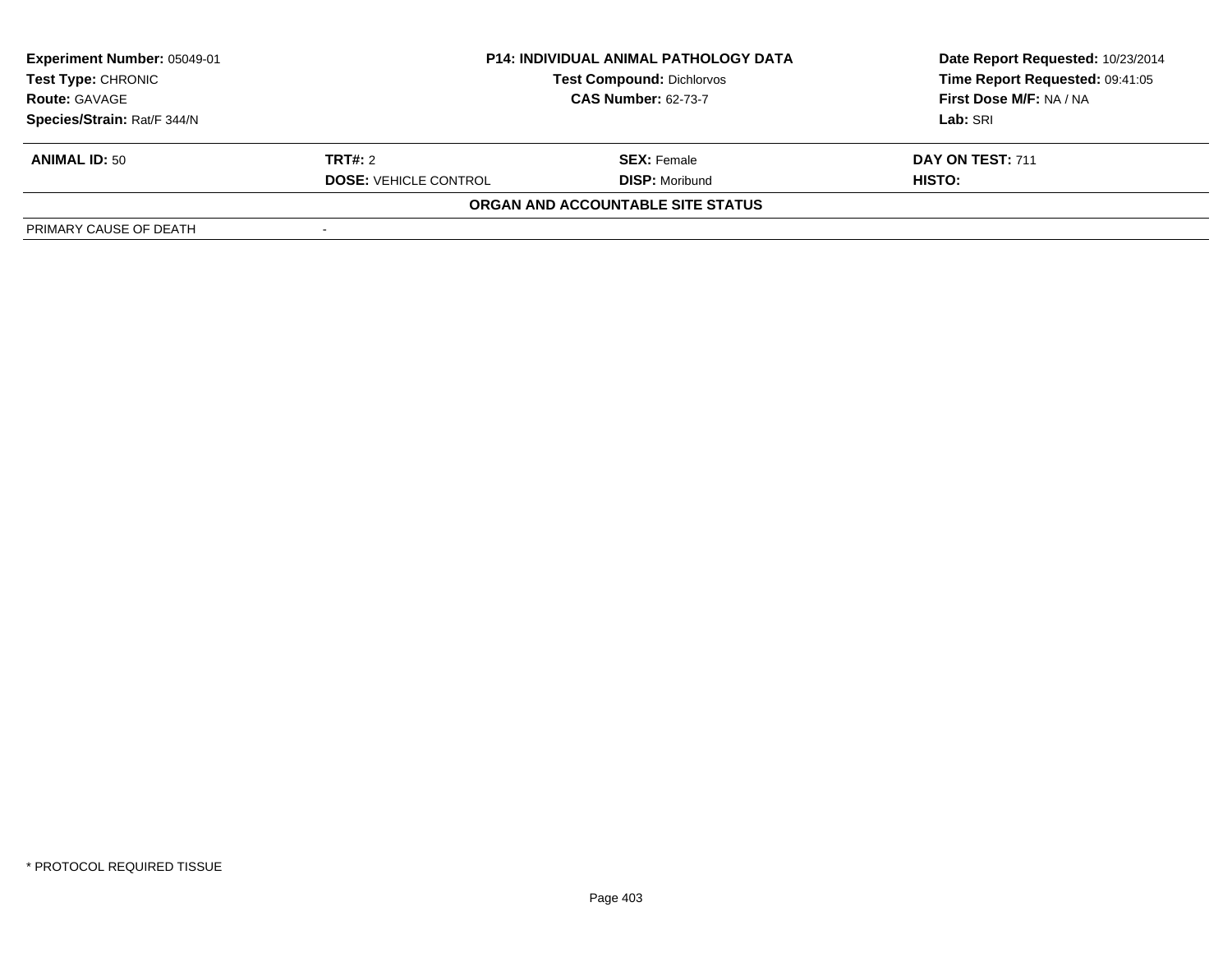**Experiment Number:** 05049-01
**Test Type:** CHRONIC
**Route:** GAVAGE
**Species/Strain:** Rat/F 344/N

**P14: INDIVIDUAL ANIMAL PATHOLOGY DATA**
**Test Compound:** Dichlorvos
**CAS Number:** 62-73-7

**Date Report Requested:** 10/23/2014
**Time Report Requested:** 09:41:05
**First Dose M/F:** NA / NA
**Lab:** SRI

| **ANIMAL ID:** 50 | **TRT#:** 2 | **SEX:** Female | **DAY ON TEST:** 711 |
|---|---|---|---|
| | **DOSE:** VEHICLE CONTROL | **DISP:** Moribund | **HISTO:** |

**ORGAN AND ACCOUNTABLE SITE STATUS**

| PRIMARY CAUSE OF DEATH | - |
|---|---|

* PROTOCOL REQUIRED TISSUE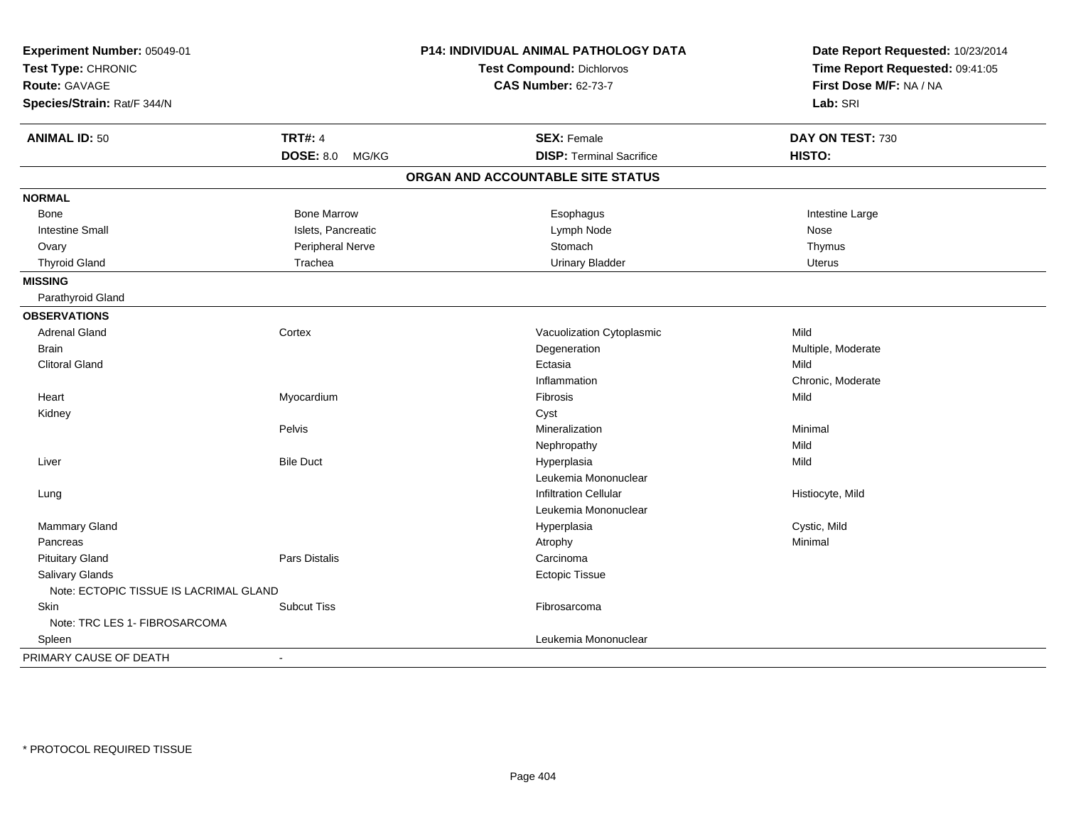**Experiment Number:** 05049-01
**Test Type:** CHRONIC
**Route:** GAVAGE
**Species/Strain:** Rat/F 344/N

**P14: INDIVIDUAL ANIMAL PATHOLOGY DATA**
**Test Compound:** Dichlorvos
**CAS Number:** 62-73-7

**Date Report Requested:** 10/23/2014
**Time Report Requested:** 09:41:05
**First Dose M/F:** NA / NA
**Lab:** SRI

| **ANIMAL ID:** 50 | **TRT#:** 4 | **SEX:** Female | **DAY ON TEST:** 730 |
|---|---|---|---|
| | **DOSE:** 8.0 MG/KG | **DISP:** Terminal Sacrifice | **HISTO:** |

## ORGAN AND ACCOUNTABLE SITE STATUS

| | | | |
|---|---|---|---|
| **NORMAL** | | | |
| Bone | Bone Marrow | Esophagus | Intestine Large |
| Intestine Small | Islets, Pancreatic | Lymph Node | Nose |
| Ovary | Peripheral Nerve | Stomach | Thymus |
| Thyroid Gland | Trachea | Urinary Bladder | Uterus |
| **MISSING** | | | |
| Parathyroid Gland | | | |
| **OBSERVATIONS** | | | |
| Adrenal Gland | Cortex | Vacuolization Cytoplasmic | Mild |
| Brain | | Degeneration | Multiple, Moderate |
| Clitoral Gland | | Ectasia | Mild |
| | | Inflammation | Chronic, Moderate |
| Heart | Myocardium | Fibrosis | Mild |
| Kidney | | Cyst | |
| | Pelvis | Mineralization | Minimal |
| | | Nephropathy | Mild |
| Liver | Bile Duct | Hyperplasia | Mild |
| | | Leukemia Mononuclear | |
| Lung | | Infiltration Cellular | Histiocyte, Mild |
| | | Leukemia Mononuclear | |
| Mammary Gland | | Hyperplasia | Cystic, Mild |
| Pancreas | | Atrophy | Minimal |
| Pituitary Gland | Pars Distalis | Carcinoma | |
| Salivary Glands | | Ectopic Tissue | |
| Note: ECTOPIC TISSUE IS LACRIMAL GLAND | | | |
| Skin | Subcut Tiss | Fibrosarcoma | |
| Note: TRC LES 1- FIBROSARCOMA | | | |
| Spleen | | Leukemia Mononuclear | |
| PRIMARY CAUSE OF DEATH | - | | |

\* PROTOCOL REQUIRED TISSUE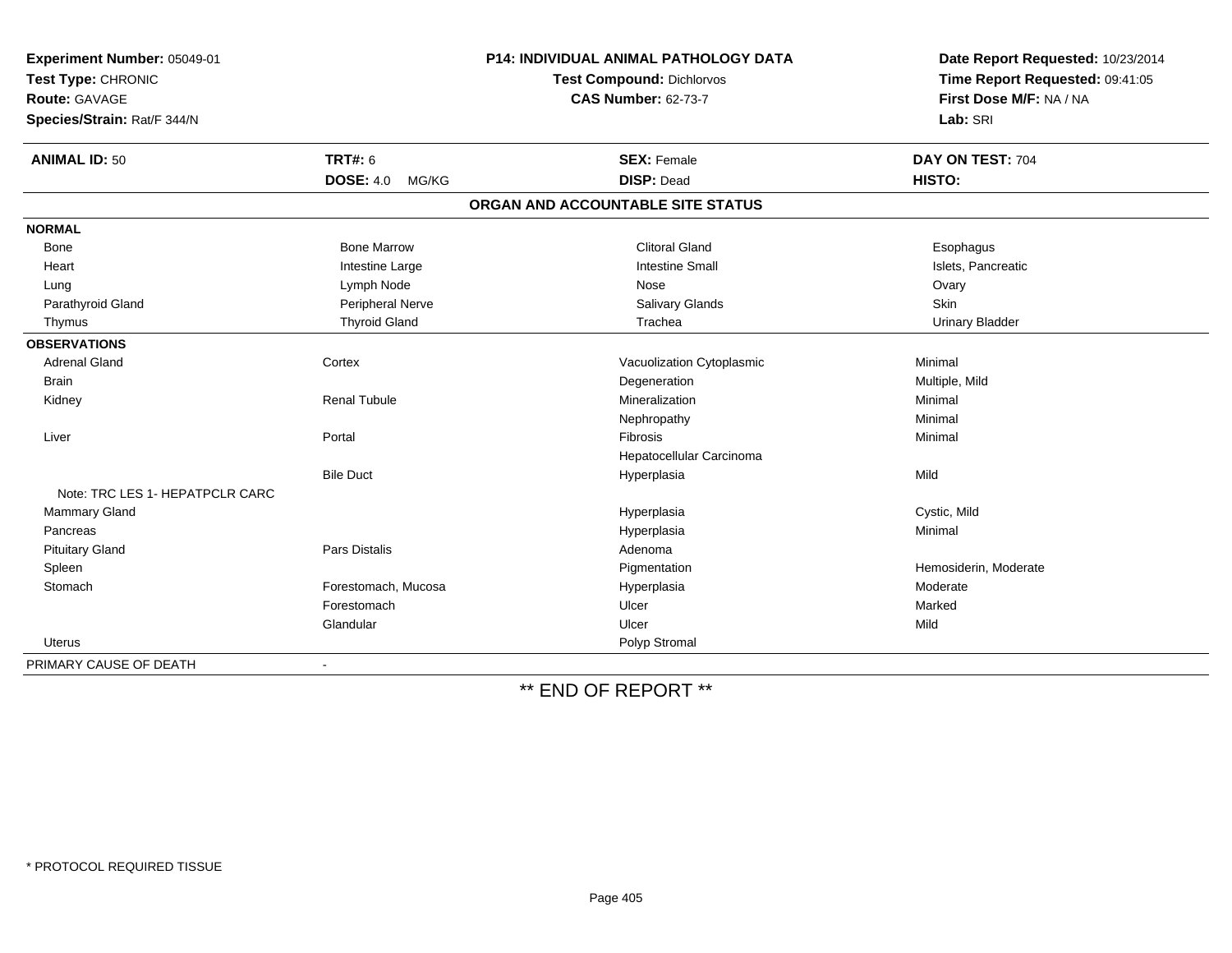**Experiment Number:** 05049-01
**Test Type:** CHRONIC
**Route:** GAVAGE
**Species/Strain:** Rat/F 344/N

**P14: INDIVIDUAL ANIMAL PATHOLOGY DATA**
**Test Compound:** Dichlorvos
**CAS Number:** 62-73-7

**Date Report Requested:** 10/23/2014
**Time Report Requested:** 09:41:05
**First Dose M/F:** NA / NA
**Lab:** SRI

| | | | |
|---|---|---|---|
| **ANIMAL ID:** 50 | **TRT#:** 6 | **SEX:** Female | **DAY ON TEST:** 704 |
| | **DOSE:** 4.0 MG/KG | **DISP:** Dead | **HISTO:** |

## ORGAN AND ACCOUNTABLE SITE STATUS

| | | | |
|---|---|---|---|
| **NORMAL** | | | |
| Bone | Bone Marrow | Clitoral Gland | Esophagus |
| Heart | Intestine Large | Intestine Small | Islets, Pancreatic |
| Lung | Lymph Node | Nose | Ovary |
| Parathyroid Gland | Peripheral Nerve | Salivary Glands | Skin |
| Thymus | Thyroid Gland | Trachea | Urinary Bladder |
| **OBSERVATIONS** | | | |
| Adrenal Gland | Cortex | Vacuolization Cytoplasmic | Minimal |
| Brain | | Degeneration | Multiple, Mild |
| Kidney | Renal Tubule | Mineralization | Minimal |
| | | Nephropathy | Minimal |
| Liver | Portal | Fibrosis | Minimal |
| | | Hepatocellular Carcinoma | |
| | Bile Duct | Hyperplasia | Mild |
| Note: TRC LES 1- HEPATPCLR CARC | | | |
| Mammary Gland | | Hyperplasia | Cystic, Mild |
| Pancreas | | Hyperplasia | Minimal |
| Pituitary Gland | Pars Distalis | Adenoma | |
| Spleen | | Pigmentation | Hemosiderin, Moderate |
| Stomach | Forestomach, Mucosa | Hyperplasia | Moderate |
| | Forestomach | Ulcer | Marked |
| | Glandular | Ulcer | Mild |
| Uterus | | Polyp Stromal | |
| PRIMARY CAUSE OF DEATH | - | | |

** END OF REPORT **

* PROTOCOL REQUIRED TISSUE